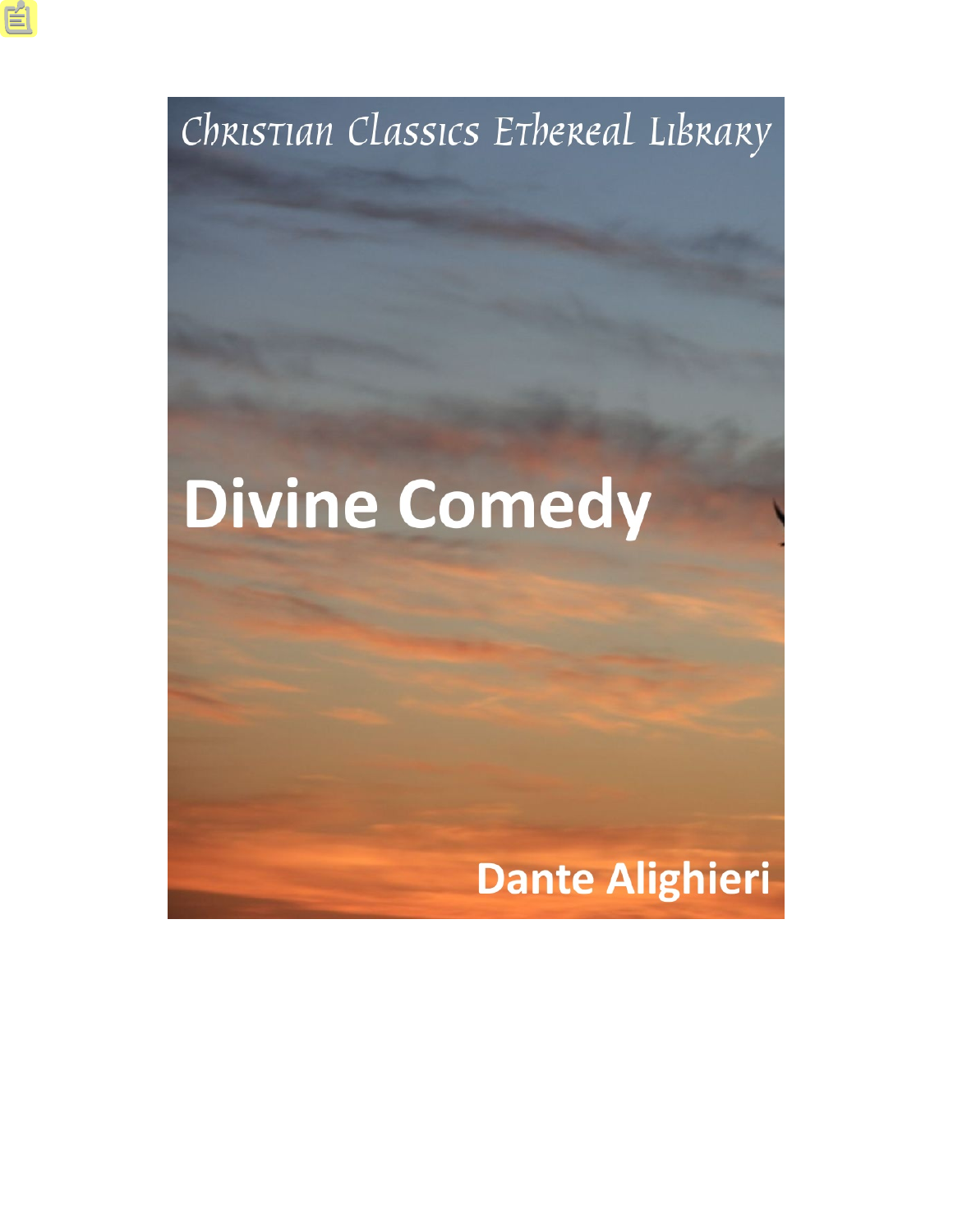Christian Classics Ethereal Library

# Divine Comedy

Dante Alighieri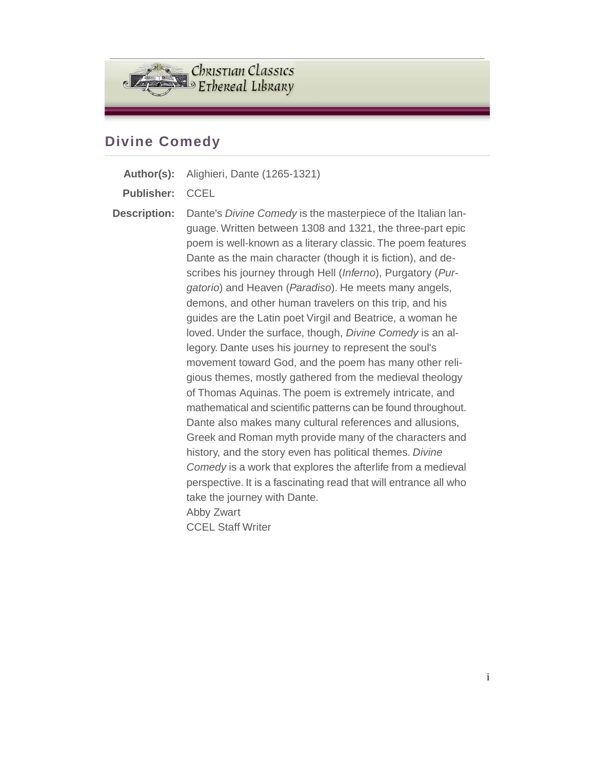# Divine Comedy

**Author(s):** Alighieri, Dante (1265-1321)

**Publisher:** CCEL

**Description:** Dante's *Divine Comedy* is the masterpiece of the Italian language. Written between 1308 and 1321, the three-part epic poem is well-known as a literary classic. The poem features Dante as the main character (though it is fiction), and describes his journey through Hell (*Inferno*), Purgatory (*Purgatorio*) and Heaven (*Paradiso*). He meets many angels, demons, and other human travelers on this trip, and his guides are the Latin poet Virgil and Beatrice, a woman he loved. Under the surface, though, *Divine Comedy* is an allegory. Dante uses his journey to represent the soul's movement toward God, and the poem has many other religious themes, mostly gathered from the medieval theology of Thomas Aquinas. The poem is extremely intricate, and mathematical and scientific patterns can be found throughout. Dante also makes many cultural references and allusions, Greek and Roman myth provide many of the characters and history, and the story even has political themes. *Divine Comedy* is a work that explores the afterlife from a medieval perspective. It is a fascinating read that will entrance all who take the journey with Dante.

Abby Zwart
CCEL Staff Writer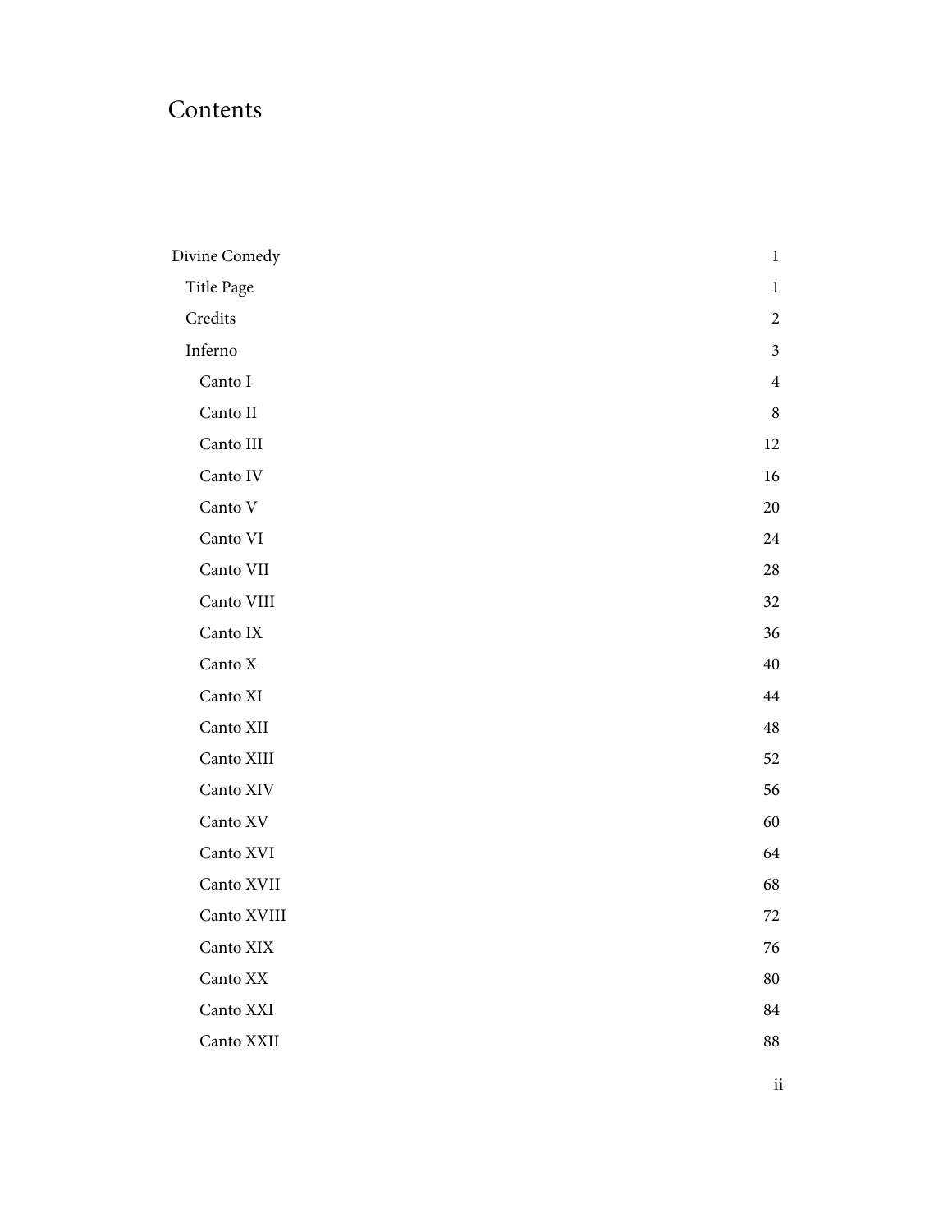# Contents

- Divine Comedy 1
  - Title Page 1
  - Credits 2
  - Inferno 3
    - Canto I 4
    - Canto II 8
    - Canto III 12
    - Canto IV 16
    - Canto V 20
    - Canto VI 24
    - Canto VII 28
    - Canto VIII 32
    - Canto IX 36
    - Canto X 40
    - Canto XI 44
    - Canto XII 48
    - Canto XIII 52
    - Canto XIV 56
    - Canto XV 60
    - Canto XVI 64
    - Canto XVII 68
    - Canto XVIII 72
    - Canto XIX 76
    - Canto XX 80
    - Canto XXI 84
    - Canto XXII 88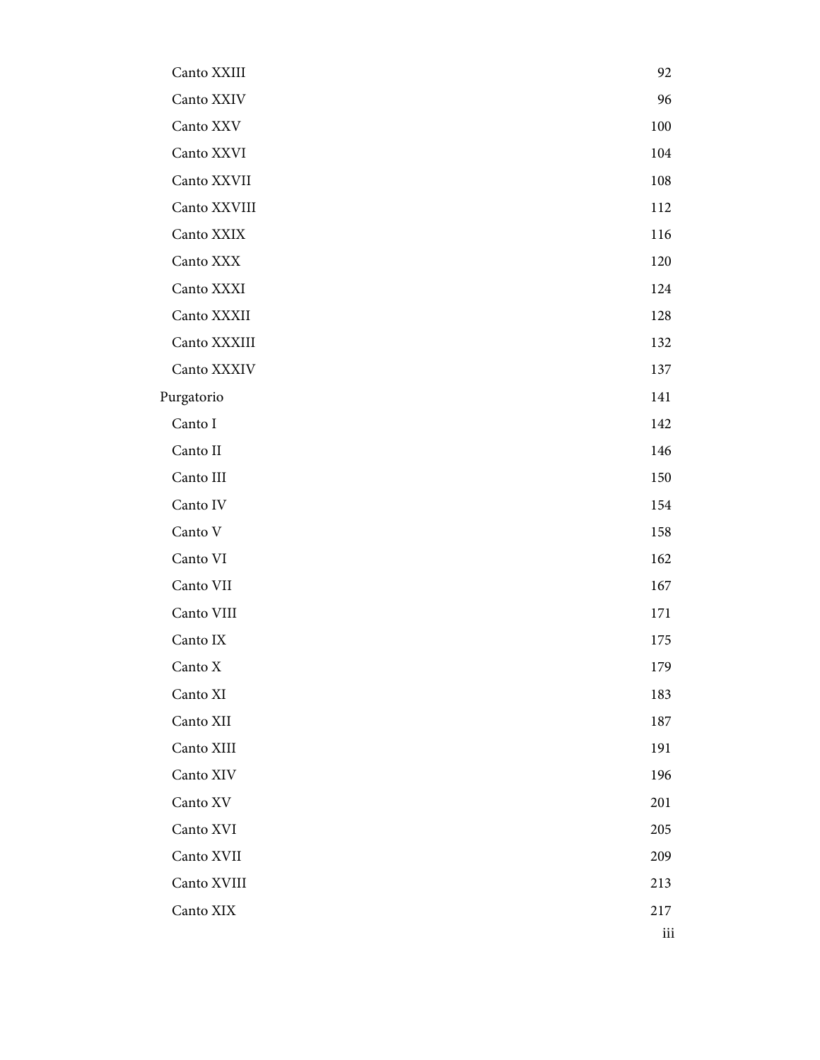- Canto XXIII 92
- Canto XXIV 96
- Canto XXV 100
- Canto XXVI 104
- Canto XXVII 108
- Canto XXVIII 112
- Canto XXIX 116
- Canto XXX 120
- Canto XXXI 124
- Canto XXXII 128
- Canto XXXIII 132
- Canto XXXIV 137

Purgatorio 141

- Canto I 142
- Canto II 146
- Canto III 150
- Canto IV 154
- Canto V 158
- Canto VI 162
- Canto VII 167
- Canto VIII 171
- Canto IX 175
- Canto X 179
- Canto XI 183
- Canto XII 187
- Canto XIII 191
- Canto XIV 196
- Canto XV 201
- Canto XVI 205
- Canto XVII 209
- Canto XVIII 213
- Canto XIX 217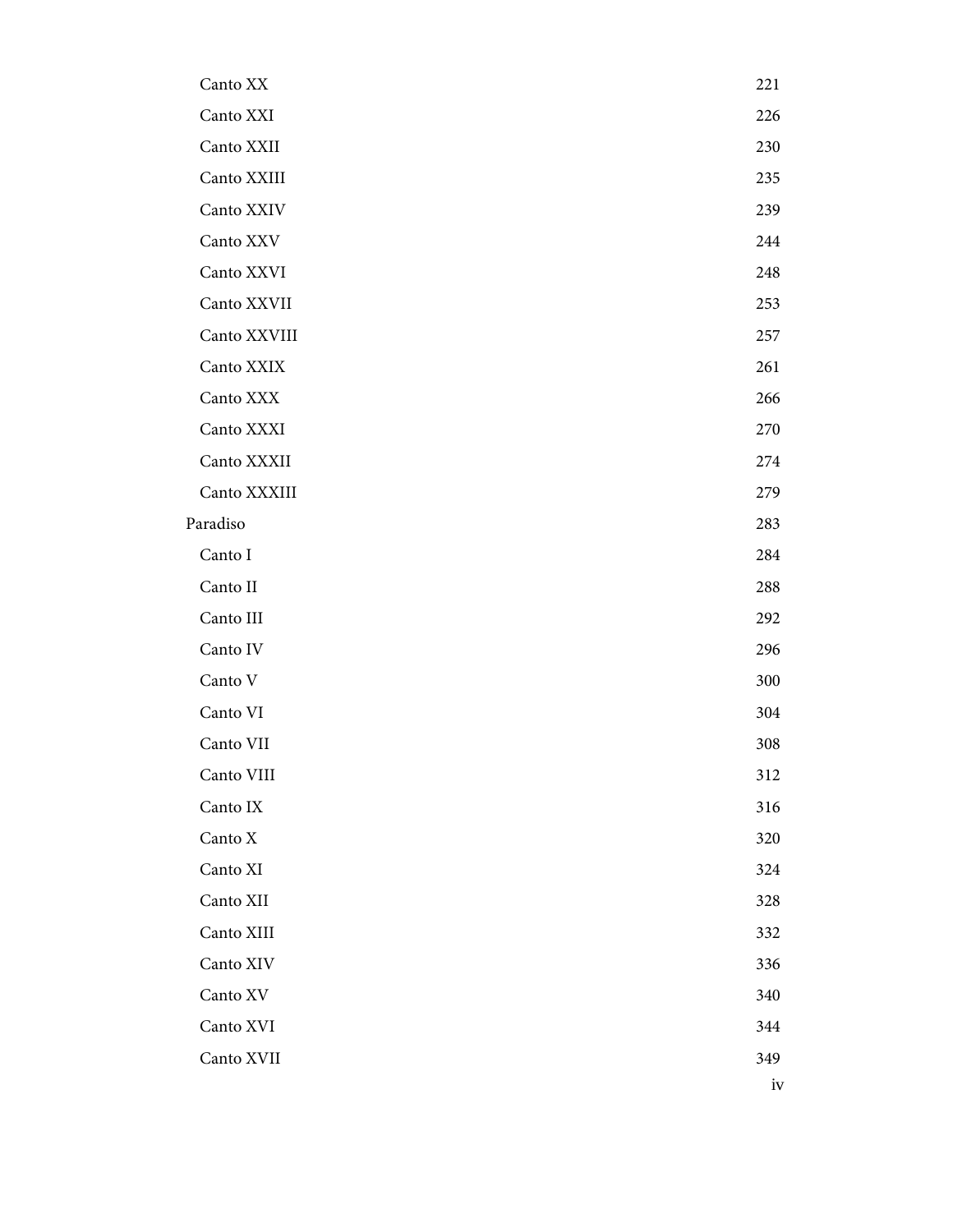- Canto XX 221
- Canto XXI 226
- Canto XXII 230
- Canto XXIII 235
- Canto XXIV 239
- Canto XXV 244
- Canto XXVI 248
- Canto XXVII 253
- Canto XXVIII 257
- Canto XXIX 261
- Canto XXX 266
- Canto XXXI 270
- Canto XXXII 274
- Canto XXXIII 279

Paradiso 283

- Canto I 284
- Canto II 288
- Canto III 292
- Canto IV 296
- Canto V 300
- Canto VI 304
- Canto VII 308
- Canto VIII 312
- Canto IX 316
- Canto X 320
- Canto XI 324
- Canto XII 328
- Canto XIII 332
- Canto XIV 336
- Canto XV 340
- Canto XVI 344
- Canto XVII 349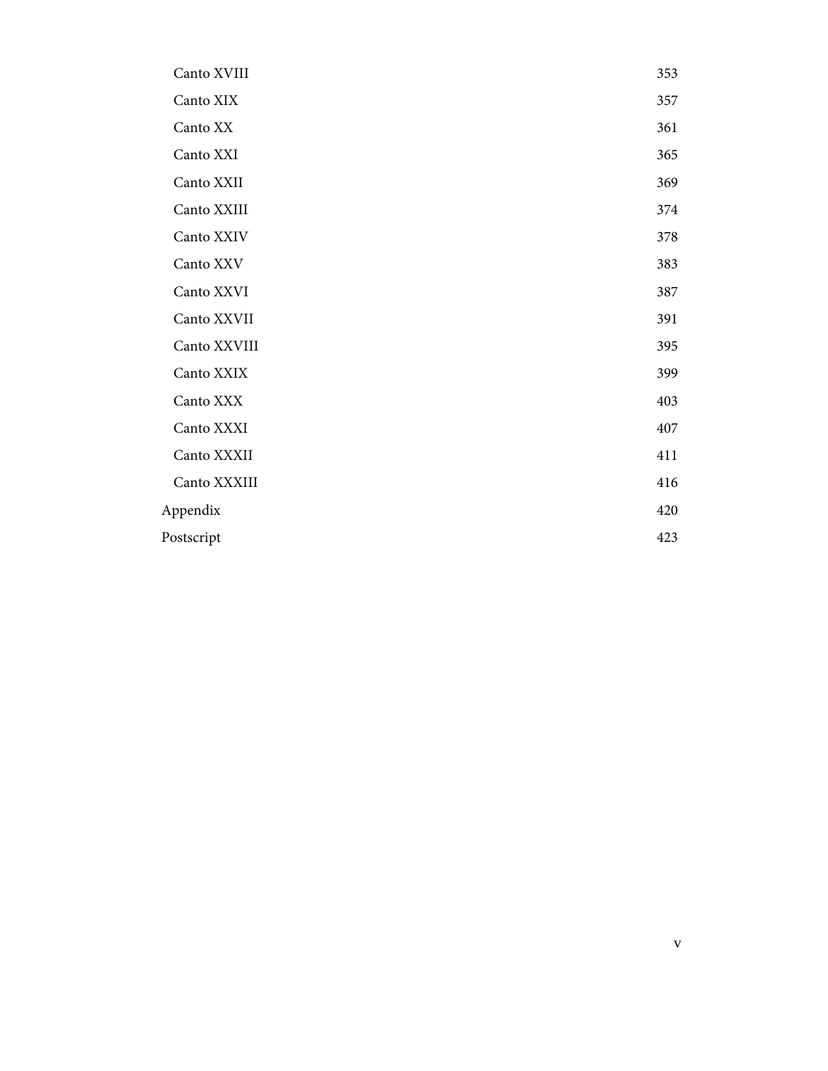| | |
|---|---|
| Canto XVIII | 353 |
| Canto XIX | 357 |
| Canto XX | 361 |
| Canto XXI | 365 |
| Canto XXII | 369 |
| Canto XXIII | 374 |
| Canto XXIV | 378 |
| Canto XXV | 383 |
| Canto XXVI | 387 |
| Canto XXVII | 391 |
| Canto XXVIII | 395 |
| Canto XXIX | 399 |
| Canto XXX | 403 |
| Canto XXXI | 407 |
| Canto XXXII | 411 |
| Canto XXXIII | 416 |
| Appendix | 420 |
| Postscript | 423 |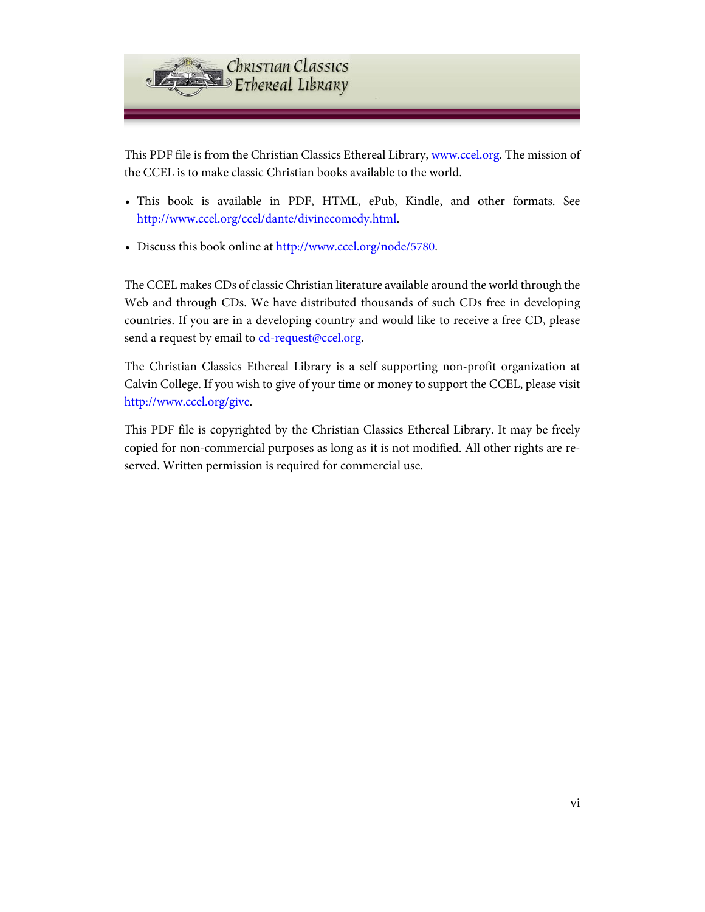This PDF file is from the Christian Classics Ethereal Library, www.ccel.org. The mission of the CCEL is to make classic Christian books available to the world.

- This book is available in PDF, HTML, ePub, Kindle, and other formats. See http://www.ccel.org/ccel/dante/divinecomedy.html.
- Discuss this book online at http://www.ccel.org/node/5780.

The CCEL makes CDs of classic Christian literature available around the world through the Web and through CDs. We have distributed thousands of such CDs free in developing countries. If you are in a developing country and would like to receive a free CD, please send a request by email to cd-request@ccel.org.

The Christian Classics Ethereal Library is a self supporting non-profit organization at Calvin College. If you wish to give of your time or money to support the CCEL, please visit http://www.ccel.org/give.

This PDF file is copyrighted by the Christian Classics Ethereal Library. It may be freely copied for non-commercial purposes as long as it is not modified. All other rights are reserved. Written permission is required for commercial use.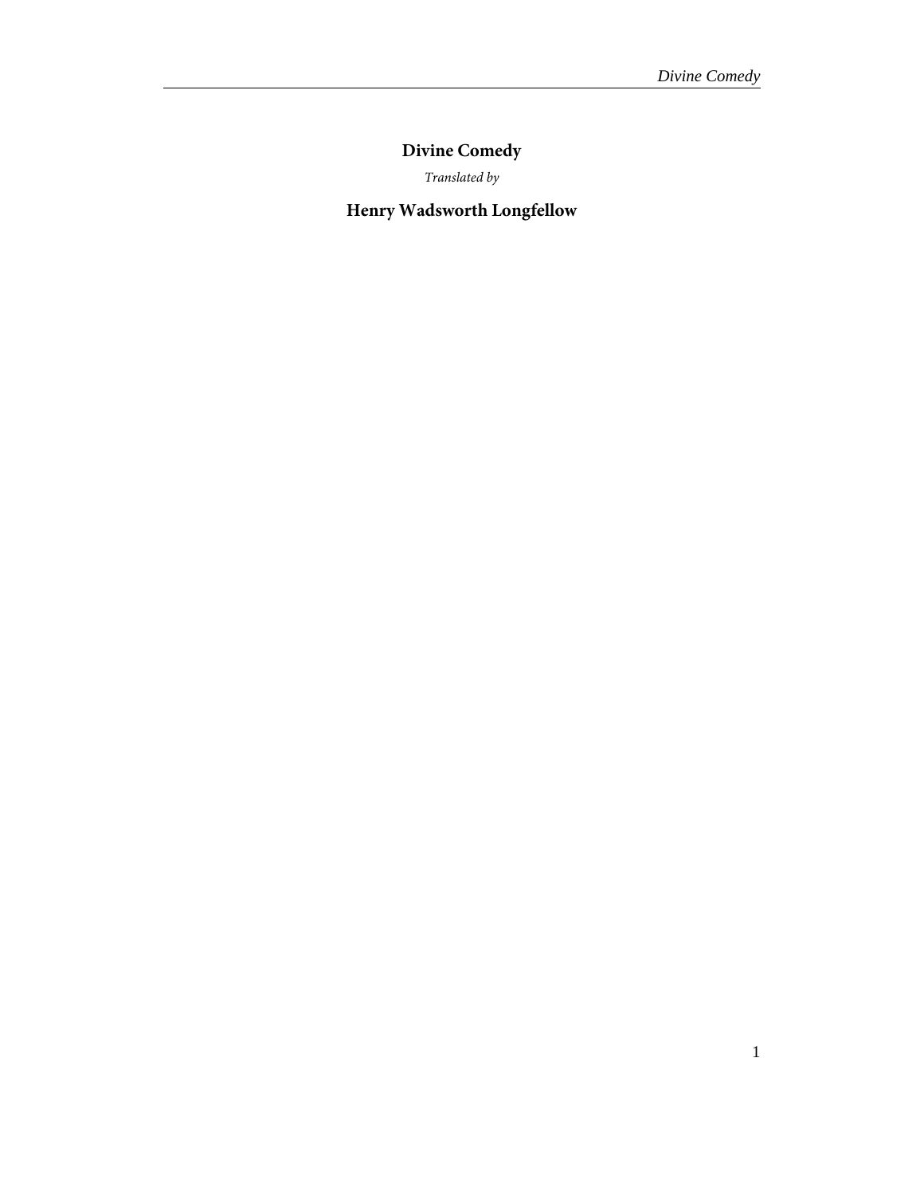# Divine Comedy

*Translated by*

## Henry Wadsworth Longfellow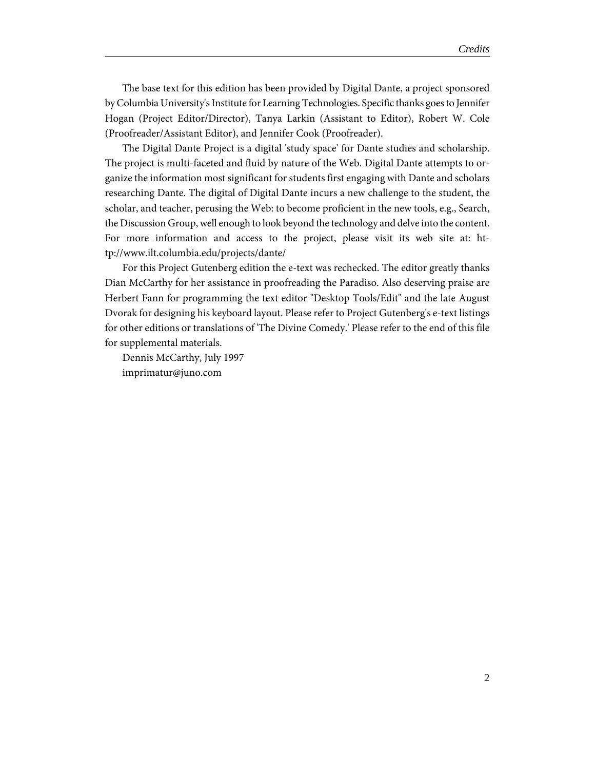The base text for this edition has been provided by Digital Dante, a project sponsored by Columbia University's Institute for Learning Technologies. Specific thanks goes to Jennifer Hogan (Project Editor/Director), Tanya Larkin (Assistant to Editor), Robert W. Cole (Proofreader/Assistant Editor), and Jennifer Cook (Proofreader).

The Digital Dante Project is a digital 'study space' for Dante studies and scholarship. The project is multi-faceted and fluid by nature of the Web. Digital Dante attempts to organize the information most significant for students first engaging with Dante and scholars researching Dante. The digital of Digital Dante incurs a new challenge to the student, the scholar, and teacher, perusing the Web: to become proficient in the new tools, e.g., Search, the Discussion Group, well enough to look beyond the technology and delve into the content. For more information and access to the project, please visit its web site at: http://www.ilt.columbia.edu/projects/dante/

For this Project Gutenberg edition the e-text was rechecked. The editor greatly thanks Dian McCarthy for her assistance in proofreading the Paradiso. Also deserving praise are Herbert Fann for programming the text editor "Desktop Tools/Edit" and the late August Dvorak for designing his keyboard layout. Please refer to Project Gutenberg's e-text listings for other editions or translations of 'The Divine Comedy.' Please refer to the end of this file for supplemental materials.

Dennis McCarthy, July 1997
imprimatur@juno.com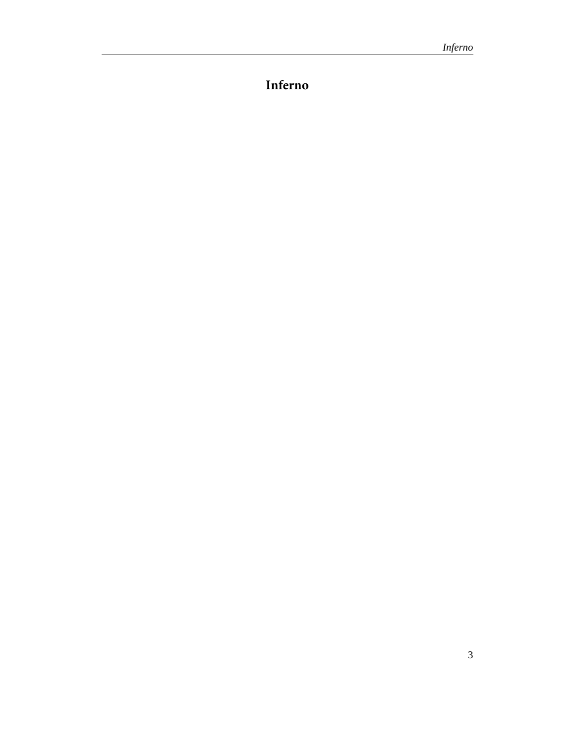# Inferno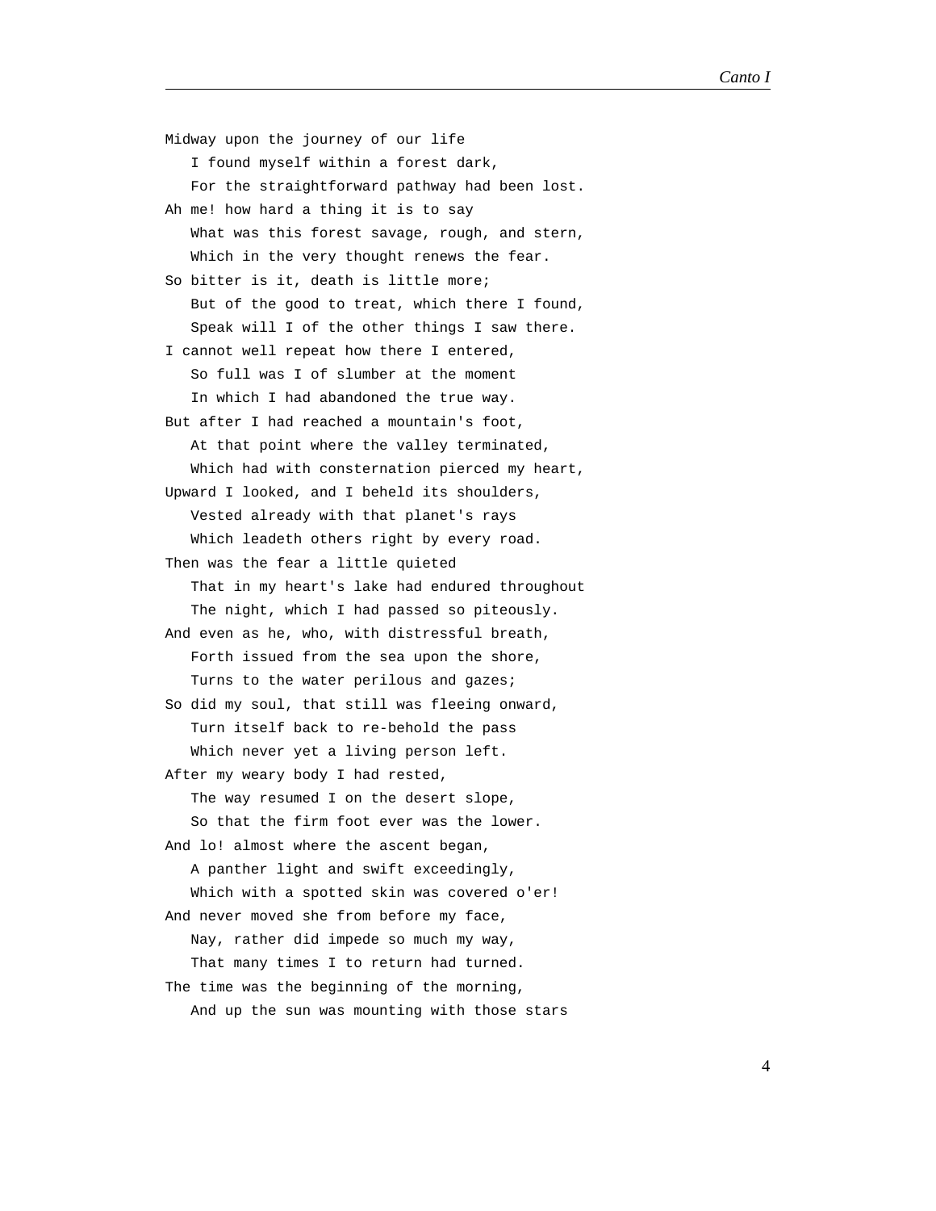Midway upon the journey of our life
   I found myself within a forest dark,
   For the straightforward pathway had been lost.
Ah me! how hard a thing it is to say
   What was this forest savage, rough, and stern,
   Which in the very thought renews the fear.
So bitter is it, death is little more;
   But of the good to treat, which there I found,
   Speak will I of the other things I saw there.
I cannot well repeat how there I entered,
   So full was I of slumber at the moment
   In which I had abandoned the true way.
But after I had reached a mountain's foot,
   At that point where the valley terminated,
   Which had with consternation pierced my heart,
Upward I looked, and I beheld its shoulders,
   Vested already with that planet's rays
   Which leadeth others right by every road.
Then was the fear a little quieted
   That in my heart's lake had endured throughout
   The night, which I had passed so piteously.
And even as he, who, with distressful breath,
   Forth issued from the sea upon the shore,
   Turns to the water perilous and gazes;
So did my soul, that still was fleeing onward,
   Turn itself back to re-behold the pass
   Which never yet a living person left.
After my weary body I had rested,
   The way resumed I on the desert slope,
   So that the firm foot ever was the lower.
And lo! almost where the ascent began,
   A panther light and swift exceedingly,
   Which with a spotted skin was covered o'er!
And never moved she from before my face,
   Nay, rather did impede so much my way,
   That many times I to return had turned.
The time was the beginning of the morning,
   And up the sun was mounting with those stars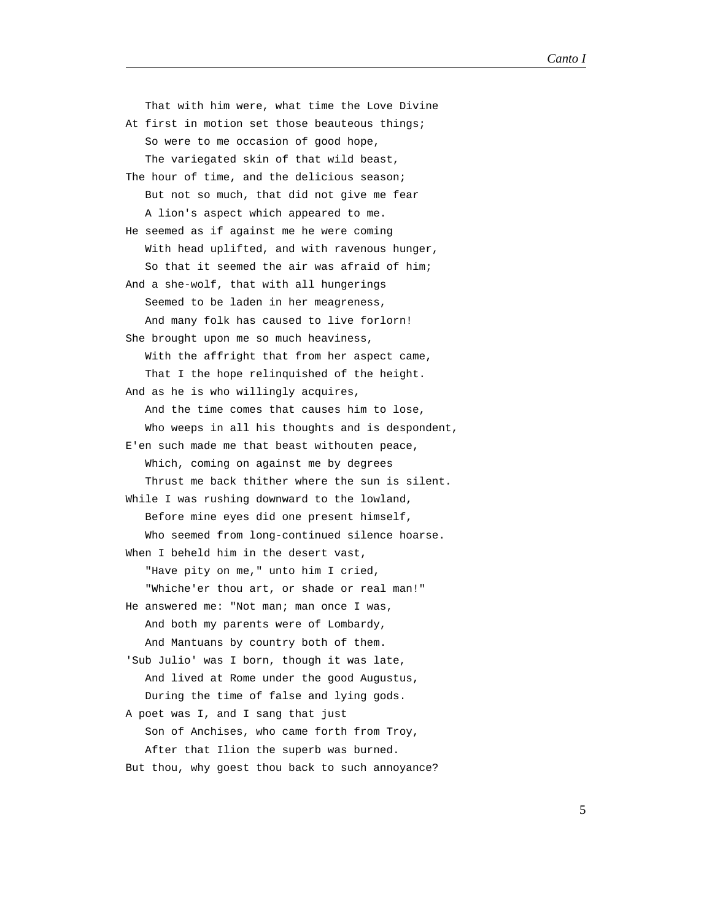That with him were, what time the Love Divine  
At first in motion set those beauteous things;  
So were to me occasion of good hope,  
The variegated skin of that wild beast,  
The hour of time, and the delicious season;  
But not so much, that did not give me fear  
A lion's aspect which appeared to me.  
He seemed as if against me he were coming  
With head uplifted, and with ravenous hunger,  
So that it seemed the air was afraid of him;  
And a she-wolf, that with all hungerings  
Seemed to be laden in her meagreness,  
And many folk has caused to live forlorn!  
She brought upon me so much heaviness,  
With the affright that from her aspect came,  
That I the hope relinquished of the height.  
And as he is who willingly acquires,  
And the time comes that causes him to lose,  
Who weeps in all his thoughts and is despondent,  
E'en such made me that beast withouten peace,  
Which, coming on against me by degrees  
Thrust me back thither where the sun is silent.  
While I was rushing downward to the lowland,  
Before mine eyes did one present himself,  
Who seemed from long-continued silence hoarse.  
When I beheld him in the desert vast,  
"Have pity on me," unto him I cried,  
"Whiche'er thou art, or shade or real man!"  
He answered me: "Not man; man once I was,  
And both my parents were of Lombardy,  
And Mantuans by country both of them.  
'Sub Julio' was I born, though it was late,  
And lived at Rome under the good Augustus,  
During the time of false and lying gods.  
A poet was I, and I sang that just  
Son of Anchises, who came forth from Troy,  
After that Ilion the superb was burned.  
But thou, why goest thou back to such annoyance?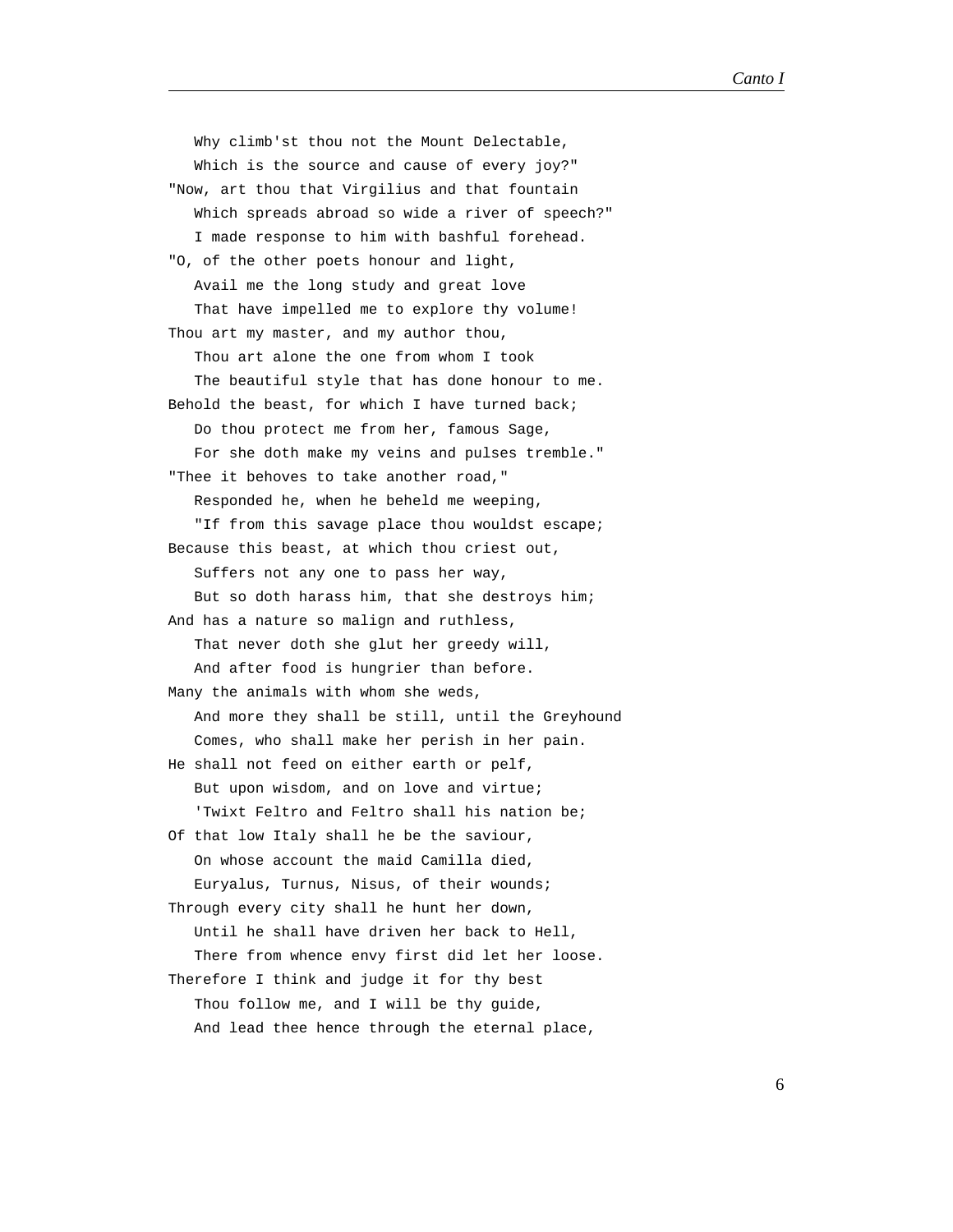Why climb'st thou not the Mount Delectable,
   Which is the source and cause of every joy?"
"Now, art thou that Virgilius and that fountain
   Which spreads abroad so wide a river of speech?"
   I made response to him with bashful forehead.
"O, of the other poets honour and light,
   Avail me the long study and great love
   That have impelled me to explore thy volume!
Thou art my master, and my author thou,
   Thou art alone the one from whom I took
   The beautiful style that has done honour to me.
Behold the beast, for which I have turned back;
   Do thou protect me from her, famous Sage,
   For she doth make my veins and pulses tremble."
"Thee it behoves to take another road,"
   Responded he, when he beheld me weeping,
   "If from this savage place thou wouldst escape;
Because this beast, at which thou criest out,
   Suffers not any one to pass her way,
   But so doth harass him, that she destroys him;
And has a nature so malign and ruthless,
   That never doth she glut her greedy will,
   And after food is hungrier than before.
Many the animals with whom she weds,
   And more they shall be still, until the Greyhound
   Comes, who shall make her perish in her pain.
He shall not feed on either earth or pelf,
   But upon wisdom, and on love and virtue;
   'Twixt Feltro and Feltro shall his nation be;
Of that low Italy shall he be the saviour,
   On whose account the maid Camilla died,
   Euryalus, Turnus, Nisus, of their wounds;
Through every city shall he hunt her down,
   Until he shall have driven her back to Hell,
   There from whence envy first did let her loose.
Therefore I think and judge it for thy best
   Thou follow me, and I will be thy guide,
   And lead thee hence through the eternal place,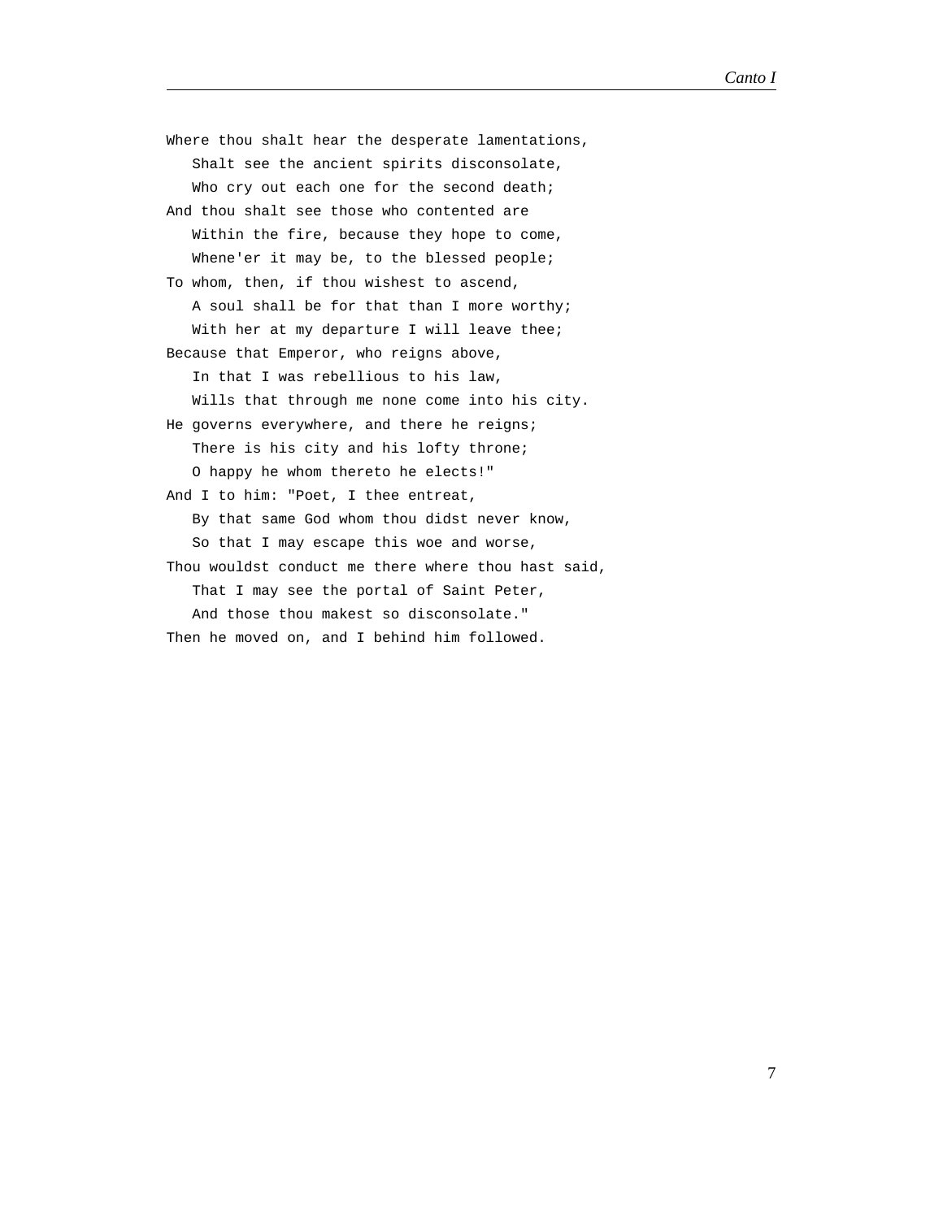Where thou shalt hear the desperate lamentations,  
   Shalt see the ancient spirits disconsolate,  
   Who cry out each one for the second death;  
And thou shalt see those who contented are  
   Within the fire, because they hope to come,  
   Whene'er it may be, to the blessed people;  
To whom, then, if thou wishest to ascend,  
   A soul shall be for that than I more worthy;  
   With her at my departure I will leave thee;  
Because that Emperor, who reigns above,  
   In that I was rebellious to his law,  
   Wills that through me none come into his city.  
He governs everywhere, and there he reigns;  
   There is his city and his lofty throne;  
   O happy he whom thereto he elects!"  
And I to him: "Poet, I thee entreat,  
   By that same God whom thou didst never know,  
   So that I may escape this woe and worse,  
Thou wouldst conduct me there where thou hast said,  
   That I may see the portal of Saint Peter,  
   And those thou makest so disconsolate."  
Then he moved on, and I behind him followed.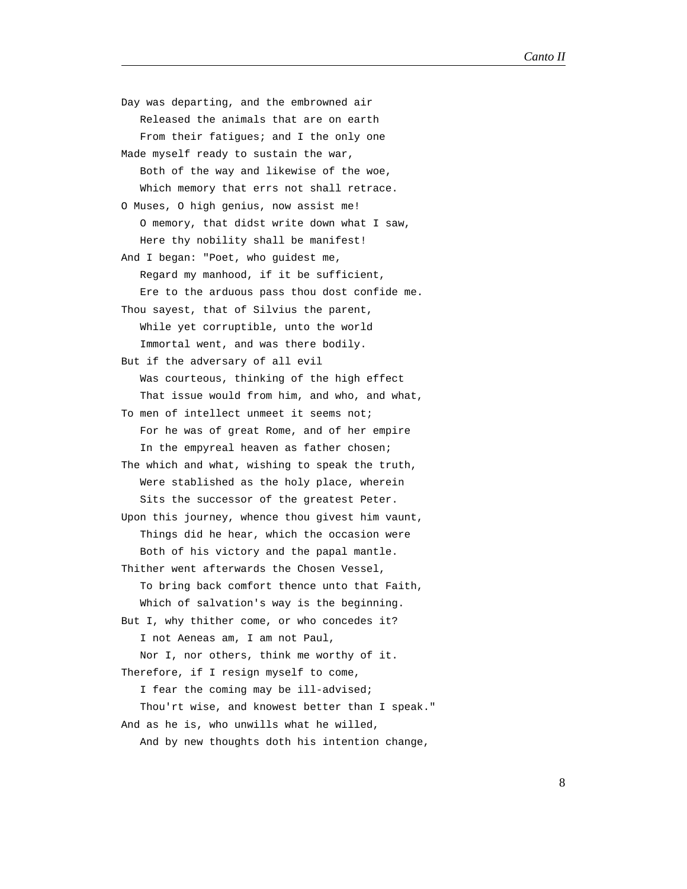Day was departing, and the embrowned air  
   Released the animals that are on earth  
   From their fatigues; and I the only one  
Made myself ready to sustain the war,  
   Both of the way and likewise of the woe,  
   Which memory that errs not shall retrace.  
O Muses, O high genius, now assist me!  
   O memory, that didst write down what I saw,  
   Here thy nobility shall be manifest!  
And I began: "Poet, who guidest me,  
   Regard my manhood, if it be sufficient,  
   Ere to the arduous pass thou dost confide me.  
Thou sayest, that of Silvius the parent,  
   While yet corruptible, unto the world  
   Immortal went, and was there bodily.  
But if the adversary of all evil  
   Was courteous, thinking of the high effect  
   That issue would from him, and who, and what,  
To men of intellect unmeet it seems not;  
   For he was of great Rome, and of her empire  
   In the empyreal heaven as father chosen;  
The which and what, wishing to speak the truth,  
   Were stablished as the holy place, wherein  
   Sits the successor of the greatest Peter.  
Upon this journey, whence thou givest him vaunt,  
   Things did he hear, which the occasion were  
   Both of his victory and the papal mantle.  
Thither went afterwards the Chosen Vessel,  
   To bring back comfort thence unto that Faith,  
   Which of salvation's way is the beginning.  
But I, why thither come, or who concedes it?  
   I not Aeneas am, I am not Paul,  
   Nor I, nor others, think me worthy of it.  
Therefore, if I resign myself to come,  
   I fear the coming may be ill-advised;  
   Thou'rt wise, and knowest better than I speak."  
And as he is, who unwills what he willed,  
   And by new thoughts doth his intention change,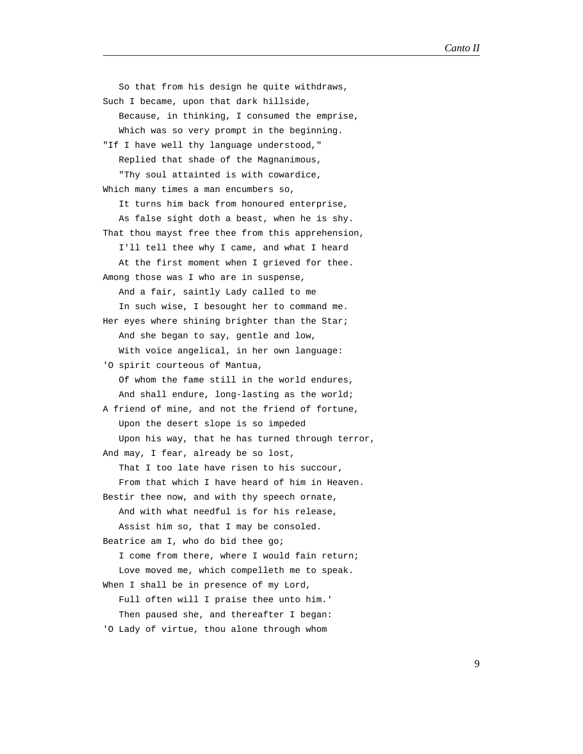So that from his design he quite withdraws,  
Such I became, upon that dark hillside,  
Because, in thinking, I consumed the emprise,  
Which was so very prompt in the beginning.  
"If I have well thy language understood,"  
Replied that shade of the Magnanimous,  
"Thy soul attainted is with cowardice,  
Which many times a man encumbers so,  
It turns him back from honoured enterprise,  
As false sight doth a beast, when he is shy.  
That thou mayst free thee from this apprehension,  
I'll tell thee why I came, and what I heard  
At the first moment when I grieved for thee.  
Among those was I who are in suspense,  
And a fair, saintly Lady called to me  
In such wise, I besought her to command me.  
Her eyes where shining brighter than the Star;  
And she began to say, gentle and low,  
With voice angelical, in her own language:  
'O spirit courteous of Mantua,  
Of whom the fame still in the world endures,  
And shall endure, long-lasting as the world;  
A friend of mine, and not the friend of fortune,  
Upon the desert slope is so impeded  
Upon his way, that he has turned through terror,  
And may, I fear, already be so lost,  
That I too late have risen to his succour,  
From that which I have heard of him in Heaven.  
Bestir thee now, and with thy speech ornate,  
And with what needful is for his release,  
Assist him so, that I may be consoled.  
Beatrice am I, who do bid thee go;  
I come from there, where I would fain return;  
Love moved me, which compelleth me to speak.  
When I shall be in presence of my Lord,  
Full often will I praise thee unto him.'  
Then paused she, and thereafter I began:  
'O Lady of virtue, thou alone through whom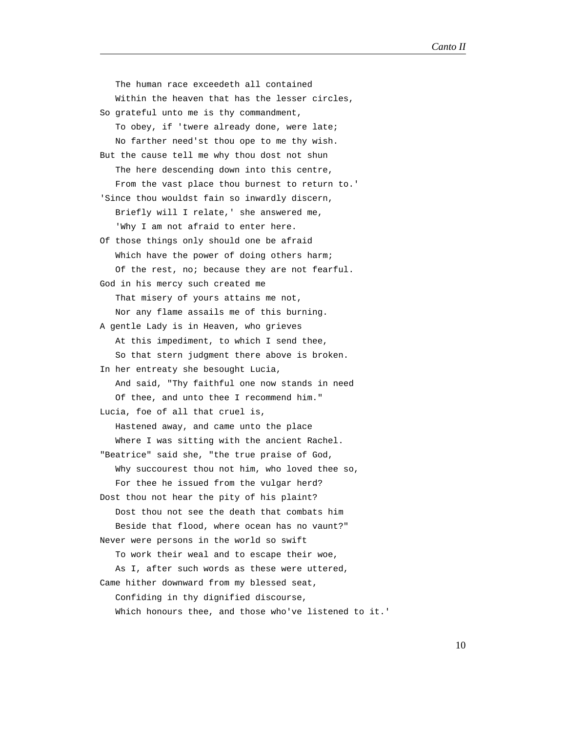The human race exceedeth all contained
   Within the heaven that has the lesser circles,
So grateful unto me is thy commandment,
   To obey, if 'twere already done, were late;
   No farther need'st thou ope to me thy wish.
But the cause tell me why thou dost not shun
   The here descending down into this centre,
   From the vast place thou burnest to return to.'
'Since thou wouldst fain so inwardly discern,
   Briefly will I relate,' she answered me,
   'Why I am not afraid to enter here.
Of those things only should one be afraid
   Which have the power of doing others harm;
   Of the rest, no; because they are not fearful.
God in his mercy such created me
   That misery of yours attains me not,
   Nor any flame assails me of this burning.
A gentle Lady is in Heaven, who grieves
   At this impediment, to which I send thee,
   So that stern judgment there above is broken.
In her entreaty she besought Lucia,
   And said, "Thy faithful one now stands in need
   Of thee, and unto thee I recommend him."
Lucia, foe of all that cruel is,
   Hastened away, and came unto the place
   Where I was sitting with the ancient Rachel.
"Beatrice" said she, "the true praise of God,
   Why succourest thou not him, who loved thee so,
   For thee he issued from the vulgar herd?
Dost thou not hear the pity of his plaint?
   Dost thou not see the death that combats him
   Beside that flood, where ocean has no vaunt?"
Never were persons in the world so swift
   To work their weal and to escape their woe,
   As I, after such words as these were uttered,
Came hither downward from my blessed seat,
   Confiding in thy dignified discourse,
   Which honours thee, and those who've listened to it.'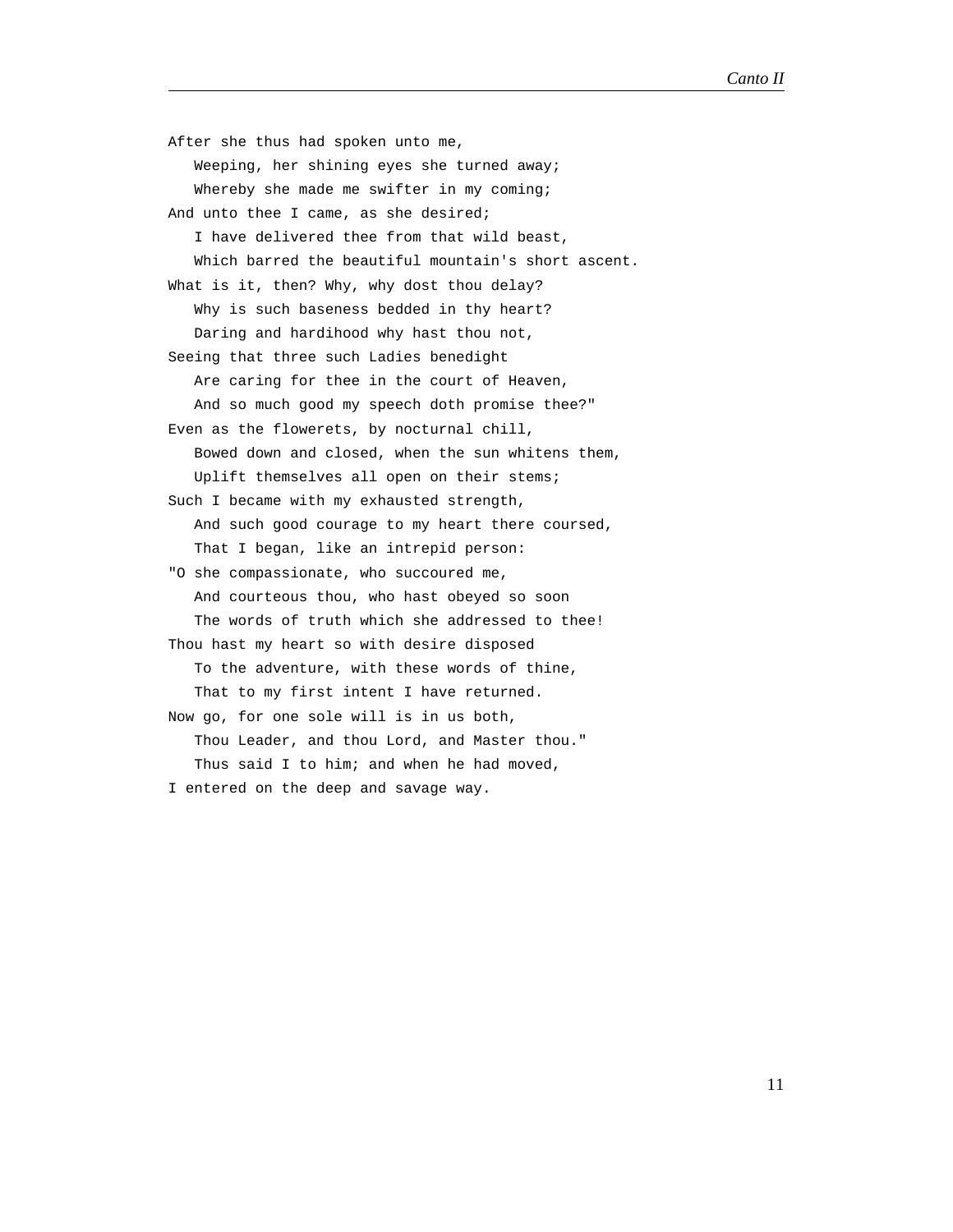After she thus had spoken unto me,
   Weeping, her shining eyes she turned away;
   Whereby she made me swifter in my coming;
And unto thee I came, as she desired;
   I have delivered thee from that wild beast,
   Which barred the beautiful mountain's short ascent.
What is it, then? Why, why dost thou delay?
   Why is such baseness bedded in thy heart?
   Daring and hardihood why hast thou not,
Seeing that three such Ladies benedight
   Are caring for thee in the court of Heaven,
   And so much good my speech doth promise thee?"
Even as the flowerets, by nocturnal chill,
   Bowed down and closed, when the sun whitens them,
   Uplift themselves all open on their stems;
Such I became with my exhausted strength,
   And such good courage to my heart there coursed,
   That I began, like an intrepid person:
"O she compassionate, who succoured me,
   And courteous thou, who hast obeyed so soon
   The words of truth which she addressed to thee!
Thou hast my heart so with desire disposed
   To the adventure, with these words of thine,
   That to my first intent I have returned.
Now go, for one sole will is in us both,
   Thou Leader, and thou Lord, and Master thou."
   Thus said I to him; and when he had moved,
I entered on the deep and savage way.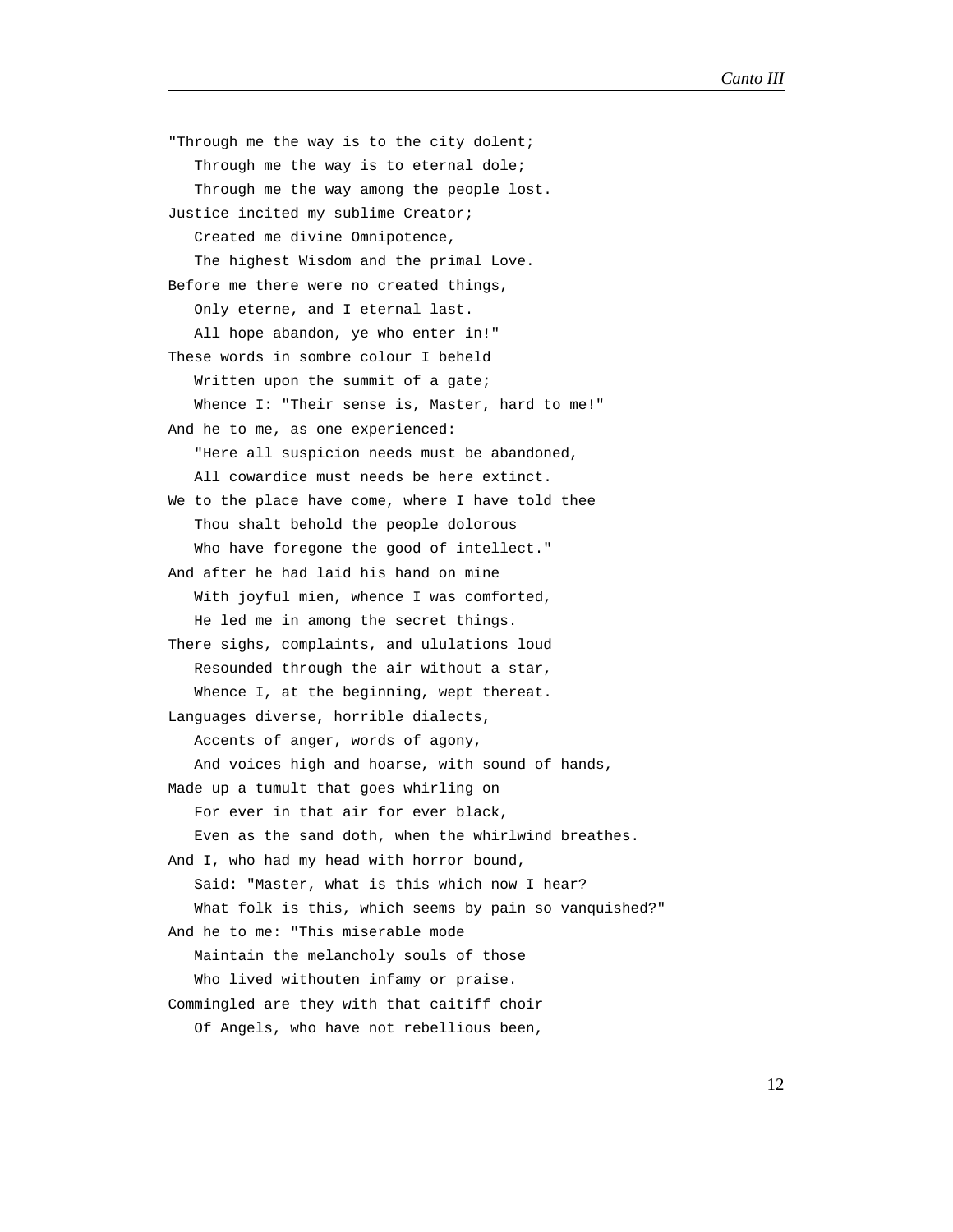"Through me the way is to the city dolent;  
   Through me the way is to eternal dole;  
   Through me the way among the people lost.  
Justice incited my sublime Creator;  
   Created me divine Omnipotence,  
   The highest Wisdom and the primal Love.  
Before me there were no created things,  
   Only eterne, and I eternal last.  
   All hope abandon, ye who enter in!"  
These words in sombre colour I beheld  
   Written upon the summit of a gate;  
   Whence I: "Their sense is, Master, hard to me!"  
And he to me, as one experienced:  
   "Here all suspicion needs must be abandoned,  
   All cowardice must needs be here extinct.  
We to the place have come, where I have told thee  
   Thou shalt behold the people dolorous  
   Who have foregone the good of intellect."  
And after he had laid his hand on mine  
   With joyful mien, whence I was comforted,  
   He led me in among the secret things.  
There sighs, complaints, and ululations loud  
   Resounded through the air without a star,  
   Whence I, at the beginning, wept thereat.  
Languages diverse, horrible dialects,  
   Accents of anger, words of agony,  
   And voices high and hoarse, with sound of hands,  
Made up a tumult that goes whirling on  
   For ever in that air for ever black,  
   Even as the sand doth, when the whirlwind breathes.  
And I, who had my head with horror bound,  
   Said: "Master, what is this which now I hear?  
   What folk is this, which seems by pain so vanquished?"  
And he to me: "This miserable mode  
   Maintain the melancholy souls of those  
   Who lived withouten infamy or praise.  
Commingled are they with that caitiff choir  
   Of Angels, who have not rebellious been,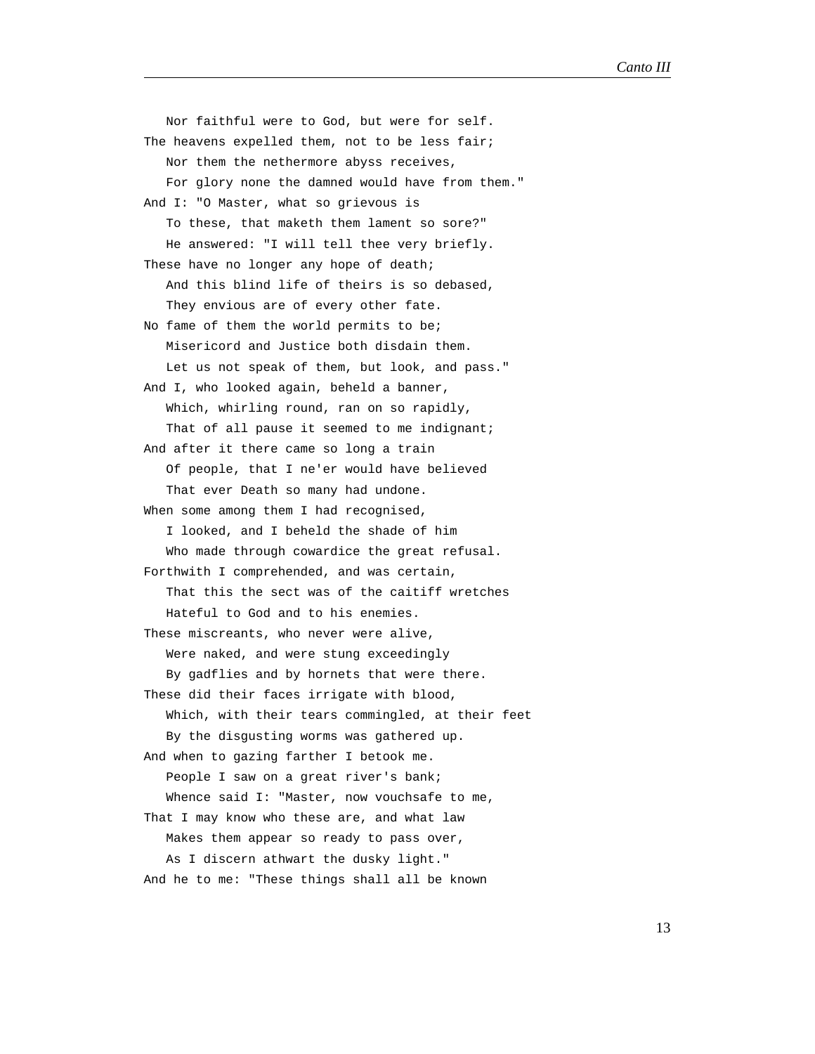Nor faithful were to God, but were for self.  
The heavens expelled them, not to be less fair;  
Nor them the nethermore abyss receives,  
For glory none the damned would have from them."  
And I: "O Master, what so grievous is  
To these, that maketh them lament so sore?"  
He answered: "I will tell thee very briefly.  
These have no longer any hope of death;  
And this blind life of theirs is so debased,  
They envious are of every other fate.  
No fame of them the world permits to be;  
Misericord and Justice both disdain them.  
Let us not speak of them, but look, and pass."  
And I, who looked again, beheld a banner,  
Which, whirling round, ran on so rapidly,  
That of all pause it seemed to me indignant;  
And after it there came so long a train  
Of people, that I ne'er would have believed  
That ever Death so many had undone.  
When some among them I had recognised,  
I looked, and I beheld the shade of him  
Who made through cowardice the great refusal.  
Forthwith I comprehended, and was certain,  
That this the sect was of the caitiff wretches  
Hateful to God and to his enemies.  
These miscreants, who never were alive,  
Were naked, and were stung exceedingly  
By gadflies and by hornets that were there.  
These did their faces irrigate with blood,  
Which, with their tears commingled, at their feet  
By the disgusting worms was gathered up.  
And when to gazing farther I betook me.  
People I saw on a great river's bank;  
Whence said I: "Master, now vouchsafe to me,  
That I may know who these are, and what law  
Makes them appear so ready to pass over,  
As I discern athwart the dusky light."  
And he to me: "These things shall all be known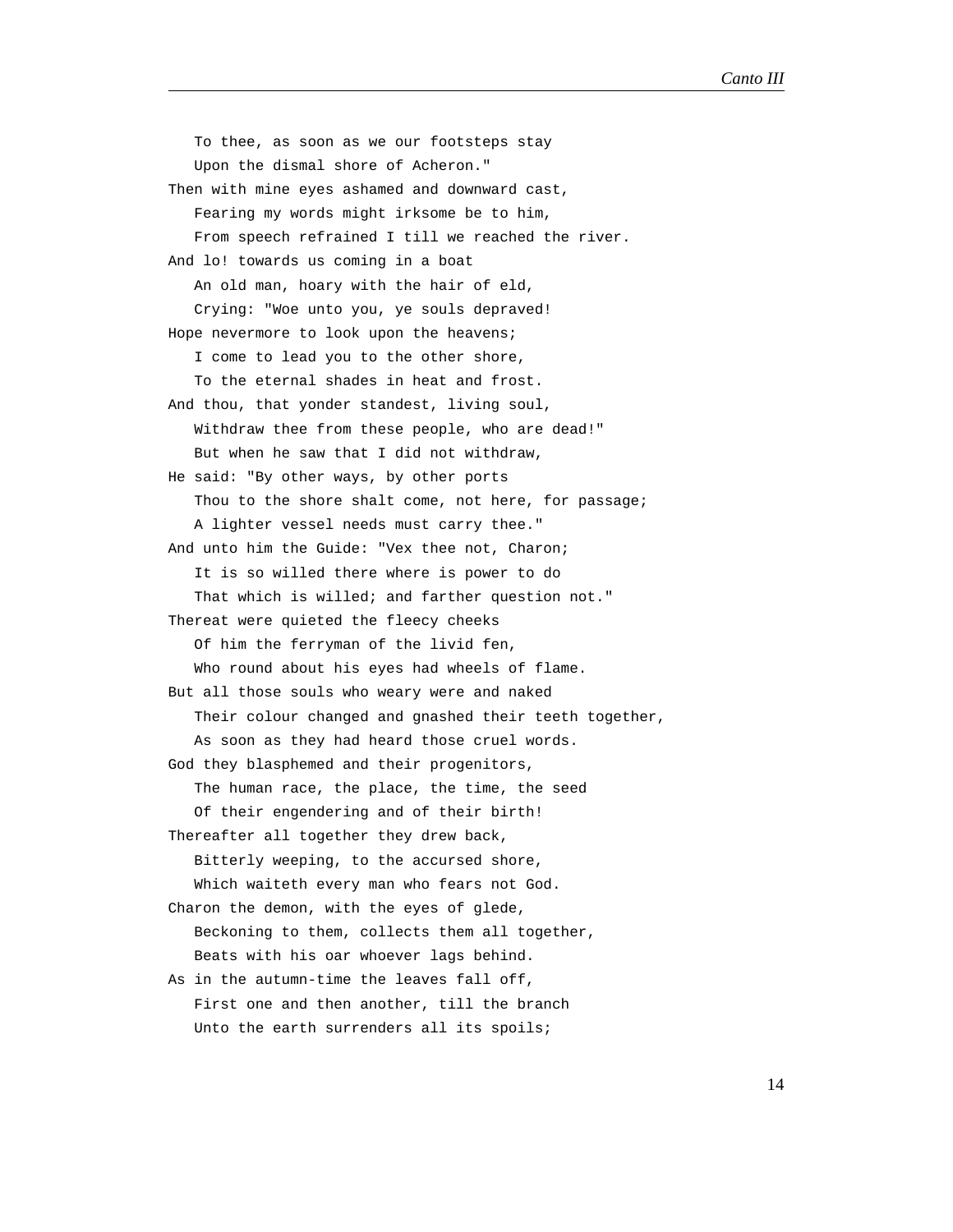To thee, as soon as we our footsteps stay
   Upon the dismal shore of Acheron."
Then with mine eyes ashamed and downward cast,
   Fearing my words might irksome be to him,
   From speech refrained I till we reached the river.
And lo! towards us coming in a boat
   An old man, hoary with the hair of eld,
   Crying: "Woe unto you, ye souls depraved!
Hope nevermore to look upon the heavens;
   I come to lead you to the other shore,
   To the eternal shades in heat and frost.
And thou, that yonder standest, living soul,
   Withdraw thee from these people, who are dead!"
   But when he saw that I did not withdraw,
He said: "By other ways, by other ports
   Thou to the shore shalt come, not here, for passage;
   A lighter vessel needs must carry thee."
And unto him the Guide: "Vex thee not, Charon;
   It is so willed there where is power to do
   That which is willed; and farther question not."
Thereat were quieted the fleecy cheeks
   Of him the ferryman of the livid fen,
   Who round about his eyes had wheels of flame.
But all those souls who weary were and naked
   Their colour changed and gnashed their teeth together,
   As soon as they had heard those cruel words.
God they blasphemed and their progenitors,
   The human race, the place, the time, the seed
   Of their engendering and of their birth!
Thereafter all together they drew back,
   Bitterly weeping, to the accursed shore,
   Which waiteth every man who fears not God.
Charon the demon, with the eyes of glede,
   Beckoning to them, collects them all together,
   Beats with his oar whoever lags behind.
As in the autumn-time the leaves fall off,
   First one and then another, till the branch
   Unto the earth surrenders all its spoils;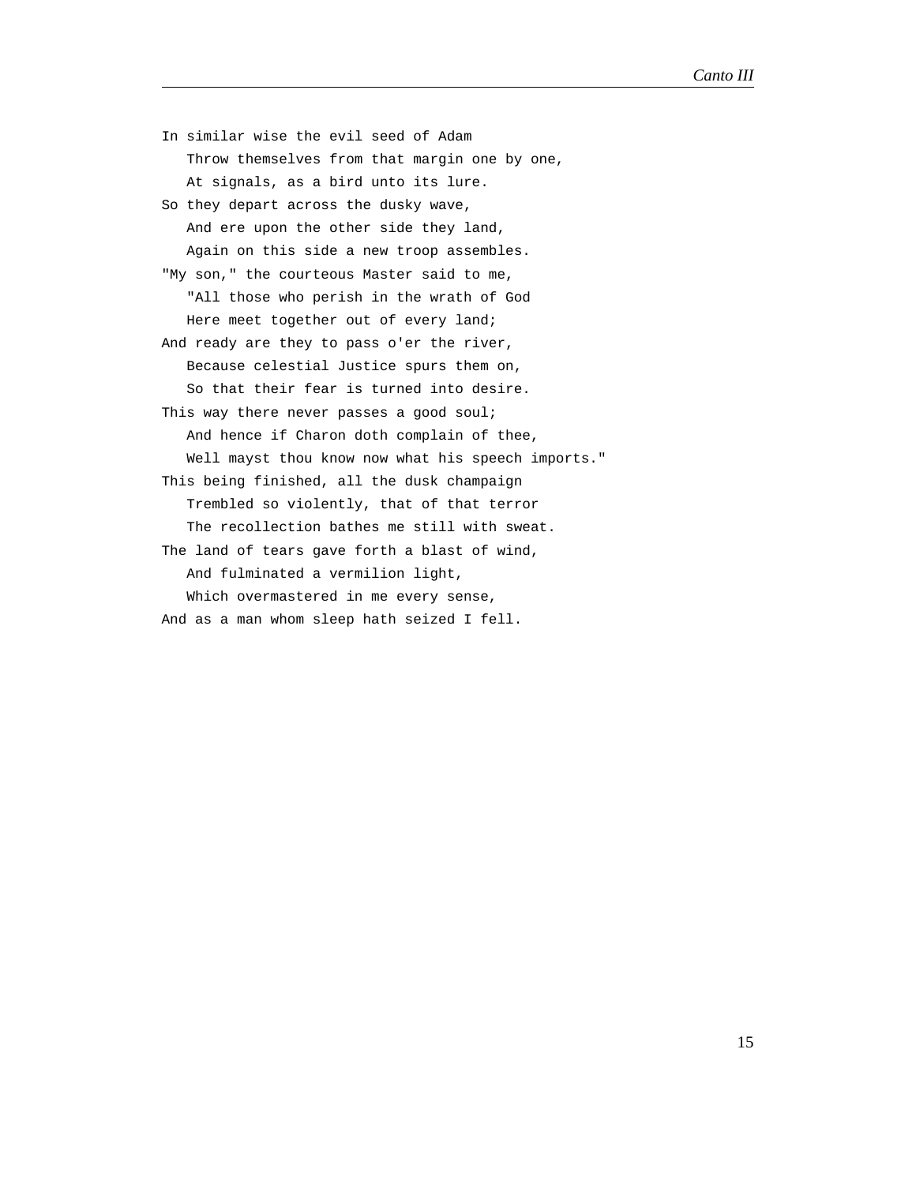In similar wise the evil seed of Adam  
   Throw themselves from that margin one by one,  
   At signals, as a bird unto its lure.  
So they depart across the dusky wave,  
   And ere upon the other side they land,  
   Again on this side a new troop assembles.  
"My son," the courteous Master said to me,  
   "All those who perish in the wrath of God  
   Here meet together out of every land;  
And ready are they to pass o'er the river,  
   Because celestial Justice spurs them on,  
   So that their fear is turned into desire.  
This way there never passes a good soul;  
   And hence if Charon doth complain of thee,  
   Well mayst thou know now what his speech imports."  
This being finished, all the dusk champaign  
   Trembled so violently, that of that terror  
   The recollection bathes me still with sweat.  
The land of tears gave forth a blast of wind,  
   And fulminated a vermilion light,  
   Which overmastered in me every sense,  
And as a man whom sleep hath seized I fell.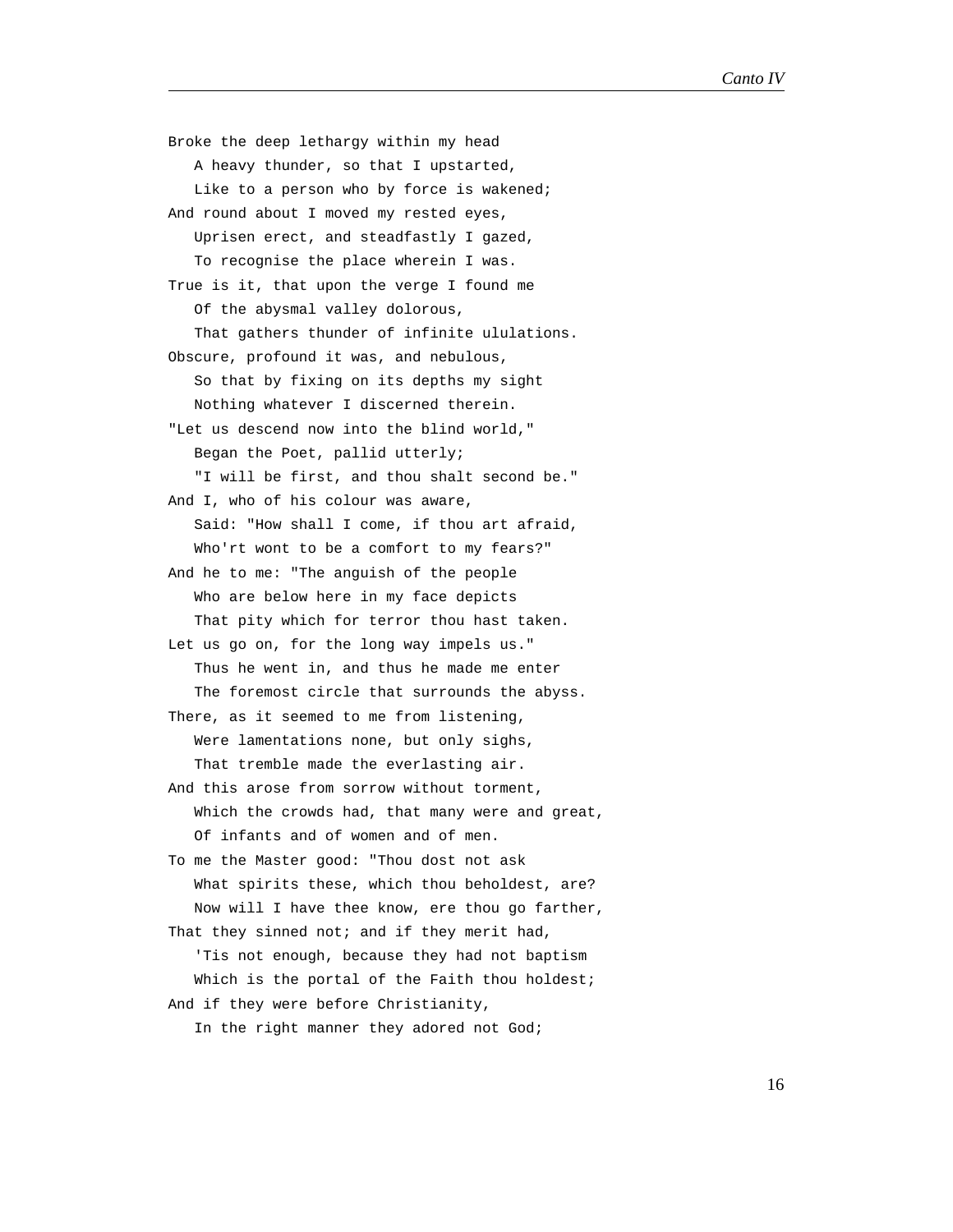Broke the deep lethargy within my head
   A heavy thunder, so that I upstarted,
   Like to a person who by force is wakened;
And round about I moved my rested eyes,
   Uprisen erect, and steadfastly I gazed,
   To recognise the place wherein I was.
True is it, that upon the verge I found me
   Of the abysmal valley dolorous,
   That gathers thunder of infinite ululations.
Obscure, profound it was, and nebulous,
   So that by fixing on its depths my sight
   Nothing whatever I discerned therein.
"Let us descend now into the blind world,"
   Began the Poet, pallid utterly;
   "I will be first, and thou shalt second be."
And I, who of his colour was aware,
   Said: "How shall I come, if thou art afraid,
   Who'rt wont to be a comfort to my fears?"
And he to me: "The anguish of the people
   Who are below here in my face depicts
   That pity which for terror thou hast taken.
Let us go on, for the long way impels us."
   Thus he went in, and thus he made me enter
   The foremost circle that surrounds the abyss.
There, as it seemed to me from listening,
   Were lamentations none, but only sighs,
   That tremble made the everlasting air.
And this arose from sorrow without torment,
   Which the crowds had, that many were and great,
   Of infants and of women and of men.
To me the Master good: "Thou dost not ask
   What spirits these, which thou beholdest, are?
   Now will I have thee know, ere thou go farther,
That they sinned not; and if they merit had,
   'Tis not enough, because they had not baptism
   Which is the portal of the Faith thou holdest;
And if they were before Christianity,
   In the right manner they adored not God;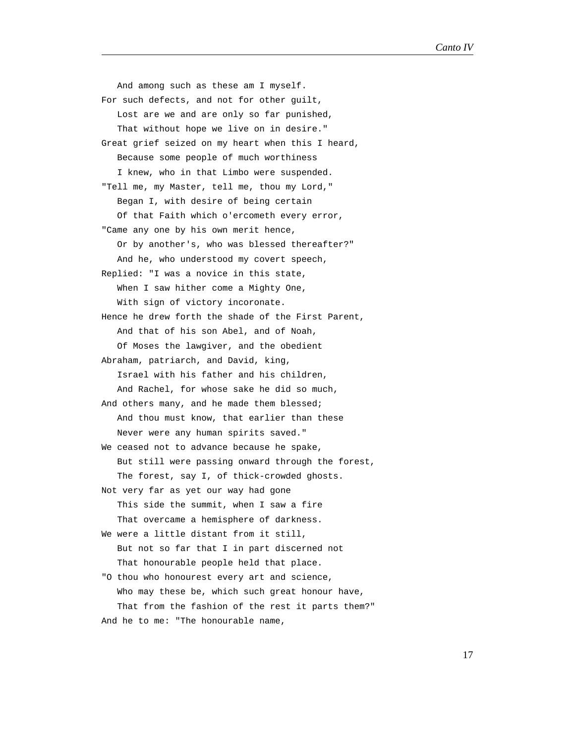And among such as these am I myself.
For such defects, and not for other guilt,
   Lost are we and are only so far punished,
   That without hope we live on in desire."
Great grief seized on my heart when this I heard,
   Because some people of much worthiness
   I knew, who in that Limbo were suspended.
"Tell me, my Master, tell me, thou my Lord,"
   Began I, with desire of being certain
   Of that Faith which o'ercometh every error,
"Came any one by his own merit hence,
   Or by another's, who was blessed thereafter?"
   And he, who understood my covert speech,
Replied: "I was a novice in this state,
   When I saw hither come a Mighty One,
   With sign of victory incoronate.
Hence he drew forth the shade of the First Parent,
   And that of his son Abel, and of Noah,
   Of Moses the lawgiver, and the obedient
Abraham, patriarch, and David, king,
   Israel with his father and his children,
   And Rachel, for whose sake he did so much,
And others many, and he made them blessed;
   And thou must know, that earlier than these
   Never were any human spirits saved."
We ceased not to advance because he spake,
   But still were passing onward through the forest,
   The forest, say I, of thick-crowded ghosts.
Not very far as yet our way had gone
   This side the summit, when I saw a fire
   That overcame a hemisphere of darkness.
We were a little distant from it still,
   But not so far that I in part discerned not
   That honourable people held that place.
"O thou who honourest every art and science,
   Who may these be, which such great honour have,
   That from the fashion of the rest it parts them?"
And he to me: "The honourable name,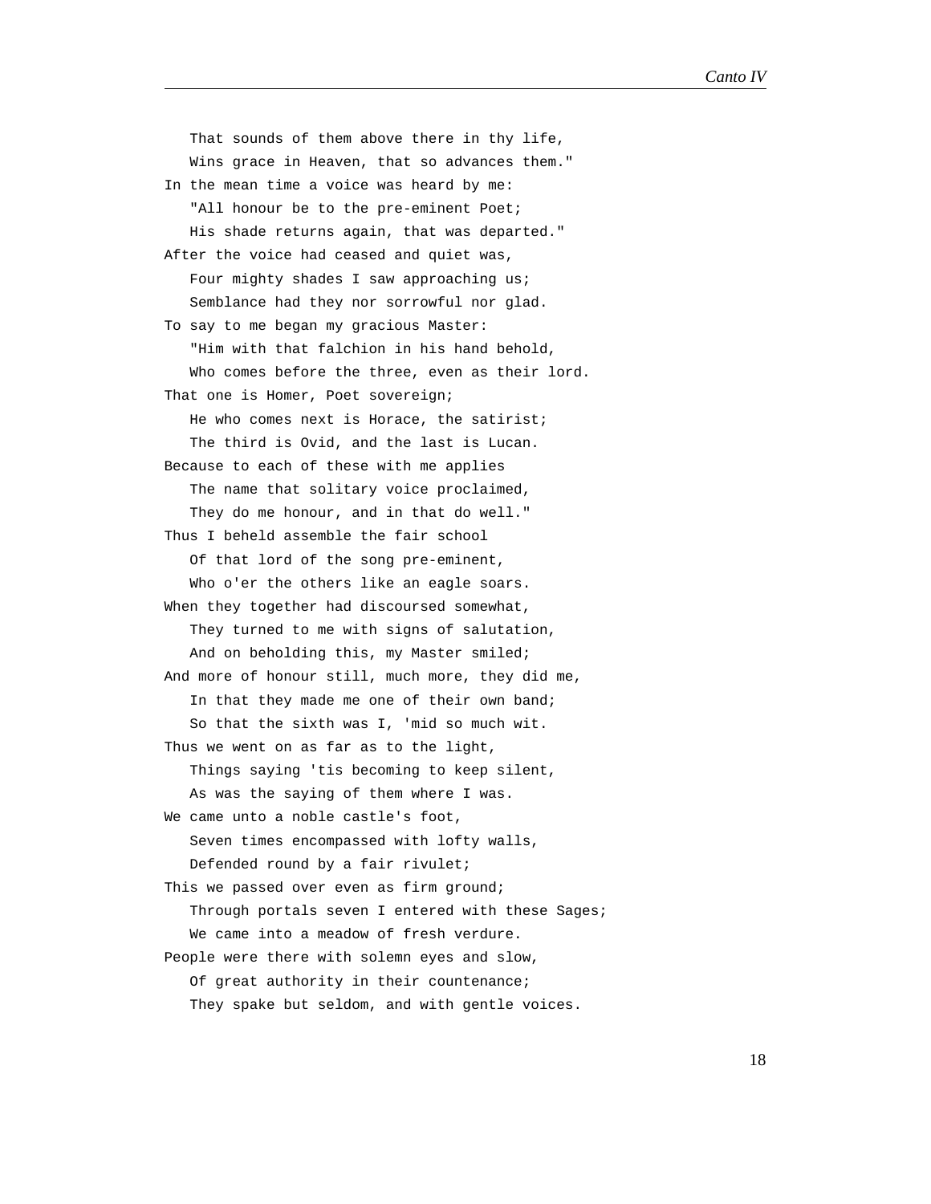That sounds of them above there in thy life,
Wins grace in Heaven, that so advances them."

In the mean time a voice was heard by me:
"All honour be to the pre-eminent Poet;
His shade returns again, that was departed."

After the voice had ceased and quiet was,
Four mighty shades I saw approaching us;
Semblance had they nor sorrowful nor glad.

To say to me began my gracious Master:
"Him with that falchion in his hand behold,
Who comes before the three, even as their lord.

That one is Homer, Poet sovereign;
He who comes next is Horace, the satirist;
The third is Ovid, and the last is Lucan.

Because to each of these with me applies
The name that solitary voice proclaimed,
They do me honour, and in that do well."

Thus I beheld assemble the fair school
Of that lord of the song pre-eminent,
Who o'er the others like an eagle soars.

When they together had discoursed somewhat,
They turned to me with signs of salutation,
And on beholding this, my Master smiled;

And more of honour still, much more, they did me,
In that they made me one of their own band;
So that the sixth was I, 'mid so much wit.

Thus we went on as far as to the light,
Things saying 'tis becoming to keep silent,
As was the saying of them where I was.

We came unto a noble castle's foot,
Seven times encompassed with lofty walls,
Defended round by a fair rivulet;

This we passed over even as firm ground;
Through portals seven I entered with these Sages;
We came into a meadow of fresh verdure.

People were there with solemn eyes and slow,
Of great authority in their countenance;
They spake but seldom, and with gentle voices.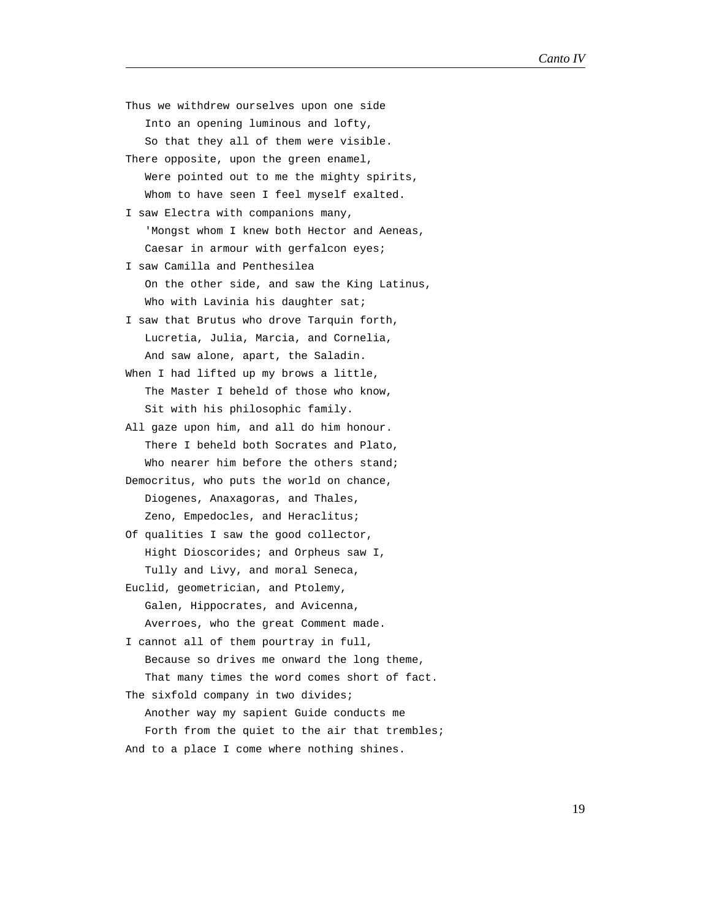Thus we withdrew ourselves upon one side
   Into an opening luminous and lofty,
   So that they all of them were visible.
There opposite, upon the green enamel,
   Were pointed out to me the mighty spirits,
   Whom to have seen I feel myself exalted.
I saw Electra with companions many,
   'Mongst whom I knew both Hector and Aeneas,
   Caesar in armour with gerfalcon eyes;
I saw Camilla and Penthesilea
   On the other side, and saw the King Latinus,
   Who with Lavinia his daughter sat;
I saw that Brutus who drove Tarquin forth,
   Lucretia, Julia, Marcia, and Cornelia,
   And saw alone, apart, the Saladin.
When I had lifted up my brows a little,
   The Master I beheld of those who know,
   Sit with his philosophic family.
All gaze upon him, and all do him honour.
   There I beheld both Socrates and Plato,
   Who nearer him before the others stand;
Democritus, who puts the world on chance,
   Diogenes, Anaxagoras, and Thales,
   Zeno, Empedocles, and Heraclitus;
Of qualities I saw the good collector,
   Hight Dioscorides; and Orpheus saw I,
   Tully and Livy, and moral Seneca,
Euclid, geometrician, and Ptolemy,
   Galen, Hippocrates, and Avicenna,
   Averroes, who the great Comment made.
I cannot all of them pourtray in full,
   Because so drives me onward the long theme,
   That many times the word comes short of fact.
The sixfold company in two divides;
   Another way my sapient Guide conducts me
   Forth from the quiet to the air that trembles;
And to a place I come where nothing shines.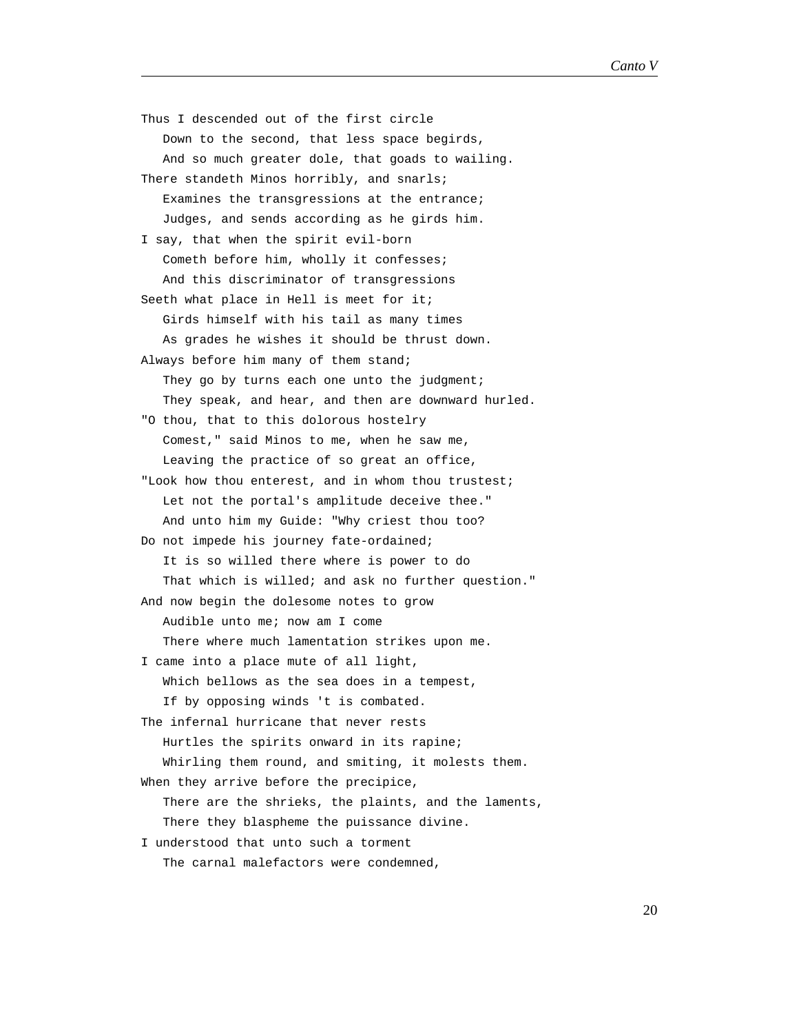Thus I descended out of the first circle
   Down to the second, that less space begirds,
   And so much greater dole, that goads to wailing.
There standeth Minos horribly, and snarls;
   Examines the transgressions at the entrance;
   Judges, and sends according as he girds him.
I say, that when the spirit evil-born
   Cometh before him, wholly it confesses;
   And this discriminator of transgressions
Seeth what place in Hell is meet for it;
   Girds himself with his tail as many times
   As grades he wishes it should be thrust down.
Always before him many of them stand;
   They go by turns each one unto the judgment;
   They speak, and hear, and then are downward hurled.
"O thou, that to this dolorous hostelry
   Comest," said Minos to me, when he saw me,
   Leaving the practice of so great an office,
"Look how thou enterest, and in whom thou trustest;
   Let not the portal's amplitude deceive thee."
   And unto him my Guide: "Why criest thou too?
Do not impede his journey fate-ordained;
   It is so willed there where is power to do
   That which is willed; and ask no further question."
And now begin the dolesome notes to grow
   Audible unto me; now am I come
   There where much lamentation strikes upon me.
I came into a place mute of all light,
   Which bellows as the sea does in a tempest,
   If by opposing winds 't is combated.
The infernal hurricane that never rests
   Hurtles the spirits onward in its rapine;
   Whirling them round, and smiting, it molests them.
When they arrive before the precipice,
   There are the shrieks, the plaints, and the laments,
   There they blaspheme the puissance divine.
I understood that unto such a torment
   The carnal malefactors were condemned,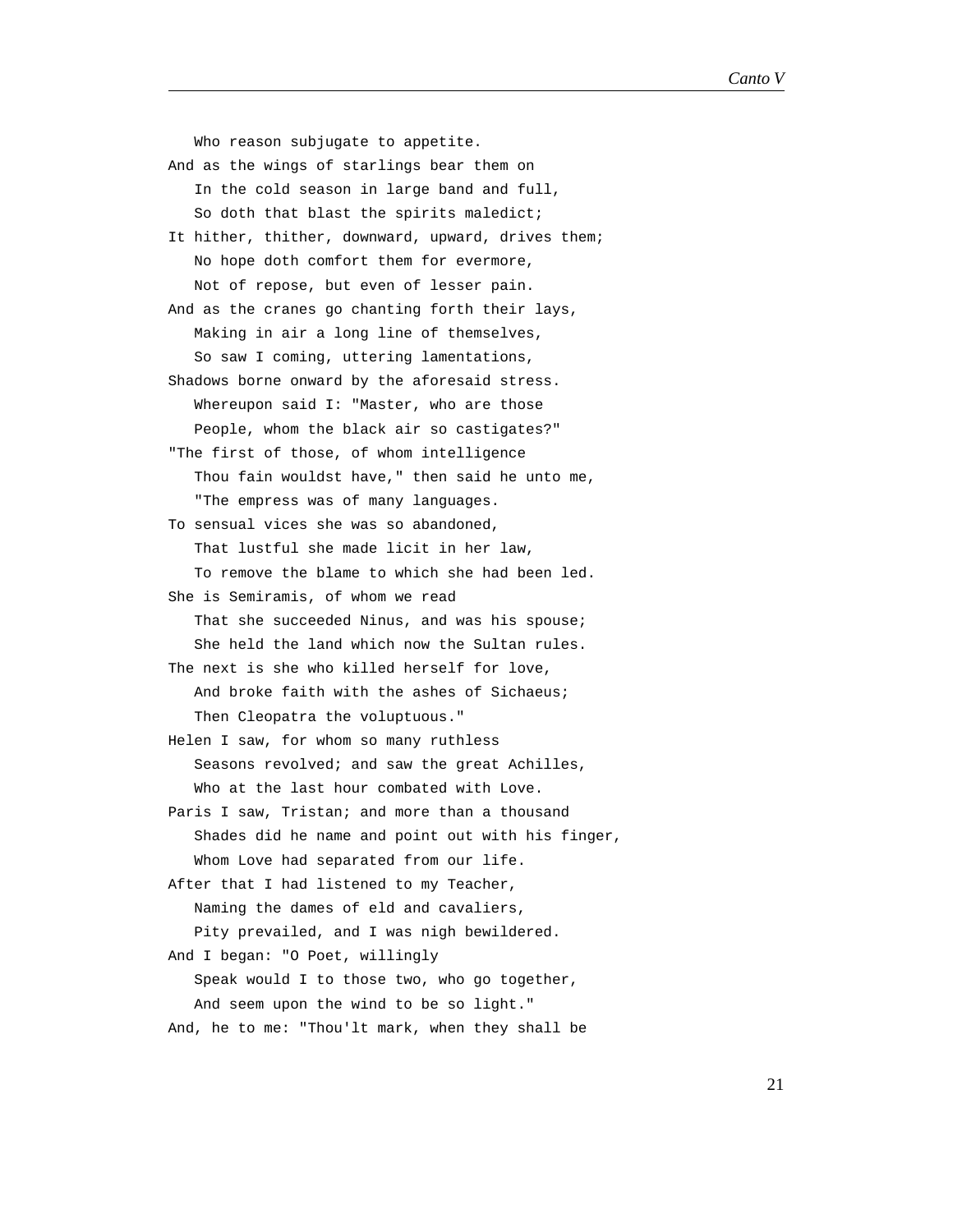Who reason subjugate to appetite.
And as the wings of starlings bear them on
   In the cold season in large band and full,
   So doth that blast the spirits maledict;
It hither, thither, downward, upward, drives them;
   No hope doth comfort them for evermore,
   Not of repose, but even of lesser pain.
And as the cranes go chanting forth their lays,
   Making in air a long line of themselves,
   So saw I coming, uttering lamentations,
Shadows borne onward by the aforesaid stress.
   Whereupon said I: "Master, who are those
   People, whom the black air so castigates?"
"The first of those, of whom intelligence
   Thou fain wouldst have," then said he unto me,
   "The empress was of many languages.
To sensual vices she was so abandoned,
   That lustful she made licit in her law,
   To remove the blame to which she had been led.
She is Semiramis, of whom we read
   That she succeeded Ninus, and was his spouse;
   She held the land which now the Sultan rules.
The next is she who killed herself for love,
   And broke faith with the ashes of Sichaeus;
   Then Cleopatra the voluptuous."
Helen I saw, for whom so many ruthless
   Seasons revolved; and saw the great Achilles,
   Who at the last hour combated with Love.
Paris I saw, Tristan; and more than a thousand
   Shades did he name and point out with his finger,
   Whom Love had separated from our life.
After that I had listened to my Teacher,
   Naming the dames of eld and cavaliers,
   Pity prevailed, and I was nigh bewildered.
And I began: "O Poet, willingly
   Speak would I to those two, who go together,
   And seem upon the wind to be so light."
And, he to me: "Thou'lt mark, when they shall be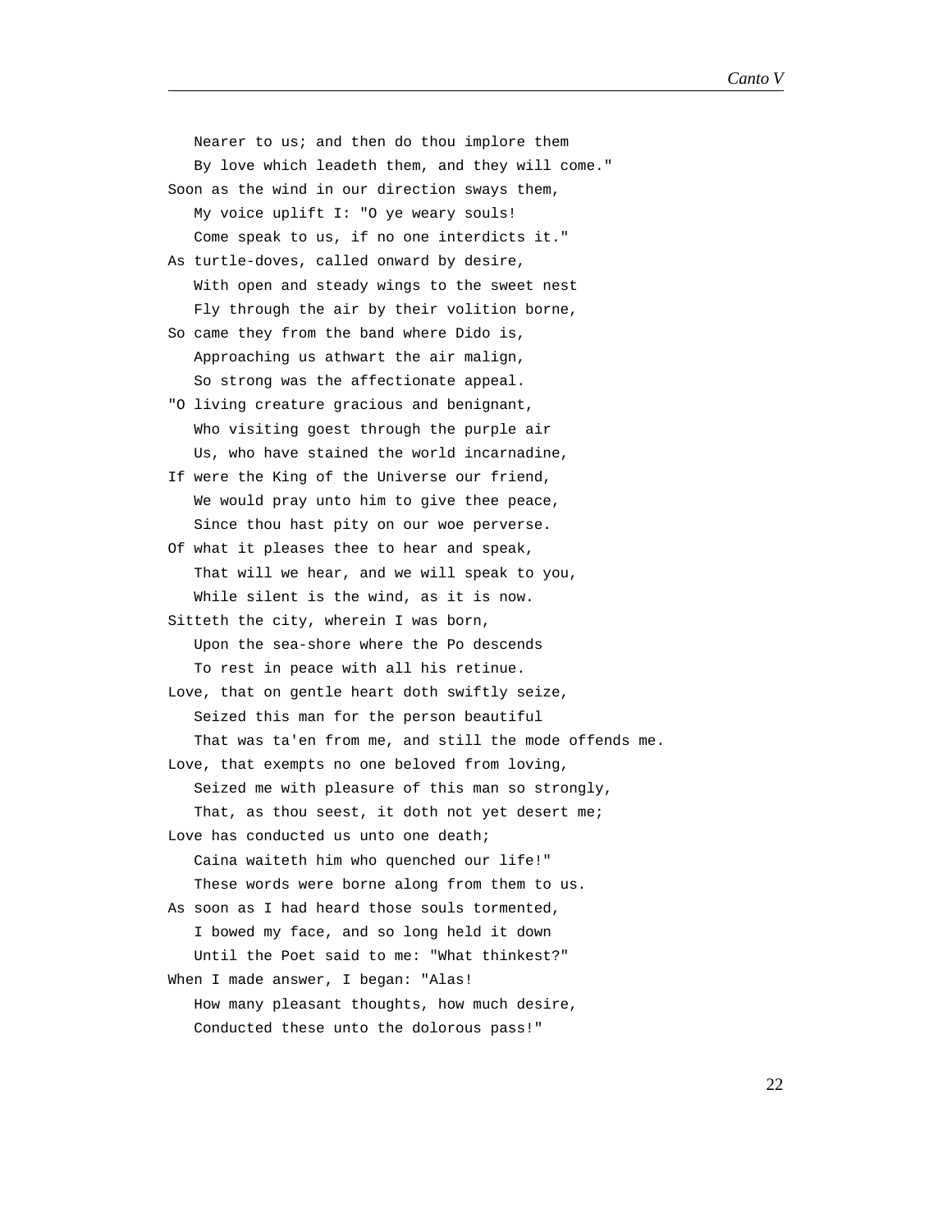Nearer to us; and then do thou implore them  
By love which leadeth them, and they will come."  
Soon as the wind in our direction sways them,  
My voice uplift I: "O ye weary souls!  
Come speak to us, if no one interdicts it."  
As turtle-doves, called onward by desire,  
With open and steady wings to the sweet nest  
Fly through the air by their volition borne,  
So came they from the band where Dido is,  
Approaching us athwart the air malign,  
So strong was the affectionate appeal.  
"O living creature gracious and benignant,  
Who visiting goest through the purple air  
Us, who have stained the world incarnadine,  
If were the King of the Universe our friend,  
We would pray unto him to give thee peace,  
Since thou hast pity on our woe perverse.  
Of what it pleases thee to hear and speak,  
That will we hear, and we will speak to you,  
While silent is the wind, as it is now.  
Sitteth the city, wherein I was born,  
Upon the sea-shore where the Po descends  
To rest in peace with all his retinue.  
Love, that on gentle heart doth swiftly seize,  
Seized this man for the person beautiful  
That was ta'en from me, and still the mode offends me.  
Love, that exempts no one beloved from loving,  
Seized me with pleasure of this man so strongly,  
That, as thou seest, it doth not yet desert me;  
Love has conducted us unto one death;  
Caina waiteth him who quenched our life!"  
These words were borne along from them to us.  
As soon as I had heard those souls tormented,  
I bowed my face, and so long held it down  
Until the Poet said to me: "What thinkest?"  
When I made answer, I began: "Alas!  
How many pleasant thoughts, how much desire,  
Conducted these unto the dolorous pass!"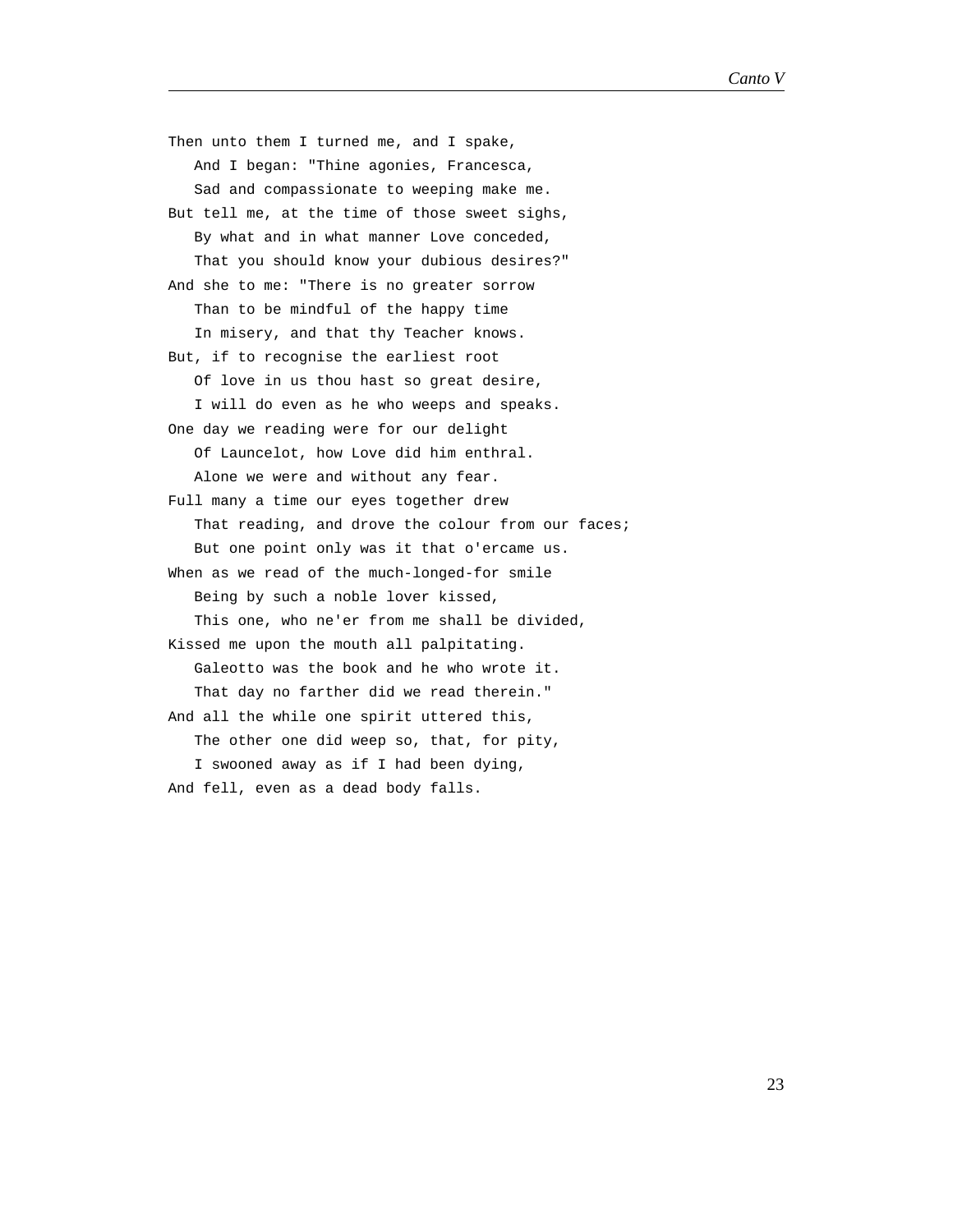Then unto them I turned me, and I spake,  
   And I began: "Thine agonies, Francesca,  
   Sad and compassionate to weeping make me.  
But tell me, at the time of those sweet sighs,  
   By what and in what manner Love conceded,  
   That you should know your dubious desires?"  
And she to me: "There is no greater sorrow  
   Than to be mindful of the happy time  
   In misery, and that thy Teacher knows.  
But, if to recognise the earliest root  
   Of love in us thou hast so great desire,  
   I will do even as he who weeps and speaks.  
One day we reading were for our delight  
   Of Launcelot, how Love did him enthral.  
   Alone we were and without any fear.  
Full many a time our eyes together drew  
   That reading, and drove the colour from our faces;  
   But one point only was it that o'ercame us.  
When as we read of the much-longed-for smile  
   Being by such a noble lover kissed,  
   This one, who ne'er from me shall be divided,  
Kissed me upon the mouth all palpitating.  
   Galeotto was the book and he who wrote it.  
   That day no farther did we read therein."  
And all the while one spirit uttered this,  
   The other one did weep so, that, for pity,  
   I swooned away as if I had been dying,  
And fell, even as a dead body falls.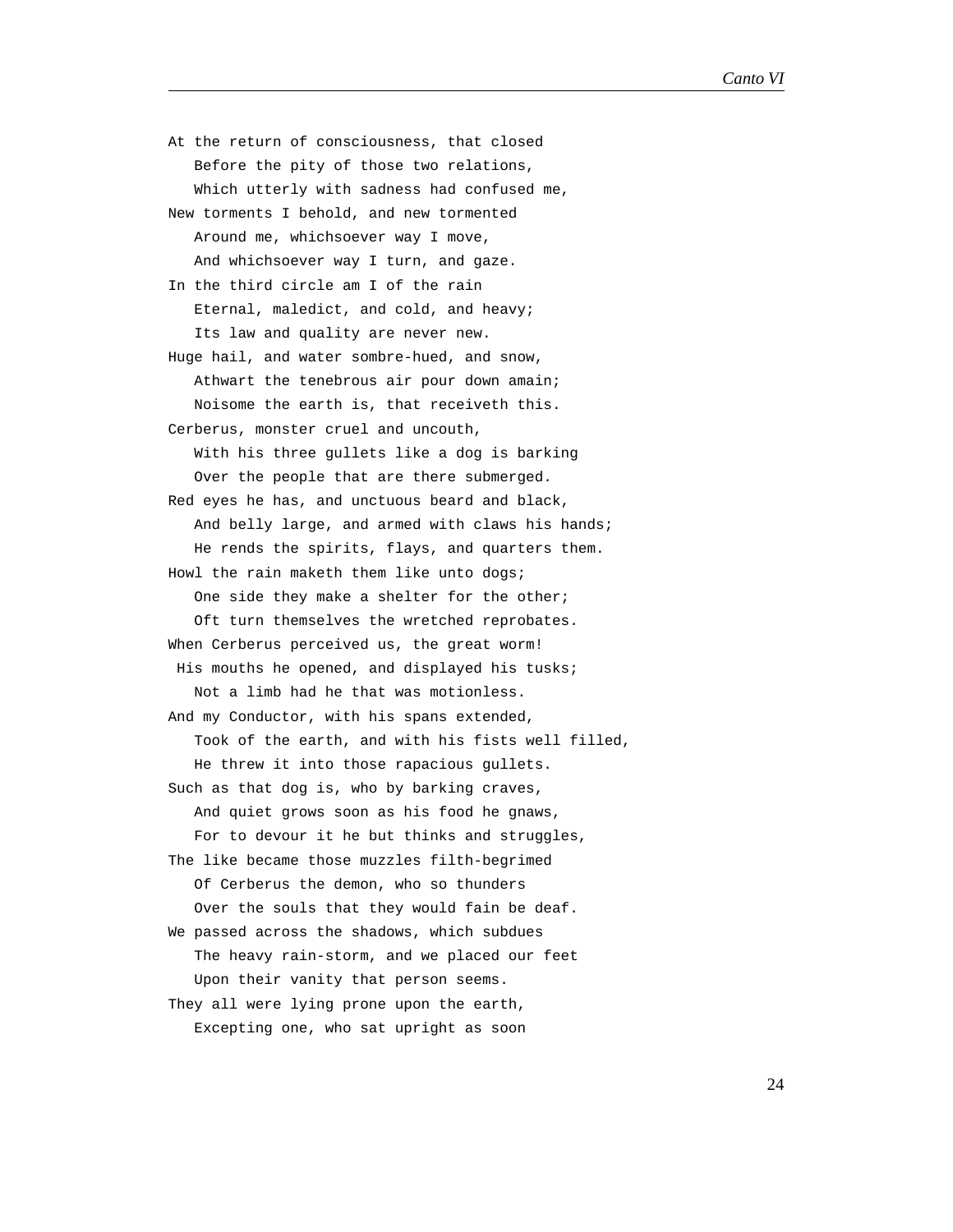At the return of consciousness, that closed
   Before the pity of those two relations,
   Which utterly with sadness had confused me,
New torments I behold, and new tormented
   Around me, whichsoever way I move,
   And whichsoever way I turn, and gaze.
In the third circle am I of the rain
   Eternal, maledict, and cold, and heavy;
   Its law and quality are never new.
Huge hail, and water sombre-hued, and snow,
   Athwart the tenebrous air pour down amain;
   Noisome the earth is, that receiveth this.
Cerberus, monster cruel and uncouth,
   With his three gullets like a dog is barking
   Over the people that are there submerged.
Red eyes he has, and unctuous beard and black,
   And belly large, and armed with claws his hands;
   He rends the spirits, flays, and quarters them.
Howl the rain maketh them like unto dogs;
   One side they make a shelter for the other;
   Oft turn themselves the wretched reprobates.
When Cerberus perceived us, the great worm!
 His mouths he opened, and displayed his tusks;
   Not a limb had he that was motionless.
And my Conductor, with his spans extended,
   Took of the earth, and with his fists well filled,
   He threw it into those rapacious gullets.
Such as that dog is, who by barking craves,
   And quiet grows soon as his food he gnaws,
   For to devour it he but thinks and struggles,
The like became those muzzles filth-begrimed
   Of Cerberus the demon, who so thunders
   Over the souls that they would fain be deaf.
We passed across the shadows, which subdues
   The heavy rain-storm, and we placed our feet
   Upon their vanity that person seems.
They all were lying prone upon the earth,
   Excepting one, who sat upright as soon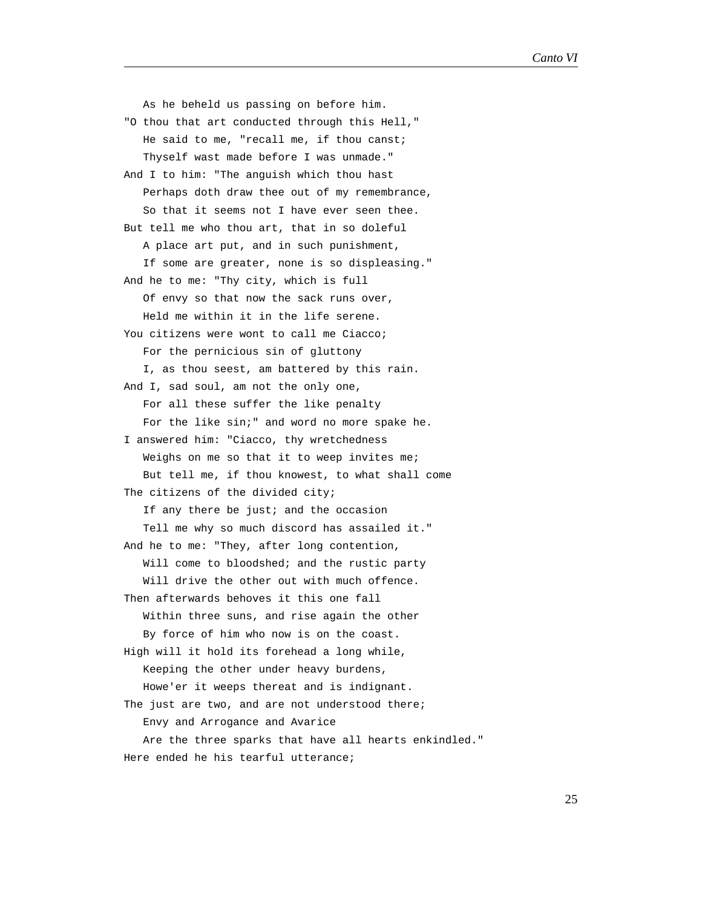As he beheld us passing on before him.  
"O thou that art conducted through this Hell,"  
   He said to me, "recall me, if thou canst;  
   Thyself wast made before I was unmade."  
And I to him: "The anguish which thou hast  
   Perhaps doth draw thee out of my remembrance,  
   So that it seems not I have ever seen thee.  
But tell me who thou art, that in so doleful  
   A place art put, and in such punishment,  
   If some are greater, none is so displeasing."  
And he to me: "Thy city, which is full  
   Of envy so that now the sack runs over,  
   Held me within it in the life serene.  
You citizens were wont to call me Ciacco;  
   For the pernicious sin of gluttony  
   I, as thou seest, am battered by this rain.  
And I, sad soul, am not the only one,  
   For all these suffer the like penalty  
   For the like sin;" and word no more spake he.  
I answered him: "Ciacco, thy wretchedness  
   Weighs on me so that it to weep invites me;  
   But tell me, if thou knowest, to what shall come  
The citizens of the divided city;  
   If any there be just; and the occasion  
   Tell me why so much discord has assailed it."  
And he to me: "They, after long contention,  
   Will come to bloodshed; and the rustic party  
   Will drive the other out with much offence.  
Then afterwards behoves it this one fall  
   Within three suns, and rise again the other  
   By force of him who now is on the coast.  
High will it hold its forehead a long while,  
   Keeping the other under heavy burdens,  
   Howe'er it weeps thereat and is indignant.  
The just are two, and are not understood there;  
   Envy and Arrogance and Avarice  
   Are the three sparks that have all hearts enkindled."  
Here ended he his tearful utterance;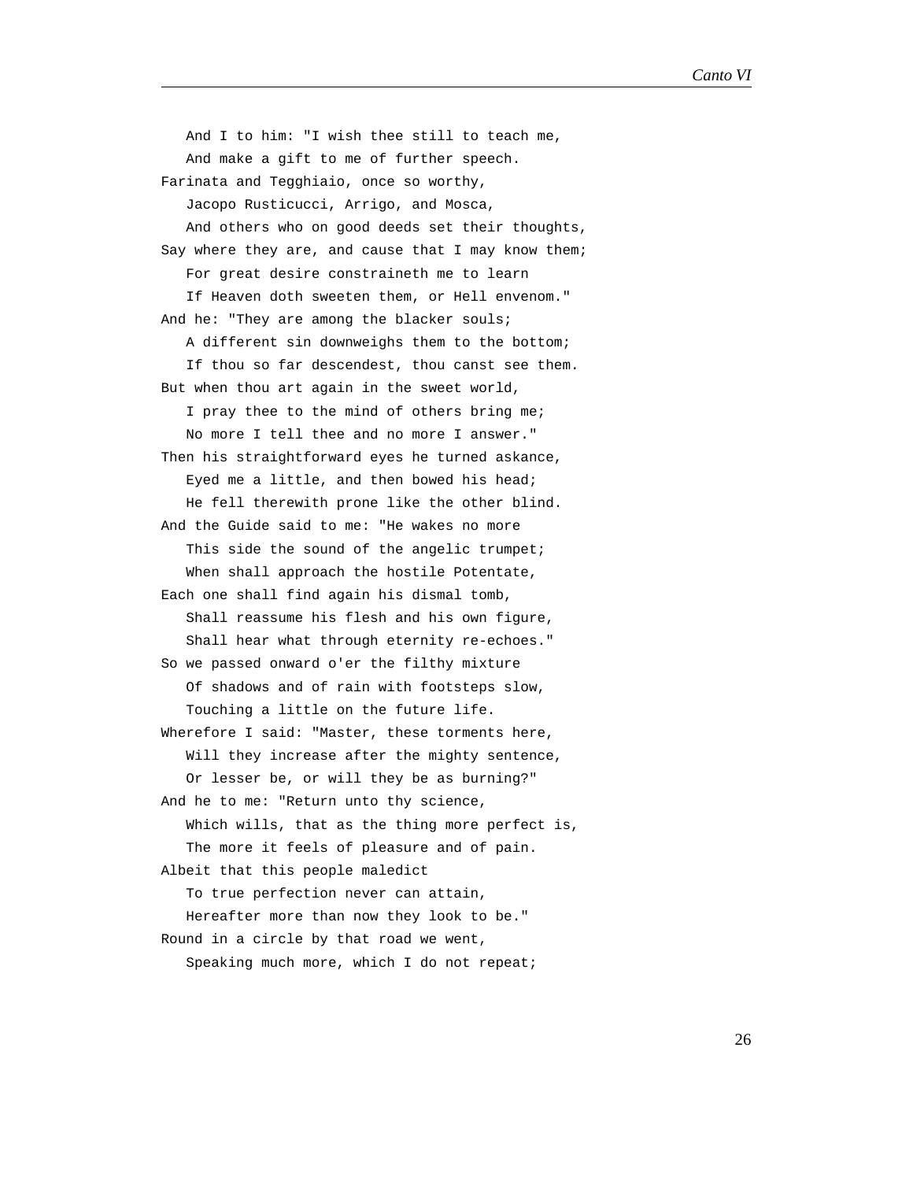And I to him: "I wish thee still to teach me,  
And make a gift to me of further speech.  
Farinata and Tegghiaio, once so worthy,  
Jacopo Rusticucci, Arrigo, and Mosca,  
And others who on good deeds set their thoughts,  
Say where they are, and cause that I may know them;  
For great desire constraineth me to learn  
If Heaven doth sweeten them, or Hell envenom."  
And he: "They are among the blacker souls;  
A different sin downweighs them to the bottom;  
If thou so far descendest, thou canst see them.  
But when thou art again in the sweet world,  
I pray thee to the mind of others bring me;  
No more I tell thee and no more I answer."  
Then his straightforward eyes he turned askance,  
Eyed me a little, and then bowed his head;  
He fell therewith prone like the other blind.  
And the Guide said to me: "He wakes no more  
This side the sound of the angelic trumpet;  
When shall approach the hostile Potentate,  
Each one shall find again his dismal tomb,  
Shall reassume his flesh and his own figure,  
Shall hear what through eternity re-echoes."  
So we passed onward o'er the filthy mixture  
Of shadows and of rain with footsteps slow,  
Touching a little on the future life.  
Wherefore I said: "Master, these torments here,  
Will they increase after the mighty sentence,  
Or lesser be, or will they be as burning?"  
And he to me: "Return unto thy science,  
Which wills, that as the thing more perfect is,  
The more it feels of pleasure and of pain.  
Albeit that this people maledict  
To true perfection never can attain,  
Hereafter more than now they look to be."  
Round in a circle by that road we went,  
Speaking much more, which I do not repeat;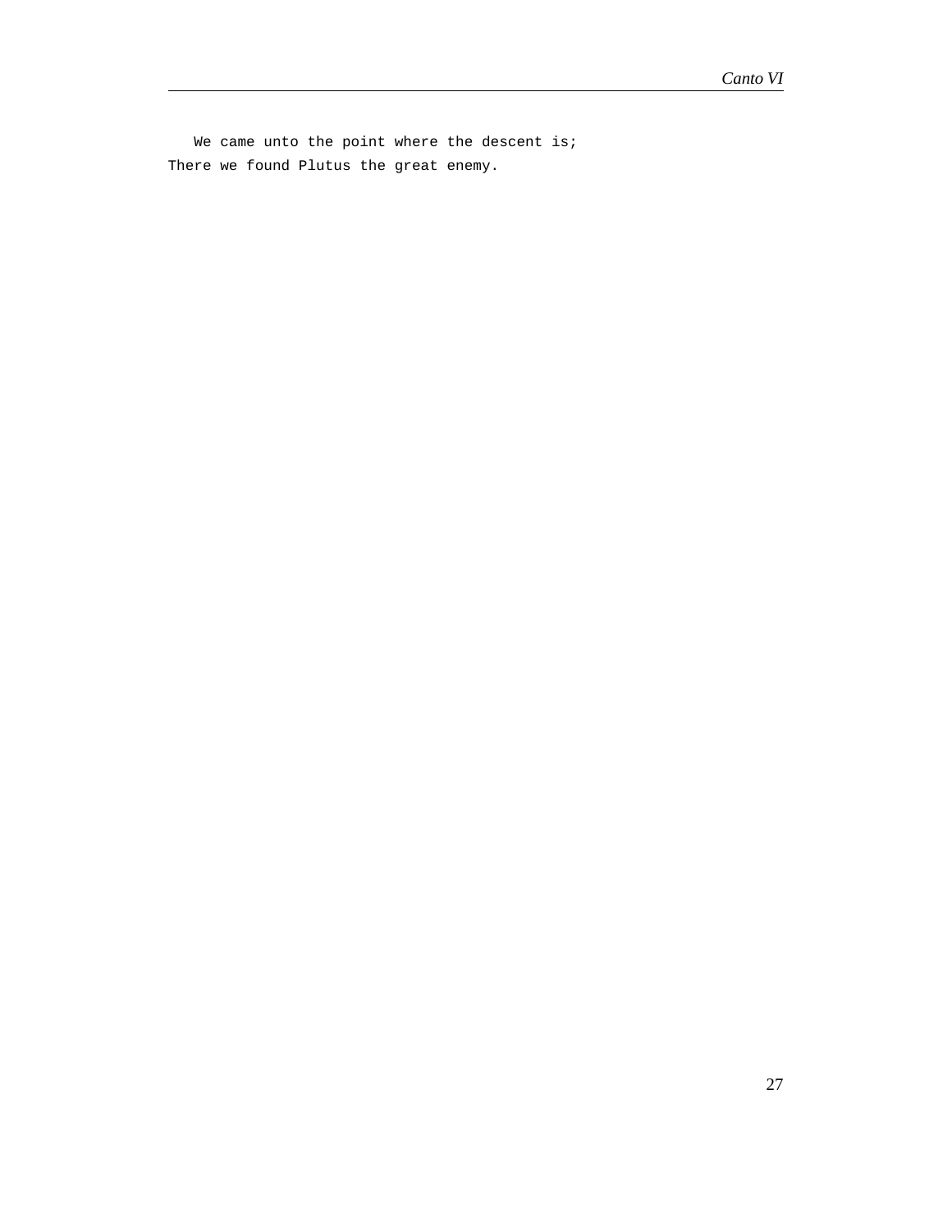We came unto the point where the descent is;
There we found Plutus the great enemy.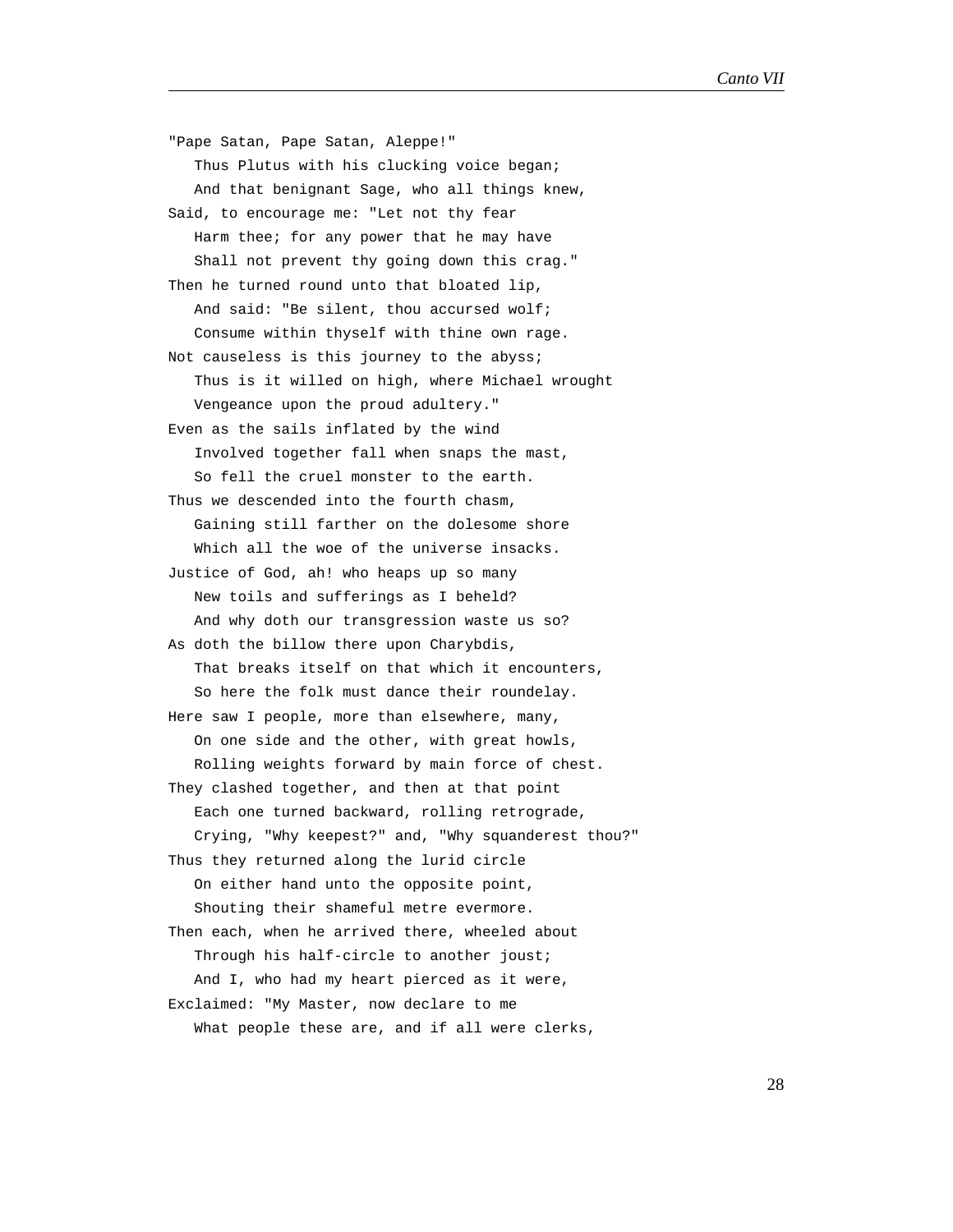"Pape Satan, Pape Satan, Aleppe!"
   Thus Plutus with his clucking voice began;
   And that benignant Sage, who all things knew,
Said, to encourage me: "Let not thy fear
   Harm thee; for any power that he may have
   Shall not prevent thy going down this crag."
Then he turned round unto that bloated lip,
   And said: "Be silent, thou accursed wolf;
   Consume within thyself with thine own rage.
Not causeless is this journey to the abyss;
   Thus is it willed on high, where Michael wrought
   Vengeance upon the proud adultery."
Even as the sails inflated by the wind
   Involved together fall when snaps the mast,
   So fell the cruel monster to the earth.
Thus we descended into the fourth chasm,
   Gaining still farther on the dolesome shore
   Which all the woe of the universe insacks.
Justice of God, ah! who heaps up so many
   New toils and sufferings as I beheld?
   And why doth our transgression waste us so?
As doth the billow there upon Charybdis,
   That breaks itself on that which it encounters,
   So here the folk must dance their roundelay.
Here saw I people, more than elsewhere, many,
   On one side and the other, with great howls,
   Rolling weights forward by main force of chest.
They clashed together, and then at that point
   Each one turned backward, rolling retrograde,
   Crying, "Why keepest?" and, "Why squanderest thou?"
Thus they returned along the lurid circle
   On either hand unto the opposite point,
   Shouting their shameful metre evermore.
Then each, when he arrived there, wheeled about
   Through his half-circle to another joust;
   And I, who had my heart pierced as it were,
Exclaimed: "My Master, now declare to me
   What people these are, and if all were clerks,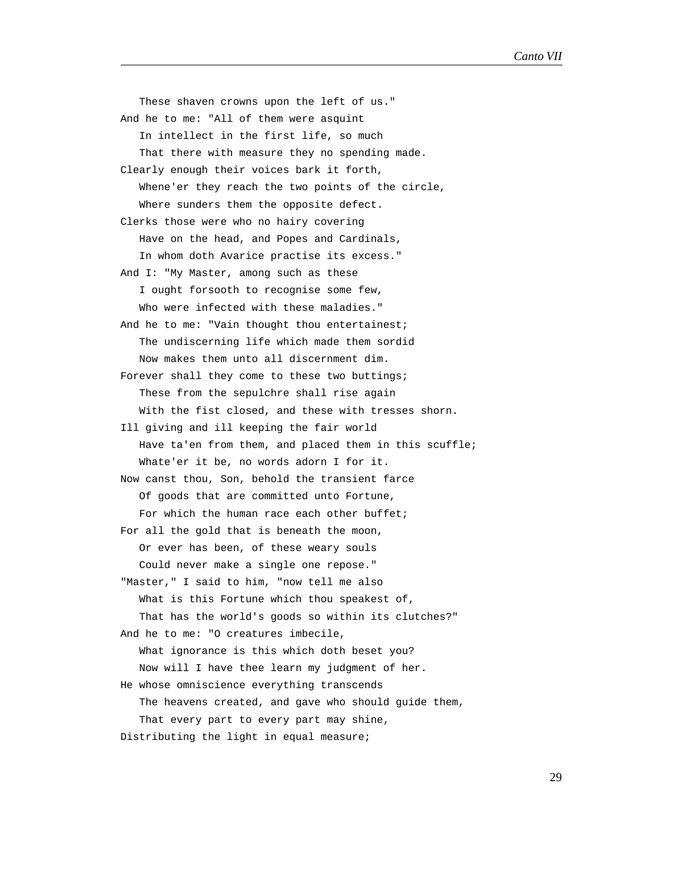These shaven crowns upon the left of us."

And he to me: "All of them were asquint
   In intellect in the first life, so much
   That there with measure they no spending made.

Clearly enough their voices bark it forth,
   Whene'er they reach the two points of the circle,
   Where sunders them the opposite defect.

Clerks those were who no hairy covering
   Have on the head, and Popes and Cardinals,
   In whom doth Avarice practise its excess."

And I: "My Master, among such as these
   I ought forsooth to recognise some few,
   Who were infected with these maladies."

And he to me: "Vain thought thou entertainest;
   The undiscerning life which made them sordid
   Now makes them unto all discernment dim.

Forever shall they come to these two buttings;
   These from the sepulchre shall rise again
   With the fist closed, and these with tresses shorn.

Ill giving and ill keeping the fair world
   Have ta'en from them, and placed them in this scuffle;
   Whate'er it be, no words adorn I for it.

Now canst thou, Son, behold the transient farce
   Of goods that are committed unto Fortune,
   For which the human race each other buffet;

For all the gold that is beneath the moon,
   Or ever has been, of these weary souls
   Could never make a single one repose."

"Master," I said to him, "now tell me also
   What is this Fortune which thou speakest of,
   That has the world's goods so within its clutches?"

And he to me: "O creatures imbecile,
   What ignorance is this which doth beset you?
   Now will I have thee learn my judgment of her.

He whose omniscience everything transcends
   The heavens created, and gave who should guide them,
   That every part to every part may shine,

Distributing the light in equal measure;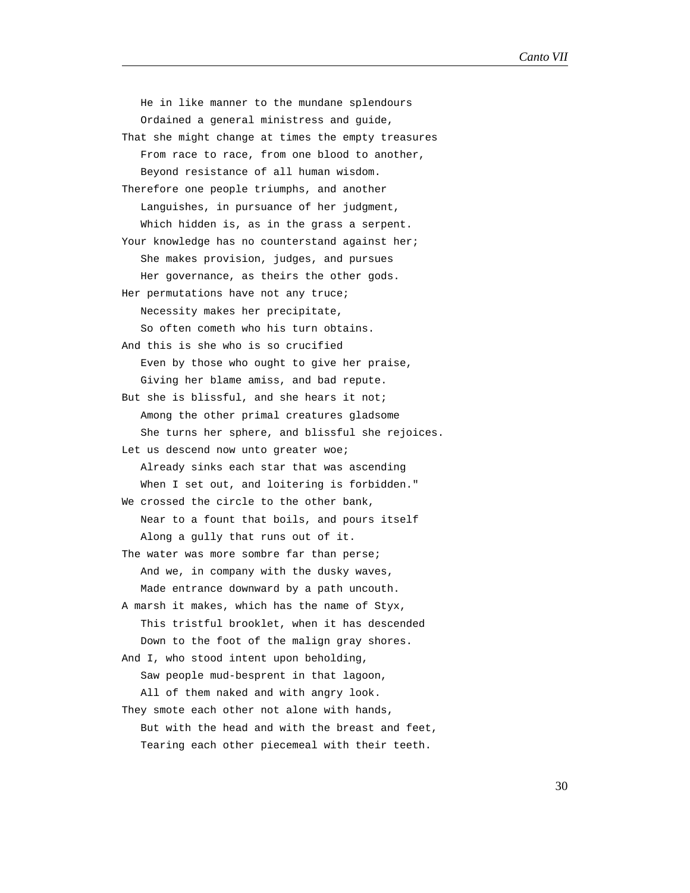He in like manner to the mundane splendours  
Ordained a general ministress and guide,  
That she might change at times the empty treasures  
From race to race, from one blood to another,  
Beyond resistance of all human wisdom.  
Therefore one people triumphs, and another  
Languishes, in pursuance of her judgment,  
Which hidden is, as in the grass a serpent.  
Your knowledge has no counterstand against her;  
She makes provision, judges, and pursues  
Her governance, as theirs the other gods.  
Her permutations have not any truce;  
Necessity makes her precipitate,  
So often cometh who his turn obtains.  
And this is she who is so crucified  
Even by those who ought to give her praise,  
Giving her blame amiss, and bad repute.  
But she is blissful, and she hears it not;  
Among the other primal creatures gladsome  
She turns her sphere, and blissful she rejoices.  
Let us descend now unto greater woe;  
Already sinks each star that was ascending  
When I set out, and loitering is forbidden."  
We crossed the circle to the other bank,  
Near to a fount that boils, and pours itself  
Along a gully that runs out of it.  
The water was more sombre far than perse;  
And we, in company with the dusky waves,  
Made entrance downward by a path uncouth.  
A marsh it makes, which has the name of Styx,  
This tristful brooklet, when it has descended  
Down to the foot of the malign gray shores.  
And I, who stood intent upon beholding,  
Saw people mud-besprent in that lagoon,  
All of them naked and with angry look.  
They smote each other not alone with hands,  
But with the head and with the breast and feet,  
Tearing each other piecemeal with their teeth.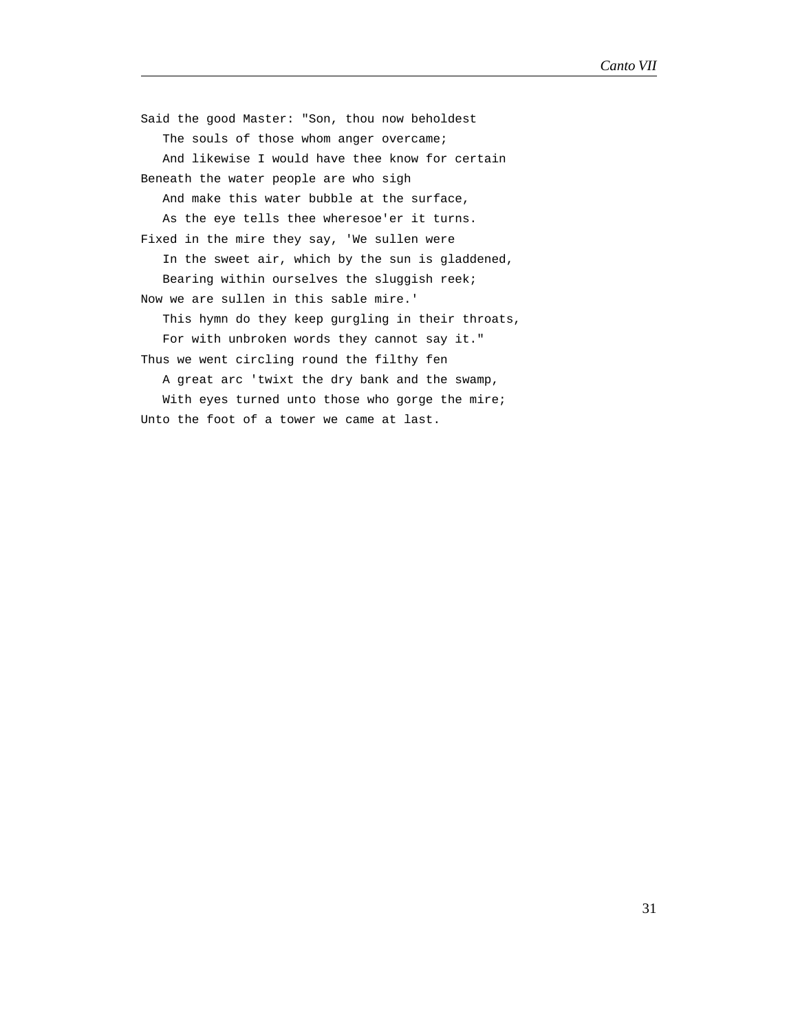Said the good Master: "Son, thou now beholdest
   The souls of those whom anger overcame;
   And likewise I would have thee know for certain
Beneath the water people are who sigh
   And make this water bubble at the surface,
   As the eye tells thee wheresoe'er it turns.
Fixed in the mire they say, 'We sullen were
   In the sweet air, which by the sun is gladdened,
   Bearing within ourselves the sluggish reek;
Now we are sullen in this sable mire.'
   This hymn do they keep gurgling in their throats,
   For with unbroken words they cannot say it."
Thus we went circling round the filthy fen
   A great arc 'twixt the dry bank and the swamp,
   With eyes turned unto those who gorge the mire;
Unto the foot of a tower we came at last.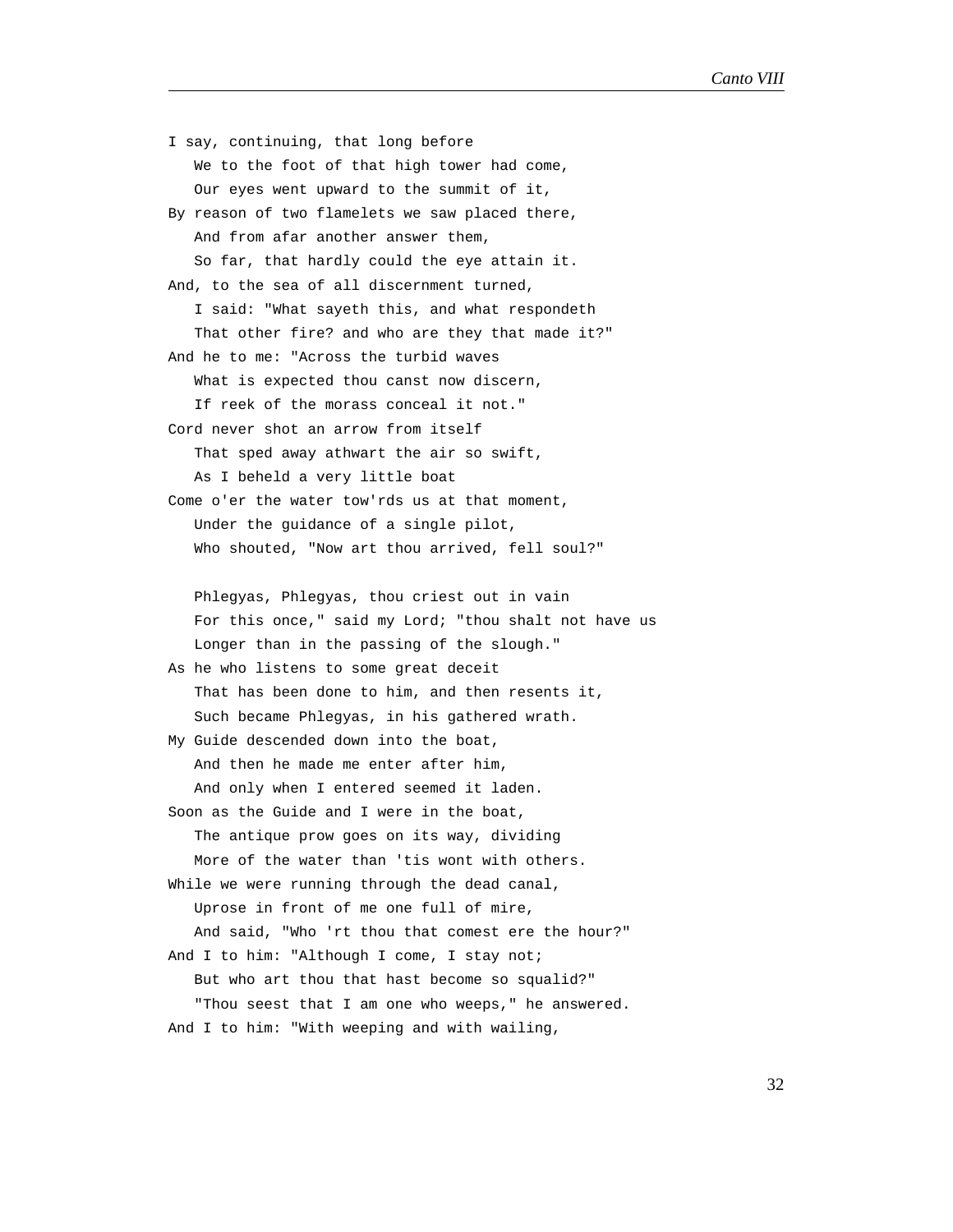I say, continuing, that long before
   We to the foot of that high tower had come,
   Our eyes went upward to the summit of it,
By reason of two flamelets we saw placed there,
   And from afar another answer them,
   So far, that hardly could the eye attain it.
And, to the sea of all discernment turned,
   I said: "What sayeth this, and what respondeth
   That other fire? and who are they that made it?"
And he to me: "Across the turbid waves
   What is expected thou canst now discern,
   If reek of the morass conceal it not."
Cord never shot an arrow from itself
   That sped away athwart the air so swift,
   As I beheld a very little boat
Come o'er the water tow'rds us at that moment,
   Under the guidance of a single pilot,
   Who shouted, "Now art thou arrived, fell soul?"

   Phlegyas, Phlegyas, thou criest out in vain
   For this once," said my Lord; "thou shalt not have us
   Longer than in the passing of the slough."
As he who listens to some great deceit
   That has been done to him, and then resents it,
   Such became Phlegyas, in his gathered wrath.
My Guide descended down into the boat,
   And then he made me enter after him,
   And only when I entered seemed it laden.
Soon as the Guide and I were in the boat,
   The antique prow goes on its way, dividing
   More of the water than 'tis wont with others.
While we were running through the dead canal,
   Uprose in front of me one full of mire,
   And said, "Who 'rt thou that comest ere the hour?"
And I to him: "Although I come, I stay not;
   But who art thou that hast become so squalid?"
   "Thou seest that I am one who weeps," he answered.
And I to him: "With weeping and with wailing,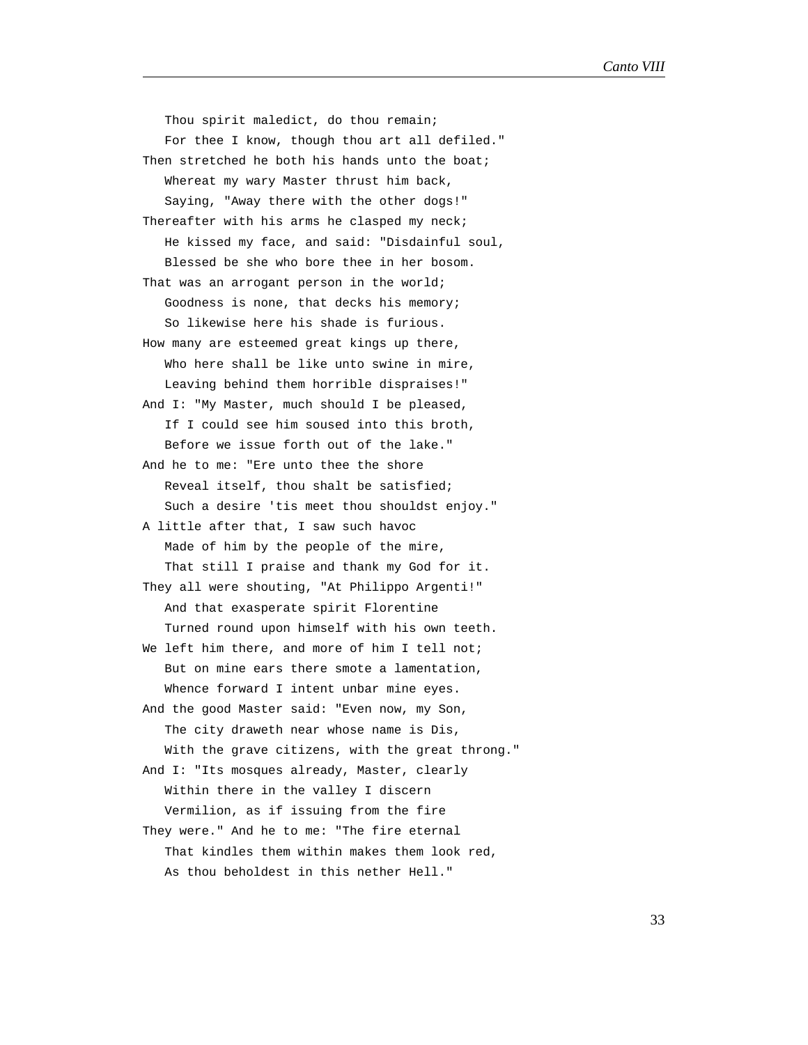Thou spirit maledict, do thou remain;
   For thee I know, though thou art all defiled."
Then stretched he both his hands unto the boat;
   Whereat my wary Master thrust him back,
   Saying, "Away there with the other dogs!"
Thereafter with his arms he clasped my neck;
   He kissed my face, and said: "Disdainful soul,
   Blessed be she who bore thee in her bosom.
That was an arrogant person in the world;
   Goodness is none, that decks his memory;
   So likewise here his shade is furious.
How many are esteemed great kings up there,
   Who here shall be like unto swine in mire,
   Leaving behind them horrible dispraises!"
And I: "My Master, much should I be pleased,
   If I could see him soused into this broth,
   Before we issue forth out of the lake."
And he to me: "Ere unto thee the shore
   Reveal itself, thou shalt be satisfied;
   Such a desire 'tis meet thou shouldst enjoy."
A little after that, I saw such havoc
   Made of him by the people of the mire,
   That still I praise and thank my God for it.
They all were shouting, "At Philippo Argenti!"
   And that exasperate spirit Florentine
   Turned round upon himself with his own teeth.
We left him there, and more of him I tell not;
   But on mine ears there smote a lamentation,
   Whence forward I intent unbar mine eyes.
And the good Master said: "Even now, my Son,
   The city draweth near whose name is Dis,
   With the grave citizens, with the great throng."
And I: "Its mosques already, Master, clearly
   Within there in the valley I discern
   Vermilion, as if issuing from the fire
They were." And he to me: "The fire eternal
   That kindles them within makes them look red,
   As thou beholdest in this nether Hell."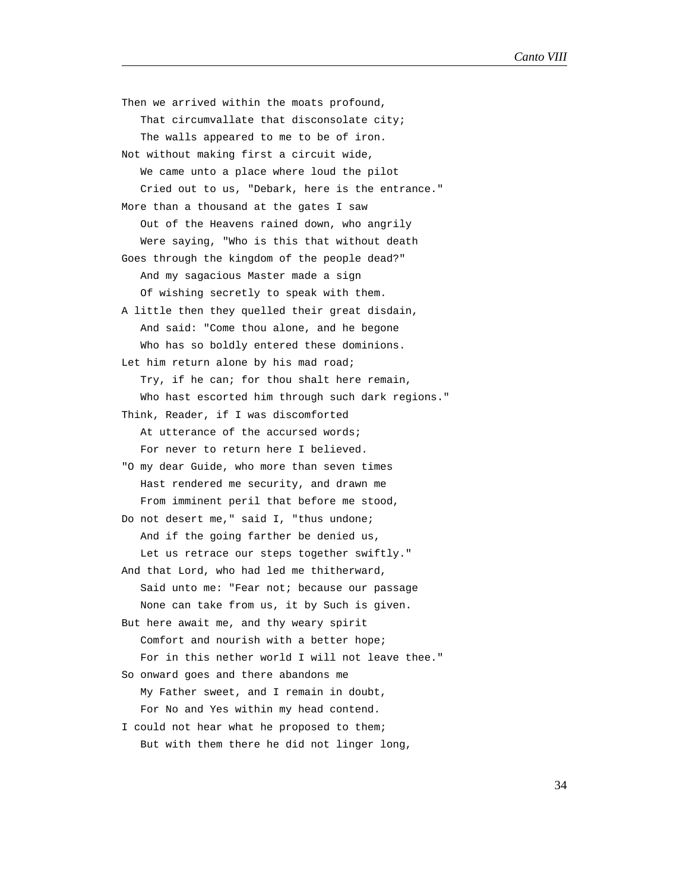Then we arrived within the moats profound,
   That circumvallate that disconsolate city;
   The walls appeared to me to be of iron.
Not without making first a circuit wide,
   We came unto a place where loud the pilot
   Cried out to us, "Debark, here is the entrance."
More than a thousand at the gates I saw
   Out of the Heavens rained down, who angrily
   Were saying, "Who is this that without death
Goes through the kingdom of the people dead?"
   And my sagacious Master made a sign
   Of wishing secretly to speak with them.
A little then they quelled their great disdain,
   And said: "Come thou alone, and he begone
   Who has so boldly entered these dominions.
Let him return alone by his mad road;
   Try, if he can; for thou shalt here remain,
   Who hast escorted him through such dark regions."
Think, Reader, if I was discomforted
   At utterance of the accursed words;
   For never to return here I believed.
"O my dear Guide, who more than seven times
   Hast rendered me security, and drawn me
   From imminent peril that before me stood,
Do not desert me," said I, "thus undone;
   And if the going farther be denied us,
   Let us retrace our steps together swiftly."
And that Lord, who had led me thitherward,
   Said unto me: "Fear not; because our passage
   None can take from us, it by Such is given.
But here await me, and thy weary spirit
   Comfort and nourish with a better hope;
   For in this nether world I will not leave thee."
So onward goes and there abandons me
   My Father sweet, and I remain in doubt,
   For No and Yes within my head contend.
I could not hear what he proposed to them;
   But with them there he did not linger long,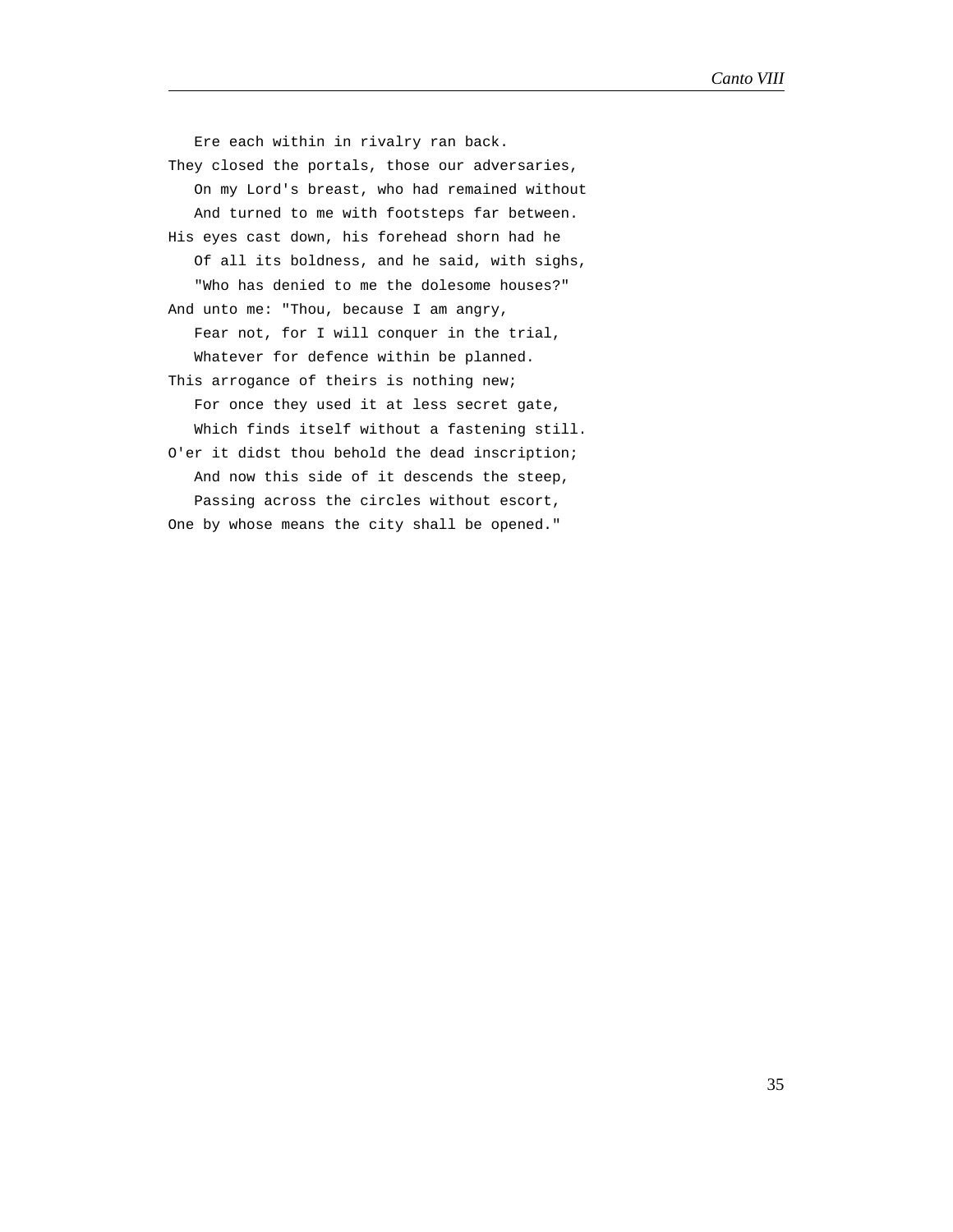Ere each within in rivalry ran back.
They closed the portals, those our adversaries,
   On my Lord's breast, who had remained without
   And turned to me with footsteps far between.
His eyes cast down, his forehead shorn had he
   Of all its boldness, and he said, with sighs,
   "Who has denied to me the dolesome houses?"
And unto me: "Thou, because I am angry,
   Fear not, for I will conquer in the trial,
   Whatever for defence within be planned.
This arrogance of theirs is nothing new;
   For once they used it at less secret gate,
   Which finds itself without a fastening still.
O'er it didst thou behold the dead inscription;
   And now this side of it descends the steep,
   Passing across the circles without escort,
One by whose means the city shall be opened."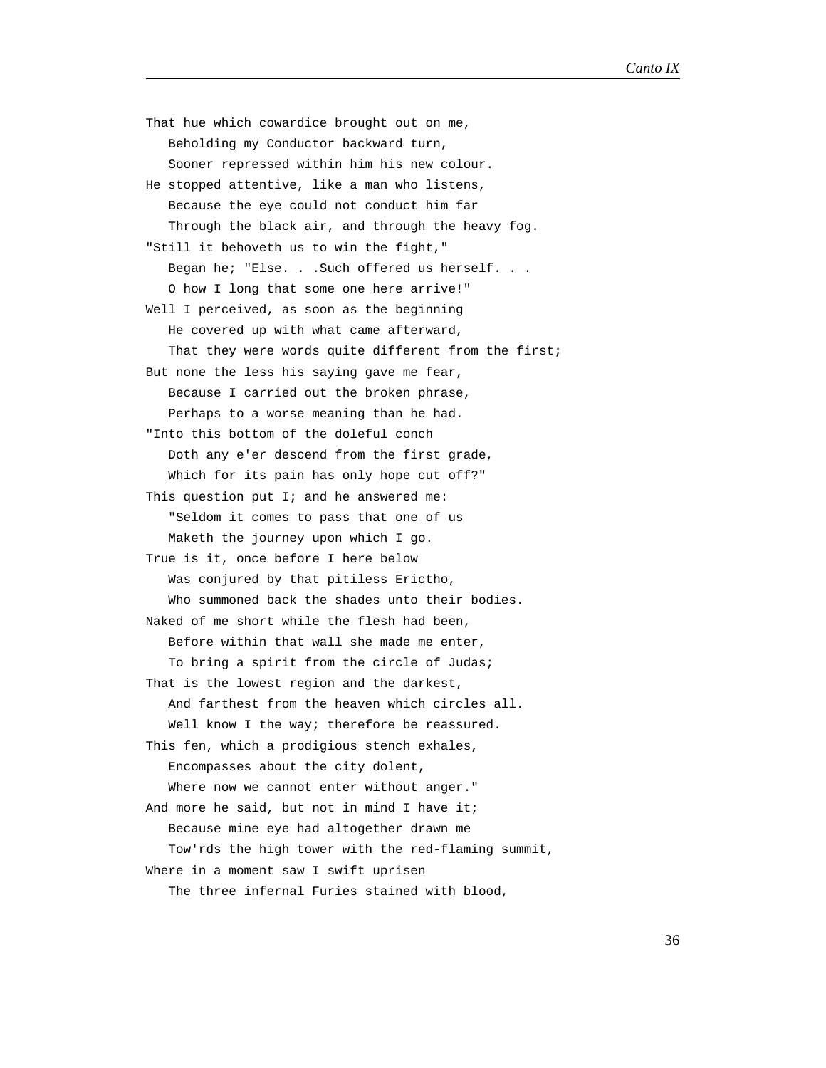That hue which cowardice brought out on me,
   Beholding my Conductor backward turn,
   Sooner repressed within him his new colour.
He stopped attentive, like a man who listens,
   Because the eye could not conduct him far
   Through the black air, and through the heavy fog.
"Still it behoveth us to win the fight,"
   Began he; "Else. . .Such offered us herself. . .
   O how I long that some one here arrive!"
Well I perceived, as soon as the beginning
   He covered up with what came afterward,
   That they were words quite different from the first;
But none the less his saying gave me fear,
   Because I carried out the broken phrase,
   Perhaps to a worse meaning than he had.
"Into this bottom of the doleful conch
   Doth any e'er descend from the first grade,
   Which for its pain has only hope cut off?"
This question put I; and he answered me:
   "Seldom it comes to pass that one of us
   Maketh the journey upon which I go.
True is it, once before I here below
   Was conjured by that pitiless Erictho,
   Who summoned back the shades unto their bodies.
Naked of me short while the flesh had been,
   Before within that wall she made me enter,
   To bring a spirit from the circle of Judas;
That is the lowest region and the darkest,
   And farthest from the heaven which circles all.
   Well know I the way; therefore be reassured.
This fen, which a prodigious stench exhales,
   Encompasses about the city dolent,
   Where now we cannot enter without anger."
And more he said, but not in mind I have it;
   Because mine eye had altogether drawn me
   Tow'rds the high tower with the red-flaming summit,
Where in a moment saw I swift uprisen
   The three infernal Furies stained with blood,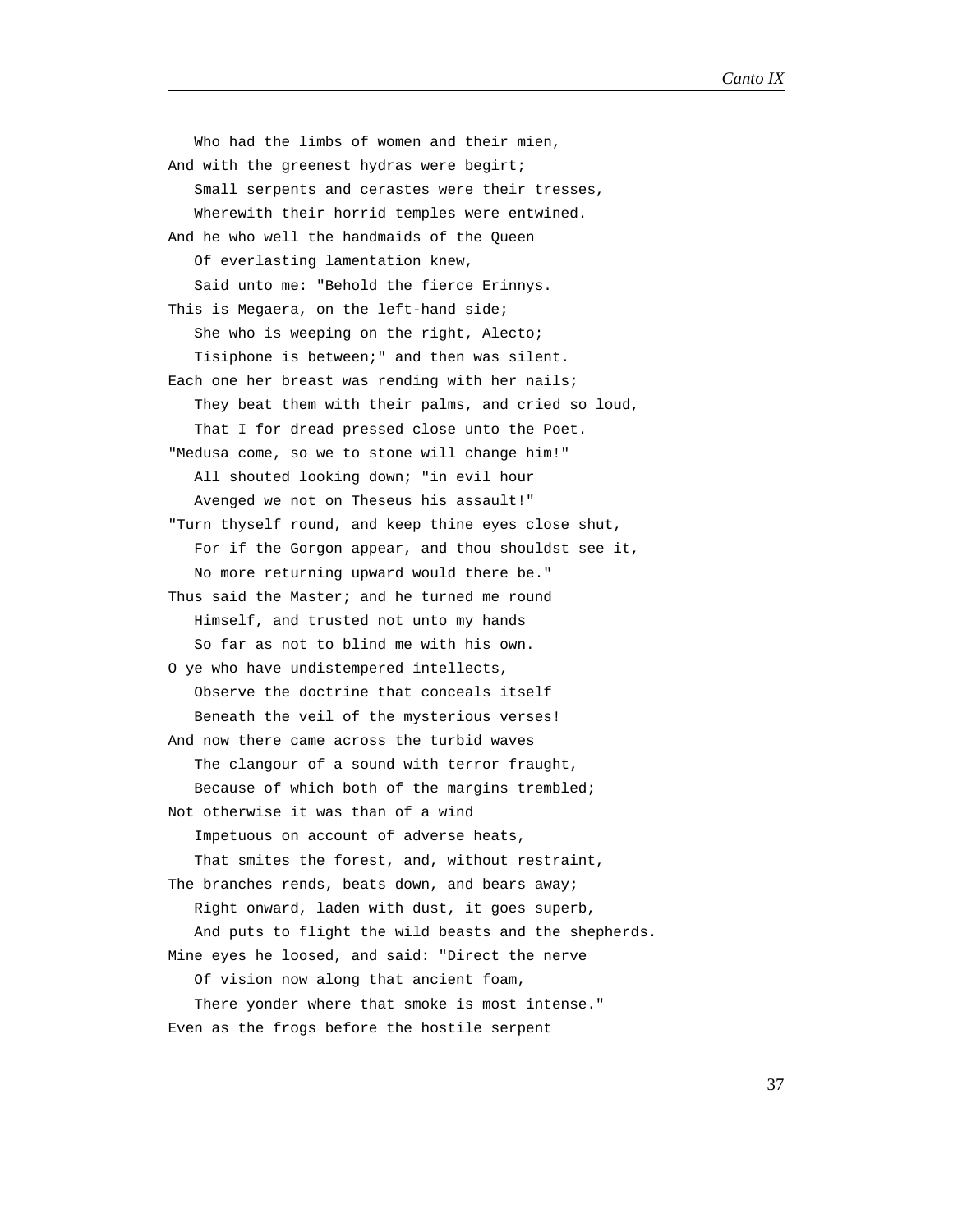Who had the limbs of women and their mien,  
And with the greenest hydras were begirt;  
Small serpents and cerastes were their tresses,  
Wherewith their horrid temples were entwined.  
And he who well the handmaids of the Queen  
Of everlasting lamentation knew,  
Said unto me: "Behold the fierce Erinnys.  
This is Megaera, on the left-hand side;  
She who is weeping on the right, Alecto;  
Tisiphone is between;" and then was silent.  
Each one her breast was rending with her nails;  
They beat them with their palms, and cried so loud,  
That I for dread pressed close unto the Poet.  
"Medusa come, so we to stone will change him!"  
All shouted looking down; "in evil hour  
Avenged we not on Theseus his assault!"  
"Turn thyself round, and keep thine eyes close shut,  
For if the Gorgon appear, and thou shouldst see it,  
No more returning upward would there be."  
Thus said the Master; and he turned me round  
Himself, and trusted not unto my hands  
So far as not to blind me with his own.  
O ye who have undistempered intellects,  
Observe the doctrine that conceals itself  
Beneath the veil of the mysterious verses!  
And now there came across the turbid waves  
The clangour of a sound with terror fraught,  
Because of which both of the margins trembled;  
Not otherwise it was than of a wind  
Impetuous on account of adverse heats,  
That smites the forest, and, without restraint,  
The branches rends, beats down, and bears away;  
Right onward, laden with dust, it goes superb,  
And puts to flight the wild beasts and the shepherds.  
Mine eyes he loosed, and said: "Direct the nerve  
Of vision now along that ancient foam,  
There yonder where that smoke is most intense."  
Even as the frogs before the hostile serpent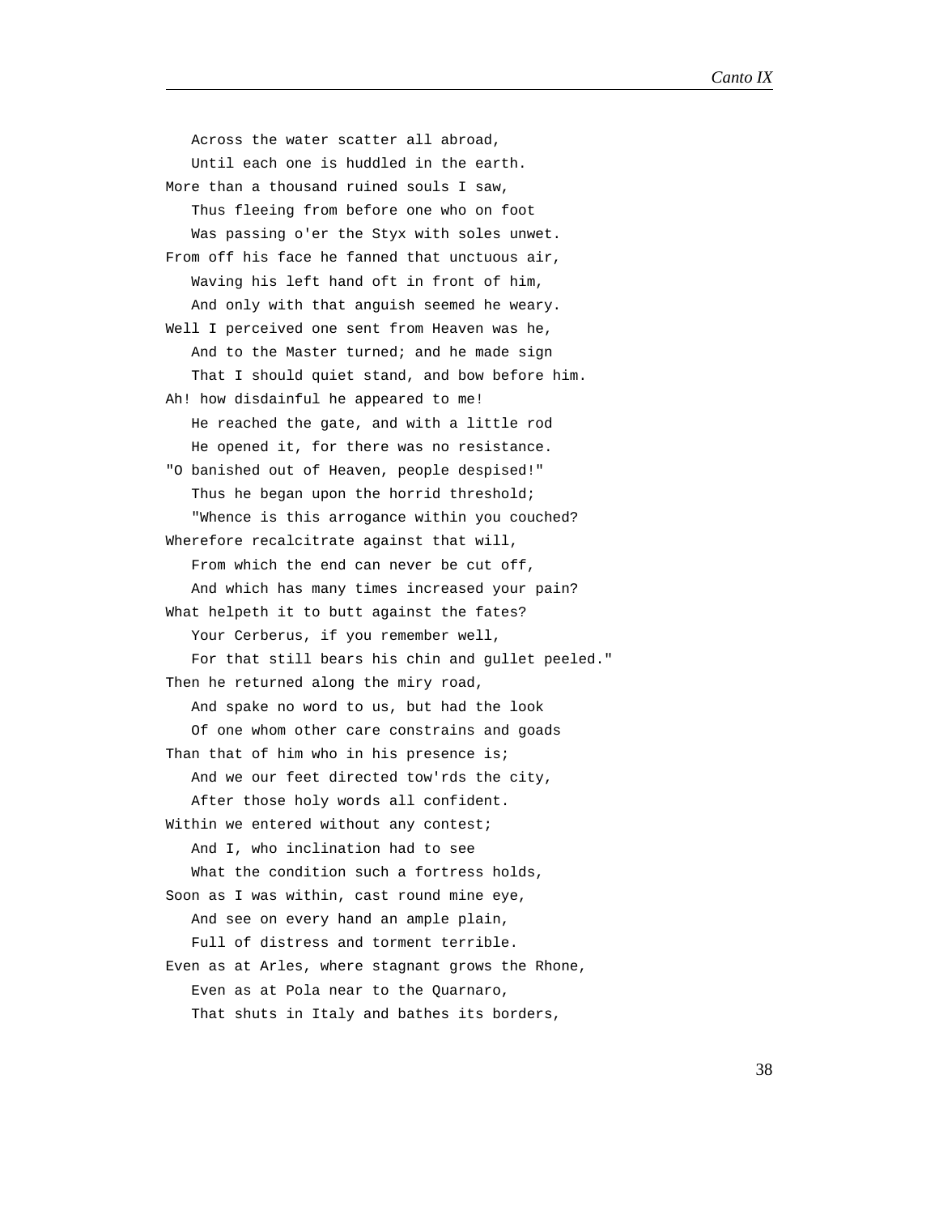Across the water scatter all abroad,
   Until each one is huddled in the earth.
More than a thousand ruined souls I saw,
   Thus fleeing from before one who on foot
   Was passing o'er the Styx with soles unwet.
From off his face he fanned that unctuous air,
   Waving his left hand oft in front of him,
   And only with that anguish seemed he weary.
Well I perceived one sent from Heaven was he,
   And to the Master turned; and he made sign
   That I should quiet stand, and bow before him.
Ah! how disdainful he appeared to me!
   He reached the gate, and with a little rod
   He opened it, for there was no resistance.
"O banished out of Heaven, people despised!"
   Thus he began upon the horrid threshold;
   "Whence is this arrogance within you couched?
Wherefore recalcitrate against that will,
   From which the end can never be cut off,
   And which has many times increased your pain?
What helpeth it to butt against the fates?
   Your Cerberus, if you remember well,
   For that still bears his chin and gullet peeled."
Then he returned along the miry road,
   And spake no word to us, but had the look
   Of one whom other care constrains and goads
Than that of him who in his presence is;
   And we our feet directed tow'rds the city,
   After those holy words all confident.
Within we entered without any contest;
   And I, who inclination had to see
   What the condition such a fortress holds,
Soon as I was within, cast round mine eye,
   And see on every hand an ample plain,
   Full of distress and torment terrible.
Even as at Arles, where stagnant grows the Rhone,
   Even as at Pola near to the Quarnaro,
   That shuts in Italy and bathes its borders,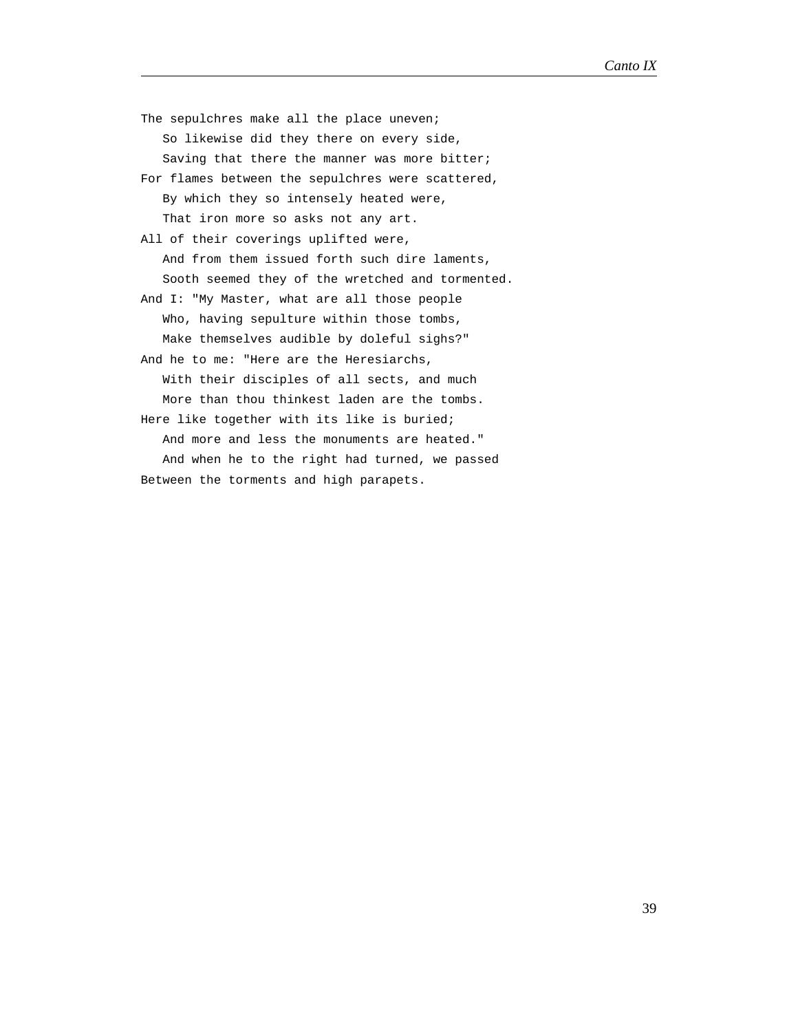The sepulchres make all the place uneven;
   So likewise did they there on every side,
   Saving that there the manner was more bitter;
For flames between the sepulchres were scattered,
   By which they so intensely heated were,
   That iron more so asks not any art.
All of their coverings uplifted were,
   And from them issued forth such dire laments,
   Sooth seemed they of the wretched and tormented.
And I: "My Master, what are all those people
   Who, having sepulture within those tombs,
   Make themselves audible by doleful sighs?"
And he to me: "Here are the Heresiarchs,
   With their disciples of all sects, and much
   More than thou thinkest laden are the tombs.
Here like together with its like is buried;
   And more and less the monuments are heated."
   And when he to the right had turned, we passed
Between the torments and high parapets.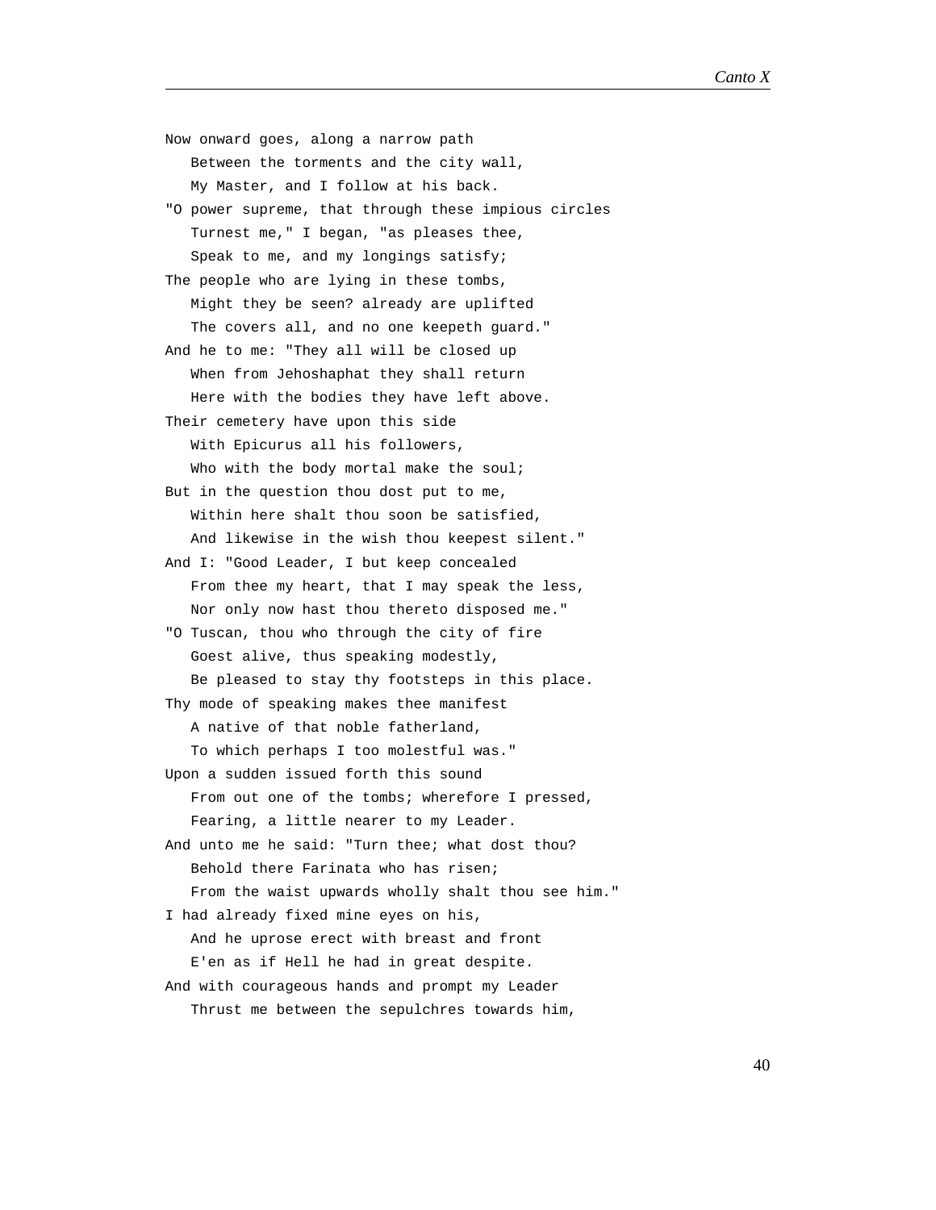Now onward goes, along a narrow path
   Between the torments and the city wall,
   My Master, and I follow at his back.
"O power supreme, that through these impious circles
   Turnest me," I began, "as pleases thee,
   Speak to me, and my longings satisfy;
The people who are lying in these tombs,
   Might they be seen? already are uplifted
   The covers all, and no one keepeth guard."
And he to me: "They all will be closed up
   When from Jehoshaphat they shall return
   Here with the bodies they have left above.
Their cemetery have upon this side
   With Epicurus all his followers,
   Who with the body mortal make the soul;
But in the question thou dost put to me,
   Within here shalt thou soon be satisfied,
   And likewise in the wish thou keepest silent."
And I: "Good Leader, I but keep concealed
   From thee my heart, that I may speak the less,
   Nor only now hast thou thereto disposed me."
"O Tuscan, thou who through the city of fire
   Goest alive, thus speaking modestly,
   Be pleased to stay thy footsteps in this place.
Thy mode of speaking makes thee manifest
   A native of that noble fatherland,
   To which perhaps I too molestful was."
Upon a sudden issued forth this sound
   From out one of the tombs; wherefore I pressed,
   Fearing, a little nearer to my Leader.
And unto me he said: "Turn thee; what dost thou?
   Behold there Farinata who has risen;
   From the waist upwards wholly shalt thou see him."
I had already fixed mine eyes on his,
   And he uprose erect with breast and front
   E'en as if Hell he had in great despite.
And with courageous hands and prompt my Leader
   Thrust me between the sepulchres towards him,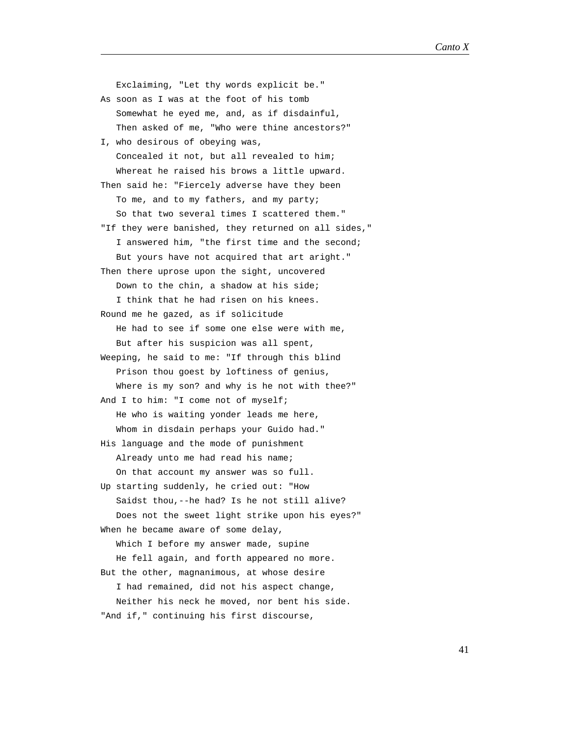Exclaiming, "Let thy words explicit be."
As soon as I was at the foot of his tomb
   Somewhat he eyed me, and, as if disdainful,
   Then asked of me, "Who were thine ancestors?"
I, who desirous of obeying was,
   Concealed it not, but all revealed to him;
   Whereat he raised his brows a little upward.
Then said he: "Fiercely adverse have they been
   To me, and to my fathers, and my party;
   So that two several times I scattered them."
"If they were banished, they returned on all sides,"
   I answered him, "the first time and the second;
   But yours have not acquired that art aright."
Then there uprose upon the sight, uncovered
   Down to the chin, a shadow at his side;
   I think that he had risen on his knees.
Round me he gazed, as if solicitude
   He had to see if some one else were with me,
   But after his suspicion was all spent,
Weeping, he said to me: "If through this blind
   Prison thou goest by loftiness of genius,
   Where is my son? and why is he not with thee?"
And I to him: "I come not of myself;
   He who is waiting yonder leads me here,
   Whom in disdain perhaps your Guido had."
His language and the mode of punishment
   Already unto me had read his name;
   On that account my answer was so full.
Up starting suddenly, he cried out: "How
   Saidst thou,--he had? Is he not still alive?
   Does not the sweet light strike upon his eyes?"
When he became aware of some delay,
   Which I before my answer made, supine
   He fell again, and forth appeared no more.
But the other, magnanimous, at whose desire
   I had remained, did not his aspect change,
   Neither his neck he moved, nor bent his side.
"And if," continuing his first discourse,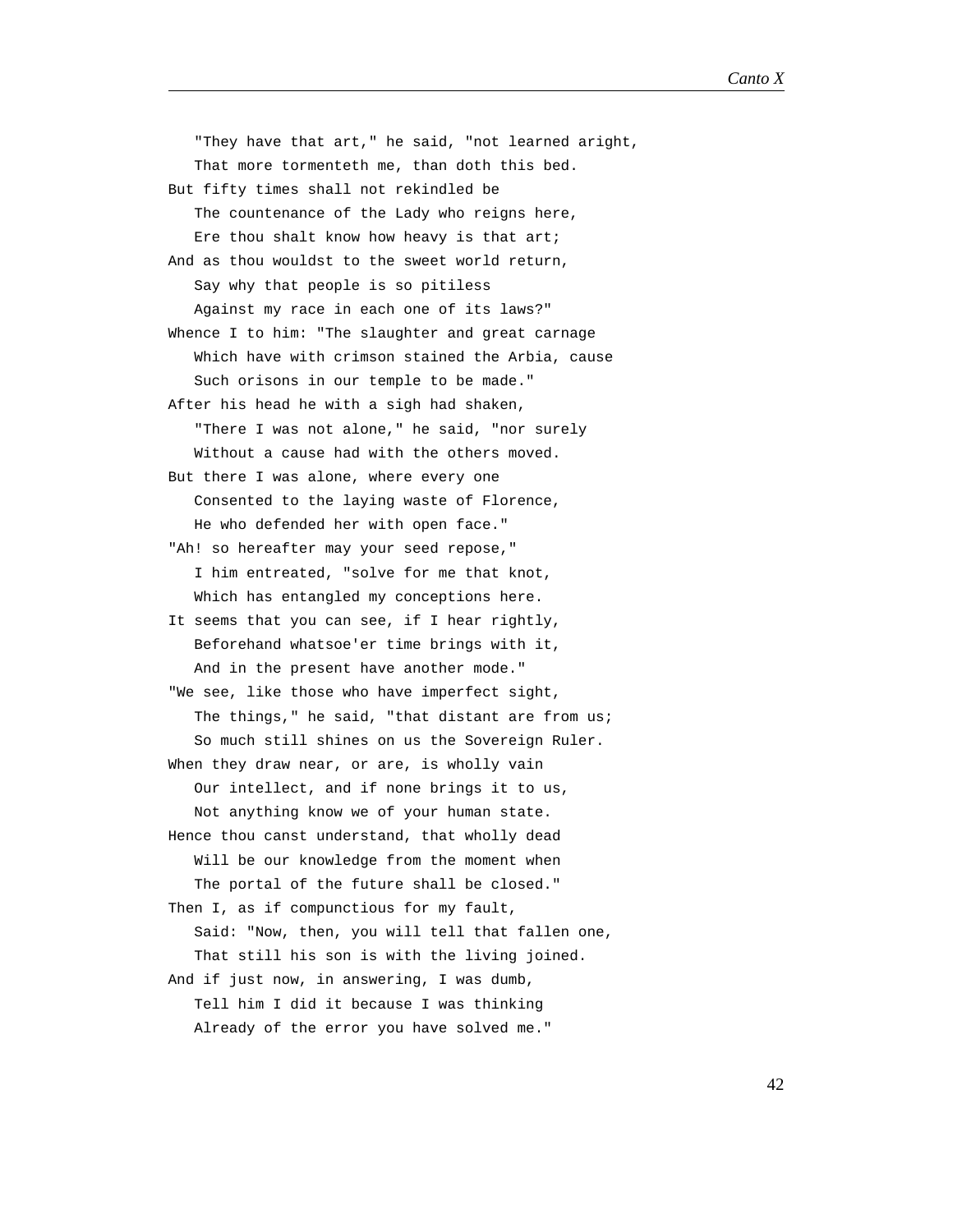"They have that art," he said, "not learned aright,  
That more tormenteth me, than doth this bed.  
But fifty times shall not rekindled be  
The countenance of the Lady who reigns here,  
Ere thou shalt know how heavy is that art;  
And as thou wouldst to the sweet world return,  
Say why that people is so pitiless  
Against my race in each one of its laws?"  
Whence I to him: "The slaughter and great carnage  
Which have with crimson stained the Arbia, cause  
Such orisons in our temple to be made."  
After his head he with a sigh had shaken,  
"There I was not alone," he said, "nor surely  
Without a cause had with the others moved.  
But there I was alone, where every one  
Consented to the laying waste of Florence,  
He who defended her with open face."  
"Ah! so hereafter may your seed repose,"  
I him entreated, "solve for me that knot,  
Which has entangled my conceptions here.  
It seems that you can see, if I hear rightly,  
Beforehand whatsoe'er time brings with it,  
And in the present have another mode."  
"We see, like those who have imperfect sight,  
The things," he said, "that distant are from us;  
So much still shines on us the Sovereign Ruler.  
When they draw near, or are, is wholly vain  
Our intellect, and if none brings it to us,  
Not anything know we of your human state.  
Hence thou canst understand, that wholly dead  
Will be our knowledge from the moment when  
The portal of the future shall be closed."  
Then I, as if compunctious for my fault,  
Said: "Now, then, you will tell that fallen one,  
That still his son is with the living joined.  
And if just now, in answering, I was dumb,  
Tell him I did it because I was thinking  
Already of the error you have solved me."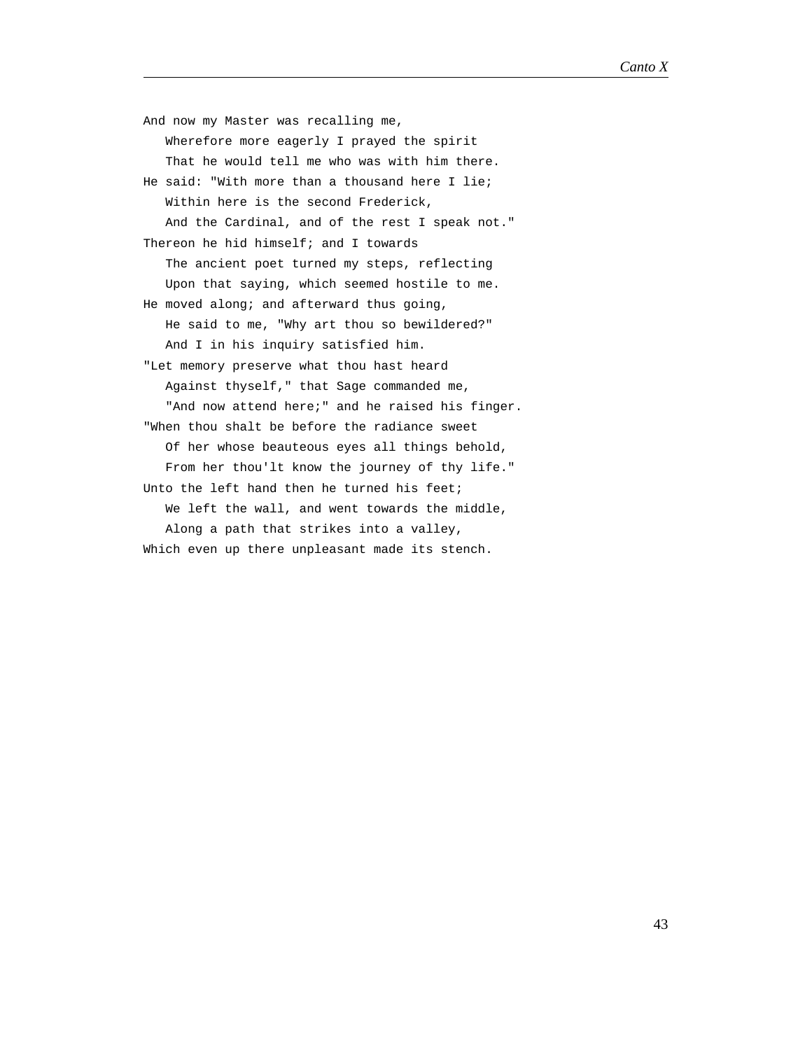And now my Master was recalling me,  
   Wherefore more eagerly I prayed the spirit  
   That he would tell me who was with him there.  
He said: "With more than a thousand here I lie;  
   Within here is the second Frederick,  
   And the Cardinal, and of the rest I speak not."  
Thereon he hid himself; and I towards  
   The ancient poet turned my steps, reflecting  
   Upon that saying, which seemed hostile to me.  
He moved along; and afterward thus going,  
   He said to me, "Why art thou so bewildered?"  
   And I in his inquiry satisfied him.  
"Let memory preserve what thou hast heard  
   Against thyself," that Sage commanded me,  
   "And now attend here;" and he raised his finger.  
"When thou shalt be before the radiance sweet  
   Of her whose beauteous eyes all things behold,  
   From her thou'lt know the journey of thy life."  
Unto the left hand then he turned his feet;  
   We left the wall, and went towards the middle,  
   Along a path that strikes into a valley,  
Which even up there unpleasant made its stench.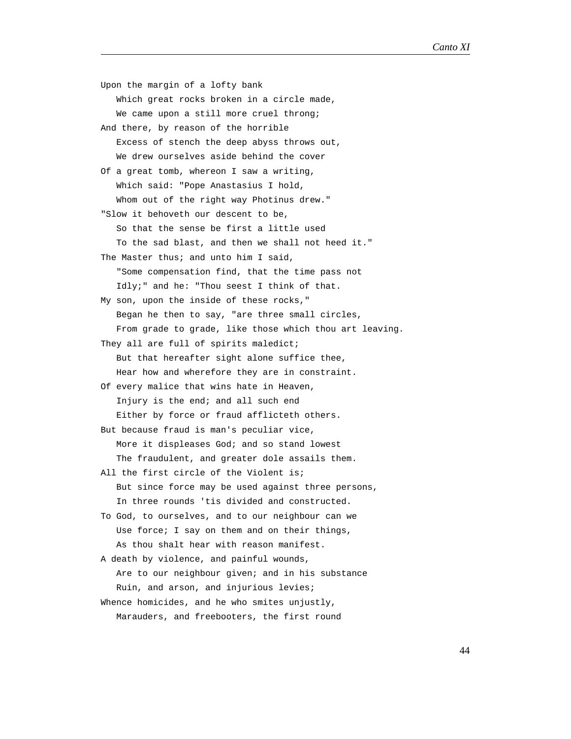Upon the margin of a lofty bank
   Which great rocks broken in a circle made,
   We came upon a still more cruel throng;
And there, by reason of the horrible
   Excess of stench the deep abyss throws out,
   We drew ourselves aside behind the cover
Of a great tomb, whereon I saw a writing,
   Which said: "Pope Anastasius I hold,
   Whom out of the right way Photinus drew."
"Slow it behoveth our descent to be,
   So that the sense be first a little used
   To the sad blast, and then we shall not heed it."
The Master thus; and unto him I said,
   "Some compensation find, that the time pass not
   Idly;" and he: "Thou seest I think of that.
My son, upon the inside of these rocks,"
   Began he then to say, "are three small circles,
   From grade to grade, like those which thou art leaving.
They all are full of spirits maledict;
   But that hereafter sight alone suffice thee,
   Hear how and wherefore they are in constraint.
Of every malice that wins hate in Heaven,
   Injury is the end; and all such end
   Either by force or fraud afflicteth others.
But because fraud is man's peculiar vice,
   More it displeases God; and so stand lowest
   The fraudulent, and greater dole assails them.
All the first circle of the Violent is;
   But since force may be used against three persons,
   In three rounds 'tis divided and constructed.
To God, to ourselves, and to our neighbour can we
   Use force; I say on them and on their things,
   As thou shalt hear with reason manifest.
A death by violence, and painful wounds,
   Are to our neighbour given; and in his substance
   Ruin, and arson, and injurious levies;
Whence homicides, and he who smites unjustly,
   Marauders, and freebooters, the first round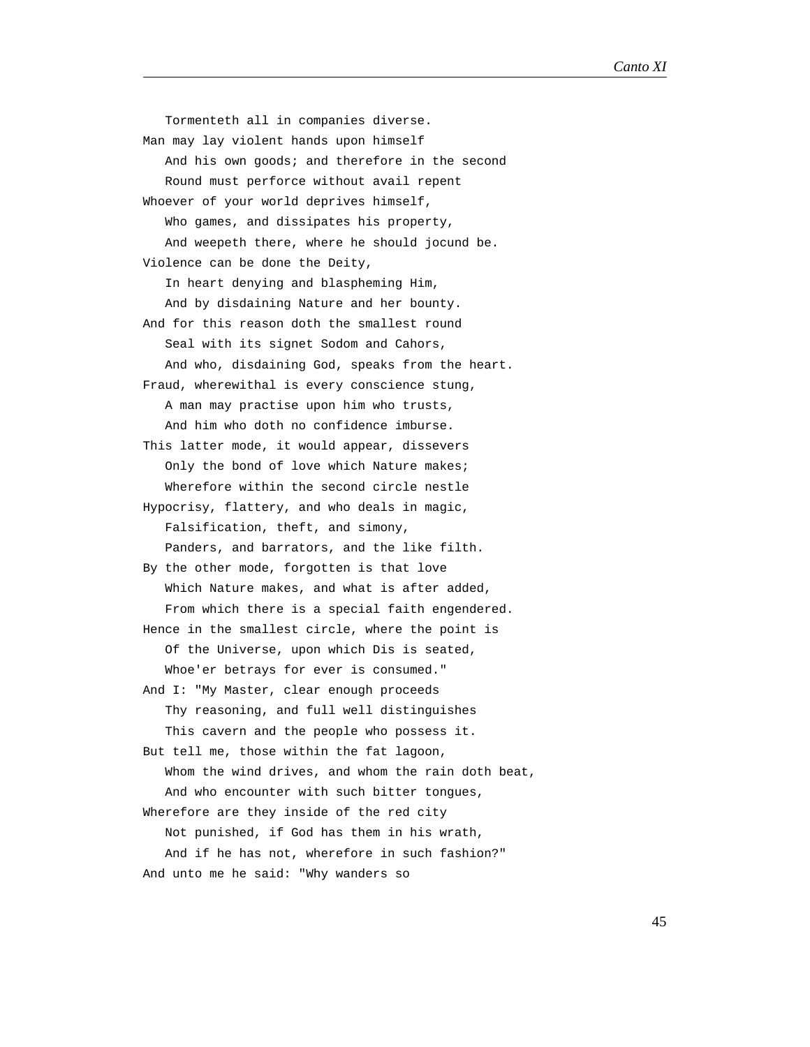Tormenteth all in companies diverse.  
Man may lay violent hands upon himself  
   And his own goods; and therefore in the second  
   Round must perforce without avail repent  
Whoever of your world deprives himself,  
   Who games, and dissipates his property,  
   And weepeth there, where he should jocund be.  
Violence can be done the Deity,  
   In heart denying and blaspheming Him,  
   And by disdaining Nature and her bounty.  
And for this reason doth the smallest round  
   Seal with its signet Sodom and Cahors,  
   And who, disdaining God, speaks from the heart.  
Fraud, wherewithal is every conscience stung,  
   A man may practise upon him who trusts,  
   And him who doth no confidence imburse.  
This latter mode, it would appear, dissevers  
   Only the bond of love which Nature makes;  
   Wherefore within the second circle nestle  
Hypocrisy, flattery, and who deals in magic,  
   Falsification, theft, and simony,  
   Panders, and barrators, and the like filth.  
By the other mode, forgotten is that love  
   Which Nature makes, and what is after added,  
   From which there is a special faith engendered.  
Hence in the smallest circle, where the point is  
   Of the Universe, upon which Dis is seated,  
   Whoe'er betrays for ever is consumed."  
And I: "My Master, clear enough proceeds  
   Thy reasoning, and full well distinguishes  
   This cavern and the people who possess it.  
But tell me, those within the fat lagoon,  
   Whom the wind drives, and whom the rain doth beat,  
   And who encounter with such bitter tongues,  
Wherefore are they inside of the red city  
   Not punished, if God has them in his wrath,  
   And if he has not, wherefore in such fashion?"  
And unto me he said: "Why wanders so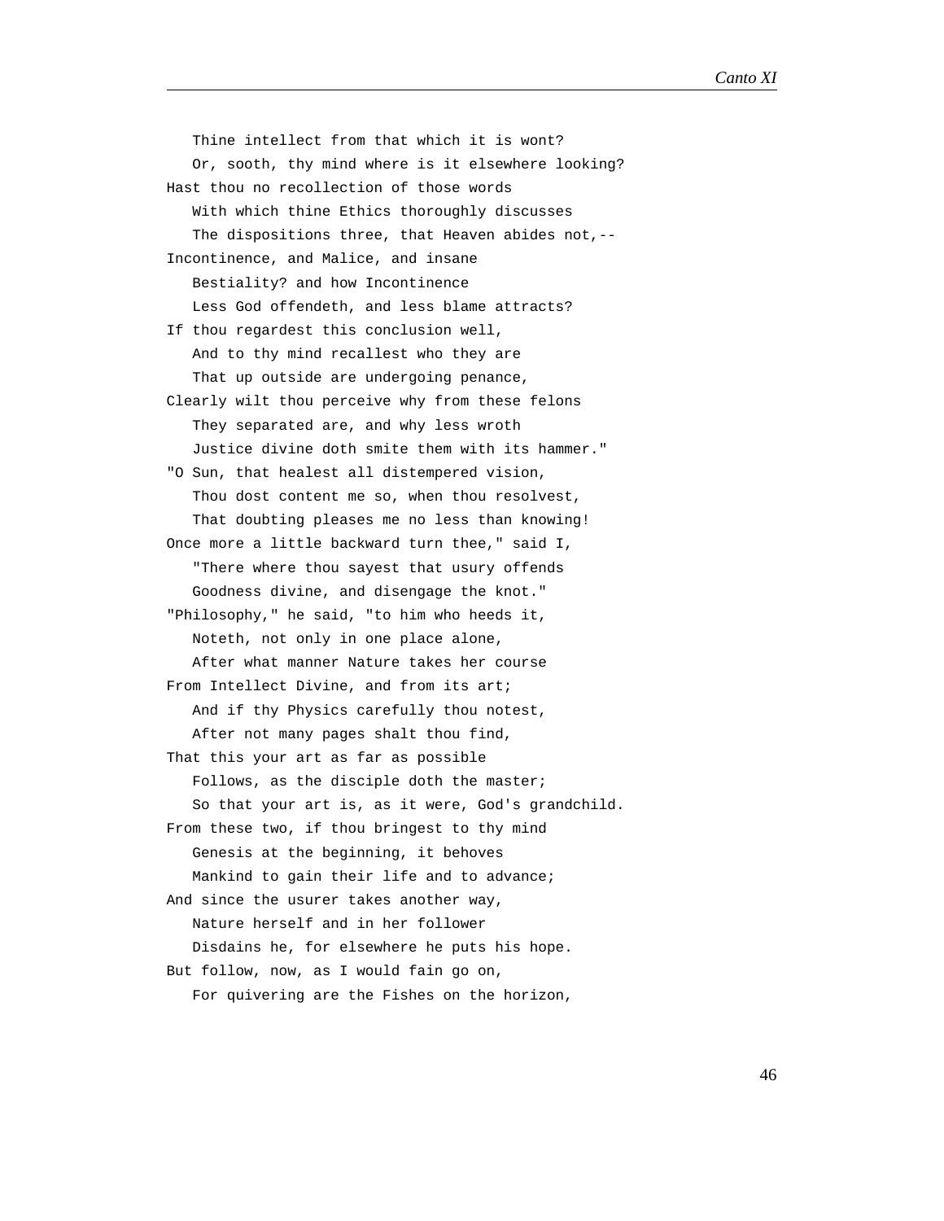Thine intellect from that which it is wont?  
   Or, sooth, thy mind where is it elsewhere looking?  
Hast thou no recollection of those words  
   With which thine Ethics thoroughly discusses  
   The dispositions three, that Heaven abides not,--  
Incontinence, and Malice, and insane  
   Bestiality? and how Incontinence  
   Less God offendeth, and less blame attracts?  
If thou regardest this conclusion well,  
   And to thy mind recallest who they are  
   That up outside are undergoing penance,  
Clearly wilt thou perceive why from these felons  
   They separated are, and why less wroth  
   Justice divine doth smite them with its hammer."  
"O Sun, that healest all distempered vision,  
   Thou dost content me so, when thou resolvest,  
   That doubting pleases me no less than knowing!  
Once more a little backward turn thee," said I,  
   "There where thou sayest that usury offends  
   Goodness divine, and disengage the knot."  
"Philosophy," he said, "to him who heeds it,  
   Noteth, not only in one place alone,  
   After what manner Nature takes her course  
From Intellect Divine, and from its art;  
   And if thy Physics carefully thou notest,  
   After not many pages shalt thou find,  
That this your art as far as possible  
   Follows, as the disciple doth the master;  
   So that your art is, as it were, God's grandchild.  
From these two, if thou bringest to thy mind  
   Genesis at the beginning, it behoves  
   Mankind to gain their life and to advance;  
And since the usurer takes another way,  
   Nature herself and in her follower  
   Disdains he, for elsewhere he puts his hope.  
But follow, now, as I would fain go on,  
   For quivering are the Fishes on the horizon,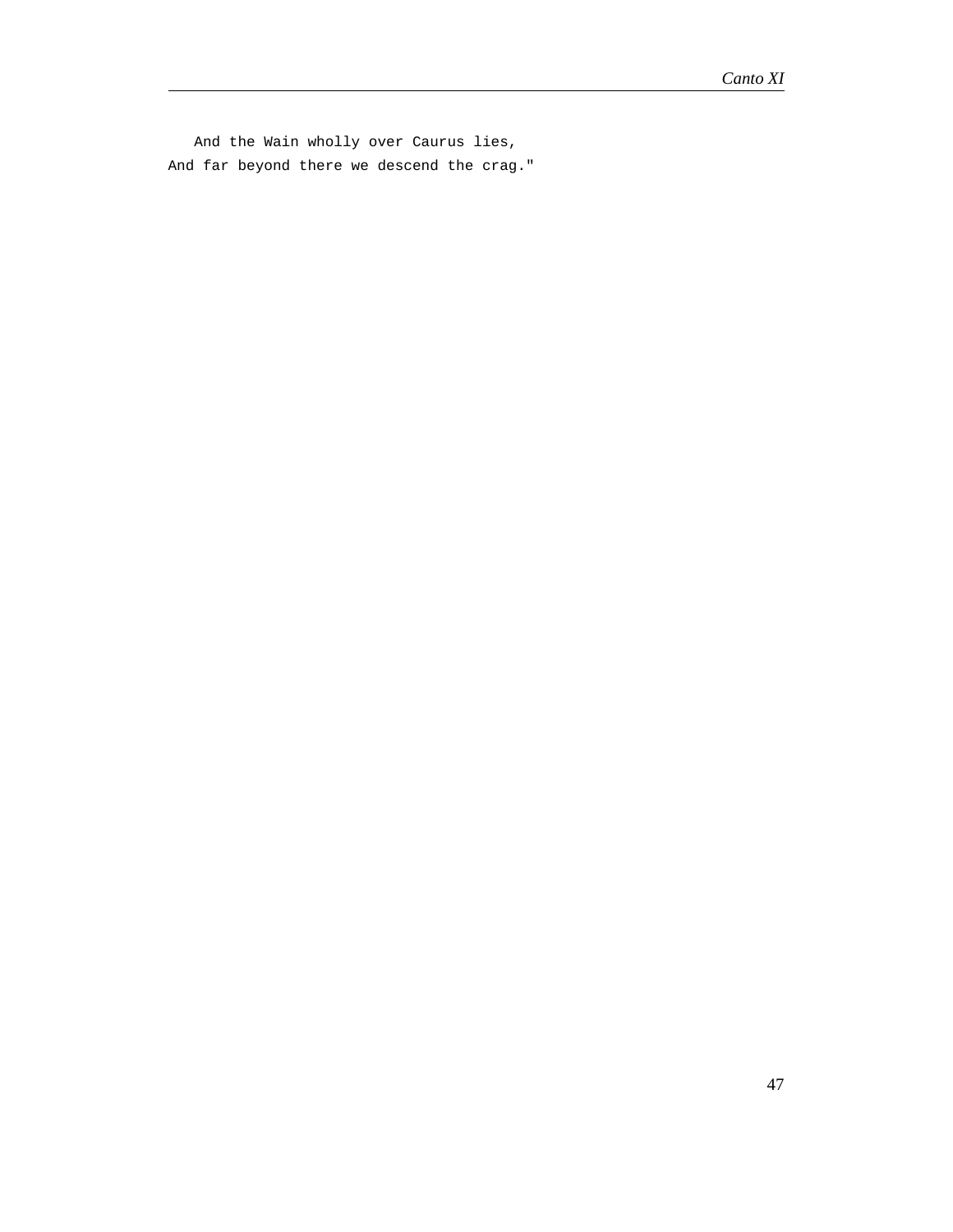And the Wain wholly over Caurus lies,
And far beyond there we descend the crag."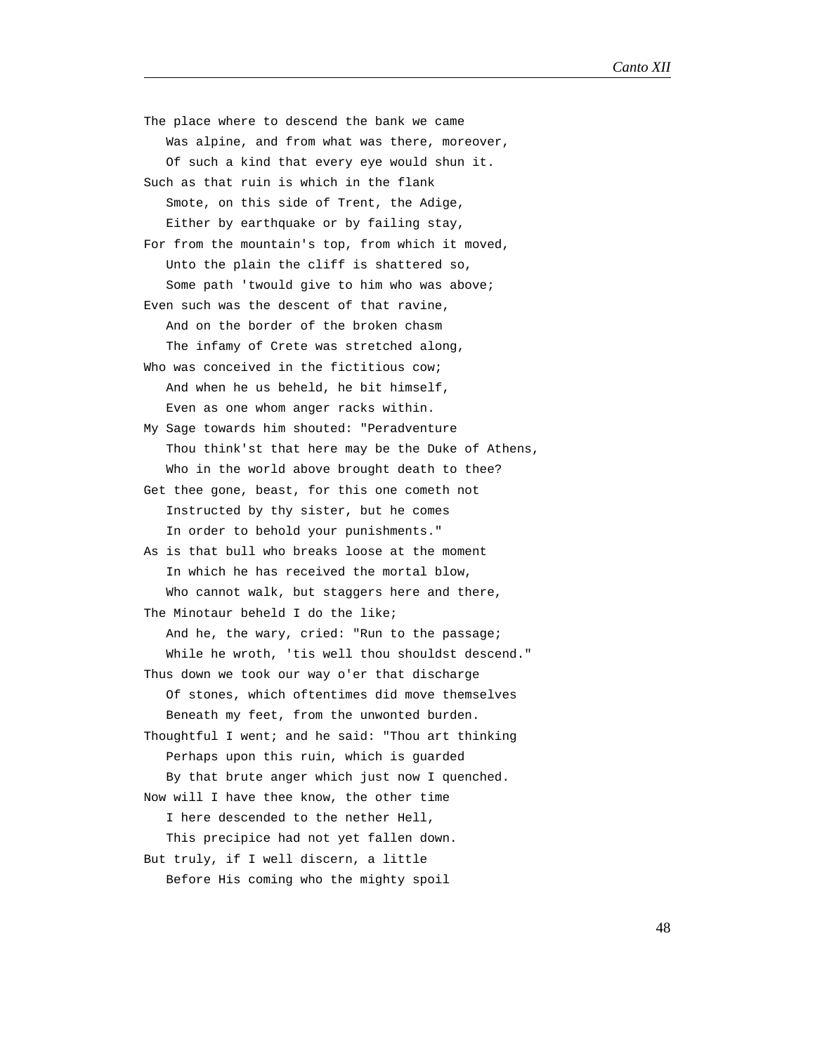The place where to descend the bank we came
   Was alpine, and from what was there, moreover,
   Of such a kind that every eye would shun it.
Such as that ruin is which in the flank
   Smote, on this side of Trent, the Adige,
   Either by earthquake or by failing stay,
For from the mountain's top, from which it moved,
   Unto the plain the cliff is shattered so,
   Some path 'twould give to him who was above;
Even such was the descent of that ravine,
   And on the border of the broken chasm
   The infamy of Crete was stretched along,
Who was conceived in the fictitious cow;
   And when he us beheld, he bit himself,
   Even as one whom anger racks within.
My Sage towards him shouted: "Peradventure
   Thou think'st that here may be the Duke of Athens,
   Who in the world above brought death to thee?
Get thee gone, beast, for this one cometh not
   Instructed by thy sister, but he comes
   In order to behold your punishments."
As is that bull who breaks loose at the moment
   In which he has received the mortal blow,
   Who cannot walk, but staggers here and there,
The Minotaur beheld I do the like;
   And he, the wary, cried: "Run to the passage;
   While he wroth, 'tis well thou shouldst descend."
Thus down we took our way o'er that discharge
   Of stones, which oftentimes did move themselves
   Beneath my feet, from the unwonted burden.
Thoughtful I went; and he said: "Thou art thinking
   Perhaps upon this ruin, which is guarded
   By that brute anger which just now I quenched.
Now will I have thee know, the other time
   I here descended to the nether Hell,
   This precipice had not yet fallen down.
But truly, if I well discern, a little
   Before His coming who the mighty spoil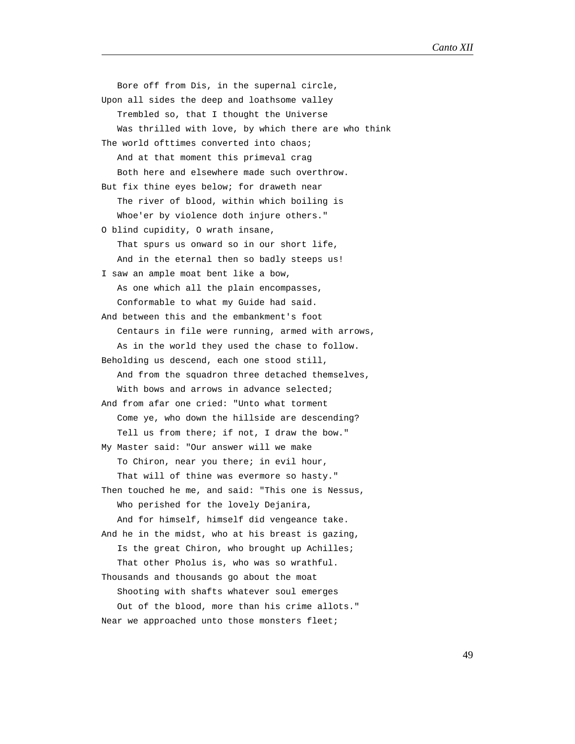Bore off from Dis, in the supernal circle,  
Upon all sides the deep and loathsome valley  
Trembled so, that I thought the Universe  
Was thrilled with love, by which there are who think  
The world ofttimes converted into chaos;  
And at that moment this primeval crag  
Both here and elsewhere made such overthrow.  
But fix thine eyes below; for draweth near  
The river of blood, within which boiling is  
Whoe'er by violence doth injure others."  
O blind cupidity, O wrath insane,  
That spurs us onward so in our short life,  
And in the eternal then so badly steeps us!  
I saw an ample moat bent like a bow,  
As one which all the plain encompasses,  
Conformable to what my Guide had said.  
And between this and the embankment's foot  
Centaurs in file were running, armed with arrows,  
As in the world they used the chase to follow.  
Beholding us descend, each one stood still,  
And from the squadron three detached themselves,  
With bows and arrows in advance selected;  
And from afar one cried: "Unto what torment  
Come ye, who down the hillside are descending?  
Tell us from there; if not, I draw the bow."  
My Master said: "Our answer will we make  
To Chiron, near you there; in evil hour,  
That will of thine was evermore so hasty."  
Then touched he me, and said: "This one is Nessus,  
Who perished for the lovely Dejanira,  
And for himself, himself did vengeance take.  
And he in the midst, who at his breast is gazing,  
Is the great Chiron, who brought up Achilles;  
That other Pholus is, who was so wrathful.  
Thousands and thousands go about the moat  
Shooting with shafts whatever soul emerges  
Out of the blood, more than his crime allots."  
Near we approached unto those monsters fleet;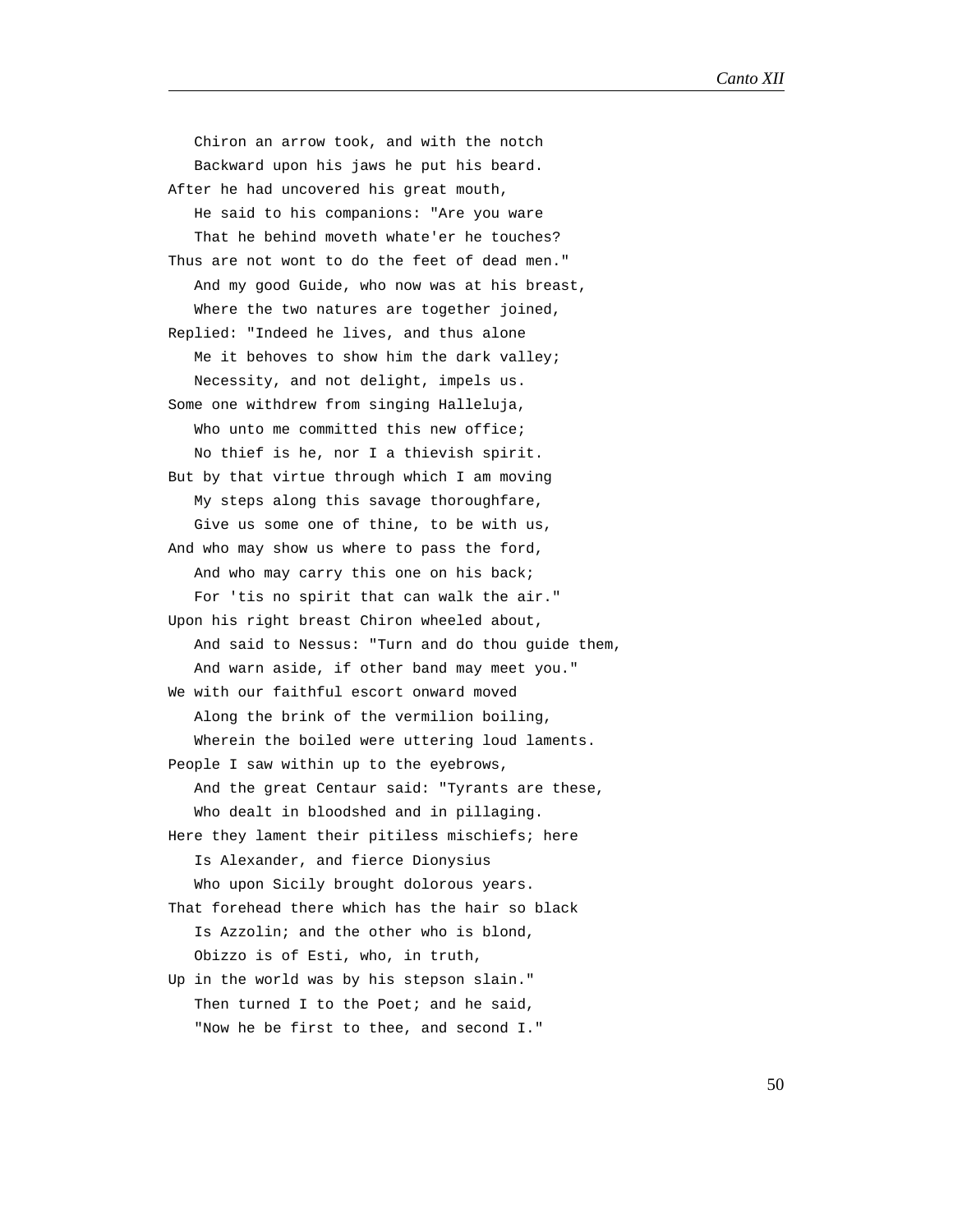Chiron an arrow took, and with the notch
   Backward upon his jaws he put his beard.
After he had uncovered his great mouth,
   He said to his companions: "Are you ware
   That he behind moveth whate'er he touches?
Thus are not wont to do the feet of dead men."
   And my good Guide, who now was at his breast,
   Where the two natures are together joined,
Replied: "Indeed he lives, and thus alone
   Me it behoves to show him the dark valley;
   Necessity, and not delight, impels us.
Some one withdrew from singing Halleluja,
   Who unto me committed this new office;
   No thief is he, nor I a thievish spirit.
But by that virtue through which I am moving
   My steps along this savage thoroughfare,
   Give us some one of thine, to be with us,
And who may show us where to pass the ford,
   And who may carry this one on his back;
   For 'tis no spirit that can walk the air."
Upon his right breast Chiron wheeled about,
   And said to Nessus: "Turn and do thou guide them,
   And warn aside, if other band may meet you."
We with our faithful escort onward moved
   Along the brink of the vermilion boiling,
   Wherein the boiled were uttering loud laments.
People I saw within up to the eyebrows,
   And the great Centaur said: "Tyrants are these,
   Who dealt in bloodshed and in pillaging.
Here they lament their pitiless mischiefs; here
   Is Alexander, and fierce Dionysius
   Who upon Sicily brought dolorous years.
That forehead there which has the hair so black
   Is Azzolin; and the other who is blond,
   Obizzo is of Esti, who, in truth,
Up in the world was by his stepson slain."
   Then turned I to the Poet; and he said,
   "Now he be first to thee, and second I."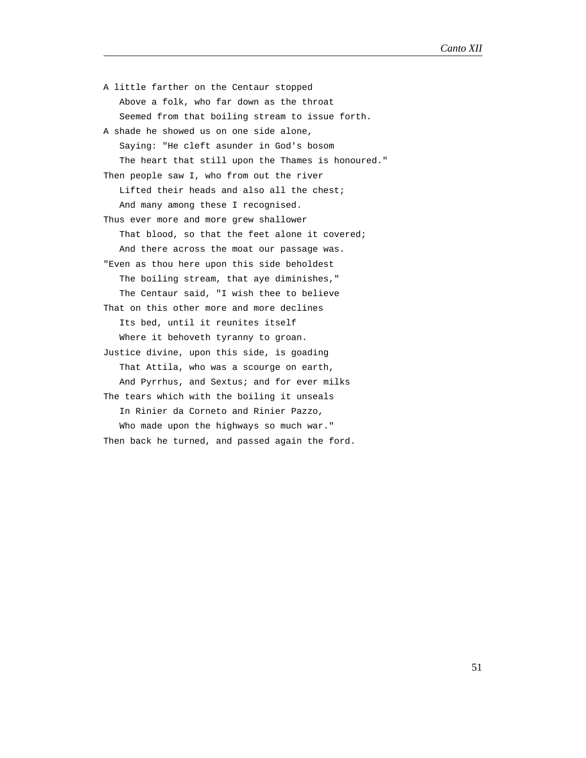A little farther on the Centaur stopped
   Above a folk, who far down as the throat
   Seemed from that boiling stream to issue forth.
A shade he showed us on one side alone,
   Saying: "He cleft asunder in God's bosom
   The heart that still upon the Thames is honoured."
Then people saw I, who from out the river
   Lifted their heads and also all the chest;
   And many among these I recognised.
Thus ever more and more grew shallower
   That blood, so that the feet alone it covered;
   And there across the moat our passage was.
"Even as thou here upon this side beholdest
   The boiling stream, that aye diminishes,"
   The Centaur said, "I wish thee to believe
That on this other more and more declines
   Its bed, until it reunites itself
   Where it behoveth tyranny to groan.
Justice divine, upon this side, is goading
   That Attila, who was a scourge on earth,
   And Pyrrhus, and Sextus; and for ever milks
The tears which with the boiling it unseals
   In Rinier da Corneto and Rinier Pazzo,
   Who made upon the highways so much war."
Then back he turned, and passed again the ford.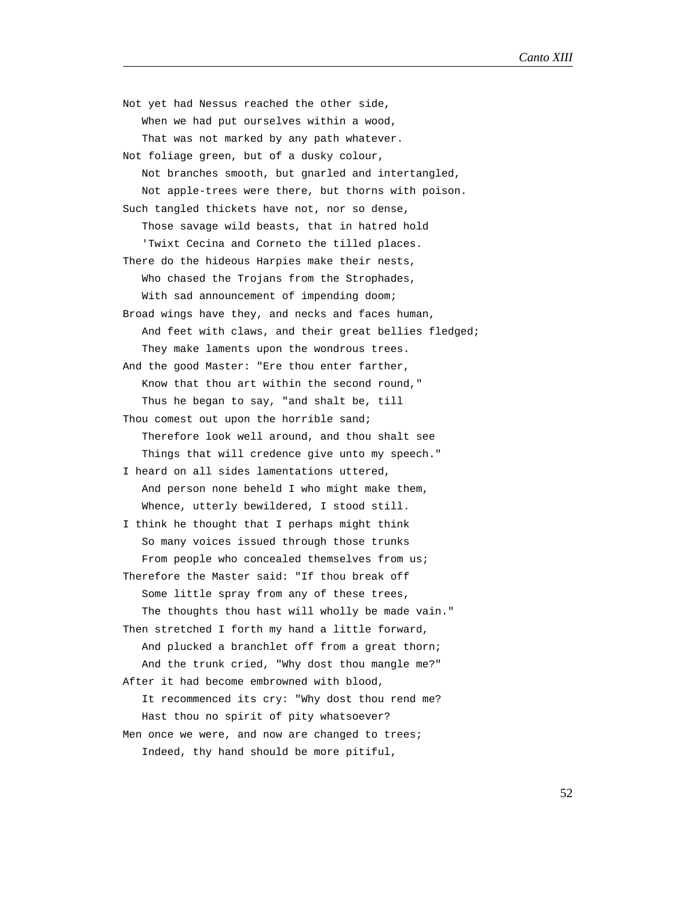Not yet had Nessus reached the other side,
   When we had put ourselves within a wood,
   That was not marked by any path whatever.
Not foliage green, but of a dusky colour,
   Not branches smooth, but gnarled and intertangled,
   Not apple-trees were there, but thorns with poison.
Such tangled thickets have not, nor so dense,
   Those savage wild beasts, that in hatred hold
   'Twixt Cecina and Corneto the tilled places.
There do the hideous Harpies make their nests,
   Who chased the Trojans from the Strophades,
   With sad announcement of impending doom;
Broad wings have they, and necks and faces human,
   And feet with claws, and their great bellies fledged;
   They make laments upon the wondrous trees.
And the good Master: "Ere thou enter farther,
   Know that thou art within the second round,"
   Thus he began to say, "and shalt be, till
Thou comest out upon the horrible sand;
   Therefore look well around, and thou shalt see
   Things that will credence give unto my speech."
I heard on all sides lamentations uttered,
   And person none beheld I who might make them,
   Whence, utterly bewildered, I stood still.
I think he thought that I perhaps might think
   So many voices issued through those trunks
   From people who concealed themselves from us;
Therefore the Master said: "If thou break off
   Some little spray from any of these trees,
   The thoughts thou hast will wholly be made vain."
Then stretched I forth my hand a little forward,
   And plucked a branchlet off from a great thorn;
   And the trunk cried, "Why dost thou mangle me?"
After it had become embrowned with blood,
   It recommenced its cry: "Why dost thou rend me?
   Hast thou no spirit of pity whatsoever?
Men once we were, and now are changed to trees;
   Indeed, thy hand should be more pitiful,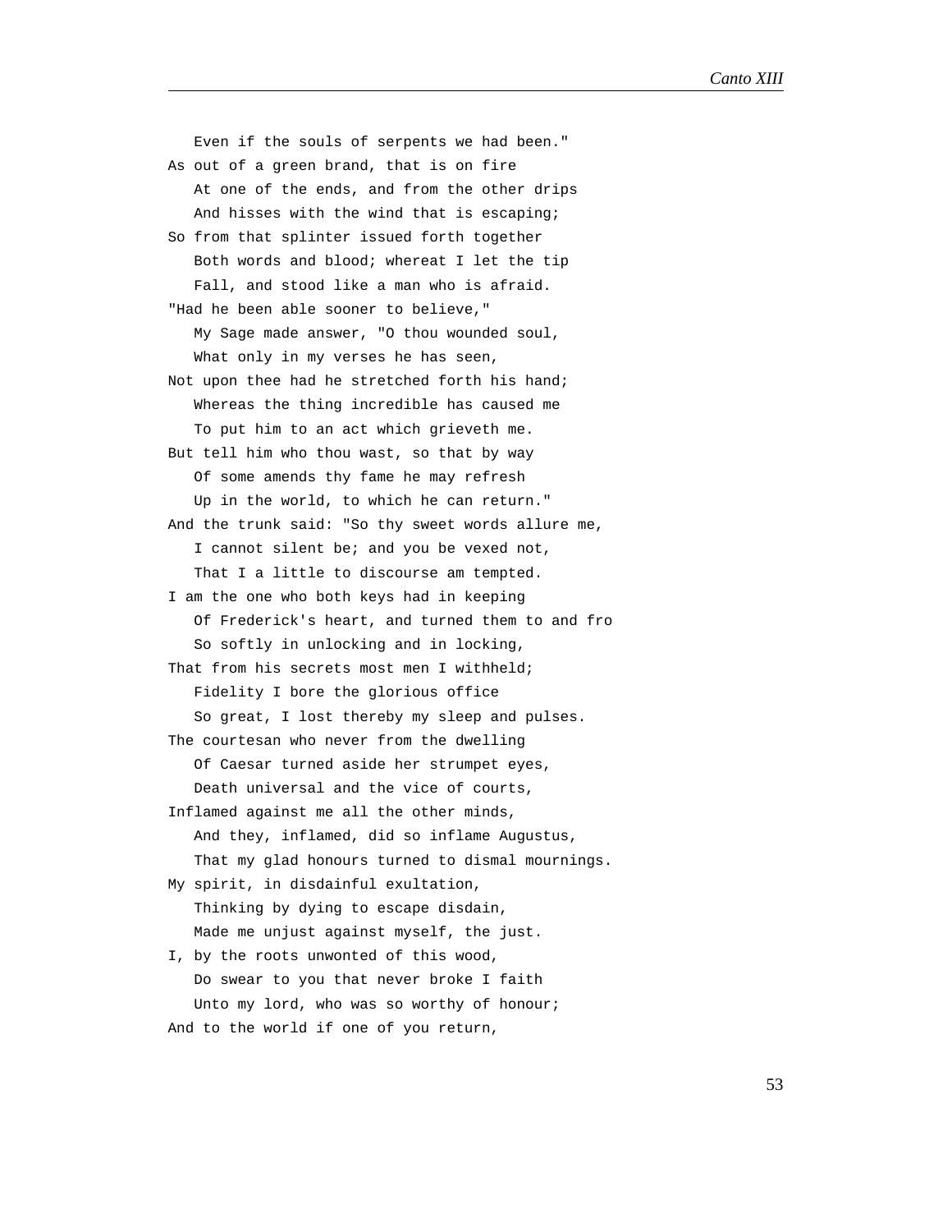Even if the souls of serpents we had been."  
As out of a green brand, that is on fire  
   At one of the ends, and from the other drips  
   And hisses with the wind that is escaping;  
So from that splinter issued forth together  
   Both words and blood; whereat I let the tip  
   Fall, and stood like a man who is afraid.  
"Had he been able sooner to believe,"  
   My Sage made answer, "O thou wounded soul,  
   What only in my verses he has seen,  
Not upon thee had he stretched forth his hand;  
   Whereas the thing incredible has caused me  
   To put him to an act which grieveth me.  
But tell him who thou wast, so that by way  
   Of some amends thy fame he may refresh  
   Up in the world, to which he can return."  
And the trunk said: "So thy sweet words allure me,  
   I cannot silent be; and you be vexed not,  
   That I a little to discourse am tempted.  
I am the one who both keys had in keeping  
   Of Frederick's heart, and turned them to and fro  
   So softly in unlocking and in locking,  
That from his secrets most men I withheld;  
   Fidelity I bore the glorious office  
   So great, I lost thereby my sleep and pulses.  
The courtesan who never from the dwelling  
   Of Caesar turned aside her strumpet eyes,  
   Death universal and the vice of courts,  
Inflamed against me all the other minds,  
   And they, inflamed, did so inflame Augustus,  
   That my glad honours turned to dismal mournings.  
My spirit, in disdainful exultation,  
   Thinking by dying to escape disdain,  
   Made me unjust against myself, the just.  
I, by the roots unwonted of this wood,  
   Do swear to you that never broke I faith  
   Unto my lord, who was so worthy of honour;  
And to the world if one of you return,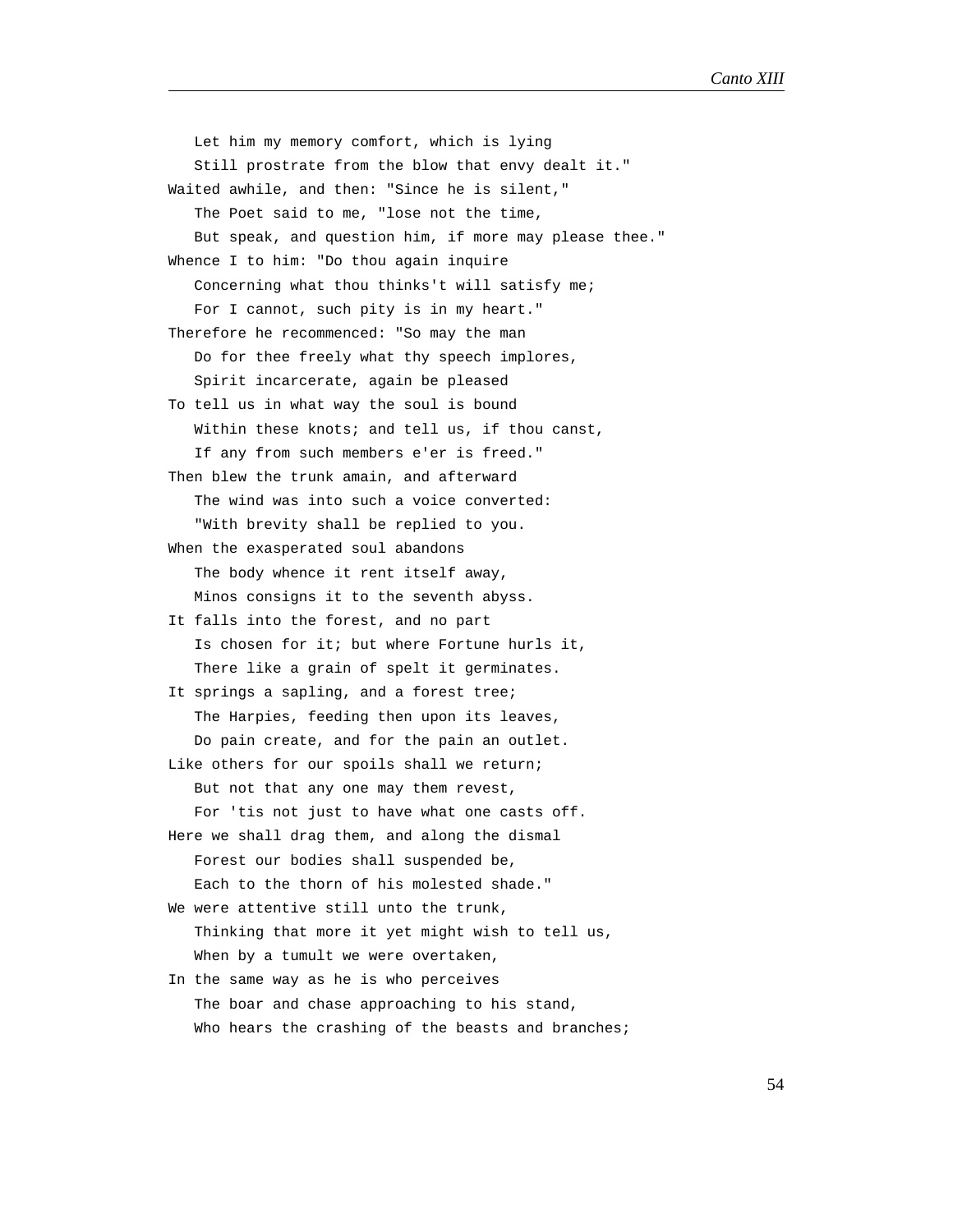Let him my memory comfort, which is lying  
Still prostrate from the blow that envy dealt it."  
Waited awhile, and then: "Since he is silent,"  
The Poet said to me, "lose not the time,  
But speak, and question him, if more may please thee."  
Whence I to him: "Do thou again inquire  
Concerning what thou thinks't will satisfy me;  
For I cannot, such pity is in my heart."  
Therefore he recommenced: "So may the man  
Do for thee freely what thy speech implores,  
Spirit incarcerate, again be pleased  
To tell us in what way the soul is bound  
Within these knots; and tell us, if thou canst,  
If any from such members e'er is freed."  
Then blew the trunk amain, and afterward  
The wind was into such a voice converted:  
"With brevity shall be replied to you.  
When the exasperated soul abandons  
The body whence it rent itself away,  
Minos consigns it to the seventh abyss.  
It falls into the forest, and no part  
Is chosen for it; but where Fortune hurls it,  
There like a grain of spelt it germinates.  
It springs a sapling, and a forest tree;  
The Harpies, feeding then upon its leaves,  
Do pain create, and for the pain an outlet.  
Like others for our spoils shall we return;  
But not that any one may them revest,  
For 'tis not just to have what one casts off.  
Here we shall drag them, and along the dismal  
Forest our bodies shall suspended be,  
Each to the thorn of his molested shade."  
We were attentive still unto the trunk,  
Thinking that more it yet might wish to tell us,  
When by a tumult we were overtaken,  
In the same way as he is who perceives  
The boar and chase approaching to his stand,  
Who hears the crashing of the beasts and branches;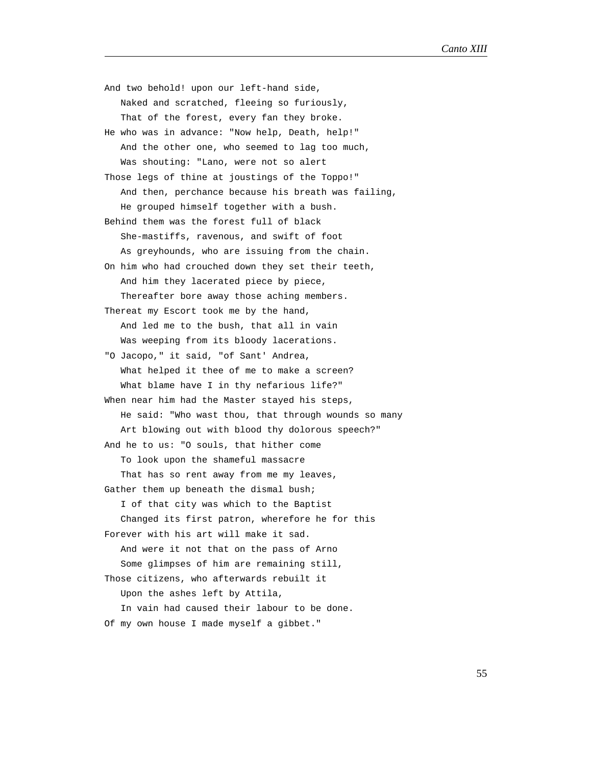And two behold! upon our left-hand side,
   Naked and scratched, fleeing so furiously,
   That of the forest, every fan they broke.
He who was in advance: "Now help, Death, help!"
   And the other one, who seemed to lag too much,
   Was shouting: "Lano, were not so alert
Those legs of thine at joustings of the Toppo!"
   And then, perchance because his breath was failing,
   He grouped himself together with a bush.
Behind them was the forest full of black
   She-mastiffs, ravenous, and swift of foot
   As greyhounds, who are issuing from the chain.
On him who had crouched down they set their teeth,
   And him they lacerated piece by piece,
   Thereafter bore away those aching members.
Thereat my Escort took me by the hand,
   And led me to the bush, that all in vain
   Was weeping from its bloody lacerations.
"O Jacopo," it said, "of Sant' Andrea,
   What helped it thee of me to make a screen?
   What blame have I in thy nefarious life?"
When near him had the Master stayed his steps,
   He said: "Who wast thou, that through wounds so many
   Art blowing out with blood thy dolorous speech?"
And he to us: "O souls, that hither come
   To look upon the shameful massacre
   That has so rent away from me my leaves,
Gather them up beneath the dismal bush;
   I of that city was which to the Baptist
   Changed its first patron, wherefore he for this
Forever with his art will make it sad.
   And were it not that on the pass of Arno
   Some glimpses of him are remaining still,
Those citizens, who afterwards rebuilt it
   Upon the ashes left by Attila,
   In vain had caused their labour to be done.
Of my own house I made myself a gibbet."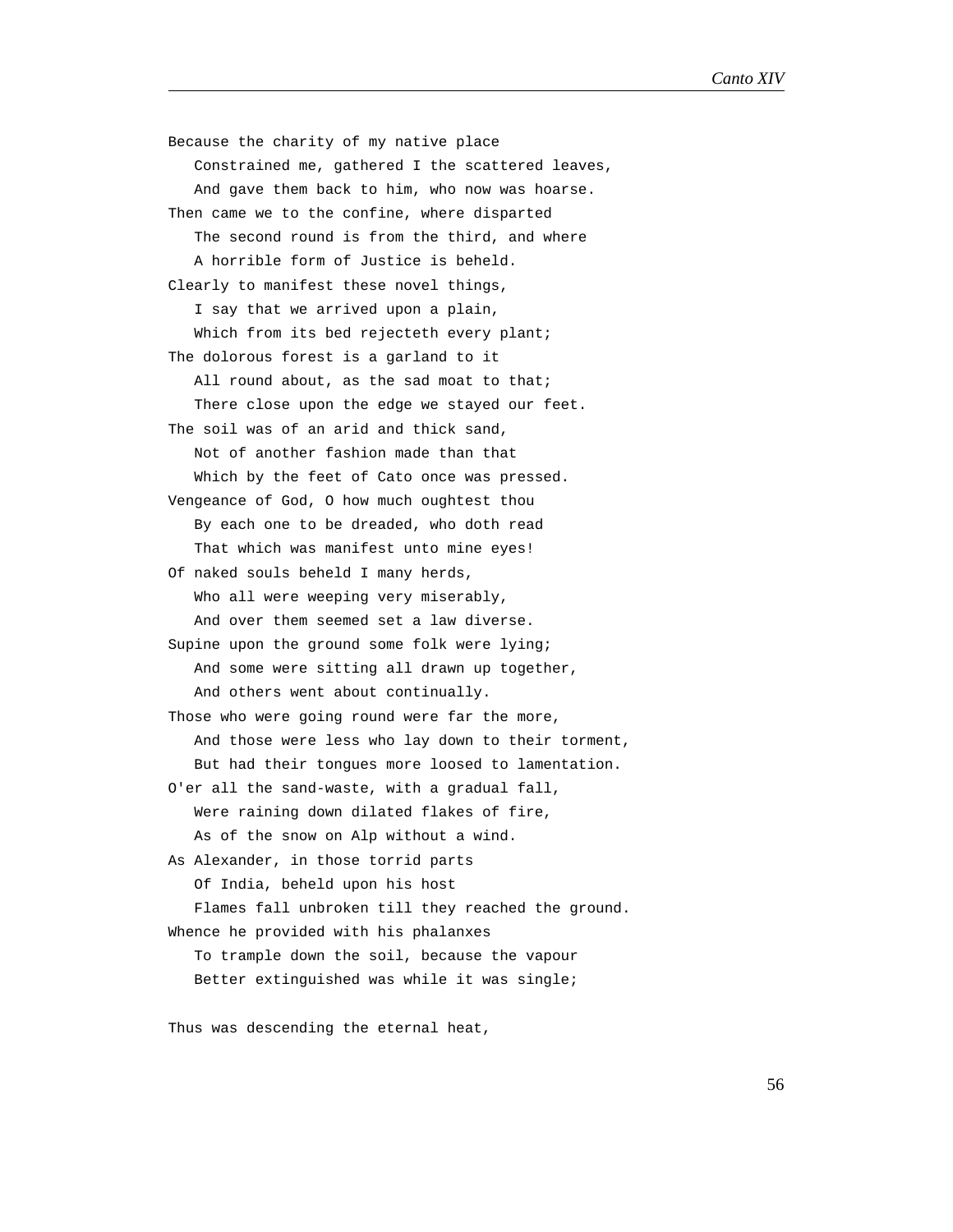Because the charity of my native place
   Constrained me, gathered I the scattered leaves,
   And gave them back to him, who now was hoarse.
Then came we to the confine, where disparted
   The second round is from the third, and where
   A horrible form of Justice is beheld.
Clearly to manifest these novel things,
   I say that we arrived upon a plain,
   Which from its bed rejecteth every plant;
The dolorous forest is a garland to it
   All round about, as the sad moat to that;
   There close upon the edge we stayed our feet.
The soil was of an arid and thick sand,
   Not of another fashion made than that
   Which by the feet of Cato once was pressed.
Vengeance of God, O how much oughtest thou
   By each one to be dreaded, who doth read
   That which was manifest unto mine eyes!
Of naked souls beheld I many herds,
   Who all were weeping very miserably,
   And over them seemed set a law diverse.
Supine upon the ground some folk were lying;
   And some were sitting all drawn up together,
   And others went about continually.
Those who were going round were far the more,
   And those were less who lay down to their torment,
   But had their tongues more loosed to lamentation.
O'er all the sand-waste, with a gradual fall,
   Were raining down dilated flakes of fire,
   As of the snow on Alp without a wind.
As Alexander, in those torrid parts
   Of India, beheld upon his host
   Flames fall unbroken till they reached the ground.
Whence he provided with his phalanxes
   To trample down the soil, because the vapour
   Better extinguished was while it was single;

Thus was descending the eternal heat,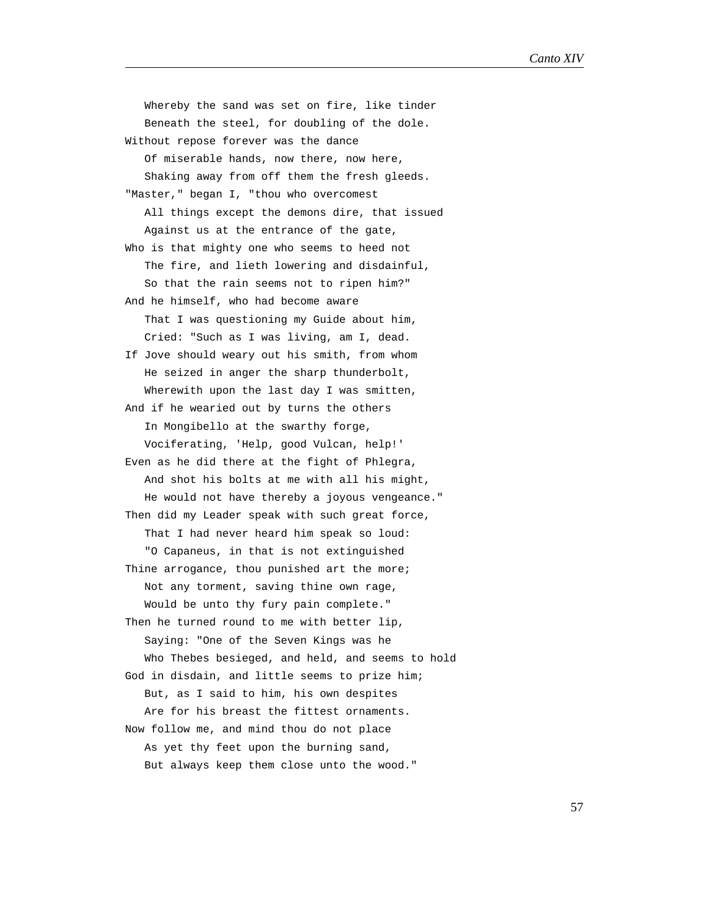Whereby the sand was set on fire, like tinder
   Beneath the steel, for doubling of the dole.

Without repose forever was the dance
   Of miserable hands, now there, now here,
   Shaking away from off them the fresh gleeds.

"Master," began I, "thou who overcomest
   All things except the demons dire, that issued
   Against us at the entrance of the gate,

Who is that mighty one who seems to heed not
   The fire, and lieth lowering and disdainful,
   So that the rain seems not to ripen him?"

And he himself, who had become aware
   That I was questioning my Guide about him,
   Cried: "Such as I was living, am I, dead.

If Jove should weary out his smith, from whom
   He seized in anger the sharp thunderbolt,
   Wherewith upon the last day I was smitten,

And if he wearied out by turns the others
   In Mongibello at the swarthy forge,
   Vociferating, 'Help, good Vulcan, help!'

Even as he did there at the fight of Phlegra,
   And shot his bolts at me with all his might,
   He would not have thereby a joyous vengeance."

Then did my Leader speak with such great force,
   That I had never heard him speak so loud:
   "O Capaneus, in that is not extinguished

Thine arrogance, thou punished art the more;
   Not any torment, saving thine own rage,
   Would be unto thy fury pain complete."

Then he turned round to me with better lip,
   Saying: "One of the Seven Kings was he
   Who Thebes besieged, and held, and seems to hold

God in disdain, and little seems to prize him;
   But, as I said to him, his own despites
   Are for his breast the fittest ornaments.

Now follow me, and mind thou do not place
   As yet thy feet upon the burning sand,
   But always keep them close unto the wood."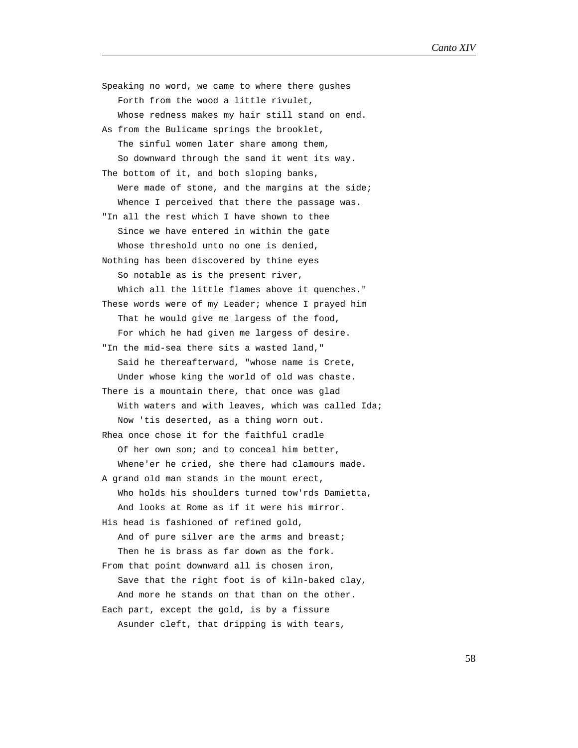Speaking no word, we came to where there gushes
   Forth from the wood a little rivulet,
   Whose redness makes my hair still stand on end.
As from the Bulicame springs the brooklet,
   The sinful women later share among them,
   So downward through the sand it went its way.
The bottom of it, and both sloping banks,
   Were made of stone, and the margins at the side;
   Whence I perceived that there the passage was.
"In all the rest which I have shown to thee
   Since we have entered in within the gate
   Whose threshold unto no one is denied,
Nothing has been discovered by thine eyes
   So notable as is the present river,
   Which all the little flames above it quenches."
These words were of my Leader; whence I prayed him
   That he would give me largess of the food,
   For which he had given me largess of desire.
"In the mid-sea there sits a wasted land,"
   Said he thereafterward, "whose name is Crete,
   Under whose king the world of old was chaste.
There is a mountain there, that once was glad
   With waters and with leaves, which was called Ida;
   Now 'tis deserted, as a thing worn out.
Rhea once chose it for the faithful cradle
   Of her own son; and to conceal him better,
   Whene'er he cried, she there had clamours made.
A grand old man stands in the mount erect,
   Who holds his shoulders turned tow'rds Damietta,
   And looks at Rome as if it were his mirror.
His head is fashioned of refined gold,
   And of pure silver are the arms and breast;
   Then he is brass as far down as the fork.
From that point downward all is chosen iron,
   Save that the right foot is of kiln-baked clay,
   And more he stands on that than on the other.
Each part, except the gold, is by a fissure
   Asunder cleft, that dripping is with tears,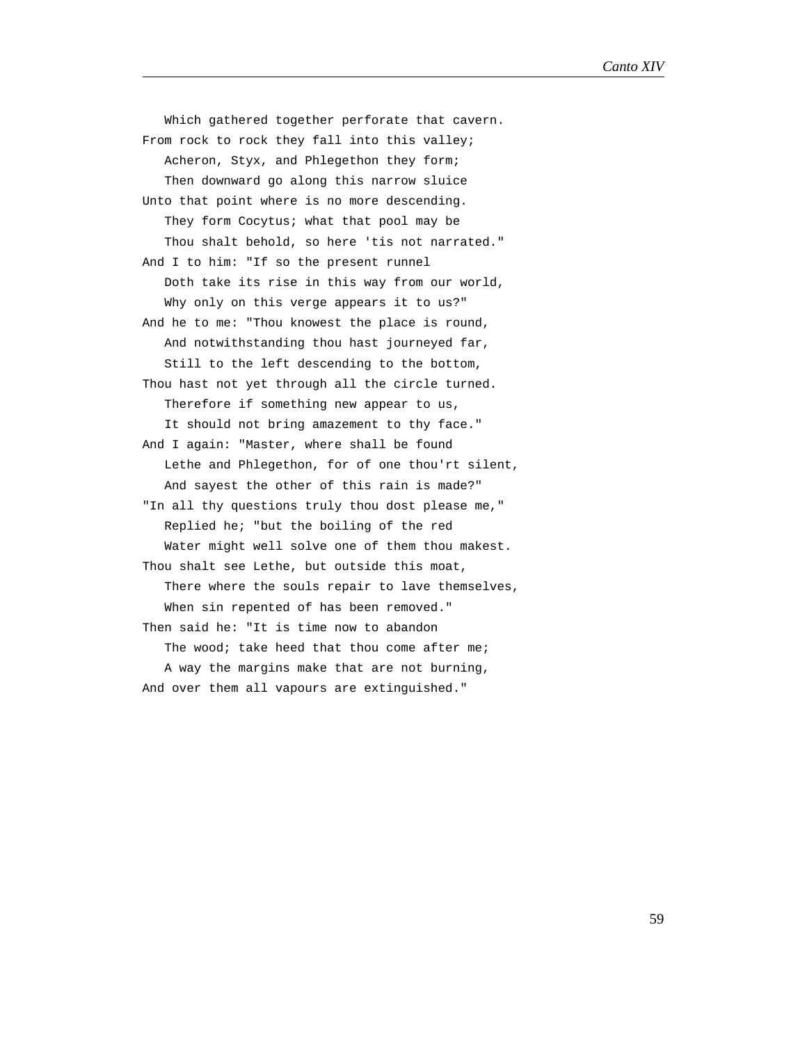Which gathered together perforate that cavern.
From rock to rock they fall into this valley;
Acheron, Styx, and Phlegethon they form;
Then downward go along this narrow sluice
Unto that point where is no more descending.
They form Cocytus; what that pool may be
Thou shalt behold, so here 'tis not narrated."
And I to him: "If so the present runnel
Doth take its rise in this way from our world,
Why only on this verge appears it to us?"
And he to me: "Thou knowest the place is round,
And notwithstanding thou hast journeyed far,
Still to the left descending to the bottom,
Thou hast not yet through all the circle turned.
Therefore if something new appear to us,
It should not bring amazement to thy face."
And I again: "Master, where shall be found
Lethe and Phlegethon, for of one thou'rt silent,
And sayest the other of this rain is made?"
"In all thy questions truly thou dost please me,"
Replied he; "but the boiling of the red
Water might well solve one of them thou makest.
Thou shalt see Lethe, but outside this moat,
There where the souls repair to lave themselves,
When sin repented of has been removed."
Then said he: "It is time now to abandon
The wood; take heed that thou come after me;
A way the margins make that are not burning,
And over them all vapours are extinguished."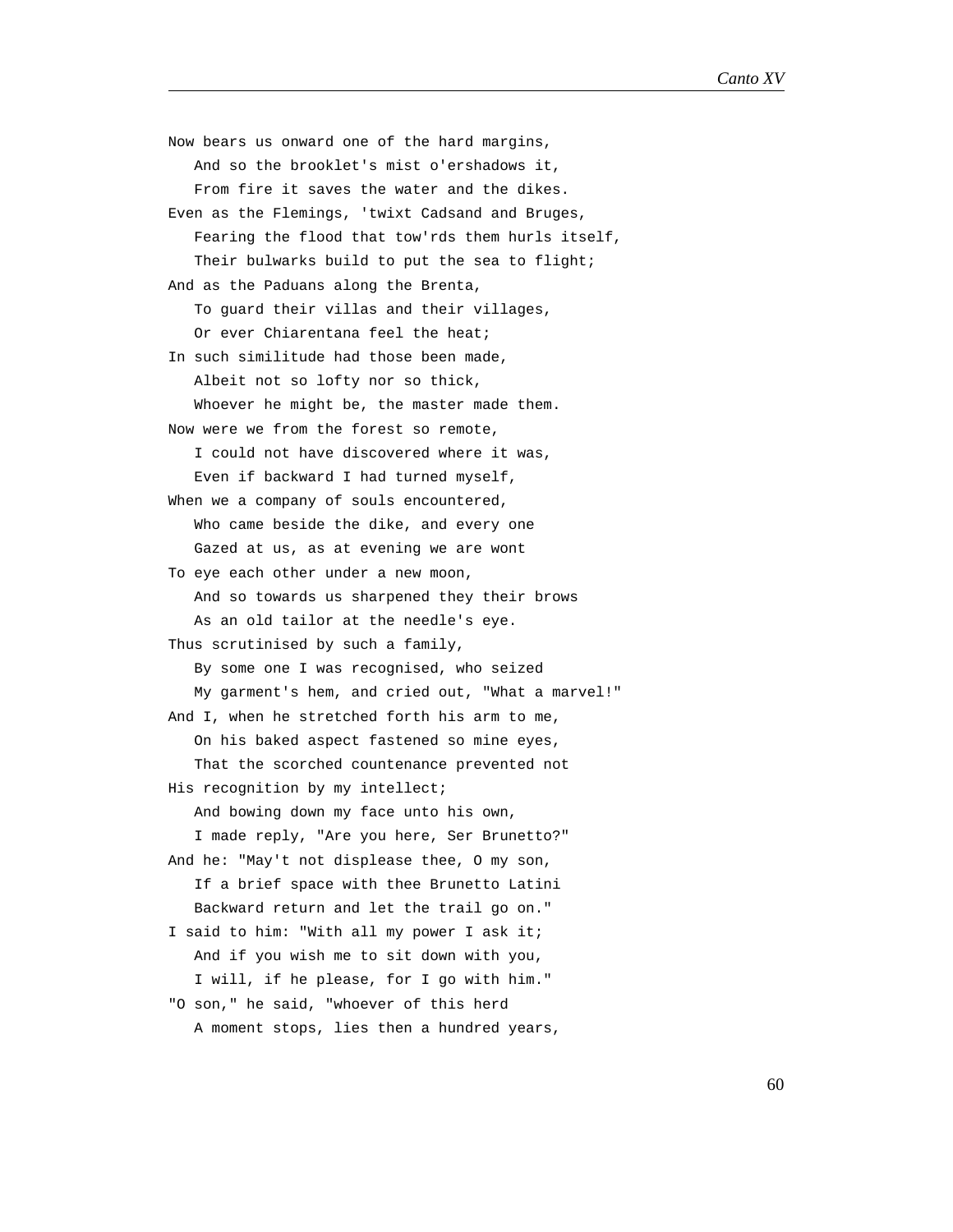Now bears us onward one of the hard margins,
   And so the brooklet's mist o'ershadows it,
   From fire it saves the water and the dikes.
Even as the Flemings, 'twixt Cadsand and Bruges,
   Fearing the flood that tow'rds them hurls itself,
   Their bulwarks build to put the sea to flight;
And as the Paduans along the Brenta,
   To guard their villas and their villages,
   Or ever Chiarentana feel the heat;
In such similitude had those been made,
   Albeit not so lofty nor so thick,
   Whoever he might be, the master made them.
Now were we from the forest so remote,
   I could not have discovered where it was,
   Even if backward I had turned myself,
When we a company of souls encountered,
   Who came beside the dike, and every one
   Gazed at us, as at evening we are wont
To eye each other under a new moon,
   And so towards us sharpened they their brows
   As an old tailor at the needle's eye.
Thus scrutinised by such a family,
   By some one I was recognised, who seized
   My garment's hem, and cried out, "What a marvel!"
And I, when he stretched forth his arm to me,
   On his baked aspect fastened so mine eyes,
   That the scorched countenance prevented not
His recognition by my intellect;
   And bowing down my face unto his own,
   I made reply, "Are you here, Ser Brunetto?"
And he: "May't not displease thee, O my son,
   If a brief space with thee Brunetto Latini
   Backward return and let the trail go on."
I said to him: "With all my power I ask it;
   And if you wish me to sit down with you,
   I will, if he please, for I go with him."
"O son," he said, "whoever of this herd
   A moment stops, lies then a hundred years,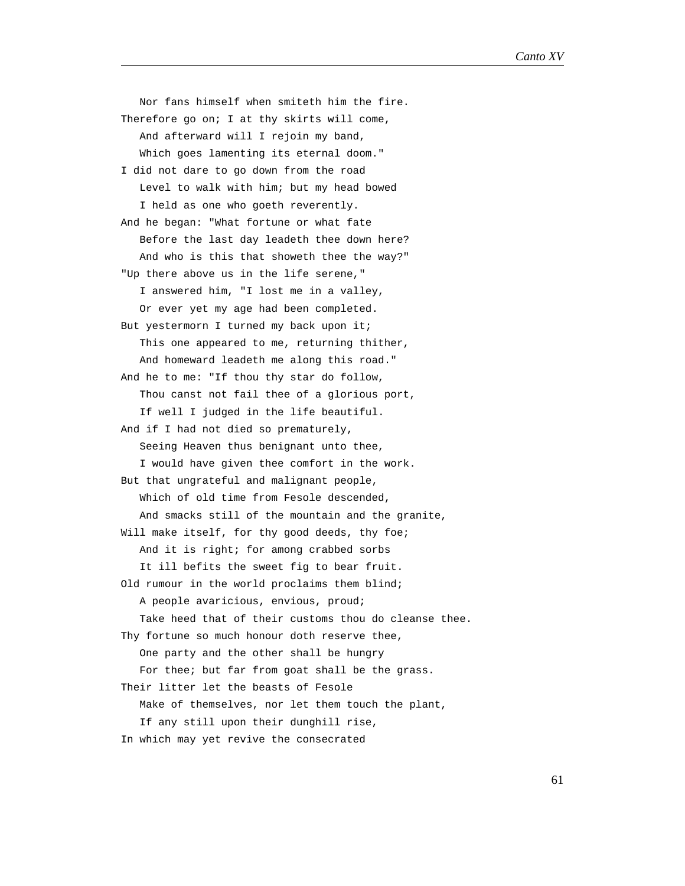Nor fans himself when smiteth him the fire.  
Therefore go on; I at thy skirts will come,  
And afterward will I rejoin my band,  
Which goes lamenting its eternal doom."  
I did not dare to go down from the road  
Level to walk with him; but my head bowed  
I held as one who goeth reverently.  
And he began: "What fortune or what fate  
Before the last day leadeth thee down here?  
And who is this that showeth thee the way?"  
"Up there above us in the life serene,"  
I answered him, "I lost me in a valley,  
Or ever yet my age had been completed.  
But yestermorn I turned my back upon it;  
This one appeared to me, returning thither,  
And homeward leadeth me along this road."  
And he to me: "If thou thy star do follow,  
Thou canst not fail thee of a glorious port,  
If well I judged in the life beautiful.  
And if I had not died so prematurely,  
Seeing Heaven thus benignant unto thee,  
I would have given thee comfort in the work.  
But that ungrateful and malignant people,  
Which of old time from Fesole descended,  
And smacks still of the mountain and the granite,  
Will make itself, for thy good deeds, thy foe;  
And it is right; for among crabbed sorbs  
It ill befits the sweet fig to bear fruit.  
Old rumour in the world proclaims them blind;  
A people avaricious, envious, proud;  
Take heed that of their customs thou do cleanse thee.  
Thy fortune so much honour doth reserve thee,  
One party and the other shall be hungry  
For thee; but far from goat shall be the grass.  
Their litter let the beasts of Fesole  
Make of themselves, nor let them touch the plant,  
If any still upon their dunghill rise,  
In which may yet revive the consecrated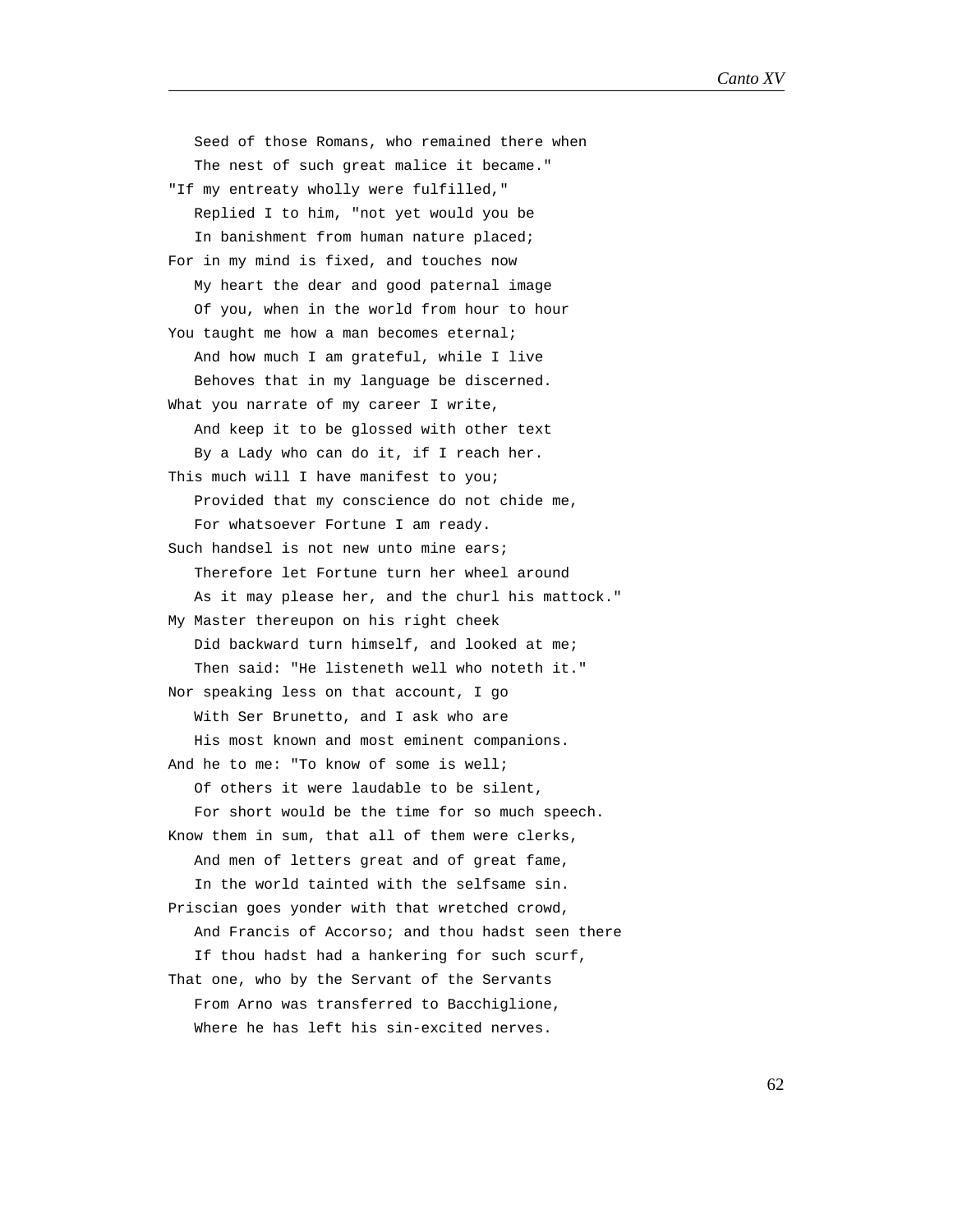Seed of those Romans, who remained there when
   The nest of such great malice it became."
"If my entreaty wholly were fulfilled,"
   Replied I to him, "not yet would you be
   In banishment from human nature placed;
For in my mind is fixed, and touches now
   My heart the dear and good paternal image
   Of you, when in the world from hour to hour
You taught me how a man becomes eternal;
   And how much I am grateful, while I live
   Behoves that in my language be discerned.
What you narrate of my career I write,
   And keep it to be glossed with other text
   By a Lady who can do it, if I reach her.
This much will I have manifest to you;
   Provided that my conscience do not chide me,
   For whatsoever Fortune I am ready.
Such handsel is not new unto mine ears;
   Therefore let Fortune turn her wheel around
   As it may please her, and the churl his mattock."
My Master thereupon on his right cheek
   Did backward turn himself, and looked at me;
   Then said: "He listeneth well who noteth it."
Nor speaking less on that account, I go
   With Ser Brunetto, and I ask who are
   His most known and most eminent companions.
And he to me: "To know of some is well;
   Of others it were laudable to be silent,
   For short would be the time for so much speech.
Know them in sum, that all of them were clerks,
   And men of letters great and of great fame,
   In the world tainted with the selfsame sin.
Priscian goes yonder with that wretched crowd,
   And Francis of Accorso; and thou hadst seen there
   If thou hadst had a hankering for such scurf,
That one, who by the Servant of the Servants
   From Arno was transferred to Bacchiglione,
   Where he has left his sin-excited nerves.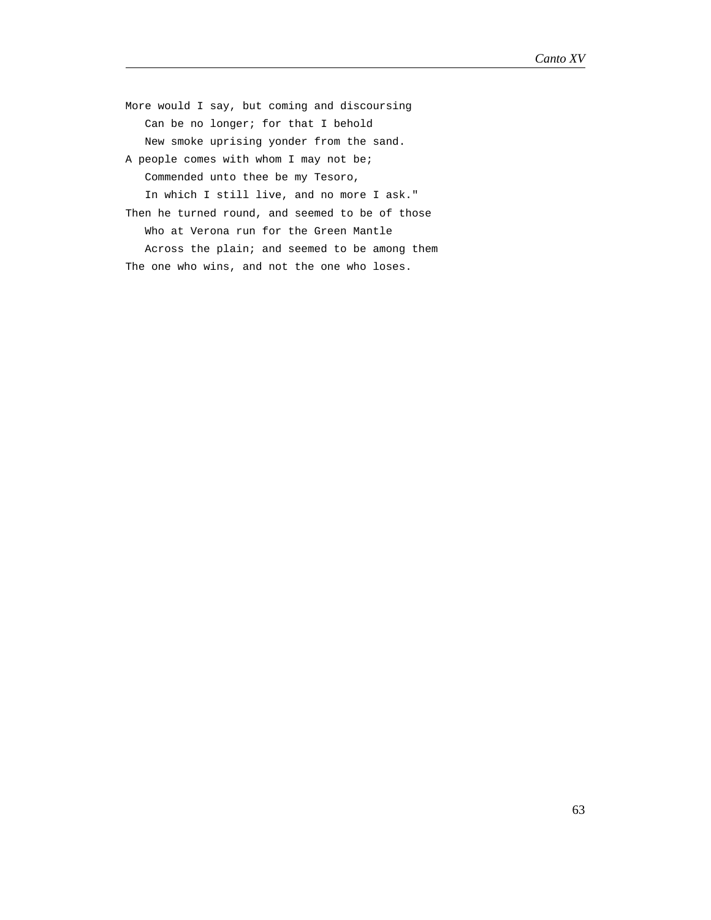More would I say, but coming and discoursing
   Can be no longer; for that I behold
   New smoke uprising yonder from the sand.
A people comes with whom I may not be;
   Commended unto thee be my Tesoro,
   In which I still live, and no more I ask."
Then he turned round, and seemed to be of those
   Who at Verona run for the Green Mantle
   Across the plain; and seemed to be among them
The one who wins, and not the one who loses.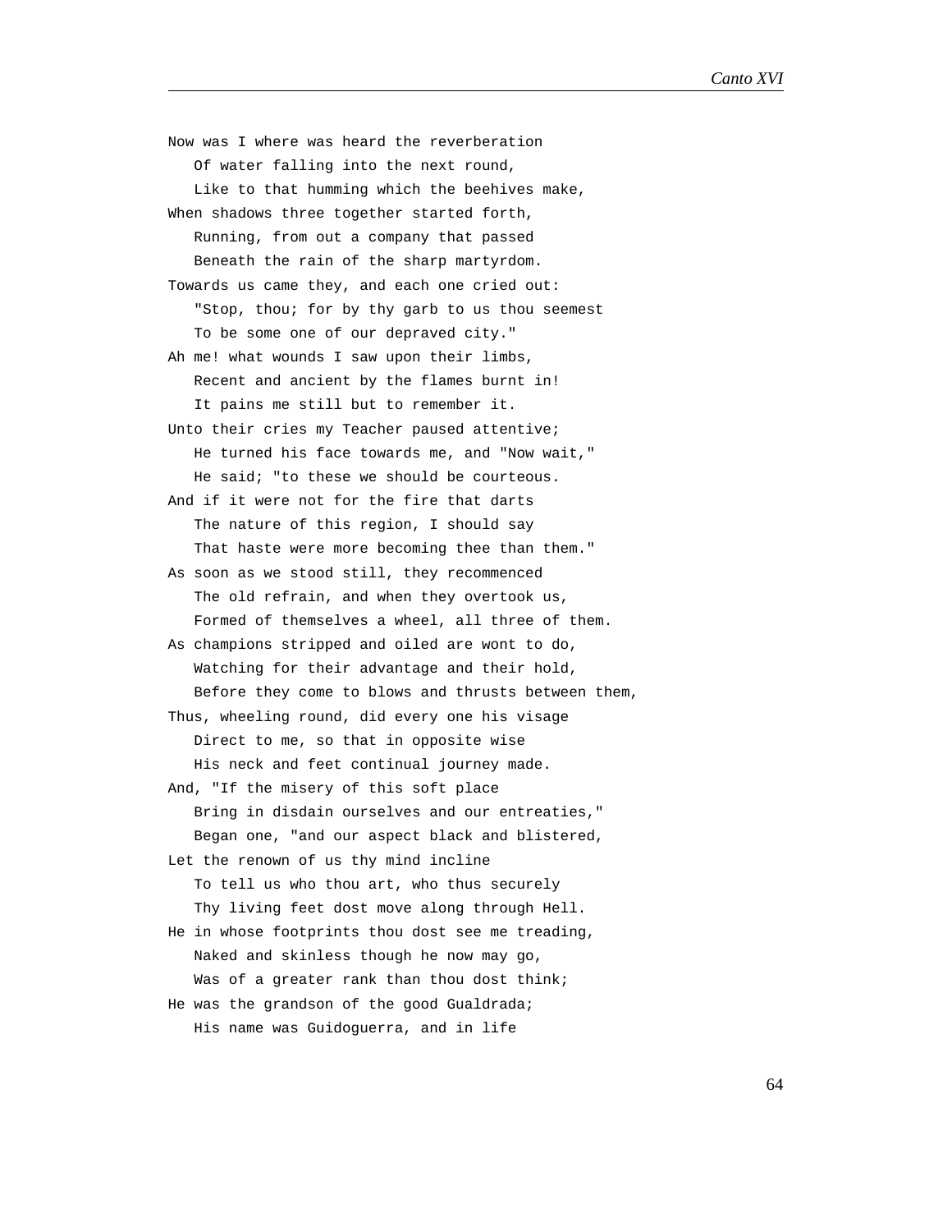Now was I where was heard the reverberation
   Of water falling into the next round,
   Like to that humming which the beehives make,
When shadows three together started forth,
   Running, from out a company that passed
   Beneath the rain of the sharp martyrdom.
Towards us came they, and each one cried out:
   "Stop, thou; for by thy garb to us thou seemest
   To be some one of our depraved city."
Ah me! what wounds I saw upon their limbs,
   Recent and ancient by the flames burnt in!
   It pains me still but to remember it.
Unto their cries my Teacher paused attentive;
   He turned his face towards me, and "Now wait,"
   He said; "to these we should be courteous.
And if it were not for the fire that darts
   The nature of this region, I should say
   That haste were more becoming thee than them."
As soon as we stood still, they recommenced
   The old refrain, and when they overtook us,
   Formed of themselves a wheel, all three of them.
As champions stripped and oiled are wont to do,
   Watching for their advantage and their hold,
   Before they come to blows and thrusts between them,
Thus, wheeling round, did every one his visage
   Direct to me, so that in opposite wise
   His neck and feet continual journey made.
And, "If the misery of this soft place
   Bring in disdain ourselves and our entreaties,"
   Began one, "and our aspect black and blistered,
Let the renown of us thy mind incline
   To tell us who thou art, who thus securely
   Thy living feet dost move along through Hell.
He in whose footprints thou dost see me treading,
   Naked and skinless though he now may go,
   Was of a greater rank than thou dost think;
He was the grandson of the good Gualdrada;
   His name was Guidoguerra, and in life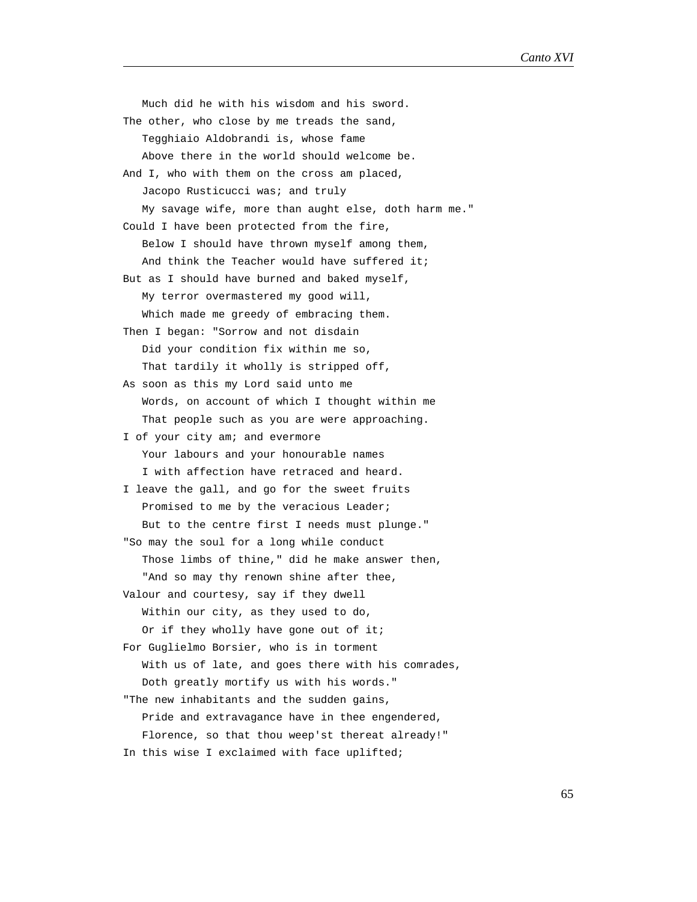Much did he with his wisdom and his sword.  
The other, who close by me treads the sand,  
   Tegghiaio Aldobrandi is, whose fame  
   Above there in the world should welcome be.  
And I, who with them on the cross am placed,  
   Jacopo Rusticucci was; and truly  
   My savage wife, more than aught else, doth harm me."  
Could I have been protected from the fire,  
   Below I should have thrown myself among them,  
   And think the Teacher would have suffered it;  
But as I should have burned and baked myself,  
   My terror overmastered my good will,  
   Which made me greedy of embracing them.  
Then I began: "Sorrow and not disdain  
   Did your condition fix within me so,  
   That tardily it wholly is stripped off,  
As soon as this my Lord said unto me  
   Words, on account of which I thought within me  
   That people such as you are were approaching.  
I of your city am; and evermore  
   Your labours and your honourable names  
   I with affection have retraced and heard.  
I leave the gall, and go for the sweet fruits  
   Promised to me by the veracious Leader;  
   But to the centre first I needs must plunge."  
"So may the soul for a long while conduct  
   Those limbs of thine," did he make answer then,  
   "And so may thy renown shine after thee,  
Valour and courtesy, say if they dwell  
   Within our city, as they used to do,  
   Or if they wholly have gone out of it;  
For Guglielmo Borsier, who is in torment  
   With us of late, and goes there with his comrades,  
   Doth greatly mortify us with his words."  
"The new inhabitants and the sudden gains,  
   Pride and extravagance have in thee engendered,  
   Florence, so that thou weep'st thereat already!"  
In this wise I exclaimed with face uplifted;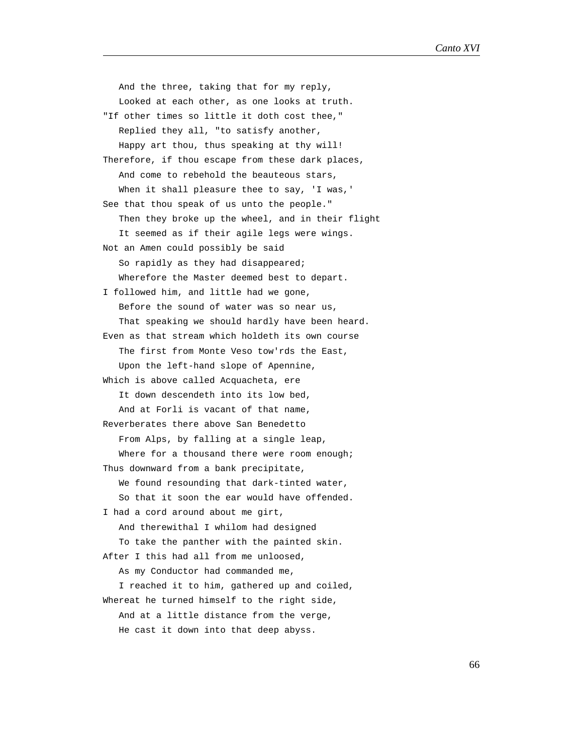And the three, taking that for my reply,  
Looked at each other, as one looks at truth.  
"If other times so little it doth cost thee,"  
Replied they all, "to satisfy another,  
Happy art thou, thus speaking at thy will!  
Therefore, if thou escape from these dark places,  
And come to rebehold the beauteous stars,  
When it shall pleasure thee to say, 'I was,'  
See that thou speak of us unto the people."  
Then they broke up the wheel, and in their flight  
It seemed as if their agile legs were wings.  
Not an Amen could possibly be said  
So rapidly as they had disappeared;  
Wherefore the Master deemed best to depart.  
I followed him, and little had we gone,  
Before the sound of water was so near us,  
That speaking we should hardly have been heard.  
Even as that stream which holdeth its own course  
The first from Monte Veso tow'rds the East,  
Upon the left-hand slope of Apennine,  
Which is above called Acquacheta, ere  
It down descendeth into its low bed,  
And at Forli is vacant of that name,  
Reverberates there above San Benedetto  
From Alps, by falling at a single leap,  
Where for a thousand there were room enough;  
Thus downward from a bank precipitate,  
We found resounding that dark-tinted water,  
So that it soon the ear would have offended.  
I had a cord around about me girt,  
And therewithal I whilom had designed  
To take the panther with the painted skin.  
After I this had all from me unloosed,  
As my Conductor had commanded me,  
I reached it to him, gathered up and coiled,  
Whereat he turned himself to the right side,  
And at a little distance from the verge,  
He cast it down into that deep abyss.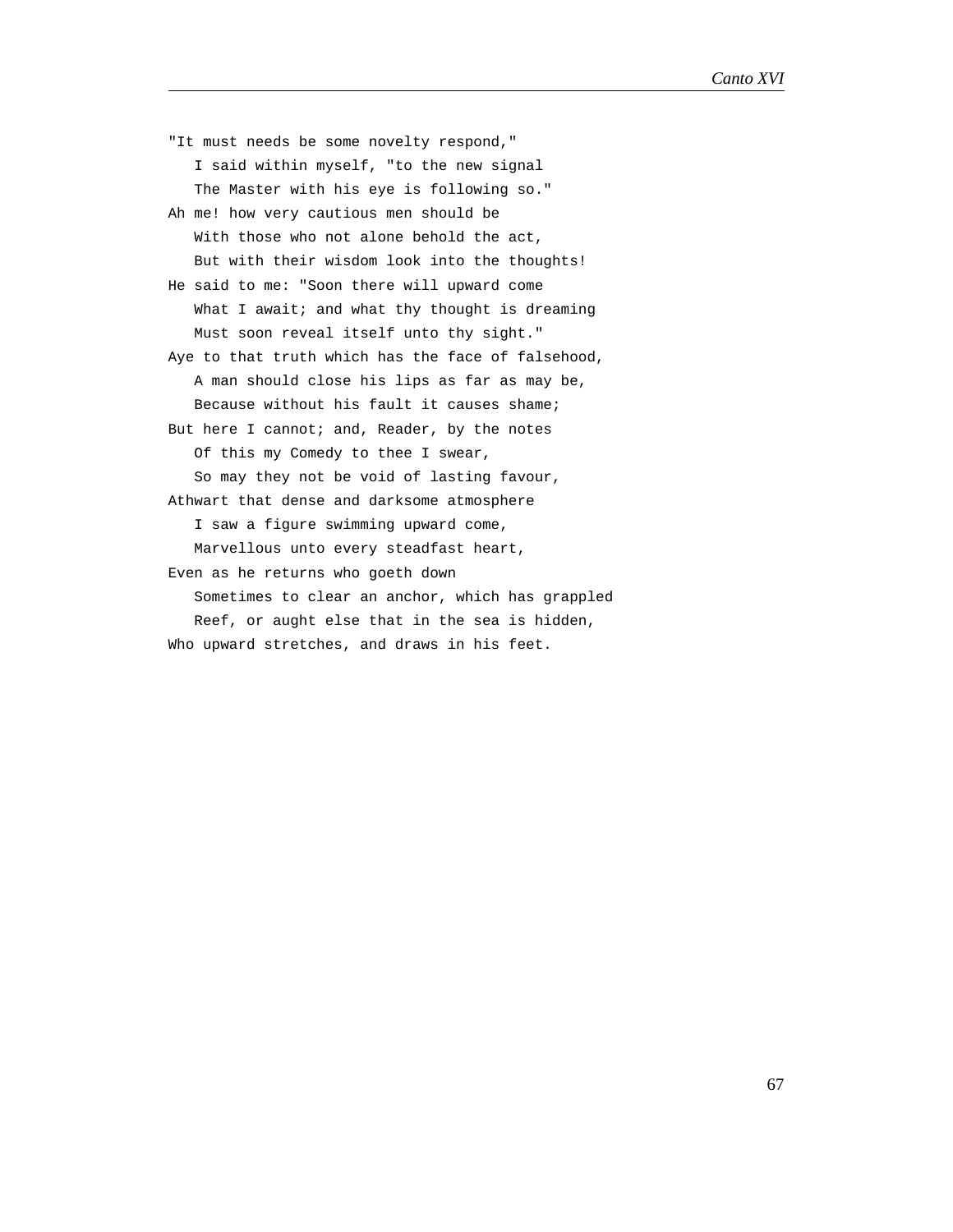"It must needs be some novelty respond,"
   I said within myself, "to the new signal
   The Master with his eye is following so."
Ah me! how very cautious men should be
   With those who not alone behold the act,
   But with their wisdom look into the thoughts!
He said to me: "Soon there will upward come
   What I await; and what thy thought is dreaming
   Must soon reveal itself unto thy sight."
Aye to that truth which has the face of falsehood,
   A man should close his lips as far as may be,
   Because without his fault it causes shame;
But here I cannot; and, Reader, by the notes
   Of this my Comedy to thee I swear,
   So may they not be void of lasting favour,
Athwart that dense and darksome atmosphere
   I saw a figure swimming upward come,
   Marvellous unto every steadfast heart,
Even as he returns who goeth down
   Sometimes to clear an anchor, which has grappled
   Reef, or aught else that in the sea is hidden,
Who upward stretches, and draws in his feet.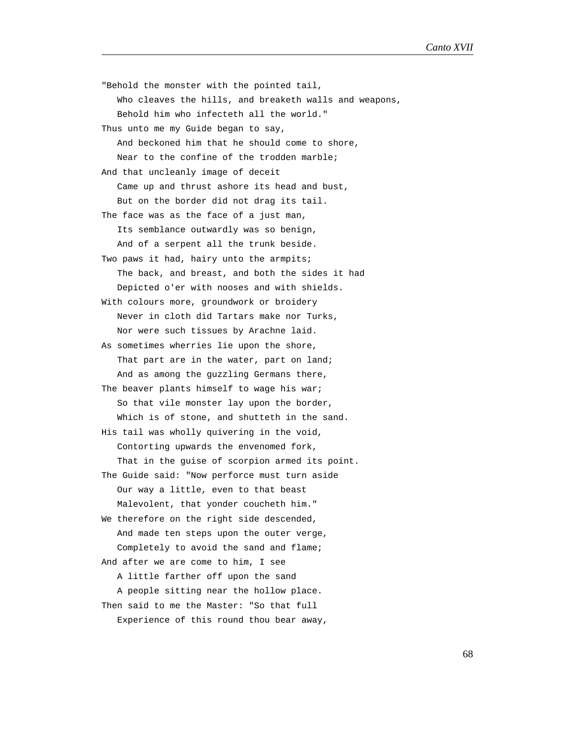"Behold the monster with the pointed tail,
   Who cleaves the hills, and breaketh walls and weapons,
   Behold him who infecteth all the world."
Thus unto me my Guide began to say,
   And beckoned him that he should come to shore,
   Near to the confine of the trodden marble;
And that uncleanly image of deceit
   Came up and thrust ashore its head and bust,
   But on the border did not drag its tail.
The face was as the face of a just man,
   Its semblance outwardly was so benign,
   And of a serpent all the trunk beside.
Two paws it had, hairy unto the armpits;
   The back, and breast, and both the sides it had
   Depicted o'er with nooses and with shields.
With colours more, groundwork or broidery
   Never in cloth did Tartars make nor Turks,
   Nor were such tissues by Arachne laid.
As sometimes wherries lie upon the shore,
   That part are in the water, part on land;
   And as among the guzzling Germans there,
The beaver plants himself to wage his war;
   So that vile monster lay upon the border,
   Which is of stone, and shutteth in the sand.
His tail was wholly quivering in the void,
   Contorting upwards the envenomed fork,
   That in the guise of scorpion armed its point.
The Guide said: "Now perforce must turn aside
   Our way a little, even to that beast
   Malevolent, that yonder coucheth him."
We therefore on the right side descended,
   And made ten steps upon the outer verge,
   Completely to avoid the sand and flame;
And after we are come to him, I see
   A little farther off upon the sand
   A people sitting near the hollow place.
Then said to me the Master: "So that full
   Experience of this round thou bear away,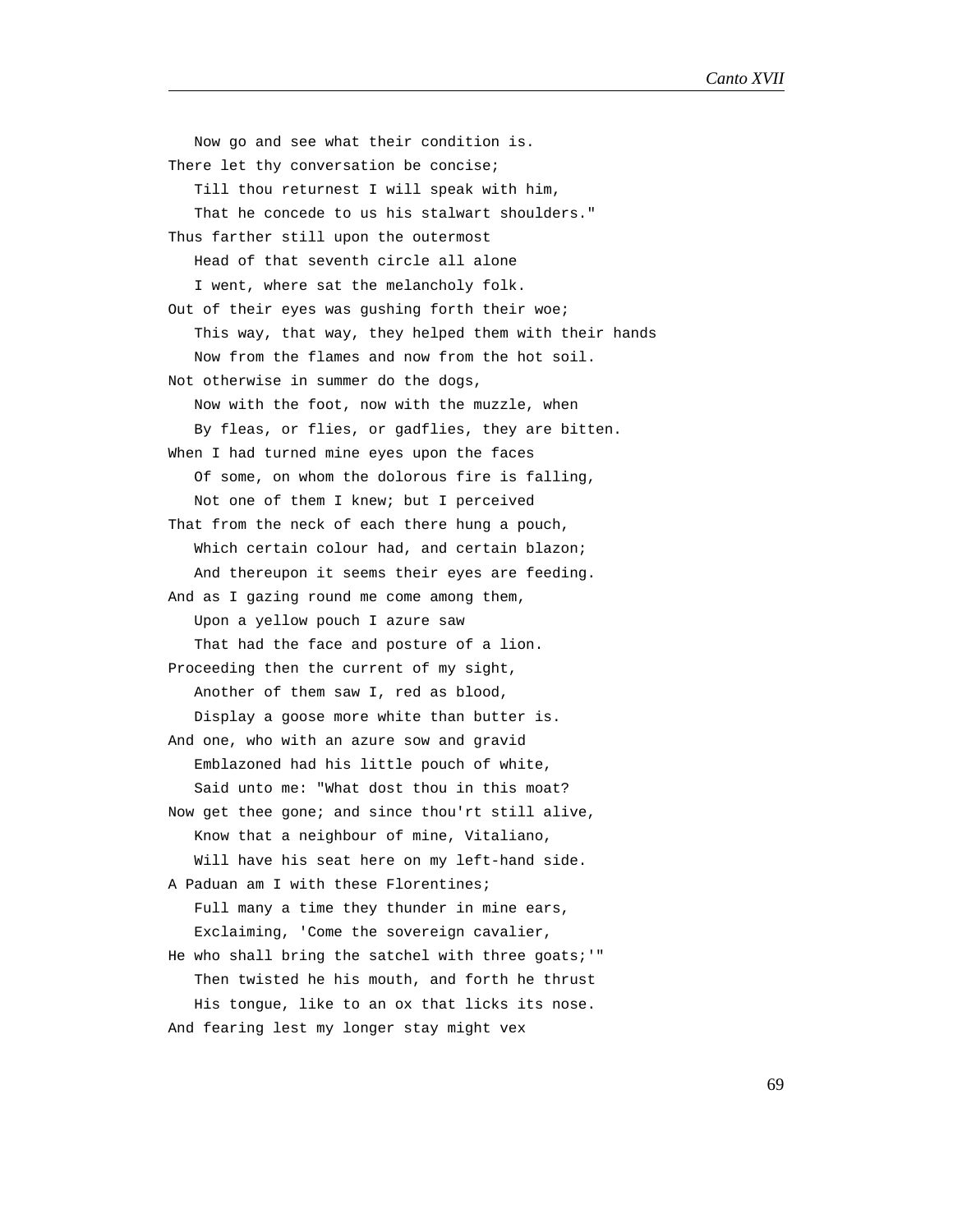Now go and see what their condition is.
There let thy conversation be concise;
   Till thou returnest I will speak with him,
   That he concede to us his stalwart shoulders."
Thus farther still upon the outermost
   Head of that seventh circle all alone
   I went, where sat the melancholy folk.
Out of their eyes was gushing forth their woe;
   This way, that way, they helped them with their hands
   Now from the flames and now from the hot soil.
Not otherwise in summer do the dogs,
   Now with the foot, now with the muzzle, when
   By fleas, or flies, or gadflies, they are bitten.
When I had turned mine eyes upon the faces
   Of some, on whom the dolorous fire is falling,
   Not one of them I knew; but I perceived
That from the neck of each there hung a pouch,
   Which certain colour had, and certain blazon;
   And thereupon it seems their eyes are feeding.
And as I gazing round me come among them,
   Upon a yellow pouch I azure saw
   That had the face and posture of a lion.
Proceeding then the current of my sight,
   Another of them saw I, red as blood,
   Display a goose more white than butter is.
And one, who with an azure sow and gravid
   Emblazoned had his little pouch of white,
   Said unto me: "What dost thou in this moat?
Now get thee gone; and since thou'rt still alive,
   Know that a neighbour of mine, Vitaliano,
   Will have his seat here on my left-hand side.
A Paduan am I with these Florentines;
   Full many a time they thunder in mine ears,
   Exclaiming, 'Come the sovereign cavalier,
He who shall bring the satchel with three goats;'"
   Then twisted he his mouth, and forth he thrust
   His tongue, like to an ox that licks its nose.
And fearing lest my longer stay might vex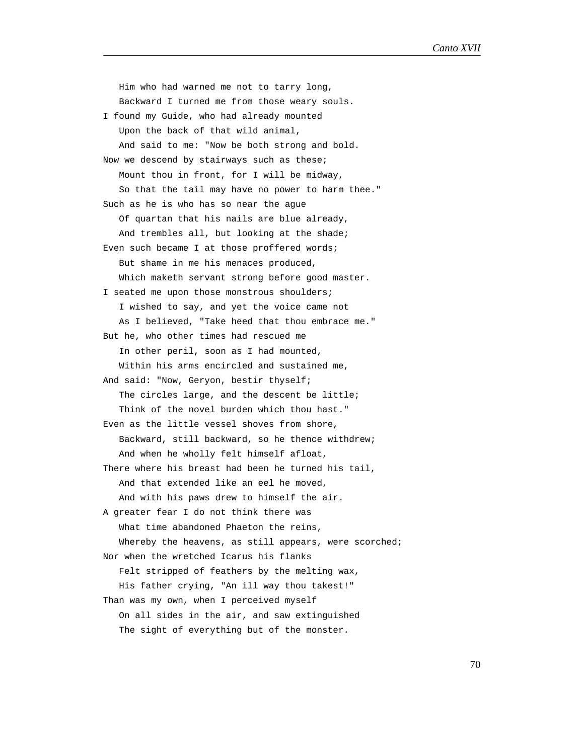Him who had warned me not to tarry long,  
Backward I turned me from those weary souls.  
I found my Guide, who had already mounted  
Upon the back of that wild animal,  
And said to me: "Now be both strong and bold.  
Now we descend by stairways such as these;  
Mount thou in front, for I will be midway,  
So that the tail may have no power to harm thee."  
Such as he is who has so near the ague  
Of quartan that his nails are blue already,  
And trembles all, but looking at the shade;  
Even such became I at those proffered words;  
But shame in me his menaces produced,  
Which maketh servant strong before good master.  
I seated me upon those monstrous shoulders;  
I wished to say, and yet the voice came not  
As I believed, "Take heed that thou embrace me."  
But he, who other times had rescued me  
In other peril, soon as I had mounted,  
Within his arms encircled and sustained me,  
And said: "Now, Geryon, bestir thyself;  
The circles large, and the descent be little;  
Think of the novel burden which thou hast."  
Even as the little vessel shoves from shore,  
Backward, still backward, so he thence withdrew;  
And when he wholly felt himself afloat,  
There where his breast had been he turned his tail,  
And that extended like an eel he moved,  
And with his paws drew to himself the air.  
A greater fear I do not think there was  
What time abandoned Phaeton the reins,  
Whereby the heavens, as still appears, were scorched;  
Nor when the wretched Icarus his flanks  
Felt stripped of feathers by the melting wax,  
His father crying, "An ill way thou takest!"  
Than was my own, when I perceived myself  
On all sides in the air, and saw extinguished  
The sight of everything but of the monster.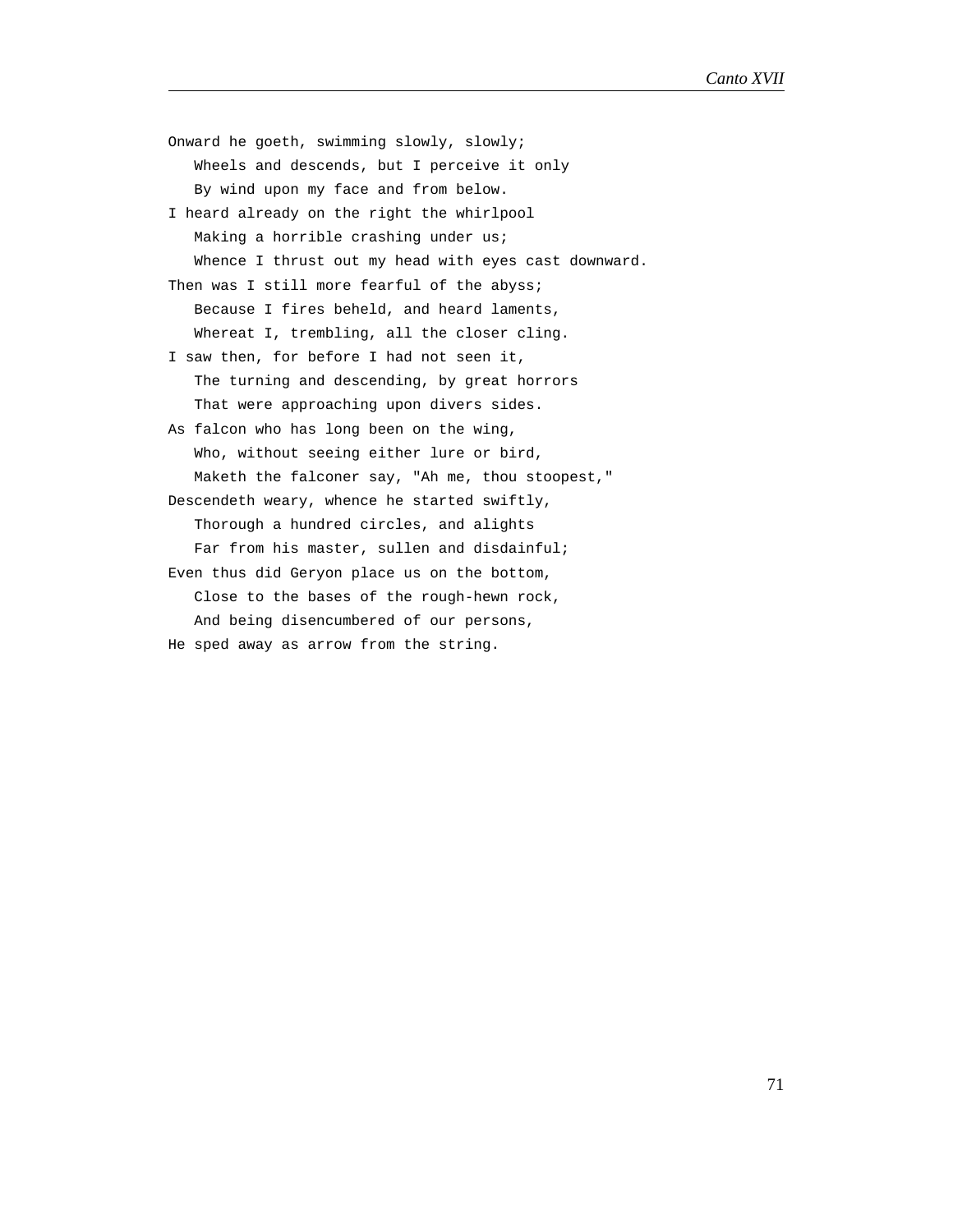Onward he goeth, swimming slowly, slowly;  
   Wheels and descends, but I perceive it only  
   By wind upon my face and from below.  
I heard already on the right the whirlpool  
   Making a horrible crashing under us;  
   Whence I thrust out my head with eyes cast downward.  
Then was I still more fearful of the abyss;  
   Because I fires beheld, and heard laments,  
   Whereat I, trembling, all the closer cling.  
I saw then, for before I had not seen it,  
   The turning and descending, by great horrors  
   That were approaching upon divers sides.  
As falcon who has long been on the wing,  
   Who, without seeing either lure or bird,  
   Maketh the falconer say, "Ah me, thou stoopest,"  
Descendeth weary, whence he started swiftly,  
   Thorough a hundred circles, and alights  
   Far from his master, sullen and disdainful;  
Even thus did Geryon place us on the bottom,  
   Close to the bases of the rough-hewn rock,  
   And being disencumbered of our persons,  
He sped away as arrow from the string.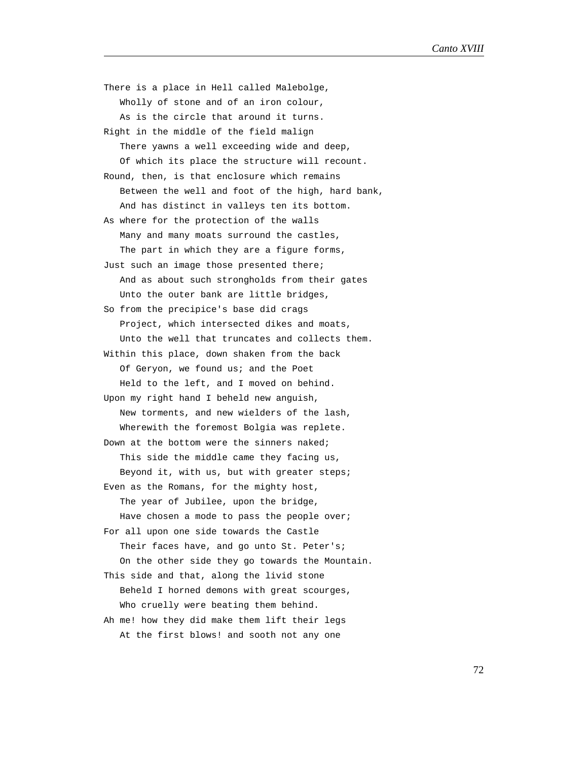There is a place in Hell called Malebolge,
   Wholly of stone and of an iron colour,
   As is the circle that around it turns.
Right in the middle of the field malign
   There yawns a well exceeding wide and deep,
   Of which its place the structure will recount.
Round, then, is that enclosure which remains
   Between the well and foot of the high, hard bank,
   And has distinct in valleys ten its bottom.
As where for the protection of the walls
   Many and many moats surround the castles,
   The part in which they are a figure forms,
Just such an image those presented there;
   And as about such strongholds from their gates
   Unto the outer bank are little bridges,
So from the precipice's base did crags
   Project, which intersected dikes and moats,
   Unto the well that truncates and collects them.
Within this place, down shaken from the back
   Of Geryon, we found us; and the Poet
   Held to the left, and I moved on behind.
Upon my right hand I beheld new anguish,
   New torments, and new wielders of the lash,
   Wherewith the foremost Bolgia was replete.
Down at the bottom were the sinners naked;
   This side the middle came they facing us,
   Beyond it, with us, but with greater steps;
Even as the Romans, for the mighty host,
   The year of Jubilee, upon the bridge,
   Have chosen a mode to pass the people over;
For all upon one side towards the Castle
   Their faces have, and go unto St. Peter's;
   On the other side they go towards the Mountain.
This side and that, along the livid stone
   Beheld I horned demons with great scourges,
   Who cruelly were beating them behind.
Ah me! how they did make them lift their legs
   At the first blows! and sooth not any one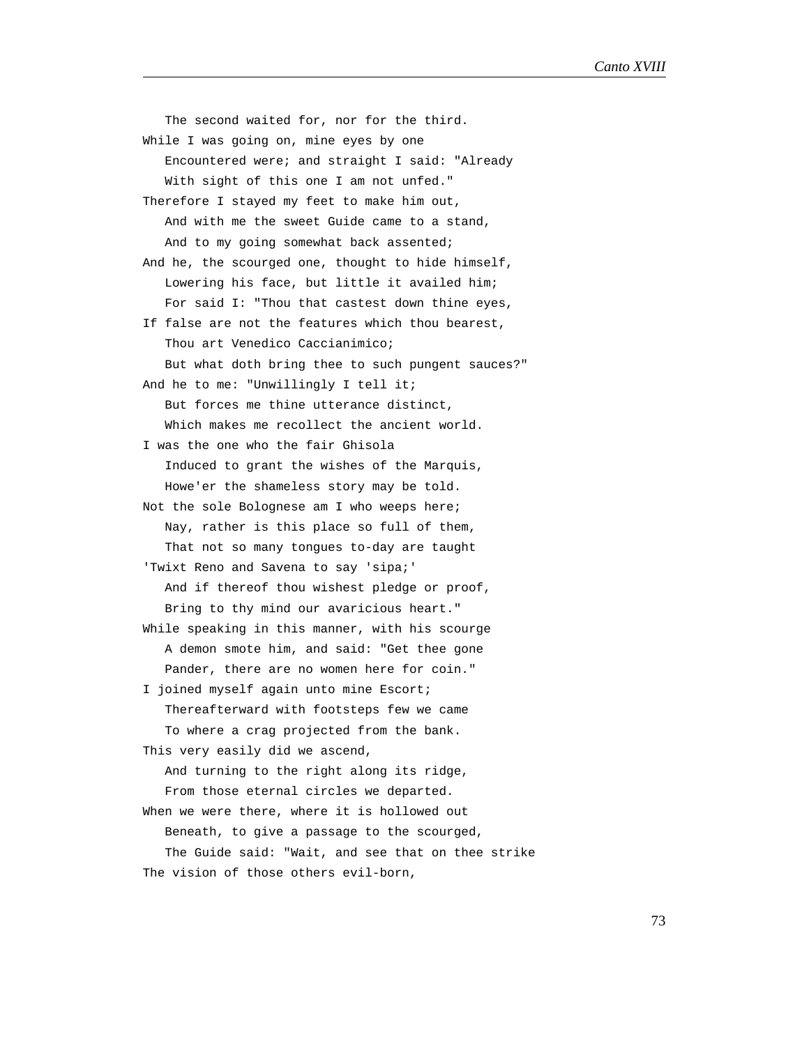The second waited for, nor for the third.
While I was going on, mine eyes by one
Encountered were; and straight I said: "Already
With sight of this one I am not unfed."
Therefore I stayed my feet to make him out,
And with me the sweet Guide came to a stand,
And to my going somewhat back assented;
And he, the scourged one, thought to hide himself,
Lowering his face, but little it availed him;
For said I: "Thou that castest down thine eyes,
If false are not the features which thou bearest,
Thou art Venedico Caccianimico;
But what doth bring thee to such pungent sauces?"
And he to me: "Unwillingly I tell it;
But forces me thine utterance distinct,
Which makes me recollect the ancient world.
I was the one who the fair Ghisola
Induced to grant the wishes of the Marquis,
Howe'er the shameless story may be told.
Not the sole Bolognese am I who weeps here;
Nay, rather is this place so full of them,
That not so many tongues to-day are taught
'Twixt Reno and Savena to say 'sipa;'
And if thereof thou wishest pledge or proof,
Bring to thy mind our avaricious heart."
While speaking in this manner, with his scourge
A demon smote him, and said: "Get thee gone
Pander, there are no women here for coin."
I joined myself again unto mine Escort;
Thereafterward with footsteps few we came
To where a crag projected from the bank.
This very easily did we ascend,
And turning to the right along its ridge,
From those eternal circles we departed.
When we were there, where it is hollowed out
Beneath, to give a passage to the scourged,
The Guide said: "Wait, and see that on thee strike
The vision of those others evil-born,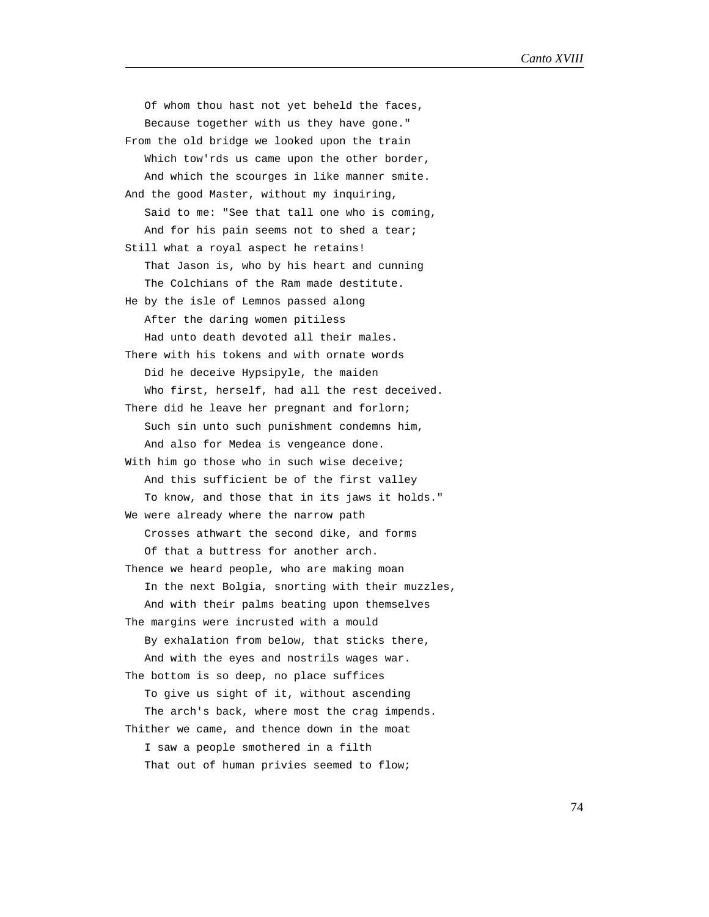Of whom thou hast not yet beheld the faces,  
Because together with us they have gone."  
From the old bridge we looked upon the train  
Which tow'rds us came upon the other border,  
And which the scourges in like manner smite.  
And the good Master, without my inquiring,  
Said to me: "See that tall one who is coming,  
And for his pain seems not to shed a tear;  
Still what a royal aspect he retains!  
That Jason is, who by his heart and cunning  
The Colchians of the Ram made destitute.  
He by the isle of Lemnos passed along  
After the daring women pitiless  
Had unto death devoted all their males.  
There with his tokens and with ornate words  
Did he deceive Hypsipyle, the maiden  
Who first, herself, had all the rest deceived.  
There did he leave her pregnant and forlorn;  
Such sin unto such punishment condemns him,  
And also for Medea is vengeance done.  
With him go those who in such wise deceive;  
And this sufficient be of the first valley  
To know, and those that in its jaws it holds."  
We were already where the narrow path  
Crosses athwart the second dike, and forms  
Of that a buttress for another arch.  
Thence we heard people, who are making moan  
In the next Bolgia, snorting with their muzzles,  
And with their palms beating upon themselves  
The margins were incrusted with a mould  
By exhalation from below, that sticks there,  
And with the eyes and nostrils wages war.  
The bottom is so deep, no place suffices  
To give us sight of it, without ascending  
The arch's back, where most the crag impends.  
Thither we came, and thence down in the moat  
I saw a people smothered in a filth  
That out of human privies seemed to flow;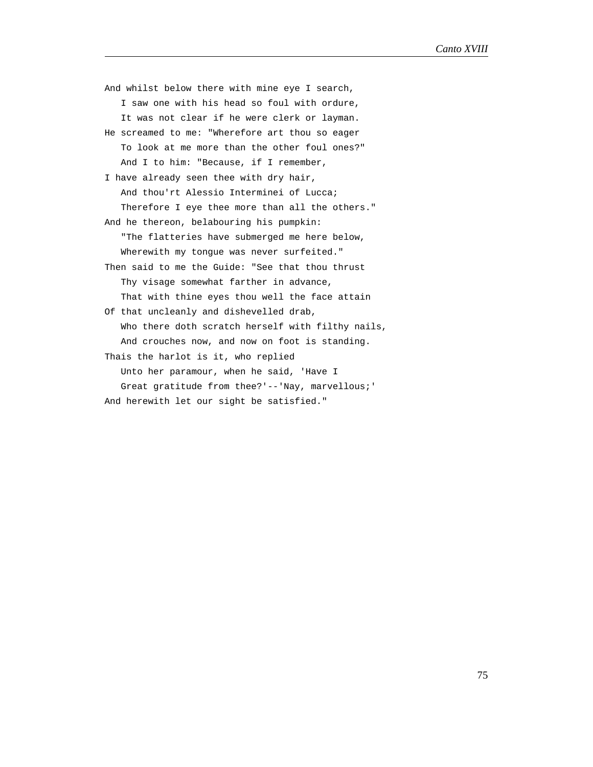And whilst below there with mine eye I search,
   I saw one with his head so foul with ordure,
   It was not clear if he were clerk or layman.
He screamed to me: "Wherefore art thou so eager
   To look at me more than the other foul ones?"
   And I to him: "Because, if I remember,
I have already seen thee with dry hair,
   And thou'rt Alessio Interminei of Lucca;
   Therefore I eye thee more than all the others."
And he thereon, belabouring his pumpkin:
   "The flatteries have submerged me here below,
   Wherewith my tongue was never surfeited."
Then said to me the Guide: "See that thou thrust
   Thy visage somewhat farther in advance,
   That with thine eyes thou well the face attain
Of that uncleanly and dishevelled drab,
   Who there doth scratch herself with filthy nails,
   And crouches now, and now on foot is standing.
Thais the harlot is it, who replied
   Unto her paramour, when he said, 'Have I
   Great gratitude from thee?'--'Nay, marvellous;'
And herewith let our sight be satisfied."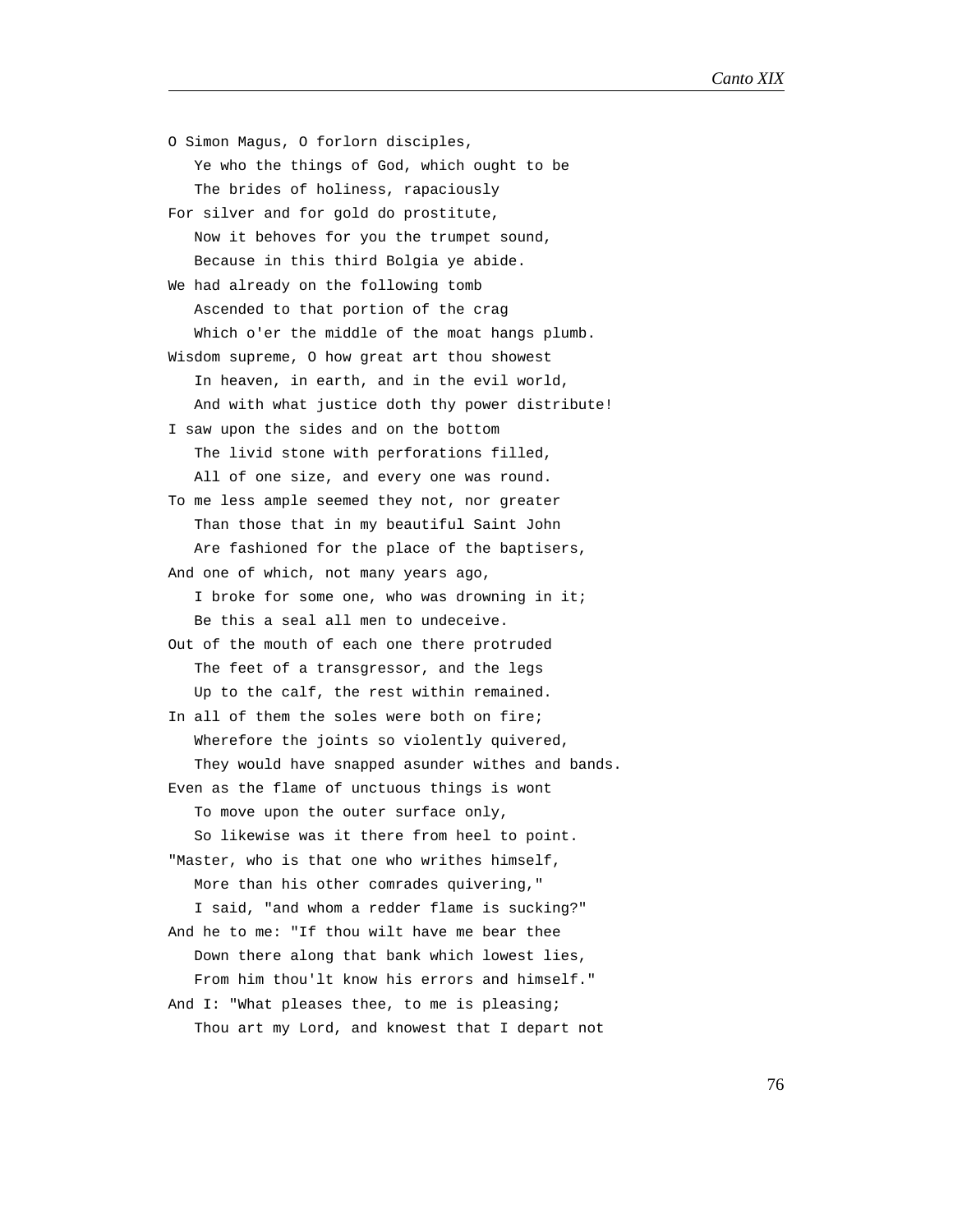O Simon Magus, O forlorn disciples,
   Ye who the things of God, which ought to be
   The brides of holiness, rapaciously
For silver and for gold do prostitute,
   Now it behoves for you the trumpet sound,
   Because in this third Bolgia ye abide.
We had already on the following tomb
   Ascended to that portion of the crag
   Which o'er the middle of the moat hangs plumb.
Wisdom supreme, O how great art thou showest
   In heaven, in earth, and in the evil world,
   And with what justice doth thy power distribute!
I saw upon the sides and on the bottom
   The livid stone with perforations filled,
   All of one size, and every one was round.
To me less ample seemed they not, nor greater
   Than those that in my beautiful Saint John
   Are fashioned for the place of the baptisers,
And one of which, not many years ago,
   I broke for some one, who was drowning in it;
   Be this a seal all men to undeceive.
Out of the mouth of each one there protruded
   The feet of a transgressor, and the legs
   Up to the calf, the rest within remained.
In all of them the soles were both on fire;
   Wherefore the joints so violently quivered,
   They would have snapped asunder withes and bands.
Even as the flame of unctuous things is wont
   To move upon the outer surface only,
   So likewise was it there from heel to point.
"Master, who is that one who writhes himself,
   More than his other comrades quivering,"
   I said, "and whom a redder flame is sucking?"
And he to me: "If thou wilt have me bear thee
   Down there along that bank which lowest lies,
   From him thou'lt know his errors and himself."
And I: "What pleases thee, to me is pleasing;
   Thou art my Lord, and knowest that I depart not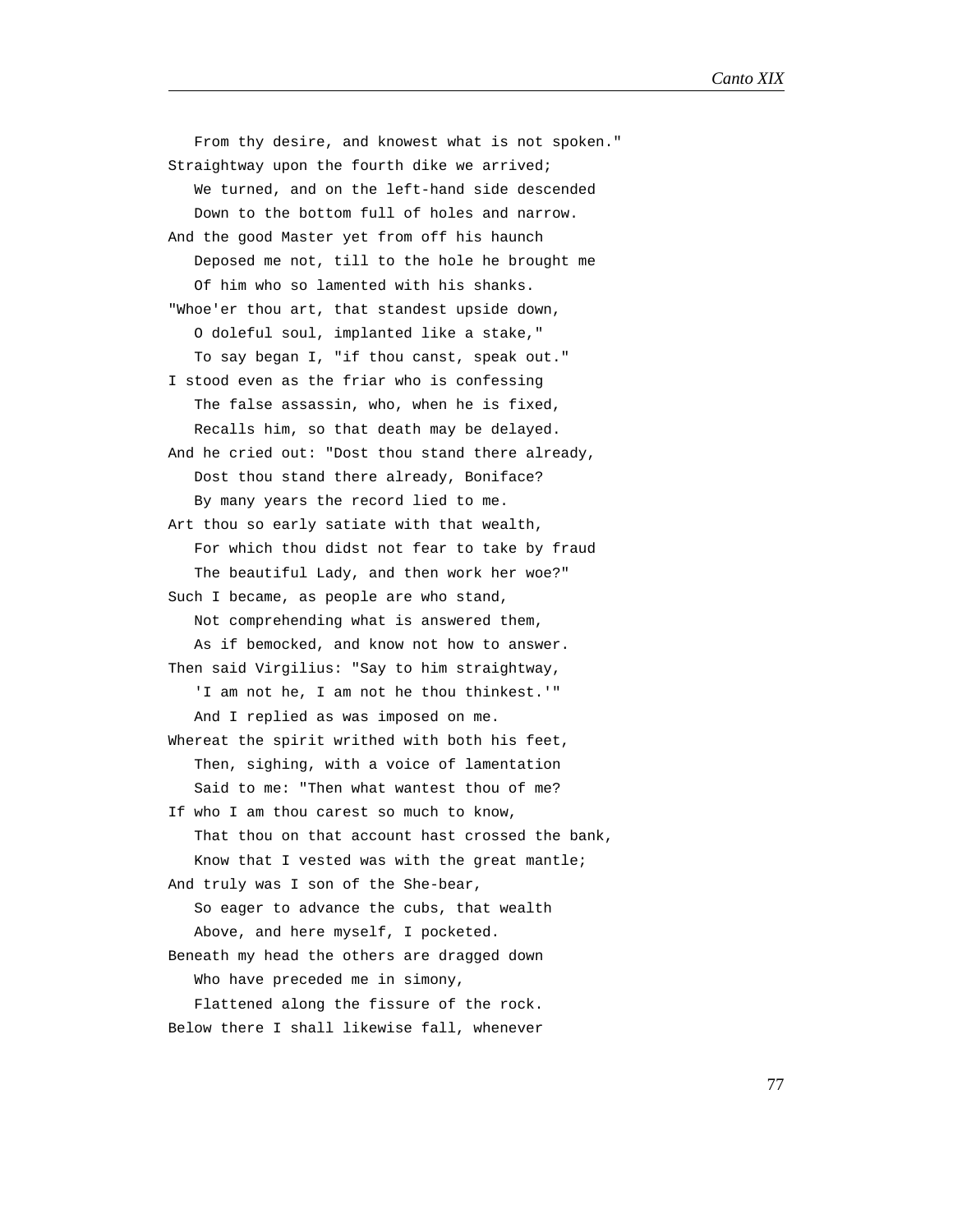From thy desire, and knowest what is not spoken."  
Straightway upon the fourth dike we arrived;  
We turned, and on the left-hand side descended  
Down to the bottom full of holes and narrow.  
And the good Master yet from off his haunch  
Deposed me not, till to the hole he brought me  
Of him who so lamented with his shanks.  
"Whoe'er thou art, that standest upside down,  
O doleful soul, implanted like a stake,"  
To say began I, "if thou canst, speak out."  
I stood even as the friar who is confessing  
The false assassin, who, when he is fixed,  
Recalls him, so that death may be delayed.  
And he cried out: "Dost thou stand there already,  
Dost thou stand there already, Boniface?  
By many years the record lied to me.  
Art thou so early satiate with that wealth,  
For which thou didst not fear to take by fraud  
The beautiful Lady, and then work her woe?"  
Such I became, as people are who stand,  
Not comprehending what is answered them,  
As if bemocked, and know not how to answer.  
Then said Virgilius: "Say to him straightway,  
'I am not he, I am not he thou thinkest.'"  
And I replied as was imposed on me.  
Whereat the spirit writhed with both his feet,  
Then, sighing, with a voice of lamentation  
Said to me: "Then what wantest thou of me?  
If who I am thou carest so much to know,  
That thou on that account hast crossed the bank,  
Know that I vested was with the great mantle;  
And truly was I son of the She-bear,  
So eager to advance the cubs, that wealth  
Above, and here myself, I pocketed.  
Beneath my head the others are dragged down  
Who have preceded me in simony,  
Flattened along the fissure of the rock.  
Below there I shall likewise fall, whenever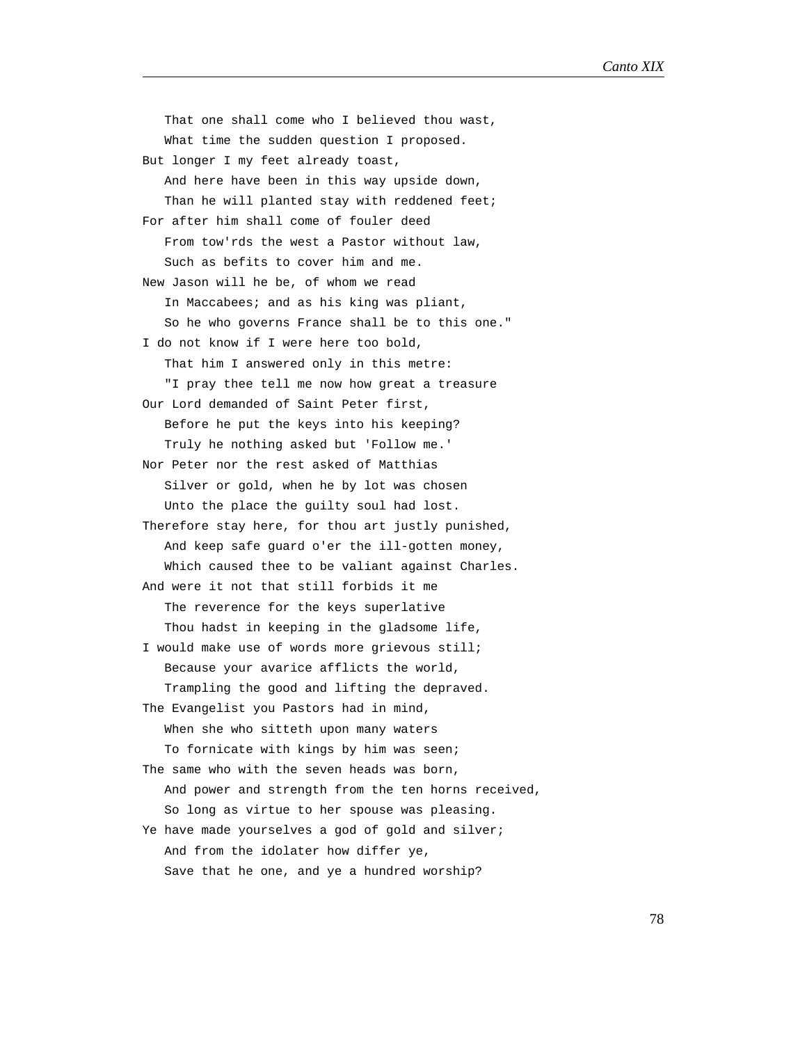That one shall come who I believed thou wast,  
What time the sudden question I proposed.  
But longer I my feet already toast,  
And here have been in this way upside down,  
Than he will planted stay with reddened feet;  
For after him shall come of fouler deed  
From tow'rds the west a Pastor without law,  
Such as befits to cover him and me.  
New Jason will he be, of whom we read  
In Maccabees; and as his king was pliant,  
So he who governs France shall be to this one."  
I do not know if I were here too bold,  
That him I answered only in this metre:  
"I pray thee tell me now how great a treasure  
Our Lord demanded of Saint Peter first,  
Before he put the keys into his keeping?  
Truly he nothing asked but 'Follow me.'  
Nor Peter nor the rest asked of Matthias  
Silver or gold, when he by lot was chosen  
Unto the place the guilty soul had lost.  
Therefore stay here, for thou art justly punished,  
And keep safe guard o'er the ill-gotten money,  
Which caused thee to be valiant against Charles.  
And were it not that still forbids it me  
The reverence for the keys superlative  
Thou hadst in keeping in the gladsome life,  
I would make use of words more grievous still;  
Because your avarice afflicts the world,  
Trampling the good and lifting the depraved.  
The Evangelist you Pastors had in mind,  
When she who sitteth upon many waters  
To fornicate with kings by him was seen;  
The same who with the seven heads was born,  
And power and strength from the ten horns received,  
So long as virtue to her spouse was pleasing.  
Ye have made yourselves a god of gold and silver;  
And from the idolater how differ ye,  
Save that he one, and ye a hundred worship?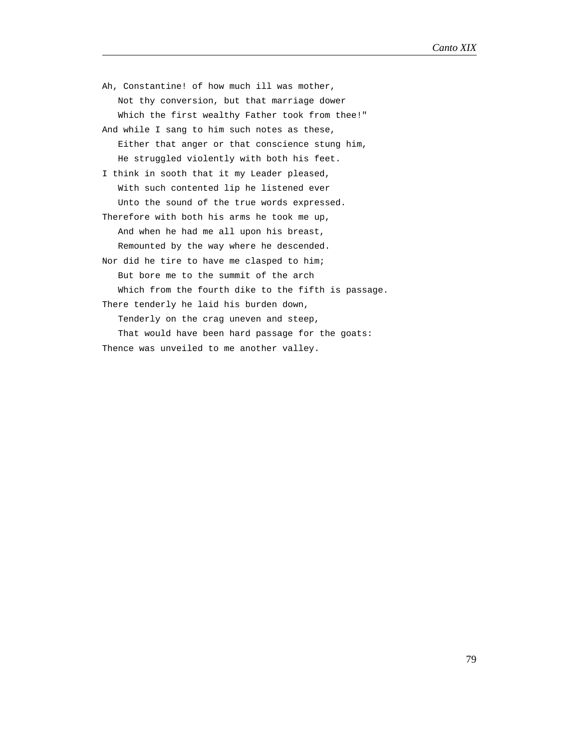Ah, Constantine! of how much ill was mother,  
   Not thy conversion, but that marriage dower  
   Which the first wealthy Father took from thee!"  
And while I sang to him such notes as these,  
   Either that anger or that conscience stung him,  
   He struggled violently with both his feet.  
I think in sooth that it my Leader pleased,  
   With such contented lip he listened ever  
   Unto the sound of the true words expressed.  
Therefore with both his arms he took me up,  
   And when he had me all upon his breast,  
   Remounted by the way where he descended.  
Nor did he tire to have me clasped to him;  
   But bore me to the summit of the arch  
   Which from the fourth dike to the fifth is passage.  
There tenderly he laid his burden down,  
   Tenderly on the crag uneven and steep,  
   That would have been hard passage for the goats:  
Thence was unveiled to me another valley.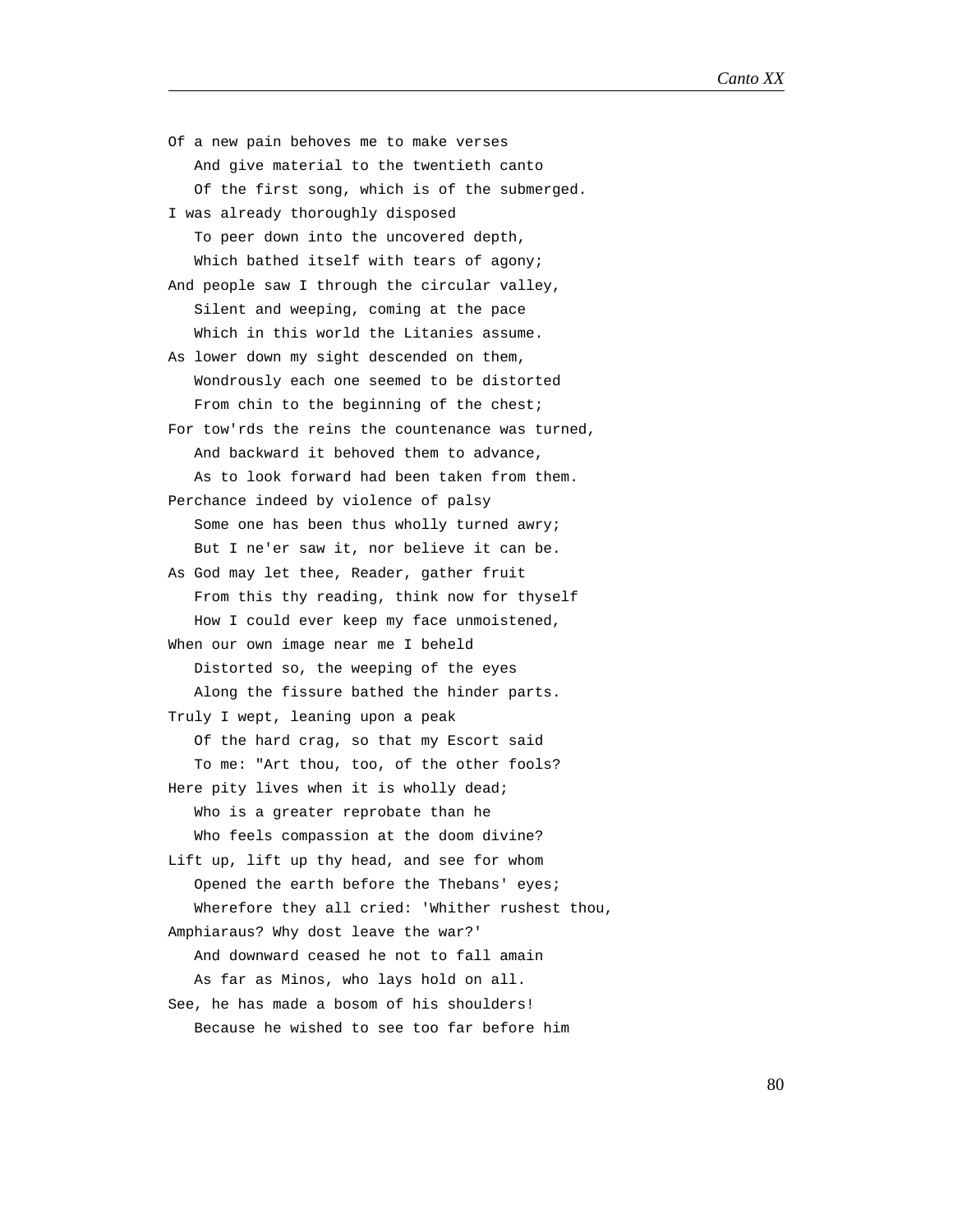Of a new pain behoves me to make verses
   And give material to the twentieth canto
   Of the first song, which is of the submerged.
I was already thoroughly disposed
   To peer down into the uncovered depth,
   Which bathed itself with tears of agony;
And people saw I through the circular valley,
   Silent and weeping, coming at the pace
   Which in this world the Litanies assume.
As lower down my sight descended on them,
   Wondrously each one seemed to be distorted
   From chin to the beginning of the chest;
For tow'rds the reins the countenance was turned,
   And backward it behoved them to advance,
   As to look forward had been taken from them.
Perchance indeed by violence of palsy
   Some one has been thus wholly turned awry;
   But I ne'er saw it, nor believe it can be.
As God may let thee, Reader, gather fruit
   From this thy reading, think now for thyself
   How I could ever keep my face unmoistened,
When our own image near me I beheld
   Distorted so, the weeping of the eyes
   Along the fissure bathed the hinder parts.
Truly I wept, leaning upon a peak
   Of the hard crag, so that my Escort said
   To me: "Art thou, too, of the other fools?
Here pity lives when it is wholly dead;
   Who is a greater reprobate than he
   Who feels compassion at the doom divine?
Lift up, lift up thy head, and see for whom
   Opened the earth before the Thebans' eyes;
   Wherefore they all cried: 'Whither rushest thou,
Amphiaraus? Why dost leave the war?'
   And downward ceased he not to fall amain
   As far as Minos, who lays hold on all.
See, he has made a bosom of his shoulders!
   Because he wished to see too far before him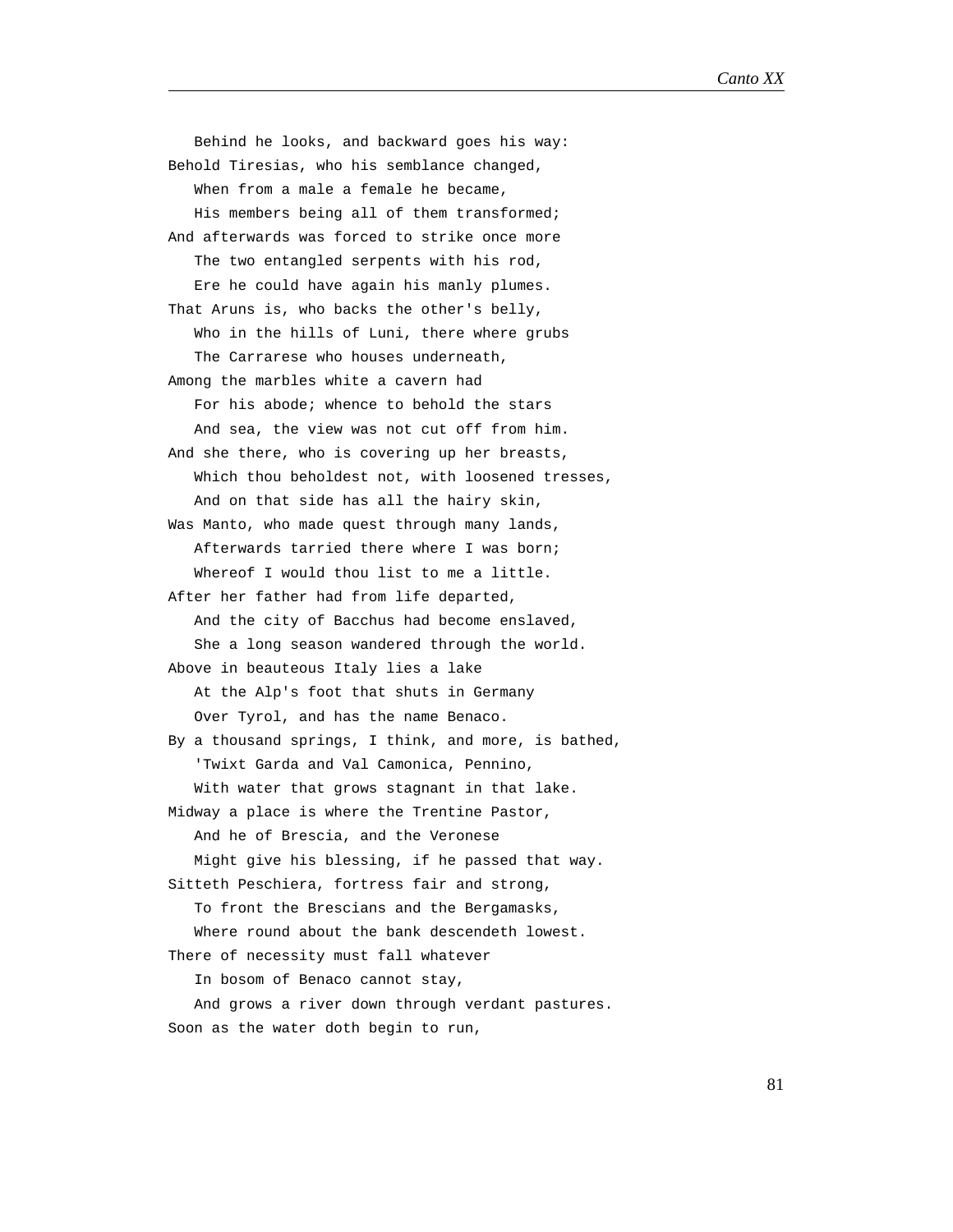Behind he looks, and backward goes his way:
Behold Tiresias, who his semblance changed,
   When from a male a female he became,
   His members being all of them transformed;
And afterwards was forced to strike once more
   The two entangled serpents with his rod,
   Ere he could have again his manly plumes.
That Aruns is, who backs the other's belly,
   Who in the hills of Luni, there where grubs
   The Carrarese who houses underneath,
Among the marbles white a cavern had
   For his abode; whence to behold the stars
   And sea, the view was not cut off from him.
And she there, who is covering up her breasts,
   Which thou beholdest not, with loosened tresses,
   And on that side has all the hairy skin,
Was Manto, who made quest through many lands,
   Afterwards tarried there where I was born;
   Whereof I would thou list to me a little.
After her father had from life departed,
   And the city of Bacchus had become enslaved,
   She a long season wandered through the world.
Above in beauteous Italy lies a lake
   At the Alp's foot that shuts in Germany
   Over Tyrol, and has the name Benaco.
By a thousand springs, I think, and more, is bathed,
   'Twixt Garda and Val Camonica, Pennino,
   With water that grows stagnant in that lake.
Midway a place is where the Trentine Pastor,
   And he of Brescia, and the Veronese
   Might give his blessing, if he passed that way.
Sitteth Peschiera, fortress fair and strong,
   To front the Brescians and the Bergamasks,
   Where round about the bank descendeth lowest.
There of necessity must fall whatever
   In bosom of Benaco cannot stay,
   And grows a river down through verdant pastures.
Soon as the water doth begin to run,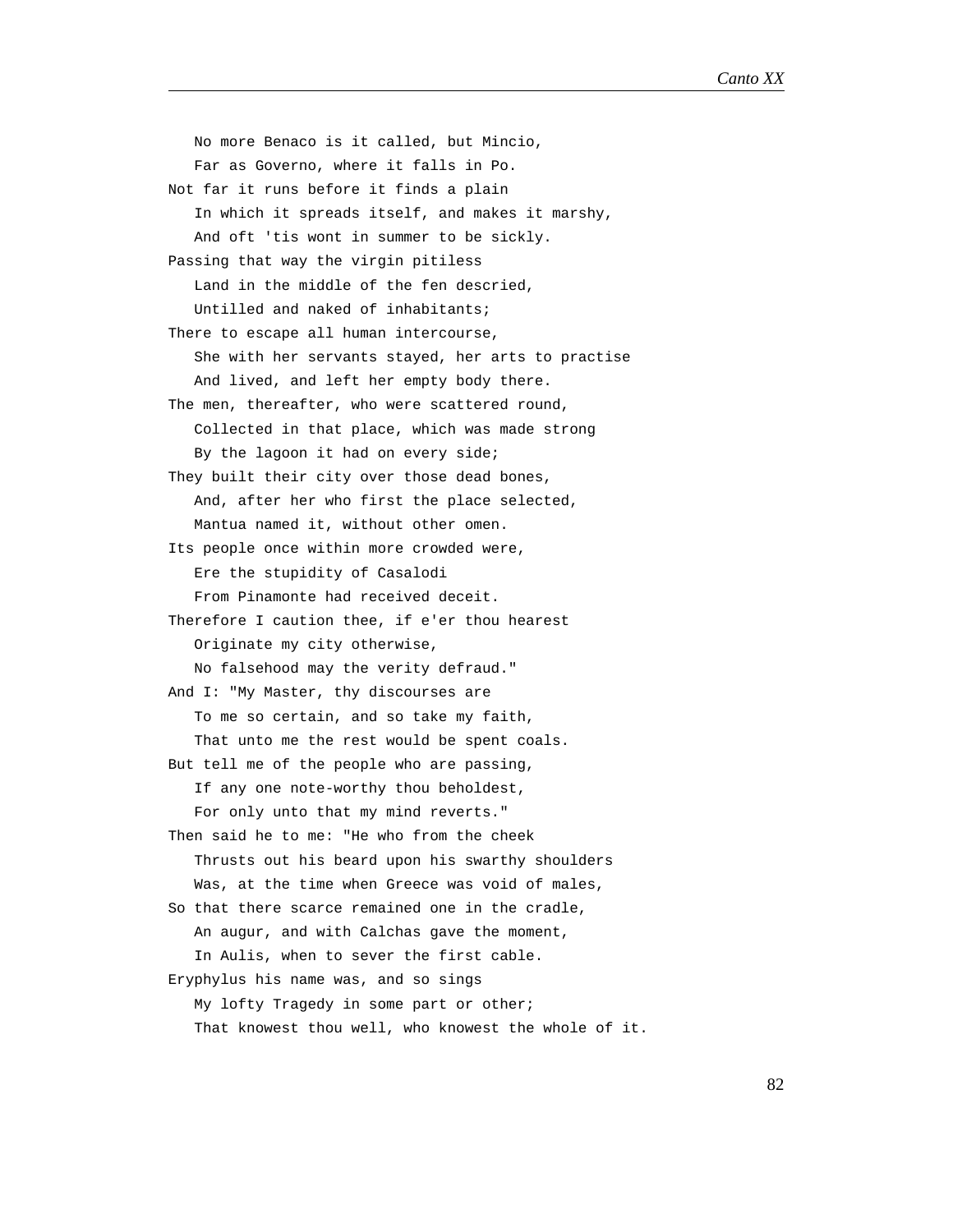No more Benaco is it called, but Mincio,
   Far as Governo, where it falls in Po.
Not far it runs before it finds a plain
   In which it spreads itself, and makes it marshy,
   And oft 'tis wont in summer to be sickly.
Passing that way the virgin pitiless
   Land in the middle of the fen descried,
   Untilled and naked of inhabitants;
There to escape all human intercourse,
   She with her servants stayed, her arts to practise
   And lived, and left her empty body there.
The men, thereafter, who were scattered round,
   Collected in that place, which was made strong
   By the lagoon it had on every side;
They built their city over those dead bones,
   And, after her who first the place selected,
   Mantua named it, without other omen.
Its people once within more crowded were,
   Ere the stupidity of Casalodi
   From Pinamonte had received deceit.
Therefore I caution thee, if e'er thou hearest
   Originate my city otherwise,
   No falsehood may the verity defraud."
And I: "My Master, thy discourses are
   To me so certain, and so take my faith,
   That unto me the rest would be spent coals.
But tell me of the people who are passing,
   If any one note-worthy thou beholdest,
   For only unto that my mind reverts."
Then said he to me: "He who from the cheek
   Thrusts out his beard upon his swarthy shoulders
   Was, at the time when Greece was void of males,
So that there scarce remained one in the cradle,
   An augur, and with Calchas gave the moment,
   In Aulis, when to sever the first cable.
Eryphylus his name was, and so sings
   My lofty Tragedy in some part or other;
   That knowest thou well, who knowest the whole of it.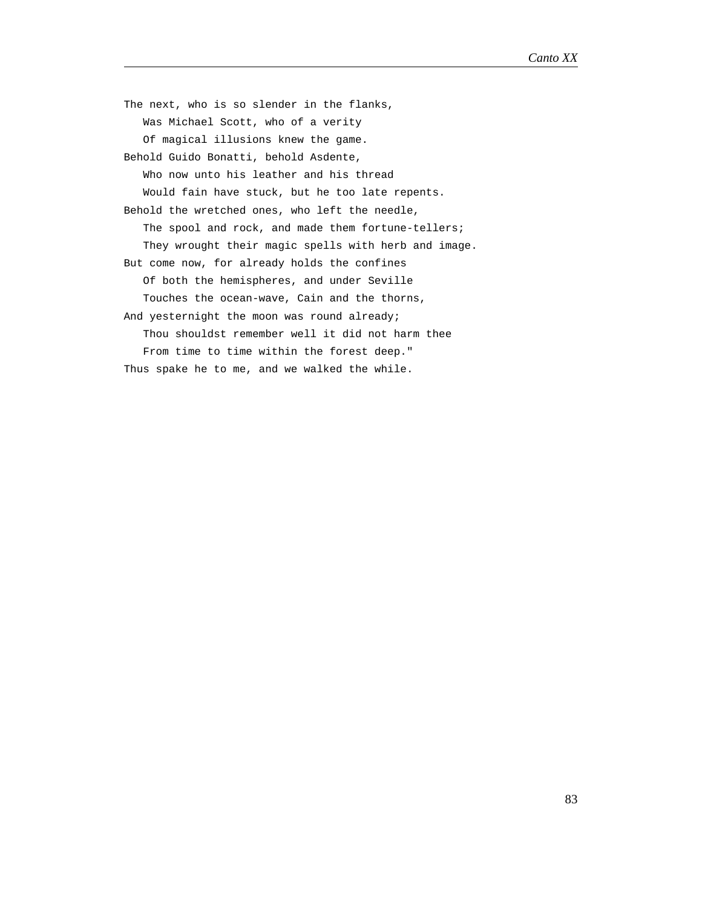The next, who is so slender in the flanks,
   Was Michael Scott, who of a verity
   Of magical illusions knew the game.
Behold Guido Bonatti, behold Asdente,
   Who now unto his leather and his thread
   Would fain have stuck, but he too late repents.
Behold the wretched ones, who left the needle,
   The spool and rock, and made them fortune-tellers;
   They wrought their magic spells with herb and image.
But come now, for already holds the confines
   Of both the hemispheres, and under Seville
   Touches the ocean-wave, Cain and the thorns,
And yesternight the moon was round already;
   Thou shouldst remember well it did not harm thee
   From time to time within the forest deep."
Thus spake he to me, and we walked the while.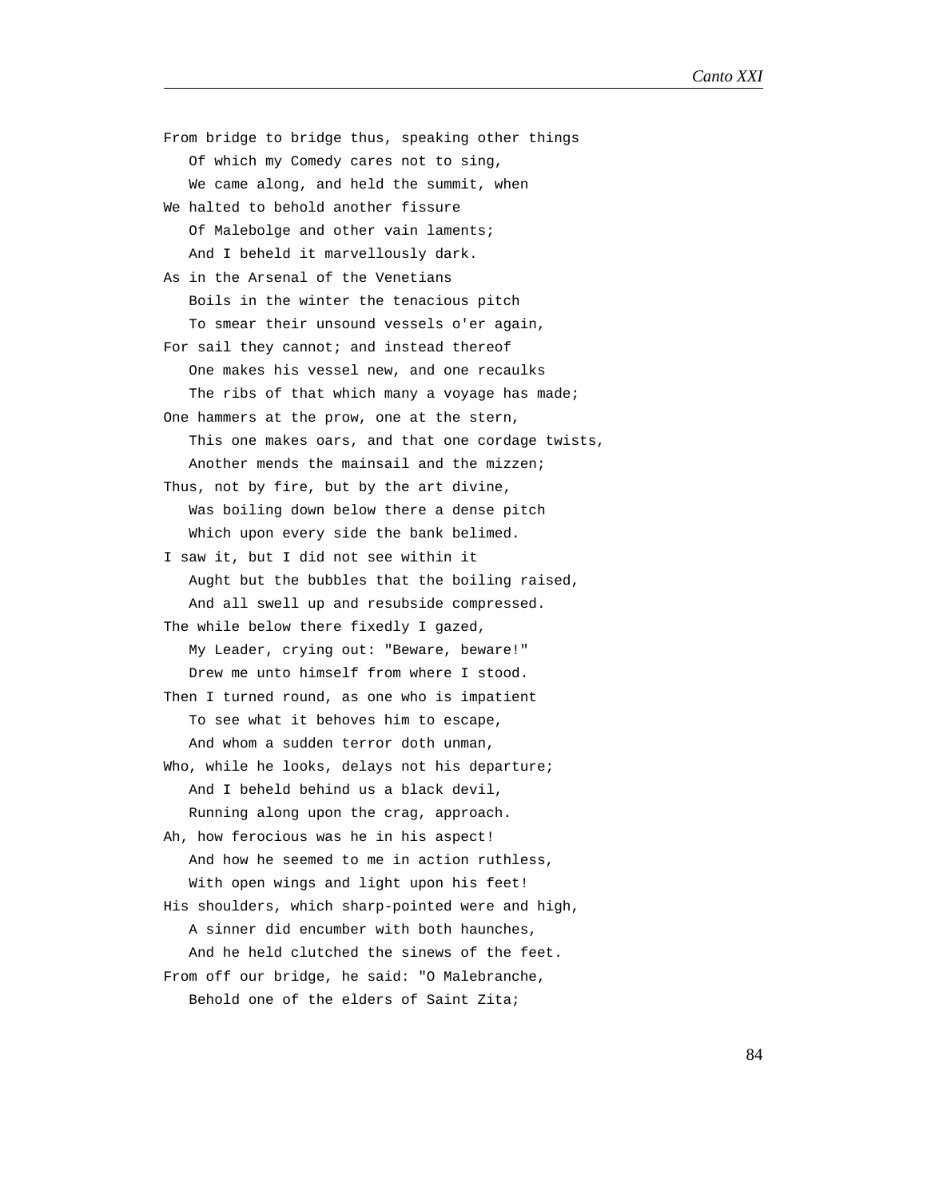From bridge to bridge thus, speaking other things
   Of which my Comedy cares not to sing,
   We came along, and held the summit, when
We halted to behold another fissure
   Of Malebolge and other vain laments;
   And I beheld it marvellously dark.
As in the Arsenal of the Venetians
   Boils in the winter the tenacious pitch
   To smear their unsound vessels o'er again,
For sail they cannot; and instead thereof
   One makes his vessel new, and one recaulks
   The ribs of that which many a voyage has made;
One hammers at the prow, one at the stern,
   This one makes oars, and that one cordage twists,
   Another mends the mainsail and the mizzen;
Thus, not by fire, but by the art divine,
   Was boiling down below there a dense pitch
   Which upon every side the bank belimed.
I saw it, but I did not see within it
   Aught but the bubbles that the boiling raised,
   And all swell up and resubside compressed.
The while below there fixedly I gazed,
   My Leader, crying out: "Beware, beware!"
   Drew me unto himself from where I stood.
Then I turned round, as one who is impatient
   To see what it behoves him to escape,
   And whom a sudden terror doth unman,
Who, while he looks, delays not his departure;
   And I beheld behind us a black devil,
   Running along upon the crag, approach.
Ah, how ferocious was he in his aspect!
   And how he seemed to me in action ruthless,
   With open wings and light upon his feet!
His shoulders, which sharp-pointed were and high,
   A sinner did encumber with both haunches,
   And he held clutched the sinews of the feet.
From off our bridge, he said: "O Malebranche,
   Behold one of the elders of Saint Zita;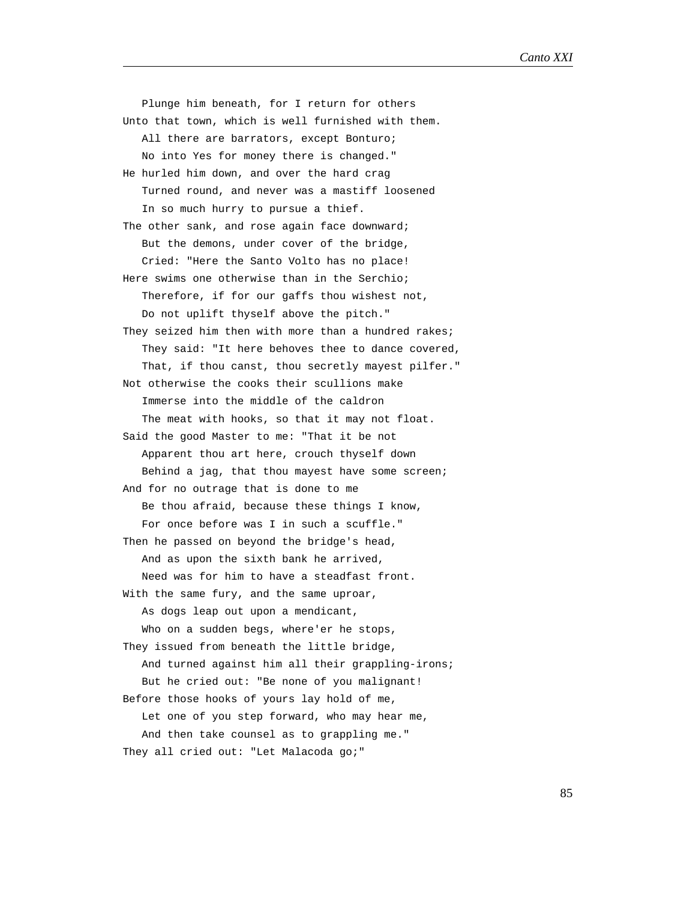Plunge him beneath, for I return for others
Unto that town, which is well furnished with them.
All there are barrators, except Bonturo;
No into Yes for money there is changed."
He hurled him down, and over the hard crag
Turned round, and never was a mastiff loosened
In so much hurry to pursue a thief.
The other sank, and rose again face downward;
But the demons, under cover of the bridge,
Cried: "Here the Santo Volto has no place!
Here swims one otherwise than in the Serchio;
Therefore, if for our gaffs thou wishest not,
Do not uplift thyself above the pitch."
They seized him then with more than a hundred rakes;
They said: "It here behoves thee to dance covered,
That, if thou canst, thou secretly mayest pilfer."
Not otherwise the cooks their scullions make
Immerse into the middle of the caldron
The meat with hooks, so that it may not float.
Said the good Master to me: "That it be not
Apparent thou art here, crouch thyself down
Behind a jag, that thou mayest have some screen;
And for no outrage that is done to me
Be thou afraid, because these things I know,
For once before was I in such a scuffle."
Then he passed on beyond the bridge's head,
And as upon the sixth bank he arrived,
Need was for him to have a steadfast front.
With the same fury, and the same uproar,
As dogs leap out upon a mendicant,
Who on a sudden begs, where'er he stops,
They issued from beneath the little bridge,
And turned against him all their grappling-irons;
But he cried out: "Be none of you malignant!
Before those hooks of yours lay hold of me,
Let one of you step forward, who may hear me,
And then take counsel as to grappling me."
They all cried out: "Let Malacoda go;"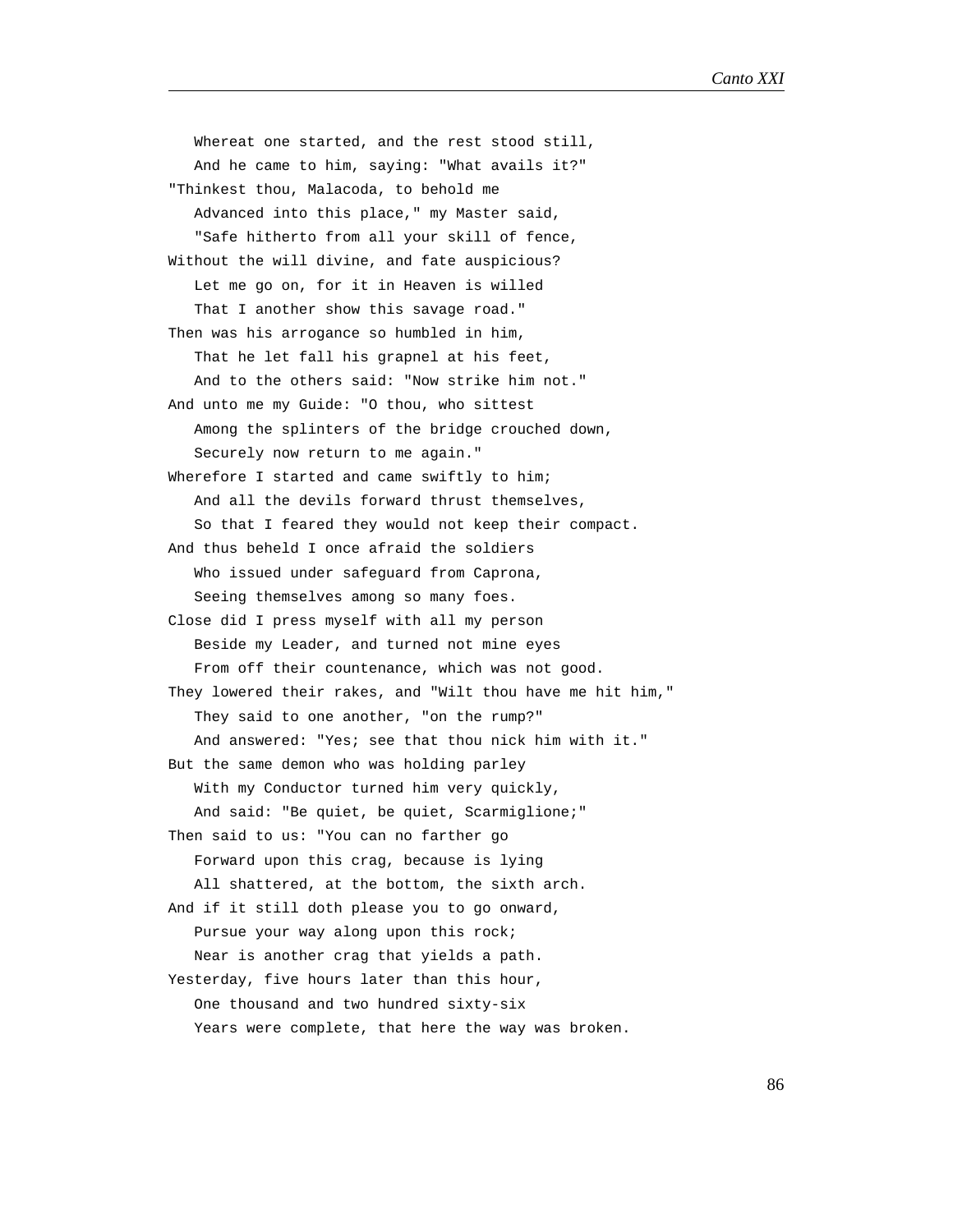Whereat one started, and the rest stood still,  
   And he came to him, saying: "What avails it?"  
"Thinkest thou, Malacoda, to behold me  
   Advanced into this place," my Master said,  
   "Safe hitherto from all your skill of fence,  
Without the will divine, and fate auspicious?  
   Let me go on, for it in Heaven is willed  
   That I another show this savage road."  
Then was his arrogance so humbled in him,  
   That he let fall his grapnel at his feet,  
   And to the others said: "Now strike him not."  
And unto me my Guide: "O thou, who sittest  
   Among the splinters of the bridge crouched down,  
   Securely now return to me again."  
Wherefore I started and came swiftly to him;  
   And all the devils forward thrust themselves,  
   So that I feared they would not keep their compact.  
And thus beheld I once afraid the soldiers  
   Who issued under safeguard from Caprona,  
   Seeing themselves among so many foes.  
Close did I press myself with all my person  
   Beside my Leader, and turned not mine eyes  
   From off their countenance, which was not good.  
They lowered their rakes, and "Wilt thou have me hit him,"  
   They said to one another, "on the rump?"  
   And answered: "Yes; see that thou nick him with it."  
But the same demon who was holding parley  
   With my Conductor turned him very quickly,  
   And said: "Be quiet, be quiet, Scarmiglione;"  
Then said to us: "You can no farther go  
   Forward upon this crag, because is lying  
   All shattered, at the bottom, the sixth arch.  
And if it still doth please you to go onward,  
   Pursue your way along upon this rock;  
   Near is another crag that yields a path.  
Yesterday, five hours later than this hour,  
   One thousand and two hundred sixty-six  
   Years were complete, that here the way was broken.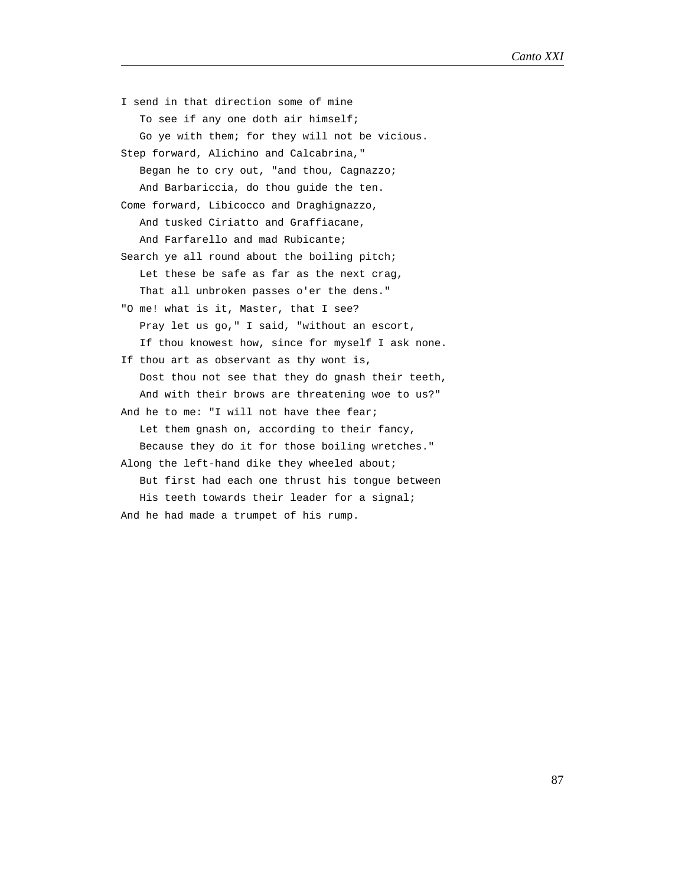I send in that direction some of mine
   To see if any one doth air himself;
   Go ye with them; for they will not be vicious.
Step forward, Alichino and Calcabrina,"
   Began he to cry out, "and thou, Cagnazzo;
   And Barbariccia, do thou guide the ten.
Come forward, Libicocco and Draghignazzo,
   And tusked Ciriatto and Graffiacane,
   And Farfarello and mad Rubicante;
Search ye all round about the boiling pitch;
   Let these be safe as far as the next crag,
   That all unbroken passes o'er the dens."
"O me! what is it, Master, that I see?
   Pray let us go," I said, "without an escort,
   If thou knowest how, since for myself I ask none.
If thou art as observant as thy wont is,
   Dost thou not see that they do gnash their teeth,
   And with their brows are threatening woe to us?"
And he to me: "I will not have thee fear;
   Let them gnash on, according to their fancy,
   Because they do it for those boiling wretches."
Along the left-hand dike they wheeled about;
   But first had each one thrust his tongue between
   His teeth towards their leader for a signal;
And he had made a trumpet of his rump.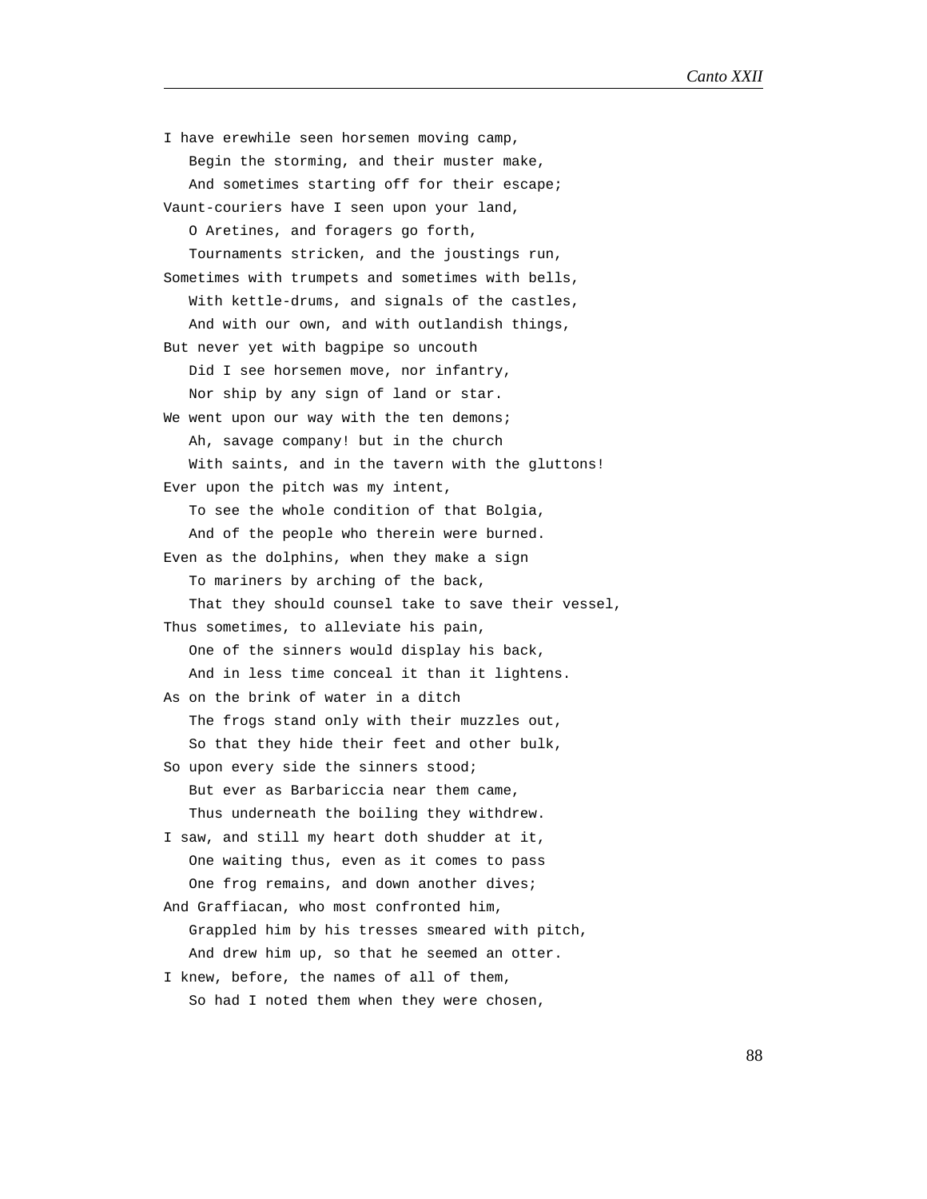I have erewhile seen horsemen moving camp,
   Begin the storming, and their muster make,
   And sometimes starting off for their escape;
Vaunt-couriers have I seen upon your land,
   O Aretines, and foragers go forth,
   Tournaments stricken, and the joustings run,
Sometimes with trumpets and sometimes with bells,
   With kettle-drums, and signals of the castles,
   And with our own, and with outlandish things,
But never yet with bagpipe so uncouth
   Did I see horsemen move, nor infantry,
   Nor ship by any sign of land or star.
We went upon our way with the ten demons;
   Ah, savage company! but in the church
   With saints, and in the tavern with the gluttons!
Ever upon the pitch was my intent,
   To see the whole condition of that Bolgia,
   And of the people who therein were burned.
Even as the dolphins, when they make a sign
   To mariners by arching of the back,
   That they should counsel take to save their vessel,
Thus sometimes, to alleviate his pain,
   One of the sinners would display his back,
   And in less time conceal it than it lightens.
As on the brink of water in a ditch
   The frogs stand only with their muzzles out,
   So that they hide their feet and other bulk,
So upon every side the sinners stood;
   But ever as Barbariccia near them came,
   Thus underneath the boiling they withdrew.
I saw, and still my heart doth shudder at it,
   One waiting thus, even as it comes to pass
   One frog remains, and down another dives;
And Graffiacan, who most confronted him,
   Grappled him by his tresses smeared with pitch,
   And drew him up, so that he seemed an otter.
I knew, before, the names of all of them,
   So had I noted them when they were chosen,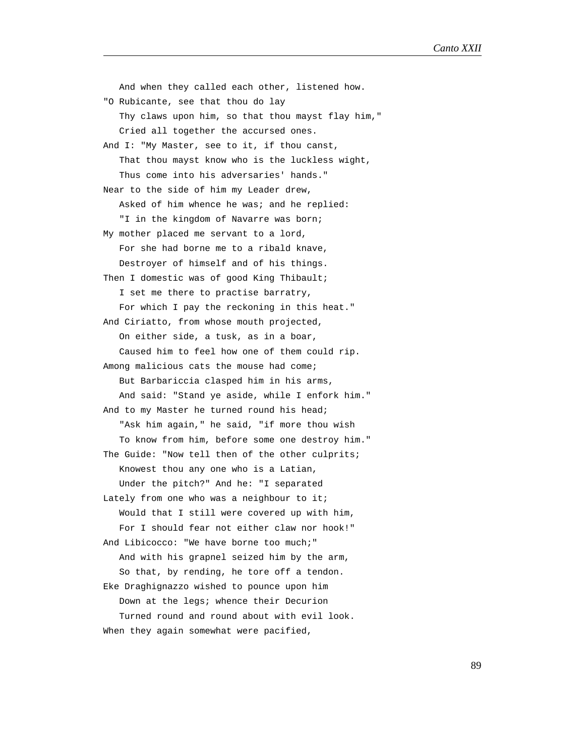And when they called each other, listened how.  
"O Rubicante, see that thou do lay  
   Thy claws upon him, so that thou mayst flay him,"  
   Cried all together the accursed ones.  
And I: "My Master, see to it, if thou canst,  
   That thou mayst know who is the luckless wight,  
   Thus come into his adversaries' hands."  
Near to the side of him my Leader drew,  
   Asked of him whence he was; and he replied:  
   "I in the kingdom of Navarre was born;  
My mother placed me servant to a lord,  
   For she had borne me to a ribald knave,  
   Destroyer of himself and of his things.  
Then I domestic was of good King Thibault;  
   I set me there to practise barratry,  
   For which I pay the reckoning in this heat."  
And Ciriatto, from whose mouth projected,  
   On either side, a tusk, as in a boar,  
   Caused him to feel how one of them could rip.  
Among malicious cats the mouse had come;  
   But Barbariccia clasped him in his arms,  
   And said: "Stand ye aside, while I enfork him."  
And to my Master he turned round his head;  
   "Ask him again," he said, "if more thou wish  
   To know from him, before some one destroy him."  
The Guide: "Now tell then of the other culprits;  
   Knowest thou any one who is a Latian,  
   Under the pitch?" And he: "I separated  
Lately from one who was a neighbour to it;  
   Would that I still were covered up with him,  
   For I should fear not either claw nor hook!"  
And Libicocco: "We have borne too much;"  
   And with his grapnel seized him by the arm,  
   So that, by rending, he tore off a tendon.  
Eke Draghignazzo wished to pounce upon him  
   Down at the legs; whence their Decurion  
   Turned round and round about with evil look.  
When they again somewhat were pacified,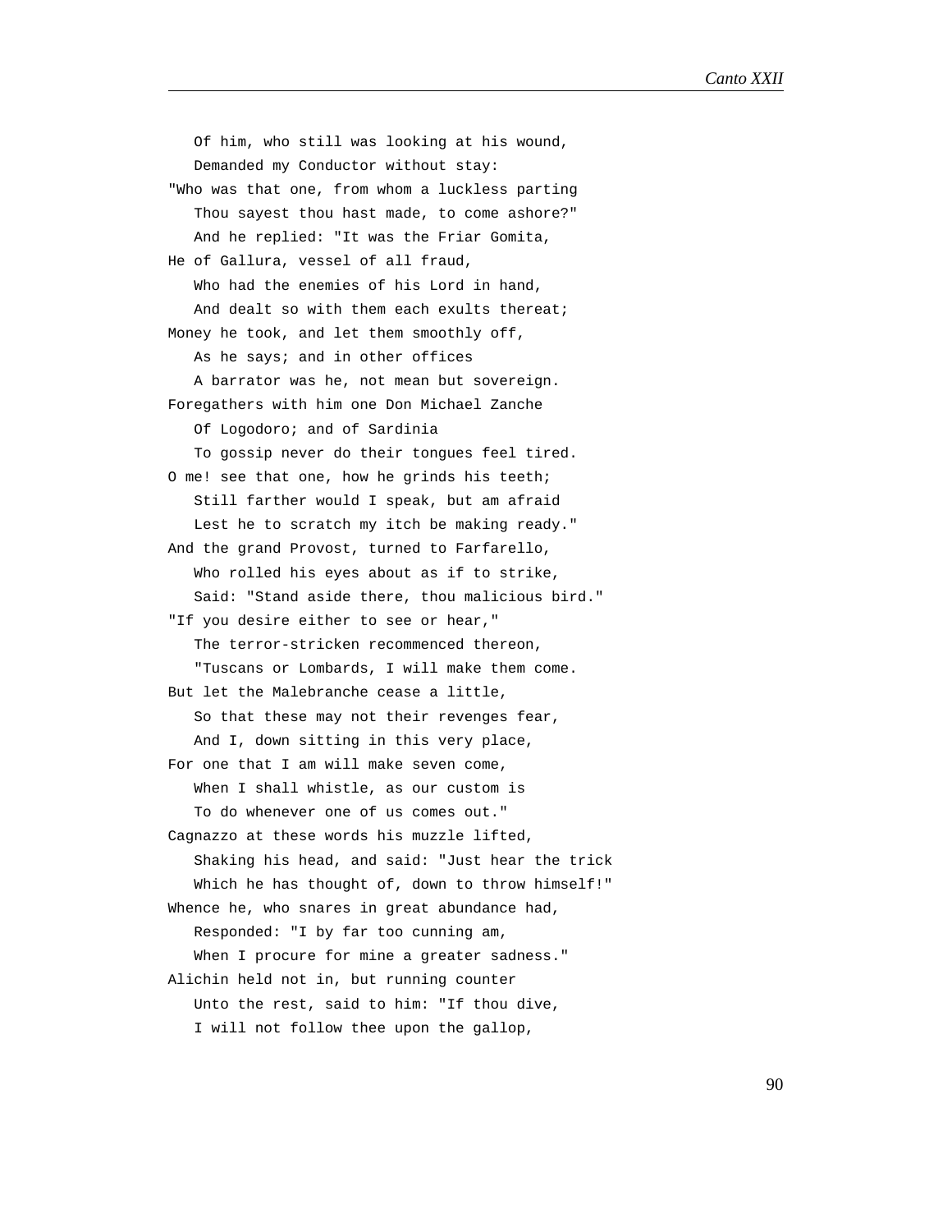Of him, who still was looking at his wound,
   Demanded my Conductor without stay:
"Who was that one, from whom a luckless parting
   Thou sayest thou hast made, to come ashore?"
   And he replied: "It was the Friar Gomita,
He of Gallura, vessel of all fraud,
   Who had the enemies of his Lord in hand,
   And dealt so with them each exults thereat;
Money he took, and let them smoothly off,
   As he says; and in other offices
   A barrator was he, not mean but sovereign.
Foregathers with him one Don Michael Zanche
   Of Logodoro; and of Sardinia
   To gossip never do their tongues feel tired.
O me! see that one, how he grinds his teeth;
   Still farther would I speak, but am afraid
   Lest he to scratch my itch be making ready."
And the grand Provost, turned to Farfarello,
   Who rolled his eyes about as if to strike,
   Said: "Stand aside there, thou malicious bird."
"If you desire either to see or hear,"
   The terror-stricken recommenced thereon,
   "Tuscans or Lombards, I will make them come.
But let the Malebranche cease a little,
   So that these may not their revenges fear,
   And I, down sitting in this very place,
For one that I am will make seven come,
   When I shall whistle, as our custom is
   To do whenever one of us comes out."
Cagnazzo at these words his muzzle lifted,
   Shaking his head, and said: "Just hear the trick
   Which he has thought of, down to throw himself!"
Whence he, who snares in great abundance had,
   Responded: "I by far too cunning am,
   When I procure for mine a greater sadness."
Alichin held not in, but running counter
   Unto the rest, said to him: "If thou dive,
   I will not follow thee upon the gallop,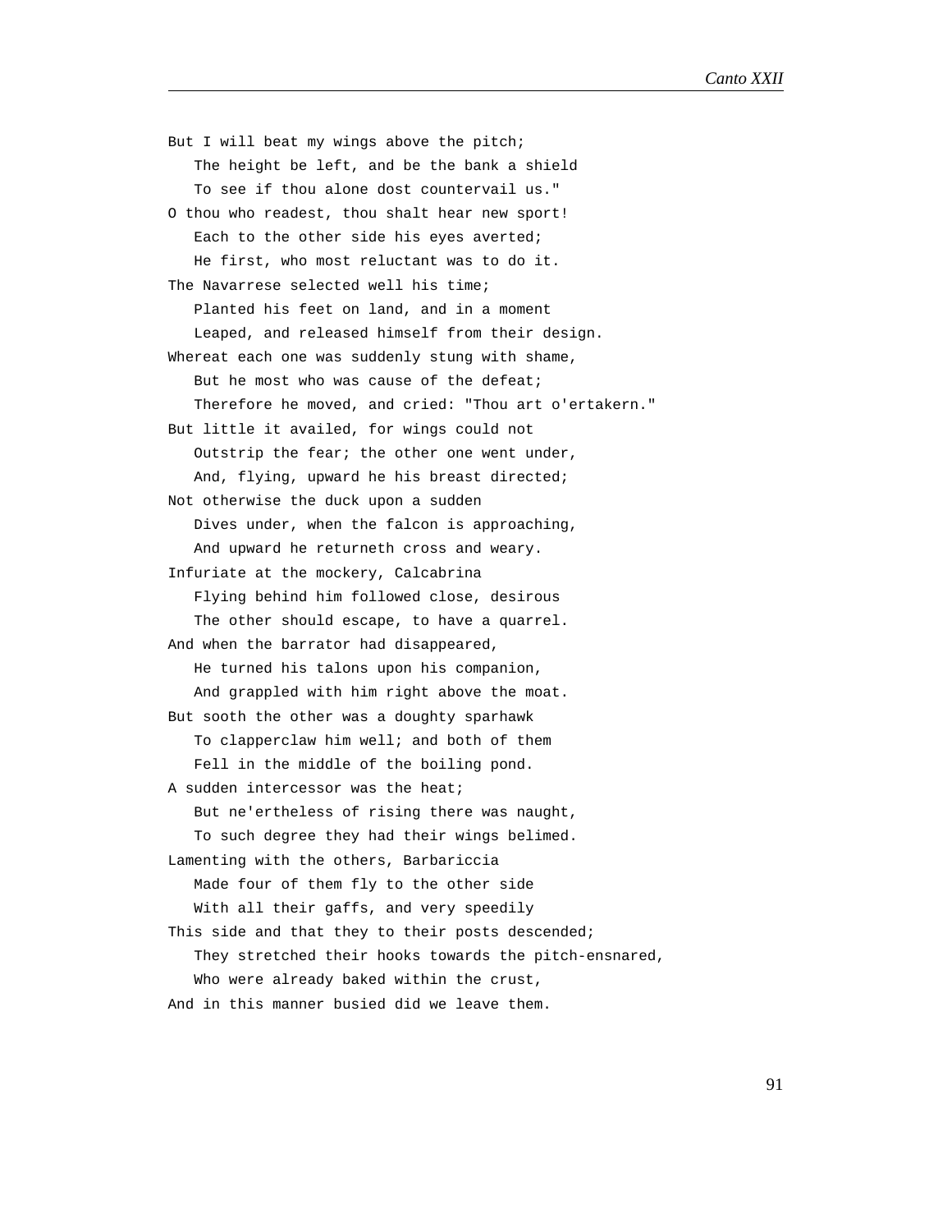But I will beat my wings above the pitch;
   The height be left, and be the bank a shield
   To see if thou alone dost countervail us."
O thou who readest, thou shalt hear new sport!
   Each to the other side his eyes averted;
   He first, who most reluctant was to do it.
The Navarrese selected well his time;
   Planted his feet on land, and in a moment
   Leaped, and released himself from their design.
Whereat each one was suddenly stung with shame,
   But he most who was cause of the defeat;
   Therefore he moved, and cried: "Thou art o'ertakern."
But little it availed, for wings could not
   Outstrip the fear; the other one went under,
   And, flying, upward he his breast directed;
Not otherwise the duck upon a sudden
   Dives under, when the falcon is approaching,
   And upward he returneth cross and weary.
Infuriate at the mockery, Calcabrina
   Flying behind him followed close, desirous
   The other should escape, to have a quarrel.
And when the barrator had disappeared,
   He turned his talons upon his companion,
   And grappled with him right above the moat.
But sooth the other was a doughty sparhawk
   To clapperclaw him well; and both of them
   Fell in the middle of the boiling pond.
A sudden intercessor was the heat;
   But ne'ertheless of rising there was naught,
   To such degree they had their wings belimed.
Lamenting with the others, Barbariccia
   Made four of them fly to the other side
   With all their gaffs, and very speedily
This side and that they to their posts descended;
   They stretched their hooks towards the pitch-ensnared,
   Who were already baked within the crust,
And in this manner busied did we leave them.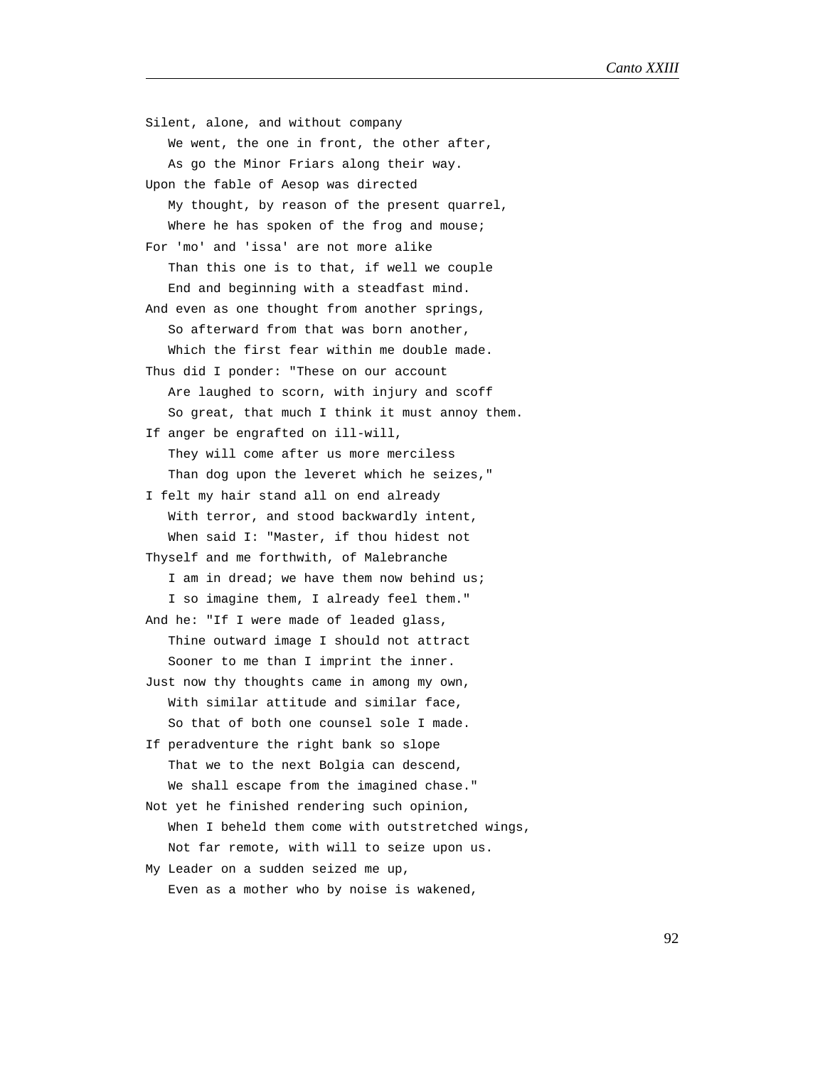Silent, alone, and without company
   We went, the one in front, the other after,
   As go the Minor Friars along their way.
Upon the fable of Aesop was directed
   My thought, by reason of the present quarrel,
   Where he has spoken of the frog and mouse;
For 'mo' and 'issa' are not more alike
   Than this one is to that, if well we couple
   End and beginning with a steadfast mind.
And even as one thought from another springs,
   So afterward from that was born another,
   Which the first fear within me double made.
Thus did I ponder: "These on our account
   Are laughed to scorn, with injury and scoff
   So great, that much I think it must annoy them.
If anger be engrafted on ill-will,
   They will come after us more merciless
   Than dog upon the leveret which he seizes,"
I felt my hair stand all on end already
   With terror, and stood backwardly intent,
   When said I: "Master, if thou hidest not
Thyself and me forthwith, of Malebranche
   I am in dread; we have them now behind us;
   I so imagine them, I already feel them."
And he: "If I were made of leaded glass,
   Thine outward image I should not attract
   Sooner to me than I imprint the inner.
Just now thy thoughts came in among my own,
   With similar attitude and similar face,
   So that of both one counsel sole I made.
If peradventure the right bank so slope
   That we to the next Bolgia can descend,
   We shall escape from the imagined chase."
Not yet he finished rendering such opinion,
   When I beheld them come with outstretched wings,
   Not far remote, with will to seize upon us.
My Leader on a sudden seized me up,
   Even as a mother who by noise is wakened,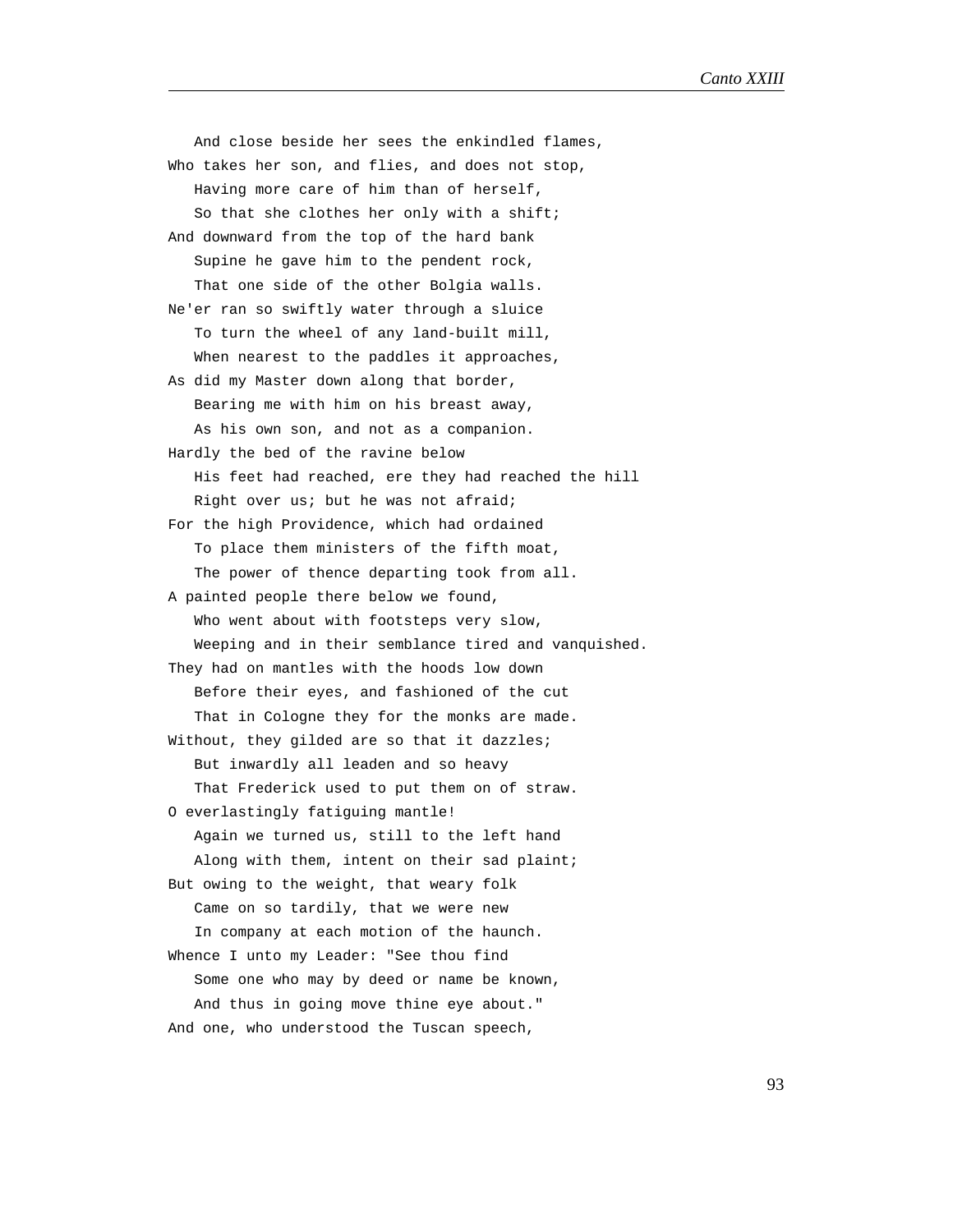And close beside her sees the enkindled flames,  
Who takes her son, and flies, and does not stop,  
   Having more care of him than of herself,  
   So that she clothes her only with a shift;  
And downward from the top of the hard bank  
   Supine he gave him to the pendent rock,  
   That one side of the other Bolgia walls.  
Ne'er ran so swiftly water through a sluice  
   To turn the wheel of any land-built mill,  
   When nearest to the paddles it approaches,  
As did my Master down along that border,  
   Bearing me with him on his breast away,  
   As his own son, and not as a companion.  
Hardly the bed of the ravine below  
   His feet had reached, ere they had reached the hill  
   Right over us; but he was not afraid;  
For the high Providence, which had ordained  
   To place them ministers of the fifth moat,  
   The power of thence departing took from all.  
A painted people there below we found,  
   Who went about with footsteps very slow,  
   Weeping and in their semblance tired and vanquished.  
They had on mantles with the hoods low down  
   Before their eyes, and fashioned of the cut  
   That in Cologne they for the monks are made.  
Without, they gilded are so that it dazzles;  
   But inwardly all leaden and so heavy  
   That Frederick used to put them on of straw.  
O everlastingly fatiguing mantle!  
   Again we turned us, still to the left hand  
   Along with them, intent on their sad plaint;  
But owing to the weight, that weary folk  
   Came on so tardily, that we were new  
   In company at each motion of the haunch.  
Whence I unto my Leader: "See thou find  
   Some one who may by deed or name be known,  
   And thus in going move thine eye about."  
And one, who understood the Tuscan speech,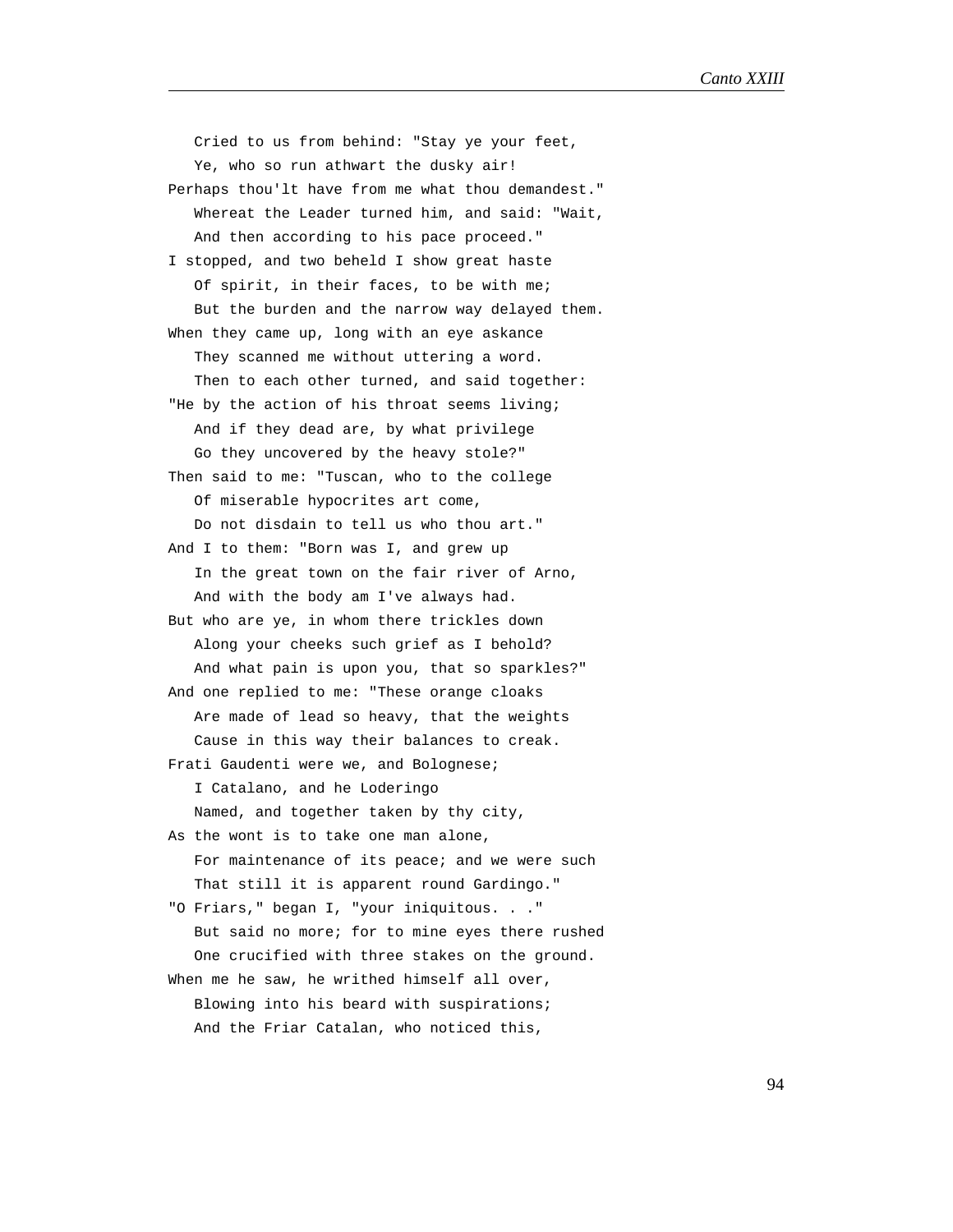Cried to us from behind: "Stay ye your feet,
   Ye, who so run athwart the dusky air!
Perhaps thou'lt have from me what thou demandest."
   Whereat the Leader turned him, and said: "Wait,
   And then according to his pace proceed."
I stopped, and two beheld I show great haste
   Of spirit, in their faces, to be with me;
   But the burden and the narrow way delayed them.
When they came up, long with an eye askance
   They scanned me without uttering a word.
   Then to each other turned, and said together:
"He by the action of his throat seems living;
   And if they dead are, by what privilege
   Go they uncovered by the heavy stole?"
Then said to me: "Tuscan, who to the college
   Of miserable hypocrites art come,
   Do not disdain to tell us who thou art."
And I to them: "Born was I, and grew up
   In the great town on the fair river of Arno,
   And with the body am I've always had.
But who are ye, in whom there trickles down
   Along your cheeks such grief as I behold?
   And what pain is upon you, that so sparkles?"
And one replied to me: "These orange cloaks
   Are made of lead so heavy, that the weights
   Cause in this way their balances to creak.
Frati Gaudenti were we, and Bolognese;
   I Catalano, and he Loderingo
   Named, and together taken by thy city,
As the wont is to take one man alone,
   For maintenance of its peace; and we were such
   That still it is apparent round Gardingo."
"O Friars," began I, "your iniquitous. . ."
   But said no more; for to mine eyes there rushed
   One crucified with three stakes on the ground.
When me he saw, he writhed himself all over,
   Blowing into his beard with suspirations;
   And the Friar Catalan, who noticed this,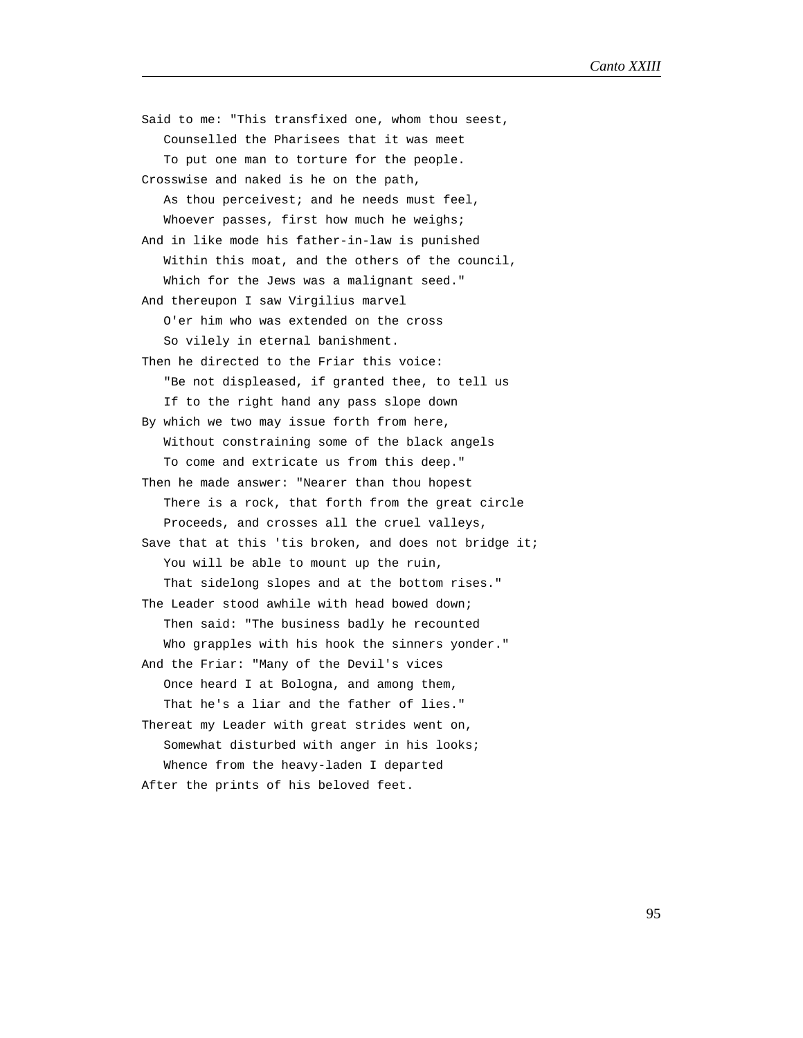Said to me: "This transfixed one, whom thou seest,  
   Counselled the Pharisees that it was meet  
   To put one man to torture for the people.  
Crosswise and naked is he on the path,  
   As thou perceivest; and he needs must feel,  
   Whoever passes, first how much he weighs;  
And in like mode his father-in-law is punished  
   Within this moat, and the others of the council,  
   Which for the Jews was a malignant seed."  
And thereupon I saw Virgilius marvel  
   O'er him who was extended on the cross  
   So vilely in eternal banishment.  
Then he directed to the Friar this voice:  
   "Be not displeased, if granted thee, to tell us  
   If to the right hand any pass slope down  
By which we two may issue forth from here,  
   Without constraining some of the black angels  
   To come and extricate us from this deep."  
Then he made answer: "Nearer than thou hopest  
   There is a rock, that forth from the great circle  
   Proceeds, and crosses all the cruel valleys,  
Save that at this 'tis broken, and does not bridge it;  
   You will be able to mount up the ruin,  
   That sidelong slopes and at the bottom rises."  
The Leader stood awhile with head bowed down;  
   Then said: "The business badly he recounted  
   Who grapples with his hook the sinners yonder."  
And the Friar: "Many of the Devil's vices  
   Once heard I at Bologna, and among them,  
   That he's a liar and the father of lies."  
Thereat my Leader with great strides went on,  
   Somewhat disturbed with anger in his looks;  
   Whence from the heavy-laden I departed  
After the prints of his beloved feet.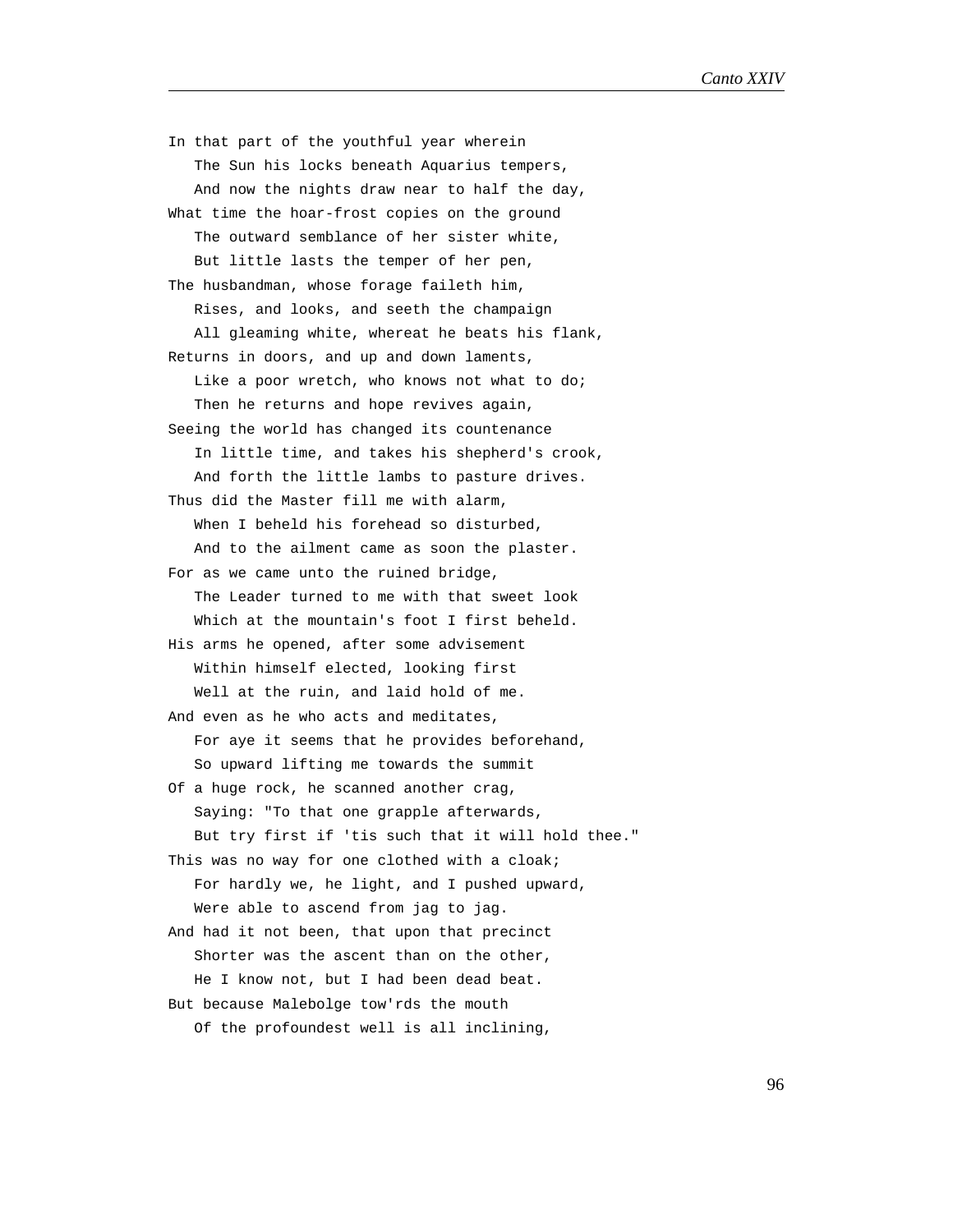In that part of the youthful year wherein
   The Sun his locks beneath Aquarius tempers,
   And now the nights draw near to half the day,
What time the hoar-frost copies on the ground
   The outward semblance of her sister white,
   But little lasts the temper of her pen,
The husbandman, whose forage faileth him,
   Rises, and looks, and seeth the champaign
   All gleaming white, whereat he beats his flank,
Returns in doors, and up and down laments,
   Like a poor wretch, who knows not what to do;
   Then he returns and hope revives again,
Seeing the world has changed its countenance
   In little time, and takes his shepherd's crook,
   And forth the little lambs to pasture drives.
Thus did the Master fill me with alarm,
   When I beheld his forehead so disturbed,
   And to the ailment came as soon the plaster.
For as we came unto the ruined bridge,
   The Leader turned to me with that sweet look
   Which at the mountain's foot I first beheld.
His arms he opened, after some advisement
   Within himself elected, looking first
   Well at the ruin, and laid hold of me.
And even as he who acts and meditates,
   For aye it seems that he provides beforehand,
   So upward lifting me towards the summit
Of a huge rock, he scanned another crag,
   Saying: "To that one grapple afterwards,
   But try first if 'tis such that it will hold thee."
This was no way for one clothed with a cloak;
   For hardly we, he light, and I pushed upward,
   Were able to ascend from jag to jag.
And had it not been, that upon that precinct
   Shorter was the ascent than on the other,
   He I know not, but I had been dead beat.
But because Malebolge tow'rds the mouth
   Of the profoundest well is all inclining,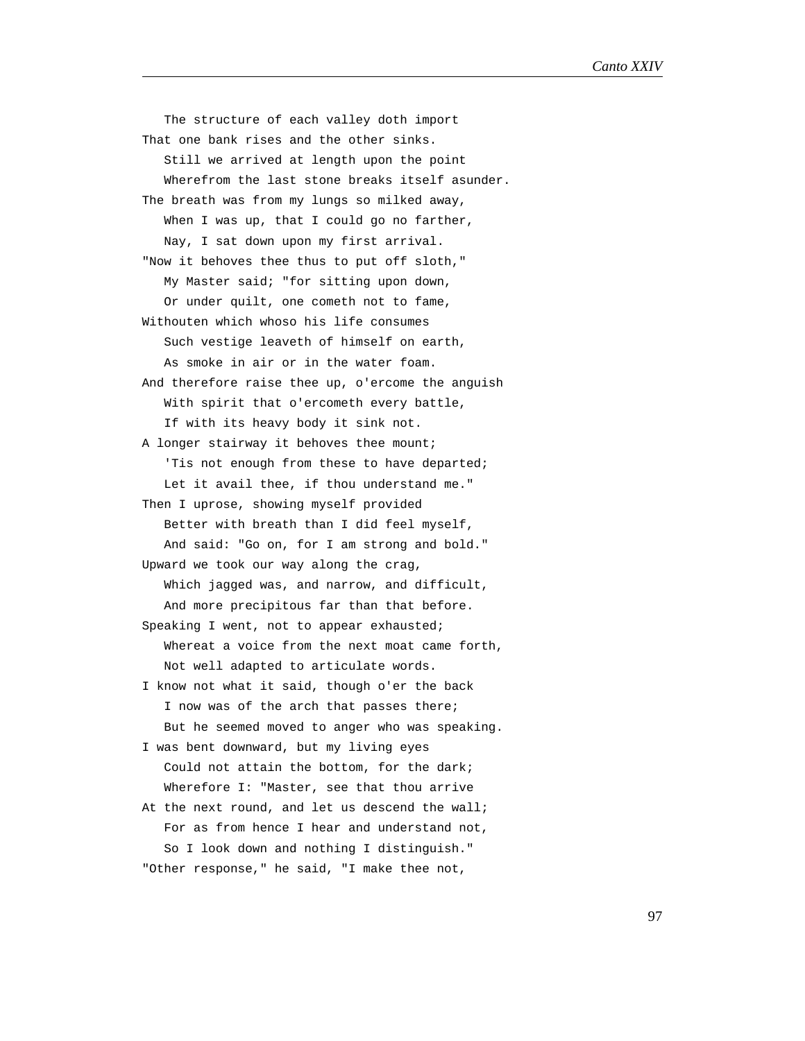The structure of each valley doth import
That one bank rises and the other sinks.
   Still we arrived at length upon the point
   Wherefrom the last stone breaks itself asunder.
The breath was from my lungs so milked away,
   When I was up, that I could go no farther,
   Nay, I sat down upon my first arrival.
"Now it behoves thee thus to put off sloth,"
   My Master said; "for sitting upon down,
   Or under quilt, one cometh not to fame,
Withouten which whoso his life consumes
   Such vestige leaveth of himself on earth,
   As smoke in air or in the water foam.
And therefore raise thee up, o'ercome the anguish
   With spirit that o'ercometh every battle,
   If with its heavy body it sink not.
A longer stairway it behoves thee mount;
   'Tis not enough from these to have departed;
   Let it avail thee, if thou understand me."
Then I uprose, showing myself provided
   Better with breath than I did feel myself,
   And said: "Go on, for I am strong and bold."
Upward we took our way along the crag,
   Which jagged was, and narrow, and difficult,
   And more precipitous far than that before.
Speaking I went, not to appear exhausted;
   Whereat a voice from the next moat came forth,
   Not well adapted to articulate words.
I know not what it said, though o'er the back
   I now was of the arch that passes there;
   But he seemed moved to anger who was speaking.
I was bent downward, but my living eyes
   Could not attain the bottom, for the dark;
   Wherefore I: "Master, see that thou arrive
At the next round, and let us descend the wall;
   For as from hence I hear and understand not,
   So I look down and nothing I distinguish."
"Other response," he said, "I make thee not,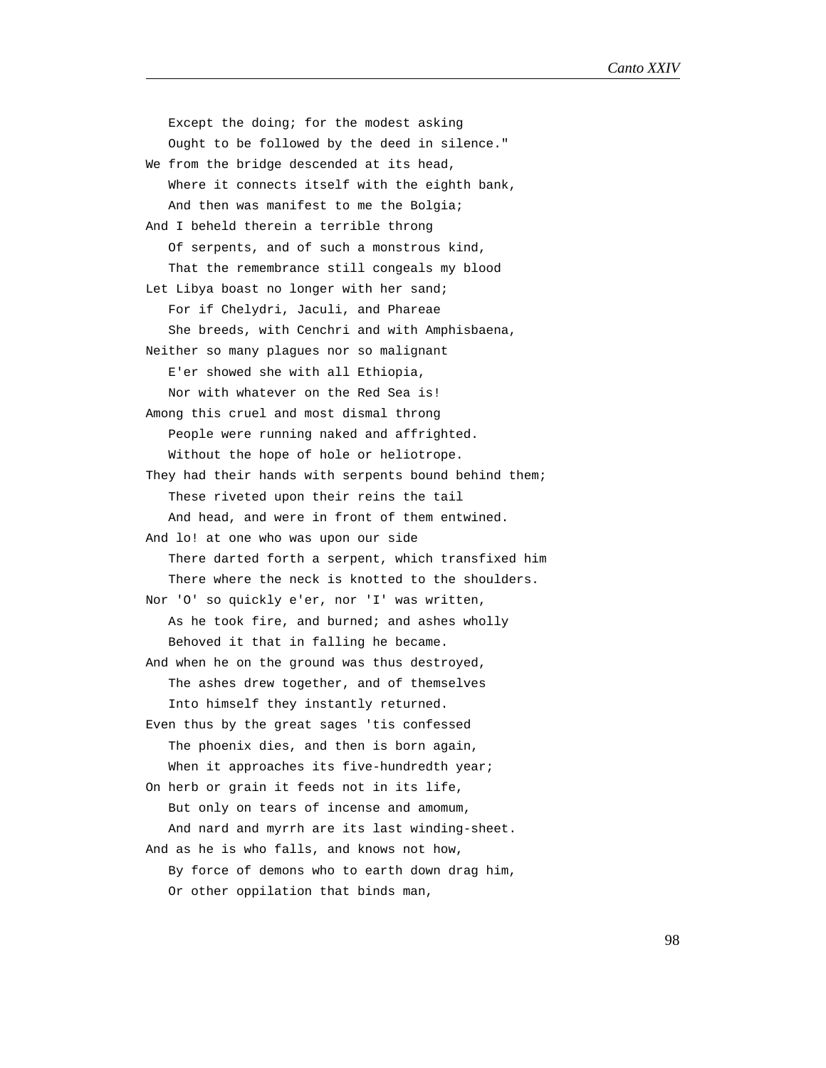Except the doing; for the modest asking  
Ought to be followed by the deed in silence."

We from the bridge descended at its head,  
Where it connects itself with the eighth bank,  
And then was manifest to me the Bolgia;

And I beheld therein a terrible throng  
Of serpents, and of such a monstrous kind,  
That the remembrance still congeals my blood

Let Libya boast no longer with her sand;  
For if Chelydri, Jaculi, and Phareae  
She breeds, with Cenchri and with Amphisbaena,

Neither so many plagues nor so malignant  
E'er showed she with all Ethiopia,  
Nor with whatever on the Red Sea is!

Among this cruel and most dismal throng  
People were running naked and affrighted.  
Without the hope of hole or heliotrope.

They had their hands with serpents bound behind them;  
These riveted upon their reins the tail  
And head, and were in front of them entwined.

And lo! at one who was upon our side  
There darted forth a serpent, which transfixed him  
There where the neck is knotted to the shoulders.

Nor 'O' so quickly e'er, nor 'I' was written,  
As he took fire, and burned; and ashes wholly  
Behoved it that in falling he became.

And when he on the ground was thus destroyed,  
The ashes drew together, and of themselves  
Into himself they instantly returned.

Even thus by the great sages 'tis confessed  
The phoenix dies, and then is born again,  
When it approaches its five-hundredth year;

On herb or grain it feeds not in its life,  
But only on tears of incense and amomum,  
And nard and myrrh are its last winding-sheet.

And as he is who falls, and knows not how,  
By force of demons who to earth down drag him,  
Or other oppilation that binds man,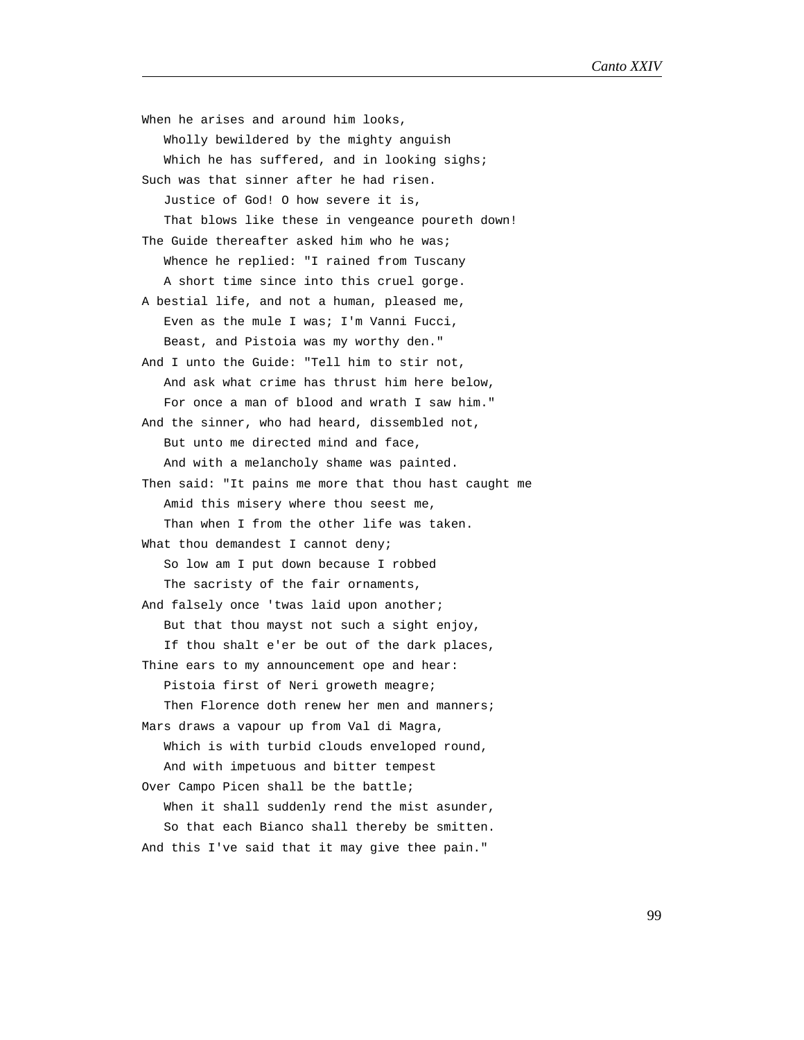When he arises and around him looks,
   Wholly bewildered by the mighty anguish
   Which he has suffered, and in looking sighs;
Such was that sinner after he had risen.
   Justice of God! O how severe it is,
   That blows like these in vengeance poureth down!
The Guide thereafter asked him who he was;
   Whence he replied: "I rained from Tuscany
   A short time since into this cruel gorge.
A bestial life, and not a human, pleased me,
   Even as the mule I was; I'm Vanni Fucci,
   Beast, and Pistoia was my worthy den."
And I unto the Guide: "Tell him to stir not,
   And ask what crime has thrust him here below,
   For once a man of blood and wrath I saw him."
And the sinner, who had heard, dissembled not,
   But unto me directed mind and face,
   And with a melancholy shame was painted.
Then said: "It pains me more that thou hast caught me
   Amid this misery where thou seest me,
   Than when I from the other life was taken.
What thou demandest I cannot deny;
   So low am I put down because I robbed
   The sacristy of the fair ornaments,
And falsely once 'twas laid upon another;
   But that thou mayst not such a sight enjoy,
   If thou shalt e'er be out of the dark places,
Thine ears to my announcement ope and hear:
   Pistoia first of Neri groweth meagre;
   Then Florence doth renew her men and manners;
Mars draws a vapour up from Val di Magra,
   Which is with turbid clouds enveloped round,
   And with impetuous and bitter tempest
Over Campo Picen shall be the battle;
   When it shall suddenly rend the mist asunder,
   So that each Bianco shall thereby be smitten.
And this I've said that it may give thee pain."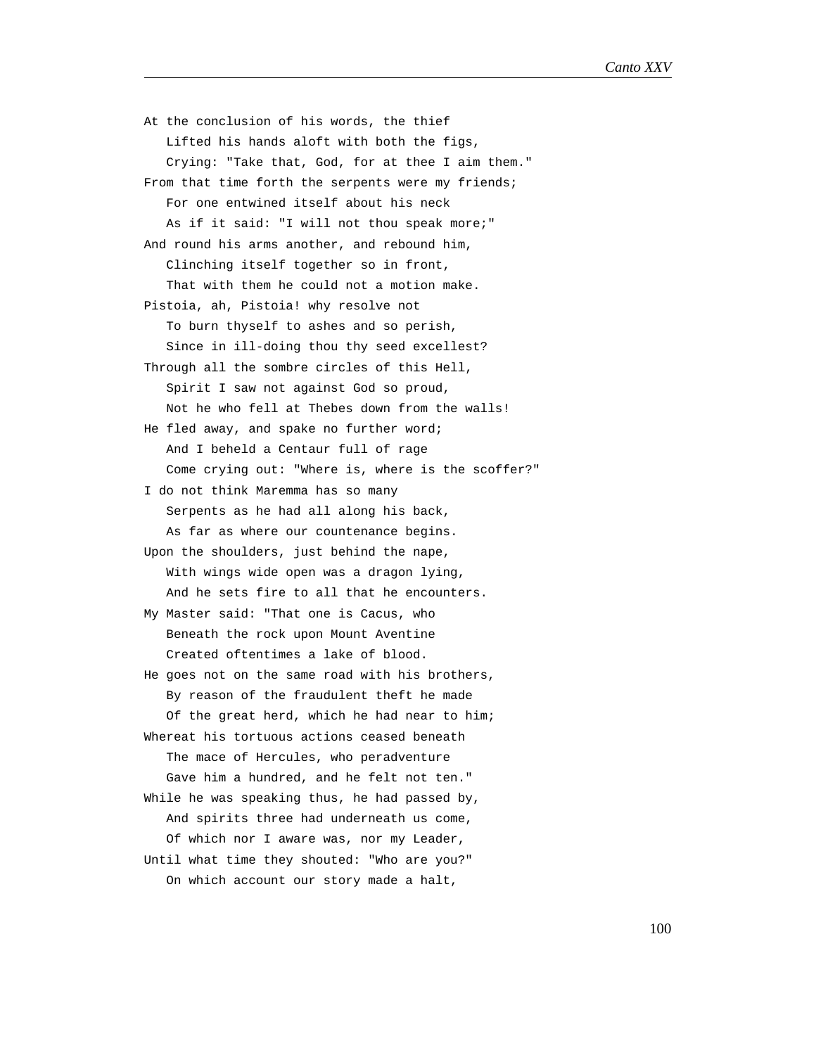At the conclusion of his words, the thief
   Lifted his hands aloft with both the figs,
   Crying: "Take that, God, for at thee I aim them."
From that time forth the serpents were my friends;
   For one entwined itself about his neck
   As if it said: "I will not thou speak more;"
And round his arms another, and rebound him,
   Clinching itself together so in front,
   That with them he could not a motion make.
Pistoia, ah, Pistoia! why resolve not
   To burn thyself to ashes and so perish,
   Since in ill-doing thou thy seed excellest?
Through all the sombre circles of this Hell,
   Spirit I saw not against God so proud,
   Not he who fell at Thebes down from the walls!
He fled away, and spake no further word;
   And I beheld a Centaur full of rage
   Come crying out: "Where is, where is the scoffer?"
I do not think Maremma has so many
   Serpents as he had all along his back,
   As far as where our countenance begins.
Upon the shoulders, just behind the nape,
   With wings wide open was a dragon lying,
   And he sets fire to all that he encounters.
My Master said: "That one is Cacus, who
   Beneath the rock upon Mount Aventine
   Created oftentimes a lake of blood.
He goes not on the same road with his brothers,
   By reason of the fraudulent theft he made
   Of the great herd, which he had near to him;
Whereat his tortuous actions ceased beneath
   The mace of Hercules, who peradventure
   Gave him a hundred, and he felt not ten."
While he was speaking thus, he had passed by,
   And spirits three had underneath us come,
   Of which nor I aware was, nor my Leader,
Until what time they shouted: "Who are you?"
   On which account our story made a halt,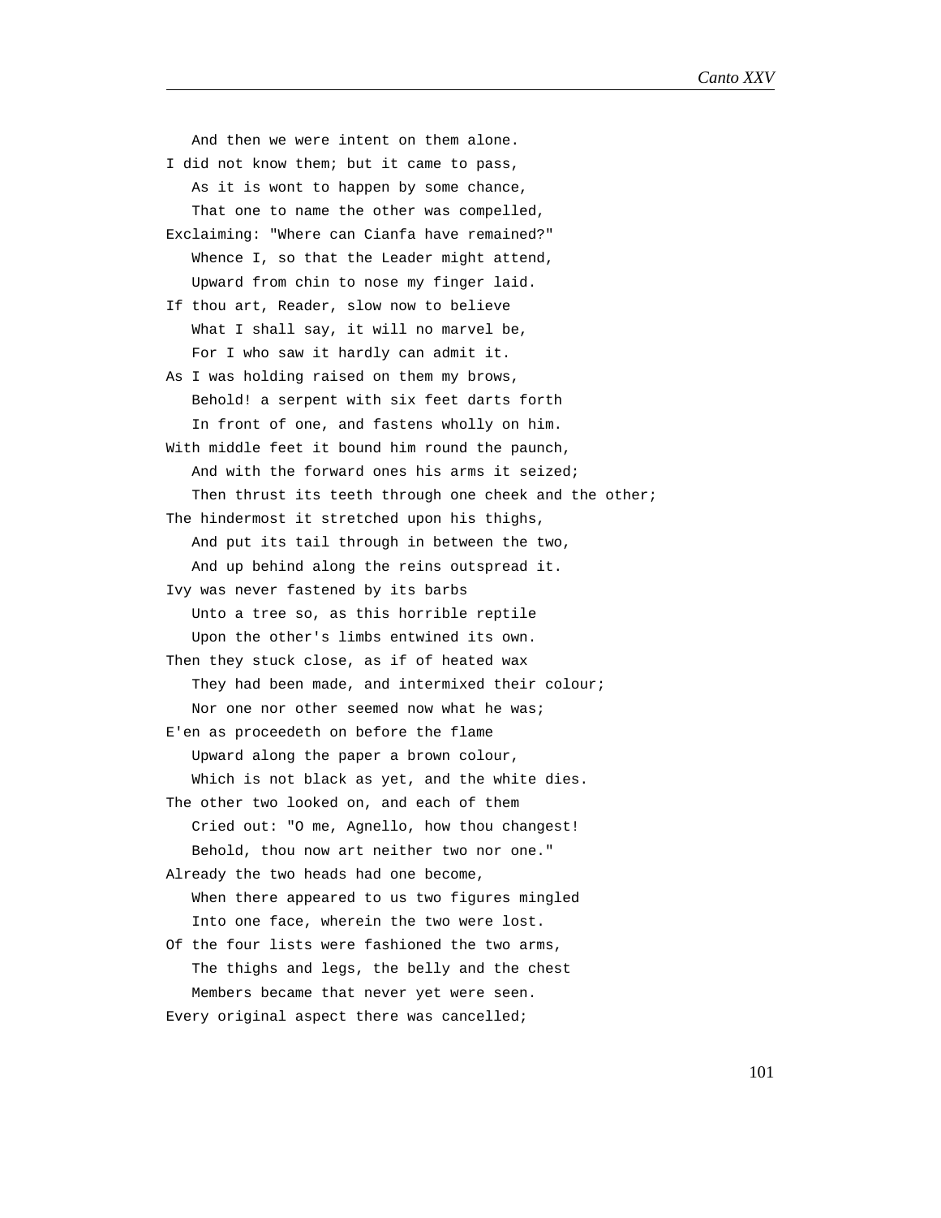And then we were intent on them alone.  
I did not know them; but it came to pass,  
As it is wont to happen by some chance,  
That one to name the other was compelled,  
Exclaiming: "Where can Cianfa have remained?"  
Whence I, so that the Leader might attend,  
Upward from chin to nose my finger laid.  
If thou art, Reader, slow now to believe  
What I shall say, it will no marvel be,  
For I who saw it hardly can admit it.  
As I was holding raised on them my brows,  
Behold! a serpent with six feet darts forth  
In front of one, and fastens wholly on him.  
With middle feet it bound him round the paunch,  
And with the forward ones his arms it seized;  
Then thrust its teeth through one cheek and the other;  
The hindermost it stretched upon his thighs,  
And put its tail through in between the two,  
And up behind along the reins outspread it.  
Ivy was never fastened by its barbs  
Unto a tree so, as this horrible reptile  
Upon the other's limbs entwined its own.  
Then they stuck close, as if of heated wax  
They had been made, and intermixed their colour;  
Nor one nor other seemed now what he was;  
E'en as proceedeth on before the flame  
Upward along the paper a brown colour,  
Which is not black as yet, and the white dies.  
The other two looked on, and each of them  
Cried out: "O me, Agnello, how thou changest!  
Behold, thou now art neither two nor one."  
Already the two heads had one become,  
When there appeared to us two figures mingled  
Into one face, wherein the two were lost.  
Of the four lists were fashioned the two arms,  
The thighs and legs, the belly and the chest  
Members became that never yet were seen.  
Every original aspect there was cancelled;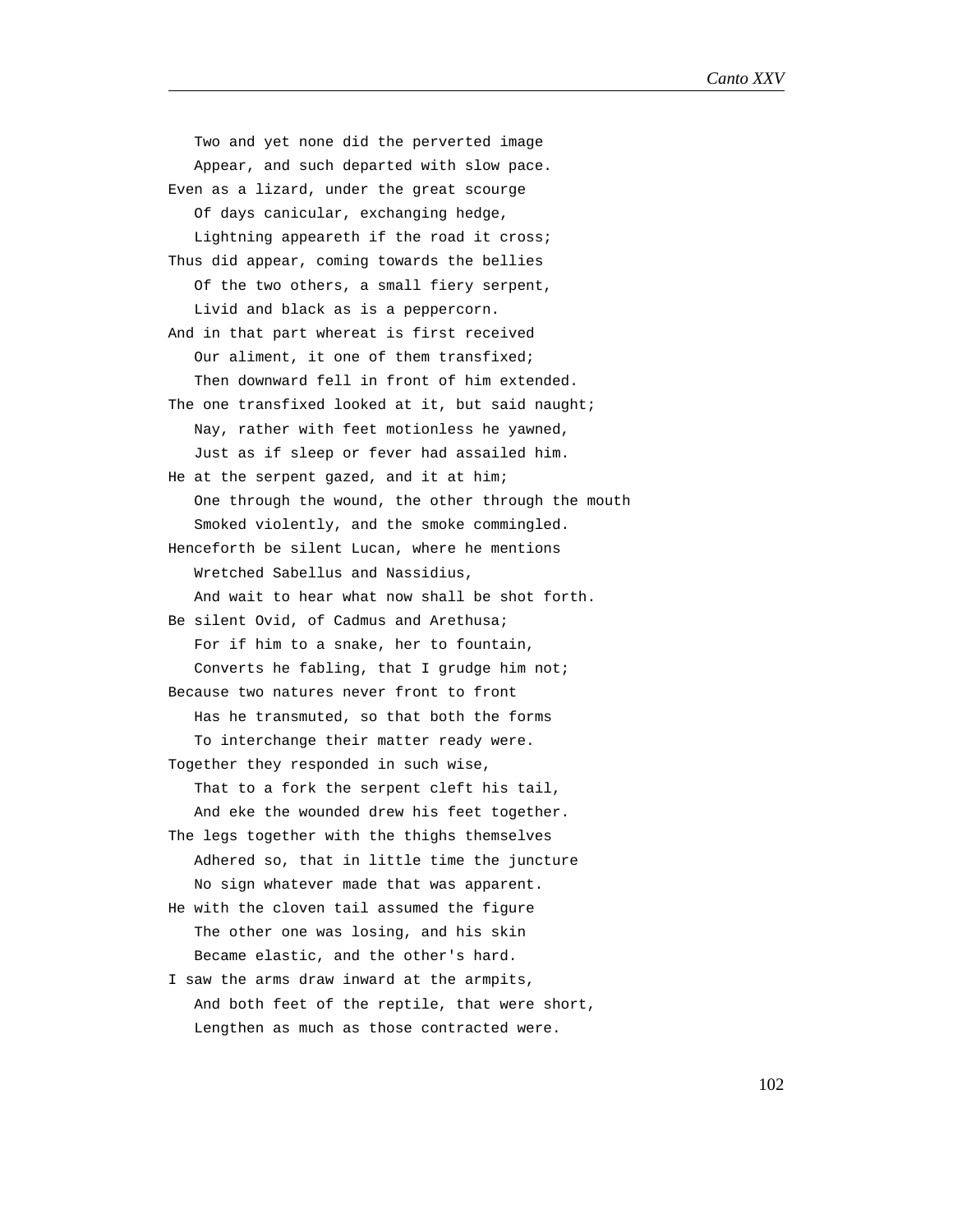Two and yet none did the perverted image
   Appear, and such departed with slow pace.
Even as a lizard, under the great scourge
   Of days canicular, exchanging hedge,
   Lightning appeareth if the road it cross;
Thus did appear, coming towards the bellies
   Of the two others, a small fiery serpent,
   Livid and black as is a peppercorn.
And in that part whereat is first received
   Our aliment, it one of them transfixed;
   Then downward fell in front of him extended.
The one transfixed looked at it, but said naught;
   Nay, rather with feet motionless he yawned,
   Just as if sleep or fever had assailed him.
He at the serpent gazed, and it at him;
   One through the wound, the other through the mouth
   Smoked violently, and the smoke commingled.
Henceforth be silent Lucan, where he mentions
   Wretched Sabellus and Nassidius,
   And wait to hear what now shall be shot forth.
Be silent Ovid, of Cadmus and Arethusa;
   For if him to a snake, her to fountain,
   Converts he fabling, that I grudge him not;
Because two natures never front to front
   Has he transmuted, so that both the forms
   To interchange their matter ready were.
Together they responded in such wise,
   That to a fork the serpent cleft his tail,
   And eke the wounded drew his feet together.
The legs together with the thighs themselves
   Adhered so, that in little time the juncture
   No sign whatever made that was apparent.
He with the cloven tail assumed the figure
   The other one was losing, and his skin
   Became elastic, and the other's hard.
I saw the arms draw inward at the armpits,
   And both feet of the reptile, that were short,
   Lengthen as much as those contracted were.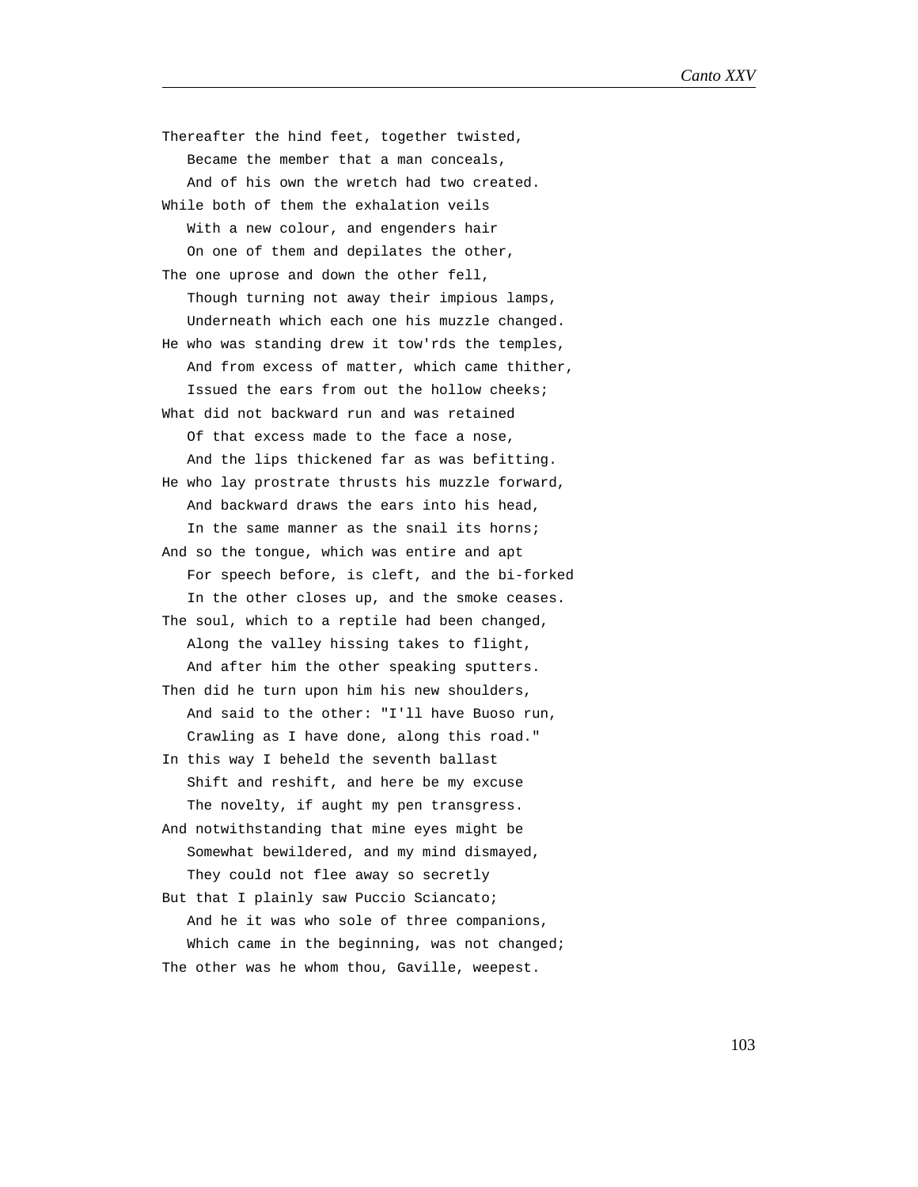Thereafter the hind feet, together twisted,  
   Became the member that a man conceals,  
   And of his own the wretch had two created.  
While both of them the exhalation veils  
   With a new colour, and engenders hair  
   On one of them and depilates the other,  
The one uprose and down the other fell,  
   Though turning not away their impious lamps,  
   Underneath which each one his muzzle changed.  
He who was standing drew it tow'rds the temples,  
   And from excess of matter, which came thither,  
   Issued the ears from out the hollow cheeks;  
What did not backward run and was retained  
   Of that excess made to the face a nose,  
   And the lips thickened far as was befitting.  
He who lay prostrate thrusts his muzzle forward,  
   And backward draws the ears into his head,  
   In the same manner as the snail its horns;  
And so the tongue, which was entire and apt  
   For speech before, is cleft, and the bi-forked  
   In the other closes up, and the smoke ceases.  
The soul, which to a reptile had been changed,  
   Along the valley hissing takes to flight,  
   And after him the other speaking sputters.  
Then did he turn upon him his new shoulders,  
   And said to the other: "I'll have Buoso run,  
   Crawling as I have done, along this road."  
In this way I beheld the seventh ballast  
   Shift and reshift, and here be my excuse  
   The novelty, if aught my pen transgress.  
And notwithstanding that mine eyes might be  
   Somewhat bewildered, and my mind dismayed,  
   They could not flee away so secretly  
But that I plainly saw Puccio Sciancato;  
   And he it was who sole of three companions,  
   Which came in the beginning, was not changed;  
The other was he whom thou, Gaville, weepest.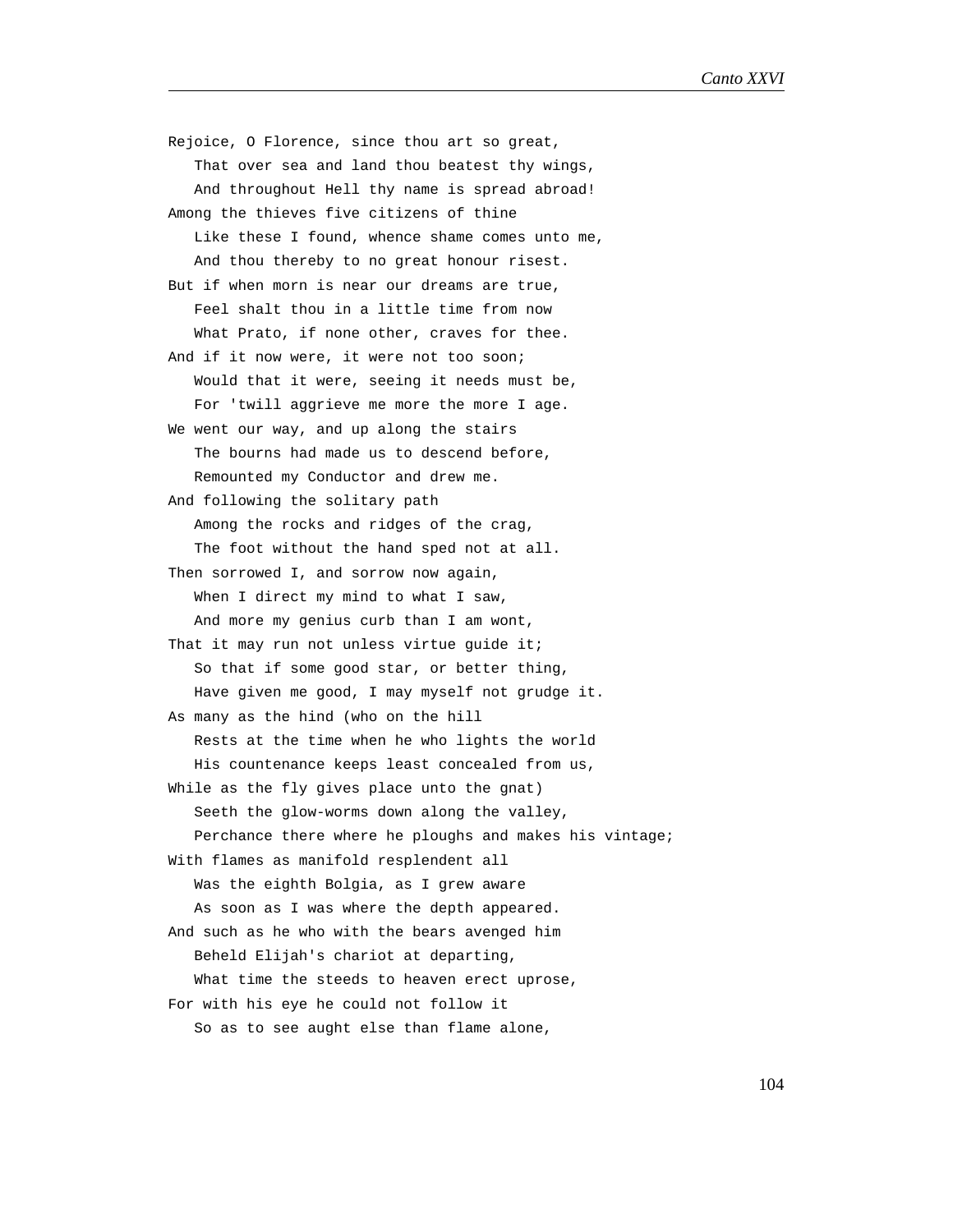Rejoice, O Florence, since thou art so great,
   That over sea and land thou beatest thy wings,
   And throughout Hell thy name is spread abroad!
Among the thieves five citizens of thine
   Like these I found, whence shame comes unto me,
   And thou thereby to no great honour risest.
But if when morn is near our dreams are true,
   Feel shalt thou in a little time from now
   What Prato, if none other, craves for thee.
And if it now were, it were not too soon;
   Would that it were, seeing it needs must be,
   For 'twill aggrieve me more the more I age.
We went our way, and up along the stairs
   The bourns had made us to descend before,
   Remounted my Conductor and drew me.
And following the solitary path
   Among the rocks and ridges of the crag,
   The foot without the hand sped not at all.
Then sorrowed I, and sorrow now again,
   When I direct my mind to what I saw,
   And more my genius curb than I am wont,
That it may run not unless virtue guide it;
   So that if some good star, or better thing,
   Have given me good, I may myself not grudge it.
As many as the hind (who on the hill
   Rests at the time when he who lights the world
   His countenance keeps least concealed from us,
While as the fly gives place unto the gnat)
   Seeth the glow-worms down along the valley,
   Perchance there where he ploughs and makes his vintage;
With flames as manifold resplendent all
   Was the eighth Bolgia, as I grew aware
   As soon as I was where the depth appeared.
And such as he who with the bears avenged him
   Beheld Elijah's chariot at departing,
   What time the steeds to heaven erect uprose,
For with his eye he could not follow it
   So as to see aught else than flame alone,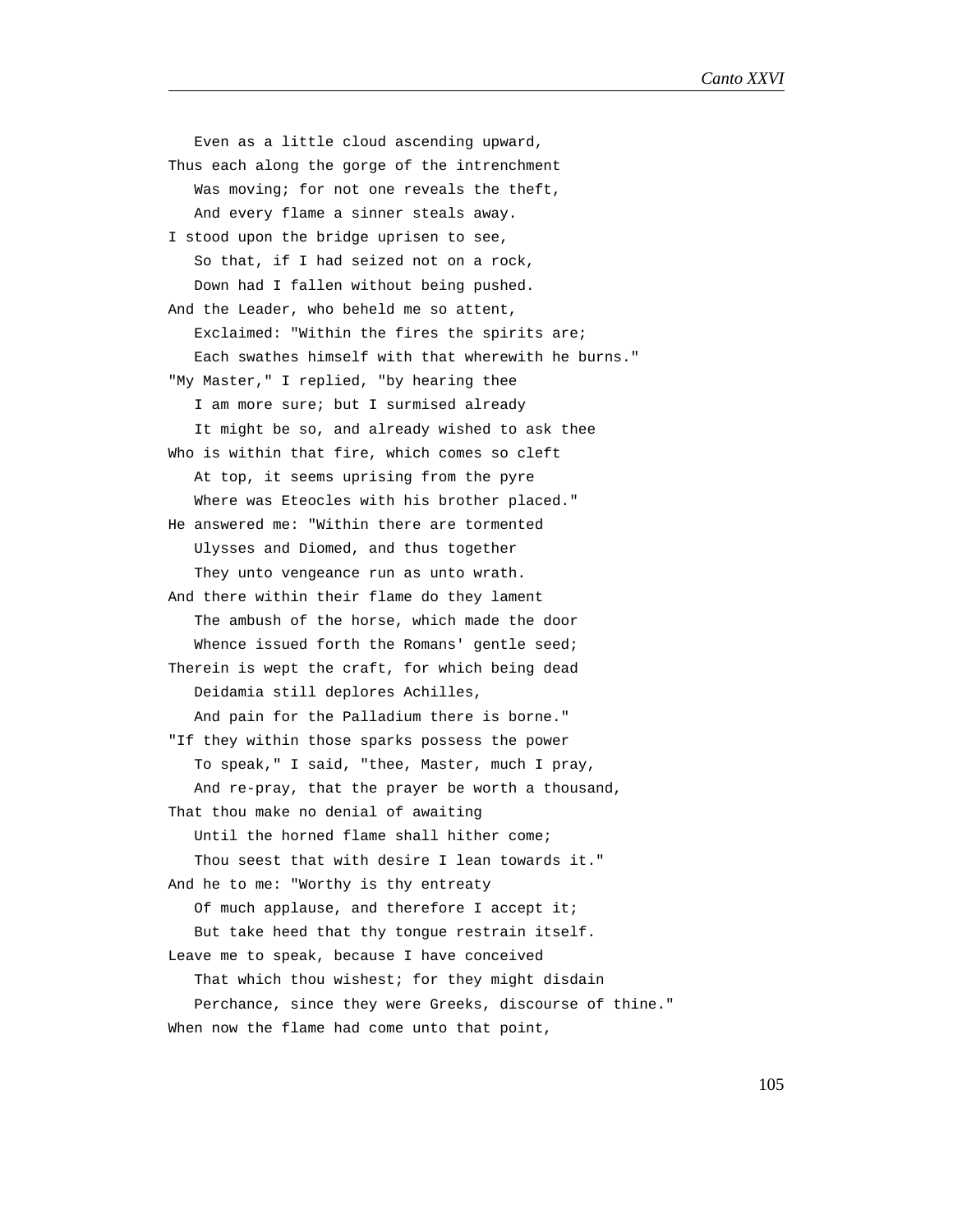Even as a little cloud ascending upward,  
Thus each along the gorge of the intrenchment  
Was moving; for not one reveals the theft,  
And every flame a sinner steals away.  
I stood upon the bridge uprisen to see,  
So that, if I had seized not on a rock,  
Down had I fallen without being pushed.  
And the Leader, who beheld me so attent,  
Exclaimed: "Within the fires the spirits are;  
Each swathes himself with that wherewith he burns."  
"My Master," I replied, "by hearing thee  
I am more sure; but I surmised already  
It might be so, and already wished to ask thee  
Who is within that fire, which comes so cleft  
At top, it seems uprising from the pyre  
Where was Eteocles with his brother placed."  
He answered me: "Within there are tormented  
Ulysses and Diomed, and thus together  
They unto vengeance run as unto wrath.  
And there within their flame do they lament  
The ambush of the horse, which made the door  
Whence issued forth the Romans' gentle seed;  
Therein is wept the craft, for which being dead  
Deidamia still deplores Achilles,  
And pain for the Palladium there is borne."  
"If they within those sparks possess the power  
To speak," I said, "thee, Master, much I pray,  
And re-pray, that the prayer be worth a thousand,  
That thou make no denial of awaiting  
Until the horned flame shall hither come;  
Thou seest that with desire I lean towards it."  
And he to me: "Worthy is thy entreaty  
Of much applause, and therefore I accept it;  
But take heed that thy tongue restrain itself.  
Leave me to speak, because I have conceived  
That which thou wishest; for they might disdain  
Perchance, since they were Greeks, discourse of thine."  
When now the flame had come unto that point,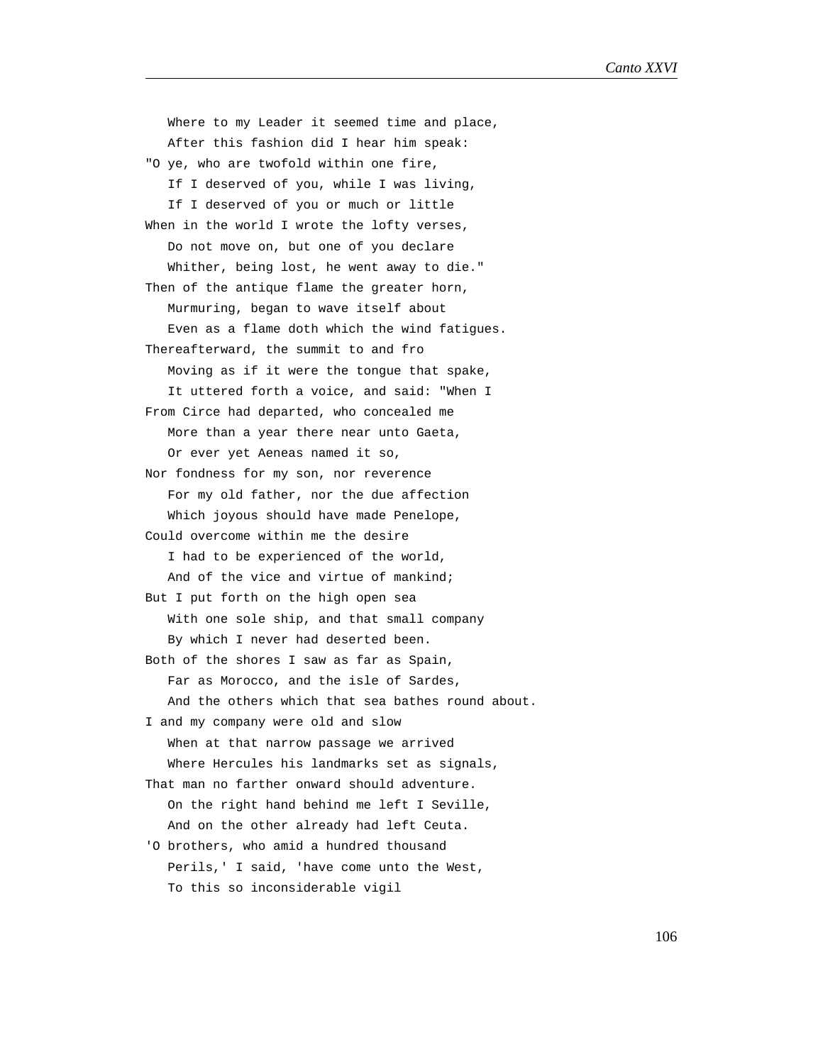Where to my Leader it seemed time and place,
   After this fashion did I hear him speak:
"O ye, who are twofold within one fire,
   If I deserved of you, while I was living,
   If I deserved of you or much or little
When in the world I wrote the lofty verses,
   Do not move on, but one of you declare
   Whither, being lost, he went away to die."
Then of the antique flame the greater horn,
   Murmuring, began to wave itself about
   Even as a flame doth which the wind fatigues.
Thereafterward, the summit to and fro
   Moving as if it were the tongue that spake,
   It uttered forth a voice, and said: "When I
From Circe had departed, who concealed me
   More than a year there near unto Gaeta,
   Or ever yet Aeneas named it so,
Nor fondness for my son, nor reverence
   For my old father, nor the due affection
   Which joyous should have made Penelope,
Could overcome within me the desire
   I had to be experienced of the world,
   And of the vice and virtue of mankind;
But I put forth on the high open sea
   With one sole ship, and that small company
   By which I never had deserted been.
Both of the shores I saw as far as Spain,
   Far as Morocco, and the isle of Sardes,
   And the others which that sea bathes round about.
I and my company were old and slow
   When at that narrow passage we arrived
   Where Hercules his landmarks set as signals,
That man no farther onward should adventure.
   On the right hand behind me left I Seville,
   And on the other already had left Ceuta.
'O brothers, who amid a hundred thousand
   Perils,' I said, 'have come unto the West,
   To this so inconsiderable vigil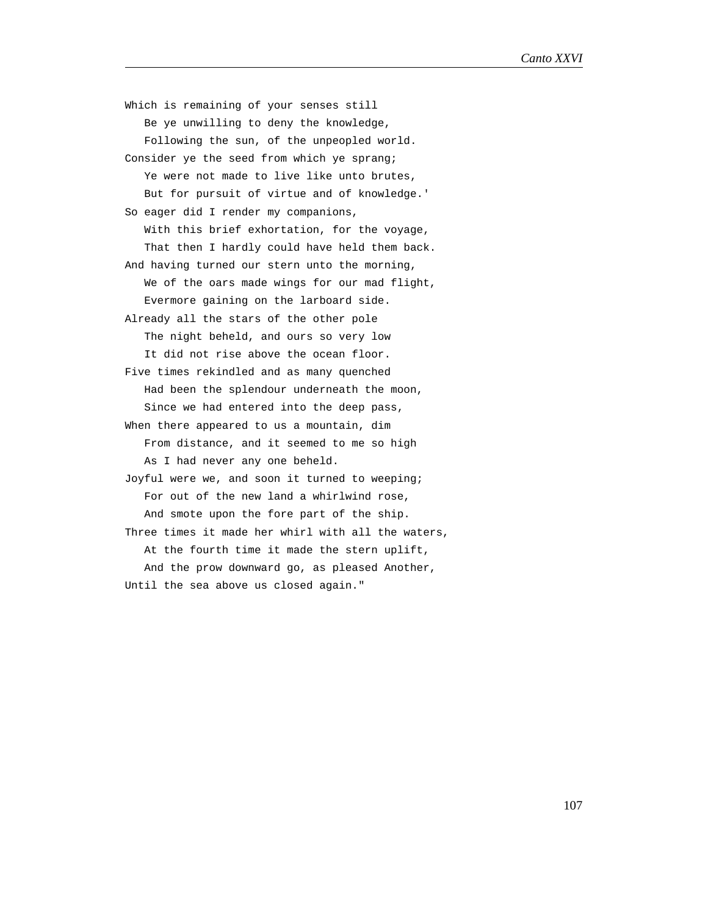Which is remaining of your senses still
   Be ye unwilling to deny the knowledge,
   Following the sun, of the unpeopled world.
Consider ye the seed from which ye sprang;
   Ye were not made to live like unto brutes,
   But for pursuit of virtue and of knowledge.'
So eager did I render my companions,
   With this brief exhortation, for the voyage,
   That then I hardly could have held them back.
And having turned our stern unto the morning,
   We of the oars made wings for our mad flight,
   Evermore gaining on the larboard side.
Already all the stars of the other pole
   The night beheld, and ours so very low
   It did not rise above the ocean floor.
Five times rekindled and as many quenched
   Had been the splendour underneath the moon,
   Since we had entered into the deep pass,
When there appeared to us a mountain, dim
   From distance, and it seemed to me so high
   As I had never any one beheld.
Joyful were we, and soon it turned to weeping;
   For out of the new land a whirlwind rose,
   And smote upon the fore part of the ship.
Three times it made her whirl with all the waters,
   At the fourth time it made the stern uplift,
   And the prow downward go, as pleased Another,
Until the sea above us closed again."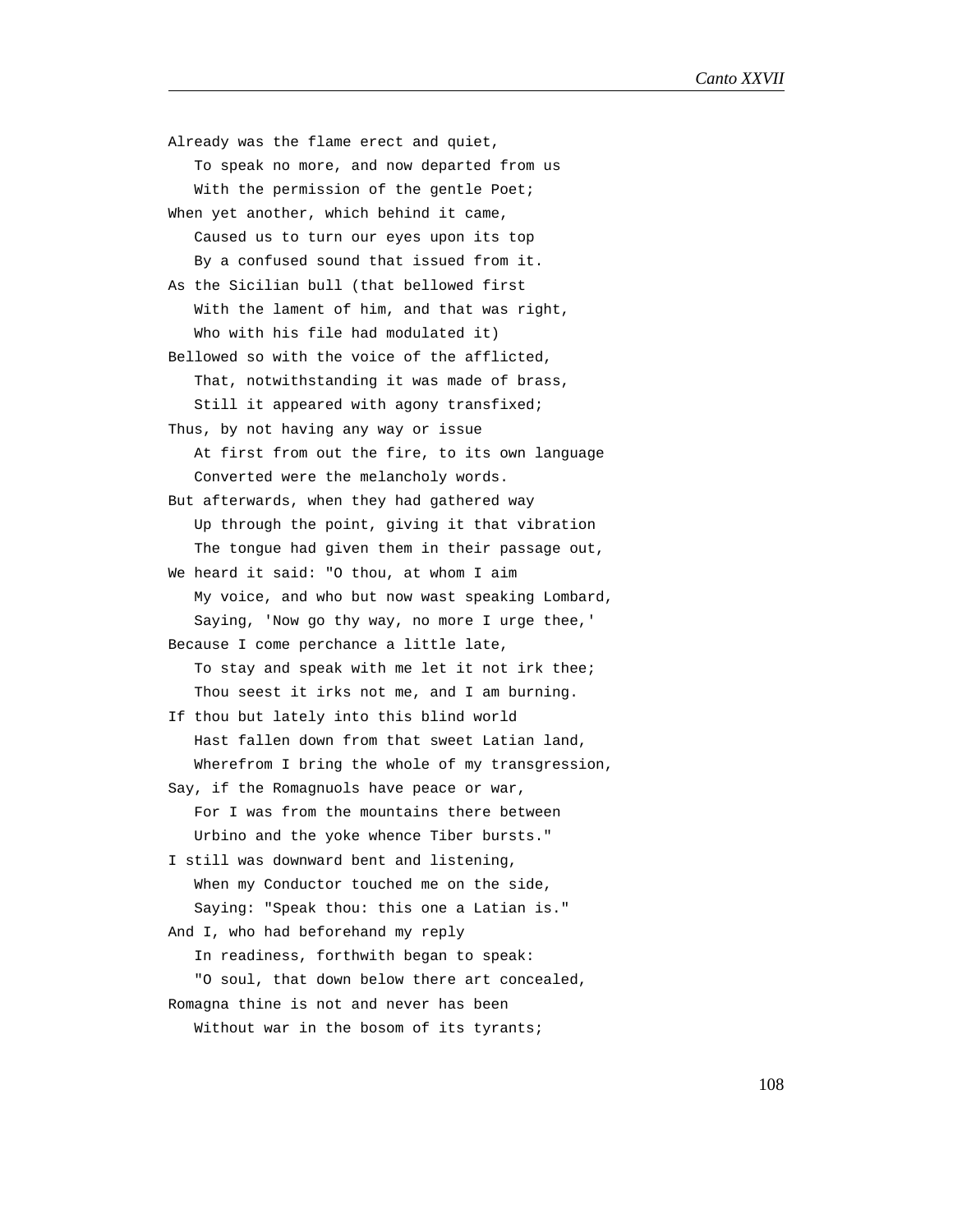Already was the flame erect and quiet,  
   To speak no more, and now departed from us  
   With the permission of the gentle Poet;  
When yet another, which behind it came,  
   Caused us to turn our eyes upon its top  
   By a confused sound that issued from it.  
As the Sicilian bull (that bellowed first  
   With the lament of him, and that was right,  
   Who with his file had modulated it)  
Bellowed so with the voice of the afflicted,  
   That, notwithstanding it was made of brass,  
   Still it appeared with agony transfixed;  
Thus, by not having any way or issue  
   At first from out the fire, to its own language  
   Converted were the melancholy words.  
But afterwards, when they had gathered way  
   Up through the point, giving it that vibration  
   The tongue had given them in their passage out,  
We heard it said: "O thou, at whom I aim  
   My voice, and who but now wast speaking Lombard,  
   Saying, 'Now go thy way, no more I urge thee,'  
Because I come perchance a little late,  
   To stay and speak with me let it not irk thee;  
   Thou seest it irks not me, and I am burning.  
If thou but lately into this blind world  
   Hast fallen down from that sweet Latian land,  
   Wherefrom I bring the whole of my transgression,  
Say, if the Romagnuols have peace or war,  
   For I was from the mountains there between  
   Urbino and the yoke whence Tiber bursts."  
I still was downward bent and listening,  
   When my Conductor touched me on the side,  
   Saying: "Speak thou: this one a Latian is."  
And I, who had beforehand my reply  
   In readiness, forthwith began to speak:  
   "O soul, that down below there art concealed,  
Romagna thine is not and never has been  
   Without war in the bosom of its tyrants;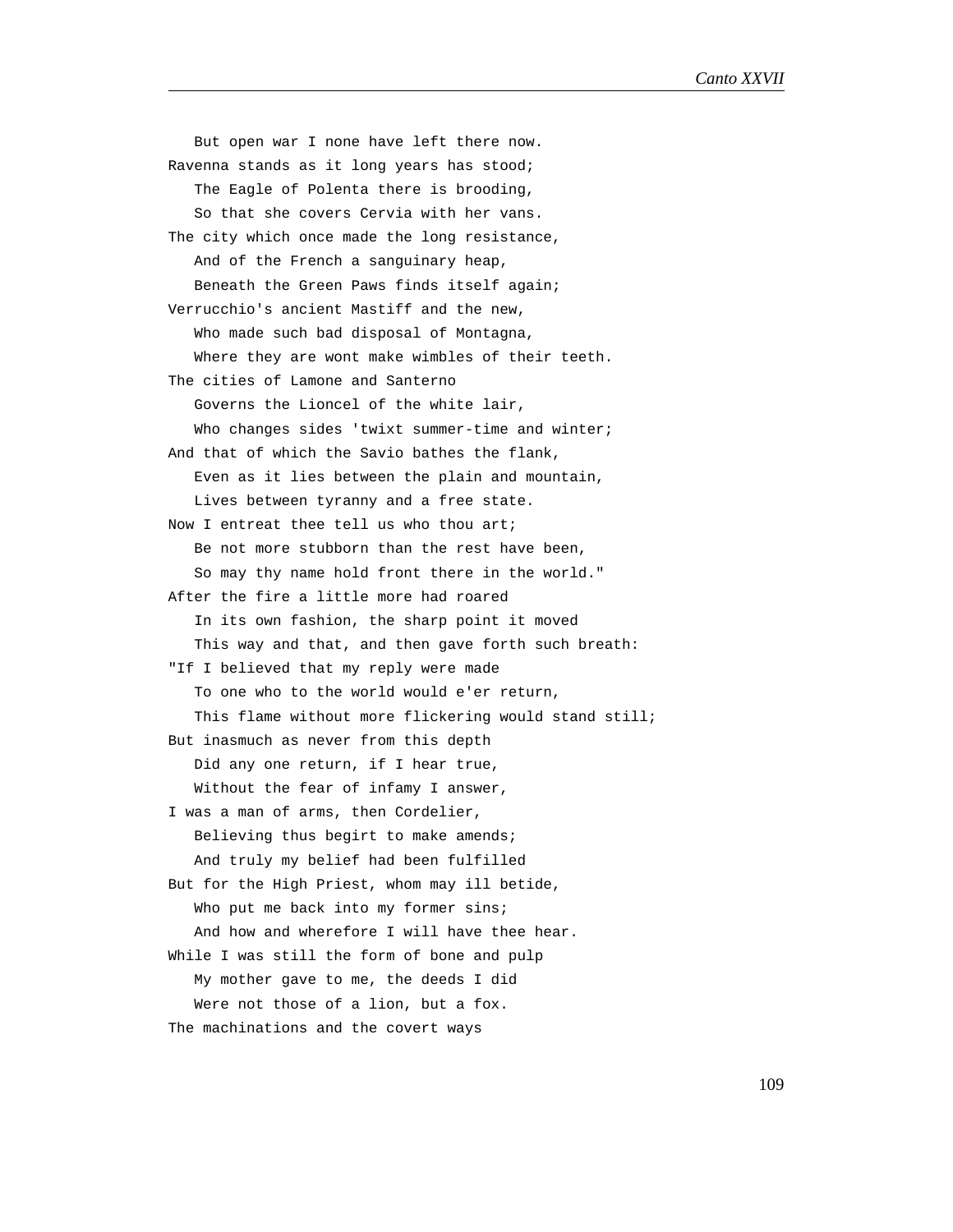But open war I none have left there now.
Ravenna stands as it long years has stood;
The Eagle of Polenta there is brooding,
So that she covers Cervia with her vans.
The city which once made the long resistance,
And of the French a sanguinary heap,
Beneath the Green Paws finds itself again;
Verrucchio's ancient Mastiff and the new,
Who made such bad disposal of Montagna,
Where they are wont make wimbles of their teeth.
The cities of Lamone and Santerno
Governs the Lioncel of the white lair,
Who changes sides 'twixt summer-time and winter;
And that of which the Savio bathes the flank,
Even as it lies between the plain and mountain,
Lives between tyranny and a free state.
Now I entreat thee tell us who thou art;
Be not more stubborn than the rest have been,
So may thy name hold front there in the world."
After the fire a little more had roared
In its own fashion, the sharp point it moved
This way and that, and then gave forth such breath:
"If I believed that my reply were made
To one who to the world would e'er return,
This flame without more flickering would stand still;
But inasmuch as never from this depth
Did any one return, if I hear true,
Without the fear of infamy I answer,
I was a man of arms, then Cordelier,
Believing thus begirt to make amends;
And truly my belief had been fulfilled
But for the High Priest, whom may ill betide,
Who put me back into my former sins;
And how and wherefore I will have thee hear.
While I was still the form of bone and pulp
My mother gave to me, the deeds I did
Were not those of a lion, but a fox.
The machinations and the covert ways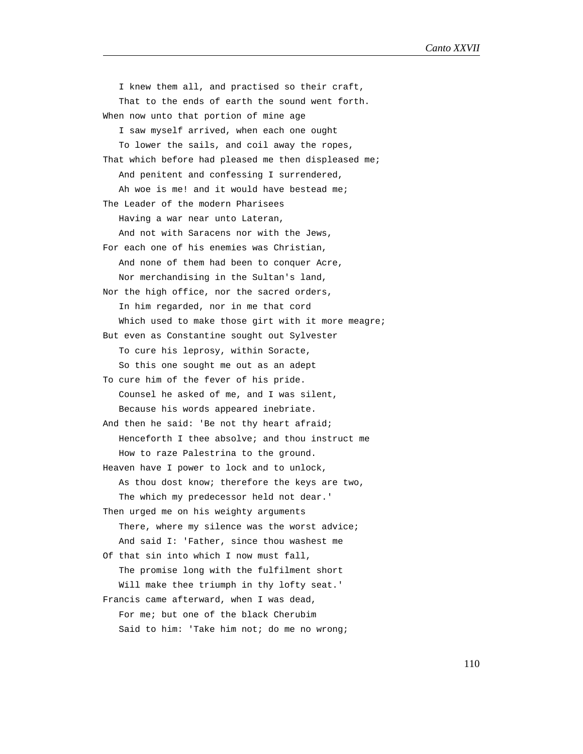I knew them all, and practised so their craft,  
That to the ends of earth the sound went forth.  
When now unto that portion of mine age  
I saw myself arrived, when each one ought  
To lower the sails, and coil away the ropes,  
That which before had pleased me then displeased me;  
And penitent and confessing I surrendered,  
Ah woe is me! and it would have bestead me;  
The Leader of the modern Pharisees  
Having a war near unto Lateran,  
And not with Saracens nor with the Jews,  
For each one of his enemies was Christian,  
And none of them had been to conquer Acre,  
Nor merchandising in the Sultan's land,  
Nor the high office, nor the sacred orders,  
In him regarded, nor in me that cord  
Which used to make those girt with it more meagre;  
But even as Constantine sought out Sylvester  
To cure his leprosy, within Soracte,  
So this one sought me out as an adept  
To cure him of the fever of his pride.  
Counsel he asked of me, and I was silent,  
Because his words appeared inebriate.  
And then he said: 'Be not thy heart afraid;  
Henceforth I thee absolve; and thou instruct me  
How to raze Palestrina to the ground.  
Heaven have I power to lock and to unlock,  
As thou dost know; therefore the keys are two,  
The which my predecessor held not dear.'  
Then urged me on his weighty arguments  
There, where my silence was the worst advice;  
And said I: 'Father, since thou washest me  
Of that sin into which I now must fall,  
The promise long with the fulfilment short  
Will make thee triumph in thy lofty seat.'  
Francis came afterward, when I was dead,  
For me; but one of the black Cherubim  
Said to him: 'Take him not; do me no wrong;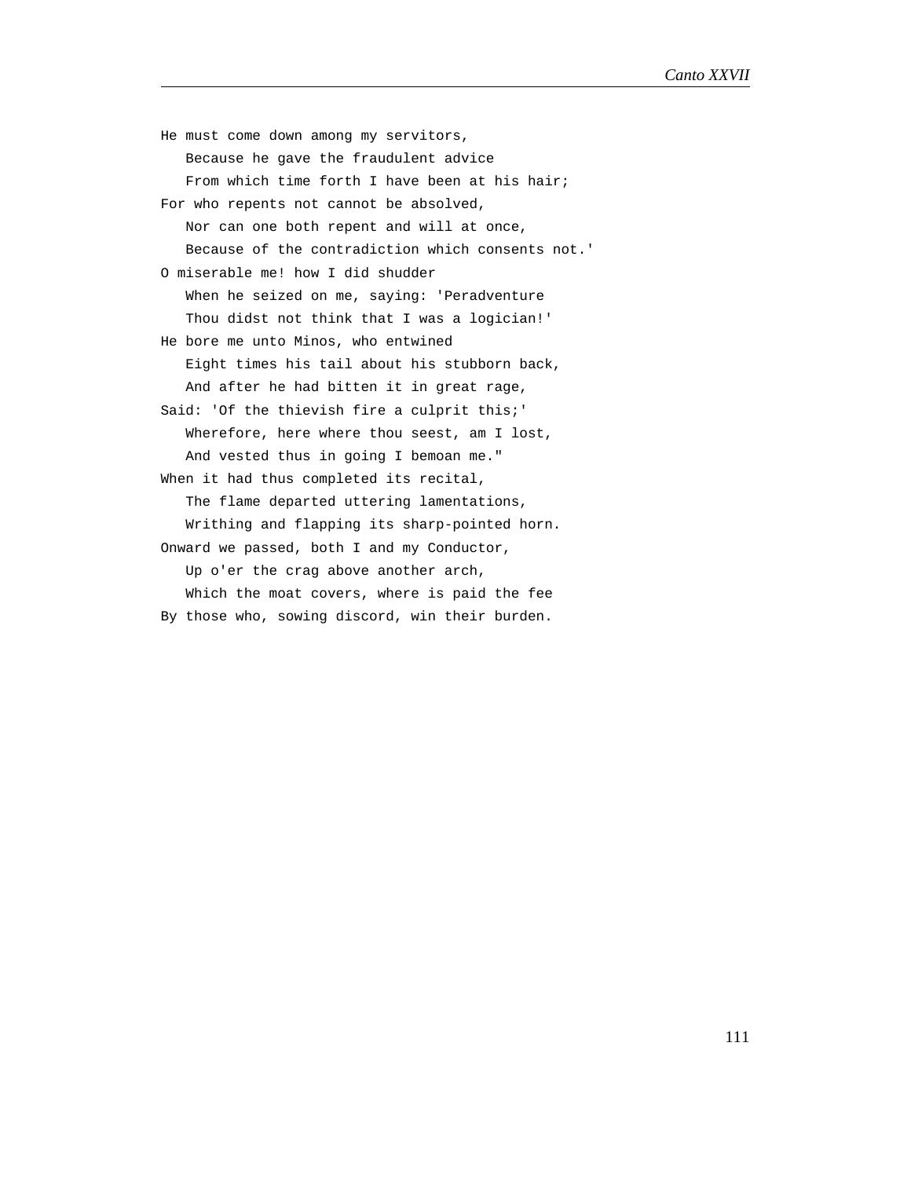He must come down among my servitors,
   Because he gave the fraudulent advice
   From which time forth I have been at his hair;
For who repents not cannot be absolved,
   Nor can one both repent and will at once,
   Because of the contradiction which consents not.'
O miserable me! how I did shudder
   When he seized on me, saying: 'Peradventure
   Thou didst not think that I was a logician!'
He bore me unto Minos, who entwined
   Eight times his tail about his stubborn back,
   And after he had bitten it in great rage,
Said: 'Of the thievish fire a culprit this;'
   Wherefore, here where thou seest, am I lost,
   And vested thus in going I bemoan me."
When it had thus completed its recital,
   The flame departed uttering lamentations,
   Writhing and flapping its sharp-pointed horn.
Onward we passed, both I and my Conductor,
   Up o'er the crag above another arch,
   Which the moat covers, where is paid the fee
By those who, sowing discord, win their burden.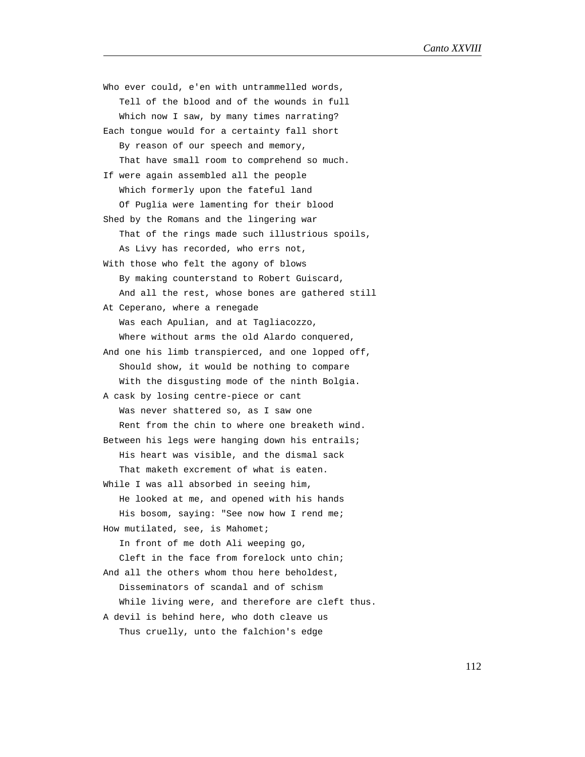Who ever could, e'en with untrammelled words,
   Tell of the blood and of the wounds in full
   Which now I saw, by many times narrating?
Each tongue would for a certainty fall short
   By reason of our speech and memory,
   That have small room to comprehend so much.
If were again assembled all the people
   Which formerly upon the fateful land
   Of Puglia were lamenting for their blood
Shed by the Romans and the lingering war
   That of the rings made such illustrious spoils,
   As Livy has recorded, who errs not,
With those who felt the agony of blows
   By making counterstand to Robert Guiscard,
   And all the rest, whose bones are gathered still
At Ceperano, where a renegade
   Was each Apulian, and at Tagliacozzo,
   Where without arms the old Alardo conquered,
And one his limb transpierced, and one lopped off,
   Should show, it would be nothing to compare
   With the disgusting mode of the ninth Bolgia.
A cask by losing centre-piece or cant
   Was never shattered so, as I saw one
   Rent from the chin to where one breaketh wind.
Between his legs were hanging down his entrails;
   His heart was visible, and the dismal sack
   That maketh excrement of what is eaten.
While I was all absorbed in seeing him,
   He looked at me, and opened with his hands
   His bosom, saying: "See now how I rend me;
How mutilated, see, is Mahomet;
   In front of me doth Ali weeping go,
   Cleft in the face from forelock unto chin;
And all the others whom thou here beholdest,
   Disseminators of scandal and of schism
   While living were, and therefore are cleft thus.
A devil is behind here, who doth cleave us
   Thus cruelly, unto the falchion's edge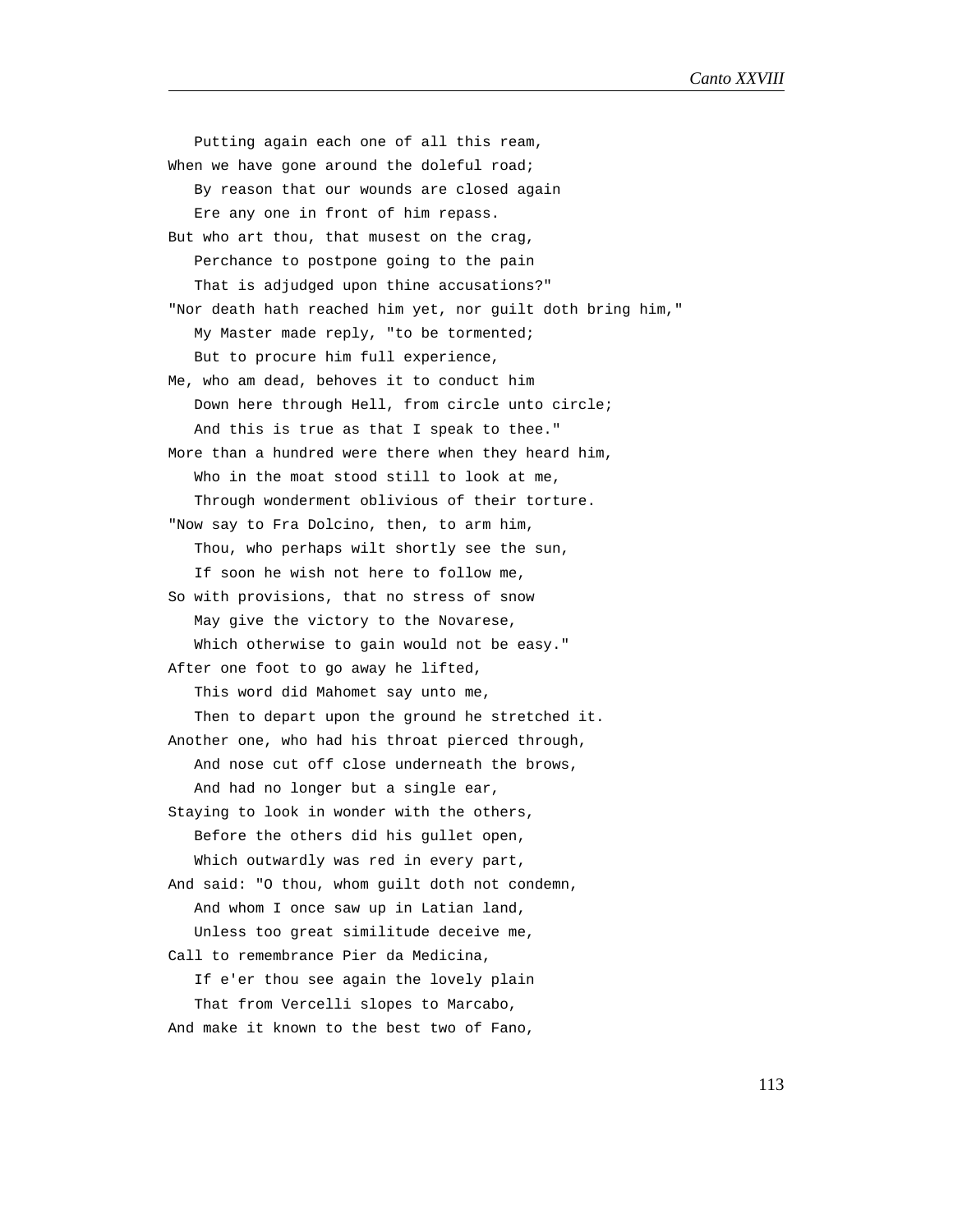Putting again each one of all this ream,  
When we have gone around the doleful road;  
By reason that our wounds are closed again  
Ere any one in front of him repass.  
But who art thou, that musest on the crag,  
Perchance to postpone going to the pain  
That is adjudged upon thine accusations?"  
"Nor death hath reached him yet, nor guilt doth bring him,"  
My Master made reply, "to be tormented;  
But to procure him full experience,  
Me, who am dead, behoves it to conduct him  
Down here through Hell, from circle unto circle;  
And this is true as that I speak to thee."  
More than a hundred were there when they heard him,  
Who in the moat stood still to look at me,  
Through wonderment oblivious of their torture.  
"Now say to Fra Dolcino, then, to arm him,  
Thou, who perhaps wilt shortly see the sun,  
If soon he wish not here to follow me,  
So with provisions, that no stress of snow  
May give the victory to the Novarese,  
Which otherwise to gain would not be easy."  
After one foot to go away he lifted,  
This word did Mahomet say unto me,  
Then to depart upon the ground he stretched it.  
Another one, who had his throat pierced through,  
And nose cut off close underneath the brows,  
And had no longer but a single ear,  
Staying to look in wonder with the others,  
Before the others did his gullet open,  
Which outwardly was red in every part,  
And said: "O thou, whom guilt doth not condemn,  
And whom I once saw up in Latian land,  
Unless too great similitude deceive me,  
Call to remembrance Pier da Medicina,  
If e'er thou see again the lovely plain  
That from Vercelli slopes to Marcabo,  
And make it known to the best two of Fano,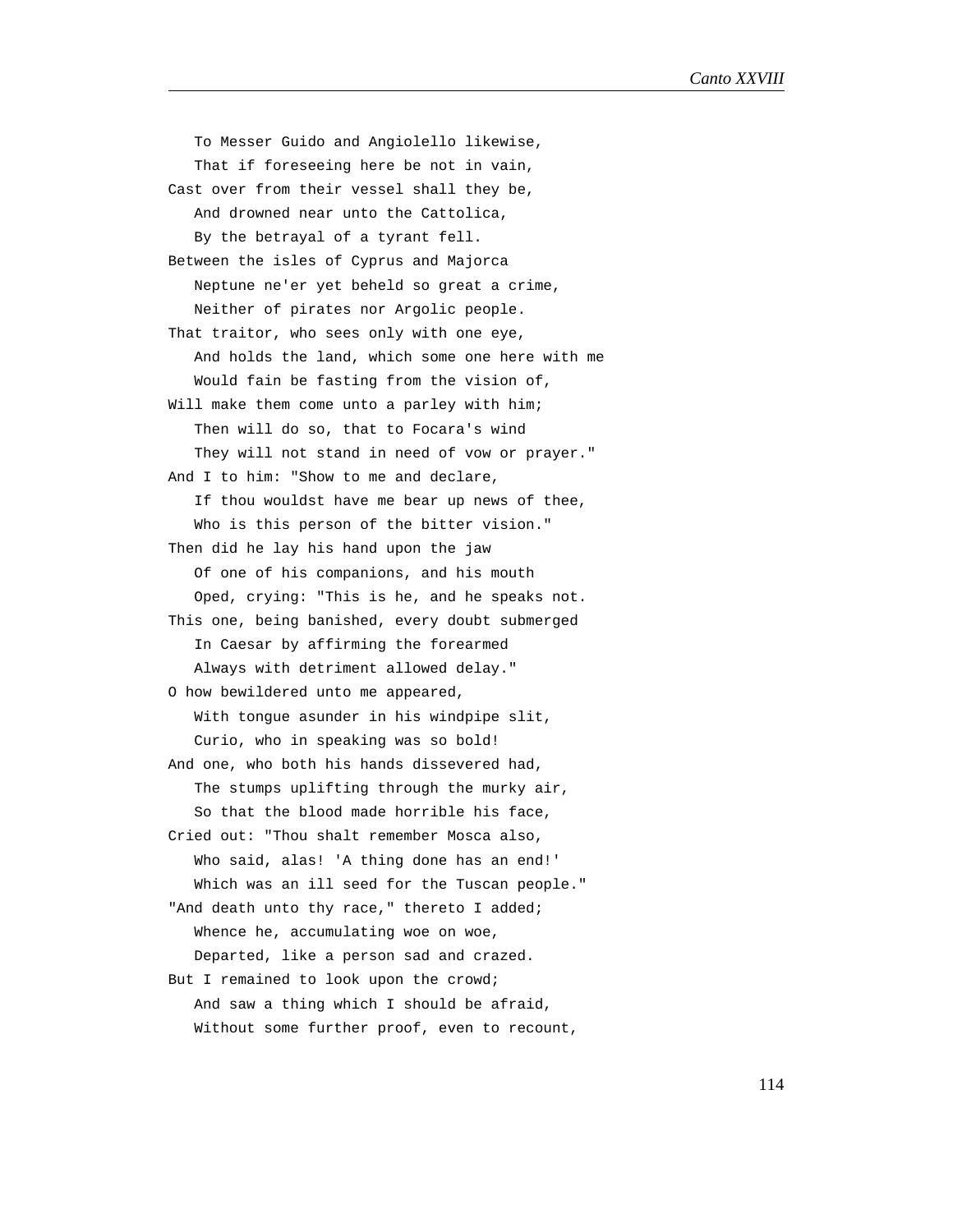To Messer Guido and Angiolello likewise,
   That if foreseeing here be not in vain,
Cast over from their vessel shall they be,
   And drowned near unto the Cattolica,
   By the betrayal of a tyrant fell.
Between the isles of Cyprus and Majorca
   Neptune ne'er yet beheld so great a crime,
   Neither of pirates nor Argolic people.
That traitor, who sees only with one eye,
   And holds the land, which some one here with me
   Would fain be fasting from the vision of,
Will make them come unto a parley with him;
   Then will do so, that to Focara's wind
   They will not stand in need of vow or prayer."
And I to him: "Show to me and declare,
   If thou wouldst have me bear up news of thee,
   Who is this person of the bitter vision."
Then did he lay his hand upon the jaw
   Of one of his companions, and his mouth
   Oped, crying: "This is he, and he speaks not.
This one, being banished, every doubt submerged
   In Caesar by affirming the forearmed
   Always with detriment allowed delay."
O how bewildered unto me appeared,
   With tongue asunder in his windpipe slit,
   Curio, who in speaking was so bold!
And one, who both his hands dissevered had,
   The stumps uplifting through the murky air,
   So that the blood made horrible his face,
Cried out: "Thou shalt remember Mosca also,
   Who said, alas! 'A thing done has an end!'
   Which was an ill seed for the Tuscan people."
"And death unto thy race," thereto I added;
   Whence he, accumulating woe on woe,
   Departed, like a person sad and crazed.
But I remained to look upon the crowd;
   And saw a thing which I should be afraid,
   Without some further proof, even to recount,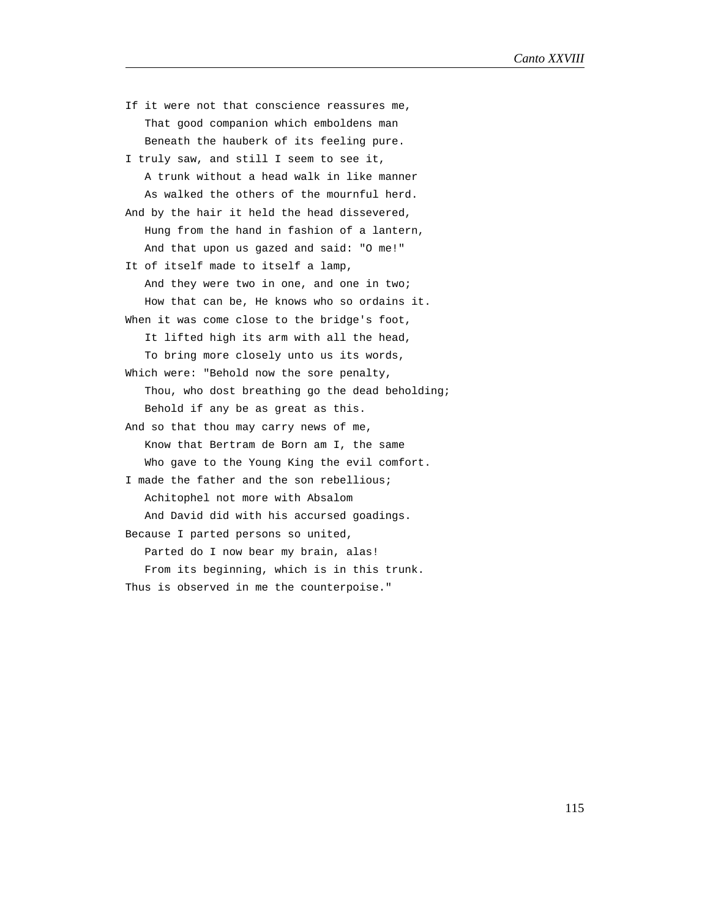If it were not that conscience reassures me,
   That good companion which emboldens man
   Beneath the hauberk of its feeling pure.

I truly saw, and still I seem to see it,
   A trunk without a head walk in like manner
   As walked the others of the mournful herd.

And by the hair it held the head dissevered,
   Hung from the hand in fashion of a lantern,
   And that upon us gazed and said: "O me!"

It of itself made to itself a lamp,
   And they were two in one, and one in two;
   How that can be, He knows who so ordains it.

When it was come close to the bridge's foot,
   It lifted high its arm with all the head,
   To bring more closely unto us its words,

Which were: "Behold now the sore penalty,
   Thou, who dost breathing go the dead beholding;
   Behold if any be as great as this.

And so that thou may carry news of me,
   Know that Bertram de Born am I, the same
   Who gave to the Young King the evil comfort.

I made the father and the son rebellious;
   Achitophel not more with Absalom
   And David did with his accursed goadings.

Because I parted persons so united,
   Parted do I now bear my brain, alas!
   From its beginning, which is in this trunk.

Thus is observed in me the counterpoise."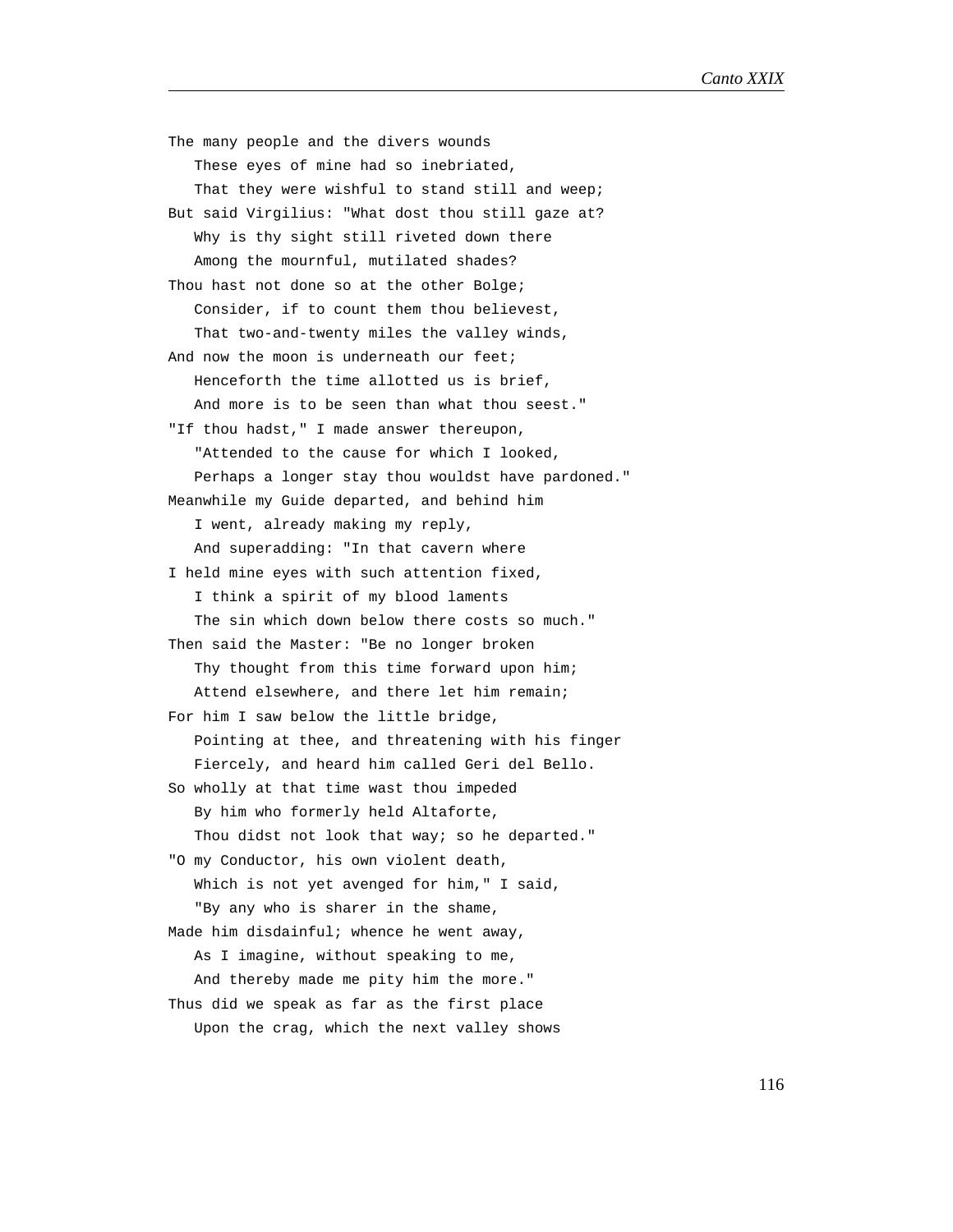The many people and the divers wounds
   These eyes of mine had so inebriated,
   That they were wishful to stand still and weep;
But said Virgilius: "What dost thou still gaze at?
   Why is thy sight still riveted down there
   Among the mournful, mutilated shades?
Thou hast not done so at the other Bolge;
   Consider, if to count them thou believest,
   That two-and-twenty miles the valley winds,
And now the moon is underneath our feet;
   Henceforth the time allotted us is brief,
   And more is to be seen than what thou seest."
"If thou hadst," I made answer thereupon,
   "Attended to the cause for which I looked,
   Perhaps a longer stay thou wouldst have pardoned."
Meanwhile my Guide departed, and behind him
   I went, already making my reply,
   And superadding: "In that cavern where
I held mine eyes with such attention fixed,
   I think a spirit of my blood laments
   The sin which down below there costs so much."
Then said the Master: "Be no longer broken
   Thy thought from this time forward upon him;
   Attend elsewhere, and there let him remain;
For him I saw below the little bridge,
   Pointing at thee, and threatening with his finger
   Fiercely, and heard him called Geri del Bello.
So wholly at that time wast thou impeded
   By him who formerly held Altaforte,
   Thou didst not look that way; so he departed."
"O my Conductor, his own violent death,
   Which is not yet avenged for him," I said,
   "By any who is sharer in the shame,
Made him disdainful; whence he went away,
   As I imagine, without speaking to me,
   And thereby made me pity him the more."
Thus did we speak as far as the first place
   Upon the crag, which the next valley shows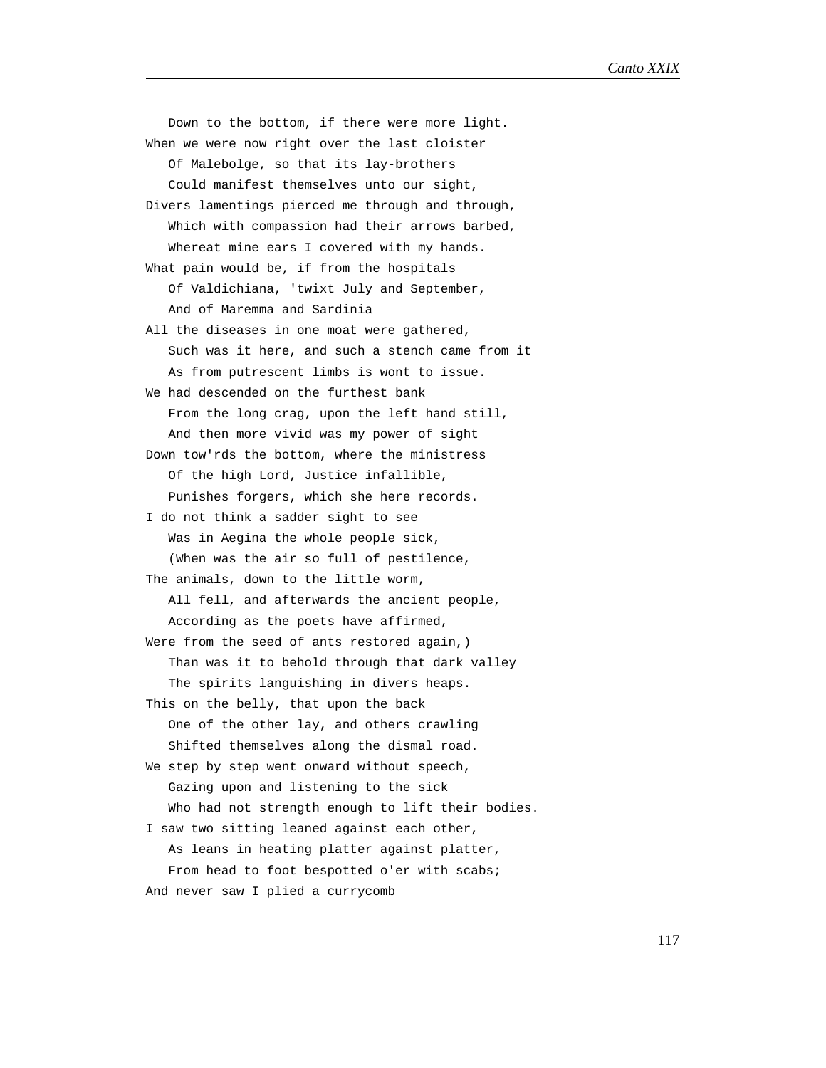Down to the bottom, if there were more light.
When we were now right over the last cloister
   Of Malebolge, so that its lay-brothers
   Could manifest themselves unto our sight,
Divers lamentings pierced me through and through,
   Which with compassion had their arrows barbed,
   Whereat mine ears I covered with my hands.
What pain would be, if from the hospitals
   Of Valdichiana, 'twixt July and September,
   And of Maremma and Sardinia
All the diseases in one moat were gathered,
   Such was it here, and such a stench came from it
   As from putrescent limbs is wont to issue.
We had descended on the furthest bank
   From the long crag, upon the left hand still,
   And then more vivid was my power of sight
Down tow'rds the bottom, where the ministress
   Of the high Lord, Justice infallible,
   Punishes forgers, which she here records.
I do not think a sadder sight to see
   Was in Aegina the whole people sick,
   (When was the air so full of pestilence,
The animals, down to the little worm,
   All fell, and afterwards the ancient people,
   According as the poets have affirmed,
Were from the seed of ants restored again,)
   Than was it to behold through that dark valley
   The spirits languishing in divers heaps.
This on the belly, that upon the back
   One of the other lay, and others crawling
   Shifted themselves along the dismal road.
We step by step went onward without speech,
   Gazing upon and listening to the sick
   Who had not strength enough to lift their bodies.
I saw two sitting leaned against each other,
   As leans in heating platter against platter,
   From head to foot bespotted o'er with scabs;
And never saw I plied a currycomb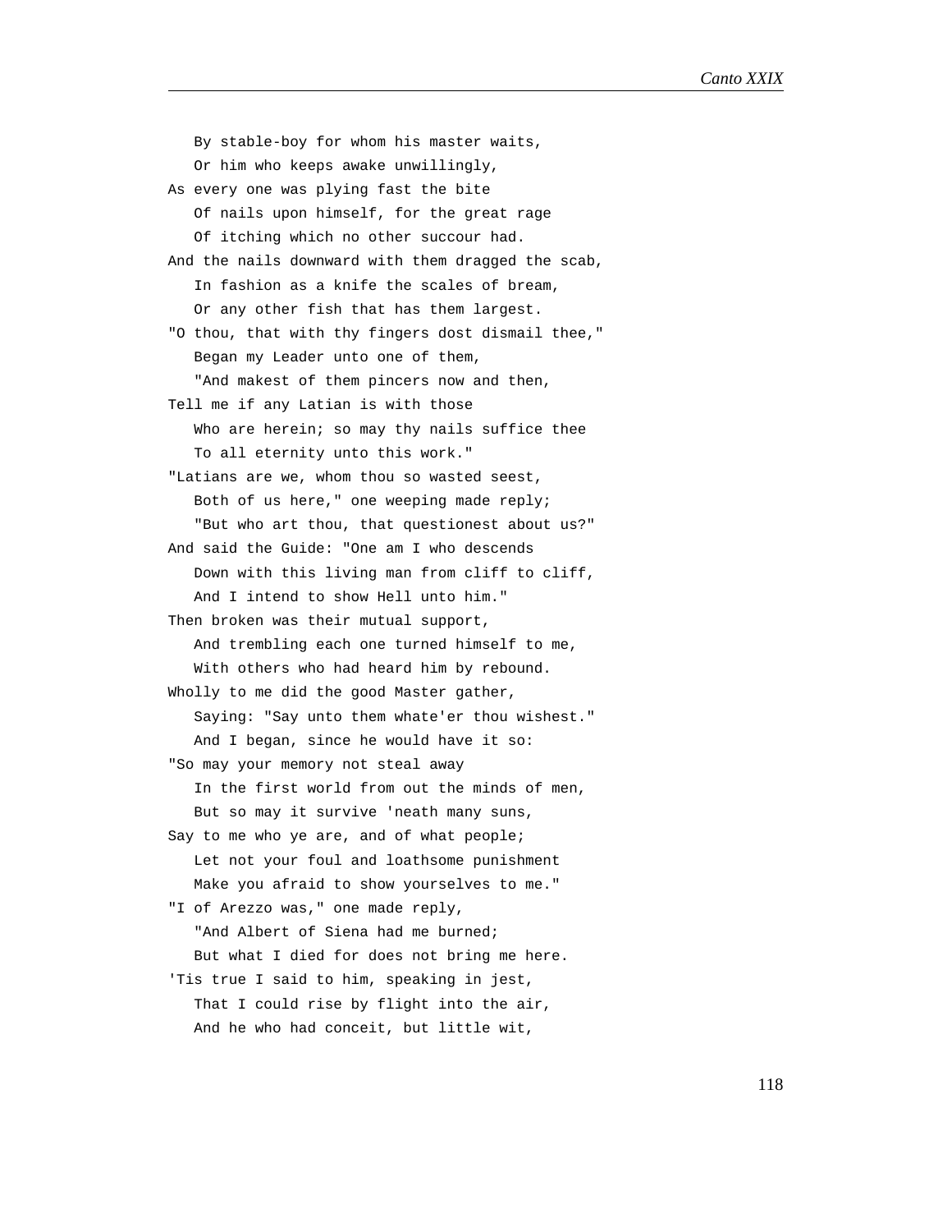By stable-boy for whom his master waits,
   Or him who keeps awake unwillingly,
As every one was plying fast the bite
   Of nails upon himself, for the great rage
   Of itching which no other succour had.
And the nails downward with them dragged the scab,
   In fashion as a knife the scales of bream,
   Or any other fish that has them largest.
"O thou, that with thy fingers dost dismail thee,"
   Began my Leader unto one of them,
   "And makest of them pincers now and then,
Tell me if any Latian is with those
   Who are herein; so may thy nails suffice thee
   To all eternity unto this work."
"Latians are we, whom thou so wasted seest,
   Both of us here," one weeping made reply;
   "But who art thou, that questionest about us?"
And said the Guide: "One am I who descends
   Down with this living man from cliff to cliff,
   And I intend to show Hell unto him."
Then broken was their mutual support,
   And trembling each one turned himself to me,
   With others who had heard him by rebound.
Wholly to me did the good Master gather,
   Saying: "Say unto them whate'er thou wishest."
   And I began, since he would have it so:
"So may your memory not steal away
   In the first world from out the minds of men,
   But so may it survive 'neath many suns,
Say to me who ye are, and of what people;
   Let not your foul and loathsome punishment
   Make you afraid to show yourselves to me."
"I of Arezzo was," one made reply,
   "And Albert of Siena had me burned;
   But what I died for does not bring me here.
'Tis true I said to him, speaking in jest,
   That I could rise by flight into the air,
   And he who had conceit, but little wit,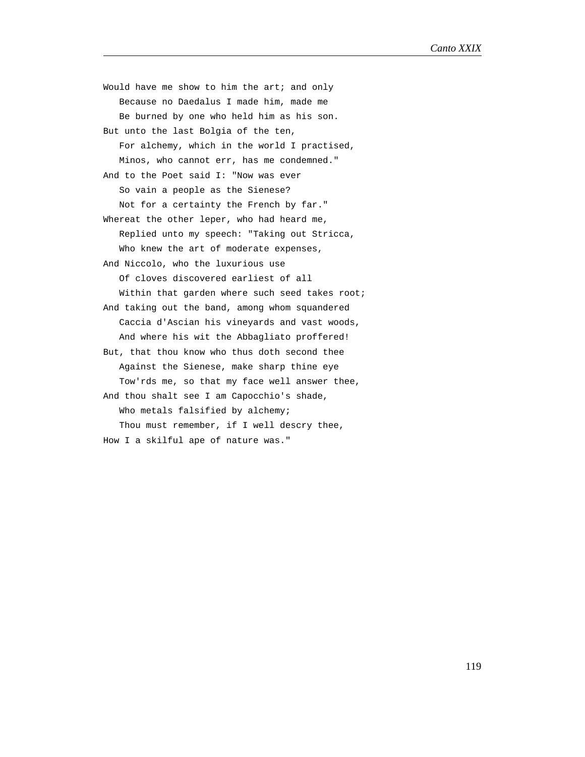Would have me show to him the art; and only
   Because no Daedalus I made him, made me
   Be burned by one who held him as his son.
But unto the last Bolgia of the ten,
   For alchemy, which in the world I practised,
   Minos, who cannot err, has me condemned."
And to the Poet said I: "Now was ever
   So vain a people as the Sienese?
   Not for a certainty the French by far."
Whereat the other leper, who had heard me,
   Replied unto my speech: "Taking out Stricca,
   Who knew the art of moderate expenses,
And Niccolo, who the luxurious use
   Of cloves discovered earliest of all
   Within that garden where such seed takes root;
And taking out the band, among whom squandered
   Caccia d'Ascian his vineyards and vast woods,
   And where his wit the Abbagliato proffered!
But, that thou know who thus doth second thee
   Against the Sienese, make sharp thine eye
   Tow'rds me, so that my face well answer thee,
And thou shalt see I am Capocchio's shade,
   Who metals falsified by alchemy;
   Thou must remember, if I well descry thee,
How I a skilful ape of nature was."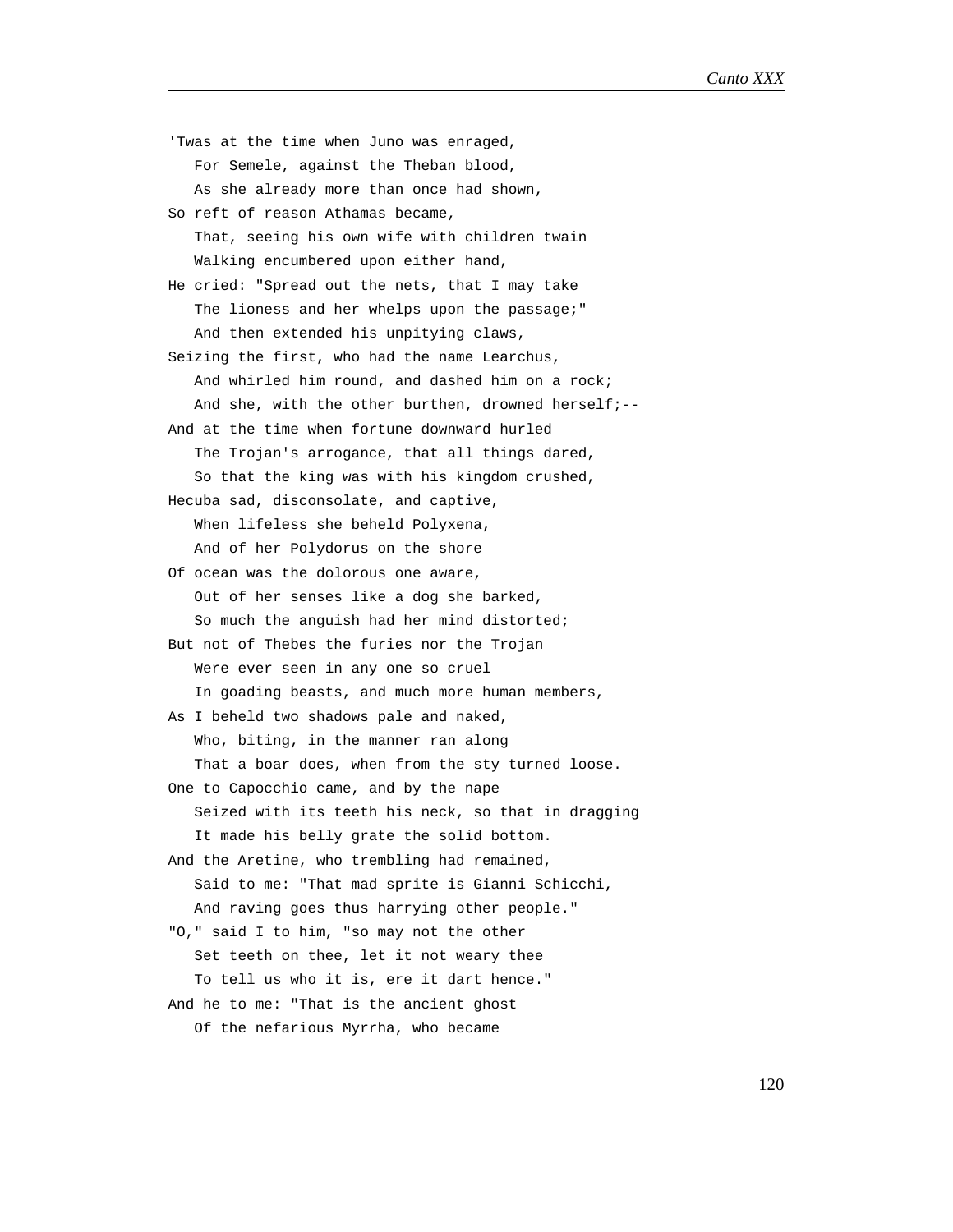'Twas at the time when Juno was enraged,
   For Semele, against the Theban blood,
   As she already more than once had shown,
So reft of reason Athamas became,
   That, seeing his own wife with children twain
   Walking encumbered upon either hand,
He cried: "Spread out the nets, that I may take
   The lioness and her whelps upon the passage;"
   And then extended his unpitying claws,
Seizing the first, who had the name Learchus,
   And whirled him round, and dashed him on a rock;
   And she, with the other burthen, drowned herself;--
And at the time when fortune downward hurled
   The Trojan's arrogance, that all things dared,
   So that the king was with his kingdom crushed,
Hecuba sad, disconsolate, and captive,
   When lifeless she beheld Polyxena,
   And of her Polydorus on the shore
Of ocean was the dolorous one aware,
   Out of her senses like a dog she barked,
   So much the anguish had her mind distorted;
But not of Thebes the furies nor the Trojan
   Were ever seen in any one so cruel
   In goading beasts, and much more human members,
As I beheld two shadows pale and naked,
   Who, biting, in the manner ran along
   That a boar does, when from the sty turned loose.
One to Capocchio came, and by the nape
   Seized with its teeth his neck, so that in dragging
   It made his belly grate the solid bottom.
And the Aretine, who trembling had remained,
   Said to me: "That mad sprite is Gianni Schicchi,
   And raving goes thus harrying other people."
"O," said I to him, "so may not the other
   Set teeth on thee, let it not weary thee
   To tell us who it is, ere it dart hence."
And he to me: "That is the ancient ghost
   Of the nefarious Myrrha, who became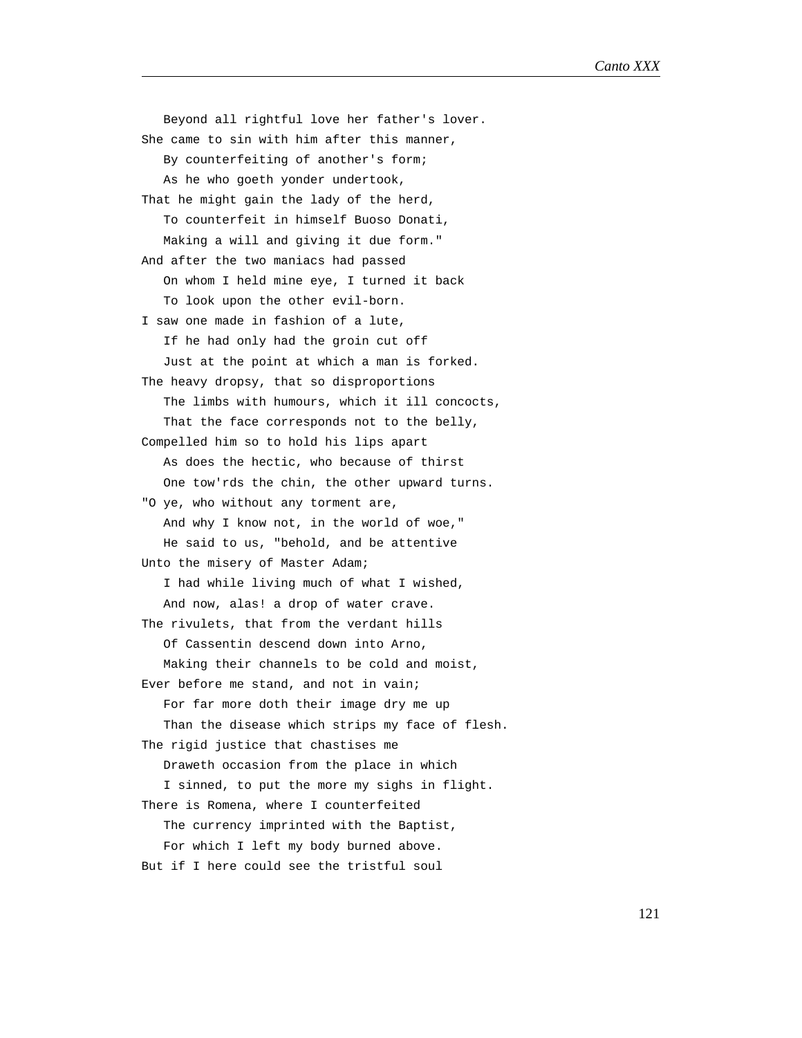Beyond all rightful love her father's lover.
She came to sin with him after this manner,
   By counterfeiting of another's form;
   As he who goeth yonder undertook,
That he might gain the lady of the herd,
   To counterfeit in himself Buoso Donati,
   Making a will and giving it due form."
And after the two maniacs had passed
   On whom I held mine eye, I turned it back
   To look upon the other evil-born.
I saw one made in fashion of a lute,
   If he had only had the groin cut off
   Just at the point at which a man is forked.
The heavy dropsy, that so disproportions
   The limbs with humours, which it ill concocts,
   That the face corresponds not to the belly,
Compelled him so to hold his lips apart
   As does the hectic, who because of thirst
   One tow'rds the chin, the other upward turns.
"O ye, who without any torment are,
   And why I know not, in the world of woe,"
   He said to us, "behold, and be attentive
Unto the misery of Master Adam;
   I had while living much of what I wished,
   And now, alas! a drop of water crave.
The rivulets, that from the verdant hills
   Of Cassentin descend down into Arno,
   Making their channels to be cold and moist,
Ever before me stand, and not in vain;
   For far more doth their image dry me up
   Than the disease which strips my face of flesh.
The rigid justice that chastises me
   Draweth occasion from the place in which
   I sinned, to put the more my sighs in flight.
There is Romena, where I counterfeited
   The currency imprinted with the Baptist,
   For which I left my body burned above.
But if I here could see the tristful soul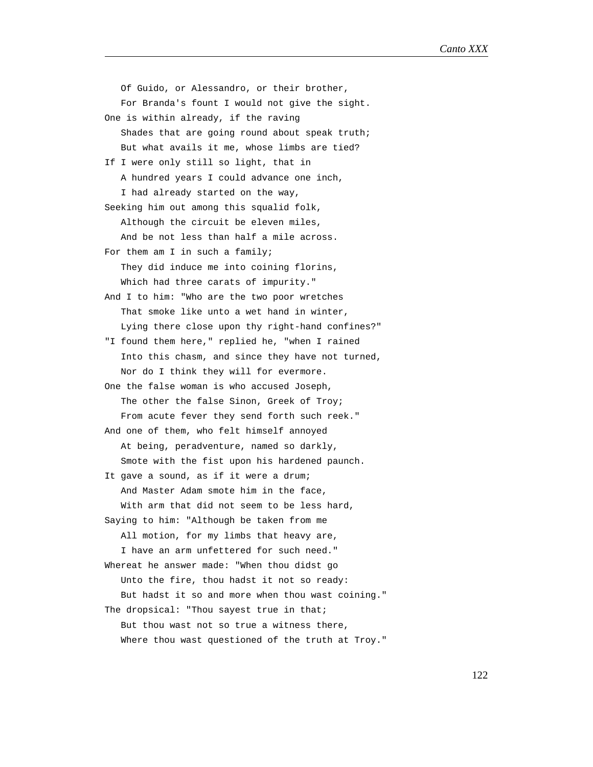Of Guido, or Alessandro, or their brother,
   For Branda's fount I would not give the sight.
One is within already, if the raving
   Shades that are going round about speak truth;
   But what avails it me, whose limbs are tied?
If I were only still so light, that in
   A hundred years I could advance one inch,
   I had already started on the way,
Seeking him out among this squalid folk,
   Although the circuit be eleven miles,
   And be not less than half a mile across.
For them am I in such a family;
   They did induce me into coining florins,
   Which had three carats of impurity."
And I to him: "Who are the two poor wretches
   That smoke like unto a wet hand in winter,
   Lying there close upon thy right-hand confines?"
"I found them here," replied he, "when I rained
   Into this chasm, and since they have not turned,
   Nor do I think they will for evermore.
One the false woman is who accused Joseph,
   The other the false Sinon, Greek of Troy;
   From acute fever they send forth such reek."
And one of them, who felt himself annoyed
   At being, peradventure, named so darkly,
   Smote with the fist upon his hardened paunch.
It gave a sound, as if it were a drum;
   And Master Adam smote him in the face,
   With arm that did not seem to be less hard,
Saying to him: "Although be taken from me
   All motion, for my limbs that heavy are,
   I have an arm unfettered for such need."
Whereat he answer made: "When thou didst go
   Unto the fire, thou hadst it not so ready:
   But hadst it so and more when thou wast coining."
The dropsical: "Thou sayest true in that;
   But thou wast not so true a witness there,
   Where thou wast questioned of the truth at Troy."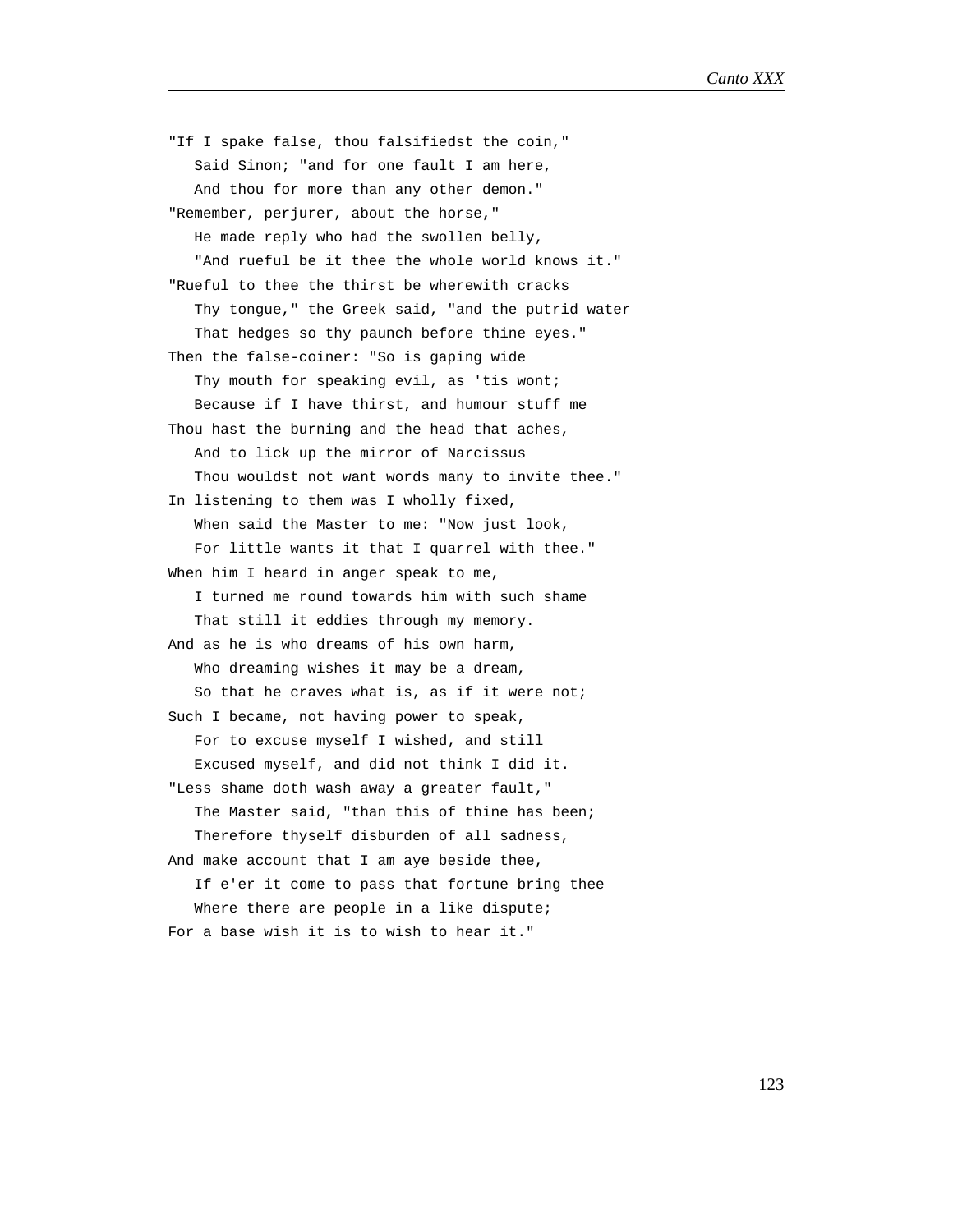"If I spake false, thou falsifiedst the coin,"  
   Said Sinon; "and for one fault I am here,  
   And thou for more than any other demon."  
"Remember, perjurer, about the horse,"  
   He made reply who had the swollen belly,  
   "And rueful be it thee the whole world knows it."  
"Rueful to thee the thirst be wherewith cracks  
   Thy tongue," the Greek said, "and the putrid water  
   That hedges so thy paunch before thine eyes."  
Then the false-coiner: "So is gaping wide  
   Thy mouth for speaking evil, as 'tis wont;  
   Because if I have thirst, and humour stuff me  
Thou hast the burning and the head that aches,  
   And to lick up the mirror of Narcissus  
   Thou wouldst not want words many to invite thee."  
In listening to them was I wholly fixed,  
   When said the Master to me: "Now just look,  
   For little wants it that I quarrel with thee."  
When him I heard in anger speak to me,  
   I turned me round towards him with such shame  
   That still it eddies through my memory.  
And as he is who dreams of his own harm,  
   Who dreaming wishes it may be a dream,  
   So that he craves what is, as if it were not;  
Such I became, not having power to speak,  
   For to excuse myself I wished, and still  
   Excused myself, and did not think I did it.  
"Less shame doth wash away a greater fault,"  
   The Master said, "than this of thine has been;  
   Therefore thyself disburden of all sadness,  
And make account that I am aye beside thee,  
   If e'er it come to pass that fortune bring thee  
   Where there are people in a like dispute;  
For a base wish it is to wish to hear it."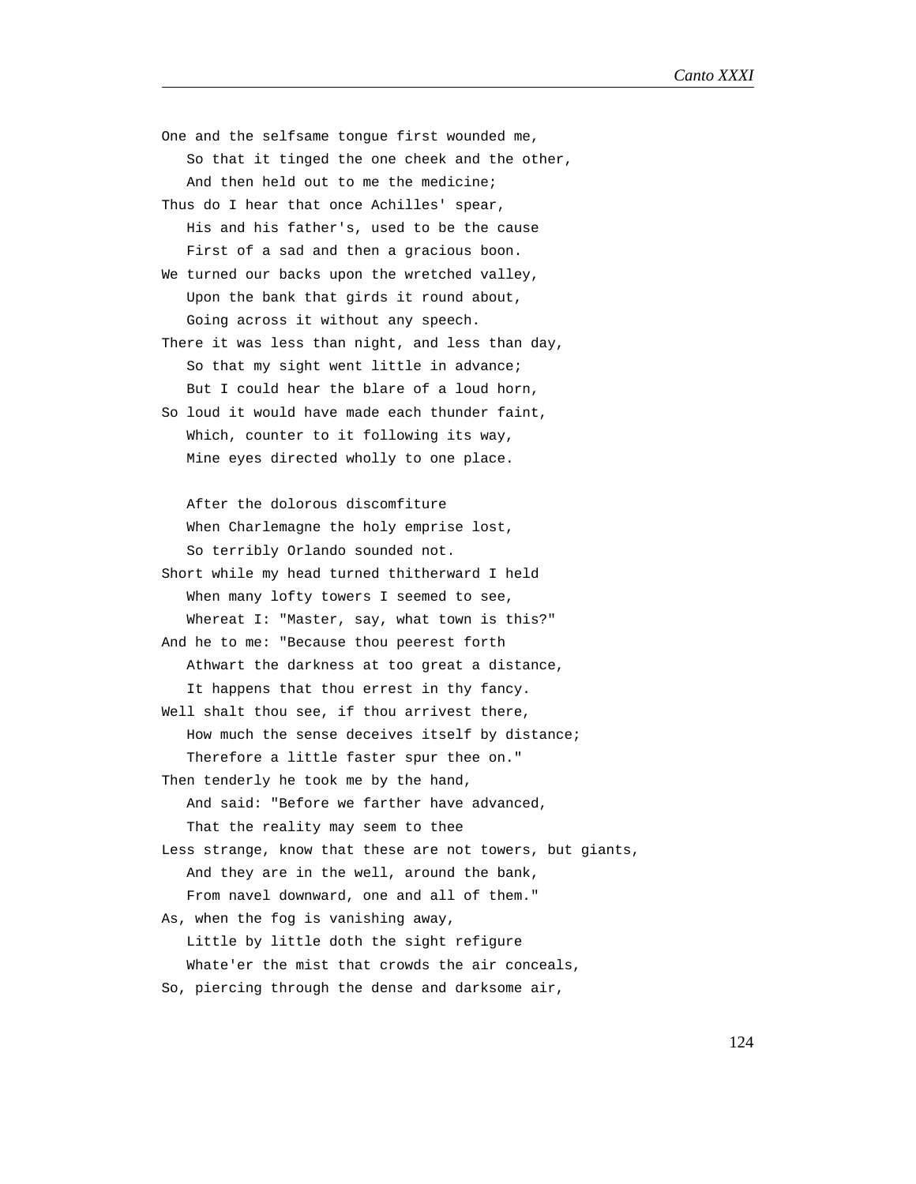One and the selfsame tongue first wounded me,  
   So that it tinged the one cheek and the other,  
   And then held out to me the medicine;  
Thus do I hear that once Achilles' spear,  
   His and his father's, used to be the cause  
   First of a sad and then a gracious boon.  
We turned our backs upon the wretched valley,  
   Upon the bank that girds it round about,  
   Going across it without any speech.  
There it was less than night, and less than day,  
   So that my sight went little in advance;  
   But I could hear the blare of a loud horn,  
So loud it would have made each thunder faint,  
   Which, counter to it following its way,  
   Mine eyes directed wholly to one place.

   After the dolorous discomfiture  
   When Charlemagne the holy emprise lost,  
   So terribly Orlando sounded not.  
Short while my head turned thitherward I held  
   When many lofty towers I seemed to see,  
   Whereat I: "Master, say, what town is this?"  
And he to me: "Because thou peerest forth  
   Athwart the darkness at too great a distance,  
   It happens that thou errest in thy fancy.  
Well shalt thou see, if thou arrivest there,  
   How much the sense deceives itself by distance;  
   Therefore a little faster spur thee on."  
Then tenderly he took me by the hand,  
   And said: "Before we farther have advanced,  
   That the reality may seem to thee  
Less strange, know that these are not towers, but giants,  
   And they are in the well, around the bank,  
   From navel downward, one and all of them."  
As, when the fog is vanishing away,  
   Little by little doth the sight refigure  
   Whate'er the mist that crowds the air conceals,  
So, piercing through the dense and darksome air,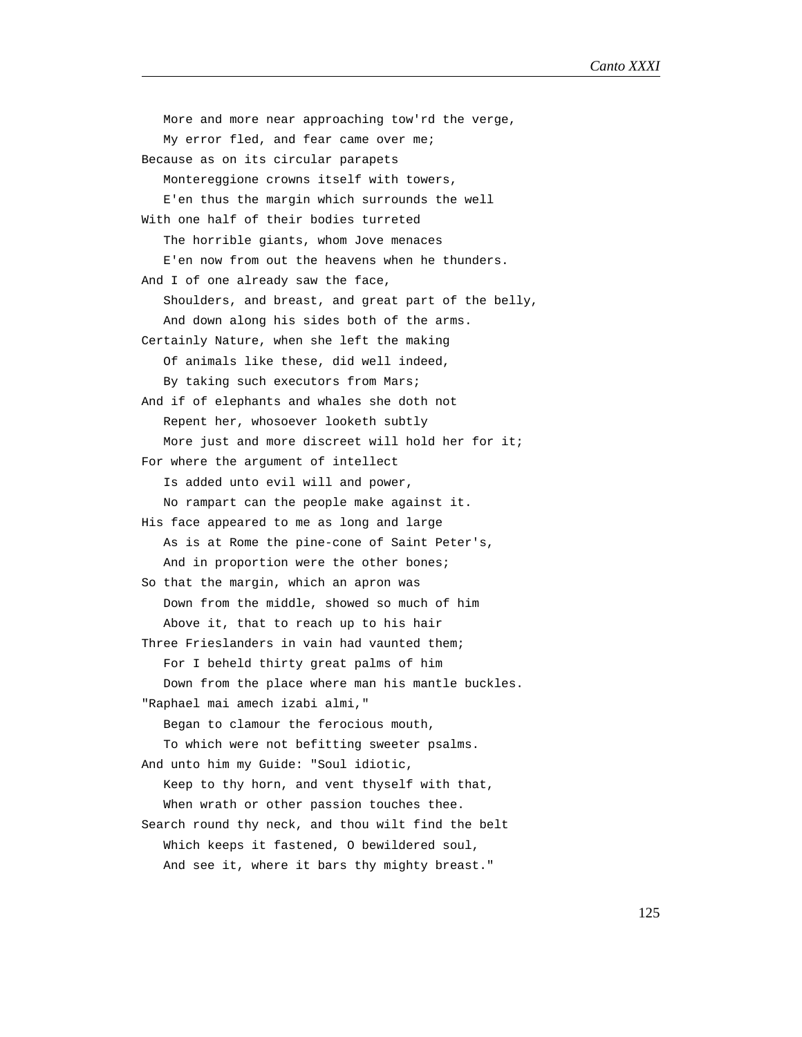More and more near approaching tow'rd the verge,
My error fled, and fear came over me;
Because as on its circular parapets
Montereggione crowns itself with towers,
E'en thus the margin which surrounds the well
With one half of their bodies turreted
The horrible giants, whom Jove menaces
E'en now from out the heavens when he thunders.
And I of one already saw the face,
Shoulders, and breast, and great part of the belly,
And down along his sides both of the arms.
Certainly Nature, when she left the making
Of animals like these, did well indeed,
By taking such executors from Mars;
And if of elephants and whales she doth not
Repent her, whosoever looketh subtly
More just and more discreet will hold her for it;
For where the argument of intellect
Is added unto evil will and power,
No rampart can the people make against it.
His face appeared to me as long and large
As is at Rome the pine-cone of Saint Peter's,
And in proportion were the other bones;
So that the margin, which an apron was
Down from the middle, showed so much of him
Above it, that to reach up to his hair
Three Frieslanders in vain had vaunted them;
For I beheld thirty great palms of him
Down from the place where man his mantle buckles.
"Raphael mai amech izabi almi,"
Began to clamour the ferocious mouth,
To which were not befitting sweeter psalms.
And unto him my Guide: "Soul idiotic,
Keep to thy horn, and vent thyself with that,
When wrath or other passion touches thee.
Search round thy neck, and thou wilt find the belt
Which keeps it fastened, O bewildered soul,
And see it, where it bars thy mighty breast."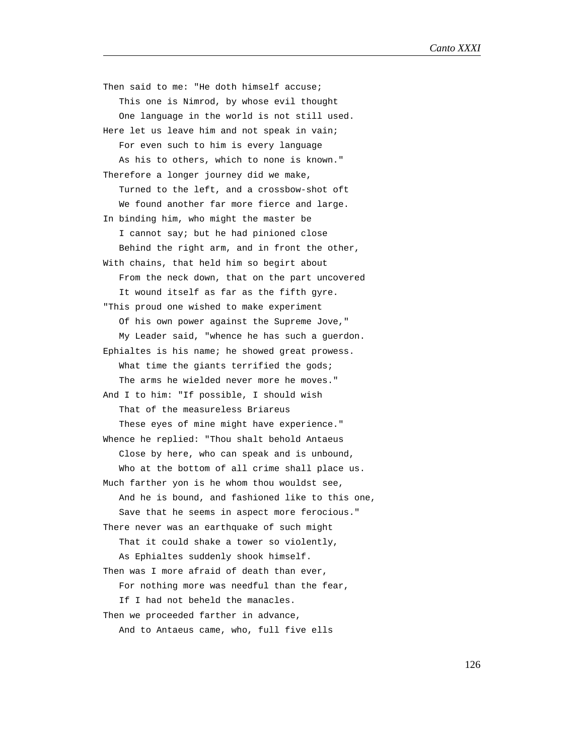Then said to me: "He doth himself accuse;
   This one is Nimrod, by whose evil thought
   One language in the world is not still used.
Here let us leave him and not speak in vain;
   For even such to him is every language
   As his to others, which to none is known."
Therefore a longer journey did we make,
   Turned to the left, and a crossbow-shot oft
   We found another far more fierce and large.
In binding him, who might the master be
   I cannot say; but he had pinioned close
   Behind the right arm, and in front the other,
With chains, that held him so begirt about
   From the neck down, that on the part uncovered
   It wound itself as far as the fifth gyre.
"This proud one wished to make experiment
   Of his own power against the Supreme Jove,"
   My Leader said, "whence he has such a guerdon.
Ephialtes is his name; he showed great prowess.
   What time the giants terrified the gods;
   The arms he wielded never more he moves."
And I to him: "If possible, I should wish
   That of the measureless Briareus
   These eyes of mine might have experience."
Whence he replied: "Thou shalt behold Antaeus
   Close by here, who can speak and is unbound,
   Who at the bottom of all crime shall place us.
Much farther yon is he whom thou wouldst see,
   And he is bound, and fashioned like to this one,
   Save that he seems in aspect more ferocious."
There never was an earthquake of such might
   That it could shake a tower so violently,
   As Ephialtes suddenly shook himself.
Then was I more afraid of death than ever,
   For nothing more was needful than the fear,
   If I had not beheld the manacles.
Then we proceeded farther in advance,
   And to Antaeus came, who, full five ells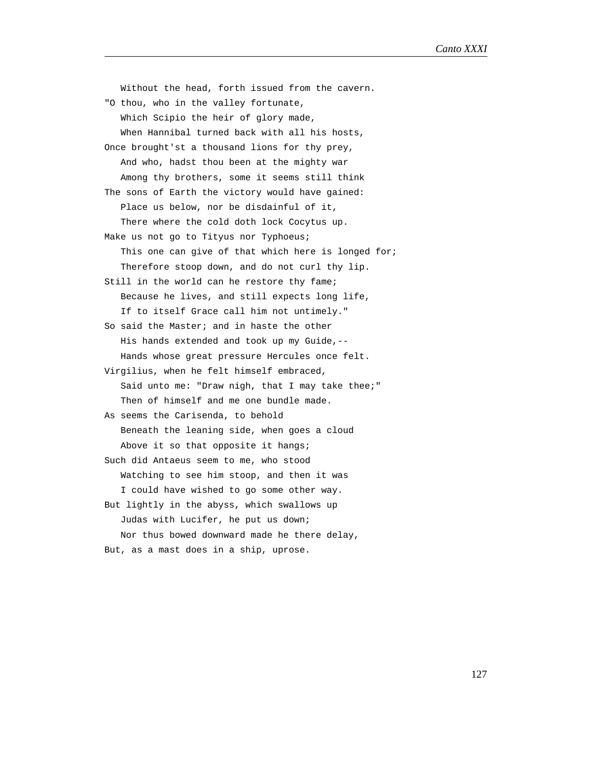Without the head, forth issued from the cavern.
"O thou, who in the valley fortunate,
   Which Scipio the heir of glory made,
   When Hannibal turned back with all his hosts,
Once brought'st a thousand lions for thy prey,
   And who, hadst thou been at the mighty war
   Among thy brothers, some it seems still think
The sons of Earth the victory would have gained:
   Place us below, nor be disdainful of it,
   There where the cold doth lock Cocytus up.
Make us not go to Tityus nor Typhoeus;
   This one can give of that which here is longed for;
   Therefore stoop down, and do not curl thy lip.
Still in the world can he restore thy fame;
   Because he lives, and still expects long life,
   If to itself Grace call him not untimely."
So said the Master; and in haste the other
   His hands extended and took up my Guide,--
   Hands whose great pressure Hercules once felt.
Virgilius, when he felt himself embraced,
   Said unto me: "Draw nigh, that I may take thee;"
   Then of himself and me one bundle made.
As seems the Carisenda, to behold
   Beneath the leaning side, when goes a cloud
   Above it so that opposite it hangs;
Such did Antaeus seem to me, who stood
   Watching to see him stoop, and then it was
   I could have wished to go some other way.
But lightly in the abyss, which swallows up
   Judas with Lucifer, he put us down;
   Nor thus bowed downward made he there delay,
But, as a mast does in a ship, uprose.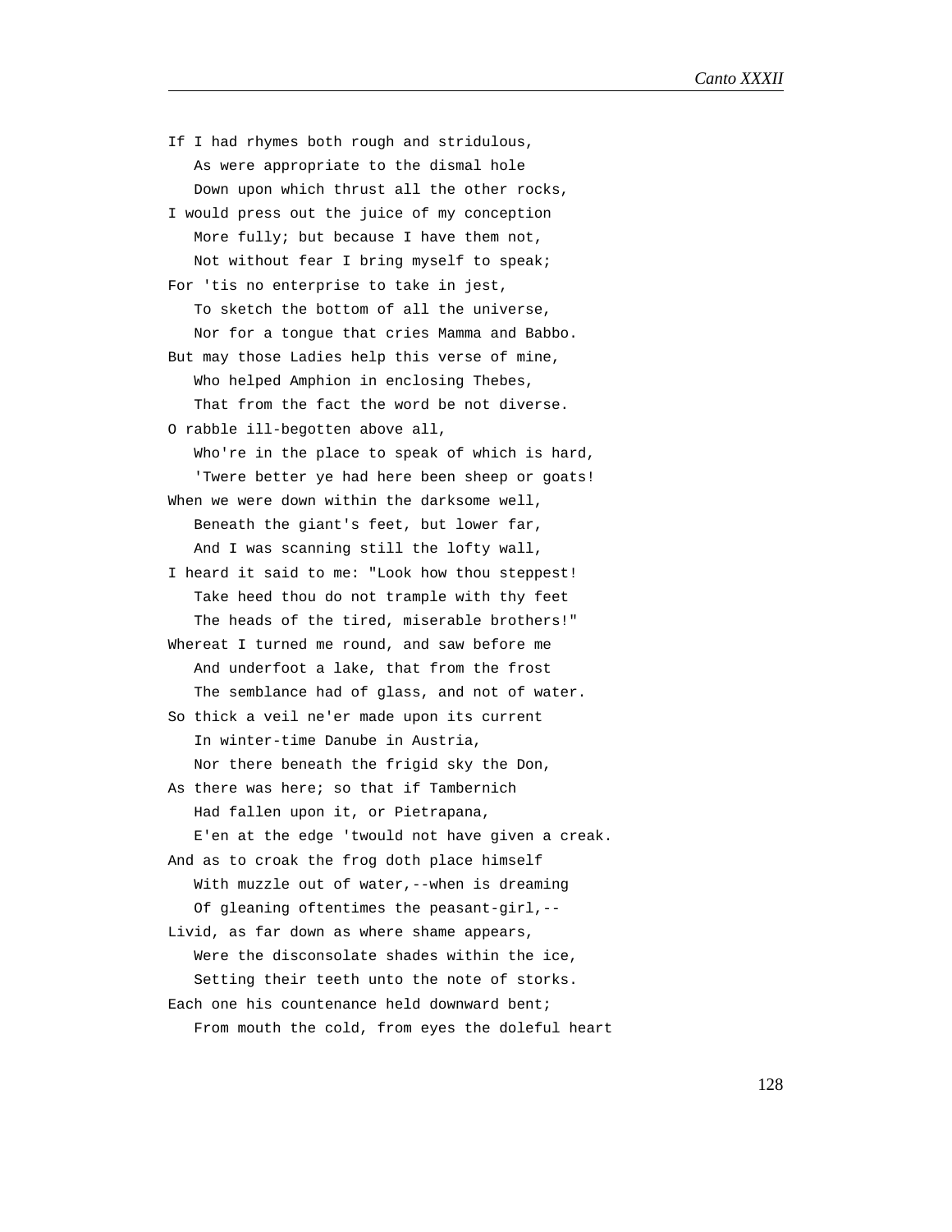If I had rhymes both rough and stridulous,
   As were appropriate to the dismal hole
   Down upon which thrust all the other rocks,
I would press out the juice of my conception
   More fully; but because I have them not,
   Not without fear I bring myself to speak;
For 'tis no enterprise to take in jest,
   To sketch the bottom of all the universe,
   Nor for a tongue that cries Mamma and Babbo.
But may those Ladies help this verse of mine,
   Who helped Amphion in enclosing Thebes,
   That from the fact the word be not diverse.
O rabble ill-begotten above all,
   Who're in the place to speak of which is hard,
   'Twere better ye had here been sheep or goats!
When we were down within the darksome well,
   Beneath the giant's feet, but lower far,
   And I was scanning still the lofty wall,
I heard it said to me: "Look how thou steppest!
   Take heed thou do not trample with thy feet
   The heads of the tired, miserable brothers!"
Whereat I turned me round, and saw before me
   And underfoot a lake, that from the frost
   The semblance had of glass, and not of water.
So thick a veil ne'er made upon its current
   In winter-time Danube in Austria,
   Nor there beneath the frigid sky the Don,
As there was here; so that if Tambernich
   Had fallen upon it, or Pietrapana,
   E'en at the edge 'twould not have given a creak.
And as to croak the frog doth place himself
   With muzzle out of water,--when is dreaming
   Of gleaning oftentimes the peasant-girl,--
Livid, as far down as where shame appears,
   Were the disconsolate shades within the ice,
   Setting their teeth unto the note of storks.
Each one his countenance held downward bent;
   From mouth the cold, from eyes the doleful heart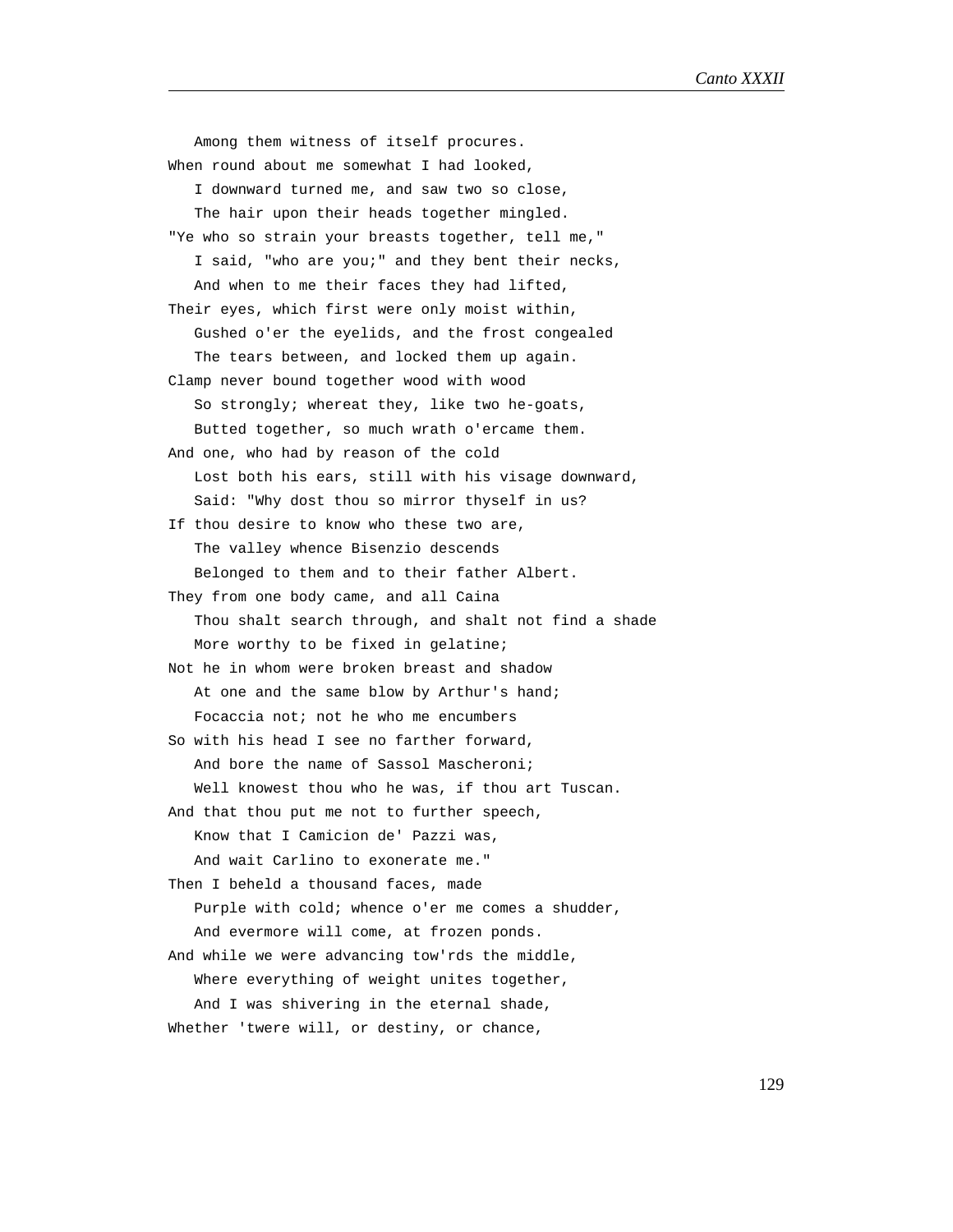Among them witness of itself procures.  
When round about me somewhat I had looked,  
I downward turned me, and saw two so close,  
The hair upon their heads together mingled.  
"Ye who so strain your breasts together, tell me,"  
I said, "who are you;" and they bent their necks,  
And when to me their faces they had lifted,  
Their eyes, which first were only moist within,  
Gushed o'er the eyelids, and the frost congealed  
The tears between, and locked them up again.  
Clamp never bound together wood with wood  
So strongly; whereat they, like two he-goats,  
Butted together, so much wrath o'ercame them.  
And one, who had by reason of the cold  
Lost both his ears, still with his visage downward,  
Said: "Why dost thou so mirror thyself in us?  
If thou desire to know who these two are,  
The valley whence Bisenzio descends  
Belonged to them and to their father Albert.  
They from one body came, and all Caina  
Thou shalt search through, and shalt not find a shade  
More worthy to be fixed in gelatine;  
Not he in whom were broken breast and shadow  
At one and the same blow by Arthur's hand;  
Focaccia not; not he who me encumbers  
So with his head I see no farther forward,  
And bore the name of Sassol Mascheroni;  
Well knowest thou who he was, if thou art Tuscan.  
And that thou put me not to further speech,  
Know that I Camicion de' Pazzi was,  
And wait Carlino to exonerate me."  
Then I beheld a thousand faces, made  
Purple with cold; whence o'er me comes a shudder,  
And evermore will come, at frozen ponds.  
And while we were advancing tow'rds the middle,  
Where everything of weight unites together,  
And I was shivering in the eternal shade,  
Whether 'twere will, or destiny, or chance,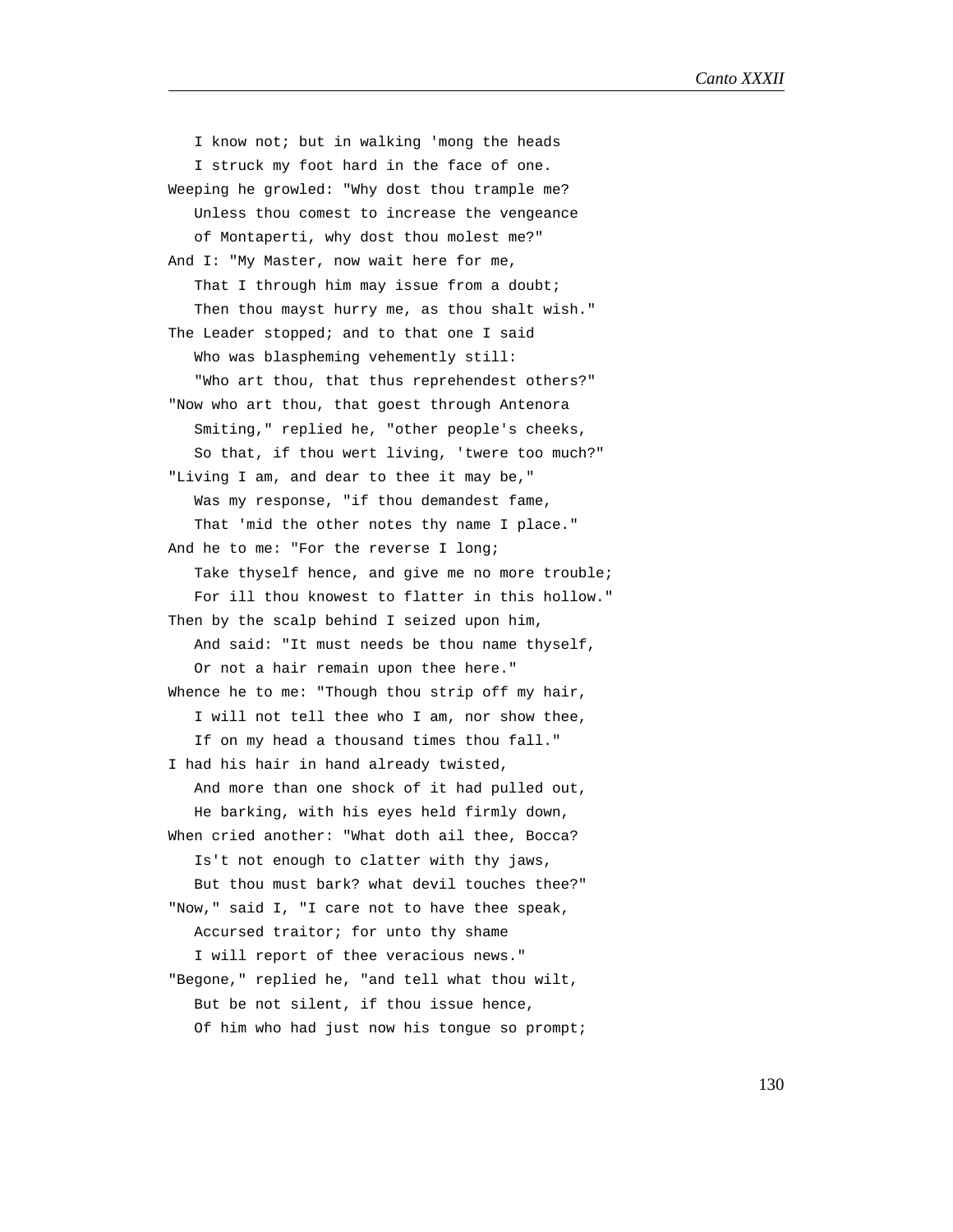I know not; but in walking 'mong the heads
   I struck my foot hard in the face of one.
Weeping he growled: "Why dost thou trample me?
   Unless thou comest to increase the vengeance
   of Montaperti, why dost thou molest me?"
And I: "My Master, now wait here for me,
   That I through him may issue from a doubt;
   Then thou mayst hurry me, as thou shalt wish."
The Leader stopped; and to that one I said
   Who was blaspheming vehemently still:
   "Who art thou, that thus reprehendest others?"
"Now who art thou, that goest through Antenora
   Smiting," replied he, "other people's cheeks,
   So that, if thou wert living, 'twere too much?"
"Living I am, and dear to thee it may be,"
   Was my response, "if thou demandest fame,
   That 'mid the other notes thy name I place."
And he to me: "For the reverse I long;
   Take thyself hence, and give me no more trouble;
   For ill thou knowest to flatter in this hollow."
Then by the scalp behind I seized upon him,
   And said: "It must needs be thou name thyself,
   Or not a hair remain upon thee here."
Whence he to me: "Though thou strip off my hair,
   I will not tell thee who I am, nor show thee,
   If on my head a thousand times thou fall."
I had his hair in hand already twisted,
   And more than one shock of it had pulled out,
   He barking, with his eyes held firmly down,
When cried another: "What doth ail thee, Bocca?
   Is't not enough to clatter with thy jaws,
   But thou must bark? what devil touches thee?"
"Now," said I, "I care not to have thee speak,
   Accursed traitor; for unto thy shame
   I will report of thee veracious news."
"Begone," replied he, "and tell what thou wilt,
   But be not silent, if thou issue hence,
   Of him who had just now his tongue so prompt;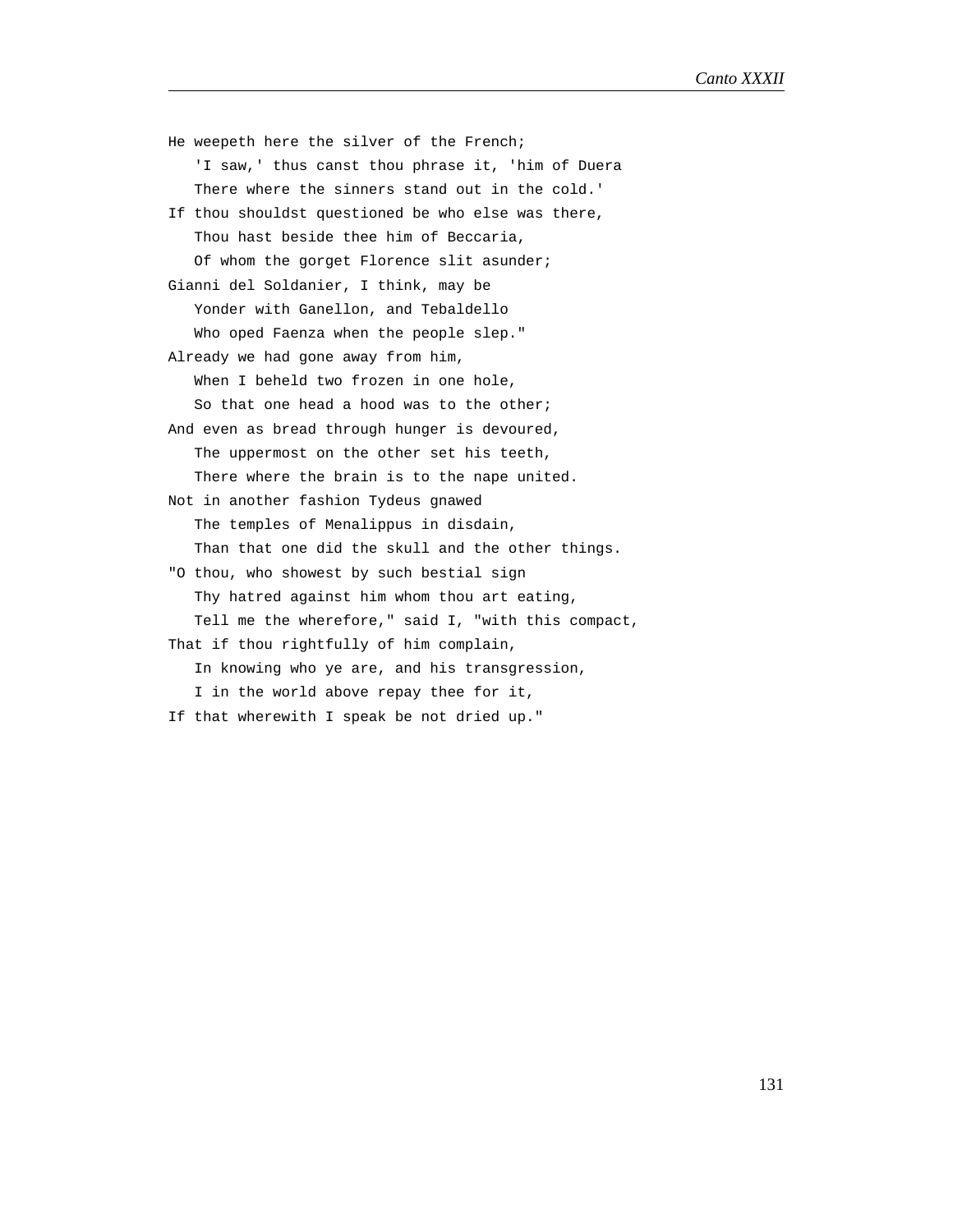He weepeth here the silver of the French;
   'I saw,' thus canst thou phrase it, 'him of Duera
   There where the sinners stand out in the cold.'
If thou shouldst questioned be who else was there,
   Thou hast beside thee him of Beccaria,
   Of whom the gorget Florence slit asunder;
Gianni del Soldanier, I think, may be
   Yonder with Ganellon, and Tebaldello
   Who oped Faenza when the people slep."
Already we had gone away from him,
   When I beheld two frozen in one hole,
   So that one head a hood was to the other;
And even as bread through hunger is devoured,
   The uppermost on the other set his teeth,
   There where the brain is to the nape united.
Not in another fashion Tydeus gnawed
   The temples of Menalippus in disdain,
   Than that one did the skull and the other things.
"O thou, who showest by such bestial sign
   Thy hatred against him whom thou art eating,
   Tell me the wherefore," said I, "with this compact,
That if thou rightfully of him complain,
   In knowing who ye are, and his transgression,
   I in the world above repay thee for it,
If that wherewith I speak be not dried up."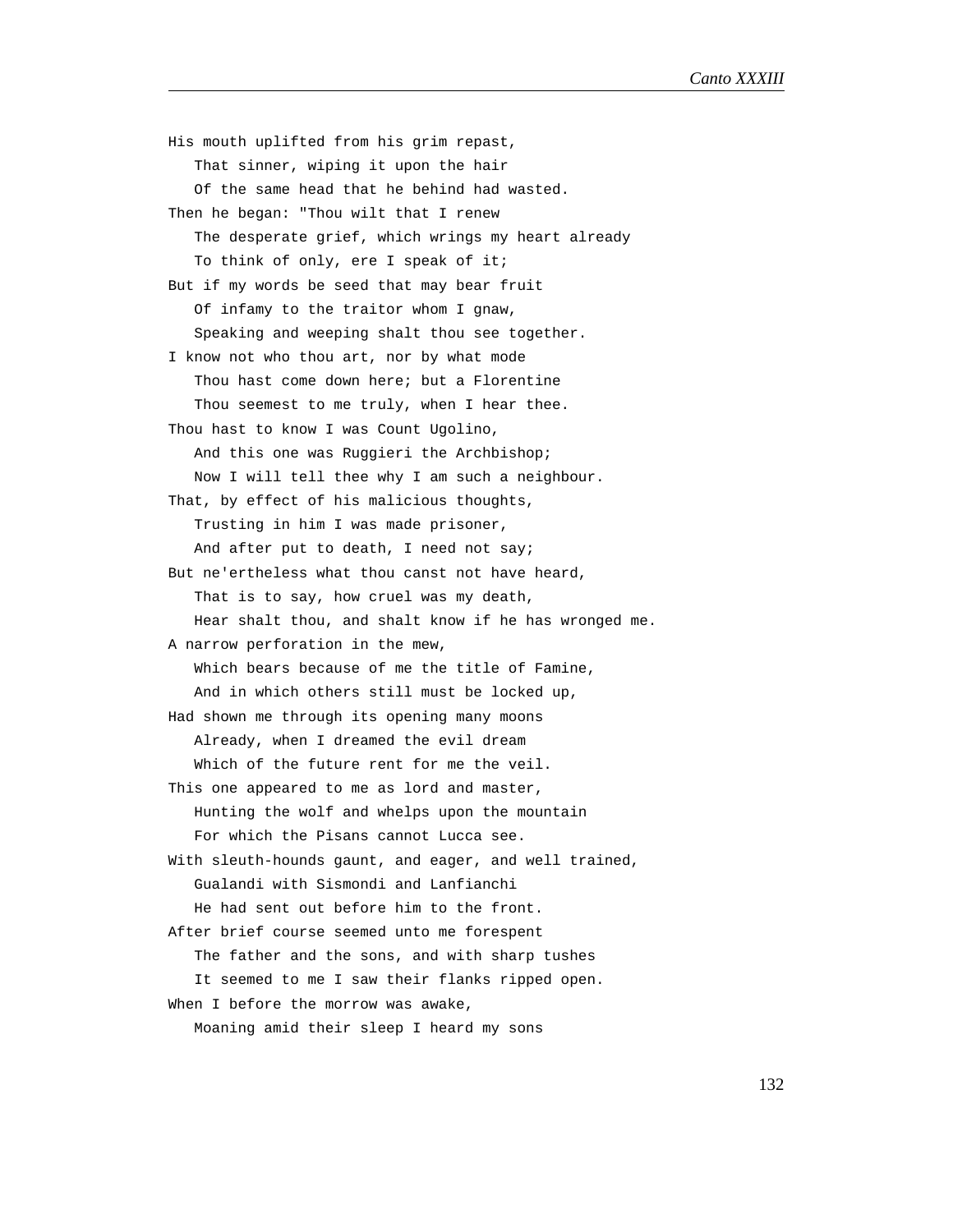His mouth uplifted from his grim repast,
   That sinner, wiping it upon the hair
   Of the same head that he behind had wasted.
Then he began: "Thou wilt that I renew
   The desperate grief, which wrings my heart already
   To think of only, ere I speak of it;
But if my words be seed that may bear fruit
   Of infamy to the traitor whom I gnaw,
   Speaking and weeping shalt thou see together.
I know not who thou art, nor by what mode
   Thou hast come down here; but a Florentine
   Thou seemest to me truly, when I hear thee.
Thou hast to know I was Count Ugolino,
   And this one was Ruggieri the Archbishop;
   Now I will tell thee why I am such a neighbour.
That, by effect of his malicious thoughts,
   Trusting in him I was made prisoner,
   And after put to death, I need not say;
But ne'ertheless what thou canst not have heard,
   That is to say, how cruel was my death,
   Hear shalt thou, and shalt know if he has wronged me.
A narrow perforation in the mew,
   Which bears because of me the title of Famine,
   And in which others still must be locked up,
Had shown me through its opening many moons
   Already, when I dreamed the evil dream
   Which of the future rent for me the veil.
This one appeared to me as lord and master,
   Hunting the wolf and whelps upon the mountain
   For which the Pisans cannot Lucca see.
With sleuth-hounds gaunt, and eager, and well trained,
   Gualandi with Sismondi and Lanfianchi
   He had sent out before him to the front.
After brief course seemed unto me forespent
   The father and the sons, and with sharp tushes
   It seemed to me I saw their flanks ripped open.
When I before the morrow was awake,
   Moaning amid their sleep I heard my sons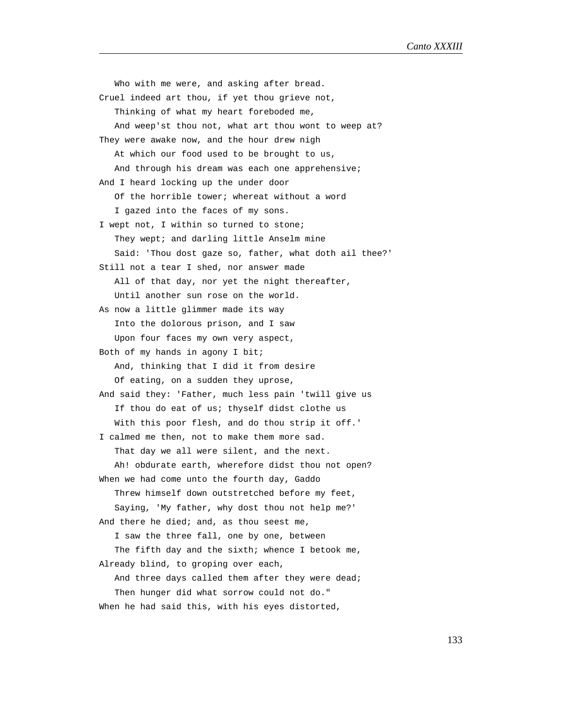Who with me were, and asking after bread.
Cruel indeed art thou, if yet thou grieve not,
   Thinking of what my heart foreboded me,
   And weep'st thou not, what art thou wont to weep at?
They were awake now, and the hour drew nigh
   At which our food used to be brought to us,
   And through his dream was each one apprehensive;
And I heard locking up the under door
   Of the horrible tower; whereat without a word
   I gazed into the faces of my sons.
I wept not, I within so turned to stone;
   They wept; and darling little Anselm mine
   Said: 'Thou dost gaze so, father, what doth ail thee?'
Still not a tear I shed, nor answer made
   All of that day, nor yet the night thereafter,
   Until another sun rose on the world.
As now a little glimmer made its way
   Into the dolorous prison, and I saw
   Upon four faces my own very aspect,
Both of my hands in agony I bit;
   And, thinking that I did it from desire
   Of eating, on a sudden they uprose,
And said they: 'Father, much less pain 'twill give us
   If thou do eat of us; thyself didst clothe us
   With this poor flesh, and do thou strip it off.'
I calmed me then, not to make them more sad.
   That day we all were silent, and the next.
   Ah! obdurate earth, wherefore didst thou not open?
When we had come unto the fourth day, Gaddo
   Threw himself down outstretched before my feet,
   Saying, 'My father, why dost thou not help me?'
And there he died; and, as thou seest me,
   I saw the three fall, one by one, between
   The fifth day and the sixth; whence I betook me,
Already blind, to groping over each,
   And three days called them after they were dead;
   Then hunger did what sorrow could not do."
When he had said this, with his eyes distorted,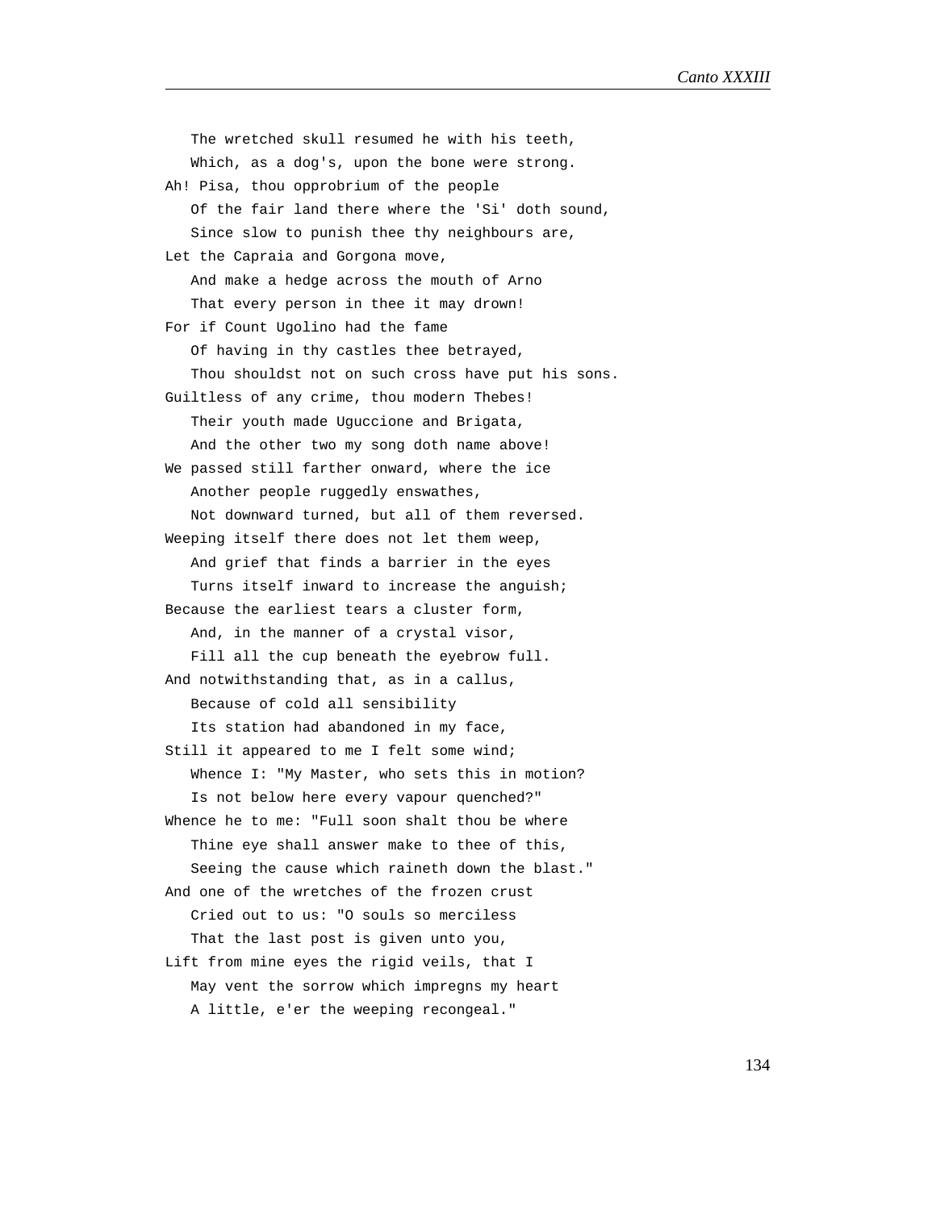The wretched skull resumed he with his teeth,
   Which, as a dog's, upon the bone were strong.
Ah! Pisa, thou opprobrium of the people
   Of the fair land there where the 'Si' doth sound,
   Since slow to punish thee thy neighbours are,
Let the Capraia and Gorgona move,
   And make a hedge across the mouth of Arno
   That every person in thee it may drown!
For if Count Ugolino had the fame
   Of having in thy castles thee betrayed,
   Thou shouldst not on such cross have put his sons.
Guiltless of any crime, thou modern Thebes!
   Their youth made Uguccione and Brigata,
   And the other two my song doth name above!
We passed still farther onward, where the ice
   Another people ruggedly enswathes,
   Not downward turned, but all of them reversed.
Weeping itself there does not let them weep,
   And grief that finds a barrier in the eyes
   Turns itself inward to increase the anguish;
Because the earliest tears a cluster form,
   And, in the manner of a crystal visor,
   Fill all the cup beneath the eyebrow full.
And notwithstanding that, as in a callus,
   Because of cold all sensibility
   Its station had abandoned in my face,
Still it appeared to me I felt some wind;
   Whence I: "My Master, who sets this in motion?
   Is not below here every vapour quenched?"
Whence he to me: "Full soon shalt thou be where
   Thine eye shall answer make to thee of this,
   Seeing the cause which raineth down the blast."
And one of the wretches of the frozen crust
   Cried out to us: "O souls so merciless
   That the last post is given unto you,
Lift from mine eyes the rigid veils, that I
   May vent the sorrow which impregns my heart
   A little, e'er the weeping recongeal."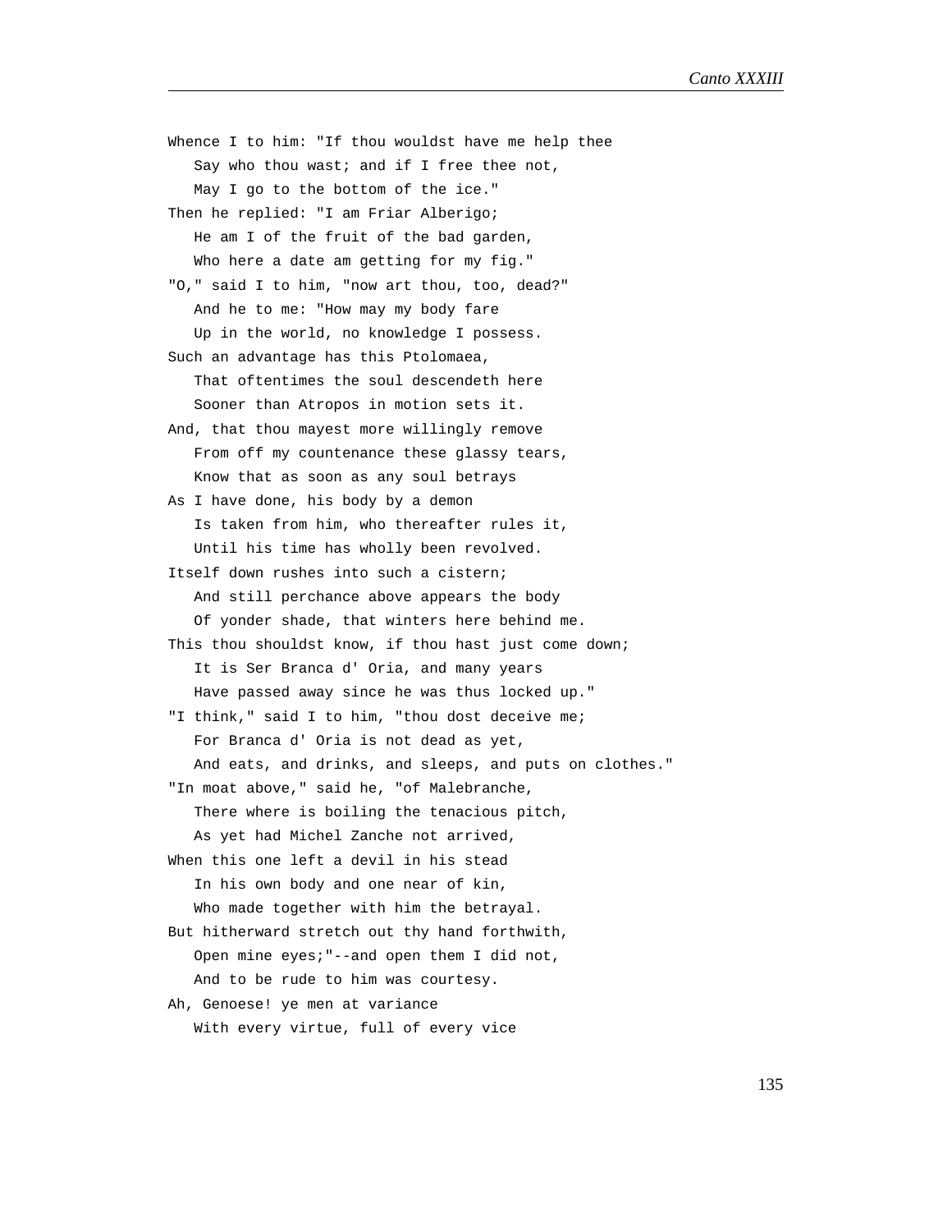Whence I to him: "If thou wouldst have me help thee
   Say who thou wast; and if I free thee not,
   May I go to the bottom of the ice."
Then he replied: "I am Friar Alberigo;
   He am I of the fruit of the bad garden,
   Who here a date am getting for my fig."
"O," said I to him, "now art thou, too, dead?"
   And he to me: "How may my body fare
   Up in the world, no knowledge I possess.
Such an advantage has this Ptolomaea,
   That oftentimes the soul descendeth here
   Sooner than Atropos in motion sets it.
And, that thou mayest more willingly remove
   From off my countenance these glassy tears,
   Know that as soon as any soul betrays
As I have done, his body by a demon
   Is taken from him, who thereafter rules it,
   Until his time has wholly been revolved.
Itself down rushes into such a cistern;
   And still perchance above appears the body
   Of yonder shade, that winters here behind me.
This thou shouldst know, if thou hast just come down;
   It is Ser Branca d' Oria, and many years
   Have passed away since he was thus locked up."
"I think," said I to him, "thou dost deceive me;
   For Branca d' Oria is not dead as yet,
   And eats, and drinks, and sleeps, and puts on clothes."
"In moat above," said he, "of Malebranche,
   There where is boiling the tenacious pitch,
   As yet had Michel Zanche not arrived,
When this one left a devil in his stead
   In his own body and one near of kin,
   Who made together with him the betrayal.
But hitherward stretch out thy hand forthwith,
   Open mine eyes;"--and open them I did not,
   And to be rude to him was courtesy.
Ah, Genoese! ye men at variance
   With every virtue, full of every vice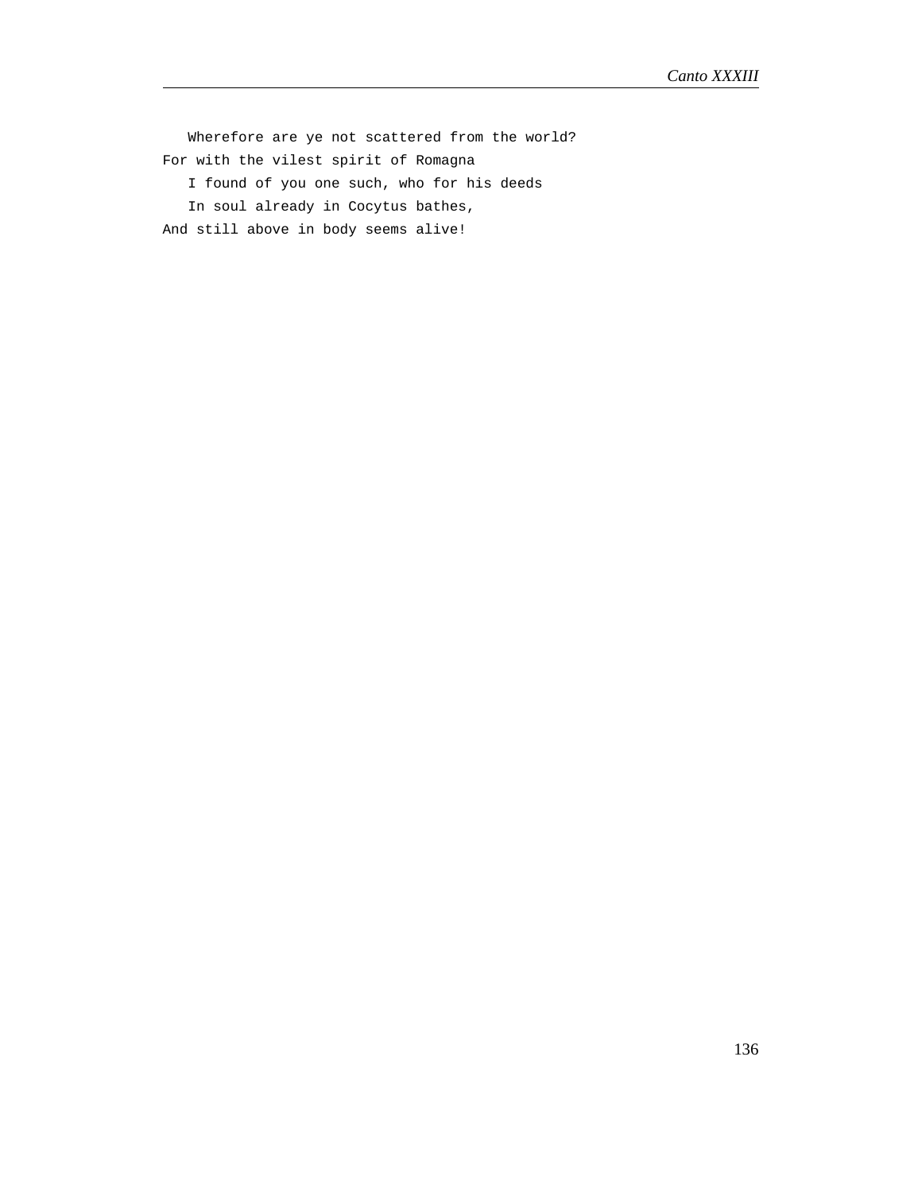Wherefore are ye not scattered from the world?
For with the vilest spirit of Romagna
   I found of you one such, who for his deeds
   In soul already in Cocytus bathes,
And still above in body seems alive!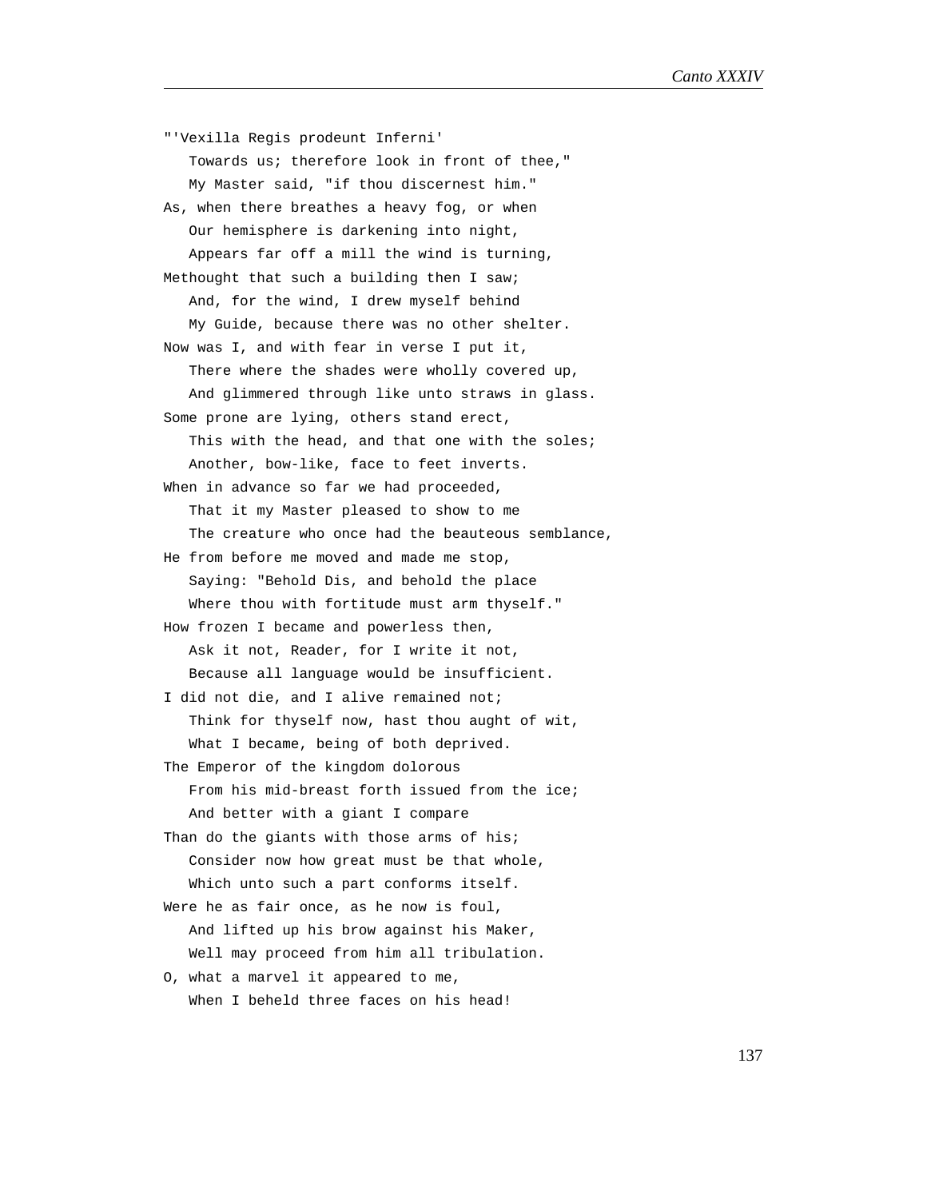"'Vexilla Regis prodeunt Inferni'
   Towards us; therefore look in front of thee,"
   My Master said, "if thou discernest him."
As, when there breathes a heavy fog, or when
   Our hemisphere is darkening into night,
   Appears far off a mill the wind is turning,
Methought that such a building then I saw;
   And, for the wind, I drew myself behind
   My Guide, because there was no other shelter.
Now was I, and with fear in verse I put it,
   There where the shades were wholly covered up,
   And glimmered through like unto straws in glass.
Some prone are lying, others stand erect,
   This with the head, and that one with the soles;
   Another, bow-like, face to feet inverts.
When in advance so far we had proceeded,
   That it my Master pleased to show to me
   The creature who once had the beauteous semblance,
He from before me moved and made me stop,
   Saying: "Behold Dis, and behold the place
   Where thou with fortitude must arm thyself."
How frozen I became and powerless then,
   Ask it not, Reader, for I write it not,
   Because all language would be insufficient.
I did not die, and I alive remained not;
   Think for thyself now, hast thou aught of wit,
   What I became, being of both deprived.
The Emperor of the kingdom dolorous
   From his mid-breast forth issued from the ice;
   And better with a giant I compare
Than do the giants with those arms of his;
   Consider now how great must be that whole,
   Which unto such a part conforms itself.
Were he as fair once, as he now is foul,
   And lifted up his brow against his Maker,
   Well may proceed from him all tribulation.
O, what a marvel it appeared to me,
   When I beheld three faces on his head!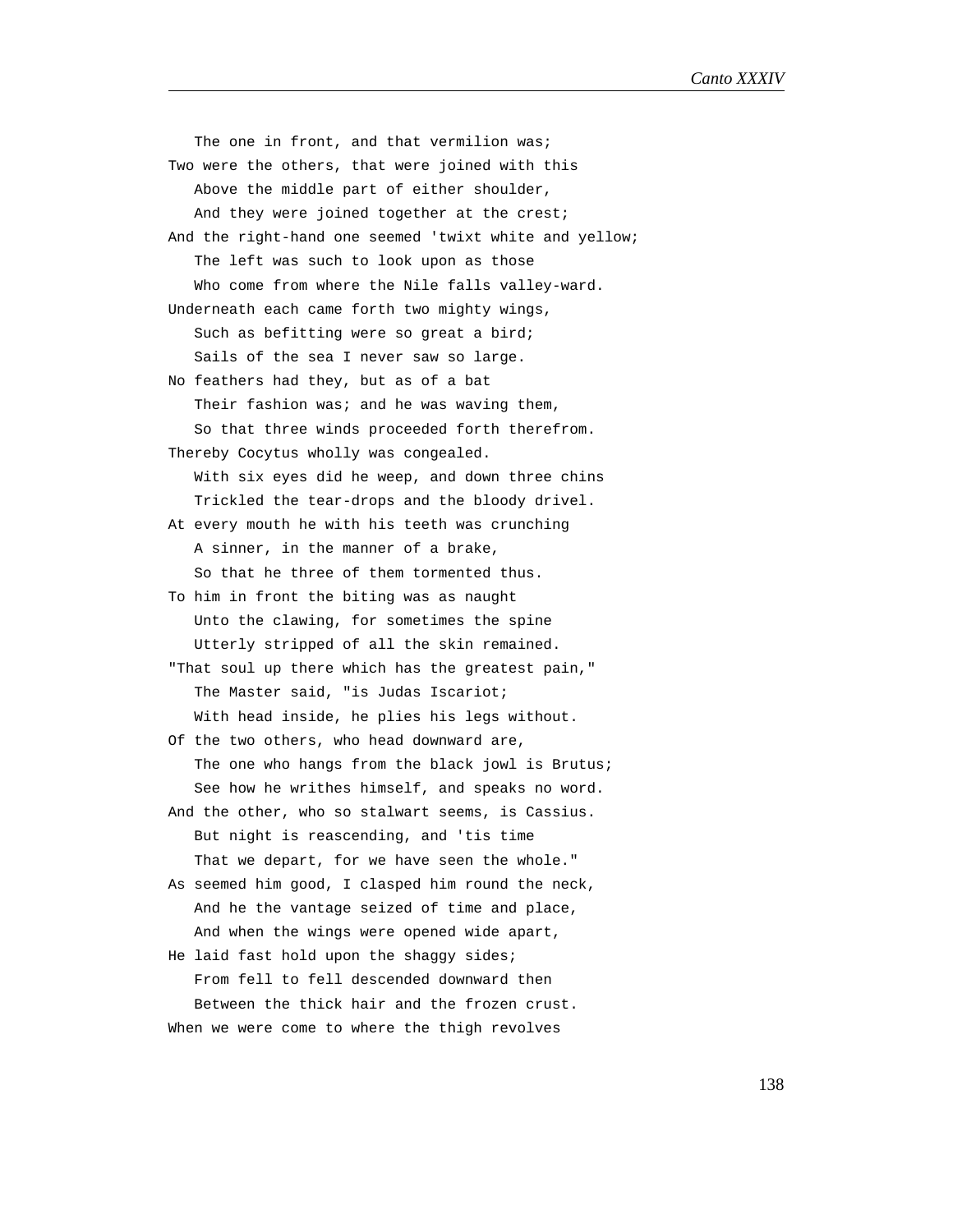The one in front, and that vermilion was;
Two were the others, that were joined with this
   Above the middle part of either shoulder,
   And they were joined together at the crest;
And the right-hand one seemed 'twixt white and yellow;
   The left was such to look upon as those
   Who come from where the Nile falls valley-ward.
Underneath each came forth two mighty wings,
   Such as befitting were so great a bird;
   Sails of the sea I never saw so large.
No feathers had they, but as of a bat
   Their fashion was; and he was waving them,
   So that three winds proceeded forth therefrom.
Thereby Cocytus wholly was congealed.
   With six eyes did he weep, and down three chins
   Trickled the tear-drops and the bloody drivel.
At every mouth he with his teeth was crunching
   A sinner, in the manner of a brake,
   So that he three of them tormented thus.
To him in front the biting was as naught
   Unto the clawing, for sometimes the spine
   Utterly stripped of all the skin remained.
"That soul up there which has the greatest pain,"
   The Master said, "is Judas Iscariot;
   With head inside, he plies his legs without.
Of the two others, who head downward are,
   The one who hangs from the black jowl is Brutus;
   See how he writhes himself, and speaks no word.
And the other, who so stalwart seems, is Cassius.
   But night is reascending, and 'tis time
   That we depart, for we have seen the whole."
As seemed him good, I clasped him round the neck,
   And he the vantage seized of time and place,
   And when the wings were opened wide apart,
He laid fast hold upon the shaggy sides;
   From fell to fell descended downward then
   Between the thick hair and the frozen crust.
When we were come to where the thigh revolves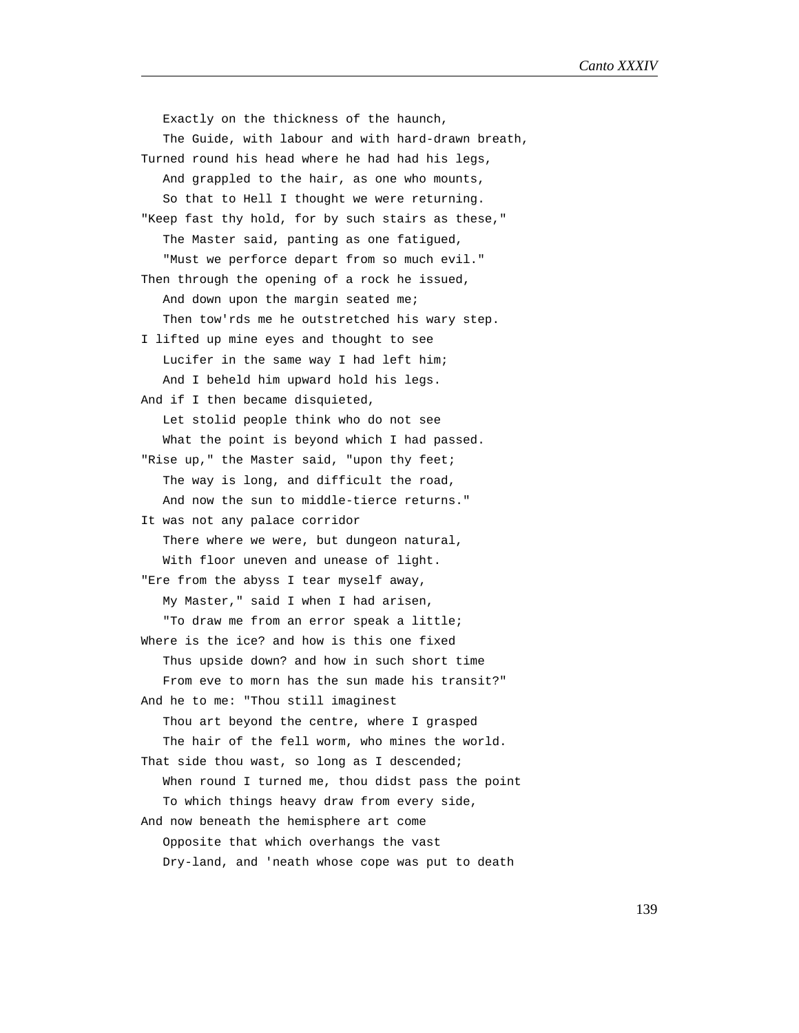Exactly on the thickness of the haunch,
The Guide, with labour and with hard-drawn breath,
Turned round his head where he had had his legs,
And grappled to the hair, as one who mounts,
So that to Hell I thought we were returning.
"Keep fast thy hold, for by such stairs as these,"
The Master said, panting as one fatigued,
"Must we perforce depart from so much evil."
Then through the opening of a rock he issued,
And down upon the margin seated me;
Then tow'rds me he outstretched his wary step.
I lifted up mine eyes and thought to see
Lucifer in the same way I had left him;
And I beheld him upward hold his legs.
And if I then became disquieted,
Let stolid people think who do not see
What the point is beyond which I had passed.
"Rise up," the Master said, "upon thy feet;
The way is long, and difficult the road,
And now the sun to middle-tierce returns."
It was not any palace corridor
There where we were, but dungeon natural,
With floor uneven and unease of light.
"Ere from the abyss I tear myself away,
My Master," said I when I had arisen,
"To draw me from an error speak a little;
Where is the ice? and how is this one fixed
Thus upside down? and how in such short time
From eve to morn has the sun made his transit?"
And he to me: "Thou still imaginest
Thou art beyond the centre, where I grasped
The hair of the fell worm, who mines the world.
That side thou wast, so long as I descended;
When round I turned me, thou didst pass the point
To which things heavy draw from every side,
And now beneath the hemisphere art come
Opposite that which overhangs the vast
Dry-land, and 'neath whose cope was put to death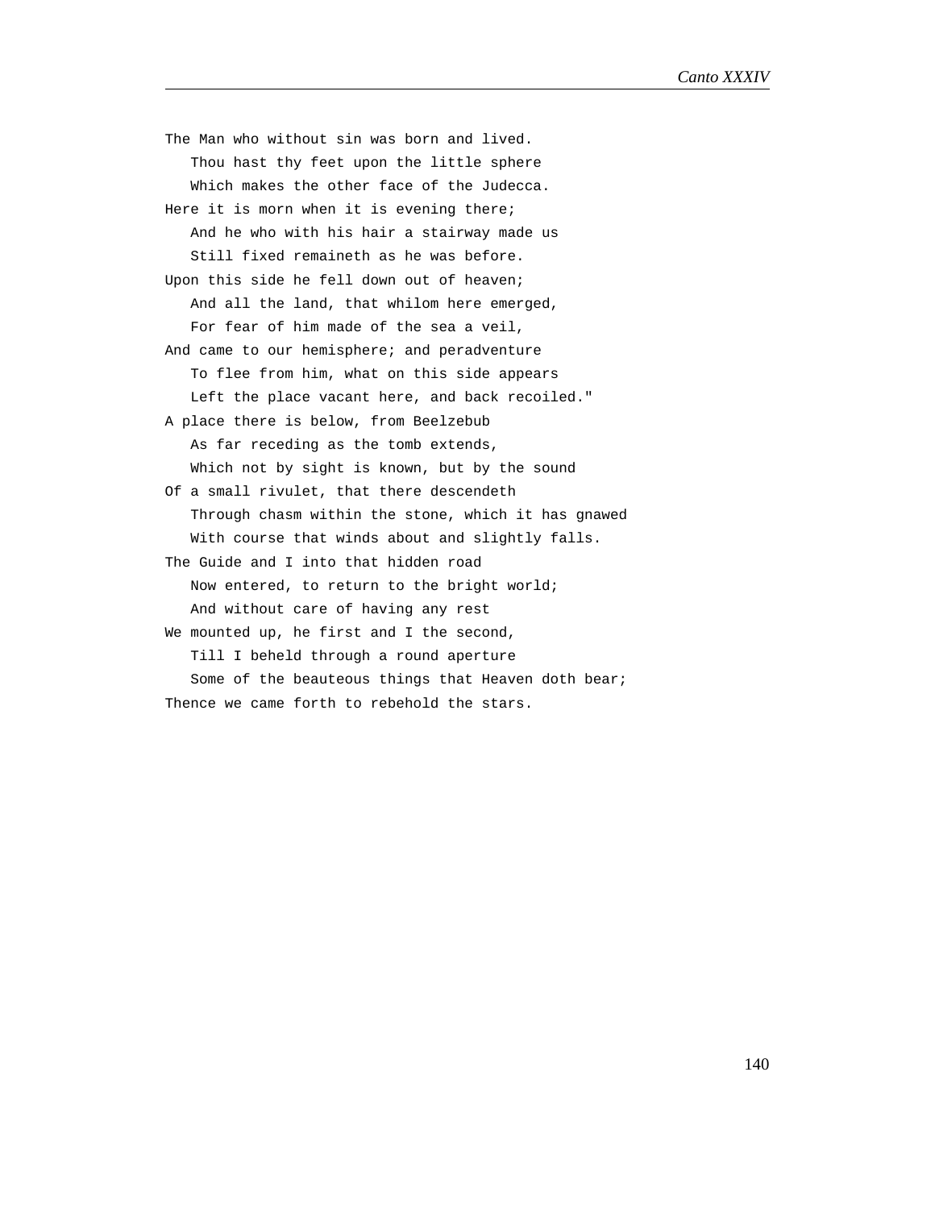The Man who without sin was born and lived.
   Thou hast thy feet upon the little sphere
   Which makes the other face of the Judecca.
Here it is morn when it is evening there;
   And he who with his hair a stairway made us
   Still fixed remaineth as he was before.
Upon this side he fell down out of heaven;
   And all the land, that whilom here emerged,
   For fear of him made of the sea a veil,
And came to our hemisphere; and peradventure
   To flee from him, what on this side appears
   Left the place vacant here, and back recoiled."
A place there is below, from Beelzebub
   As far receding as the tomb extends,
   Which not by sight is known, but by the sound
Of a small rivulet, that there descendeth
   Through chasm within the stone, which it has gnawed
   With course that winds about and slightly falls.
The Guide and I into that hidden road
   Now entered, to return to the bright world;
   And without care of having any rest
We mounted up, he first and I the second,
   Till I beheld through a round aperture
   Some of the beauteous things that Heaven doth bear;
Thence we came forth to rebehold the stars.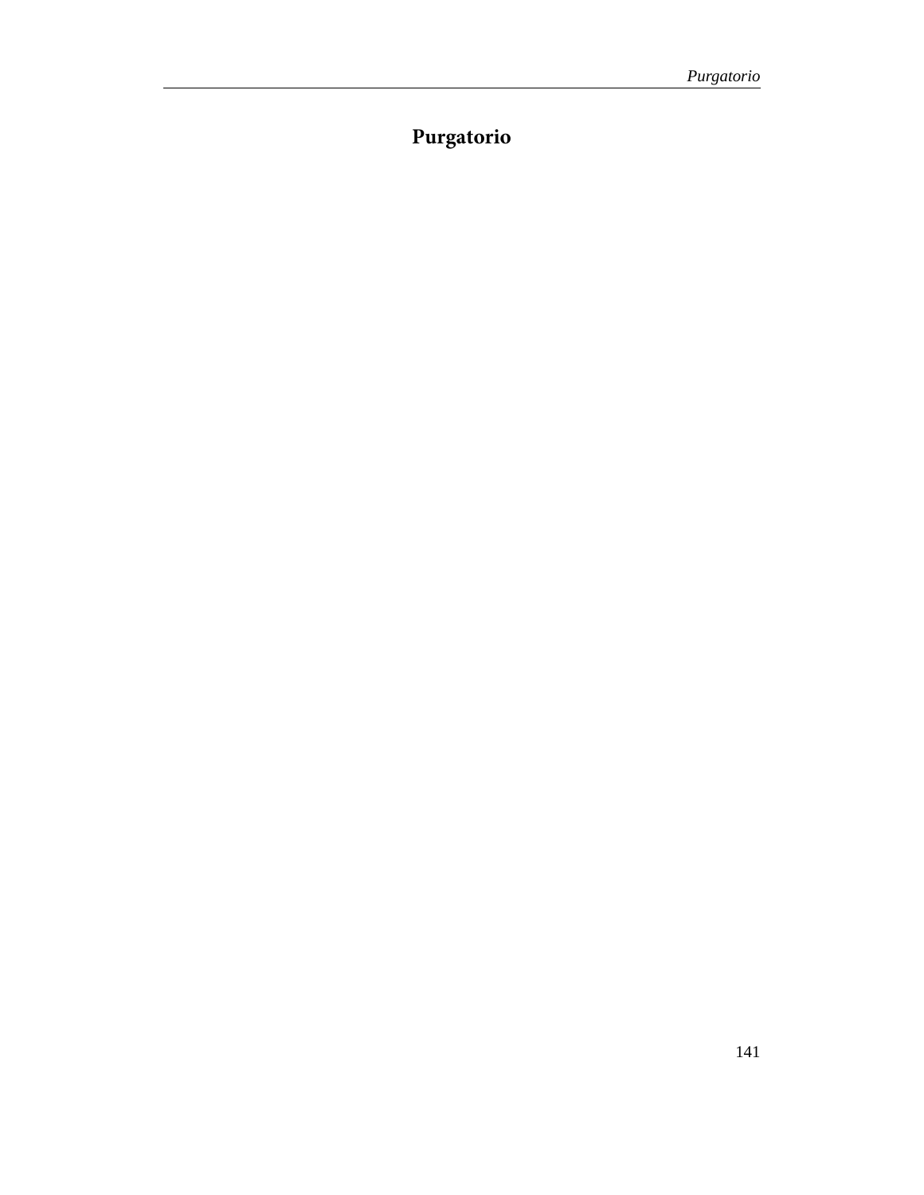# Purgatorio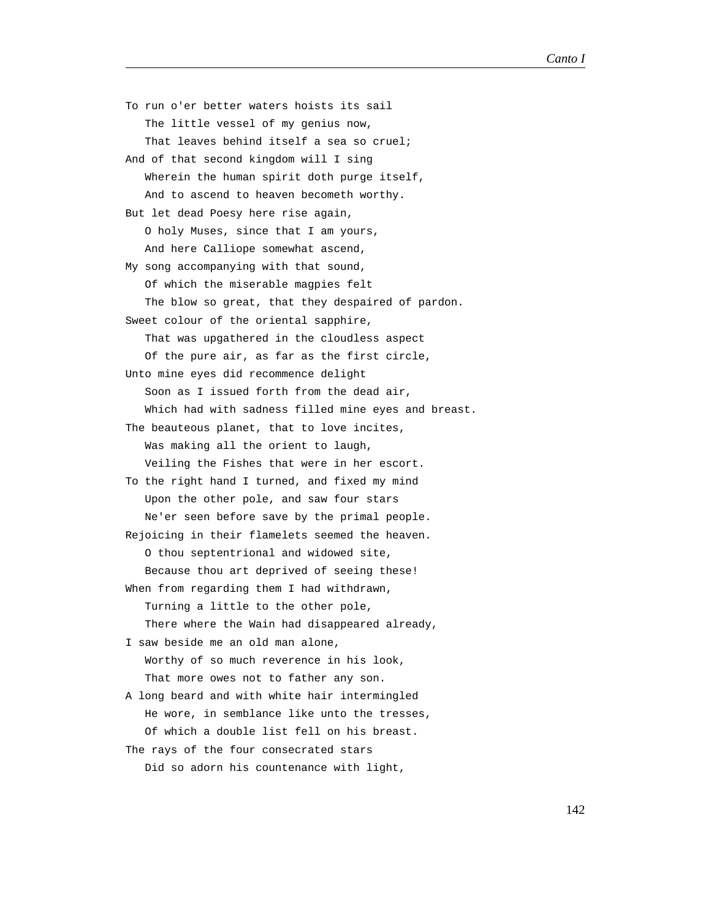To run o'er better waters hoists its sail
   The little vessel of my genius now,
   That leaves behind itself a sea so cruel;
And of that second kingdom will I sing
   Wherein the human spirit doth purge itself,
   And to ascend to heaven becometh worthy.
But let dead Poesy here rise again,
   O holy Muses, since that I am yours,
   And here Calliope somewhat ascend,
My song accompanying with that sound,
   Of which the miserable magpies felt
   The blow so great, that they despaired of pardon.
Sweet colour of the oriental sapphire,
   That was upgathered in the cloudless aspect
   Of the pure air, as far as the first circle,
Unto mine eyes did recommence delight
   Soon as I issued forth from the dead air,
   Which had with sadness filled mine eyes and breast.
The beauteous planet, that to love incites,
   Was making all the orient to laugh,
   Veiling the Fishes that were in her escort.
To the right hand I turned, and fixed my mind
   Upon the other pole, and saw four stars
   Ne'er seen before save by the primal people.
Rejoicing in their flamelets seemed the heaven.
   O thou septentrional and widowed site,
   Because thou art deprived of seeing these!
When from regarding them I had withdrawn,
   Turning a little to the other pole,
   There where the Wain had disappeared already,
I saw beside me an old man alone,
   Worthy of so much reverence in his look,
   That more owes not to father any son.
A long beard and with white hair intermingled
   He wore, in semblance like unto the tresses,
   Of which a double list fell on his breast.
The rays of the four consecrated stars
   Did so adorn his countenance with light,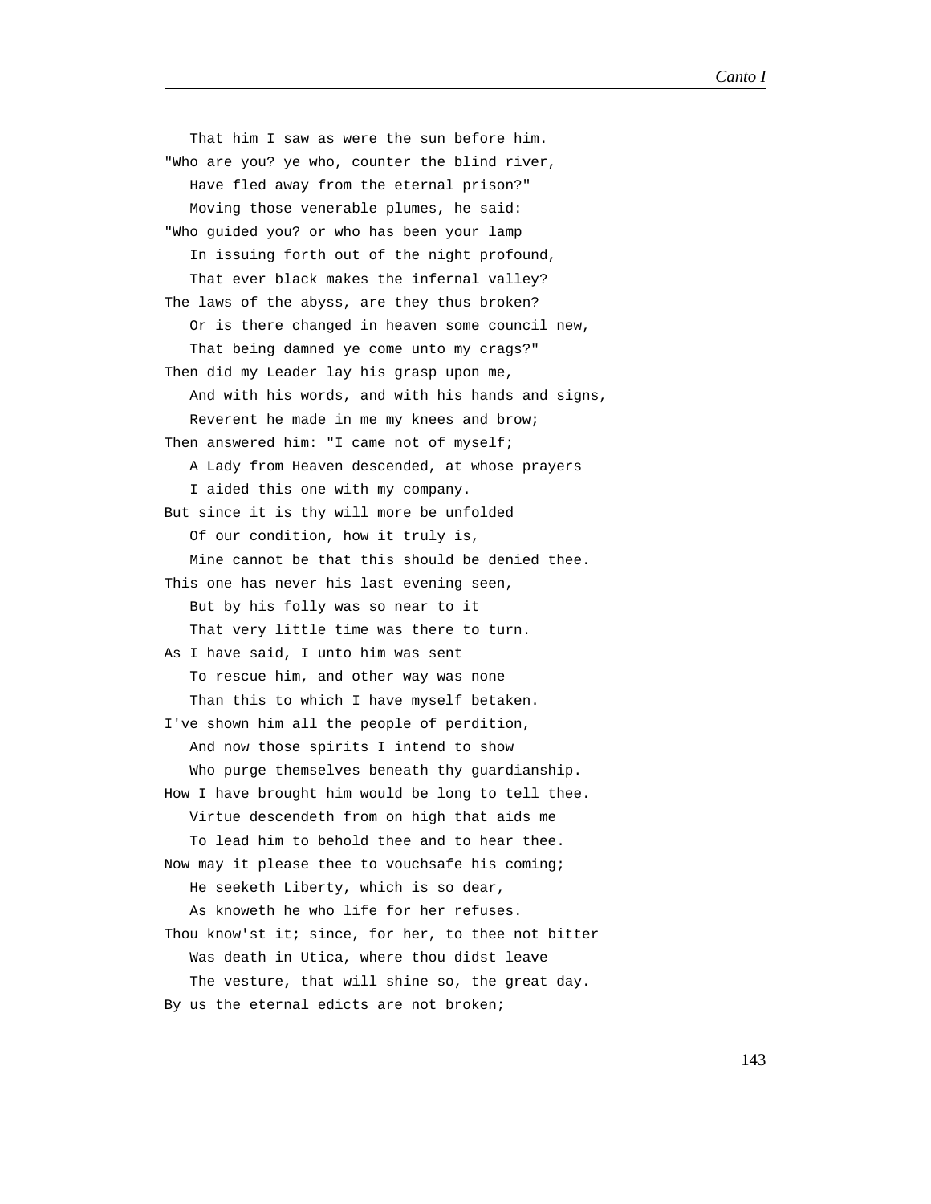That him I saw as were the sun before him.
"Who are you? ye who, counter the blind river,
   Have fled away from the eternal prison?"
   Moving those venerable plumes, he said:
"Who guided you? or who has been your lamp
   In issuing forth out of the night profound,
   That ever black makes the infernal valley?
The laws of the abyss, are they thus broken?
   Or is there changed in heaven some council new,
   That being damned ye come unto my crags?"
Then did my Leader lay his grasp upon me,
   And with his words, and with his hands and signs,
   Reverent he made in me my knees and brow;
Then answered him: "I came not of myself;
   A Lady from Heaven descended, at whose prayers
   I aided this one with my company.
But since it is thy will more be unfolded
   Of our condition, how it truly is,
   Mine cannot be that this should be denied thee.
This one has never his last evening seen,
   But by his folly was so near to it
   That very little time was there to turn.
As I have said, I unto him was sent
   To rescue him, and other way was none
   Than this to which I have myself betaken.
I've shown him all the people of perdition,
   And now those spirits I intend to show
   Who purge themselves beneath thy guardianship.
How I have brought him would be long to tell thee.
   Virtue descendeth from on high that aids me
   To lead him to behold thee and to hear thee.
Now may it please thee to vouchsafe his coming;
   He seeketh Liberty, which is so dear,
   As knoweth he who life for her refuses.
Thou know'st it; since, for her, to thee not bitter
   Was death in Utica, where thou didst leave
   The vesture, that will shine so, the great day.
By us the eternal edicts are not broken;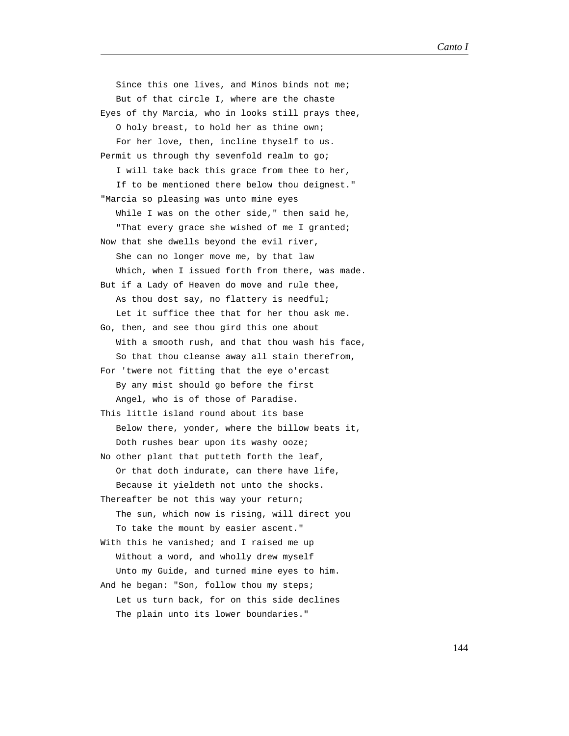Since this one lives, and Minos binds not me;
   But of that circle I, where are the chaste
Eyes of thy Marcia, who in looks still prays thee,
   O holy breast, to hold her as thine own;
   For her love, then, incline thyself to us.
Permit us through thy sevenfold realm to go;
   I will take back this grace from thee to her,
   If to be mentioned there below thou deignest."
"Marcia so pleasing was unto mine eyes
   While I was on the other side," then said he,
   "That every grace she wished of me I granted;
Now that she dwells beyond the evil river,
   She can no longer move me, by that law
   Which, when I issued forth from there, was made.
But if a Lady of Heaven do move and rule thee,
   As thou dost say, no flattery is needful;
   Let it suffice thee that for her thou ask me.
Go, then, and see thou gird this one about
   With a smooth rush, and that thou wash his face,
   So that thou cleanse away all stain therefrom,
For 'twere not fitting that the eye o'ercast
   By any mist should go before the first
   Angel, who is of those of Paradise.
This little island round about its base
   Below there, yonder, where the billow beats it,
   Doth rushes bear upon its washy ooze;
No other plant that putteth forth the leaf,
   Or that doth indurate, can there have life,
   Because it yieldeth not unto the shocks.
Thereafter be not this way your return;
   The sun, which now is rising, will direct you
   To take the mount by easier ascent."
With this he vanished; and I raised me up
   Without a word, and wholly drew myself
   Unto my Guide, and turned mine eyes to him.
And he began: "Son, follow thou my steps;
   Let us turn back, for on this side declines
   The plain unto its lower boundaries."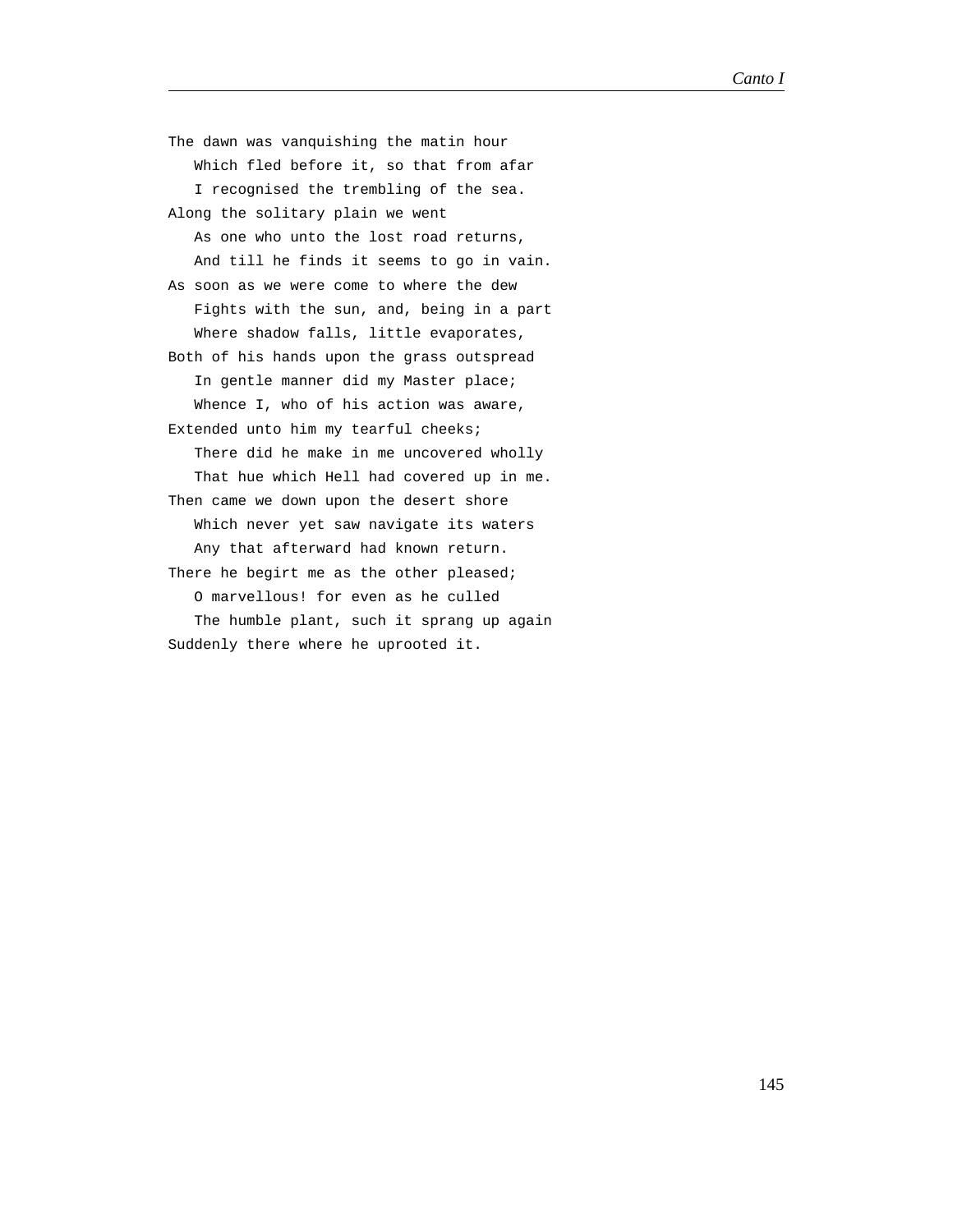The dawn was vanquishing the matin hour
   Which fled before it, so that from afar
   I recognised the trembling of the sea.
Along the solitary plain we went
   As one who unto the lost road returns,
   And till he finds it seems to go in vain.
As soon as we were come to where the dew
   Fights with the sun, and, being in a part
   Where shadow falls, little evaporates,
Both of his hands upon the grass outspread
   In gentle manner did my Master place;
   Whence I, who of his action was aware,
Extended unto him my tearful cheeks;
   There did he make in me uncovered wholly
   That hue which Hell had covered up in me.
Then came we down upon the desert shore
   Which never yet saw navigate its waters
   Any that afterward had known return.
There he begirt me as the other pleased;
   O marvellous! for even as he culled
   The humble plant, such it sprang up again
Suddenly there where he uprooted it.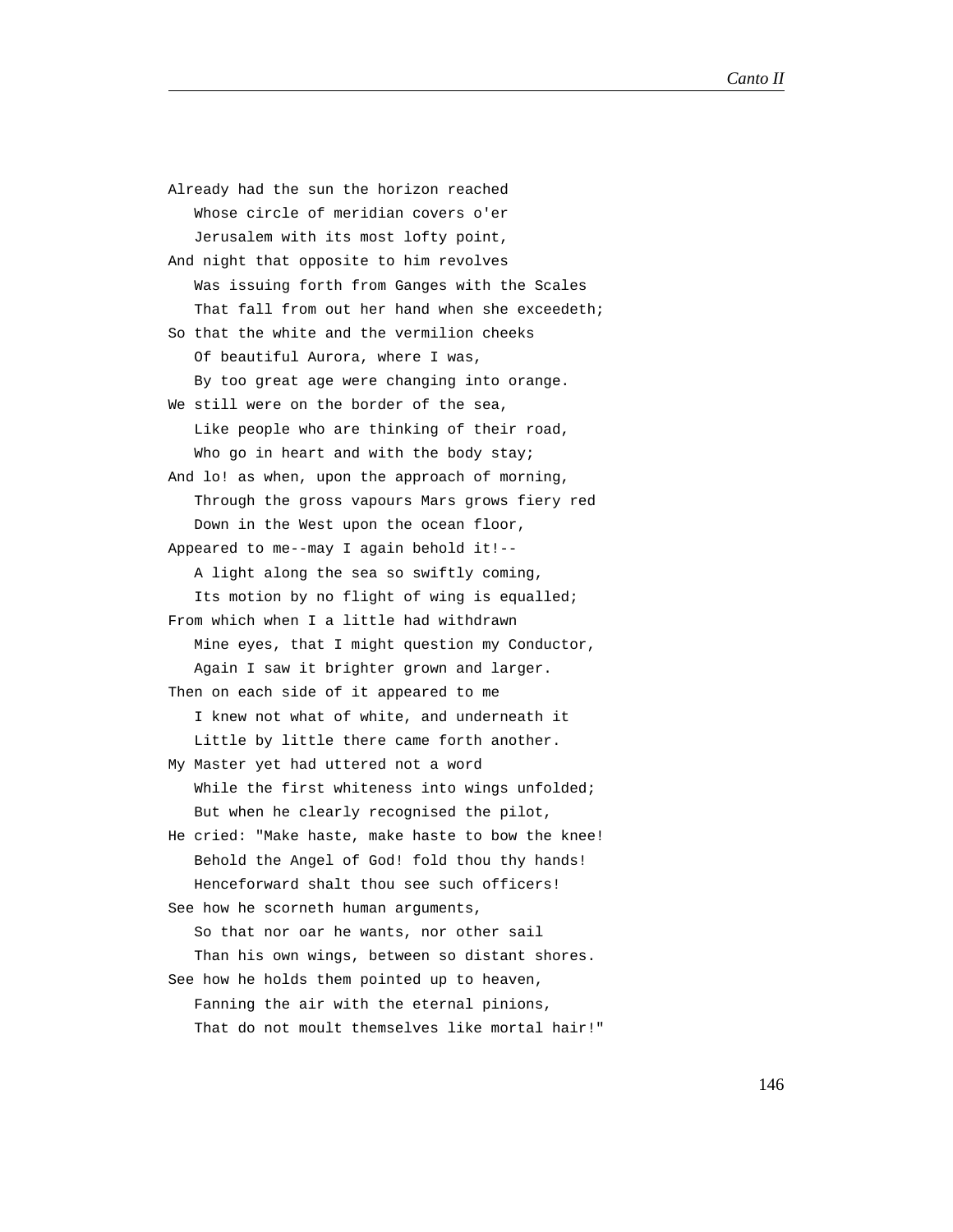Already had the sun the horizon reached  
   Whose circle of meridian covers o'er  
   Jerusalem with its most lofty point,  
And night that opposite to him revolves  
   Was issuing forth from Ganges with the Scales  
   That fall from out her hand when she exceedeth;  
So that the white and the vermilion cheeks  
   Of beautiful Aurora, where I was,  
   By too great age were changing into orange.  
We still were on the border of the sea,  
   Like people who are thinking of their road,  
   Who go in heart and with the body stay;  
And lo! as when, upon the approach of morning,  
   Through the gross vapours Mars grows fiery red  
   Down in the West upon the ocean floor,  
Appeared to me--may I again behold it!--  
   A light along the sea so swiftly coming,  
   Its motion by no flight of wing is equalled;  
From which when I a little had withdrawn  
   Mine eyes, that I might question my Conductor,  
   Again I saw it brighter grown and larger.  
Then on each side of it appeared to me  
   I knew not what of white, and underneath it  
   Little by little there came forth another.  
My Master yet had uttered not a word  
   While the first whiteness into wings unfolded;  
   But when he clearly recognised the pilot,  
He cried: "Make haste, make haste to bow the knee!  
   Behold the Angel of God! fold thou thy hands!  
   Henceforward shalt thou see such officers!  
See how he scorneth human arguments,  
   So that nor oar he wants, nor other sail  
   Than his own wings, between so distant shores.  
See how he holds them pointed up to heaven,  
   Fanning the air with the eternal pinions,  
   That do not moult themselves like mortal hair!"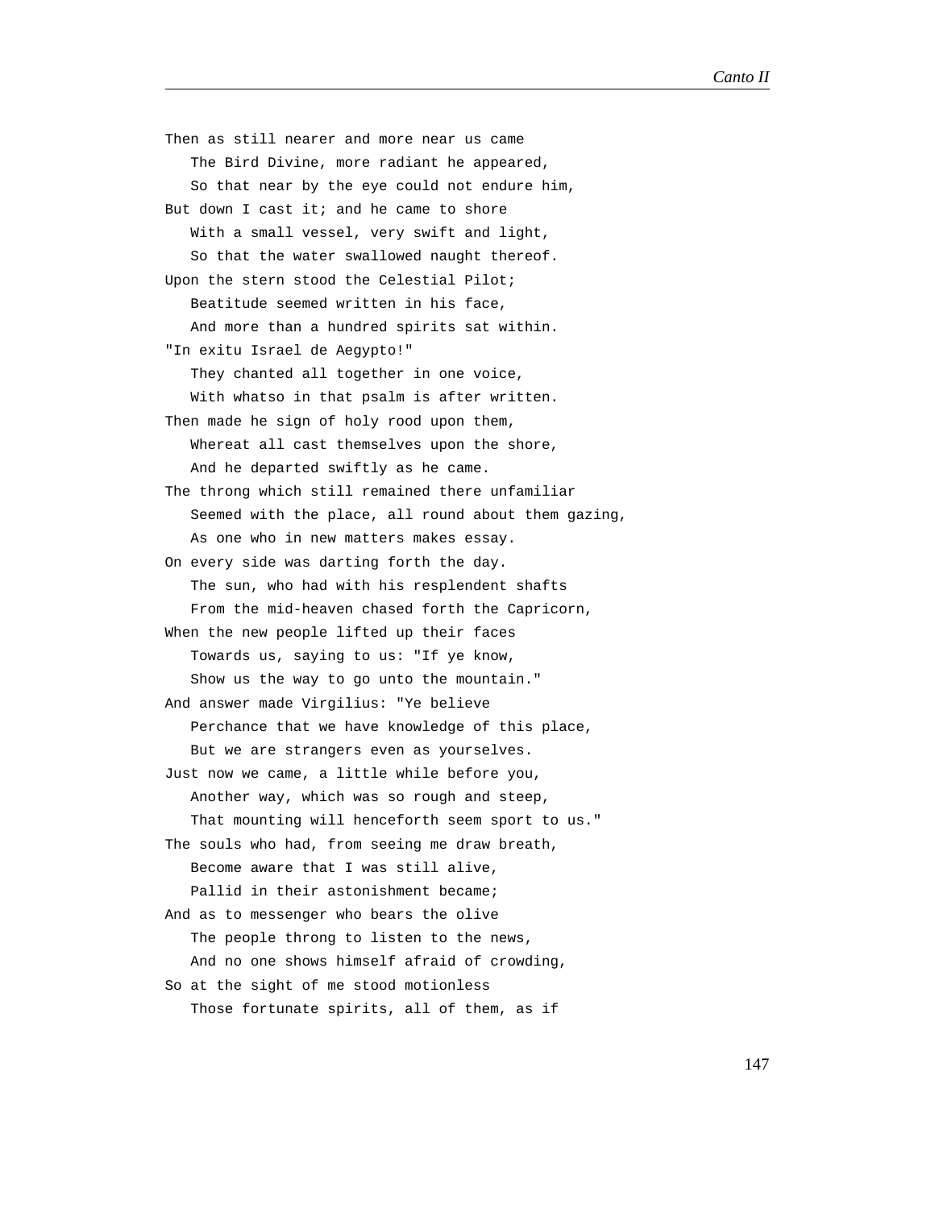Then as still nearer and more near us came
   The Bird Divine, more radiant he appeared,
   So that near by the eye could not endure him,
But down I cast it; and he came to shore
   With a small vessel, very swift and light,
   So that the water swallowed naught thereof.
Upon the stern stood the Celestial Pilot;
   Beatitude seemed written in his face,
   And more than a hundred spirits sat within.
"In exitu Israel de Aegypto!"
   They chanted all together in one voice,
   With whatso in that psalm is after written.
Then made he sign of holy rood upon them,
   Whereat all cast themselves upon the shore,
   And he departed swiftly as he came.
The throng which still remained there unfamiliar
   Seemed with the place, all round about them gazing,
   As one who in new matters makes essay.
On every side was darting forth the day.
   The sun, who had with his resplendent shafts
   From the mid-heaven chased forth the Capricorn,
When the new people lifted up their faces
   Towards us, saying to us: "If ye know,
   Show us the way to go unto the mountain."
And answer made Virgilius: "Ye believe
   Perchance that we have knowledge of this place,
   But we are strangers even as yourselves.
Just now we came, a little while before you,
   Another way, which was so rough and steep,
   That mounting will henceforth seem sport to us."
The souls who had, from seeing me draw breath,
   Become aware that I was still alive,
   Pallid in their astonishment became;
And as to messenger who bears the olive
   The people throng to listen to the news,
   And no one shows himself afraid of crowding,
So at the sight of me stood motionless
   Those fortunate spirits, all of them, as if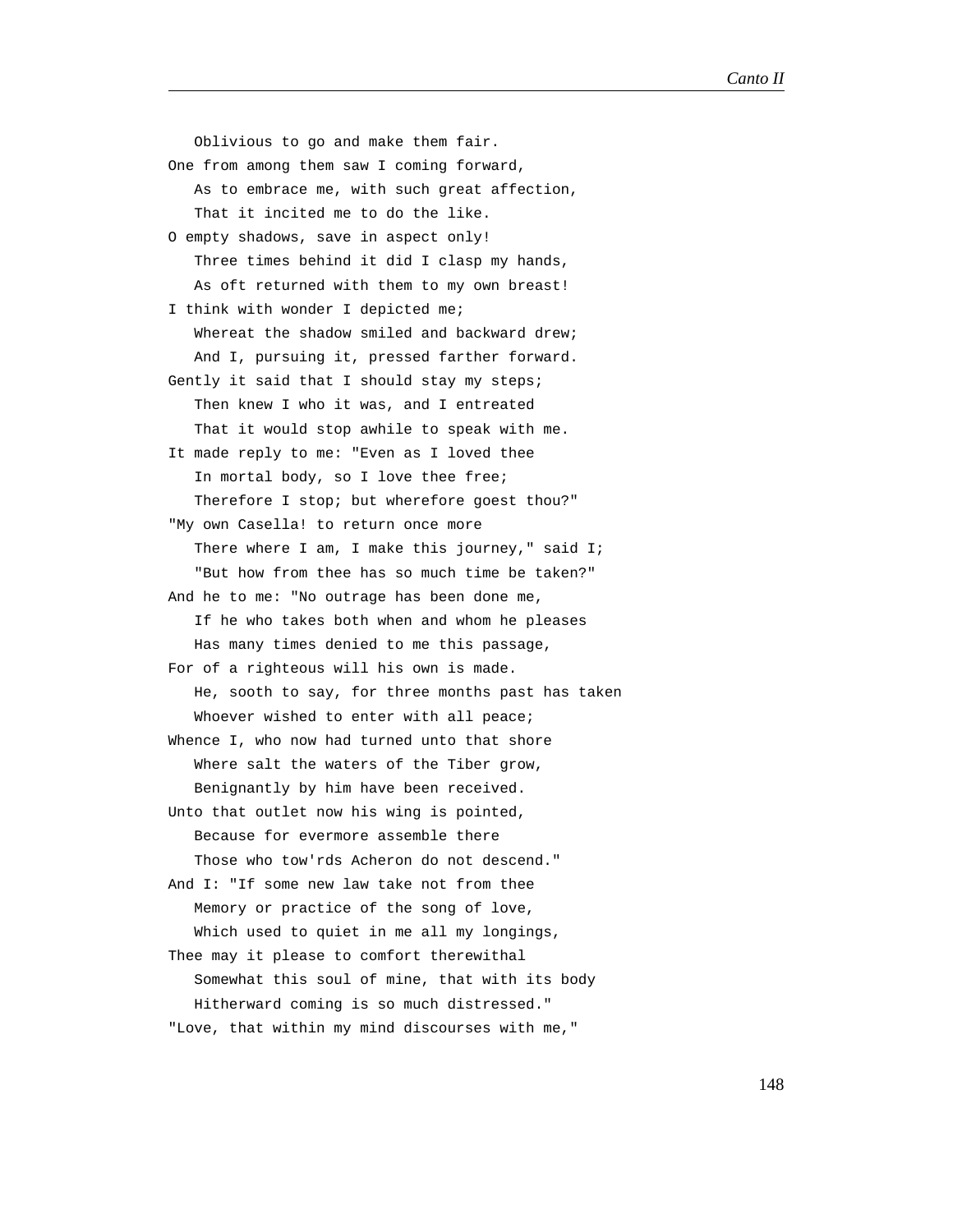Oblivious to go and make them fair.  
One from among them saw I coming forward,  
As to embrace me, with such great affection,  
That it incited me to do the like.  
O empty shadows, save in aspect only!  
Three times behind it did I clasp my hands,  
As oft returned with them to my own breast!  
I think with wonder I depicted me;  
Whereat the shadow smiled and backward drew;  
And I, pursuing it, pressed farther forward.  
Gently it said that I should stay my steps;  
Then knew I who it was, and I entreated  
That it would stop awhile to speak with me.  
It made reply to me: "Even as I loved thee  
In mortal body, so I love thee free;  
Therefore I stop; but wherefore goest thou?"  
"My own Casella! to return once more  
There where I am, I make this journey," said I;  
"But how from thee has so much time be taken?"  
And he to me: "No outrage has been done me,  
If he who takes both when and whom he pleases  
Has many times denied to me this passage,  
For of a righteous will his own is made.  
He, sooth to say, for three months past has taken  
Whoever wished to enter with all peace;  
Whence I, who now had turned unto that shore  
Where salt the waters of the Tiber grow,  
Benignantly by him have been received.  
Unto that outlet now his wing is pointed,  
Because for evermore assemble there  
Those who tow'rds Acheron do not descend."  
And I: "If some new law take not from thee  
Memory or practice of the song of love,  
Which used to quiet in me all my longings,  
Thee may it please to comfort therewithal  
Somewhat this soul of mine, that with its body  
Hitherward coming is so much distressed."  
"Love, that within my mind discourses with me,"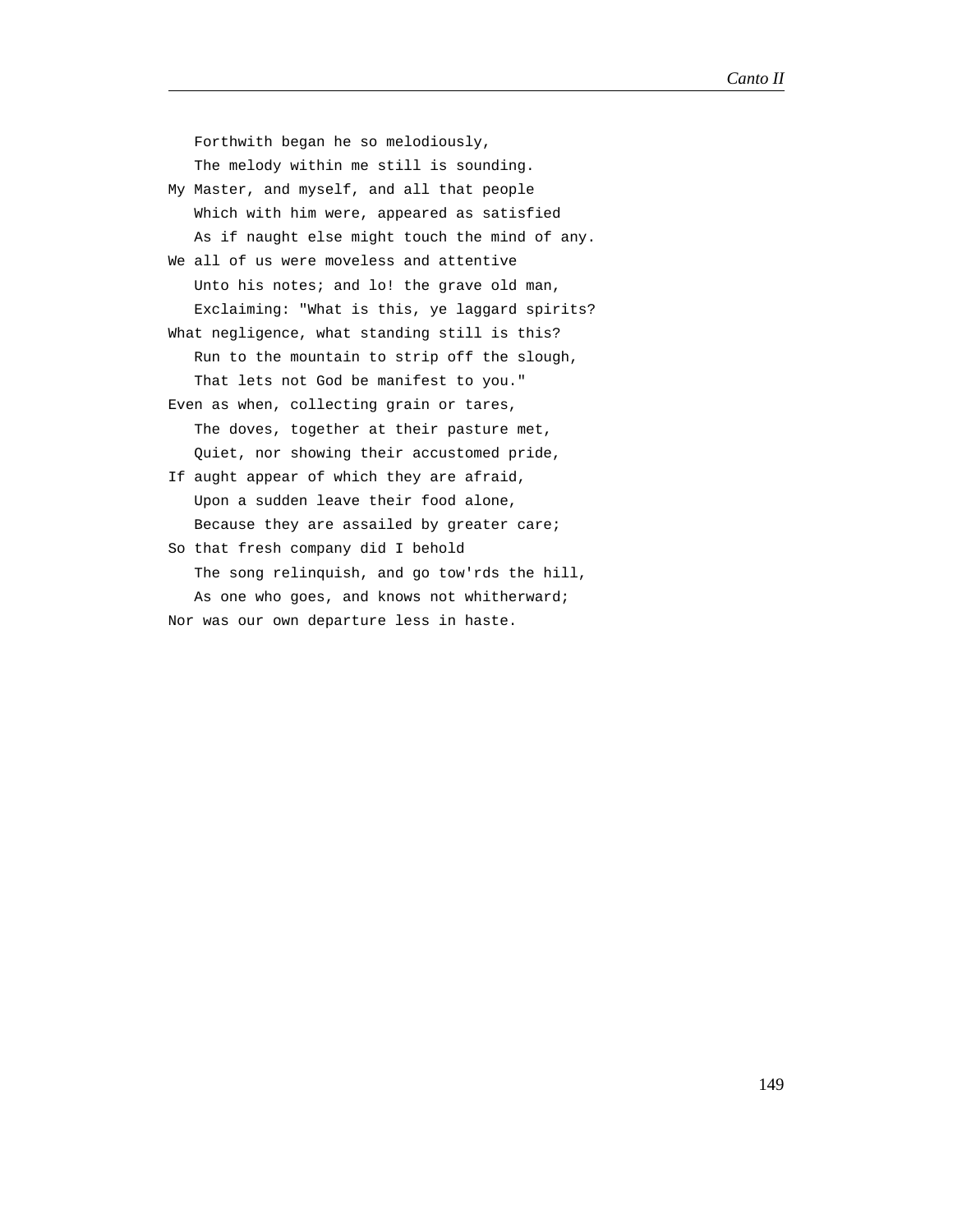Forthwith began he so melodiously,
   The melody within me still is sounding.
My Master, and myself, and all that people
   Which with him were, appeared as satisfied
   As if naught else might touch the mind of any.
We all of us were moveless and attentive
   Unto his notes; and lo! the grave old man,
   Exclaiming: "What is this, ye laggard spirits?
What negligence, what standing still is this?
   Run to the mountain to strip off the slough,
   That lets not God be manifest to you."
Even as when, collecting grain or tares,
   The doves, together at their pasture met,
   Quiet, nor showing their accustomed pride,
If aught appear of which they are afraid,
   Upon a sudden leave their food alone,
   Because they are assailed by greater care;
So that fresh company did I behold
   The song relinquish, and go tow'rds the hill,
   As one who goes, and knows not whitherward;
Nor was our own departure less in haste.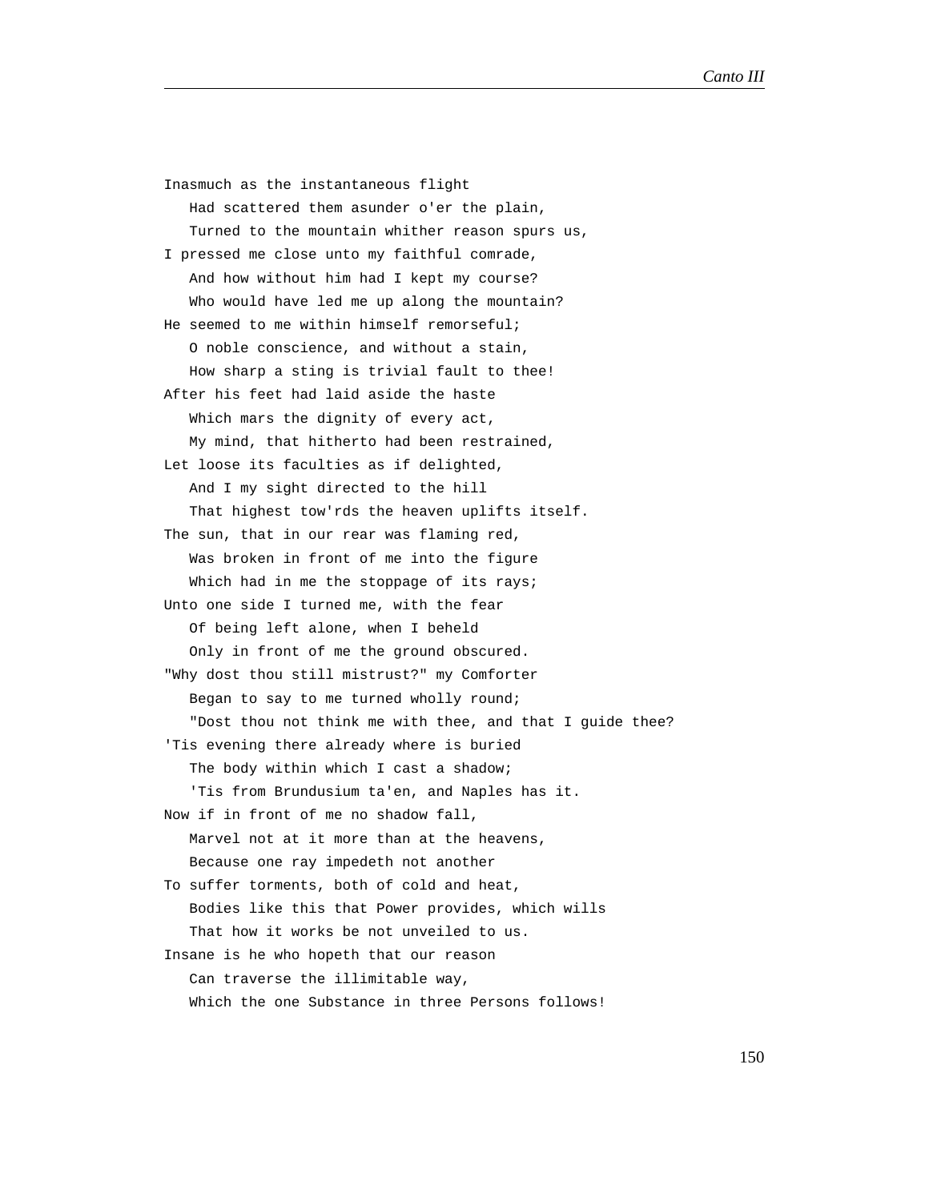Inasmuch as the instantaneous flight
   Had scattered them asunder o'er the plain,
   Turned to the mountain whither reason spurs us,
I pressed me close unto my faithful comrade,
   And how without him had I kept my course?
   Who would have led me up along the mountain?
He seemed to me within himself remorseful;
   O noble conscience, and without a stain,
   How sharp a sting is trivial fault to thee!
After his feet had laid aside the haste
   Which mars the dignity of every act,
   My mind, that hitherto had been restrained,
Let loose its faculties as if delighted,
   And I my sight directed to the hill
   That highest tow'rds the heaven uplifts itself.
The sun, that in our rear was flaming red,
   Was broken in front of me into the figure
   Which had in me the stoppage of its rays;
Unto one side I turned me, with the fear
   Of being left alone, when I beheld
   Only in front of me the ground obscured.
"Why dost thou still mistrust?" my Comforter
   Began to say to me turned wholly round;
   "Dost thou not think me with thee, and that I guide thee?
'Tis evening there already where is buried
   The body within which I cast a shadow;
   'Tis from Brundusium ta'en, and Naples has it.
Now if in front of me no shadow fall,
   Marvel not at it more than at the heavens,
   Because one ray impedeth not another
To suffer torments, both of cold and heat,
   Bodies like this that Power provides, which wills
   That how it works be not unveiled to us.
Insane is he who hopeth that our reason
   Can traverse the illimitable way,
   Which the one Substance in three Persons follows!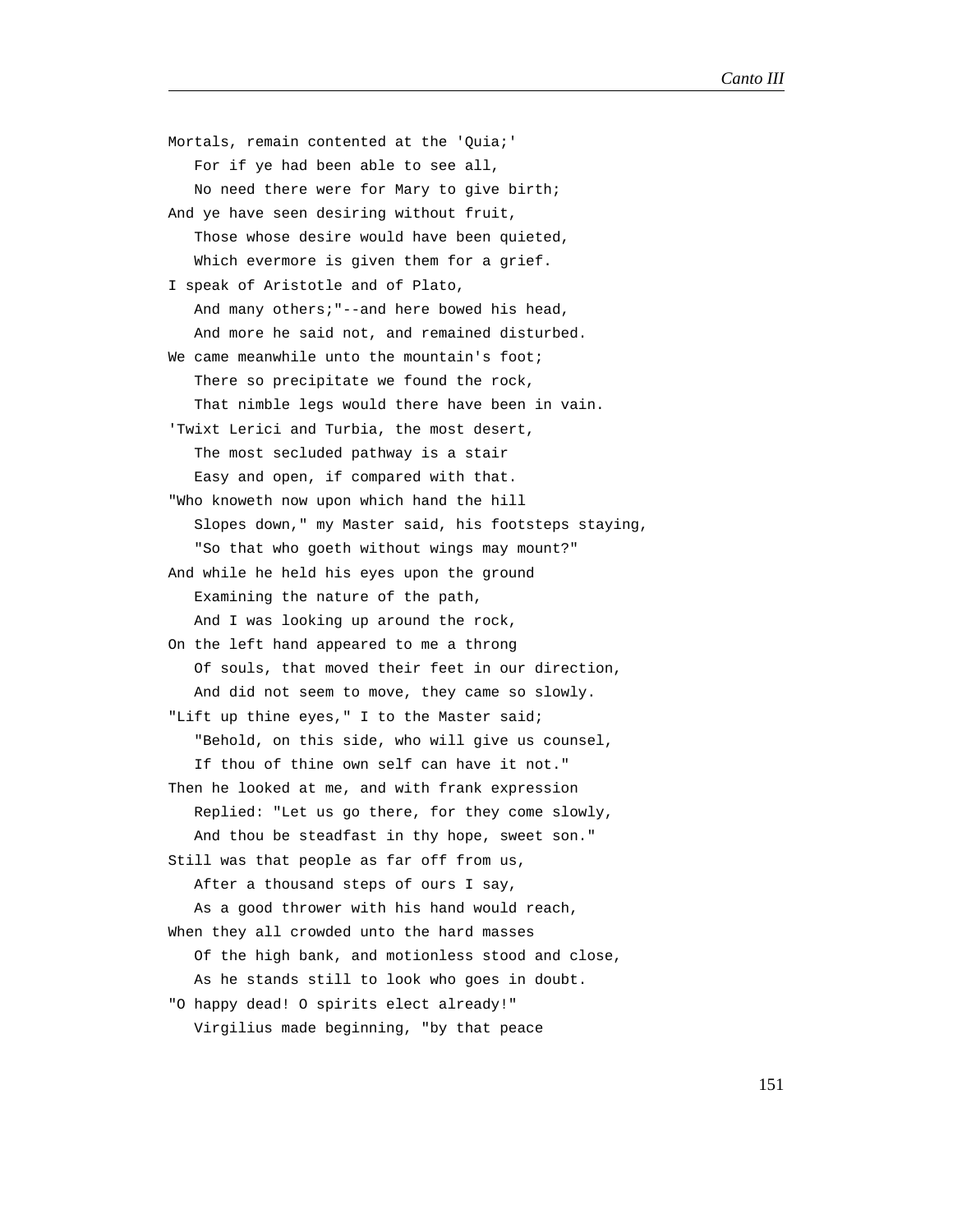Mortals, remain contented at the 'Quia;'
   For if ye had been able to see all,
   No need there were for Mary to give birth;
And ye have seen desiring without fruit,
   Those whose desire would have been quieted,
   Which evermore is given them for a grief.
I speak of Aristotle and of Plato,
   And many others;"--and here bowed his head,
   And more he said not, and remained disturbed.
We came meanwhile unto the mountain's foot;
   There so precipitate we found the rock,
   That nimble legs would there have been in vain.
'Twixt Lerici and Turbia, the most desert,
   The most secluded pathway is a stair
   Easy and open, if compared with that.
"Who knoweth now upon which hand the hill
   Slopes down," my Master said, his footsteps staying,
   "So that who goeth without wings may mount?"
And while he held his eyes upon the ground
   Examining the nature of the path,
   And I was looking up around the rock,
On the left hand appeared to me a throng
   Of souls, that moved their feet in our direction,
   And did not seem to move, they came so slowly.
"Lift up thine eyes," I to the Master said;
   "Behold, on this side, who will give us counsel,
   If thou of thine own self can have it not."
Then he looked at me, and with frank expression
   Replied: "Let us go there, for they come slowly,
   And thou be steadfast in thy hope, sweet son."
Still was that people as far off from us,
   After a thousand steps of ours I say,
   As a good thrower with his hand would reach,
When they all crowded unto the hard masses
   Of the high bank, and motionless stood and close,
   As he stands still to look who goes in doubt.
"O happy dead! O spirits elect already!"
   Virgilius made beginning, "by that peace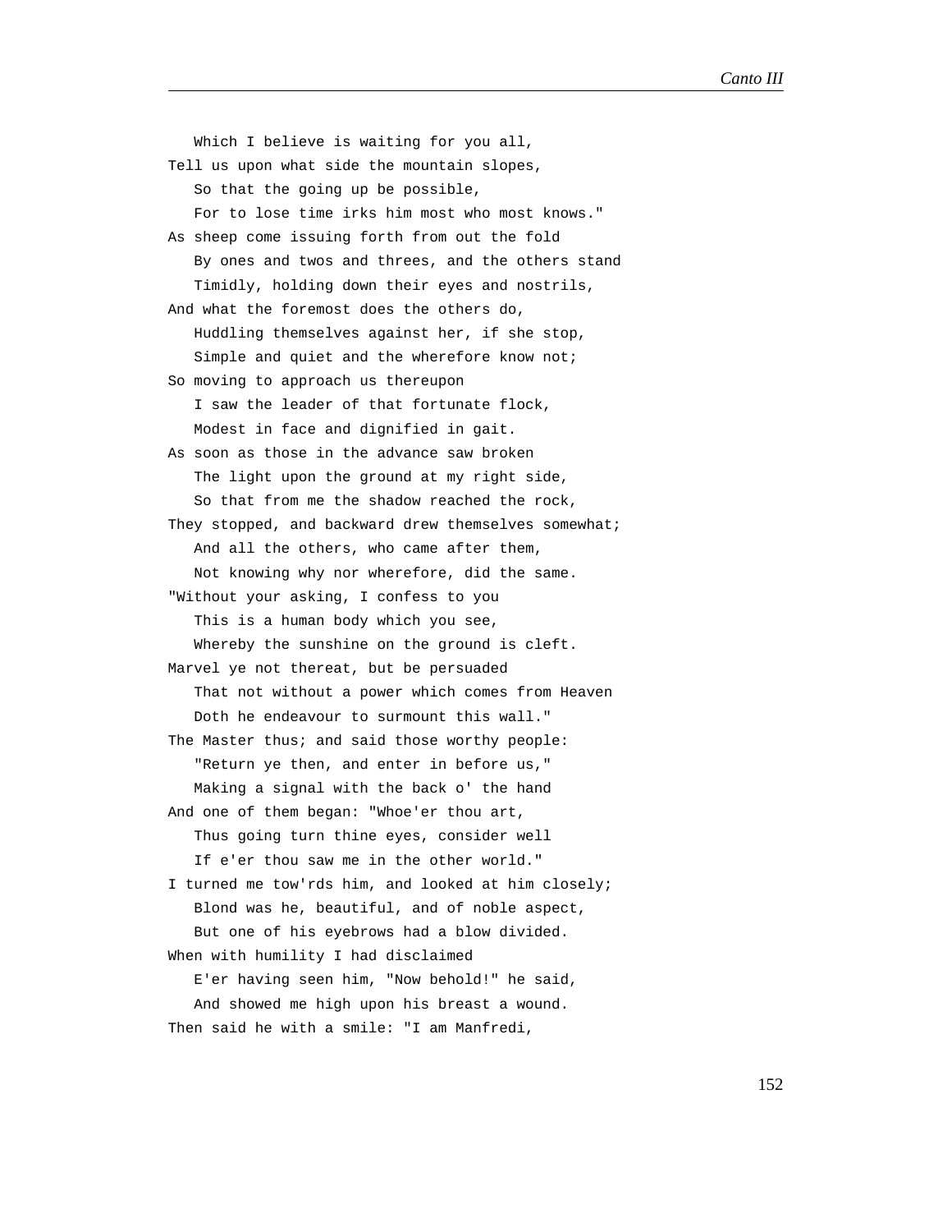Which I believe is waiting for you all,
Tell us upon what side the mountain slopes,
   So that the going up be possible,
   For to lose time irks him most who most knows."
As sheep come issuing forth from out the fold
   By ones and twos and threes, and the others stand
   Timidly, holding down their eyes and nostrils,
And what the foremost does the others do,
   Huddling themselves against her, if she stop,
   Simple and quiet and the wherefore know not;
So moving to approach us thereupon
   I saw the leader of that fortunate flock,
   Modest in face and dignified in gait.
As soon as those in the advance saw broken
   The light upon the ground at my right side,
   So that from me the shadow reached the rock,
They stopped, and backward drew themselves somewhat;
   And all the others, who came after them,
   Not knowing why nor wherefore, did the same.
"Without your asking, I confess to you
   This is a human body which you see,
   Whereby the sunshine on the ground is cleft.
Marvel ye not thereat, but be persuaded
   That not without a power which comes from Heaven
   Doth he endeavour to surmount this wall."
The Master thus; and said those worthy people:
   "Return ye then, and enter in before us,"
   Making a signal with the back o' the hand
And one of them began: "Whoe'er thou art,
   Thus going turn thine eyes, consider well
   If e'er thou saw me in the other world."
I turned me tow'rds him, and looked at him closely;
   Blond was he, beautiful, and of noble aspect,
   But one of his eyebrows had a blow divided.
When with humility I had disclaimed
   E'er having seen him, "Now behold!" he said,
   And showed me high upon his breast a wound.
Then said he with a smile: "I am Manfredi,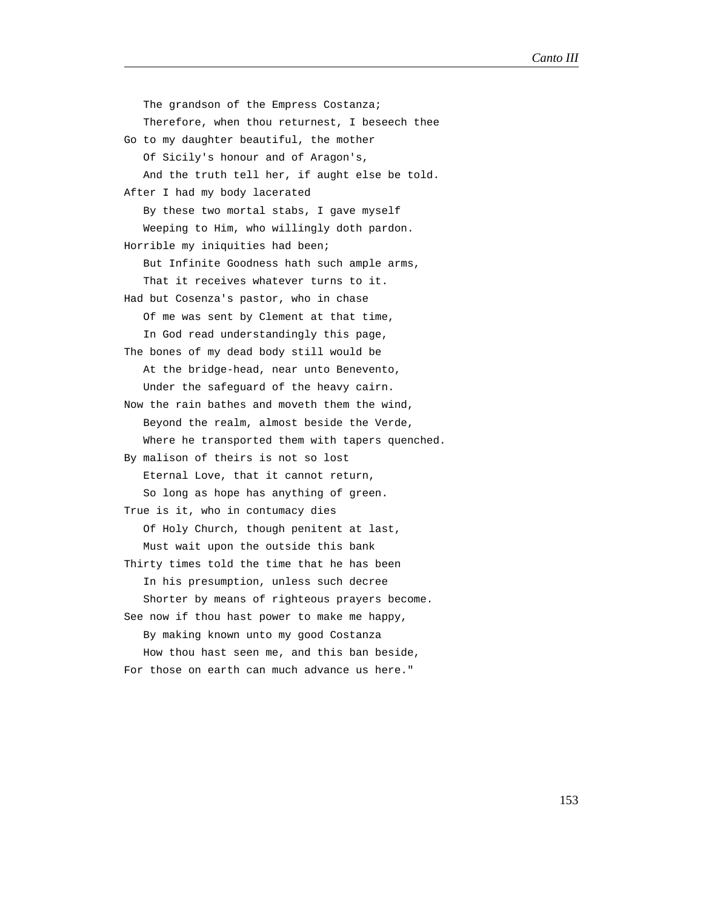The grandson of the Empress Costanza;
Therefore, when thou returnest, I beseech thee
Go to my daughter beautiful, the mother
Of Sicily's honour and of Aragon's,
And the truth tell her, if aught else be told.
After I had my body lacerated
By these two mortal stabs, I gave myself
Weeping to Him, who willingly doth pardon.
Horrible my iniquities had been;
But Infinite Goodness hath such ample arms,
That it receives whatever turns to it.
Had but Cosenza's pastor, who in chase
Of me was sent by Clement at that time,
In God read understandingly this page,
The bones of my dead body still would be
At the bridge-head, near unto Benevento,
Under the safeguard of the heavy cairn.
Now the rain bathes and moveth them the wind,
Beyond the realm, almost beside the Verde,
Where he transported them with tapers quenched.
By malison of theirs is not so lost
Eternal Love, that it cannot return,
So long as hope has anything of green.
True is it, who in contumacy dies
Of Holy Church, though penitent at last,
Must wait upon the outside this bank
Thirty times told the time that he has been
In his presumption, unless such decree
Shorter by means of righteous prayers become.
See now if thou hast power to make me happy,
By making known unto my good Costanza
How thou hast seen me, and this ban beside,
For those on earth can much advance us here."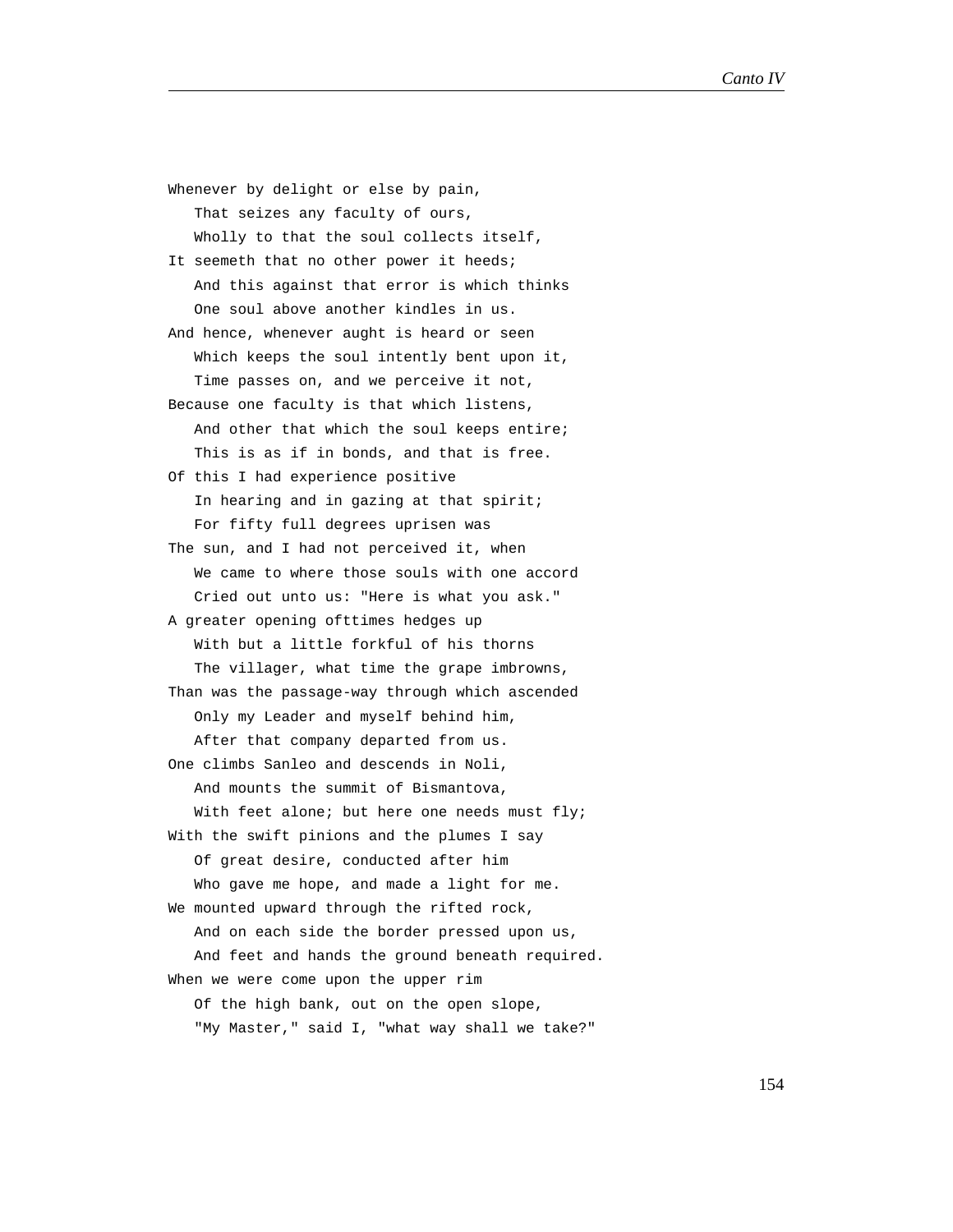Whenever by delight or else by pain,
   That seizes any faculty of ours,
   Wholly to that the soul collects itself,
It seemeth that no other power it heeds;
   And this against that error is which thinks
   One soul above another kindles in us.
And hence, whenever aught is heard or seen
   Which keeps the soul intently bent upon it,
   Time passes on, and we perceive it not,
Because one faculty is that which listens,
   And other that which the soul keeps entire;
   This is as if in bonds, and that is free.
Of this I had experience positive
   In hearing and in gazing at that spirit;
   For fifty full degrees uprisen was
The sun, and I had not perceived it, when
   We came to where those souls with one accord
   Cried out unto us: "Here is what you ask."
A greater opening ofttimes hedges up
   With but a little forkful of his thorns
   The villager, what time the grape imbrowns,
Than was the passage-way through which ascended
   Only my Leader and myself behind him,
   After that company departed from us.
One climbs Sanleo and descends in Noli,
   And mounts the summit of Bismantova,
   With feet alone; but here one needs must fly;
With the swift pinions and the plumes I say
   Of great desire, conducted after him
   Who gave me hope, and made a light for me.
We mounted upward through the rifted rock,
   And on each side the border pressed upon us,
   And feet and hands the ground beneath required.
When we were come upon the upper rim
   Of the high bank, out on the open slope,
   "My Master," said I, "what way shall we take?"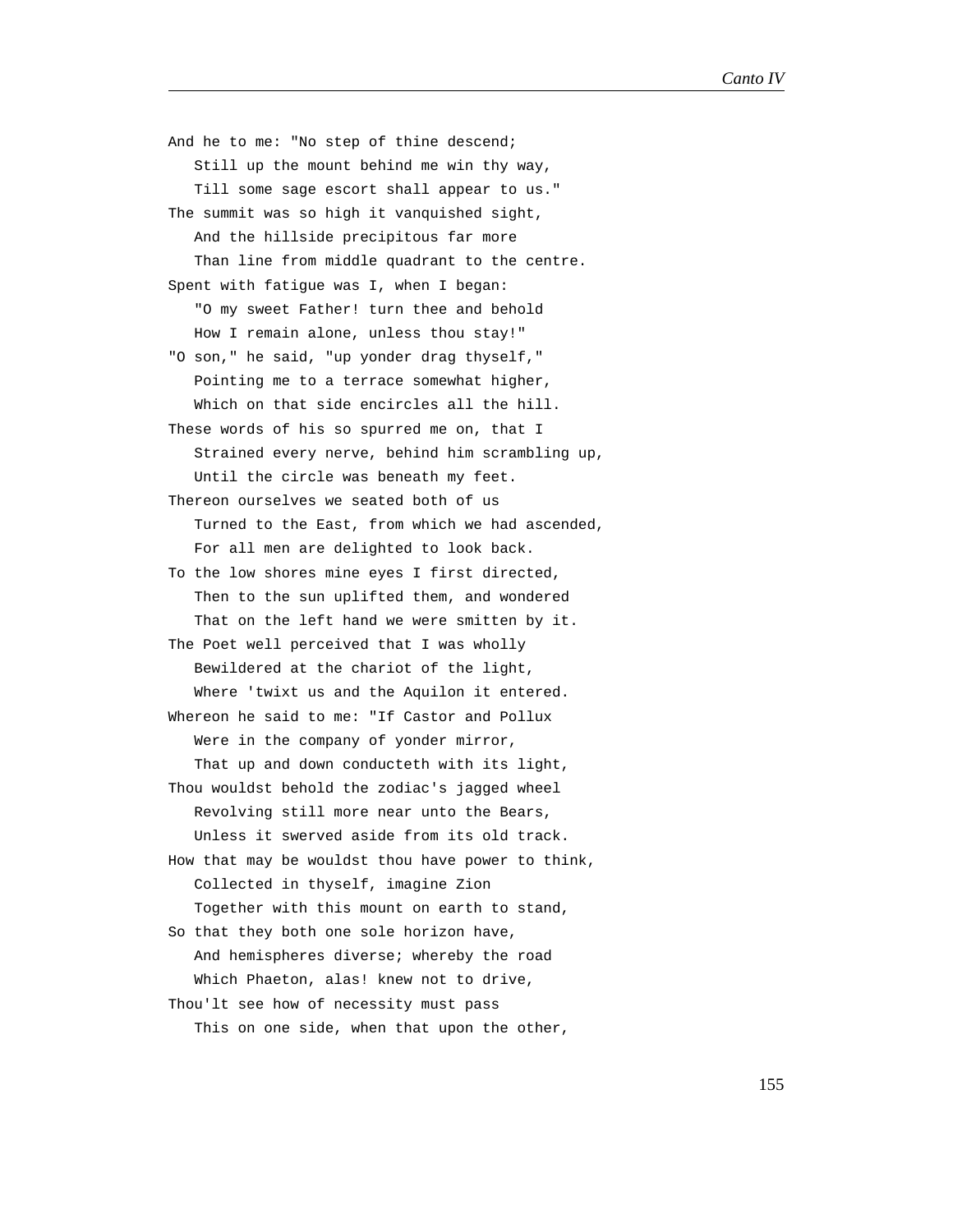And he to me: "No step of thine descend;
   Still up the mount behind me win thy way,
   Till some sage escort shall appear to us."
The summit was so high it vanquished sight,
   And the hillside precipitous far more
   Than line from middle quadrant to the centre.
Spent with fatigue was I, when I began:
   "O my sweet Father! turn thee and behold
   How I remain alone, unless thou stay!"
"O son," he said, "up yonder drag thyself,"
   Pointing me to a terrace somewhat higher,
   Which on that side encircles all the hill.
These words of his so spurred me on, that I
   Strained every nerve, behind him scrambling up,
   Until the circle was beneath my feet.
Thereon ourselves we seated both of us
   Turned to the East, from which we had ascended,
   For all men are delighted to look back.
To the low shores mine eyes I first directed,
   Then to the sun uplifted them, and wondered
   That on the left hand we were smitten by it.
The Poet well perceived that I was wholly
   Bewildered at the chariot of the light,
   Where 'twixt us and the Aquilon it entered.
Whereon he said to me: "If Castor and Pollux
   Were in the company of yonder mirror,
   That up and down conducteth with its light,
Thou wouldst behold the zodiac's jagged wheel
   Revolving still more near unto the Bears,
   Unless it swerved aside from its old track.
How that may be wouldst thou have power to think,
   Collected in thyself, imagine Zion
   Together with this mount on earth to stand,
So that they both one sole horizon have,
   And hemispheres diverse; whereby the road
   Which Phaeton, alas! knew not to drive,
Thou'lt see how of necessity must pass
   This on one side, when that upon the other,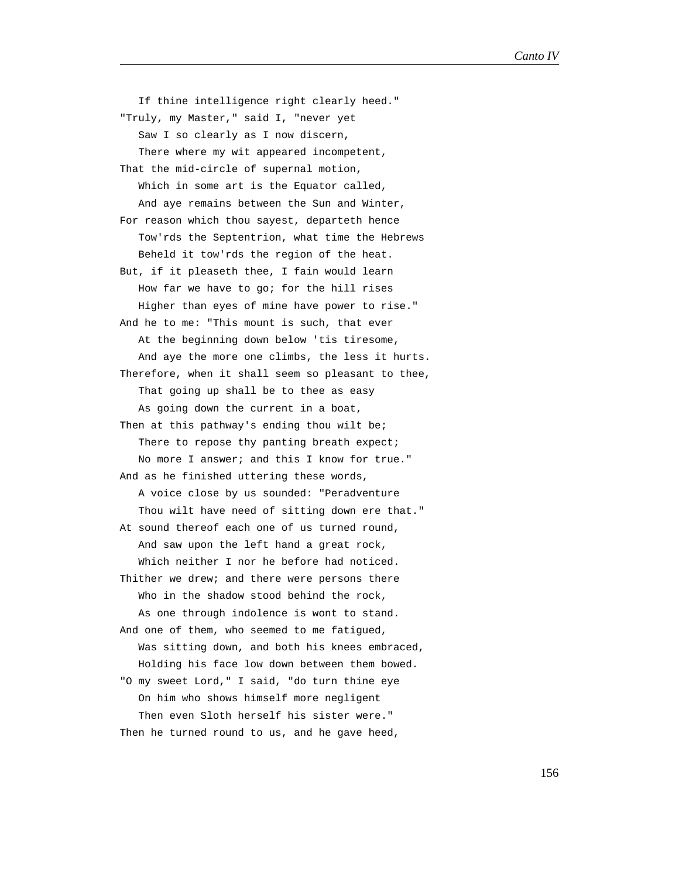If thine intelligence right clearly heed."
"Truly, my Master," said I, "never yet
   Saw I so clearly as I now discern,
   There where my wit appeared incompetent,
That the mid-circle of supernal motion,
   Which in some art is the Equator called,
   And aye remains between the Sun and Winter,
For reason which thou sayest, departeth hence
   Tow'rds the Septentrion, what time the Hebrews
   Beheld it tow'rds the region of the heat.
But, if it pleaseth thee, I fain would learn
   How far we have to go; for the hill rises
   Higher than eyes of mine have power to rise."
And he to me: "This mount is such, that ever
   At the beginning down below 'tis tiresome,
   And aye the more one climbs, the less it hurts.
Therefore, when it shall seem so pleasant to thee,
   That going up shall be to thee as easy
   As going down the current in a boat,
Then at this pathway's ending thou wilt be;
   There to repose thy panting breath expect;
   No more I answer; and this I know for true."
And as he finished uttering these words,
   A voice close by us sounded: "Peradventure
   Thou wilt have need of sitting down ere that."
At sound thereof each one of us turned round,
   And saw upon the left hand a great rock,
   Which neither I nor he before had noticed.
Thither we drew; and there were persons there
   Who in the shadow stood behind the rock,
   As one through indolence is wont to stand.
And one of them, who seemed to me fatigued,
   Was sitting down, and both his knees embraced,
   Holding his face low down between them bowed.
"O my sweet Lord," I said, "do turn thine eye
   On him who shows himself more negligent
   Then even Sloth herself his sister were."
Then he turned round to us, and he gave heed,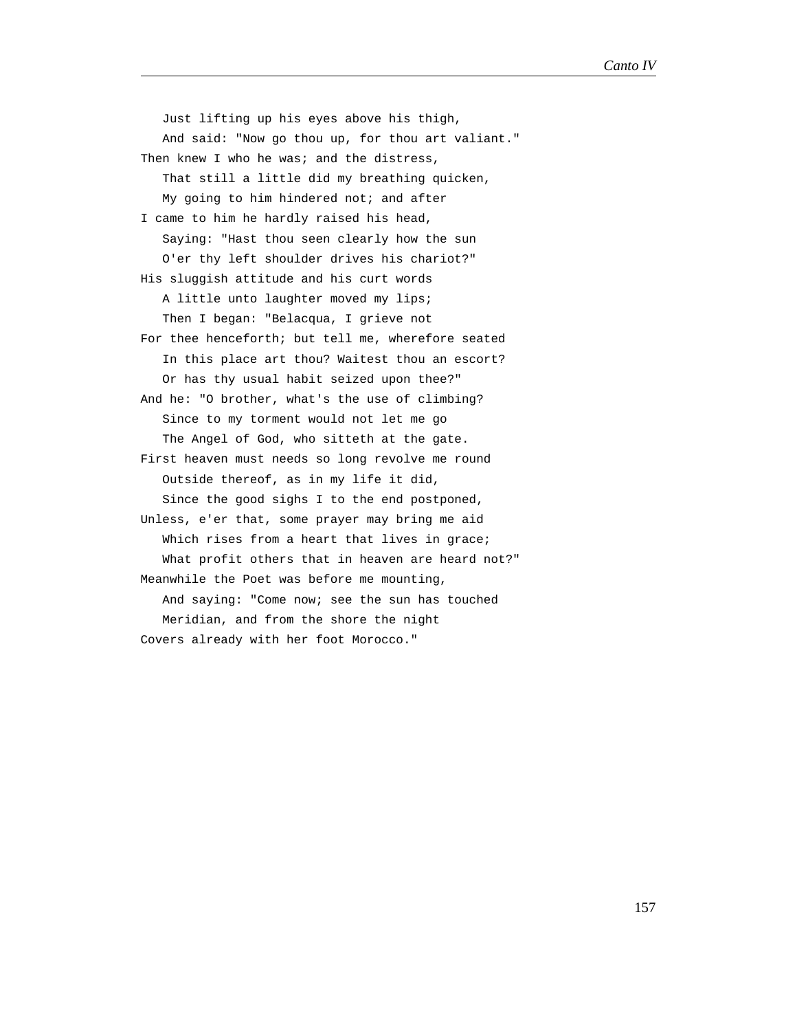Just lifting up his eyes above his thigh,
   And said: "Now go thou up, for thou art valiant."
Then knew I who he was; and the distress,
   That still a little did my breathing quicken,
   My going to him hindered not; and after
I came to him he hardly raised his head,
   Saying: "Hast thou seen clearly how the sun
   O'er thy left shoulder drives his chariot?"
His sluggish attitude and his curt words
   A little unto laughter moved my lips;
   Then I began: "Belacqua, I grieve not
For thee henceforth; but tell me, wherefore seated
   In this place art thou? Waitest thou an escort?
   Or has thy usual habit seized upon thee?"
And he: "O brother, what's the use of climbing?
   Since to my torment would not let me go
   The Angel of God, who sitteth at the gate.
First heaven must needs so long revolve me round
   Outside thereof, as in my life it did,
   Since the good sighs I to the end postponed,
Unless, e'er that, some prayer may bring me aid
   Which rises from a heart that lives in grace;
   What profit others that in heaven are heard not?"
Meanwhile the Poet was before me mounting,
   And saying: "Come now; see the sun has touched
   Meridian, and from the shore the night
Covers already with her foot Morocco."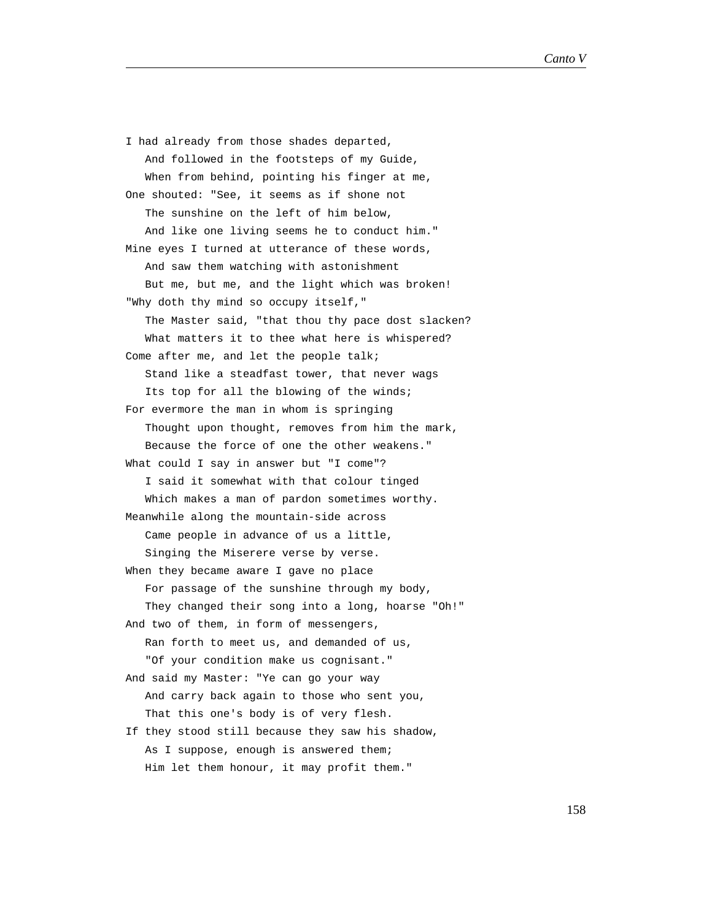I had already from those shades departed,
   And followed in the footsteps of my Guide,
   When from behind, pointing his finger at me,
One shouted: "See, it seems as if shone not
   The sunshine on the left of him below,
   And like one living seems he to conduct him."
Mine eyes I turned at utterance of these words,
   And saw them watching with astonishment
   But me, but me, and the light which was broken!
"Why doth thy mind so occupy itself,"
   The Master said, "that thou thy pace dost slacken?
   What matters it to thee what here is whispered?
Come after me, and let the people talk;
   Stand like a steadfast tower, that never wags
   Its top for all the blowing of the winds;
For evermore the man in whom is springing
   Thought upon thought, removes from him the mark,
   Because the force of one the other weakens."
What could I say in answer but "I come"?
   I said it somewhat with that colour tinged
   Which makes a man of pardon sometimes worthy.
Meanwhile along the mountain-side across
   Came people in advance of us a little,
   Singing the Miserere verse by verse.
When they became aware I gave no place
   For passage of the sunshine through my body,
   They changed their song into a long, hoarse "Oh!"
And two of them, in form of messengers,
   Ran forth to meet us, and demanded of us,
   "Of your condition make us cognisant."
And said my Master: "Ye can go your way
   And carry back again to those who sent you,
   That this one's body is of very flesh.
If they stood still because they saw his shadow,
   As I suppose, enough is answered them;
   Him let them honour, it may profit them."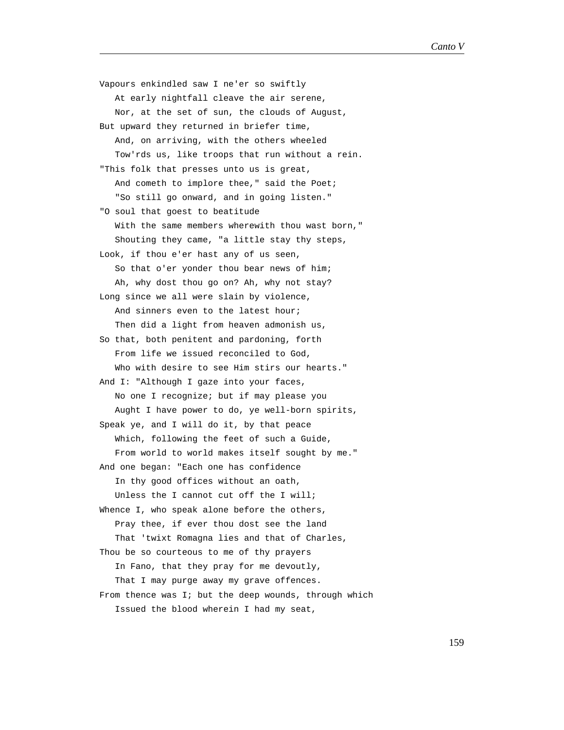Vapours enkindled saw I ne'er so swiftly
   At early nightfall cleave the air serene,
   Nor, at the set of sun, the clouds of August,
But upward they returned in briefer time,
   And, on arriving, with the others wheeled
   Tow'rds us, like troops that run without a rein.
"This folk that presses unto us is great,
   And cometh to implore thee," said the Poet;
   "So still go onward, and in going listen."
"O soul that goest to beatitude
   With the same members wherewith thou wast born,"
   Shouting they came, "a little stay thy steps,
Look, if thou e'er hast any of us seen,
   So that o'er yonder thou bear news of him;
   Ah, why dost thou go on? Ah, why not stay?
Long since we all were slain by violence,
   And sinners even to the latest hour;
   Then did a light from heaven admonish us,
So that, both penitent and pardoning, forth
   From life we issued reconciled to God,
   Who with desire to see Him stirs our hearts."
And I: "Although I gaze into your faces,
   No one I recognize; but if may please you
   Aught I have power to do, ye well-born spirits,
Speak ye, and I will do it, by that peace
   Which, following the feet of such a Guide,
   From world to world makes itself sought by me."
And one began: "Each one has confidence
   In thy good offices without an oath,
   Unless the I cannot cut off the I will;
Whence I, who speak alone before the others,
   Pray thee, if ever thou dost see the land
   That 'twixt Romagna lies and that of Charles,
Thou be so courteous to me of thy prayers
   In Fano, that they pray for me devoutly,
   That I may purge away my grave offences.
From thence was I; but the deep wounds, through which
   Issued the blood wherein I had my seat,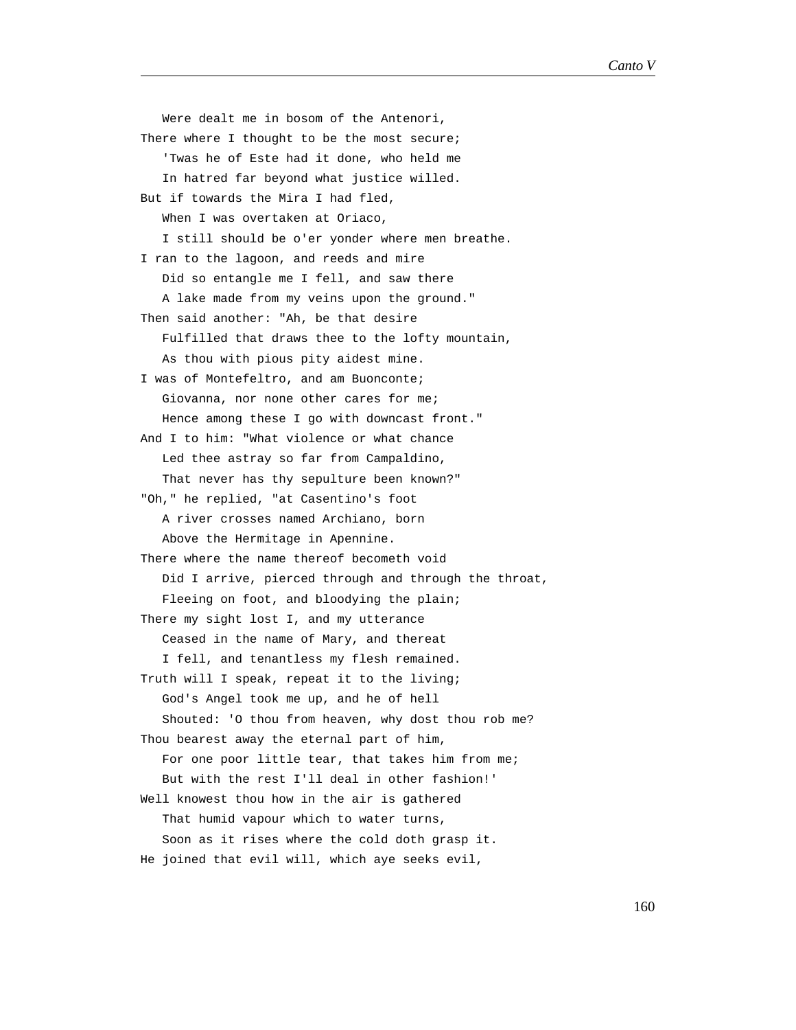Were dealt me in bosom of the Antenori,
There where I thought to be the most secure;
'Twas he of Este had it done, who held me
In hatred far beyond what justice willed.
But if towards the Mira I had fled,
When I was overtaken at Oriaco,
I still should be o'er yonder where men breathe.
I ran to the lagoon, and reeds and mire
Did so entangle me I fell, and saw there
A lake made from my veins upon the ground."
Then said another: "Ah, be that desire
Fulfilled that draws thee to the lofty mountain,
As thou with pious pity aidest mine.
I was of Montefeltro, and am Buonconte;
Giovanna, nor none other cares for me;
Hence among these I go with downcast front."
And I to him: "What violence or what chance
Led thee astray so far from Campaldino,
That never has thy sepulture been known?"
"Oh," he replied, "at Casentino's foot
A river crosses named Archiano, born
Above the Hermitage in Apennine.
There where the name thereof becometh void
Did I arrive, pierced through and through the throat,
Fleeing on foot, and bloodying the plain;
There my sight lost I, and my utterance
Ceased in the name of Mary, and thereat
I fell, and tenantless my flesh remained.
Truth will I speak, repeat it to the living;
God's Angel took me up, and he of hell
Shouted: 'O thou from heaven, why dost thou rob me?
Thou bearest away the eternal part of him,
For one poor little tear, that takes him from me;
But with the rest I'll deal in other fashion!'
Well knowest thou how in the air is gathered
That humid vapour which to water turns,
Soon as it rises where the cold doth grasp it.
He joined that evil will, which aye seeks evil,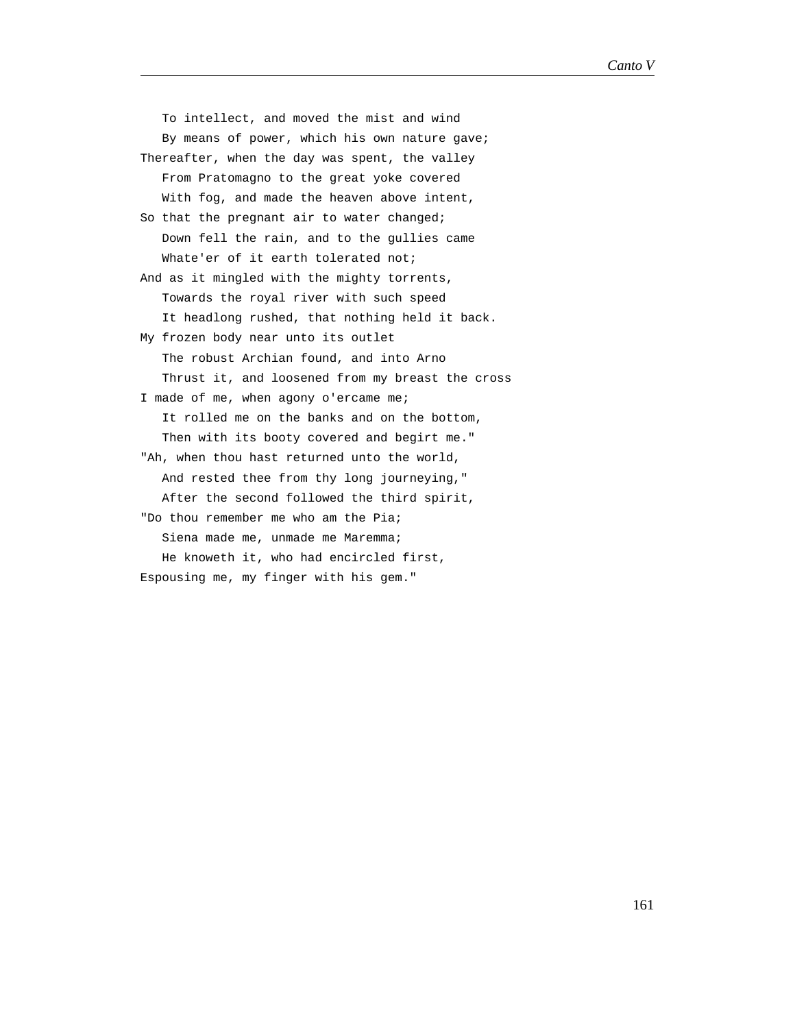To intellect, and moved the mist and wind
   By means of power, which his own nature gave;
Thereafter, when the day was spent, the valley
   From Pratomagno to the great yoke covered
   With fog, and made the heaven above intent,
So that the pregnant air to water changed;
   Down fell the rain, and to the gullies came
   Whate'er of it earth tolerated not;
And as it mingled with the mighty torrents,
   Towards the royal river with such speed
   It headlong rushed, that nothing held it back.
My frozen body near unto its outlet
   The robust Archian found, and into Arno
   Thrust it, and loosened from my breast the cross
I made of me, when agony o'ercame me;
   It rolled me on the banks and on the bottom,
   Then with its booty covered and begirt me."
"Ah, when thou hast returned unto the world,
   And rested thee from thy long journeying,"
   After the second followed the third spirit,
"Do thou remember me who am the Pia;
   Siena made me, unmade me Maremma;
   He knoweth it, who had encircled first,
Espousing me, my finger with his gem."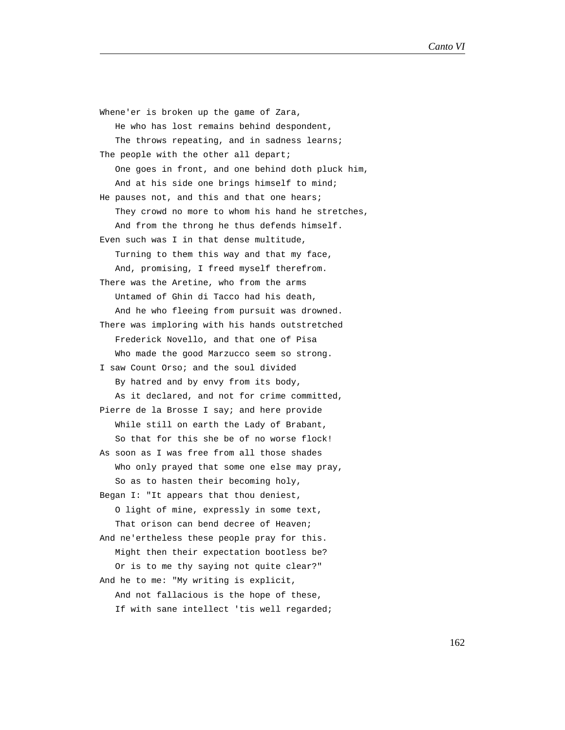Whene'er is broken up the game of Zara,  
   He who has lost remains behind despondent,  
   The throws repeating, and in sadness learns;  
The people with the other all depart;  
   One goes in front, and one behind doth pluck him,  
   And at his side one brings himself to mind;  
He pauses not, and this and that one hears;  
   They crowd no more to whom his hand he stretches,  
   And from the throng he thus defends himself.  
Even such was I in that dense multitude,  
   Turning to them this way and that my face,  
   And, promising, I freed myself therefrom.  
There was the Aretine, who from the arms  
   Untamed of Ghin di Tacco had his death,  
   And he who fleeing from pursuit was drowned.  
There was imploring with his hands outstretched  
   Frederick Novello, and that one of Pisa  
   Who made the good Marzucco seem so strong.  
I saw Count Orso; and the soul divided  
   By hatred and by envy from its body,  
   As it declared, and not for crime committed,  
Pierre de la Brosse I say; and here provide  
   While still on earth the Lady of Brabant,  
   So that for this she be of no worse flock!  
As soon as I was free from all those shades  
   Who only prayed that some one else may pray,  
   So as to hasten their becoming holy,  
Began I: "It appears that thou deniest,  
   O light of mine, expressly in some text,  
   That orison can bend decree of Heaven;  
And ne'ertheless these people pray for this.  
   Might then their expectation bootless be?  
   Or is to me thy saying not quite clear?"  
And he to me: "My writing is explicit,  
   And not fallacious is the hope of these,  
   If with sane intellect 'tis well regarded;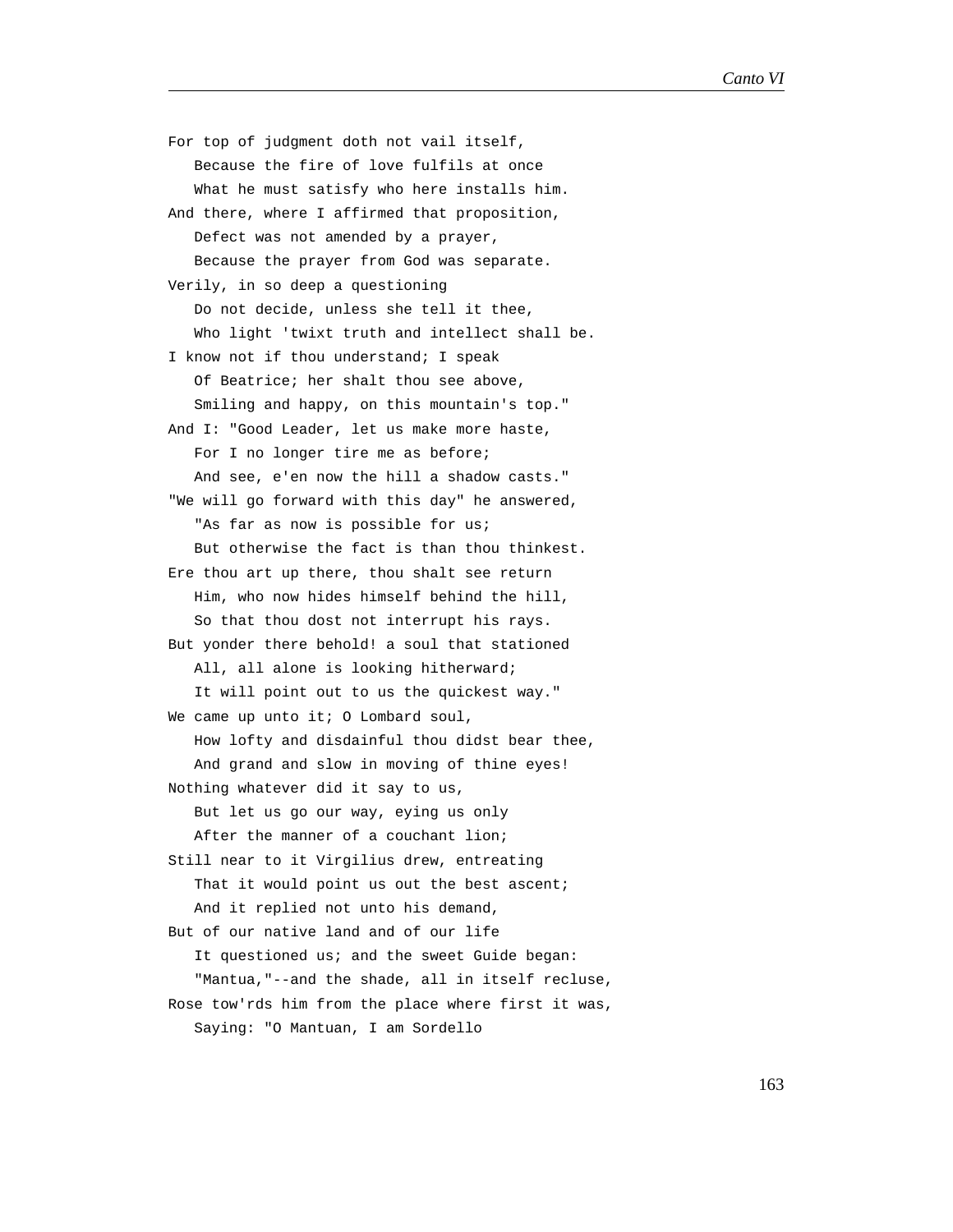For top of judgment doth not vail itself,
   Because the fire of love fulfils at once
   What he must satisfy who here installs him.
And there, where I affirmed that proposition,
   Defect was not amended by a prayer,
   Because the prayer from God was separate.
Verily, in so deep a questioning
   Do not decide, unless she tell it thee,
   Who light 'twixt truth and intellect shall be.
I know not if thou understand; I speak
   Of Beatrice; her shalt thou see above,
   Smiling and happy, on this mountain's top."
And I: "Good Leader, let us make more haste,
   For I no longer tire me as before;
   And see, e'en now the hill a shadow casts."
"We will go forward with this day" he answered,
   "As far as now is possible for us;
   But otherwise the fact is than thou thinkest.
Ere thou art up there, thou shalt see return
   Him, who now hides himself behind the hill,
   So that thou dost not interrupt his rays.
But yonder there behold! a soul that stationed
   All, all alone is looking hitherward;
   It will point out to us the quickest way."
We came up unto it; O Lombard soul,
   How lofty and disdainful thou didst bear thee,
   And grand and slow in moving of thine eyes!
Nothing whatever did it say to us,
   But let us go our way, eying us only
   After the manner of a couchant lion;
Still near to it Virgilius drew, entreating
   That it would point us out the best ascent;
   And it replied not unto his demand,
But of our native land and of our life
   It questioned us; and the sweet Guide began:
   "Mantua,"--and the shade, all in itself recluse,
Rose tow'rds him from the place where first it was,
   Saying: "O Mantuan, I am Sordello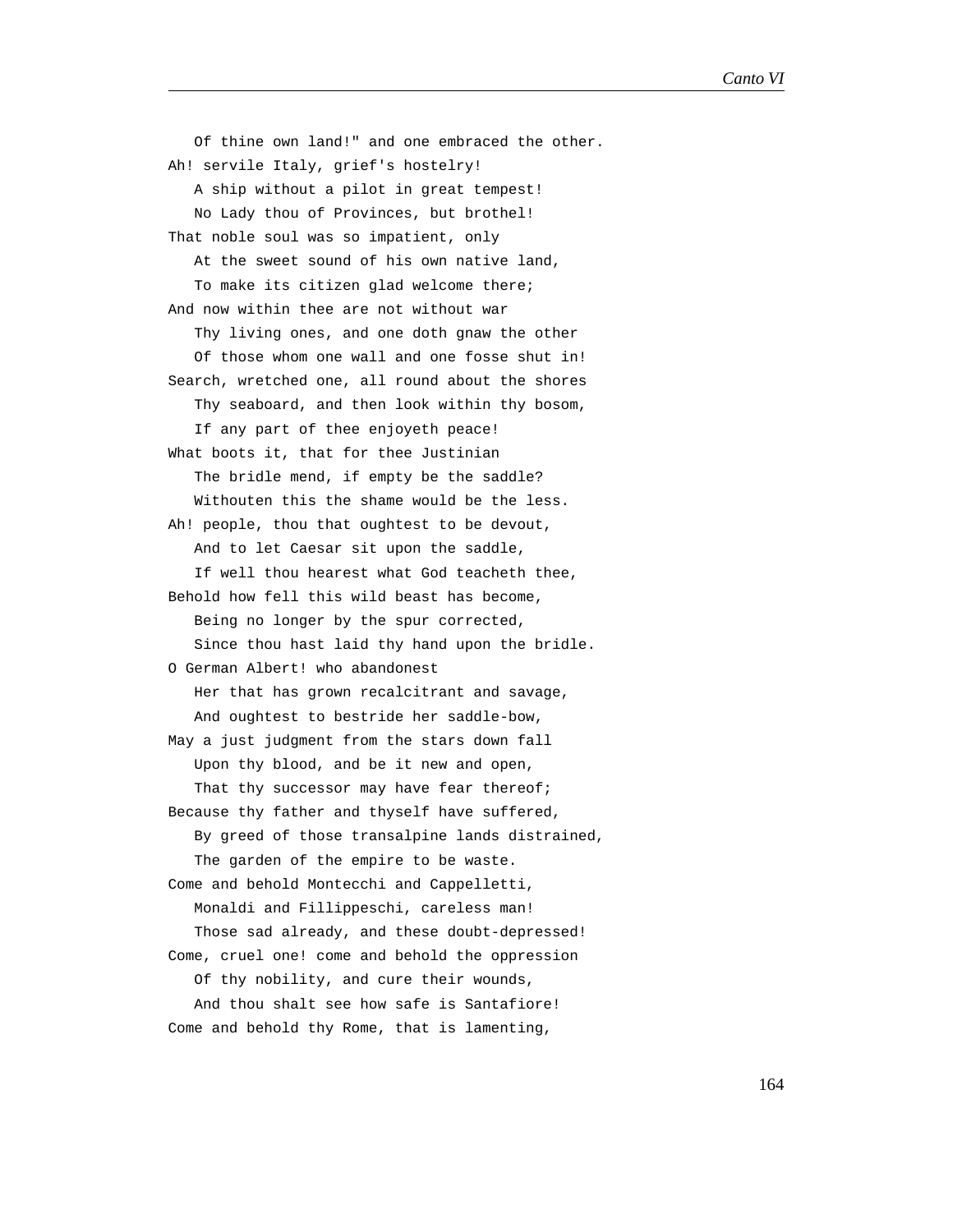Of thine own land!" and one embraced the other.
Ah! servile Italy, grief's hostelry!
   A ship without a pilot in great tempest!
   No Lady thou of Provinces, but brothel!
That noble soul was so impatient, only
   At the sweet sound of his own native land,
   To make its citizen glad welcome there;
And now within thee are not without war
   Thy living ones, and one doth gnaw the other
   Of those whom one wall and one fosse shut in!
Search, wretched one, all round about the shores
   Thy seaboard, and then look within thy bosom,
   If any part of thee enjoyeth peace!
What boots it, that for thee Justinian
   The bridle mend, if empty be the saddle?
   Withouten this the shame would be the less.
Ah! people, thou that oughtest to be devout,
   And to let Caesar sit upon the saddle,
   If well thou hearest what God teacheth thee,
Behold how fell this wild beast has become,
   Being no longer by the spur corrected,
   Since thou hast laid thy hand upon the bridle.
O German Albert! who abandonest
   Her that has grown recalcitrant and savage,
   And oughtest to bestride her saddle-bow,
May a just judgment from the stars down fall
   Upon thy blood, and be it new and open,
   That thy successor may have fear thereof;
Because thy father and thyself have suffered,
   By greed of those transalpine lands distrained,
   The garden of the empire to be waste.
Come and behold Montecchi and Cappelletti,
   Monaldi and Fillippeschi, careless man!
   Those sad already, and these doubt-depressed!
Come, cruel one! come and behold the oppression
   Of thy nobility, and cure their wounds,
   And thou shalt see how safe is Santafiore!
Come and behold thy Rome, that is lamenting,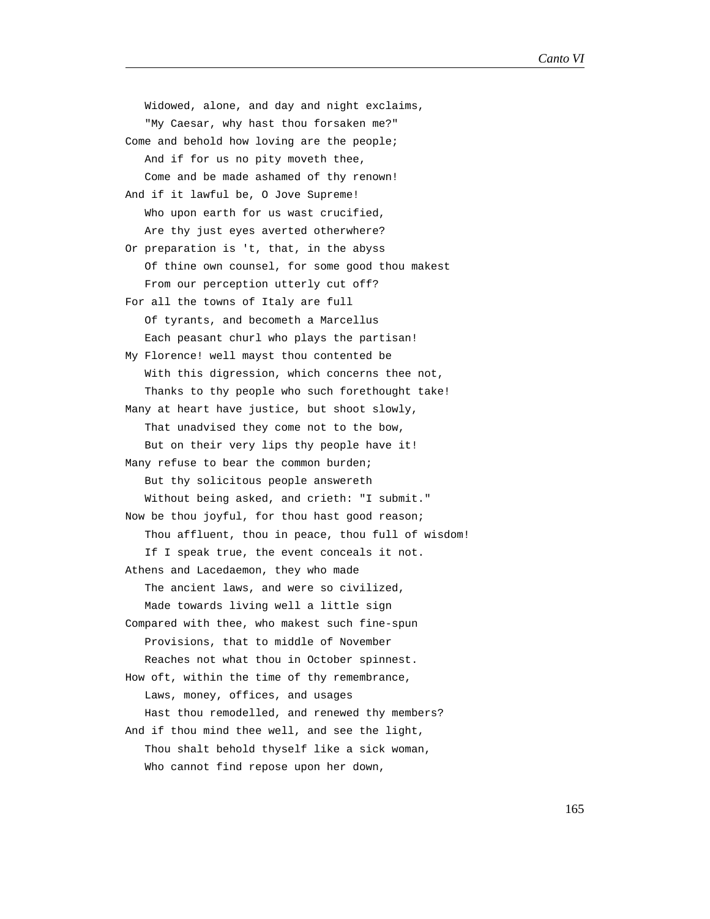Widowed, alone, and day and night exclaims,
   "My Caesar, why hast thou forsaken me?"
Come and behold how loving are the people;
   And if for us no pity moveth thee,
   Come and be made ashamed of thy renown!
And if it lawful be, O Jove Supreme!
   Who upon earth for us wast crucified,
   Are thy just eyes averted otherwhere?
Or preparation is 't, that, in the abyss
   Of thine own counsel, for some good thou makest
   From our perception utterly cut off?
For all the towns of Italy are full
   Of tyrants, and becometh a Marcellus
   Each peasant churl who plays the partisan!
My Florence! well mayst thou contented be
   With this digression, which concerns thee not,
   Thanks to thy people who such forethought take!
Many at heart have justice, but shoot slowly,
   That unadvised they come not to the bow,
   But on their very lips thy people have it!
Many refuse to bear the common burden;
   But thy solicitous people answereth
   Without being asked, and crieth: "I submit."
Now be thou joyful, for thou hast good reason;
   Thou affluent, thou in peace, thou full of wisdom!
   If I speak true, the event conceals it not.
Athens and Lacedaemon, they who made
   The ancient laws, and were so civilized,
   Made towards living well a little sign
Compared with thee, who makest such fine-spun
   Provisions, that to middle of November
   Reaches not what thou in October spinnest.
How oft, within the time of thy remembrance,
   Laws, money, offices, and usages
   Hast thou remodelled, and renewed thy members?
And if thou mind thee well, and see the light,
   Thou shalt behold thyself like a sick woman,
   Who cannot find repose upon her down,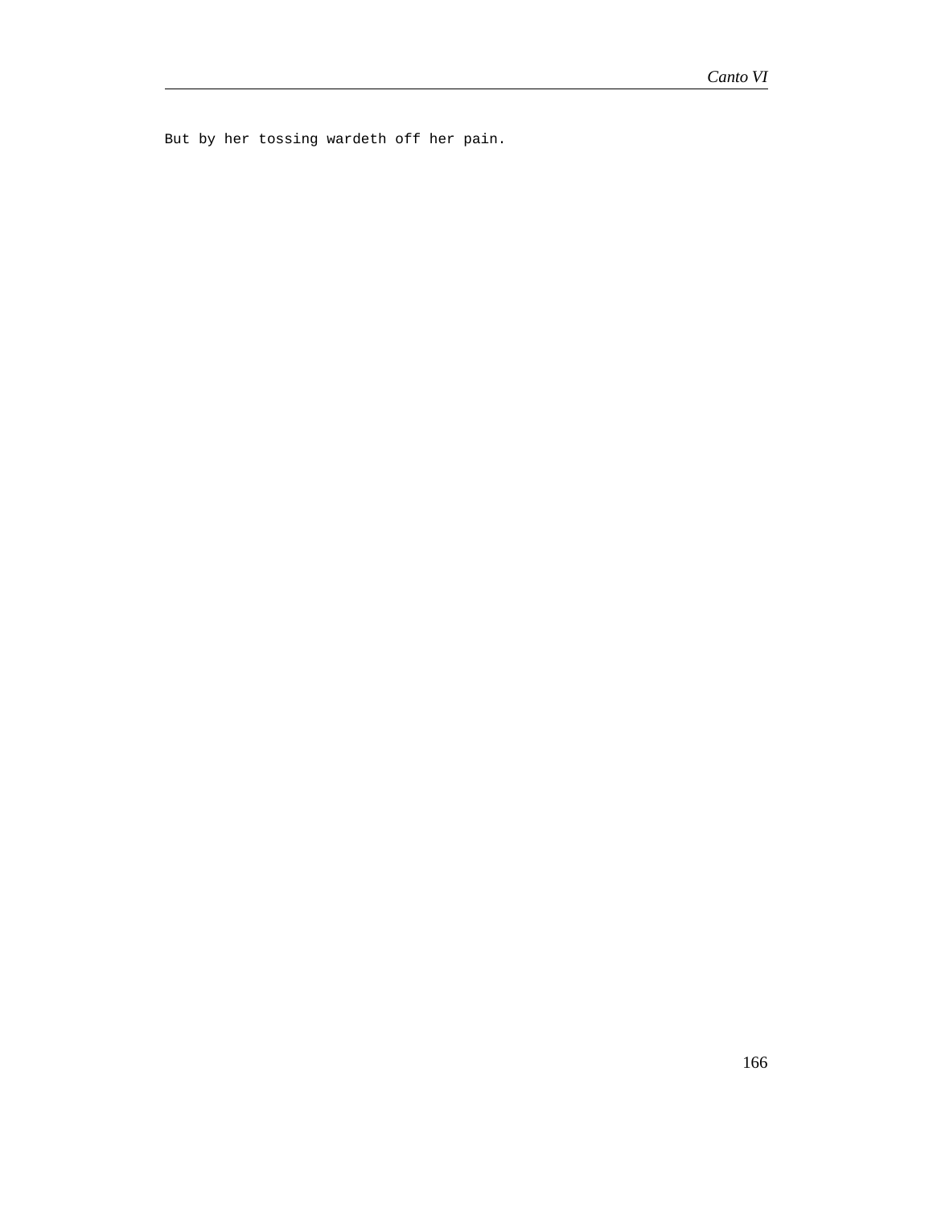But by her tossing wardeth off her pain.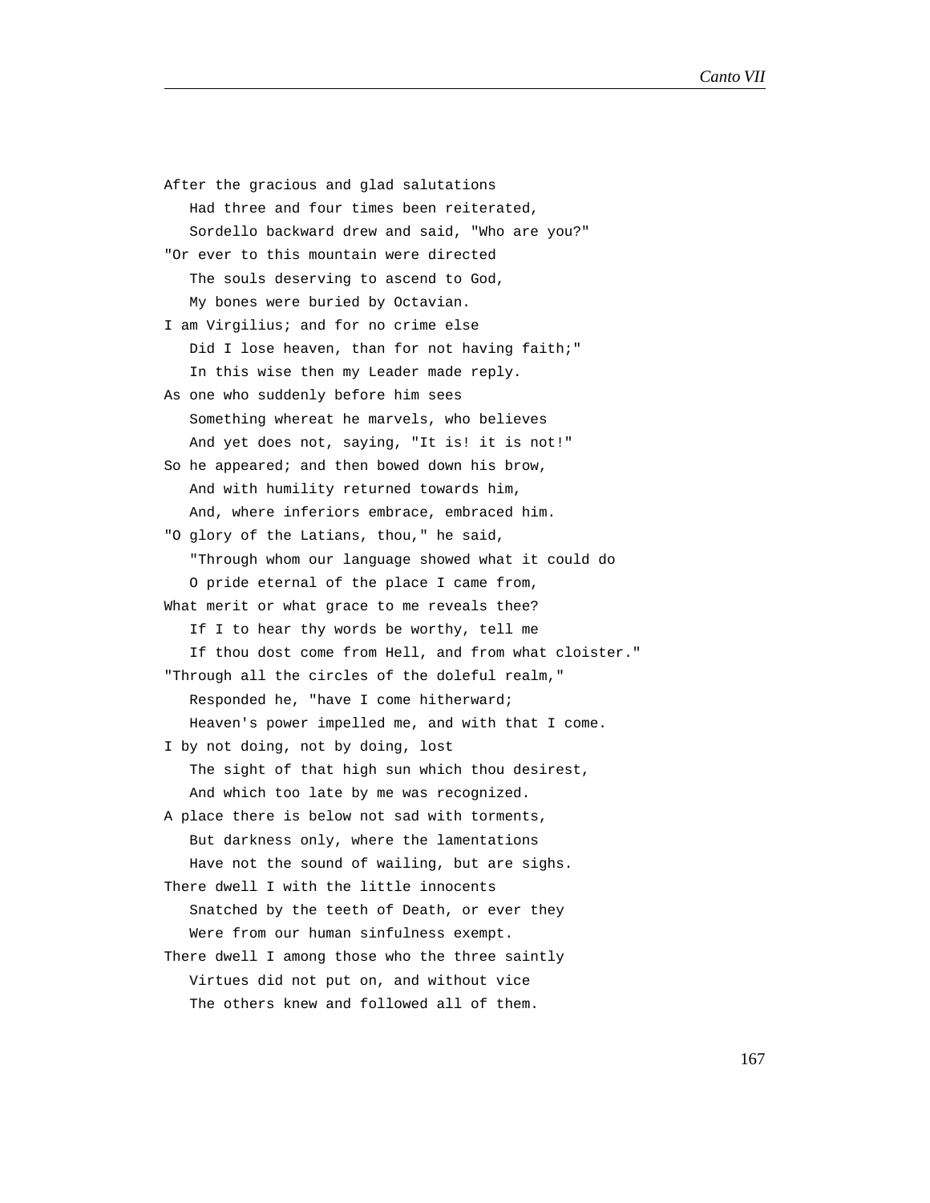After the gracious and glad salutations
   Had three and four times been reiterated,
   Sordello backward drew and said, "Who are you?"
"Or ever to this mountain were directed
   The souls deserving to ascend to God,
   My bones were buried by Octavian.
I am Virgilius; and for no crime else
   Did I lose heaven, than for not having faith;"
   In this wise then my Leader made reply.
As one who suddenly before him sees
   Something whereat he marvels, who believes
   And yet does not, saying, "It is! it is not!"
So he appeared; and then bowed down his brow,
   And with humility returned towards him,
   And, where inferiors embrace, embraced him.
"O glory of the Latians, thou," he said,
   "Through whom our language showed what it could do
   O pride eternal of the place I came from,
What merit or what grace to me reveals thee?
   If I to hear thy words be worthy, tell me
   If thou dost come from Hell, and from what cloister."
"Through all the circles of the doleful realm,"
   Responded he, "have I come hitherward;
   Heaven's power impelled me, and with that I come.
I by not doing, not by doing, lost
   The sight of that high sun which thou desirest,
   And which too late by me was recognized.
A place there is below not sad with torments,
   But darkness only, where the lamentations
   Have not the sound of wailing, but are sighs.
There dwell I with the little innocents
   Snatched by the teeth of Death, or ever they
   Were from our human sinfulness exempt.
There dwell I among those who the three saintly
   Virtues did not put on, and without vice
   The others knew and followed all of them.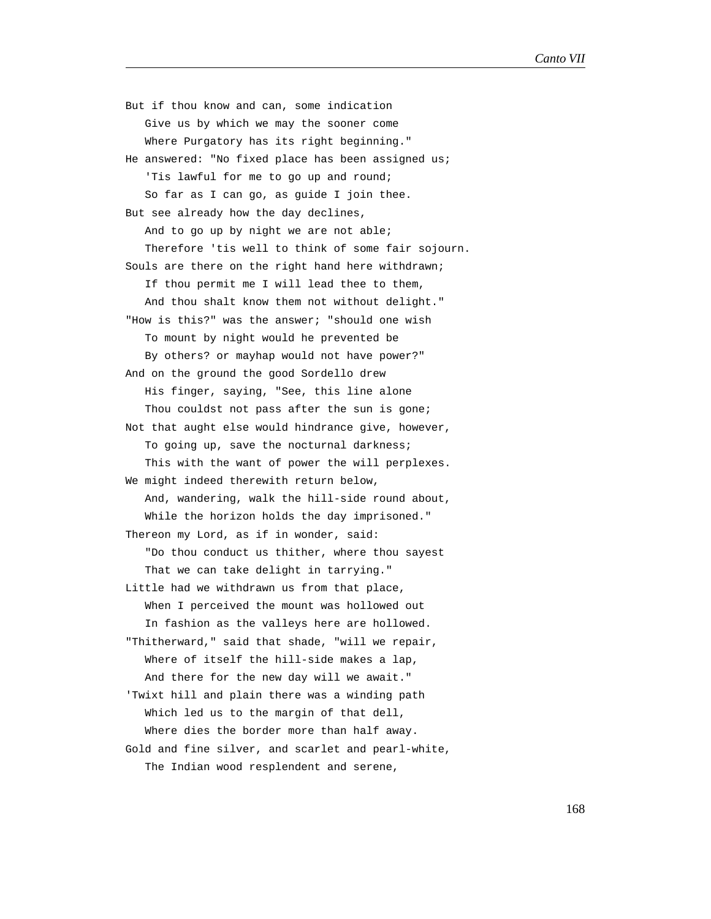But if thou know and can, some indication  
   Give us by which we may the sooner come  
   Where Purgatory has its right beginning."  
He answered: "No fixed place has been assigned us;  
   'Tis lawful for me to go up and round;  
   So far as I can go, as guide I join thee.  
But see already how the day declines,  
   And to go up by night we are not able;  
   Therefore 'tis well to think of some fair sojourn.  
Souls are there on the right hand here withdrawn;  
   If thou permit me I will lead thee to them,  
   And thou shalt know them not without delight."  
"How is this?" was the answer; "should one wish  
   To mount by night would he prevented be  
   By others? or mayhap would not have power?"  
And on the ground the good Sordello drew  
   His finger, saying, "See, this line alone  
   Thou couldst not pass after the sun is gone;  
Not that aught else would hindrance give, however,  
   To going up, save the nocturnal darkness;  
   This with the want of power the will perplexes.  
We might indeed therewith return below,  
   And, wandering, walk the hill-side round about,  
   While the horizon holds the day imprisoned."  
Thereon my Lord, as if in wonder, said:  
   "Do thou conduct us thither, where thou sayest  
   That we can take delight in tarrying."  
Little had we withdrawn us from that place,  
   When I perceived the mount was hollowed out  
   In fashion as the valleys here are hollowed.  
"Thitherward," said that shade, "will we repair,  
   Where of itself the hill-side makes a lap,  
   And there for the new day will we await."  
'Twixt hill and plain there was a winding path  
   Which led us to the margin of that dell,  
   Where dies the border more than half away.  
Gold and fine silver, and scarlet and pearl-white,  
   The Indian wood resplendent and serene,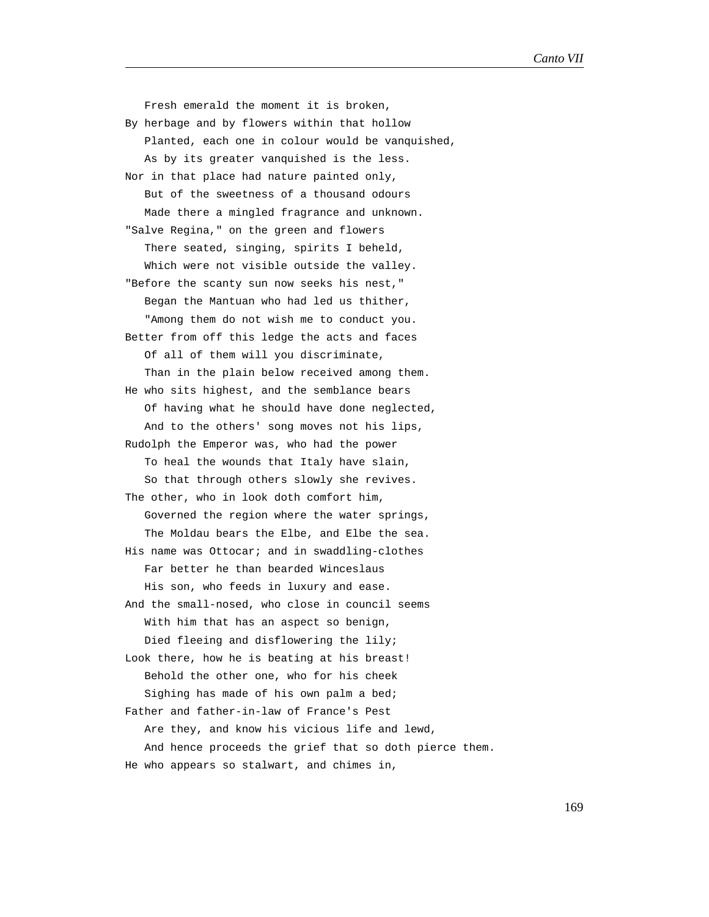Fresh emerald the moment it is broken,  
By herbage and by flowers within that hollow  
Planted, each one in colour would be vanquished,  
As by its greater vanquished is the less.  
Nor in that place had nature painted only,  
But of the sweetness of a thousand odours  
Made there a mingled fragrance and unknown.  
"Salve Regina," on the green and flowers  
There seated, singing, spirits I beheld,  
Which were not visible outside the valley.  
"Before the scanty sun now seeks his nest,"  
Began the Mantuan who had led us thither,  
"Among them do not wish me to conduct you.  
Better from off this ledge the acts and faces  
Of all of them will you discriminate,  
Than in the plain below received among them.  
He who sits highest, and the semblance bears  
Of having what he should have done neglected,  
And to the others' song moves not his lips,  
Rudolph the Emperor was, who had the power  
To heal the wounds that Italy have slain,  
So that through others slowly she revives.  
The other, who in look doth comfort him,  
Governed the region where the water springs,  
The Moldau bears the Elbe, and Elbe the sea.  
His name was Ottocar; and in swaddling-clothes  
Far better he than bearded Winceslaus  
His son, who feeds in luxury and ease.  
And the small-nosed, who close in council seems  
With him that has an aspect so benign,  
Died fleeing and disflowering the lily;  
Look there, how he is beating at his breast!  
Behold the other one, who for his cheek  
Sighing has made of his own palm a bed;  
Father and father-in-law of France's Pest  
Are they, and know his vicious life and lewd,  
And hence proceeds the grief that so doth pierce them.  
He who appears so stalwart, and chimes in,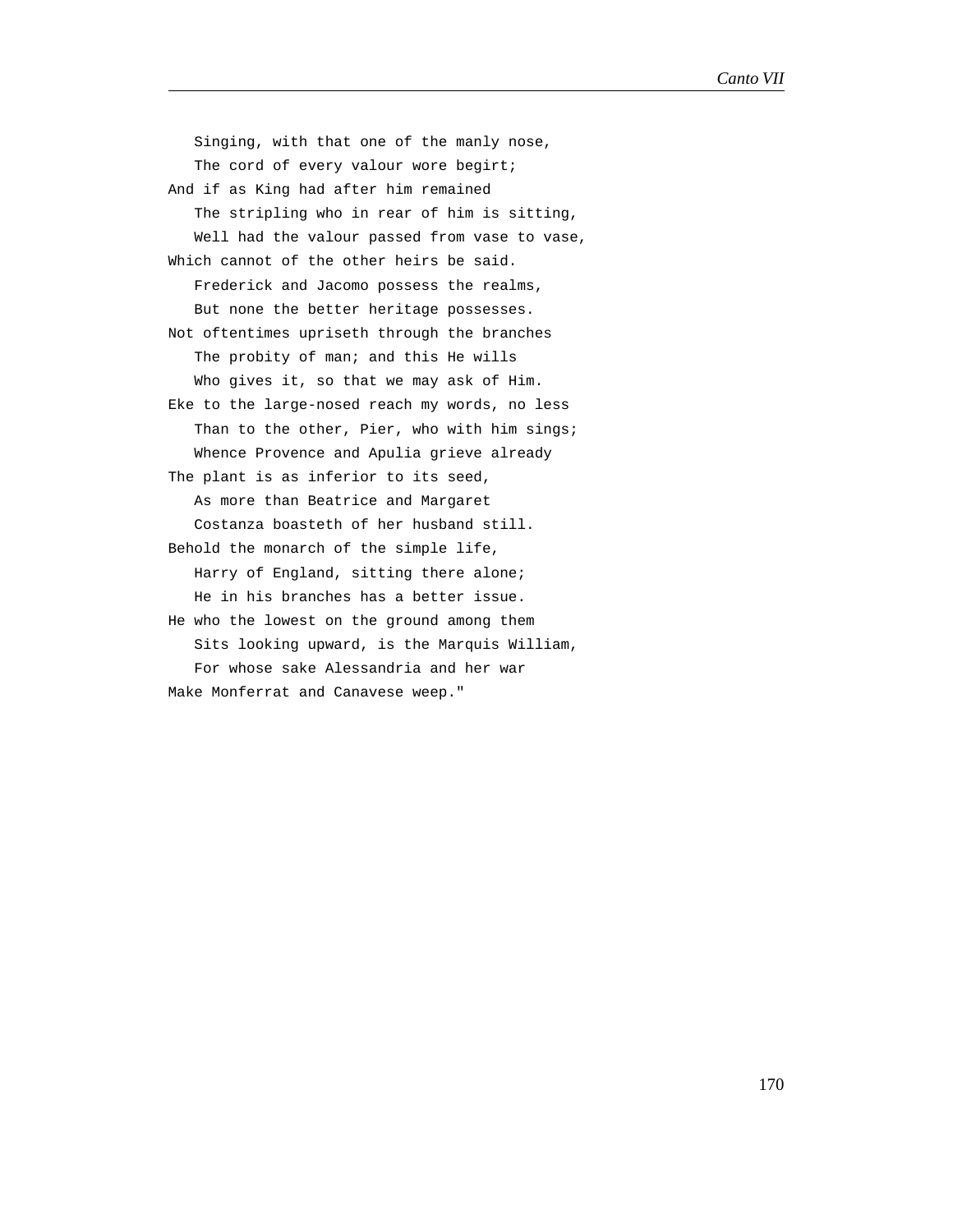Singing, with that one of the manly nose,  
   The cord of every valour wore begirt;  
And if as King had after him remained  
   The stripling who in rear of him is sitting,  
   Well had the valour passed from vase to vase,  
Which cannot of the other heirs be said.  
   Frederick and Jacomo possess the realms,  
   But none the better heritage possesses.  
Not oftentimes upriseth through the branches  
   The probity of man; and this He wills  
   Who gives it, so that we may ask of Him.  
Eke to the large-nosed reach my words, no less  
   Than to the other, Pier, who with him sings;  
   Whence Provence and Apulia grieve already  
The plant is as inferior to its seed,  
   As more than Beatrice and Margaret  
   Costanza boasteth of her husband still.  
Behold the monarch of the simple life,  
   Harry of England, sitting there alone;  
   He in his branches has a better issue.  
He who the lowest on the ground among them  
   Sits looking upward, is the Marquis William,  
   For whose sake Alessandria and her war  
Make Monferrat and Canavese weep."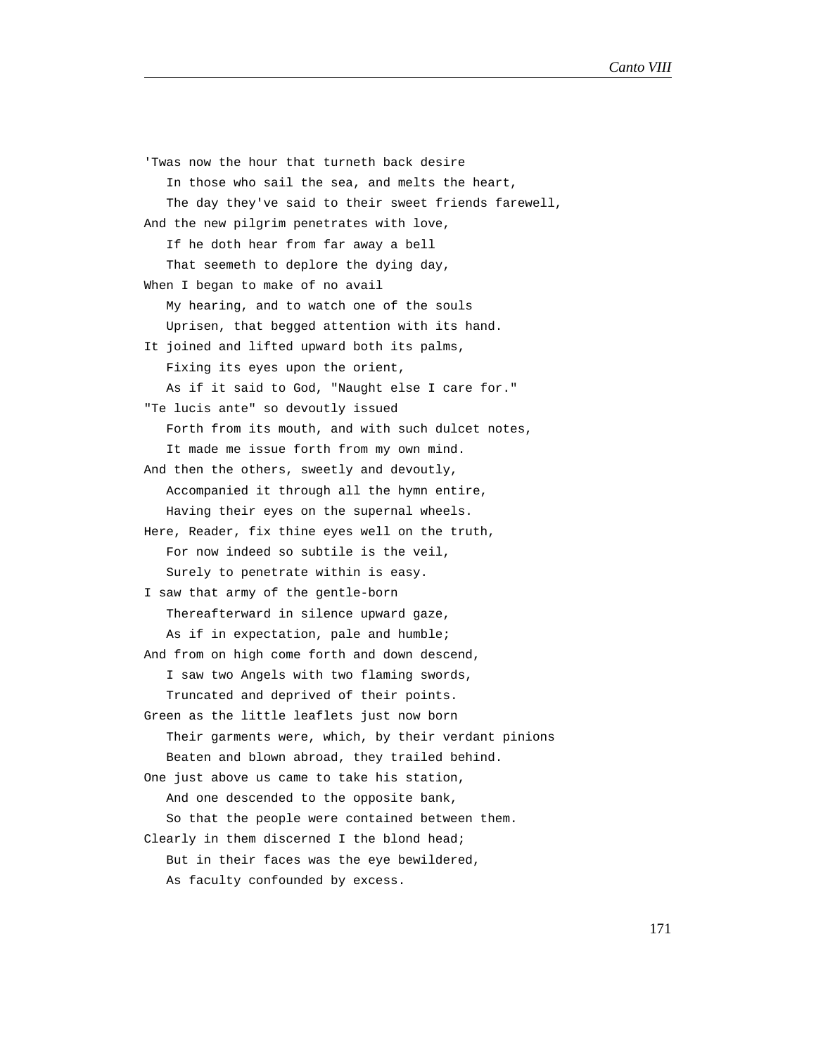'Twas now the hour that turneth back desire  
   In those who sail the sea, and melts the heart,  
   The day they've said to their sweet friends farewell,  
And the new pilgrim penetrates with love,  
   If he doth hear from far away a bell  
   That seemeth to deplore the dying day,  
When I began to make of no avail  
   My hearing, and to watch one of the souls  
   Uprisen, that begged attention with its hand.  
It joined and lifted upward both its palms,  
   Fixing its eyes upon the orient,  
   As if it said to God, "Naught else I care for."  
"Te lucis ante" so devoutly issued  
   Forth from its mouth, and with such dulcet notes,  
   It made me issue forth from my own mind.  
And then the others, sweetly and devoutly,  
   Accompanied it through all the hymn entire,  
   Having their eyes on the supernal wheels.  
Here, Reader, fix thine eyes well on the truth,  
   For now indeed so subtile is the veil,  
   Surely to penetrate within is easy.  
I saw that army of the gentle-born  
   Thereafterward in silence upward gaze,  
   As if in expectation, pale and humble;  
And from on high come forth and down descend,  
   I saw two Angels with two flaming swords,  
   Truncated and deprived of their points.  
Green as the little leaflets just now born  
   Their garments were, which, by their verdant pinions  
   Beaten and blown abroad, they trailed behind.  
One just above us came to take his station,  
   And one descended to the opposite bank,  
   So that the people were contained between them.  
Clearly in them discerned I the blond head;  
   But in their faces was the eye bewildered,  
   As faculty confounded by excess.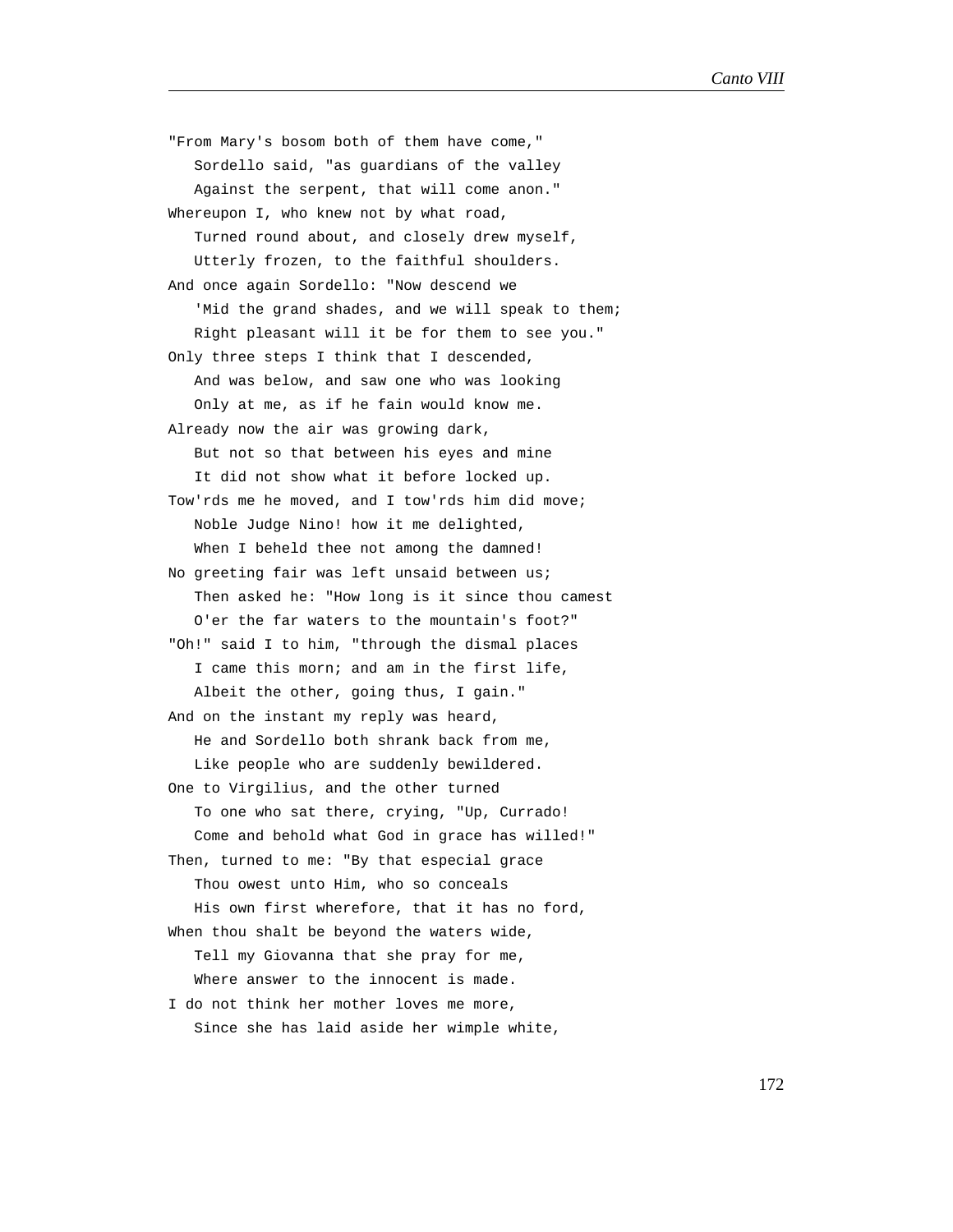"From Mary's bosom both of them have come,"
   Sordello said, "as guardians of the valley
   Against the serpent, that will come anon."
Whereupon I, who knew not by what road,
   Turned round about, and closely drew myself,
   Utterly frozen, to the faithful shoulders.
And once again Sordello: "Now descend we
   'Mid the grand shades, and we will speak to them;
   Right pleasant will it be for them to see you."
Only three steps I think that I descended,
   And was below, and saw one who was looking
   Only at me, as if he fain would know me.
Already now the air was growing dark,
   But not so that between his eyes and mine
   It did not show what it before locked up.
Tow'rds me he moved, and I tow'rds him did move;
   Noble Judge Nino! how it me delighted,
   When I beheld thee not among the damned!
No greeting fair was left unsaid between us;
   Then asked he: "How long is it since thou camest
   O'er the far waters to the mountain's foot?"
"Oh!" said I to him, "through the dismal places
   I came this morn; and am in the first life,
   Albeit the other, going thus, I gain."
And on the instant my reply was heard,
   He and Sordello both shrank back from me,
   Like people who are suddenly bewildered.
One to Virgilius, and the other turned
   To one who sat there, crying, "Up, Currado!
   Come and behold what God in grace has willed!"
Then, turned to me: "By that especial grace
   Thou owest unto Him, who so conceals
   His own first wherefore, that it has no ford,
When thou shalt be beyond the waters wide,
   Tell my Giovanna that she pray for me,
   Where answer to the innocent is made.
I do not think her mother loves me more,
   Since she has laid aside her wimple white,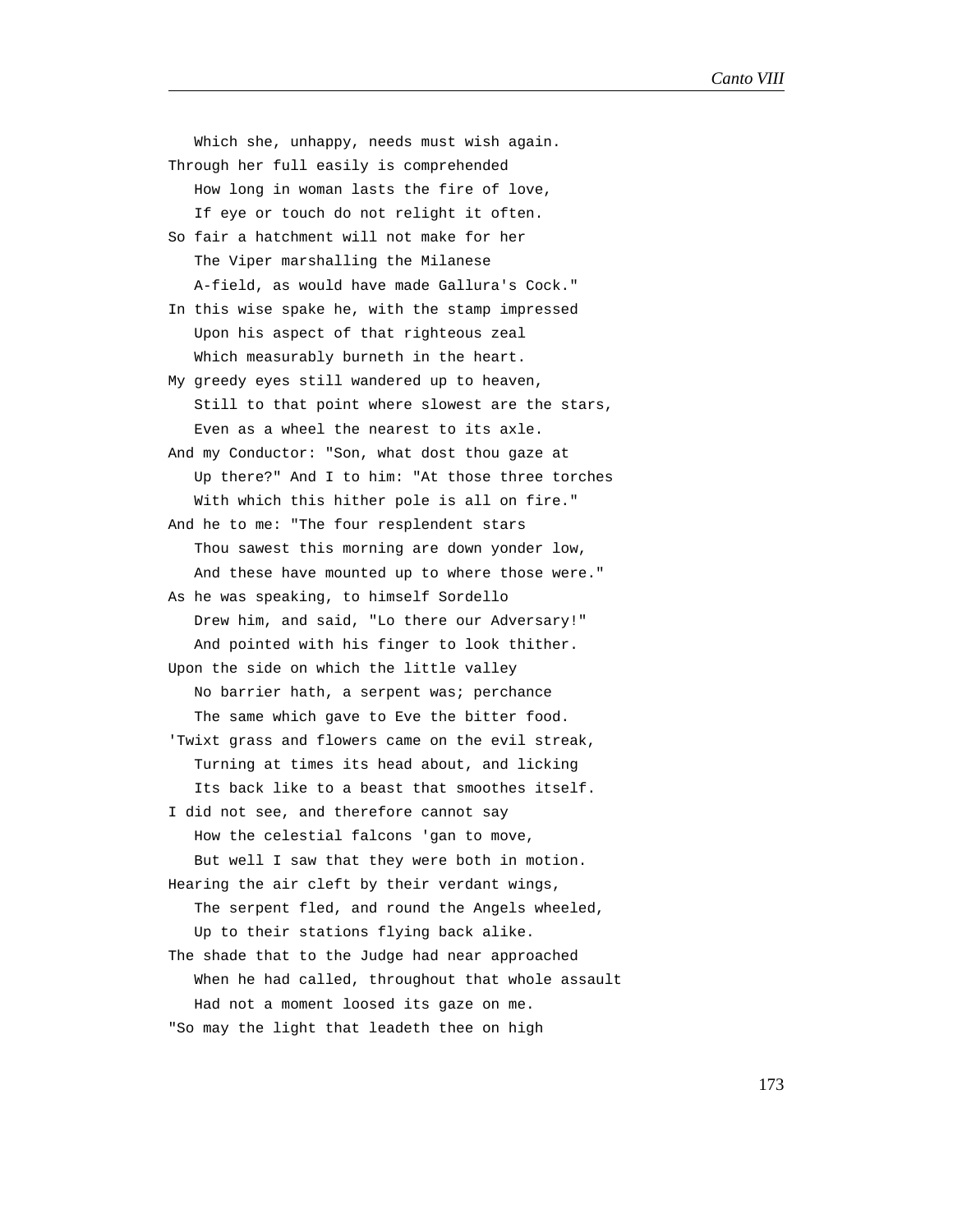Which she, unhappy, needs must wish again.
Through her full easily is comprehended
   How long in woman lasts the fire of love,
   If eye or touch do not relight it often.
So fair a hatchment will not make for her
   The Viper marshalling the Milanese
   A-field, as would have made Gallura's Cock."
In this wise spake he, with the stamp impressed
   Upon his aspect of that righteous zeal
   Which measurably burneth in the heart.
My greedy eyes still wandered up to heaven,
   Still to that point where slowest are the stars,
   Even as a wheel the nearest to its axle.
And my Conductor: "Son, what dost thou gaze at
   Up there?" And I to him: "At those three torches
   With which this hither pole is all on fire."
And he to me: "The four resplendent stars
   Thou sawest this morning are down yonder low,
   And these have mounted up to where those were."
As he was speaking, to himself Sordello
   Drew him, and said, "Lo there our Adversary!"
   And pointed with his finger to look thither.
Upon the side on which the little valley
   No barrier hath, a serpent was; perchance
   The same which gave to Eve the bitter food.
'Twixt grass and flowers came on the evil streak,
   Turning at times its head about, and licking
   Its back like to a beast that smoothes itself.
I did not see, and therefore cannot say
   How the celestial falcons 'gan to move,
   But well I saw that they were both in motion.
Hearing the air cleft by their verdant wings,
   The serpent fled, and round the Angels wheeled,
   Up to their stations flying back alike.
The shade that to the Judge had near approached
   When he had called, throughout that whole assault
   Had not a moment loosed its gaze on me.
"So may the light that leadeth thee on high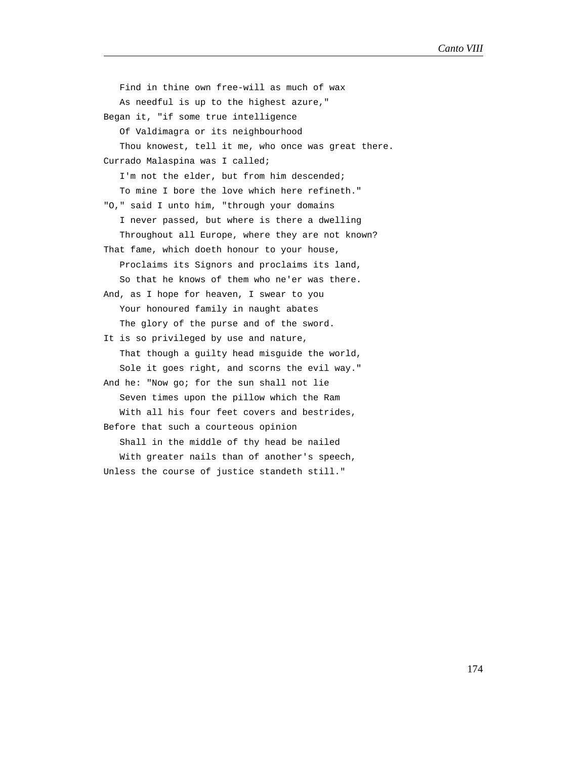Find in thine own free-will as much of wax  
As needful is up to the highest azure,"  
Began it, "if some true intelligence  
Of Valdimagra or its neighbourhood  
Thou knowest, tell it me, who once was great there.  
Currado Malaspina was I called;  
I'm not the elder, but from him descended;  
To mine I bore the love which here refineth."  
"O," said I unto him, "through your domains  
I never passed, but where is there a dwelling  
Throughout all Europe, where they are not known?  
That fame, which doeth honour to your house,  
Proclaims its Signors and proclaims its land,  
So that he knows of them who ne'er was there.  
And, as I hope for heaven, I swear to you  
Your honoured family in naught abates  
The glory of the purse and of the sword.  
It is so privileged by use and nature,  
That though a guilty head misguide the world,  
Sole it goes right, and scorns the evil way."  
And he: "Now go; for the sun shall not lie  
Seven times upon the pillow which the Ram  
With all his four feet covers and bestrides,  
Before that such a courteous opinion  
Shall in the middle of thy head be nailed  
With greater nails than of another's speech,  
Unless the course of justice standeth still."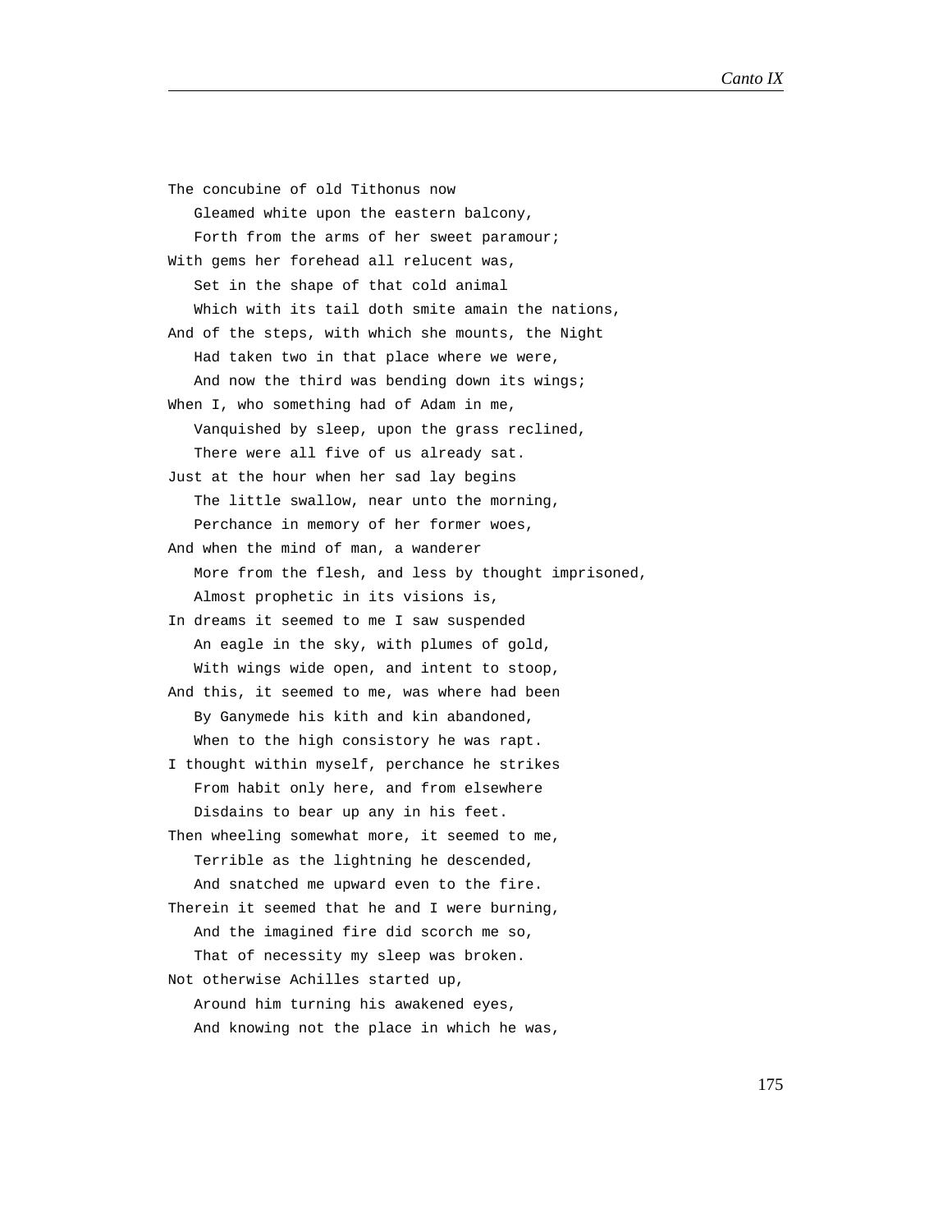The concubine of old Tithonus now
   Gleamed white upon the eastern balcony,
   Forth from the arms of her sweet paramour;
With gems her forehead all relucent was,
   Set in the shape of that cold animal
   Which with its tail doth smite amain the nations,
And of the steps, with which she mounts, the Night
   Had taken two in that place where we were,
   And now the third was bending down its wings;
When I, who something had of Adam in me,
   Vanquished by sleep, upon the grass reclined,
   There were all five of us already sat.
Just at the hour when her sad lay begins
   The little swallow, near unto the morning,
   Perchance in memory of her former woes,
And when the mind of man, a wanderer
   More from the flesh, and less by thought imprisoned,
   Almost prophetic in its visions is,
In dreams it seemed to me I saw suspended
   An eagle in the sky, with plumes of gold,
   With wings wide open, and intent to stoop,
And this, it seemed to me, was where had been
   By Ganymede his kith and kin abandoned,
   When to the high consistory he was rapt.
I thought within myself, perchance he strikes
   From habit only here, and from elsewhere
   Disdains to bear up any in his feet.
Then wheeling somewhat more, it seemed to me,
   Terrible as the lightning he descended,
   And snatched me upward even to the fire.
Therein it seemed that he and I were burning,
   And the imagined fire did scorch me so,
   That of necessity my sleep was broken.
Not otherwise Achilles started up,
   Around him turning his awakened eyes,
   And knowing not the place in which he was,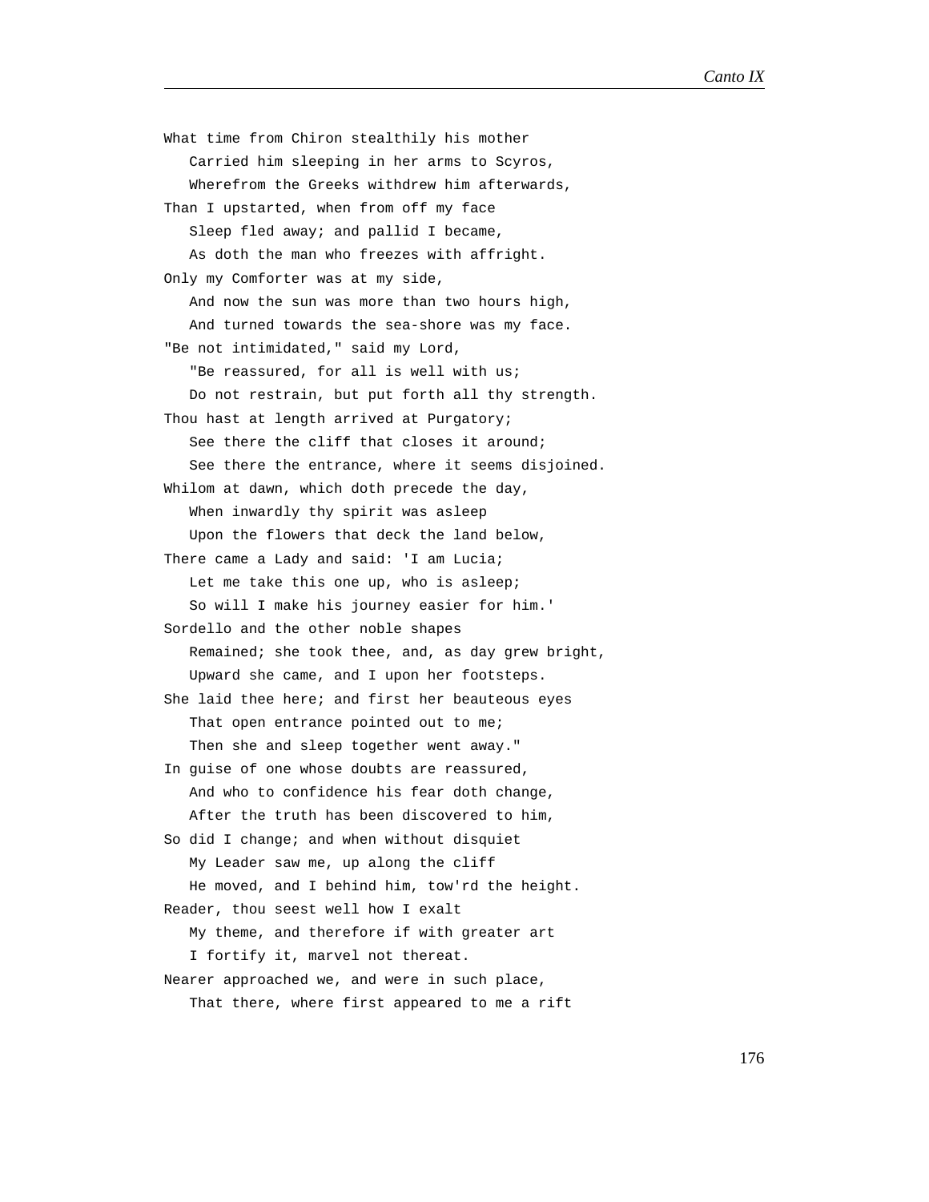What time from Chiron stealthily his mother
   Carried him sleeping in her arms to Scyros,
   Wherefrom the Greeks withdrew him afterwards,
Than I upstarted, when from off my face
   Sleep fled away; and pallid I became,
   As doth the man who freezes with affright.
Only my Comforter was at my side,
   And now the sun was more than two hours high,
   And turned towards the sea-shore was my face.
"Be not intimidated," said my Lord,
   "Be reassured, for all is well with us;
   Do not restrain, but put forth all thy strength.
Thou hast at length arrived at Purgatory;
   See there the cliff that closes it around;
   See there the entrance, where it seems disjoined.
Whilom at dawn, which doth precede the day,
   When inwardly thy spirit was asleep
   Upon the flowers that deck the land below,
There came a Lady and said: 'I am Lucia;
   Let me take this one up, who is asleep;
   So will I make his journey easier for him.'
Sordello and the other noble shapes
   Remained; she took thee, and, as day grew bright,
   Upward she came, and I upon her footsteps.
She laid thee here; and first her beauteous eyes
   That open entrance pointed out to me;
   Then she and sleep together went away."
In guise of one whose doubts are reassured,
   And who to confidence his fear doth change,
   After the truth has been discovered to him,
So did I change; and when without disquiet
   My Leader saw me, up along the cliff
   He moved, and I behind him, tow'rd the height.
Reader, thou seest well how I exalt
   My theme, and therefore if with greater art
   I fortify it, marvel not thereat.
Nearer approached we, and were in such place,
   That there, where first appeared to me a rift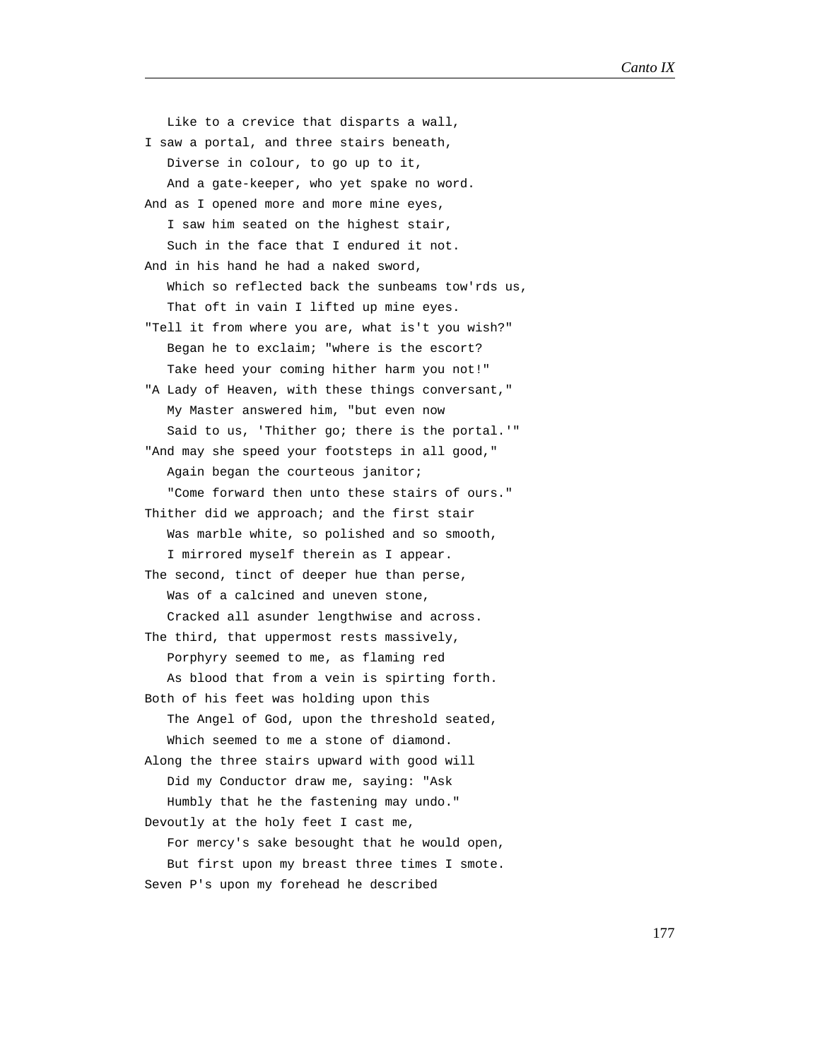Like to a crevice that disparts a wall,
I saw a portal, and three stairs beneath,
Diverse in colour, to go up to it,
And a gate-keeper, who yet spake no word.
And as I opened more and more mine eyes,
I saw him seated on the highest stair,
Such in the face that I endured it not.
And in his hand he had a naked sword,
Which so reflected back the sunbeams tow'rds us,
That oft in vain I lifted up mine eyes.
"Tell it from where you are, what is't you wish?"
Began he to exclaim; "where is the escort?
Take heed your coming hither harm you not!"
"A Lady of Heaven, with these things conversant,"
My Master answered him, "but even now
Said to us, 'Thither go; there is the portal.'"
"And may she speed your footsteps in all good,"
Again began the courteous janitor;
"Come forward then unto these stairs of ours."
Thither did we approach; and the first stair
Was marble white, so polished and so smooth,
I mirrored myself therein as I appear.
The second, tinct of deeper hue than perse,
Was of a calcined and uneven stone,
Cracked all asunder lengthwise and across.
The third, that uppermost rests massively,
Porphyry seemed to me, as flaming red
As blood that from a vein is spirting forth.
Both of his feet was holding upon this
The Angel of God, upon the threshold seated,
Which seemed to me a stone of diamond.
Along the three stairs upward with good will
Did my Conductor draw me, saying: "Ask
Humbly that he the fastening may undo."
Devoutly at the holy feet I cast me,
For mercy's sake besought that he would open,
But first upon my breast three times I smote.
Seven P's upon my forehead he described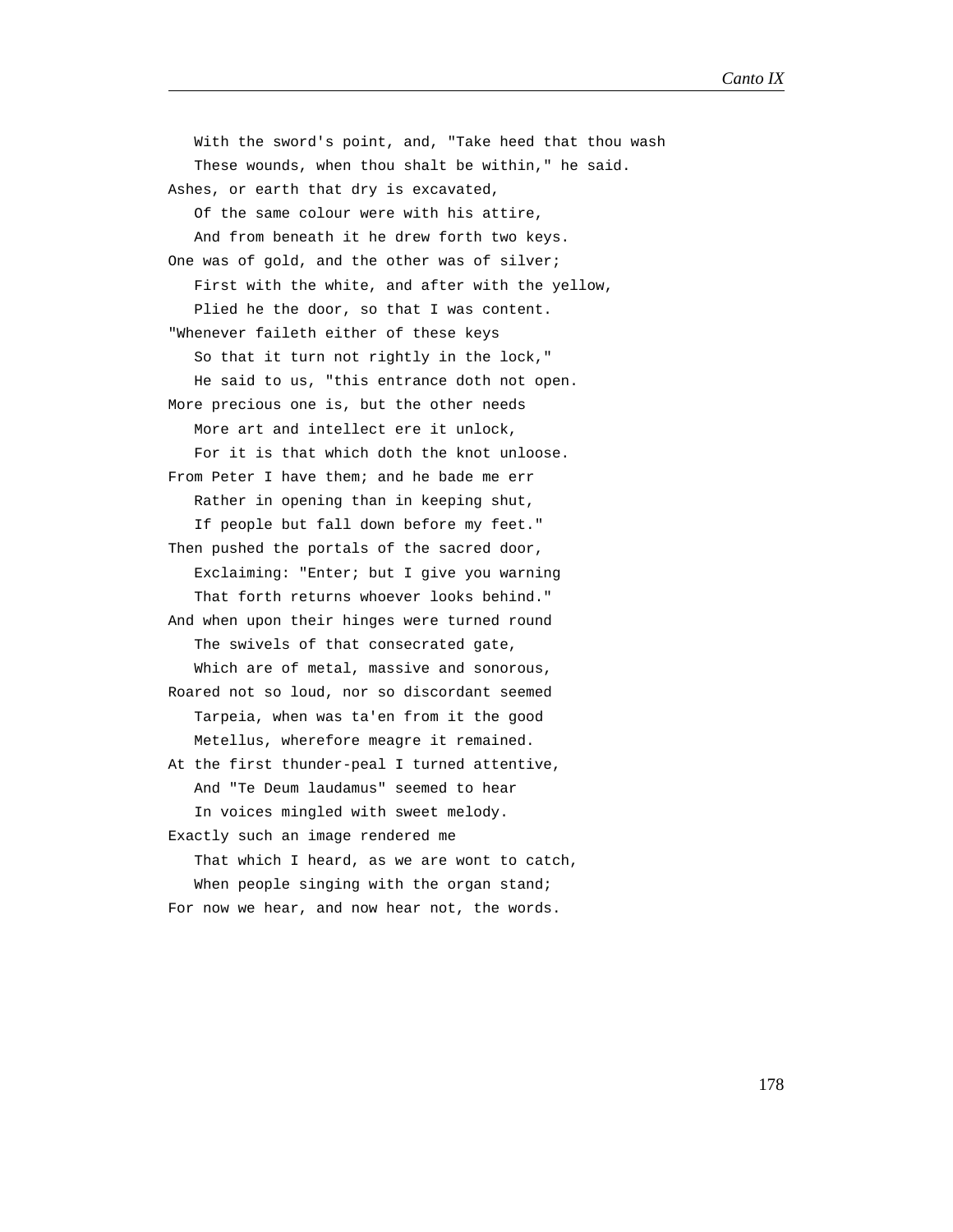With the sword's point, and, "Take heed that thou wash  
   These wounds, when thou shalt be within," he said.  
Ashes, or earth that dry is excavated,  
   Of the same colour were with his attire,  
   And from beneath it he drew forth two keys.  
One was of gold, and the other was of silver;  
   First with the white, and after with the yellow,  
   Plied he the door, so that I was content.  
"Whenever faileth either of these keys  
   So that it turn not rightly in the lock,"  
   He said to us, "this entrance doth not open.  
More precious one is, but the other needs  
   More art and intellect ere it unlock,  
   For it is that which doth the knot unloose.  
From Peter I have them; and he bade me err  
   Rather in opening than in keeping shut,  
   If people but fall down before my feet."  
Then pushed the portals of the sacred door,  
   Exclaiming: "Enter; but I give you warning  
   That forth returns whoever looks behind."  
And when upon their hinges were turned round  
   The swivels of that consecrated gate,  
   Which are of metal, massive and sonorous,  
Roared not so loud, nor so discordant seemed  
   Tarpeia, when was ta'en from it the good  
   Metellus, wherefore meagre it remained.  
At the first thunder-peal I turned attentive,  
   And "Te Deum laudamus" seemed to hear  
   In voices mingled with sweet melody.  
Exactly such an image rendered me  
   That which I heard, as we are wont to catch,  
   When people singing with the organ stand;  
For now we hear, and now hear not, the words.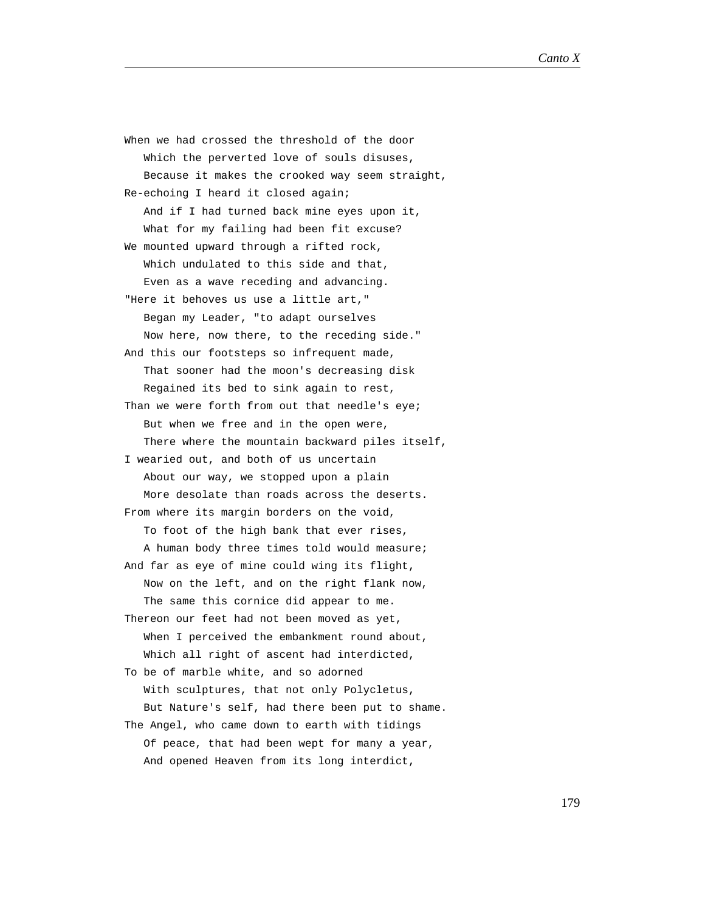When we had crossed the threshold of the door
   Which the perverted love of souls disuses,
   Because it makes the crooked way seem straight,
Re-echoing I heard it closed again;
   And if I had turned back mine eyes upon it,
   What for my failing had been fit excuse?
We mounted upward through a rifted rock,
   Which undulated to this side and that,
   Even as a wave receding and advancing.
"Here it behoves us use a little art,"
   Began my Leader, "to adapt ourselves
   Now here, now there, to the receding side."
And this our footsteps so infrequent made,
   That sooner had the moon's decreasing disk
   Regained its bed to sink again to rest,
Than we were forth from out that needle's eye;
   But when we free and in the open were,
   There where the mountain backward piles itself,
I wearied out, and both of us uncertain
   About our way, we stopped upon a plain
   More desolate than roads across the deserts.
From where its margin borders on the void,
   To foot of the high bank that ever rises,
   A human body three times told would measure;
And far as eye of mine could wing its flight,
   Now on the left, and on the right flank now,
   The same this cornice did appear to me.
Thereon our feet had not been moved as yet,
   When I perceived the embankment round about,
   Which all right of ascent had interdicted,
To be of marble white, and so adorned
   With sculptures, that not only Polycletus,
   But Nature's self, had there been put to shame.
The Angel, who came down to earth with tidings
   Of peace, that had been wept for many a year,
   And opened Heaven from its long interdict,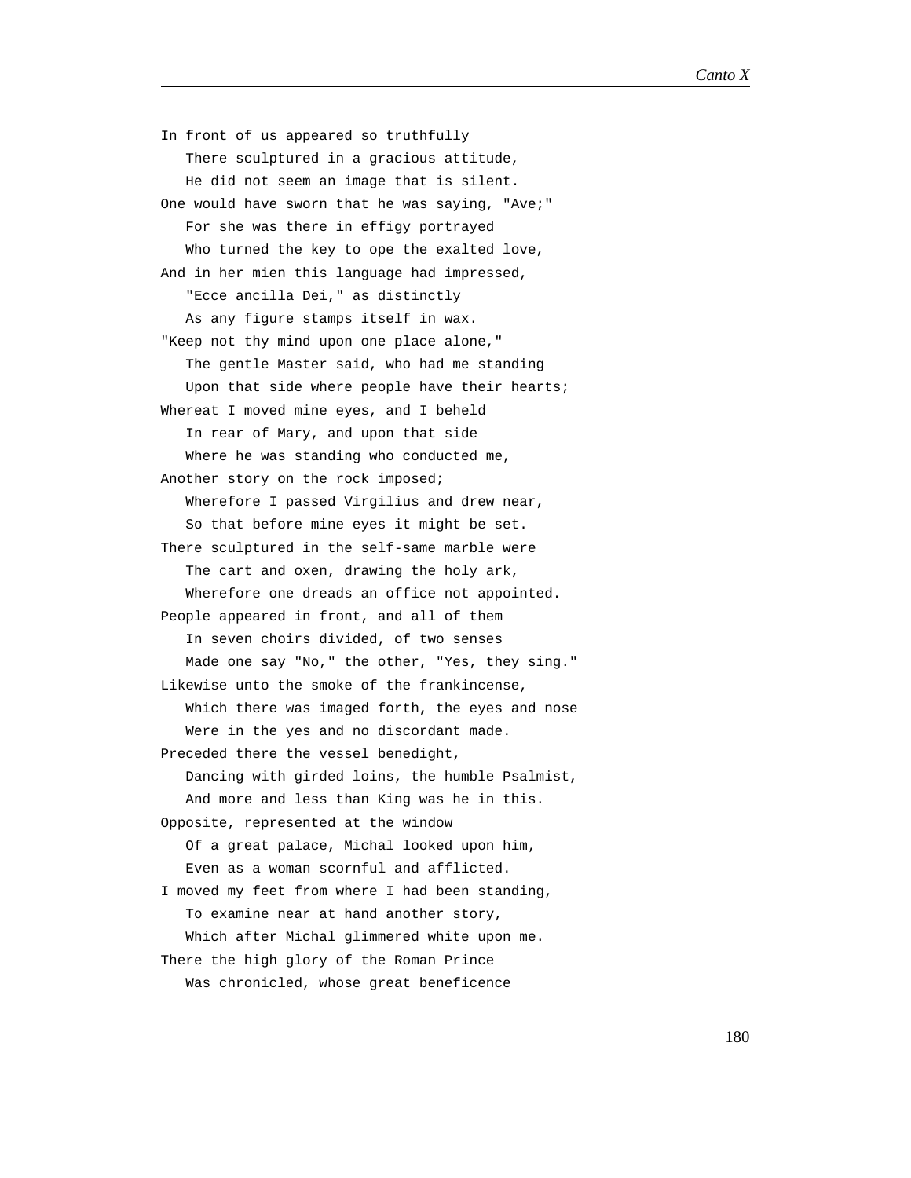In front of us appeared so truthfully
   There sculptured in a gracious attitude,
   He did not seem an image that is silent.
One would have sworn that he was saying, "Ave;"
   For she was there in effigy portrayed
   Who turned the key to ope the exalted love,
And in her mien this language had impressed,
   "Ecce ancilla Dei," as distinctly
   As any figure stamps itself in wax.
"Keep not thy mind upon one place alone,"
   The gentle Master said, who had me standing
   Upon that side where people have their hearts;
Whereat I moved mine eyes, and I beheld
   In rear of Mary, and upon that side
   Where he was standing who conducted me,
Another story on the rock imposed;
   Wherefore I passed Virgilius and drew near,
   So that before mine eyes it might be set.
There sculptured in the self-same marble were
   The cart and oxen, drawing the holy ark,
   Wherefore one dreads an office not appointed.
People appeared in front, and all of them
   In seven choirs divided, of two senses
   Made one say "No," the other, "Yes, they sing."
Likewise unto the smoke of the frankincense,
   Which there was imaged forth, the eyes and nose
   Were in the yes and no discordant made.
Preceded there the vessel benedight,
   Dancing with girded loins, the humble Psalmist,
   And more and less than King was he in this.
Opposite, represented at the window
   Of a great palace, Michal looked upon him,
   Even as a woman scornful and afflicted.
I moved my feet from where I had been standing,
   To examine near at hand another story,
   Which after Michal glimmered white upon me.
There the high glory of the Roman Prince
   Was chronicled, whose great beneficence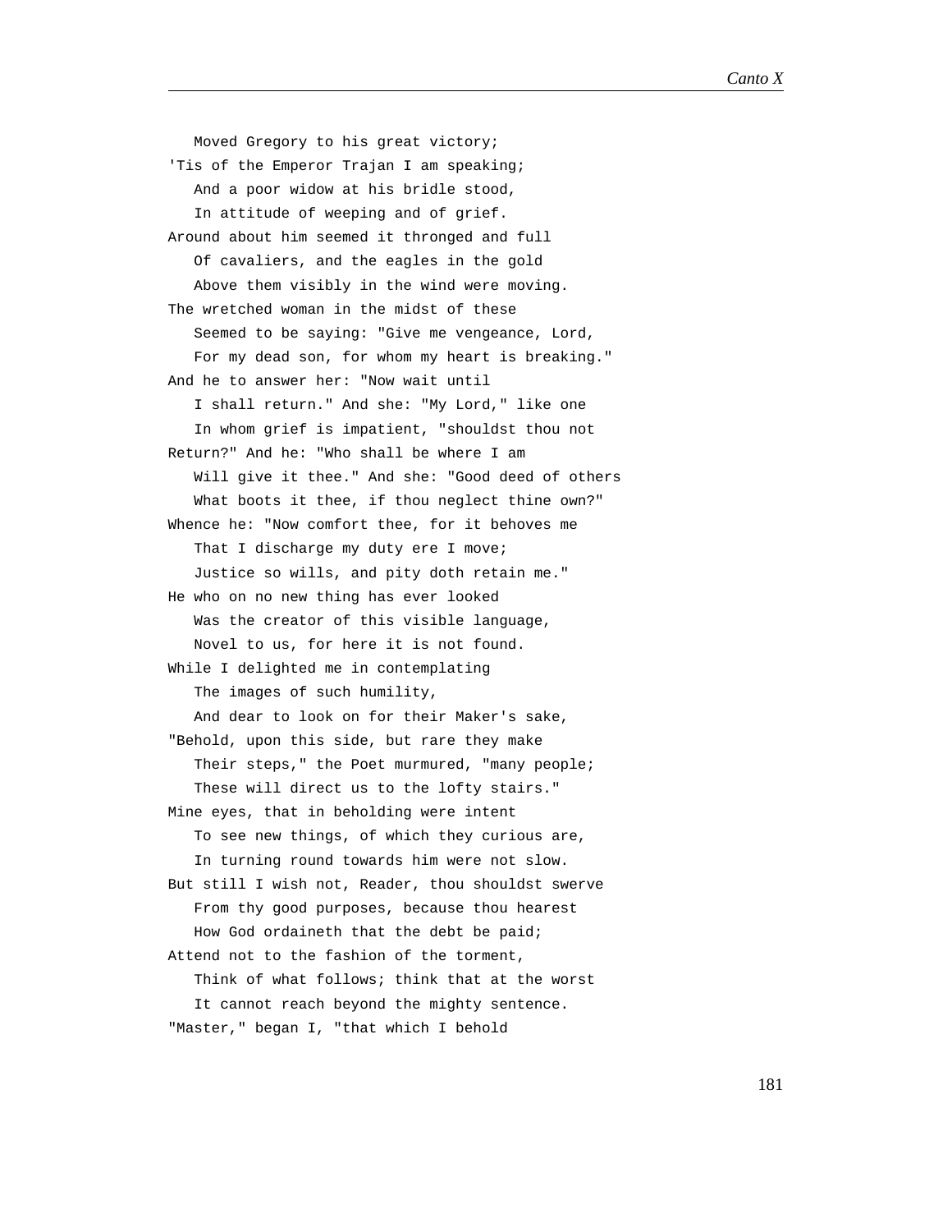Moved Gregory to his great victory;
'Tis of the Emperor Trajan I am speaking;
   And a poor widow at his bridle stood,
   In attitude of weeping and of grief.
Around about him seemed it thronged and full
   Of cavaliers, and the eagles in the gold
   Above them visibly in the wind were moving.
The wretched woman in the midst of these
   Seemed to be saying: "Give me vengeance, Lord,
   For my dead son, for whom my heart is breaking."
And he to answer her: "Now wait until
   I shall return." And she: "My Lord," like one
   In whom grief is impatient, "shouldst thou not
Return?" And he: "Who shall be where I am
   Will give it thee." And she: "Good deed of others
   What boots it thee, if thou neglect thine own?"
Whence he: "Now comfort thee, for it behoves me
   That I discharge my duty ere I move;
   Justice so wills, and pity doth retain me."
He who on no new thing has ever looked
   Was the creator of this visible language,
   Novel to us, for here it is not found.
While I delighted me in contemplating
   The images of such humility,
   And dear to look on for their Maker's sake,
"Behold, upon this side, but rare they make
   Their steps," the Poet murmured, "many people;
   These will direct us to the lofty stairs."
Mine eyes, that in beholding were intent
   To see new things, of which they curious are,
   In turning round towards him were not slow.
But still I wish not, Reader, thou shouldst swerve
   From thy good purposes, because thou hearest
   How God ordaineth that the debt be paid;
Attend not to the fashion of the torment,
   Think of what follows; think that at the worst
   It cannot reach beyond the mighty sentence.
"Master," began I, "that which I behold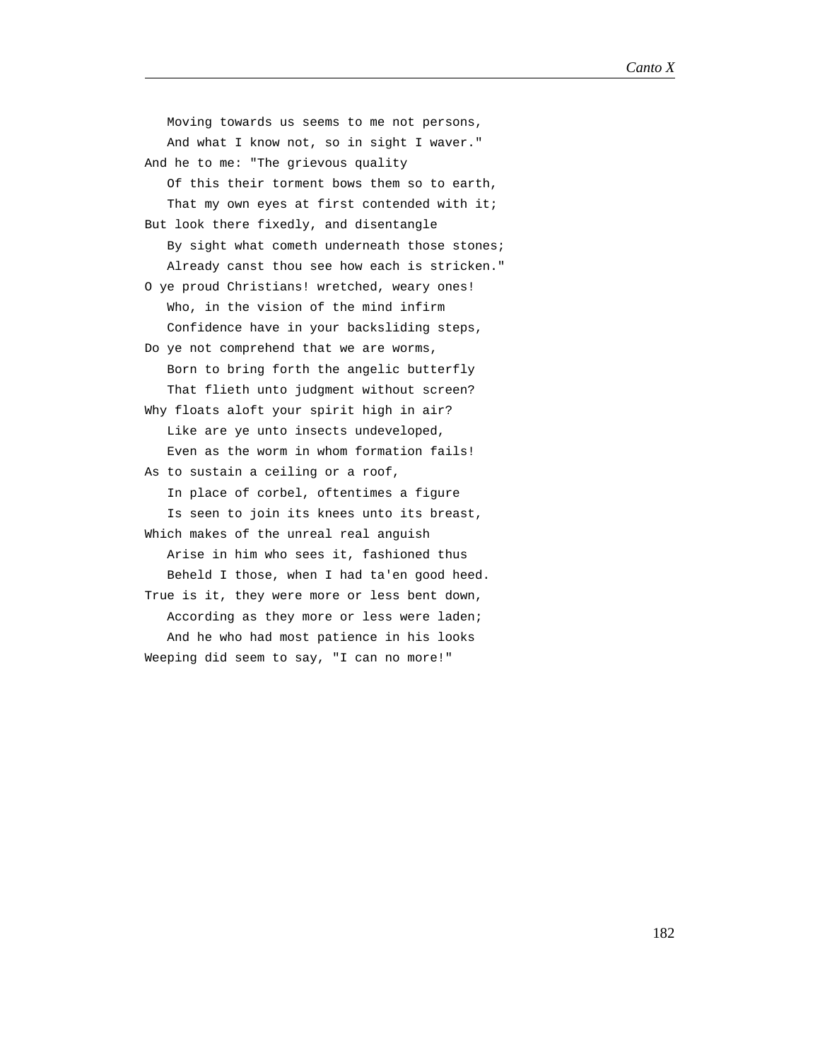Moving towards us seems to me not persons,
   And what I know not, so in sight I waver."
And he to me: "The grievous quality
   Of this their torment bows them so to earth,
   That my own eyes at first contended with it;
But look there fixedly, and disentangle
   By sight what cometh underneath those stones;
   Already canst thou see how each is stricken."
O ye proud Christians! wretched, weary ones!
   Who, in the vision of the mind infirm
   Confidence have in your backsliding steps,
Do ye not comprehend that we are worms,
   Born to bring forth the angelic butterfly
   That flieth unto judgment without screen?
Why floats aloft your spirit high in air?
   Like are ye unto insects undeveloped,
   Even as the worm in whom formation fails!
As to sustain a ceiling or a roof,
   In place of corbel, oftentimes a figure
   Is seen to join its knees unto its breast,
Which makes of the unreal real anguish
   Arise in him who sees it, fashioned thus
   Beheld I those, when I had ta'en good heed.
True is it, they were more or less bent down,
   According as they more or less were laden;
   And he who had most patience in his looks
Weeping did seem to say, "I can no more!"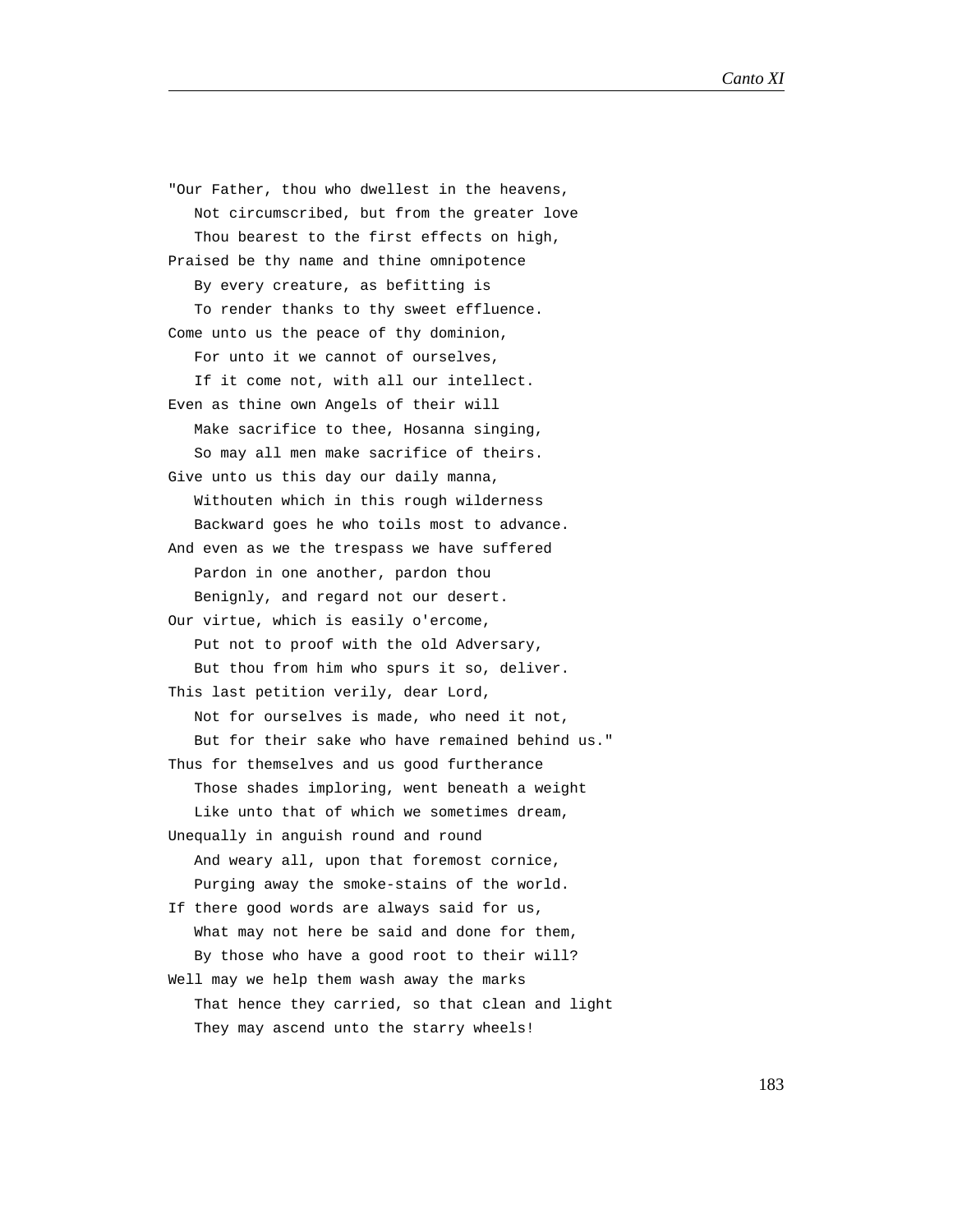"Our Father, thou who dwellest in the heavens,
   Not circumscribed, but from the greater love
   Thou bearest to the first effects on high,
Praised be thy name and thine omnipotence
   By every creature, as befitting is
   To render thanks to thy sweet effluence.
Come unto us the peace of thy dominion,
   For unto it we cannot of ourselves,
   If it come not, with all our intellect.
Even as thine own Angels of their will
   Make sacrifice to thee, Hosanna singing,
   So may all men make sacrifice of theirs.
Give unto us this day our daily manna,
   Withouten which in this rough wilderness
   Backward goes he who toils most to advance.
And even as we the trespass we have suffered
   Pardon in one another, pardon thou
   Benignly, and regard not our desert.
Our virtue, which is easily o'ercome,
   Put not to proof with the old Adversary,
   But thou from him who spurs it so, deliver.
This last petition verily, dear Lord,
   Not for ourselves is made, who need it not,
   But for their sake who have remained behind us."
Thus for themselves and us good furtherance
   Those shades imploring, went beneath a weight
   Like unto that of which we sometimes dream,
Unequally in anguish round and round
   And weary all, upon that foremost cornice,
   Purging away the smoke-stains of the world.
If there good words are always said for us,
   What may not here be said and done for them,
   By those who have a good root to their will?
Well may we help them wash away the marks
   That hence they carried, so that clean and light
   They may ascend unto the starry wheels!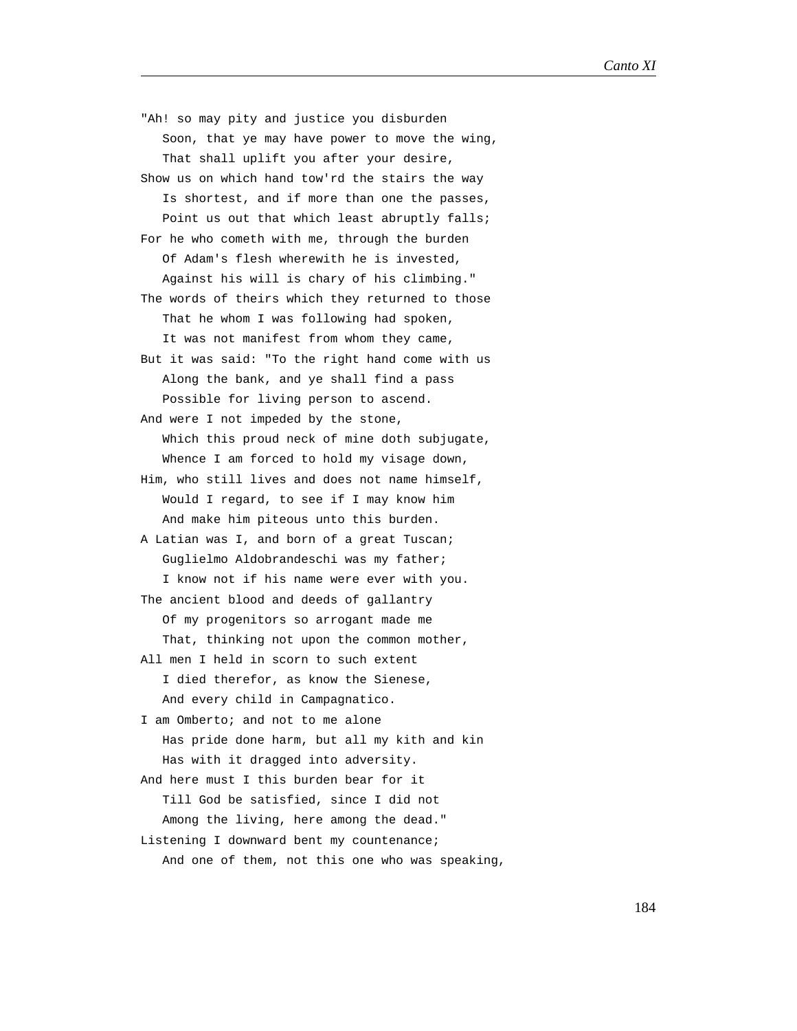"Ah! so may pity and justice you disburden  
   Soon, that ye may have power to move the wing,  
   That shall uplift you after your desire,  
Show us on which hand tow'rd the stairs the way  
   Is shortest, and if more than one the passes,  
   Point us out that which least abruptly falls;  
For he who cometh with me, through the burden  
   Of Adam's flesh wherewith he is invested,  
   Against his will is chary of his climbing."  
The words of theirs which they returned to those  
   That he whom I was following had spoken,  
   It was not manifest from whom they came,  
But it was said: "To the right hand come with us  
   Along the bank, and ye shall find a pass  
   Possible for living person to ascend.  
And were I not impeded by the stone,  
   Which this proud neck of mine doth subjugate,  
   Whence I am forced to hold my visage down,  
Him, who still lives and does not name himself,  
   Would I regard, to see if I may know him  
   And make him piteous unto this burden.  
A Latian was I, and born of a great Tuscan;  
   Guglielmo Aldobrandeschi was my father;  
   I know not if his name were ever with you.  
The ancient blood and deeds of gallantry  
   Of my progenitors so arrogant made me  
   That, thinking not upon the common mother,  
All men I held in scorn to such extent  
   I died therefor, as know the Sienese,  
   And every child in Campagnatico.  
I am Omberto; and not to me alone  
   Has pride done harm, but all my kith and kin  
   Has with it dragged into adversity.  
And here must I this burden bear for it  
   Till God be satisfied, since I did not  
   Among the living, here among the dead."  
Listening I downward bent my countenance;  
   And one of them, not this one who was speaking,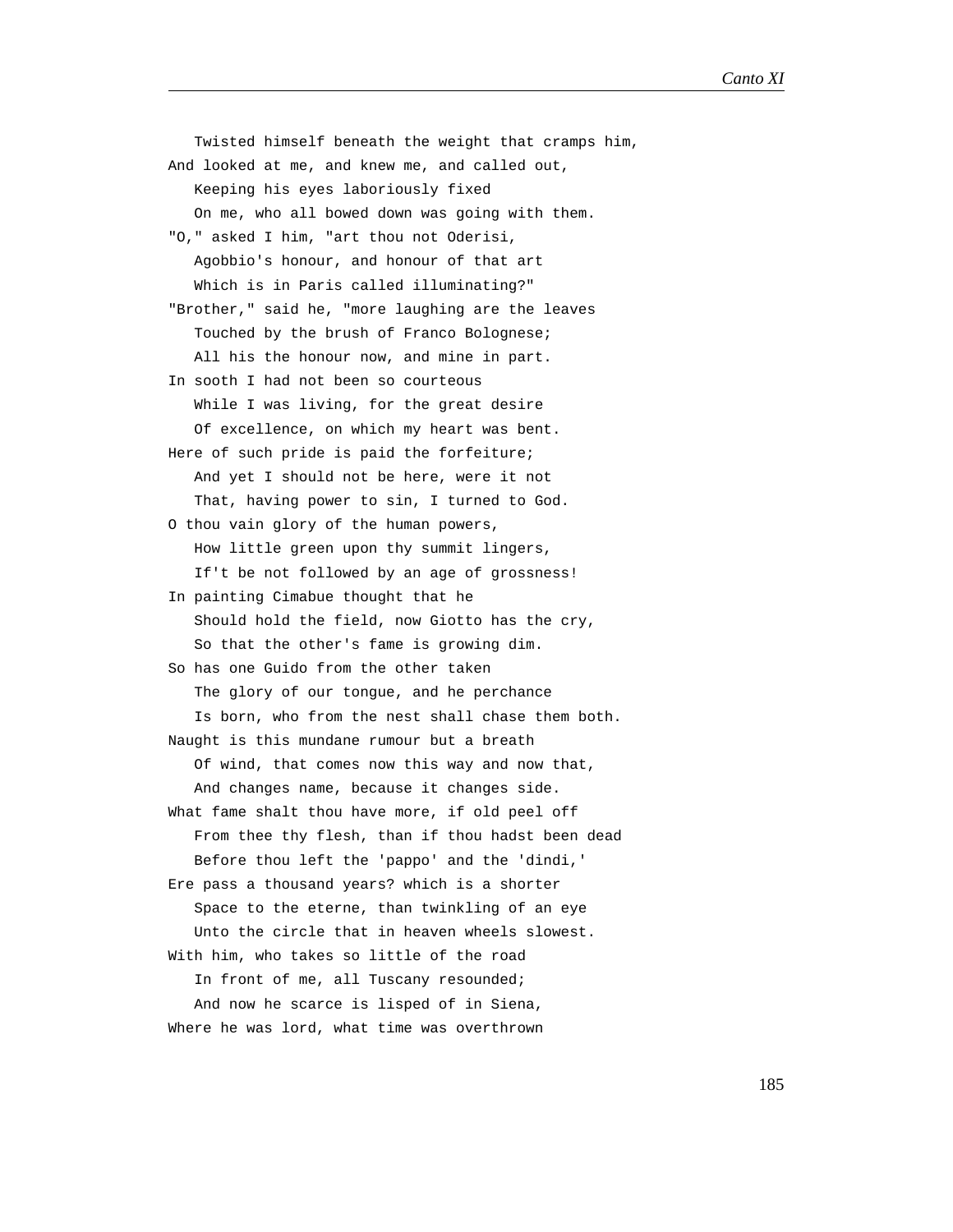Twisted himself beneath the weight that cramps him,
And looked at me, and knew me, and called out,
   Keeping his eyes laboriously fixed
   On me, who all bowed down was going with them.
"O," asked I him, "art thou not Oderisi,
   Agobbio's honour, and honour of that art
   Which is in Paris called illuminating?"
"Brother," said he, "more laughing are the leaves
   Touched by the brush of Franco Bolognese;
   All his the honour now, and mine in part.
In sooth I had not been so courteous
   While I was living, for the great desire
   Of excellence, on which my heart was bent.
Here of such pride is paid the forfeiture;
   And yet I should not be here, were it not
   That, having power to sin, I turned to God.
O thou vain glory of the human powers,
   How little green upon thy summit lingers,
   If't be not followed by an age of grossness!
In painting Cimabue thought that he
   Should hold the field, now Giotto has the cry,
   So that the other's fame is growing dim.
So has one Guido from the other taken
   The glory of our tongue, and he perchance
   Is born, who from the nest shall chase them both.
Naught is this mundane rumour but a breath
   Of wind, that comes now this way and now that,
   And changes name, because it changes side.
What fame shalt thou have more, if old peel off
   From thee thy flesh, than if thou hadst been dead
   Before thou left the 'pappo' and the 'dindi,'
Ere pass a thousand years? which is a shorter
   Space to the eterne, than twinkling of an eye
   Unto the circle that in heaven wheels slowest.
With him, who takes so little of the road
   In front of me, all Tuscany resounded;
   And now he scarce is lisped of in Siena,
Where he was lord, what time was overthrown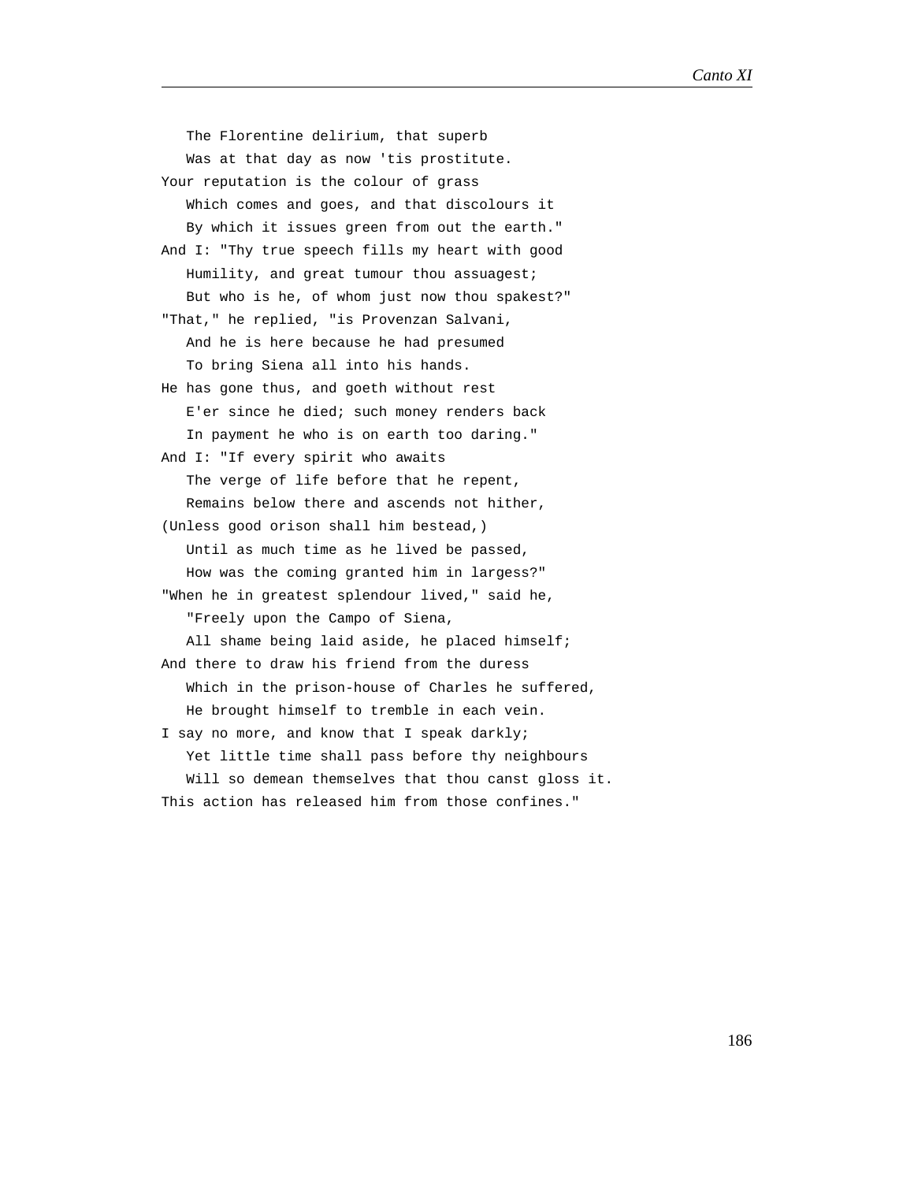The Florentine delirium, that superb
   Was at that day as now 'tis prostitute.
Your reputation is the colour of grass
   Which comes and goes, and that discolours it
   By which it issues green from out the earth."
And I: "Thy true speech fills my heart with good
   Humility, and great tumour thou assuagest;
   But who is he, of whom just now thou spakest?"
"That," he replied, "is Provenzan Salvani,
   And he is here because he had presumed
   To bring Siena all into his hands.
He has gone thus, and goeth without rest
   E'er since he died; such money renders back
   In payment he who is on earth too daring."
And I: "If every spirit who awaits
   The verge of life before that he repent,
   Remains below there and ascends not hither,
(Unless good orison shall him bestead,)
   Until as much time as he lived be passed,
   How was the coming granted him in largess?"
"When he in greatest splendour lived," said he,
   "Freely upon the Campo of Siena,
   All shame being laid aside, he placed himself;
And there to draw his friend from the duress
   Which in the prison-house of Charles he suffered,
   He brought himself to tremble in each vein.
I say no more, and know that I speak darkly;
   Yet little time shall pass before thy neighbours
   Will so demean themselves that thou canst gloss it.
This action has released him from those confines."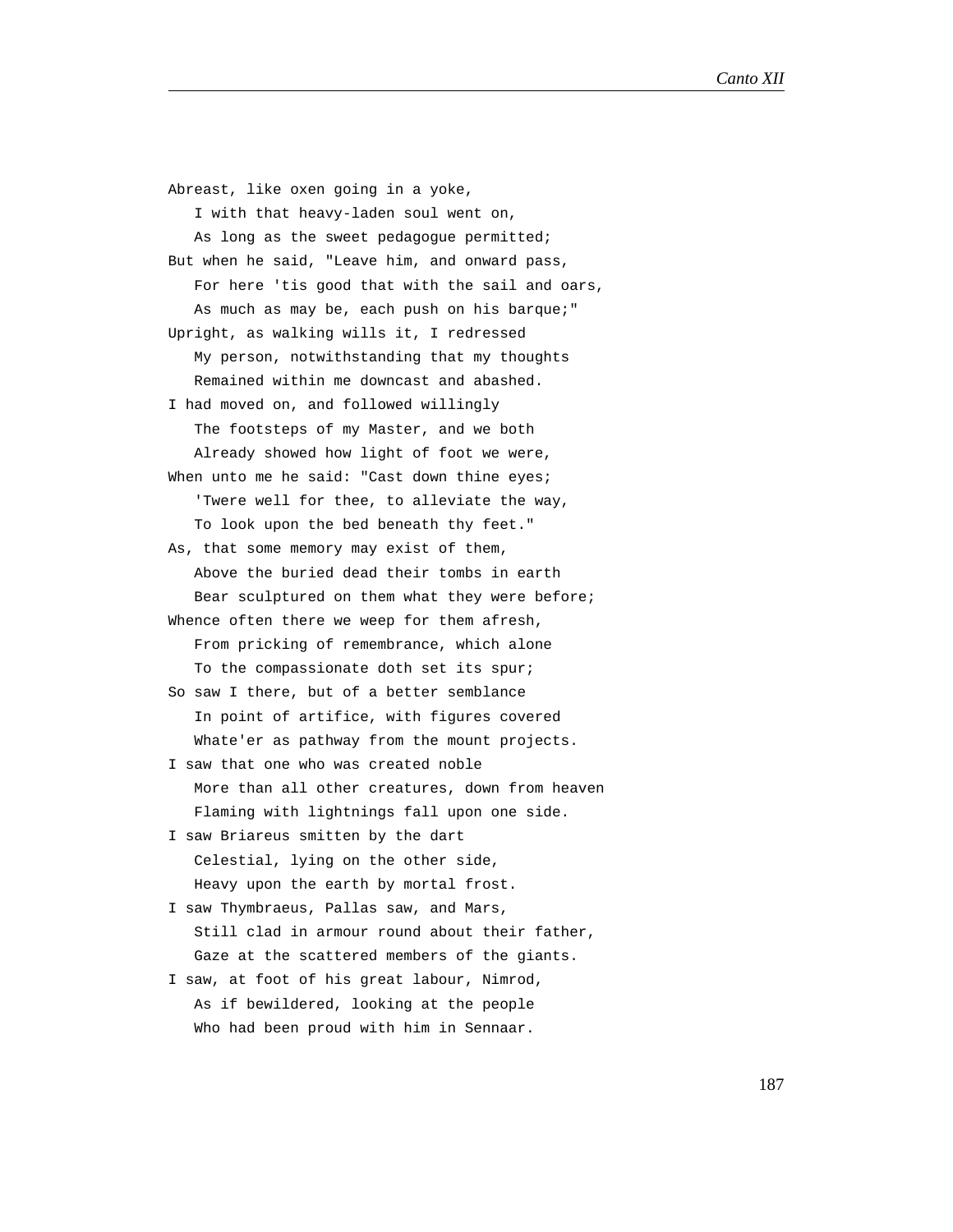Abreast, like oxen going in a yoke,
   I with that heavy-laden soul went on,
   As long as the sweet pedagogue permitted;
But when he said, "Leave him, and onward pass,
   For here 'tis good that with the sail and oars,
   As much as may be, each push on his barque;"
Upright, as walking wills it, I redressed
   My person, notwithstanding that my thoughts
   Remained within me downcast and abashed.
I had moved on, and followed willingly
   The footsteps of my Master, and we both
   Already showed how light of foot we were,
When unto me he said: "Cast down thine eyes;
   'Twere well for thee, to alleviate the way,
   To look upon the bed beneath thy feet."
As, that some memory may exist of them,
   Above the buried dead their tombs in earth
   Bear sculptured on them what they were before;
Whence often there we weep for them afresh,
   From pricking of remembrance, which alone
   To the compassionate doth set its spur;
So saw I there, but of a better semblance
   In point of artifice, with figures covered
   Whate'er as pathway from the mount projects.
I saw that one who was created noble
   More than all other creatures, down from heaven
   Flaming with lightnings fall upon one side.
I saw Briareus smitten by the dart
   Celestial, lying on the other side,
   Heavy upon the earth by mortal frost.
I saw Thymbraeus, Pallas saw, and Mars,
   Still clad in armour round about their father,
   Gaze at the scattered members of the giants.
I saw, at foot of his great labour, Nimrod,
   As if bewildered, looking at the people
   Who had been proud with him in Sennaar.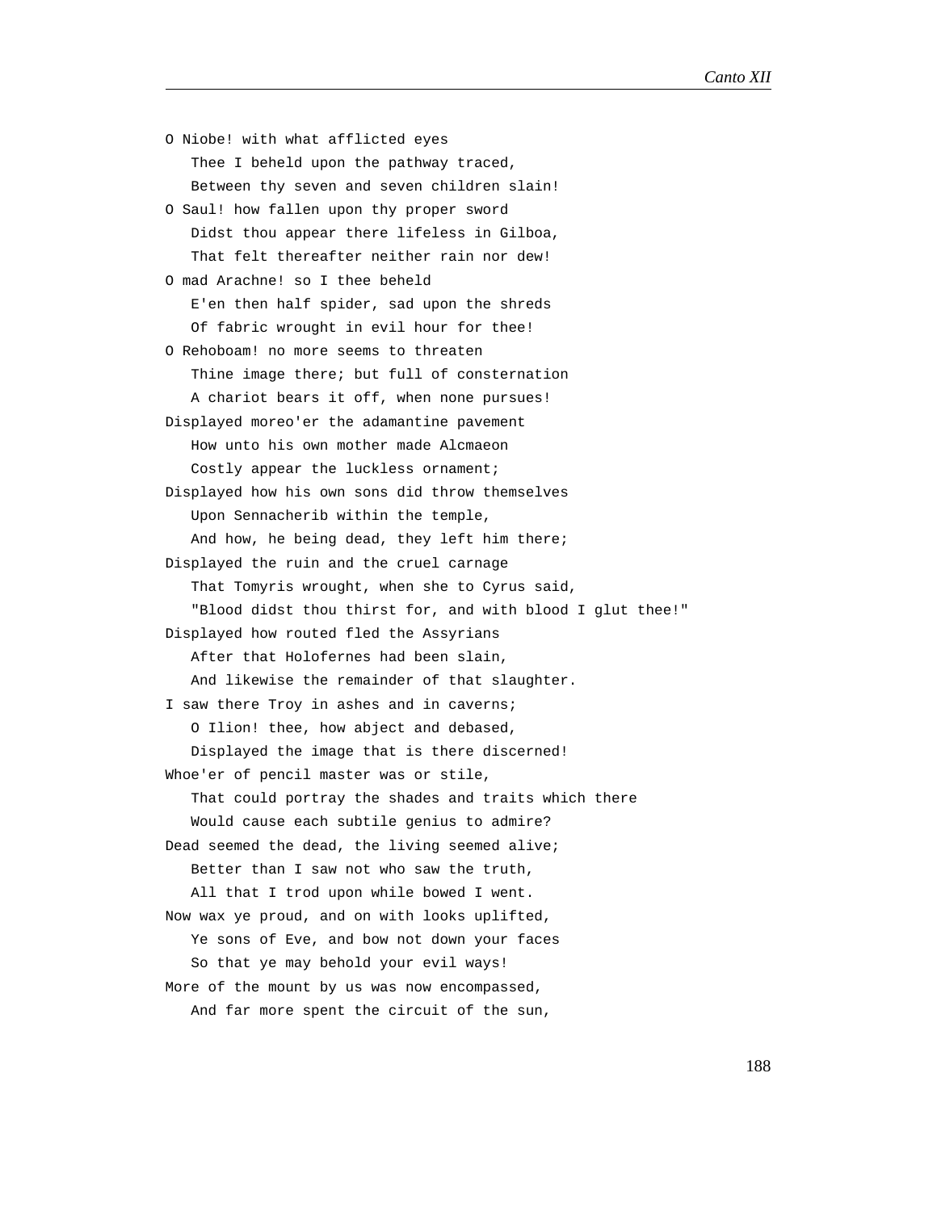O Niobe! with what afflicted eyes
   Thee I beheld upon the pathway traced,
   Between thy seven and seven children slain!
O Saul! how fallen upon thy proper sword
   Didst thou appear there lifeless in Gilboa,
   That felt thereafter neither rain nor dew!
O mad Arachne! so I thee beheld
   E'en then half spider, sad upon the shreds
   Of fabric wrought in evil hour for thee!
O Rehoboam! no more seems to threaten
   Thine image there; but full of consternation
   A chariot bears it off, when none pursues!
Displayed moreo'er the adamantine pavement
   How unto his own mother made Alcmaeon
   Costly appear the luckless ornament;
Displayed how his own sons did throw themselves
   Upon Sennacherib within the temple,
   And how, he being dead, they left him there;
Displayed the ruin and the cruel carnage
   That Tomyris wrought, when she to Cyrus said,
   "Blood didst thou thirst for, and with blood I glut thee!"
Displayed how routed fled the Assyrians
   After that Holofernes had been slain,
   And likewise the remainder of that slaughter.
I saw there Troy in ashes and in caverns;
   O Ilion! thee, how abject and debased,
   Displayed the image that is there discerned!
Whoe'er of pencil master was or stile,
   That could portray the shades and traits which there
   Would cause each subtile genius to admire?
Dead seemed the dead, the living seemed alive;
   Better than I saw not who saw the truth,
   All that I trod upon while bowed I went.
Now wax ye proud, and on with looks uplifted,
   Ye sons of Eve, and bow not down your faces
   So that ye may behold your evil ways!
More of the mount by us was now encompassed,
   And far more spent the circuit of the sun,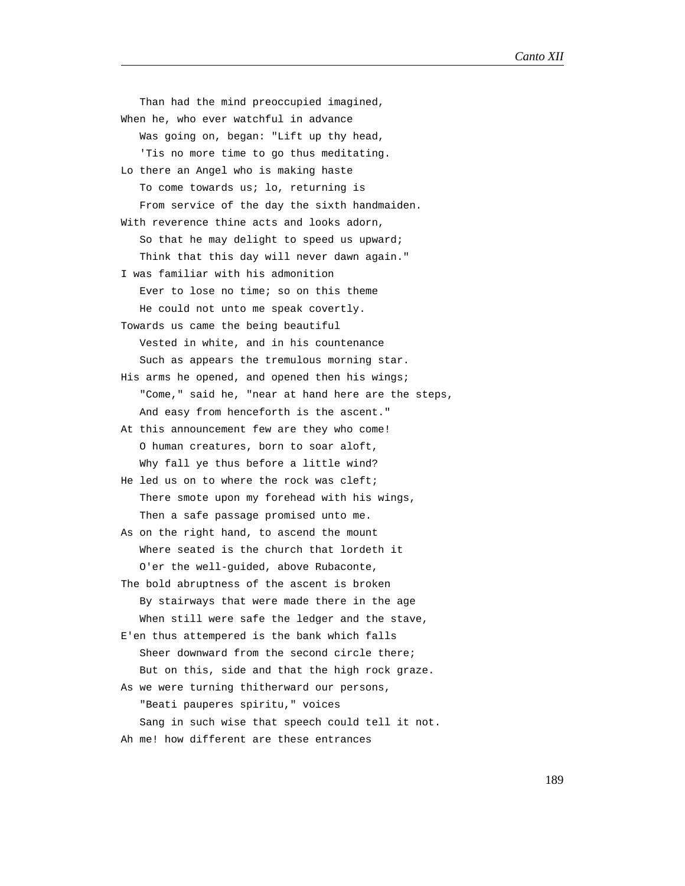Than had the mind preoccupied imagined,
When he, who ever watchful in advance
   Was going on, began: "Lift up thy head,
   'Tis no more time to go thus meditating.
Lo there an Angel who is making haste
   To come towards us; lo, returning is
   From service of the day the sixth handmaiden.
With reverence thine acts and looks adorn,
   So that he may delight to speed us upward;
   Think that this day will never dawn again."
I was familiar with his admonition
   Ever to lose no time; so on this theme
   He could not unto me speak covertly.
Towards us came the being beautiful
   Vested in white, and in his countenance
   Such as appears the tremulous morning star.
His arms he opened, and opened then his wings;
   "Come," said he, "near at hand here are the steps,
   And easy from henceforth is the ascent."
At this announcement few are they who come!
   O human creatures, born to soar aloft,
   Why fall ye thus before a little wind?
He led us on to where the rock was cleft;
   There smote upon my forehead with his wings,
   Then a safe passage promised unto me.
As on the right hand, to ascend the mount
   Where seated is the church that lordeth it
   O'er the well-guided, above Rubaconte,
The bold abruptness of the ascent is broken
   By stairways that were made there in the age
   When still were safe the ledger and the stave,
E'en thus attempered is the bank which falls
   Sheer downward from the second circle there;
   But on this, side and that the high rock graze.
As we were turning thitherward our persons,
   "Beati pauperes spiritu," voices
   Sang in such wise that speech could tell it not.
Ah me! how different are these entrances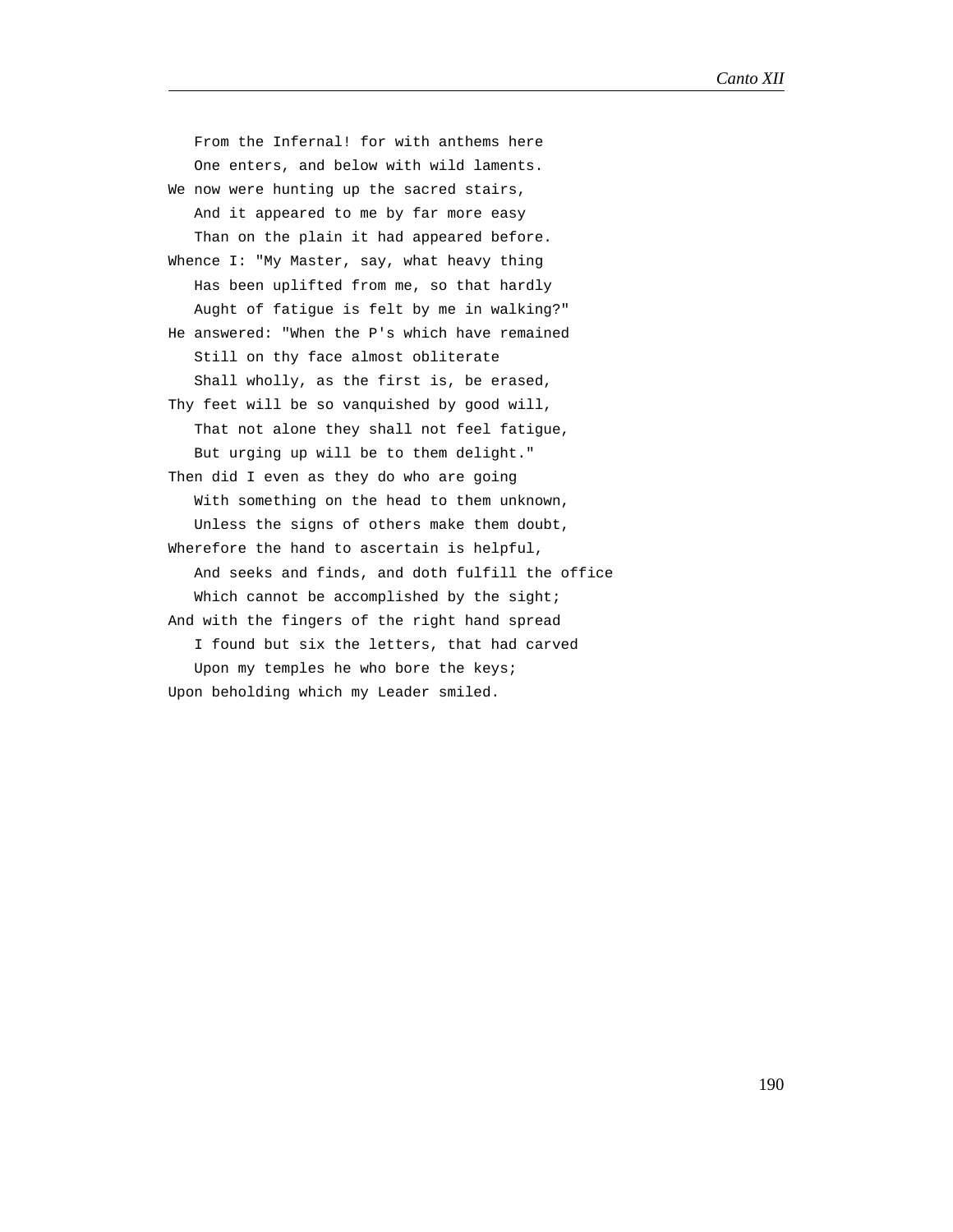From the Infernal! for with anthems here
   One enters, and below with wild laments.
We now were hunting up the sacred stairs,
   And it appeared to me by far more easy
   Than on the plain it had appeared before.
Whence I: "My Master, say, what heavy thing
   Has been uplifted from me, so that hardly
   Aught of fatigue is felt by me in walking?"
He answered: "When the P's which have remained
   Still on thy face almost obliterate
   Shall wholly, as the first is, be erased,
Thy feet will be so vanquished by good will,
   That not alone they shall not feel fatigue,
   But urging up will be to them delight."
Then did I even as they do who are going
   With something on the head to them unknown,
   Unless the signs of others make them doubt,
Wherefore the hand to ascertain is helpful,
   And seeks and finds, and doth fulfill the office
   Which cannot be accomplished by the sight;
And with the fingers of the right hand spread
   I found but six the letters, that had carved
   Upon my temples he who bore the keys;
Upon beholding which my Leader smiled.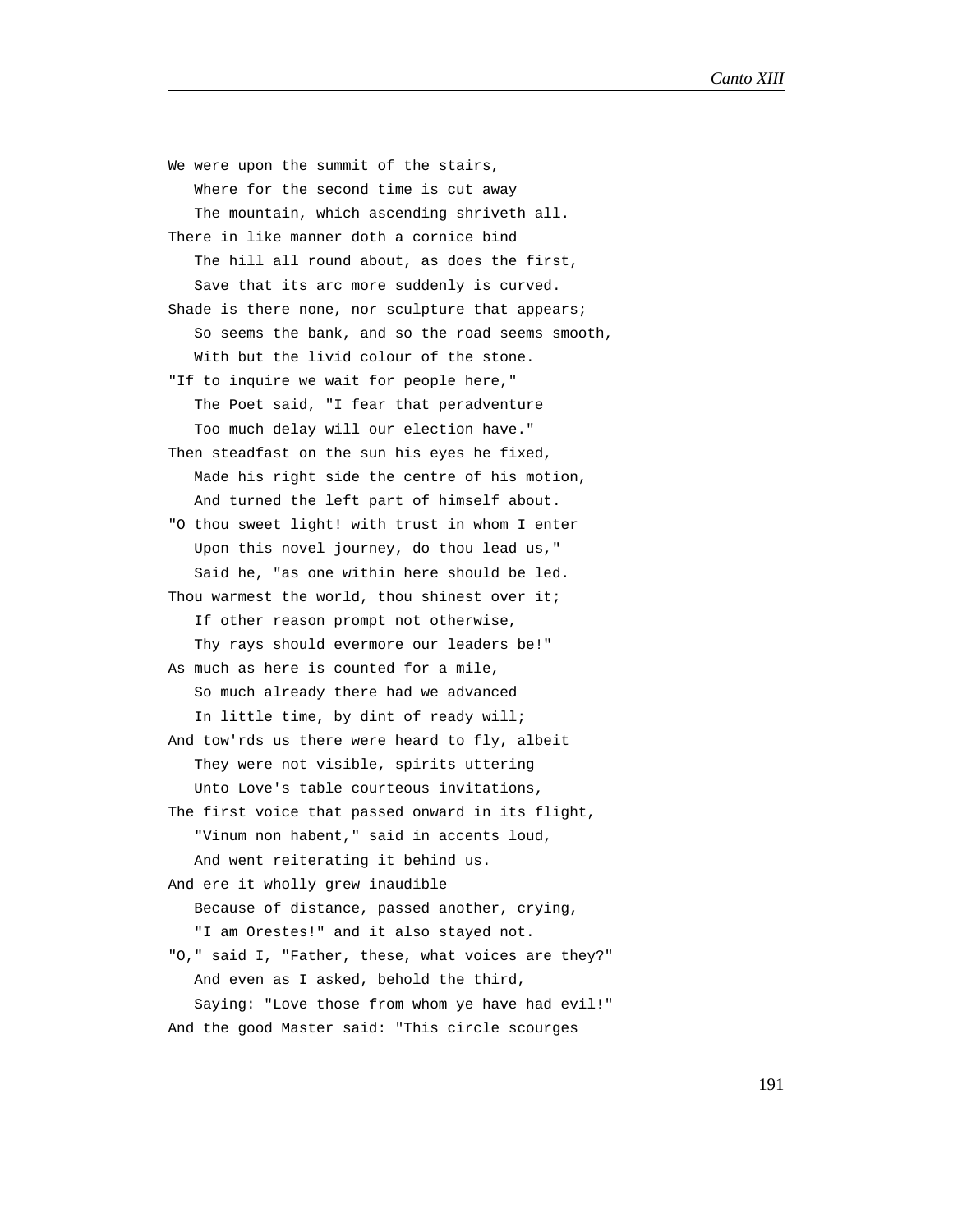We were upon the summit of the stairs,
   Where for the second time is cut away
   The mountain, which ascending shriveth all.
There in like manner doth a cornice bind
   The hill all round about, as does the first,
   Save that its arc more suddenly is curved.
Shade is there none, nor sculpture that appears;
   So seems the bank, and so the road seems smooth,
   With but the livid colour of the stone.
"If to inquire we wait for people here,"
   The Poet said, "I fear that peradventure
   Too much delay will our election have."
Then steadfast on the sun his eyes he fixed,
   Made his right side the centre of his motion,
   And turned the left part of himself about.
"O thou sweet light! with trust in whom I enter
   Upon this novel journey, do thou lead us,"
   Said he, "as one within here should be led.
Thou warmest the world, thou shinest over it;
   If other reason prompt not otherwise,
   Thy rays should evermore our leaders be!"
As much as here is counted for a mile,
   So much already there had we advanced
   In little time, by dint of ready will;
And tow'rds us there were heard to fly, albeit
   They were not visible, spirits uttering
   Unto Love's table courteous invitations,
The first voice that passed onward in its flight,
   "Vinum non habent," said in accents loud,
   And went reiterating it behind us.
And ere it wholly grew inaudible
   Because of distance, passed another, crying,
   "I am Orestes!" and it also stayed not.
"O," said I, "Father, these, what voices are they?"
   And even as I asked, behold the third,
   Saying: "Love those from whom ye have had evil!"
And the good Master said: "This circle scourges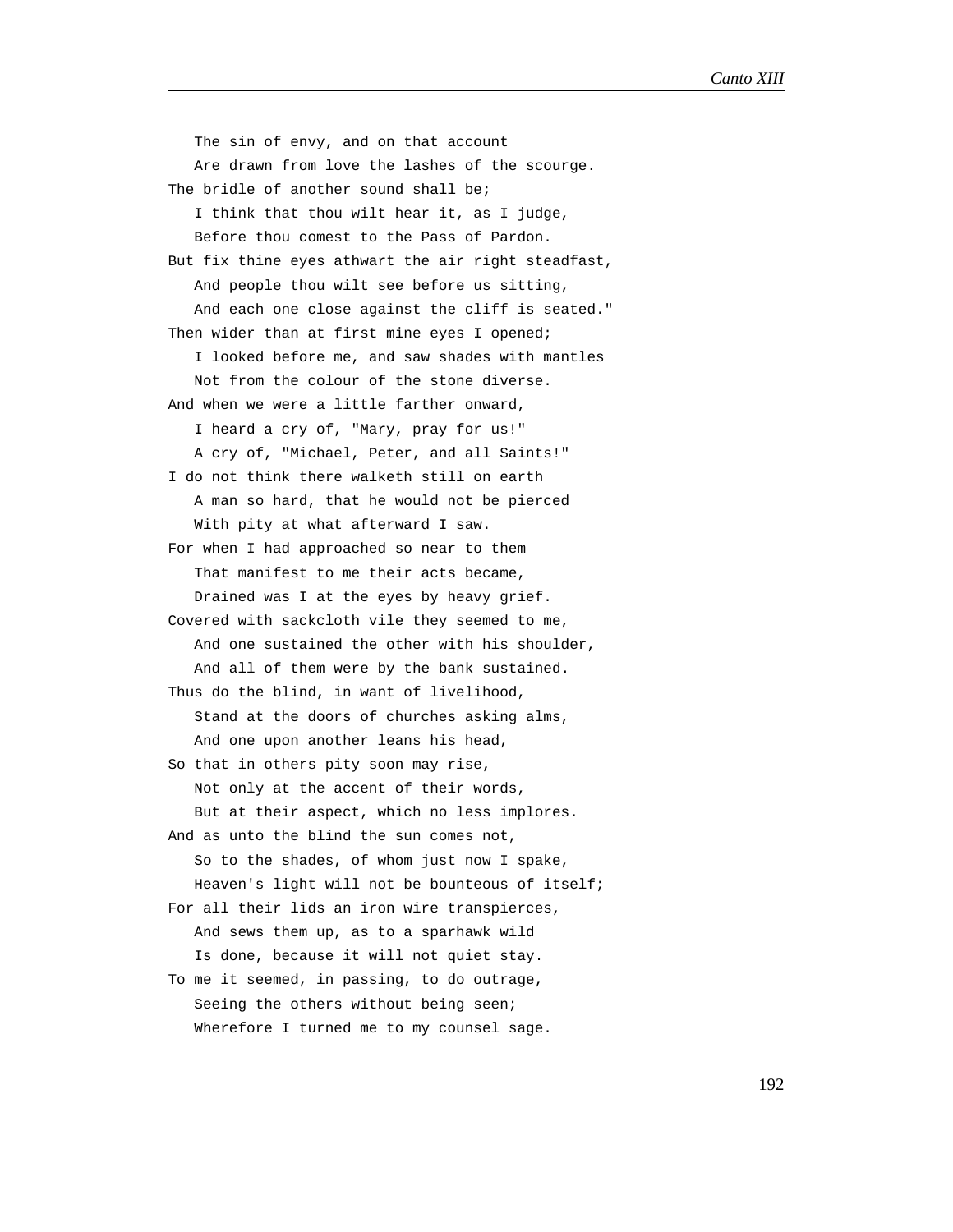The sin of envy, and on that account
   Are drawn from love the lashes of the scourge.
The bridle of another sound shall be;
   I think that thou wilt hear it, as I judge,
   Before thou comest to the Pass of Pardon.
But fix thine eyes athwart the air right steadfast,
   And people thou wilt see before us sitting,
   And each one close against the cliff is seated."
Then wider than at first mine eyes I opened;
   I looked before me, and saw shades with mantles
   Not from the colour of the stone diverse.
And when we were a little farther onward,
   I heard a cry of, "Mary, pray for us!"
   A cry of, "Michael, Peter, and all Saints!"
I do not think there walketh still on earth
   A man so hard, that he would not be pierced
   With pity at what afterward I saw.
For when I had approached so near to them
   That manifest to me their acts became,
   Drained was I at the eyes by heavy grief.
Covered with sackcloth vile they seemed to me,
   And one sustained the other with his shoulder,
   And all of them were by the bank sustained.
Thus do the blind, in want of livelihood,
   Stand at the doors of churches asking alms,
   And one upon another leans his head,
So that in others pity soon may rise,
   Not only at the accent of their words,
   But at their aspect, which no less implores.
And as unto the blind the sun comes not,
   So to the shades, of whom just now I spake,
   Heaven's light will not be bounteous of itself;
For all their lids an iron wire transpierces,
   And sews them up, as to a sparhawk wild
   Is done, because it will not quiet stay.
To me it seemed, in passing, to do outrage,
   Seeing the others without being seen;
   Wherefore I turned me to my counsel sage.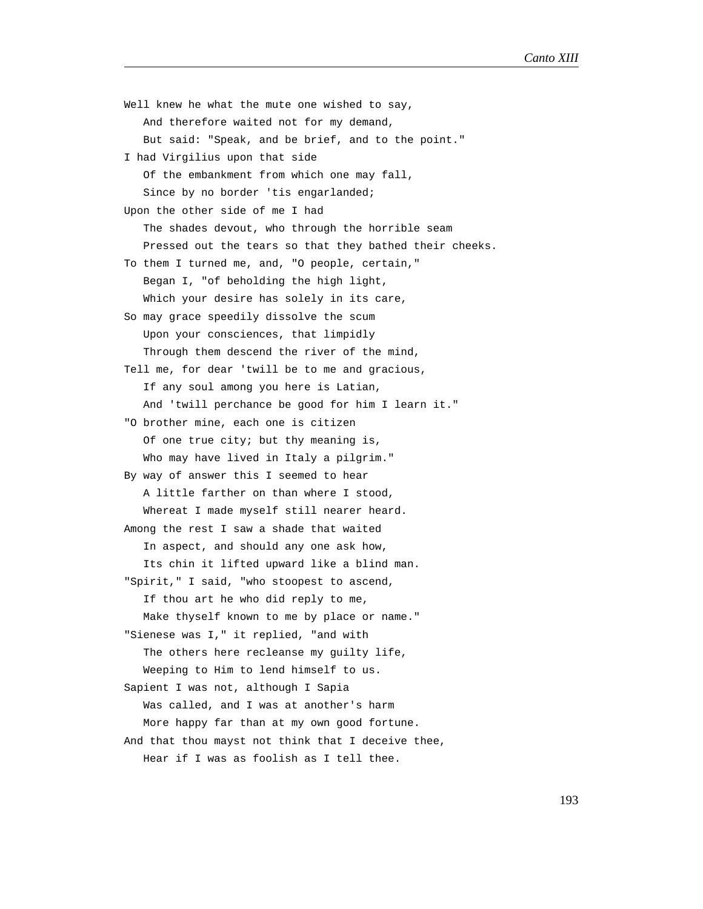Well knew he what the mute one wished to say,
   And therefore waited not for my demand,
   But said: "Speak, and be brief, and to the point."
I had Virgilius upon that side
   Of the embankment from which one may fall,
   Since by no border 'tis engarlanded;
Upon the other side of me I had
   The shades devout, who through the horrible seam
   Pressed out the tears so that they bathed their cheeks.
To them I turned me, and, "O people, certain,"
   Began I, "of beholding the high light,
   Which your desire has solely in its care,
So may grace speedily dissolve the scum
   Upon your consciences, that limpidly
   Through them descend the river of the mind,
Tell me, for dear 'twill be to me and gracious,
   If any soul among you here is Latian,
   And 'twill perchance be good for him I learn it."
"O brother mine, each one is citizen
   Of one true city; but thy meaning is,
   Who may have lived in Italy a pilgrim."
By way of answer this I seemed to hear
   A little farther on than where I stood,
   Whereat I made myself still nearer heard.
Among the rest I saw a shade that waited
   In aspect, and should any one ask how,
   Its chin it lifted upward like a blind man.
"Spirit," I said, "who stoopest to ascend,
   If thou art he who did reply to me,
   Make thyself known to me by place or name."
"Sienese was I," it replied, "and with
   The others here recleanse my guilty life,
   Weeping to Him to lend himself to us.
Sapient I was not, although I Sapia
   Was called, and I was at another's harm
   More happy far than at my own good fortune.
And that thou mayst not think that I deceive thee,
   Hear if I was as foolish as I tell thee.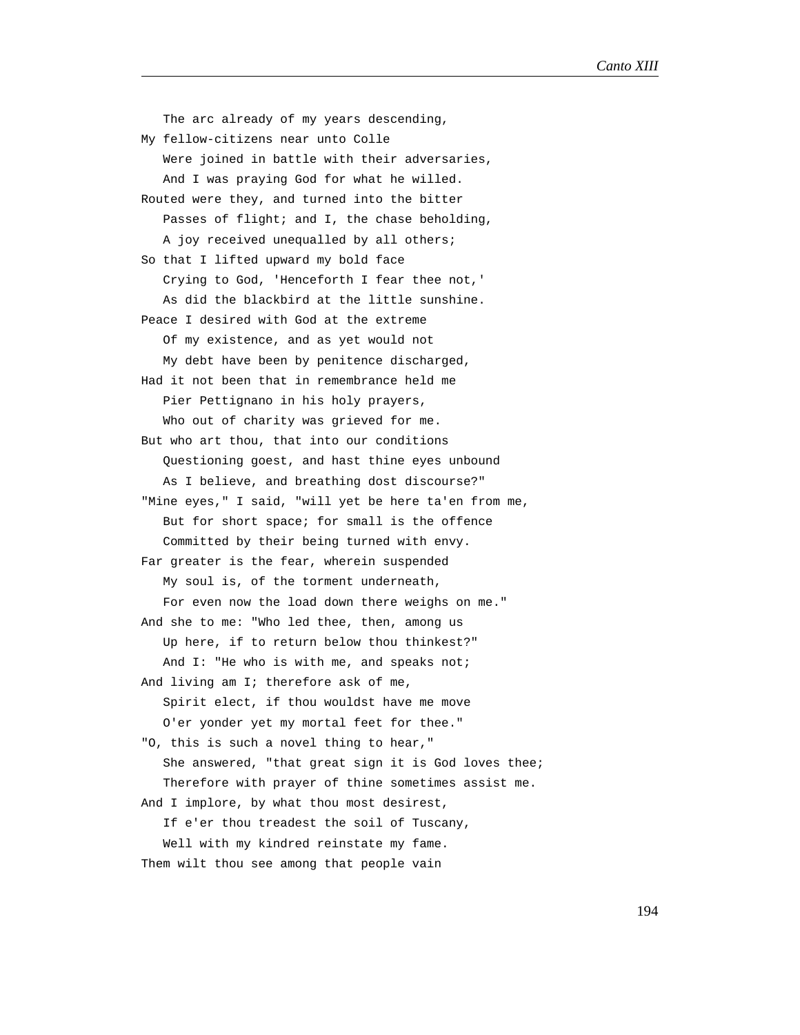The arc already of my years descending,  
My fellow-citizens near unto Colle  
Were joined in battle with their adversaries,  
And I was praying God for what he willed.  
Routed were they, and turned into the bitter  
Passes of flight; and I, the chase beholding,  
A joy received unequalled by all others;  
So that I lifted upward my bold face  
Crying to God, 'Henceforth I fear thee not,'  
As did the blackbird at the little sunshine.  
Peace I desired with God at the extreme  
Of my existence, and as yet would not  
My debt have been by penitence discharged,  
Had it not been that in remembrance held me  
Pier Pettignano in his holy prayers,  
Who out of charity was grieved for me.  
But who art thou, that into our conditions  
Questioning goest, and hast thine eyes unbound  
As I believe, and breathing dost discourse?"  
"Mine eyes," I said, "will yet be here ta'en from me,  
But for short space; for small is the offence  
Committed by their being turned with envy.  
Far greater is the fear, wherein suspended  
My soul is, of the torment underneath,  
For even now the load down there weighs on me."  
And she to me: "Who led thee, then, among us  
Up here, if to return below thou thinkest?"  
And I: "He who is with me, and speaks not;  
And living am I; therefore ask of me,  
Spirit elect, if thou wouldst have me move  
O'er yonder yet my mortal feet for thee."  
"O, this is such a novel thing to hear,"  
She answered, "that great sign it is God loves thee;  
Therefore with prayer of thine sometimes assist me.  
And I implore, by what thou most desirest,  
If e'er thou treadest the soil of Tuscany,  
Well with my kindred reinstate my fame.  
Them wilt thou see among that people vain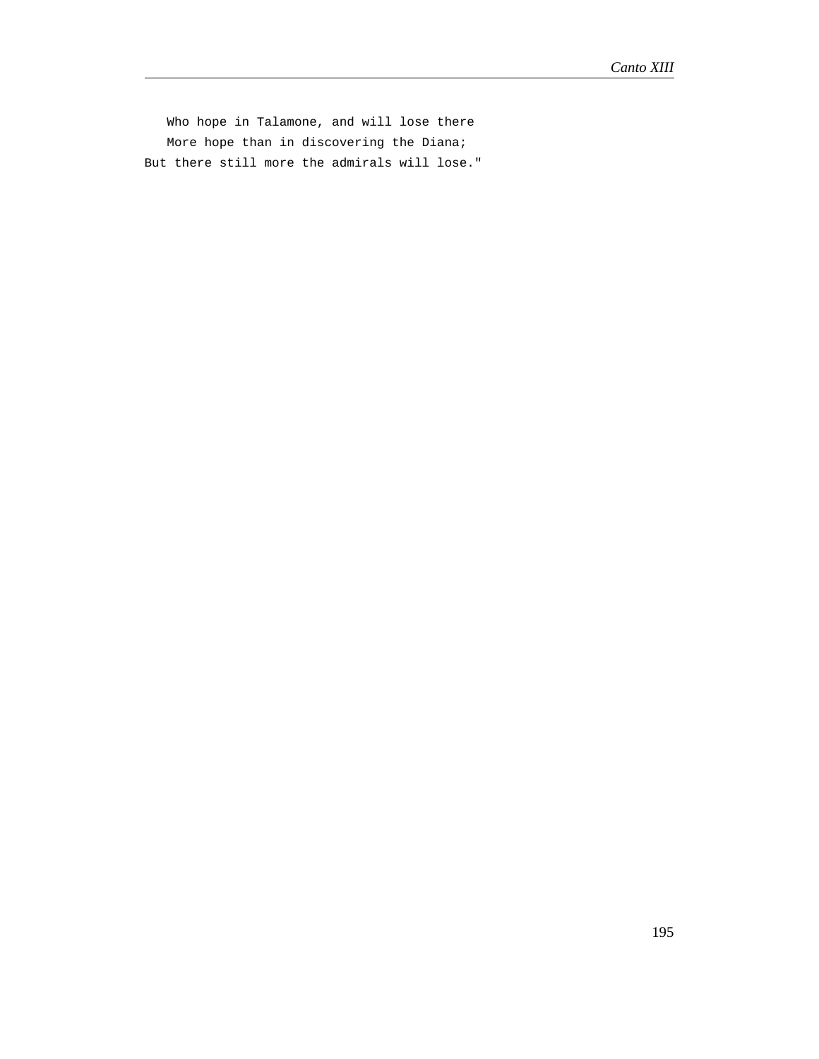Who hope in Talamone, and will lose there  
More hope than in discovering the Diana;  
But there still more the admirals will lose."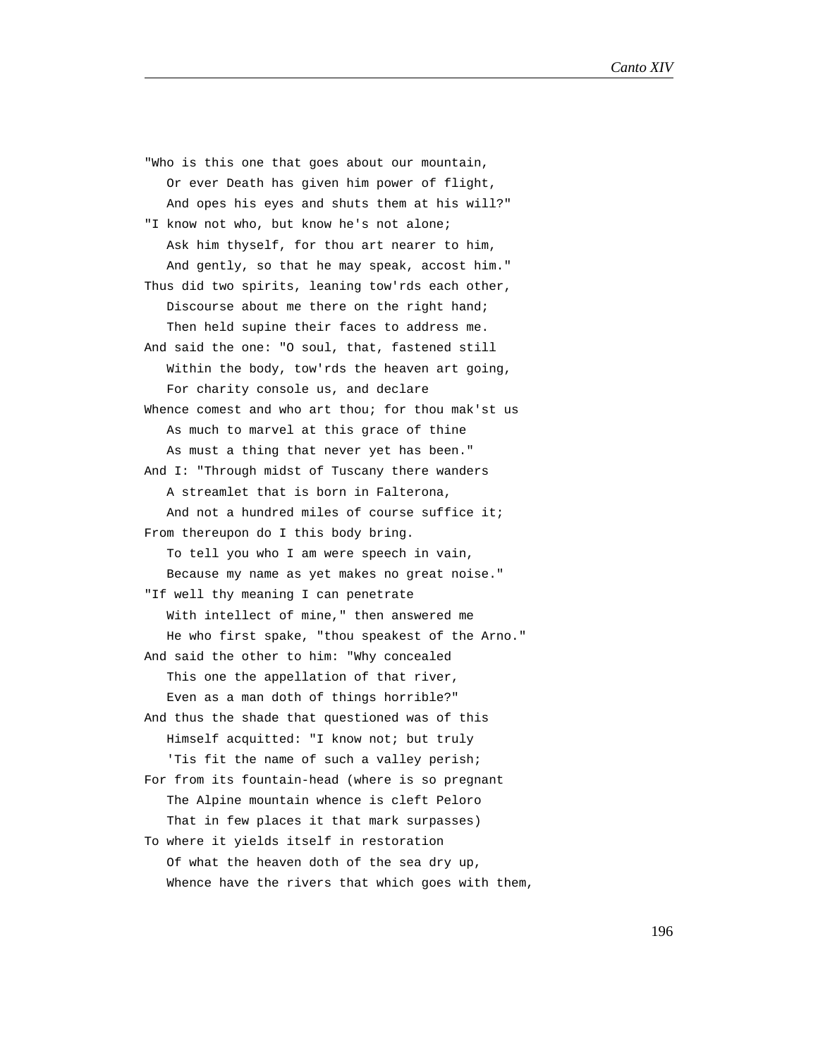"Who is this one that goes about our mountain,
   Or ever Death has given him power of flight,
   And opes his eyes and shuts them at his will?"
"I know not who, but know he's not alone;
   Ask him thyself, for thou art nearer to him,
   And gently, so that he may speak, accost him."
Thus did two spirits, leaning tow'rds each other,
   Discourse about me there on the right hand;
   Then held supine their faces to address me.
And said the one: "O soul, that, fastened still
   Within the body, tow'rds the heaven art going,
   For charity console us, and declare
Whence comest and who art thou; for thou mak'st us
   As much to marvel at this grace of thine
   As must a thing that never yet has been."
And I: "Through midst of Tuscany there wanders
   A streamlet that is born in Falterona,
   And not a hundred miles of course suffice it;
From thereupon do I this body bring.
   To tell you who I am were speech in vain,
   Because my name as yet makes no great noise."
"If well thy meaning I can penetrate
   With intellect of mine," then answered me
   He who first spake, "thou speakest of the Arno."
And said the other to him: "Why concealed
   This one the appellation of that river,
   Even as a man doth of things horrible?"
And thus the shade that questioned was of this
   Himself acquitted: "I know not; but truly
   'Tis fit the name of such a valley perish;
For from its fountain-head (where is so pregnant
   The Alpine mountain whence is cleft Peloro
   That in few places it that mark surpasses)
To where it yields itself in restoration
   Of what the heaven doth of the sea dry up,
   Whence have the rivers that which goes with them,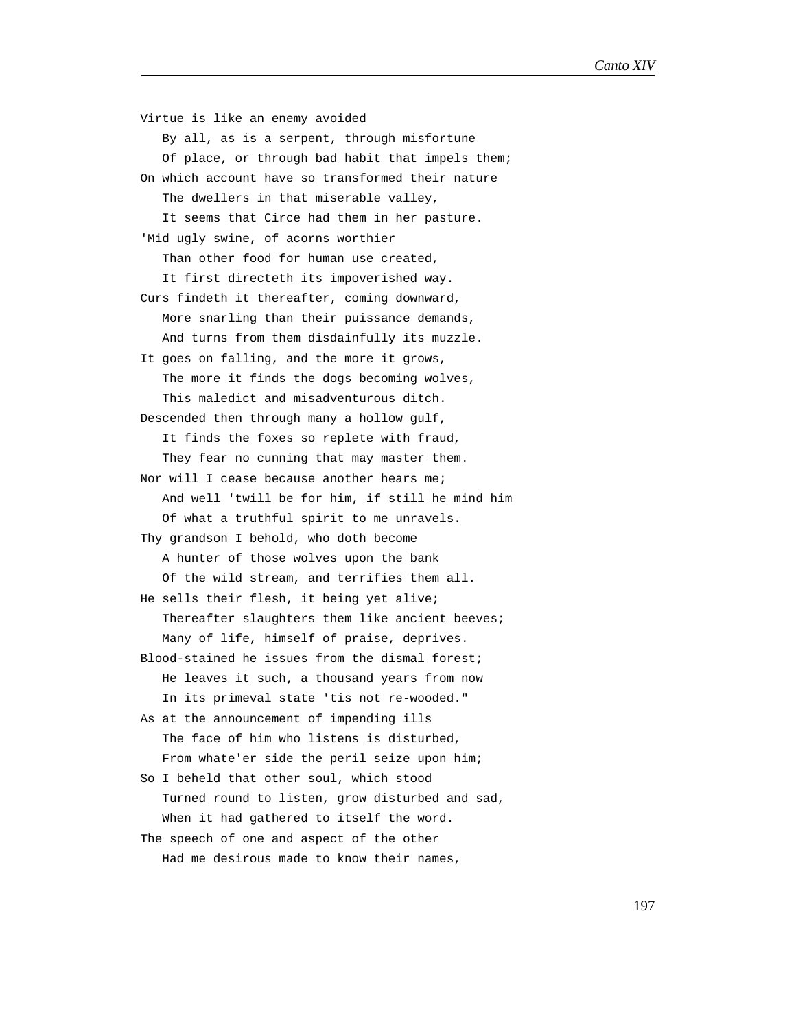Virtue is like an enemy avoided
   By all, as is a serpent, through misfortune
   Of place, or through bad habit that impels them;
On which account have so transformed their nature
   The dwellers in that miserable valley,
   It seems that Circe had them in her pasture.
'Mid ugly swine, of acorns worthier
   Than other food for human use created,
   It first directeth its impoverished way.
Curs findeth it thereafter, coming downward,
   More snarling than their puissance demands,
   And turns from them disdainfully its muzzle.
It goes on falling, and the more it grows,
   The more it finds the dogs becoming wolves,
   This maledict and misadventurous ditch.
Descended then through many a hollow gulf,
   It finds the foxes so replete with fraud,
   They fear no cunning that may master them.
Nor will I cease because another hears me;
   And well 'twill be for him, if still he mind him
   Of what a truthful spirit to me unravels.
Thy grandson I behold, who doth become
   A hunter of those wolves upon the bank
   Of the wild stream, and terrifies them all.
He sells their flesh, it being yet alive;
   Thereafter slaughters them like ancient beeves;
   Many of life, himself of praise, deprives.
Blood-stained he issues from the dismal forest;
   He leaves it such, a thousand years from now
   In its primeval state 'tis not re-wooded."
As at the announcement of impending ills
   The face of him who listens is disturbed,
   From whate'er side the peril seize upon him;
So I beheld that other soul, which stood
   Turned round to listen, grow disturbed and sad,
   When it had gathered to itself the word.
The speech of one and aspect of the other
   Had me desirous made to know their names,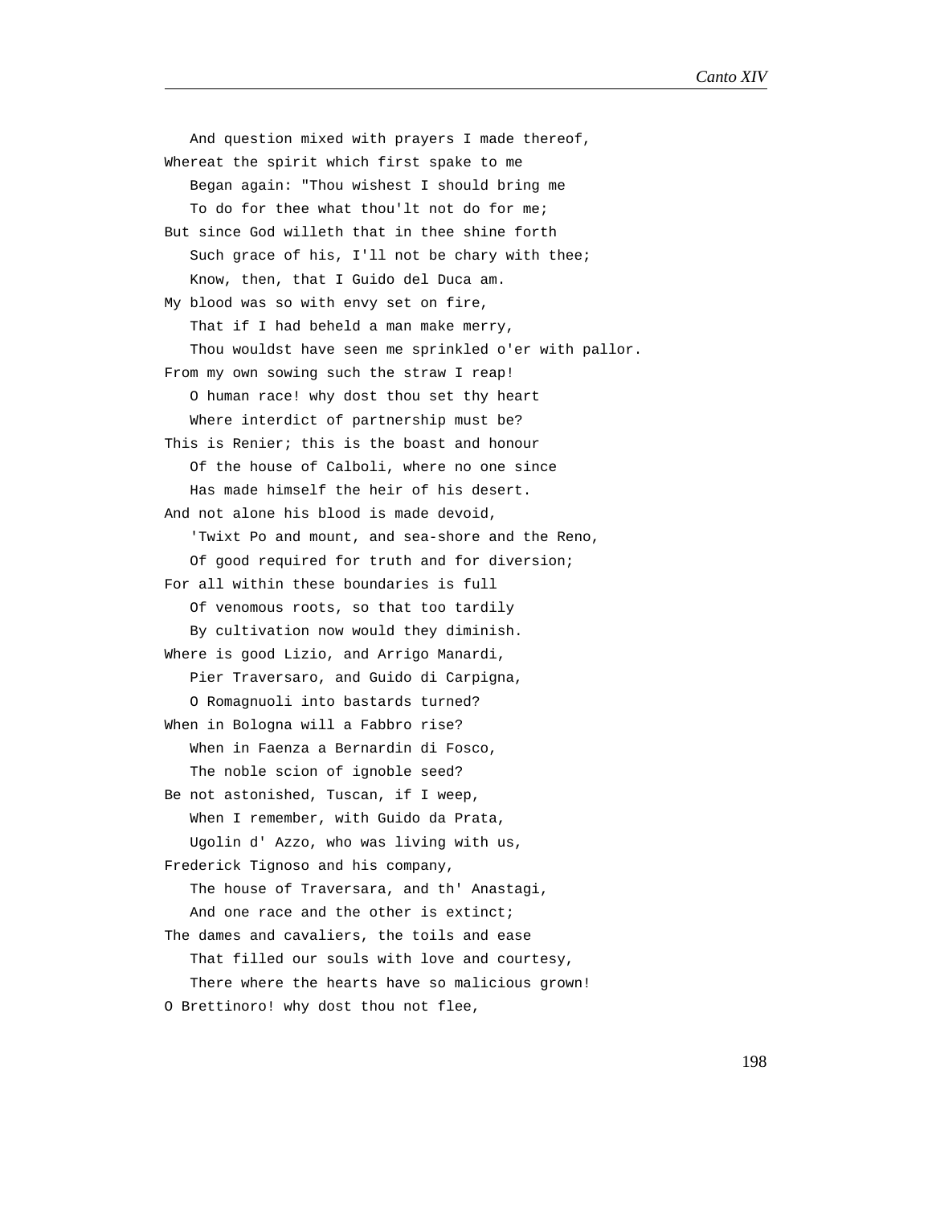And question mixed with prayers I made thereof,
Whereat the spirit which first spake to me
   Began again: "Thou wishest I should bring me
   To do for thee what thou'lt not do for me;
But since God willeth that in thee shine forth
   Such grace of his, I'll not be chary with thee;
   Know, then, that I Guido del Duca am.
My blood was so with envy set on fire,
   That if I had beheld a man make merry,
   Thou wouldst have seen me sprinkled o'er with pallor.
From my own sowing such the straw I reap!
   O human race! why dost thou set thy heart
   Where interdict of partnership must be?
This is Renier; this is the boast and honour
   Of the house of Calboli, where no one since
   Has made himself the heir of his desert.
And not alone his blood is made devoid,
   'Twixt Po and mount, and sea-shore and the Reno,
   Of good required for truth and for diversion;
For all within these boundaries is full
   Of venomous roots, so that too tardily
   By cultivation now would they diminish.
Where is good Lizio, and Arrigo Manardi,
   Pier Traversaro, and Guido di Carpigna,
   O Romagnuoli into bastards turned?
When in Bologna will a Fabbro rise?
   When in Faenza a Bernardin di Fosco,
   The noble scion of ignoble seed?
Be not astonished, Tuscan, if I weep,
   When I remember, with Guido da Prata,
   Ugolin d' Azzo, who was living with us,
Frederick Tignoso and his company,
   The house of Traversara, and th' Anastagi,
   And one race and the other is extinct;
The dames and cavaliers, the toils and ease
   That filled our souls with love and courtesy,
   There where the hearts have so malicious grown!
O Brettinoro! why dost thou not flee,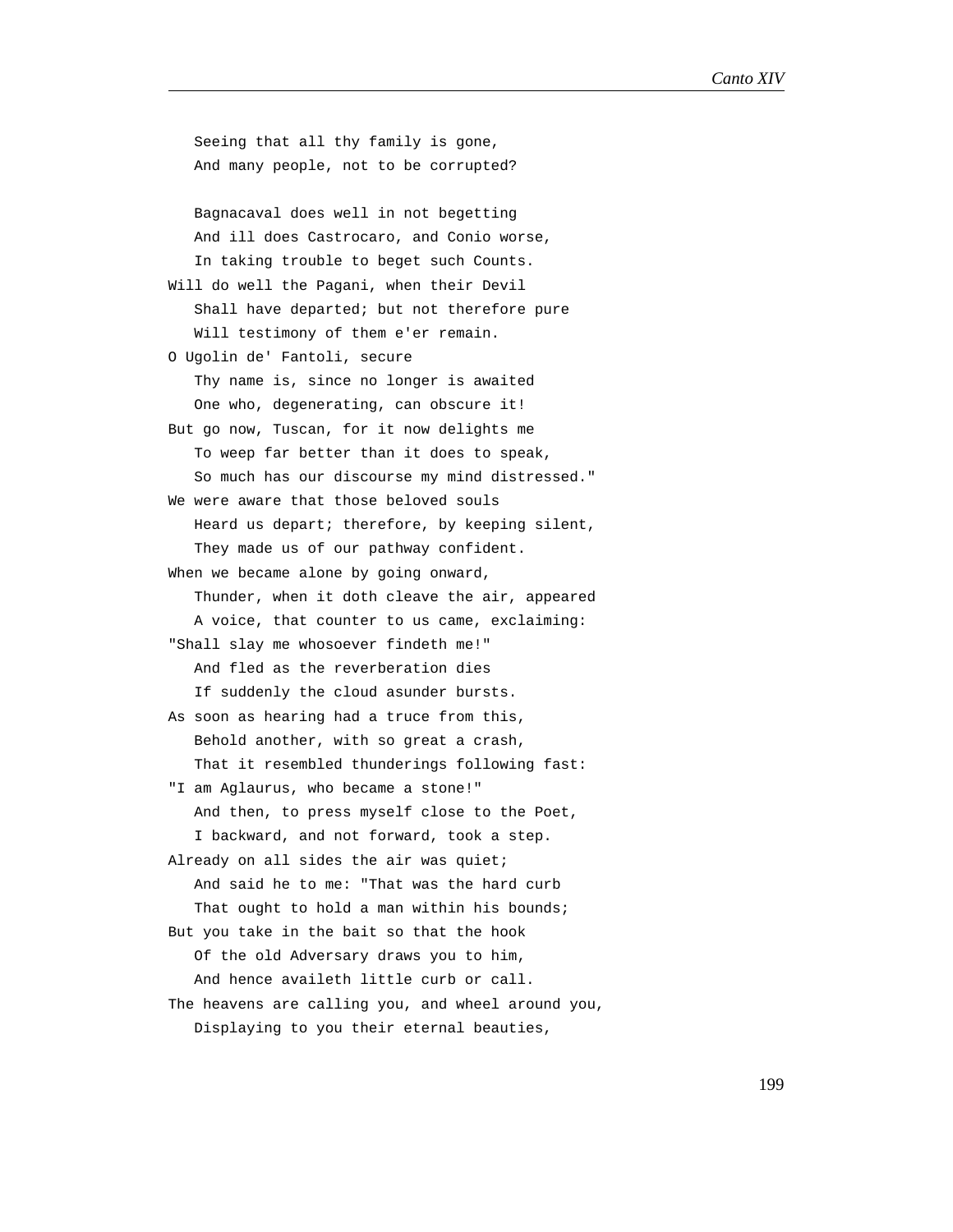Seeing that all thy family is gone,
And many people, not to be corrupted?

Bagnacaval does well in not begetting
And ill does Castrocaro, and Conio worse,
In taking trouble to beget such Counts.
Will do well the Pagani, when their Devil
Shall have departed; but not therefore pure
Will testimony of them e'er remain.
O Ugolin de' Fantoli, secure
Thy name is, since no longer is awaited
One who, degenerating, can obscure it!
But go now, Tuscan, for it now delights me
To weep far better than it does to speak,
So much has our discourse my mind distressed."
We were aware that those beloved souls
Heard us depart; therefore, by keeping silent,
They made us of our pathway confident.
When we became alone by going onward,
Thunder, when it doth cleave the air, appeared
A voice, that counter to us came, exclaiming:
"Shall slay me whosoever findeth me!"
And fled as the reverberation dies
If suddenly the cloud asunder bursts.
As soon as hearing had a truce from this,
Behold another, with so great a crash,
That it resembled thunderings following fast:
"I am Aglaurus, who became a stone!"
And then, to press myself close to the Poet,
I backward, and not forward, took a step.
Already on all sides the air was quiet;
And said he to me: "That was the hard curb
That ought to hold a man within his bounds;
But you take in the bait so that the hook
Of the old Adversary draws you to him,
And hence availeth little curb or call.
The heavens are calling you, and wheel around you,
Displaying to you their eternal beauties,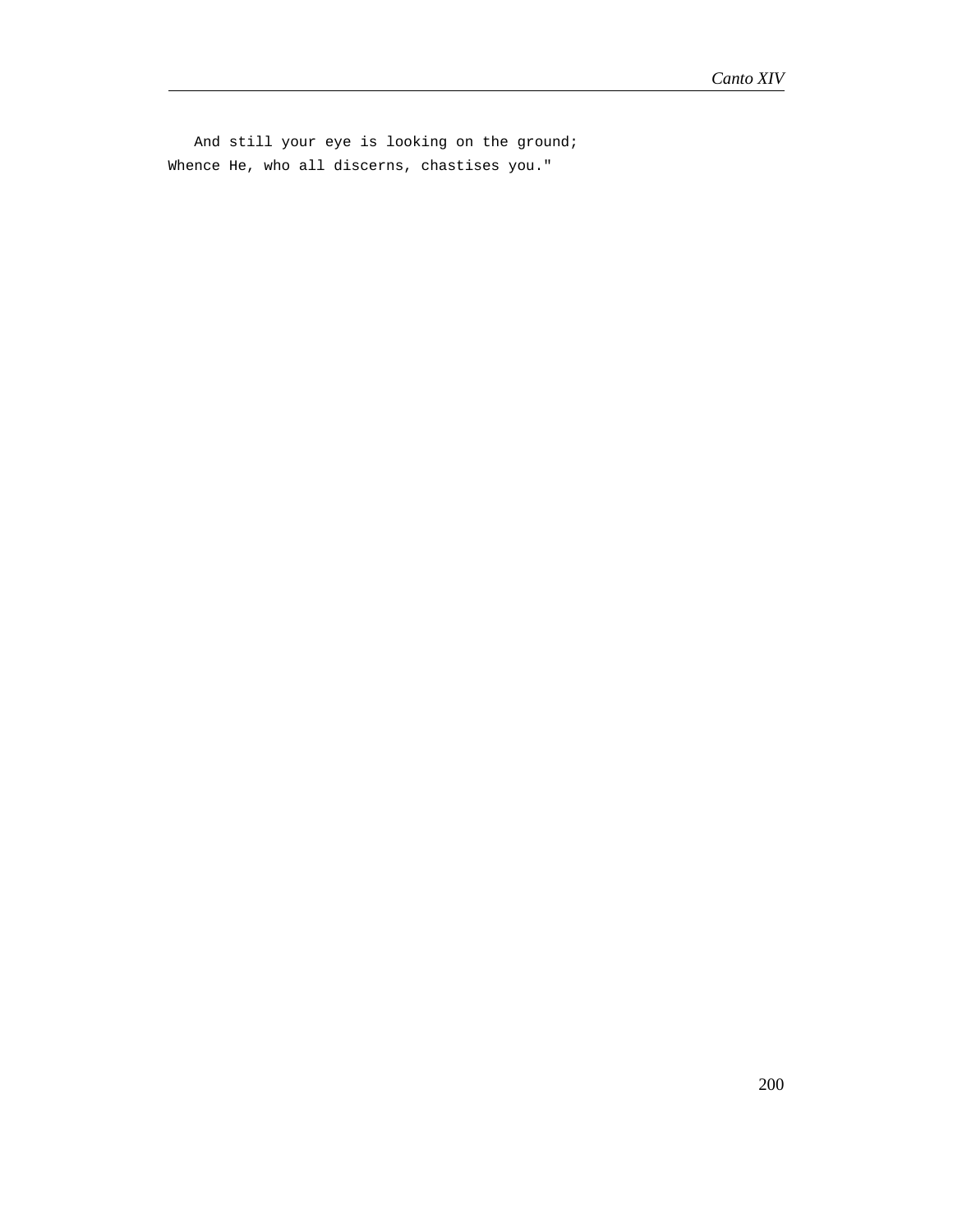And still your eye is looking on the ground;
Whence He, who all discerns, chastises you."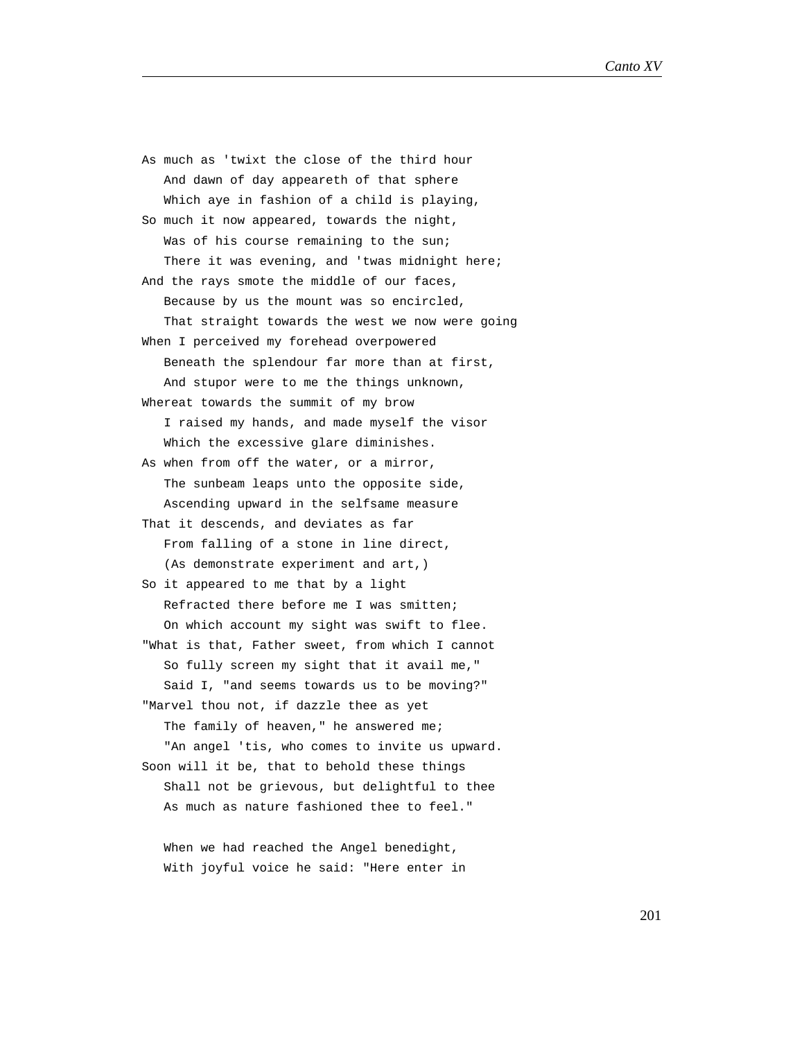As much as 'twixt the close of the third hour
   And dawn of day appeareth of that sphere
   Which aye in fashion of a child is playing,
So much it now appeared, towards the night,
   Was of his course remaining to the sun;
   There it was evening, and 'twas midnight here;
And the rays smote the middle of our faces,
   Because by us the mount was so encircled,
   That straight towards the west we now were going
When I perceived my forehead overpowered
   Beneath the splendour far more than at first,
   And stupor were to me the things unknown,
Whereat towards the summit of my brow
   I raised my hands, and made myself the visor
   Which the excessive glare diminishes.
As when from off the water, or a mirror,
   The sunbeam leaps unto the opposite side,
   Ascending upward in the selfsame measure
That it descends, and deviates as far
   From falling of a stone in line direct,
   (As demonstrate experiment and art,)
So it appeared to me that by a light
   Refracted there before me I was smitten;
   On which account my sight was swift to flee.
"What is that, Father sweet, from which I cannot
   So fully screen my sight that it avail me,"
   Said I, "and seems towards us to be moving?"
"Marvel thou not, if dazzle thee as yet
   The family of heaven," he answered me;
   "An angel 'tis, who comes to invite us upward.
Soon will it be, that to behold these things
   Shall not be grievous, but delightful to thee
   As much as nature fashioned thee to feel."

   When we had reached the Angel benedight,
   With joyful voice he said: "Here enter in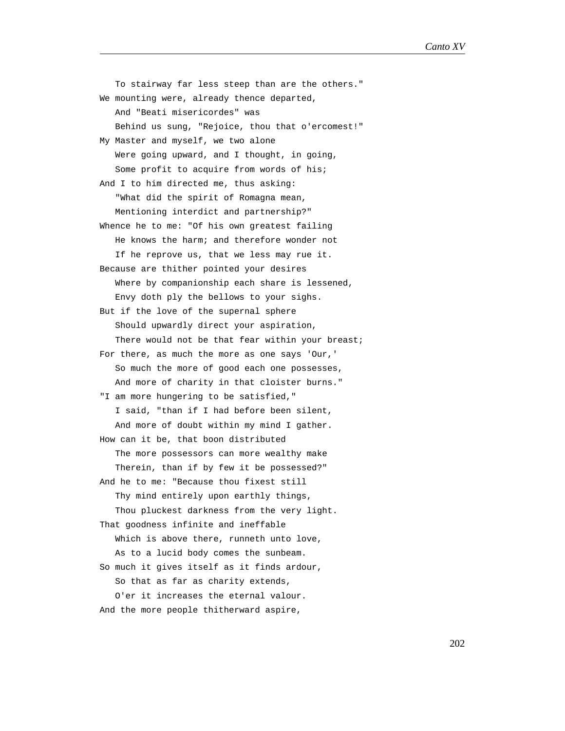To stairway far less steep than are the others."
We mounting were, already thence departed,
   And "Beati misericordes" was
   Behind us sung, "Rejoice, thou that o'ercomest!"
My Master and myself, we two alone
   Were going upward, and I thought, in going,
   Some profit to acquire from words of his;
And I to him directed me, thus asking:
   "What did the spirit of Romagna mean,
   Mentioning interdict and partnership?"
Whence he to me: "Of his own greatest failing
   He knows the harm; and therefore wonder not
   If he reprove us, that we less may rue it.
Because are thither pointed your desires
   Where by companionship each share is lessened,
   Envy doth ply the bellows to your sighs.
But if the love of the supernal sphere
   Should upwardly direct your aspiration,
   There would not be that fear within your breast;
For there, as much the more as one says 'Our,'
   So much the more of good each one possesses,
   And more of charity in that cloister burns."
"I am more hungering to be satisfied,"
   I said, "than if I had before been silent,
   And more of doubt within my mind I gather.
How can it be, that boon distributed
   The more possessors can more wealthy make
   Therein, than if by few it be possessed?"
And he to me: "Because thou fixest still
   Thy mind entirely upon earthly things,
   Thou pluckest darkness from the very light.
That goodness infinite and ineffable
   Which is above there, runneth unto love,
   As to a lucid body comes the sunbeam.
So much it gives itself as it finds ardour,
   So that as far as charity extends,
   O'er it increases the eternal valour.
And the more people thitherward aspire,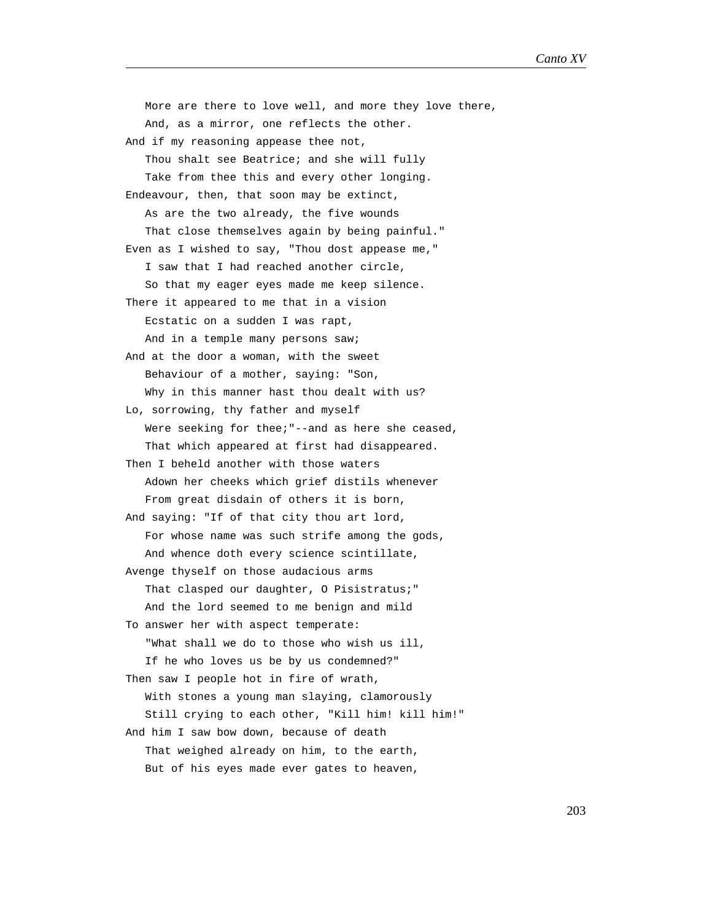More are there to love well, and more they love there,  
And, as a mirror, one reflects the other.  
And if my reasoning appease thee not,  
Thou shalt see Beatrice; and she will fully  
Take from thee this and every other longing.  
Endeavour, then, that soon may be extinct,  
As are the two already, the five wounds  
That close themselves again by being painful."  
Even as I wished to say, "Thou dost appease me,"  
I saw that I had reached another circle,  
So that my eager eyes made me keep silence.  
There it appeared to me that in a vision  
Ecstatic on a sudden I was rapt,  
And in a temple many persons saw;  
And at the door a woman, with the sweet  
Behaviour of a mother, saying: "Son,  
Why in this manner hast thou dealt with us?  
Lo, sorrowing, thy father and myself  
Were seeking for thee;"--and as here she ceased,  
That which appeared at first had disappeared.  
Then I beheld another with those waters  
Adown her cheeks which grief distils whenever  
From great disdain of others it is born,  
And saying: "If of that city thou art lord,  
For whose name was such strife among the gods,  
And whence doth every science scintillate,  
Avenge thyself on those audacious arms  
That clasped our daughter, O Pisistratus;"  
And the lord seemed to me benign and mild  
To answer her with aspect temperate:  
"What shall we do to those who wish us ill,  
If he who loves us be by us condemned?"  
Then saw I people hot in fire of wrath,  
With stones a young man slaying, clamorously  
Still crying to each other, "Kill him! kill him!"  
And him I saw bow down, because of death  
That weighed already on him, to the earth,  
But of his eyes made ever gates to heaven,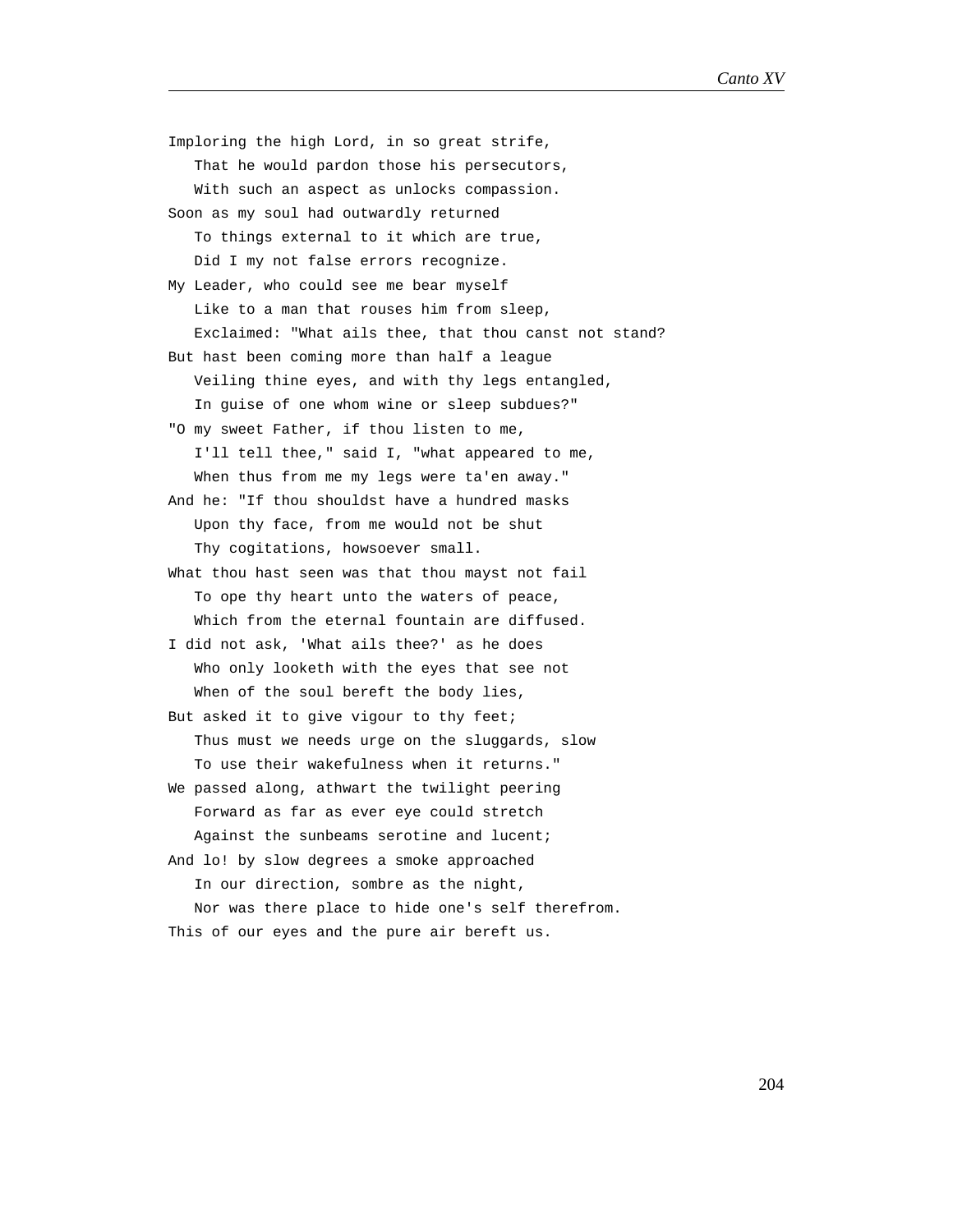Imploring the high Lord, in so great strife,
   That he would pardon those his persecutors,
   With such an aspect as unlocks compassion.
Soon as my soul had outwardly returned
   To things external to it which are true,
   Did I my not false errors recognize.
My Leader, who could see me bear myself
   Like to a man that rouses him from sleep,
   Exclaimed: "What ails thee, that thou canst not stand?
But hast been coming more than half a league
   Veiling thine eyes, and with thy legs entangled,
   In guise of one whom wine or sleep subdues?"
"O my sweet Father, if thou listen to me,
   I'll tell thee," said I, "what appeared to me,
   When thus from me my legs were ta'en away."
And he: "If thou shouldst have a hundred masks
   Upon thy face, from me would not be shut
   Thy cogitations, howsoever small.
What thou hast seen was that thou mayst not fail
   To ope thy heart unto the waters of peace,
   Which from the eternal fountain are diffused.
I did not ask, 'What ails thee?' as he does
   Who only looketh with the eyes that see not
   When of the soul bereft the body lies,
But asked it to give vigour to thy feet;
   Thus must we needs urge on the sluggards, slow
   To use their wakefulness when it returns."
We passed along, athwart the twilight peering
   Forward as far as ever eye could stretch
   Against the sunbeams serotine and lucent;
And lo! by slow degrees a smoke approached
   In our direction, sombre as the night,
   Nor was there place to hide one's self therefrom.
This of our eyes and the pure air bereft us.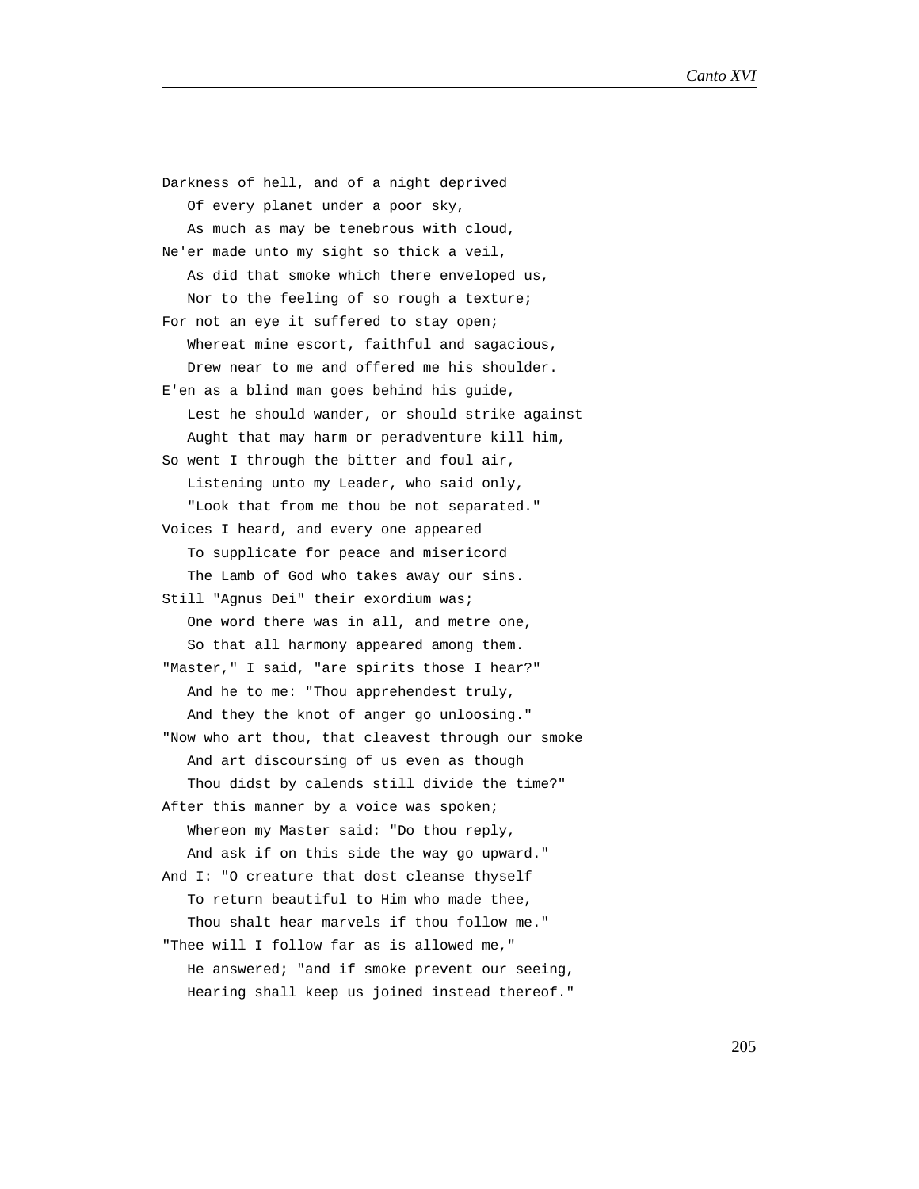Darkness of hell, and of a night deprived
   Of every planet under a poor sky,
   As much as may be tenebrous with cloud,
Ne'er made unto my sight so thick a veil,
   As did that smoke which there enveloped us,
   Nor to the feeling of so rough a texture;
For not an eye it suffered to stay open;
   Whereat mine escort, faithful and sagacious,
   Drew near to me and offered me his shoulder.
E'en as a blind man goes behind his guide,
   Lest he should wander, or should strike against
   Aught that may harm or peradventure kill him,
So went I through the bitter and foul air,
   Listening unto my Leader, who said only,
   "Look that from me thou be not separated."
Voices I heard, and every one appeared
   To supplicate for peace and misericord
   The Lamb of God who takes away our sins.
Still "Agnus Dei" their exordium was;
   One word there was in all, and metre one,
   So that all harmony appeared among them.
"Master," I said, "are spirits those I hear?"
   And he to me: "Thou apprehendest truly,
   And they the knot of anger go unloosing."
"Now who art thou, that cleavest through our smoke
   And art discoursing of us even as though
   Thou didst by calends still divide the time?"
After this manner by a voice was spoken;
   Whereon my Master said: "Do thou reply,
   And ask if on this side the way go upward."
And I: "O creature that dost cleanse thyself
   To return beautiful to Him who made thee,
   Thou shalt hear marvels if thou follow me."
"Thee will I follow far as is allowed me,"
   He answered; "and if smoke prevent our seeing,
   Hearing shall keep us joined instead thereof."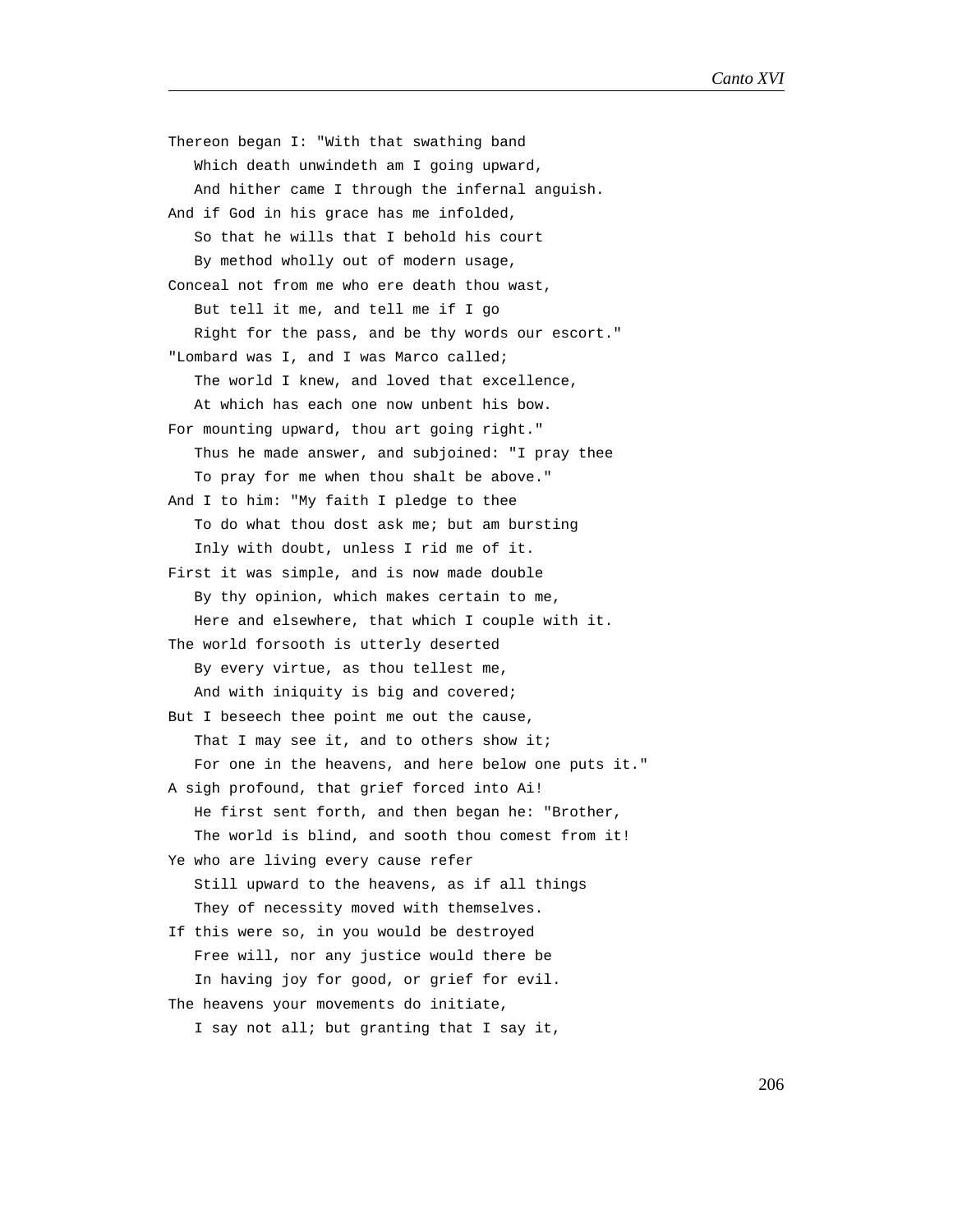Thereon began I: "With that swathing band
   Which death unwindeth am I going upward,
   And hither came I through the infernal anguish.
And if God in his grace has me infolded,
   So that he wills that I behold his court
   By method wholly out of modern usage,
Conceal not from me who ere death thou wast,
   But tell it me, and tell me if I go
   Right for the pass, and be thy words our escort."
"Lombard was I, and I was Marco called;
   The world I knew, and loved that excellence,
   At which has each one now unbent his bow.
For mounting upward, thou art going right."
   Thus he made answer, and subjoined: "I pray thee
   To pray for me when thou shalt be above."
And I to him: "My faith I pledge to thee
   To do what thou dost ask me; but am bursting
   Inly with doubt, unless I rid me of it.
First it was simple, and is now made double
   By thy opinion, which makes certain to me,
   Here and elsewhere, that which I couple with it.
The world forsooth is utterly deserted
   By every virtue, as thou tellest me,
   And with iniquity is big and covered;
But I beseech thee point me out the cause,
   That I may see it, and to others show it;
   For one in the heavens, and here below one puts it."
A sigh profound, that grief forced into Ai!
   He first sent forth, and then began he: "Brother,
   The world is blind, and sooth thou comest from it!
Ye who are living every cause refer
   Still upward to the heavens, as if all things
   They of necessity moved with themselves.
If this were so, in you would be destroyed
   Free will, nor any justice would there be
   In having joy for good, or grief for evil.
The heavens your movements do initiate,
   I say not all; but granting that I say it,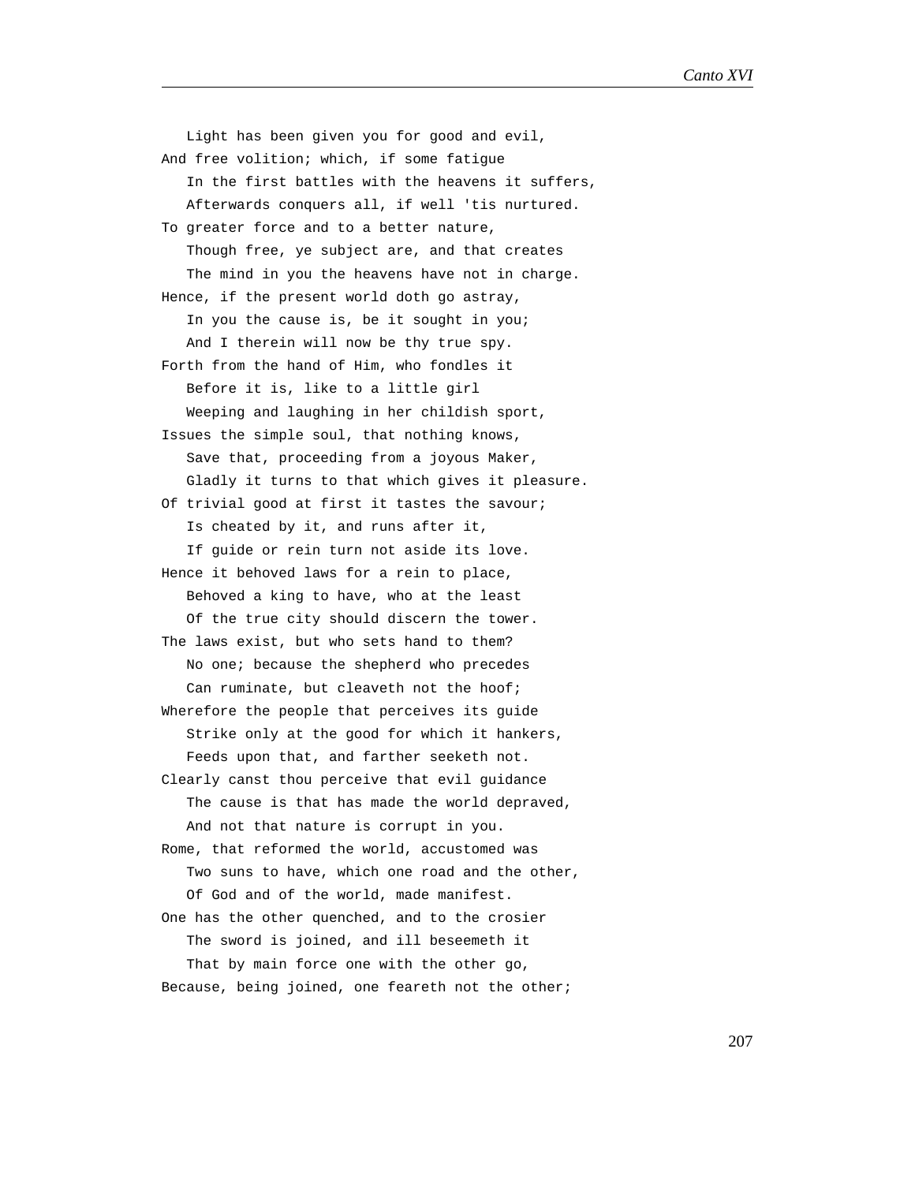Light has been given you for good and evil,  
And free volition; which, if some fatigue  
In the first battles with the heavens it suffers,  
Afterwards conquers all, if well 'tis nurtured.  
To greater force and to a better nature,  
Though free, ye subject are, and that creates  
The mind in you the heavens have not in charge.  
Hence, if the present world doth go astray,  
In you the cause is, be it sought in you;  
And I therein will now be thy true spy.  
Forth from the hand of Him, who fondles it  
Before it is, like to a little girl  
Weeping and laughing in her childish sport,  
Issues the simple soul, that nothing knows,  
Save that, proceeding from a joyous Maker,  
Gladly it turns to that which gives it pleasure.  
Of trivial good at first it tastes the savour;  
Is cheated by it, and runs after it,  
If guide or rein turn not aside its love.  
Hence it behoved laws for a rein to place,  
Behoved a king to have, who at the least  
Of the true city should discern the tower.  
The laws exist, but who sets hand to them?  
No one; because the shepherd who precedes  
Can ruminate, but cleaveth not the hoof;  
Wherefore the people that perceives its guide  
Strike only at the good for which it hankers,  
Feeds upon that, and farther seeketh not.  
Clearly canst thou perceive that evil guidance  
The cause is that has made the world depraved,  
And not that nature is corrupt in you.  
Rome, that reformed the world, accustomed was  
Two suns to have, which one road and the other,  
Of God and of the world, made manifest.  
One has the other quenched, and to the crosier  
The sword is joined, and ill beseemeth it  
That by main force one with the other go,  
Because, being joined, one feareth not the other;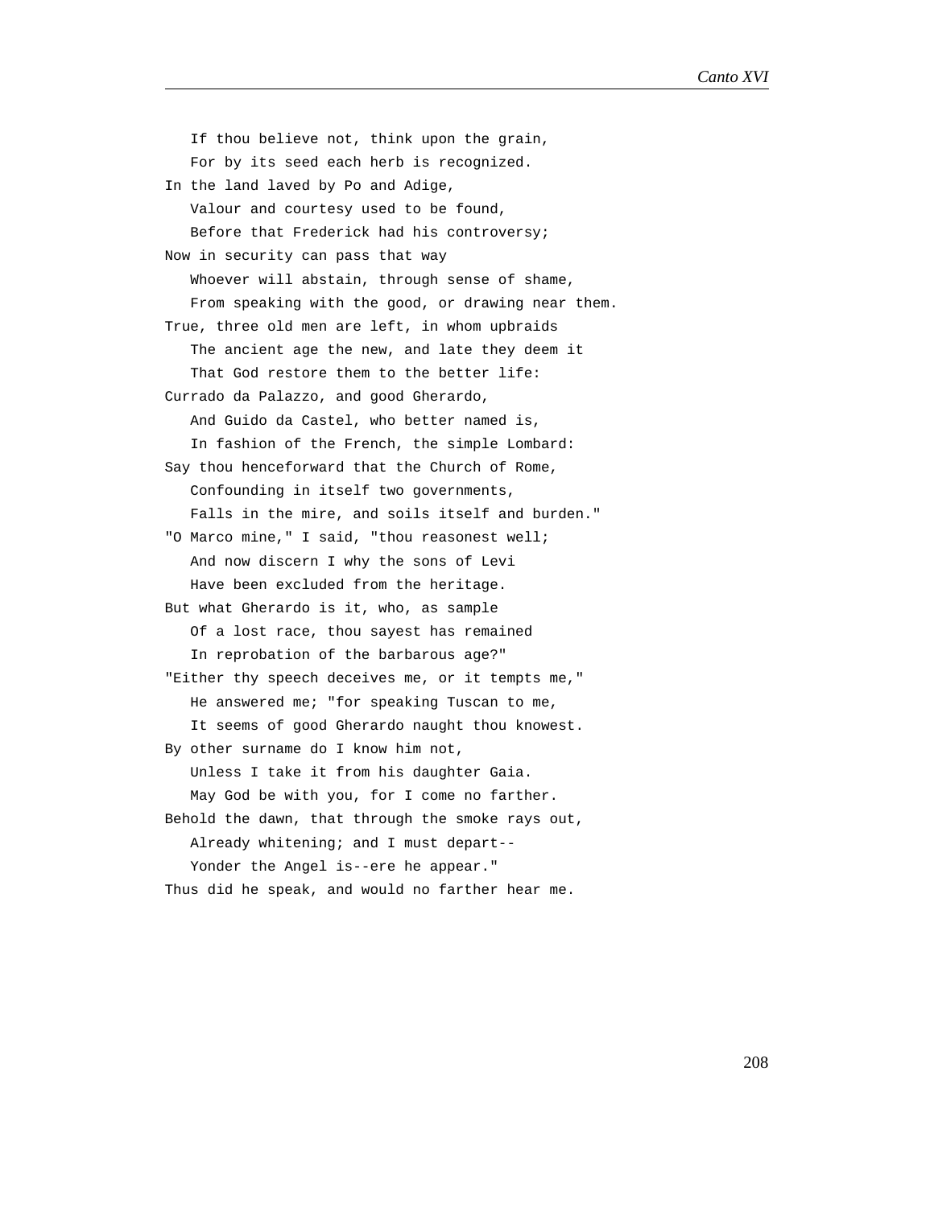If thou believe not, think upon the grain,
   For by its seed each herb is recognized.
In the land laved by Po and Adige,
   Valour and courtesy used to be found,
   Before that Frederick had his controversy;
Now in security can pass that way
   Whoever will abstain, through sense of shame,
   From speaking with the good, or drawing near them.
True, three old men are left, in whom upbraids
   The ancient age the new, and late they deem it
   That God restore them to the better life:
Currado da Palazzo, and good Gherardo,
   And Guido da Castel, who better named is,
   In fashion of the French, the simple Lombard:
Say thou henceforward that the Church of Rome,
   Confounding in itself two governments,
   Falls in the mire, and soils itself and burden."
"O Marco mine," I said, "thou reasonest well;
   And now discern I why the sons of Levi
   Have been excluded from the heritage.
But what Gherardo is it, who, as sample
   Of a lost race, thou sayest has remained
   In reprobation of the barbarous age?"
"Either thy speech deceives me, or it tempts me,"
   He answered me; "for speaking Tuscan to me,
   It seems of good Gherardo naught thou knowest.
By other surname do I know him not,
   Unless I take it from his daughter Gaia.
   May God be with you, for I come no farther.
Behold the dawn, that through the smoke rays out,
   Already whitening; and I must depart--
   Yonder the Angel is--ere he appear."
Thus did he speak, and would no farther hear me.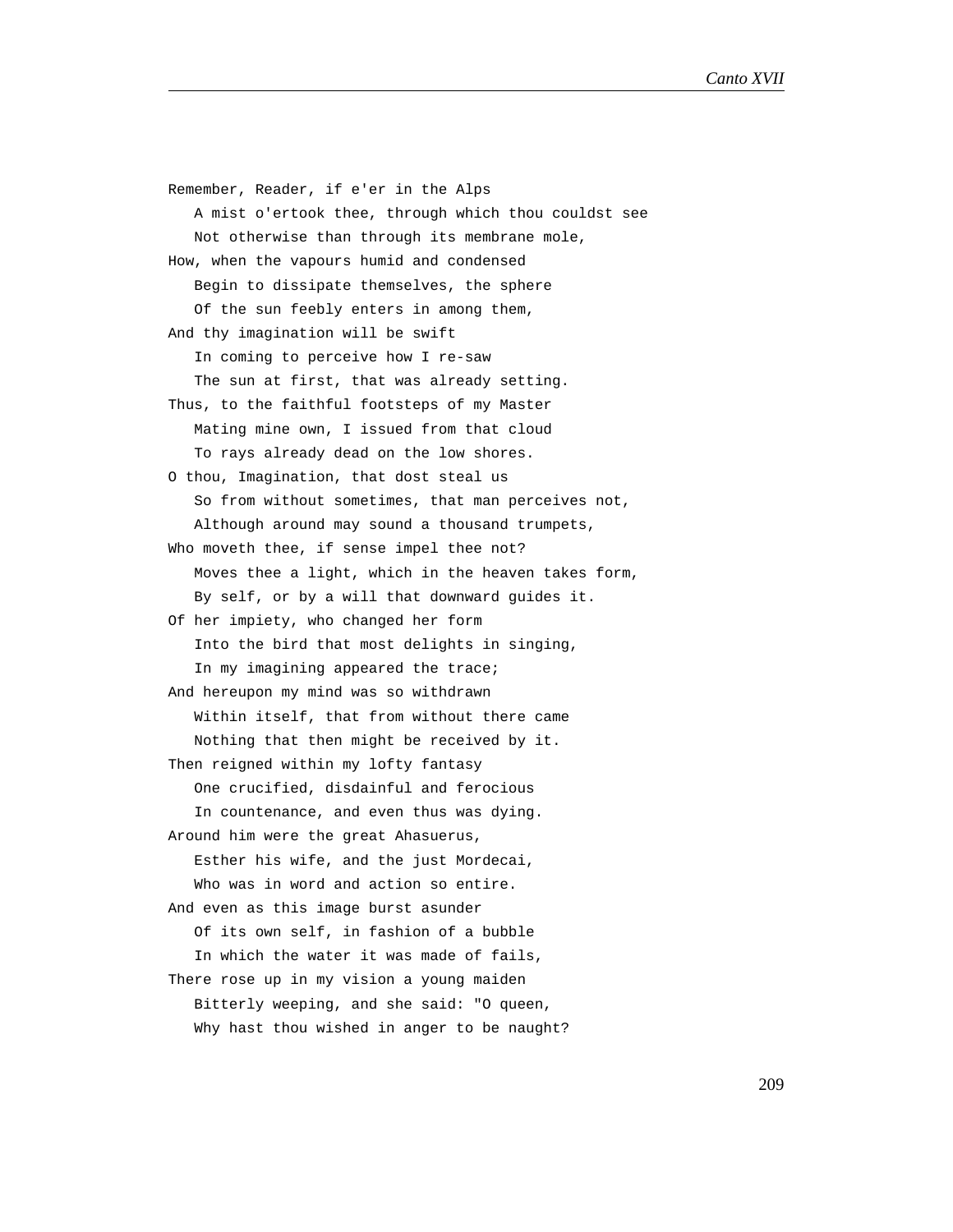Remember, Reader, if e'er in the Alps
   A mist o'ertook thee, through which thou couldst see
   Not otherwise than through its membrane mole,
How, when the vapours humid and condensed
   Begin to dissipate themselves, the sphere
   Of the sun feebly enters in among them,
And thy imagination will be swift
   In coming to perceive how I re-saw
   The sun at first, that was already setting.
Thus, to the faithful footsteps of my Master
   Mating mine own, I issued from that cloud
   To rays already dead on the low shores.
O thou, Imagination, that dost steal us
   So from without sometimes, that man perceives not,
   Although around may sound a thousand trumpets,
Who moveth thee, if sense impel thee not?
   Moves thee a light, which in the heaven takes form,
   By self, or by a will that downward guides it.
Of her impiety, who changed her form
   Into the bird that most delights in singing,
   In my imagining appeared the trace;
And hereupon my mind was so withdrawn
   Within itself, that from without there came
   Nothing that then might be received by it.
Then reigned within my lofty fantasy
   One crucified, disdainful and ferocious
   In countenance, and even thus was dying.
Around him were the great Ahasuerus,
   Esther his wife, and the just Mordecai,
   Who was in word and action so entire.
And even as this image burst asunder
   Of its own self, in fashion of a bubble
   In which the water it was made of fails,
There rose up in my vision a young maiden
   Bitterly weeping, and she said: "O queen,
   Why hast thou wished in anger to be naught?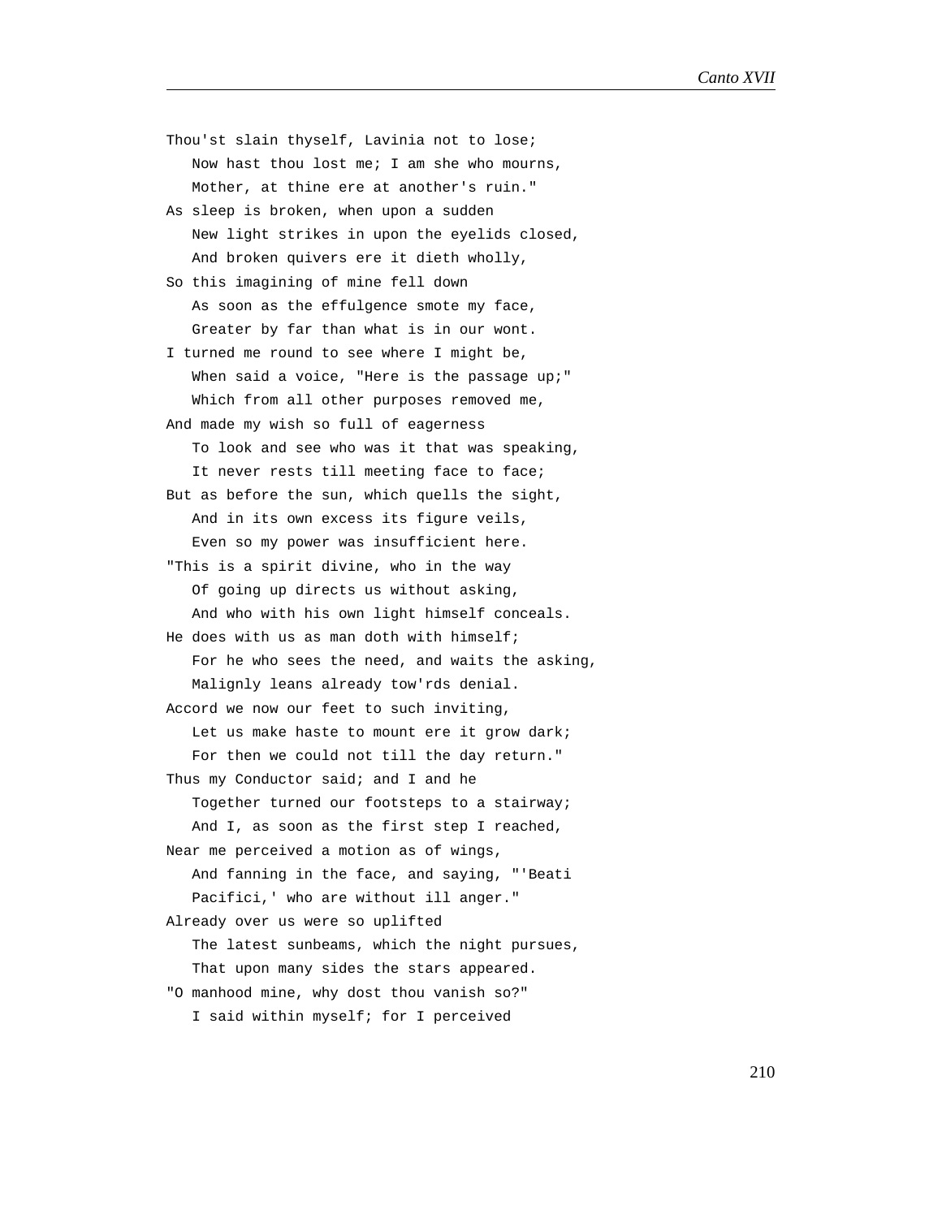Thou'st slain thyself, Lavinia not to lose;
   Now hast thou lost me; I am she who mourns,
   Mother, at thine ere at another's ruin."
As sleep is broken, when upon a sudden
   New light strikes in upon the eyelids closed,
   And broken quivers ere it dieth wholly,
So this imagining of mine fell down
   As soon as the effulgence smote my face,
   Greater by far than what is in our wont.
I turned me round to see where I might be,
   When said a voice, "Here is the passage up;"
   Which from all other purposes removed me,
And made my wish so full of eagerness
   To look and see who was it that was speaking,
   It never rests till meeting face to face;
But as before the sun, which quells the sight,
   And in its own excess its figure veils,
   Even so my power was insufficient here.
"This is a spirit divine, who in the way
   Of going up directs us without asking,
   And who with his own light himself conceals.
He does with us as man doth with himself;
   For he who sees the need, and waits the asking,
   Malignly leans already tow'rds denial.
Accord we now our feet to such inviting,
   Let us make haste to mount ere it grow dark;
   For then we could not till the day return."
Thus my Conductor said; and I and he
   Together turned our footsteps to a stairway;
   And I, as soon as the first step I reached,
Near me perceived a motion as of wings,
   And fanning in the face, and saying, "'Beati
   Pacifici,' who are without ill anger."
Already over us were so uplifted
   The latest sunbeams, which the night pursues,
   That upon many sides the stars appeared.
"O manhood mine, why dost thou vanish so?"
   I said within myself; for I perceived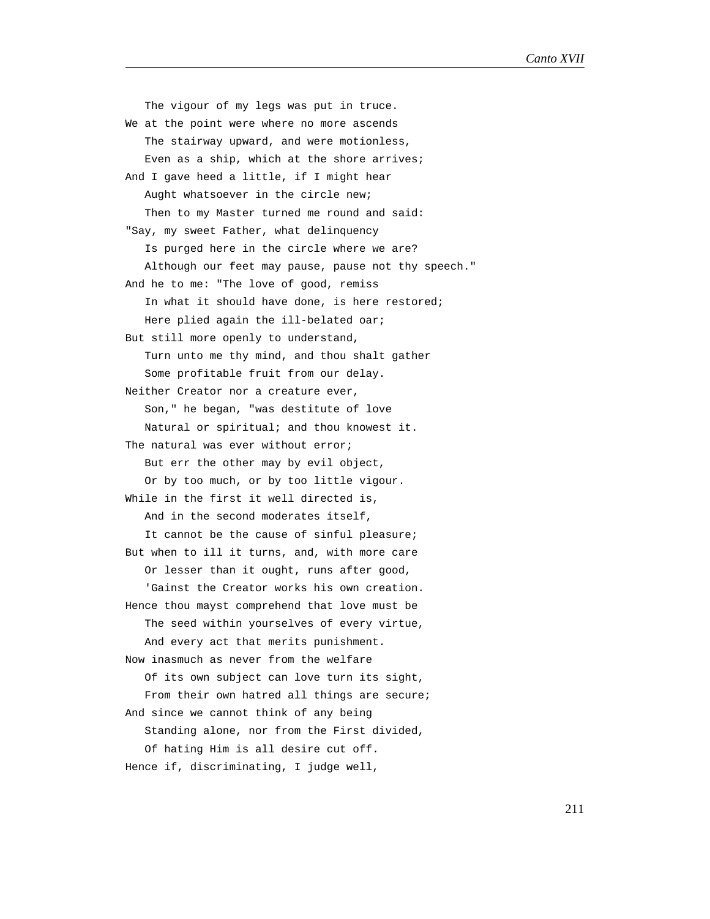The vigour of my legs was put in truce.
We at the point were where no more ascends
   The stairway upward, and were motionless,
   Even as a ship, which at the shore arrives;
And I gave heed a little, if I might hear
   Aught whatsoever in the circle new;
   Then to my Master turned me round and said:
"Say, my sweet Father, what delinquency
   Is purged here in the circle where we are?
   Although our feet may pause, pause not thy speech."
And he to me: "The love of good, remiss
   In what it should have done, is here restored;
   Here plied again the ill-belated oar;
But still more openly to understand,
   Turn unto me thy mind, and thou shalt gather
   Some profitable fruit from our delay.
Neither Creator nor a creature ever,
   Son," he began, "was destitute of love
   Natural or spiritual; and thou knowest it.
The natural was ever without error;
   But err the other may by evil object,
   Or by too much, or by too little vigour.
While in the first it well directed is,
   And in the second moderates itself,
   It cannot be the cause of sinful pleasure;
But when to ill it turns, and, with more care
   Or lesser than it ought, runs after good,
   'Gainst the Creator works his own creation.
Hence thou mayst comprehend that love must be
   The seed within yourselves of every virtue,
   And every act that merits punishment.
Now inasmuch as never from the welfare
   Of its own subject can love turn its sight,
   From their own hatred all things are secure;
And since we cannot think of any being
   Standing alone, nor from the First divided,
   Of hating Him is all desire cut off.
Hence if, discriminating, I judge well,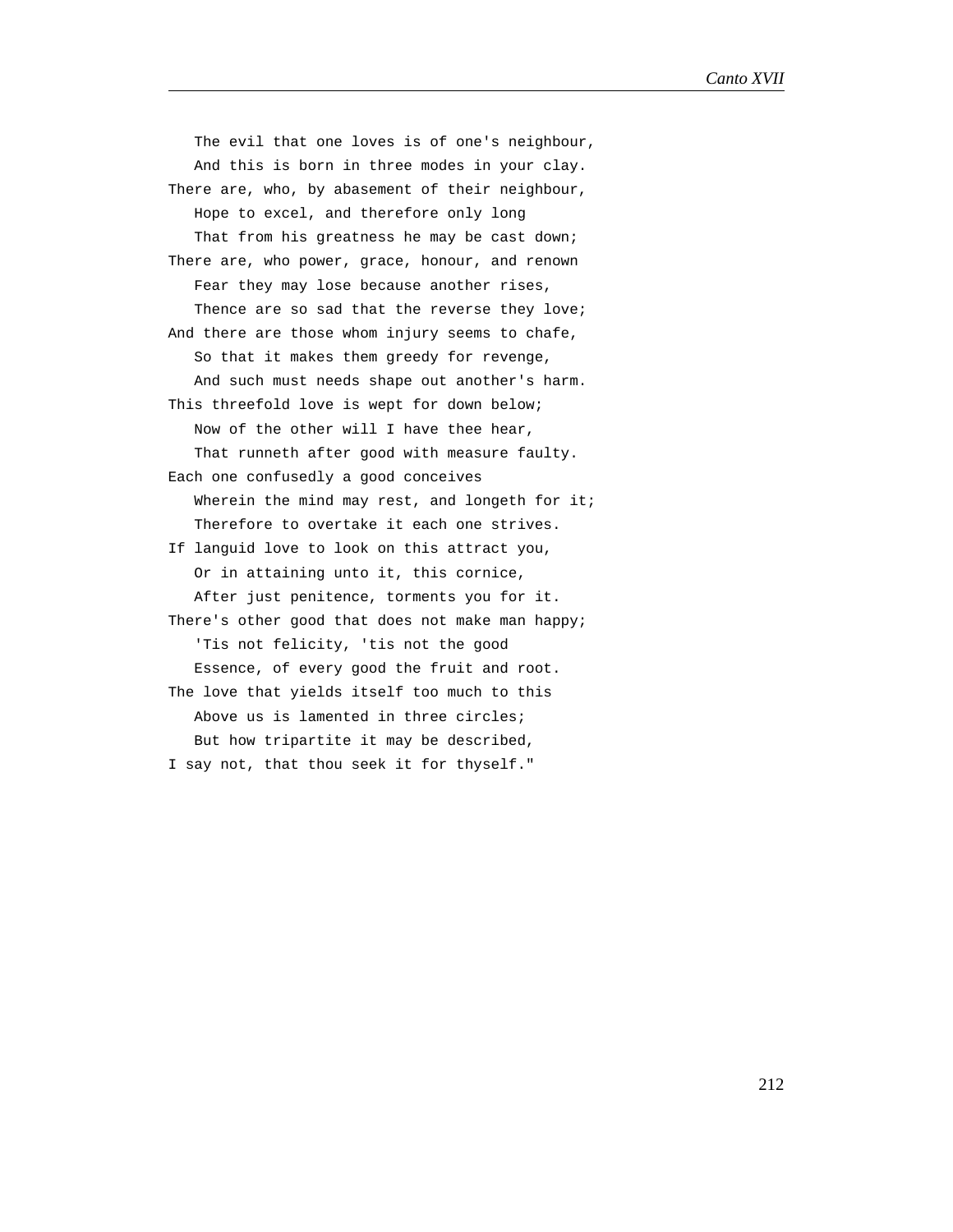The evil that one loves is of one's neighbour,
   And this is born in three modes in your clay.
There are, who, by abasement of their neighbour,
   Hope to excel, and therefore only long
   That from his greatness he may be cast down;
There are, who power, grace, honour, and renown
   Fear they may lose because another rises,
   Thence are so sad that the reverse they love;
And there are those whom injury seems to chafe,
   So that it makes them greedy for revenge,
   And such must needs shape out another's harm.
This threefold love is wept for down below;
   Now of the other will I have thee hear,
   That runneth after good with measure faulty.
Each one confusedly a good conceives
   Wherein the mind may rest, and longeth for it;
   Therefore to overtake it each one strives.
If languid love to look on this attract you,
   Or in attaining unto it, this cornice,
   After just penitence, torments you for it.
There's other good that does not make man happy;
   'Tis not felicity, 'tis not the good
   Essence, of every good the fruit and root.
The love that yields itself too much to this
   Above us is lamented in three circles;
   But how tripartite it may be described,
I say not, that thou seek it for thyself."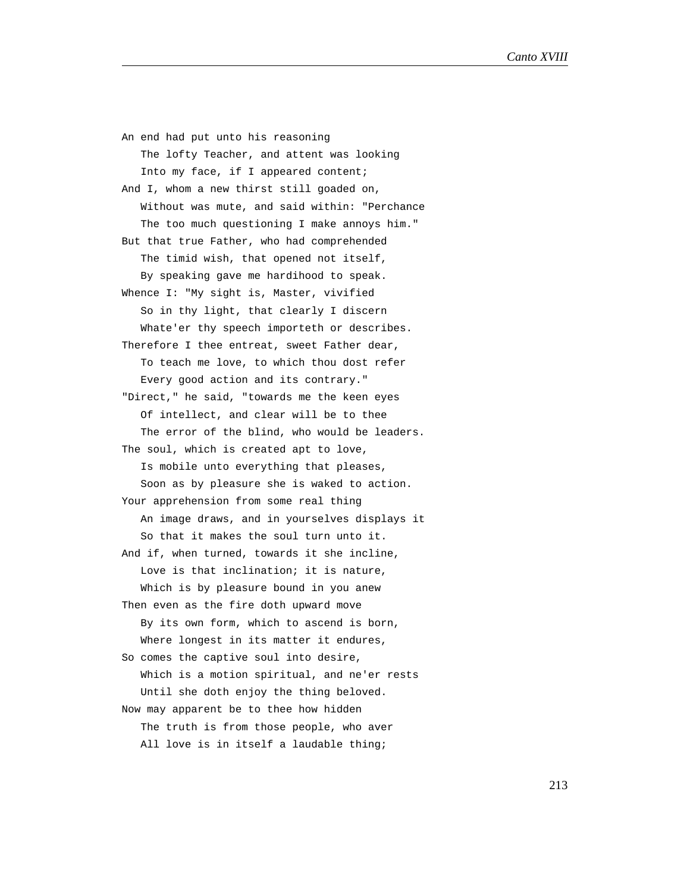An end had put unto his reasoning  
   The lofty Teacher, and attent was looking  
   Into my face, if I appeared content;  
And I, whom a new thirst still goaded on,  
   Without was mute, and said within: "Perchance  
   The too much questioning I make annoys him."  
But that true Father, who had comprehended  
   The timid wish, that opened not itself,  
   By speaking gave me hardihood to speak.  
Whence I: "My sight is, Master, vivified  
   So in thy light, that clearly I discern  
   Whate'er thy speech importeth or describes.  
Therefore I thee entreat, sweet Father dear,  
   To teach me love, to which thou dost refer  
   Every good action and its contrary."  
"Direct," he said, "towards me the keen eyes  
   Of intellect, and clear will be to thee  
   The error of the blind, who would be leaders.  
The soul, which is created apt to love,  
   Is mobile unto everything that pleases,  
   Soon as by pleasure she is waked to action.  
Your apprehension from some real thing  
   An image draws, and in yourselves displays it  
   So that it makes the soul turn unto it.  
And if, when turned, towards it she incline,  
   Love is that inclination; it is nature,  
   Which is by pleasure bound in you anew  
Then even as the fire doth upward move  
   By its own form, which to ascend is born,  
   Where longest in its matter it endures,  
So comes the captive soul into desire,  
   Which is a motion spiritual, and ne'er rests  
   Until she doth enjoy the thing beloved.  
Now may apparent be to thee how hidden  
   The truth is from those people, who aver  
   All love is in itself a laudable thing;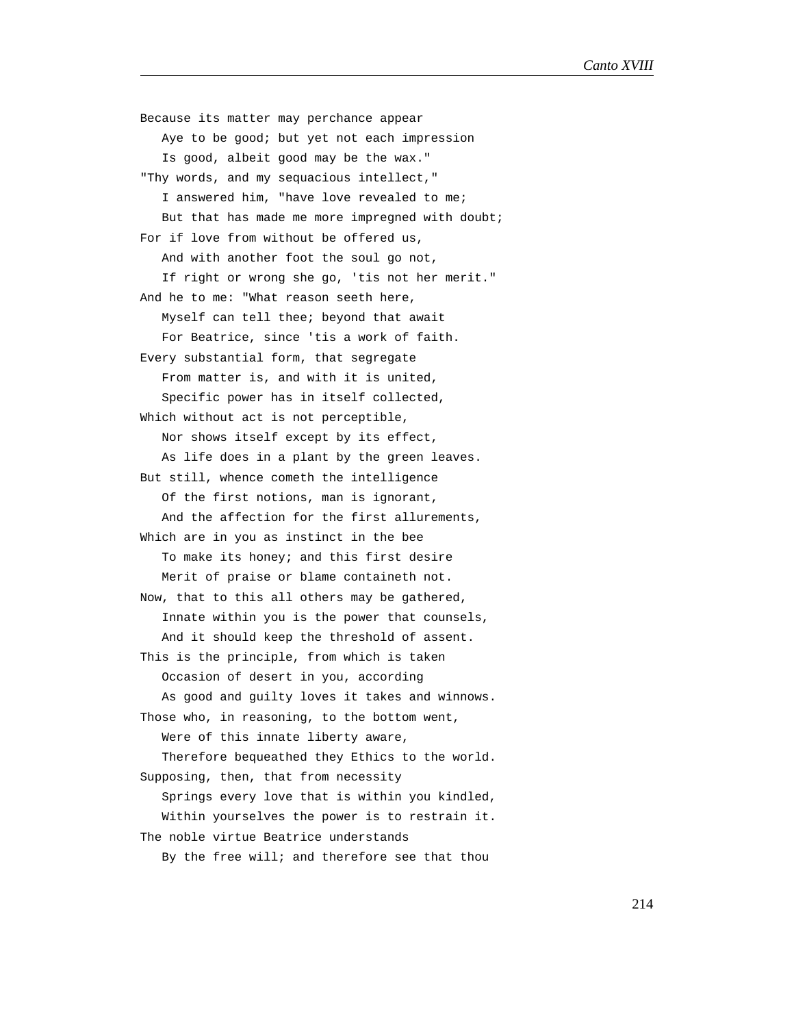Because its matter may perchance appear  
   Aye to be good; but yet not each impression  
   Is good, albeit good may be the wax."  
"Thy words, and my sequacious intellect,"  
   I answered him, "have love revealed to me;  
   But that has made me more impregned with doubt;  
For if love from without be offered us,  
   And with another foot the soul go not,  
   If right or wrong she go, 'tis not her merit."  
And he to me: "What reason seeth here,  
   Myself can tell thee; beyond that await  
   For Beatrice, since 'tis a work of faith.  
Every substantial form, that segregate  
   From matter is, and with it is united,  
   Specific power has in itself collected,  
Which without act is not perceptible,  
   Nor shows itself except by its effect,  
   As life does in a plant by the green leaves.  
But still, whence cometh the intelligence  
   Of the first notions, man is ignorant,  
   And the affection for the first allurements,  
Which are in you as instinct in the bee  
   To make its honey; and this first desire  
   Merit of praise or blame containeth not.  
Now, that to this all others may be gathered,  
   Innate within you is the power that counsels,  
   And it should keep the threshold of assent.  
This is the principle, from which is taken  
   Occasion of desert in you, according  
   As good and guilty loves it takes and winnows.  
Those who, in reasoning, to the bottom went,  
   Were of this innate liberty aware,  
   Therefore bequeathed they Ethics to the world.  
Supposing, then, that from necessity  
   Springs every love that is within you kindled,  
   Within yourselves the power is to restrain it.  
The noble virtue Beatrice understands  
   By the free will; and therefore see that thou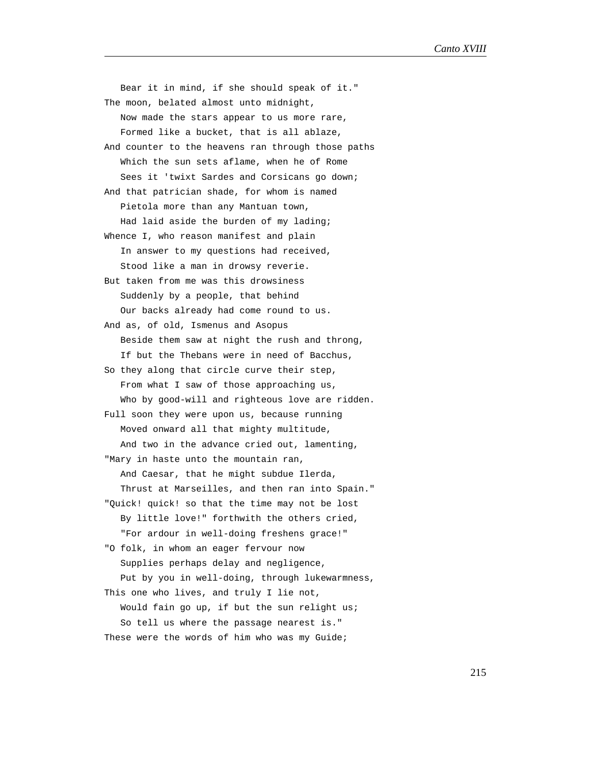Bear it in mind, if she should speak of it."
The moon, belated almost unto midnight,
   Now made the stars appear to us more rare,
   Formed like a bucket, that is all ablaze,
And counter to the heavens ran through those paths
   Which the sun sets aflame, when he of Rome
   Sees it 'twixt Sardes and Corsicans go down;
And that patrician shade, for whom is named
   Pietola more than any Mantuan town,
   Had laid aside the burden of my lading;
Whence I, who reason manifest and plain
   In answer to my questions had received,
   Stood like a man in drowsy reverie.
But taken from me was this drowsiness
   Suddenly by a people, that behind
   Our backs already had come round to us.
And as, of old, Ismenus and Asopus
   Beside them saw at night the rush and throng,
   If but the Thebans were in need of Bacchus,
So they along that circle curve their step,
   From what I saw of those approaching us,
   Who by good-will and righteous love are ridden.
Full soon they were upon us, because running
   Moved onward all that mighty multitude,
   And two in the advance cried out, lamenting,
"Mary in haste unto the mountain ran,
   And Caesar, that he might subdue Ilerda,
   Thrust at Marseilles, and then ran into Spain."
"Quick! quick! so that the time may not be lost
   By little love!" forthwith the others cried,
   "For ardour in well-doing freshens grace!"
"O folk, in whom an eager fervour now
   Supplies perhaps delay and negligence,
   Put by you in well-doing, through lukewarmness,
This one who lives, and truly I lie not,
   Would fain go up, if but the sun relight us;
   So tell us where the passage nearest is."
These were the words of him who was my Guide;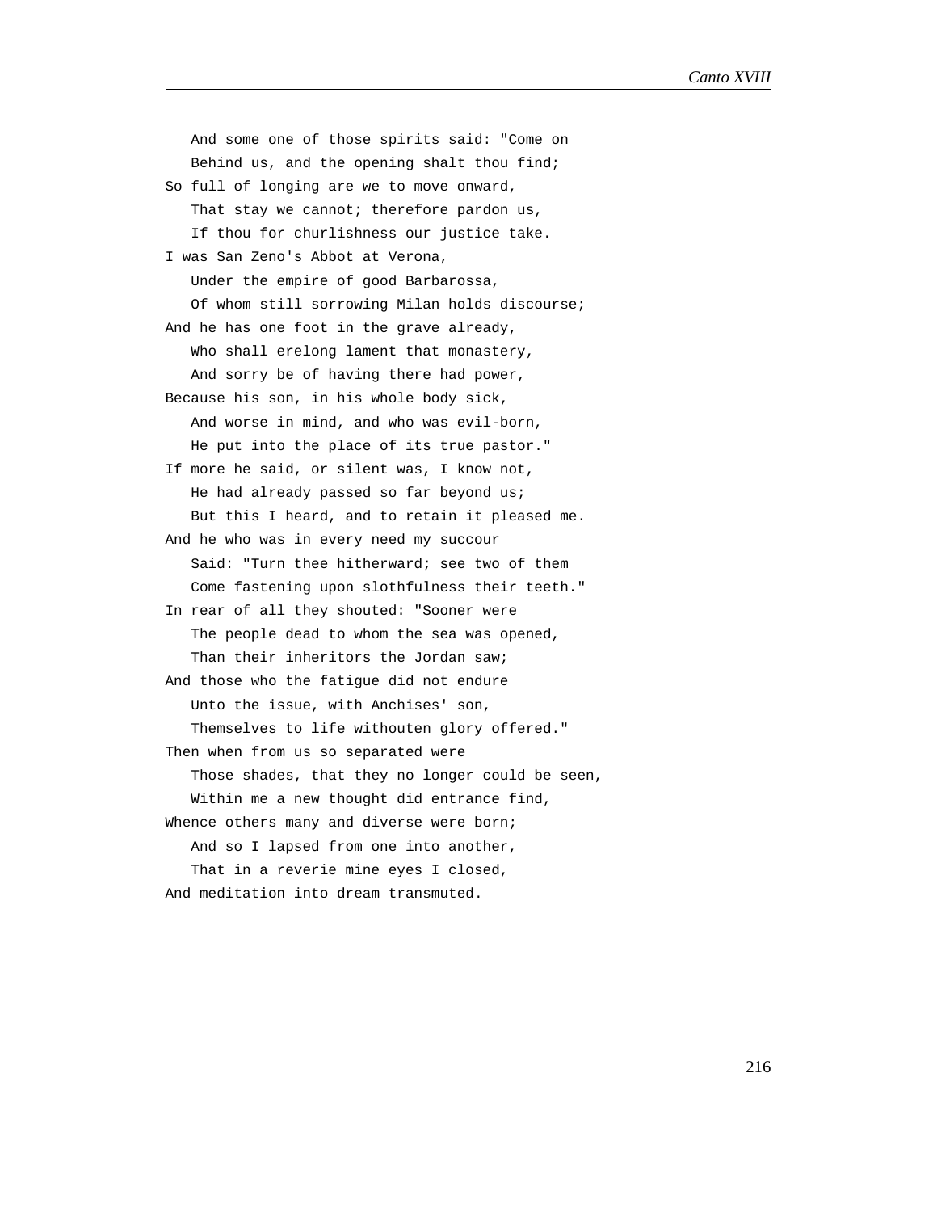And some one of those spirits said: "Come on
   Behind us, and the opening shalt thou find;
So full of longing are we to move onward,
   That stay we cannot; therefore pardon us,
   If thou for churlishness our justice take.
I was San Zeno's Abbot at Verona,
   Under the empire of good Barbarossa,
   Of whom still sorrowing Milan holds discourse;
And he has one foot in the grave already,
   Who shall erelong lament that monastery,
   And sorry be of having there had power,
Because his son, in his whole body sick,
   And worse in mind, and who was evil-born,
   He put into the place of its true pastor."
If more he said, or silent was, I know not,
   He had already passed so far beyond us;
   But this I heard, and to retain it pleased me.
And he who was in every need my succour
   Said: "Turn thee hitherward; see two of them
   Come fastening upon slothfulness their teeth."
In rear of all they shouted: "Sooner were
   The people dead to whom the sea was opened,
   Than their inheritors the Jordan saw;
And those who the fatigue did not endure
   Unto the issue, with Anchises' son,
   Themselves to life withouten glory offered."
Then when from us so separated were
   Those shades, that they no longer could be seen,
   Within me a new thought did entrance find,
Whence others many and diverse were born;
   And so I lapsed from one into another,
   That in a reverie mine eyes I closed,
And meditation into dream transmuted.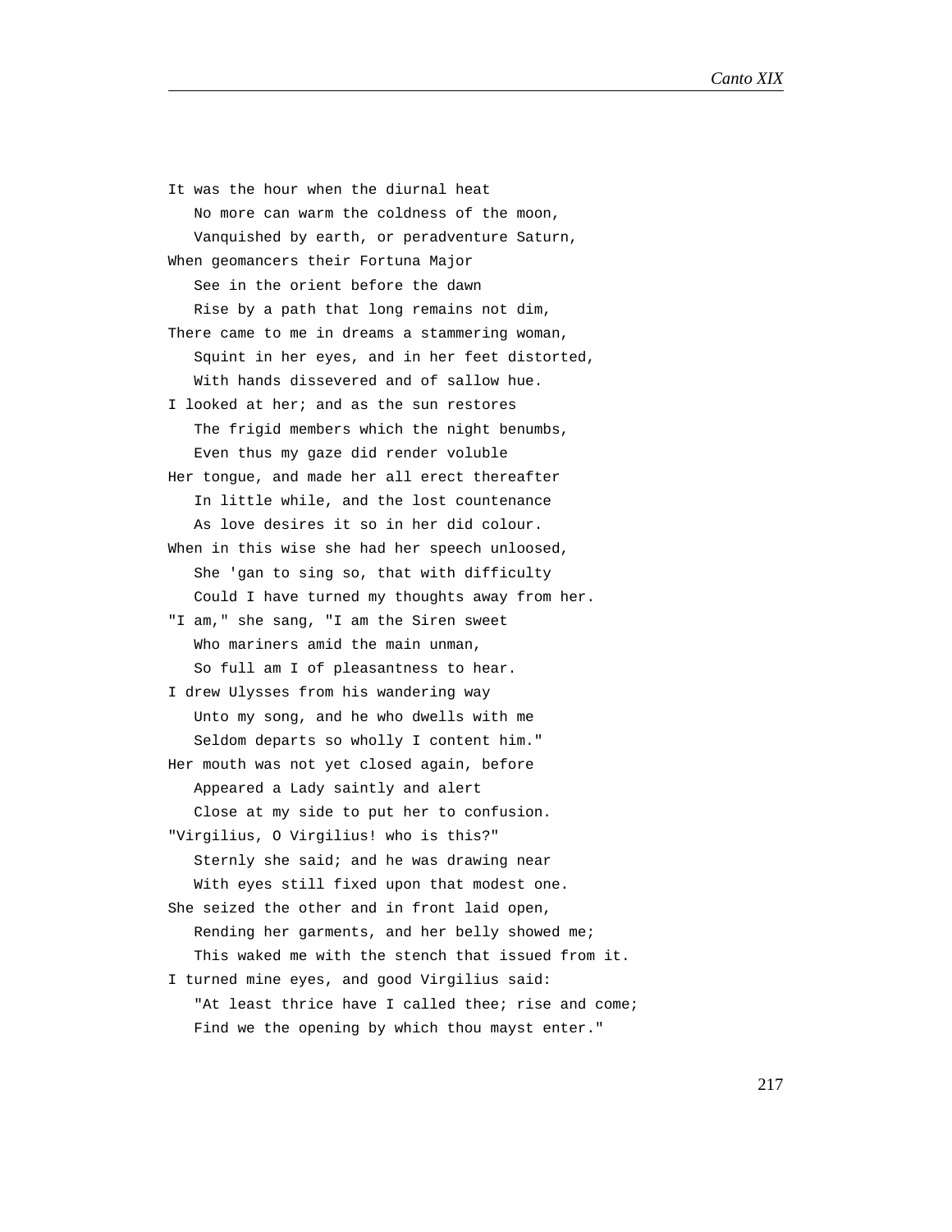It was the hour when the diurnal heat
   No more can warm the coldness of the moon,
   Vanquished by earth, or peradventure Saturn,
When geomancers their Fortuna Major
   See in the orient before the dawn
   Rise by a path that long remains not dim,
There came to me in dreams a stammering woman,
   Squint in her eyes, and in her feet distorted,
   With hands dissevered and of sallow hue.
I looked at her; and as the sun restores
   The frigid members which the night benumbs,
   Even thus my gaze did render voluble
Her tongue, and made her all erect thereafter
   In little while, and the lost countenance
   As love desires it so in her did colour.
When in this wise she had her speech unloosed,
   She 'gan to sing so, that with difficulty
   Could I have turned my thoughts away from her.
"I am," she sang, "I am the Siren sweet
   Who mariners amid the main unman,
   So full am I of pleasantness to hear.
I drew Ulysses from his wandering way
   Unto my song, and he who dwells with me
   Seldom departs so wholly I content him."
Her mouth was not yet closed again, before
   Appeared a Lady saintly and alert
   Close at my side to put her to confusion.
"Virgilius, O Virgilius! who is this?"
   Sternly she said; and he was drawing near
   With eyes still fixed upon that modest one.
She seized the other and in front laid open,
   Rending her garments, and her belly showed me;
   This waked me with the stench that issued from it.
I turned mine eyes, and good Virgilius said:
   "At least thrice have I called thee; rise and come;
   Find we the opening by which thou mayst enter."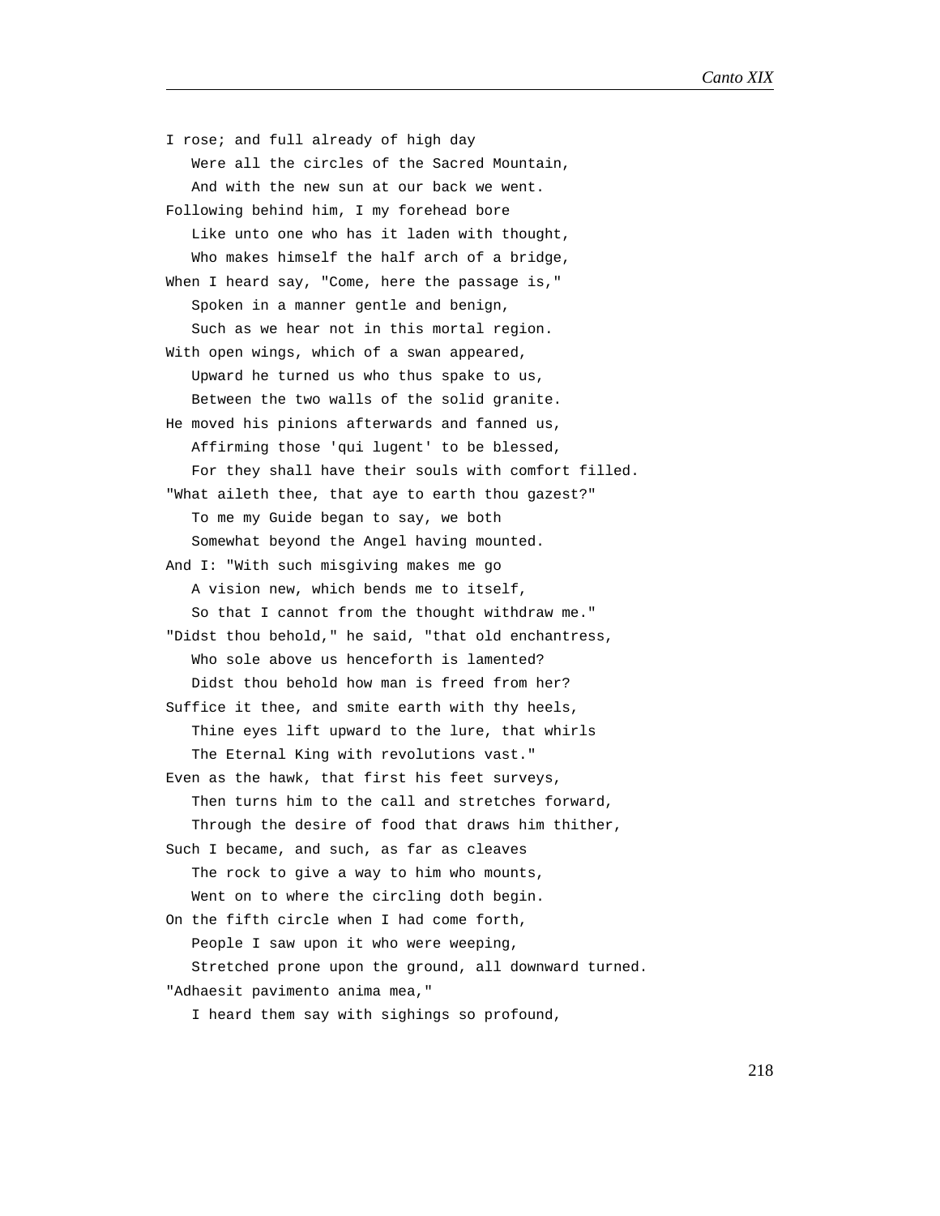I rose; and full already of high day
   Were all the circles of the Sacred Mountain,
   And with the new sun at our back we went.
Following behind him, I my forehead bore
   Like unto one who has it laden with thought,
   Who makes himself the half arch of a bridge,
When I heard say, "Come, here the passage is,"
   Spoken in a manner gentle and benign,
   Such as we hear not in this mortal region.
With open wings, which of a swan appeared,
   Upward he turned us who thus spake to us,
   Between the two walls of the solid granite.
He moved his pinions afterwards and fanned us,
   Affirming those 'qui lugent' to be blessed,
   For they shall have their souls with comfort filled.
"What aileth thee, that aye to earth thou gazest?"
   To me my Guide began to say, we both
   Somewhat beyond the Angel having mounted.
And I: "With such misgiving makes me go
   A vision new, which bends me to itself,
   So that I cannot from the thought withdraw me."
"Didst thou behold," he said, "that old enchantress,
   Who sole above us henceforth is lamented?
   Didst thou behold how man is freed from her?
Suffice it thee, and smite earth with thy heels,
   Thine eyes lift upward to the lure, that whirls
   The Eternal King with revolutions vast."
Even as the hawk, that first his feet surveys,
   Then turns him to the call and stretches forward,
   Through the desire of food that draws him thither,
Such I became, and such, as far as cleaves
   The rock to give a way to him who mounts,
   Went on to where the circling doth begin.
On the fifth circle when I had come forth,
   People I saw upon it who were weeping,
   Stretched prone upon the ground, all downward turned.
"Adhaesit pavimento anima mea,"
   I heard them say with sighings so profound,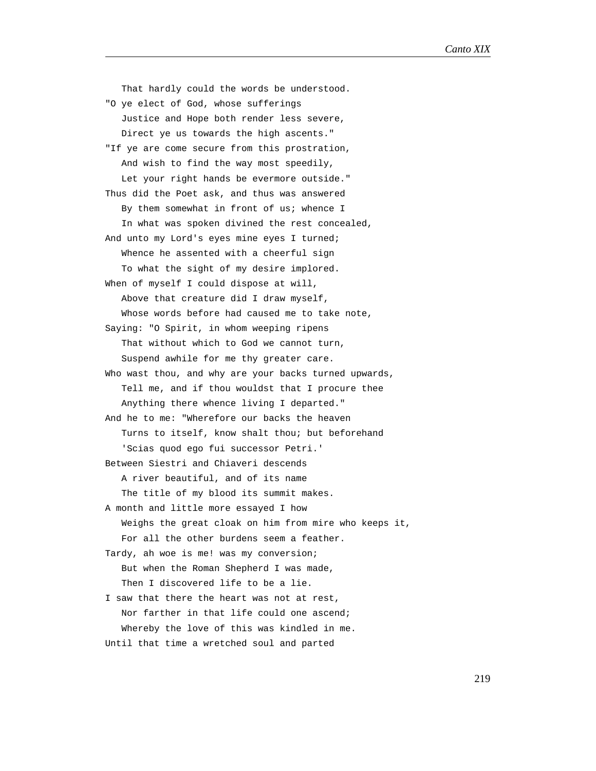That hardly could the words be understood.
"O ye elect of God, whose sufferings
   Justice and Hope both render less severe,
   Direct ye us towards the high ascents."
"If ye are come secure from this prostration,
   And wish to find the way most speedily,
   Let your right hands be evermore outside."
Thus did the Poet ask, and thus was answered
   By them somewhat in front of us; whence I
   In what was spoken divined the rest concealed,
And unto my Lord's eyes mine eyes I turned;
   Whence he assented with a cheerful sign
   To what the sight of my desire implored.
When of myself I could dispose at will,
   Above that creature did I draw myself,
   Whose words before had caused me to take note,
Saying: "O Spirit, in whom weeping ripens
   That without which to God we cannot turn,
   Suspend awhile for me thy greater care.
Who wast thou, and why are your backs turned upwards,
   Tell me, and if thou wouldst that I procure thee
   Anything there whence living I departed."
And he to me: "Wherefore our backs the heaven
   Turns to itself, know shalt thou; but beforehand
   'Scias quod ego fui successor Petri.'
Between Siestri and Chiaveri descends
   A river beautiful, and of its name
   The title of my blood its summit makes.
A month and little more essayed I how
   Weighs the great cloak on him from mire who keeps it,
   For all the other burdens seem a feather.
Tardy, ah woe is me! was my conversion;
   But when the Roman Shepherd I was made,
   Then I discovered life to be a lie.
I saw that there the heart was not at rest,
   Nor farther in that life could one ascend;
   Whereby the love of this was kindled in me.
Until that time a wretched soul and parted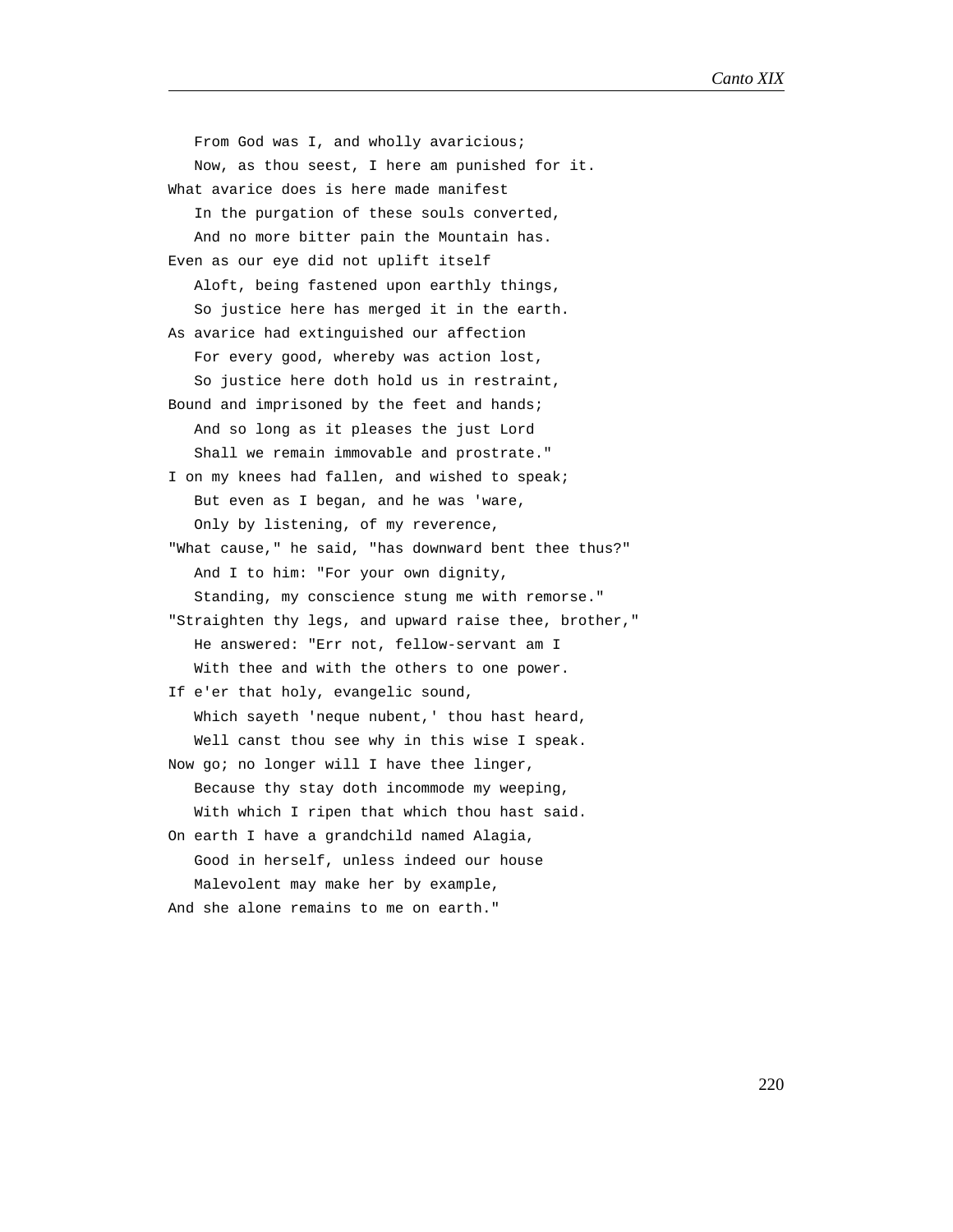From God was I, and wholly avaricious;
   Now, as thou seest, I here am punished for it.
What avarice does is here made manifest
   In the purgation of these souls converted,
   And no more bitter pain the Mountain has.
Even as our eye did not uplift itself
   Aloft, being fastened upon earthly things,
   So justice here has merged it in the earth.
As avarice had extinguished our affection
   For every good, whereby was action lost,
   So justice here doth hold us in restraint,
Bound and imprisoned by the feet and hands;
   And so long as it pleases the just Lord
   Shall we remain immovable and prostrate."
I on my knees had fallen, and wished to speak;
   But even as I began, and he was 'ware,
   Only by listening, of my reverence,
"What cause," he said, "has downward bent thee thus?"
   And I to him: "For your own dignity,
   Standing, my conscience stung me with remorse."
"Straighten thy legs, and upward raise thee, brother,"
   He answered: "Err not, fellow-servant am I
   With thee and with the others to one power.
If e'er that holy, evangelic sound,
   Which sayeth 'neque nubent,' thou hast heard,
   Well canst thou see why in this wise I speak.
Now go; no longer will I have thee linger,
   Because thy stay doth incommode my weeping,
   With which I ripen that which thou hast said.
On earth I have a grandchild named Alagia,
   Good in herself, unless indeed our house
   Malevolent may make her by example,
And she alone remains to me on earth."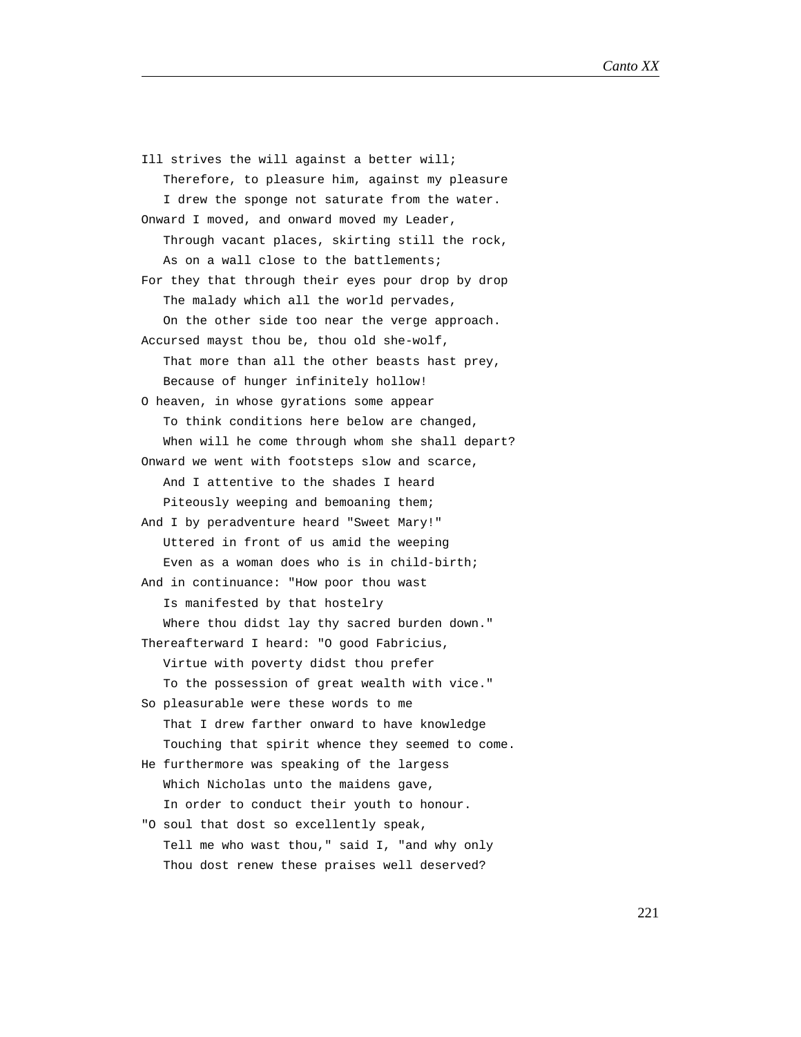Ill strives the will against a better will;
   Therefore, to pleasure him, against my pleasure
   I drew the sponge not saturate from the water.
Onward I moved, and onward moved my Leader,
   Through vacant places, skirting still the rock,
   As on a wall close to the battlements;
For they that through their eyes pour drop by drop
   The malady which all the world pervades,
   On the other side too near the verge approach.
Accursed mayst thou be, thou old she-wolf,
   That more than all the other beasts hast prey,
   Because of hunger infinitely hollow!
O heaven, in whose gyrations some appear
   To think conditions here below are changed,
   When will he come through whom she shall depart?
Onward we went with footsteps slow and scarce,
   And I attentive to the shades I heard
   Piteously weeping and bemoaning them;
And I by peradventure heard "Sweet Mary!"
   Uttered in front of us amid the weeping
   Even as a woman does who is in child-birth;
And in continuance: "How poor thou wast
   Is manifested by that hostelry
   Where thou didst lay thy sacred burden down."
Thereafterward I heard: "O good Fabricius,
   Virtue with poverty didst thou prefer
   To the possession of great wealth with vice."
So pleasurable were these words to me
   That I drew farther onward to have knowledge
   Touching that spirit whence they seemed to come.
He furthermore was speaking of the largess
   Which Nicholas unto the maidens gave,
   In order to conduct their youth to honour.
"O soul that dost so excellently speak,
   Tell me who wast thou," said I, "and why only
   Thou dost renew these praises well deserved?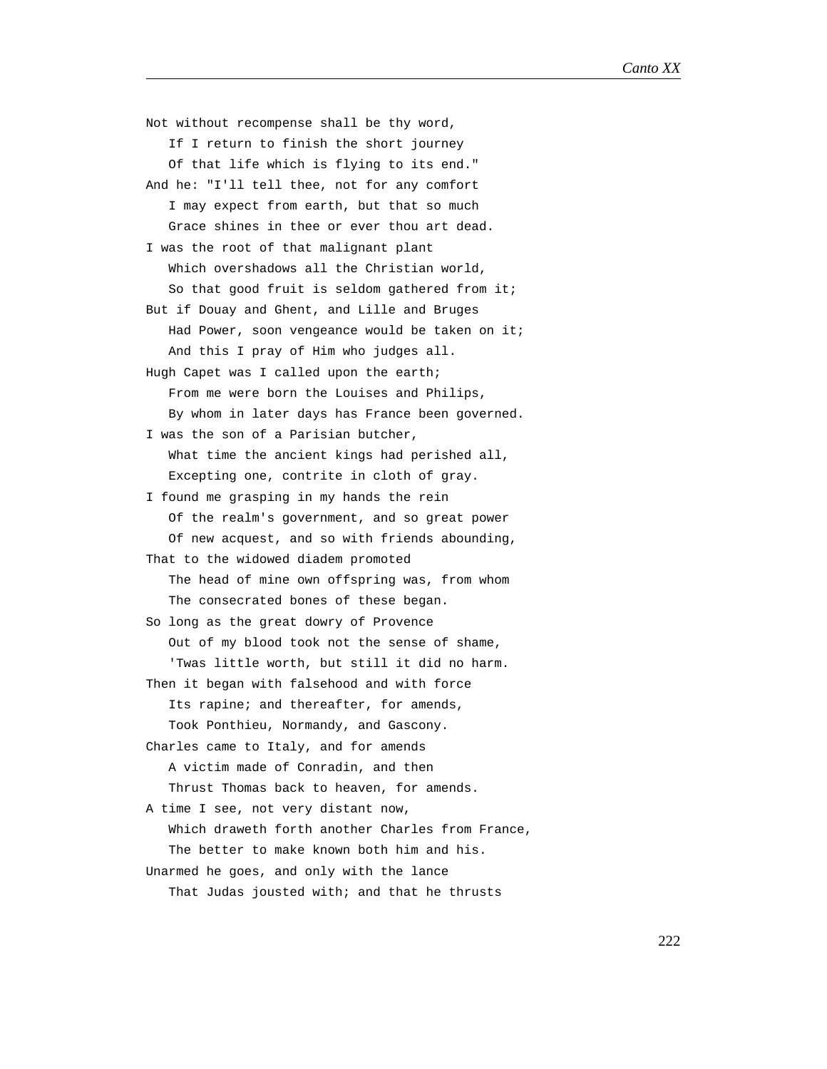Not without recompense shall be thy word,
   If I return to finish the short journey
   Of that life which is flying to its end."
And he: "I'll tell thee, not for any comfort
   I may expect from earth, but that so much
   Grace shines in thee or ever thou art dead.
I was the root of that malignant plant
   Which overshadows all the Christian world,
   So that good fruit is seldom gathered from it;
But if Douay and Ghent, and Lille and Bruges
   Had Power, soon vengeance would be taken on it;
   And this I pray of Him who judges all.
Hugh Capet was I called upon the earth;
   From me were born the Louises and Philips,
   By whom in later days has France been governed.
I was the son of a Parisian butcher,
   What time the ancient kings had perished all,
   Excepting one, contrite in cloth of gray.
I found me grasping in my hands the rein
   Of the realm's government, and so great power
   Of new acquest, and so with friends abounding,
That to the widowed diadem promoted
   The head of mine own offspring was, from whom
   The consecrated bones of these began.
So long as the great dowry of Provence
   Out of my blood took not the sense of shame,
   'Twas little worth, but still it did no harm.
Then it began with falsehood and with force
   Its rapine; and thereafter, for amends,
   Took Ponthieu, Normandy, and Gascony.
Charles came to Italy, and for amends
   A victim made of Conradin, and then
   Thrust Thomas back to heaven, for amends.
A time I see, not very distant now,
   Which draweth forth another Charles from France,
   The better to make known both him and his.
Unarmed he goes, and only with the lance
   That Judas jousted with; and that he thrusts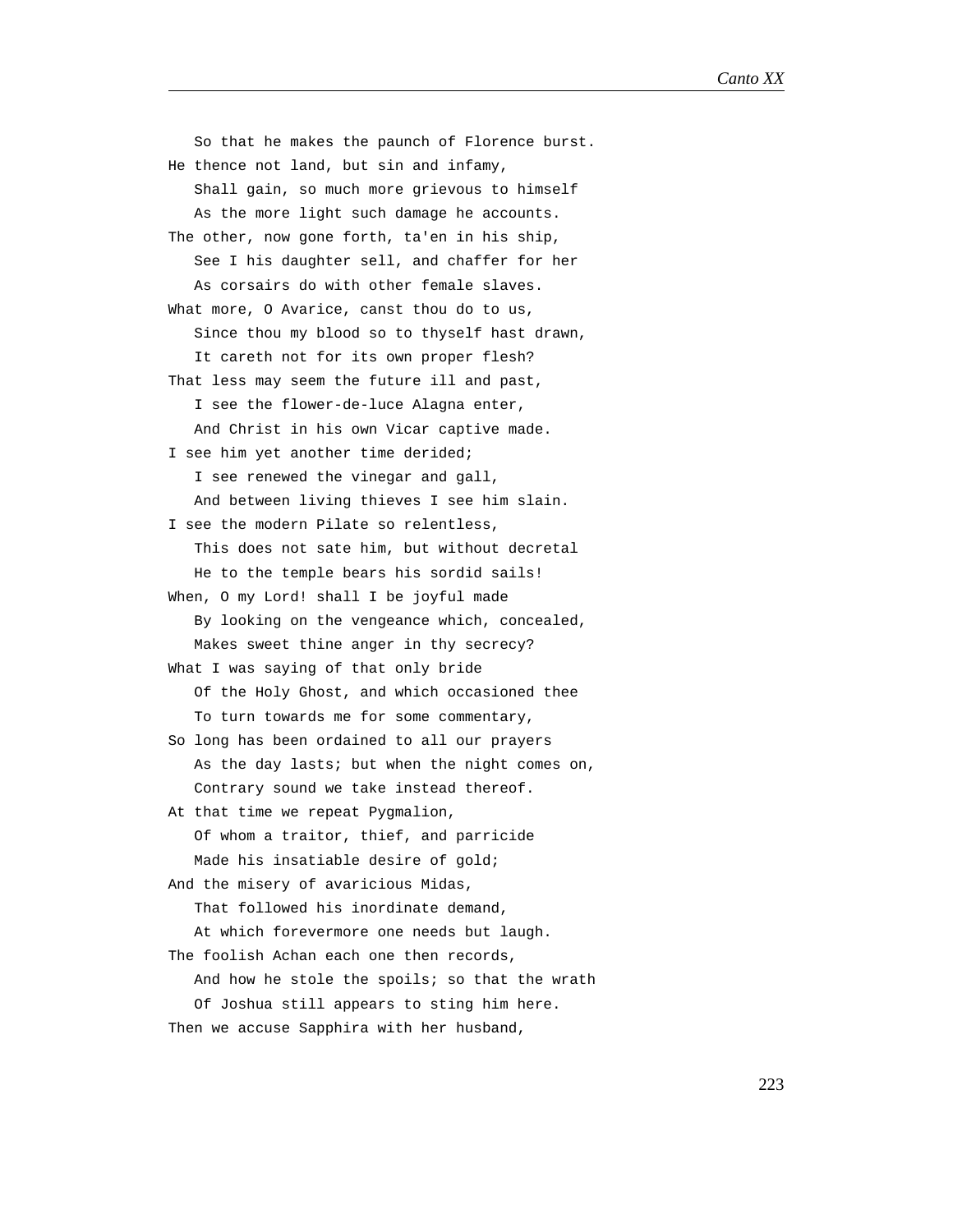So that he makes the paunch of Florence burst.
He thence not land, but sin and infamy,
   Shall gain, so much more grievous to himself
   As the more light such damage he accounts.
The other, now gone forth, ta'en in his ship,
   See I his daughter sell, and chaffer for her
   As corsairs do with other female slaves.
What more, O Avarice, canst thou do to us,
   Since thou my blood so to thyself hast drawn,
   It careth not for its own proper flesh?
That less may seem the future ill and past,
   I see the flower-de-luce Alagna enter,
   And Christ in his own Vicar captive made.
I see him yet another time derided;
   I see renewed the vinegar and gall,
   And between living thieves I see him slain.
I see the modern Pilate so relentless,
   This does not sate him, but without decretal
   He to the temple bears his sordid sails!
When, O my Lord! shall I be joyful made
   By looking on the vengeance which, concealed,
   Makes sweet thine anger in thy secrecy?
What I was saying of that only bride
   Of the Holy Ghost, and which occasioned thee
   To turn towards me for some commentary,
So long has been ordained to all our prayers
   As the day lasts; but when the night comes on,
   Contrary sound we take instead thereof.
At that time we repeat Pygmalion,
   Of whom a traitor, thief, and parricide
   Made his insatiable desire of gold;
And the misery of avaricious Midas,
   That followed his inordinate demand,
   At which forevermore one needs but laugh.
The foolish Achan each one then records,
   And how he stole the spoils; so that the wrath
   Of Joshua still appears to sting him here.
Then we accuse Sapphira with her husband,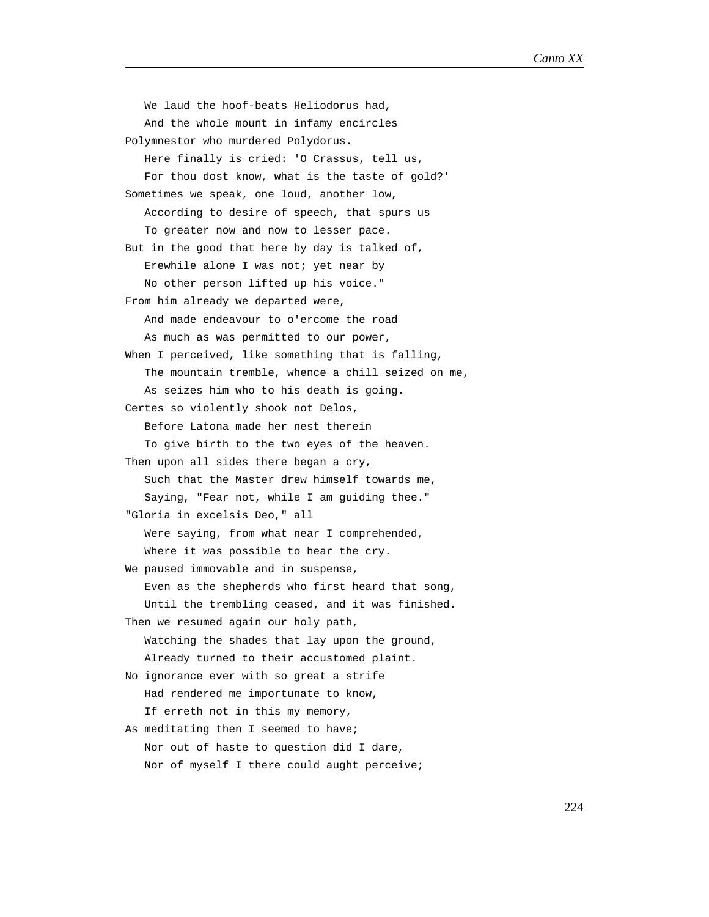We laud the hoof-beats Heliodorus had,
   And the whole mount in infamy encircles
Polymnestor who murdered Polydorus.
   Here finally is cried: 'O Crassus, tell us,
   For thou dost know, what is the taste of gold?'
Sometimes we speak, one loud, another low,
   According to desire of speech, that spurs us
   To greater now and now to lesser pace.
But in the good that here by day is talked of,
   Erewhile alone I was not; yet near by
   No other person lifted up his voice."
From him already we departed were,
   And made endeavour to o'ercome the road
   As much as was permitted to our power,
When I perceived, like something that is falling,
   The mountain tremble, whence a chill seized on me,
   As seizes him who to his death is going.
Certes so violently shook not Delos,
   Before Latona made her nest therein
   To give birth to the two eyes of the heaven.
Then upon all sides there began a cry,
   Such that the Master drew himself towards me,
   Saying, "Fear not, while I am guiding thee."
"Gloria in excelsis Deo," all
   Were saying, from what near I comprehended,
   Where it was possible to hear the cry.
We paused immovable and in suspense,
   Even as the shepherds who first heard that song,
   Until the trembling ceased, and it was finished.
Then we resumed again our holy path,
   Watching the shades that lay upon the ground,
   Already turned to their accustomed plaint.
No ignorance ever with so great a strife
   Had rendered me importunate to know,
   If erreth not in this my memory,
As meditating then I seemed to have;
   Nor out of haste to question did I dare,
   Nor of myself I there could aught perceive;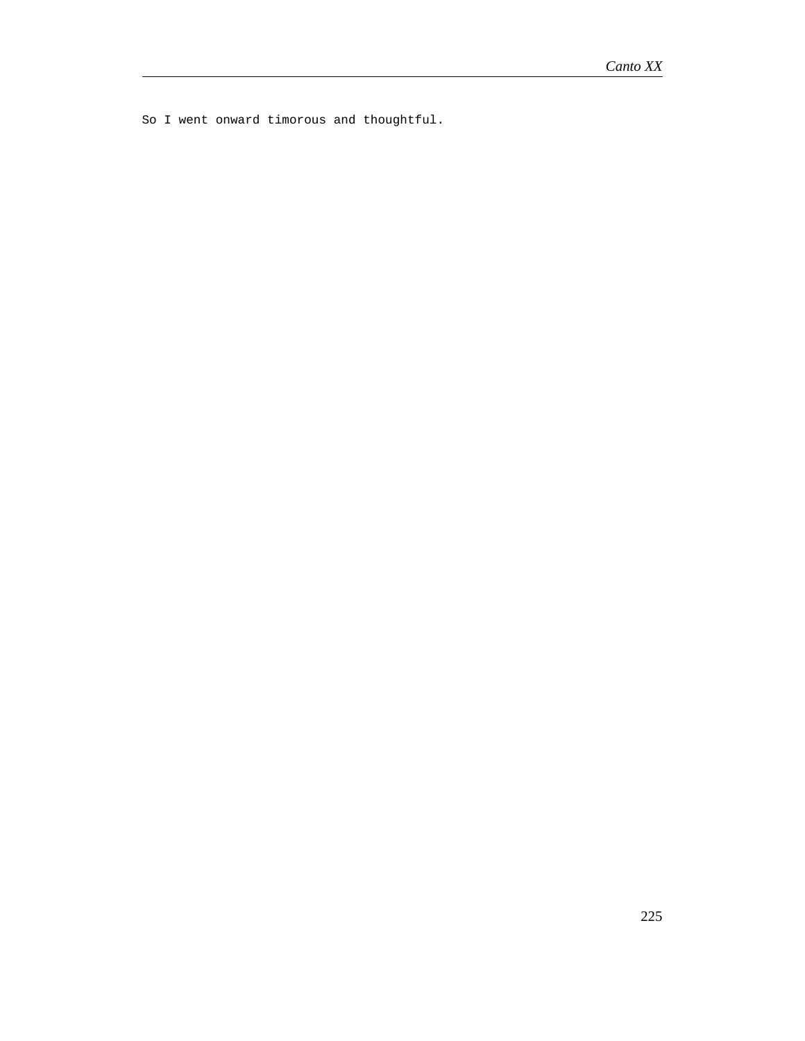So I went onward timorous and thoughtful.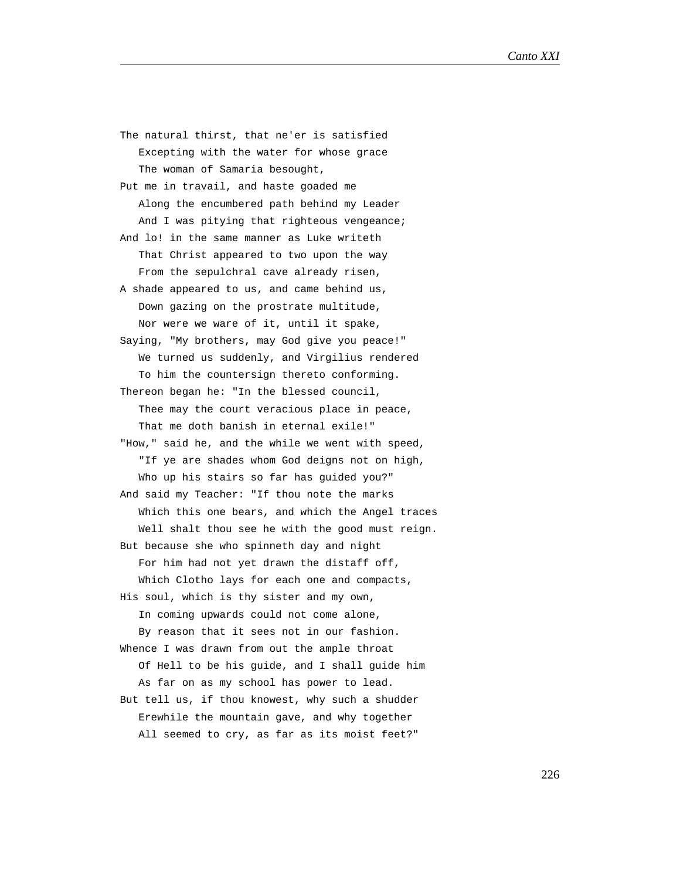The natural thirst, that ne'er is satisfied
   Excepting with the water for whose grace
   The woman of Samaria besought,
Put me in travail, and haste goaded me
   Along the encumbered path behind my Leader
   And I was pitying that righteous vengeance;
And lo! in the same manner as Luke writeth
   That Christ appeared to two upon the way
   From the sepulchral cave already risen,
A shade appeared to us, and came behind us,
   Down gazing on the prostrate multitude,
   Nor were we ware of it, until it spake,
Saying, "My brothers, may God give you peace!"
   We turned us suddenly, and Virgilius rendered
   To him the countersign thereto conforming.
Thereon began he: "In the blessed council,
   Thee may the court veracious place in peace,
   That me doth banish in eternal exile!"
"How," said he, and the while we went with speed,
   "If ye are shades whom God deigns not on high,
   Who up his stairs so far has guided you?"
And said my Teacher: "If thou note the marks
   Which this one bears, and which the Angel traces
   Well shalt thou see he with the good must reign.
But because she who spinneth day and night
   For him had not yet drawn the distaff off,
   Which Clotho lays for each one and compacts,
His soul, which is thy sister and my own,
   In coming upwards could not come alone,
   By reason that it sees not in our fashion.
Whence I was drawn from out the ample throat
   Of Hell to be his guide, and I shall guide him
   As far on as my school has power to lead.
But tell us, if thou knowest, why such a shudder
   Erewhile the mountain gave, and why together
   All seemed to cry, as far as its moist feet?"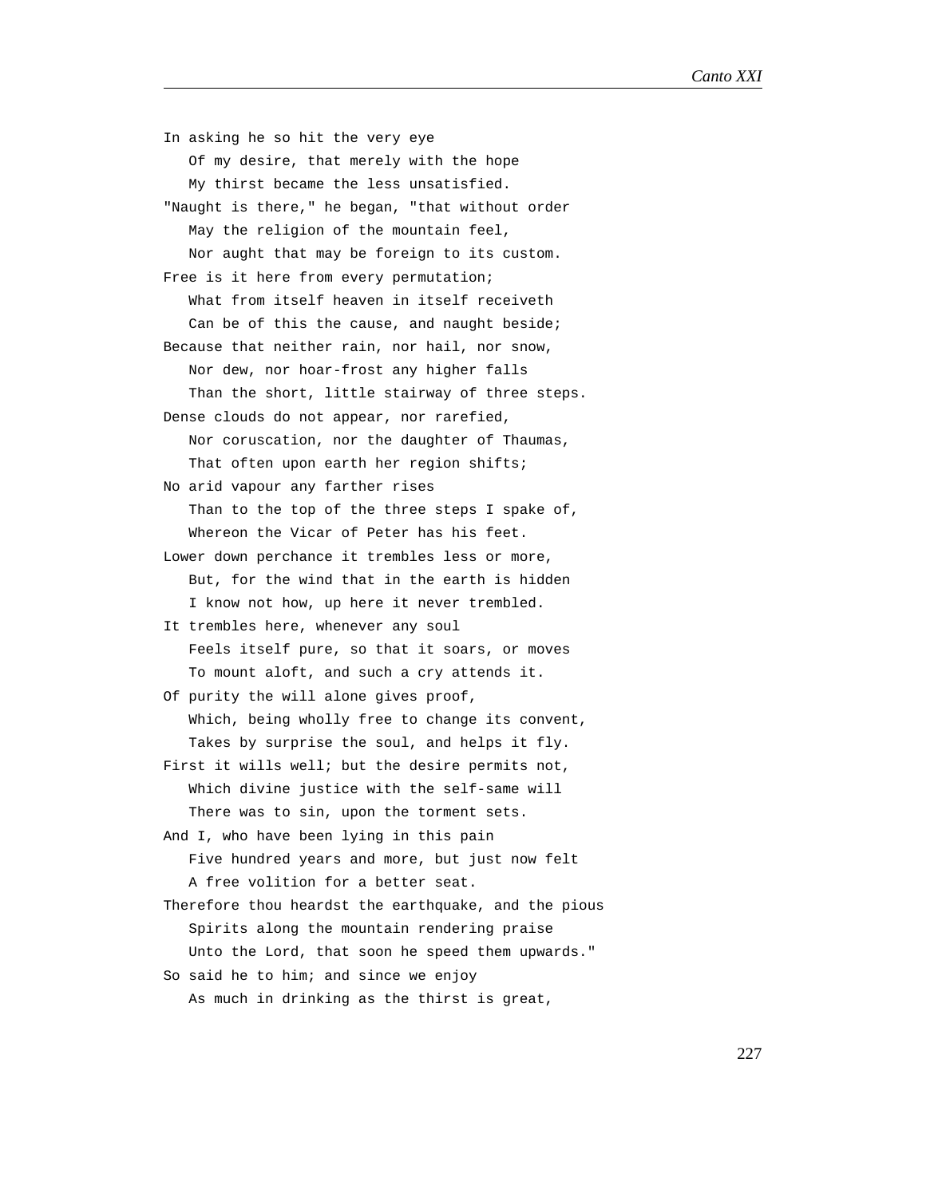In asking he so hit the very eye
   Of my desire, that merely with the hope
   My thirst became the less unsatisfied.
"Naught is there," he began, "that without order
   May the religion of the mountain feel,
   Nor aught that may be foreign to its custom.
Free is it here from every permutation;
   What from itself heaven in itself receiveth
   Can be of this the cause, and naught beside;
Because that neither rain, nor hail, nor snow,
   Nor dew, nor hoar-frost any higher falls
   Than the short, little stairway of three steps.
Dense clouds do not appear, nor rarefied,
   Nor coruscation, nor the daughter of Thaumas,
   That often upon earth her region shifts;
No arid vapour any farther rises
   Than to the top of the three steps I spake of,
   Whereon the Vicar of Peter has his feet.
Lower down perchance it trembles less or more,
   But, for the wind that in the earth is hidden
   I know not how, up here it never trembled.
It trembles here, whenever any soul
   Feels itself pure, so that it soars, or moves
   To mount aloft, and such a cry attends it.
Of purity the will alone gives proof,
   Which, being wholly free to change its convent,
   Takes by surprise the soul, and helps it fly.
First it wills well; but the desire permits not,
   Which divine justice with the self-same will
   There was to sin, upon the torment sets.
And I, who have been lying in this pain
   Five hundred years and more, but just now felt
   A free volition for a better seat.
Therefore thou heardst the earthquake, and the pious
   Spirits along the mountain rendering praise
   Unto the Lord, that soon he speed them upwards."
So said he to him; and since we enjoy
   As much in drinking as the thirst is great,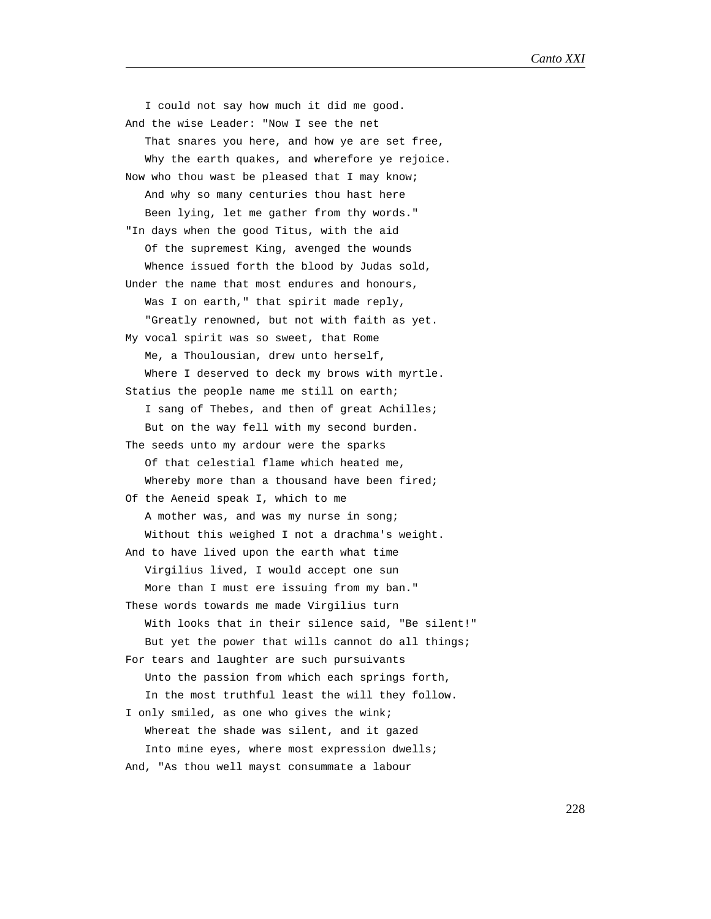I could not say how much it did me good.
And the wise Leader: "Now I see the net
That snares you here, and how ye are set free,
Why the earth quakes, and wherefore ye rejoice.
Now who thou wast be pleased that I may know;
And why so many centuries thou hast here
Been lying, let me gather from thy words."
"In days when the good Titus, with the aid
Of the supremest King, avenged the wounds
Whence issued forth the blood by Judas sold,
Under the name that most endures and honours,
Was I on earth," that spirit made reply,
"Greatly renowned, but not with faith as yet.
My vocal spirit was so sweet, that Rome
Me, a Thoulousian, drew unto herself,
Where I deserved to deck my brows with myrtle.
Statius the people name me still on earth;
I sang of Thebes, and then of great Achilles;
But on the way fell with my second burden.
The seeds unto my ardour were the sparks
Of that celestial flame which heated me,
Whereby more than a thousand have been fired;
Of the Aeneid speak I, which to me
A mother was, and was my nurse in song;
Without this weighed I not a drachma's weight.
And to have lived upon the earth what time
Virgilius lived, I would accept one sun
More than I must ere issuing from my ban."
These words towards me made Virgilius turn
With looks that in their silence said, "Be silent!"
But yet the power that wills cannot do all things;
For tears and laughter are such pursuivants
Unto the passion from which each springs forth,
In the most truthful least the will they follow.
I only smiled, as one who gives the wink;
Whereat the shade was silent, and it gazed
Into mine eyes, where most expression dwells;
And, "As thou well mayst consummate a labour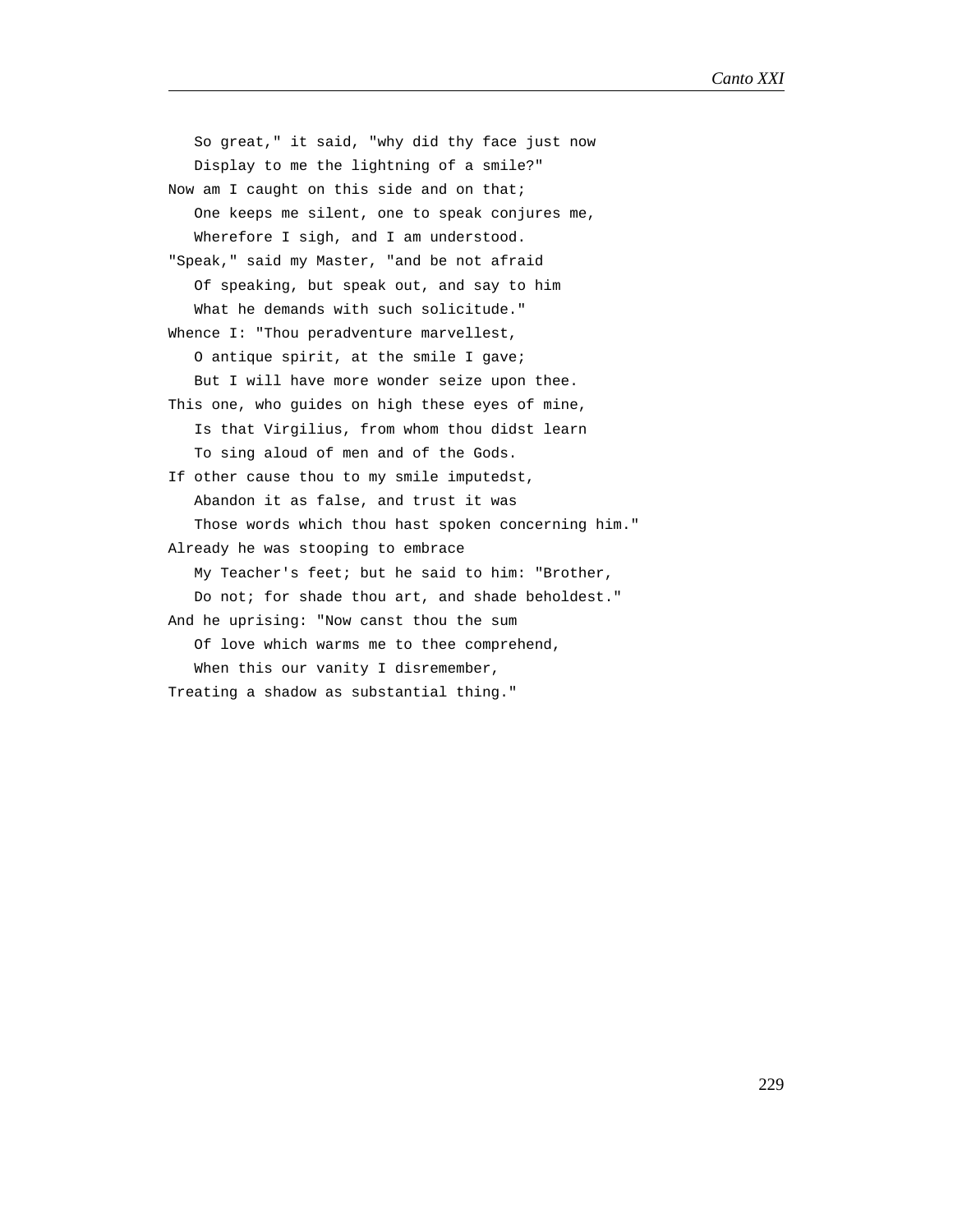So great," it said, "why did thy face just now
   Display to me the lightning of a smile?"
Now am I caught on this side and on that;
   One keeps me silent, one to speak conjures me,
   Wherefore I sigh, and I am understood.
"Speak," said my Master, "and be not afraid
   Of speaking, but speak out, and say to him
   What he demands with such solicitude."
Whence I: "Thou peradventure marvellest,
   O antique spirit, at the smile I gave;
   But I will have more wonder seize upon thee.
This one, who guides on high these eyes of mine,
   Is that Virgilius, from whom thou didst learn
   To sing aloud of men and of the Gods.
If other cause thou to my smile imputedst,
   Abandon it as false, and trust it was
   Those words which thou hast spoken concerning him."
Already he was stooping to embrace
   My Teacher's feet; but he said to him: "Brother,
   Do not; for shade thou art, and shade beholdest."
And he uprising: "Now canst thou the sum
   Of love which warms me to thee comprehend,
   When this our vanity I disremember,
Treating a shadow as substantial thing."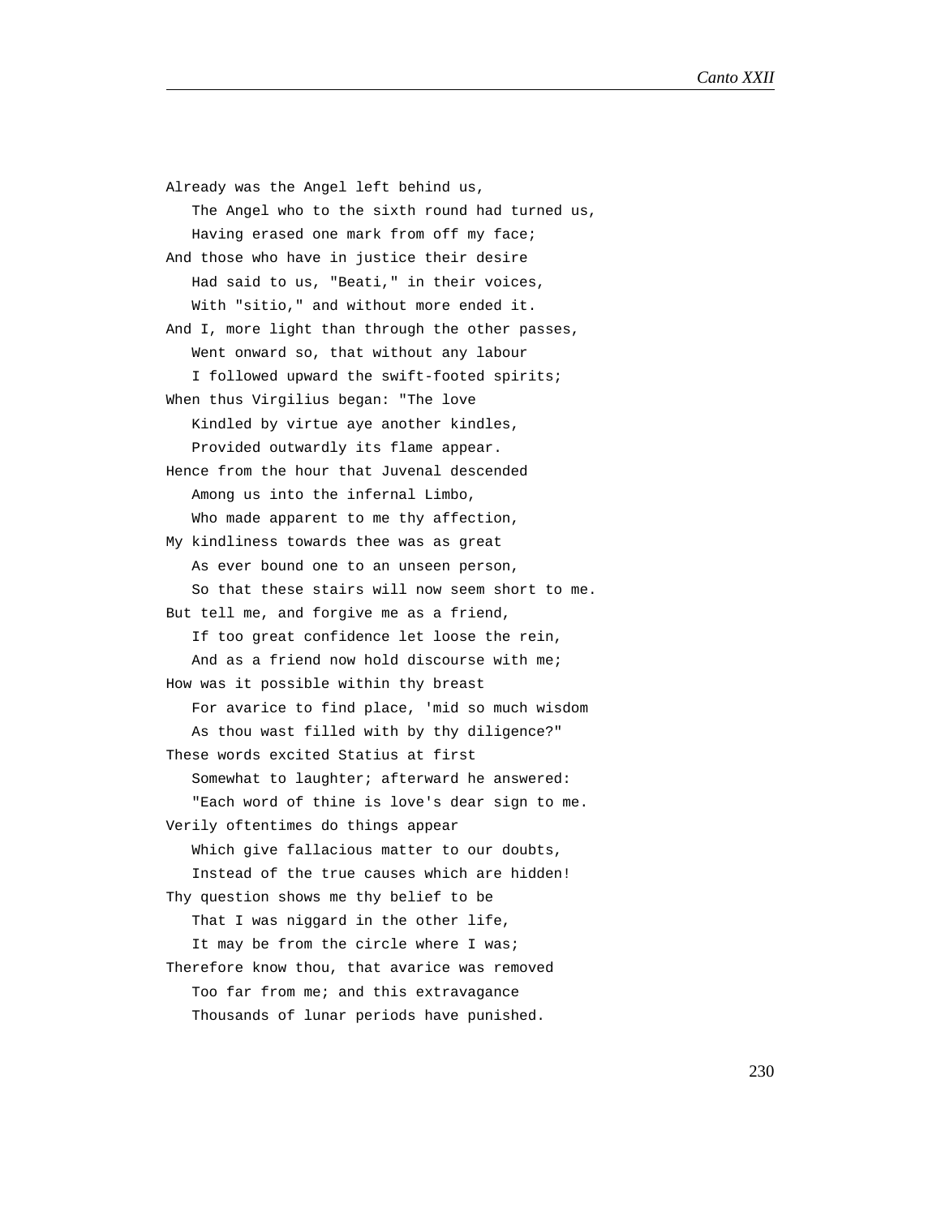Already was the Angel left behind us,
   The Angel who to the sixth round had turned us,
   Having erased one mark from off my face;
And those who have in justice their desire
   Had said to us, "Beati," in their voices,
   With "sitio," and without more ended it.
And I, more light than through the other passes,
   Went onward so, that without any labour
   I followed upward the swift-footed spirits;
When thus Virgilius began: "The love
   Kindled by virtue aye another kindles,
   Provided outwardly its flame appear.
Hence from the hour that Juvenal descended
   Among us into the infernal Limbo,
   Who made apparent to me thy affection,
My kindliness towards thee was as great
   As ever bound one to an unseen person,
   So that these stairs will now seem short to me.
But tell me, and forgive me as a friend,
   If too great confidence let loose the rein,
   And as a friend now hold discourse with me;
How was it possible within thy breast
   For avarice to find place, 'mid so much wisdom
   As thou wast filled with by thy diligence?"
These words excited Statius at first
   Somewhat to laughter; afterward he answered:
   "Each word of thine is love's dear sign to me.
Verily oftentimes do things appear
   Which give fallacious matter to our doubts,
   Instead of the true causes which are hidden!
Thy question shows me thy belief to be
   That I was niggard in the other life,
   It may be from the circle where I was;
Therefore know thou, that avarice was removed
   Too far from me; and this extravagance
   Thousands of lunar periods have punished.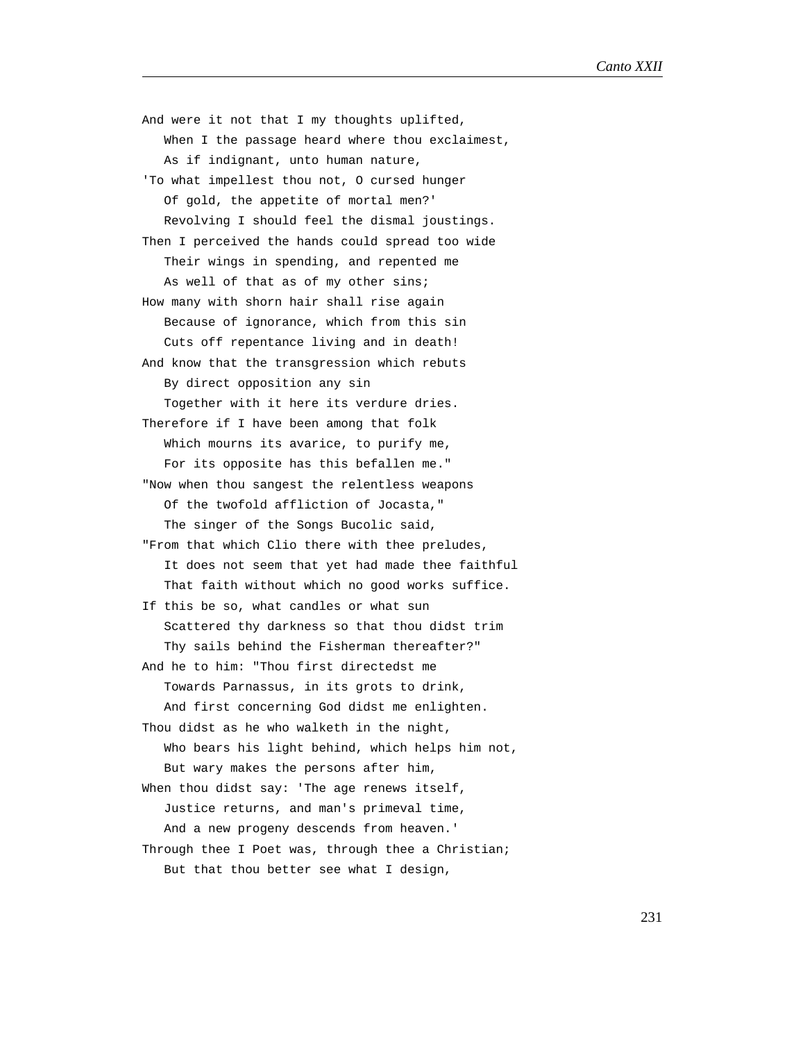And were it not that I my thoughts uplifted,
   When I the passage heard where thou exclaimest,
   As if indignant, unto human nature,
'To what impellest thou not, O cursed hunger
   Of gold, the appetite of mortal men?'
   Revolving I should feel the dismal joustings.
Then I perceived the hands could spread too wide
   Their wings in spending, and repented me
   As well of that as of my other sins;
How many with shorn hair shall rise again
   Because of ignorance, which from this sin
   Cuts off repentance living and in death!
And know that the transgression which rebuts
   By direct opposition any sin
   Together with it here its verdure dries.
Therefore if I have been among that folk
   Which mourns its avarice, to purify me,
   For its opposite has this befallen me."
"Now when thou sangest the relentless weapons
   Of the twofold affliction of Jocasta,"
   The singer of the Songs Bucolic said,
"From that which Clio there with thee preludes,
   It does not seem that yet had made thee faithful
   That faith without which no good works suffice.
If this be so, what candles or what sun
   Scattered thy darkness so that thou didst trim
   Thy sails behind the Fisherman thereafter?"
And he to him: "Thou first directedst me
   Towards Parnassus, in its grots to drink,
   And first concerning God didst me enlighten.
Thou didst as he who walketh in the night,
   Who bears his light behind, which helps him not,
   But wary makes the persons after him,
When thou didst say: 'The age renews itself,
   Justice returns, and man's primeval time,
   And a new progeny descends from heaven.'
Through thee I Poet was, through thee a Christian;
   But that thou better see what I design,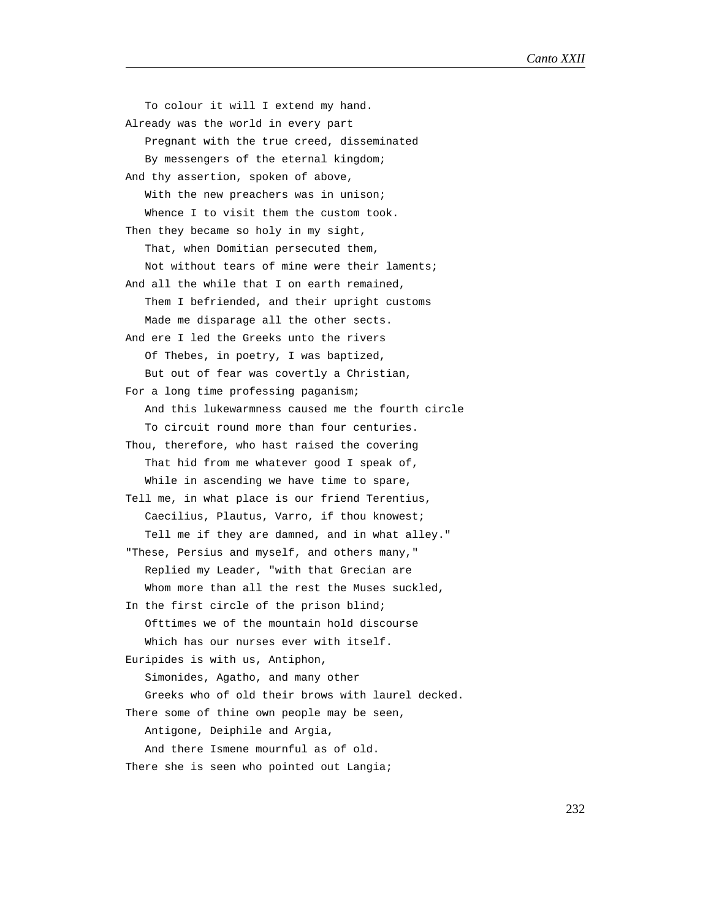To colour it will I extend my hand.
Already was the world in every part
   Pregnant with the true creed, disseminated
   By messengers of the eternal kingdom;
And thy assertion, spoken of above,
   With the new preachers was in unison;
   Whence I to visit them the custom took.
Then they became so holy in my sight,
   That, when Domitian persecuted them,
   Not without tears of mine were their laments;
And all the while that I on earth remained,
   Them I befriended, and their upright customs
   Made me disparage all the other sects.
And ere I led the Greeks unto the rivers
   Of Thebes, in poetry, I was baptized,
   But out of fear was covertly a Christian,
For a long time professing paganism;
   And this lukewarmness caused me the fourth circle
   To circuit round more than four centuries.
Thou, therefore, who hast raised the covering
   That hid from me whatever good I speak of,
   While in ascending we have time to spare,
Tell me, in what place is our friend Terentius,
   Caecilius, Plautus, Varro, if thou knowest;
   Tell me if they are damned, and in what alley."
"These, Persius and myself, and others many,"
   Replied my Leader, "with that Grecian are
   Whom more than all the rest the Muses suckled,
In the first circle of the prison blind;
   Ofttimes we of the mountain hold discourse
   Which has our nurses ever with itself.
Euripides is with us, Antiphon,
   Simonides, Agatho, and many other
   Greeks who of old their brows with laurel decked.
There some of thine own people may be seen,
   Antigone, Deiphile and Argia,
   And there Ismene mournful as of old.
There she is seen who pointed out Langia;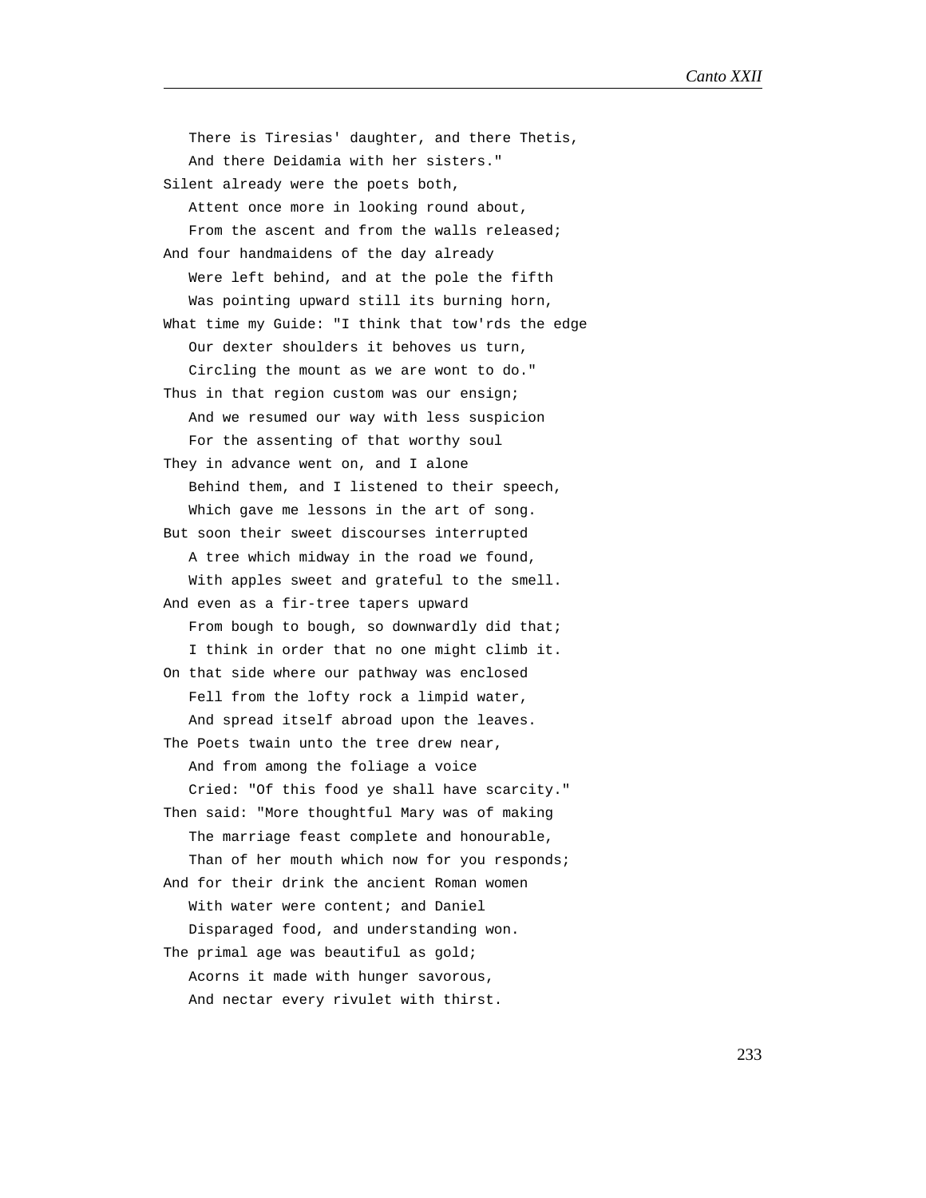There is Tiresias' daughter, and there Thetis,  
And there Deidamia with her sisters."  
Silent already were the poets both,  
Attent once more in looking round about,  
From the ascent and from the walls released;  
And four handmaidens of the day already  
Were left behind, and at the pole the fifth  
Was pointing upward still its burning horn,  
What time my Guide: "I think that tow'rds the edge  
Our dexter shoulders it behoves us turn,  
Circling the mount as we are wont to do."  
Thus in that region custom was our ensign;  
And we resumed our way with less suspicion  
For the assenting of that worthy soul  
They in advance went on, and I alone  
Behind them, and I listened to their speech,  
Which gave me lessons in the art of song.  
But soon their sweet discourses interrupted  
A tree which midway in the road we found,  
With apples sweet and grateful to the smell.  
And even as a fir-tree tapers upward  
From bough to bough, so downwardly did that;  
I think in order that no one might climb it.  
On that side where our pathway was enclosed  
Fell from the lofty rock a limpid water,  
And spread itself abroad upon the leaves.  
The Poets twain unto the tree drew near,  
And from among the foliage a voice  
Cried: "Of this food ye shall have scarcity."  
Then said: "More thoughtful Mary was of making  
The marriage feast complete and honourable,  
Than of her mouth which now for you responds;  
And for their drink the ancient Roman women  
With water were content; and Daniel  
Disparaged food, and understanding won.  
The primal age was beautiful as gold;  
Acorns it made with hunger savorous,  
And nectar every rivulet with thirst.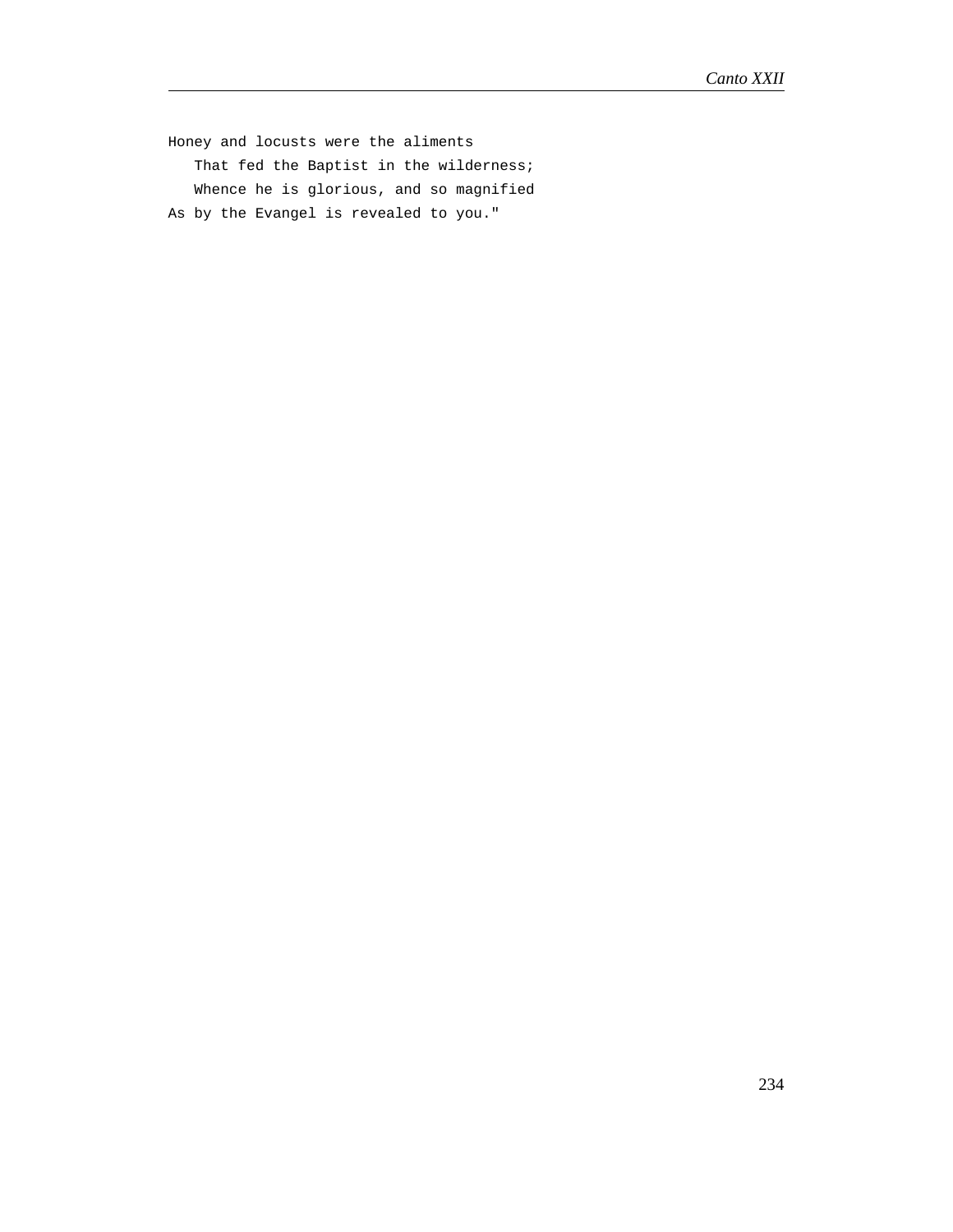Honey and locusts were the aliments
   That fed the Baptist in the wilderness;
   Whence he is glorious, and so magnified
As by the Evangel is revealed to you."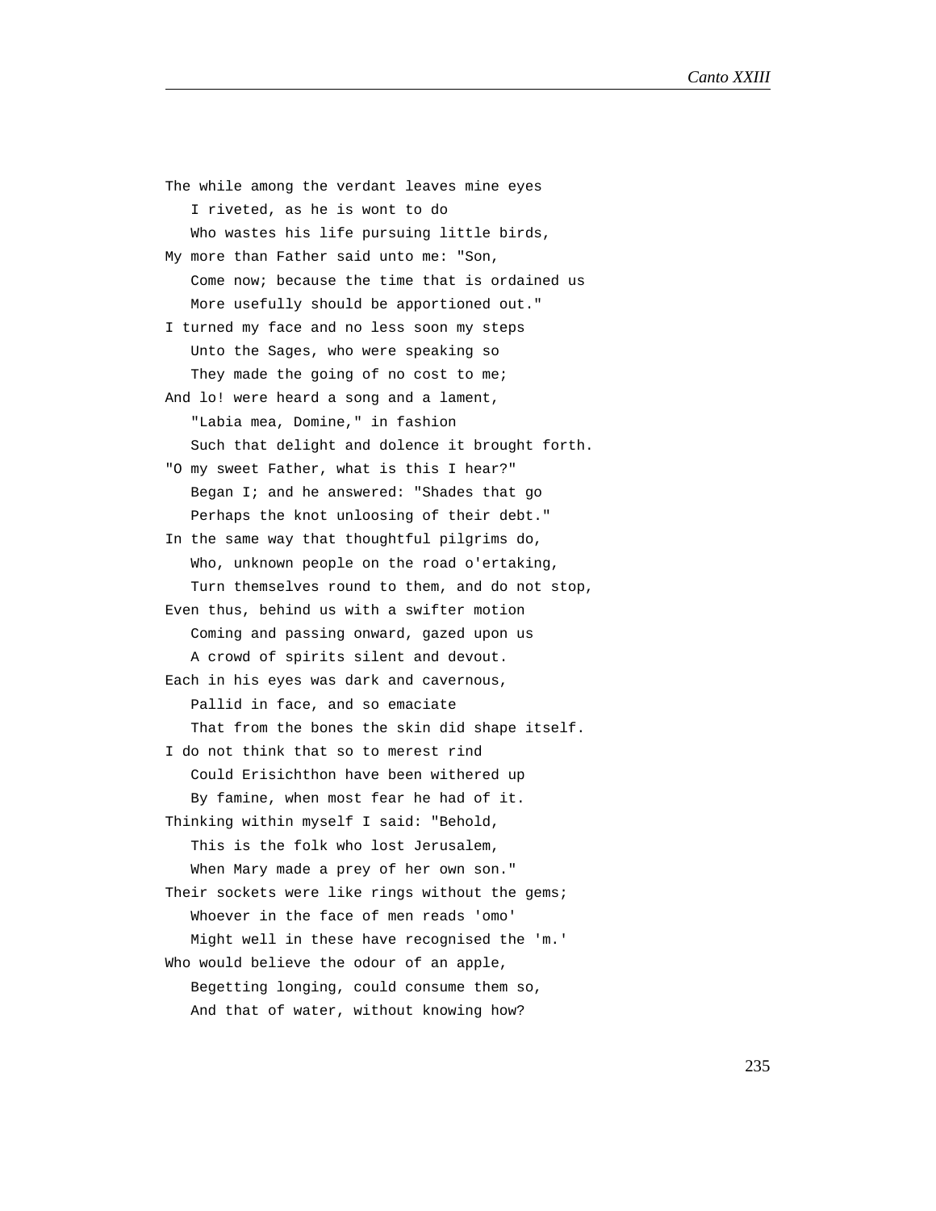The while among the verdant leaves mine eyes  
   I riveted, as he is wont to do  
   Who wastes his life pursuing little birds,  
My more than Father said unto me: "Son,  
   Come now; because the time that is ordained us  
   More usefully should be apportioned out."  
I turned my face and no less soon my steps  
   Unto the Sages, who were speaking so  
   They made the going of no cost to me;  
And lo! were heard a song and a lament,  
   "Labia mea, Domine," in fashion  
   Such that delight and dolence it brought forth.  
"O my sweet Father, what is this I hear?"  
   Began I; and he answered: "Shades that go  
   Perhaps the knot unloosing of their debt."  
In the same way that thoughtful pilgrims do,  
   Who, unknown people on the road o'ertaking,  
   Turn themselves round to them, and do not stop,  
Even thus, behind us with a swifter motion  
   Coming and passing onward, gazed upon us  
   A crowd of spirits silent and devout.  
Each in his eyes was dark and cavernous,  
   Pallid in face, and so emaciate  
   That from the bones the skin did shape itself.  
I do not think that so to merest rind  
   Could Erisichthon have been withered up  
   By famine, when most fear he had of it.  
Thinking within myself I said: "Behold,  
   This is the folk who lost Jerusalem,  
   When Mary made a prey of her own son."  
Their sockets were like rings without the gems;  
   Whoever in the face of men reads 'omo'  
   Might well in these have recognised the 'm.'  
Who would believe the odour of an apple,  
   Begetting longing, could consume them so,  
   And that of water, without knowing how?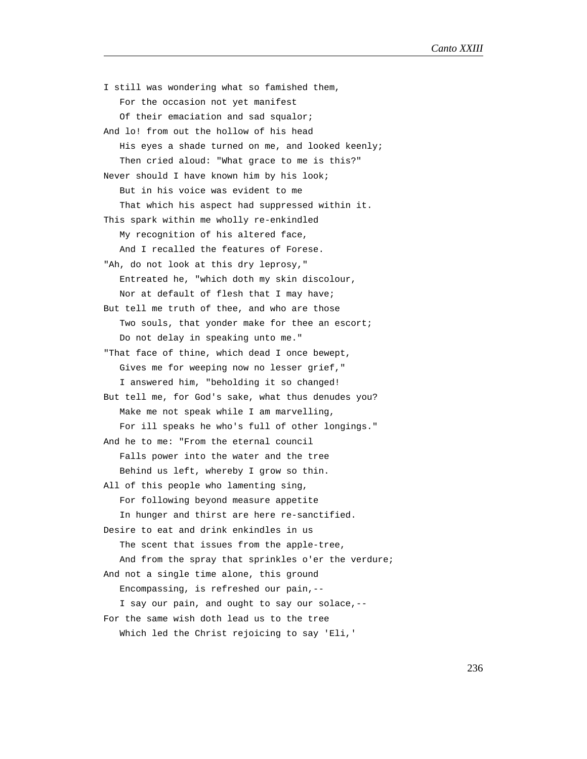I still was wondering what so famished them,
   For the occasion not yet manifest
   Of their emaciation and sad squalor;
And lo! from out the hollow of his head
   His eyes a shade turned on me, and looked keenly;
   Then cried aloud: "What grace to me is this?"
Never should I have known him by his look;
   But in his voice was evident to me
   That which his aspect had suppressed within it.
This spark within me wholly re-enkindled
   My recognition of his altered face,
   And I recalled the features of Forese.
"Ah, do not look at this dry leprosy,"
   Entreated he, "which doth my skin discolour,
   Nor at default of flesh that I may have;
But tell me truth of thee, and who are those
   Two souls, that yonder make for thee an escort;
   Do not delay in speaking unto me."
"That face of thine, which dead I once bewept,
   Gives me for weeping now no lesser grief,"
   I answered him, "beholding it so changed!
But tell me, for God's sake, what thus denudes you?
   Make me not speak while I am marvelling,
   For ill speaks he who's full of other longings."
And he to me: "From the eternal council
   Falls power into the water and the tree
   Behind us left, whereby I grow so thin.
All of this people who lamenting sing,
   For following beyond measure appetite
   In hunger and thirst are here re-sanctified.
Desire to eat and drink enkindles in us
   The scent that issues from the apple-tree,
   And from the spray that sprinkles o'er the verdure;
And not a single time alone, this ground
   Encompassing, is refreshed our pain,--
   I say our pain, and ought to say our solace,--
For the same wish doth lead us to the tree
   Which led the Christ rejoicing to say 'Eli,'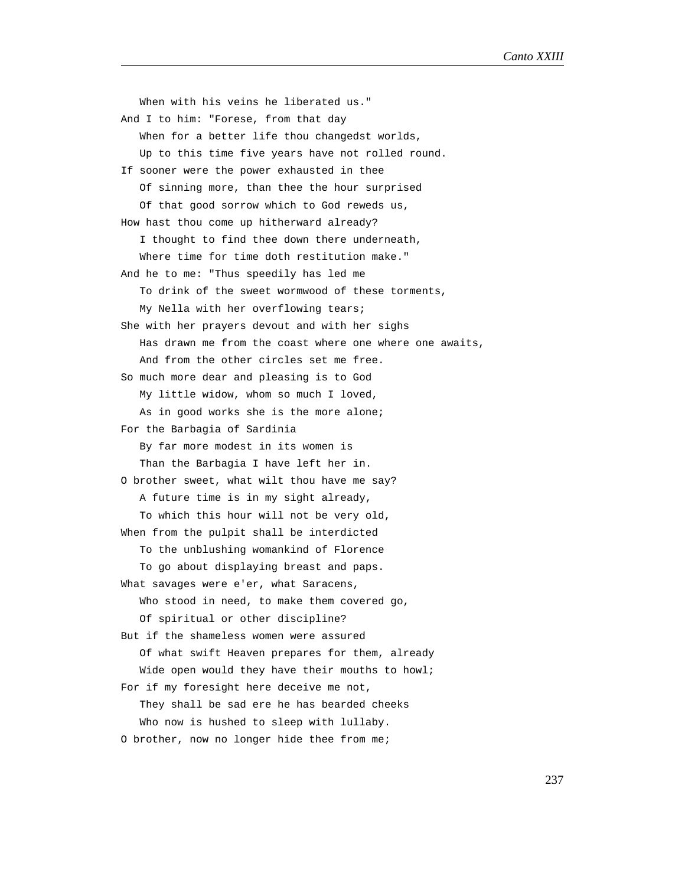When with his veins he liberated us."  
And I to him: "Forese, from that day  
When for a better life thou changedst worlds,  
Up to this time five years have not rolled round.  
If sooner were the power exhausted in thee  
Of sinning more, than thee the hour surprised  
Of that good sorrow which to God reweds us,  
How hast thou come up hitherward already?  
I thought to find thee down there underneath,  
Where time for time doth restitution make."  
And he to me: "Thus speedily has led me  
To drink of the sweet wormwood of these torments,  
My Nella with her overflowing tears;  
She with her prayers devout and with her sighs  
Has drawn me from the coast where one where one awaits,  
And from the other circles set me free.  
So much more dear and pleasing is to God  
My little widow, whom so much I loved,  
As in good works she is the more alone;  
For the Barbagia of Sardinia  
By far more modest in its women is  
Than the Barbagia I have left her in.  
O brother sweet, what wilt thou have me say?  
A future time is in my sight already,  
To which this hour will not be very old,  
When from the pulpit shall be interdicted  
To the unblushing womankind of Florence  
To go about displaying breast and paps.  
What savages were e'er, what Saracens,  
Who stood in need, to make them covered go,  
Of spiritual or other discipline?  
But if the shameless women were assured  
Of what swift Heaven prepares for them, already  
Wide open would they have their mouths to howl;  
For if my foresight here deceive me not,  
They shall be sad ere he has bearded cheeks  
Who now is hushed to sleep with lullaby.  
O brother, now no longer hide thee from me;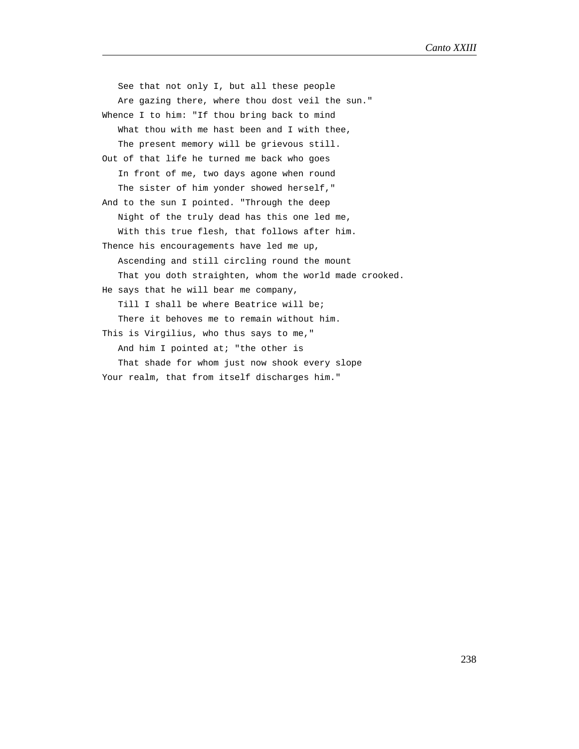See that not only I, but all these people  
Are gazing there, where thou dost veil the sun."  
Whence I to him: "If thou bring back to mind  
What thou with me hast been and I with thee,  
The present memory will be grievous still.  
Out of that life he turned me back who goes  
In front of me, two days agone when round  
The sister of him yonder showed herself,"  
And to the sun I pointed. "Through the deep  
Night of the truly dead has this one led me,  
With this true flesh, that follows after him.  
Thence his encouragements have led me up,  
Ascending and still circling round the mount  
That you doth straighten, whom the world made crooked.  
He says that he will bear me company,  
Till I shall be where Beatrice will be;  
There it behoves me to remain without him.  
This is Virgilius, who thus says to me,"  
And him I pointed at; "the other is  
That shade for whom just now shook every slope  
Your realm, that from itself discharges him."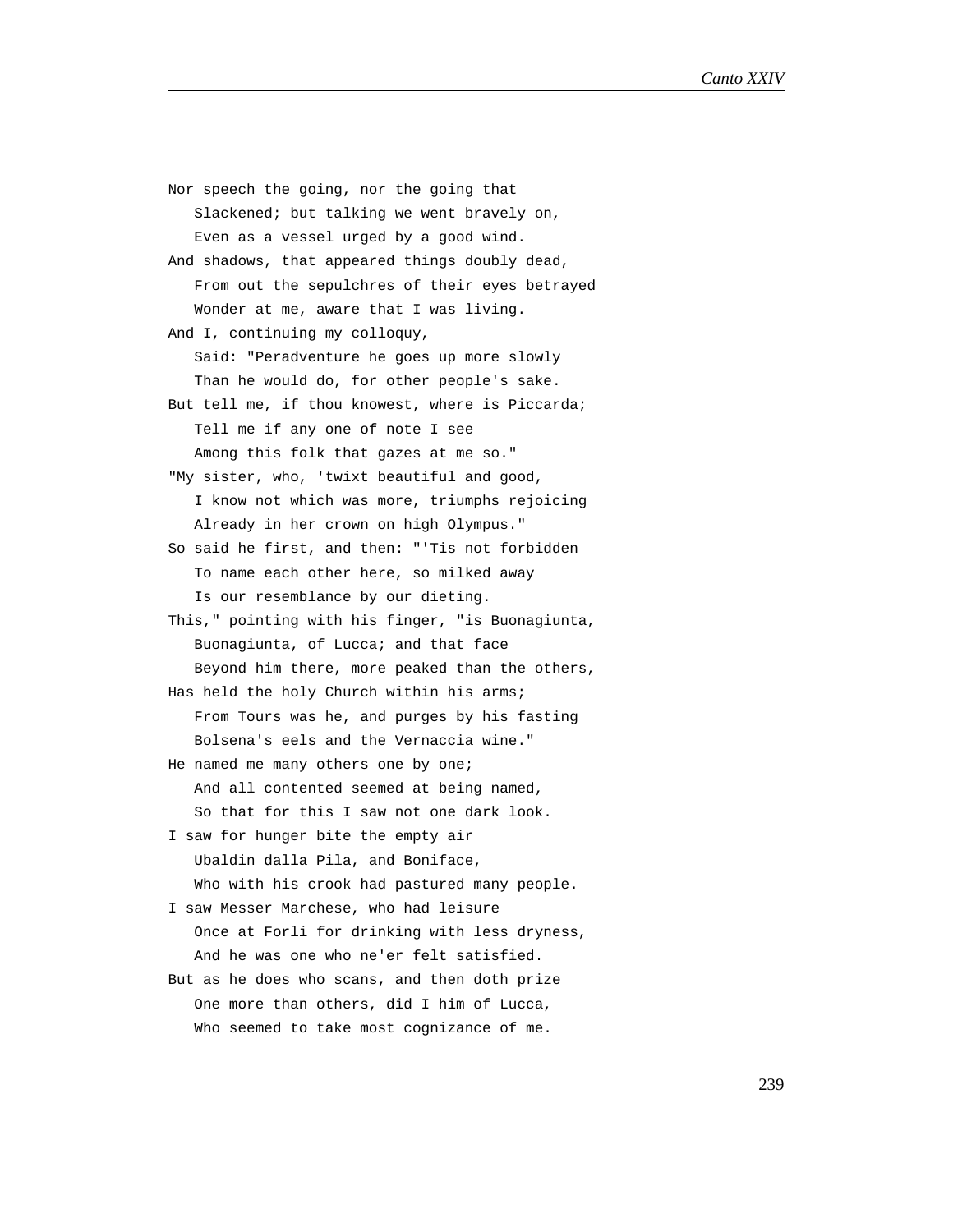Nor speech the going, nor the going that
   Slackened; but talking we went bravely on,
   Even as a vessel urged by a good wind.
And shadows, that appeared things doubly dead,
   From out the sepulchres of their eyes betrayed
   Wonder at me, aware that I was living.
And I, continuing my colloquy,
   Said: "Peradventure he goes up more slowly
   Than he would do, for other people's sake.
But tell me, if thou knowest, where is Piccarda;
   Tell me if any one of note I see
   Among this folk that gazes at me so."
"My sister, who, 'twixt beautiful and good,
   I know not which was more, triumphs rejoicing
   Already in her crown on high Olympus."
So said he first, and then: "'Tis not forbidden
   To name each other here, so milked away
   Is our resemblance by our dieting.
This," pointing with his finger, "is Buonagiunta,
   Buonagiunta, of Lucca; and that face
   Beyond him there, more peaked than the others,
Has held the holy Church within his arms;
   From Tours was he, and purges by his fasting
   Bolsena's eels and the Vernaccia wine."
He named me many others one by one;
   And all contented seemed at being named,
   So that for this I saw not one dark look.
I saw for hunger bite the empty air
   Ubaldin dalla Pila, and Boniface,
   Who with his crook had pastured many people.
I saw Messer Marchese, who had leisure
   Once at Forli for drinking with less dryness,
   And he was one who ne'er felt satisfied.
But as he does who scans, and then doth prize
   One more than others, did I him of Lucca,
   Who seemed to take most cognizance of me.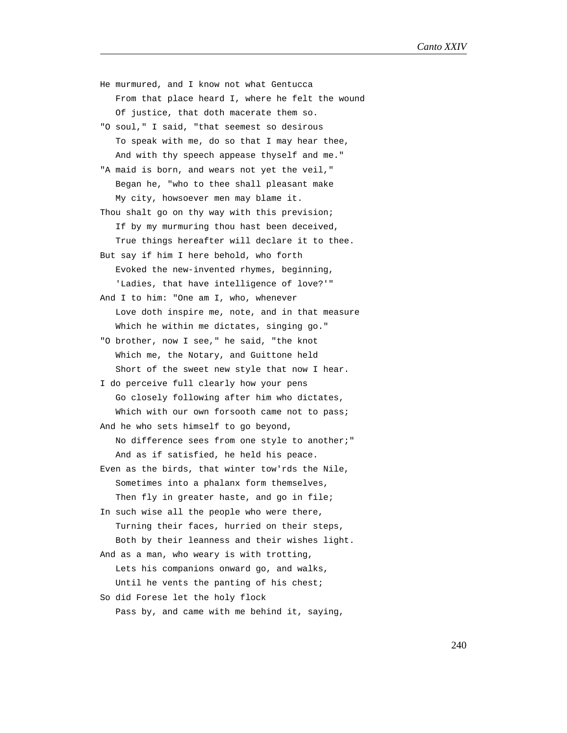He murmured, and I know not what Gentucca
   From that place heard I, where he felt the wound
   Of justice, that doth macerate them so.
"O soul," I said, "that seemest so desirous
   To speak with me, do so that I may hear thee,
   And with thy speech appease thyself and me."
"A maid is born, and wears not yet the veil,"
   Began he, "who to thee shall pleasant make
   My city, howsoever men may blame it.
Thou shalt go on thy way with this prevision;
   If by my murmuring thou hast been deceived,
   True things hereafter will declare it to thee.
But say if him I here behold, who forth
   Evoked the new-invented rhymes, beginning,
   'Ladies, that have intelligence of love?'"
And I to him: "One am I, who, whenever
   Love doth inspire me, note, and in that measure
   Which he within me dictates, singing go."
"O brother, now I see," he said, "the knot
   Which me, the Notary, and Guittone held
   Short of the sweet new style that now I hear.
I do perceive full clearly how your pens
   Go closely following after him who dictates,
   Which with our own forsooth came not to pass;
And he who sets himself to go beyond,
   No difference sees from one style to another;"
   And as if satisfied, he held his peace.
Even as the birds, that winter tow'rds the Nile,
   Sometimes into a phalanx form themselves,
   Then fly in greater haste, and go in file;
In such wise all the people who were there,
   Turning their faces, hurried on their steps,
   Both by their leanness and their wishes light.
And as a man, who weary is with trotting,
   Lets his companions onward go, and walks,
   Until he vents the panting of his chest;
So did Forese let the holy flock
   Pass by, and came with me behind it, saying,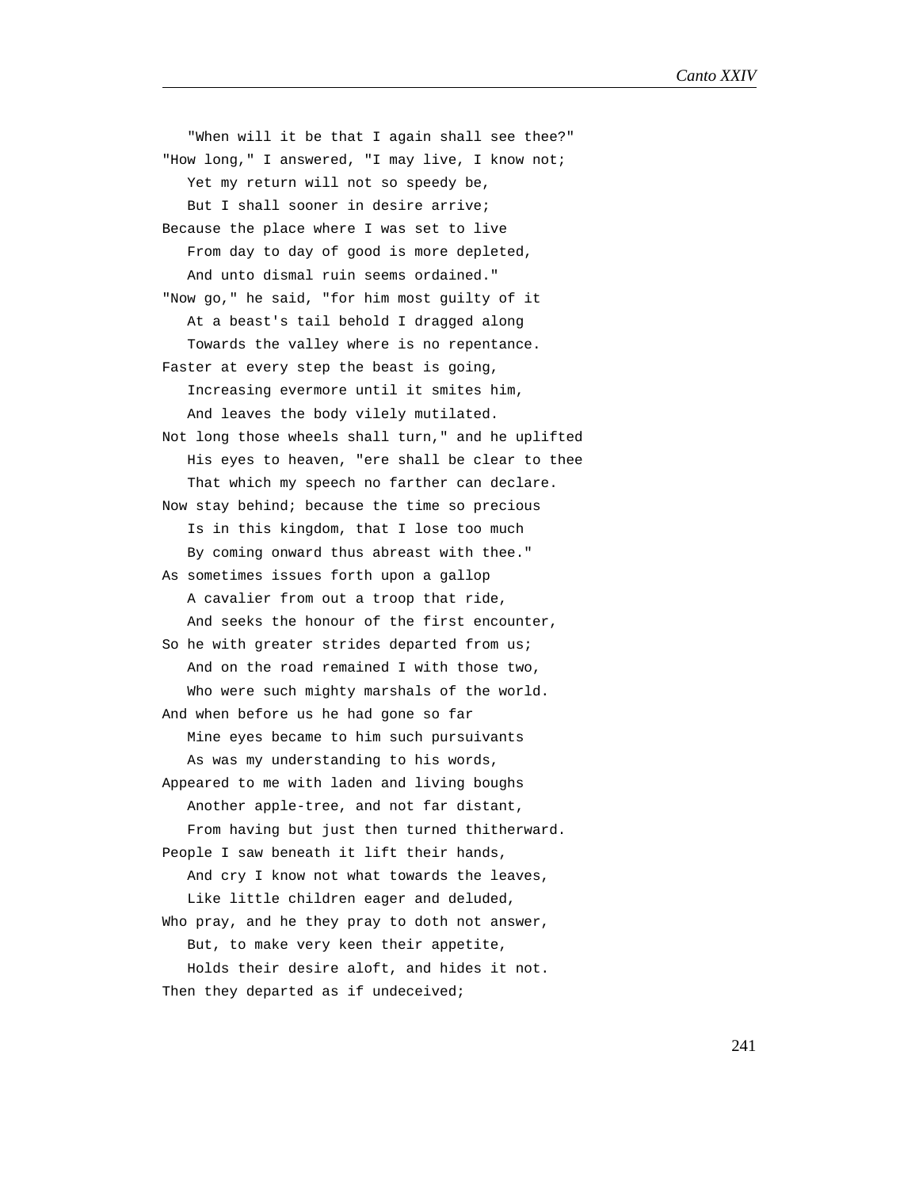"When will it be that I again shall see thee?"
"How long," I answered, "I may live, I know not;
Yet my return will not so speedy be,
But I shall sooner in desire arrive;
Because the place where I was set to live
From day to day of good is more depleted,
And unto dismal ruin seems ordained."
"Now go," he said, "for him most guilty of it
At a beast's tail behold I dragged along
Towards the valley where is no repentance.
Faster at every step the beast is going,
Increasing evermore until it smites him,
And leaves the body vilely mutilated.
Not long those wheels shall turn," and he uplifted
His eyes to heaven, "ere shall be clear to thee
That which my speech no farther can declare.
Now stay behind; because the time so precious
Is in this kingdom, that I lose too much
By coming onward thus abreast with thee."
As sometimes issues forth upon a gallop
A cavalier from out a troop that ride,
And seeks the honour of the first encounter,
So he with greater strides departed from us;
And on the road remained I with those two,
Who were such mighty marshals of the world.
And when before us he had gone so far
Mine eyes became to him such pursuivants
As was my understanding to his words,
Appeared to me with laden and living boughs
Another apple-tree, and not far distant,
From having but just then turned thitherward.
People I saw beneath it lift their hands,
And cry I know not what towards the leaves,
Like little children eager and deluded,
Who pray, and he they pray to doth not answer,
But, to make very keen their appetite,
Holds their desire aloft, and hides it not.
Then they departed as if undeceived;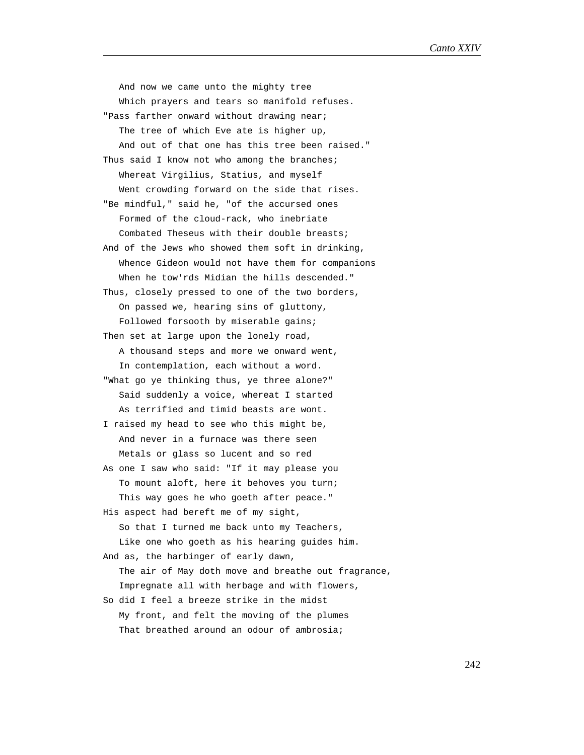And now we came unto the mighty tree
   Which prayers and tears so manifold refuses.
"Pass farther onward without drawing near;
   The tree of which Eve ate is higher up,
   And out of that one has this tree been raised."
Thus said I know not who among the branches;
   Whereat Virgilius, Statius, and myself
   Went crowding forward on the side that rises.
"Be mindful," said he, "of the accursed ones
   Formed of the cloud-rack, who inebriate
   Combated Theseus with their double breasts;
And of the Jews who showed them soft in drinking,
   Whence Gideon would not have them for companions
   When he tow'rds Midian the hills descended."
Thus, closely pressed to one of the two borders,
   On passed we, hearing sins of gluttony,
   Followed forsooth by miserable gains;
Then set at large upon the lonely road,
   A thousand steps and more we onward went,
   In contemplation, each without a word.
"What go ye thinking thus, ye three alone?"
   Said suddenly a voice, whereat I started
   As terrified and timid beasts are wont.
I raised my head to see who this might be,
   And never in a furnace was there seen
   Metals or glass so lucent and so red
As one I saw who said: "If it may please you
   To mount aloft, here it behoves you turn;
   This way goes he who goeth after peace."
His aspect had bereft me of my sight,
   So that I turned me back unto my Teachers,
   Like one who goeth as his hearing guides him.
And as, the harbinger of early dawn,
   The air of May doth move and breathe out fragrance,
   Impregnate all with herbage and with flowers,
So did I feel a breeze strike in the midst
   My front, and felt the moving of the plumes
   That breathed around an odour of ambrosia;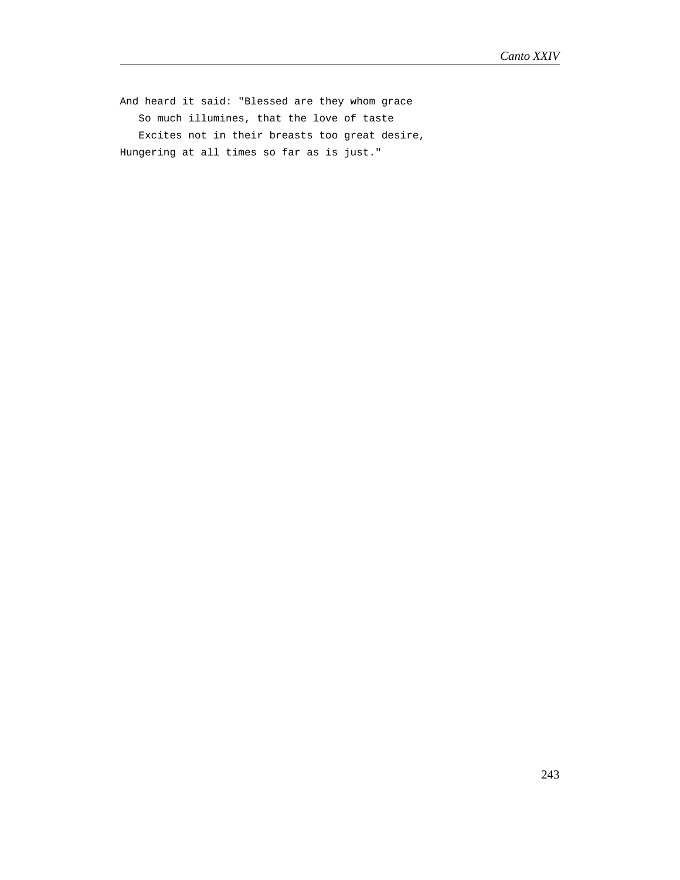And heard it said: "Blessed are they whom grace
   So much illumines, that the love of taste
   Excites not in their breasts too great desire,
Hungering at all times so far as is just."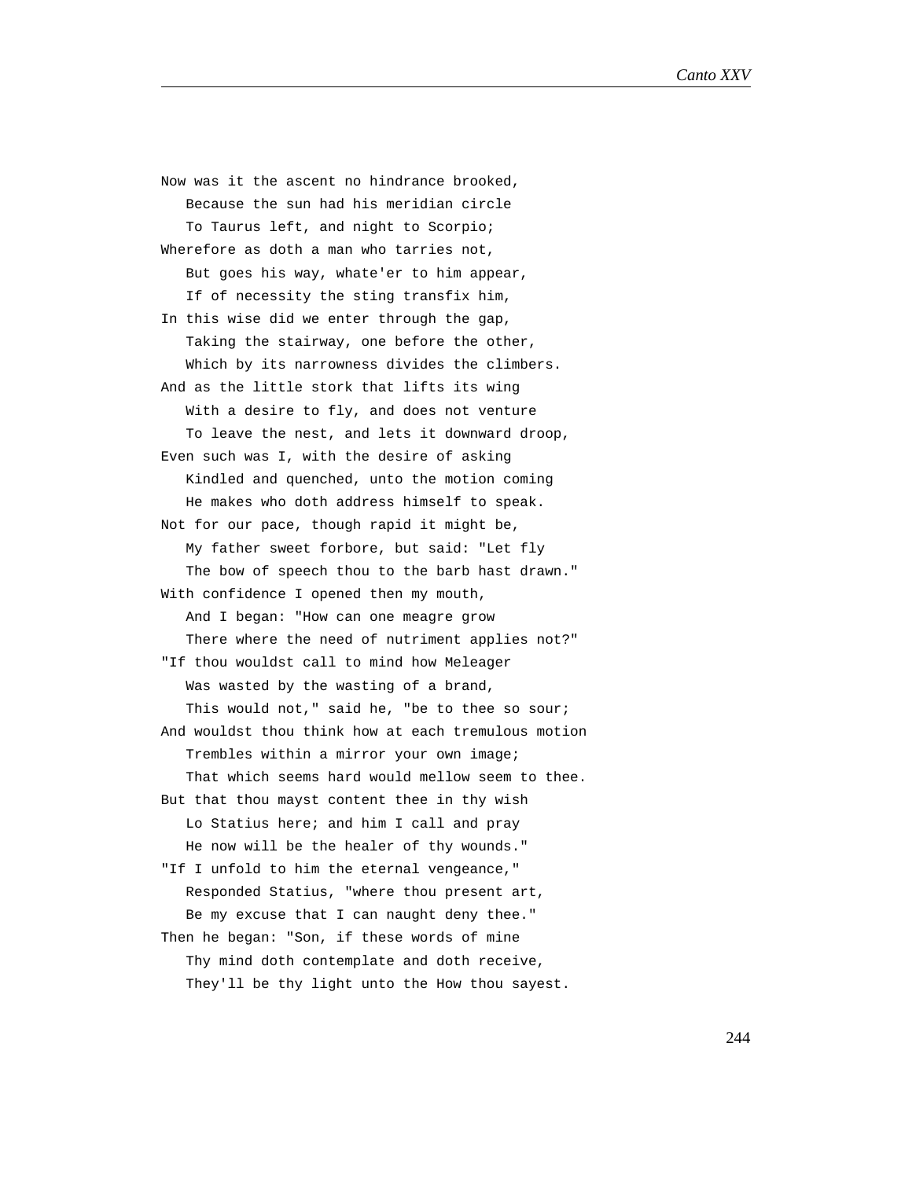Now was it the ascent no hindrance brooked,
   Because the sun had his meridian circle
   To Taurus left, and night to Scorpio;
Wherefore as doth a man who tarries not,
   But goes his way, whate'er to him appear,
   If of necessity the sting transfix him,
In this wise did we enter through the gap,
   Taking the stairway, one before the other,
   Which by its narrowness divides the climbers.
And as the little stork that lifts its wing
   With a desire to fly, and does not venture
   To leave the nest, and lets it downward droop,
Even such was I, with the desire of asking
   Kindled and quenched, unto the motion coming
   He makes who doth address himself to speak.
Not for our pace, though rapid it might be,
   My father sweet forbore, but said: "Let fly
   The bow of speech thou to the barb hast drawn."
With confidence I opened then my mouth,
   And I began: "How can one meagre grow
   There where the need of nutriment applies not?"
"If thou wouldst call to mind how Meleager
   Was wasted by the wasting of a brand,
   This would not," said he, "be to thee so sour;
And wouldst thou think how at each tremulous motion
   Trembles within a mirror your own image;
   That which seems hard would mellow seem to thee.
But that thou mayst content thee in thy wish
   Lo Statius here; and him I call and pray
   He now will be the healer of thy wounds."
"If I unfold to him the eternal vengeance,"
   Responded Statius, "where thou present art,
   Be my excuse that I can naught deny thee."
Then he began: "Son, if these words of mine
   Thy mind doth contemplate and doth receive,
   They'll be thy light unto the How thou sayest.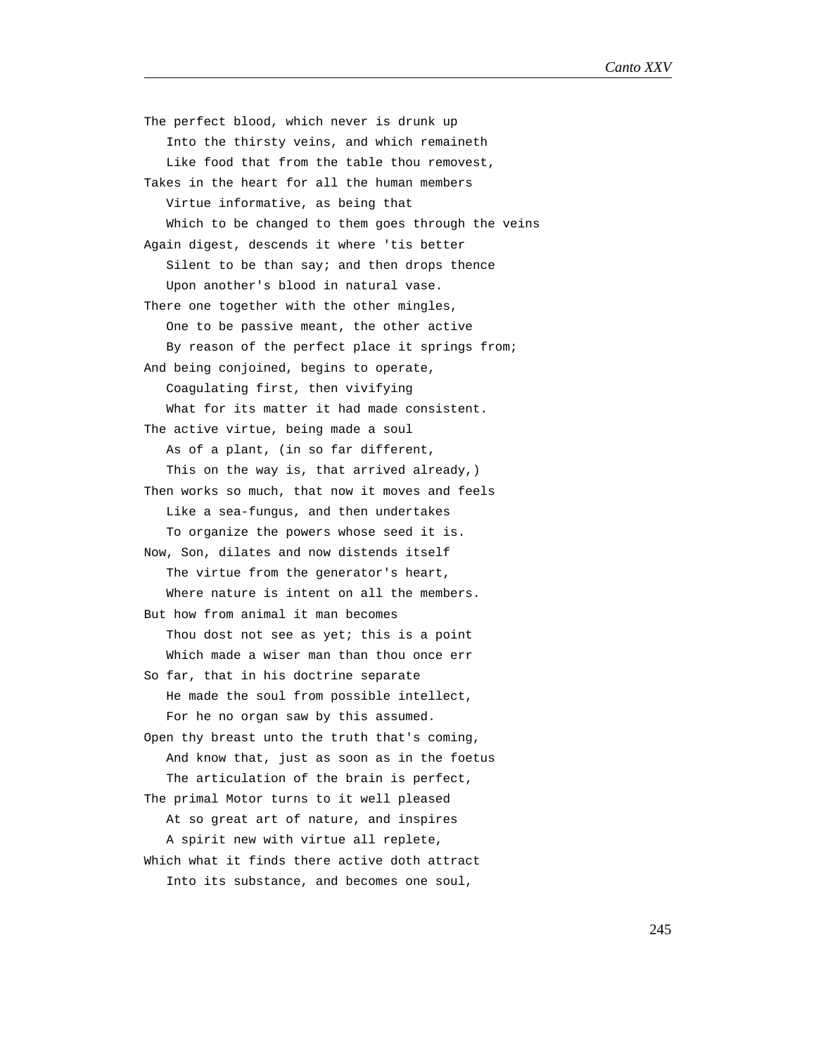The perfect blood, which never is drunk up
   Into the thirsty veins, and which remaineth
   Like food that from the table thou removest,
Takes in the heart for all the human members
   Virtue informative, as being that
   Which to be changed to them goes through the veins
Again digest, descends it where 'tis better
   Silent to be than say; and then drops thence
   Upon another's blood in natural vase.
There one together with the other mingles,
   One to be passive meant, the other active
   By reason of the perfect place it springs from;
And being conjoined, begins to operate,
   Coagulating first, then vivifying
   What for its matter it had made consistent.
The active virtue, being made a soul
   As of a plant, (in so far different,
   This on the way is, that arrived already,)
Then works so much, that now it moves and feels
   Like a sea-fungus, and then undertakes
   To organize the powers whose seed it is.
Now, Son, dilates and now distends itself
   The virtue from the generator's heart,
   Where nature is intent on all the members.
But how from animal it man becomes
   Thou dost not see as yet; this is a point
   Which made a wiser man than thou once err
So far, that in his doctrine separate
   He made the soul from possible intellect,
   For he no organ saw by this assumed.
Open thy breast unto the truth that's coming,
   And know that, just as soon as in the foetus
   The articulation of the brain is perfect,
The primal Motor turns to it well pleased
   At so great art of nature, and inspires
   A spirit new with virtue all replete,
Which what it finds there active doth attract
   Into its substance, and becomes one soul,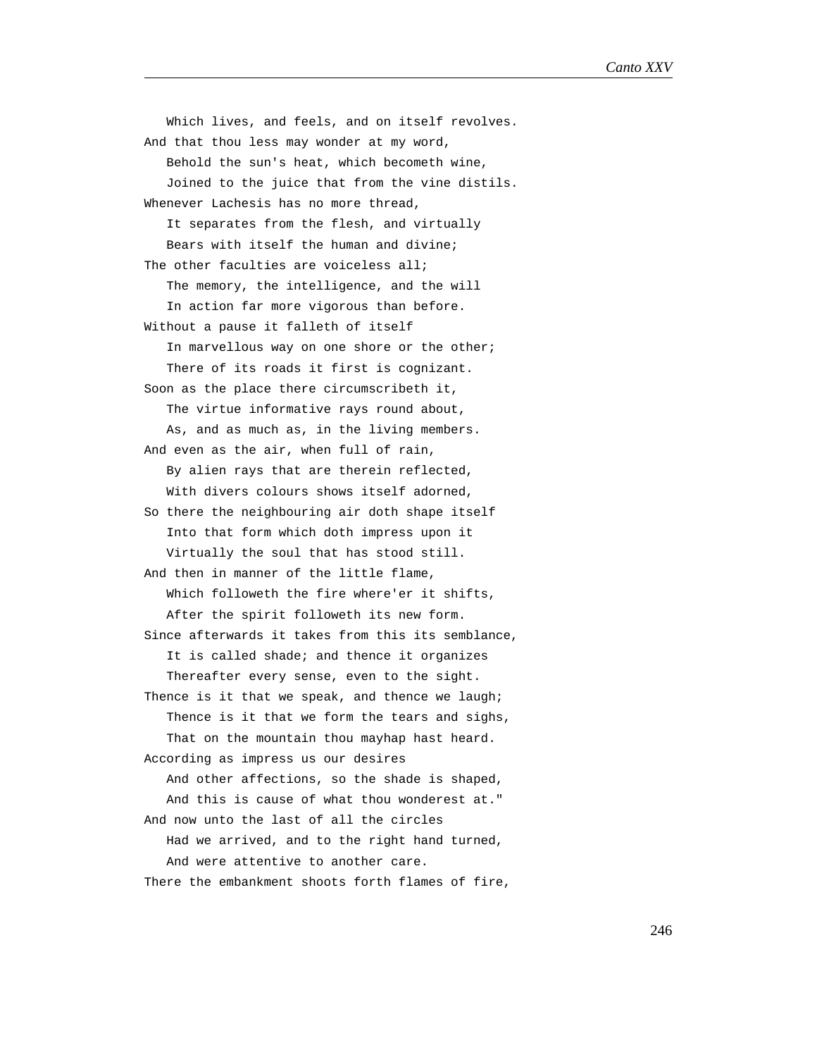Which lives, and feels, and on itself revolves.
And that thou less may wonder at my word,
   Behold the sun's heat, which becometh wine,
   Joined to the juice that from the vine distils.
Whenever Lachesis has no more thread,
   It separates from the flesh, and virtually
   Bears with itself the human and divine;
The other faculties are voiceless all;
   The memory, the intelligence, and the will
   In action far more vigorous than before.
Without a pause it falleth of itself
   In marvellous way on one shore or the other;
   There of its roads it first is cognizant.
Soon as the place there circumscribeth it,
   The virtue informative rays round about,
   As, and as much as, in the living members.
And even as the air, when full of rain,
   By alien rays that are therein reflected,
   With divers colours shows itself adorned,
So there the neighbouring air doth shape itself
   Into that form which doth impress upon it
   Virtually the soul that has stood still.
And then in manner of the little flame,
   Which followeth the fire where'er it shifts,
   After the spirit followeth its new form.
Since afterwards it takes from this its semblance,
   It is called shade; and thence it organizes
   Thereafter every sense, even to the sight.
Thence is it that we speak, and thence we laugh;
   Thence is it that we form the tears and sighs,
   That on the mountain thou mayhap hast heard.
According as impress us our desires
   And other affections, so the shade is shaped,
   And this is cause of what thou wonderest at."
And now unto the last of all the circles
   Had we arrived, and to the right hand turned,
   And were attentive to another care.
There the embankment shoots forth flames of fire,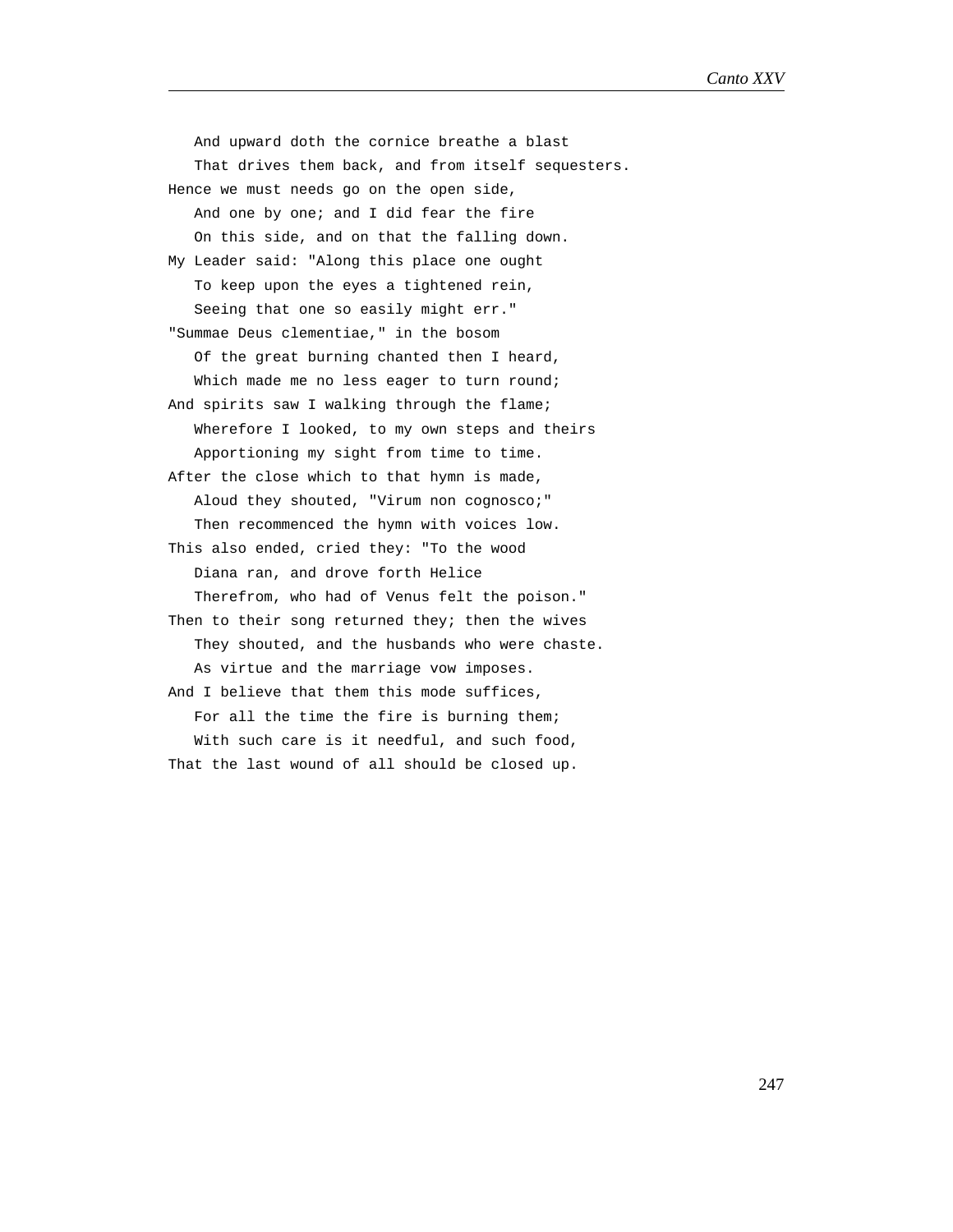And upward doth the cornice breathe a blast  
That drives them back, and from itself sequesters.  
Hence we must needs go on the open side,  
And one by one; and I did fear the fire  
On this side, and on that the falling down.  
My Leader said: "Along this place one ought  
To keep upon the eyes a tightened rein,  
Seeing that one so easily might err."  
"Summae Deus clementiae," in the bosom  
Of the great burning chanted then I heard,  
Which made me no less eager to turn round;  
And spirits saw I walking through the flame;  
Wherefore I looked, to my own steps and theirs  
Apportioning my sight from time to time.  
After the close which to that hymn is made,  
Aloud they shouted, "Virum non cognosco;"  
Then recommenced the hymn with voices low.  
This also ended, cried they: "To the wood  
Diana ran, and drove forth Helice  
Therefrom, who had of Venus felt the poison."  
Then to their song returned they; then the wives  
They shouted, and the husbands who were chaste.  
As virtue and the marriage vow imposes.  
And I believe that them this mode suffices,  
For all the time the fire is burning them;  
With such care is it needful, and such food,  
That the last wound of all should be closed up.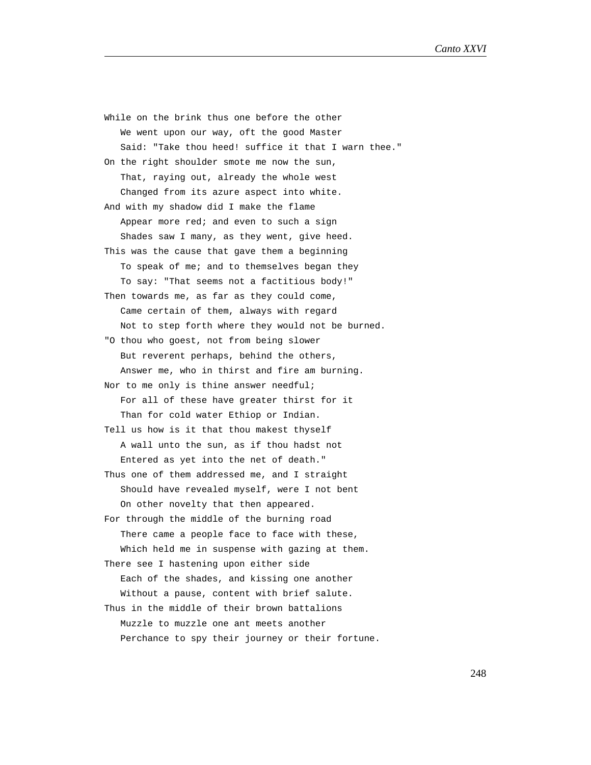While on the brink thus one before the other
   We went upon our way, oft the good Master
   Said: "Take thou heed! suffice it that I warn thee."
On the right shoulder smote me now the sun,
   That, raying out, already the whole west
   Changed from its azure aspect into white.
And with my shadow did I make the flame
   Appear more red; and even to such a sign
   Shades saw I many, as they went, give heed.
This was the cause that gave them a beginning
   To speak of me; and to themselves began they
   To say: "That seems not a factitious body!"
Then towards me, as far as they could come,
   Came certain of them, always with regard
   Not to step forth where they would not be burned.
"O thou who goest, not from being slower
   But reverent perhaps, behind the others,
   Answer me, who in thirst and fire am burning.
Nor to me only is thine answer needful;
   For all of these have greater thirst for it
   Than for cold water Ethiop or Indian.
Tell us how is it that thou makest thyself
   A wall unto the sun, as if thou hadst not
   Entered as yet into the net of death."
Thus one of them addressed me, and I straight
   Should have revealed myself, were I not bent
   On other novelty that then appeared.
For through the middle of the burning road
   There came a people face to face with these,
   Which held me in suspense with gazing at them.
There see I hastening upon either side
   Each of the shades, and kissing one another
   Without a pause, content with brief salute.
Thus in the middle of their brown battalions
   Muzzle to muzzle one ant meets another
   Perchance to spy their journey or their fortune.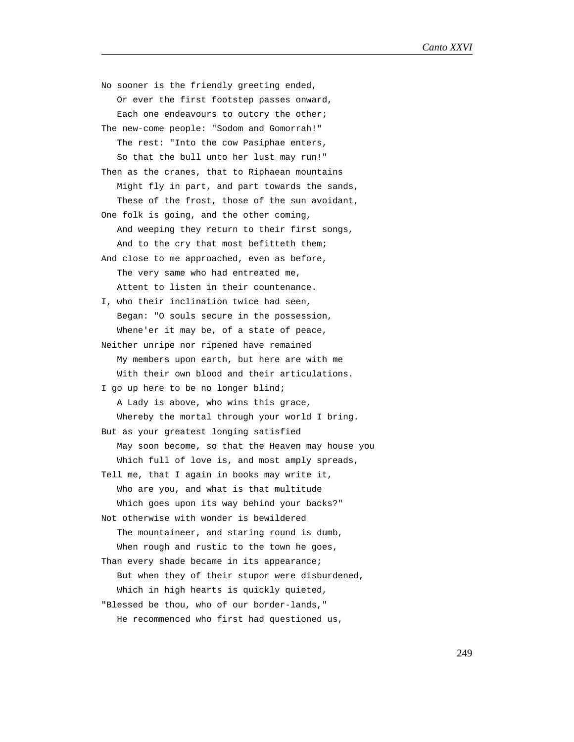No sooner is the friendly greeting ended,  
   Or ever the first footstep passes onward,  
   Each one endeavours to outcry the other;  
The new-come people: "Sodom and Gomorrah!"  
   The rest: "Into the cow Pasiphae enters,  
   So that the bull unto her lust may run!"  
Then as the cranes, that to Riphaean mountains  
   Might fly in part, and part towards the sands,  
   These of the frost, those of the sun avoidant,  
One folk is going, and the other coming,  
   And weeping they return to their first songs,  
   And to the cry that most befitteth them;  
And close to me approached, even as before,  
   The very same who had entreated me,  
   Attent to listen in their countenance.  
I, who their inclination twice had seen,  
   Began: "O souls secure in the possession,  
   Whene'er it may be, of a state of peace,  
Neither unripe nor ripened have remained  
   My members upon earth, but here are with me  
   With their own blood and their articulations.  
I go up here to be no longer blind;  
   A Lady is above, who wins this grace,  
   Whereby the mortal through your world I bring.  
But as your greatest longing satisfied  
   May soon become, so that the Heaven may house you  
   Which full of love is, and most amply spreads,  
Tell me, that I again in books may write it,  
   Who are you, and what is that multitude  
   Which goes upon its way behind your backs?"  
Not otherwise with wonder is bewildered  
   The mountaineer, and staring round is dumb,  
   When rough and rustic to the town he goes,  
Than every shade became in its appearance;  
   But when they of their stupor were disburdened,  
   Which in high hearts is quickly quieted,  
"Blessed be thou, who of our border-lands,"  
   He recommenced who first had questioned us,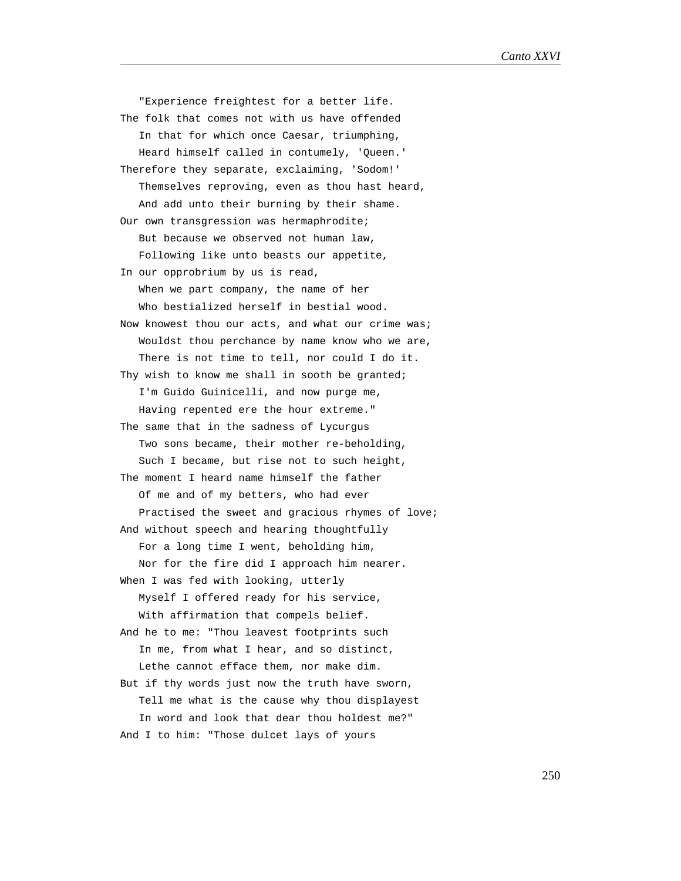"Experience freightest for a better life.
The folk that comes not with us have offended
In that for which once Caesar, triumphing,
Heard himself called in contumely, 'Queen.'
Therefore they separate, exclaiming, 'Sodom!'
Themselves reproving, even as thou hast heard,
And add unto their burning by their shame.
Our own transgression was hermaphrodite;
But because we observed not human law,
Following like unto beasts our appetite,
In our opprobrium by us is read,
When we part company, the name of her
Who bestialized herself in bestial wood.
Now knowest thou our acts, and what our crime was;
Wouldst thou perchance by name know who we are,
There is not time to tell, nor could I do it.
Thy wish to know me shall in sooth be granted;
I'm Guido Guinicelli, and now purge me,
Having repented ere the hour extreme."
The same that in the sadness of Lycurgus
Two sons became, their mother re-beholding,
Such I became, but rise not to such height,
The moment I heard name himself the father
Of me and of my betters, who had ever
Practised the sweet and gracious rhymes of love;
And without speech and hearing thoughtfully
For a long time I went, beholding him,
Nor for the fire did I approach him nearer.
When I was fed with looking, utterly
Myself I offered ready for his service,
With affirmation that compels belief.
And he to me: "Thou leavest footprints such
In me, from what I hear, and so distinct,
Lethe cannot efface them, nor make dim.
But if thy words just now the truth have sworn,
Tell me what is the cause why thou displayest
In word and look that dear thou holdest me?"
And I to him: "Those dulcet lays of yours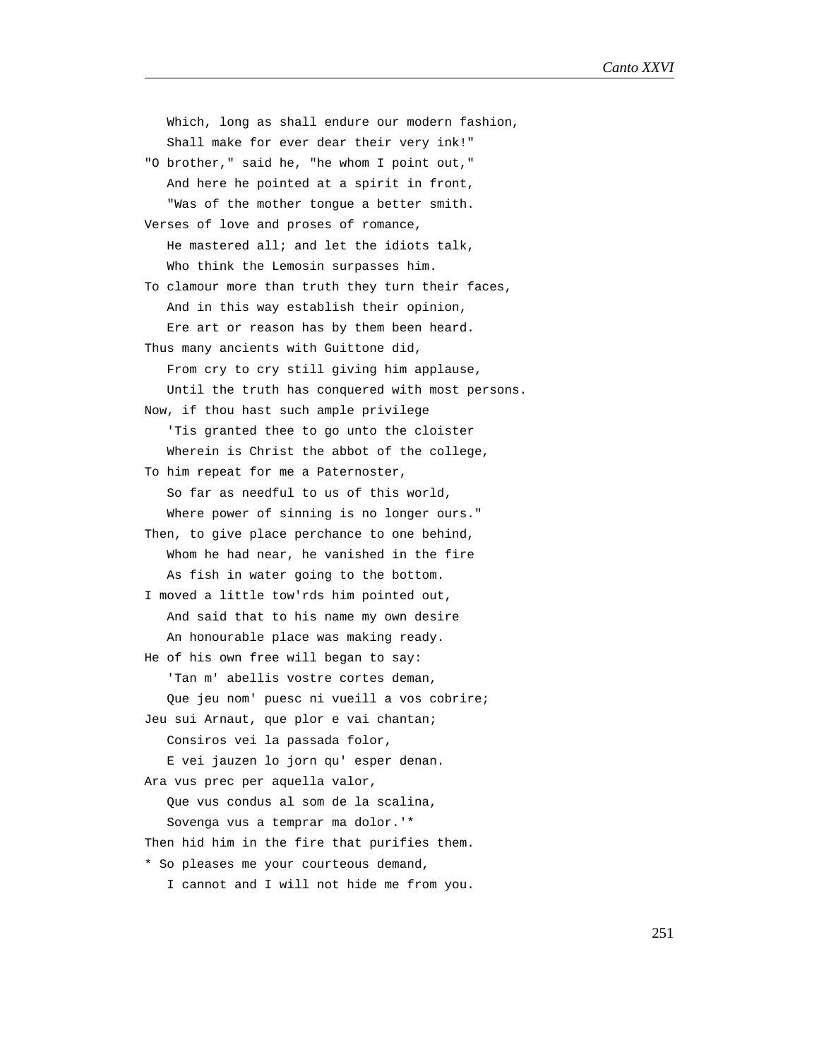Which, long as shall endure our modern fashion,
   Shall make for ever dear their very ink!"
"O brother," said he, "he whom I point out,"
   And here he pointed at a spirit in front,
   "Was of the mother tongue a better smith.
Verses of love and proses of romance,
   He mastered all; and let the idiots talk,
   Who think the Lemosin surpasses him.
To clamour more than truth they turn their faces,
   And in this way establish their opinion,
   Ere art or reason has by them been heard.
Thus many ancients with Guittone did,
   From cry to cry still giving him applause,
   Until the truth has conquered with most persons.
Now, if thou hast such ample privilege
   'Tis granted thee to go unto the cloister
   Wherein is Christ the abbot of the college,
To him repeat for me a Paternoster,
   So far as needful to us of this world,
   Where power of sinning is no longer ours."
Then, to give place perchance to one behind,
   Whom he had near, he vanished in the fire
   As fish in water going to the bottom.
I moved a little tow'rds him pointed out,
   And said that to his name my own desire
   An honourable place was making ready.
He of his own free will began to say:
   'Tan m' abellis vostre cortes deman,
   Que jeu nom' puesc ni vueill a vos cobrire;
Jeu sui Arnaut, que plor e vai chantan;
   Consiros vei la passada folor,
   E vei jauzen lo jorn qu' esper denan.
Ara vus prec per aquella valor,
   Que vus condus al som de la scalina,
   Sovenga vus a temprar ma dolor.'*
Then hid him in the fire that purifies them.

* So pleases me your courteous demand,
   I cannot and I will not hide me from you.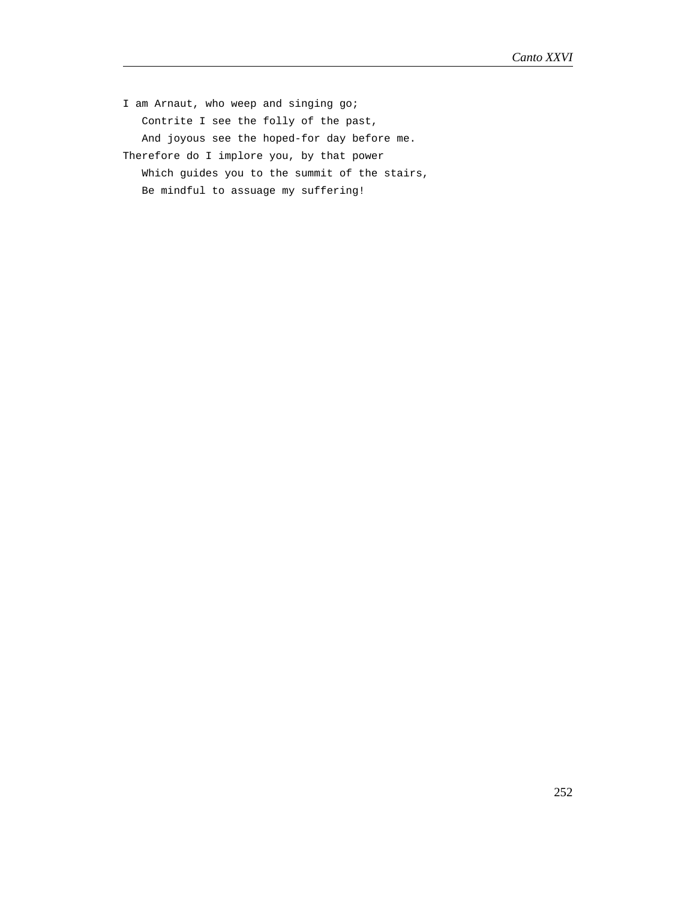I am Arnaut, who weep and singing go;
   Contrite I see the folly of the past,
   And joyous see the hoped-for day before me.
Therefore do I implore you, by that power
   Which guides you to the summit of the stairs,
   Be mindful to assuage my suffering!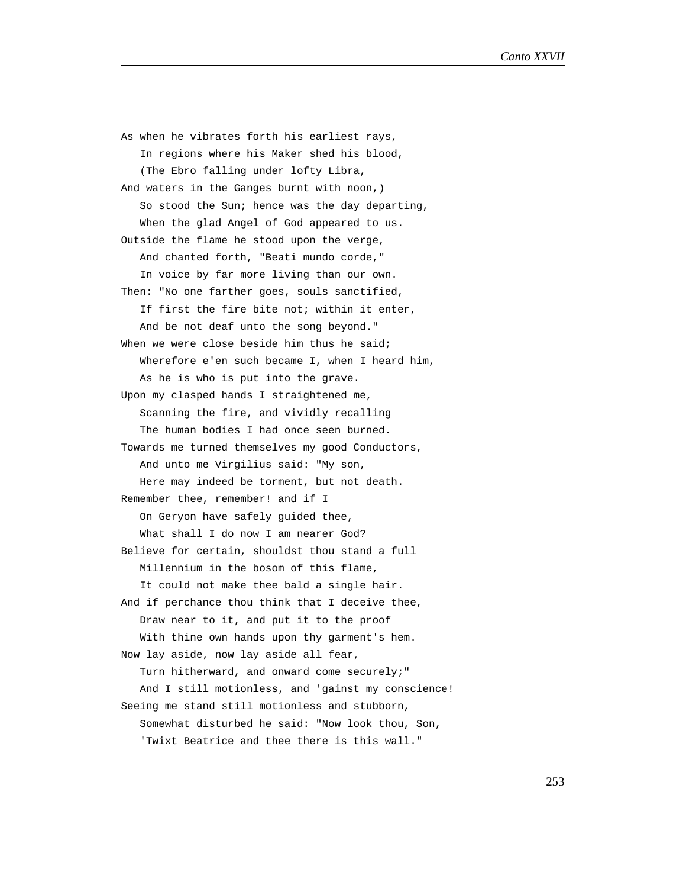As when he vibrates forth his earliest rays,
   In regions where his Maker shed his blood,
   (The Ebro falling under lofty Libra,
And waters in the Ganges burnt with noon,)
   So stood the Sun; hence was the day departing,
   When the glad Angel of God appeared to us.
Outside the flame he stood upon the verge,
   And chanted forth, "Beati mundo corde,"
   In voice by far more living than our own.
Then: "No one farther goes, souls sanctified,
   If first the fire bite not; within it enter,
   And be not deaf unto the song beyond."
When we were close beside him thus he said;
   Wherefore e'en such became I, when I heard him,
   As he is who is put into the grave.
Upon my clasped hands I straightened me,
   Scanning the fire, and vividly recalling
   The human bodies I had once seen burned.
Towards me turned themselves my good Conductors,
   And unto me Virgilius said: "My son,
   Here may indeed be torment, but not death.
Remember thee, remember! and if I
   On Geryon have safely guided thee,
   What shall I do now I am nearer God?
Believe for certain, shouldst thou stand a full
   Millennium in the bosom of this flame,
   It could not make thee bald a single hair.
And if perchance thou think that I deceive thee,
   Draw near to it, and put it to the proof
   With thine own hands upon thy garment's hem.
Now lay aside, now lay aside all fear,
   Turn hitherward, and onward come securely;"
   And I still motionless, and 'gainst my conscience!
Seeing me stand still motionless and stubborn,
   Somewhat disturbed he said: "Now look thou, Son,
   'Twixt Beatrice and thee there is this wall."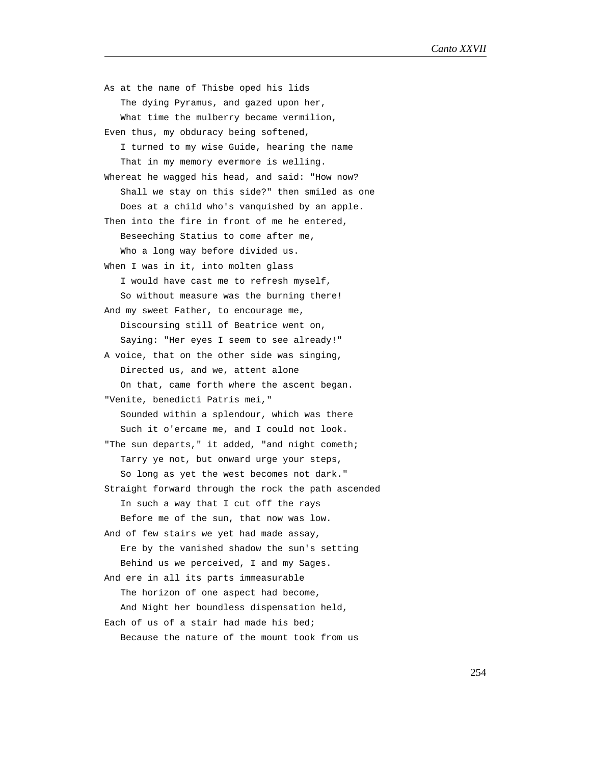As at the name of Thisbe oped his lids
   The dying Pyramus, and gazed upon her,
   What time the mulberry became vermilion,
Even thus, my obduracy being softened,
   I turned to my wise Guide, hearing the name
   That in my memory evermore is welling.
Whereat he wagged his head, and said: "How now?
   Shall we stay on this side?" then smiled as one
   Does at a child who's vanquished by an apple.
Then into the fire in front of me he entered,
   Beseeching Statius to come after me,
   Who a long way before divided us.
When I was in it, into molten glass
   I would have cast me to refresh myself,
   So without measure was the burning there!
And my sweet Father, to encourage me,
   Discoursing still of Beatrice went on,
   Saying: "Her eyes I seem to see already!"
A voice, that on the other side was singing,
   Directed us, and we, attent alone
   On that, came forth where the ascent began.
"Venite, benedicti Patris mei,"
   Sounded within a splendour, which was there
   Such it o'ercame me, and I could not look.
"The sun departs," it added, "and night cometh;
   Tarry ye not, but onward urge your steps,
   So long as yet the west becomes not dark."
Straight forward through the rock the path ascended
   In such a way that I cut off the rays
   Before me of the sun, that now was low.
And of few stairs we yet had made assay,
   Ere by the vanished shadow the sun's setting
   Behind us we perceived, I and my Sages.
And ere in all its parts immeasurable
   The horizon of one aspect had become,
   And Night her boundless dispensation held,
Each of us of a stair had made his bed;
   Because the nature of the mount took from us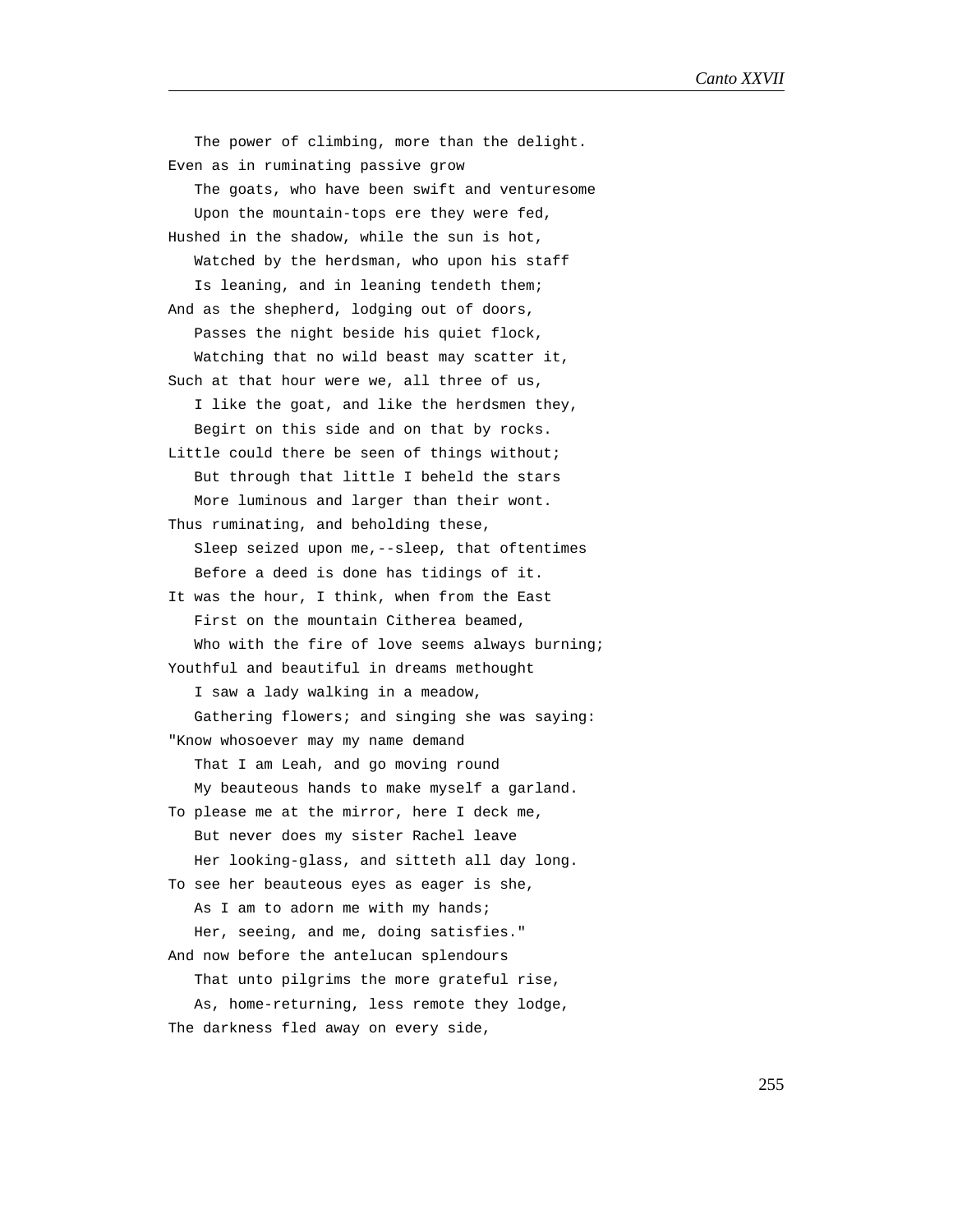The power of climbing, more than the delight.
Even as in ruminating passive grow
The goats, who have been swift and venturesome
Upon the mountain-tops ere they were fed,
Hushed in the shadow, while the sun is hot,
Watched by the herdsman, who upon his staff
Is leaning, and in leaning tendeth them;
And as the shepherd, lodging out of doors,
Passes the night beside his quiet flock,
Watching that no wild beast may scatter it,
Such at that hour were we, all three of us,
I like the goat, and like the herdsmen they,
Begirt on this side and on that by rocks.
Little could there be seen of things without;
But through that little I beheld the stars
More luminous and larger than their wont.
Thus ruminating, and beholding these,
Sleep seized upon me,--sleep, that oftentimes
Before a deed is done has tidings of it.
It was the hour, I think, when from the East
First on the mountain Citherea beamed,
Who with the fire of love seems always burning;
Youthful and beautiful in dreams methought
I saw a lady walking in a meadow,
Gathering flowers; and singing she was saying:
"Know whosoever may my name demand
That I am Leah, and go moving round
My beauteous hands to make myself a garland.
To please me at the mirror, here I deck me,
But never does my sister Rachel leave
Her looking-glass, and sitteth all day long.
To see her beauteous eyes as eager is she,
As I am to adorn me with my hands;
Her, seeing, and me, doing satisfies."
And now before the antelucan splendours
That unto pilgrims the more grateful rise,
As, home-returning, less remote they lodge,
The darkness fled away on every side,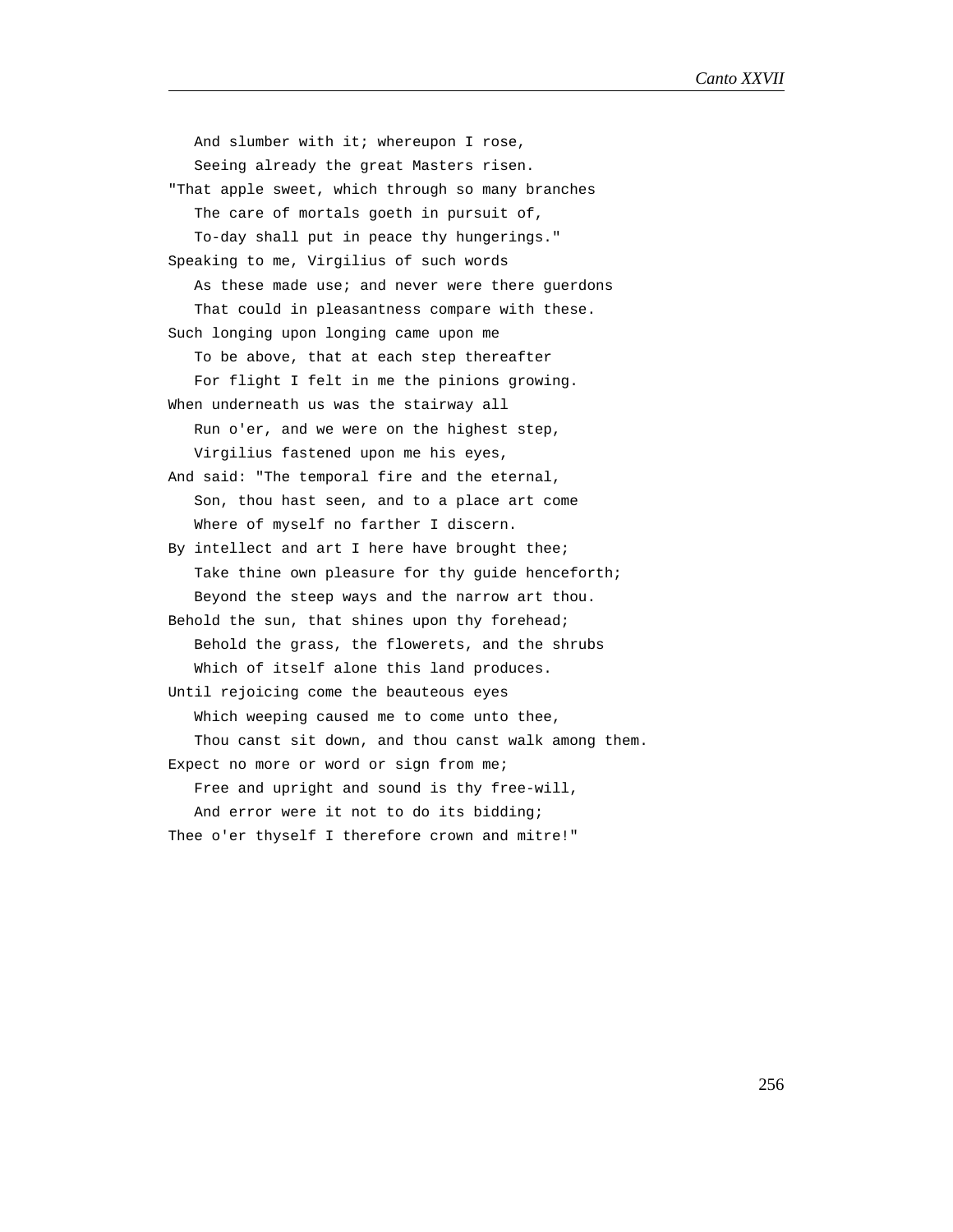And slumber with it; whereupon I rose,
   Seeing already the great Masters risen.
"That apple sweet, which through so many branches
   The care of mortals goeth in pursuit of,
   To-day shall put in peace thy hungerings."
Speaking to me, Virgilius of such words
   As these made use; and never were there guerdons
   That could in pleasantness compare with these.
Such longing upon longing came upon me
   To be above, that at each step thereafter
   For flight I felt in me the pinions growing.
When underneath us was the stairway all
   Run o'er, and we were on the highest step,
   Virgilius fastened upon me his eyes,
And said: "The temporal fire and the eternal,
   Son, thou hast seen, and to a place art come
   Where of myself no farther I discern.
By intellect and art I here have brought thee;
   Take thine own pleasure for thy guide henceforth;
   Beyond the steep ways and the narrow art thou.
Behold the sun, that shines upon thy forehead;
   Behold the grass, the flowerets, and the shrubs
   Which of itself alone this land produces.
Until rejoicing come the beauteous eyes
   Which weeping caused me to come unto thee,
   Thou canst sit down, and thou canst walk among them.
Expect no more or word or sign from me;
   Free and upright and sound is thy free-will,
   And error were it not to do its bidding;
Thee o'er thyself I therefore crown and mitre!"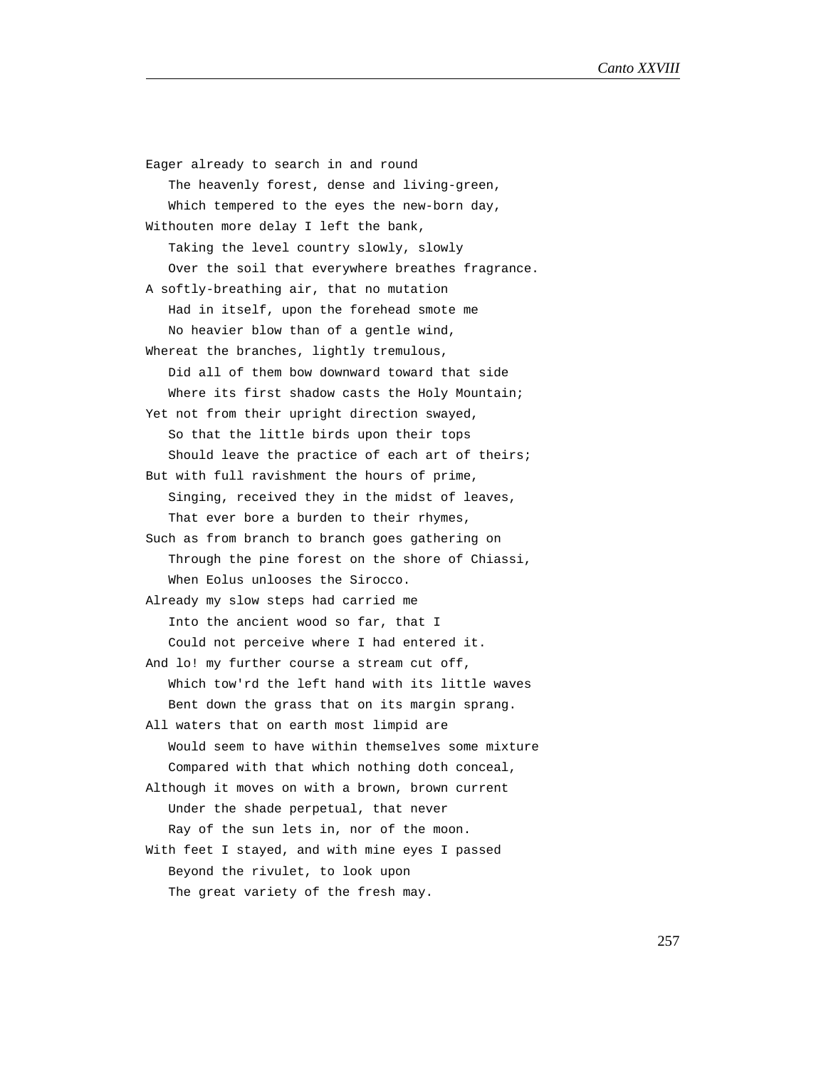Eager already to search in and round
   The heavenly forest, dense and living-green,
   Which tempered to the eyes the new-born day,
Withouten more delay I left the bank,
   Taking the level country slowly, slowly
   Over the soil that everywhere breathes fragrance.
A softly-breathing air, that no mutation
   Had in itself, upon the forehead smote me
   No heavier blow than of a gentle wind,
Whereat the branches, lightly tremulous,
   Did all of them bow downward toward that side
   Where its first shadow casts the Holy Mountain;
Yet not from their upright direction swayed,
   So that the little birds upon their tops
   Should leave the practice of each art of theirs;
But with full ravishment the hours of prime,
   Singing, received they in the midst of leaves,
   That ever bore a burden to their rhymes,
Such as from branch to branch goes gathering on
   Through the pine forest on the shore of Chiassi,
   When Eolus unlooses the Sirocco.
Already my slow steps had carried me
   Into the ancient wood so far, that I
   Could not perceive where I had entered it.
And lo! my further course a stream cut off,
   Which tow'rd the left hand with its little waves
   Bent down the grass that on its margin sprang.
All waters that on earth most limpid are
   Would seem to have within themselves some mixture
   Compared with that which nothing doth conceal,
Although it moves on with a brown, brown current
   Under the shade perpetual, that never
   Ray of the sun lets in, nor of the moon.
With feet I stayed, and with mine eyes I passed
   Beyond the rivulet, to look upon
   The great variety of the fresh may.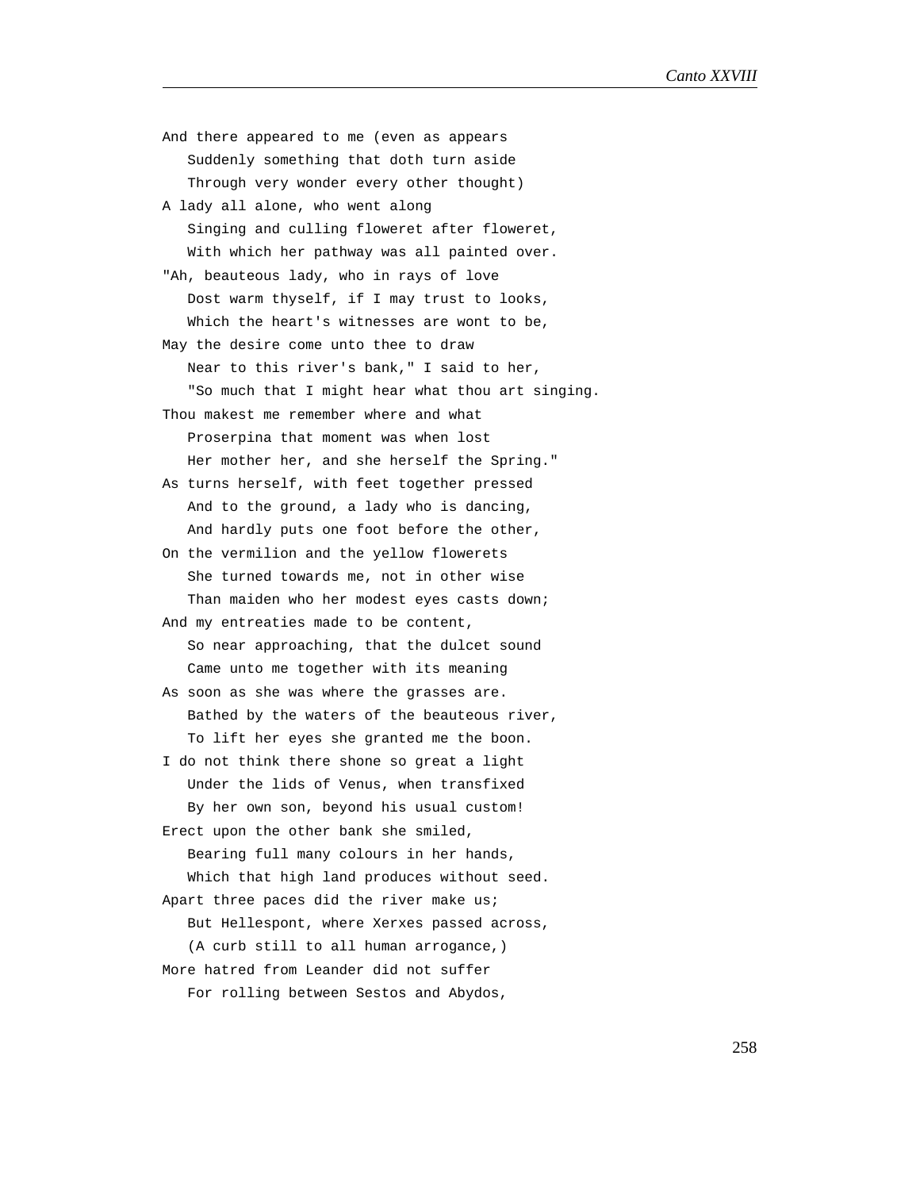And there appeared to me (even as appears
   Suddenly something that doth turn aside
   Through very wonder every other thought)
A lady all alone, who went along
   Singing and culling floweret after floweret,
   With which her pathway was all painted over.
"Ah, beauteous lady, who in rays of love
   Dost warm thyself, if I may trust to looks,
   Which the heart's witnesses are wont to be,
May the desire come unto thee to draw
   Near to this river's bank," I said to her,
   "So much that I might hear what thou art singing.
Thou makest me remember where and what
   Proserpina that moment was when lost
   Her mother her, and she herself the Spring."
As turns herself, with feet together pressed
   And to the ground, a lady who is dancing,
   And hardly puts one foot before the other,
On the vermilion and the yellow flowerets
   She turned towards me, not in other wise
   Than maiden who her modest eyes casts down;
And my entreaties made to be content,
   So near approaching, that the dulcet sound
   Came unto me together with its meaning
As soon as she was where the grasses are.
   Bathed by the waters of the beauteous river,
   To lift her eyes she granted me the boon.
I do not think there shone so great a light
   Under the lids of Venus, when transfixed
   By her own son, beyond his usual custom!
Erect upon the other bank she smiled,
   Bearing full many colours in her hands,
   Which that high land produces without seed.
Apart three paces did the river make us;
   But Hellespont, where Xerxes passed across,
   (A curb still to all human arrogance,)
More hatred from Leander did not suffer
   For rolling between Sestos and Abydos,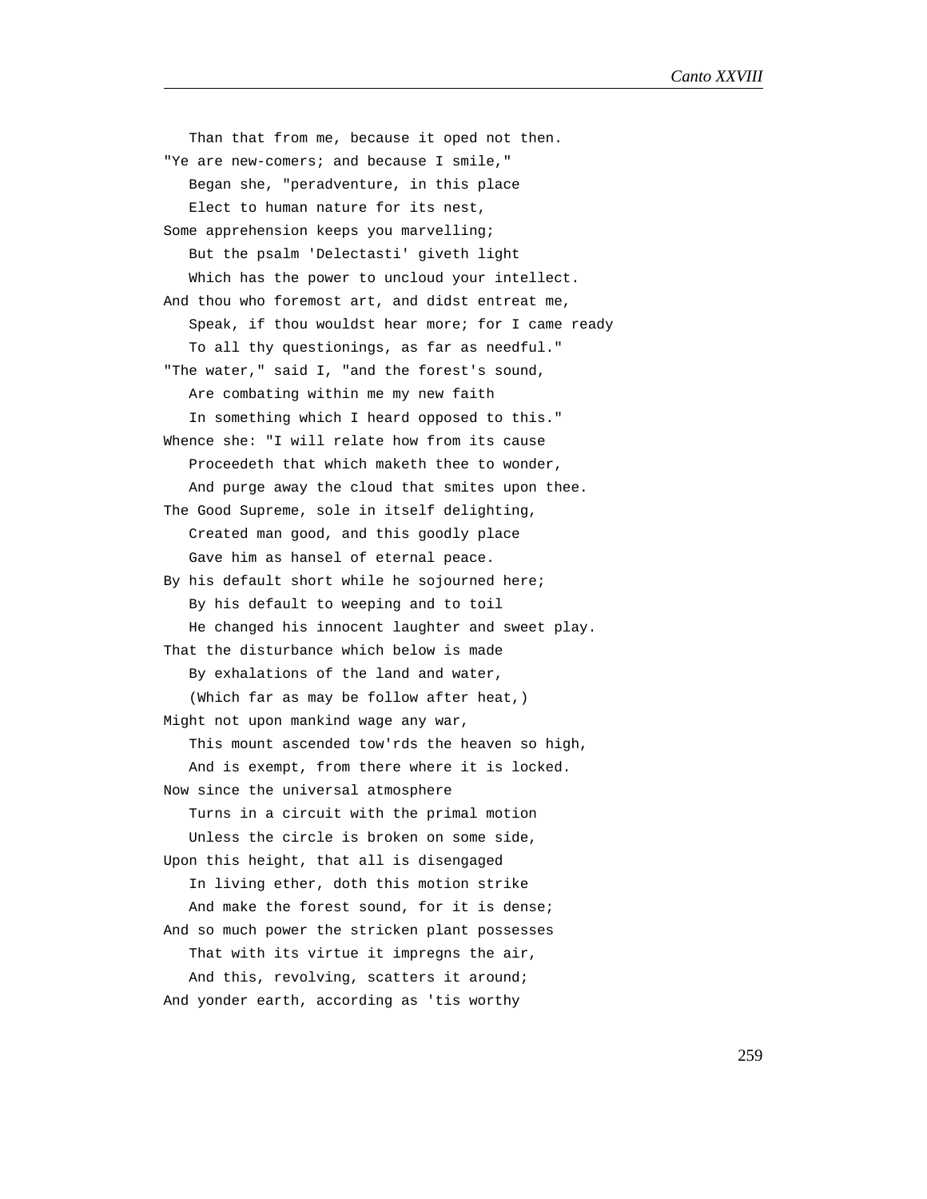Than that from me, because it oped not then.
"Ye are new-comers; and because I smile,"
   Began she, "peradventure, in this place
   Elect to human nature for its nest,
Some apprehension keeps you marvelling;
   But the psalm 'Delectasti' giveth light
   Which has the power to uncloud your intellect.
And thou who foremost art, and didst entreat me,
   Speak, if thou wouldst hear more; for I came ready
   To all thy questionings, as far as needful."
"The water," said I, "and the forest's sound,
   Are combating within me my new faith
   In something which I heard opposed to this."
Whence she: "I will relate how from its cause
   Proceedeth that which maketh thee to wonder,
   And purge away the cloud that smites upon thee.
The Good Supreme, sole in itself delighting,
   Created man good, and this goodly place
   Gave him as hansel of eternal peace.
By his default short while he sojourned here;
   By his default to weeping and to toil
   He changed his innocent laughter and sweet play.
That the disturbance which below is made
   By exhalations of the land and water,
   (Which far as may be follow after heat,)
Might not upon mankind wage any war,
   This mount ascended tow'rds the heaven so high,
   And is exempt, from there where it is locked.
Now since the universal atmosphere
   Turns in a circuit with the primal motion
   Unless the circle is broken on some side,
Upon this height, that all is disengaged
   In living ether, doth this motion strike
   And make the forest sound, for it is dense;
And so much power the stricken plant possesses
   That with its virtue it impregns the air,
   And this, revolving, scatters it around;
And yonder earth, according as 'tis worthy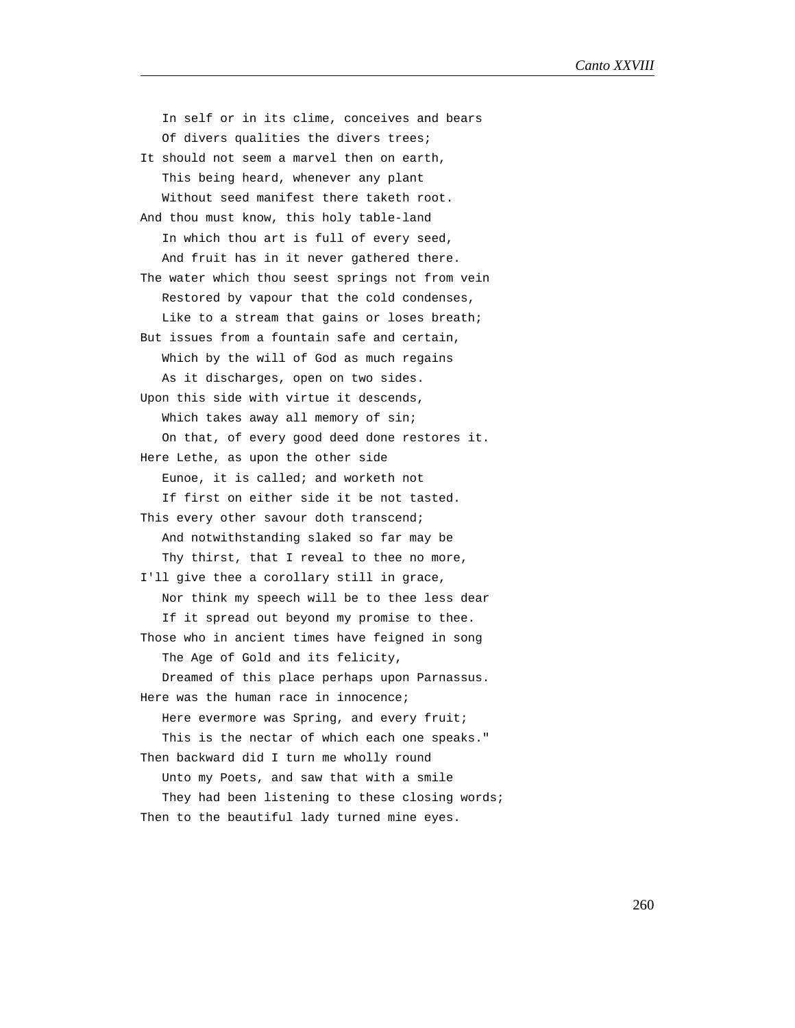In self or in its clime, conceives and bears
   Of divers qualities the divers trees;
It should not seem a marvel then on earth,
   This being heard, whenever any plant
   Without seed manifest there taketh root.
And thou must know, this holy table-land
   In which thou art is full of every seed,
   And fruit has in it never gathered there.
The water which thou seest springs not from vein
   Restored by vapour that the cold condenses,
   Like to a stream that gains or loses breath;
But issues from a fountain safe and certain,
   Which by the will of God as much regains
   As it discharges, open on two sides.
Upon this side with virtue it descends,
   Which takes away all memory of sin;
   On that, of every good deed done restores it.
Here Lethe, as upon the other side
   Eunoe, it is called; and worketh not
   If first on either side it be not tasted.
This every other savour doth transcend;
   And notwithstanding slaked so far may be
   Thy thirst, that I reveal to thee no more,
I'll give thee a corollary still in grace,
   Nor think my speech will be to thee less dear
   If it spread out beyond my promise to thee.
Those who in ancient times have feigned in song
   The Age of Gold and its felicity,
   Dreamed of this place perhaps upon Parnassus.
Here was the human race in innocence;
   Here evermore was Spring, and every fruit;
   This is the nectar of which each one speaks."
Then backward did I turn me wholly round
   Unto my Poets, and saw that with a smile
   They had been listening to these closing words;
Then to the beautiful lady turned mine eyes.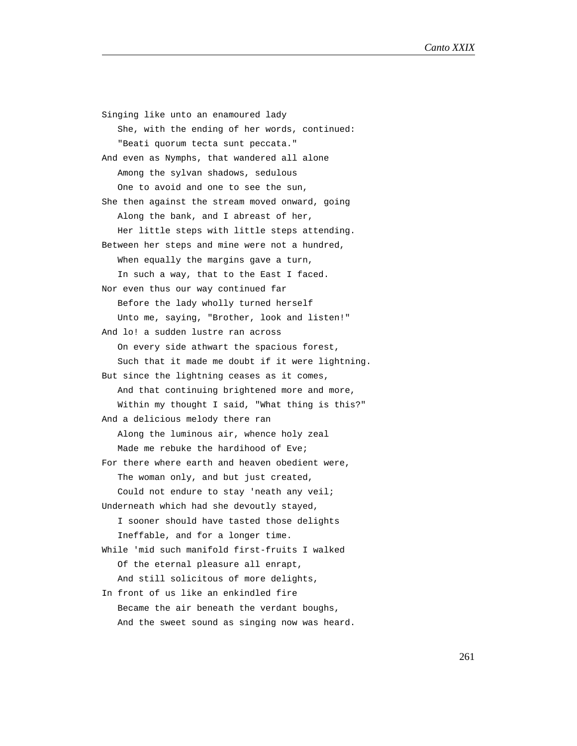Singing like unto an enamoured lady
   She, with the ending of her words, continued:
   "Beati quorum tecta sunt peccata."
And even as Nymphs, that wandered all alone
   Among the sylvan shadows, sedulous
   One to avoid and one to see the sun,
She then against the stream moved onward, going
   Along the bank, and I abreast of her,
   Her little steps with little steps attending.
Between her steps and mine were not a hundred,
   When equally the margins gave a turn,
   In such a way, that to the East I faced.
Nor even thus our way continued far
   Before the lady wholly turned herself
   Unto me, saying, "Brother, look and listen!"
And lo! a sudden lustre ran across
   On every side athwart the spacious forest,
   Such that it made me doubt if it were lightning.
But since the lightning ceases as it comes,
   And that continuing brightened more and more,
   Within my thought I said, "What thing is this?"
And a delicious melody there ran
   Along the luminous air, whence holy zeal
   Made me rebuke the hardihood of Eve;
For there where earth and heaven obedient were,
   The woman only, and but just created,
   Could not endure to stay 'neath any veil;
Underneath which had she devoutly stayed,
   I sooner should have tasted those delights
   Ineffable, and for a longer time.
While 'mid such manifold first-fruits I walked
   Of the eternal pleasure all enrapt,
   And still solicitous of more delights,
In front of us like an enkindled fire
   Became the air beneath the verdant boughs,
   And the sweet sound as singing now was heard.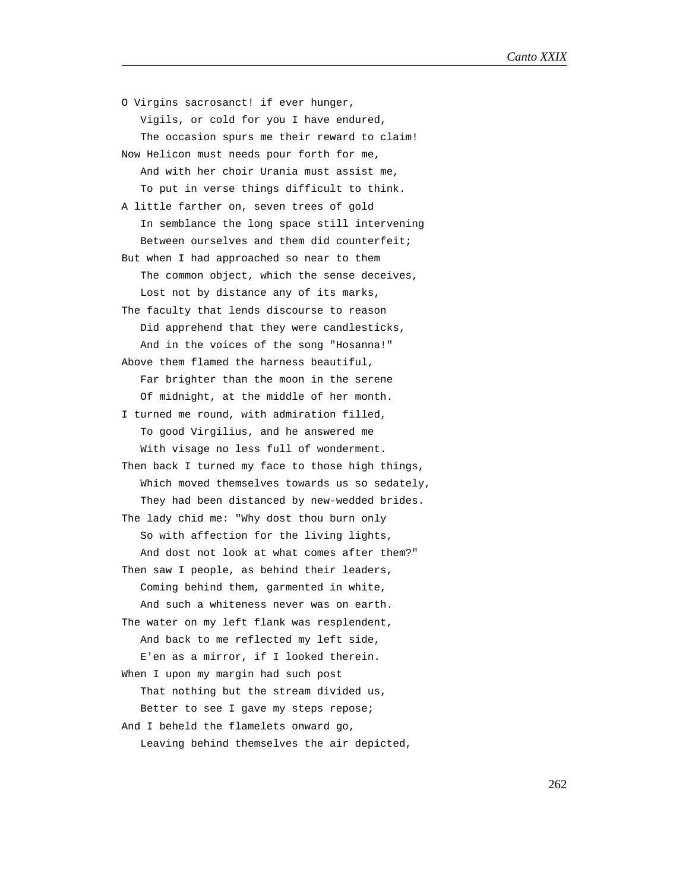O Virgins sacrosanct! if ever hunger,
   Vigils, or cold for you I have endured,
   The occasion spurs me their reward to claim!
Now Helicon must needs pour forth for me,
   And with her choir Urania must assist me,
   To put in verse things difficult to think.
A little farther on, seven trees of gold
   In semblance the long space still intervening
   Between ourselves and them did counterfeit;
But when I had approached so near to them
   The common object, which the sense deceives,
   Lost not by distance any of its marks,
The faculty that lends discourse to reason
   Did apprehend that they were candlesticks,
   And in the voices of the song "Hosanna!"
Above them flamed the harness beautiful,
   Far brighter than the moon in the serene
   Of midnight, at the middle of her month.
I turned me round, with admiration filled,
   To good Virgilius, and he answered me
   With visage no less full of wonderment.
Then back I turned my face to those high things,
   Which moved themselves towards us so sedately,
   They had been distanced by new-wedded brides.
The lady chid me: "Why dost thou burn only
   So with affection for the living lights,
   And dost not look at what comes after them?"
Then saw I people, as behind their leaders,
   Coming behind them, garmented in white,
   And such a whiteness never was on earth.
The water on my left flank was resplendent,
   And back to me reflected my left side,
   E'en as a mirror, if I looked therein.
When I upon my margin had such post
   That nothing but the stream divided us,
   Better to see I gave my steps repose;
And I beheld the flamelets onward go,
   Leaving behind themselves the air depicted,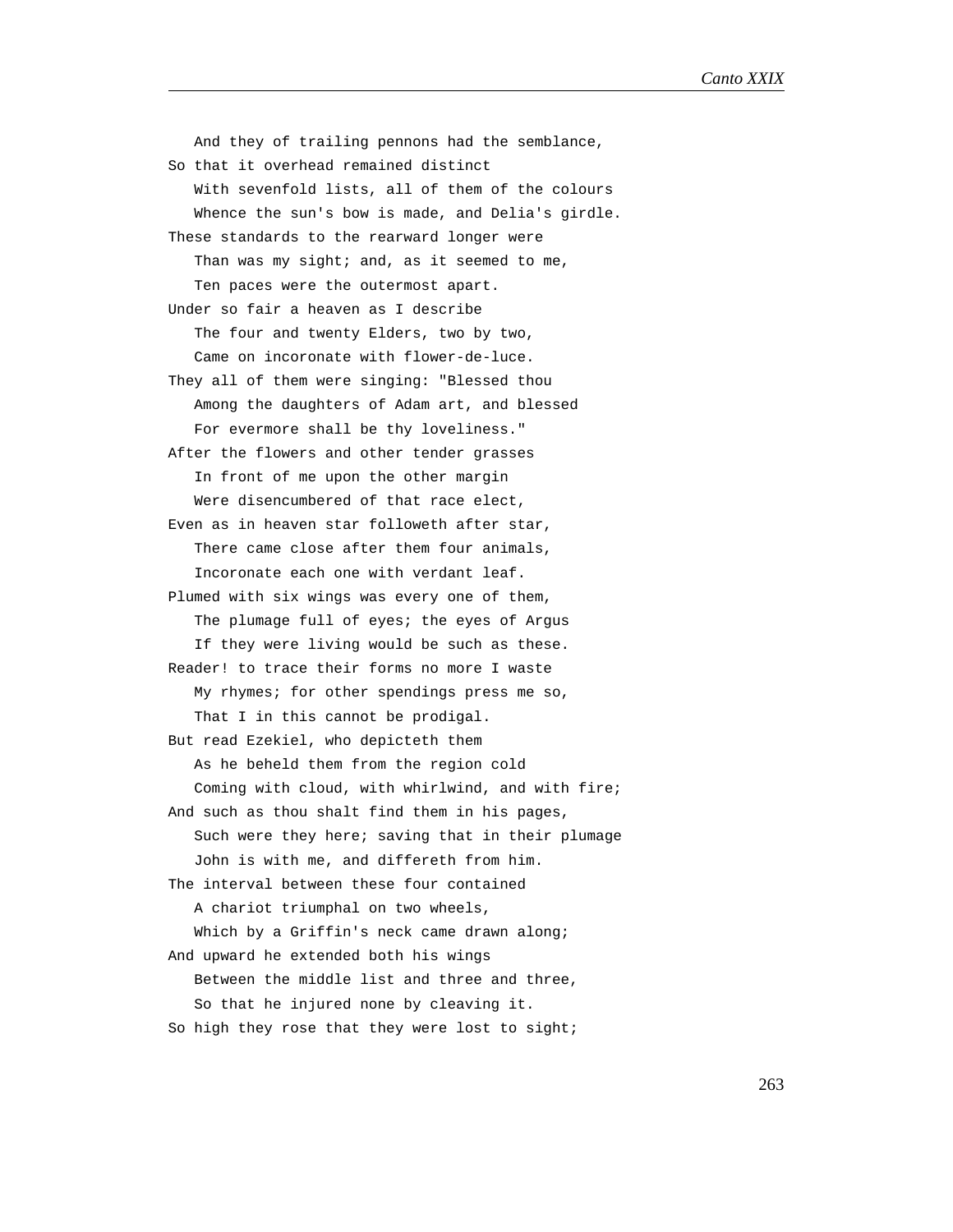And they of trailing pennons had the semblance,
So that it overhead remained distinct
   With sevenfold lists, all of them of the colours
   Whence the sun's bow is made, and Delia's girdle.
These standards to the rearward longer were
   Than was my sight; and, as it seemed to me,
   Ten paces were the outermost apart.
Under so fair a heaven as I describe
   The four and twenty Elders, two by two,
   Came on incoronate with flower-de-luce.
They all of them were singing: "Blessed thou
   Among the daughters of Adam art, and blessed
   For evermore shall be thy loveliness."
After the flowers and other tender grasses
   In front of me upon the other margin
   Were disencumbered of that race elect,
Even as in heaven star followeth after star,
   There came close after them four animals,
   Incoronate each one with verdant leaf.
Plumed with six wings was every one of them,
   The plumage full of eyes; the eyes of Argus
   If they were living would be such as these.
Reader! to trace their forms no more I waste
   My rhymes; for other spendings press me so,
   That I in this cannot be prodigal.
But read Ezekiel, who depicteth them
   As he beheld them from the region cold
   Coming with cloud, with whirlwind, and with fire;
And such as thou shalt find them in his pages,
   Such were they here; saving that in their plumage
   John is with me, and differeth from him.
The interval between these four contained
   A chariot triumphal on two wheels,
   Which by a Griffin's neck came drawn along;
And upward he extended both his wings
   Between the middle list and three and three,
   So that he injured none by cleaving it.
So high they rose that they were lost to sight;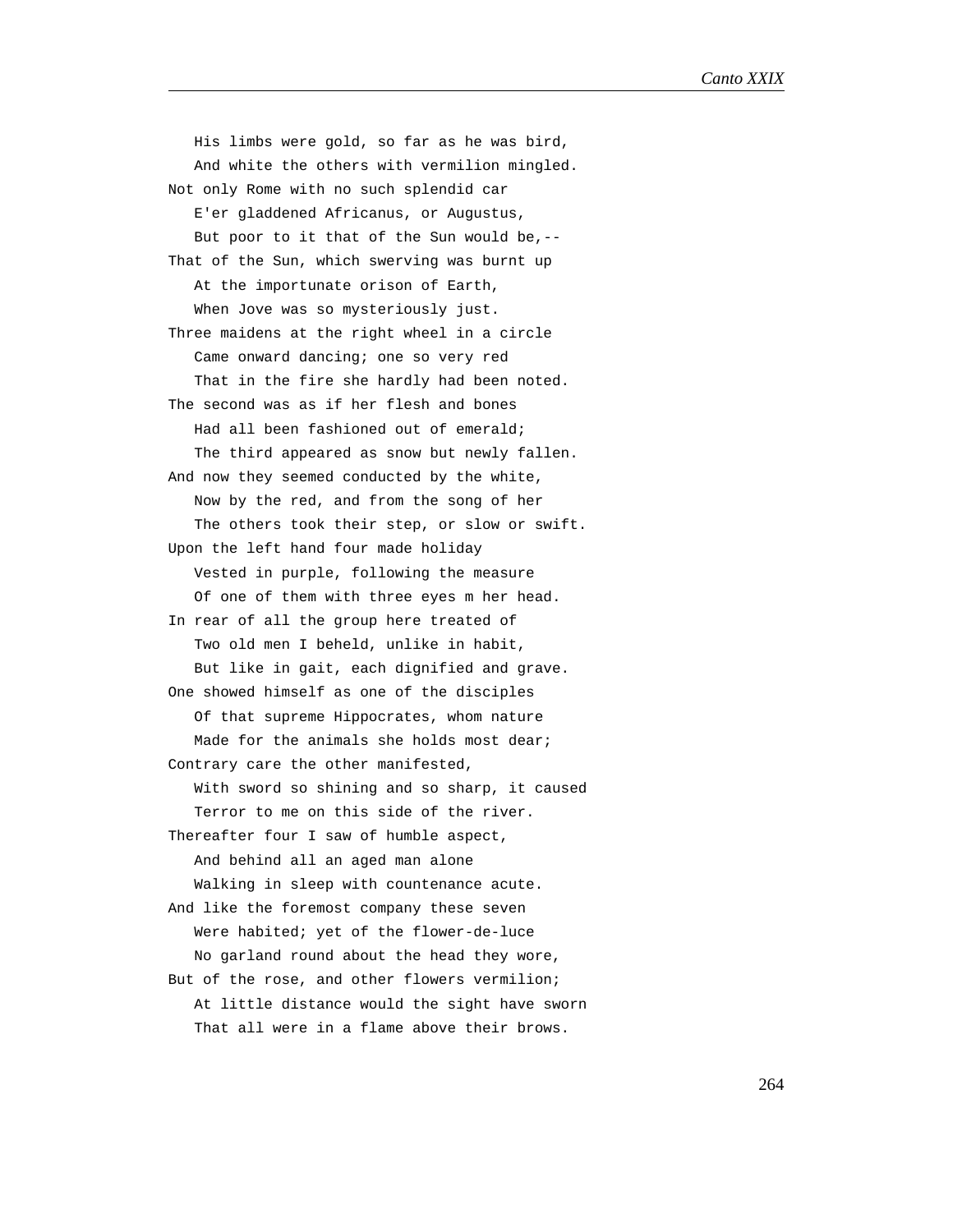His limbs were gold, so far as he was bird,
   And white the others with vermilion mingled.
Not only Rome with no such splendid car
   E'er gladdened Africanus, or Augustus,
   But poor to it that of the Sun would be,--
That of the Sun, which swerving was burnt up
   At the importunate orison of Earth,
   When Jove was so mysteriously just.
Three maidens at the right wheel in a circle
   Came onward dancing; one so very red
   That in the fire she hardly had been noted.
The second was as if her flesh and bones
   Had all been fashioned out of emerald;
   The third appeared as snow but newly fallen.
And now they seemed conducted by the white,
   Now by the red, and from the song of her
   The others took their step, or slow or swift.
Upon the left hand four made holiday
   Vested in purple, following the measure
   Of one of them with three eyes m her head.
In rear of all the group here treated of
   Two old men I beheld, unlike in habit,
   But like in gait, each dignified and grave.
One showed himself as one of the disciples
   Of that supreme Hippocrates, whom nature
   Made for the animals she holds most dear;
Contrary care the other manifested,
   With sword so shining and so sharp, it caused
   Terror to me on this side of the river.
Thereafter four I saw of humble aspect,
   And behind all an aged man alone
   Walking in sleep with countenance acute.
And like the foremost company these seven
   Were habited; yet of the flower-de-luce
   No garland round about the head they wore,
But of the rose, and other flowers vermilion;
   At little distance would the sight have sworn
   That all were in a flame above their brows.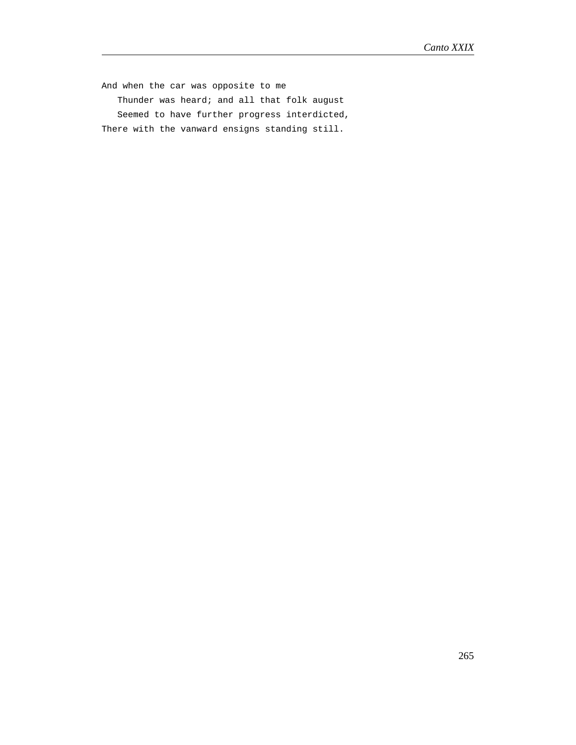And when the car was opposite to me
   Thunder was heard; and all that folk august
   Seemed to have further progress interdicted,
There with the vanward ensigns standing still.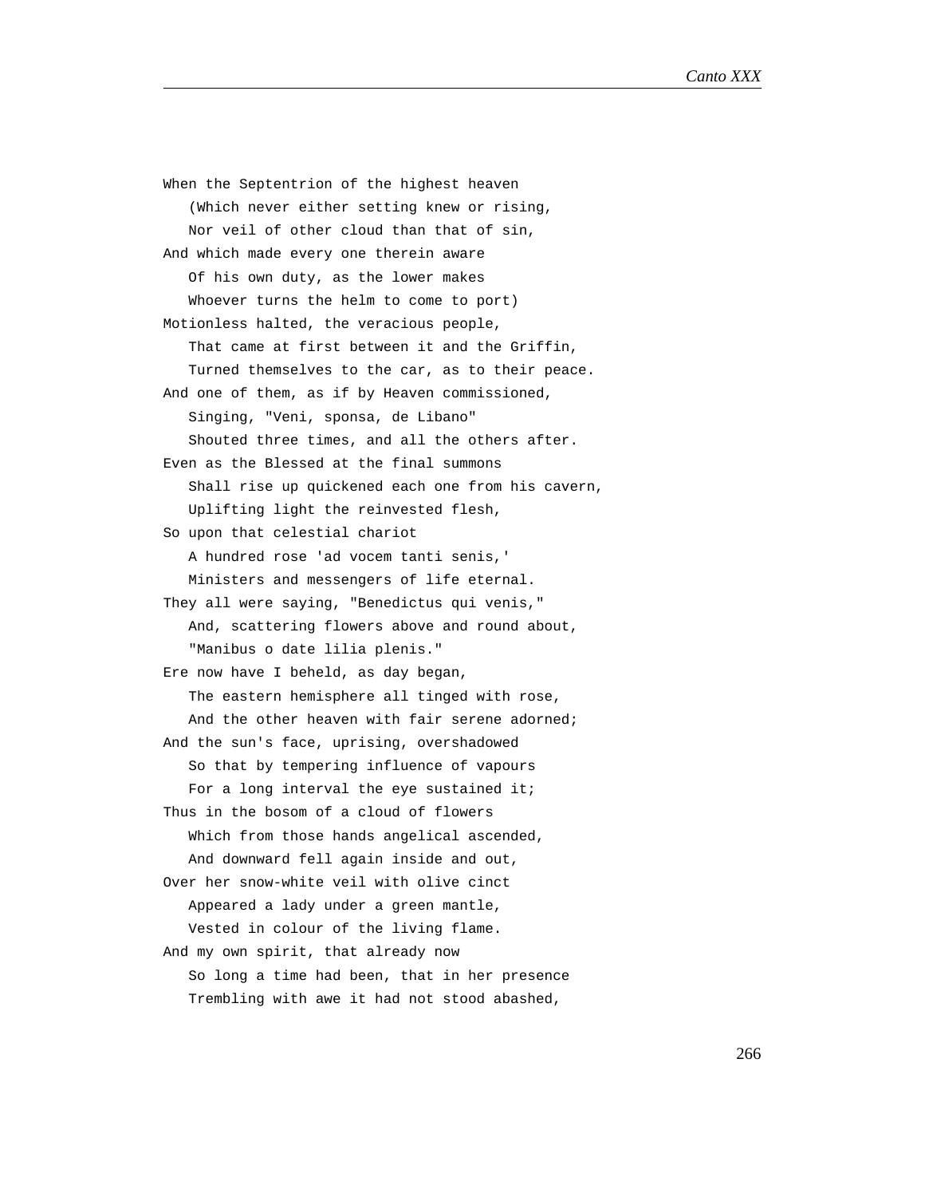When the Septentrion of the highest heaven
   (Which never either setting knew or rising,
   Nor veil of other cloud than that of sin,
And which made every one therein aware
   Of his own duty, as the lower makes
   Whoever turns the helm to come to port)
Motionless halted, the veracious people,
   That came at first between it and the Griffin,
   Turned themselves to the car, as to their peace.
And one of them, as if by Heaven commissioned,
   Singing, "Veni, sponsa, de Libano"
   Shouted three times, and all the others after.
Even as the Blessed at the final summons
   Shall rise up quickened each one from his cavern,
   Uplifting light the reinvested flesh,
So upon that celestial chariot
   A hundred rose 'ad vocem tanti senis,'
   Ministers and messengers of life eternal.
They all were saying, "Benedictus qui venis,"
   And, scattering flowers above and round about,
   "Manibus o date lilia plenis."
Ere now have I beheld, as day began,
   The eastern hemisphere all tinged with rose,
   And the other heaven with fair serene adorned;
And the sun's face, uprising, overshadowed
   So that by tempering influence of vapours
   For a long interval the eye sustained it;
Thus in the bosom of a cloud of flowers
   Which from those hands angelical ascended,
   And downward fell again inside and out,
Over her snow-white veil with olive cinct
   Appeared a lady under a green mantle,
   Vested in colour of the living flame.
And my own spirit, that already now
   So long a time had been, that in her presence
   Trembling with awe it had not stood abashed,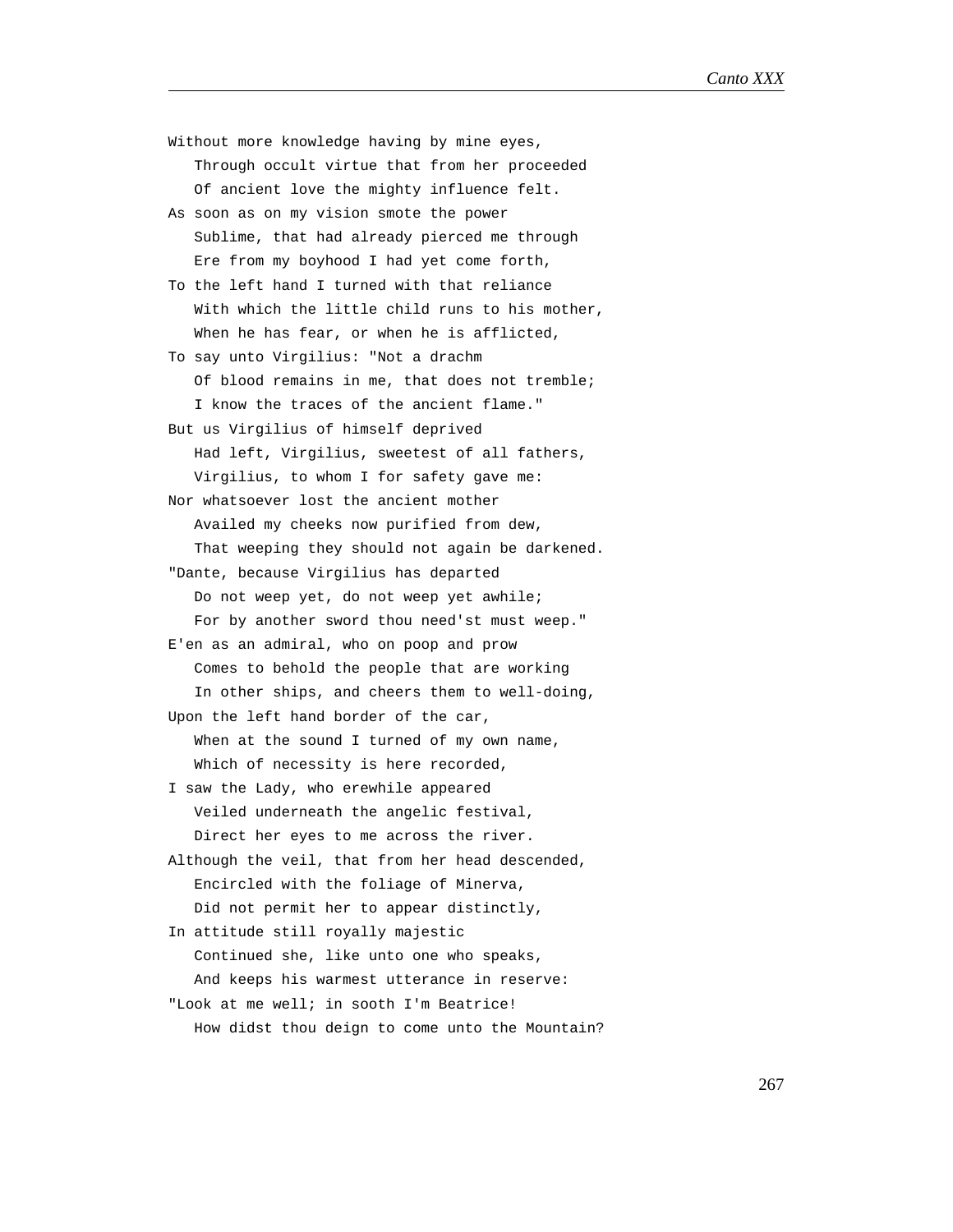Without more knowledge having by mine eyes,  
   Through occult virtue that from her proceeded  
   Of ancient love the mighty influence felt.  
As soon as on my vision smote the power  
   Sublime, that had already pierced me through  
   Ere from my boyhood I had yet come forth,  
To the left hand I turned with that reliance  
   With which the little child runs to his mother,  
   When he has fear, or when he is afflicted,  
To say unto Virgilius: "Not a drachm  
   Of blood remains in me, that does not tremble;  
   I know the traces of the ancient flame."  
But us Virgilius of himself deprived  
   Had left, Virgilius, sweetest of all fathers,  
   Virgilius, to whom I for safety gave me:  
Nor whatsoever lost the ancient mother  
   Availed my cheeks now purified from dew,  
   That weeping they should not again be darkened.  
"Dante, because Virgilius has departed  
   Do not weep yet, do not weep yet awhile;  
   For by another sword thou need'st must weep."  
E'en as an admiral, who on poop and prow  
   Comes to behold the people that are working  
   In other ships, and cheers them to well-doing,  
Upon the left hand border of the car,  
   When at the sound I turned of my own name,  
   Which of necessity is here recorded,  
I saw the Lady, who erewhile appeared  
   Veiled underneath the angelic festival,  
   Direct her eyes to me across the river.  
Although the veil, that from her head descended,  
   Encircled with the foliage of Minerva,  
   Did not permit her to appear distinctly,  
In attitude still royally majestic  
   Continued she, like unto one who speaks,  
   And keeps his warmest utterance in reserve:  
"Look at me well; in sooth I'm Beatrice!  
   How didst thou deign to come unto the Mountain?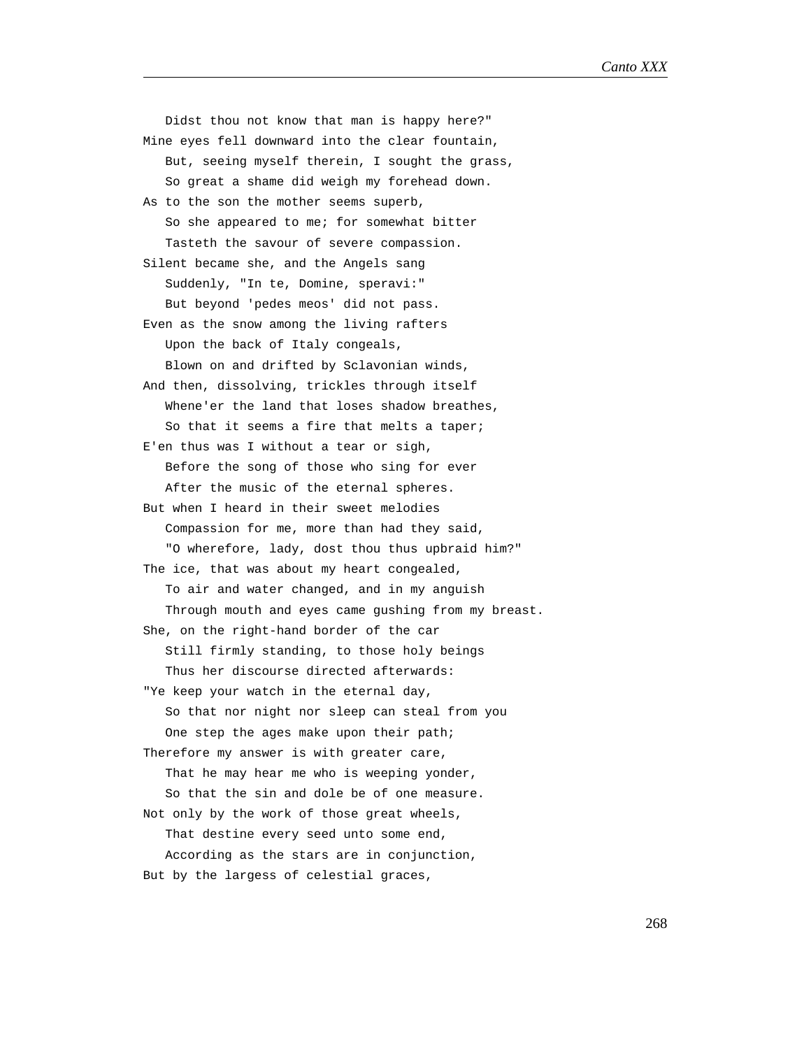Didst thou not know that man is happy here?"
Mine eyes fell downward into the clear fountain,
   But, seeing myself therein, I sought the grass,
   So great a shame did weigh my forehead down.
As to the son the mother seems superb,
   So she appeared to me; for somewhat bitter
   Tasteth the savour of severe compassion.
Silent became she, and the Angels sang
   Suddenly, "In te, Domine, speravi:"
   But beyond 'pedes meos' did not pass.
Even as the snow among the living rafters
   Upon the back of Italy congeals,
   Blown on and drifted by Sclavonian winds,
And then, dissolving, trickles through itself
   Whene'er the land that loses shadow breathes,
   So that it seems a fire that melts a taper;
E'en thus was I without a tear or sigh,
   Before the song of those who sing for ever
   After the music of the eternal spheres.
But when I heard in their sweet melodies
   Compassion for me, more than had they said,
   "O wherefore, lady, dost thou thus upbraid him?"
The ice, that was about my heart congealed,
   To air and water changed, and in my anguish
   Through mouth and eyes came gushing from my breast.
She, on the right-hand border of the car
   Still firmly standing, to those holy beings
   Thus her discourse directed afterwards:
"Ye keep your watch in the eternal day,
   So that nor night nor sleep can steal from you
   One step the ages make upon their path;
Therefore my answer is with greater care,
   That he may hear me who is weeping yonder,
   So that the sin and dole be of one measure.
Not only by the work of those great wheels,
   That destine every seed unto some end,
   According as the stars are in conjunction,
But by the largess of celestial graces,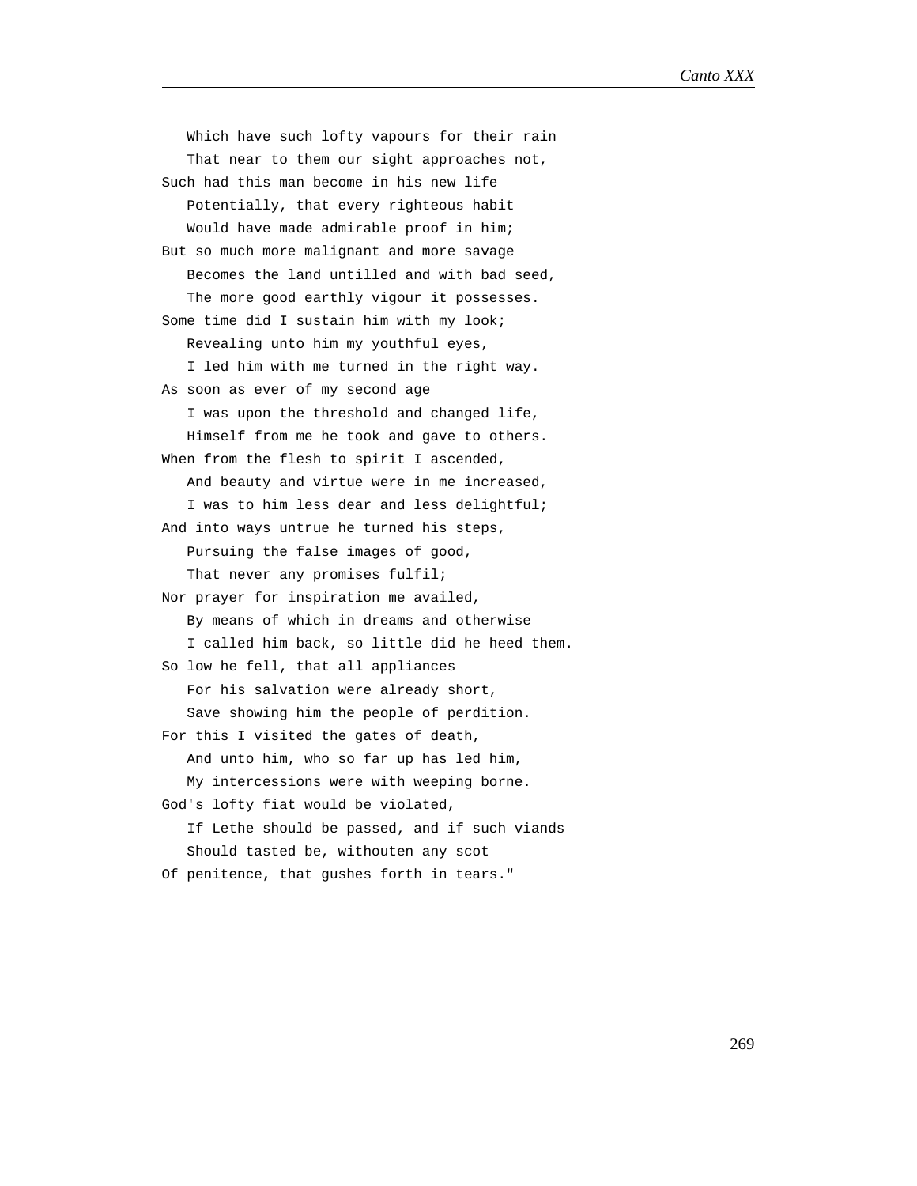Which have such lofty vapours for their rain  
That near to them our sight approaches not,  
Such had this man become in his new life  
Potentially, that every righteous habit  
Would have made admirable proof in him;  
But so much more malignant and more savage  
Becomes the land untilled and with bad seed,  
The more good earthly vigour it possesses.  
Some time did I sustain him with my look;  
Revealing unto him my youthful eyes,  
I led him with me turned in the right way.  
As soon as ever of my second age  
I was upon the threshold and changed life,  
Himself from me he took and gave to others.  
When from the flesh to spirit I ascended,  
And beauty and virtue were in me increased,  
I was to him less dear and less delightful;  
And into ways untrue he turned his steps,  
Pursuing the false images of good,  
That never any promises fulfil;  
Nor prayer for inspiration me availed,  
By means of which in dreams and otherwise  
I called him back, so little did he heed them.  
So low he fell, that all appliances  
For his salvation were already short,  
Save showing him the people of perdition.  
For this I visited the gates of death,  
And unto him, who so far up has led him,  
My intercessions were with weeping borne.  
God's lofty fiat would be violated,  
If Lethe should be passed, and if such viands  
Should tasted be, withouten any scot  
Of penitence, that gushes forth in tears."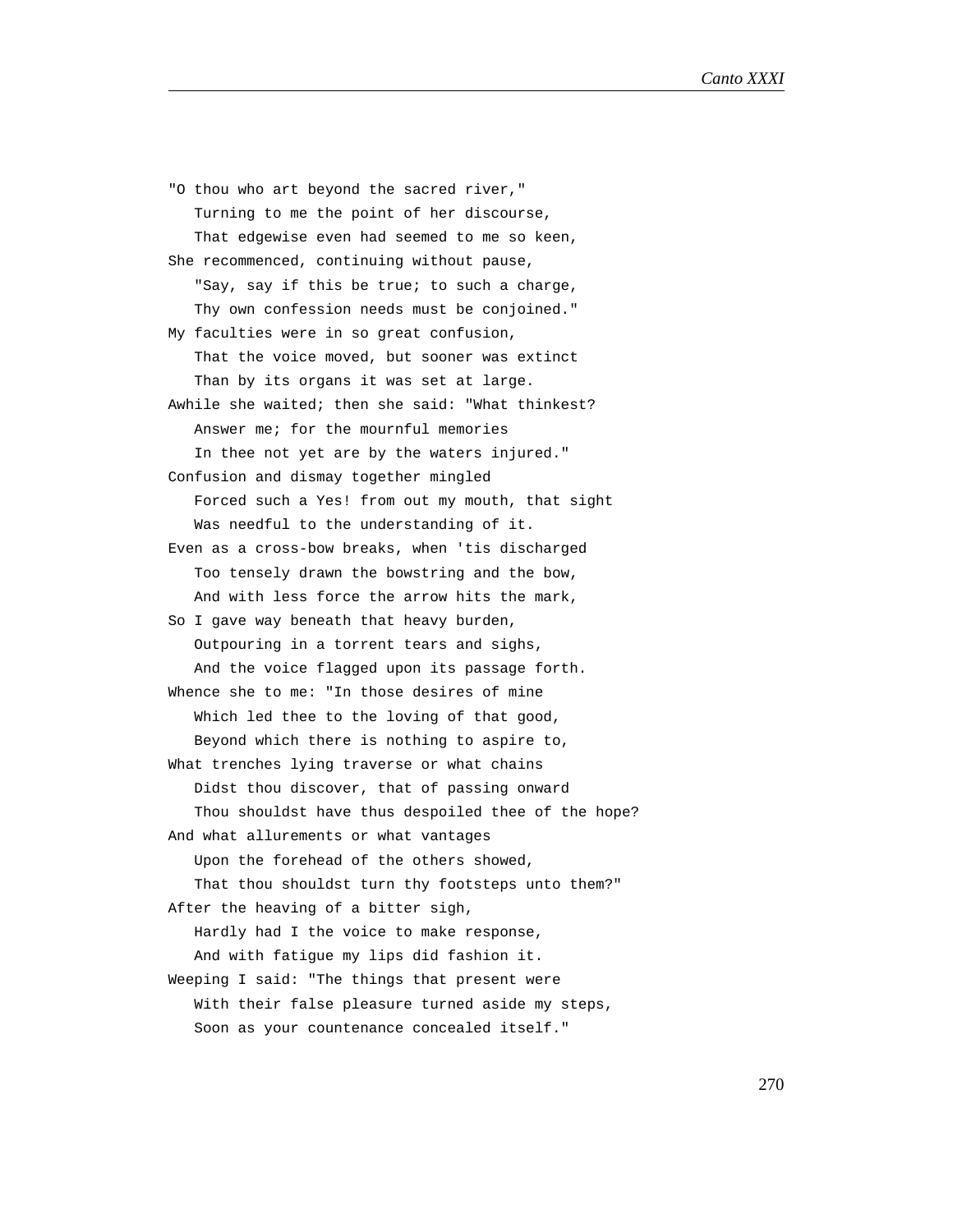"O thou who art beyond the sacred river,"  
   Turning to me the point of her discourse,  
   That edgewise even had seemed to me so keen,  
She recommenced, continuing without pause,  
   "Say, say if this be true; to such a charge,  
   Thy own confession needs must be conjoined."  
My faculties were in so great confusion,  
   That the voice moved, but sooner was extinct  
   Than by its organs it was set at large.  
Awhile she waited; then she said: "What thinkest?  
   Answer me; for the mournful memories  
   In thee not yet are by the waters injured."  
Confusion and dismay together mingled  
   Forced such a Yes! from out my mouth, that sight  
   Was needful to the understanding of it.  
Even as a cross-bow breaks, when 'tis discharged  
   Too tensely drawn the bowstring and the bow,  
   And with less force the arrow hits the mark,  
So I gave way beneath that heavy burden,  
   Outpouring in a torrent tears and sighs,  
   And the voice flagged upon its passage forth.  
Whence she to me: "In those desires of mine  
   Which led thee to the loving of that good,  
   Beyond which there is nothing to aspire to,  
What trenches lying traverse or what chains  
   Didst thou discover, that of passing onward  
   Thou shouldst have thus despoiled thee of the hope?  
And what allurements or what vantages  
   Upon the forehead of the others showed,  
   That thou shouldst turn thy footsteps unto them?"  
After the heaving of a bitter sigh,  
   Hardly had I the voice to make response,  
   And with fatigue my lips did fashion it.  
Weeping I said: "The things that present were  
   With their false pleasure turned aside my steps,  
   Soon as your countenance concealed itself."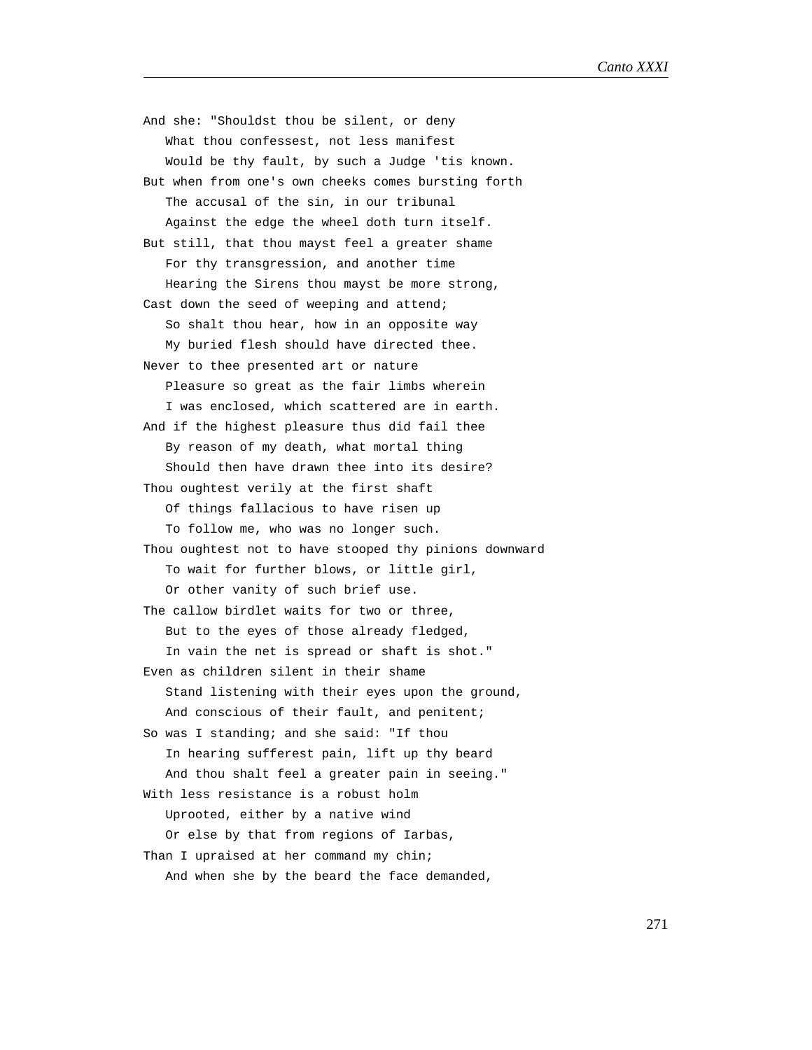And she: "Shouldst thou be silent, or deny
   What thou confessest, not less manifest
   Would be thy fault, by such a Judge 'tis known.
But when from one's own cheeks comes bursting forth
   The accusal of the sin, in our tribunal
   Against the edge the wheel doth turn itself.
But still, that thou mayst feel a greater shame
   For thy transgression, and another time
   Hearing the Sirens thou mayst be more strong,
Cast down the seed of weeping and attend;
   So shalt thou hear, how in an opposite way
   My buried flesh should have directed thee.
Never to thee presented art or nature
   Pleasure so great as the fair limbs wherein
   I was enclosed, which scattered are in earth.
And if the highest pleasure thus did fail thee
   By reason of my death, what mortal thing
   Should then have drawn thee into its desire?
Thou oughtest verily at the first shaft
   Of things fallacious to have risen up
   To follow me, who was no longer such.
Thou oughtest not to have stooped thy pinions downward
   To wait for further blows, or little girl,
   Or other vanity of such brief use.
The callow birdlet waits for two or three,
   But to the eyes of those already fledged,
   In vain the net is spread or shaft is shot."
Even as children silent in their shame
   Stand listening with their eyes upon the ground,
   And conscious of their fault, and penitent;
So was I standing; and she said: "If thou
   In hearing sufferest pain, lift up thy beard
   And thou shalt feel a greater pain in seeing."
With less resistance is a robust holm
   Uprooted, either by a native wind
   Or else by that from regions of Iarbas,
Than I upraised at her command my chin;
   And when she by the beard the face demanded,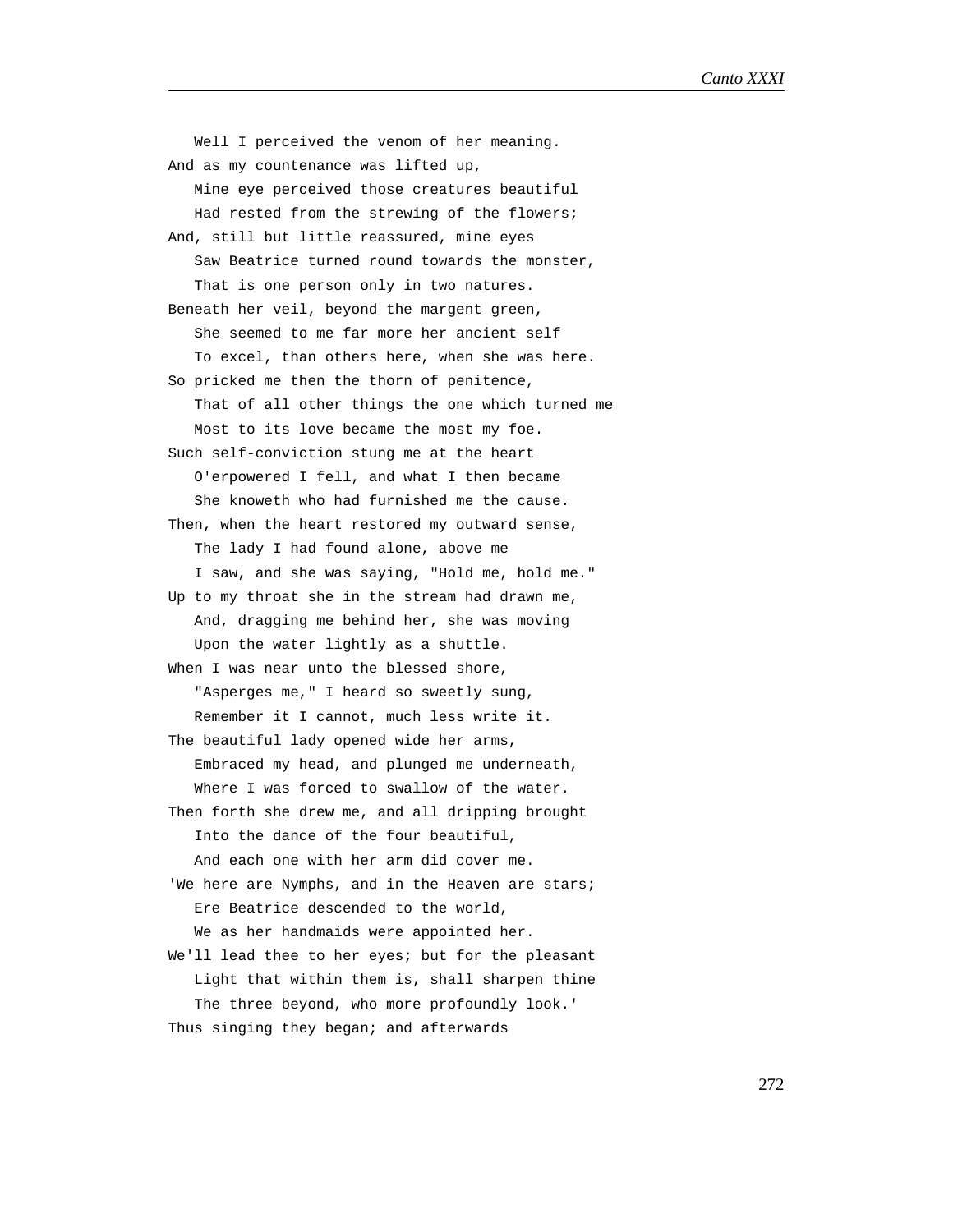Well I perceived the venom of her meaning.  
And as my countenance was lifted up,  
Mine eye perceived those creatures beautiful  
Had rested from the strewing of the flowers;  
And, still but little reassured, mine eyes  
Saw Beatrice turned round towards the monster,  
That is one person only in two natures.  
Beneath her veil, beyond the margent green,  
She seemed to me far more her ancient self  
To excel, than others here, when she was here.  
So pricked me then the thorn of penitence,  
That of all other things the one which turned me  
Most to its love became the most my foe.  
Such self-conviction stung me at the heart  
O'erpowered I fell, and what I then became  
She knoweth who had furnished me the cause.  
Then, when the heart restored my outward sense,  
The lady I had found alone, above me  
I saw, and she was saying, "Hold me, hold me."  
Up to my throat she in the stream had drawn me,  
And, dragging me behind her, she was moving  
Upon the water lightly as a shuttle.  
When I was near unto the blessed shore,  
"Asperges me," I heard so sweetly sung,  
Remember it I cannot, much less write it.  
The beautiful lady opened wide her arms,  
Embraced my head, and plunged me underneath,  
Where I was forced to swallow of the water.  
Then forth she drew me, and all dripping brought  
Into the dance of the four beautiful,  
And each one with her arm did cover me.  
'We here are Nymphs, and in the Heaven are stars;  
Ere Beatrice descended to the world,  
We as her handmaids were appointed her.  
We'll lead thee to her eyes; but for the pleasant  
Light that within them is, shall sharpen thine  
The three beyond, who more profoundly look.'  
Thus singing they began; and afterwards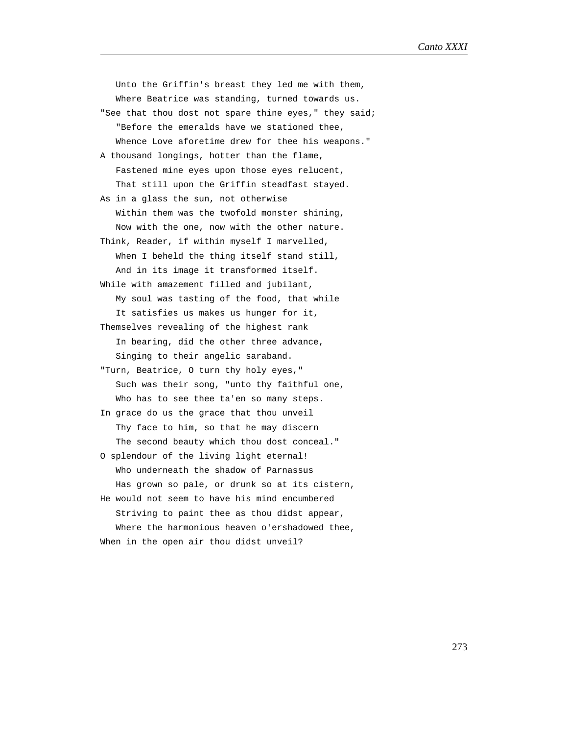Unto the Griffin's breast they led me with them,  
Where Beatrice was standing, turned towards us.  
"See that thou dost not spare thine eyes," they said;  
"Before the emeralds have we stationed thee,  
Whence Love aforetime drew for thee his weapons."  
A thousand longings, hotter than the flame,  
Fastened mine eyes upon those eyes relucent,  
That still upon the Griffin steadfast stayed.  
As in a glass the sun, not otherwise  
Within them was the twofold monster shining,  
Now with the one, now with the other nature.  
Think, Reader, if within myself I marvelled,  
When I beheld the thing itself stand still,  
And in its image it transformed itself.  
While with amazement filled and jubilant,  
My soul was tasting of the food, that while  
It satisfies us makes us hunger for it,  
Themselves revealing of the highest rank  
In bearing, did the other three advance,  
Singing to their angelic saraband.  
"Turn, Beatrice, O turn thy holy eyes,"  
Such was their song, "unto thy faithful one,  
Who has to see thee ta'en so many steps.  
In grace do us the grace that thou unveil  
Thy face to him, so that he may discern  
The second beauty which thou dost conceal."  
O splendour of the living light eternal!  
Who underneath the shadow of Parnassus  
Has grown so pale, or drunk so at its cistern,  
He would not seem to have his mind encumbered  
Striving to paint thee as thou didst appear,  
Where the harmonious heaven o'ershadowed thee,  
When in the open air thou didst unveil?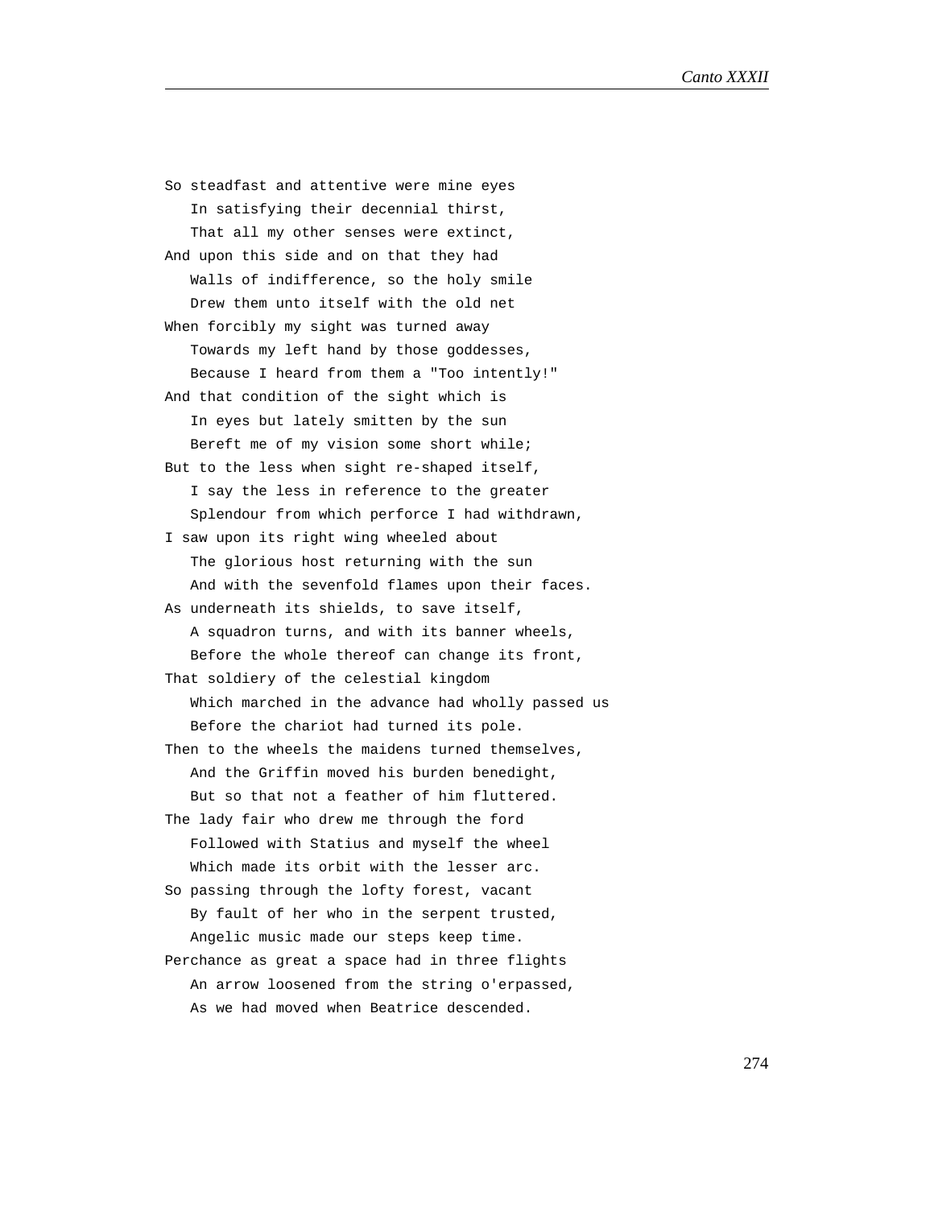So steadfast and attentive were mine eyes
   In satisfying their decennial thirst,
   That all my other senses were extinct,
And upon this side and on that they had
   Walls of indifference, so the holy smile
   Drew them unto itself with the old net
When forcibly my sight was turned away
   Towards my left hand by those goddesses,
   Because I heard from them a "Too intently!"
And that condition of the sight which is
   In eyes but lately smitten by the sun
   Bereft me of my vision some short while;
But to the less when sight re-shaped itself,
   I say the less in reference to the greater
   Splendour from which perforce I had withdrawn,
I saw upon its right wing wheeled about
   The glorious host returning with the sun
   And with the sevenfold flames upon their faces.
As underneath its shields, to save itself,
   A squadron turns, and with its banner wheels,
   Before the whole thereof can change its front,
That soldiery of the celestial kingdom
   Which marched in the advance had wholly passed us
   Before the chariot had turned its pole.
Then to the wheels the maidens turned themselves,
   And the Griffin moved his burden benedight,
   But so that not a feather of him fluttered.
The lady fair who drew me through the ford
   Followed with Statius and myself the wheel
   Which made its orbit with the lesser arc.
So passing through the lofty forest, vacant
   By fault of her who in the serpent trusted,
   Angelic music made our steps keep time.
Perchance as great a space had in three flights
   An arrow loosened from the string o'erpassed,
   As we had moved when Beatrice descended.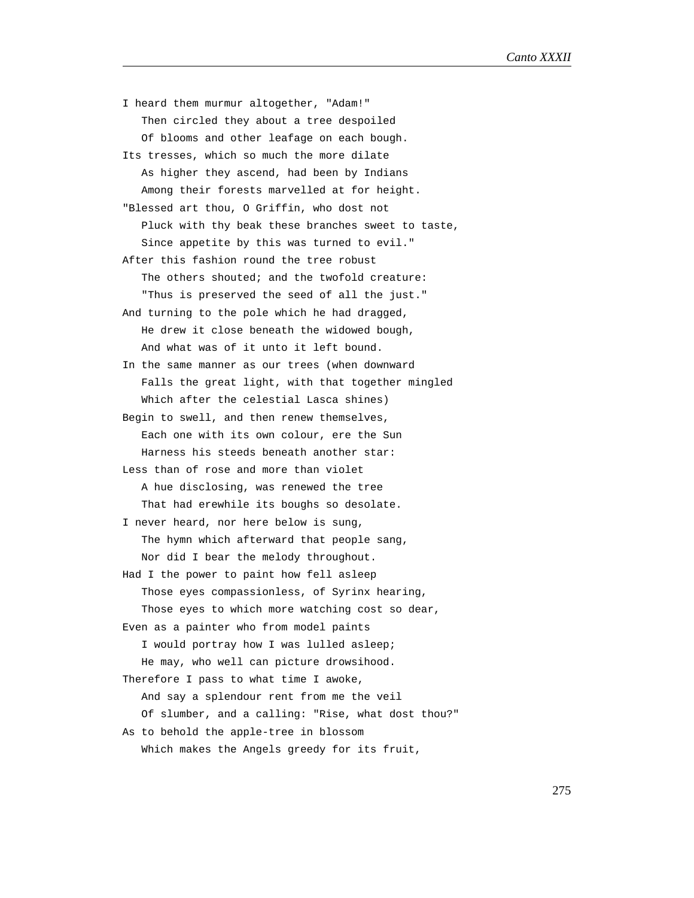I heard them murmur altogether, "Adam!"  
   Then circled they about a tree despoiled  
   Of blooms and other leafage on each bough.  
Its tresses, which so much the more dilate  
   As higher they ascend, had been by Indians  
   Among their forests marvelled at for height.  
"Blessed art thou, O Griffin, who dost not  
   Pluck with thy beak these branches sweet to taste,  
   Since appetite by this was turned to evil."  
After this fashion round the tree robust  
   The others shouted; and the twofold creature:  
   "Thus is preserved the seed of all the just."  
And turning to the pole which he had dragged,  
   He drew it close beneath the widowed bough,  
   And what was of it unto it left bound.  
In the same manner as our trees (when downward  
   Falls the great light, with that together mingled  
   Which after the celestial Lasca shines)  
Begin to swell, and then renew themselves,  
   Each one with its own colour, ere the Sun  
   Harness his steeds beneath another star:  
Less than of rose and more than violet  
   A hue disclosing, was renewed the tree  
   That had erewhile its boughs so desolate.  
I never heard, nor here below is sung,  
   The hymn which afterward that people sang,  
   Nor did I bear the melody throughout.  
Had I the power to paint how fell asleep  
   Those eyes compassionless, of Syrinx hearing,  
   Those eyes to which more watching cost so dear,  
Even as a painter who from model paints  
   I would portray how I was lulled asleep;  
   He may, who well can picture drowsihood.  
Therefore I pass to what time I awoke,  
   And say a splendour rent from me the veil  
   Of slumber, and a calling: "Rise, what dost thou?"  
As to behold the apple-tree in blossom  
   Which makes the Angels greedy for its fruit,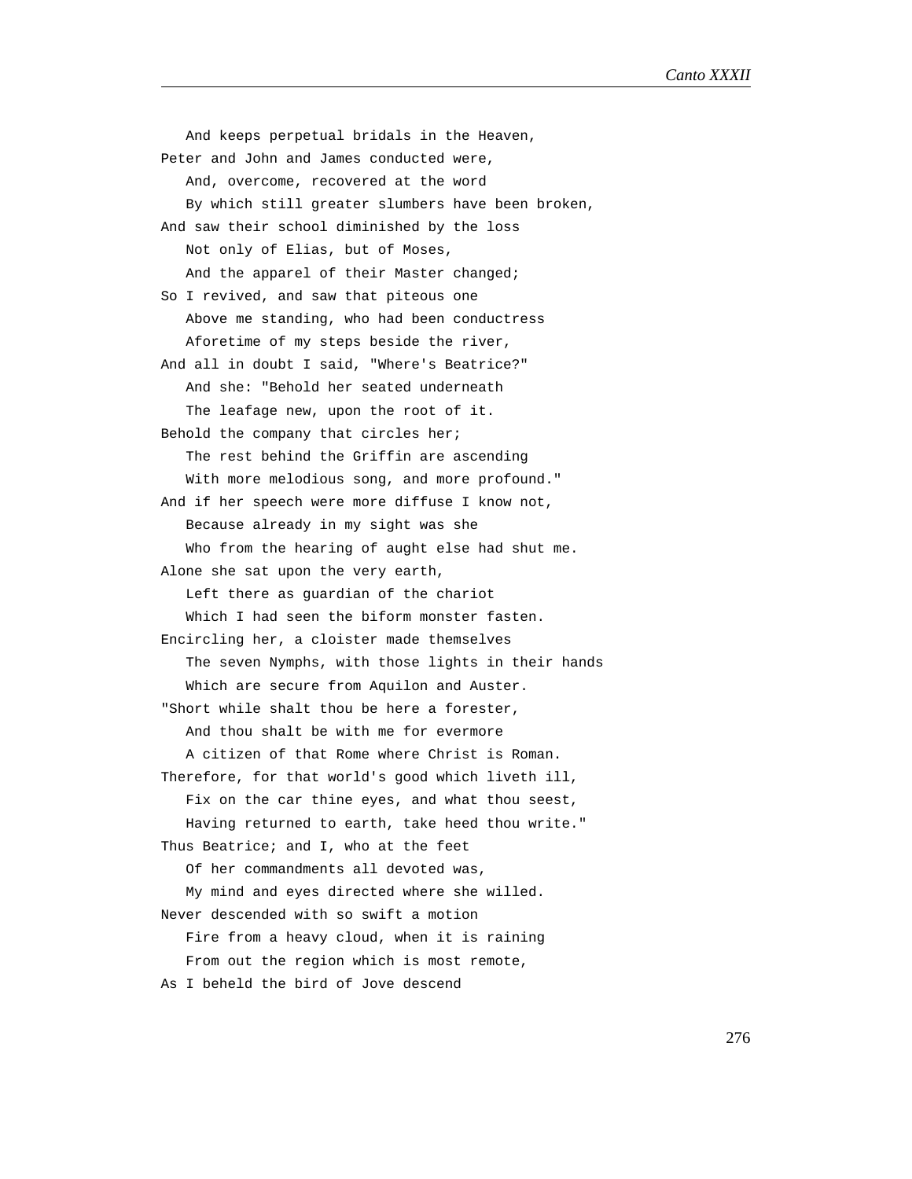And keeps perpetual bridals in the Heaven,
Peter and John and James conducted were,
   And, overcome, recovered at the word
   By which still greater slumbers have been broken,
And saw their school diminished by the loss
   Not only of Elias, but of Moses,
   And the apparel of their Master changed;
So I revived, and saw that piteous one
   Above me standing, who had been conductress
   Aforetime of my steps beside the river,
And all in doubt I said, "Where's Beatrice?"
   And she: "Behold her seated underneath
   The leafage new, upon the root of it.
Behold the company that circles her;
   The rest behind the Griffin are ascending
   With more melodious song, and more profound."
And if her speech were more diffuse I know not,
   Because already in my sight was she
   Who from the hearing of aught else had shut me.
Alone she sat upon the very earth,
   Left there as guardian of the chariot
   Which I had seen the biform monster fasten.
Encircling her, a cloister made themselves
   The seven Nymphs, with those lights in their hands
   Which are secure from Aquilon and Auster.
"Short while shalt thou be here a forester,
   And thou shalt be with me for evermore
   A citizen of that Rome where Christ is Roman.
Therefore, for that world's good which liveth ill,
   Fix on the car thine eyes, and what thou seest,
   Having returned to earth, take heed thou write."
Thus Beatrice; and I, who at the feet
   Of her commandments all devoted was,
   My mind and eyes directed where she willed.
Never descended with so swift a motion
   Fire from a heavy cloud, when it is raining
   From out the region which is most remote,
As I beheld the bird of Jove descend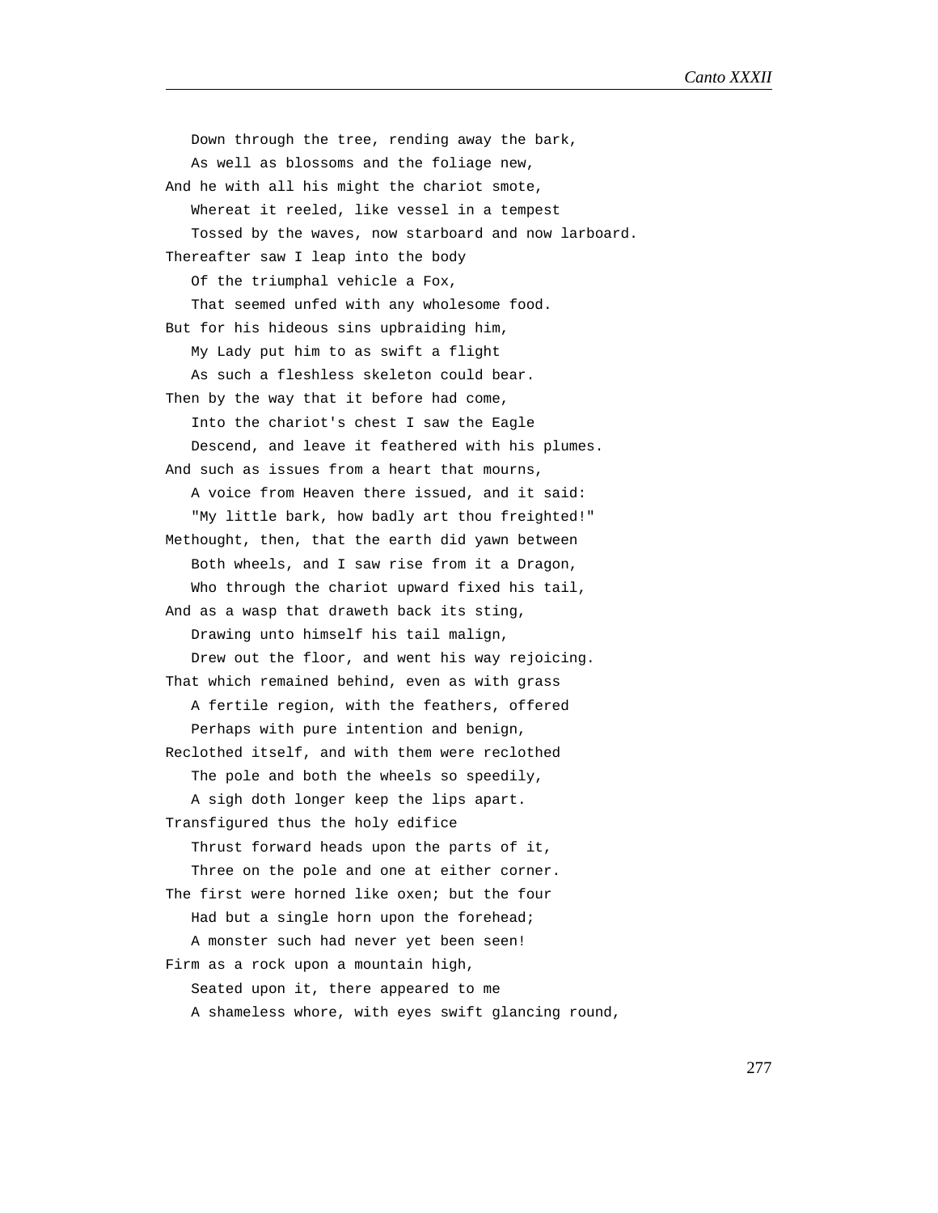Down through the tree, rending away the bark,
   As well as blossoms and the foliage new,
And he with all his might the chariot smote,
   Whereat it reeled, like vessel in a tempest
   Tossed by the waves, now starboard and now larboard.
Thereafter saw I leap into the body
   Of the triumphal vehicle a Fox,
   That seemed unfed with any wholesome food.
But for his hideous sins upbraiding him,
   My Lady put him to as swift a flight
   As such a fleshless skeleton could bear.
Then by the way that it before had come,
   Into the chariot's chest I saw the Eagle
   Descend, and leave it feathered with his plumes.
And such as issues from a heart that mourns,
   A voice from Heaven there issued, and it said:
   "My little bark, how badly art thou freighted!"
Methought, then, that the earth did yawn between
   Both wheels, and I saw rise from it a Dragon,
   Who through the chariot upward fixed his tail,
And as a wasp that draweth back its sting,
   Drawing unto himself his tail malign,
   Drew out the floor, and went his way rejoicing.
That which remained behind, even as with grass
   A fertile region, with the feathers, offered
   Perhaps with pure intention and benign,
Reclothed itself, and with them were reclothed
   The pole and both the wheels so speedily,
   A sigh doth longer keep the lips apart.
Transfigured thus the holy edifice
   Thrust forward heads upon the parts of it,
   Three on the pole and one at either corner.
The first were horned like oxen; but the four
   Had but a single horn upon the forehead;
   A monster such had never yet been seen!
Firm as a rock upon a mountain high,
   Seated upon it, there appeared to me
   A shameless whore, with eyes swift glancing round,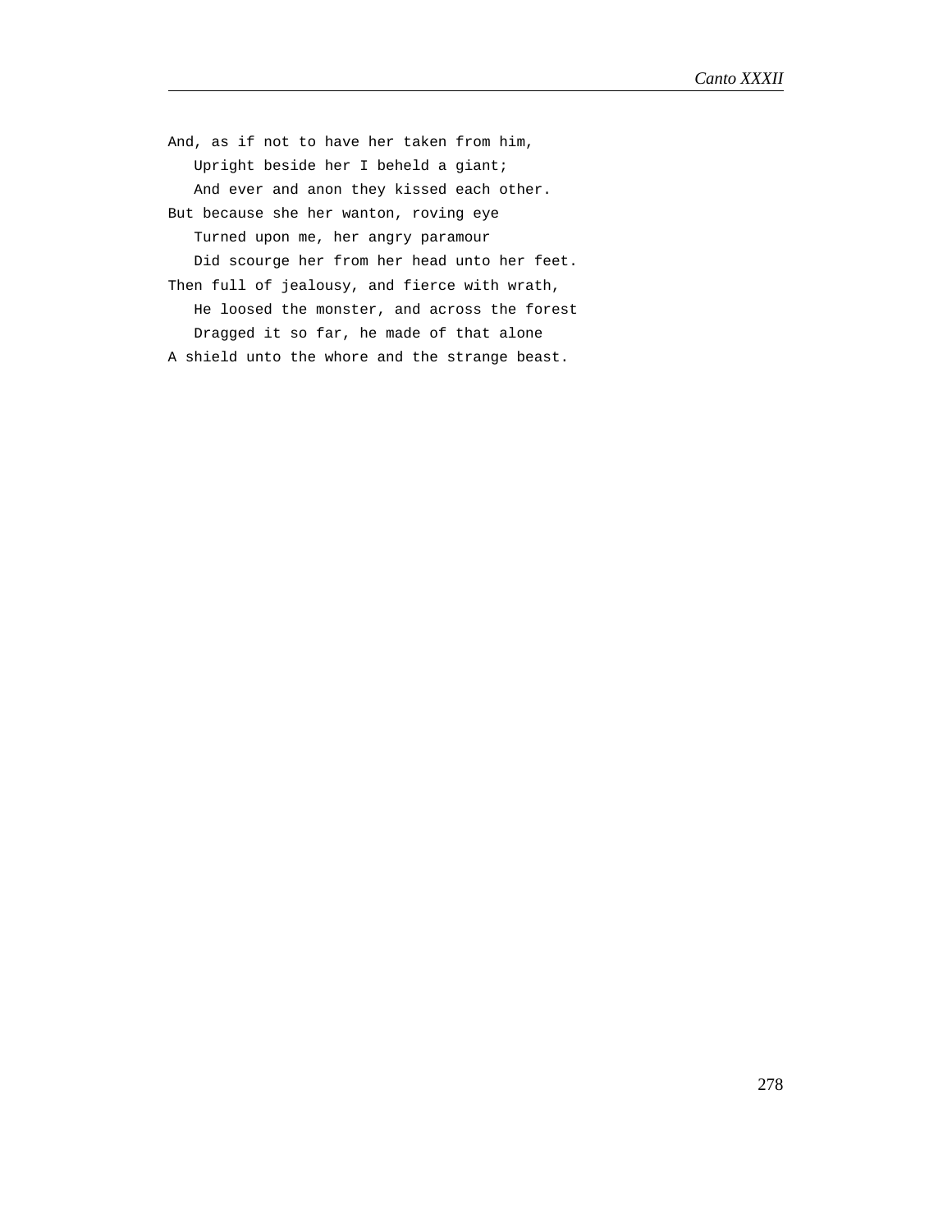And, as if not to have her taken from him,
   Upright beside her I beheld a giant;
   And ever and anon they kissed each other.
But because she her wanton, roving eye
   Turned upon me, her angry paramour
   Did scourge her from her head unto her feet.
Then full of jealousy, and fierce with wrath,
   He loosed the monster, and across the forest
   Dragged it so far, he made of that alone
A shield unto the whore and the strange beast.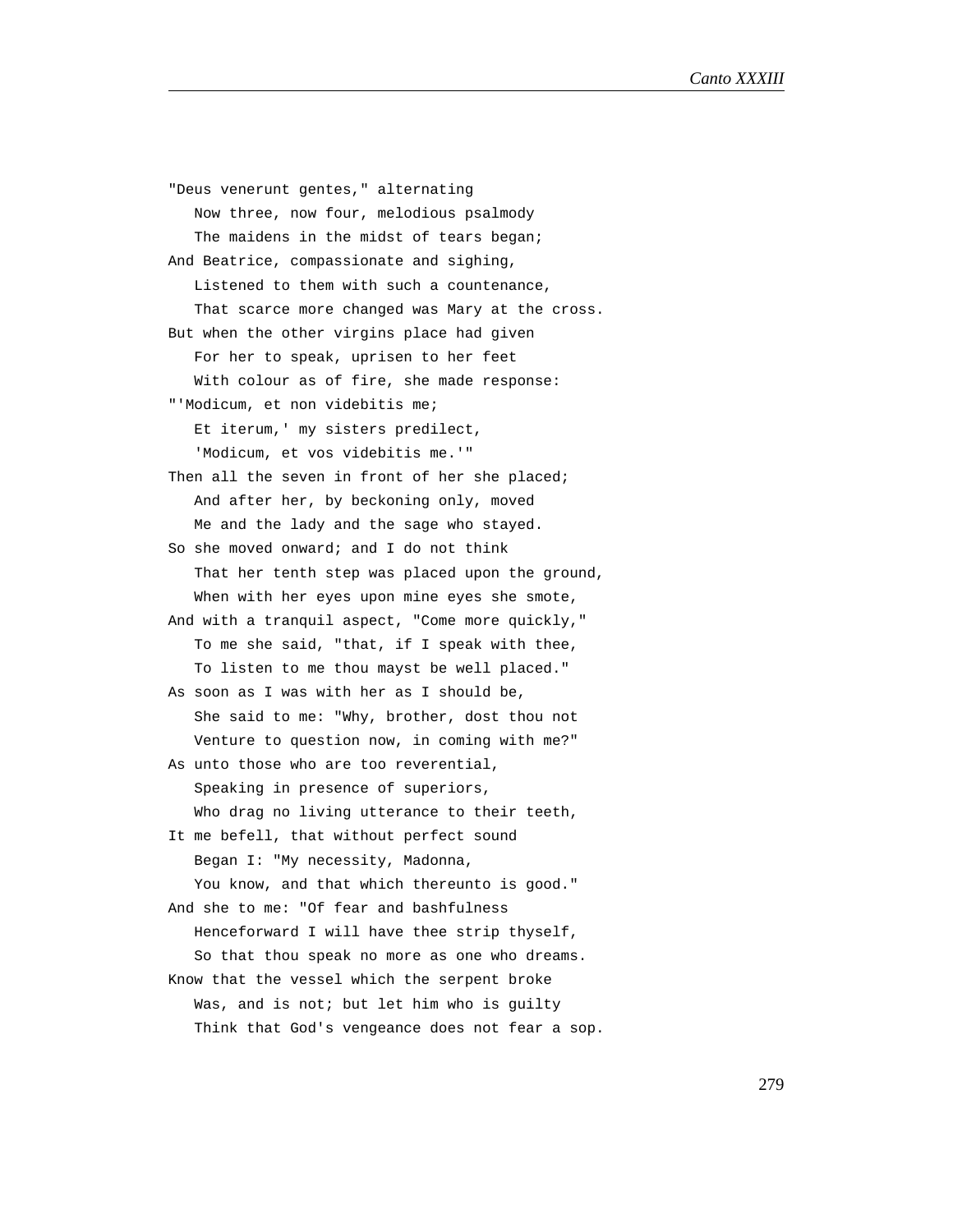"Deus venerunt gentes," alternating
   Now three, now four, melodious psalmody
   The maidens in the midst of tears began;
And Beatrice, compassionate and sighing,
   Listened to them with such a countenance,
   That scarce more changed was Mary at the cross.
But when the other virgins place had given
   For her to speak, uprisen to her feet
   With colour as of fire, she made response:
"'Modicum, et non videbitis me;
   Et iterum,' my sisters predilect,
   'Modicum, et vos videbitis me.'"
Then all the seven in front of her she placed;
   And after her, by beckoning only, moved
   Me and the lady and the sage who stayed.
So she moved onward; and I do not think
   That her tenth step was placed upon the ground,
   When with her eyes upon mine eyes she smote,
And with a tranquil aspect, "Come more quickly,"
   To me she said, "that, if I speak with thee,
   To listen to me thou mayst be well placed."
As soon as I was with her as I should be,
   She said to me: "Why, brother, dost thou not
   Venture to question now, in coming with me?"
As unto those who are too reverential,
   Speaking in presence of superiors,
   Who drag no living utterance to their teeth,
It me befell, that without perfect sound
   Began I: "My necessity, Madonna,
   You know, and that which thereunto is good."
And she to me: "Of fear and bashfulness
   Henceforward I will have thee strip thyself,
   So that thou speak no more as one who dreams.
Know that the vessel which the serpent broke
   Was, and is not; but let him who is guilty
   Think that God's vengeance does not fear a sop.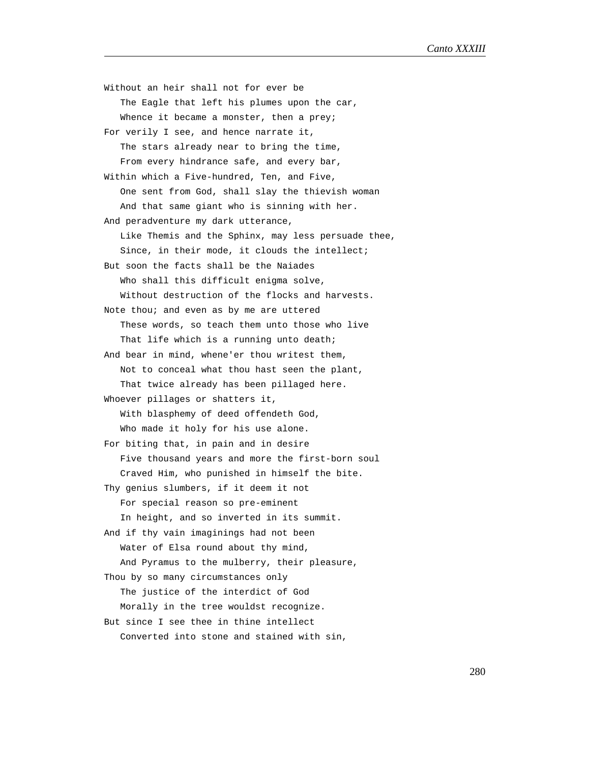Without an heir shall not for ever be  
   The Eagle that left his plumes upon the car,  
   Whence it became a monster, then a prey;  
For verily I see, and hence narrate it,  
   The stars already near to bring the time,  
   From every hindrance safe, and every bar,  
Within which a Five-hundred, Ten, and Five,  
   One sent from God, shall slay the thievish woman  
   And that same giant who is sinning with her.  
And peradventure my dark utterance,  
   Like Themis and the Sphinx, may less persuade thee,  
   Since, in their mode, it clouds the intellect;  
But soon the facts shall be the Naiades  
   Who shall this difficult enigma solve,  
   Without destruction of the flocks and harvests.  
Note thou; and even as by me are uttered  
   These words, so teach them unto those who live  
   That life which is a running unto death;  
And bear in mind, whene'er thou writest them,  
   Not to conceal what thou hast seen the plant,  
   That twice already has been pillaged here.  
Whoever pillages or shatters it,  
   With blasphemy of deed offendeth God,  
   Who made it holy for his use alone.  
For biting that, in pain and in desire  
   Five thousand years and more the first-born soul  
   Craved Him, who punished in himself the bite.  
Thy genius slumbers, if it deem it not  
   For special reason so pre-eminent  
   In height, and so inverted in its summit.  
And if thy vain imaginings had not been  
   Water of Elsa round about thy mind,  
   And Pyramus to the mulberry, their pleasure,  
Thou by so many circumstances only  
   The justice of the interdict of God  
   Morally in the tree wouldst recognize.  
But since I see thee in thine intellect  
   Converted into stone and stained with sin,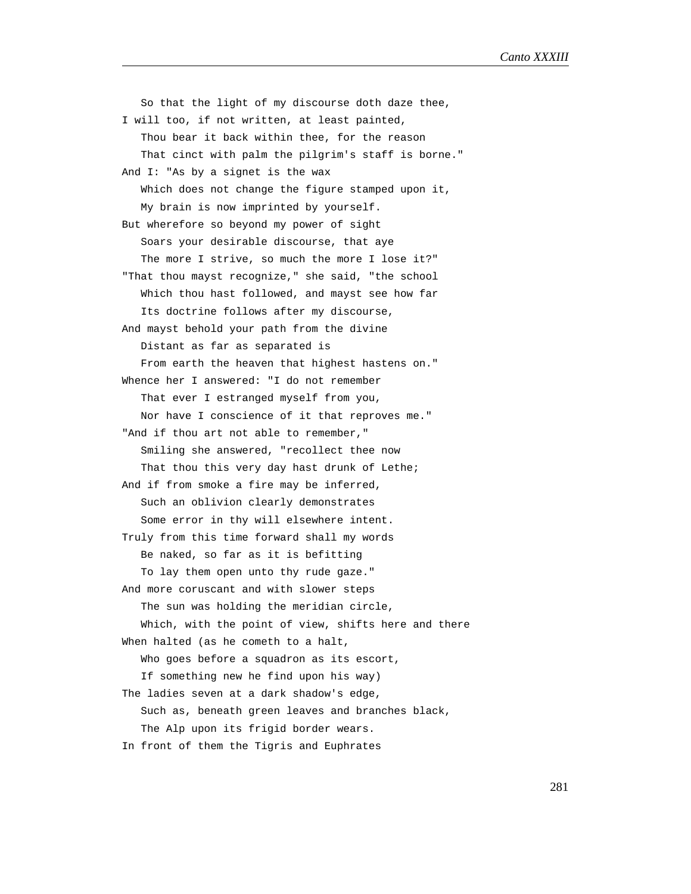So that the light of my discourse doth daze thee,
I will too, if not written, at least painted,
   Thou bear it back within thee, for the reason
   That cinct with palm the pilgrim's staff is borne."
And I: "As by a signet is the wax
   Which does not change the figure stamped upon it,
   My brain is now imprinted by yourself.
But wherefore so beyond my power of sight
   Soars your desirable discourse, that aye
   The more I strive, so much the more I lose it?"
"That thou mayst recognize," she said, "the school
   Which thou hast followed, and mayst see how far
   Its doctrine follows after my discourse,
And mayst behold your path from the divine
   Distant as far as separated is
   From earth the heaven that highest hastens on."
Whence her I answered: "I do not remember
   That ever I estranged myself from you,
   Nor have I conscience of it that reproves me."
"And if thou art not able to remember,"
   Smiling she answered, "recollect thee now
   That thou this very day hast drunk of Lethe;
And if from smoke a fire may be inferred,
   Such an oblivion clearly demonstrates
   Some error in thy will elsewhere intent.
Truly from this time forward shall my words
   Be naked, so far as it is befitting
   To lay them open unto thy rude gaze."
And more coruscant and with slower steps
   The sun was holding the meridian circle,
   Which, with the point of view, shifts here and there
When halted (as he cometh to a halt,
   Who goes before a squadron as its escort,
   If something new he find upon his way)
The ladies seven at a dark shadow's edge,
   Such as, beneath green leaves and branches black,
   The Alp upon its frigid border wears.
In front of them the Tigris and Euphrates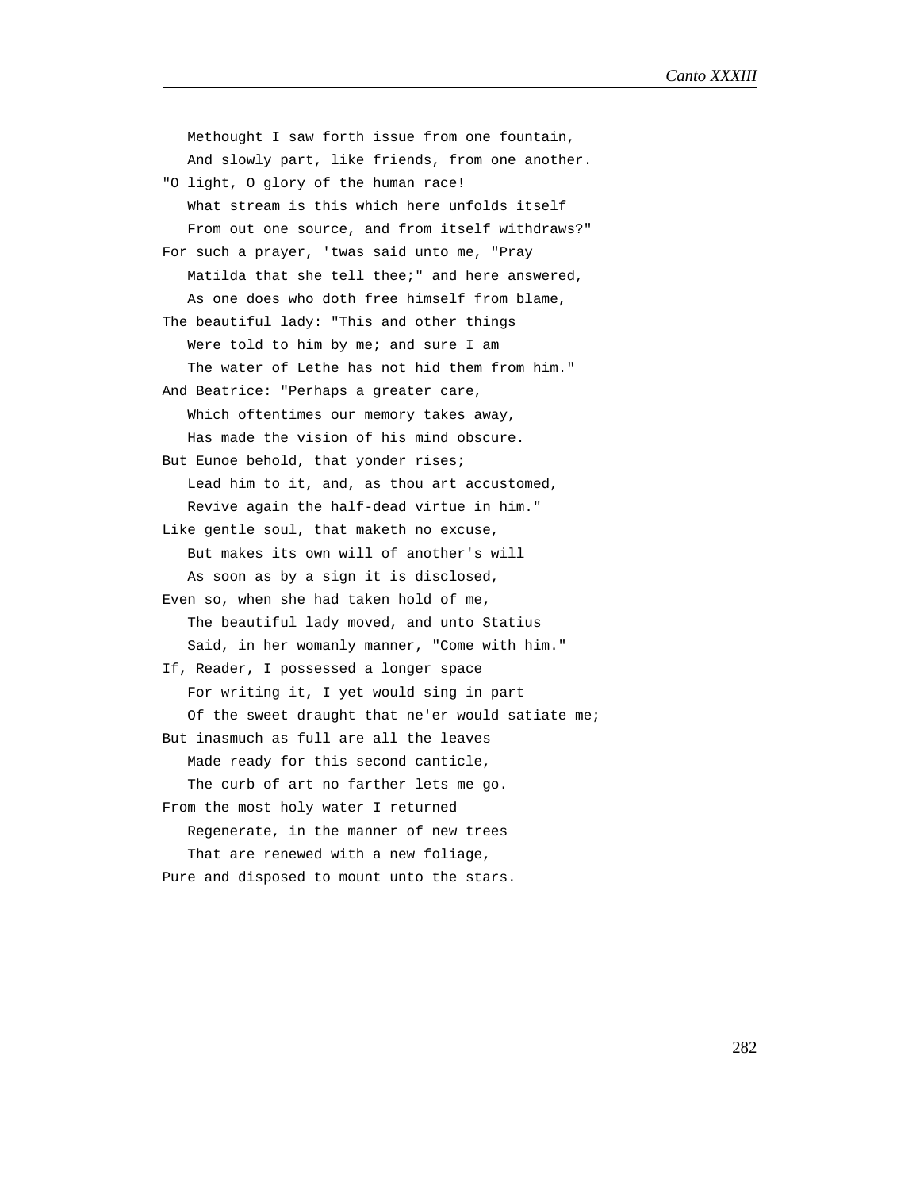Methought I saw forth issue from one fountain,
And slowly part, like friends, from one another.

"O light, O glory of the human race!
What stream is this which here unfolds itself
From out one source, and from itself withdraws?"

For such a prayer, 'twas said unto me, "Pray
Matilda that she tell thee;" and here answered,
As one does who doth free himself from blame,

The beautiful lady: "This and other things
Were told to him by me; and sure I am
The water of Lethe has not hid them from him."

And Beatrice: "Perhaps a greater care,
Which oftentimes our memory takes away,
Has made the vision of his mind obscure.

But Eunoe behold, that yonder rises;
Lead him to it, and, as thou art accustomed,
Revive again the half-dead virtue in him."

Like gentle soul, that maketh no excuse,
But makes its own will of another's will
As soon as by a sign it is disclosed,

Even so, when she had taken hold of me,
The beautiful lady moved, and unto Statius
Said, in her womanly manner, "Come with him."

If, Reader, I possessed a longer space
For writing it, I yet would sing in part
Of the sweet draught that ne'er would satiate me;

But inasmuch as full are all the leaves
Made ready for this second canticle,
The curb of art no farther lets me go.

From the most holy water I returned
Regenerate, in the manner of new trees
That are renewed with a new foliage,

Pure and disposed to mount unto the stars.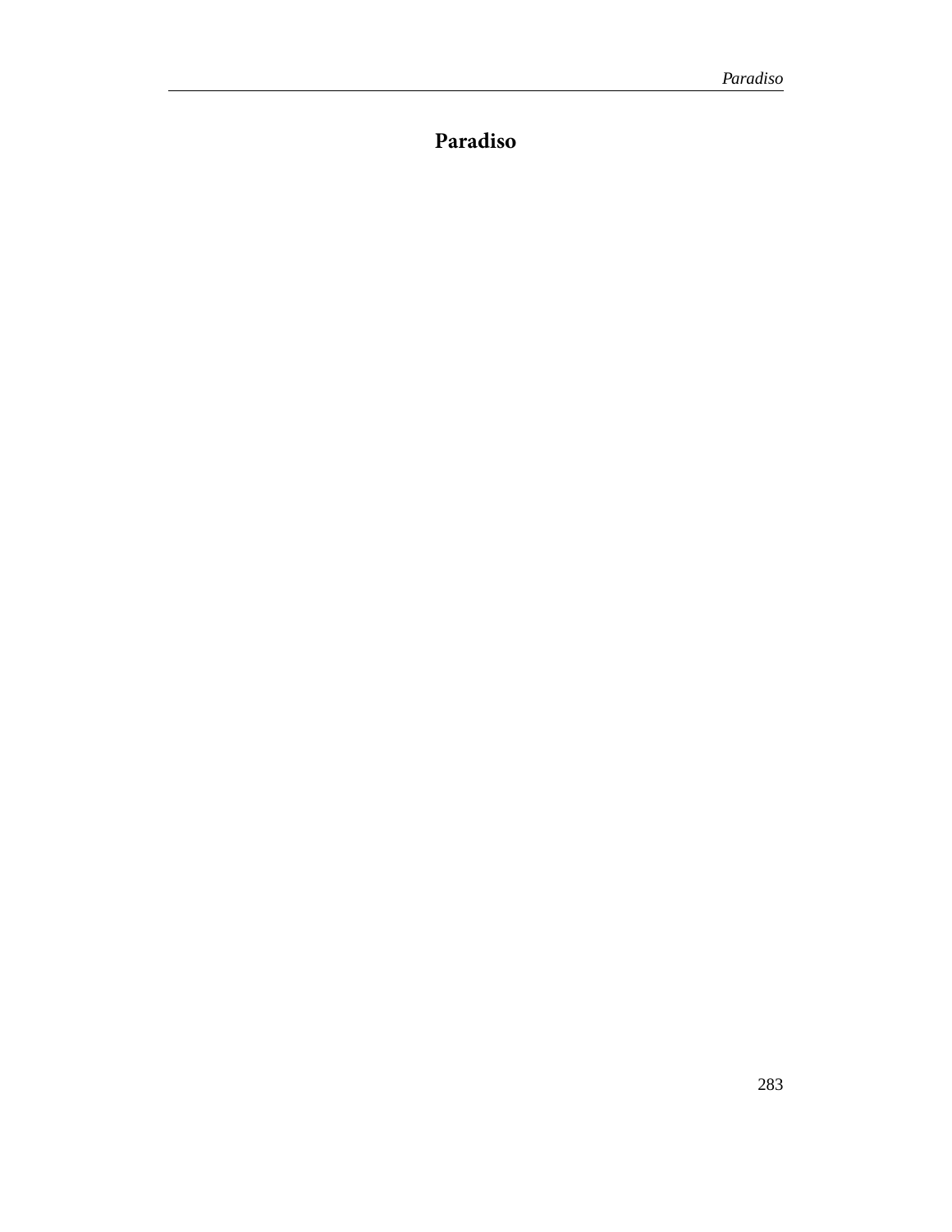# Paradiso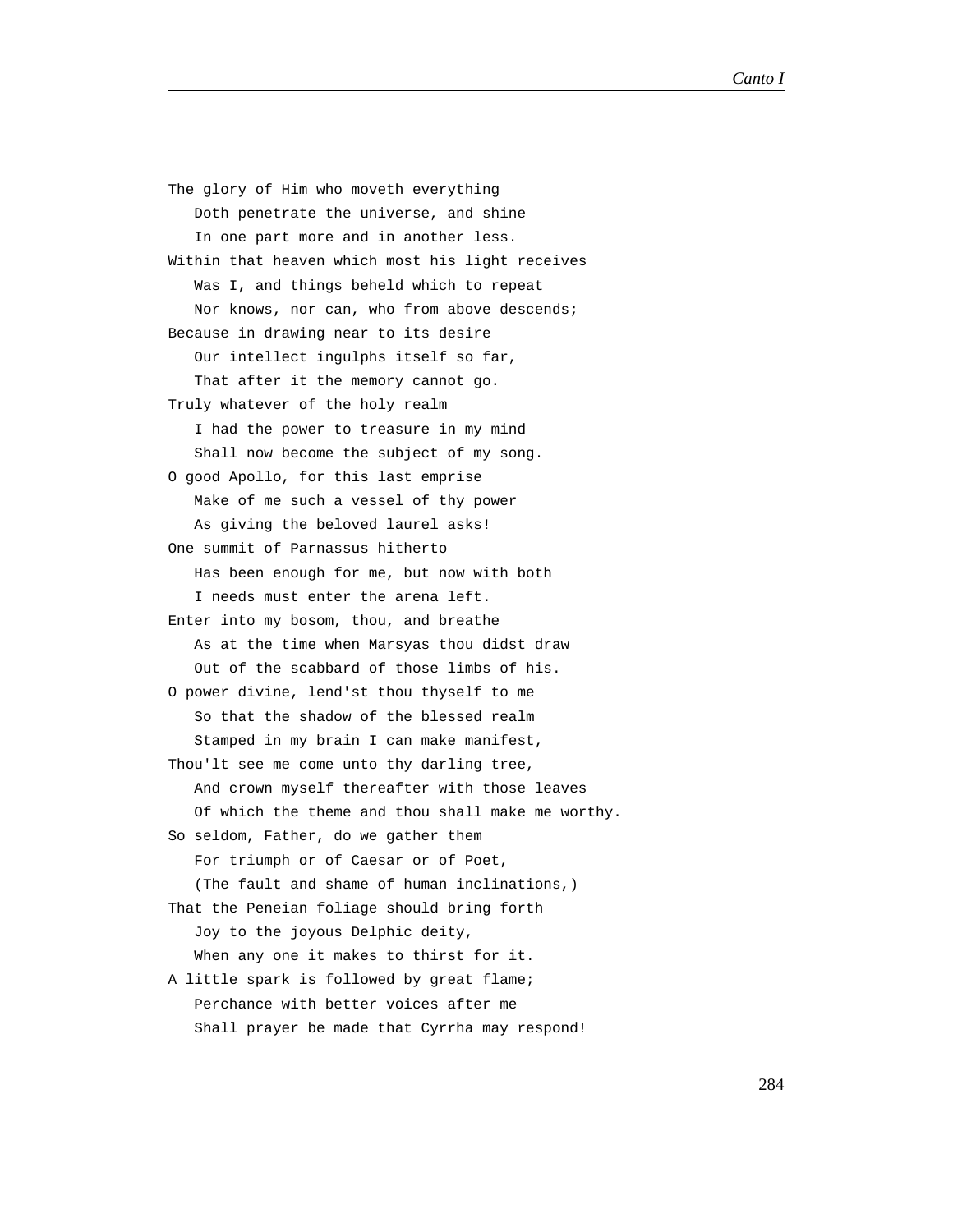The glory of Him who moveth everything
   Doth penetrate the universe, and shine
   In one part more and in another less.
Within that heaven which most his light receives
   Was I, and things beheld which to repeat
   Nor knows, nor can, who from above descends;
Because in drawing near to its desire
   Our intellect ingulphs itself so far,
   That after it the memory cannot go.
Truly whatever of the holy realm
   I had the power to treasure in my mind
   Shall now become the subject of my song.
O good Apollo, for this last emprise
   Make of me such a vessel of thy power
   As giving the beloved laurel asks!
One summit of Parnassus hitherto
   Has been enough for me, but now with both
   I needs must enter the arena left.
Enter into my bosom, thou, and breathe
   As at the time when Marsyas thou didst draw
   Out of the scabbard of those limbs of his.
O power divine, lend'st thou thyself to me
   So that the shadow of the blessed realm
   Stamped in my brain I can make manifest,
Thou'lt see me come unto thy darling tree,
   And crown myself thereafter with those leaves
   Of which the theme and thou shall make me worthy.
So seldom, Father, do we gather them
   For triumph or of Caesar or of Poet,
   (The fault and shame of human inclinations,)
That the Peneian foliage should bring forth
   Joy to the joyous Delphic deity,
   When any one it makes to thirst for it.
A little spark is followed by great flame;
   Perchance with better voices after me
   Shall prayer be made that Cyrrha may respond!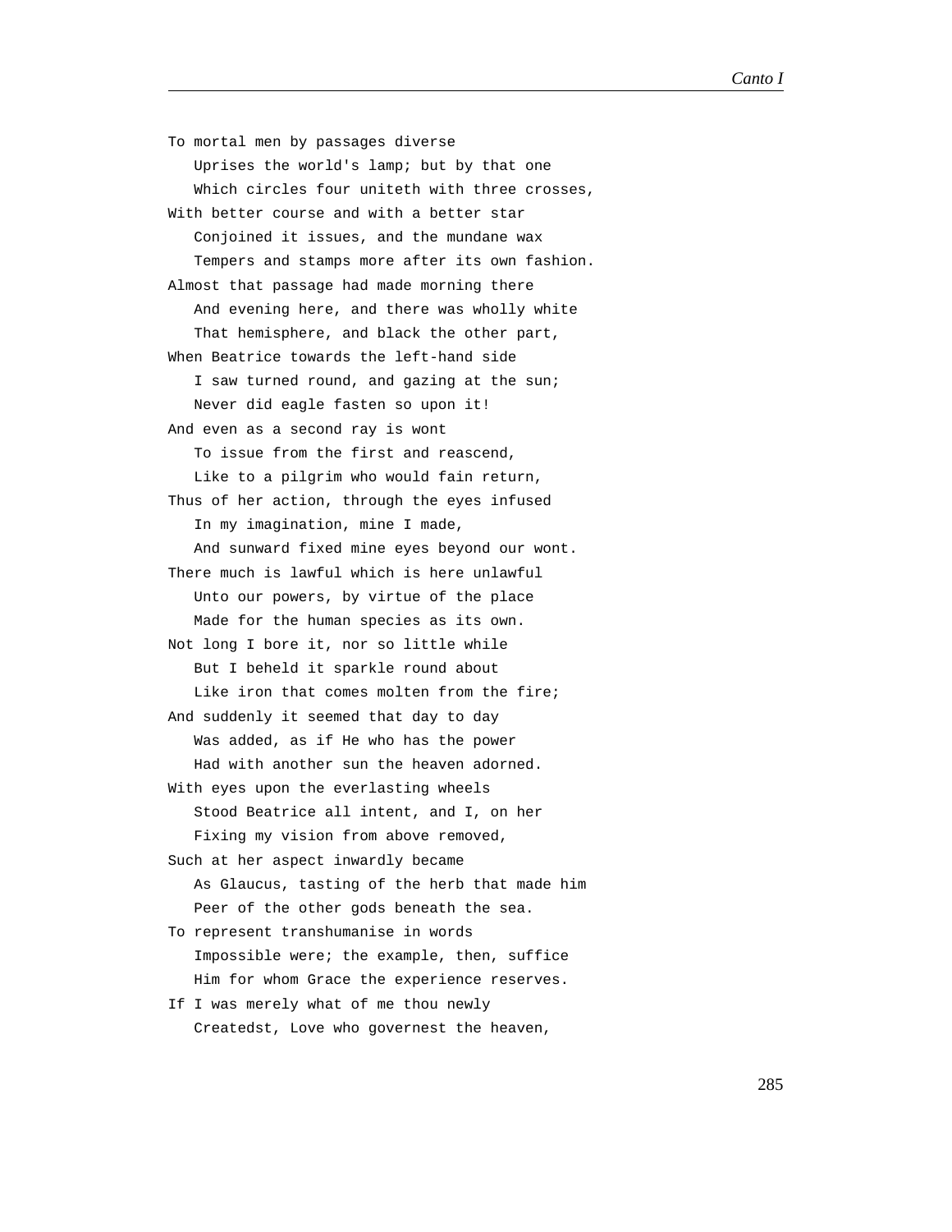To mortal men by passages diverse
   Uprises the world's lamp; but by that one
   Which circles four uniteth with three crosses,
With better course and with a better star
   Conjoined it issues, and the mundane wax
   Tempers and stamps more after its own fashion.
Almost that passage had made morning there
   And evening here, and there was wholly white
   That hemisphere, and black the other part,
When Beatrice towards the left-hand side
   I saw turned round, and gazing at the sun;
   Never did eagle fasten so upon it!
And even as a second ray is wont
   To issue from the first and reascend,
   Like to a pilgrim who would fain return,
Thus of her action, through the eyes infused
   In my imagination, mine I made,
   And sunward fixed mine eyes beyond our wont.
There much is lawful which is here unlawful
   Unto our powers, by virtue of the place
   Made for the human species as its own.
Not long I bore it, nor so little while
   But I beheld it sparkle round about
   Like iron that comes molten from the fire;
And suddenly it seemed that day to day
   Was added, as if He who has the power
   Had with another sun the heaven adorned.
With eyes upon the everlasting wheels
   Stood Beatrice all intent, and I, on her
   Fixing my vision from above removed,
Such at her aspect inwardly became
   As Glaucus, tasting of the herb that made him
   Peer of the other gods beneath the sea.
To represent transhumanise in words
   Impossible were; the example, then, suffice
   Him for whom Grace the experience reserves.
If I was merely what of me thou newly
   Createdst, Love who governest the heaven,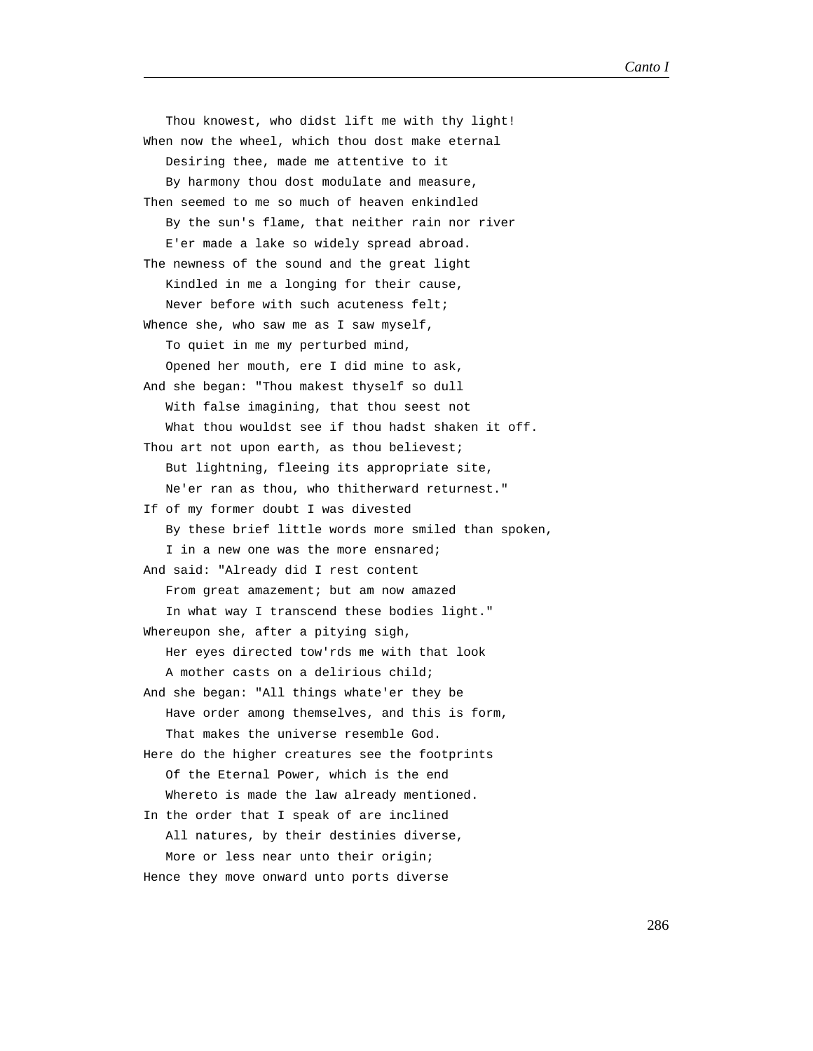Thou knowest, who didst lift me with thy light!
When now the wheel, which thou dost make eternal
   Desiring thee, made me attentive to it
   By harmony thou dost modulate and measure,
Then seemed to me so much of heaven enkindled
   By the sun's flame, that neither rain nor river
   E'er made a lake so widely spread abroad.
The newness of the sound and the great light
   Kindled in me a longing for their cause,
   Never before with such acuteness felt;
Whence she, who saw me as I saw myself,
   To quiet in me my perturbed mind,
   Opened her mouth, ere I did mine to ask,
And she began: "Thou makest thyself so dull
   With false imagining, that thou seest not
   What thou wouldst see if thou hadst shaken it off.
Thou art not upon earth, as thou believest;
   But lightning, fleeing its appropriate site,
   Ne'er ran as thou, who thitherward returnest."
If of my former doubt I was divested
   By these brief little words more smiled than spoken,
   I in a new one was the more ensnared;
And said: "Already did I rest content
   From great amazement; but am now amazed
   In what way I transcend these bodies light."
Whereupon she, after a pitying sigh,
   Her eyes directed tow'rds me with that look
   A mother casts on a delirious child;
And she began: "All things whate'er they be
   Have order among themselves, and this is form,
   That makes the universe resemble God.
Here do the higher creatures see the footprints
   Of the Eternal Power, which is the end
   Whereto is made the law already mentioned.
In the order that I speak of are inclined
   All natures, by their destinies diverse,
   More or less near unto their origin;
Hence they move onward unto ports diverse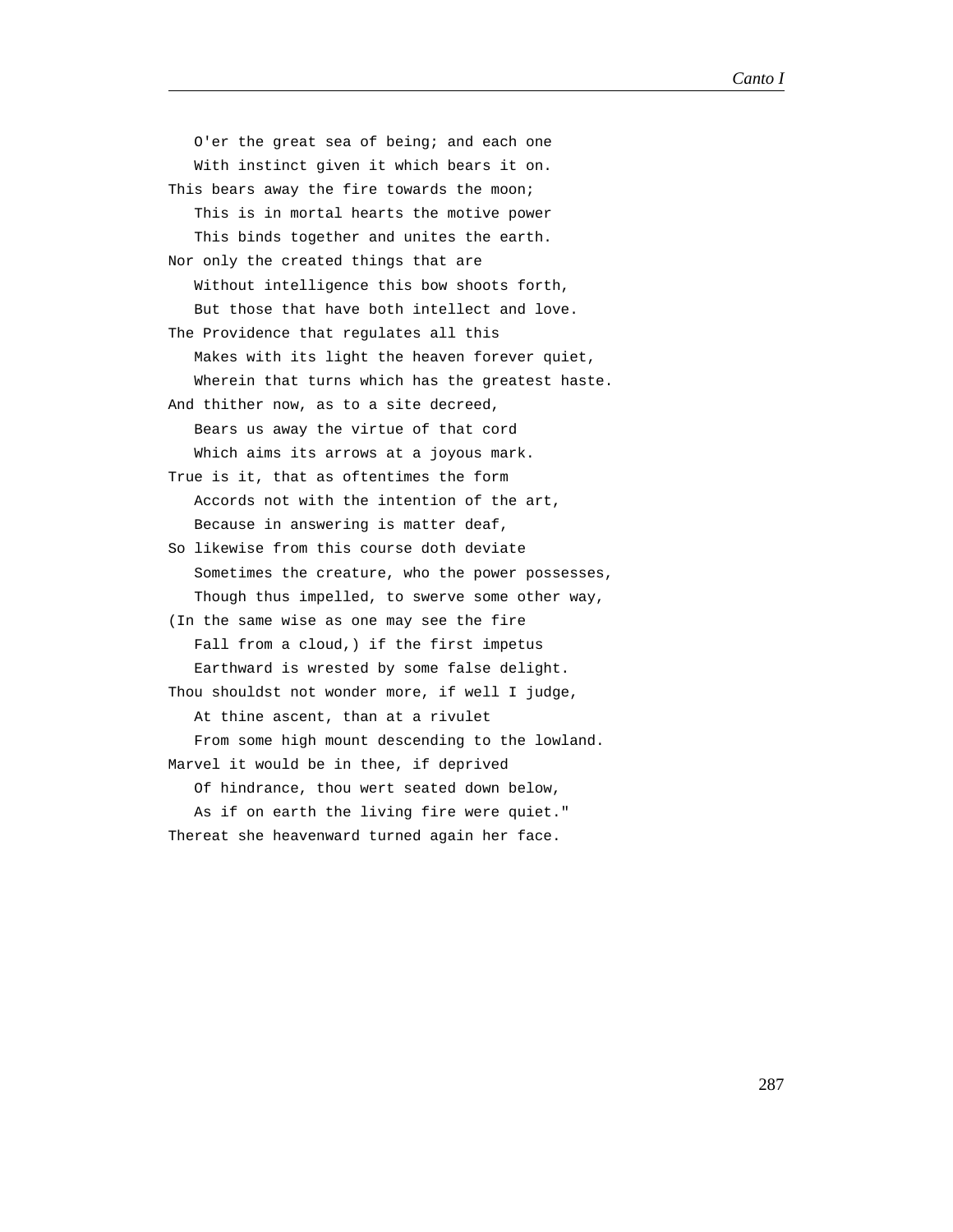O'er the great sea of being; and each one
   With instinct given it which bears it on.
This bears away the fire towards the moon;
   This is in mortal hearts the motive power
   This binds together and unites the earth.
Nor only the created things that are
   Without intelligence this bow shoots forth,
   But those that have both intellect and love.
The Providence that regulates all this
   Makes with its light the heaven forever quiet,
   Wherein that turns which has the greatest haste.
And thither now, as to a site decreed,
   Bears us away the virtue of that cord
   Which aims its arrows at a joyous mark.
True is it, that as oftentimes the form
   Accords not with the intention of the art,
   Because in answering is matter deaf,
So likewise from this course doth deviate
   Sometimes the creature, who the power possesses,
   Though thus impelled, to swerve some other way,
(In the same wise as one may see the fire
   Fall from a cloud,) if the first impetus
   Earthward is wrested by some false delight.
Thou shouldst not wonder more, if well I judge,
   At thine ascent, than at a rivulet
   From some high mount descending to the lowland.
Marvel it would be in thee, if deprived
   Of hindrance, thou wert seated down below,
   As if on earth the living fire were quiet."
Thereat she heavenward turned again her face.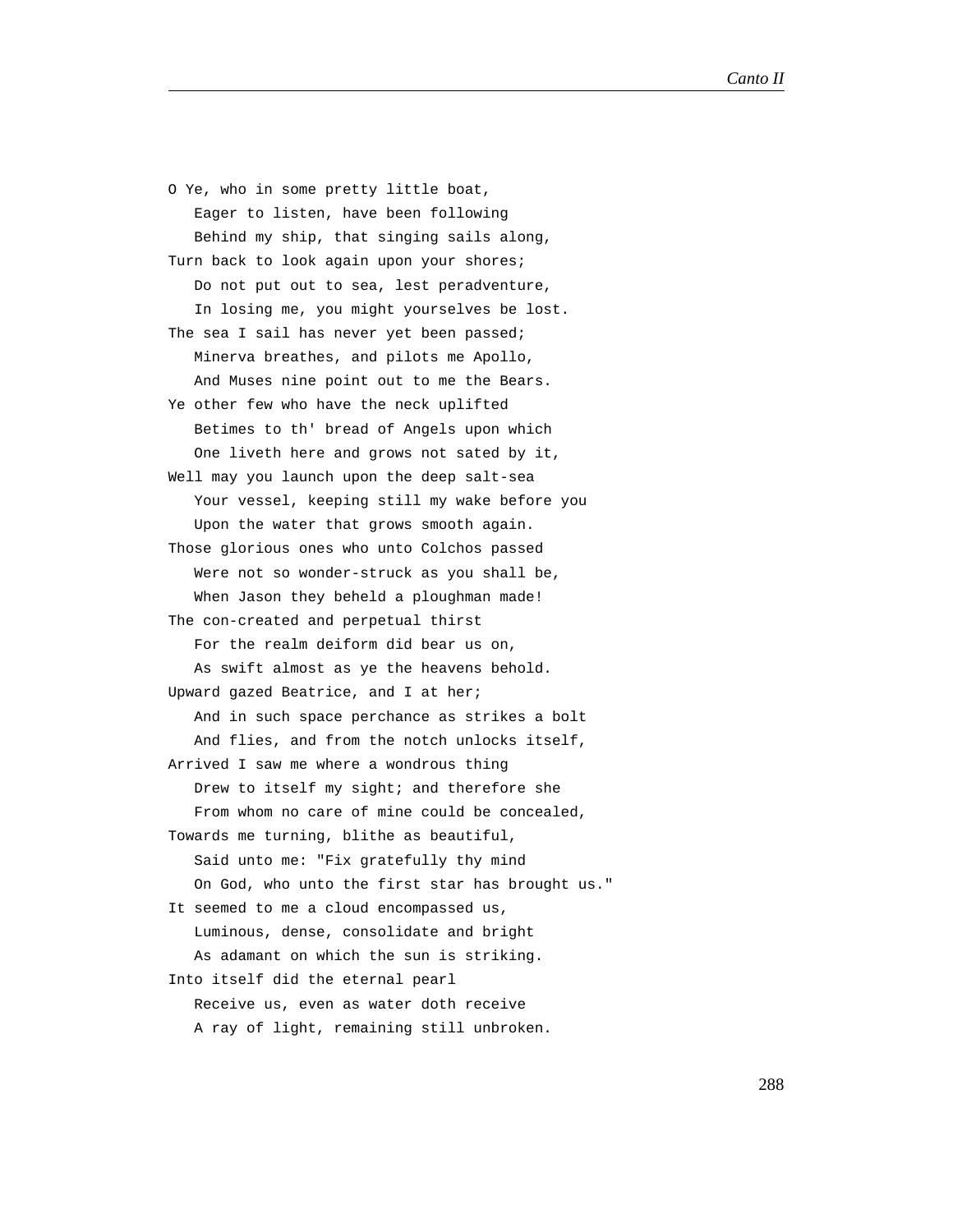O Ye, who in some pretty little boat,
   Eager to listen, have been following
   Behind my ship, that singing sails along,
Turn back to look again upon your shores;
   Do not put out to sea, lest peradventure,
   In losing me, you might yourselves be lost.
The sea I sail has never yet been passed;
   Minerva breathes, and pilots me Apollo,
   And Muses nine point out to me the Bears.
Ye other few who have the neck uplifted
   Betimes to th' bread of Angels upon which
   One liveth here and grows not sated by it,
Well may you launch upon the deep salt-sea
   Your vessel, keeping still my wake before you
   Upon the water that grows smooth again.
Those glorious ones who unto Colchos passed
   Were not so wonder-struck as you shall be,
   When Jason they beheld a ploughman made!
The con-created and perpetual thirst
   For the realm deiform did bear us on,
   As swift almost as ye the heavens behold.
Upward gazed Beatrice, and I at her;
   And in such space perchance as strikes a bolt
   And flies, and from the notch unlocks itself,
Arrived I saw me where a wondrous thing
   Drew to itself my sight; and therefore she
   From whom no care of mine could be concealed,
Towards me turning, blithe as beautiful,
   Said unto me: "Fix gratefully thy mind
   On God, who unto the first star has brought us."
It seemed to me a cloud encompassed us,
   Luminous, dense, consolidate and bright
   As adamant on which the sun is striking.
Into itself did the eternal pearl
   Receive us, even as water doth receive
   A ray of light, remaining still unbroken.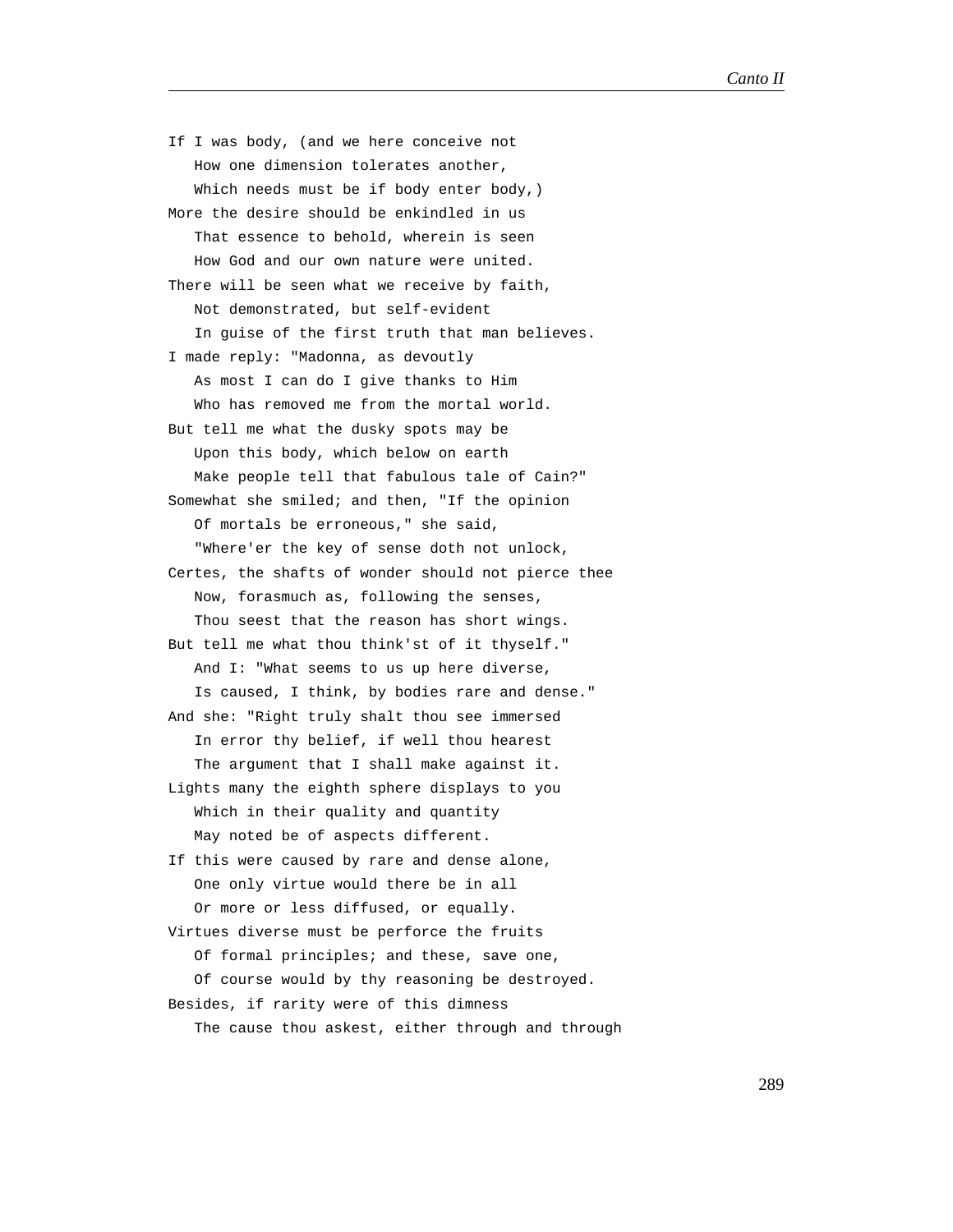If I was body, (and we here conceive not
   How one dimension tolerates another,
   Which needs must be if body enter body,)
More the desire should be enkindled in us
   That essence to behold, wherein is seen
   How God and our own nature were united.
There will be seen what we receive by faith,
   Not demonstrated, but self-evident
   In guise of the first truth that man believes.
I made reply: "Madonna, as devoutly
   As most I can do I give thanks to Him
   Who has removed me from the mortal world.
But tell me what the dusky spots may be
   Upon this body, which below on earth
   Make people tell that fabulous tale of Cain?"
Somewhat she smiled; and then, "If the opinion
   Of mortals be erroneous," she said,
   "Where'er the key of sense doth not unlock,
Certes, the shafts of wonder should not pierce thee
   Now, forasmuch as, following the senses,
   Thou seest that the reason has short wings.
But tell me what thou think'st of it thyself."
   And I: "What seems to us up here diverse,
   Is caused, I think, by bodies rare and dense."
And she: "Right truly shalt thou see immersed
   In error thy belief, if well thou hearest
   The argument that I shall make against it.
Lights many the eighth sphere displays to you
   Which in their quality and quantity
   May noted be of aspects different.
If this were caused by rare and dense alone,
   One only virtue would there be in all
   Or more or less diffused, or equally.
Virtues diverse must be perforce the fruits
   Of formal principles; and these, save one,
   Of course would by thy reasoning be destroyed.
Besides, if rarity were of this dimness
   The cause thou askest, either through and through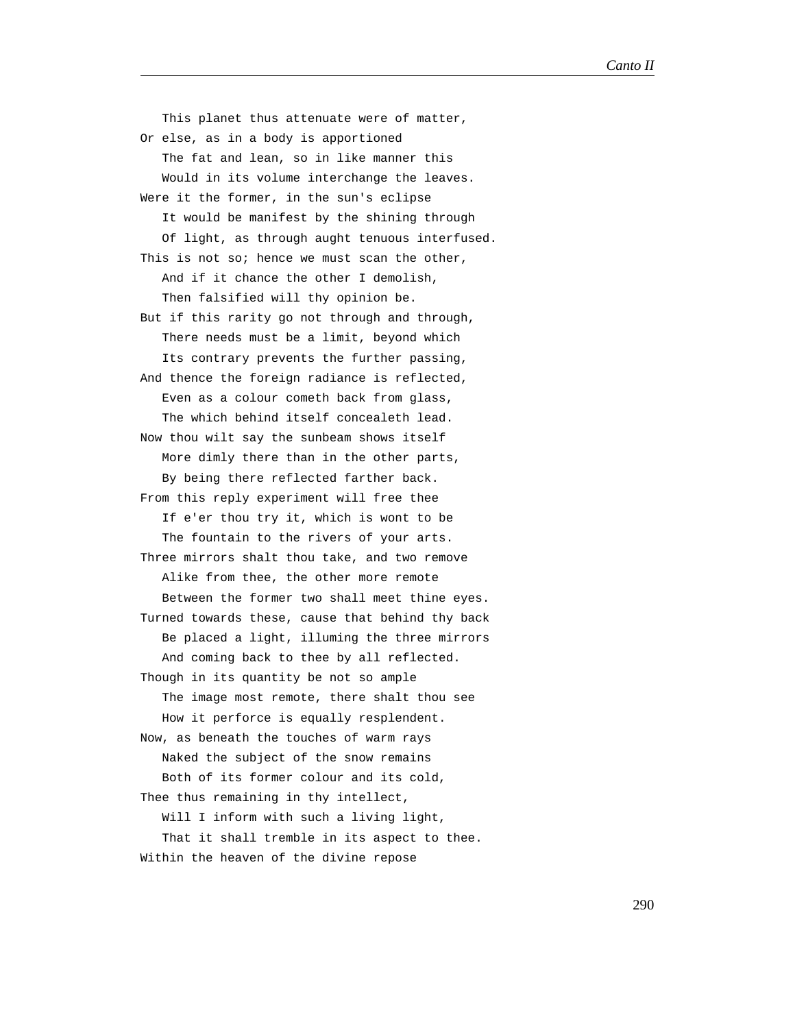This planet thus attenuate were of matter,  
Or else, as in a body is apportioned  
The fat and lean, so in like manner this  
Would in its volume interchange the leaves.  
Were it the former, in the sun's eclipse  
It would be manifest by the shining through  
Of light, as through aught tenuous interfused.  
This is not so; hence we must scan the other,  
And if it chance the other I demolish,  
Then falsified will thy opinion be.  
But if this rarity go not through and through,  
There needs must be a limit, beyond which  
Its contrary prevents the further passing,  
And thence the foreign radiance is reflected,  
Even as a colour cometh back from glass,  
The which behind itself concealeth lead.  
Now thou wilt say the sunbeam shows itself  
More dimly there than in the other parts,  
By being there reflected farther back.  
From this reply experiment will free thee  
If e'er thou try it, which is wont to be  
The fountain to the rivers of your arts.  
Three mirrors shalt thou take, and two remove  
Alike from thee, the other more remote  
Between the former two shall meet thine eyes.  
Turned towards these, cause that behind thy back  
Be placed a light, illuming the three mirrors  
And coming back to thee by all reflected.  
Though in its quantity be not so ample  
The image most remote, there shalt thou see  
How it perforce is equally resplendent.  
Now, as beneath the touches of warm rays  
Naked the subject of the snow remains  
Both of its former colour and its cold,  
Thee thus remaining in thy intellect,  
Will I inform with such a living light,  
That it shall tremble in its aspect to thee.  
Within the heaven of the divine repose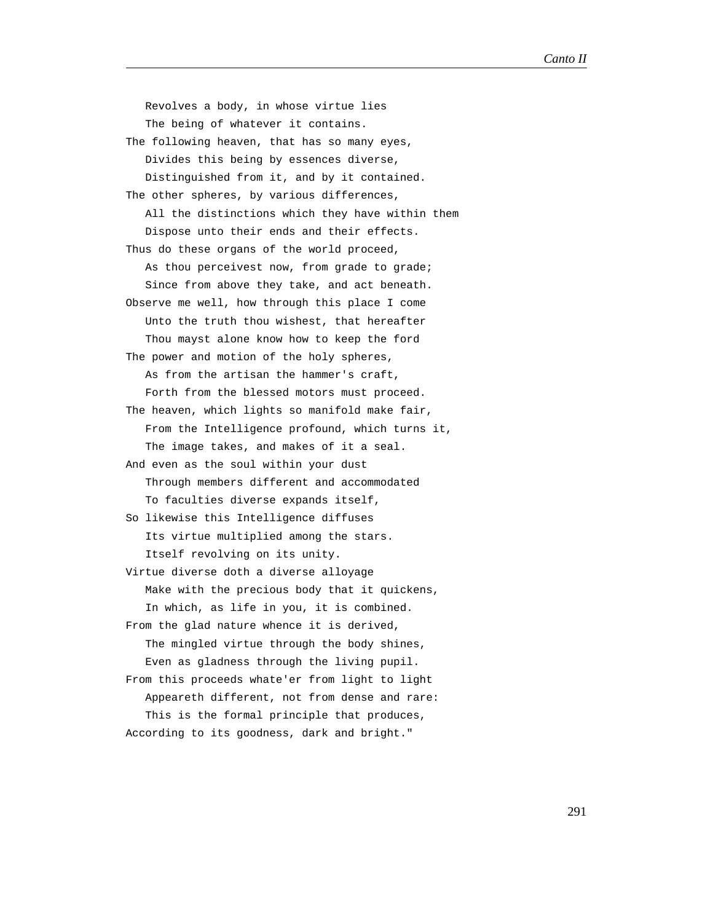Revolves a body, in whose virtue lies  
The being of whatever it contains.  
The following heaven, that has so many eyes,  
Divides this being by essences diverse,  
Distinguished from it, and by it contained.  
The other spheres, by various differences,  
All the distinctions which they have within them  
Dispose unto their ends and their effects.  
Thus do these organs of the world proceed,  
As thou perceivest now, from grade to grade;  
Since from above they take, and act beneath.  
Observe me well, how through this place I come  
Unto the truth thou wishest, that hereafter  
Thou mayst alone know how to keep the ford  
The power and motion of the holy spheres,  
As from the artisan the hammer's craft,  
Forth from the blessed motors must proceed.  
The heaven, which lights so manifold make fair,  
From the Intelligence profound, which turns it,  
The image takes, and makes of it a seal.  
And even as the soul within your dust  
Through members different and accommodated  
To faculties diverse expands itself,  
So likewise this Intelligence diffuses  
Its virtue multiplied among the stars.  
Itself revolving on its unity.  
Virtue diverse doth a diverse alloyage  
Make with the precious body that it quickens,  
In which, as life in you, it is combined.  
From the glad nature whence it is derived,  
The mingled virtue through the body shines,  
Even as gladness through the living pupil.  
From this proceeds whate'er from light to light  
Appeareth different, not from dense and rare:  
This is the formal principle that produces,  
According to its goodness, dark and bright."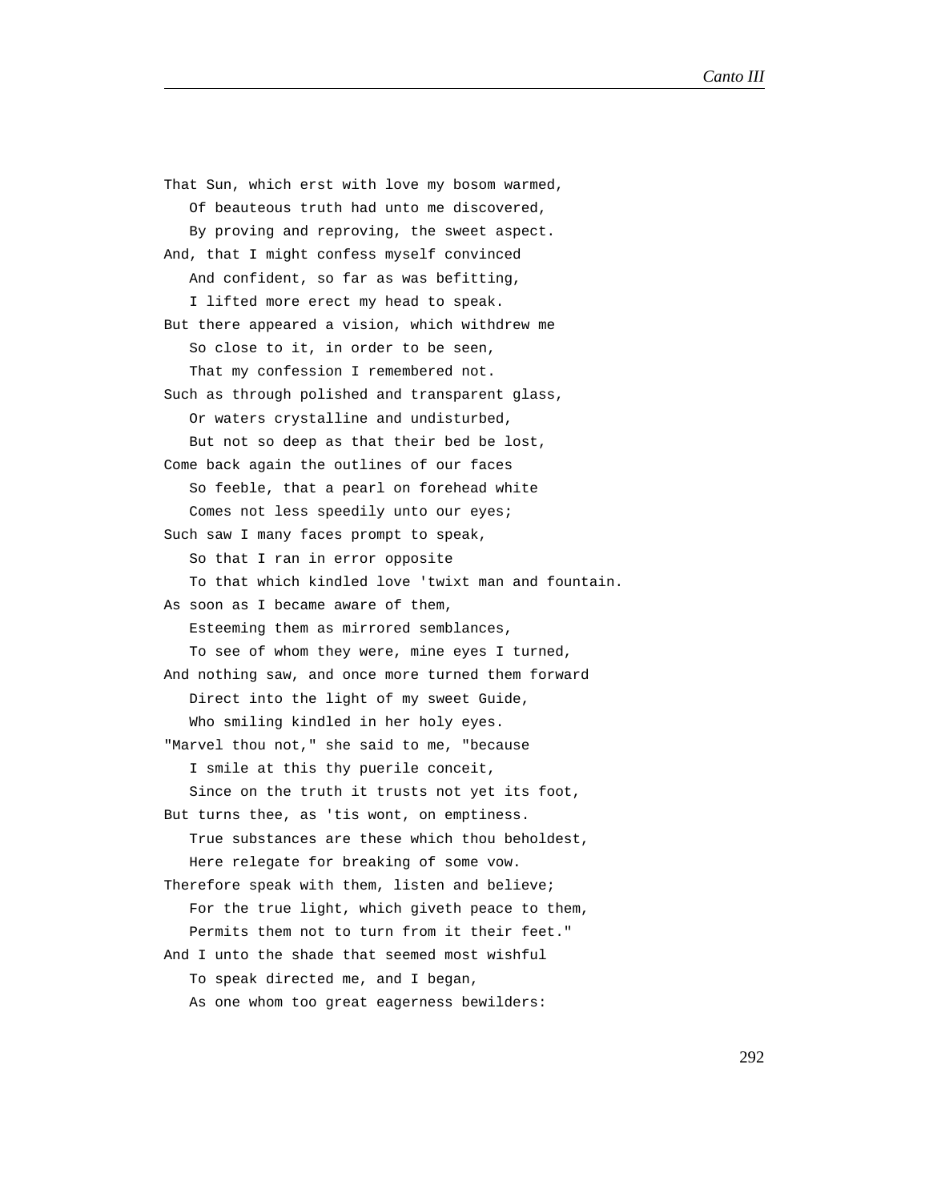That Sun, which erst with love my bosom warmed,
   Of beauteous truth had unto me discovered,
   By proving and reproving, the sweet aspect.
And, that I might confess myself convinced
   And confident, so far as was befitting,
   I lifted more erect my head to speak.
But there appeared a vision, which withdrew me
   So close to it, in order to be seen,
   That my confession I remembered not.
Such as through polished and transparent glass,
   Or waters crystalline and undisturbed,
   But not so deep as that their bed be lost,
Come back again the outlines of our faces
   So feeble, that a pearl on forehead white
   Comes not less speedily unto our eyes;
Such saw I many faces prompt to speak,
   So that I ran in error opposite
   To that which kindled love 'twixt man and fountain.
As soon as I became aware of them,
   Esteeming them as mirrored semblances,
   To see of whom they were, mine eyes I turned,
And nothing saw, and once more turned them forward
   Direct into the light of my sweet Guide,
   Who smiling kindled in her holy eyes.
"Marvel thou not," she said to me, "because
   I smile at this thy puerile conceit,
   Since on the truth it trusts not yet its foot,
But turns thee, as 'tis wont, on emptiness.
   True substances are these which thou beholdest,
   Here relegate for breaking of some vow.
Therefore speak with them, listen and believe;
   For the true light, which giveth peace to them,
   Permits them not to turn from it their feet."
And I unto the shade that seemed most wishful
   To speak directed me, and I began,
   As one whom too great eagerness bewilders: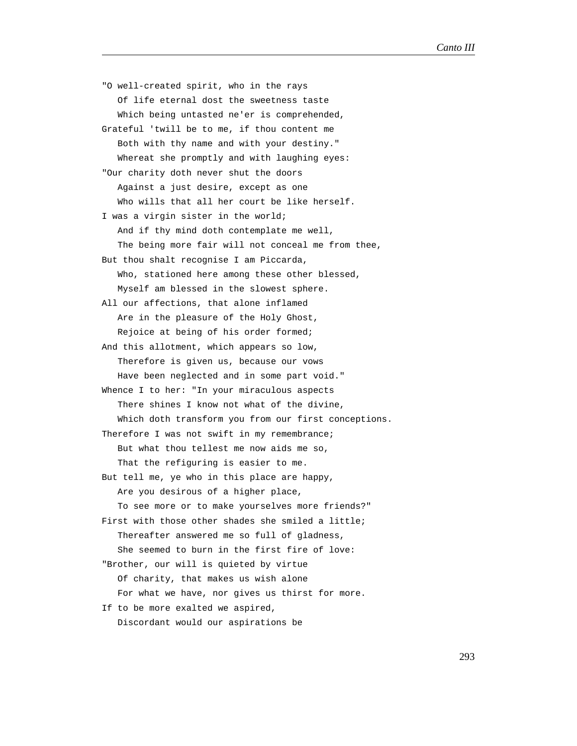"O well-created spirit, who in the rays
   Of life eternal dost the sweetness taste
   Which being untasted ne'er is comprehended,
Grateful 'twill be to me, if thou content me
   Both with thy name and with your destiny."
   Whereat she promptly and with laughing eyes:
"Our charity doth never shut the doors
   Against a just desire, except as one
   Who wills that all her court be like herself.
I was a virgin sister in the world;
   And if thy mind doth contemplate me well,
   The being more fair will not conceal me from thee,
But thou shalt recognise I am Piccarda,
   Who, stationed here among these other blessed,
   Myself am blessed in the slowest sphere.
All our affections, that alone inflamed
   Are in the pleasure of the Holy Ghost,
   Rejoice at being of his order formed;
And this allotment, which appears so low,
   Therefore is given us, because our vows
   Have been neglected and in some part void."
Whence I to her: "In your miraculous aspects
   There shines I know not what of the divine,
   Which doth transform you from our first conceptions.
Therefore I was not swift in my remembrance;
   But what thou tellest me now aids me so,
   That the refiguring is easier to me.
But tell me, ye who in this place are happy,
   Are you desirous of a higher place,
   To see more or to make yourselves more friends?"
First with those other shades she smiled a little;
   Thereafter answered me so full of gladness,
   She seemed to burn in the first fire of love:
"Brother, our will is quieted by virtue
   Of charity, that makes us wish alone
   For what we have, nor gives us thirst for more.
If to be more exalted we aspired,
   Discordant would our aspirations be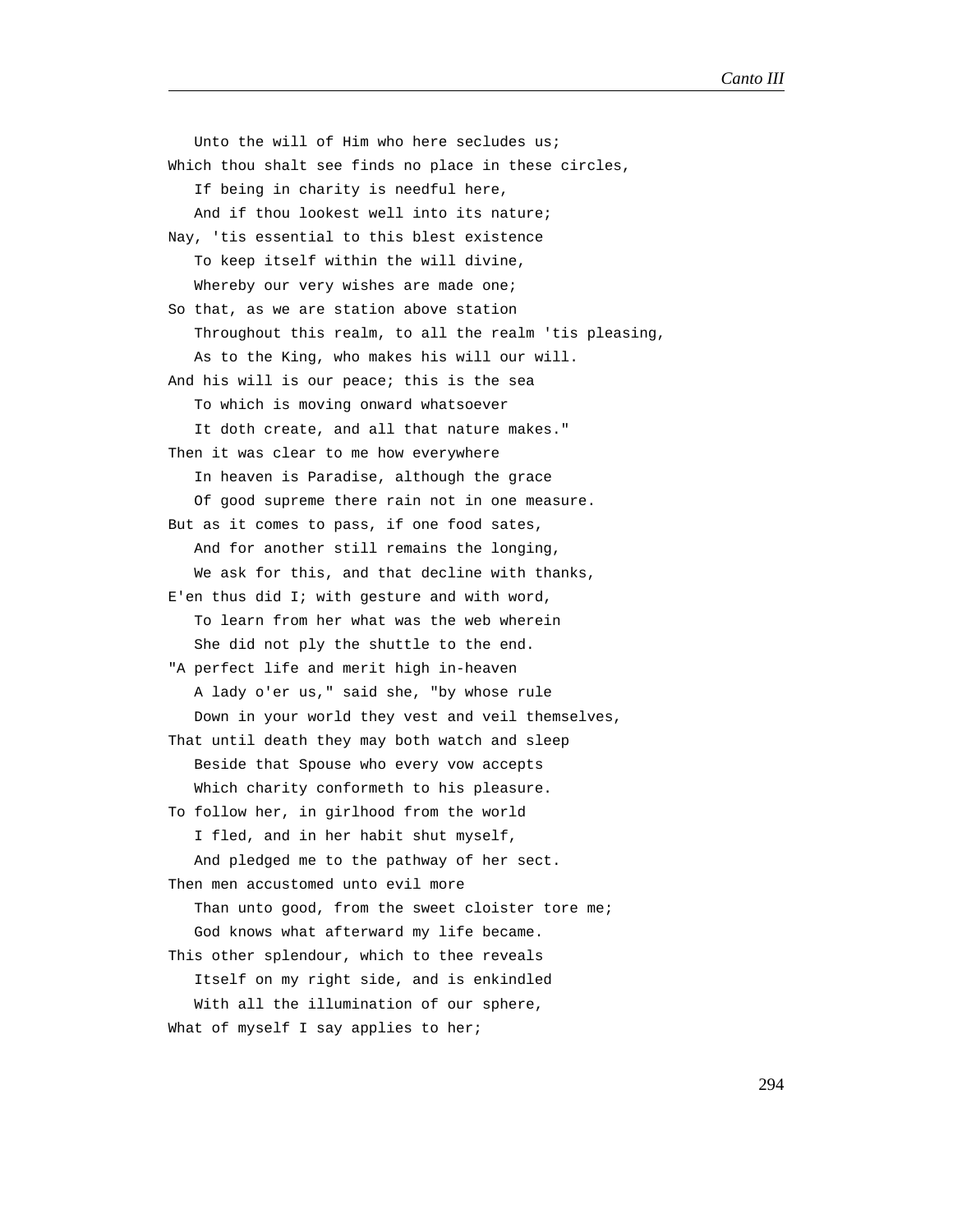Unto the will of Him who here secludes us;  
Which thou shalt see finds no place in these circles,  
If being in charity is needful here,  
And if thou lookest well into its nature;  
Nay, 'tis essential to this blest existence  
To keep itself within the will divine,  
Whereby our very wishes are made one;  
So that, as we are station above station  
Throughout this realm, to all the realm 'tis pleasing,  
As to the King, who makes his will our will.  
And his will is our peace; this is the sea  
To which is moving onward whatsoever  
It doth create, and all that nature makes."  
Then it was clear to me how everywhere  
In heaven is Paradise, although the grace  
Of good supreme there rain not in one measure.  
But as it comes to pass, if one food sates,  
And for another still remains the longing,  
We ask for this, and that decline with thanks,  
E'en thus did I; with gesture and with word,  
To learn from her what was the web wherein  
She did not ply the shuttle to the end.  
"A perfect life and merit high in-heaven  
A lady o'er us," said she, "by whose rule  
Down in your world they vest and veil themselves,  
That until death they may both watch and sleep  
Beside that Spouse who every vow accepts  
Which charity conformeth to his pleasure.  
To follow her, in girlhood from the world  
I fled, and in her habit shut myself,  
And pledged me to the pathway of her sect.  
Then men accustomed unto evil more  
Than unto good, from the sweet cloister tore me;  
God knows what afterward my life became.  
This other splendour, which to thee reveals  
Itself on my right side, and is enkindled  
With all the illumination of our sphere,  
What of myself I say applies to her;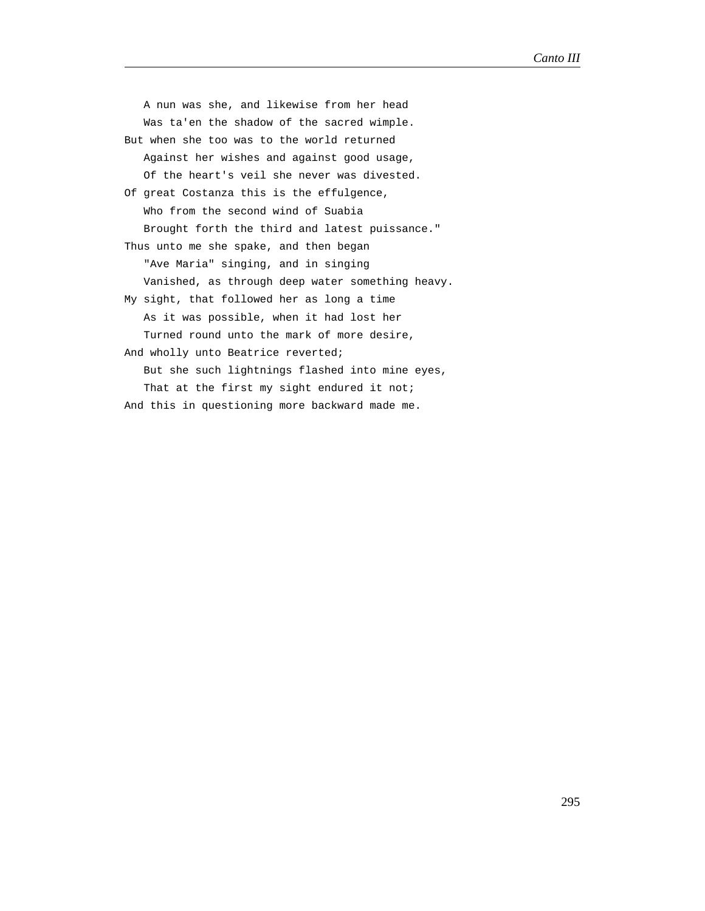A nun was she, and likewise from her head
   Was ta'en the shadow of the sacred wimple.
But when she too was to the world returned
   Against her wishes and against good usage,
   Of the heart's veil she never was divested.
Of great Costanza this is the effulgence,
   Who from the second wind of Suabia
   Brought forth the third and latest puissance."
Thus unto me she spake, and then began
   "Ave Maria" singing, and in singing
   Vanished, as through deep water something heavy.
My sight, that followed her as long a time
   As it was possible, when it had lost her
   Turned round unto the mark of more desire,
And wholly unto Beatrice reverted;
   But she such lightnings flashed into mine eyes,
   That at the first my sight endured it not;
And this in questioning more backward made me.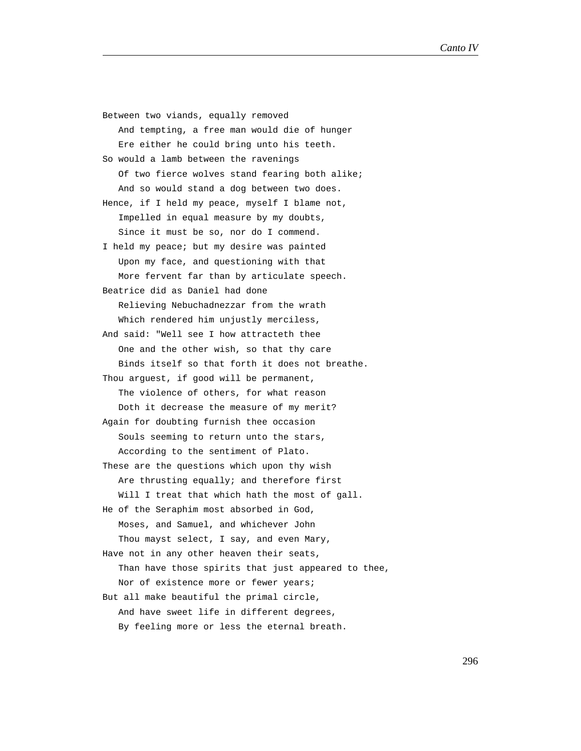Between two viands, equally removed  
   And tempting, a free man would die of hunger  
   Ere either he could bring unto his teeth.  
So would a lamb between the ravenings  
   Of two fierce wolves stand fearing both alike;  
   And so would stand a dog between two does.  
Hence, if I held my peace, myself I blame not,  
   Impelled in equal measure by my doubts,  
   Since it must be so, nor do I commend.  
I held my peace; but my desire was painted  
   Upon my face, and questioning with that  
   More fervent far than by articulate speech.  
Beatrice did as Daniel had done  
   Relieving Nebuchadnezzar from the wrath  
   Which rendered him unjustly merciless,  
And said: "Well see I how attracteth thee  
   One and the other wish, so that thy care  
   Binds itself so that forth it does not breathe.  
Thou arguest, if good will be permanent,  
   The violence of others, for what reason  
   Doth it decrease the measure of my merit?  
Again for doubting furnish thee occasion  
   Souls seeming to return unto the stars,  
   According to the sentiment of Plato.  
These are the questions which upon thy wish  
   Are thrusting equally; and therefore first  
   Will I treat that which hath the most of gall.  
He of the Seraphim most absorbed in God,  
   Moses, and Samuel, and whichever John  
   Thou mayst select, I say, and even Mary,  
Have not in any other heaven their seats,  
   Than have those spirits that just appeared to thee,  
   Nor of existence more or fewer years;  
But all make beautiful the primal circle,  
   And have sweet life in different degrees,  
   By feeling more or less the eternal breath.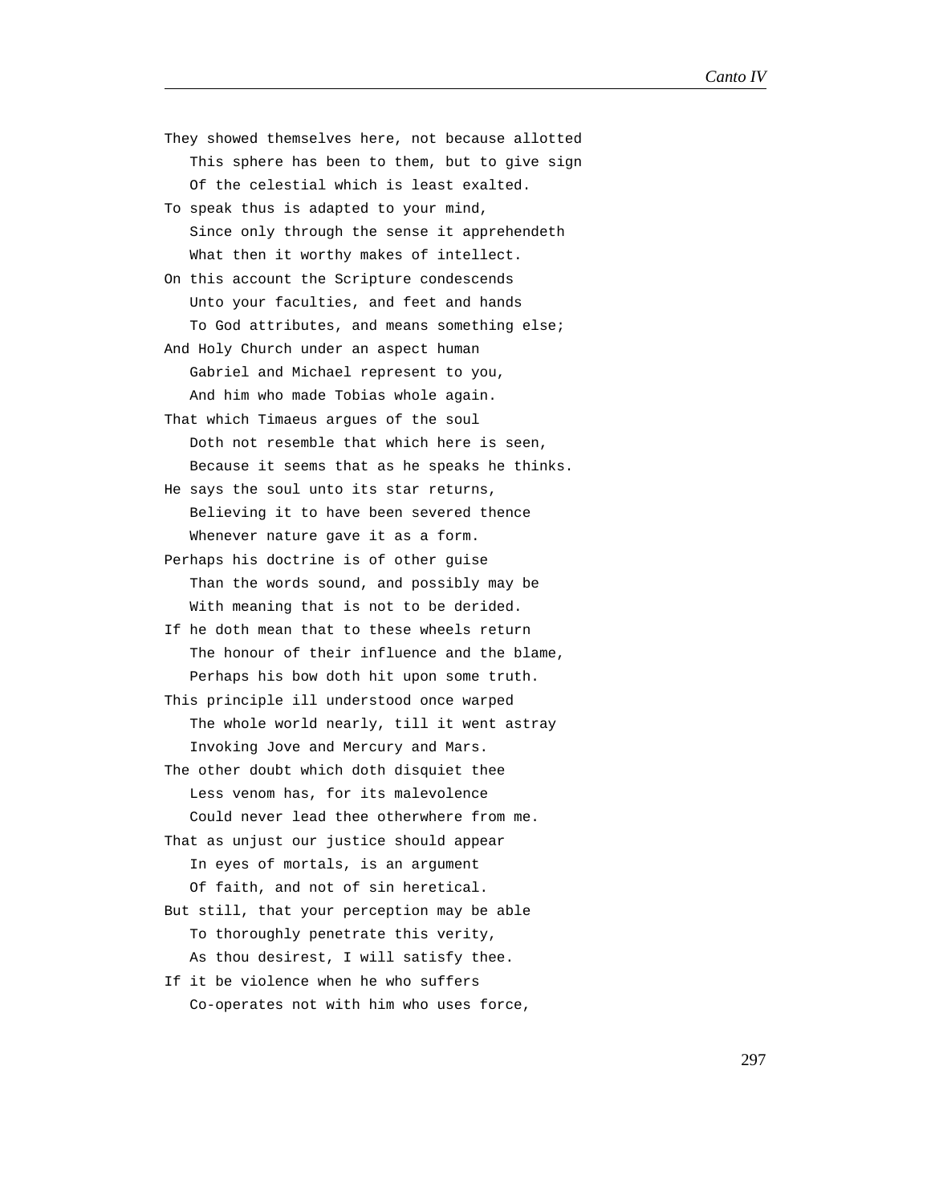They showed themselves here, not because allotted
   This sphere has been to them, but to give sign
   Of the celestial which is least exalted.
To speak thus is adapted to your mind,
   Since only through the sense it apprehendeth
   What then it worthy makes of intellect.
On this account the Scripture condescends
   Unto your faculties, and feet and hands
   To God attributes, and means something else;
And Holy Church under an aspect human
   Gabriel and Michael represent to you,
   And him who made Tobias whole again.
That which Timaeus argues of the soul
   Doth not resemble that which here is seen,
   Because it seems that as he speaks he thinks.
He says the soul unto its star returns,
   Believing it to have been severed thence
   Whenever nature gave it as a form.
Perhaps his doctrine is of other guise
   Than the words sound, and possibly may be
   With meaning that is not to be derided.
If he doth mean that to these wheels return
   The honour of their influence and the blame,
   Perhaps his bow doth hit upon some truth.
This principle ill understood once warped
   The whole world nearly, till it went astray
   Invoking Jove and Mercury and Mars.
The other doubt which doth disquiet thee
   Less venom has, for its malevolence
   Could never lead thee otherwhere from me.
That as unjust our justice should appear
   In eyes of mortals, is an argument
   Of faith, and not of sin heretical.
But still, that your perception may be able
   To thoroughly penetrate this verity,
   As thou desirest, I will satisfy thee.
If it be violence when he who suffers
   Co-operates not with him who uses force,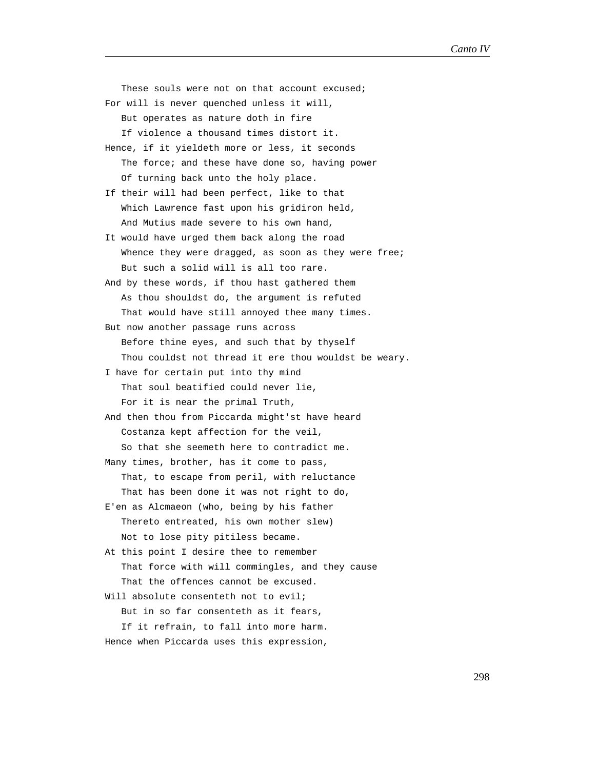These souls were not on that account excused;
For will is never quenched unless it will,
   But operates as nature doth in fire
   If violence a thousand times distort it.
Hence, if it yieldeth more or less, it seconds
   The force; and these have done so, having power
   Of turning back unto the holy place.
If their will had been perfect, like to that
   Which Lawrence fast upon his gridiron held,
   And Mutius made severe to his own hand,
It would have urged them back along the road
   Whence they were dragged, as soon as they were free;
   But such a solid will is all too rare.
And by these words, if thou hast gathered them
   As thou shouldst do, the argument is refuted
   That would have still annoyed thee many times.
But now another passage runs across
   Before thine eyes, and such that by thyself
   Thou couldst not thread it ere thou wouldst be weary.
I have for certain put into thy mind
   That soul beatified could never lie,
   For it is near the primal Truth,
And then thou from Piccarda might'st have heard
   Costanza kept affection for the veil,
   So that she seemeth here to contradict me.
Many times, brother, has it come to pass,
   That, to escape from peril, with reluctance
   That has been done it was not right to do,
E'en as Alcmaeon (who, being by his father
   Thereto entreated, his own mother slew)
   Not to lose pity pitiless became.
At this point I desire thee to remember
   That force with will commingles, and they cause
   That the offences cannot be excused.
Will absolute consenteth not to evil;
   But in so far consenteth as it fears,
   If it refrain, to fall into more harm.
Hence when Piccarda uses this expression,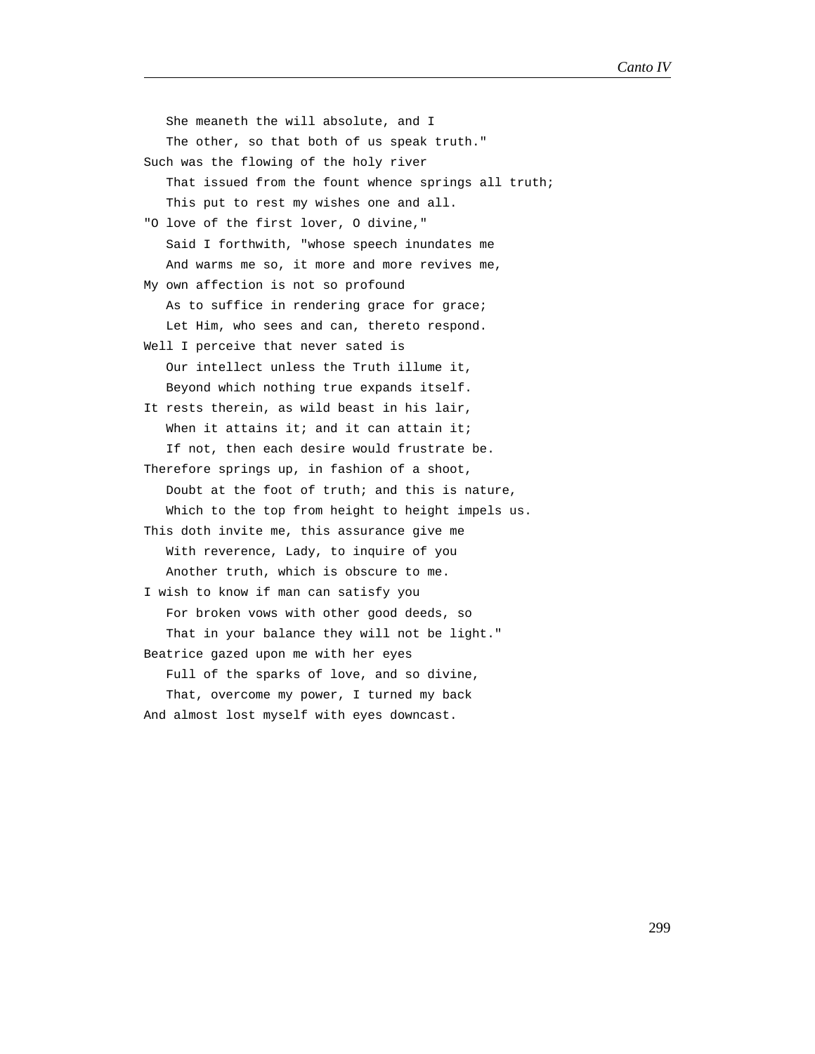She meaneth the will absolute, and I  
The other, so that both of us speak truth."  
Such was the flowing of the holy river  
That issued from the fount whence springs all truth;  
This put to rest my wishes one and all.  
"O love of the first lover, O divine,"  
Said I forthwith, "whose speech inundates me  
And warms me so, it more and more revives me,  
My own affection is not so profound  
As to suffice in rendering grace for grace;  
Let Him, who sees and can, thereto respond.  
Well I perceive that never sated is  
Our intellect unless the Truth illume it,  
Beyond which nothing true expands itself.  
It rests therein, as wild beast in his lair,  
When it attains it; and it can attain it;  
If not, then each desire would frustrate be.  
Therefore springs up, in fashion of a shoot,  
Doubt at the foot of truth; and this is nature,  
Which to the top from height to height impels us.  
This doth invite me, this assurance give me  
With reverence, Lady, to inquire of you  
Another truth, which is obscure to me.  
I wish to know if man can satisfy you  
For broken vows with other good deeds, so  
That in your balance they will not be light."  
Beatrice gazed upon me with her eyes  
Full of the sparks of love, and so divine,  
That, overcome my power, I turned my back  
And almost lost myself with eyes downcast.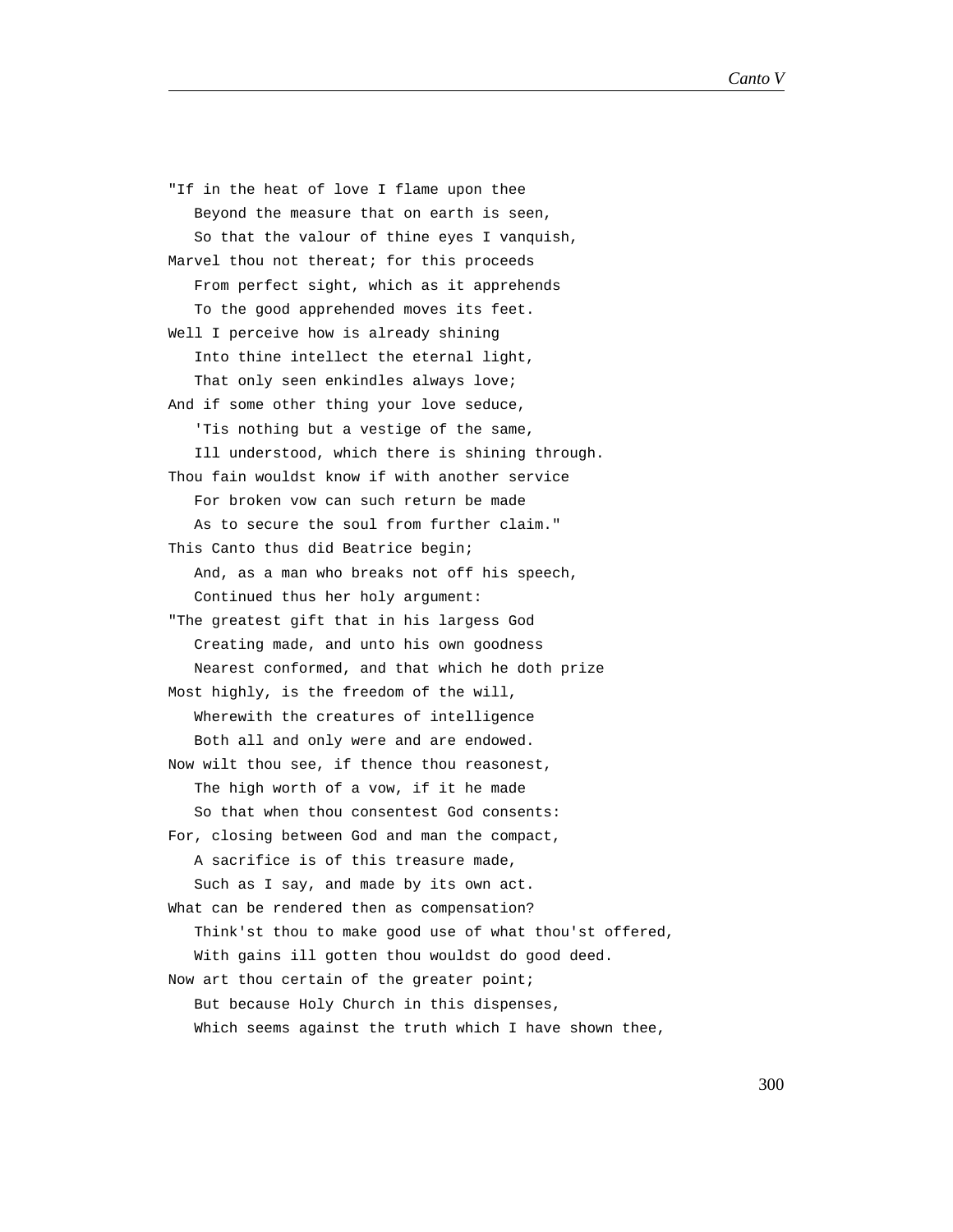"If in the heat of love I flame upon thee  
   Beyond the measure that on earth is seen,  
   So that the valour of thine eyes I vanquish,  
Marvel thou not thereat; for this proceeds  
   From perfect sight, which as it apprehends  
   To the good apprehended moves its feet.  
Well I perceive how is already shining  
   Into thine intellect the eternal light,  
   That only seen enkindles always love;  
And if some other thing your love seduce,  
   'Tis nothing but a vestige of the same,  
   Ill understood, which there is shining through.  
Thou fain wouldst know if with another service  
   For broken vow can such return be made  
   As to secure the soul from further claim."  
This Canto thus did Beatrice begin;  
   And, as a man who breaks not off his speech,  
   Continued thus her holy argument:  
"The greatest gift that in his largess God  
   Creating made, and unto his own goodness  
   Nearest conformed, and that which he doth prize  
Most highly, is the freedom of the will,  
   Wherewith the creatures of intelligence  
   Both all and only were and are endowed.  
Now wilt thou see, if thence thou reasonest,  
   The high worth of a vow, if it he made  
   So that when thou consentest God consents:  
For, closing between God and man the compact,  
   A sacrifice is of this treasure made,  
   Such as I say, and made by its own act.  
What can be rendered then as compensation?  
   Think'st thou to make good use of what thou'st offered,  
   With gains ill gotten thou wouldst do good deed.  
Now art thou certain of the greater point;  
   But because Holy Church in this dispenses,  
   Which seems against the truth which I have shown thee,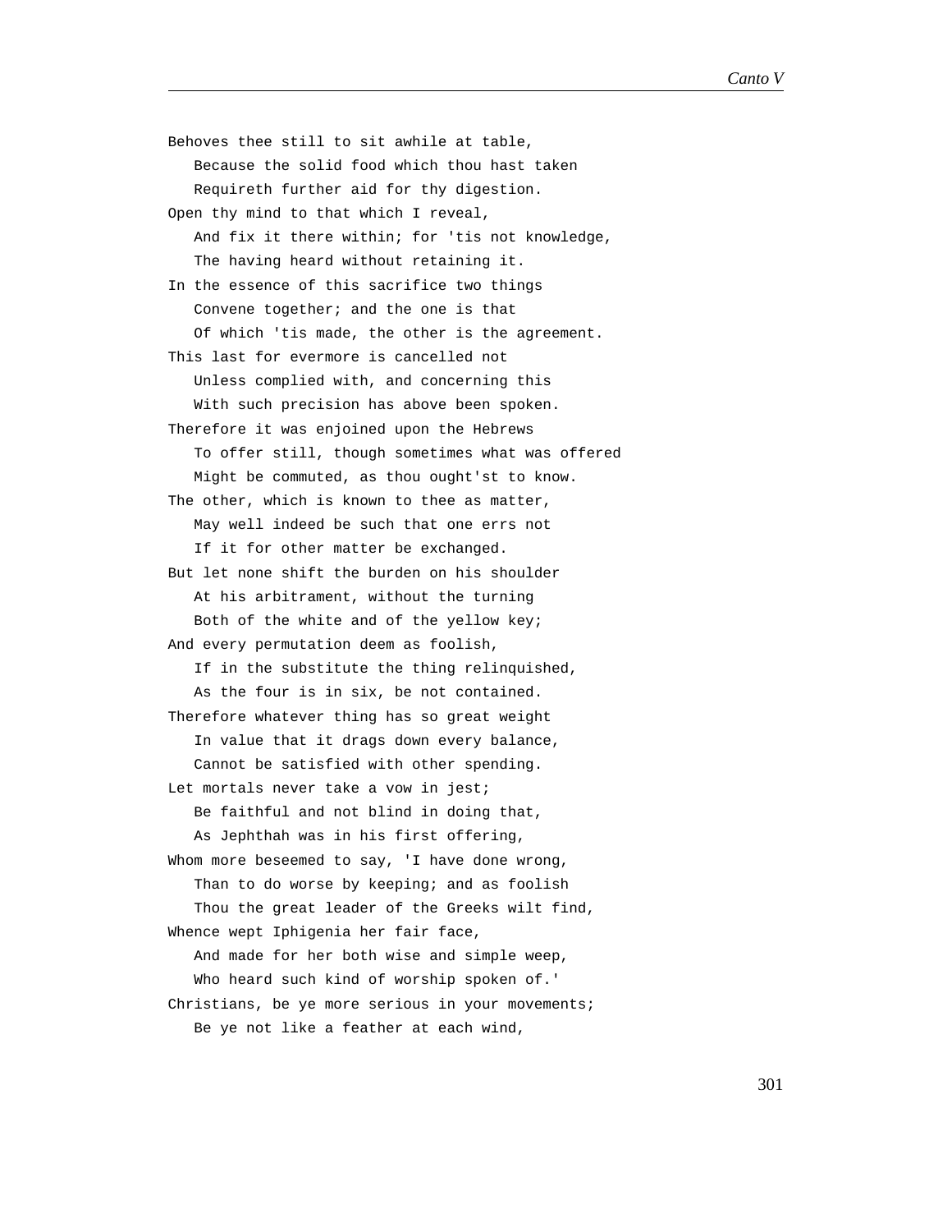Behoves thee still to sit awhile at table,
   Because the solid food which thou hast taken
   Requireth further aid for thy digestion.
Open thy mind to that which I reveal,
   And fix it there within; for 'tis not knowledge,
   The having heard without retaining it.
In the essence of this sacrifice two things
   Convene together; and the one is that
   Of which 'tis made, the other is the agreement.
This last for evermore is cancelled not
   Unless complied with, and concerning this
   With such precision has above been spoken.
Therefore it was enjoined upon the Hebrews
   To offer still, though sometimes what was offered
   Might be commuted, as thou ought'st to know.
The other, which is known to thee as matter,
   May well indeed be such that one errs not
   If it for other matter be exchanged.
But let none shift the burden on his shoulder
   At his arbitrament, without the turning
   Both of the white and of the yellow key;
And every permutation deem as foolish,
   If in the substitute the thing relinquished,
   As the four is in six, be not contained.
Therefore whatever thing has so great weight
   In value that it drags down every balance,
   Cannot be satisfied with other spending.
Let mortals never take a vow in jest;
   Be faithful and not blind in doing that,
   As Jephthah was in his first offering,
Whom more beseemed to say, 'I have done wrong,
   Than to do worse by keeping; and as foolish
   Thou the great leader of the Greeks wilt find,
Whence wept Iphigenia her fair face,
   And made for her both wise and simple weep,
   Who heard such kind of worship spoken of.'
Christians, be ye more serious in your movements;
   Be ye not like a feather at each wind,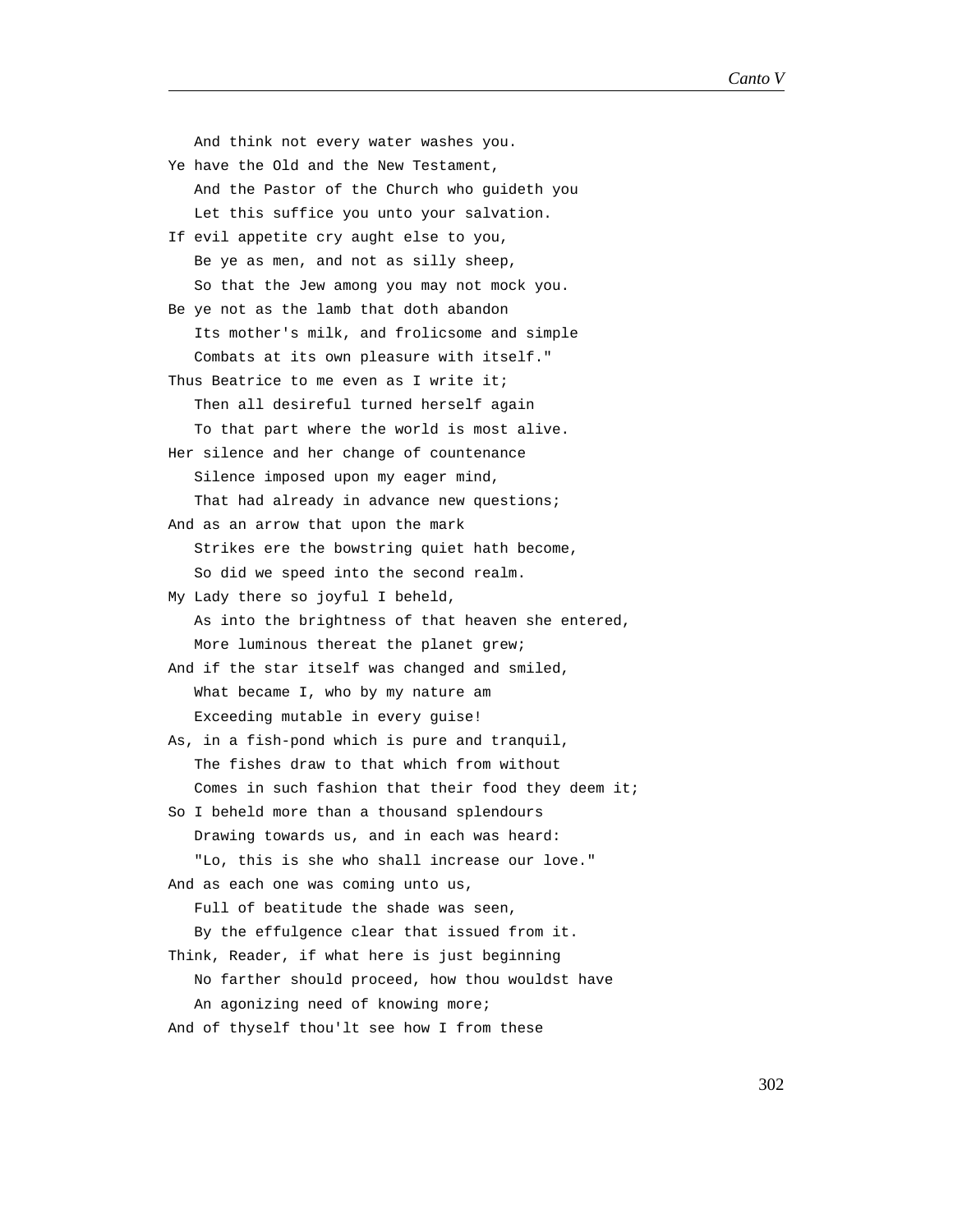And think not every water washes you.  
Ye have the Old and the New Testament,  
And the Pastor of the Church who guideth you  
Let this suffice you unto your salvation.  
If evil appetite cry aught else to you,  
Be ye as men, and not as silly sheep,  
So that the Jew among you may not mock you.  
Be ye not as the lamb that doth abandon  
Its mother's milk, and frolicsome and simple  
Combats at its own pleasure with itself."  
Thus Beatrice to me even as I write it;  
Then all desireful turned herself again  
To that part where the world is most alive.  
Her silence and her change of countenance  
Silence imposed upon my eager mind,  
That had already in advance new questions;  
And as an arrow that upon the mark  
Strikes ere the bowstring quiet hath become,  
So did we speed into the second realm.  
My Lady there so joyful I beheld,  
As into the brightness of that heaven she entered,  
More luminous thereat the planet grew;  
And if the star itself was changed and smiled,  
What became I, who by my nature am  
Exceeding mutable in every guise!  
As, in a fish-pond which is pure and tranquil,  
The fishes draw to that which from without  
Comes in such fashion that their food they deem it;  
So I beheld more than a thousand splendours  
Drawing towards us, and in each was heard:  
"Lo, this is she who shall increase our love."  
And as each one was coming unto us,  
Full of beatitude the shade was seen,  
By the effulgence clear that issued from it.  
Think, Reader, if what here is just beginning  
No farther should proceed, how thou wouldst have  
An agonizing need of knowing more;  
And of thyself thou'lt see how I from these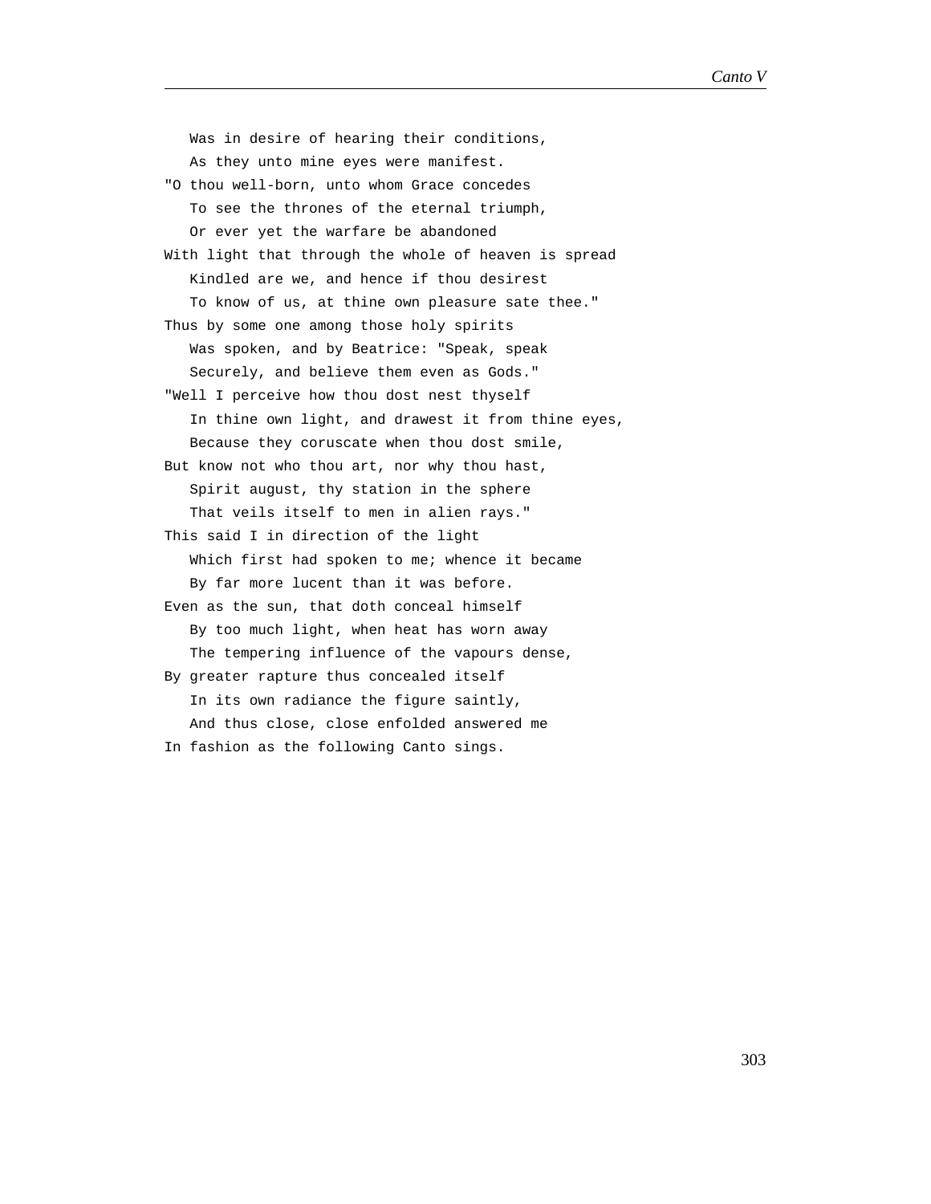Was in desire of hearing their conditions,
   As they unto mine eyes were manifest.
"O thou well-born, unto whom Grace concedes
   To see the thrones of the eternal triumph,
   Or ever yet the warfare be abandoned
With light that through the whole of heaven is spread
   Kindled are we, and hence if thou desirest
   To know of us, at thine own pleasure sate thee."
Thus by some one among those holy spirits
   Was spoken, and by Beatrice: "Speak, speak
   Securely, and believe them even as Gods."
"Well I perceive how thou dost nest thyself
   In thine own light, and drawest it from thine eyes,
   Because they coruscate when thou dost smile,
But know not who thou art, nor why thou hast,
   Spirit august, thy station in the sphere
   That veils itself to men in alien rays."
This said I in direction of the light
   Which first had spoken to me; whence it became
   By far more lucent than it was before.
Even as the sun, that doth conceal himself
   By too much light, when heat has worn away
   The tempering influence of the vapours dense,
By greater rapture thus concealed itself
   In its own radiance the figure saintly,
   And thus close, close enfolded answered me
In fashion as the following Canto sings.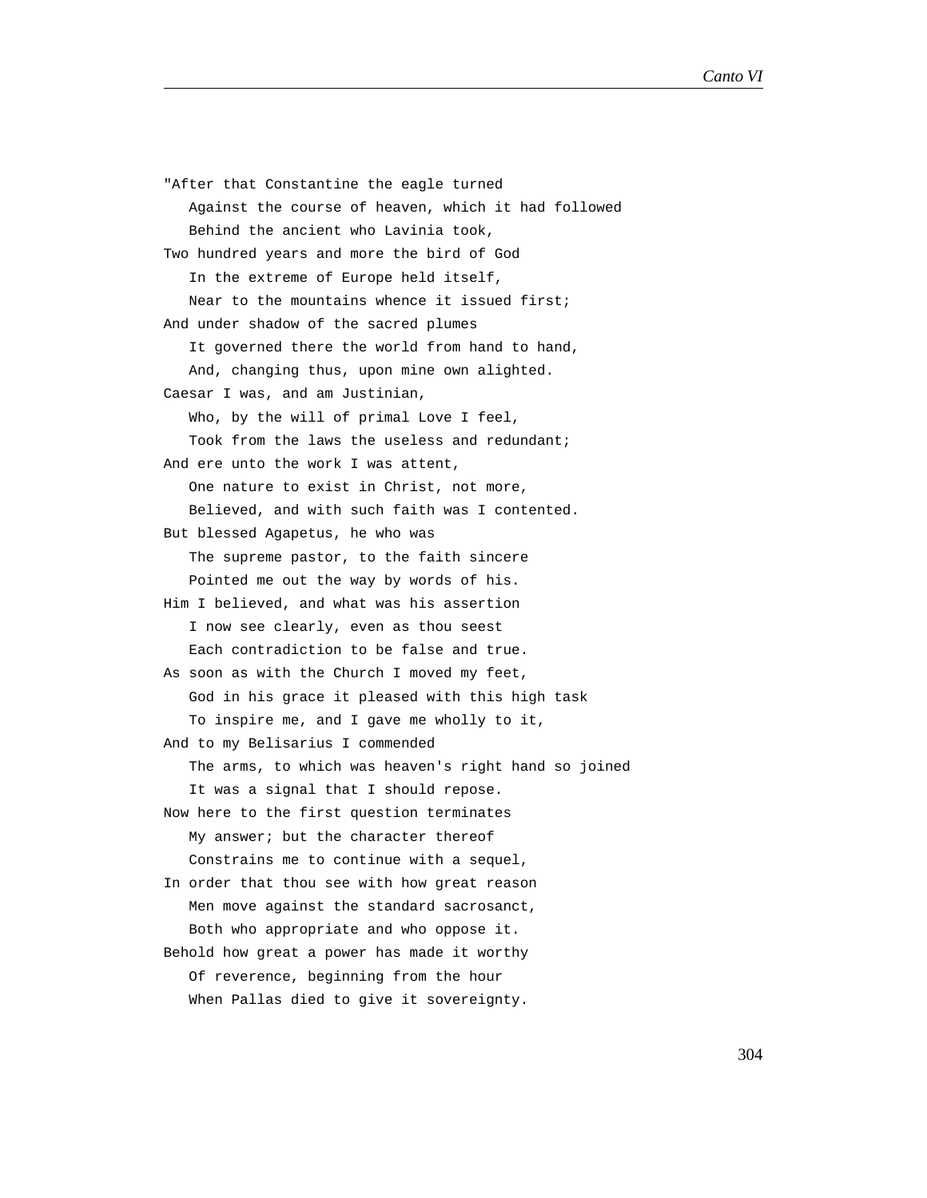"After that Constantine the eagle turned
   Against the course of heaven, which it had followed
   Behind the ancient who Lavinia took,
Two hundred years and more the bird of God
   In the extreme of Europe held itself,
   Near to the mountains whence it issued first;
And under shadow of the sacred plumes
   It governed there the world from hand to hand,
   And, changing thus, upon mine own alighted.
Caesar I was, and am Justinian,
   Who, by the will of primal Love I feel,
   Took from the laws the useless and redundant;
And ere unto the work I was attent,
   One nature to exist in Christ, not more,
   Believed, and with such faith was I contented.
But blessed Agapetus, he who was
   The supreme pastor, to the faith sincere
   Pointed me out the way by words of his.
Him I believed, and what was his assertion
   I now see clearly, even as thou seest
   Each contradiction to be false and true.
As soon as with the Church I moved my feet,
   God in his grace it pleased with this high task
   To inspire me, and I gave me wholly to it,
And to my Belisarius I commended
   The arms, to which was heaven's right hand so joined
   It was a signal that I should repose.
Now here to the first question terminates
   My answer; but the character thereof
   Constrains me to continue with a sequel,
In order that thou see with how great reason
   Men move against the standard sacrosanct,
   Both who appropriate and who oppose it.
Behold how great a power has made it worthy
   Of reverence, beginning from the hour
   When Pallas died to give it sovereignty.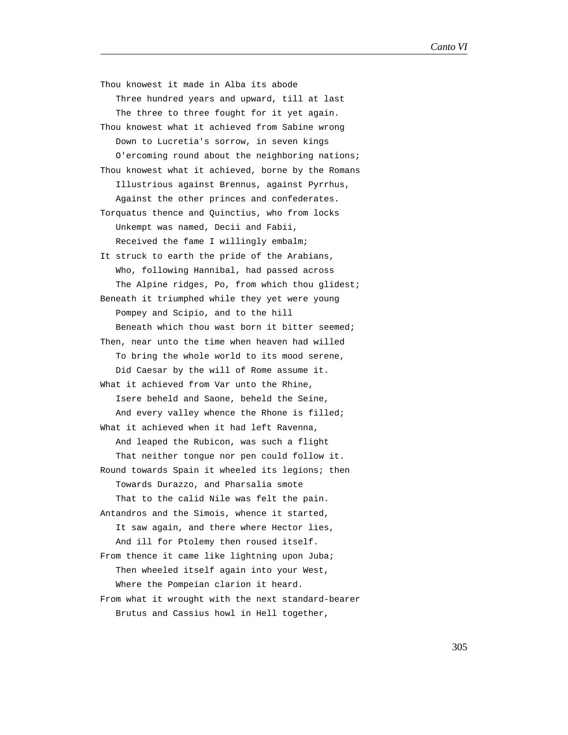Thou knowest it made in Alba its abode
   Three hundred years and upward, till at last
   The three to three fought for it yet again.
Thou knowest what it achieved from Sabine wrong
   Down to Lucretia's sorrow, in seven kings
   O'ercoming round about the neighboring nations;
Thou knowest what it achieved, borne by the Romans
   Illustrious against Brennus, against Pyrrhus,
   Against the other princes and confederates.
Torquatus thence and Quinctius, who from locks
   Unkempt was named, Decii and Fabii,
   Received the fame I willingly embalm;
It struck to earth the pride of the Arabians,
   Who, following Hannibal, had passed across
   The Alpine ridges, Po, from which thou glidest;
Beneath it triumphed while they yet were young
   Pompey and Scipio, and to the hill
   Beneath which thou wast born it bitter seemed;
Then, near unto the time when heaven had willed
   To bring the whole world to its mood serene,
   Did Caesar by the will of Rome assume it.
What it achieved from Var unto the Rhine,
   Isere beheld and Saone, beheld the Seine,
   And every valley whence the Rhone is filled;
What it achieved when it had left Ravenna,
   And leaped the Rubicon, was such a flight
   That neither tongue nor pen could follow it.
Round towards Spain it wheeled its legions; then
   Towards Durazzo, and Pharsalia smote
   That to the calid Nile was felt the pain.
Antandros and the Simois, whence it started,
   It saw again, and there where Hector lies,
   And ill for Ptolemy then roused itself.
From thence it came like lightning upon Juba;
   Then wheeled itself again into your West,
   Where the Pompeian clarion it heard.
From what it wrought with the next standard-bearer
   Brutus and Cassius howl in Hell together,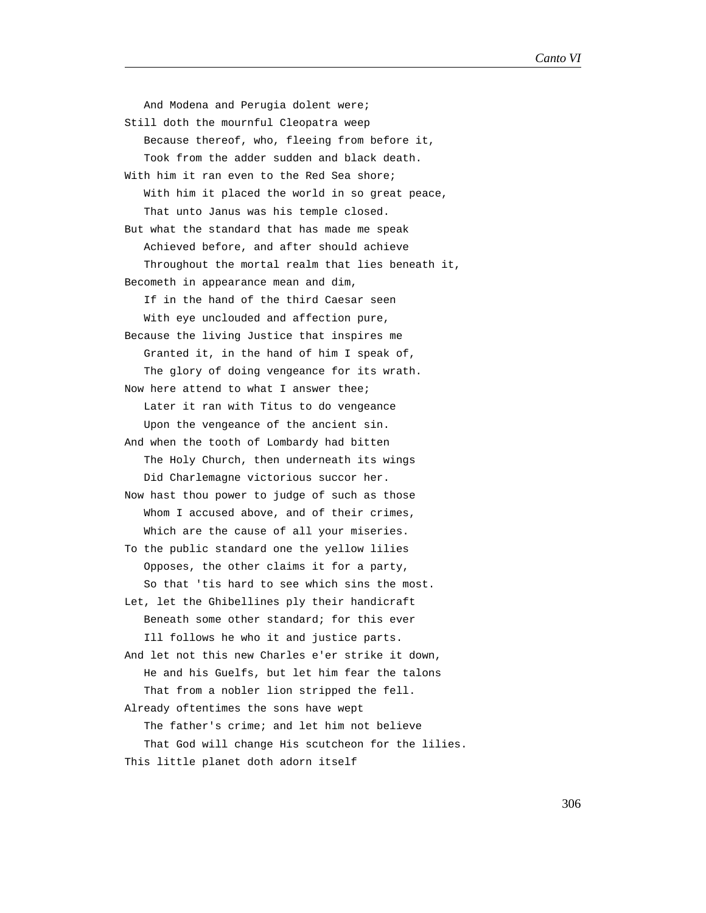And Modena and Perugia dolent were;  
Still doth the mournful Cleopatra weep  
Because thereof, who, fleeing from before it,  
Took from the adder sudden and black death.  
With him it ran even to the Red Sea shore;  
With him it placed the world in so great peace,  
That unto Janus was his temple closed.  
But what the standard that has made me speak  
Achieved before, and after should achieve  
Throughout the mortal realm that lies beneath it,  
Becometh in appearance mean and dim,  
If in the hand of the third Caesar seen  
With eye unclouded and affection pure,  
Because the living Justice that inspires me  
Granted it, in the hand of him I speak of,  
The glory of doing vengeance for its wrath.  
Now here attend to what I answer thee;  
Later it ran with Titus to do vengeance  
Upon the vengeance of the ancient sin.  
And when the tooth of Lombardy had bitten  
The Holy Church, then underneath its wings  
Did Charlemagne victorious succor her.  
Now hast thou power to judge of such as those  
Whom I accused above, and of their crimes,  
Which are the cause of all your miseries.  
To the public standard one the yellow lilies  
Opposes, the other claims it for a party,  
So that 'tis hard to see which sins the most.  
Let, let the Ghibellines ply their handicraft  
Beneath some other standard; for this ever  
Ill follows he who it and justice parts.  
And let not this new Charles e'er strike it down,  
He and his Guelfs, but let him fear the talons  
That from a nobler lion stripped the fell.  
Already oftentimes the sons have wept  
The father's crime; and let him not believe  
That God will change His scutcheon for the lilies.  
This little planet doth adorn itself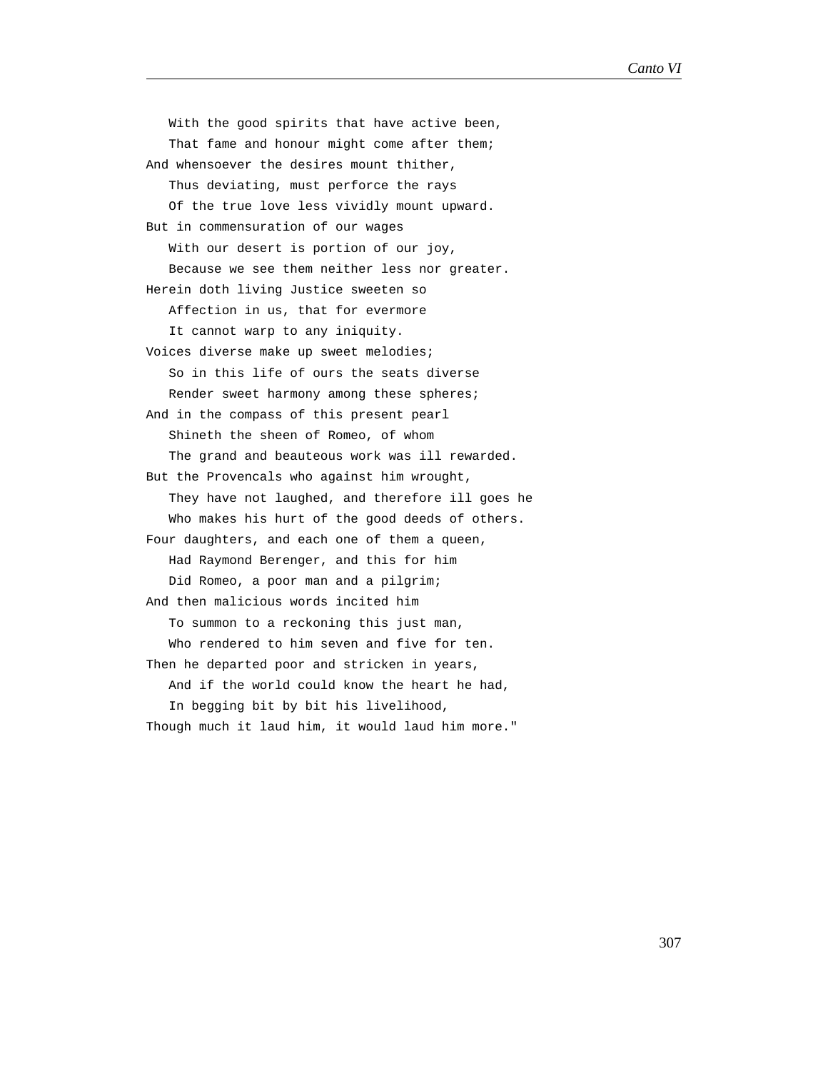With the good spirits that have active been,
   That fame and honour might come after them;
And whensoever the desires mount thither,
   Thus deviating, must perforce the rays
   Of the true love less vividly mount upward.
But in commensuration of our wages
   With our desert is portion of our joy,
   Because we see them neither less nor greater.
Herein doth living Justice sweeten so
   Affection in us, that for evermore
   It cannot warp to any iniquity.
Voices diverse make up sweet melodies;
   So in this life of ours the seats diverse
   Render sweet harmony among these spheres;
And in the compass of this present pearl
   Shineth the sheen of Romeo, of whom
   The grand and beauteous work was ill rewarded.
But the Provencals who against him wrought,
   They have not laughed, and therefore ill goes he
   Who makes his hurt of the good deeds of others.
Four daughters, and each one of them a queen,
   Had Raymond Berenger, and this for him
   Did Romeo, a poor man and a pilgrim;
And then malicious words incited him
   To summon to a reckoning this just man,
   Who rendered to him seven and five for ten.
Then he departed poor and stricken in years,
   And if the world could know the heart he had,
   In begging bit by bit his livelihood,
Though much it laud him, it would laud him more."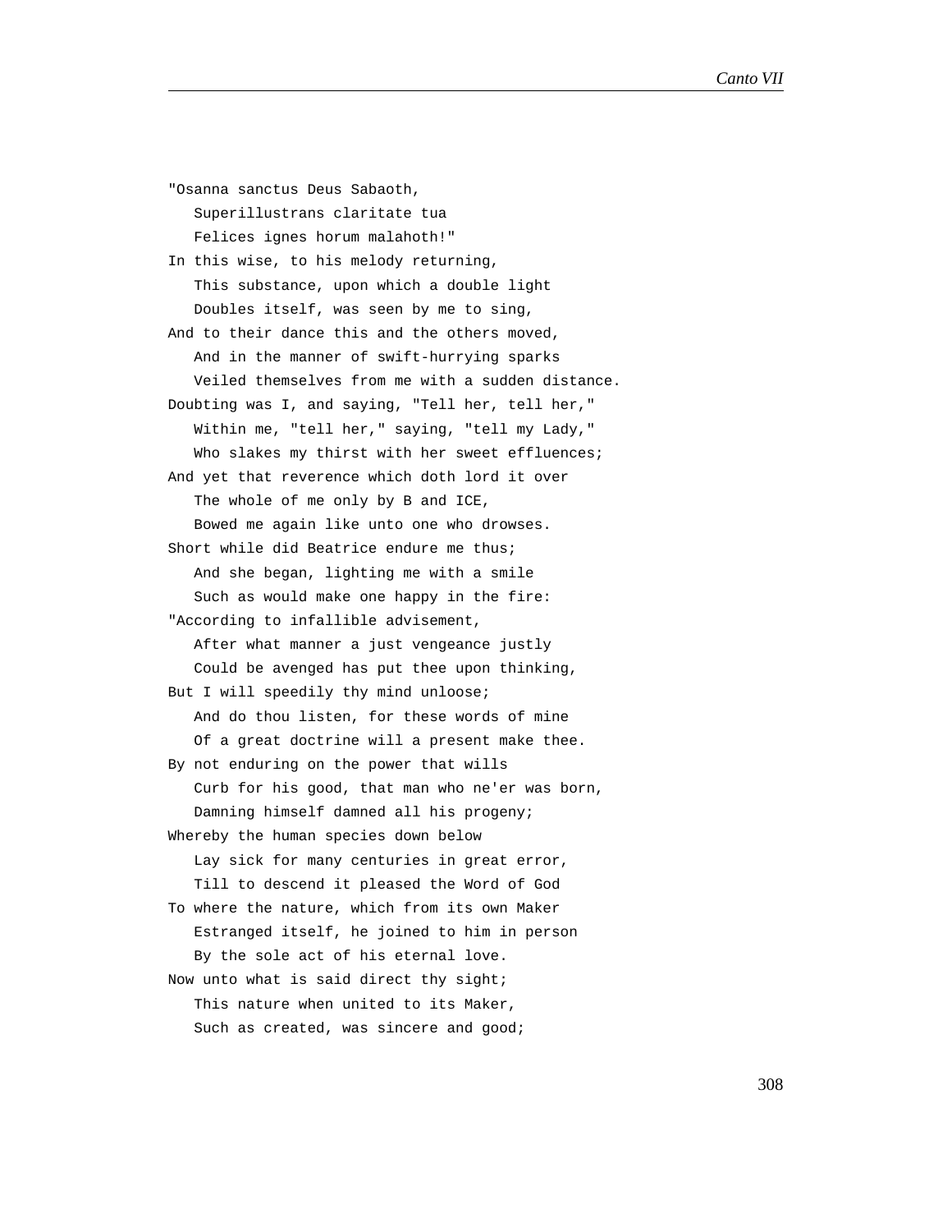"Osanna sanctus Deus Sabaoth,
   Superillustrans claritate tua
   Felices ignes horum malahoth!"
In this wise, to his melody returning,
   This substance, upon which a double light
   Doubles itself, was seen by me to sing,
And to their dance this and the others moved,
   And in the manner of swift-hurrying sparks
   Veiled themselves from me with a sudden distance.
Doubting was I, and saying, "Tell her, tell her,"
   Within me, "tell her," saying, "tell my Lady,"
   Who slakes my thirst with her sweet effluences;
And yet that reverence which doth lord it over
   The whole of me only by B and ICE,
   Bowed me again like unto one who drowses.
Short while did Beatrice endure me thus;
   And she began, lighting me with a smile
   Such as would make one happy in the fire:
"According to infallible advisement,
   After what manner a just vengeance justly
   Could be avenged has put thee upon thinking,
But I will speedily thy mind unloose;
   And do thou listen, for these words of mine
   Of a great doctrine will a present make thee.
By not enduring on the power that wills
   Curb for his good, that man who ne'er was born,
   Damning himself damned all his progeny;
Whereby the human species down below
   Lay sick for many centuries in great error,
   Till to descend it pleased the Word of God
To where the nature, which from its own Maker
   Estranged itself, he joined to him in person
   By the sole act of his eternal love.
Now unto what is said direct thy sight;
   This nature when united to its Maker,
   Such as created, was sincere and good;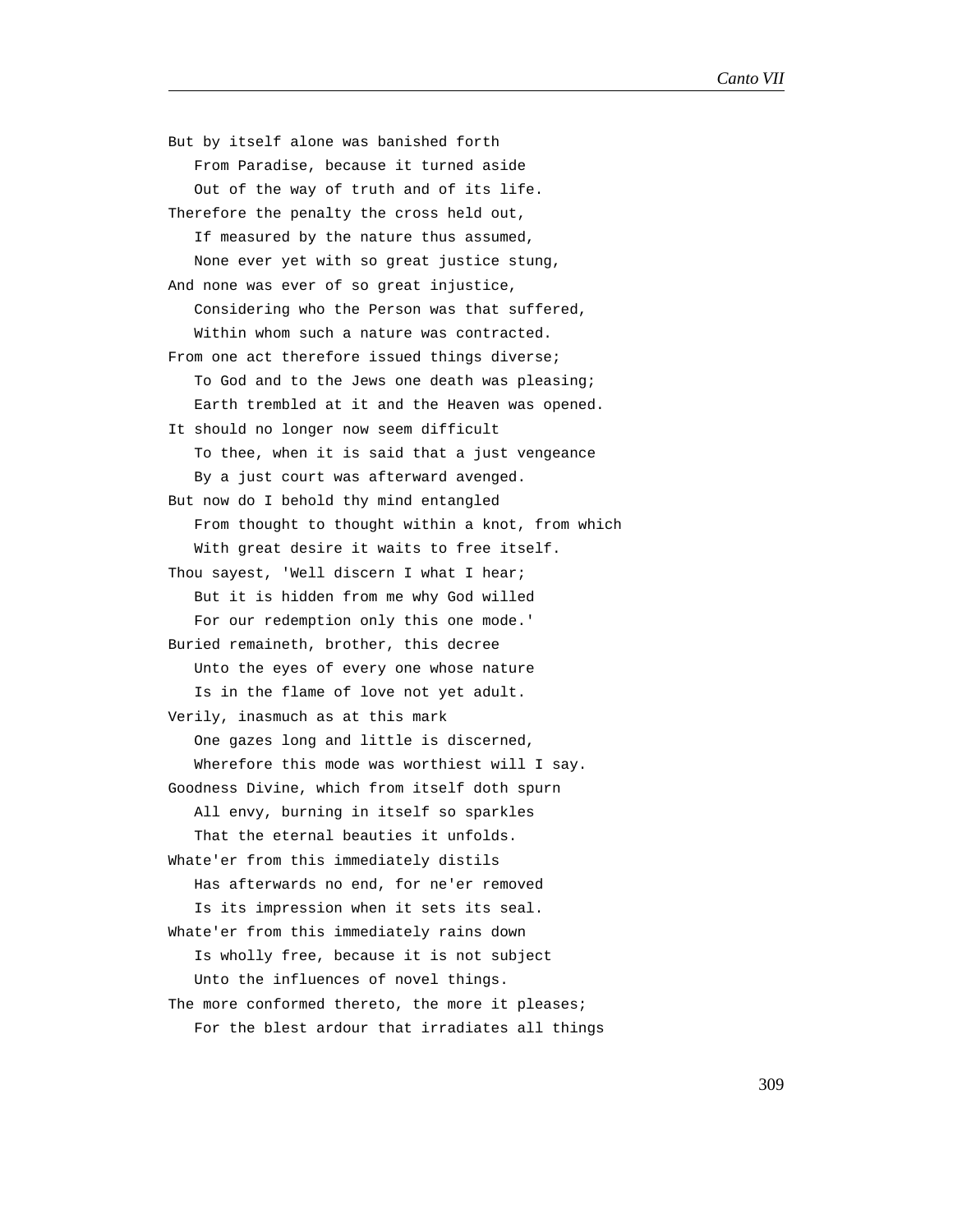But by itself alone was banished forth
   From Paradise, because it turned aside
   Out of the way of truth and of its life.
Therefore the penalty the cross held out,
   If measured by the nature thus assumed,
   None ever yet with so great justice stung,
And none was ever of so great injustice,
   Considering who the Person was that suffered,
   Within whom such a nature was contracted.
From one act therefore issued things diverse;
   To God and to the Jews one death was pleasing;
   Earth trembled at it and the Heaven was opened.
It should no longer now seem difficult
   To thee, when it is said that a just vengeance
   By a just court was afterward avenged.
But now do I behold thy mind entangled
   From thought to thought within a knot, from which
   With great desire it waits to free itself.
Thou sayest, 'Well discern I what I hear;
   But it is hidden from me why God willed
   For our redemption only this one mode.'
Buried remaineth, brother, this decree
   Unto the eyes of every one whose nature
   Is in the flame of love not yet adult.
Verily, inasmuch as at this mark
   One gazes long and little is discerned,
   Wherefore this mode was worthiest will I say.
Goodness Divine, which from itself doth spurn
   All envy, burning in itself so sparkles
   That the eternal beauties it unfolds.
Whate'er from this immediately distils
   Has afterwards no end, for ne'er removed
   Is its impression when it sets its seal.
Whate'er from this immediately rains down
   Is wholly free, because it is not subject
   Unto the influences of novel things.
The more conformed thereto, the more it pleases;
   For the blest ardour that irradiates all things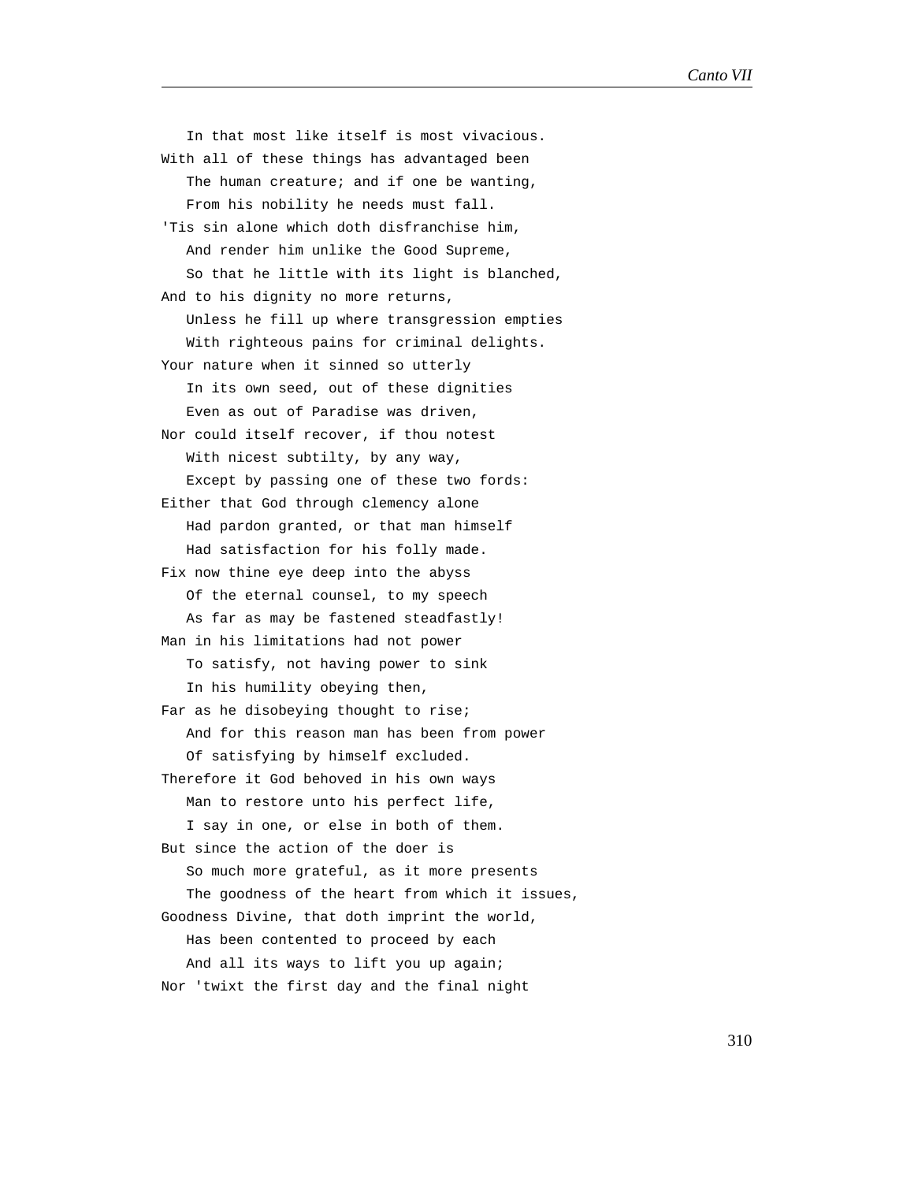In that most like itself is most vivacious.
With all of these things has advantaged been
   The human creature; and if one be wanting,
   From his nobility he needs must fall.
'Tis sin alone which doth disfranchise him,
   And render him unlike the Good Supreme,
   So that he little with its light is blanched,
And to his dignity no more returns,
   Unless he fill up where transgression empties
   With righteous pains for criminal delights.
Your nature when it sinned so utterly
   In its own seed, out of these dignities
   Even as out of Paradise was driven,
Nor could itself recover, if thou notest
   With nicest subtilty, by any way,
   Except by passing one of these two fords:
Either that God through clemency alone
   Had pardon granted, or that man himself
   Had satisfaction for his folly made.
Fix now thine eye deep into the abyss
   Of the eternal counsel, to my speech
   As far as may be fastened steadfastly!
Man in his limitations had not power
   To satisfy, not having power to sink
   In his humility obeying then,
Far as he disobeying thought to rise;
   And for this reason man has been from power
   Of satisfying by himself excluded.
Therefore it God behoved in his own ways
   Man to restore unto his perfect life,
   I say in one, or else in both of them.
But since the action of the doer is
   So much more grateful, as it more presents
   The goodness of the heart from which it issues,
Goodness Divine, that doth imprint the world,
   Has been contented to proceed by each
   And all its ways to lift you up again;
Nor 'twixt the first day and the final night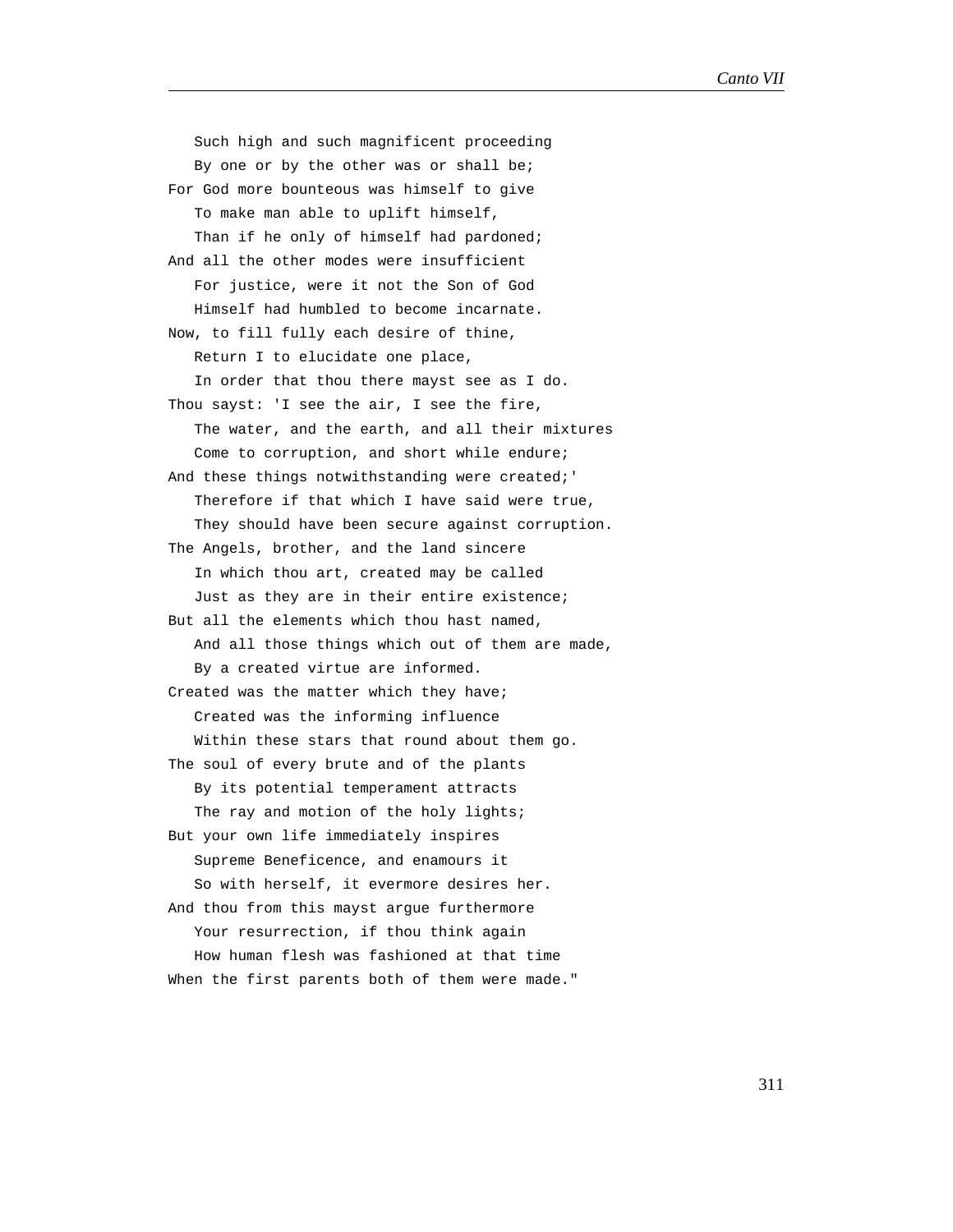Such high and such magnificent proceeding
   By one or by the other was or shall be;
For God more bounteous was himself to give
   To make man able to uplift himself,
   Than if he only of himself had pardoned;
And all the other modes were insufficient
   For justice, were it not the Son of God
   Himself had humbled to become incarnate.
Now, to fill fully each desire of thine,
   Return I to elucidate one place,
   In order that thou there mayst see as I do.
Thou sayst: 'I see the air, I see the fire,
   The water, and the earth, and all their mixtures
   Come to corruption, and short while endure;
And these things notwithstanding were created;'
   Therefore if that which I have said were true,
   They should have been secure against corruption.
The Angels, brother, and the land sincere
   In which thou art, created may be called
   Just as they are in their entire existence;
But all the elements which thou hast named,
   And all those things which out of them are made,
   By a created virtue are informed.
Created was the matter which they have;
   Created was the informing influence
   Within these stars that round about them go.
The soul of every brute and of the plants
   By its potential temperament attracts
   The ray and motion of the holy lights;
But your own life immediately inspires
   Supreme Beneficence, and enamours it
   So with herself, it evermore desires her.
And thou from this mayst argue furthermore
   Your resurrection, if thou think again
   How human flesh was fashioned at that time
When the first parents both of them were made."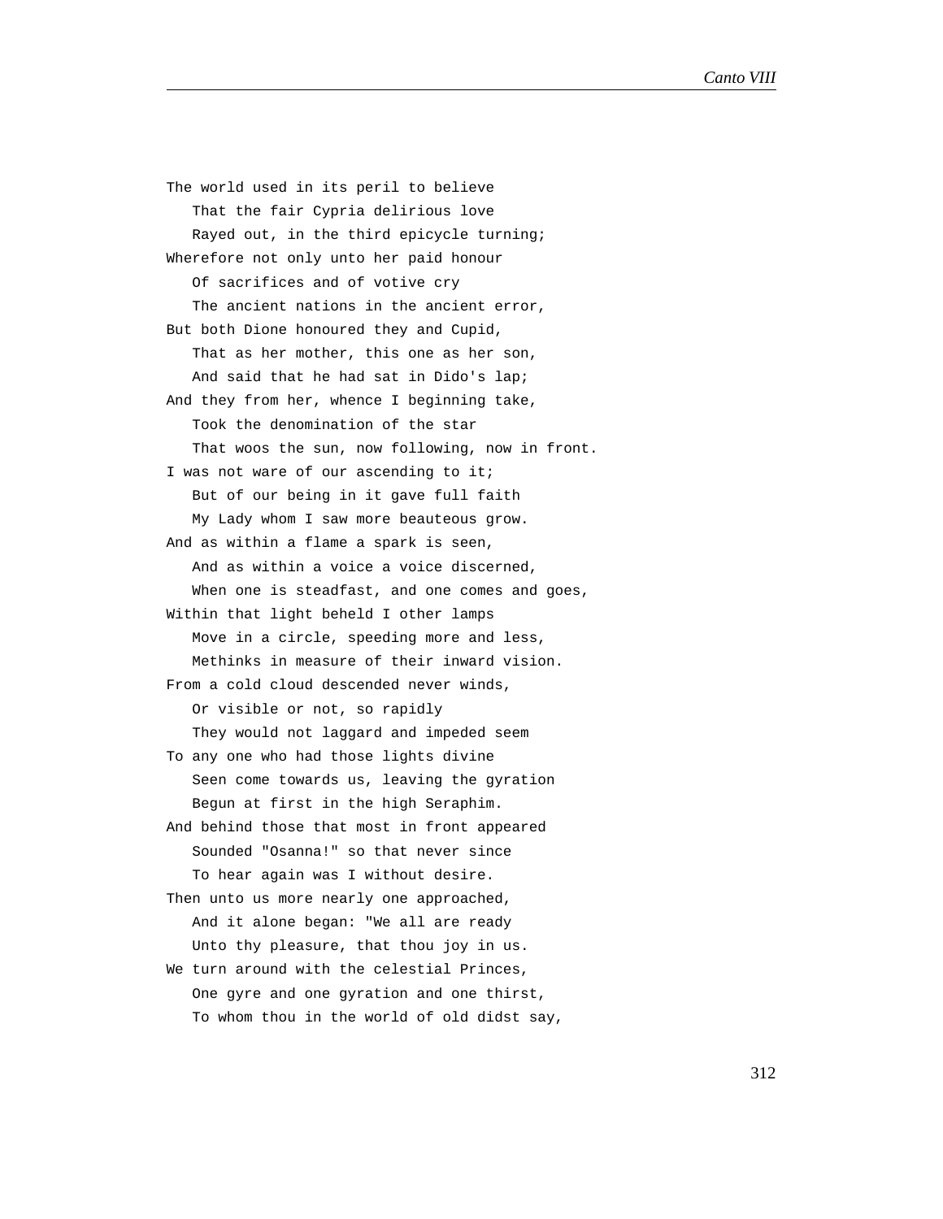The world used in its peril to believe
   That the fair Cypria delirious love
   Rayed out, in the third epicycle turning;
Wherefore not only unto her paid honour
   Of sacrifices and of votive cry
   The ancient nations in the ancient error,
But both Dione honoured they and Cupid,
   That as her mother, this one as her son,
   And said that he had sat in Dido's lap;
And they from her, whence I beginning take,
   Took the denomination of the star
   That woos the sun, now following, now in front.
I was not ware of our ascending to it;
   But of our being in it gave full faith
   My Lady whom I saw more beauteous grow.
And as within a flame a spark is seen,
   And as within a voice a voice discerned,
   When one is steadfast, and one comes and goes,
Within that light beheld I other lamps
   Move in a circle, speeding more and less,
   Methinks in measure of their inward vision.
From a cold cloud descended never winds,
   Or visible or not, so rapidly
   They would not laggard and impeded seem
To any one who had those lights divine
   Seen come towards us, leaving the gyration
   Begun at first in the high Seraphim.
And behind those that most in front appeared
   Sounded "Osanna!" so that never since
   To hear again was I without desire.
Then unto us more nearly one approached,
   And it alone began: "We all are ready
   Unto thy pleasure, that thou joy in us.
We turn around with the celestial Princes,
   One gyre and one gyration and one thirst,
   To whom thou in the world of old didst say,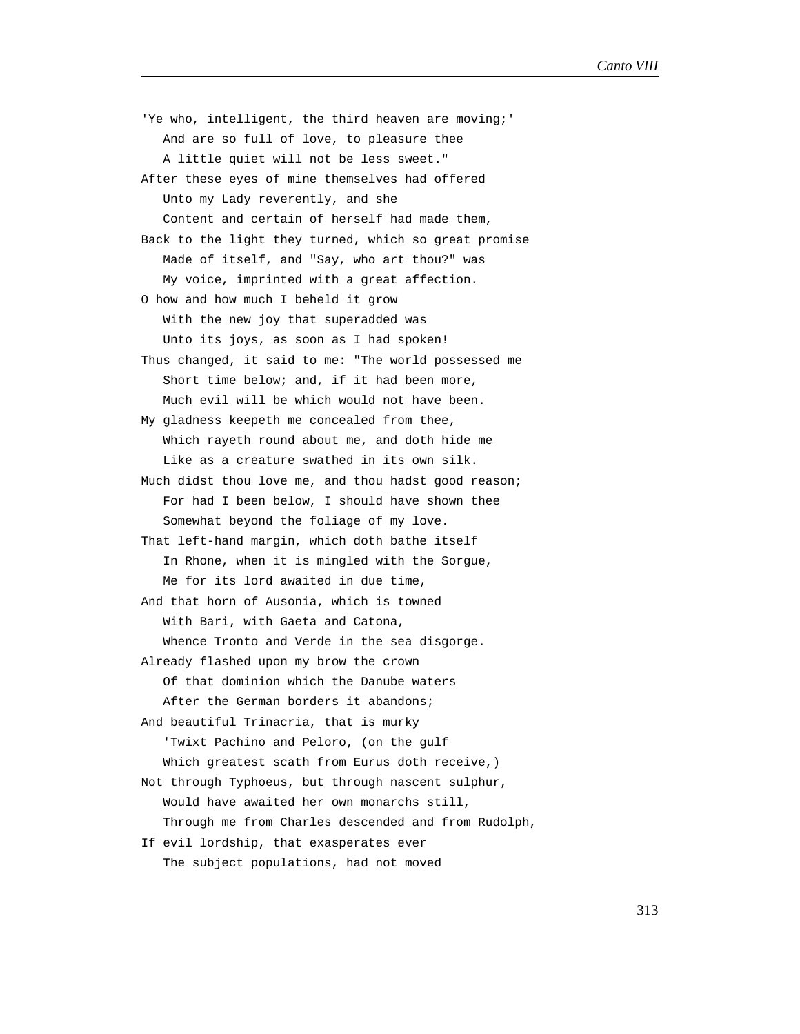'Ye who, intelligent, the third heaven are moving;'
   And are so full of love, to pleasure thee
   A little quiet will not be less sweet."
After these eyes of mine themselves had offered
   Unto my Lady reverently, and she
   Content and certain of herself had made them,
Back to the light they turned, which so great promise
   Made of itself, and "Say, who art thou?" was
   My voice, imprinted with a great affection.
O how and how much I beheld it grow
   With the new joy that superadded was
   Unto its joys, as soon as I had spoken!
Thus changed, it said to me: "The world possessed me
   Short time below; and, if it had been more,
   Much evil will be which would not have been.
My gladness keepeth me concealed from thee,
   Which rayeth round about me, and doth hide me
   Like as a creature swathed in its own silk.
Much didst thou love me, and thou hadst good reason;
   For had I been below, I should have shown thee
   Somewhat beyond the foliage of my love.
That left-hand margin, which doth bathe itself
   In Rhone, when it is mingled with the Sorgue,
   Me for its lord awaited in due time,
And that horn of Ausonia, which is towned
   With Bari, with Gaeta and Catona,
   Whence Tronto and Verde in the sea disgorge.
Already flashed upon my brow the crown
   Of that dominion which the Danube waters
   After the German borders it abandons;
And beautiful Trinacria, that is murky
   'Twixt Pachino and Peloro, (on the gulf
   Which greatest scath from Eurus doth receive,)
Not through Typhoeus, but through nascent sulphur,
   Would have awaited her own monarchs still,
   Through me from Charles descended and from Rudolph,
If evil lordship, that exasperates ever
   The subject populations, had not moved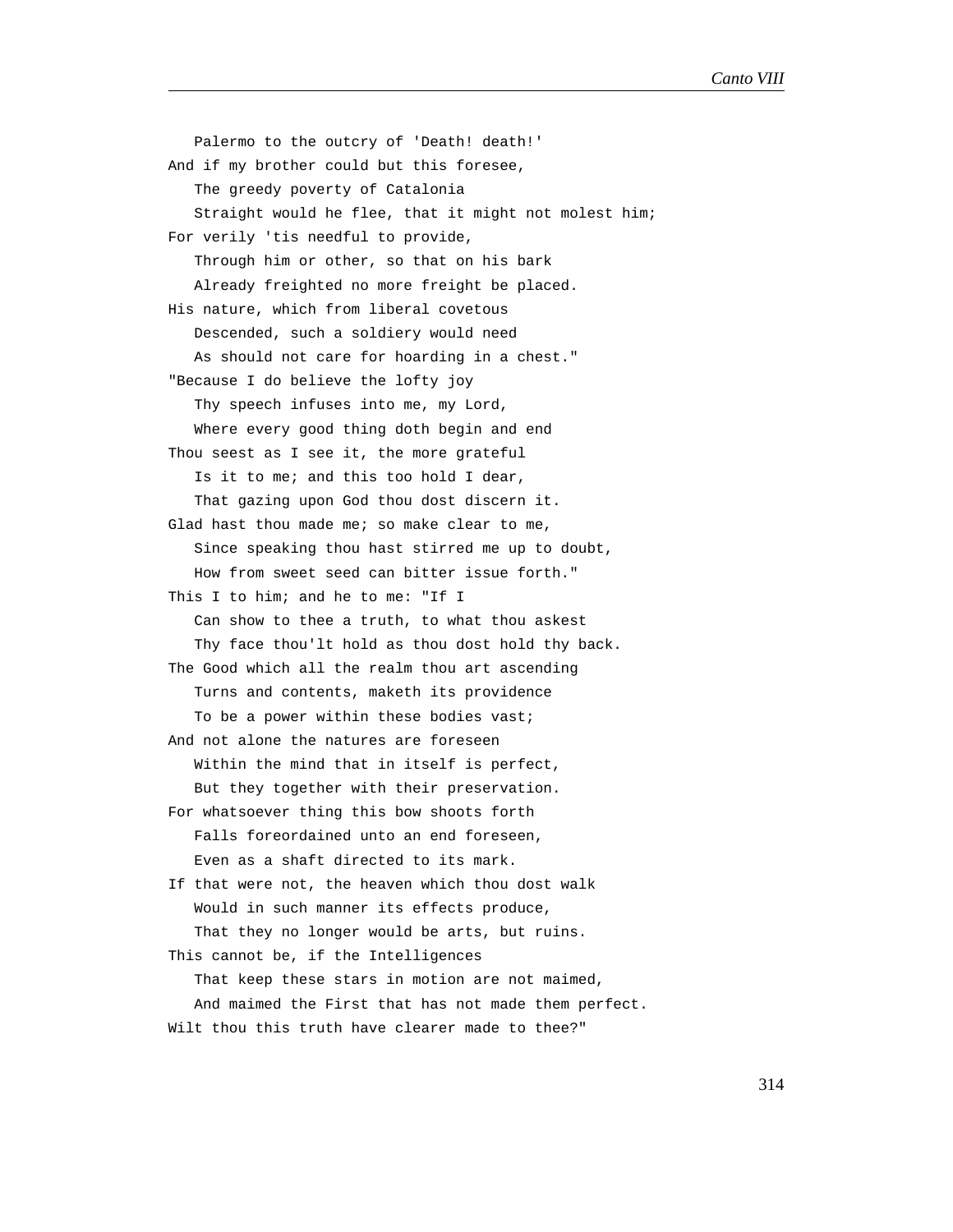Palermo to the outcry of 'Death! death!'
And if my brother could but this foresee,
The greedy poverty of Catalonia
Straight would he flee, that it might not molest him;
For verily 'tis needful to provide,
Through him or other, so that on his bark
Already freighted no more freight be placed.
His nature, which from liberal covetous
Descended, such a soldiery would need
As should not care for hoarding in a chest."
"Because I do believe the lofty joy
Thy speech infuses into me, my Lord,
Where every good thing doth begin and end
Thou seest as I see it, the more grateful
Is it to me; and this too hold I dear,
That gazing upon God thou dost discern it.
Glad hast thou made me; so make clear to me,
Since speaking thou hast stirred me up to doubt,
How from sweet seed can bitter issue forth."
This I to him; and he to me: "If I
Can show to thee a truth, to what thou askest
Thy face thou'lt hold as thou dost hold thy back.
The Good which all the realm thou art ascending
Turns and contents, maketh its providence
To be a power within these bodies vast;
And not alone the natures are foreseen
Within the mind that in itself is perfect,
But they together with their preservation.
For whatsoever thing this bow shoots forth
Falls foreordained unto an end foreseen,
Even as a shaft directed to its mark.
If that were not, the heaven which thou dost walk
Would in such manner its effects produce,
That they no longer would be arts, but ruins.
This cannot be, if the Intelligences
That keep these stars in motion are not maimed,
And maimed the First that has not made them perfect.
Wilt thou this truth have clearer made to thee?"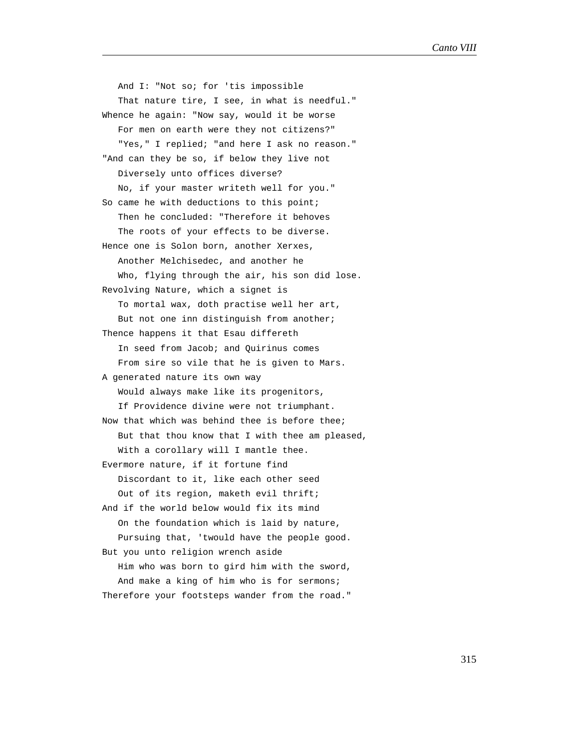And I: "Not so; for 'tis impossible
   That nature tire, I see, in what is needful."
Whence he again: "Now say, would it be worse
   For men on earth were they not citizens?"
   "Yes," I replied; "and here I ask no reason."
"And can they be so, if below they live not
   Diversely unto offices diverse?
   No, if your master writeth well for you."
So came he with deductions to this point;
   Then he concluded: "Therefore it behoves
   The roots of your effects to be diverse.
Hence one is Solon born, another Xerxes,
   Another Melchisedec, and another he
   Who, flying through the air, his son did lose.
Revolving Nature, which a signet is
   To mortal wax, doth practise well her art,
   But not one inn distinguish from another;
Thence happens it that Esau differeth
   In seed from Jacob; and Quirinus comes
   From sire so vile that he is given to Mars.
A generated nature its own way
   Would always make like its progenitors,
   If Providence divine were not triumphant.
Now that which was behind thee is before thee;
   But that thou know that I with thee am pleased,
   With a corollary will I mantle thee.
Evermore nature, if it fortune find
   Discordant to it, like each other seed
   Out of its region, maketh evil thrift;
And if the world below would fix its mind
   On the foundation which is laid by nature,
   Pursuing that, 'twould have the people good.
But you unto religion wrench aside
   Him who was born to gird him with the sword,
   And make a king of him who is for sermons;
Therefore your footsteps wander from the road."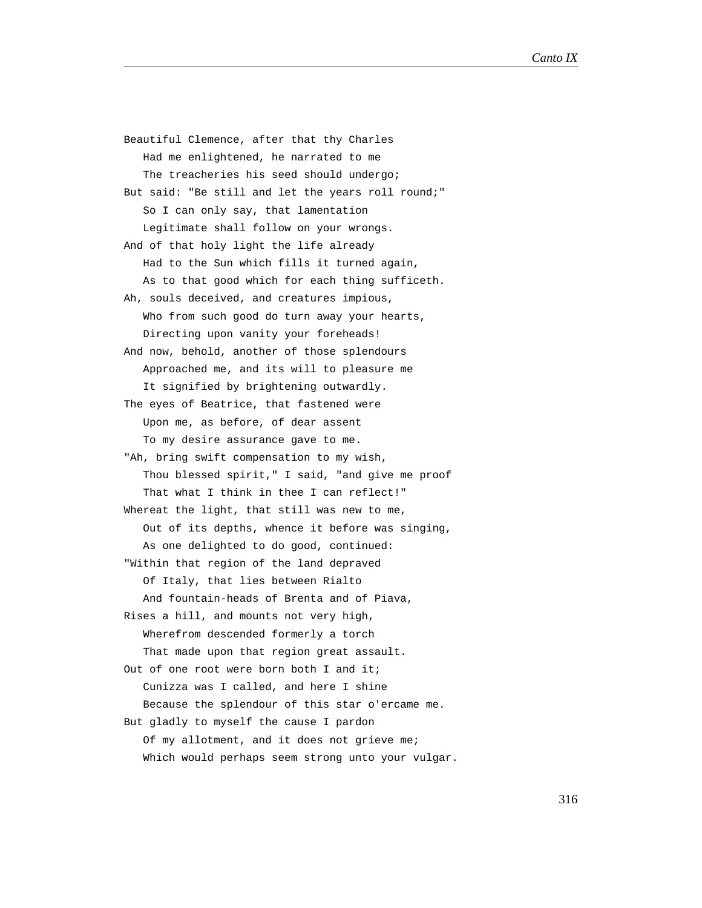Beautiful Clemence, after that thy Charles
   Had me enlightened, he narrated to me
   The treacheries his seed should undergo;
But said: "Be still and let the years roll round;"
   So I can only say, that lamentation
   Legitimate shall follow on your wrongs.
And of that holy light the life already
   Had to the Sun which fills it turned again,
   As to that good which for each thing sufficeth.
Ah, souls deceived, and creatures impious,
   Who from such good do turn away your hearts,
   Directing upon vanity your foreheads!
And now, behold, another of those splendours
   Approached me, and its will to pleasure me
   It signified by brightening outwardly.
The eyes of Beatrice, that fastened were
   Upon me, as before, of dear assent
   To my desire assurance gave to me.
"Ah, bring swift compensation to my wish,
   Thou blessed spirit," I said, "and give me proof
   That what I think in thee I can reflect!"
Whereat the light, that still was new to me,
   Out of its depths, whence it before was singing,
   As one delighted to do good, continued:
"Within that region of the land depraved
   Of Italy, that lies between Rialto
   And fountain-heads of Brenta and of Piava,
Rises a hill, and mounts not very high,
   Wherefrom descended formerly a torch
   That made upon that region great assault.
Out of one root were born both I and it;
   Cunizza was I called, and here I shine
   Because the splendour of this star o'ercame me.
But gladly to myself the cause I pardon
   Of my allotment, and it does not grieve me;
   Which would perhaps seem strong unto your vulgar.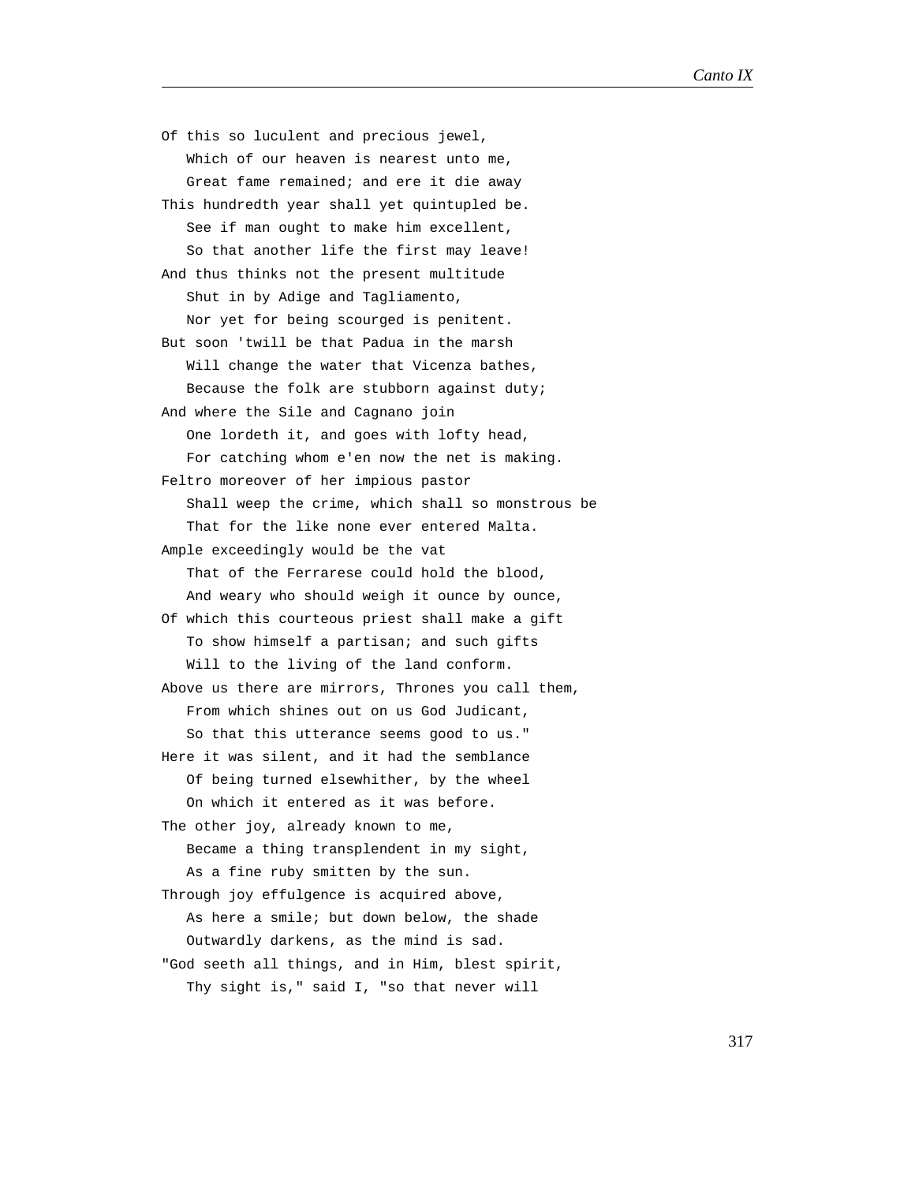Of this so luculent and precious jewel,
   Which of our heaven is nearest unto me,
   Great fame remained; and ere it die away
This hundredth year shall yet quintupled be.
   See if man ought to make him excellent,
   So that another life the first may leave!
And thus thinks not the present multitude
   Shut in by Adige and Tagliamento,
   Nor yet for being scourged is penitent.
But soon 'twill be that Padua in the marsh
   Will change the water that Vicenza bathes,
   Because the folk are stubborn against duty;
And where the Sile and Cagnano join
   One lordeth it, and goes with lofty head,
   For catching whom e'en now the net is making.
Feltro moreover of her impious pastor
   Shall weep the crime, which shall so monstrous be
   That for the like none ever entered Malta.
Ample exceedingly would be the vat
   That of the Ferrarese could hold the blood,
   And weary who should weigh it ounce by ounce,
Of which this courteous priest shall make a gift
   To show himself a partisan; and such gifts
   Will to the living of the land conform.
Above us there are mirrors, Thrones you call them,
   From which shines out on us God Judicant,
   So that this utterance seems good to us."
Here it was silent, and it had the semblance
   Of being turned elsewhither, by the wheel
   On which it entered as it was before.
The other joy, already known to me,
   Became a thing transplendent in my sight,
   As a fine ruby smitten by the sun.
Through joy effulgence is acquired above,
   As here a smile; but down below, the shade
   Outwardly darkens, as the mind is sad.
"God seeth all things, and in Him, blest spirit,
   Thy sight is," said I, "so that never will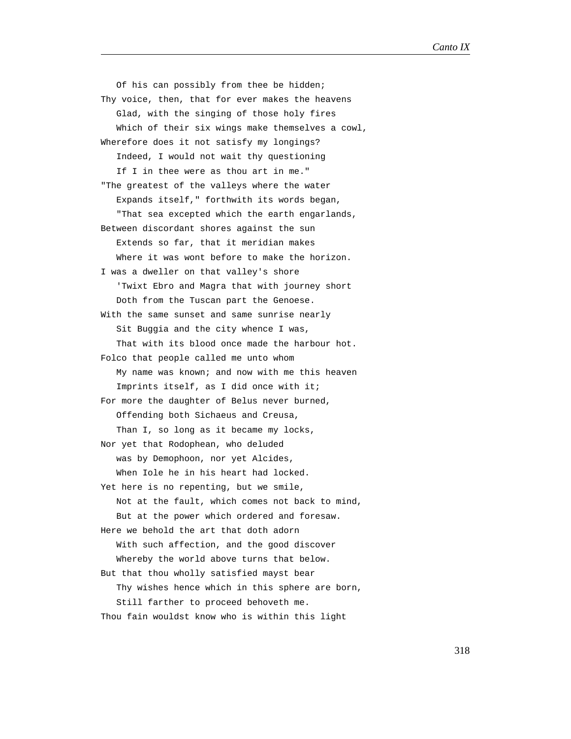Of his can possibly from thee be hidden;
Thy voice, then, that for ever makes the heavens
   Glad, with the singing of those holy fires
   Which of their six wings make themselves a cowl,
Wherefore does it not satisfy my longings?
   Indeed, I would not wait thy questioning
   If I in thee were as thou art in me."
"The greatest of the valleys where the water
   Expands itself," forthwith its words began,
   "That sea excepted which the earth engarlands,
Between discordant shores against the sun
   Extends so far, that it meridian makes
   Where it was wont before to make the horizon.
I was a dweller on that valley's shore
   'Twixt Ebro and Magra that with journey short
   Doth from the Tuscan part the Genoese.
With the same sunset and same sunrise nearly
   Sit Buggia and the city whence I was,
   That with its blood once made the harbour hot.
Folco that people called me unto whom
   My name was known; and now with me this heaven
   Imprints itself, as I did once with it;
For more the daughter of Belus never burned,
   Offending both Sichaeus and Creusa,
   Than I, so long as it became my locks,
Nor yet that Rodophean, who deluded
   was by Demophoon, nor yet Alcides,
   When Iole he in his heart had locked.
Yet here is no repenting, but we smile,
   Not at the fault, which comes not back to mind,
   But at the power which ordered and foresaw.
Here we behold the art that doth adorn
   With such affection, and the good discover
   Whereby the world above turns that below.
But that thou wholly satisfied mayst bear
   Thy wishes hence which in this sphere are born,
   Still farther to proceed behoveth me.
Thou fain wouldst know who is within this light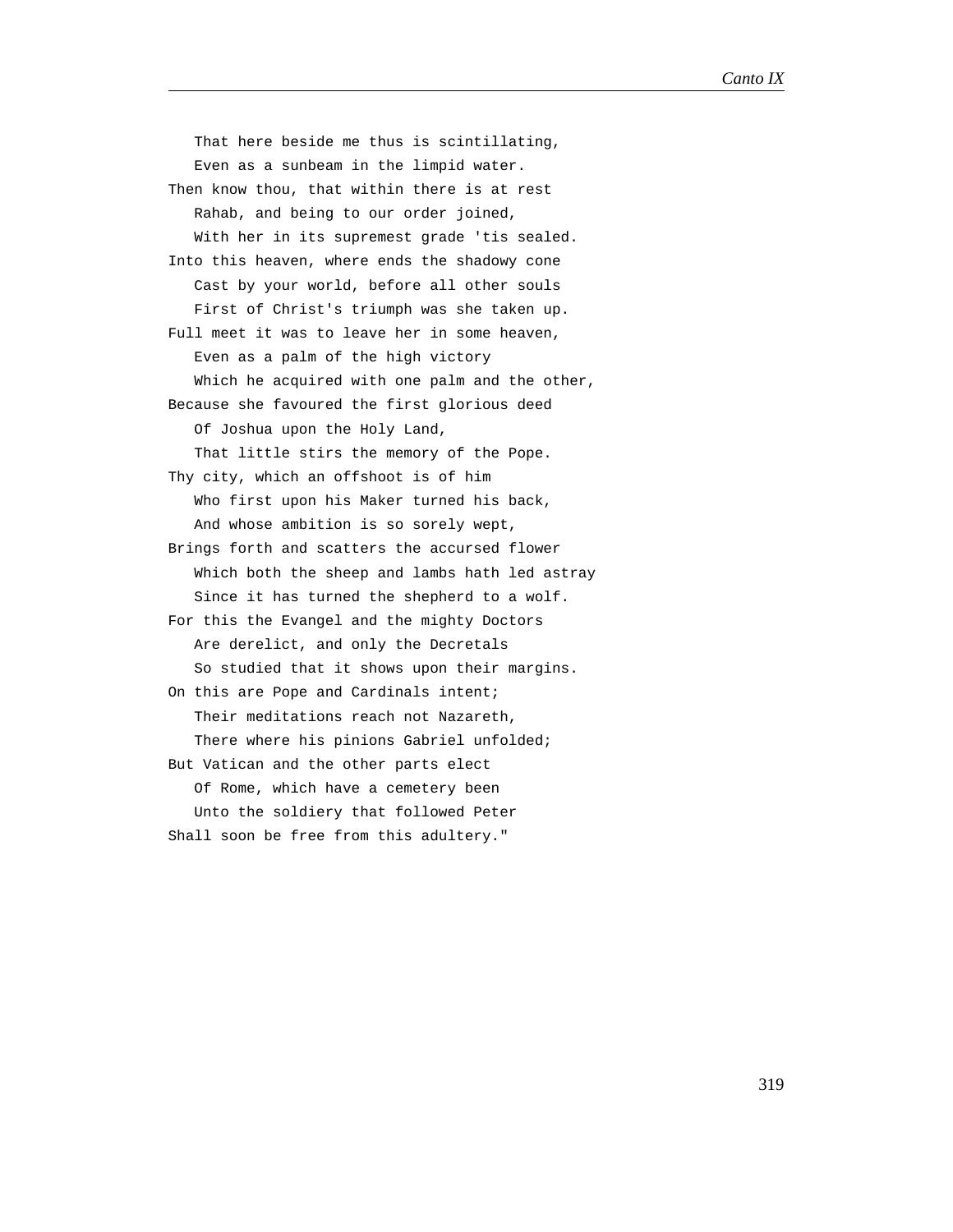That here beside me thus is scintillating,
   Even as a sunbeam in the limpid water.
Then know thou, that within there is at rest
   Rahab, and being to our order joined,
   With her in its supremest grade 'tis sealed.
Into this heaven, where ends the shadowy cone
   Cast by your world, before all other souls
   First of Christ's triumph was she taken up.
Full meet it was to leave her in some heaven,
   Even as a palm of the high victory
   Which he acquired with one palm and the other,
Because she favoured the first glorious deed
   Of Joshua upon the Holy Land,
   That little stirs the memory of the Pope.
Thy city, which an offshoot is of him
   Who first upon his Maker turned his back,
   And whose ambition is so sorely wept,
Brings forth and scatters the accursed flower
   Which both the sheep and lambs hath led astray
   Since it has turned the shepherd to a wolf.
For this the Evangel and the mighty Doctors
   Are derelict, and only the Decretals
   So studied that it shows upon their margins.
On this are Pope and Cardinals intent;
   Their meditations reach not Nazareth,
   There where his pinions Gabriel unfolded;
But Vatican and the other parts elect
   Of Rome, which have a cemetery been
   Unto the soldiery that followed Peter
Shall soon be free from this adultery."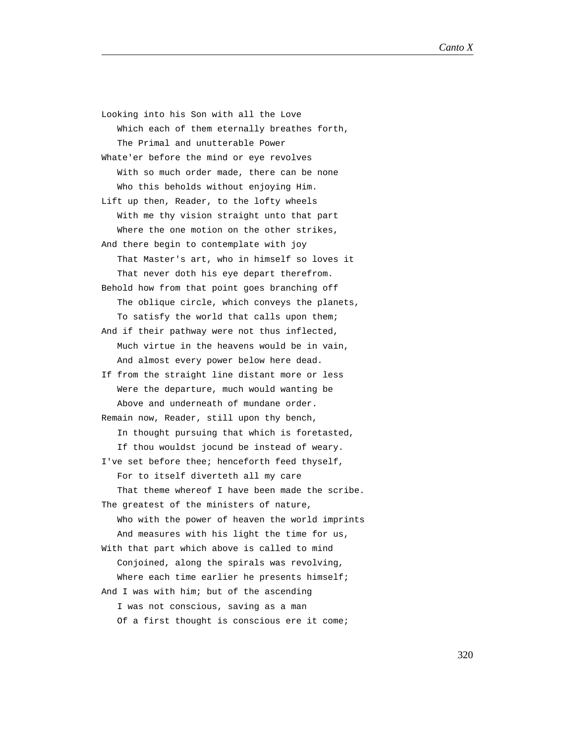Looking into his Son with all the Love
   Which each of them eternally breathes forth,
   The Primal and unutterable Power
Whate'er before the mind or eye revolves
   With so much order made, there can be none
   Who this beholds without enjoying Him.
Lift up then, Reader, to the lofty wheels
   With me thy vision straight unto that part
   Where the one motion on the other strikes,
And there begin to contemplate with joy
   That Master's art, who in himself so loves it
   That never doth his eye depart therefrom.
Behold how from that point goes branching off
   The oblique circle, which conveys the planets,
   To satisfy the world that calls upon them;
And if their pathway were not thus inflected,
   Much virtue in the heavens would be in vain,
   And almost every power below here dead.
If from the straight line distant more or less
   Were the departure, much would wanting be
   Above and underneath of mundane order.
Remain now, Reader, still upon thy bench,
   In thought pursuing that which is foretasted,
   If thou wouldst jocund be instead of weary.
I've set before thee; henceforth feed thyself,
   For to itself diverteth all my care
   That theme whereof I have been made the scribe.
The greatest of the ministers of nature,
   Who with the power of heaven the world imprints
   And measures with his light the time for us,
With that part which above is called to mind
   Conjoined, along the spirals was revolving,
   Where each time earlier he presents himself;
And I was with him; but of the ascending
   I was not conscious, saving as a man
   Of a first thought is conscious ere it come;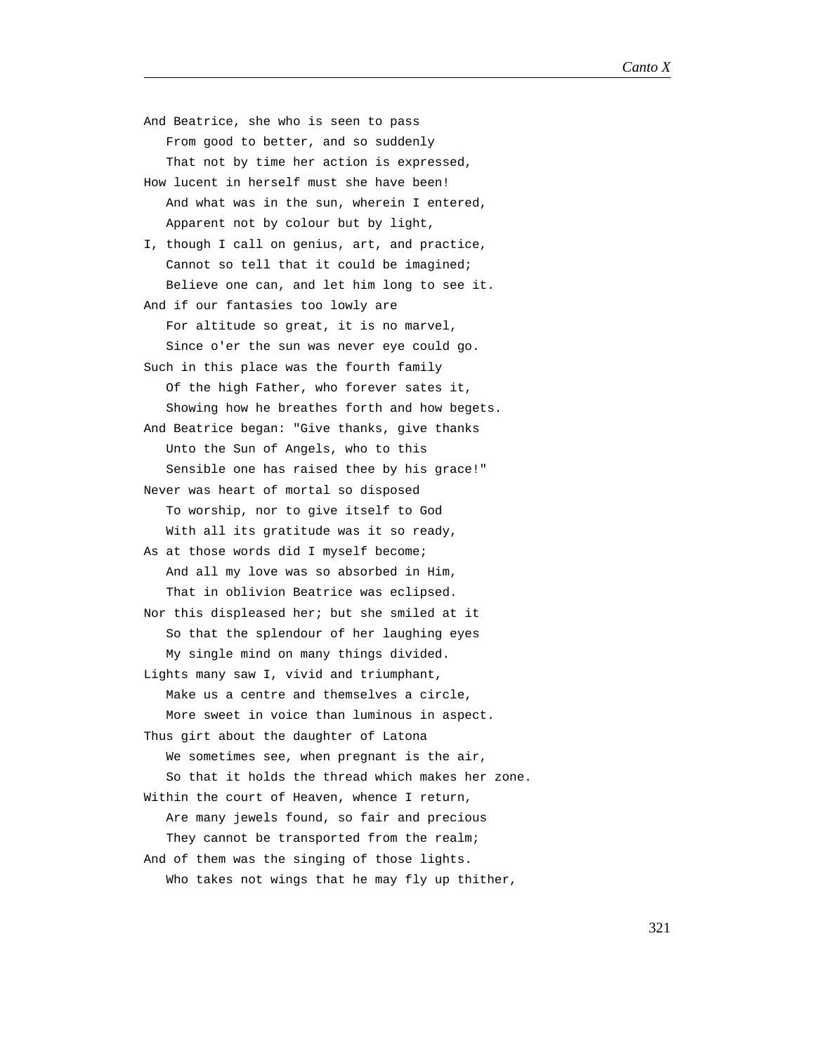And Beatrice, she who is seen to pass
   From good to better, and so suddenly
   That not by time her action is expressed,
How lucent in herself must she have been!
   And what was in the sun, wherein I entered,
   Apparent not by colour but by light,
I, though I call on genius, art, and practice,
   Cannot so tell that it could be imagined;
   Believe one can, and let him long to see it.
And if our fantasies too lowly are
   For altitude so great, it is no marvel,
   Since o'er the sun was never eye could go.
Such in this place was the fourth family
   Of the high Father, who forever sates it,
   Showing how he breathes forth and how begets.
And Beatrice began: "Give thanks, give thanks
   Unto the Sun of Angels, who to this
   Sensible one has raised thee by his grace!"
Never was heart of mortal so disposed
   To worship, nor to give itself to God
   With all its gratitude was it so ready,
As at those words did I myself become;
   And all my love was so absorbed in Him,
   That in oblivion Beatrice was eclipsed.
Nor this displeased her; but she smiled at it
   So that the splendour of her laughing eyes
   My single mind on many things divided.
Lights many saw I, vivid and triumphant,
   Make us a centre and themselves a circle,
   More sweet in voice than luminous in aspect.
Thus girt about the daughter of Latona
   We sometimes see, when pregnant is the air,
   So that it holds the thread which makes her zone.
Within the court of Heaven, whence I return,
   Are many jewels found, so fair and precious
   They cannot be transported from the realm;
And of them was the singing of those lights.
   Who takes not wings that he may fly up thither,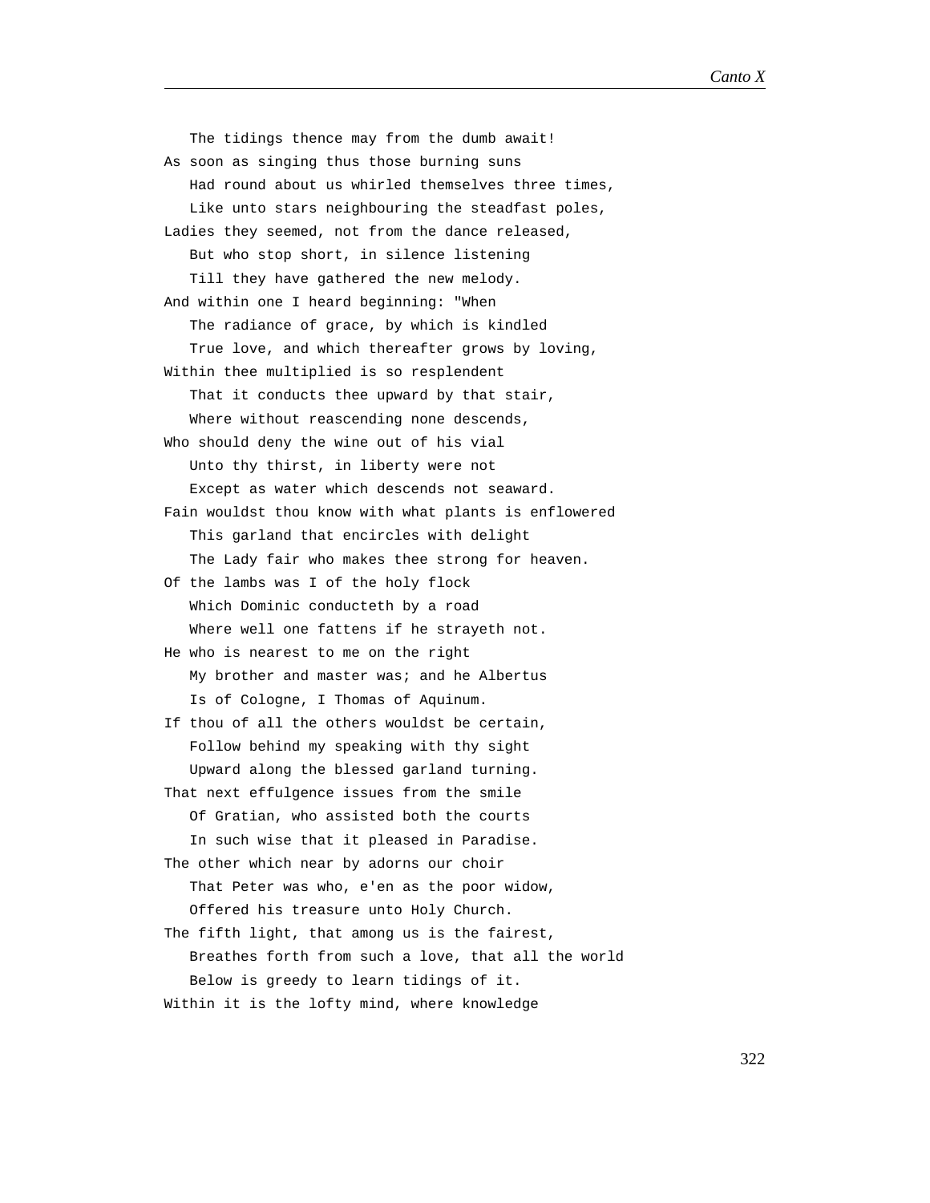The tidings thence may from the dumb await!  
As soon as singing thus those burning suns  
Had round about us whirled themselves three times,  
Like unto stars neighbouring the steadfast poles,  
Ladies they seemed, not from the dance released,  
But who stop short, in silence listening  
Till they have gathered the new melody.  
And within one I heard beginning: "When  
The radiance of grace, by which is kindled  
True love, and which thereafter grows by loving,  
Within thee multiplied is so resplendent  
That it conducts thee upward by that stair,  
Where without reascending none descends,  
Who should deny the wine out of his vial  
Unto thy thirst, in liberty were not  
Except as water which descends not seaward.  
Fain wouldst thou know with what plants is enflowered  
This garland that encircles with delight  
The Lady fair who makes thee strong for heaven.  
Of the lambs was I of the holy flock  
Which Dominic conducteth by a road  
Where well one fattens if he strayeth not.  
He who is nearest to me on the right  
My brother and master was; and he Albertus  
Is of Cologne, I Thomas of Aquinum.  
If thou of all the others wouldst be certain,  
Follow behind my speaking with thy sight  
Upward along the blessed garland turning.  
That next effulgence issues from the smile  
Of Gratian, who assisted both the courts  
In such wise that it pleased in Paradise.  
The other which near by adorns our choir  
That Peter was who, e'en as the poor widow,  
Offered his treasure unto Holy Church.  
The fifth light, that among us is the fairest,  
Breathes forth from such a love, that all the world  
Below is greedy to learn tidings of it.  
Within it is the lofty mind, where knowledge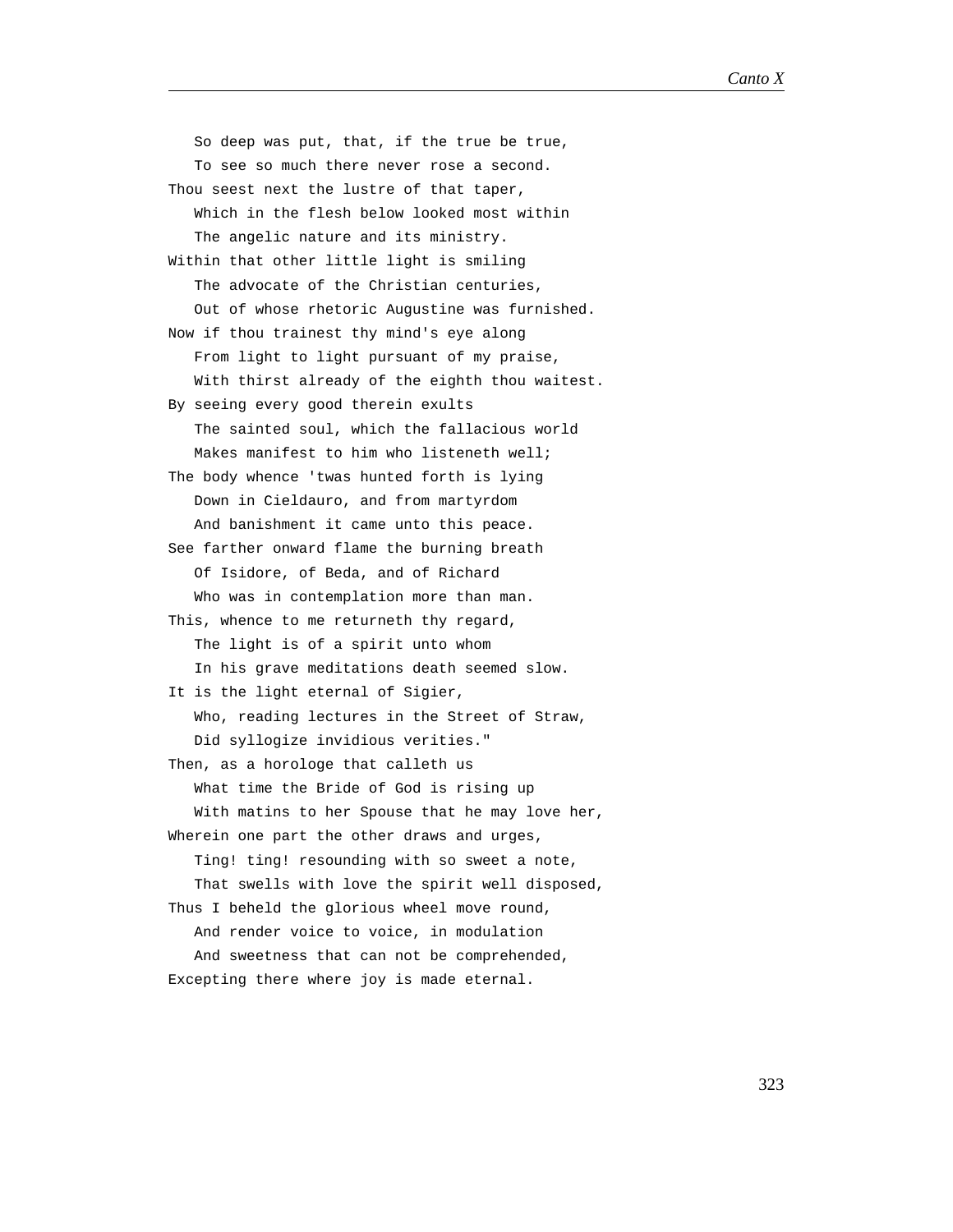So deep was put, that, if the true be true,
   To see so much there never rose a second.
Thou seest next the lustre of that taper,
   Which in the flesh below looked most within
   The angelic nature and its ministry.
Within that other little light is smiling
   The advocate of the Christian centuries,
   Out of whose rhetoric Augustine was furnished.
Now if thou trainest thy mind's eye along
   From light to light pursuant of my praise,
   With thirst already of the eighth thou waitest.
By seeing every good therein exults
   The sainted soul, which the fallacious world
   Makes manifest to him who listeneth well;
The body whence 'twas hunted forth is lying
   Down in Cieldauro, and from martyrdom
   And banishment it came unto this peace.
See farther onward flame the burning breath
   Of Isidore, of Beda, and of Richard
   Who was in contemplation more than man.
This, whence to me returneth thy regard,
   The light is of a spirit unto whom
   In his grave meditations death seemed slow.
It is the light eternal of Sigier,
   Who, reading lectures in the Street of Straw,
   Did syllogize invidious verities."
Then, as a horologe that calleth us
   What time the Bride of God is rising up
   With matins to her Spouse that he may love her,
Wherein one part the other draws and urges,
   Ting! ting! resounding with so sweet a note,
   That swells with love the spirit well disposed,
Thus I beheld the glorious wheel move round,
   And render voice to voice, in modulation
   And sweetness that can not be comprehended,
Excepting there where joy is made eternal.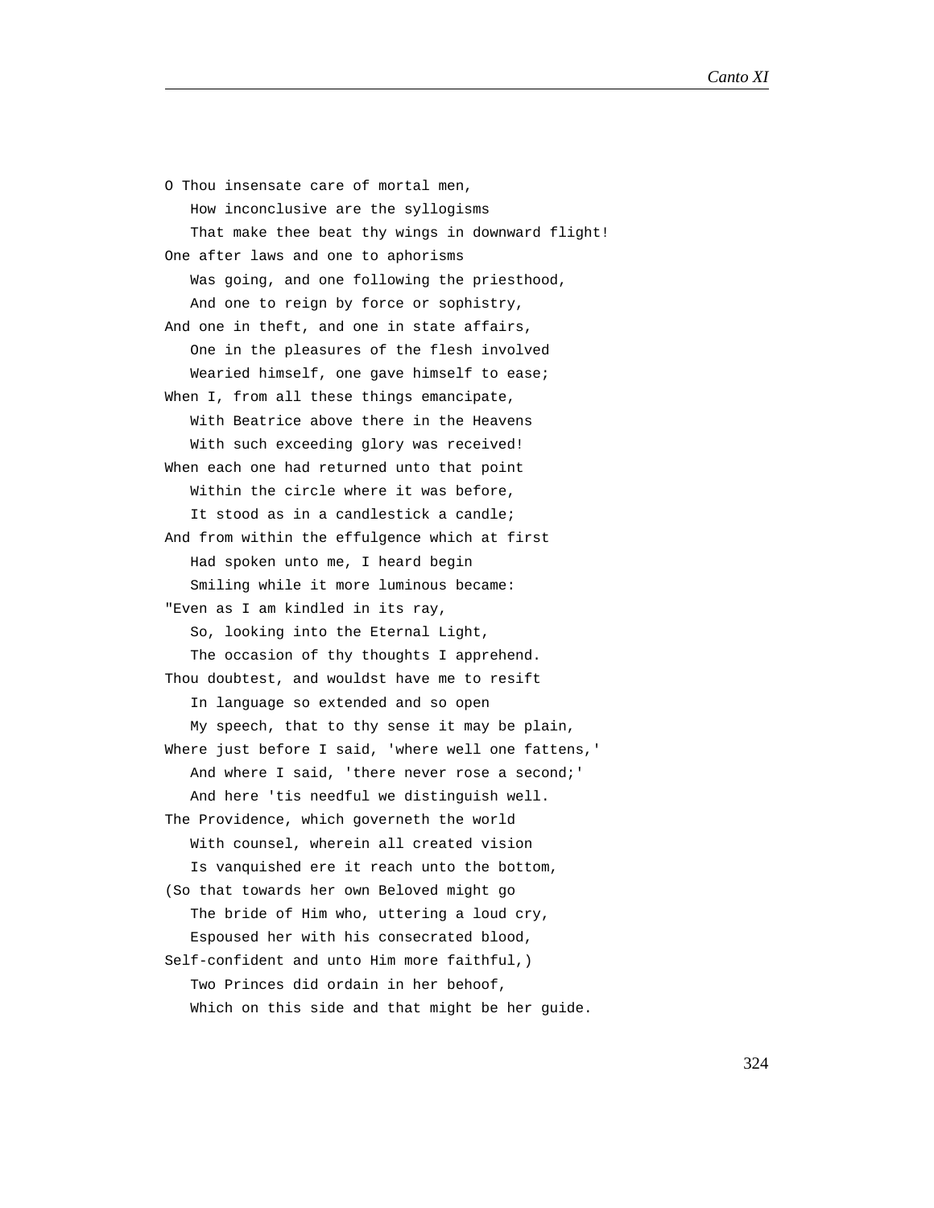O Thou insensate care of mortal men,
   How inconclusive are the syllogisms
   That make thee beat thy wings in downward flight!
One after laws and one to aphorisms
   Was going, and one following the priesthood,
   And one to reign by force or sophistry,
And one in theft, and one in state affairs,
   One in the pleasures of the flesh involved
   Wearied himself, one gave himself to ease;
When I, from all these things emancipate,
   With Beatrice above there in the Heavens
   With such exceeding glory was received!
When each one had returned unto that point
   Within the circle where it was before,
   It stood as in a candlestick a candle;
And from within the effulgence which at first
   Had spoken unto me, I heard begin
   Smiling while it more luminous became:
"Even as I am kindled in its ray,
   So, looking into the Eternal Light,
   The occasion of thy thoughts I apprehend.
Thou doubtest, and wouldst have me to resift
   In language so extended and so open
   My speech, that to thy sense it may be plain,
Where just before I said, 'where well one fattens,'
   And where I said, 'there never rose a second;'
   And here 'tis needful we distinguish well.
The Providence, which governeth the world
   With counsel, wherein all created vision
   Is vanquished ere it reach unto the bottom,
(So that towards her own Beloved might go
   The bride of Him who, uttering a loud cry,
   Espoused her with his consecrated blood,
Self-confident and unto Him more faithful,)
   Two Princes did ordain in her behoof,
   Which on this side and that might be her guide.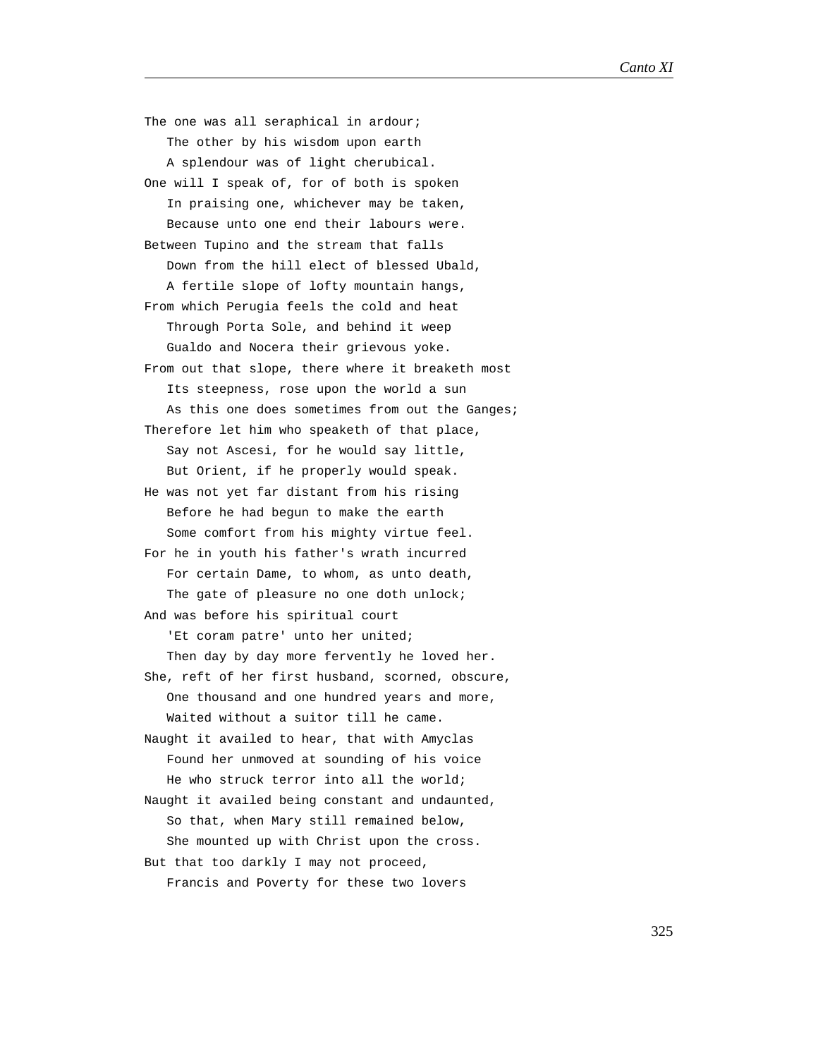The one was all seraphical in ardour;
   The other by his wisdom upon earth
   A splendour was of light cherubical.
One will I speak of, for of both is spoken
   In praising one, whichever may be taken,
   Because unto one end their labours were.
Between Tupino and the stream that falls
   Down from the hill elect of blessed Ubald,
   A fertile slope of lofty mountain hangs,
From which Perugia feels the cold and heat
   Through Porta Sole, and behind it weep
   Gualdo and Nocera their grievous yoke.
From out that slope, there where it breaketh most
   Its steepness, rose upon the world a sun
   As this one does sometimes from out the Ganges;
Therefore let him who speaketh of that place,
   Say not Ascesi, for he would say little,
   But Orient, if he properly would speak.
He was not yet far distant from his rising
   Before he had begun to make the earth
   Some comfort from his mighty virtue feel.
For he in youth his father's wrath incurred
   For certain Dame, to whom, as unto death,
   The gate of pleasure no one doth unlock;
And was before his spiritual court
   'Et coram patre' unto her united;
   Then day by day more fervently he loved her.
She, reft of her first husband, scorned, obscure,
   One thousand and one hundred years and more,
   Waited without a suitor till he came.
Naught it availed to hear, that with Amyclas
   Found her unmoved at sounding of his voice
   He who struck terror into all the world;
Naught it availed being constant and undaunted,
   So that, when Mary still remained below,
   She mounted up with Christ upon the cross.
But that too darkly I may not proceed,
   Francis and Poverty for these two lovers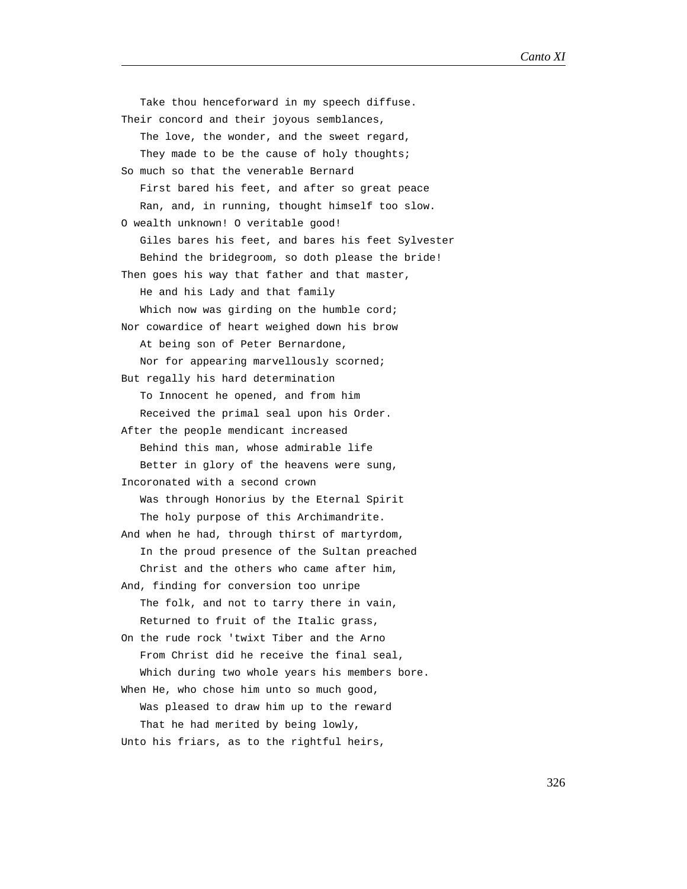Take thou henceforward in my speech diffuse.

Their concord and their joyous semblances,
The love, the wonder, and the sweet regard,
They made to be the cause of holy thoughts;

So much so that the venerable Bernard
First bared his feet, and after so great peace
Ran, and, in running, thought himself too slow.

O wealth unknown! O veritable good!
Giles bares his feet, and bares his feet Sylvester
Behind the bridegroom, so doth please the bride!

Then goes his way that father and that master,
He and his Lady and that family
Which now was girding on the humble cord;

Nor cowardice of heart weighed down his brow
At being son of Peter Bernardone,
Nor for appearing marvellously scorned;

But regally his hard determination
To Innocent he opened, and from him
Received the primal seal upon his Order.

After the people mendicant increased
Behind this man, whose admirable life
Better in glory of the heavens were sung,

Incoronated with a second crown
Was through Honorius by the Eternal Spirit
The holy purpose of this Archimandrite.

And when he had, through thirst of martyrdom,
In the proud presence of the Sultan preached
Christ and the others who came after him,

And, finding for conversion too unripe
The folk, and not to tarry there in vain,
Returned to fruit of the Italic grass,

On the rude rock 'twixt Tiber and the Arno
From Christ did he receive the final seal,
Which during two whole years his members bore.

When He, who chose him unto so much good,
Was pleased to draw him up to the reward
That he had merited by being lowly,

Unto his friars, as to the rightful heirs,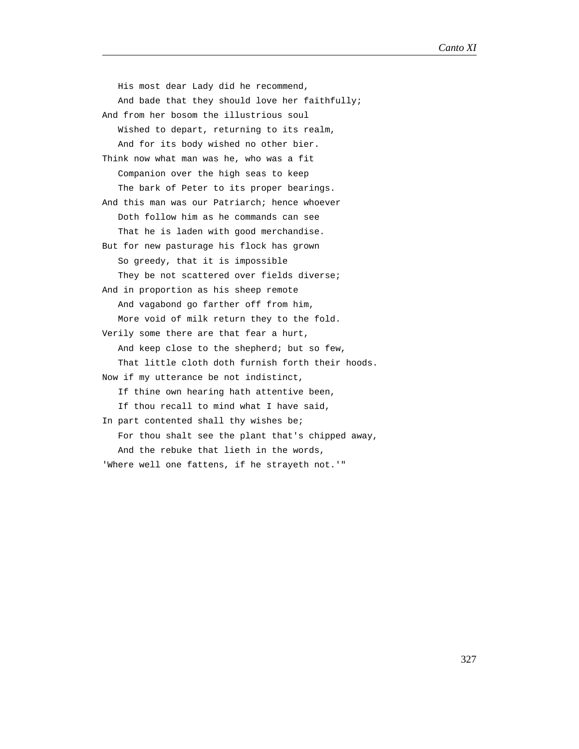His most dear Lady did he recommend,
   And bade that they should love her faithfully;
And from her bosom the illustrious soul
   Wished to depart, returning to its realm,
   And for its body wished no other bier.
Think now what man was he, who was a fit
   Companion over the high seas to keep
   The bark of Peter to its proper bearings.
And this man was our Patriarch; hence whoever
   Doth follow him as he commands can see
   That he is laden with good merchandise.
But for new pasturage his flock has grown
   So greedy, that it is impossible
   They be not scattered over fields diverse;
And in proportion as his sheep remote
   And vagabond go farther off from him,
   More void of milk return they to the fold.
Verily some there are that fear a hurt,
   And keep close to the shepherd; but so few,
   That little cloth doth furnish forth their hoods.
Now if my utterance be not indistinct,
   If thine own hearing hath attentive been,
   If thou recall to mind what I have said,
In part contented shall thy wishes be;
   For thou shalt see the plant that's chipped away,
   And the rebuke that lieth in the words,
'Where well one fattens, if he strayeth not.'"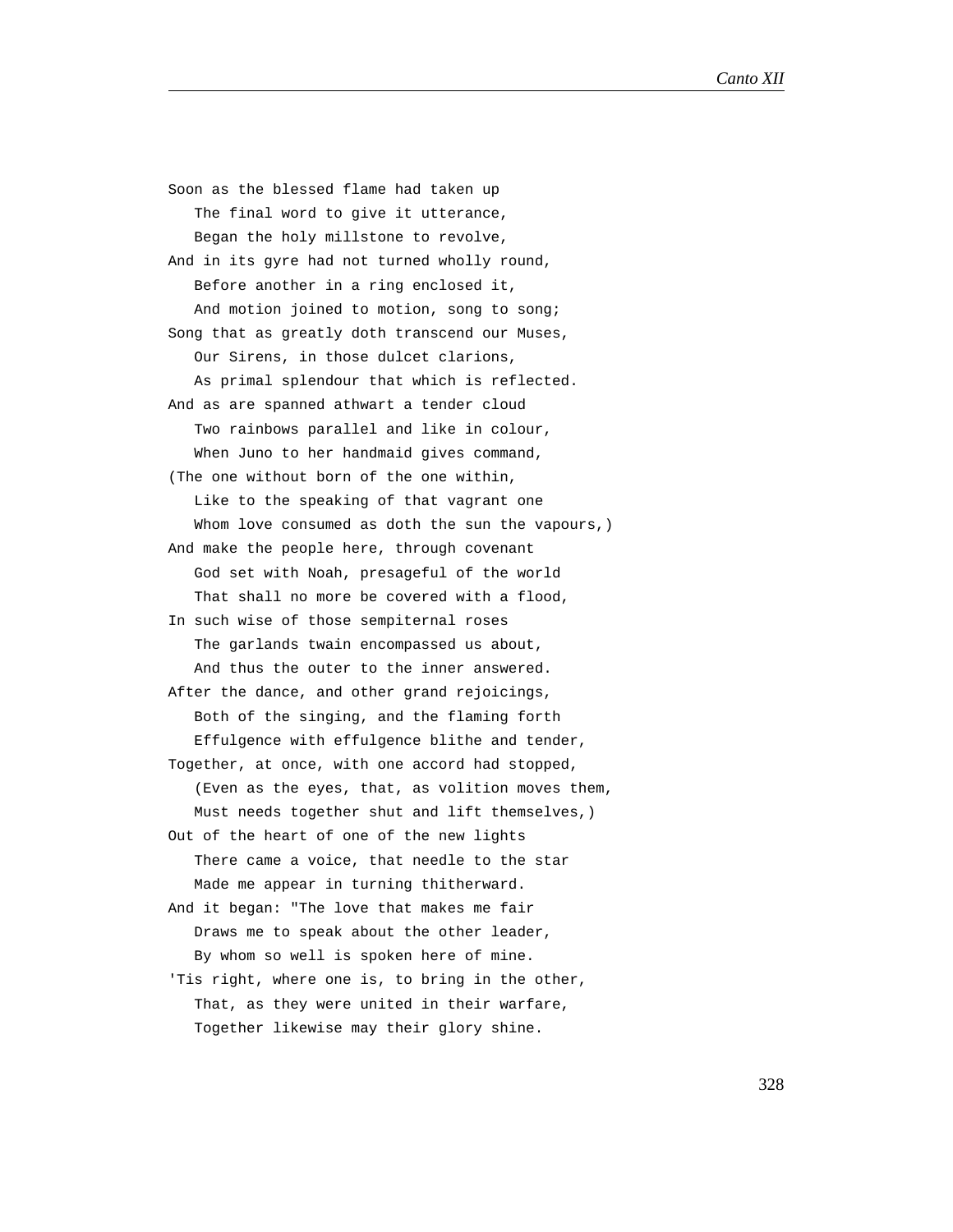Soon as the blessed flame had taken up
   The final word to give it utterance,
   Began the holy millstone to revolve,
And in its gyre had not turned wholly round,
   Before another in a ring enclosed it,
   And motion joined to motion, song to song;
Song that as greatly doth transcend our Muses,
   Our Sirens, in those dulcet clarions,
   As primal splendour that which is reflected.
And as are spanned athwart a tender cloud
   Two rainbows parallel and like in colour,
   When Juno to her handmaid gives command,
(The one without born of the one within,
   Like to the speaking of that vagrant one
   Whom love consumed as doth the sun the vapours,)
And make the people here, through covenant
   God set with Noah, presageful of the world
   That shall no more be covered with a flood,
In such wise of those sempiternal roses
   The garlands twain encompassed us about,
   And thus the outer to the inner answered.
After the dance, and other grand rejoicings,
   Both of the singing, and the flaming forth
   Effulgence with effulgence blithe and tender,
Together, at once, with one accord had stopped,
   (Even as the eyes, that, as volition moves them,
   Must needs together shut and lift themselves,)
Out of the heart of one of the new lights
   There came a voice, that needle to the star
   Made me appear in turning thitherward.
And it began: "The love that makes me fair
   Draws me to speak about the other leader,
   By whom so well is spoken here of mine.
'Tis right, where one is, to bring in the other,
   That, as they were united in their warfare,
   Together likewise may their glory shine.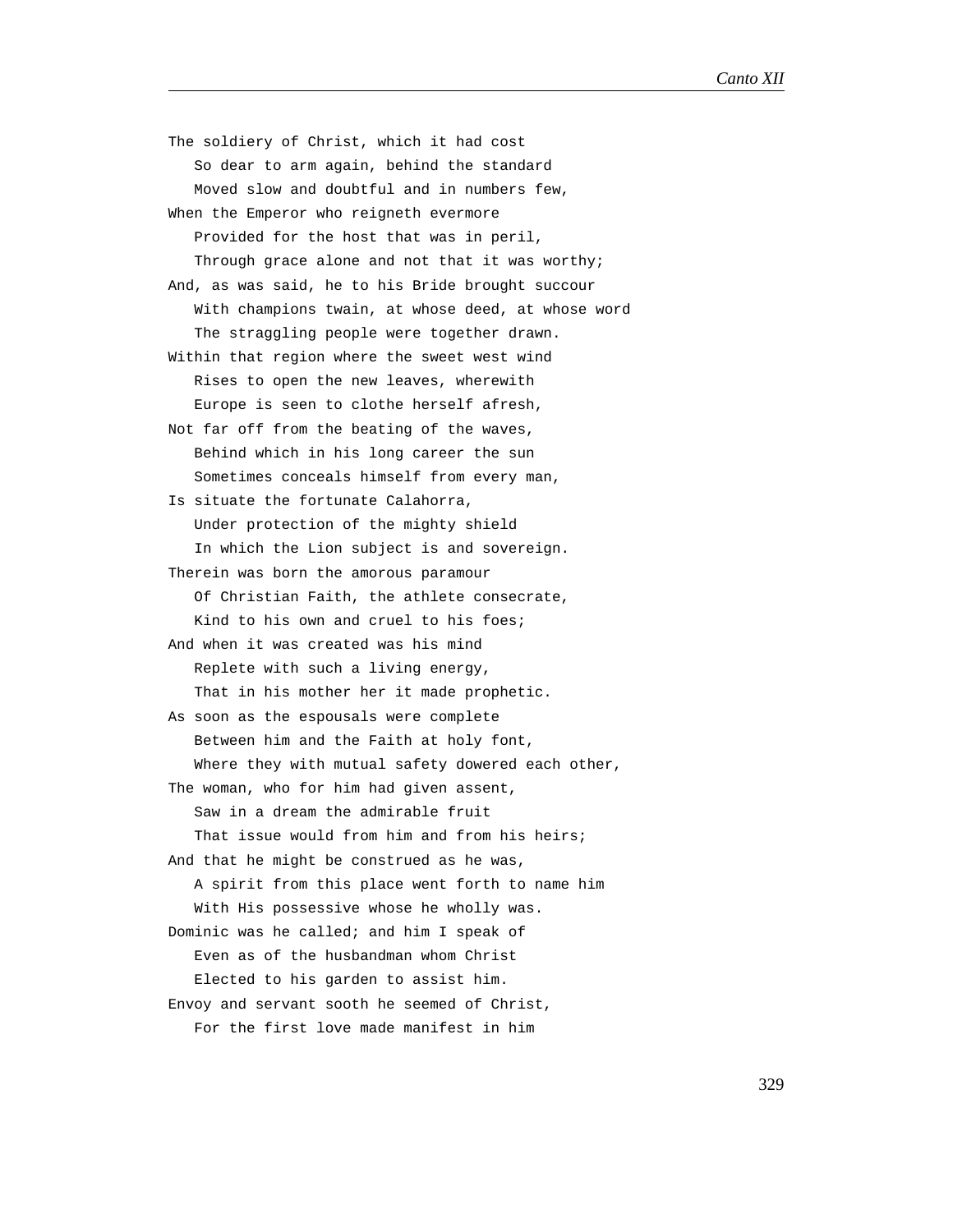The soldiery of Christ, which it had cost
   So dear to arm again, behind the standard
   Moved slow and doubtful and in numbers few,
When the Emperor who reigneth evermore
   Provided for the host that was in peril,
   Through grace alone and not that it was worthy;
And, as was said, he to his Bride brought succour
   With champions twain, at whose deed, at whose word
   The straggling people were together drawn.
Within that region where the sweet west wind
   Rises to open the new leaves, wherewith
   Europe is seen to clothe herself afresh,
Not far off from the beating of the waves,
   Behind which in his long career the sun
   Sometimes conceals himself from every man,
Is situate the fortunate Calahorra,
   Under protection of the mighty shield
   In which the Lion subject is and sovereign.
Therein was born the amorous paramour
   Of Christian Faith, the athlete consecrate,
   Kind to his own and cruel to his foes;
And when it was created was his mind
   Replete with such a living energy,
   That in his mother her it made prophetic.
As soon as the espousals were complete
   Between him and the Faith at holy font,
   Where they with mutual safety dowered each other,
The woman, who for him had given assent,
   Saw in a dream the admirable fruit
   That issue would from him and from his heirs;
And that he might be construed as he was,
   A spirit from this place went forth to name him
   With His possessive whose he wholly was.
Dominic was he called; and him I speak of
   Even as of the husbandman whom Christ
   Elected to his garden to assist him.
Envoy and servant sooth he seemed of Christ,
   For the first love made manifest in him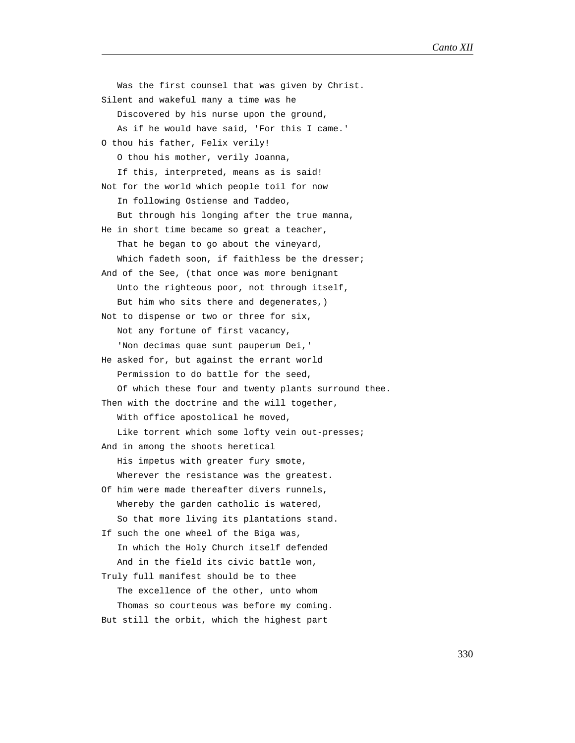Was the first counsel that was given by Christ.
Silent and wakeful many a time was he
   Discovered by his nurse upon the ground,
   As if he would have said, 'For this I came.'
O thou his father, Felix verily!
   O thou his mother, verily Joanna,
   If this, interpreted, means as is said!
Not for the world which people toil for now
   In following Ostiense and Taddeo,
   But through his longing after the true manna,
He in short time became so great a teacher,
   That he began to go about the vineyard,
   Which fadeth soon, if faithless be the dresser;
And of the See, (that once was more benignant
   Unto the righteous poor, not through itself,
   But him who sits there and degenerates,)
Not to dispense or two or three for six,
   Not any fortune of first vacancy,
   'Non decimas quae sunt pauperum Dei,'
He asked for, but against the errant world
   Permission to do battle for the seed,
   Of which these four and twenty plants surround thee.
Then with the doctrine and the will together,
   With office apostolical he moved,
   Like torrent which some lofty vein out-presses;
And in among the shoots heretical
   His impetus with greater fury smote,
   Wherever the resistance was the greatest.
Of him were made thereafter divers runnels,
   Whereby the garden catholic is watered,
   So that more living its plantations stand.
If such the one wheel of the Biga was,
   In which the Holy Church itself defended
   And in the field its civic battle won,
Truly full manifest should be to thee
   The excellence of the other, unto whom
   Thomas so courteous was before my coming.
But still the orbit, which the highest part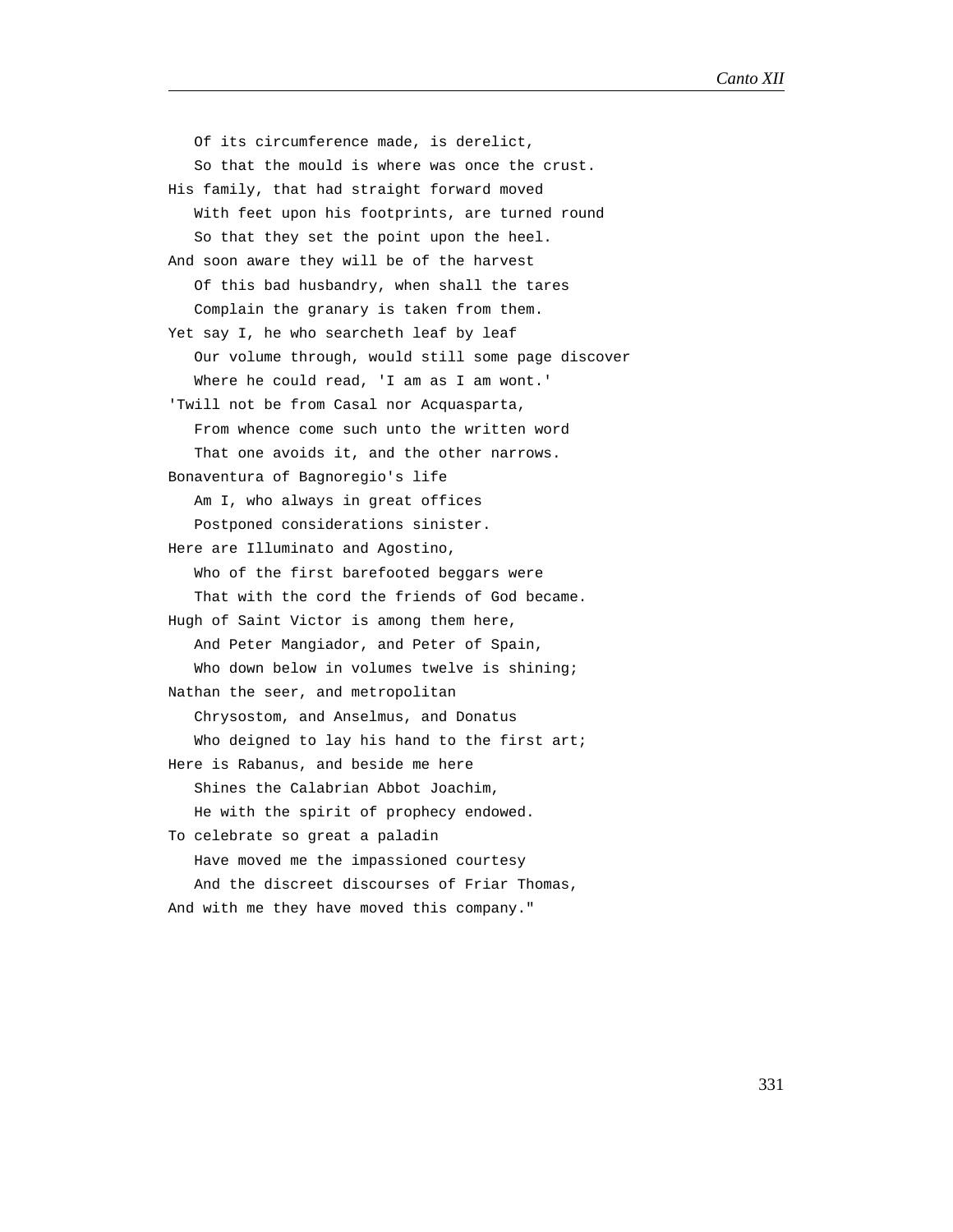Of its circumference made, is derelict,
   So that the mould is where was once the crust.
His family, that had straight forward moved
   With feet upon his footprints, are turned round
   So that they set the point upon the heel.
And soon aware they will be of the harvest
   Of this bad husbandry, when shall the tares
   Complain the granary is taken from them.
Yet say I, he who searcheth leaf by leaf
   Our volume through, would still some page discover
   Where he could read, 'I am as I am wont.'
'Twill not be from Casal nor Acquasparta,
   From whence come such unto the written word
   That one avoids it, and the other narrows.
Bonaventura of Bagnoregio's life
   Am I, who always in great offices
   Postponed considerations sinister.
Here are Illuminato and Agostino,
   Who of the first barefooted beggars were
   That with the cord the friends of God became.
Hugh of Saint Victor is among them here,
   And Peter Mangiador, and Peter of Spain,
   Who down below in volumes twelve is shining;
Nathan the seer, and metropolitan
   Chrysostom, and Anselmus, and Donatus
   Who deigned to lay his hand to the first art;
Here is Rabanus, and beside me here
   Shines the Calabrian Abbot Joachim,
   He with the spirit of prophecy endowed.
To celebrate so great a paladin
   Have moved me the impassioned courtesy
   And the discreet discourses of Friar Thomas,
And with me they have moved this company."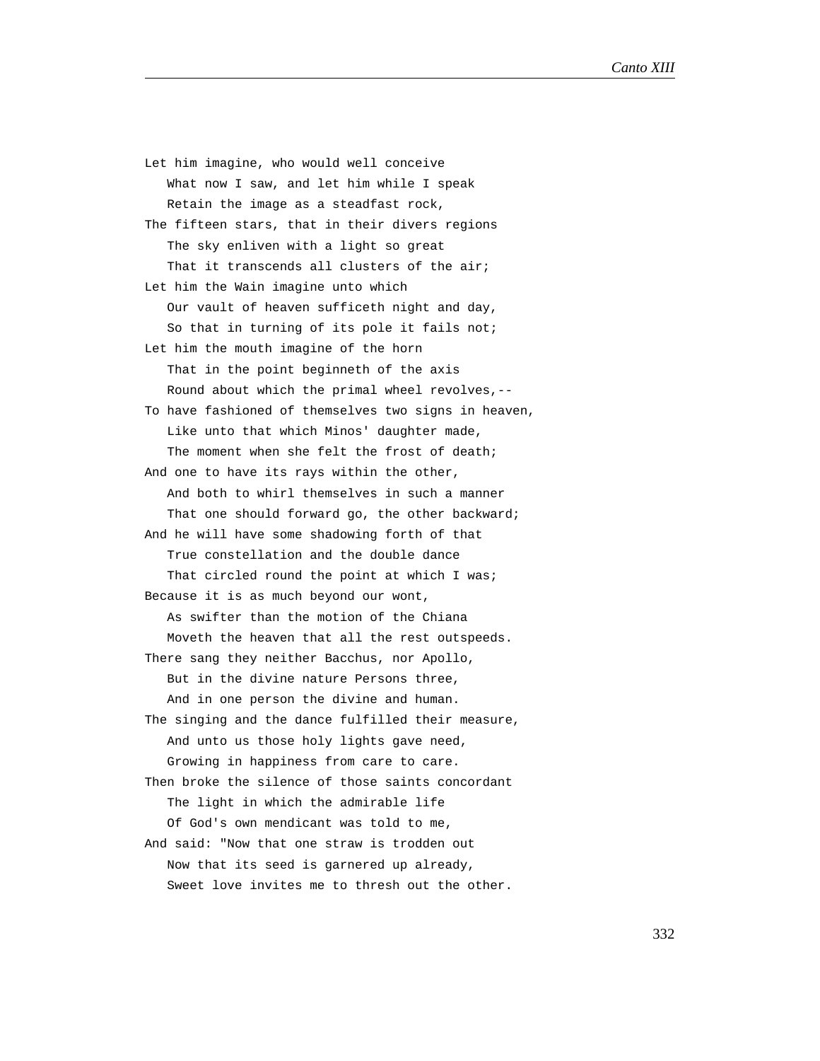Let him imagine, who would well conceive
   What now I saw, and let him while I speak
   Retain the image as a steadfast rock,
The fifteen stars, that in their divers regions
   The sky enliven with a light so great
   That it transcends all clusters of the air;
Let him the Wain imagine unto which
   Our vault of heaven sufficeth night and day,
   So that in turning of its pole it fails not;
Let him the mouth imagine of the horn
   That in the point beginneth of the axis
   Round about which the primal wheel revolves,--
To have fashioned of themselves two signs in heaven,
   Like unto that which Minos' daughter made,
   The moment when she felt the frost of death;
And one to have its rays within the other,
   And both to whirl themselves in such a manner
   That one should forward go, the other backward;
And he will have some shadowing forth of that
   True constellation and the double dance
   That circled round the point at which I was;
Because it is as much beyond our wont,
   As swifter than the motion of the Chiana
   Moveth the heaven that all the rest outspeeds.
There sang they neither Bacchus, nor Apollo,
   But in the divine nature Persons three,
   And in one person the divine and human.
The singing and the dance fulfilled their measure,
   And unto us those holy lights gave need,
   Growing in happiness from care to care.
Then broke the silence of those saints concordant
   The light in which the admirable life
   Of God's own mendicant was told to me,
And said: "Now that one straw is trodden out
   Now that its seed is garnered up already,
   Sweet love invites me to thresh out the other.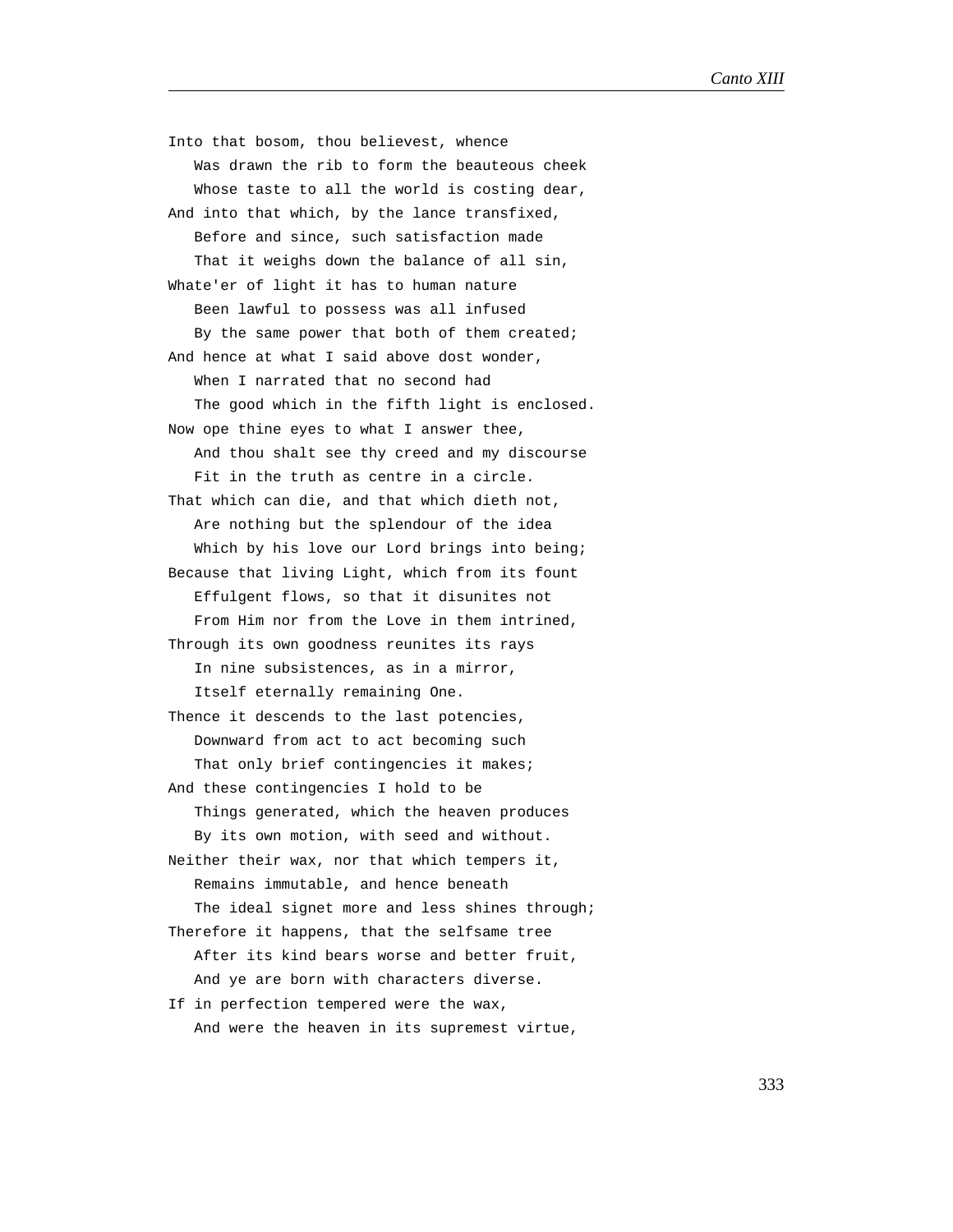Into that bosom, thou believest, whence
   Was drawn the rib to form the beauteous cheek
   Whose taste to all the world is costing dear,
And into that which, by the lance transfixed,
   Before and since, such satisfaction made
   That it weighs down the balance of all sin,
Whate'er of light it has to human nature
   Been lawful to possess was all infused
   By the same power that both of them created;
And hence at what I said above dost wonder,
   When I narrated that no second had
   The good which in the fifth light is enclosed.
Now ope thine eyes to what I answer thee,
   And thou shalt see thy creed and my discourse
   Fit in the truth as centre in a circle.
That which can die, and that which dieth not,
   Are nothing but the splendour of the idea
   Which by his love our Lord brings into being;
Because that living Light, which from its fount
   Effulgent flows, so that it disunites not
   From Him nor from the Love in them intrined,
Through its own goodness reunites its rays
   In nine subsistences, as in a mirror,
   Itself eternally remaining One.
Thence it descends to the last potencies,
   Downward from act to act becoming such
   That only brief contingencies it makes;
And these contingencies I hold to be
   Things generated, which the heaven produces
   By its own motion, with seed and without.
Neither their wax, nor that which tempers it,
   Remains immutable, and hence beneath
   The ideal signet more and less shines through;
Therefore it happens, that the selfsame tree
   After its kind bears worse and better fruit,
   And ye are born with characters diverse.
If in perfection tempered were the wax,
   And were the heaven in its supremest virtue,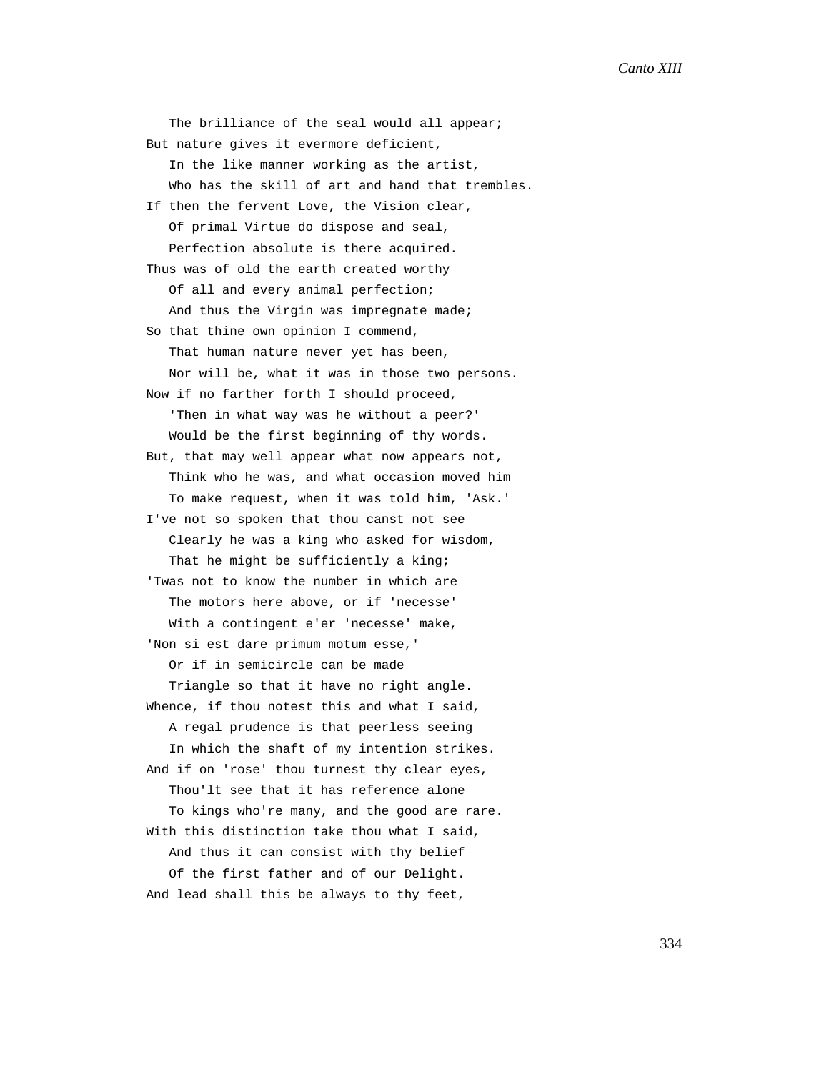The brilliance of the seal would all appear;
But nature gives it evermore deficient,
   In the like manner working as the artist,
   Who has the skill of art and hand that trembles.
If then the fervent Love, the Vision clear,
   Of primal Virtue do dispose and seal,
   Perfection absolute is there acquired.
Thus was of old the earth created worthy
   Of all and every animal perfection;
   And thus the Virgin was impregnate made;
So that thine own opinion I commend,
   That human nature never yet has been,
   Nor will be, what it was in those two persons.
Now if no farther forth I should proceed,
   'Then in what way was he without a peer?'
   Would be the first beginning of thy words.
But, that may well appear what now appears not,
   Think who he was, and what occasion moved him
   To make request, when it was told him, 'Ask.'
I've not so spoken that thou canst not see
   Clearly he was a king who asked for wisdom,
   That he might be sufficiently a king;
'Twas not to know the number in which are
   The motors here above, or if 'necesse'
   With a contingent e'er 'necesse' make,
'Non si est dare primum motum esse,'
   Or if in semicircle can be made
   Triangle so that it have no right angle.
Whence, if thou notest this and what I said,
   A regal prudence is that peerless seeing
   In which the shaft of my intention strikes.
And if on 'rose' thou turnest thy clear eyes,
   Thou'lt see that it has reference alone
   To kings who're many, and the good are rare.
With this distinction take thou what I said,
   And thus it can consist with thy belief
   Of the first father and of our Delight.
And lead shall this be always to thy feet,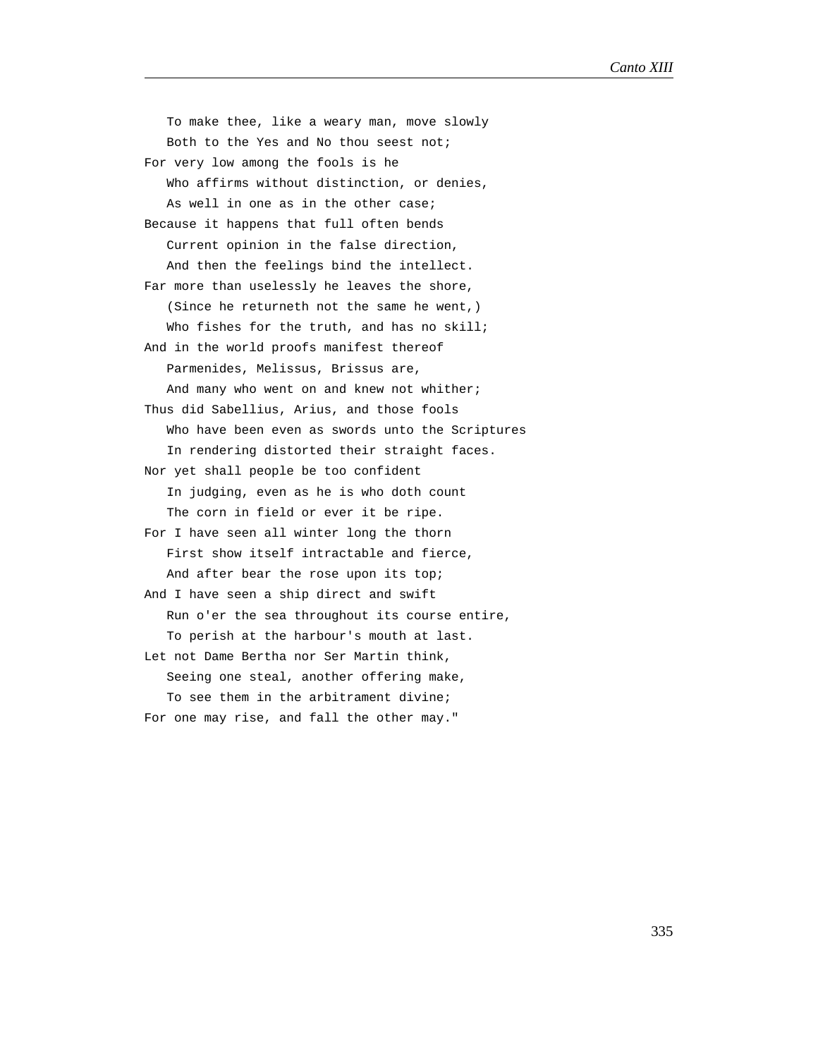To make thee, like a weary man, move slowly  
Both to the Yes and No thou seest not;  
For very low among the fools is he  
Who affirms without distinction, or denies,  
As well in one as in the other case;  
Because it happens that full often bends  
Current opinion in the false direction,  
And then the feelings bind the intellect.  
Far more than uselessly he leaves the shore,  
(Since he returneth not the same he went,)  
Who fishes for the truth, and has no skill;  
And in the world proofs manifest thereof  
Parmenides, Melissus, Brissus are,  
And many who went on and knew not whither;  
Thus did Sabellius, Arius, and those fools  
Who have been even as swords unto the Scriptures  
In rendering distorted their straight faces.  
Nor yet shall people be too confident  
In judging, even as he is who doth count  
The corn in field or ever it be ripe.  
For I have seen all winter long the thorn  
First show itself intractable and fierce,  
And after bear the rose upon its top;  
And I have seen a ship direct and swift  
Run o'er the sea throughout its course entire,  
To perish at the harbour's mouth at last.  
Let not Dame Bertha nor Ser Martin think,  
Seeing one steal, another offering make,  
To see them in the arbitrament divine;  
For one may rise, and fall the other may."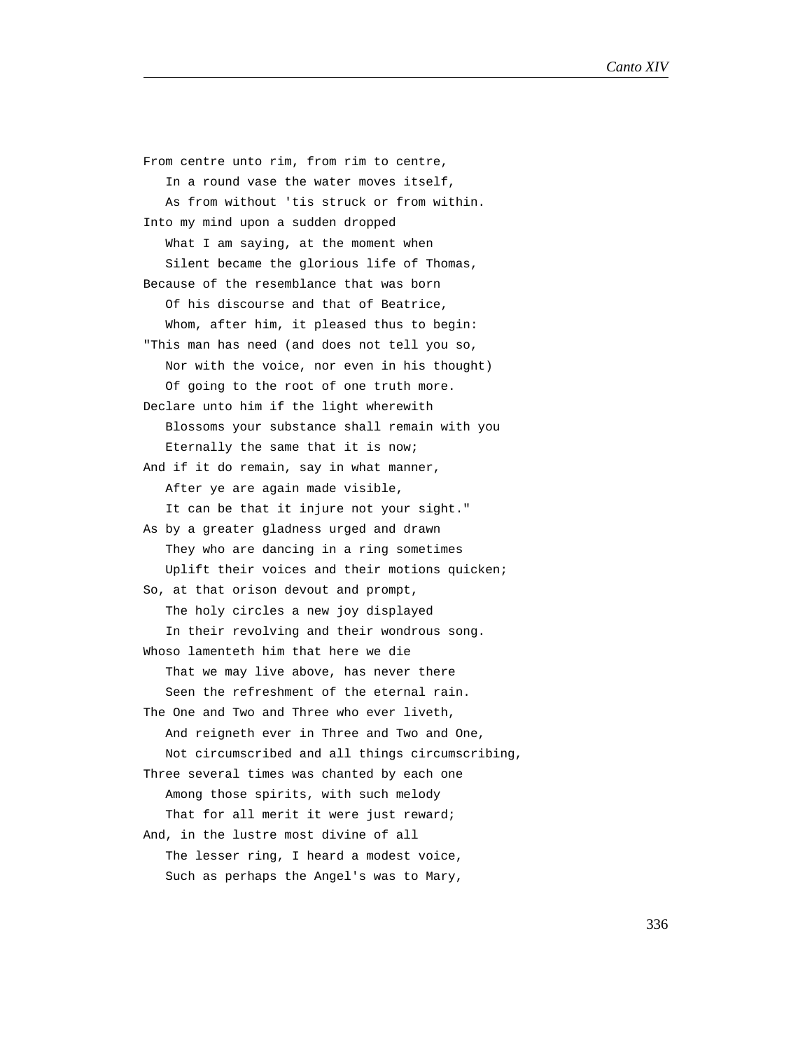From centre unto rim, from rim to centre,
   In a round vase the water moves itself,
   As from without 'tis struck or from within.
Into my mind upon a sudden dropped
   What I am saying, at the moment when
   Silent became the glorious life of Thomas,
Because of the resemblance that was born
   Of his discourse and that of Beatrice,
   Whom, after him, it pleased thus to begin:
"This man has need (and does not tell you so,
   Nor with the voice, nor even in his thought)
   Of going to the root of one truth more.
Declare unto him if the light wherewith
   Blossoms your substance shall remain with you
   Eternally the same that it is now;
And if it do remain, say in what manner,
   After ye are again made visible,
   It can be that it injure not your sight."
As by a greater gladness urged and drawn
   They who are dancing in a ring sometimes
   Uplift their voices and their motions quicken;
So, at that orison devout and prompt,
   The holy circles a new joy displayed
   In their revolving and their wondrous song.
Whoso lamenteth him that here we die
   That we may live above, has never there
   Seen the refreshment of the eternal rain.
The One and Two and Three who ever liveth,
   And reigneth ever in Three and Two and One,
   Not circumscribed and all things circumscribing,
Three several times was chanted by each one
   Among those spirits, with such melody
   That for all merit it were just reward;
And, in the lustre most divine of all
   The lesser ring, I heard a modest voice,
   Such as perhaps the Angel's was to Mary,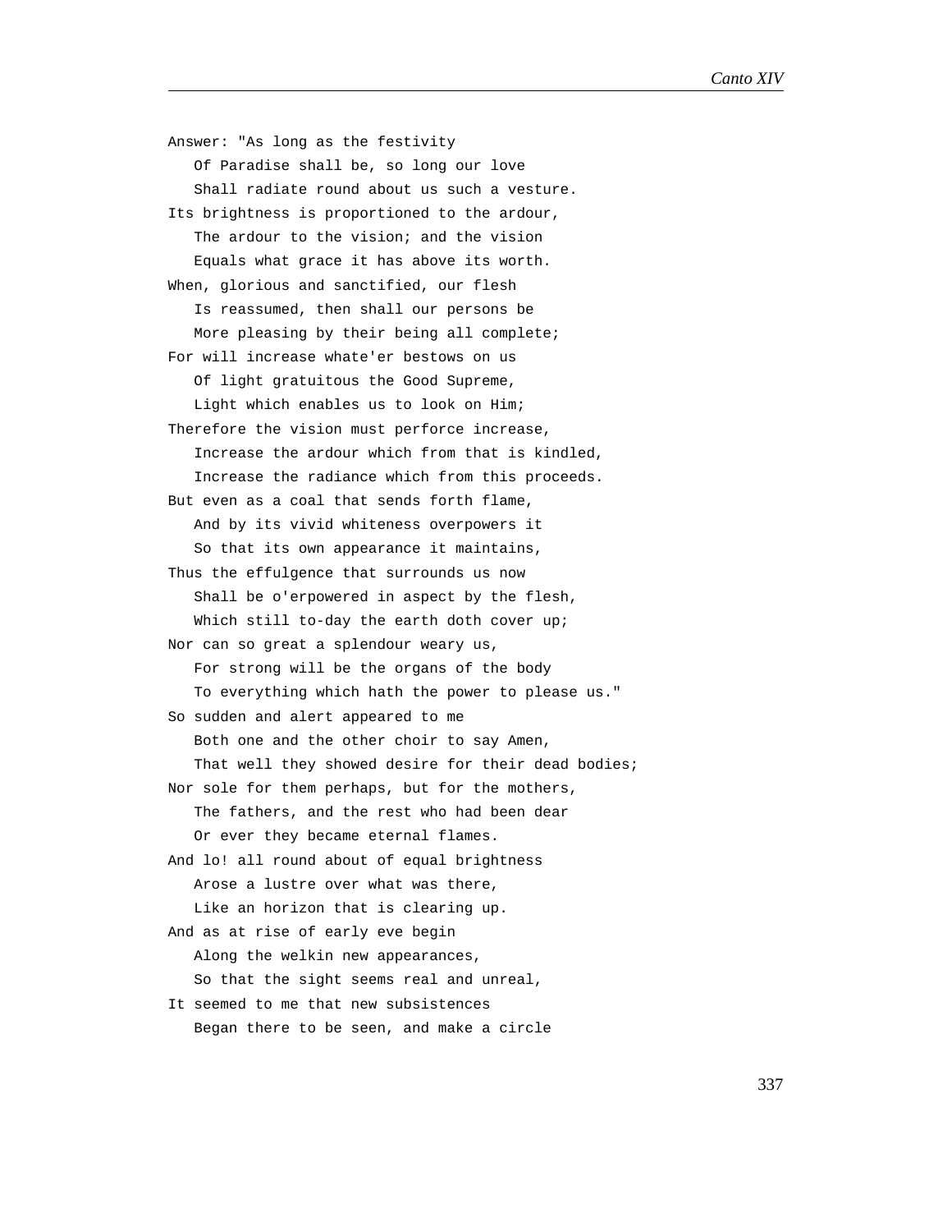Answer: "As long as the festivity
   Of Paradise shall be, so long our love
   Shall radiate round about us such a vesture.
Its brightness is proportioned to the ardour,
   The ardour to the vision; and the vision
   Equals what grace it has above its worth.
When, glorious and sanctified, our flesh
   Is reassumed, then shall our persons be
   More pleasing by their being all complete;
For will increase whate'er bestows on us
   Of light gratuitous the Good Supreme,
   Light which enables us to look on Him;
Therefore the vision must perforce increase,
   Increase the ardour which from that is kindled,
   Increase the radiance which from this proceeds.
But even as a coal that sends forth flame,
   And by its vivid whiteness overpowers it
   So that its own appearance it maintains,
Thus the effulgence that surrounds us now
   Shall be o'erpowered in aspect by the flesh,
   Which still to-day the earth doth cover up;
Nor can so great a splendour weary us,
   For strong will be the organs of the body
   To everything which hath the power to please us."
So sudden and alert appeared to me
   Both one and the other choir to say Amen,
   That well they showed desire for their dead bodies;
Nor sole for them perhaps, but for the mothers,
   The fathers, and the rest who had been dear
   Or ever they became eternal flames.
And lo! all round about of equal brightness
   Arose a lustre over what was there,
   Like an horizon that is clearing up.
And as at rise of early eve begin
   Along the welkin new appearances,
   So that the sight seems real and unreal,
It seemed to me that new subsistences
   Began there to be seen, and make a circle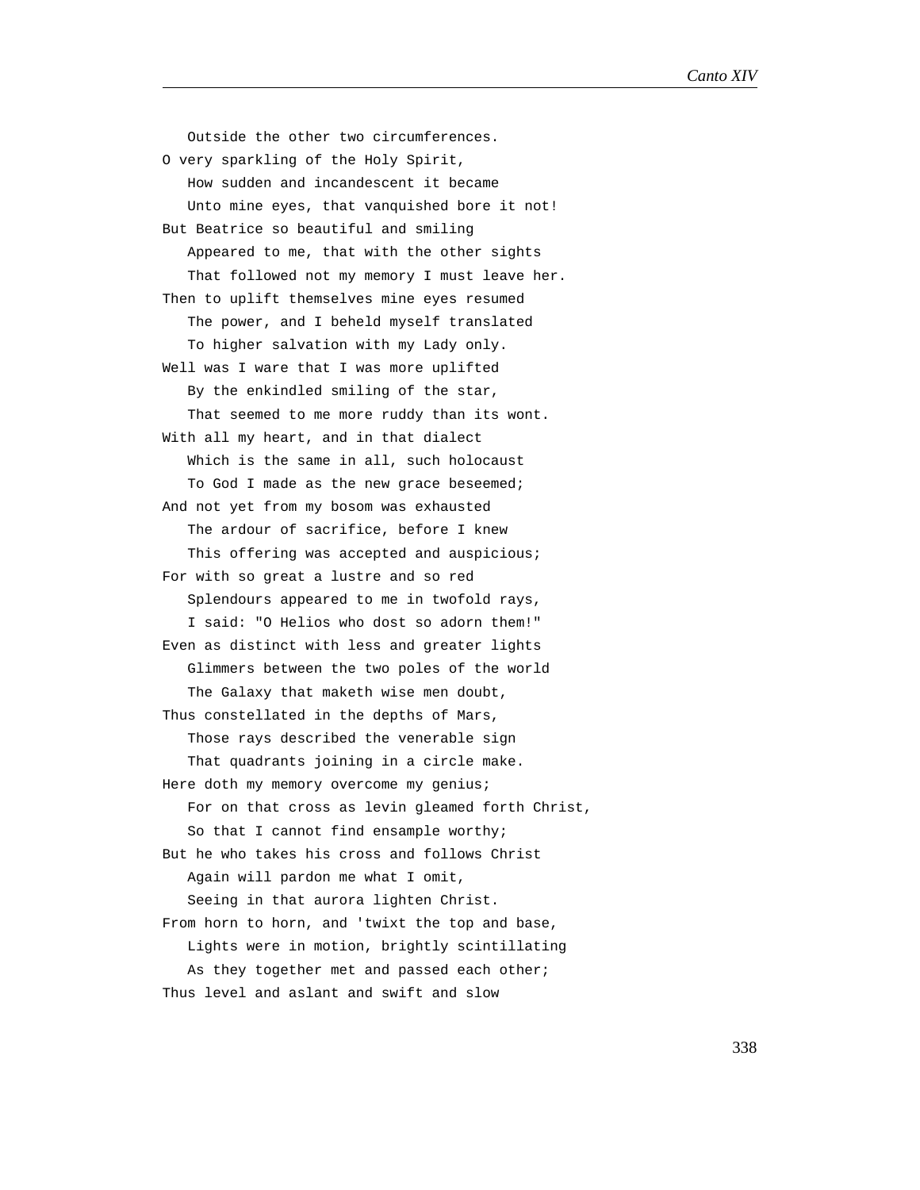Outside the other two circumferences.
O very sparkling of the Holy Spirit,
   How sudden and incandescent it became
   Unto mine eyes, that vanquished bore it not!
But Beatrice so beautiful and smiling
   Appeared to me, that with the other sights
   That followed not my memory I must leave her.
Then to uplift themselves mine eyes resumed
   The power, and I beheld myself translated
   To higher salvation with my Lady only.
Well was I ware that I was more uplifted
   By the enkindled smiling of the star,
   That seemed to me more ruddy than its wont.
With all my heart, and in that dialect
   Which is the same in all, such holocaust
   To God I made as the new grace beseemed;
And not yet from my bosom was exhausted
   The ardour of sacrifice, before I knew
   This offering was accepted and auspicious;
For with so great a lustre and so red
   Splendours appeared to me in twofold rays,
   I said: "O Helios who dost so adorn them!"
Even as distinct with less and greater lights
   Glimmers between the two poles of the world
   The Galaxy that maketh wise men doubt,
Thus constellated in the depths of Mars,
   Those rays described the venerable sign
   That quadrants joining in a circle make.
Here doth my memory overcome my genius;
   For on that cross as levin gleamed forth Christ,
   So that I cannot find ensample worthy;
But he who takes his cross and follows Christ
   Again will pardon me what I omit,
   Seeing in that aurora lighten Christ.
From horn to horn, and 'twixt the top and base,
   Lights were in motion, brightly scintillating
   As they together met and passed each other;
Thus level and aslant and swift and slow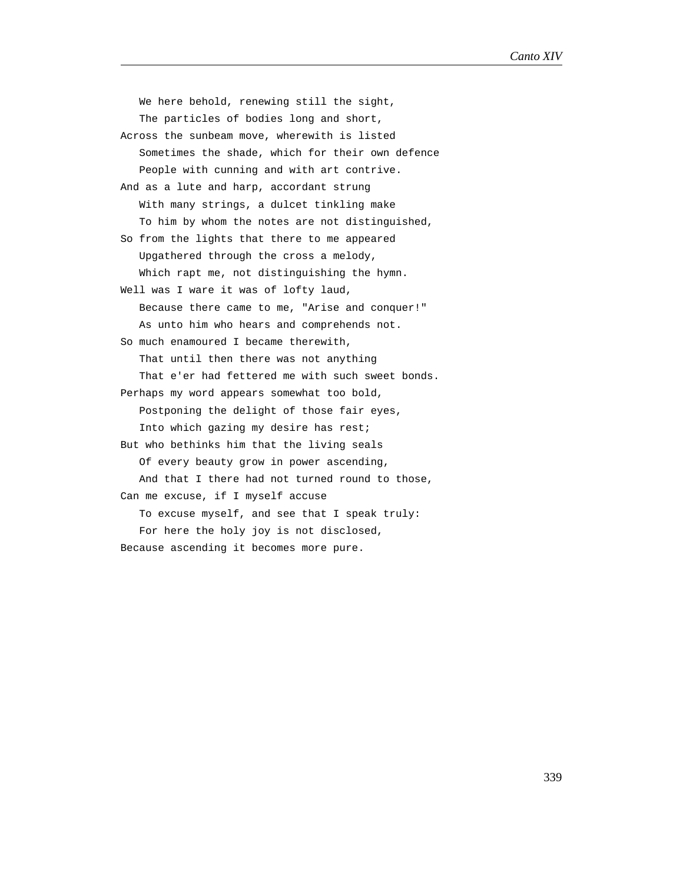We here behold, renewing still the sight,  
The particles of bodies long and short,  
Across the sunbeam move, wherewith is listed  
Sometimes the shade, which for their own defence  
People with cunning and with art contrive.  
And as a lute and harp, accordant strung  
With many strings, a dulcet tinkling make  
To him by whom the notes are not distinguished,  
So from the lights that there to me appeared  
Upgathered through the cross a melody,  
Which rapt me, not distinguishing the hymn.  
Well was I ware it was of lofty laud,  
Because there came to me, "Arise and conquer!"  
As unto him who hears and comprehends not.  
So much enamoured I became therewith,  
That until then there was not anything  
That e'er had fettered me with such sweet bonds.  
Perhaps my word appears somewhat too bold,  
Postponing the delight of those fair eyes,  
Into which gazing my desire has rest;  
But who bethinks him that the living seals  
Of every beauty grow in power ascending,  
And that I there had not turned round to those,  
Can me excuse, if I myself accuse  
To excuse myself, and see that I speak truly:  
For here the holy joy is not disclosed,  
Because ascending it becomes more pure.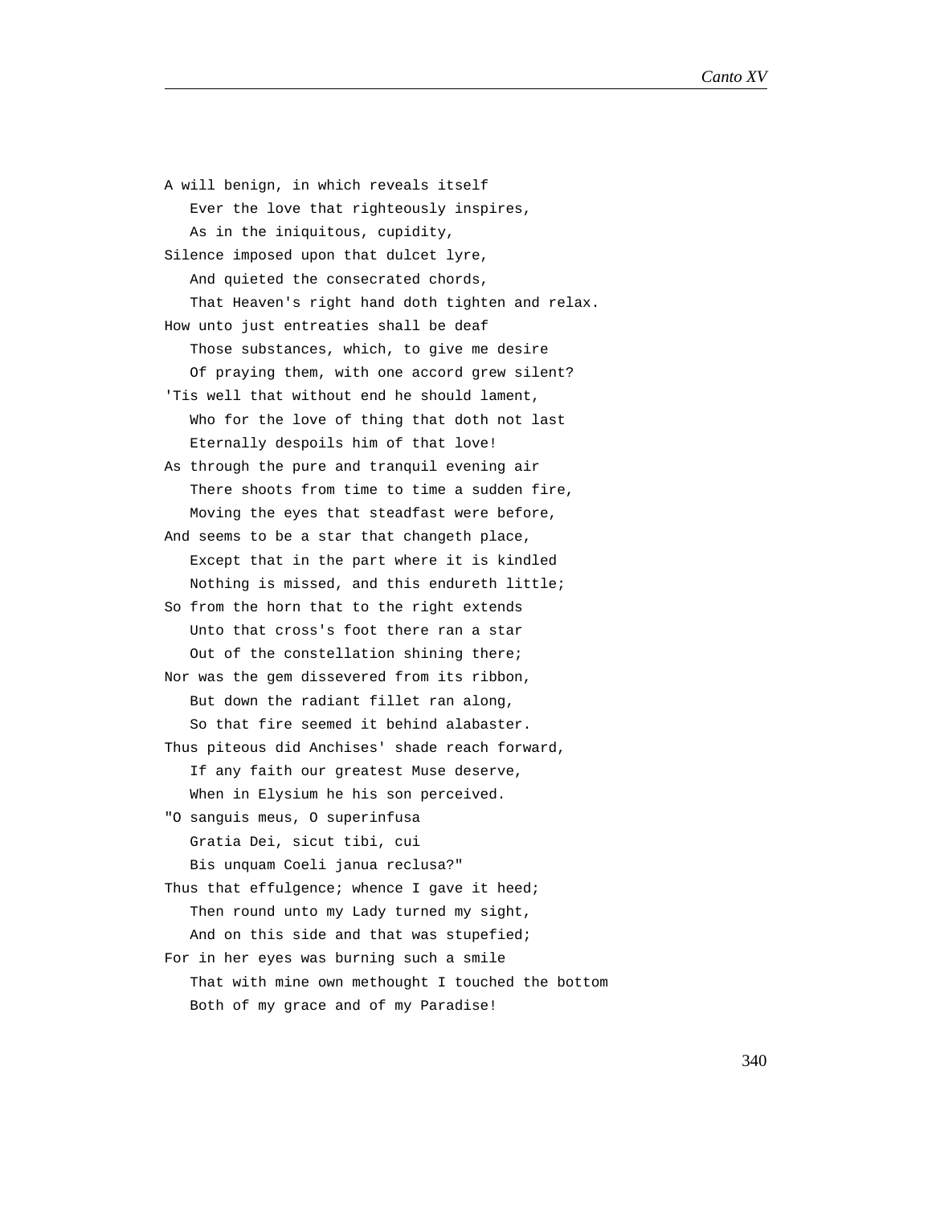A will benign, in which reveals itself
   Ever the love that righteously inspires,
   As in the iniquitous, cupidity,
Silence imposed upon that dulcet lyre,
   And quieted the consecrated chords,
   That Heaven's right hand doth tighten and relax.
How unto just entreaties shall be deaf
   Those substances, which, to give me desire
   Of praying them, with one accord grew silent?
'Tis well that without end he should lament,
   Who for the love of thing that doth not last
   Eternally despoils him of that love!
As through the pure and tranquil evening air
   There shoots from time to time a sudden fire,
   Moving the eyes that steadfast were before,
And seems to be a star that changeth place,
   Except that in the part where it is kindled
   Nothing is missed, and this endureth little;
So from the horn that to the right extends
   Unto that cross's foot there ran a star
   Out of the constellation shining there;
Nor was the gem dissevered from its ribbon,
   But down the radiant fillet ran along,
   So that fire seemed it behind alabaster.
Thus piteous did Anchises' shade reach forward,
   If any faith our greatest Muse deserve,
   When in Elysium he his son perceived.
"O sanguis meus, O superinfusa
   Gratia Dei, sicut tibi, cui
   Bis unquam Coeli janua reclusa?"
Thus that effulgence; whence I gave it heed;
   Then round unto my Lady turned my sight,
   And on this side and that was stupefied;
For in her eyes was burning such a smile
   That with mine own methought I touched the bottom
   Both of my grace and of my Paradise!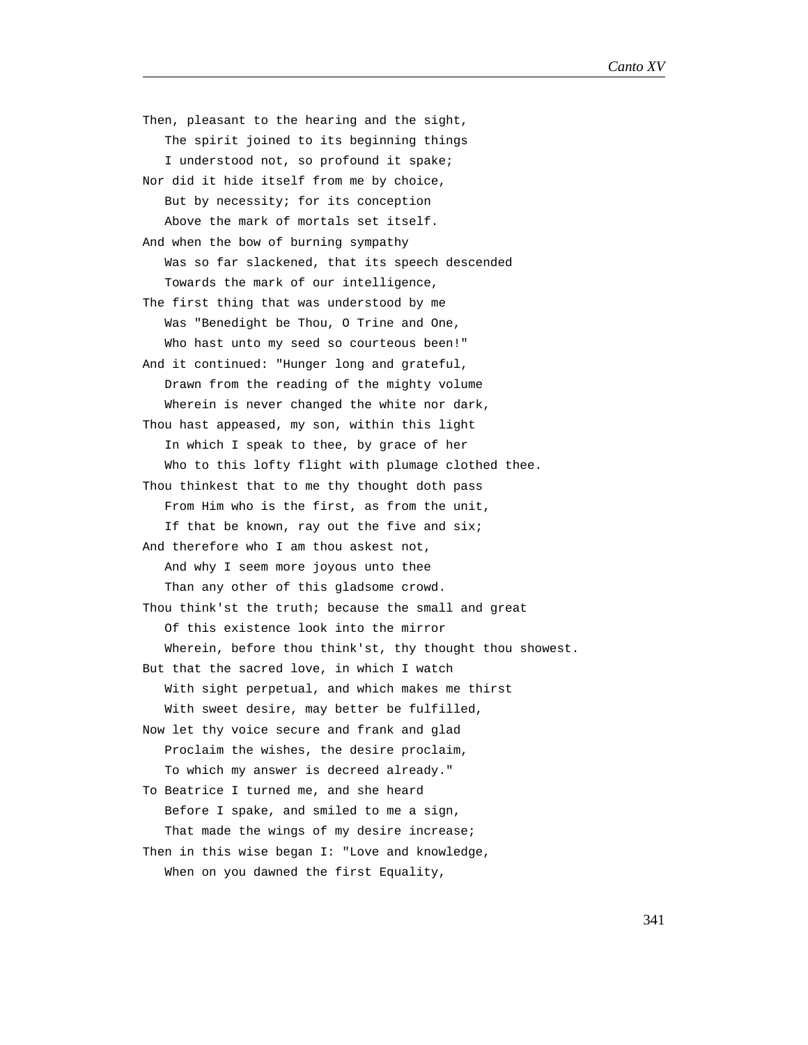Then, pleasant to the hearing and the sight,
   The spirit joined to its beginning things
   I understood not, so profound it spake;
Nor did it hide itself from me by choice,
   But by necessity; for its conception
   Above the mark of mortals set itself.
And when the bow of burning sympathy
   Was so far slackened, that its speech descended
   Towards the mark of our intelligence,
The first thing that was understood by me
   Was "Benedight be Thou, O Trine and One,
   Who hast unto my seed so courteous been!"
And it continued: "Hunger long and grateful,
   Drawn from the reading of the mighty volume
   Wherein is never changed the white nor dark,
Thou hast appeased, my son, within this light
   In which I speak to thee, by grace of her
   Who to this lofty flight with plumage clothed thee.
Thou thinkest that to me thy thought doth pass
   From Him who is the first, as from the unit,
   If that be known, ray out the five and six;
And therefore who I am thou askest not,
   And why I seem more joyous unto thee
   Than any other of this gladsome crowd.
Thou think'st the truth; because the small and great
   Of this existence look into the mirror
   Wherein, before thou think'st, thy thought thou showest.
But that the sacred love, in which I watch
   With sight perpetual, and which makes me thirst
   With sweet desire, may better be fulfilled,
Now let thy voice secure and frank and glad
   Proclaim the wishes, the desire proclaim,
   To which my answer is decreed already."
To Beatrice I turned me, and she heard
   Before I spake, and smiled to me a sign,
   That made the wings of my desire increase;
Then in this wise began I: "Love and knowledge,
   When on you dawned the first Equality,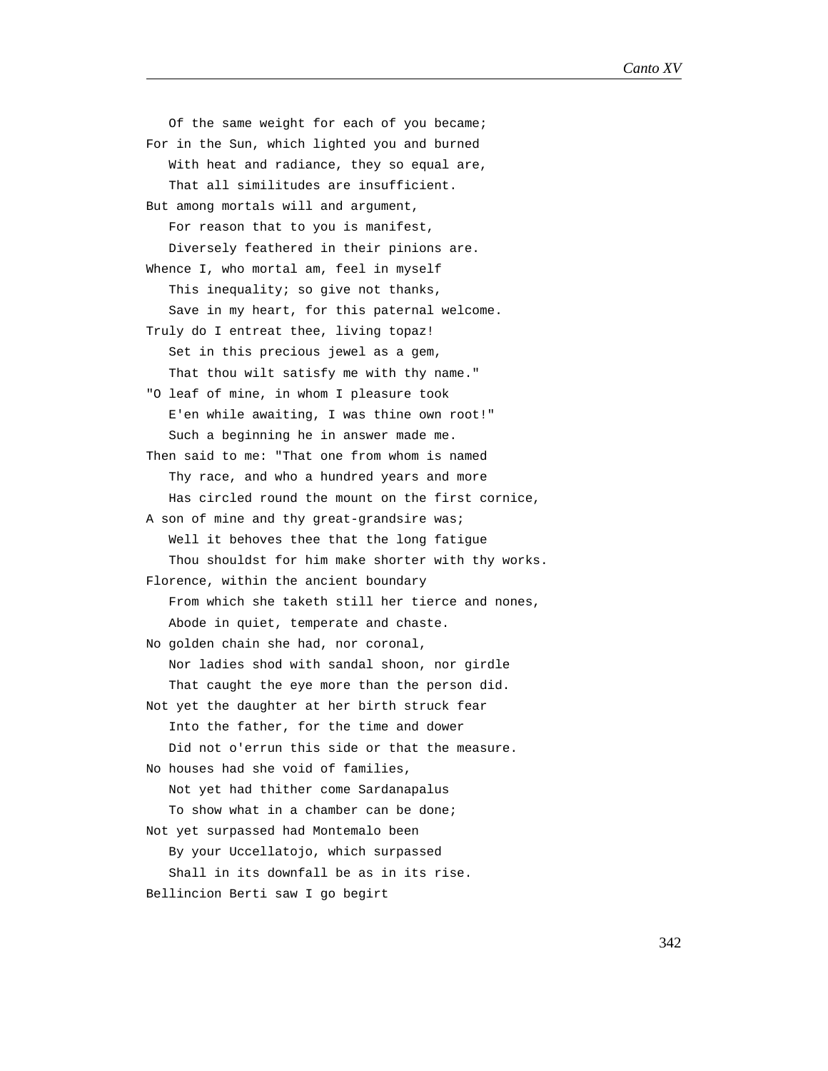Of the same weight for each of you became;
For in the Sun, which lighted you and burned
   With heat and radiance, they so equal are,
   That all similitudes are insufficient.
But among mortals will and argument,
   For reason that to you is manifest,
   Diversely feathered in their pinions are.
Whence I, who mortal am, feel in myself
   This inequality; so give not thanks,
   Save in my heart, for this paternal welcome.
Truly do I entreat thee, living topaz!
   Set in this precious jewel as a gem,
   That thou wilt satisfy me with thy name."
"O leaf of mine, in whom I pleasure took
   E'en while awaiting, I was thine own root!"
   Such a beginning he in answer made me.
Then said to me: "That one from whom is named
   Thy race, and who a hundred years and more
   Has circled round the mount on the first cornice,
A son of mine and thy great-grandsire was;
   Well it behoves thee that the long fatigue
   Thou shouldst for him make shorter with thy works.
Florence, within the ancient boundary
   From which she taketh still her tierce and nones,
   Abode in quiet, temperate and chaste.
No golden chain she had, nor coronal,
   Nor ladies shod with sandal shoon, nor girdle
   That caught the eye more than the person did.
Not yet the daughter at her birth struck fear
   Into the father, for the time and dower
   Did not o'errun this side or that the measure.
No houses had she void of families,
   Not yet had thither come Sardanapalus
   To show what in a chamber can be done;
Not yet surpassed had Montemalo been
   By your Uccellatojo, which surpassed
   Shall in its downfall be as in its rise.
Bellincion Berti saw I go begirt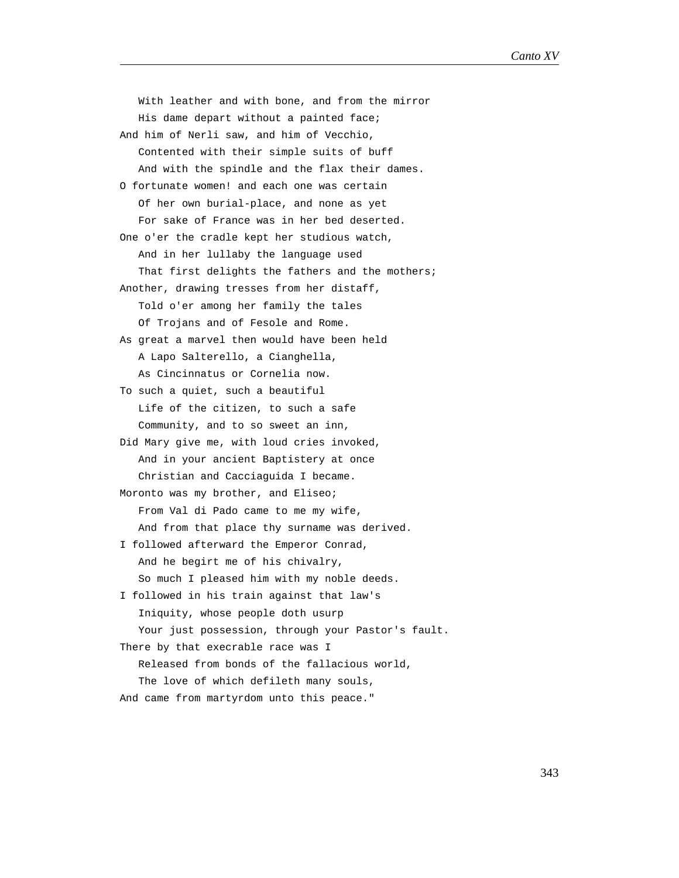With leather and with bone, and from the mirror
   His dame depart without a painted face;
And him of Nerli saw, and him of Vecchio,
   Contented with their simple suits of buff
   And with the spindle and the flax their dames.
O fortunate women! and each one was certain
   Of her own burial-place, and none as yet
   For sake of France was in her bed deserted.
One o'er the cradle kept her studious watch,
   And in her lullaby the language used
   That first delights the fathers and the mothers;
Another, drawing tresses from her distaff,
   Told o'er among her family the tales
   Of Trojans and of Fesole and Rome.
As great a marvel then would have been held
   A Lapo Salterello, a Cianghella,
   As Cincinnatus or Cornelia now.
To such a quiet, such a beautiful
   Life of the citizen, to such a safe
   Community, and to so sweet an inn,
Did Mary give me, with loud cries invoked,
   And in your ancient Baptistery at once
   Christian and Cacciaguida I became.
Moronto was my brother, and Eliseo;
   From Val di Pado came to me my wife,
   And from that place thy surname was derived.
I followed afterward the Emperor Conrad,
   And he begirt me of his chivalry,
   So much I pleased him with my noble deeds.
I followed in his train against that law's
   Iniquity, whose people doth usurp
   Your just possession, through your Pastor's fault.
There by that execrable race was I
   Released from bonds of the fallacious world,
   The love of which defileth many souls,
And came from martyrdom unto this peace."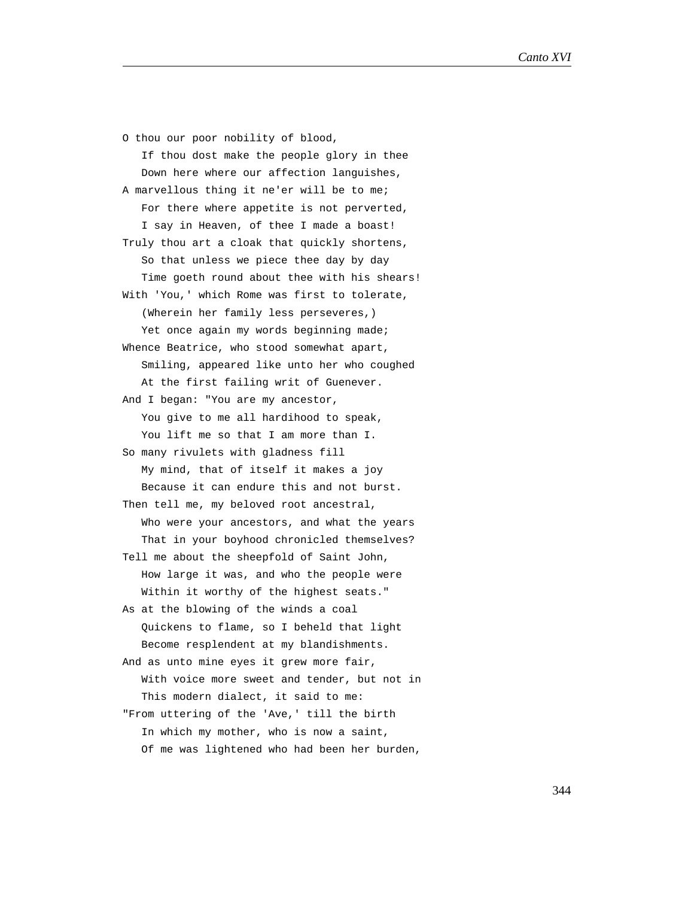O thou our poor nobility of blood,
   If thou dost make the people glory in thee
   Down here where our affection languishes,
A marvellous thing it ne'er will be to me;
   For there where appetite is not perverted,
   I say in Heaven, of thee I made a boast!
Truly thou art a cloak that quickly shortens,
   So that unless we piece thee day by day
   Time goeth round about thee with his shears!
With 'You,' which Rome was first to tolerate,
   (Wherein her family less perseveres,)
   Yet once again my words beginning made;
Whence Beatrice, who stood somewhat apart,
   Smiling, appeared like unto her who coughed
   At the first failing writ of Guenever.
And I began: "You are my ancestor,
   You give to me all hardihood to speak,
   You lift me so that I am more than I.
So many rivulets with gladness fill
   My mind, that of itself it makes a joy
   Because it can endure this and not burst.
Then tell me, my beloved root ancestral,
   Who were your ancestors, and what the years
   That in your boyhood chronicled themselves?
Tell me about the sheepfold of Saint John,
   How large it was, and who the people were
   Within it worthy of the highest seats."
As at the blowing of the winds a coal
   Quickens to flame, so I beheld that light
   Become resplendent at my blandishments.
And as unto mine eyes it grew more fair,
   With voice more sweet and tender, but not in
   This modern dialect, it said to me:
"From uttering of the 'Ave,' till the birth
   In which my mother, who is now a saint,
   Of me was lightened who had been her burden,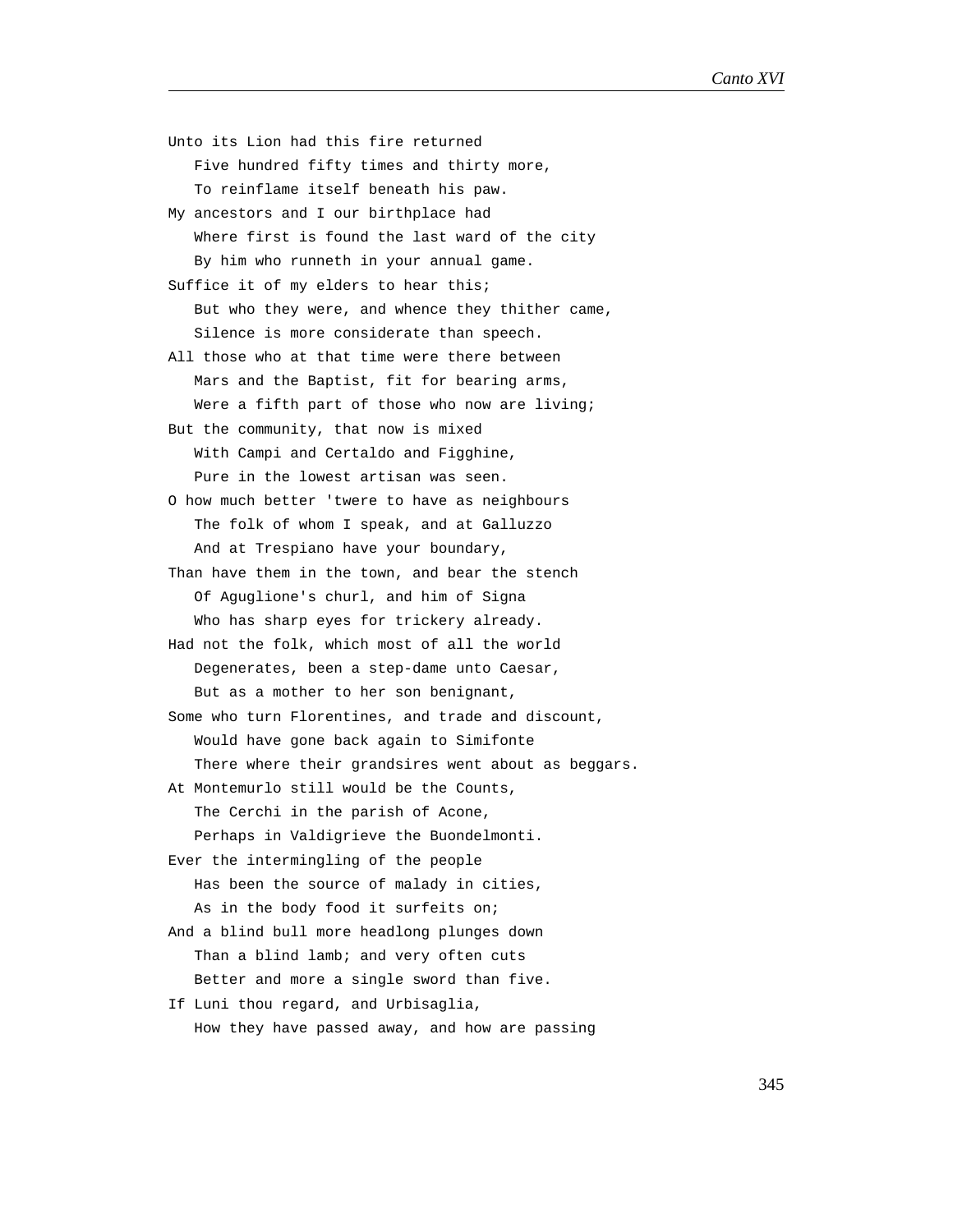Unto its Lion had this fire returned
   Five hundred fifty times and thirty more,
   To reinflame itself beneath his paw.
My ancestors and I our birthplace had
   Where first is found the last ward of the city
   By him who runneth in your annual game.
Suffice it of my elders to hear this;
   But who they were, and whence they thither came,
   Silence is more considerate than speech.
All those who at that time were there between
   Mars and the Baptist, fit for bearing arms,
   Were a fifth part of those who now are living;
But the community, that now is mixed
   With Campi and Certaldo and Figghine,
   Pure in the lowest artisan was seen.
O how much better 'twere to have as neighbours
   The folk of whom I speak, and at Galluzzo
   And at Trespiano have your boundary,
Than have them in the town, and bear the stench
   Of Aguglione's churl, and him of Signa
   Who has sharp eyes for trickery already.
Had not the folk, which most of all the world
   Degenerates, been a step-dame unto Caesar,
   But as a mother to her son benignant,
Some who turn Florentines, and trade and discount,
   Would have gone back again to Simifonte
   There where their grandsires went about as beggars.
At Montemurlo still would be the Counts,
   The Cerchi in the parish of Acone,
   Perhaps in Valdigrieve the Buondelmonti.
Ever the intermingling of the people
   Has been the source of malady in cities,
   As in the body food it surfeits on;
And a blind bull more headlong plunges down
   Than a blind lamb; and very often cuts
   Better and more a single sword than five.
If Luni thou regard, and Urbisaglia,
   How they have passed away, and how are passing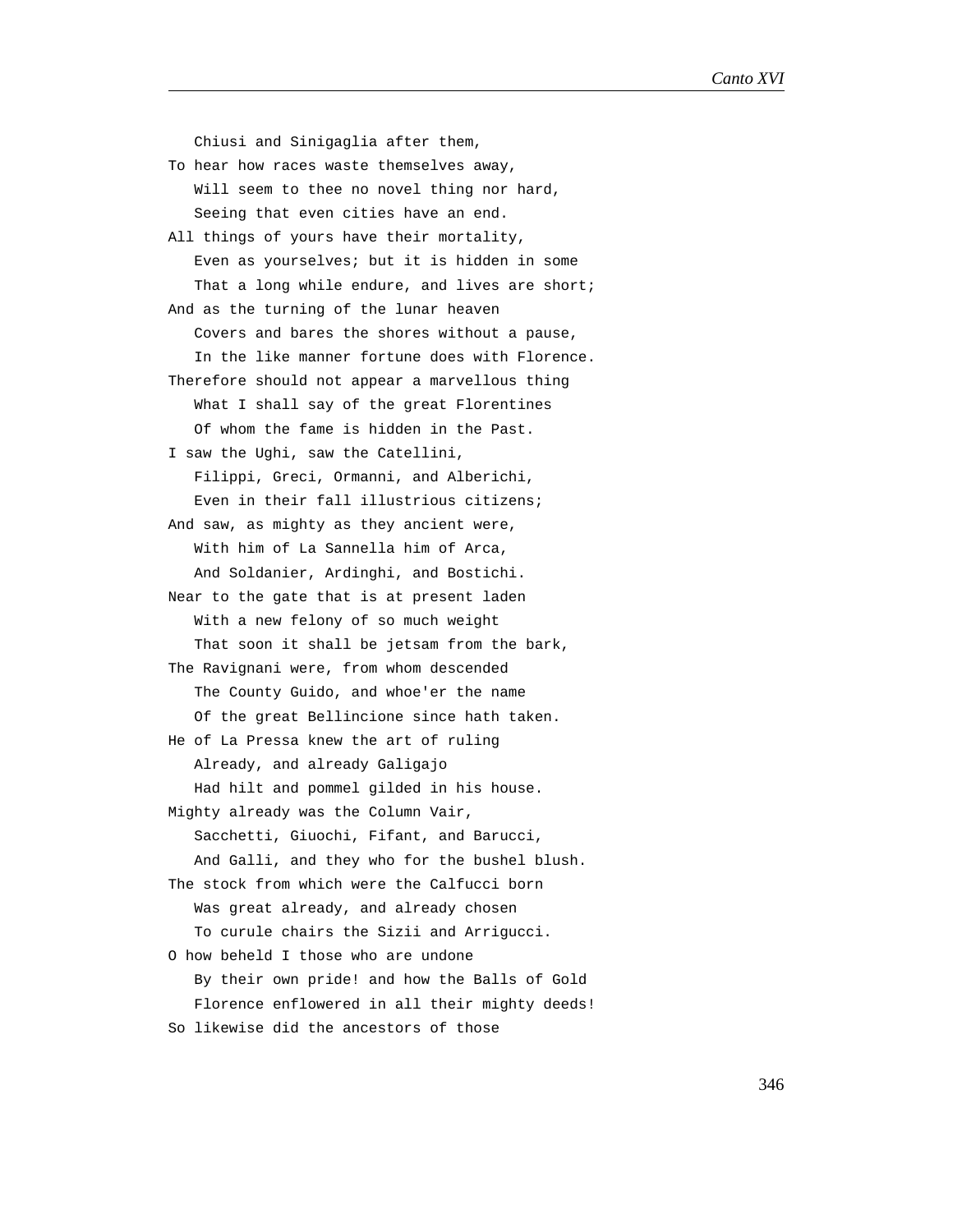Chiusi and Sinigaglia after them,
To hear how races waste themselves away,
Will seem to thee no novel thing nor hard,
Seeing that even cities have an end.
All things of yours have their mortality,
Even as yourselves; but it is hidden in some
That a long while endure, and lives are short;
And as the turning of the lunar heaven
Covers and bares the shores without a pause,
In the like manner fortune does with Florence.
Therefore should not appear a marvellous thing
What I shall say of the great Florentines
Of whom the fame is hidden in the Past.
I saw the Ughi, saw the Catellini,
Filippi, Greci, Ormanni, and Alberichi,
Even in their fall illustrious citizens;
And saw, as mighty as they ancient were,
With him of La Sannella him of Arca,
And Soldanier, Ardinghi, and Bostichi.
Near to the gate that is at present laden
With a new felony of so much weight
That soon it shall be jetsam from the bark,
The Ravignani were, from whom descended
The County Guido, and whoe'er the name
Of the great Bellincione since hath taken.
He of La Pressa knew the art of ruling
Already, and already Galigajo
Had hilt and pommel gilded in his house.
Mighty already was the Column Vair,
Sacchetti, Giuochi, Fifant, and Barucci,
And Galli, and they who for the bushel blush.
The stock from which were the Calfucci born
Was great already, and already chosen
To curule chairs the Sizii and Arrigucci.
O how beheld I those who are undone
By their own pride! and how the Balls of Gold
Florence enflowered in all their mighty deeds!
So likewise did the ancestors of those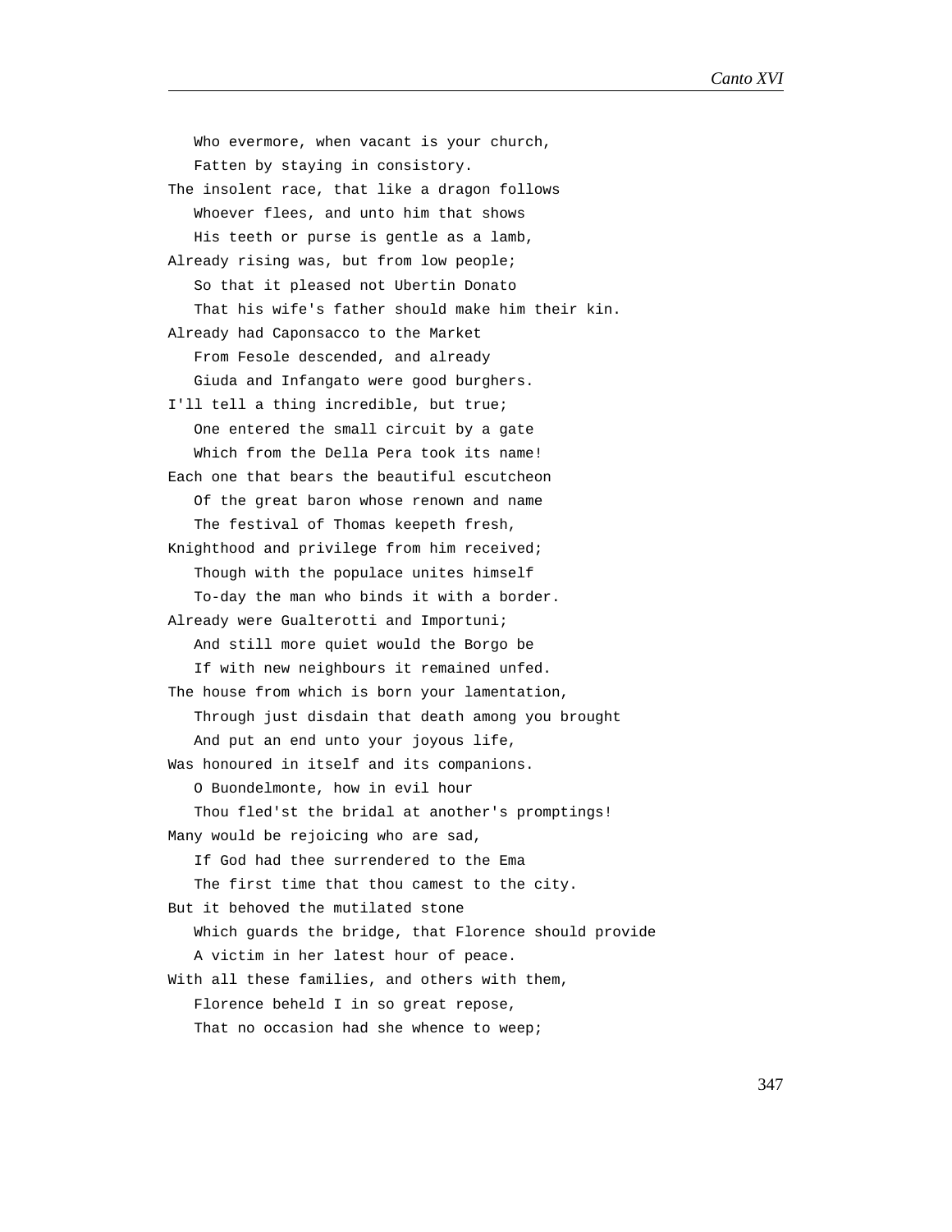Who evermore, when vacant is your church,
   Fatten by staying in consistory.
The insolent race, that like a dragon follows
   Whoever flees, and unto him that shows
   His teeth or purse is gentle as a lamb,
Already rising was, but from low people;
   So that it pleased not Ubertin Donato
   That his wife's father should make him their kin.
Already had Caponsacco to the Market
   From Fesole descended, and already
   Giuda and Infangato were good burghers.
I'll tell a thing incredible, but true;
   One entered the small circuit by a gate
   Which from the Della Pera took its name!
Each one that bears the beautiful escutcheon
   Of the great baron whose renown and name
   The festival of Thomas keepeth fresh,
Knighthood and privilege from him received;
   Though with the populace unites himself
   To-day the man who binds it with a border.
Already were Gualterotti and Importuni;
   And still more quiet would the Borgo be
   If with new neighbours it remained unfed.
The house from which is born your lamentation,
   Through just disdain that death among you brought
   And put an end unto your joyous life,
Was honoured in itself and its companions.
   O Buondelmonte, how in evil hour
   Thou fled'st the bridal at another's promptings!
Many would be rejoicing who are sad,
   If God had thee surrendered to the Ema
   The first time that thou camest to the city.
But it behoved the mutilated stone
   Which guards the bridge, that Florence should provide
   A victim in her latest hour of peace.
With all these families, and others with them,
   Florence beheld I in so great repose,
   That no occasion had she whence to weep;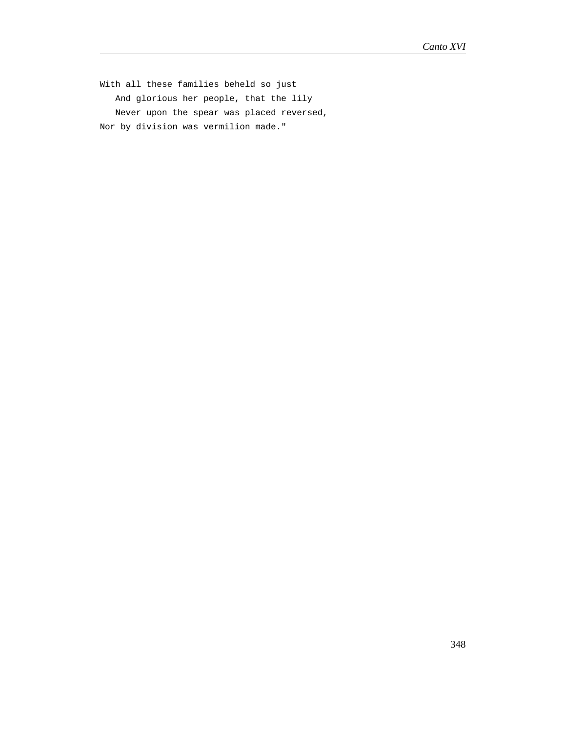With all these families beheld so just
   And glorious her people, that the lily
   Never upon the spear was placed reversed,
Nor by division was vermilion made."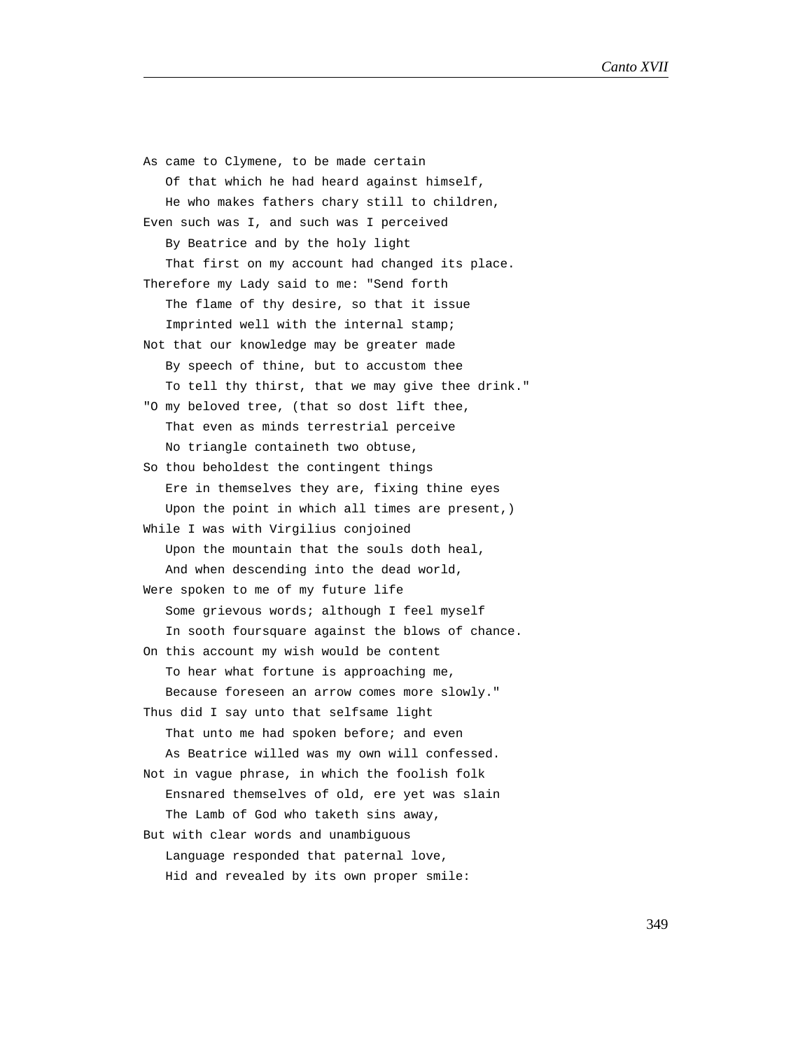As came to Clymene, to be made certain
   Of that which he had heard against himself,
   He who makes fathers chary still to children,
Even such was I, and such was I perceived
   By Beatrice and by the holy light
   That first on my account had changed its place.
Therefore my Lady said to me: "Send forth
   The flame of thy desire, so that it issue
   Imprinted well with the internal stamp;
Not that our knowledge may be greater made
   By speech of thine, but to accustom thee
   To tell thy thirst, that we may give thee drink."
"O my beloved tree, (that so dost lift thee,
   That even as minds terrestrial perceive
   No triangle containeth two obtuse,
So thou beholdest the contingent things
   Ere in themselves they are, fixing thine eyes
   Upon the point in which all times are present,)
While I was with Virgilius conjoined
   Upon the mountain that the souls doth heal,
   And when descending into the dead world,
Were spoken to me of my future life
   Some grievous words; although I feel myself
   In sooth foursquare against the blows of chance.
On this account my wish would be content
   To hear what fortune is approaching me,
   Because foreseen an arrow comes more slowly."
Thus did I say unto that selfsame light
   That unto me had spoken before; and even
   As Beatrice willed was my own will confessed.
Not in vague phrase, in which the foolish folk
   Ensnared themselves of old, ere yet was slain
   The Lamb of God who taketh sins away,
But with clear words and unambiguous
   Language responded that paternal love,
   Hid and revealed by its own proper smile: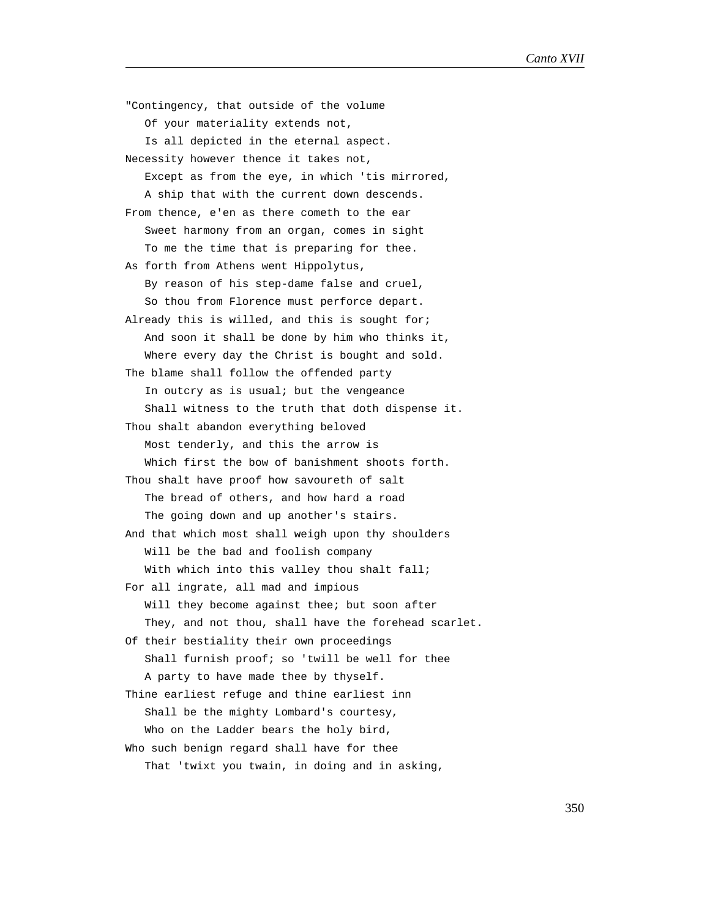"Contingency, that outside of the volume
   Of your materiality extends not,
   Is all depicted in the eternal aspect.
Necessity however thence it takes not,
   Except as from the eye, in which 'tis mirrored,
   A ship that with the current down descends.
From thence, e'en as there cometh to the ear
   Sweet harmony from an organ, comes in sight
   To me the time that is preparing for thee.
As forth from Athens went Hippolytus,
   By reason of his step-dame false and cruel,
   So thou from Florence must perforce depart.
Already this is willed, and this is sought for;
   And soon it shall be done by him who thinks it,
   Where every day the Christ is bought and sold.
The blame shall follow the offended party
   In outcry as is usual; but the vengeance
   Shall witness to the truth that doth dispense it.
Thou shalt abandon everything beloved
   Most tenderly, and this the arrow is
   Which first the bow of banishment shoots forth.
Thou shalt have proof how savoureth of salt
   The bread of others, and how hard a road
   The going down and up another's stairs.
And that which most shall weigh upon thy shoulders
   Will be the bad and foolish company
   With which into this valley thou shalt fall;
For all ingrate, all mad and impious
   Will they become against thee; but soon after
   They, and not thou, shall have the forehead scarlet.
Of their bestiality their own proceedings
   Shall furnish proof; so 'twill be well for thee
   A party to have made thee by thyself.
Thine earliest refuge and thine earliest inn
   Shall be the mighty Lombard's courtesy,
   Who on the Ladder bears the holy bird,
Who such benign regard shall have for thee
   That 'twixt you twain, in doing and in asking,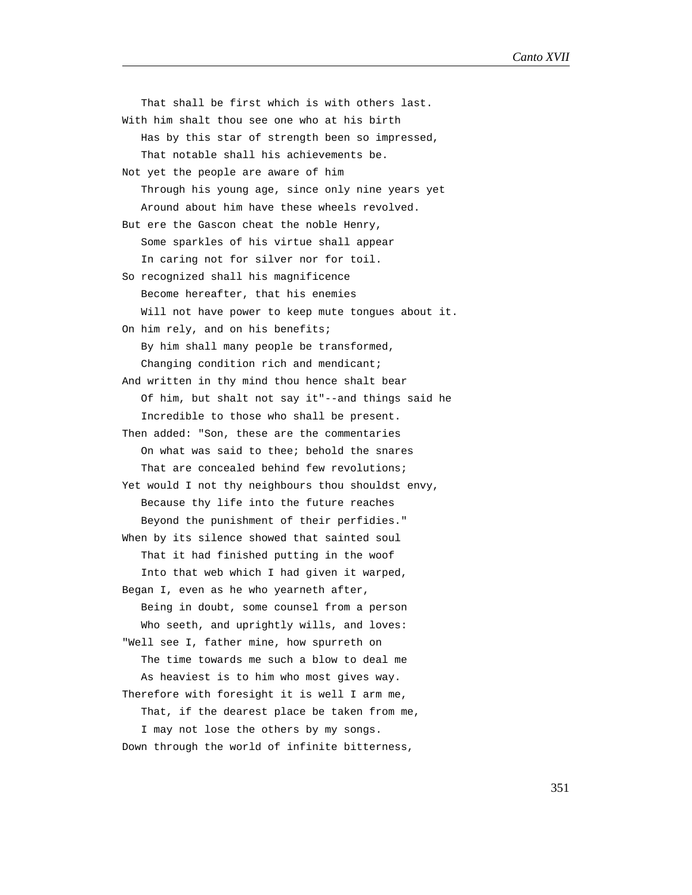That shall be first which is with others last.
With him shalt thou see one who at his birth
   Has by this star of strength been so impressed,
   That notable shall his achievements be.
Not yet the people are aware of him
   Through his young age, since only nine years yet
   Around about him have these wheels revolved.
But ere the Gascon cheat the noble Henry,
   Some sparkles of his virtue shall appear
   In caring not for silver nor for toil.
So recognized shall his magnificence
   Become hereafter, that his enemies
   Will not have power to keep mute tongues about it.
On him rely, and on his benefits;
   By him shall many people be transformed,
   Changing condition rich and mendicant;
And written in thy mind thou hence shalt bear
   Of him, but shalt not say it"--and things said he
   Incredible to those who shall be present.
Then added: "Son, these are the commentaries
   On what was said to thee; behold the snares
   That are concealed behind few revolutions;
Yet would I not thy neighbours thou shouldst envy,
   Because thy life into the future reaches
   Beyond the punishment of their perfidies."
When by its silence showed that sainted soul
   That it had finished putting in the woof
   Into that web which I had given it warped,
Began I, even as he who yearneth after,
   Being in doubt, some counsel from a person
   Who seeth, and uprightly wills, and loves:
"Well see I, father mine, how spurreth on
   The time towards me such a blow to deal me
   As heaviest is to him who most gives way.
Therefore with foresight it is well I arm me,
   That, if the dearest place be taken from me,
   I may not lose the others by my songs.
Down through the world of infinite bitterness,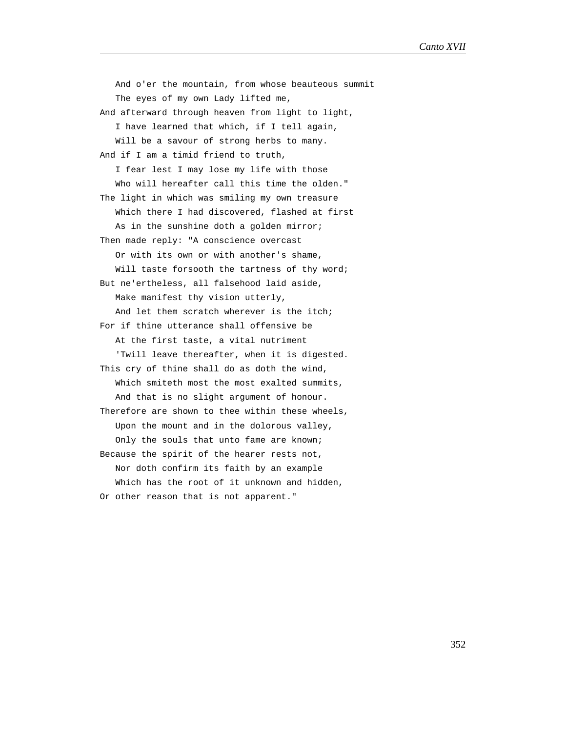And o'er the mountain, from whose beauteous summit
The eyes of my own Lady lifted me,
And afterward through heaven from light to light,
I have learned that which, if I tell again,
Will be a savour of strong herbs to many.
And if I am a timid friend to truth,
I fear lest I may lose my life with those
Who will hereafter call this time the olden."
The light in which was smiling my own treasure
Which there I had discovered, flashed at first
As in the sunshine doth a golden mirror;
Then made reply: "A conscience overcast
Or with its own or with another's shame,
Will taste forsooth the tartness of thy word;
But ne'ertheless, all falsehood laid aside,
Make manifest thy vision utterly,
And let them scratch wherever is the itch;
For if thine utterance shall offensive be
At the first taste, a vital nutriment
'Twill leave thereafter, when it is digested.
This cry of thine shall do as doth the wind,
Which smiteth most the most exalted summits,
And that is no slight argument of honour.
Therefore are shown to thee within these wheels,
Upon the mount and in the dolorous valley,
Only the souls that unto fame are known;
Because the spirit of the hearer rests not,
Nor doth confirm its faith by an example
Which has the root of it unknown and hidden,
Or other reason that is not apparent."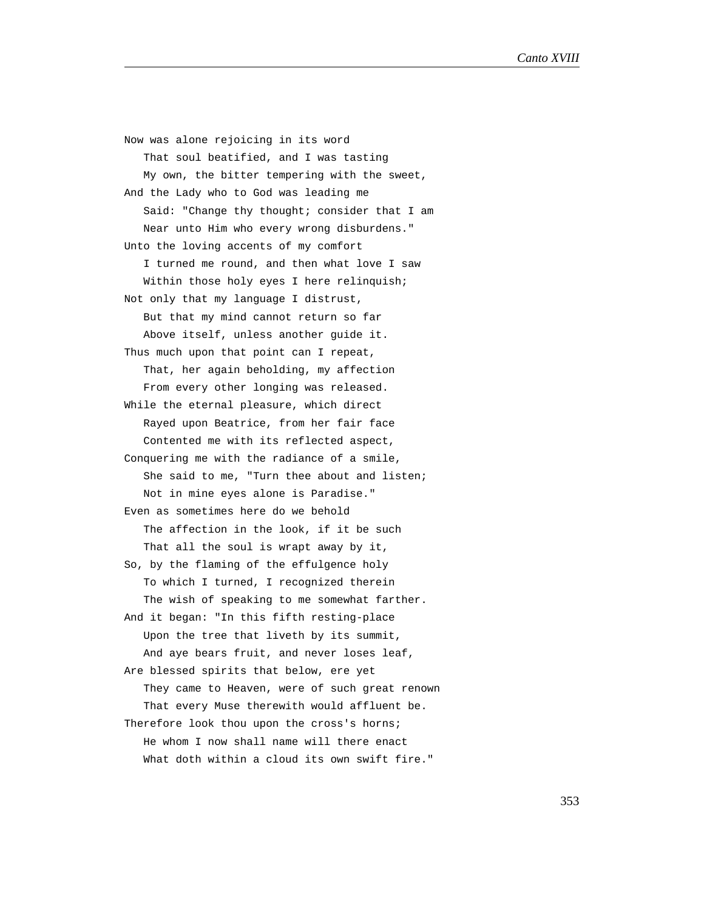Now was alone rejoicing in its word
   That soul beatified, and I was tasting
   My own, the bitter tempering with the sweet,
And the Lady who to God was leading me
   Said: "Change thy thought; consider that I am
   Near unto Him who every wrong disburdens."
Unto the loving accents of my comfort
   I turned me round, and then what love I saw
   Within those holy eyes I here relinquish;
Not only that my language I distrust,
   But that my mind cannot return so far
   Above itself, unless another guide it.
Thus much upon that point can I repeat,
   That, her again beholding, my affection
   From every other longing was released.
While the eternal pleasure, which direct
   Rayed upon Beatrice, from her fair face
   Contented me with its reflected aspect,
Conquering me with the radiance of a smile,
   She said to me, "Turn thee about and listen;
   Not in mine eyes alone is Paradise."
Even as sometimes here do we behold
   The affection in the look, if it be such
   That all the soul is wrapt away by it,
So, by the flaming of the effulgence holy
   To which I turned, I recognized therein
   The wish of speaking to me somewhat farther.
And it began: "In this fifth resting-place
   Upon the tree that liveth by its summit,
   And aye bears fruit, and never loses leaf,
Are blessed spirits that below, ere yet
   They came to Heaven, were of such great renown
   That every Muse therewith would affluent be.
Therefore look thou upon the cross's horns;
   He whom I now shall name will there enact
   What doth within a cloud its own swift fire."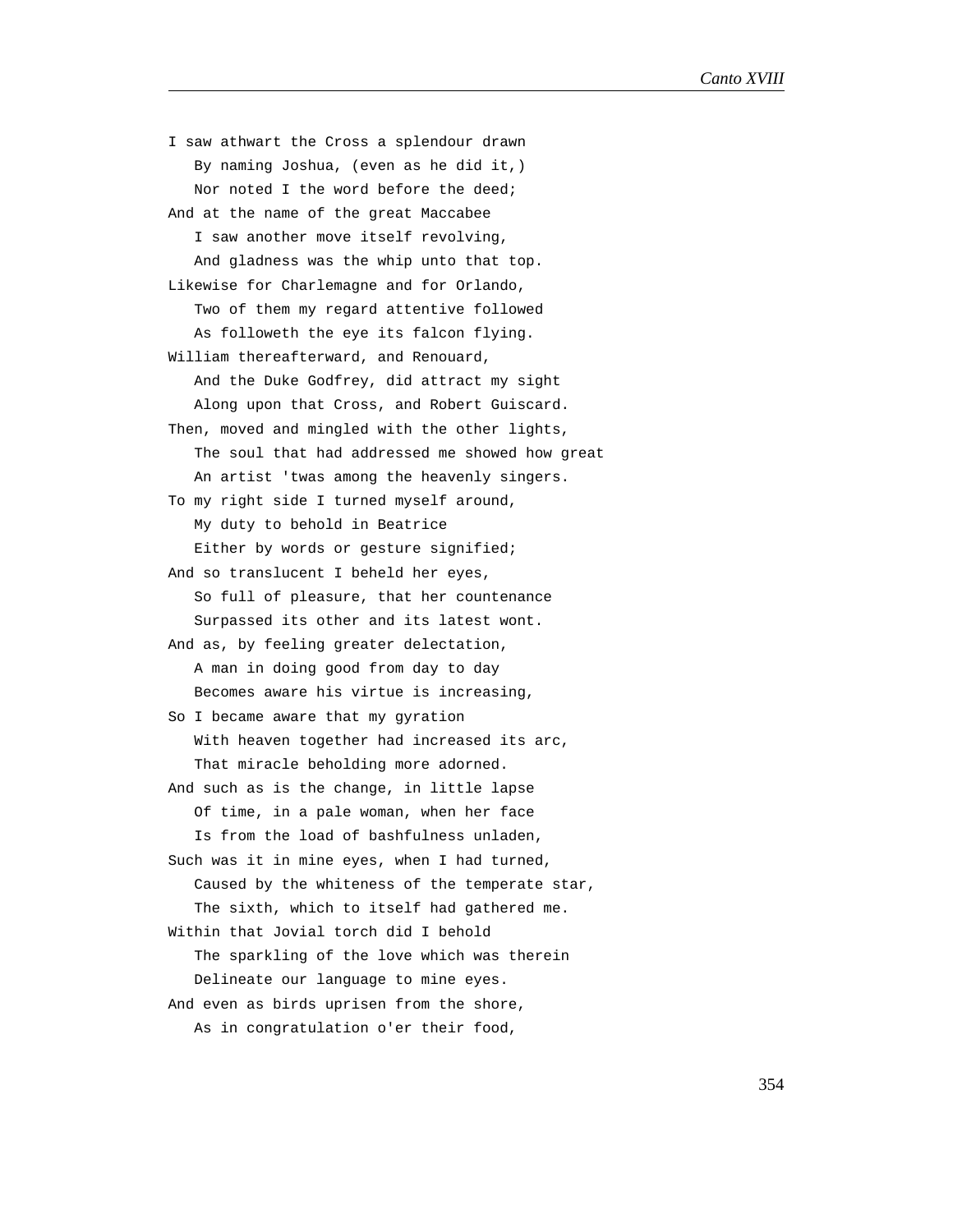I saw athwart the Cross a splendour drawn
   By naming Joshua, (even as he did it,)
   Nor noted I the word before the deed;
And at the name of the great Maccabee
   I saw another move itself revolving,
   And gladness was the whip unto that top.
Likewise for Charlemagne and for Orlando,
   Two of them my regard attentive followed
   As followeth the eye its falcon flying.
William thereafterward, and Renouard,
   And the Duke Godfrey, did attract my sight
   Along upon that Cross, and Robert Guiscard.
Then, moved and mingled with the other lights,
   The soul that had addressed me showed how great
   An artist 'twas among the heavenly singers.
To my right side I turned myself around,
   My duty to behold in Beatrice
   Either by words or gesture signified;
And so translucent I beheld her eyes,
   So full of pleasure, that her countenance
   Surpassed its other and its latest wont.
And as, by feeling greater delectation,
   A man in doing good from day to day
   Becomes aware his virtue is increasing,
So I became aware that my gyration
   With heaven together had increased its arc,
   That miracle beholding more adorned.
And such as is the change, in little lapse
   Of time, in a pale woman, when her face
   Is from the load of bashfulness unladen,
Such was it in mine eyes, when I had turned,
   Caused by the whiteness of the temperate star,
   The sixth, which to itself had gathered me.
Within that Jovial torch did I behold
   The sparkling of the love which was therein
   Delineate our language to mine eyes.
And even as birds uprisen from the shore,
   As in congratulation o'er their food,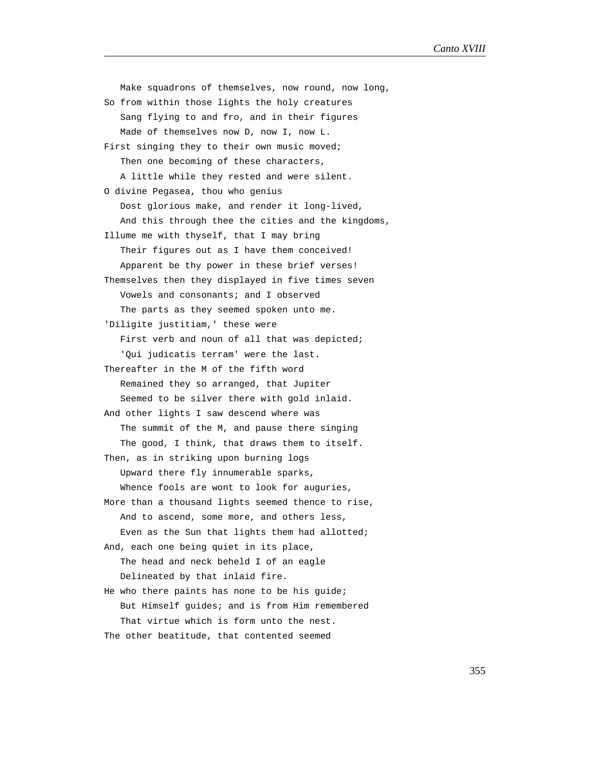Make squadrons of themselves, now round, now long,  
So from within those lights the holy creatures  
Sang flying to and fro, and in their figures  
Made of themselves now D, now I, now L.  
First singing they to their own music moved;  
Then one becoming of these characters,  
A little while they rested and were silent.  
O divine Pegasea, thou who genius  
Dost glorious make, and render it long-lived,  
And this through thee the cities and the kingdoms,  
Illume me with thyself, that I may bring  
Their figures out as I have them conceived!  
Apparent be thy power in these brief verses!  
Themselves then they displayed in five times seven  
Vowels and consonants; and I observed  
The parts as they seemed spoken unto me.  
'Diligite justitiam,' these were  
First verb and noun of all that was depicted;  
'Qui judicatis terram' were the last.  
Thereafter in the M of the fifth word  
Remained they so arranged, that Jupiter  
Seemed to be silver there with gold inlaid.  
And other lights I saw descend where was  
The summit of the M, and pause there singing  
The good, I think, that draws them to itself.  
Then, as in striking upon burning logs  
Upward there fly innumerable sparks,  
Whence fools are wont to look for auguries,  
More than a thousand lights seemed thence to rise,  
And to ascend, some more, and others less,  
Even as the Sun that lights them had allotted;  
And, each one being quiet in its place,  
The head and neck beheld I of an eagle  
Delineated by that inlaid fire.  
He who there paints has none to be his guide;  
But Himself guides; and is from Him remembered  
That virtue which is form unto the nest.  
The other beatitude, that contented seemed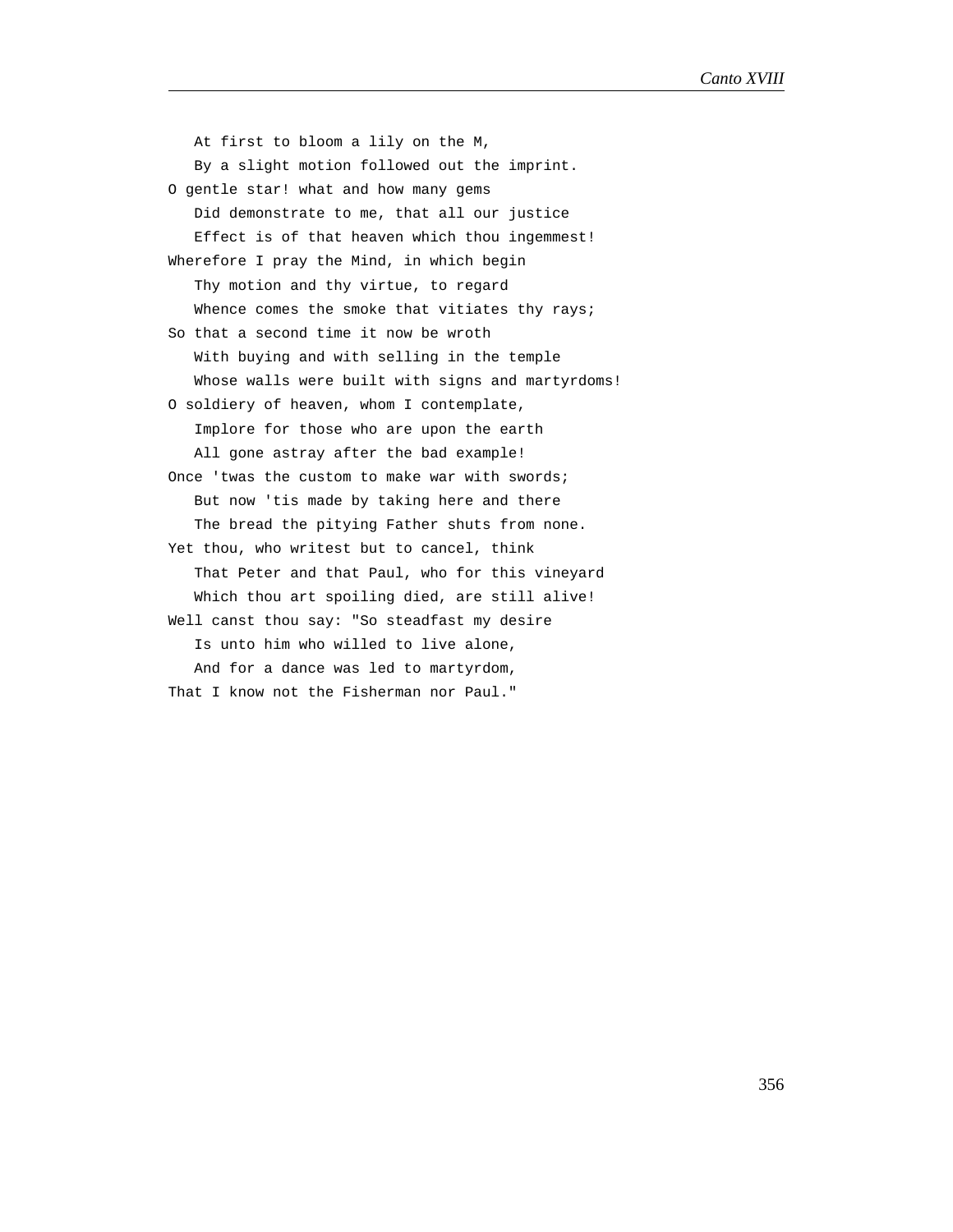At first to bloom a lily on the M,
   By a slight motion followed out the imprint.
O gentle star! what and how many gems
   Did demonstrate to me, that all our justice
   Effect is of that heaven which thou ingemmest!
Wherefore I pray the Mind, in which begin
   Thy motion and thy virtue, to regard
   Whence comes the smoke that vitiates thy rays;
So that a second time it now be wroth
   With buying and with selling in the temple
   Whose walls were built with signs and martyrdoms!
O soldiery of heaven, whom I contemplate,
   Implore for those who are upon the earth
   All gone astray after the bad example!
Once 'twas the custom to make war with swords;
   But now 'tis made by taking here and there
   The bread the pitying Father shuts from none.
Yet thou, who writest but to cancel, think
   That Peter and that Paul, who for this vineyard
   Which thou art spoiling died, are still alive!
Well canst thou say: "So steadfast my desire
   Is unto him who willed to live alone,
   And for a dance was led to martyrdom,
That I know not the Fisherman nor Paul."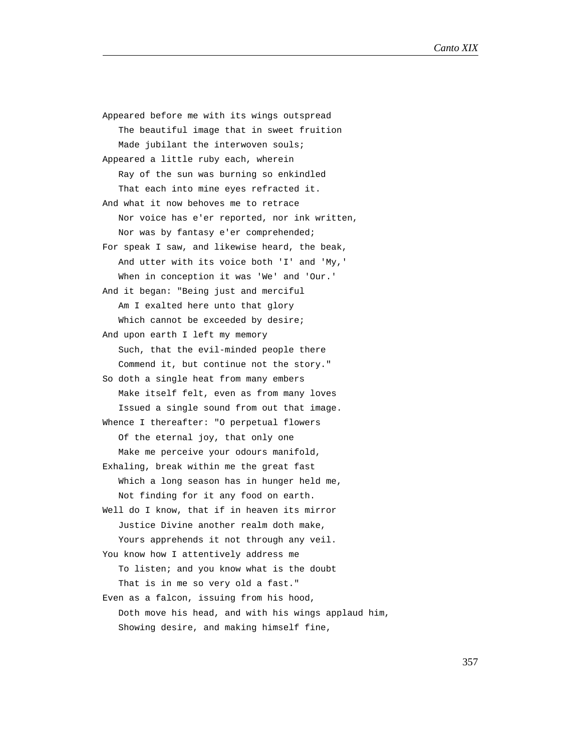Appeared before me with its wings outspread
   The beautiful image that in sweet fruition
   Made jubilant the interwoven souls;
Appeared a little ruby each, wherein
   Ray of the sun was burning so enkindled
   That each into mine eyes refracted it.
And what it now behoves me to retrace
   Nor voice has e'er reported, nor ink written,
   Nor was by fantasy e'er comprehended;
For speak I saw, and likewise heard, the beak,
   And utter with its voice both 'I' and 'My,'
   When in conception it was 'We' and 'Our.'
And it began: "Being just and merciful
   Am I exalted here unto that glory
   Which cannot be exceeded by desire;
And upon earth I left my memory
   Such, that the evil-minded people there
   Commend it, but continue not the story."
So doth a single heat from many embers
   Make itself felt, even as from many loves
   Issued a single sound from out that image.
Whence I thereafter: "O perpetual flowers
   Of the eternal joy, that only one
   Make me perceive your odours manifold,
Exhaling, break within me the great fast
   Which a long season has in hunger held me,
   Not finding for it any food on earth.
Well do I know, that if in heaven its mirror
   Justice Divine another realm doth make,
   Yours apprehends it not through any veil.
You know how I attentively address me
   To listen; and you know what is the doubt
   That is in me so very old a fast."
Even as a falcon, issuing from his hood,
   Doth move his head, and with his wings applaud him,
   Showing desire, and making himself fine,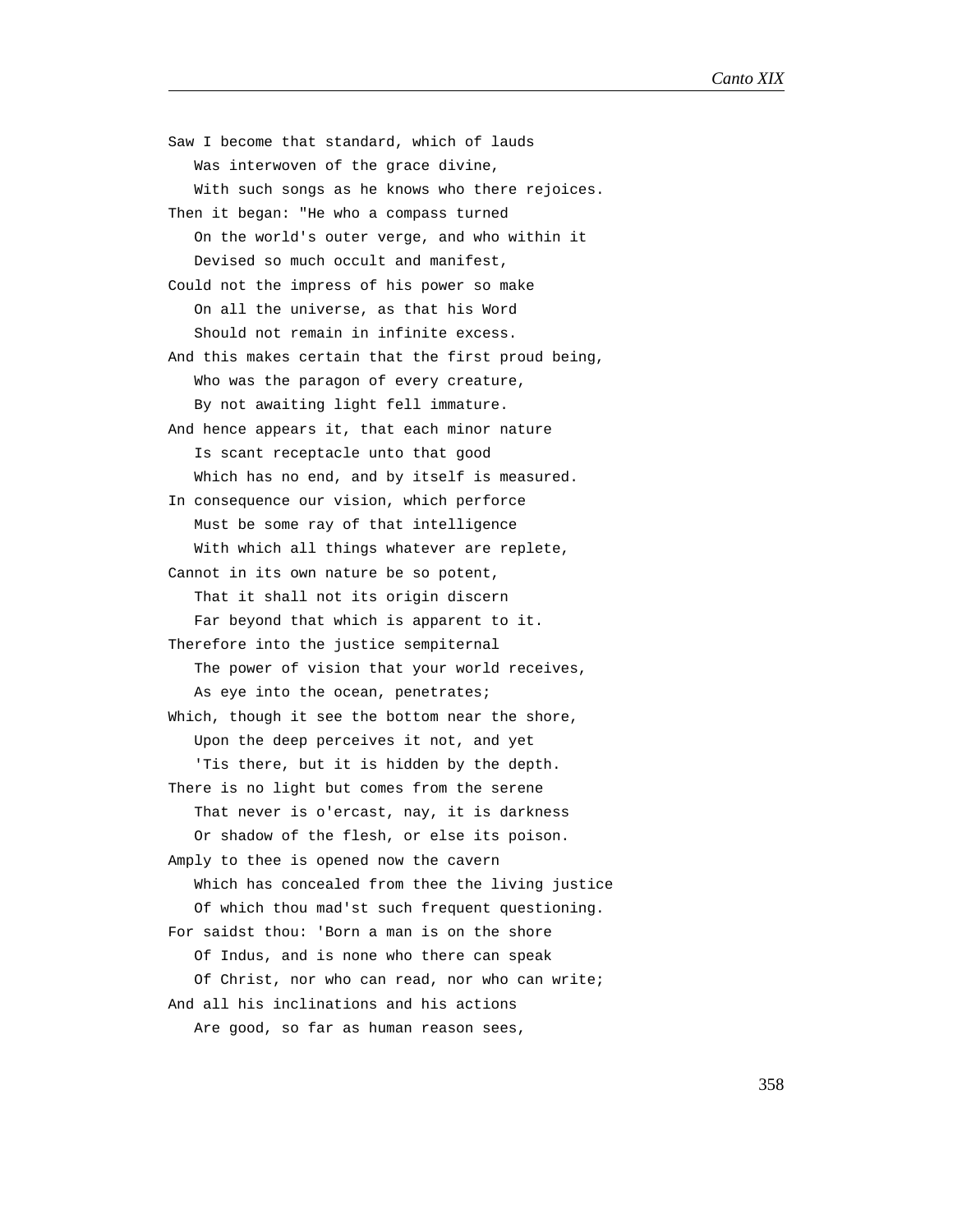Saw I become that standard, which of lauds
   Was interwoven of the grace divine,
   With such songs as he knows who there rejoices.
Then it began: "He who a compass turned
   On the world's outer verge, and who within it
   Devised so much occult and manifest,
Could not the impress of his power so make
   On all the universe, as that his Word
   Should not remain in infinite excess.
And this makes certain that the first proud being,
   Who was the paragon of every creature,
   By not awaiting light fell immature.
And hence appears it, that each minor nature
   Is scant receptacle unto that good
   Which has no end, and by itself is measured.
In consequence our vision, which perforce
   Must be some ray of that intelligence
   With which all things whatever are replete,
Cannot in its own nature be so potent,
   That it shall not its origin discern
   Far beyond that which is apparent to it.
Therefore into the justice sempiternal
   The power of vision that your world receives,
   As eye into the ocean, penetrates;
Which, though it see the bottom near the shore,
   Upon the deep perceives it not, and yet
   'Tis there, but it is hidden by the depth.
There is no light but comes from the serene
   That never is o'ercast, nay, it is darkness
   Or shadow of the flesh, or else its poison.
Amply to thee is opened now the cavern
   Which has concealed from thee the living justice
   Of which thou mad'st such frequent questioning.
For saidst thou: 'Born a man is on the shore
   Of Indus, and is none who there can speak
   Of Christ, nor who can read, nor who can write;
And all his inclinations and his actions
   Are good, so far as human reason sees,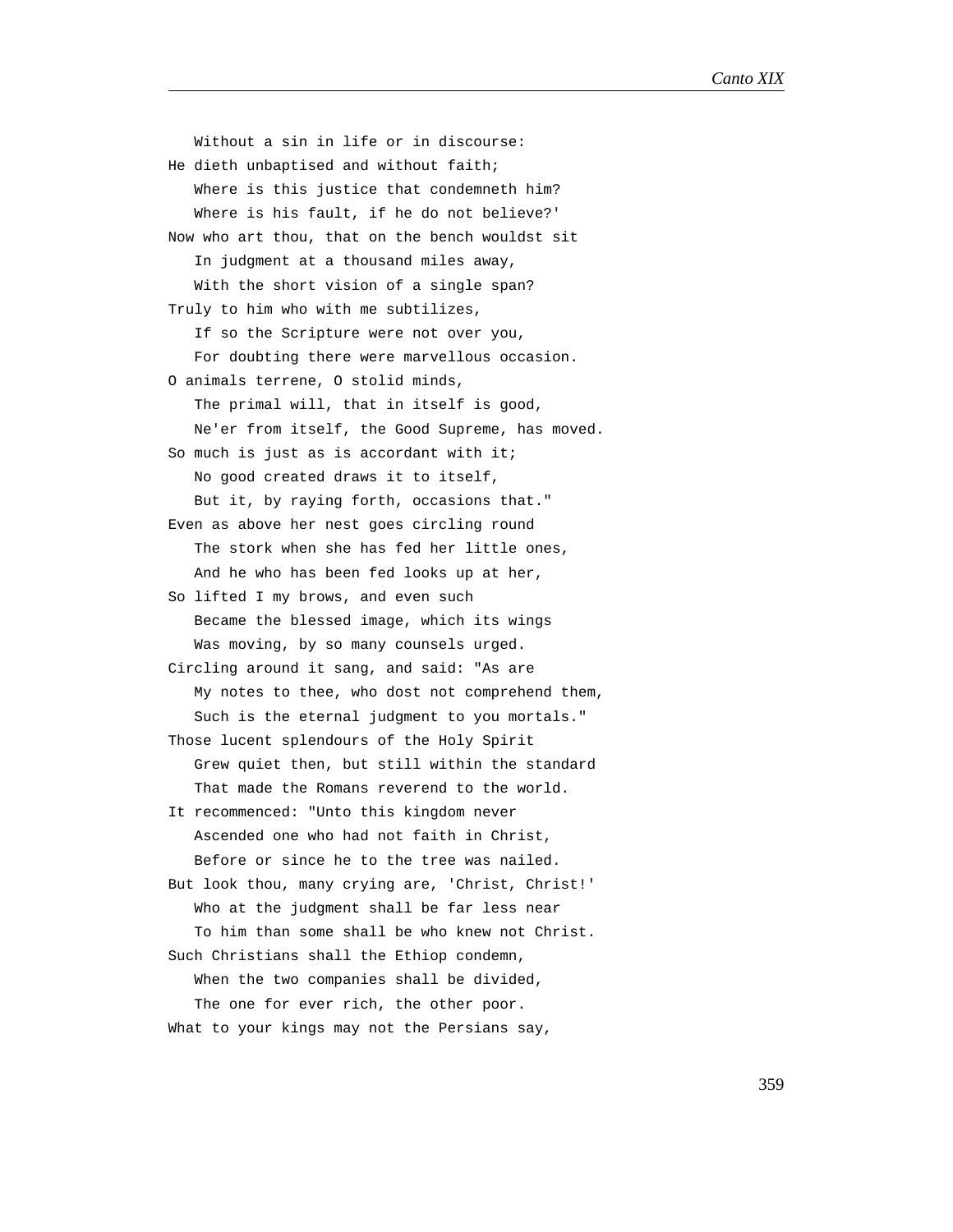Without a sin in life or in discourse:  
He dieth unbaptised and without faith;  
Where is this justice that condemneth him?  
Where is his fault, if he do not believe?'  
Now who art thou, that on the bench wouldst sit  
In judgment at a thousand miles away,  
With the short vision of a single span?  
Truly to him who with me subtilizes,  
If so the Scripture were not over you,  
For doubting there were marvellous occasion.  
O animals terrene, O stolid minds,  
The primal will, that in itself is good,  
Ne'er from itself, the Good Supreme, has moved.  
So much is just as is accordant with it;  
No good created draws it to itself,  
But it, by raying forth, occasions that."  
Even as above her nest goes circling round  
The stork when she has fed her little ones,  
And he who has been fed looks up at her,  
So lifted I my brows, and even such  
Became the blessed image, which its wings  
Was moving, by so many counsels urged.  
Circling around it sang, and said: "As are  
My notes to thee, who dost not comprehend them,  
Such is the eternal judgment to you mortals."  
Those lucent splendours of the Holy Spirit  
Grew quiet then, but still within the standard  
That made the Romans reverend to the world.  
It recommenced: "Unto this kingdom never  
Ascended one who had not faith in Christ,  
Before or since he to the tree was nailed.  
But look thou, many crying are, 'Christ, Christ!'  
Who at the judgment shall be far less near  
To him than some shall be who knew not Christ.  
Such Christians shall the Ethiop condemn,  
When the two companies shall be divided,  
The one for ever rich, the other poor.  
What to your kings may not the Persians say,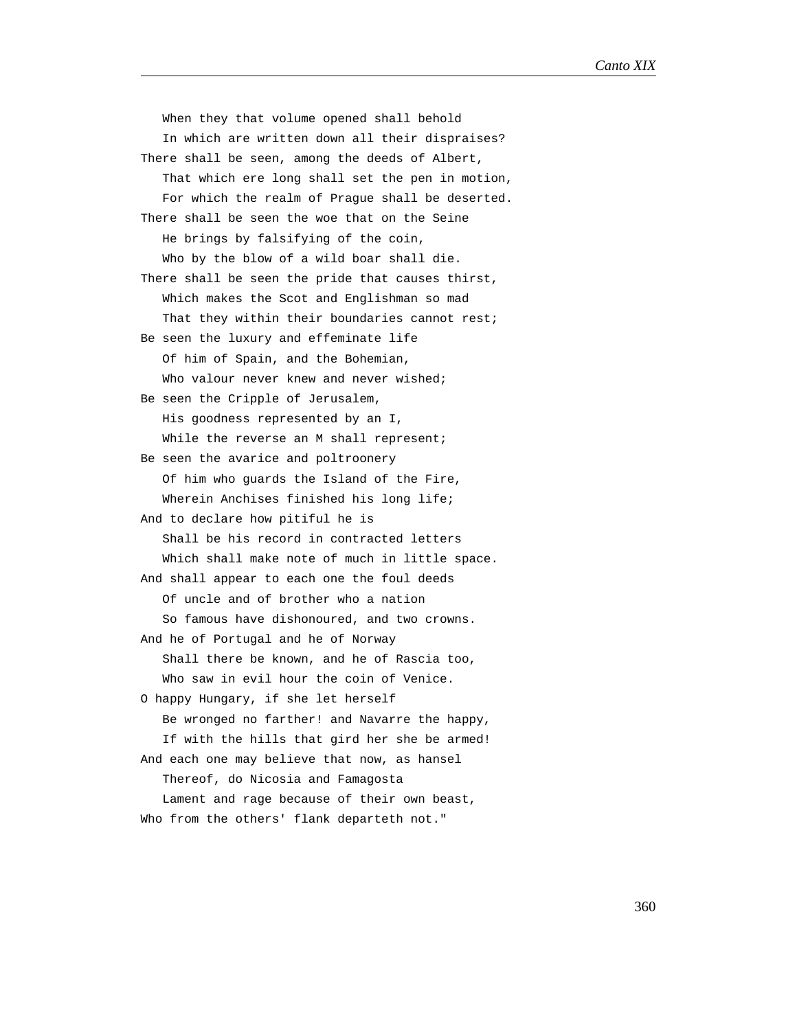When they that volume opened shall behold
   In which are written down all their dispraises?
There shall be seen, among the deeds of Albert,
   That which ere long shall set the pen in motion,
   For which the realm of Prague shall be deserted.
There shall be seen the woe that on the Seine
   He brings by falsifying of the coin,
   Who by the blow of a wild boar shall die.
There shall be seen the pride that causes thirst,
   Which makes the Scot and Englishman so mad
   That they within their boundaries cannot rest;
Be seen the luxury and effeminate life
   Of him of Spain, and the Bohemian,
   Who valour never knew and never wished;
Be seen the Cripple of Jerusalem,
   His goodness represented by an I,
   While the reverse an M shall represent;
Be seen the avarice and poltroonery
   Of him who guards the Island of the Fire,
   Wherein Anchises finished his long life;
And to declare how pitiful he is
   Shall be his record in contracted letters
   Which shall make note of much in little space.
And shall appear to each one the foul deeds
   Of uncle and of brother who a nation
   So famous have dishonoured, and two crowns.
And he of Portugal and he of Norway
   Shall there be known, and he of Rascia too,
   Who saw in evil hour the coin of Venice.
O happy Hungary, if she let herself
   Be wronged no farther! and Navarre the happy,
   If with the hills that gird her she be armed!
And each one may believe that now, as hansel
   Thereof, do Nicosia and Famagosta
   Lament and rage because of their own beast,
Who from the others' flank departeth not."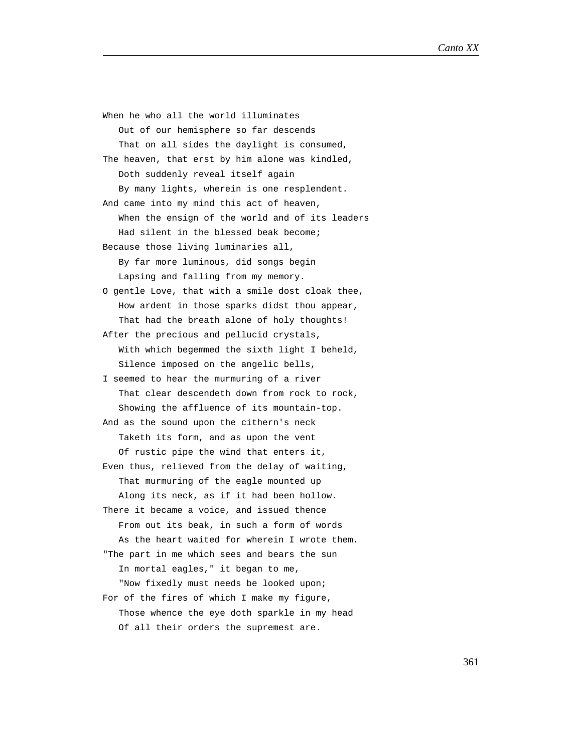When he who all the world illuminates
   Out of our hemisphere so far descends
   That on all sides the daylight is consumed,
The heaven, that erst by him alone was kindled,
   Doth suddenly reveal itself again
   By many lights, wherein is one resplendent.
And came into my mind this act of heaven,
   When the ensign of the world and of its leaders
   Had silent in the blessed beak become;
Because those living luminaries all,
   By far more luminous, did songs begin
   Lapsing and falling from my memory.
O gentle Love, that with a smile dost cloak thee,
   How ardent in those sparks didst thou appear,
   That had the breath alone of holy thoughts!
After the precious and pellucid crystals,
   With which begemmed the sixth light I beheld,
   Silence imposed on the angelic bells,
I seemed to hear the murmuring of a river
   That clear descendeth down from rock to rock,
   Showing the affluence of its mountain-top.
And as the sound upon the cithern's neck
   Taketh its form, and as upon the vent
   Of rustic pipe the wind that enters it,
Even thus, relieved from the delay of waiting,
   That murmuring of the eagle mounted up
   Along its neck, as if it had been hollow.
There it became a voice, and issued thence
   From out its beak, in such a form of words
   As the heart waited for wherein I wrote them.
"The part in me which sees and bears the sun
   In mortal eagles," it began to me,
   "Now fixedly must needs be looked upon;
For of the fires of which I make my figure,
   Those whence the eye doth sparkle in my head
   Of all their orders the supremest are.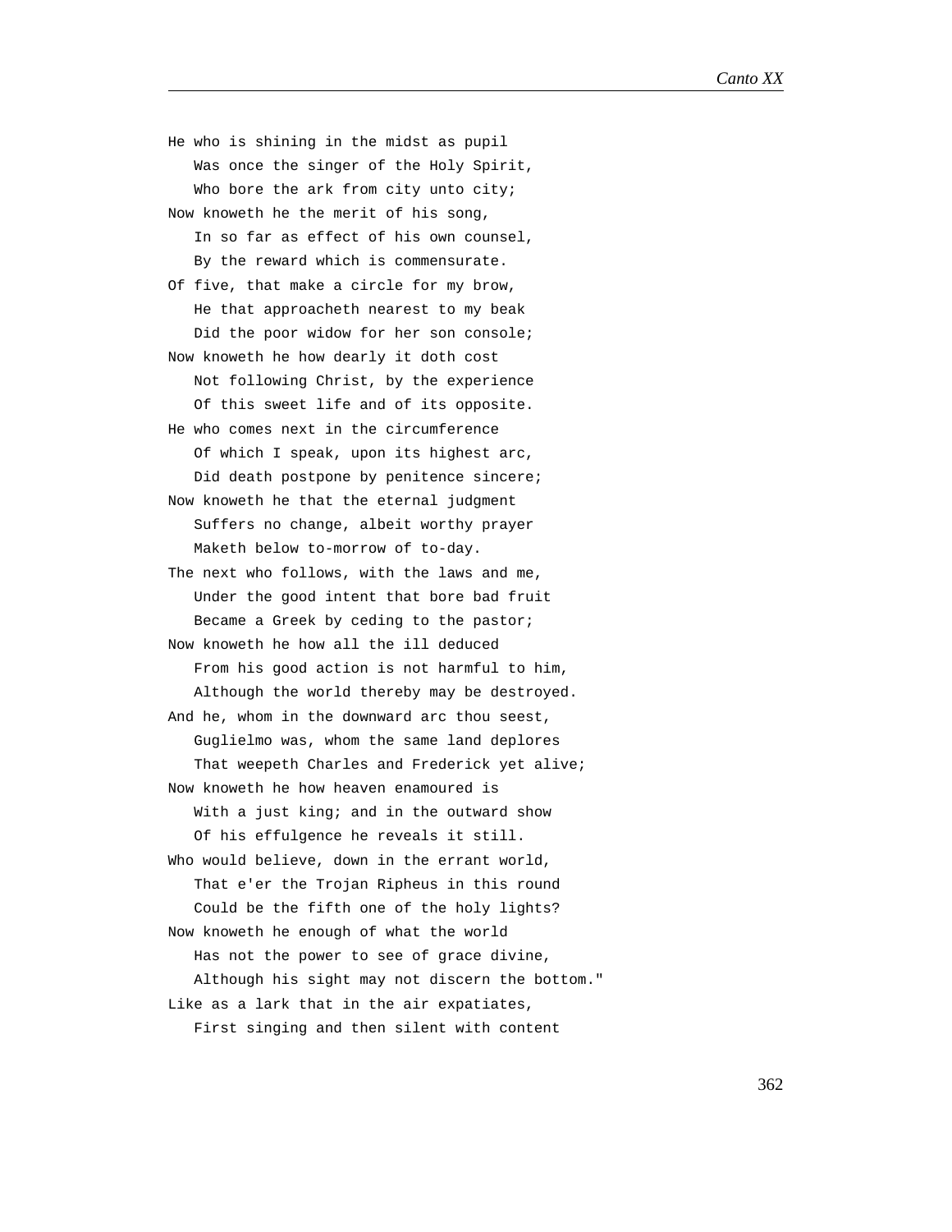He who is shining in the midst as pupil
   Was once the singer of the Holy Spirit,
   Who bore the ark from city unto city;
Now knoweth he the merit of his song,
   In so far as effect of his own counsel,
   By the reward which is commensurate.
Of five, that make a circle for my brow,
   He that approacheth nearest to my beak
   Did the poor widow for her son console;
Now knoweth he how dearly it doth cost
   Not following Christ, by the experience
   Of this sweet life and of its opposite.
He who comes next in the circumference
   Of which I speak, upon its highest arc,
   Did death postpone by penitence sincere;
Now knoweth he that the eternal judgment
   Suffers no change, albeit worthy prayer
   Maketh below to-morrow of to-day.
The next who follows, with the laws and me,
   Under the good intent that bore bad fruit
   Became a Greek by ceding to the pastor;
Now knoweth he how all the ill deduced
   From his good action is not harmful to him,
   Although the world thereby may be destroyed.
And he, whom in the downward arc thou seest,
   Guglielmo was, whom the same land deplores
   That weepeth Charles and Frederick yet alive;
Now knoweth he how heaven enamoured is
   With a just king; and in the outward show
   Of his effulgence he reveals it still.
Who would believe, down in the errant world,
   That e'er the Trojan Ripheus in this round
   Could be the fifth one of the holy lights?
Now knoweth he enough of what the world
   Has not the power to see of grace divine,
   Although his sight may not discern the bottom."
Like as a lark that in the air expatiates,
   First singing and then silent with content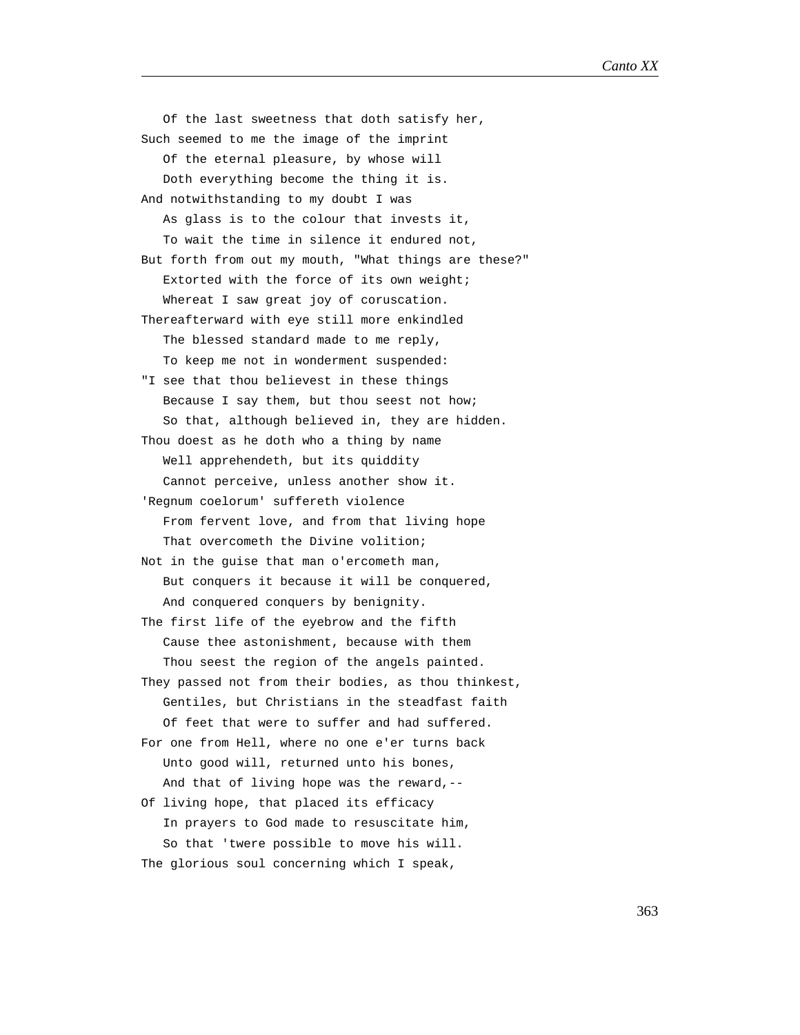Of the last sweetness that doth satisfy her,  
Such seemed to me the image of the imprint  
Of the eternal pleasure, by whose will  
Doth everything become the thing it is.  
And notwithstanding to my doubt I was  
As glass is to the colour that invests it,  
To wait the time in silence it endured not,  
But forth from out my mouth, "What things are these?"  
Extorted with the force of its own weight;  
Whereat I saw great joy of coruscation.  
Thereafterward with eye still more enkindled  
The blessed standard made to me reply,  
To keep me not in wonderment suspended:  
"I see that thou believest in these things  
Because I say them, but thou seest not how;  
So that, although believed in, they are hidden.  
Thou doest as he doth who a thing by name  
Well apprehendeth, but its quiddity  
Cannot perceive, unless another show it.  
'Regnum coelorum' suffereth violence  
From fervent love, and from that living hope  
That overcometh the Divine volition;  
Not in the guise that man o'ercometh man,  
But conquers it because it will be conquered,  
And conquered conquers by benignity.  
The first life of the eyebrow and the fifth  
Cause thee astonishment, because with them  
Thou seest the region of the angels painted.  
They passed not from their bodies, as thou thinkest,  
Gentiles, but Christians in the steadfast faith  
Of feet that were to suffer and had suffered.  
For one from Hell, where no one e'er turns back  
Unto good will, returned unto his bones,  
And that of living hope was the reward,--  
Of living hope, that placed its efficacy  
In prayers to God made to resuscitate him,  
So that 'twere possible to move his will.  
The glorious soul concerning which I speak,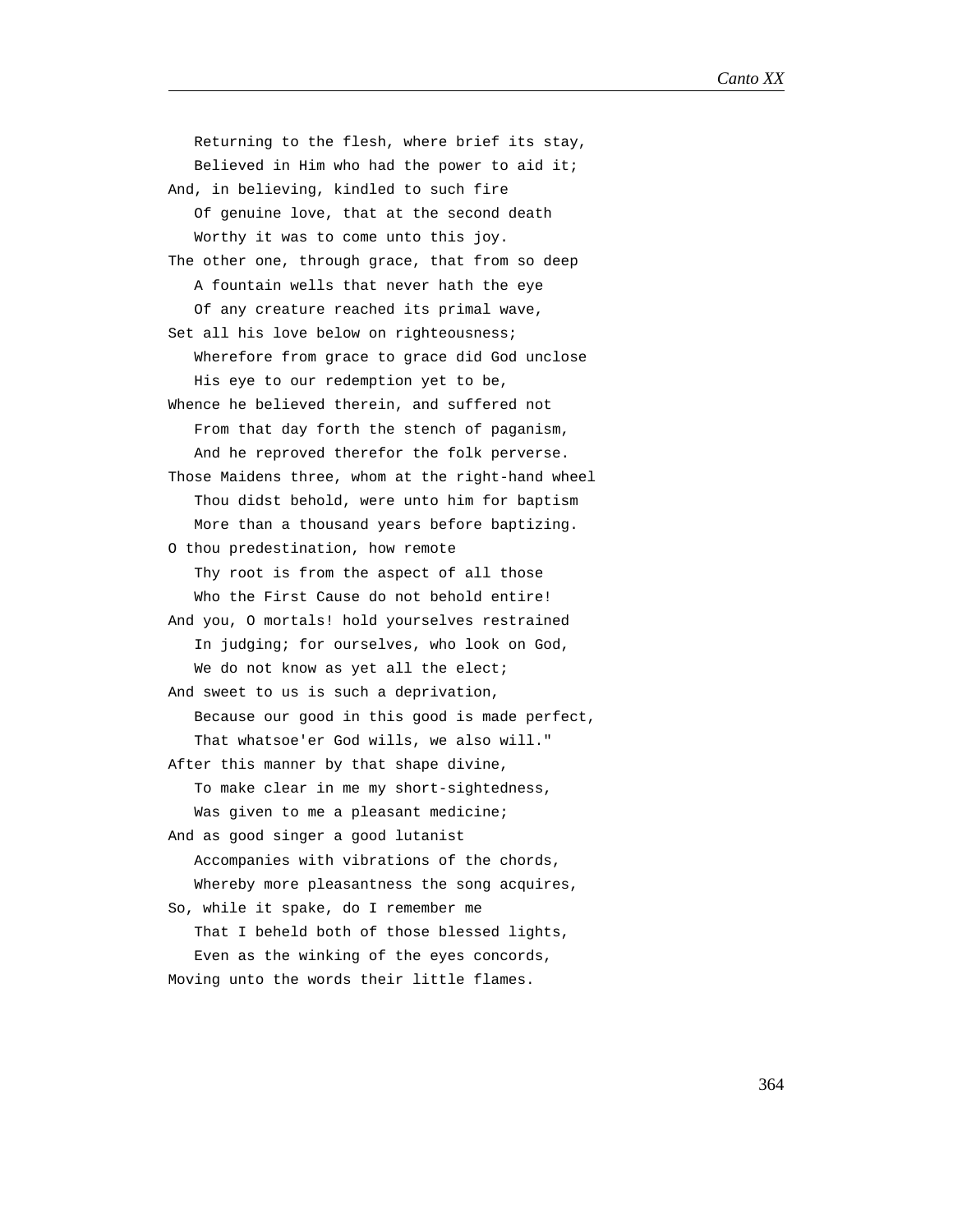Returning to the flesh, where brief its stay,  
   Believed in Him who had the power to aid it;  
And, in believing, kindled to such fire  
   Of genuine love, that at the second death  
   Worthy it was to come unto this joy.  
The other one, through grace, that from so deep  
   A fountain wells that never hath the eye  
   Of any creature reached its primal wave,  
Set all his love below on righteousness;  
   Wherefore from grace to grace did God unclose  
   His eye to our redemption yet to be,  
Whence he believed therein, and suffered not  
   From that day forth the stench of paganism,  
   And he reproved therefor the folk perverse.  
Those Maidens three, whom at the right-hand wheel  
   Thou didst behold, were unto him for baptism  
   More than a thousand years before baptizing.  
O thou predestination, how remote  
   Thy root is from the aspect of all those  
   Who the First Cause do not behold entire!  
And you, O mortals! hold yourselves restrained  
   In judging; for ourselves, who look on God,  
   We do not know as yet all the elect;  
And sweet to us is such a deprivation,  
   Because our good in this good is made perfect,  
   That whatsoe'er God wills, we also will."  
After this manner by that shape divine,  
   To make clear in me my short-sightedness,  
   Was given to me a pleasant medicine;  
And as good singer a good lutanist  
   Accompanies with vibrations of the chords,  
   Whereby more pleasantness the song acquires,  
So, while it spake, do I remember me  
   That I beheld both of those blessed lights,  
   Even as the winking of the eyes concords,  
Moving unto the words their little flames.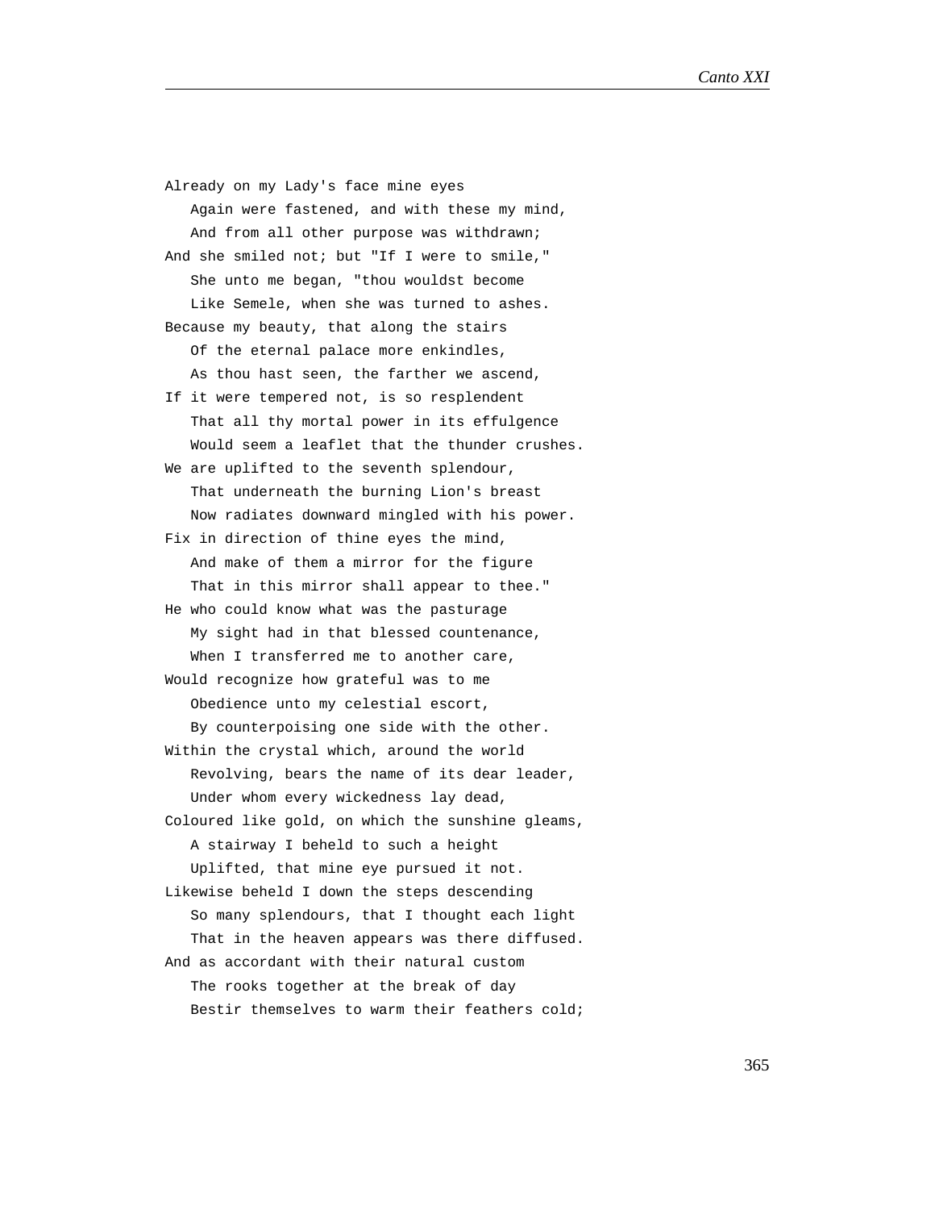Already on my Lady's face mine eyes  
   Again were fastened, and with these my mind,  
   And from all other purpose was withdrawn;  
And she smiled not; but "If I were to smile,"  
   She unto me began, "thou wouldst become  
   Like Semele, when she was turned to ashes.  
Because my beauty, that along the stairs  
   Of the eternal palace more enkindles,  
   As thou hast seen, the farther we ascend,  
If it were tempered not, is so resplendent  
   That all thy mortal power in its effulgence  
   Would seem a leaflet that the thunder crushes.  
We are uplifted to the seventh splendour,  
   That underneath the burning Lion's breast  
   Now radiates downward mingled with his power.  
Fix in direction of thine eyes the mind,  
   And make of them a mirror for the figure  
   That in this mirror shall appear to thee."  
He who could know what was the pasturage  
   My sight had in that blessed countenance,  
   When I transferred me to another care,  
Would recognize how grateful was to me  
   Obedience unto my celestial escort,  
   By counterpoising one side with the other.  
Within the crystal which, around the world  
   Revolving, bears the name of its dear leader,  
   Under whom every wickedness lay dead,  
Coloured like gold, on which the sunshine gleams,  
   A stairway I beheld to such a height  
   Uplifted, that mine eye pursued it not.  
Likewise beheld I down the steps descending  
   So many splendours, that I thought each light  
   That in the heaven appears was there diffused.  
And as accordant with their natural custom  
   The rooks together at the break of day  
   Bestir themselves to warm their feathers cold;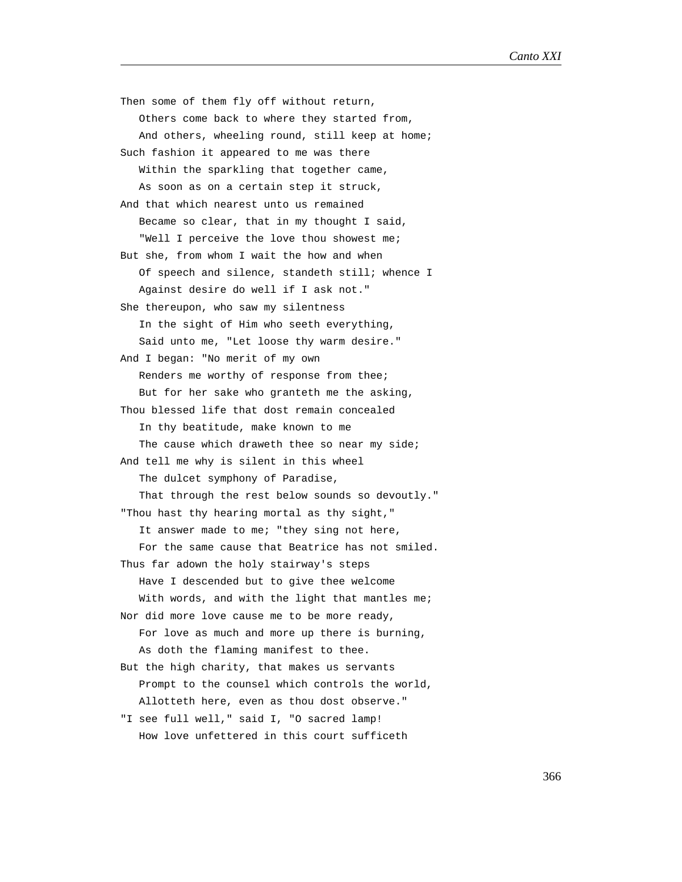Then some of them fly off without return,
   Others come back to where they started from,
   And others, wheeling round, still keep at home;
Such fashion it appeared to me was there
   Within the sparkling that together came,
   As soon as on a certain step it struck,
And that which nearest unto us remained
   Became so clear, that in my thought I said,
   "Well I perceive the love thou showest me;
But she, from whom I wait the how and when
   Of speech and silence, standeth still; whence I
   Against desire do well if I ask not."
She thereupon, who saw my silentness
   In the sight of Him who seeth everything,
   Said unto me, "Let loose thy warm desire."
And I began: "No merit of my own
   Renders me worthy of response from thee;
   But for her sake who granteth me the asking,
Thou blessed life that dost remain concealed
   In thy beatitude, make known to me
   The cause which draweth thee so near my side;
And tell me why is silent in this wheel
   The dulcet symphony of Paradise,
   That through the rest below sounds so devoutly."
"Thou hast thy hearing mortal as thy sight,"
   It answer made to me; "they sing not here,
   For the same cause that Beatrice has not smiled.
Thus far adown the holy stairway's steps
   Have I descended but to give thee welcome
   With words, and with the light that mantles me;
Nor did more love cause me to be more ready,
   For love as much and more up there is burning,
   As doth the flaming manifest to thee.
But the high charity, that makes us servants
   Prompt to the counsel which controls the world,
   Allotteth here, even as thou dost observe."
"I see full well," said I, "O sacred lamp!
   How love unfettered in this court sufficeth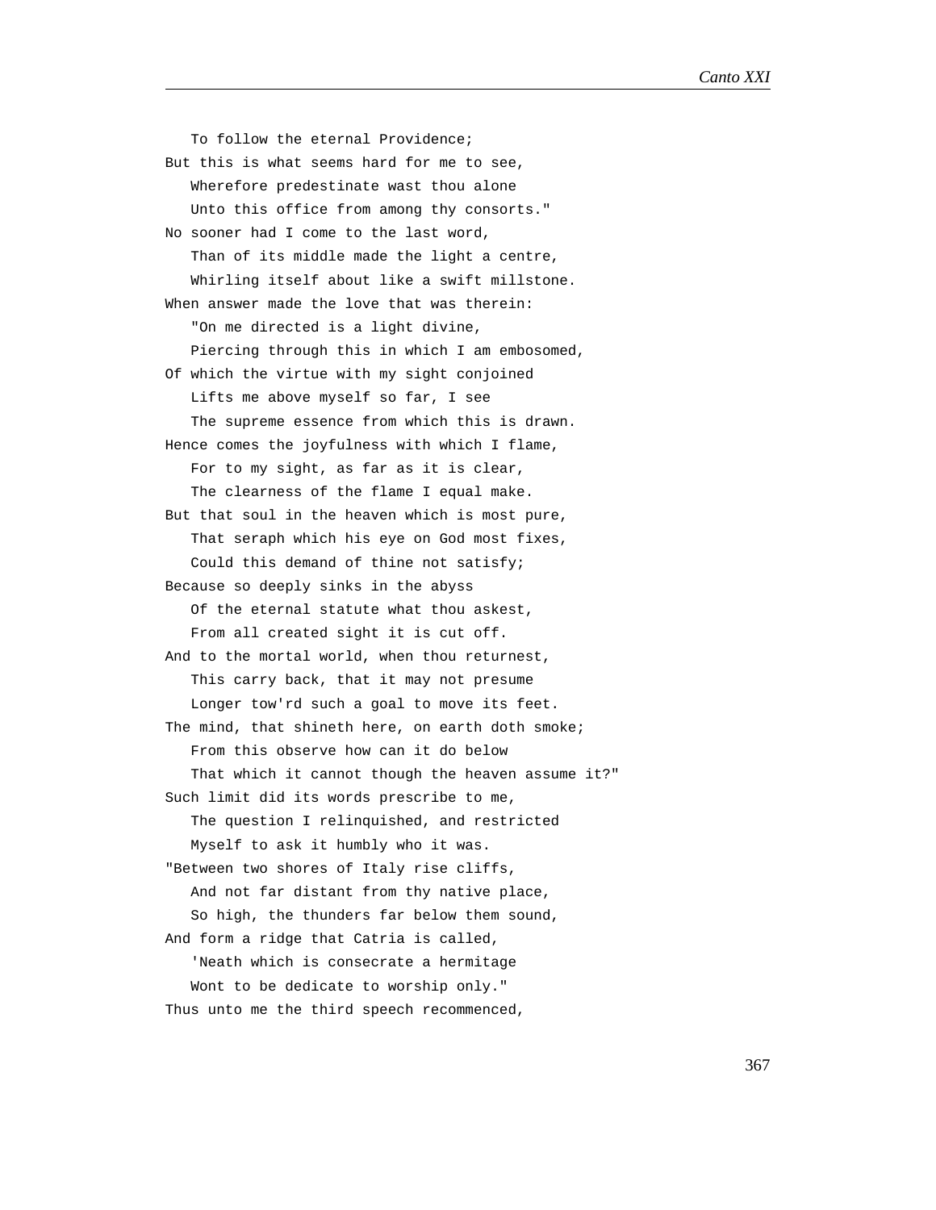To follow the eternal Providence;
But this is what seems hard for me to see,
   Wherefore predestinate wast thou alone
   Unto this office from among thy consorts."
No sooner had I come to the last word,
   Than of its middle made the light a centre,
   Whirling itself about like a swift millstone.
When answer made the love that was therein:
   "On me directed is a light divine,
   Piercing through this in which I am embosomed,
Of which the virtue with my sight conjoined
   Lifts me above myself so far, I see
   The supreme essence from which this is drawn.
Hence comes the joyfulness with which I flame,
   For to my sight, as far as it is clear,
   The clearness of the flame I equal make.
But that soul in the heaven which is most pure,
   That seraph which his eye on God most fixes,
   Could this demand of thine not satisfy;
Because so deeply sinks in the abyss
   Of the eternal statute what thou askest,
   From all created sight it is cut off.
And to the mortal world, when thou returnest,
   This carry back, that it may not presume
   Longer tow'rd such a goal to move its feet.
The mind, that shineth here, on earth doth smoke;
   From this observe how can it do below
   That which it cannot though the heaven assume it?"
Such limit did its words prescribe to me,
   The question I relinquished, and restricted
   Myself to ask it humbly who it was.
"Between two shores of Italy rise cliffs,
   And not far distant from thy native place,
   So high, the thunders far below them sound,
And form a ridge that Catria is called,
   'Neath which is consecrate a hermitage
   Wont to be dedicate to worship only."
Thus unto me the third speech recommenced,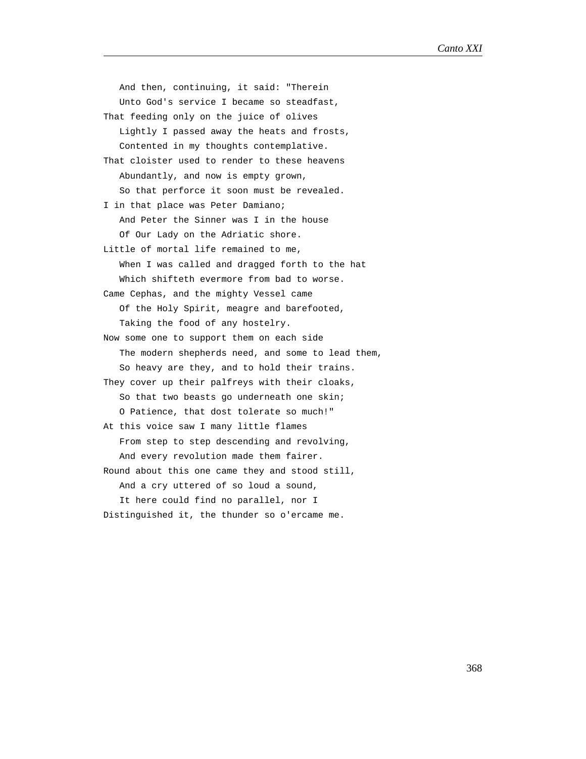And then, continuing, it said: "Therein
   Unto God's service I became so steadfast,
That feeding only on the juice of olives
   Lightly I passed away the heats and frosts,
   Contented in my thoughts contemplative.
That cloister used to render to these heavens
   Abundantly, and now is empty grown,
   So that perforce it soon must be revealed.
I in that place was Peter Damiano;
   And Peter the Sinner was I in the house
   Of Our Lady on the Adriatic shore.
Little of mortal life remained to me,
   When I was called and dragged forth to the hat
   Which shifteth evermore from bad to worse.
Came Cephas, and the mighty Vessel came
   Of the Holy Spirit, meagre and barefooted,
   Taking the food of any hostelry.
Now some one to support them on each side
   The modern shepherds need, and some to lead them,
   So heavy are they, and to hold their trains.
They cover up their palfreys with their cloaks,
   So that two beasts go underneath one skin;
   O Patience, that dost tolerate so much!"
At this voice saw I many little flames
   From step to step descending and revolving,
   And every revolution made them fairer.
Round about this one came they and stood still,
   And a cry uttered of so loud a sound,
   It here could find no parallel, nor I
Distinguished it, the thunder so o'ercame me.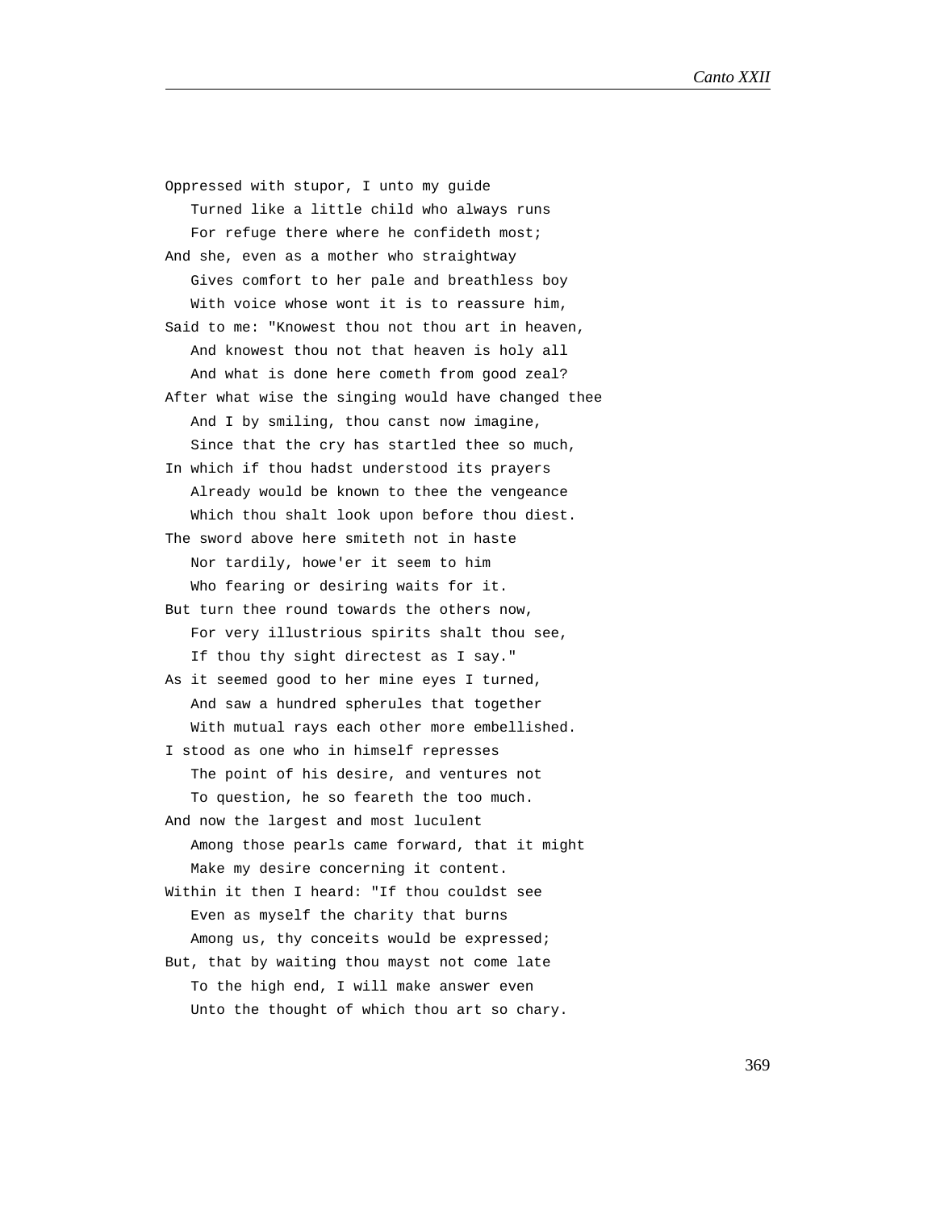Oppressed with stupor, I unto my guide
   Turned like a little child who always runs
   For refuge there where he confideth most;
And she, even as a mother who straightway
   Gives comfort to her pale and breathless boy
   With voice whose wont it is to reassure him,
Said to me: "Knowest thou not thou art in heaven,
   And knowest thou not that heaven is holy all
   And what is done here cometh from good zeal?
After what wise the singing would have changed thee
   And I by smiling, thou canst now imagine,
   Since that the cry has startled thee so much,
In which if thou hadst understood its prayers
   Already would be known to thee the vengeance
   Which thou shalt look upon before thou diest.
The sword above here smiteth not in haste
   Nor tardily, howe'er it seem to him
   Who fearing or desiring waits for it.
But turn thee round towards the others now,
   For very illustrious spirits shalt thou see,
   If thou thy sight directest as I say."
As it seemed good to her mine eyes I turned,
   And saw a hundred spherules that together
   With mutual rays each other more embellished.
I stood as one who in himself represses
   The point of his desire, and ventures not
   To question, he so feareth the too much.
And now the largest and most luculent
   Among those pearls came forward, that it might
   Make my desire concerning it content.
Within it then I heard: "If thou couldst see
   Even as myself the charity that burns
   Among us, thy conceits would be expressed;
But, that by waiting thou mayst not come late
   To the high end, I will make answer even
   Unto the thought of which thou art so chary.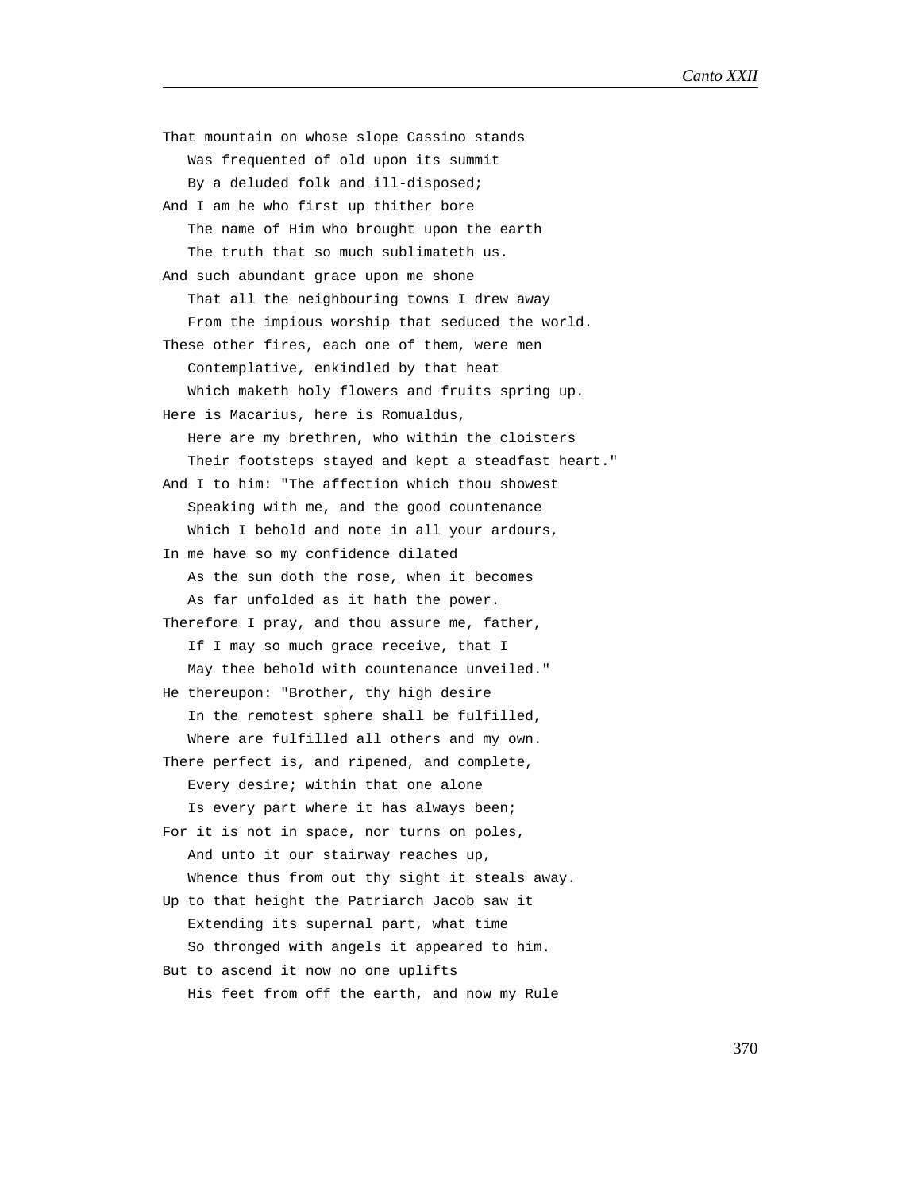That mountain on whose slope Cassino stands
   Was frequented of old upon its summit
   By a deluded folk and ill-disposed;
And I am he who first up thither bore
   The name of Him who brought upon the earth
   The truth that so much sublimateth us.
And such abundant grace upon me shone
   That all the neighbouring towns I drew away
   From the impious worship that seduced the world.
These other fires, each one of them, were men
   Contemplative, enkindled by that heat
   Which maketh holy flowers and fruits spring up.
Here is Macarius, here is Romualdus,
   Here are my brethren, who within the cloisters
   Their footsteps stayed and kept a steadfast heart."
And I to him: "The affection which thou showest
   Speaking with me, and the good countenance
   Which I behold and note in all your ardours,
In me have so my confidence dilated
   As the sun doth the rose, when it becomes
   As far unfolded as it hath the power.
Therefore I pray, and thou assure me, father,
   If I may so much grace receive, that I
   May thee behold with countenance unveiled."
He thereupon: "Brother, thy high desire
   In the remotest sphere shall be fulfilled,
   Where are fulfilled all others and my own.
There perfect is, and ripened, and complete,
   Every desire; within that one alone
   Is every part where it has always been;
For it is not in space, nor turns on poles,
   And unto it our stairway reaches up,
   Whence thus from out thy sight it steals away.
Up to that height the Patriarch Jacob saw it
   Extending its supernal part, what time
   So thronged with angels it appeared to him.
But to ascend it now no one uplifts
   His feet from off the earth, and now my Rule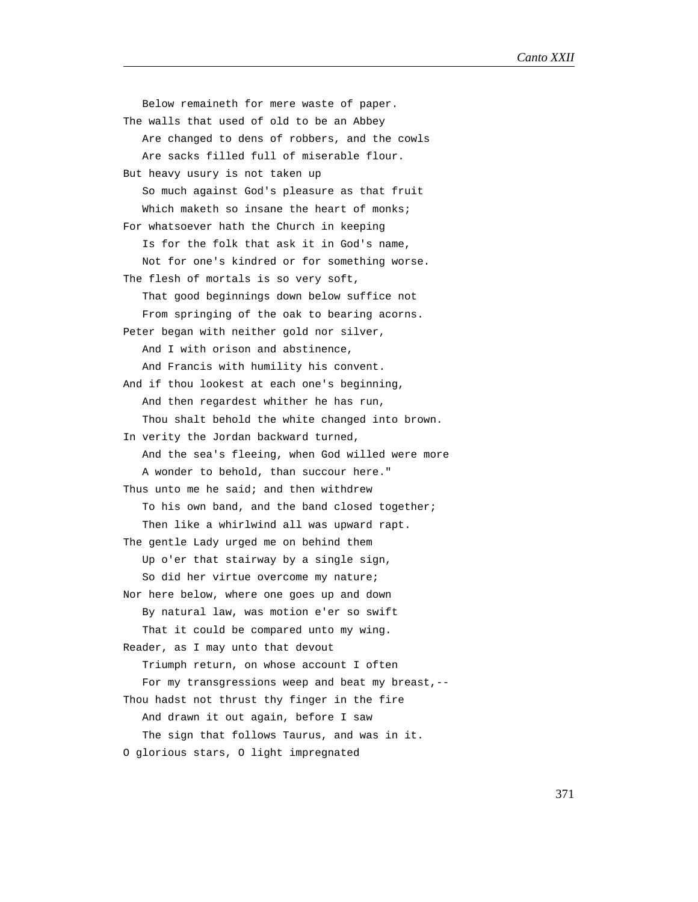Below remaineth for mere waste of paper.  
The walls that used of old to be an Abbey  
Are changed to dens of robbers, and the cowls  
Are sacks filled full of miserable flour.  
But heavy usury is not taken up  
So much against God's pleasure as that fruit  
Which maketh so insane the heart of monks;  
For whatsoever hath the Church in keeping  
Is for the folk that ask it in God's name,  
Not for one's kindred or for something worse.  
The flesh of mortals is so very soft,  
That good beginnings down below suffice not  
From springing of the oak to bearing acorns.  
Peter began with neither gold nor silver,  
And I with orison and abstinence,  
And Francis with humility his convent.  
And if thou lookest at each one's beginning,  
And then regardest whither he has run,  
Thou shalt behold the white changed into brown.  
In verity the Jordan backward turned,  
And the sea's fleeing, when God willed were more  
A wonder to behold, than succour here."  
Thus unto me he said; and then withdrew  
To his own band, and the band closed together;  
Then like a whirlwind all was upward rapt.  
The gentle Lady urged me on behind them  
Up o'er that stairway by a single sign,  
So did her virtue overcome my nature;  
Nor here below, where one goes up and down  
By natural law, was motion e'er so swift  
That it could be compared unto my wing.  
Reader, as I may unto that devout  
Triumph return, on whose account I often  
For my transgressions weep and beat my breast,--  
Thou hadst not thrust thy finger in the fire  
And drawn it out again, before I saw  
The sign that follows Taurus, and was in it.  
O glorious stars, O light impregnated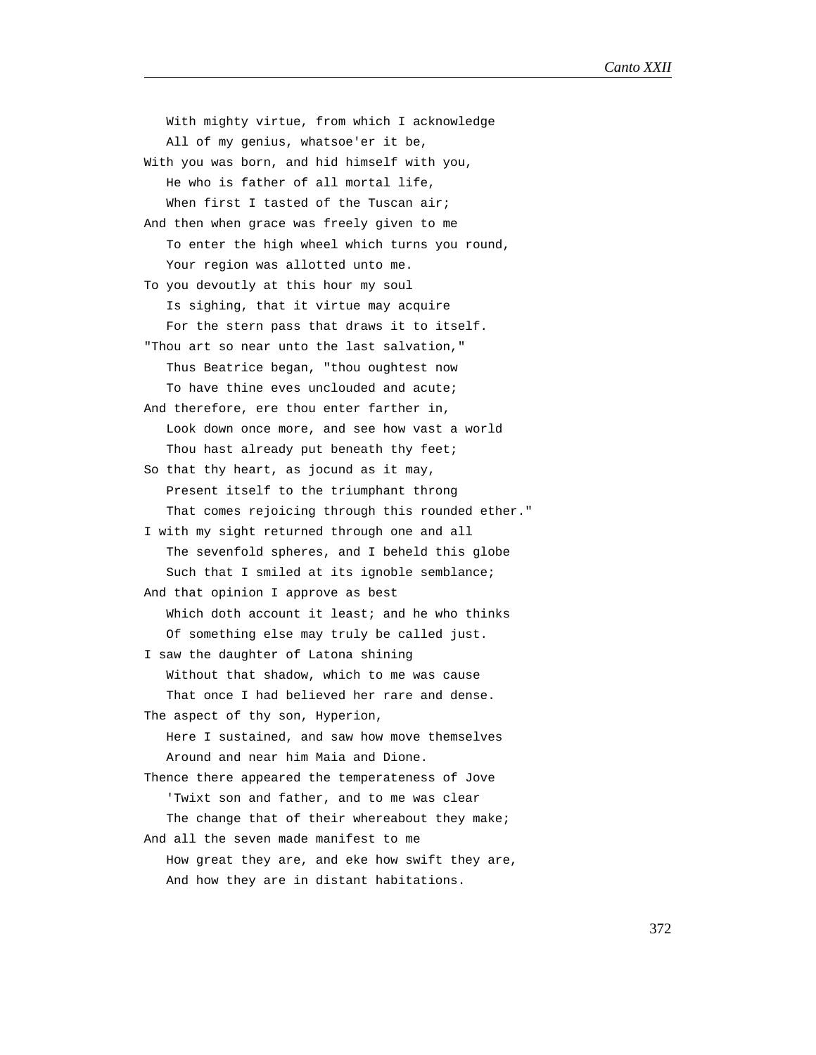With mighty virtue, from which I acknowledge
   All of my genius, whatsoe'er it be,
With you was born, and hid himself with you,
   He who is father of all mortal life,
   When first I tasted of the Tuscan air;
And then when grace was freely given to me
   To enter the high wheel which turns you round,
   Your region was allotted unto me.
To you devoutly at this hour my soul
   Is sighing, that it virtue may acquire
   For the stern pass that draws it to itself.
"Thou art so near unto the last salvation,"
   Thus Beatrice began, "thou oughtest now
   To have thine eves unclouded and acute;
And therefore, ere thou enter farther in,
   Look down once more, and see how vast a world
   Thou hast already put beneath thy feet;
So that thy heart, as jocund as it may,
   Present itself to the triumphant throng
   That comes rejoicing through this rounded ether."
I with my sight returned through one and all
   The sevenfold spheres, and I beheld this globe
   Such that I smiled at its ignoble semblance;
And that opinion I approve as best
   Which doth account it least; and he who thinks
   Of something else may truly be called just.
I saw the daughter of Latona shining
   Without that shadow, which to me was cause
   That once I had believed her rare and dense.
The aspect of thy son, Hyperion,
   Here I sustained, and saw how move themselves
   Around and near him Maia and Dione.
Thence there appeared the temperateness of Jove
   'Twixt son and father, and to me was clear
   The change that of their whereabout they make;
And all the seven made manifest to me
   How great they are, and eke how swift they are,
   And how they are in distant habitations.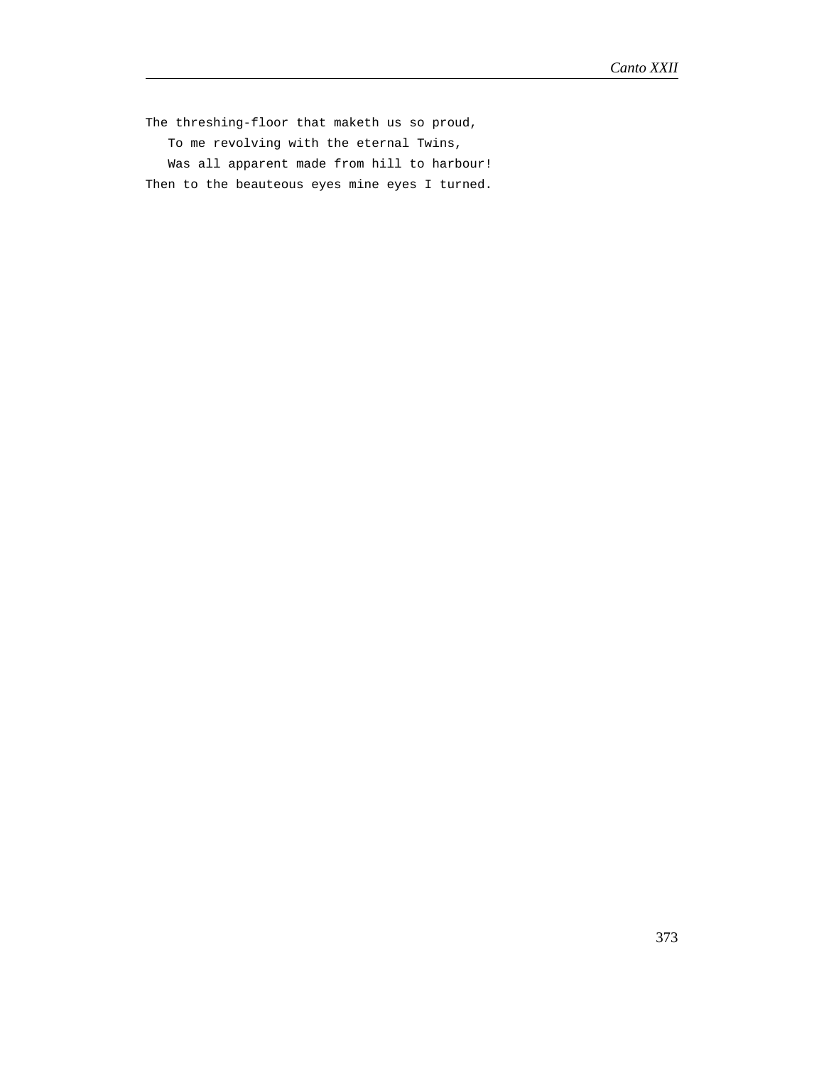The threshing-floor that maketh us so proud,
   To me revolving with the eternal Twins,
   Was all apparent made from hill to harbour!
Then to the beauteous eyes mine eyes I turned.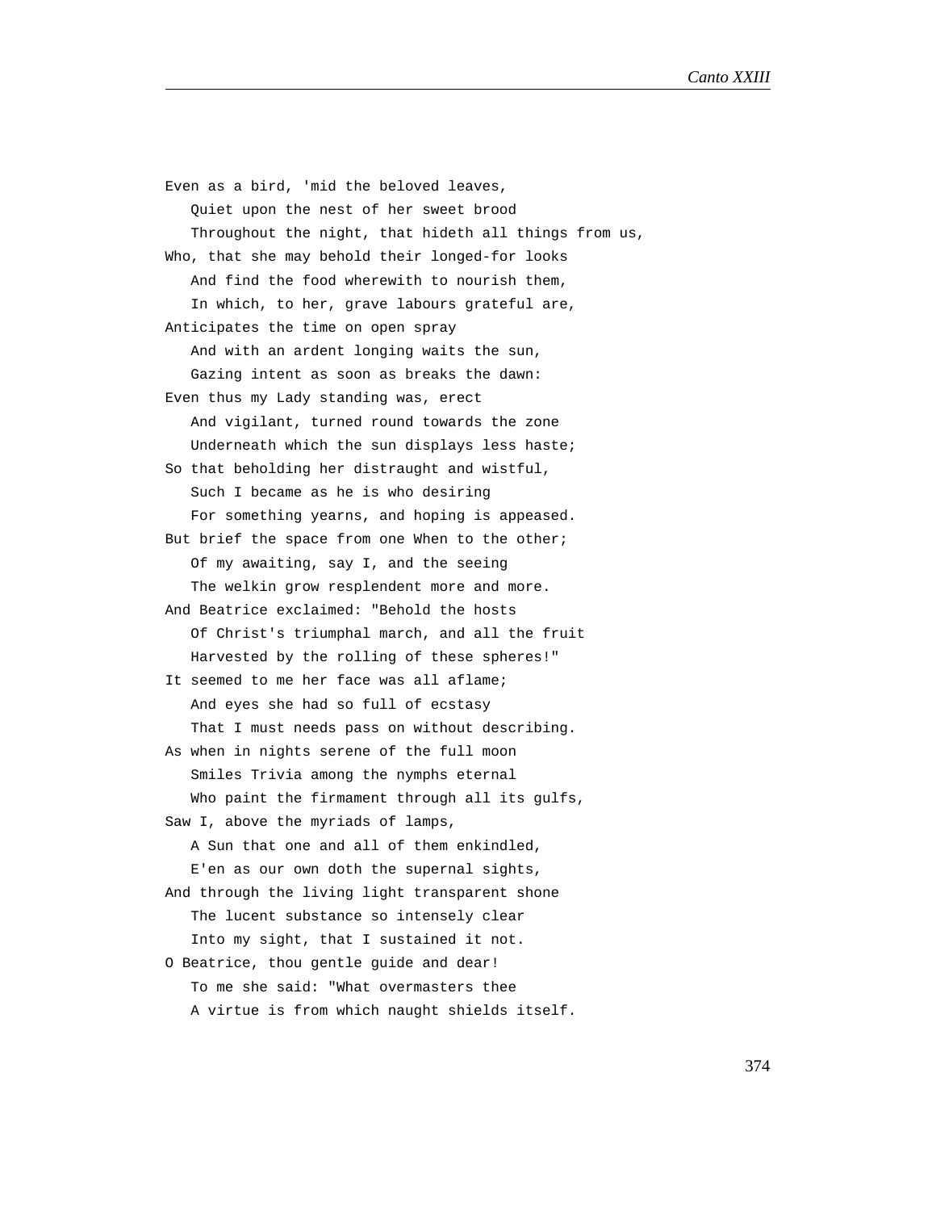Even as a bird, 'mid the beloved leaves,
   Quiet upon the nest of her sweet brood
   Throughout the night, that hideth all things from us,
Who, that she may behold their longed-for looks
   And find the food wherewith to nourish them,
   In which, to her, grave labours grateful are,
Anticipates the time on open spray
   And with an ardent longing waits the sun,
   Gazing intent as soon as breaks the dawn:
Even thus my Lady standing was, erect
   And vigilant, turned round towards the zone
   Underneath which the sun displays less haste;
So that beholding her distraught and wistful,
   Such I became as he is who desiring
   For something yearns, and hoping is appeased.
But brief the space from one When to the other;
   Of my awaiting, say I, and the seeing
   The welkin grow resplendent more and more.
And Beatrice exclaimed: "Behold the hosts
   Of Christ's triumphal march, and all the fruit
   Harvested by the rolling of these spheres!"
It seemed to me her face was all aflame;
   And eyes she had so full of ecstasy
   That I must needs pass on without describing.
As when in nights serene of the full moon
   Smiles Trivia among the nymphs eternal
   Who paint the firmament through all its gulfs,
Saw I, above the myriads of lamps,
   A Sun that one and all of them enkindled,
   E'en as our own doth the supernal sights,
And through the living light transparent shone
   The lucent substance so intensely clear
   Into my sight, that I sustained it not.
O Beatrice, thou gentle guide and dear!
   To me she said: "What overmasters thee
   A virtue is from which naught shields itself.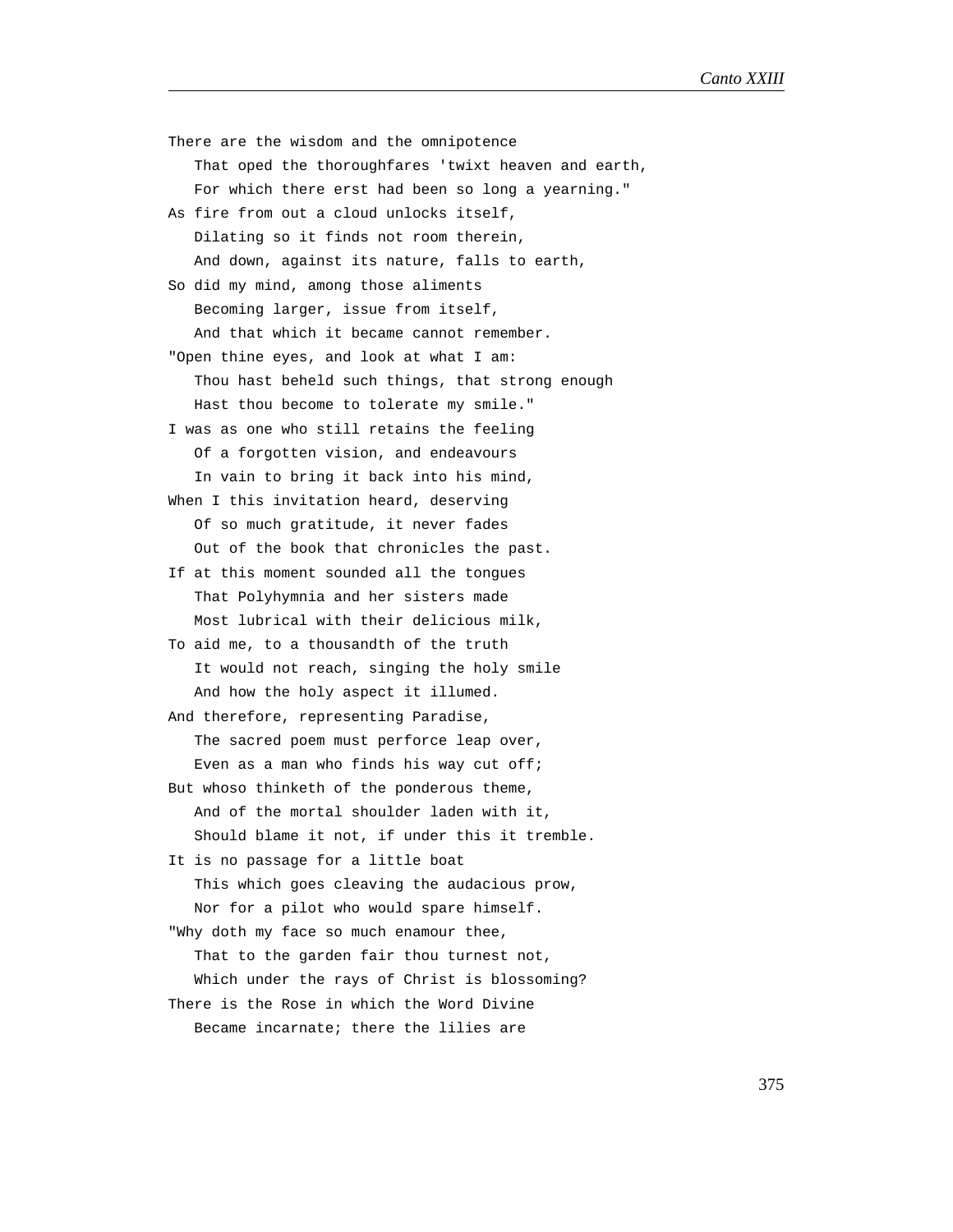There are the wisdom and the omnipotence
   That oped the thoroughfares 'twixt heaven and earth,
   For which there erst had been so long a yearning."
As fire from out a cloud unlocks itself,
   Dilating so it finds not room therein,
   And down, against its nature, falls to earth,
So did my mind, among those aliments
   Becoming larger, issue from itself,
   And that which it became cannot remember.
"Open thine eyes, and look at what I am:
   Thou hast beheld such things, that strong enough
   Hast thou become to tolerate my smile."
I was as one who still retains the feeling
   Of a forgotten vision, and endeavours
   In vain to bring it back into his mind,
When I this invitation heard, deserving
   Of so much gratitude, it never fades
   Out of the book that chronicles the past.
If at this moment sounded all the tongues
   That Polyhymnia and her sisters made
   Most lubrical with their delicious milk,
To aid me, to a thousandth of the truth
   It would not reach, singing the holy smile
   And how the holy aspect it illumed.
And therefore, representing Paradise,
   The sacred poem must perforce leap over,
   Even as a man who finds his way cut off;
But whoso thinketh of the ponderous theme,
   And of the mortal shoulder laden with it,
   Should blame it not, if under this it tremble.
It is no passage for a little boat
   This which goes cleaving the audacious prow,
   Nor for a pilot who would spare himself.
"Why doth my face so much enamour thee,
   That to the garden fair thou turnest not,
   Which under the rays of Christ is blossoming?
There is the Rose in which the Word Divine
   Became incarnate; there the lilies are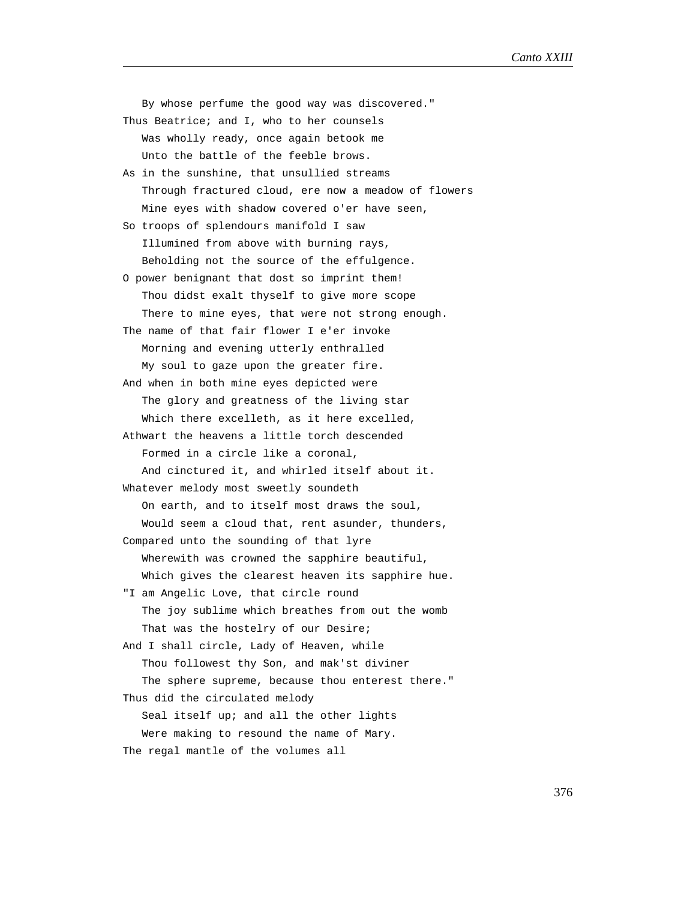By whose perfume the good way was discovered."
Thus Beatrice; and I, who to her counsels
   Was wholly ready, once again betook me
   Unto the battle of the feeble brows.
As in the sunshine, that unsullied streams
   Through fractured cloud, ere now a meadow of flowers
   Mine eyes with shadow covered o'er have seen,
So troops of splendours manifold I saw
   Illumined from above with burning rays,
   Beholding not the source of the effulgence.
O power benignant that dost so imprint them!
   Thou didst exalt thyself to give more scope
   There to mine eyes, that were not strong enough.
The name of that fair flower I e'er invoke
   Morning and evening utterly enthralled
   My soul to gaze upon the greater fire.
And when in both mine eyes depicted were
   The glory and greatness of the living star
   Which there excelleth, as it here excelled,
Athwart the heavens a little torch descended
   Formed in a circle like a coronal,
   And cinctured it, and whirled itself about it.
Whatever melody most sweetly soundeth
   On earth, and to itself most draws the soul,
   Would seem a cloud that, rent asunder, thunders,
Compared unto the sounding of that lyre
   Wherewith was crowned the sapphire beautiful,
   Which gives the clearest heaven its sapphire hue.
"I am Angelic Love, that circle round
   The joy sublime which breathes from out the womb
   That was the hostelry of our Desire;
And I shall circle, Lady of Heaven, while
   Thou followest thy Son, and mak'st diviner
   The sphere supreme, because thou enterest there."
Thus did the circulated melody
   Seal itself up; and all the other lights
   Were making to resound the name of Mary.
The regal mantle of the volumes all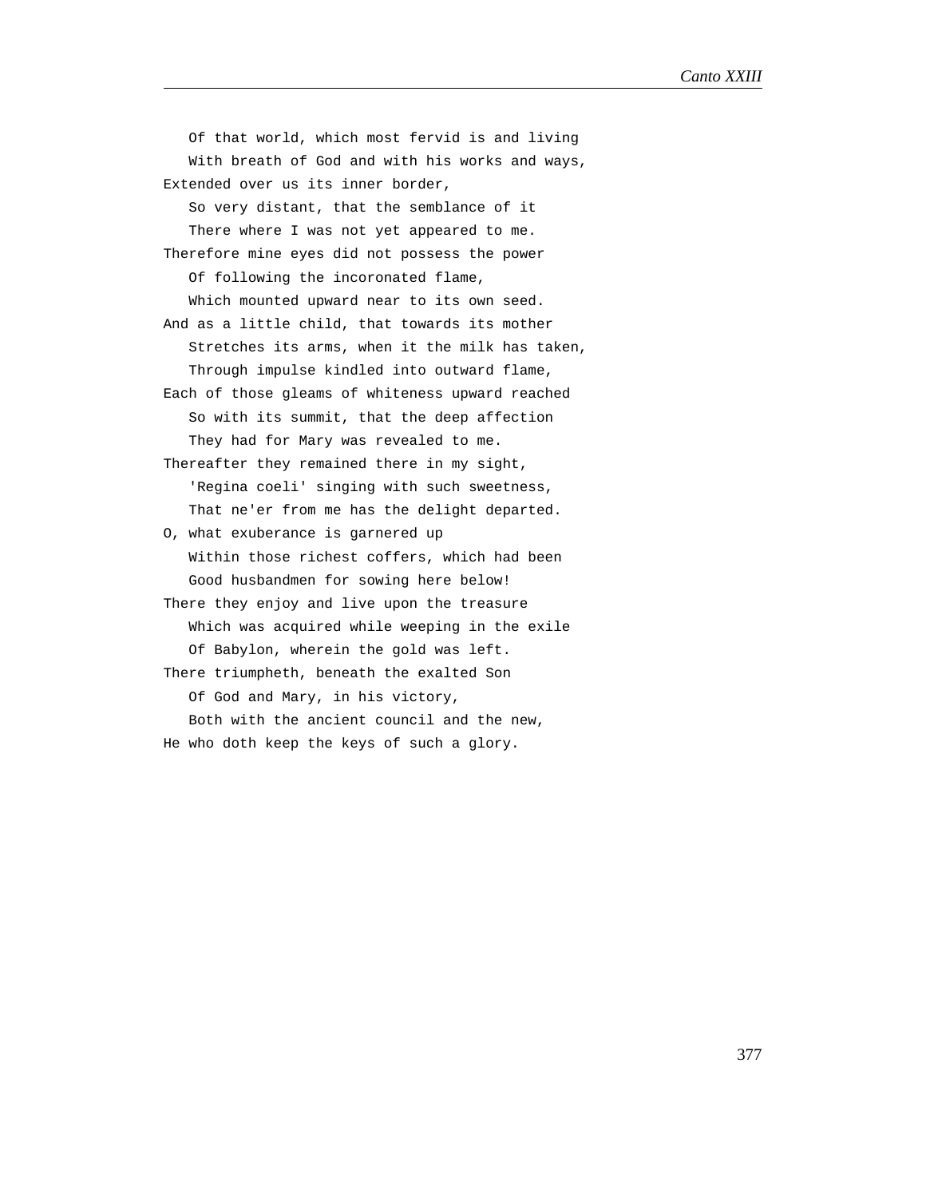Of that world, which most fervid is and living
   With breath of God and with his works and ways,
Extended over us its inner border,
   So very distant, that the semblance of it
   There where I was not yet appeared to me.
Therefore mine eyes did not possess the power
   Of following the incoronated flame,
   Which mounted upward near to its own seed.
And as a little child, that towards its mother
   Stretches its arms, when it the milk has taken,
   Through impulse kindled into outward flame,
Each of those gleams of whiteness upward reached
   So with its summit, that the deep affection
   They had for Mary was revealed to me.
Thereafter they remained there in my sight,
   'Regina coeli' singing with such sweetness,
   That ne'er from me has the delight departed.
O, what exuberance is garnered up
   Within those richest coffers, which had been
   Good husbandmen for sowing here below!
There they enjoy and live upon the treasure
   Which was acquired while weeping in the exile
   Of Babylon, wherein the gold was left.
There triumpheth, beneath the exalted Son
   Of God and Mary, in his victory,
   Both with the ancient council and the new,
He who doth keep the keys of such a glory.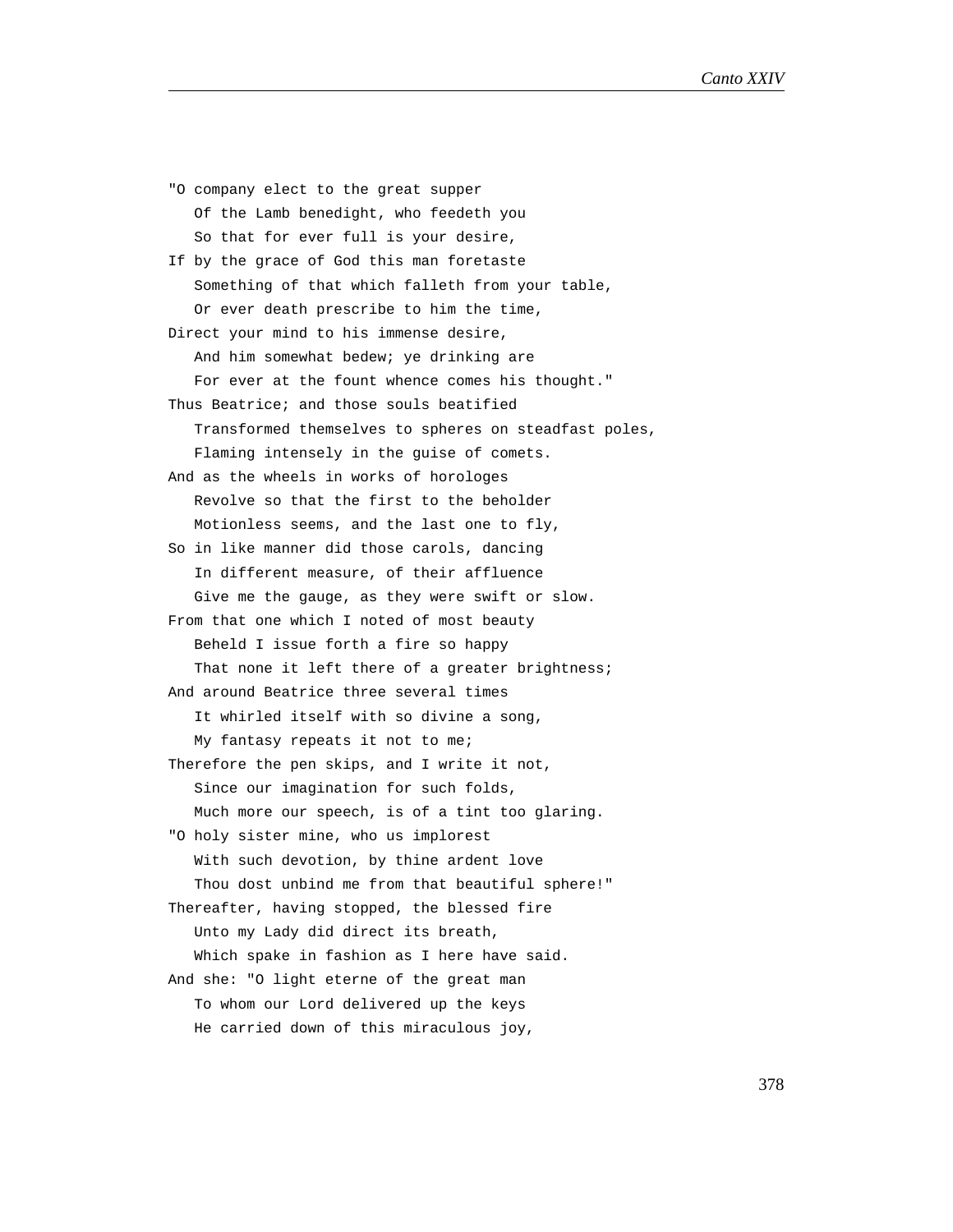"O company elect to the great supper
   Of the Lamb benedight, who feedeth you
   So that for ever full is your desire,
If by the grace of God this man foretaste
   Something of that which falleth from your table,
   Or ever death prescribe to him the time,
Direct your mind to his immense desire,
   And him somewhat bedew; ye drinking are
   For ever at the fount whence comes his thought."
Thus Beatrice; and those souls beatified
   Transformed themselves to spheres on steadfast poles,
   Flaming intensely in the guise of comets.
And as the wheels in works of horologes
   Revolve so that the first to the beholder
   Motionless seems, and the last one to fly,
So in like manner did those carols, dancing
   In different measure, of their affluence
   Give me the gauge, as they were swift or slow.
From that one which I noted of most beauty
   Beheld I issue forth a fire so happy
   That none it left there of a greater brightness;
And around Beatrice three several times
   It whirled itself with so divine a song,
   My fantasy repeats it not to me;
Therefore the pen skips, and I write it not,
   Since our imagination for such folds,
   Much more our speech, is of a tint too glaring.
"O holy sister mine, who us implorest
   With such devotion, by thine ardent love
   Thou dost unbind me from that beautiful sphere!"
Thereafter, having stopped, the blessed fire
   Unto my Lady did direct its breath,
   Which spake in fashion as I here have said.
And she: "O light eterne of the great man
   To whom our Lord delivered up the keys
   He carried down of this miraculous joy,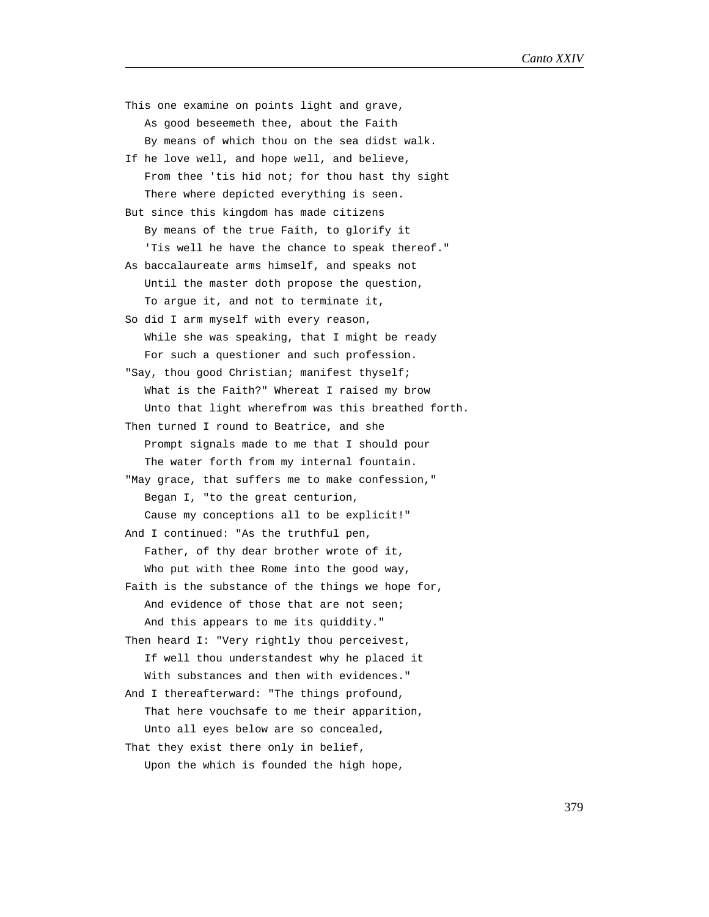This one examine on points light and grave,
   As good beseemeth thee, about the Faith
   By means of which thou on the sea didst walk.
If he love well, and hope well, and believe,
   From thee 'tis hid not; for thou hast thy sight
   There where depicted everything is seen.
But since this kingdom has made citizens
   By means of the true Faith, to glorify it
   'Tis well he have the chance to speak thereof."
As baccalaureate arms himself, and speaks not
   Until the master doth propose the question,
   To argue it, and not to terminate it,
So did I arm myself with every reason,
   While she was speaking, that I might be ready
   For such a questioner and such profession.
"Say, thou good Christian; manifest thyself;
   What is the Faith?" Whereat I raised my brow
   Unto that light wherefrom was this breathed forth.
Then turned I round to Beatrice, and she
   Prompt signals made to me that I should pour
   The water forth from my internal fountain.
"May grace, that suffers me to make confession,"
   Began I, "to the great centurion,
   Cause my conceptions all to be explicit!"
And I continued: "As the truthful pen,
   Father, of thy dear brother wrote of it,
   Who put with thee Rome into the good way,
Faith is the substance of the things we hope for,
   And evidence of those that are not seen;
   And this appears to me its quiddity."
Then heard I: "Very rightly thou perceivest,
   If well thou understandest why he placed it
   With substances and then with evidences."
And I thereafterward: "The things profound,
   That here vouchsafe to me their apparition,
   Unto all eyes below are so concealed,
That they exist there only in belief,
   Upon the which is founded the high hope,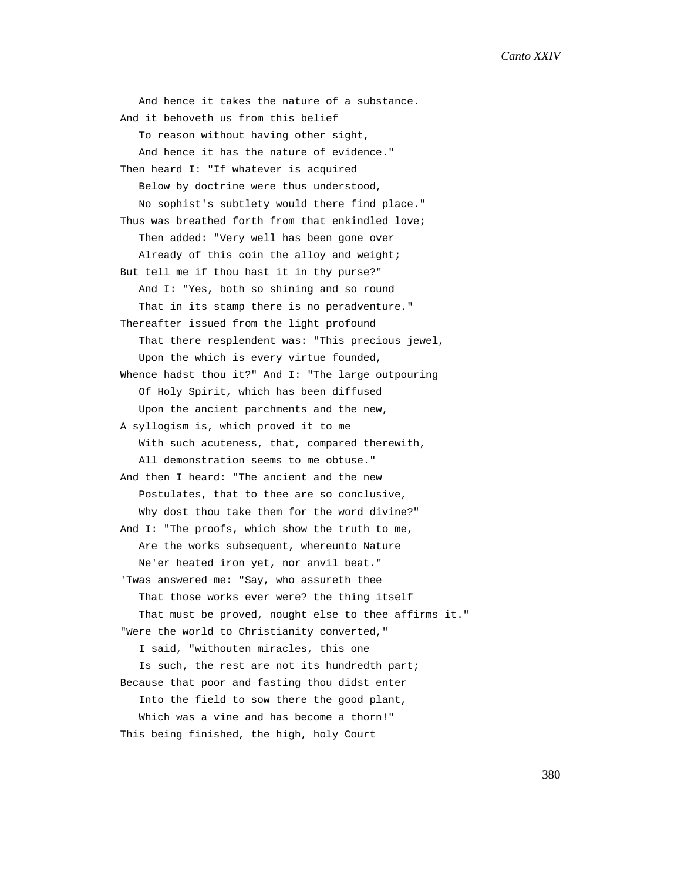And hence it takes the nature of a substance.  
And it behoveth us from this belief  
   To reason without having other sight,  
   And hence it has the nature of evidence."  
Then heard I: "If whatever is acquired  
   Below by doctrine were thus understood,  
   No sophist's subtlety would there find place."  
Thus was breathed forth from that enkindled love;  
   Then added: "Very well has been gone over  
   Already of this coin the alloy and weight;  
But tell me if thou hast it in thy purse?"  
   And I: "Yes, both so shining and so round  
   That in its stamp there is no peradventure."  
Thereafter issued from the light profound  
   That there resplendent was: "This precious jewel,  
   Upon the which is every virtue founded,  
Whence hadst thou it?" And I: "The large outpouring  
   Of Holy Spirit, which has been diffused  
   Upon the ancient parchments and the new,  
A syllogism is, which proved it to me  
   With such acuteness, that, compared therewith,  
   All demonstration seems to me obtuse."  
And then I heard: "The ancient and the new  
   Postulates, that to thee are so conclusive,  
   Why dost thou take them for the word divine?"  
And I: "The proofs, which show the truth to me,  
   Are the works subsequent, whereunto Nature  
   Ne'er heated iron yet, nor anvil beat."  
'Twas answered me: "Say, who assureth thee  
   That those works ever were? the thing itself  
   That must be proved, nought else to thee affirms it."  
"Were the world to Christianity converted,"  
   I said, "withouten miracles, this one  
   Is such, the rest are not its hundredth part;  
Because that poor and fasting thou didst enter  
   Into the field to sow there the good plant,  
   Which was a vine and has become a thorn!"  
This being finished, the high, holy Court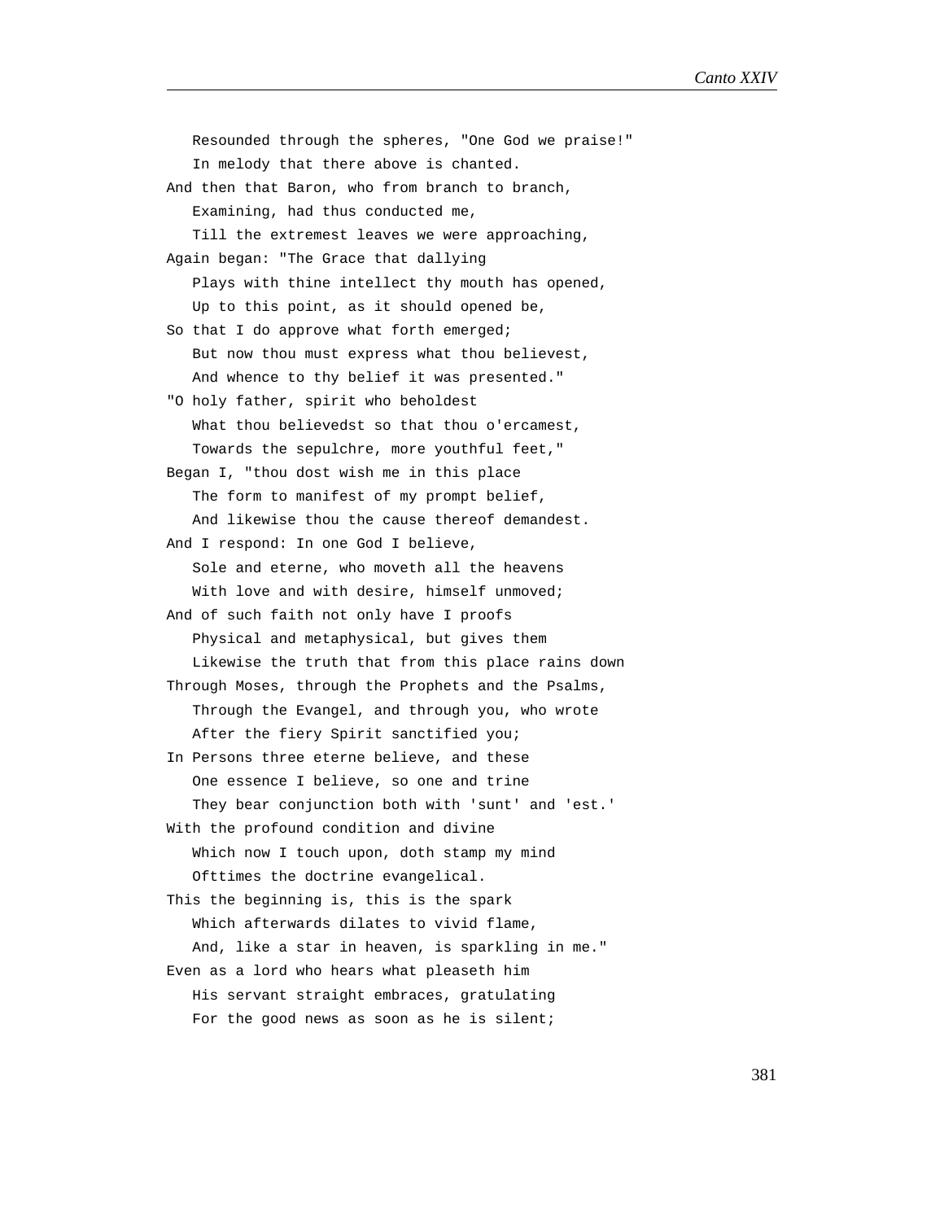Resounded through the spheres, "One God we praise!"  
   In melody that there above is chanted.  
And then that Baron, who from branch to branch,  
   Examining, had thus conducted me,  
   Till the extremest leaves we were approaching,  
Again began: "The Grace that dallying  
   Plays with thine intellect thy mouth has opened,  
   Up to this point, as it should opened be,  
So that I do approve what forth emerged;  
   But now thou must express what thou believest,  
   And whence to thy belief it was presented."  
"O holy father, spirit who beholdest  
   What thou believedst so that thou o'ercamest,  
   Towards the sepulchre, more youthful feet,"  
Began I, "thou dost wish me in this place  
   The form to manifest of my prompt belief,  
   And likewise thou the cause thereof demandest.  
And I respond: In one God I believe,  
   Sole and eterne, who moveth all the heavens  
   With love and with desire, himself unmoved;  
And of such faith not only have I proofs  
   Physical and metaphysical, but gives them  
   Likewise the truth that from this place rains down  
Through Moses, through the Prophets and the Psalms,  
   Through the Evangel, and through you, who wrote  
   After the fiery Spirit sanctified you;  
In Persons three eterne believe, and these  
   One essence I believe, so one and trine  
   They bear conjunction both with 'sunt' and 'est.'  
With the profound condition and divine  
   Which now I touch upon, doth stamp my mind  
   Ofttimes the doctrine evangelical.  
This the beginning is, this is the spark  
   Which afterwards dilates to vivid flame,  
   And, like a star in heaven, is sparkling in me."  
Even as a lord who hears what pleaseth him  
   His servant straight embraces, gratulating  
   For the good news as soon as he is silent;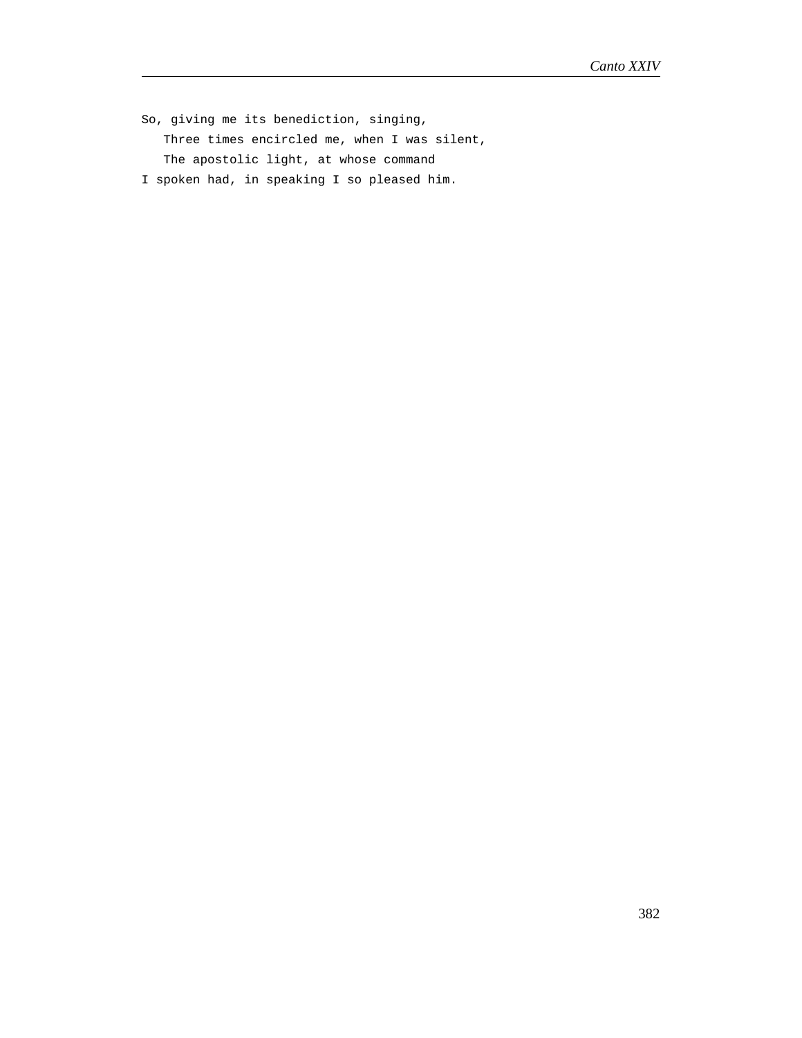So, giving me its benediction, singing,
   Three times encircled me, when I was silent,
   The apostolic light, at whose command
I spoken had, in speaking I so pleased him.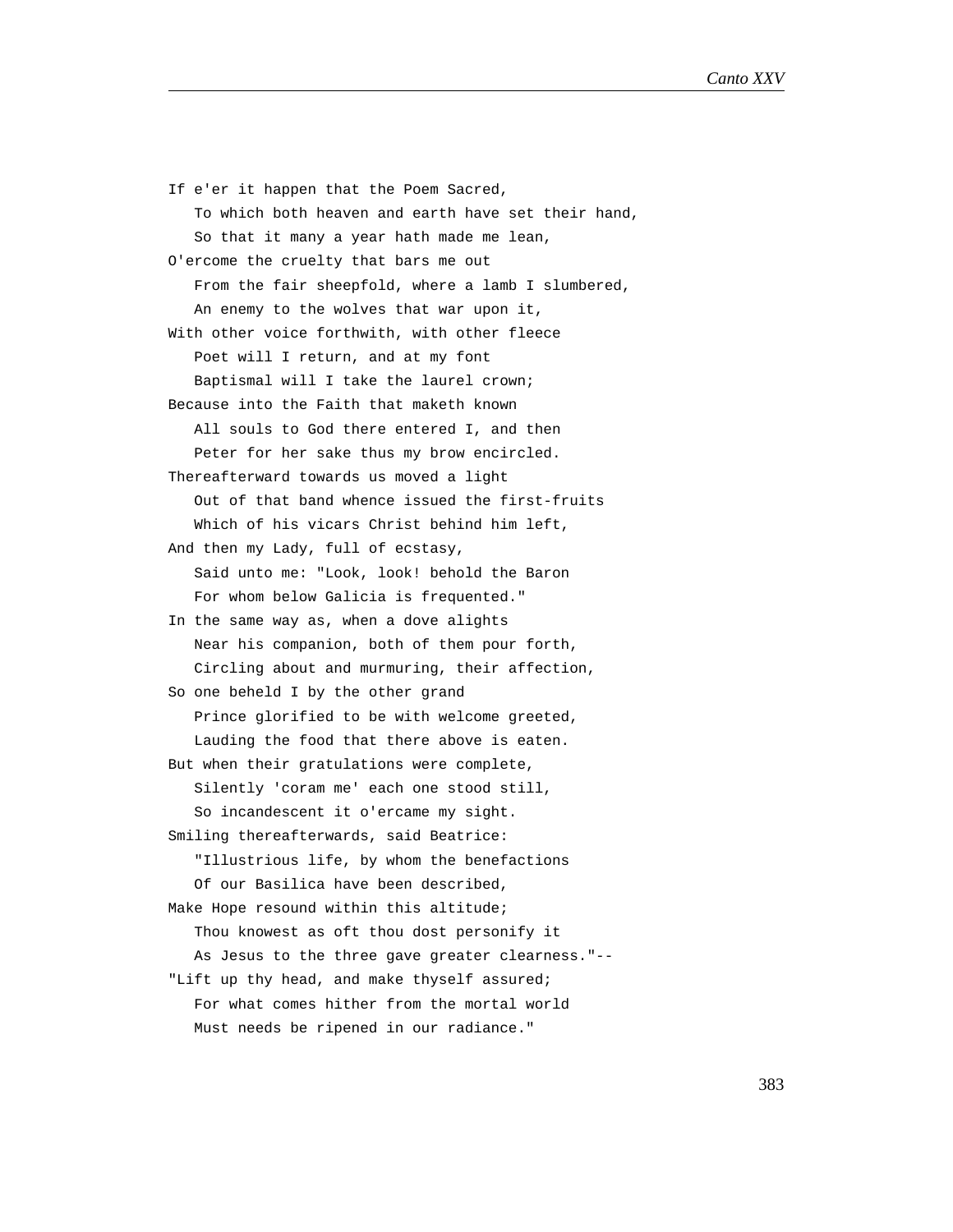If e'er it happen that the Poem Sacred,
   To which both heaven and earth have set their hand,
   So that it many a year hath made me lean,
O'ercome the cruelty that bars me out
   From the fair sheepfold, where a lamb I slumbered,
   An enemy to the wolves that war upon it,
With other voice forthwith, with other fleece
   Poet will I return, and at my font
   Baptismal will I take the laurel crown;
Because into the Faith that maketh known
   All souls to God there entered I, and then
   Peter for her sake thus my brow encircled.
Thereafterward towards us moved a light
   Out of that band whence issued the first-fruits
   Which of his vicars Christ behind him left,
And then my Lady, full of ecstasy,
   Said unto me: "Look, look! behold the Baron
   For whom below Galicia is frequented."
In the same way as, when a dove alights
   Near his companion, both of them pour forth,
   Circling about and murmuring, their affection,
So one beheld I by the other grand
   Prince glorified to be with welcome greeted,
   Lauding the food that there above is eaten.
But when their gratulations were complete,
   Silently 'coram me' each one stood still,
   So incandescent it o'ercame my sight.
Smiling thereafterwards, said Beatrice:
   "Illustrious life, by whom the benefactions
   Of our Basilica have been described,
Make Hope resound within this altitude;
   Thou knowest as oft thou dost personify it
   As Jesus to the three gave greater clearness."--
"Lift up thy head, and make thyself assured;
   For what comes hither from the mortal world
   Must needs be ripened in our radiance."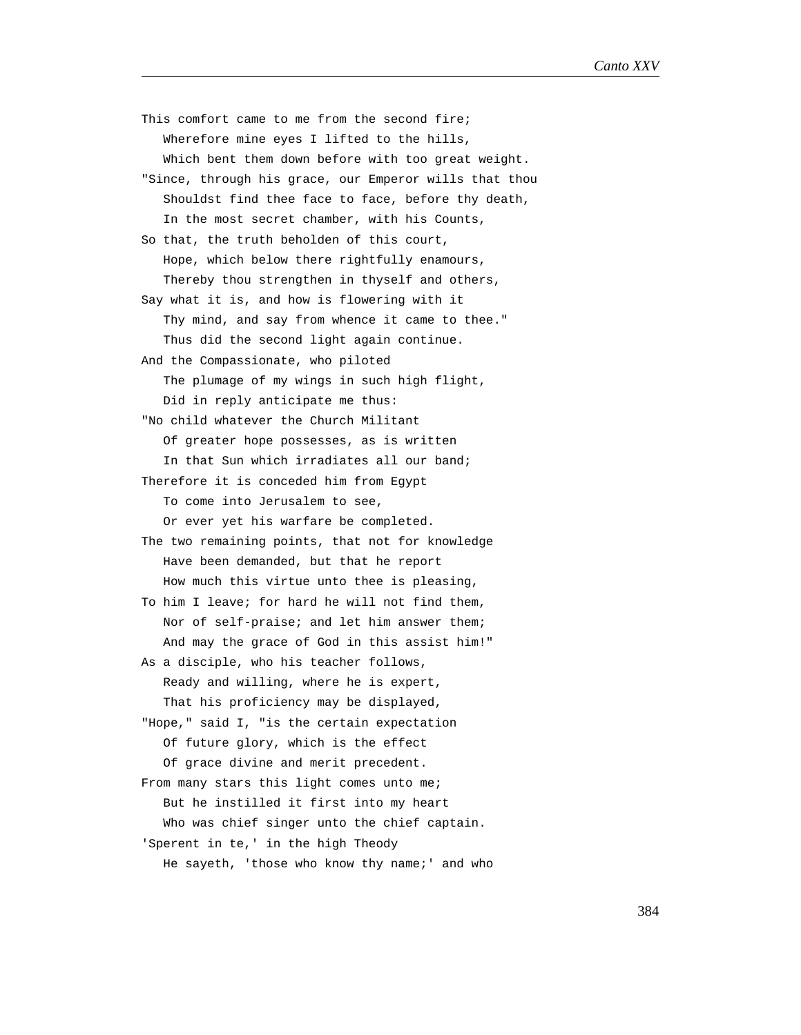This comfort came to me from the second fire;
   Wherefore mine eyes I lifted to the hills,
   Which bent them down before with too great weight.
"Since, through his grace, our Emperor wills that thou
   Shouldst find thee face to face, before thy death,
   In the most secret chamber, with his Counts,
So that, the truth beholden of this court,
   Hope, which below there rightfully enamours,
   Thereby thou strengthen in thyself and others,
Say what it is, and how is flowering with it
   Thy mind, and say from whence it came to thee."
   Thus did the second light again continue.
And the Compassionate, who piloted
   The plumage of my wings in such high flight,
   Did in reply anticipate me thus:
"No child whatever the Church Militant
   Of greater hope possesses, as is written
   In that Sun which irradiates all our band;
Therefore it is conceded him from Egypt
   To come into Jerusalem to see,
   Or ever yet his warfare be completed.
The two remaining points, that not for knowledge
   Have been demanded, but that he report
   How much this virtue unto thee is pleasing,
To him I leave; for hard he will not find them,
   Nor of self-praise; and let him answer them;
   And may the grace of God in this assist him!"
As a disciple, who his teacher follows,
   Ready and willing, where he is expert,
   That his proficiency may be displayed,
"Hope," said I, "is the certain expectation
   Of future glory, which is the effect
   Of grace divine and merit precedent.
From many stars this light comes unto me;
   But he instilled it first into my heart
   Who was chief singer unto the chief captain.
'Sperent in te,' in the high Theody
   He sayeth, 'those who know thy name;' and who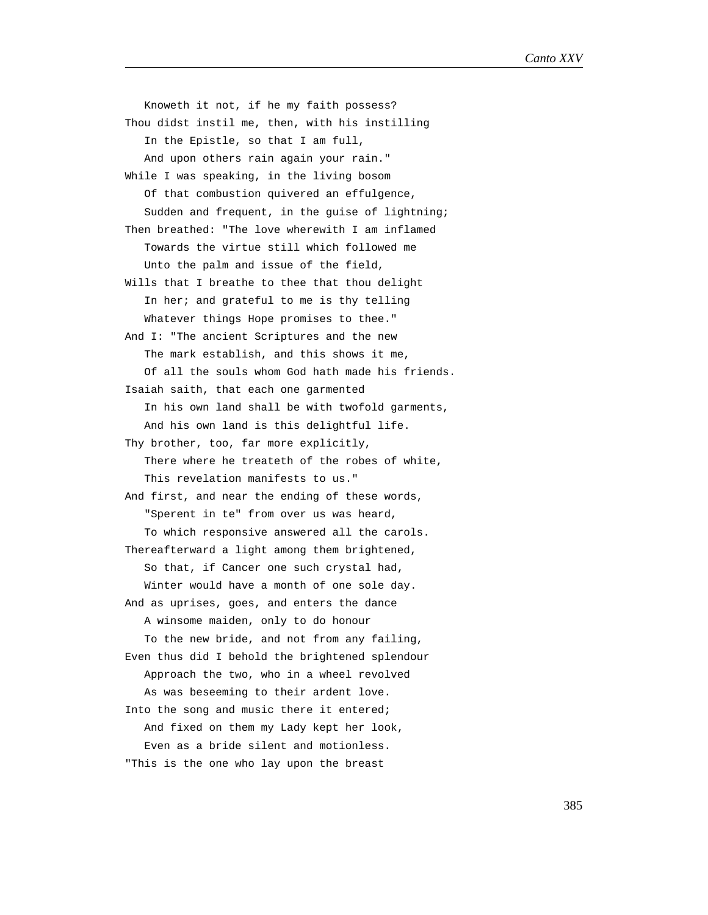Knoweth it not, if he my faith possess?  
Thou didst instil me, then, with his instilling  
In the Epistle, so that I am full,  
And upon others rain again your rain."  
While I was speaking, in the living bosom  
Of that combustion quivered an effulgence,  
Sudden and frequent, in the guise of lightning;  
Then breathed: "The love wherewith I am inflamed  
Towards the virtue still which followed me  
Unto the palm and issue of the field,  
Wills that I breathe to thee that thou delight  
In her; and grateful to me is thy telling  
Whatever things Hope promises to thee."  
And I: "The ancient Scriptures and the new  
The mark establish, and this shows it me,  
Of all the souls whom God hath made his friends.  
Isaiah saith, that each one garmented  
In his own land shall be with twofold garments,  
And his own land is this delightful life.  
Thy brother, too, far more explicitly,  
There where he treateth of the robes of white,  
This revelation manifests to us."  
And first, and near the ending of these words,  
"Sperent in te" from over us was heard,  
To which responsive answered all the carols.  
Thereafterward a light among them brightened,  
So that, if Cancer one such crystal had,  
Winter would have a month of one sole day.  
And as uprises, goes, and enters the dance  
A winsome maiden, only to do honour  
To the new bride, and not from any failing,  
Even thus did I behold the brightened splendour  
Approach the two, who in a wheel revolved  
As was beseeming to their ardent love.  
Into the song and music there it entered;  
And fixed on them my Lady kept her look,  
Even as a bride silent and motionless.  
"This is the one who lay upon the breast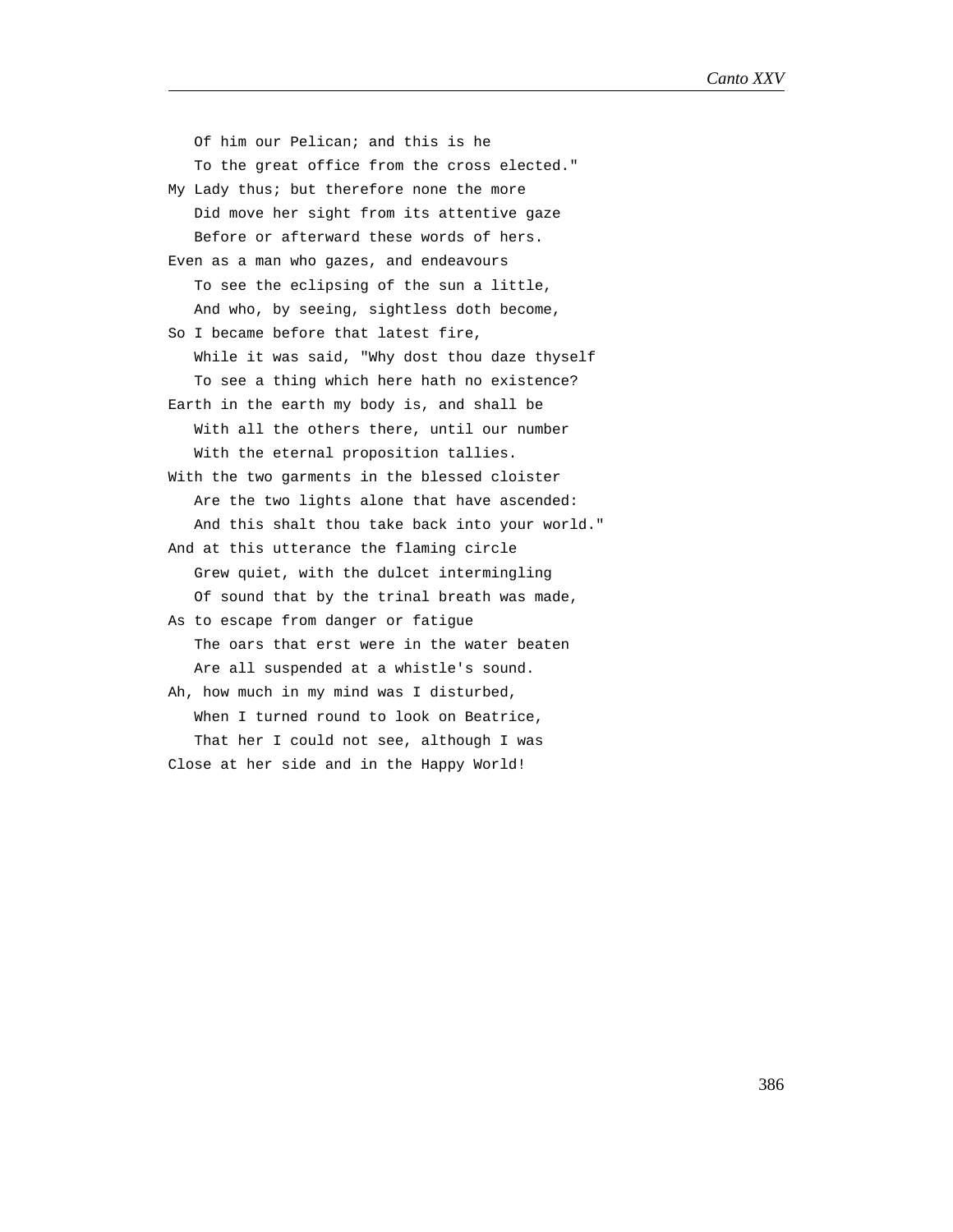Of him our Pelican; and this is he
   To the great office from the cross elected."
My Lady thus; but therefore none the more
   Did move her sight from its attentive gaze
   Before or afterward these words of hers.
Even as a man who gazes, and endeavours
   To see the eclipsing of the sun a little,
   And who, by seeing, sightless doth become,
So I became before that latest fire,
   While it was said, "Why dost thou daze thyself
   To see a thing which here hath no existence?
Earth in the earth my body is, and shall be
   With all the others there, until our number
   With the eternal proposition tallies.
With the two garments in the blessed cloister
   Are the two lights alone that have ascended:
   And this shalt thou take back into your world."
And at this utterance the flaming circle
   Grew quiet, with the dulcet intermingling
   Of sound that by the trinal breath was made,
As to escape from danger or fatigue
   The oars that erst were in the water beaten
   Are all suspended at a whistle's sound.
Ah, how much in my mind was I disturbed,
   When I turned round to look on Beatrice,
   That her I could not see, although I was
Close at her side and in the Happy World!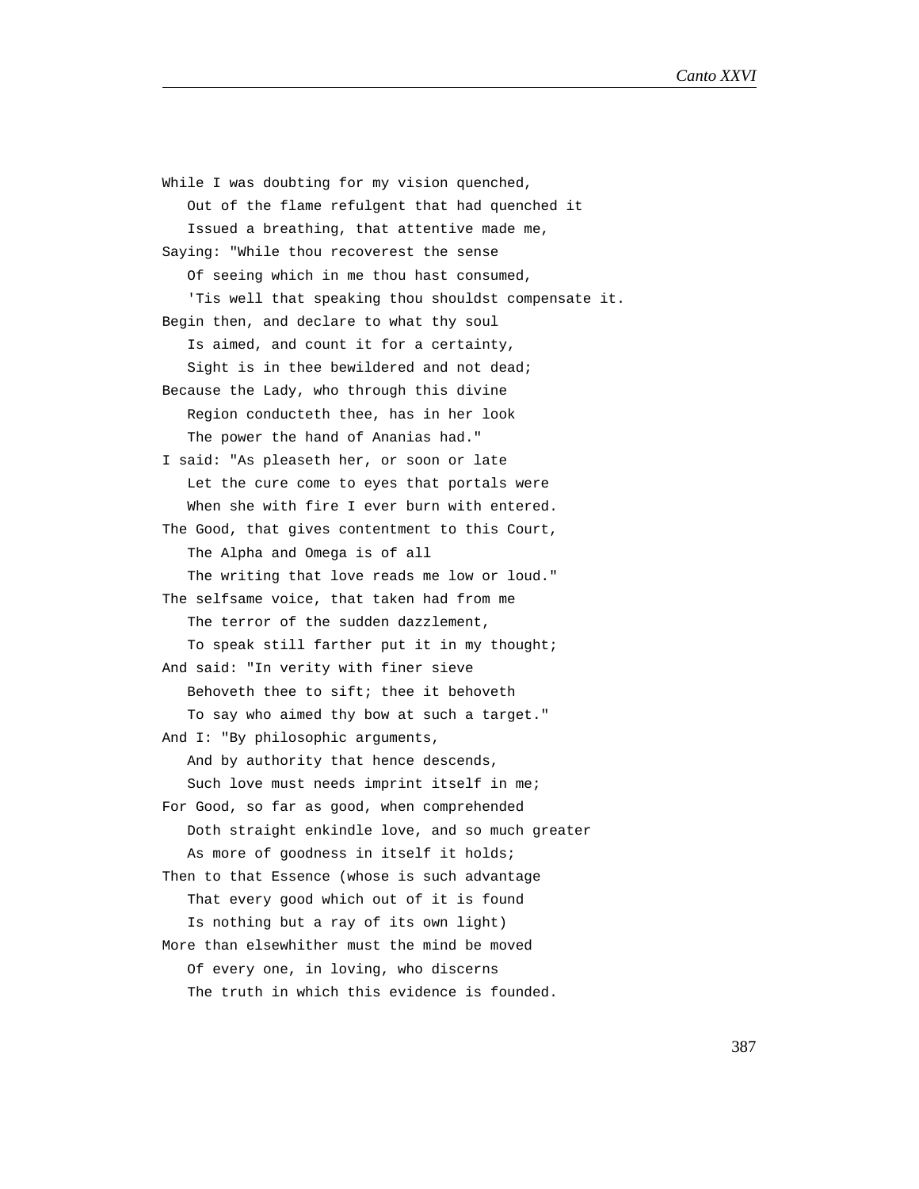While I was doubting for my vision quenched,
   Out of the flame refulgent that had quenched it
   Issued a breathing, that attentive made me,
Saying: "While thou recoverest the sense
   Of seeing which in me thou hast consumed,
   'Tis well that speaking thou shouldst compensate it.
Begin then, and declare to what thy soul
   Is aimed, and count it for a certainty,
   Sight is in thee bewildered and not dead;
Because the Lady, who through this divine
   Region conducteth thee, has in her look
   The power the hand of Ananias had."
I said: "As pleaseth her, or soon or late
   Let the cure come to eyes that portals were
   When she with fire I ever burn with entered.
The Good, that gives contentment to this Court,
   The Alpha and Omega is of all
   The writing that love reads me low or loud."
The selfsame voice, that taken had from me
   The terror of the sudden dazzlement,
   To speak still farther put it in my thought;
And said: "In verity with finer sieve
   Behoveth thee to sift; thee it behoveth
   To say who aimed thy bow at such a target."
And I: "By philosophic arguments,
   And by authority that hence descends,
   Such love must needs imprint itself in me;
For Good, so far as good, when comprehended
   Doth straight enkindle love, and so much greater
   As more of goodness in itself it holds;
Then to that Essence (whose is such advantage
   That every good which out of it is found
   Is nothing but a ray of its own light)
More than elsewhither must the mind be moved
   Of every one, in loving, who discerns
   The truth in which this evidence is founded.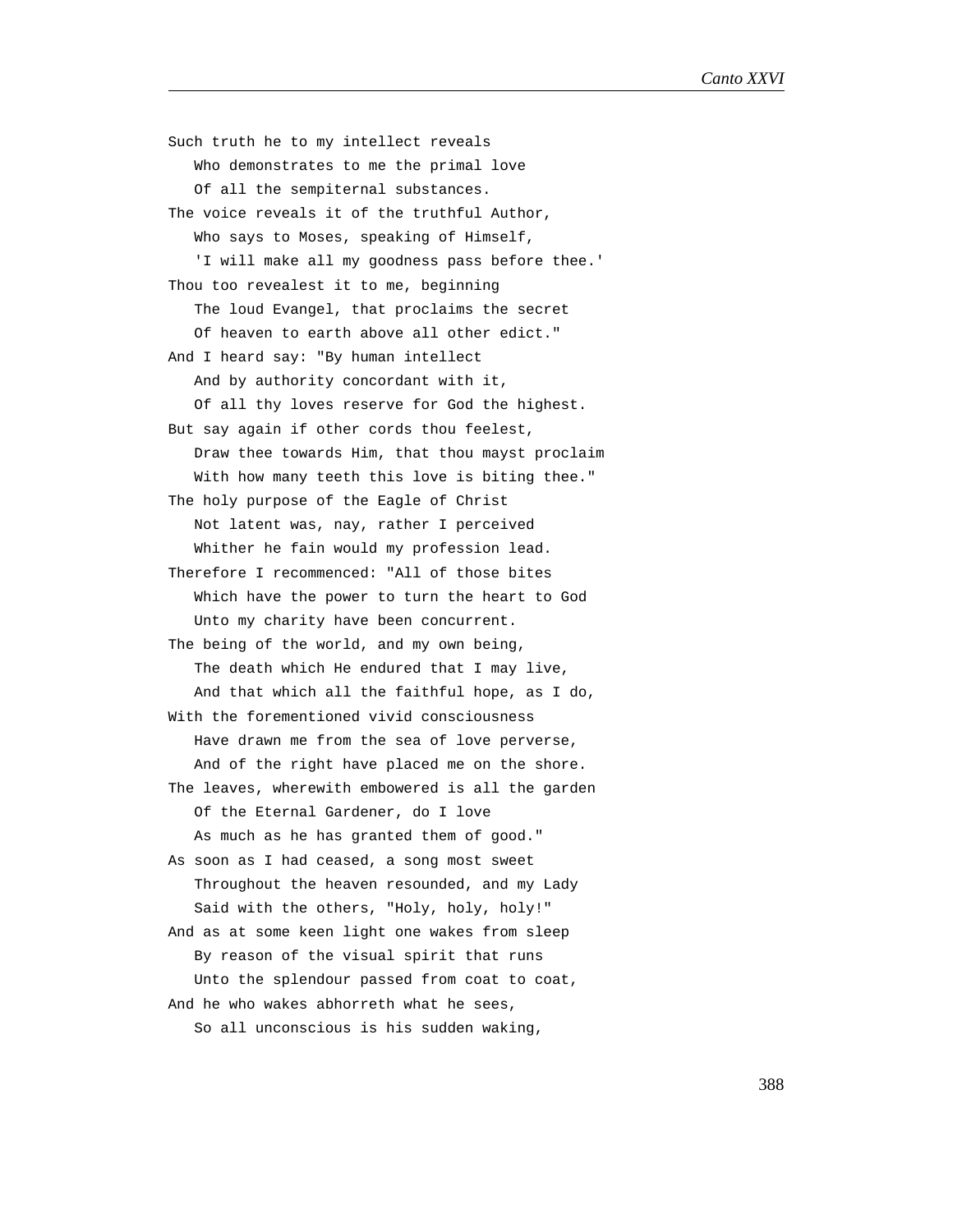Such truth he to my intellect reveals
   Who demonstrates to me the primal love
   Of all the sempiternal substances.
The voice reveals it of the truthful Author,
   Who says to Moses, speaking of Himself,
   'I will make all my goodness pass before thee.'
Thou too revealest it to me, beginning
   The loud Evangel, that proclaims the secret
   Of heaven to earth above all other edict."
And I heard say: "By human intellect
   And by authority concordant with it,
   Of all thy loves reserve for God the highest.
But say again if other cords thou feelest,
   Draw thee towards Him, that thou mayst proclaim
   With how many teeth this love is biting thee."
The holy purpose of the Eagle of Christ
   Not latent was, nay, rather I perceived
   Whither he fain would my profession lead.
Therefore I recommenced: "All of those bites
   Which have the power to turn the heart to God
   Unto my charity have been concurrent.
The being of the world, and my own being,
   The death which He endured that I may live,
   And that which all the faithful hope, as I do,
With the forementioned vivid consciousness
   Have drawn me from the sea of love perverse,
   And of the right have placed me on the shore.
The leaves, wherewith embowered is all the garden
   Of the Eternal Gardener, do I love
   As much as he has granted them of good."
As soon as I had ceased, a song most sweet
   Throughout the heaven resounded, and my Lady
   Said with the others, "Holy, holy, holy!"
And as at some keen light one wakes from sleep
   By reason of the visual spirit that runs
   Unto the splendour passed from coat to coat,
And he who wakes abhorreth what he sees,
   So all unconscious is his sudden waking,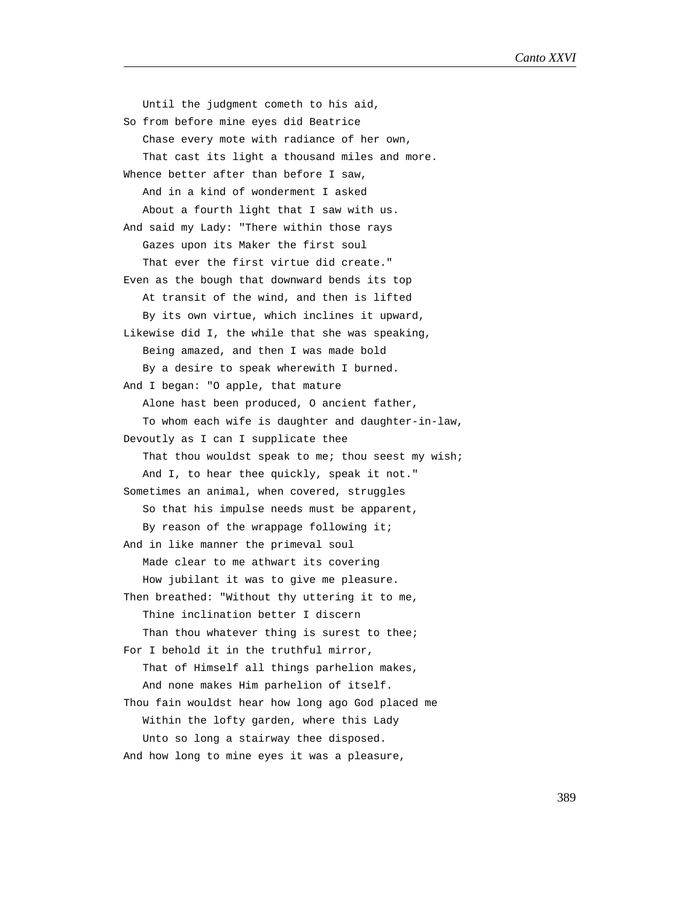Until the judgment cometh to his aid,
So from before mine eyes did Beatrice
   Chase every mote with radiance of her own,
   That cast its light a thousand miles and more.
Whence better after than before I saw,
   And in a kind of wonderment I asked
   About a fourth light that I saw with us.
And said my Lady: "There within those rays
   Gazes upon its Maker the first soul
   That ever the first virtue did create."
Even as the bough that downward bends its top
   At transit of the wind, and then is lifted
   By its own virtue, which inclines it upward,
Likewise did I, the while that she was speaking,
   Being amazed, and then I was made bold
   By a desire to speak wherewith I burned.
And I began: "O apple, that mature
   Alone hast been produced, O ancient father,
   To whom each wife is daughter and daughter-in-law,
Devoutly as I can I supplicate thee
   That thou wouldst speak to me; thou seest my wish;
   And I, to hear thee quickly, speak it not."
Sometimes an animal, when covered, struggles
   So that his impulse needs must be apparent,
   By reason of the wrappage following it;
And in like manner the primeval soul
   Made clear to me athwart its covering
   How jubilant it was to give me pleasure.
Then breathed: "Without thy uttering it to me,
   Thine inclination better I discern
   Than thou whatever thing is surest to thee;
For I behold it in the truthful mirror,
   That of Himself all things parhelion makes,
   And none makes Him parhelion of itself.
Thou fain wouldst hear how long ago God placed me
   Within the lofty garden, where this Lady
   Unto so long a stairway thee disposed.
And how long to mine eyes it was a pleasure,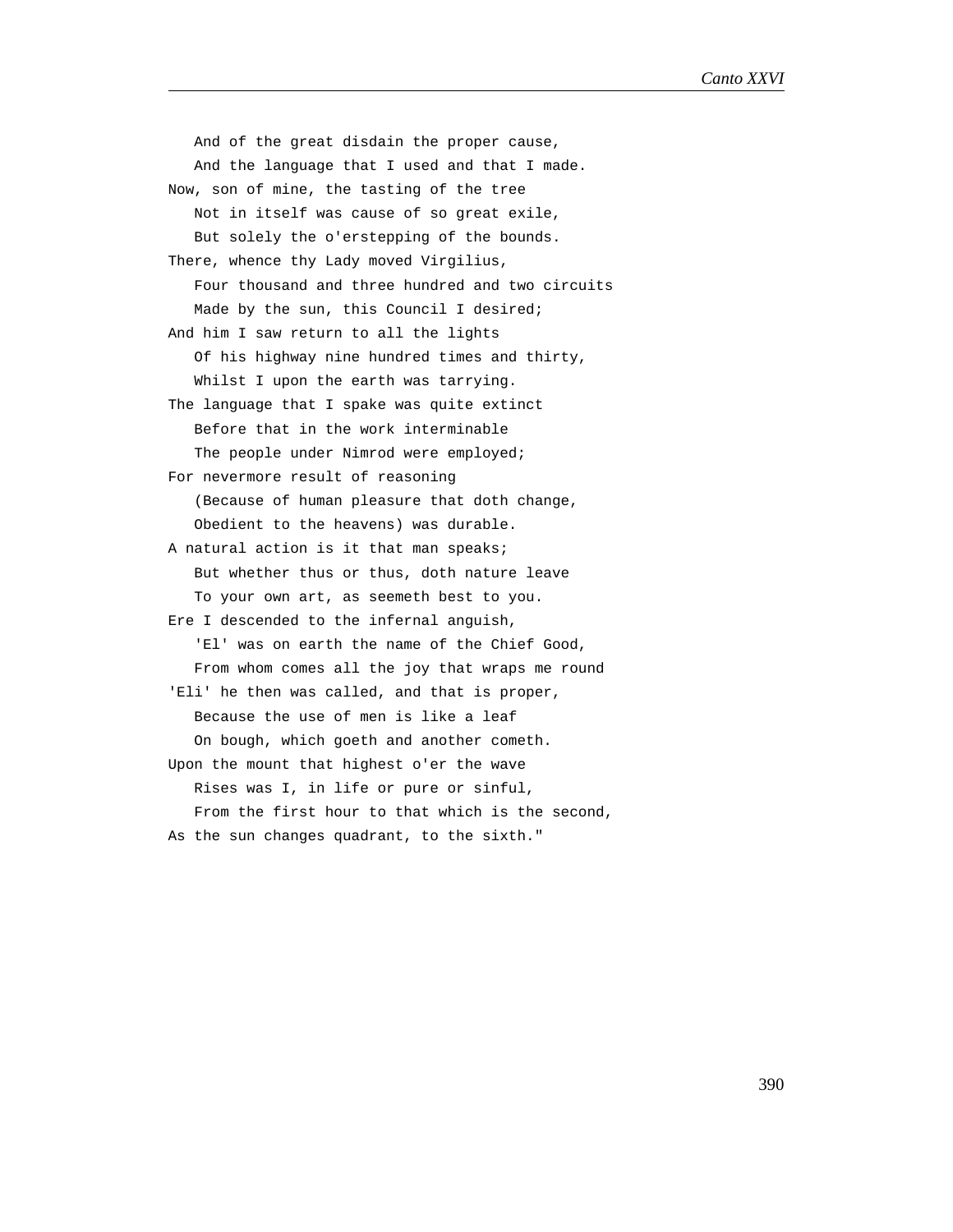And of the great disdain the proper cause,  
And the language that I used and that I made.  
Now, son of mine, the tasting of the tree  
Not in itself was cause of so great exile,  
But solely the o'erstepping of the bounds.  
There, whence thy Lady moved Virgilius,  
Four thousand and three hundred and two circuits  
Made by the sun, this Council I desired;  
And him I saw return to all the lights  
Of his highway nine hundred times and thirty,  
Whilst I upon the earth was tarrying.  
The language that I spake was quite extinct  
Before that in the work interminable  
The people under Nimrod were employed;  
For nevermore result of reasoning  
(Because of human pleasure that doth change,  
Obedient to the heavens) was durable.  
A natural action is it that man speaks;  
But whether thus or thus, doth nature leave  
To your own art, as seemeth best to you.  
Ere I descended to the infernal anguish,  
'El' was on earth the name of the Chief Good,  
From whom comes all the joy that wraps me round  
'Eli' he then was called, and that is proper,  
Because the use of men is like a leaf  
On bough, which goeth and another cometh.  
Upon the mount that highest o'er the wave  
Rises was I, in life or pure or sinful,  
From the first hour to that which is the second,  
As the sun changes quadrant, to the sixth."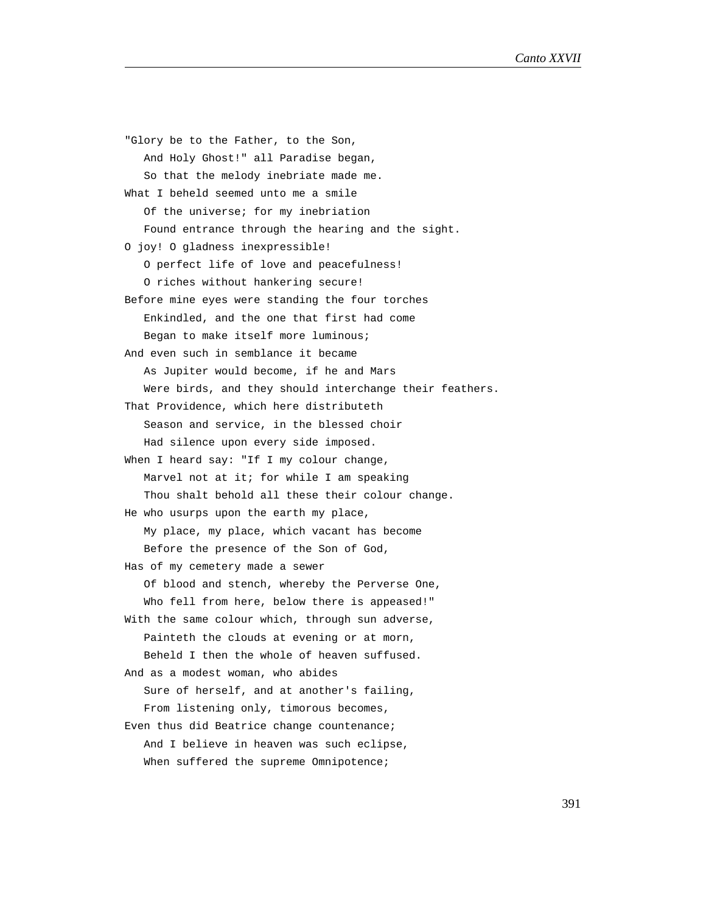"Glory be to the Father, to the Son,  
   And Holy Ghost!" all Paradise began,  
   So that the melody inebriate made me.  
What I beheld seemed unto me a smile  
   Of the universe; for my inebriation  
   Found entrance through the hearing and the sight.  
O joy! O gladness inexpressible!  
   O perfect life of love and peacefulness!  
   O riches without hankering secure!  
Before mine eyes were standing the four torches  
   Enkindled, and the one that first had come  
   Began to make itself more luminous;  
And even such in semblance it became  
   As Jupiter would become, if he and Mars  
   Were birds, and they should interchange their feathers.  
That Providence, which here distributeth  
   Season and service, in the blessed choir  
   Had silence upon every side imposed.  
When I heard say: "If I my colour change,  
   Marvel not at it; for while I am speaking  
   Thou shalt behold all these their colour change.  
He who usurps upon the earth my place,  
   My place, my place, which vacant has become  
   Before the presence of the Son of God,  
Has of my cemetery made a sewer  
   Of blood and stench, whereby the Perverse One,  
   Who fell from here, below there is appeased!"  
With the same colour which, through sun adverse,  
   Painteth the clouds at evening or at morn,  
   Beheld I then the whole of heaven suffused.  
And as a modest woman, who abides  
   Sure of herself, and at another's failing,  
   From listening only, timorous becomes,  
Even thus did Beatrice change countenance;  
   And I believe in heaven was such eclipse,  
   When suffered the supreme Omnipotence;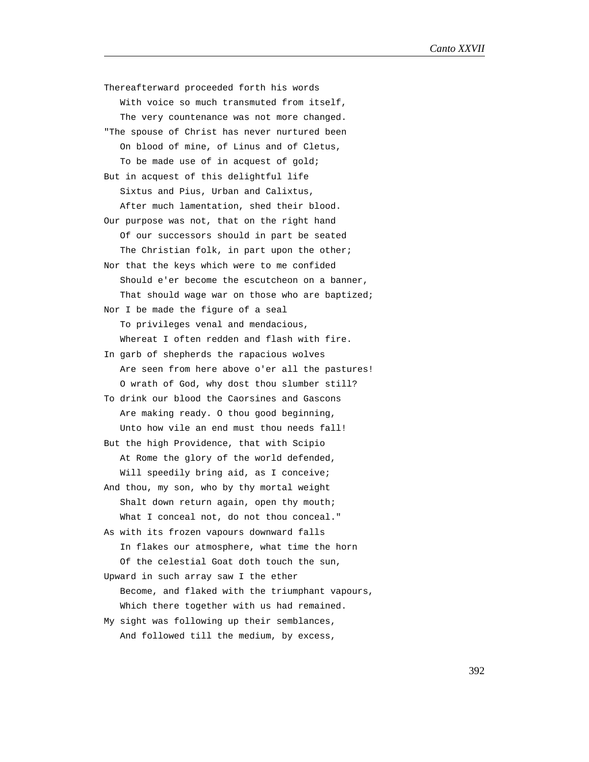Thereafterward proceeded forth his words
   With voice so much transmuted from itself,
   The very countenance was not more changed.
"The spouse of Christ has never nurtured been
   On blood of mine, of Linus and of Cletus,
   To be made use of in acquest of gold;
But in acquest of this delightful life
   Sixtus and Pius, Urban and Calixtus,
   After much lamentation, shed their blood.
Our purpose was not, that on the right hand
   Of our successors should in part be seated
   The Christian folk, in part upon the other;
Nor that the keys which were to me confided
   Should e'er become the escutcheon on a banner,
   That should wage war on those who are baptized;
Nor I be made the figure of a seal
   To privileges venal and mendacious,
   Whereat I often redden and flash with fire.
In garb of shepherds the rapacious wolves
   Are seen from here above o'er all the pastures!
   O wrath of God, why dost thou slumber still?
To drink our blood the Caorsines and Gascons
   Are making ready. O thou good beginning,
   Unto how vile an end must thou needs fall!
But the high Providence, that with Scipio
   At Rome the glory of the world defended,
   Will speedily bring aid, as I conceive;
And thou, my son, who by thy mortal weight
   Shalt down return again, open thy mouth;
   What I conceal not, do not thou conceal."
As with its frozen vapours downward falls
   In flakes our atmosphere, what time the horn
   Of the celestial Goat doth touch the sun,
Upward in such array saw I the ether
   Become, and flaked with the triumphant vapours,
   Which there together with us had remained.
My sight was following up their semblances,
   And followed till the medium, by excess,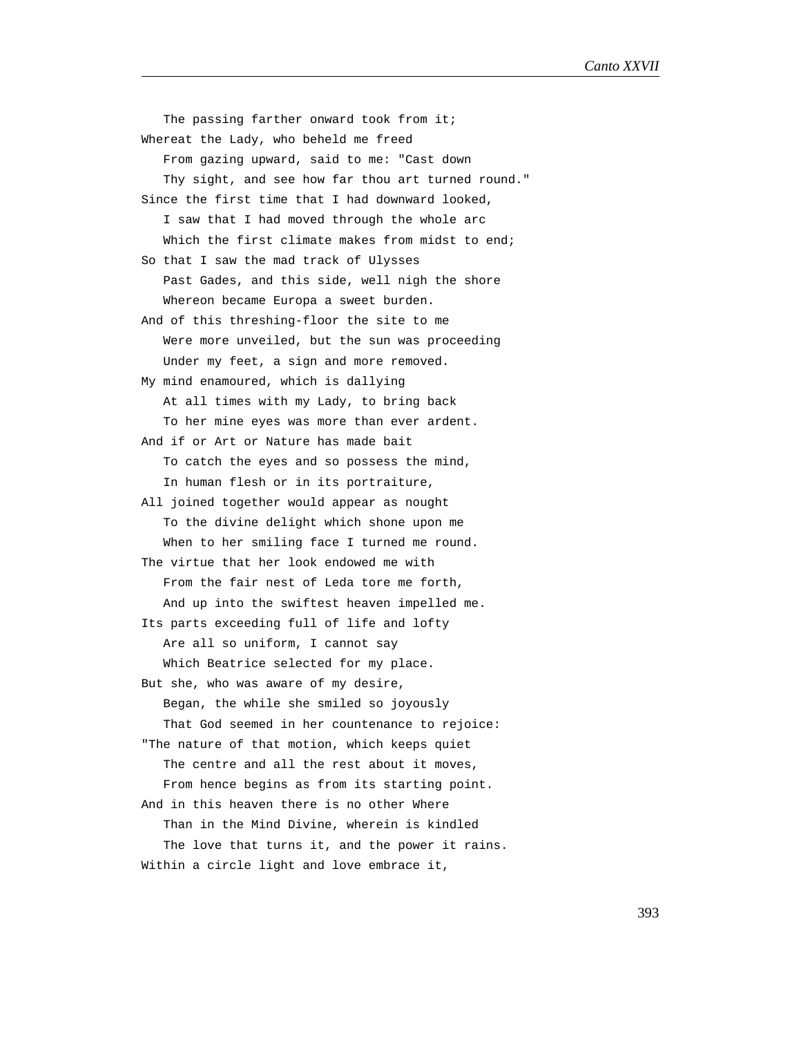The passing farther onward took from it;  
Whereat the Lady, who beheld me freed  
From gazing upward, said to me: "Cast down  
Thy sight, and see how far thou art turned round."  
Since the first time that I had downward looked,  
I saw that I had moved through the whole arc  
Which the first climate makes from midst to end;  
So that I saw the mad track of Ulysses  
Past Gades, and this side, well nigh the shore  
Whereon became Europa a sweet burden.  
And of this threshing-floor the site to me  
Were more unveiled, but the sun was proceeding  
Under my feet, a sign and more removed.  
My mind enamoured, which is dallying  
At all times with my Lady, to bring back  
To her mine eyes was more than ever ardent.  
And if or Art or Nature has made bait  
To catch the eyes and so possess the mind,  
In human flesh or in its portraiture,  
All joined together would appear as nought  
To the divine delight which shone upon me  
When to her smiling face I turned me round.  
The virtue that her look endowed me with  
From the fair nest of Leda tore me forth,  
And up into the swiftest heaven impelled me.  
Its parts exceeding full of life and lofty  
Are all so uniform, I cannot say  
Which Beatrice selected for my place.  
But she, who was aware of my desire,  
Began, the while she smiled so joyously  
That God seemed in her countenance to rejoice:  
"The nature of that motion, which keeps quiet  
The centre and all the rest about it moves,  
From hence begins as from its starting point.  
And in this heaven there is no other Where  
Than in the Mind Divine, wherein is kindled  
The love that turns it, and the power it rains.  
Within a circle light and love embrace it,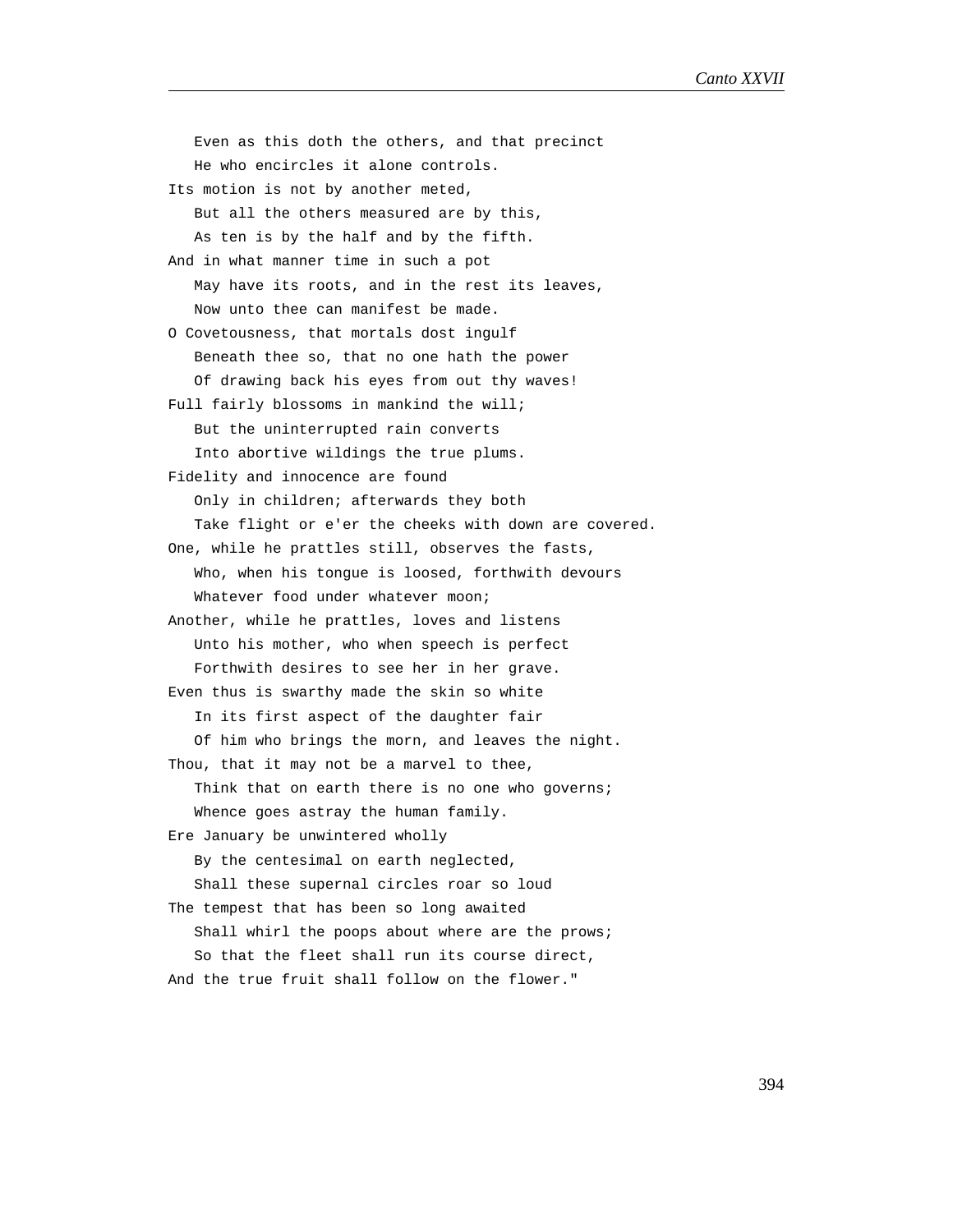Even as this doth the others, and that precinct  
He who encircles it alone controls.  
Its motion is not by another meted,  
But all the others measured are by this,  
As ten is by the half and by the fifth.  
And in what manner time in such a pot  
May have its roots, and in the rest its leaves,  
Now unto thee can manifest be made.  
O Covetousness, that mortals dost ingulf  
Beneath thee so, that no one hath the power  
Of drawing back his eyes from out thy waves!  
Full fairly blossoms in mankind the will;  
But the uninterrupted rain converts  
Into abortive wildings the true plums.  
Fidelity and innocence are found  
Only in children; afterwards they both  
Take flight or e'er the cheeks with down are covered.  
One, while he prattles still, observes the fasts,  
Who, when his tongue is loosed, forthwith devours  
Whatever food under whatever moon;  
Another, while he prattles, loves and listens  
Unto his mother, who when speech is perfect  
Forthwith desires to see her in her grave.  
Even thus is swarthy made the skin so white  
In its first aspect of the daughter fair  
Of him who brings the morn, and leaves the night.  
Thou, that it may not be a marvel to thee,  
Think that on earth there is no one who governs;  
Whence goes astray the human family.  
Ere January be unwintered wholly  
By the centesimal on earth neglected,  
Shall these supernal circles roar so loud  
The tempest that has been so long awaited  
Shall whirl the poops about where are the prows;  
So that the fleet shall run its course direct,  
And the true fruit shall follow on the flower."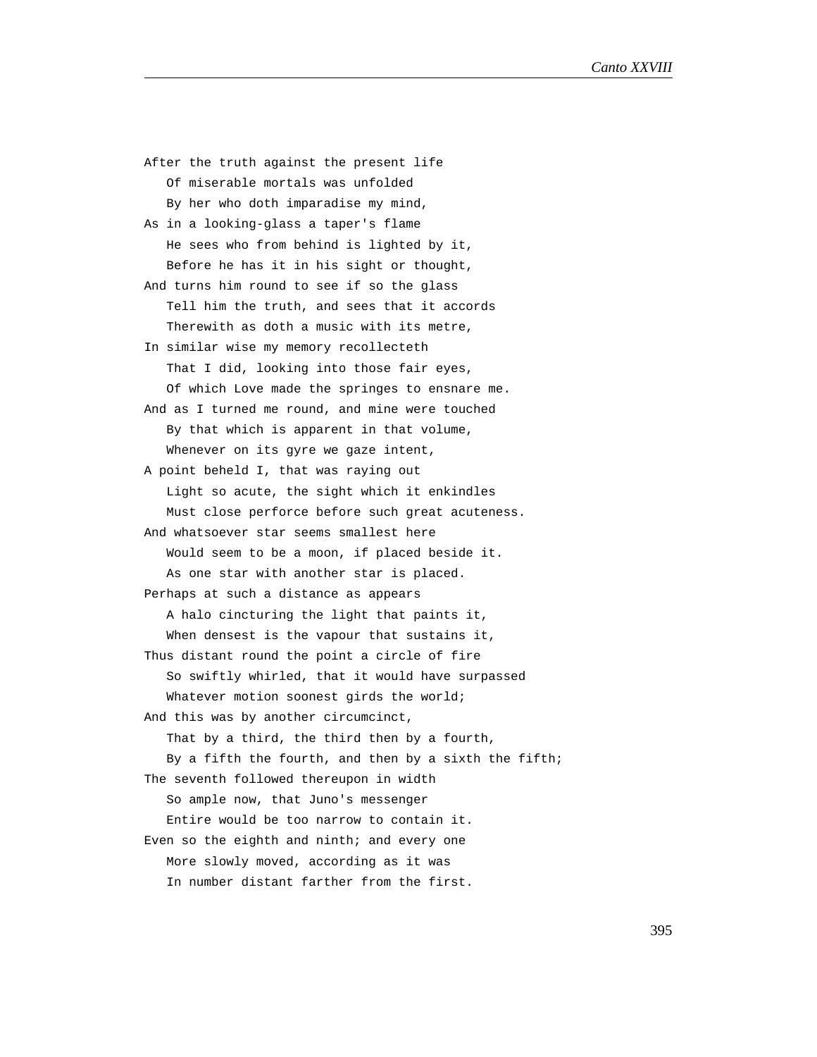After the truth against the present life  
   Of miserable mortals was unfolded  
   By her who doth imparadise my mind,  
As in a looking-glass a taper's flame  
   He sees who from behind is lighted by it,  
   Before he has it in his sight or thought,  
And turns him round to see if so the glass  
   Tell him the truth, and sees that it accords  
   Therewith as doth a music with its metre,  
In similar wise my memory recollecteth  
   That I did, looking into those fair eyes,  
   Of which Love made the springes to ensnare me.  
And as I turned me round, and mine were touched  
   By that which is apparent in that volume,  
   Whenever on its gyre we gaze intent,  
A point beheld I, that was raying out  
   Light so acute, the sight which it enkindles  
   Must close perforce before such great acuteness.  
And whatsoever star seems smallest here  
   Would seem to be a moon, if placed beside it.  
   As one star with another star is placed.  
Perhaps at such a distance as appears  
   A halo cincturing the light that paints it,  
   When densest is the vapour that sustains it,  
Thus distant round the point a circle of fire  
   So swiftly whirled, that it would have surpassed  
   Whatever motion soonest girds the world;  
And this was by another circumcinct,  
   That by a third, the third then by a fourth,  
   By a fifth the fourth, and then by a sixth the fifth;  
The seventh followed thereupon in width  
   So ample now, that Juno's messenger  
   Entire would be too narrow to contain it.  
Even so the eighth and ninth; and every one  
   More slowly moved, according as it was  
   In number distant farther from the first.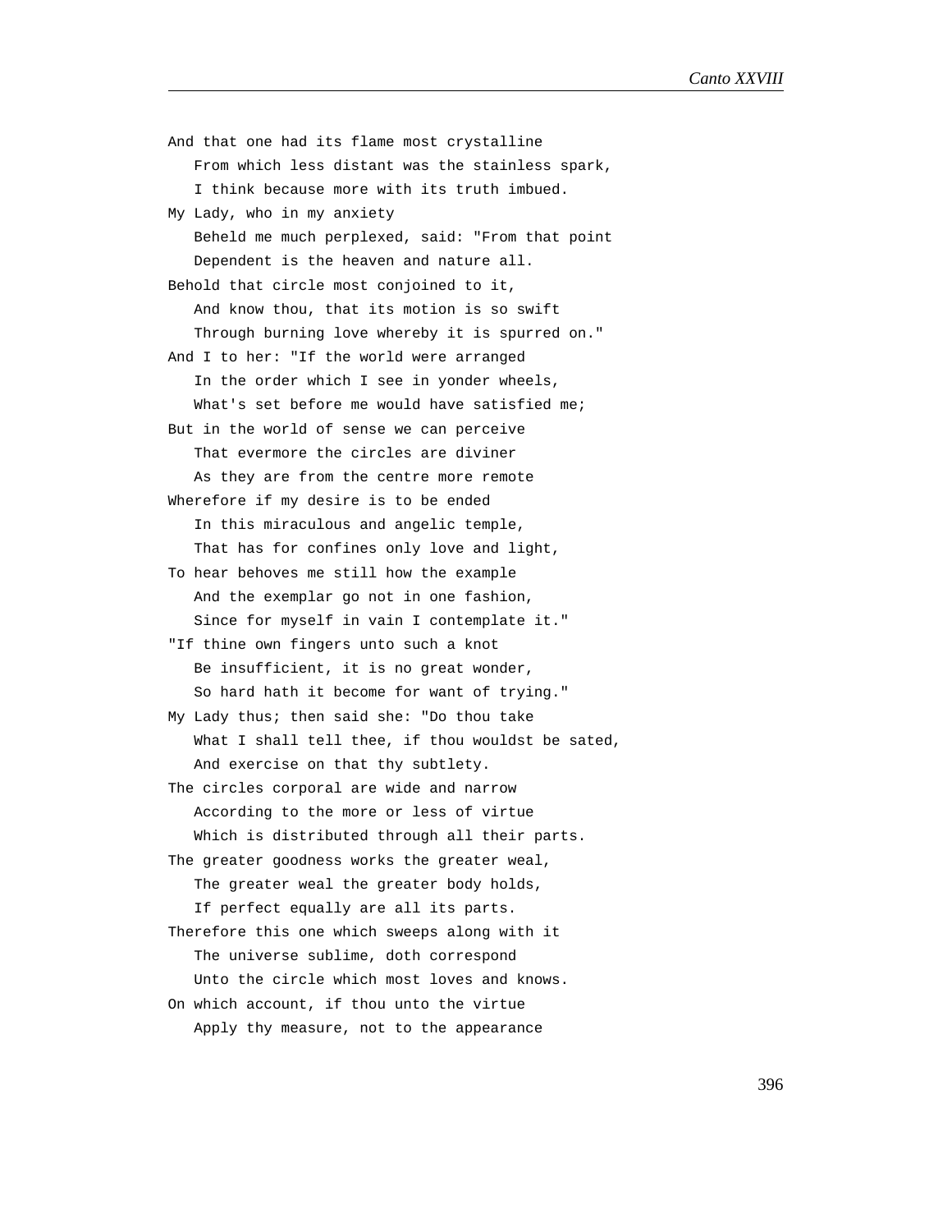And that one had its flame most crystalline
   From which less distant was the stainless spark,
   I think because more with its truth imbued.
My Lady, who in my anxiety
   Beheld me much perplexed, said: "From that point
   Dependent is the heaven and nature all.
Behold that circle most conjoined to it,
   And know thou, that its motion is so swift
   Through burning love whereby it is spurred on."
And I to her: "If the world were arranged
   In the order which I see in yonder wheels,
   What's set before me would have satisfied me;
But in the world of sense we can perceive
   That evermore the circles are diviner
   As they are from the centre more remote
Wherefore if my desire is to be ended
   In this miraculous and angelic temple,
   That has for confines only love and light,
To hear behoves me still how the example
   And the exemplar go not in one fashion,
   Since for myself in vain I contemplate it."
"If thine own fingers unto such a knot
   Be insufficient, it is no great wonder,
   So hard hath it become for want of trying."
My Lady thus; then said she: "Do thou take
   What I shall tell thee, if thou wouldst be sated,
   And exercise on that thy subtlety.
The circles corporal are wide and narrow
   According to the more or less of virtue
   Which is distributed through all their parts.
The greater goodness works the greater weal,
   The greater weal the greater body holds,
   If perfect equally are all its parts.
Therefore this one which sweeps along with it
   The universe sublime, doth correspond
   Unto the circle which most loves and knows.
On which account, if thou unto the virtue
   Apply thy measure, not to the appearance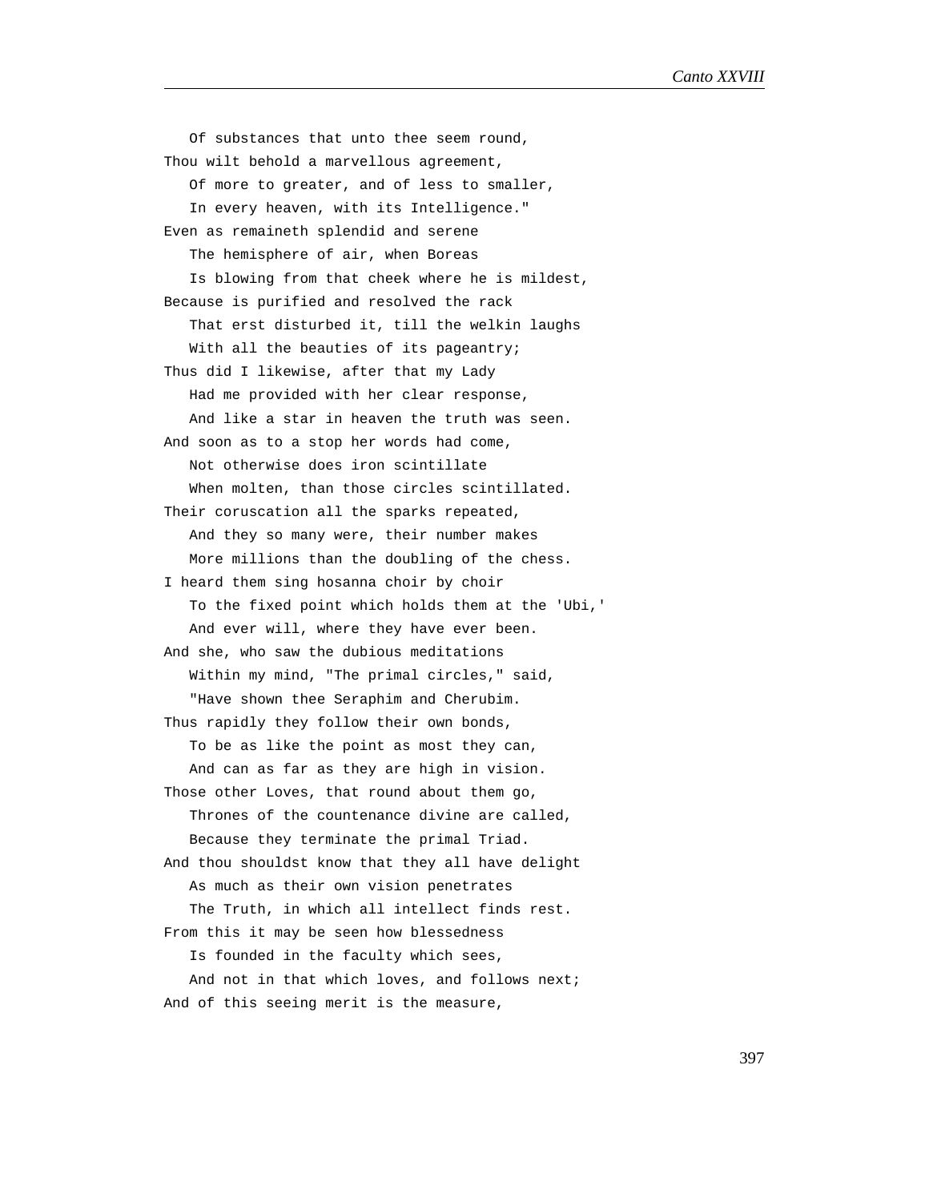Of substances that unto thee seem round,
Thou wilt behold a marvellous agreement,
   Of more to greater, and of less to smaller,
   In every heaven, with its Intelligence."
Even as remaineth splendid and serene
   The hemisphere of air, when Boreas
   Is blowing from that cheek where he is mildest,
Because is purified and resolved the rack
   That erst disturbed it, till the welkin laughs
   With all the beauties of its pageantry;
Thus did I likewise, after that my Lady
   Had me provided with her clear response,
   And like a star in heaven the truth was seen.
And soon as to a stop her words had come,
   Not otherwise does iron scintillate
   When molten, than those circles scintillated.
Their coruscation all the sparks repeated,
   And they so many were, their number makes
   More millions than the doubling of the chess.
I heard them sing hosanna choir by choir
   To the fixed point which holds them at the 'Ubi,'
   And ever will, where they have ever been.
And she, who saw the dubious meditations
   Within my mind, "The primal circles," said,
   "Have shown thee Seraphim and Cherubim.
Thus rapidly they follow their own bonds,
   To be as like the point as most they can,
   And can as far as they are high in vision.
Those other Loves, that round about them go,
   Thrones of the countenance divine are called,
   Because they terminate the primal Triad.
And thou shouldst know that they all have delight
   As much as their own vision penetrates
   The Truth, in which all intellect finds rest.
From this it may be seen how blessedness
   Is founded in the faculty which sees,
   And not in that which loves, and follows next;
And of this seeing merit is the measure,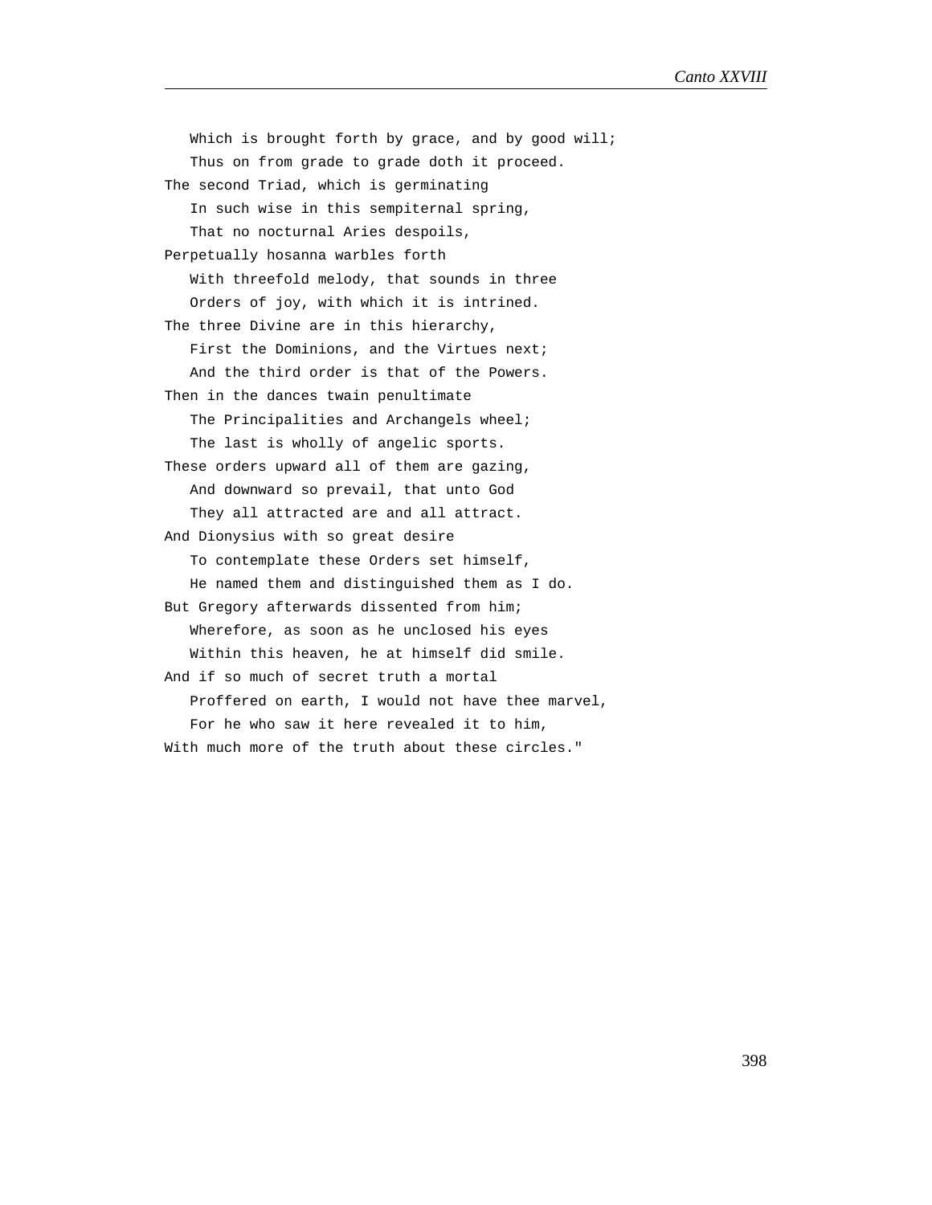Which is brought forth by grace, and by good will;
   Thus on from grade to grade doth it proceed.
The second Triad, which is germinating
   In such wise in this sempiternal spring,
   That no nocturnal Aries despoils,
Perpetually hosanna warbles forth
   With threefold melody, that sounds in three
   Orders of joy, with which it is intrined.
The three Divine are in this hierarchy,
   First the Dominions, and the Virtues next;
   And the third order is that of the Powers.
Then in the dances twain penultimate
   The Principalities and Archangels wheel;
   The last is wholly of angelic sports.
These orders upward all of them are gazing,
   And downward so prevail, that unto God
   They all attracted are and all attract.
And Dionysius with so great desire
   To contemplate these Orders set himself,
   He named them and distinguished them as I do.
But Gregory afterwards dissented from him;
   Wherefore, as soon as he unclosed his eyes
   Within this heaven, he at himself did smile.
And if so much of secret truth a mortal
   Proffered on earth, I would not have thee marvel,
   For he who saw it here revealed it to him,
With much more of the truth about these circles."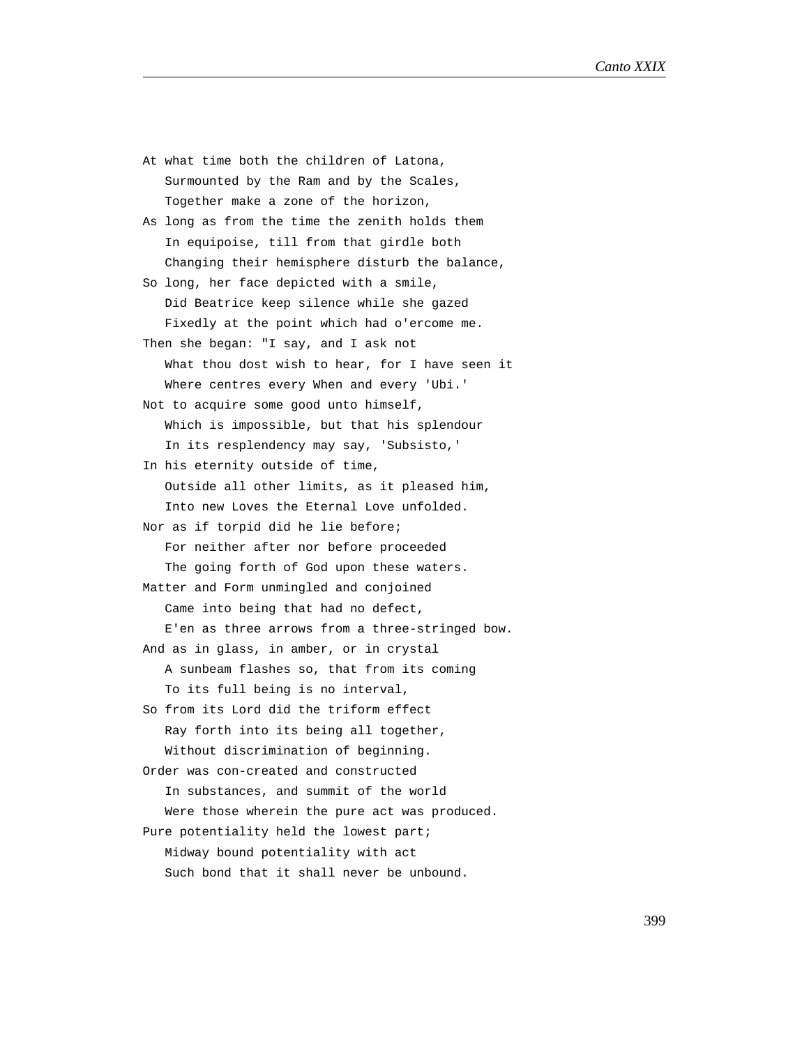At what time both the children of Latona,
   Surmounted by the Ram and by the Scales,
   Together make a zone of the horizon,
As long as from the time the zenith holds them
   In equipoise, till from that girdle both
   Changing their hemisphere disturb the balance,
So long, her face depicted with a smile,
   Did Beatrice keep silence while she gazed
   Fixedly at the point which had o'ercome me.
Then she began: "I say, and I ask not
   What thou dost wish to hear, for I have seen it
   Where centres every When and every 'Ubi.'
Not to acquire some good unto himself,
   Which is impossible, but that his splendour
   In its resplendency may say, 'Subsisto,'
In his eternity outside of time,
   Outside all other limits, as it pleased him,
   Into new Loves the Eternal Love unfolded.
Nor as if torpid did he lie before;
   For neither after nor before proceeded
   The going forth of God upon these waters.
Matter and Form unmingled and conjoined
   Came into being that had no defect,
   E'en as three arrows from a three-stringed bow.
And as in glass, in amber, or in crystal
   A sunbeam flashes so, that from its coming
   To its full being is no interval,
So from its Lord did the triform effect
   Ray forth into its being all together,
   Without discrimination of beginning.
Order was con-created and constructed
   In substances, and summit of the world
   Were those wherein the pure act was produced.
Pure potentiality held the lowest part;
   Midway bound potentiality with act
   Such bond that it shall never be unbound.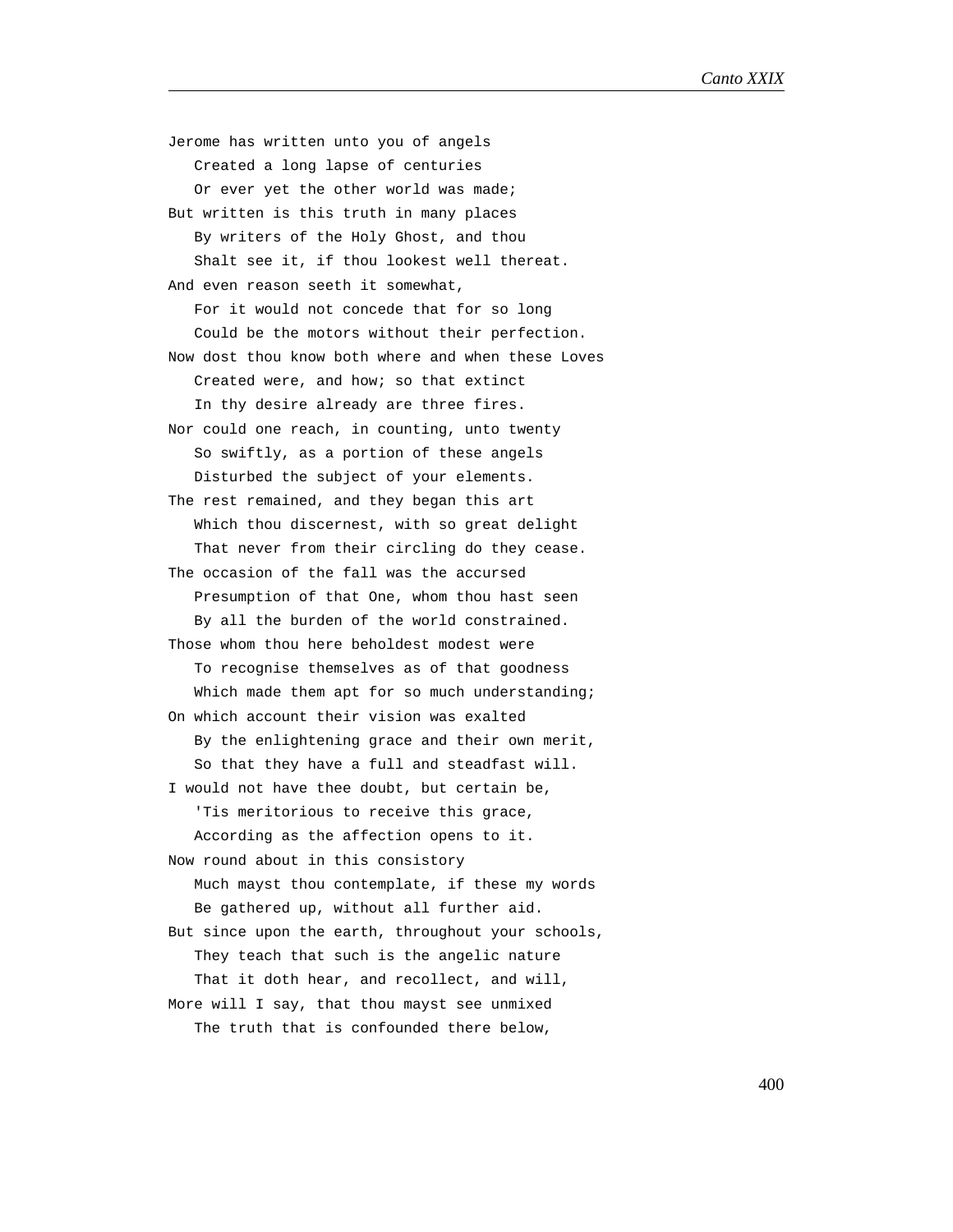Jerome has written unto you of angels
   Created a long lapse of centuries
   Or ever yet the other world was made;
But written is this truth in many places
   By writers of the Holy Ghost, and thou
   Shalt see it, if thou lookest well thereat.
And even reason seeth it somewhat,
   For it would not concede that for so long
   Could be the motors without their perfection.
Now dost thou know both where and when these Loves
   Created were, and how; so that extinct
   In thy desire already are three fires.
Nor could one reach, in counting, unto twenty
   So swiftly, as a portion of these angels
   Disturbed the subject of your elements.
The rest remained, and they began this art
   Which thou discernest, with so great delight
   That never from their circling do they cease.
The occasion of the fall was the accursed
   Presumption of that One, whom thou hast seen
   By all the burden of the world constrained.
Those whom thou here beholdest modest were
   To recognise themselves as of that goodness
   Which made them apt for so much understanding;
On which account their vision was exalted
   By the enlightening grace and their own merit,
   So that they have a full and steadfast will.
I would not have thee doubt, but certain be,
   'Tis meritorious to receive this grace,
   According as the affection opens to it.
Now round about in this consistory
   Much mayst thou contemplate, if these my words
   Be gathered up, without all further aid.
But since upon the earth, throughout your schools,
   They teach that such is the angelic nature
   That it doth hear, and recollect, and will,
More will I say, that thou mayst see unmixed
   The truth that is confounded there below,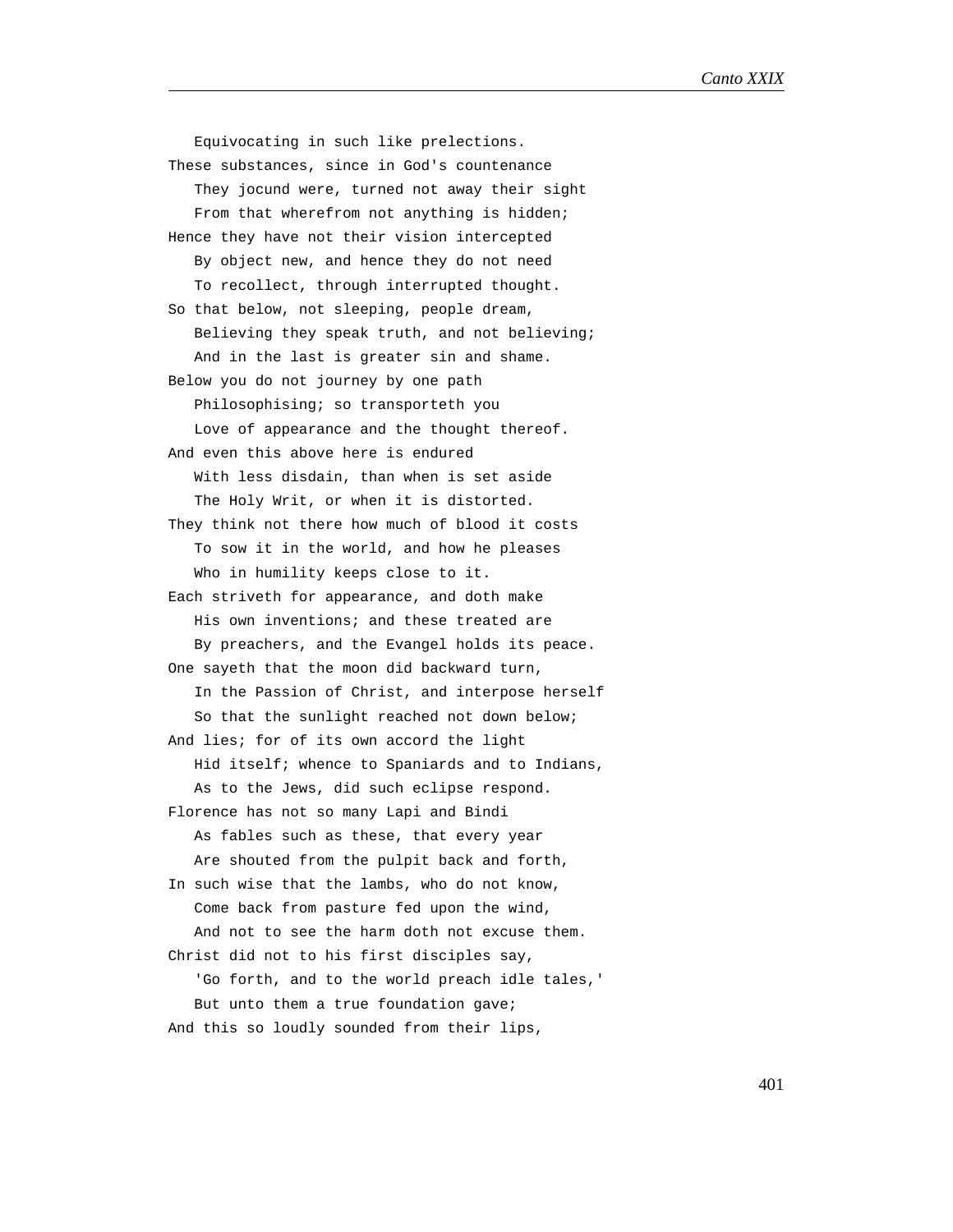Equivocating in such like prelections.
These substances, since in God's countenance
   They jocund were, turned not away their sight
   From that wherefrom not anything is hidden;
Hence they have not their vision intercepted
   By object new, and hence they do not need
   To recollect, through interrupted thought.
So that below, not sleeping, people dream,
   Believing they speak truth, and not believing;
   And in the last is greater sin and shame.
Below you do not journey by one path
   Philosophising; so transporteth you
   Love of appearance and the thought thereof.
And even this above here is endured
   With less disdain, than when is set aside
   The Holy Writ, or when it is distorted.
They think not there how much of blood it costs
   To sow it in the world, and how he pleases
   Who in humility keeps close to it.
Each striveth for appearance, and doth make
   His own inventions; and these treated are
   By preachers, and the Evangel holds its peace.
One sayeth that the moon did backward turn,
   In the Passion of Christ, and interpose herself
   So that the sunlight reached not down below;
And lies; for of its own accord the light
   Hid itself; whence to Spaniards and to Indians,
   As to the Jews, did such eclipse respond.
Florence has not so many Lapi and Bindi
   As fables such as these, that every year
   Are shouted from the pulpit back and forth,
In such wise that the lambs, who do not know,
   Come back from pasture fed upon the wind,
   And not to see the harm doth not excuse them.
Christ did not to his first disciples say,
   'Go forth, and to the world preach idle tales,'
   But unto them a true foundation gave;
And this so loudly sounded from their lips,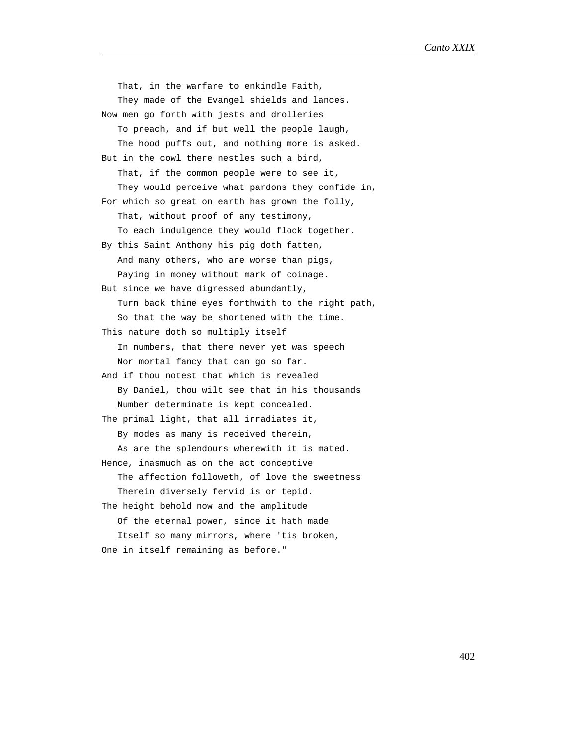That, in the warfare to enkindle Faith,
   They made of the Evangel shields and lances.
Now men go forth with jests and drolleries
   To preach, and if but well the people laugh,
   The hood puffs out, and nothing more is asked.
But in the cowl there nestles such a bird,
   That, if the common people were to see it,
   They would perceive what pardons they confide in,
For which so great on earth has grown the folly,
   That, without proof of any testimony,
   To each indulgence they would flock together.
By this Saint Anthony his pig doth fatten,
   And many others, who are worse than pigs,
   Paying in money without mark of coinage.
But since we have digressed abundantly,
   Turn back thine eyes forthwith to the right path,
   So that the way be shortened with the time.
This nature doth so multiply itself
   In numbers, that there never yet was speech
   Nor mortal fancy that can go so far.
And if thou notest that which is revealed
   By Daniel, thou wilt see that in his thousands
   Number determinate is kept concealed.
The primal light, that all irradiates it,
   By modes as many is received therein,
   As are the splendours wherewith it is mated.
Hence, inasmuch as on the act conceptive
   The affection followeth, of love the sweetness
   Therein diversely fervid is or tepid.
The height behold now and the amplitude
   Of the eternal power, since it hath made
   Itself so many mirrors, where 'tis broken,
One in itself remaining as before."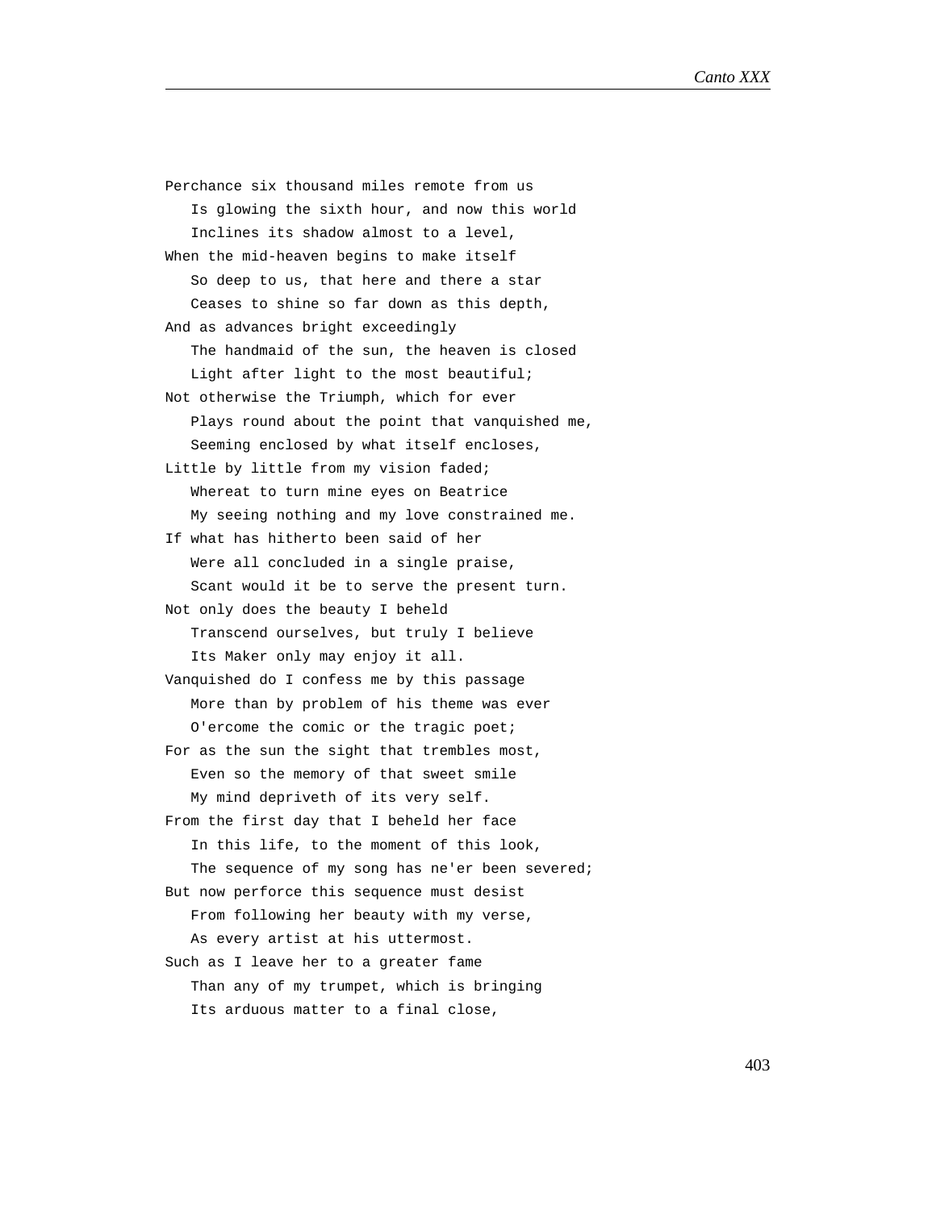Perchance six thousand miles remote from us
   Is glowing the sixth hour, and now this world
   Inclines its shadow almost to a level,
When the mid-heaven begins to make itself
   So deep to us, that here and there a star
   Ceases to shine so far down as this depth,
And as advances bright exceedingly
   The handmaid of the sun, the heaven is closed
   Light after light to the most beautiful;
Not otherwise the Triumph, which for ever
   Plays round about the point that vanquished me,
   Seeming enclosed by what itself encloses,
Little by little from my vision faded;
   Whereat to turn mine eyes on Beatrice
   My seeing nothing and my love constrained me.
If what has hitherto been said of her
   Were all concluded in a single praise,
   Scant would it be to serve the present turn.
Not only does the beauty I beheld
   Transcend ourselves, but truly I believe
   Its Maker only may enjoy it all.
Vanquished do I confess me by this passage
   More than by problem of his theme was ever
   O'ercome the comic or the tragic poet;
For as the sun the sight that trembles most,
   Even so the memory of that sweet smile
   My mind depriveth of its very self.
From the first day that I beheld her face
   In this life, to the moment of this look,
   The sequence of my song has ne'er been severed;
But now perforce this sequence must desist
   From following her beauty with my verse,
   As every artist at his uttermost.
Such as I leave her to a greater fame
   Than any of my trumpet, which is bringing
   Its arduous matter to a final close,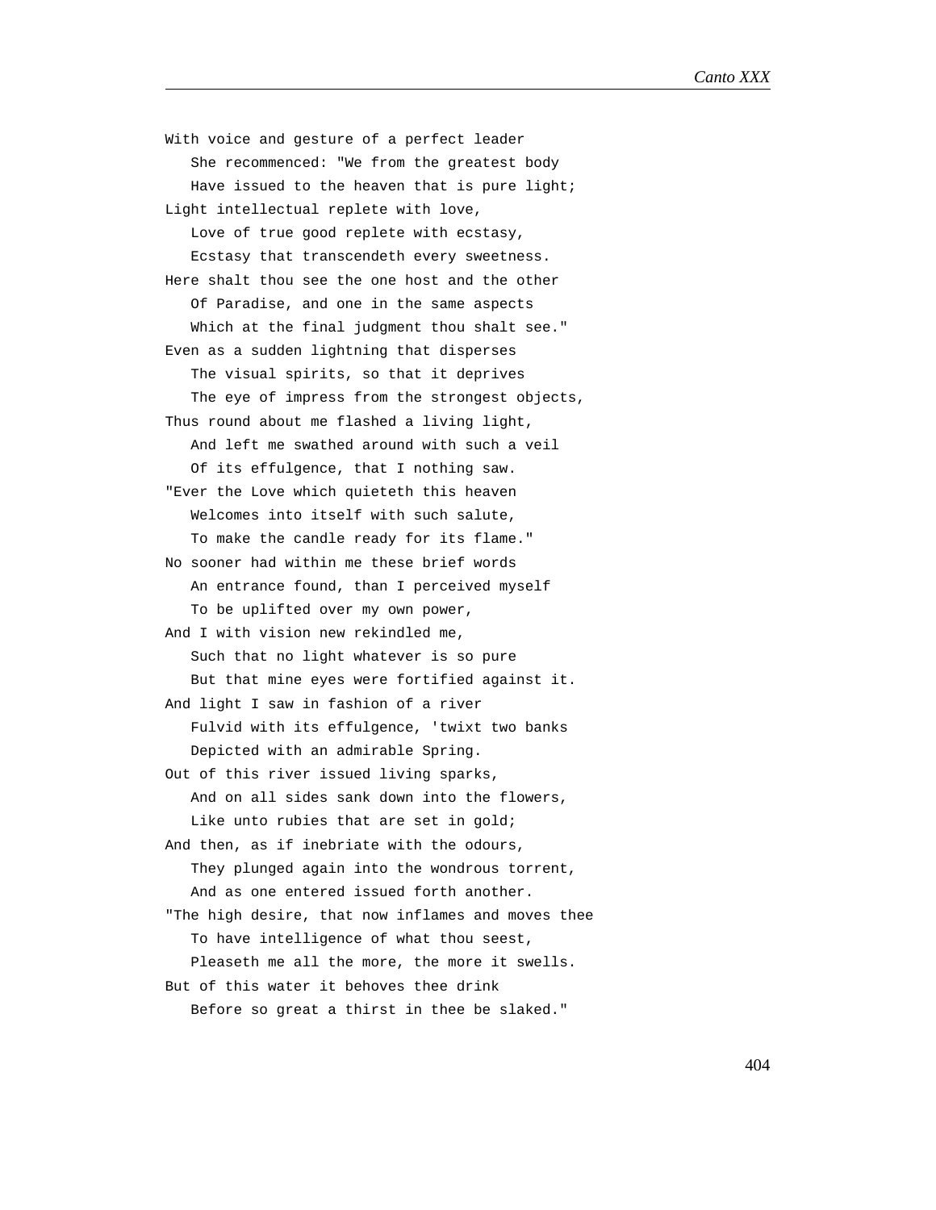With voice and gesture of a perfect leader
   She recommenced: "We from the greatest body
   Have issued to the heaven that is pure light;
Light intellectual replete with love,
   Love of true good replete with ecstasy,
   Ecstasy that transcendeth every sweetness.
Here shalt thou see the one host and the other
   Of Paradise, and one in the same aspects
   Which at the final judgment thou shalt see."
Even as a sudden lightning that disperses
   The visual spirits, so that it deprives
   The eye of impress from the strongest objects,
Thus round about me flashed a living light,
   And left me swathed around with such a veil
   Of its effulgence, that I nothing saw.
"Ever the Love which quieteth this heaven
   Welcomes into itself with such salute,
   To make the candle ready for its flame."
No sooner had within me these brief words
   An entrance found, than I perceived myself
   To be uplifted over my own power,
And I with vision new rekindled me,
   Such that no light whatever is so pure
   But that mine eyes were fortified against it.
And light I saw in fashion of a river
   Fulvid with its effulgence, 'twixt two banks
   Depicted with an admirable Spring.
Out of this river issued living sparks,
   And on all sides sank down into the flowers,
   Like unto rubies that are set in gold;
And then, as if inebriate with the odours,
   They plunged again into the wondrous torrent,
   And as one entered issued forth another.
"The high desire, that now inflames and moves thee
   To have intelligence of what thou seest,
   Pleaseth me all the more, the more it swells.
But of this water it behoves thee drink
   Before so great a thirst in thee be slaked."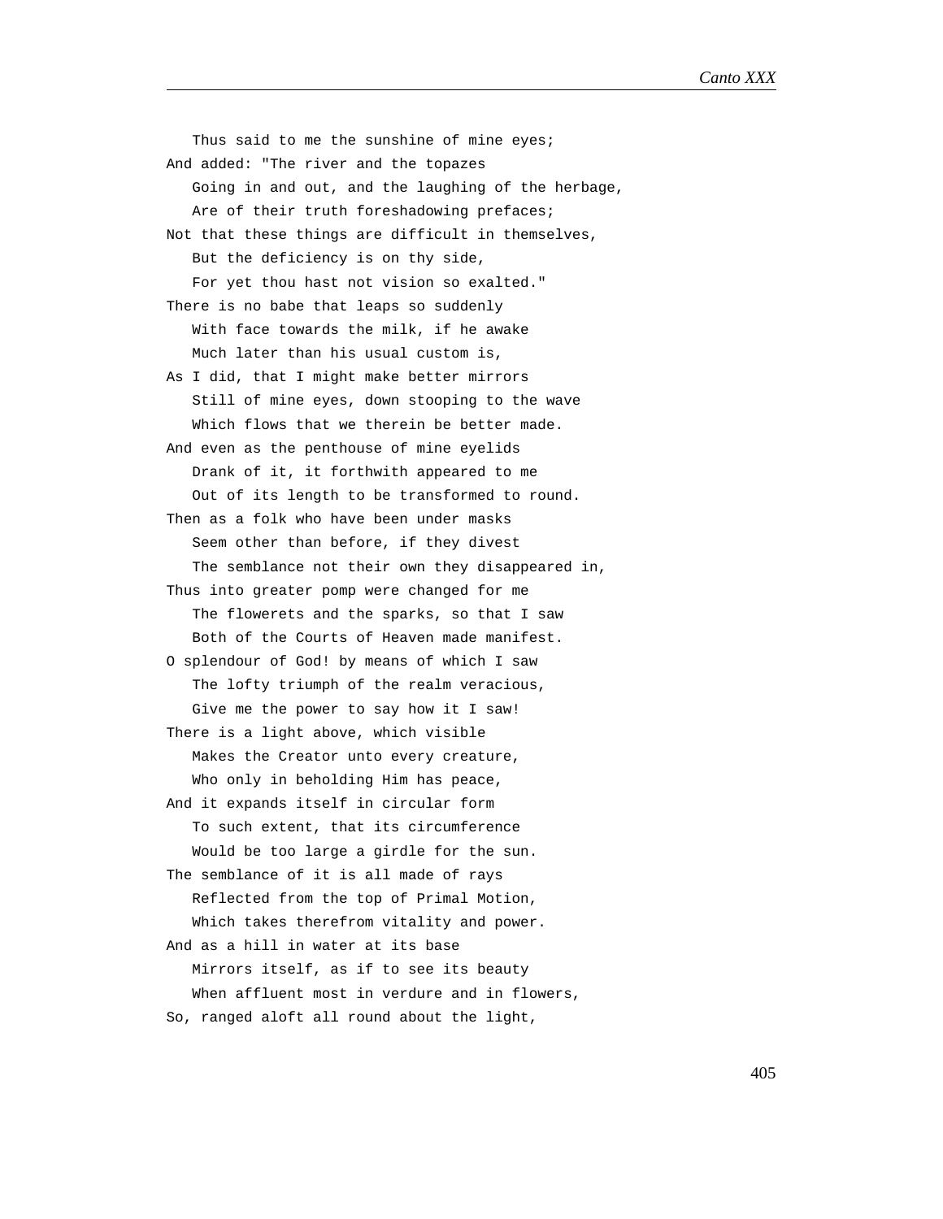Thus said to me the sunshine of mine eyes;  
And added: "The river and the topazes  
Going in and out, and the laughing of the herbage,  
Are of their truth foreshadowing prefaces;  
Not that these things are difficult in themselves,  
But the deficiency is on thy side,  
For yet thou hast not vision so exalted."  
There is no babe that leaps so suddenly  
With face towards the milk, if he awake  
Much later than his usual custom is,  
As I did, that I might make better mirrors  
Still of mine eyes, down stooping to the wave  
Which flows that we therein be better made.  
And even as the penthouse of mine eyelids  
Drank of it, it forthwith appeared to me  
Out of its length to be transformed to round.  
Then as a folk who have been under masks  
Seem other than before, if they divest  
The semblance not their own they disappeared in,  
Thus into greater pomp were changed for me  
The flowerets and the sparks, so that I saw  
Both of the Courts of Heaven made manifest.  
O splendour of God! by means of which I saw  
The lofty triumph of the realm veracious,  
Give me the power to say how it I saw!  
There is a light above, which visible  
Makes the Creator unto every creature,  
Who only in beholding Him has peace,  
And it expands itself in circular form  
To such extent, that its circumference  
Would be too large a girdle for the sun.  
The semblance of it is all made of rays  
Reflected from the top of Primal Motion,  
Which takes therefrom vitality and power.  
And as a hill in water at its base  
Mirrors itself, as if to see its beauty  
When affluent most in verdure and in flowers,  
So, ranged aloft all round about the light,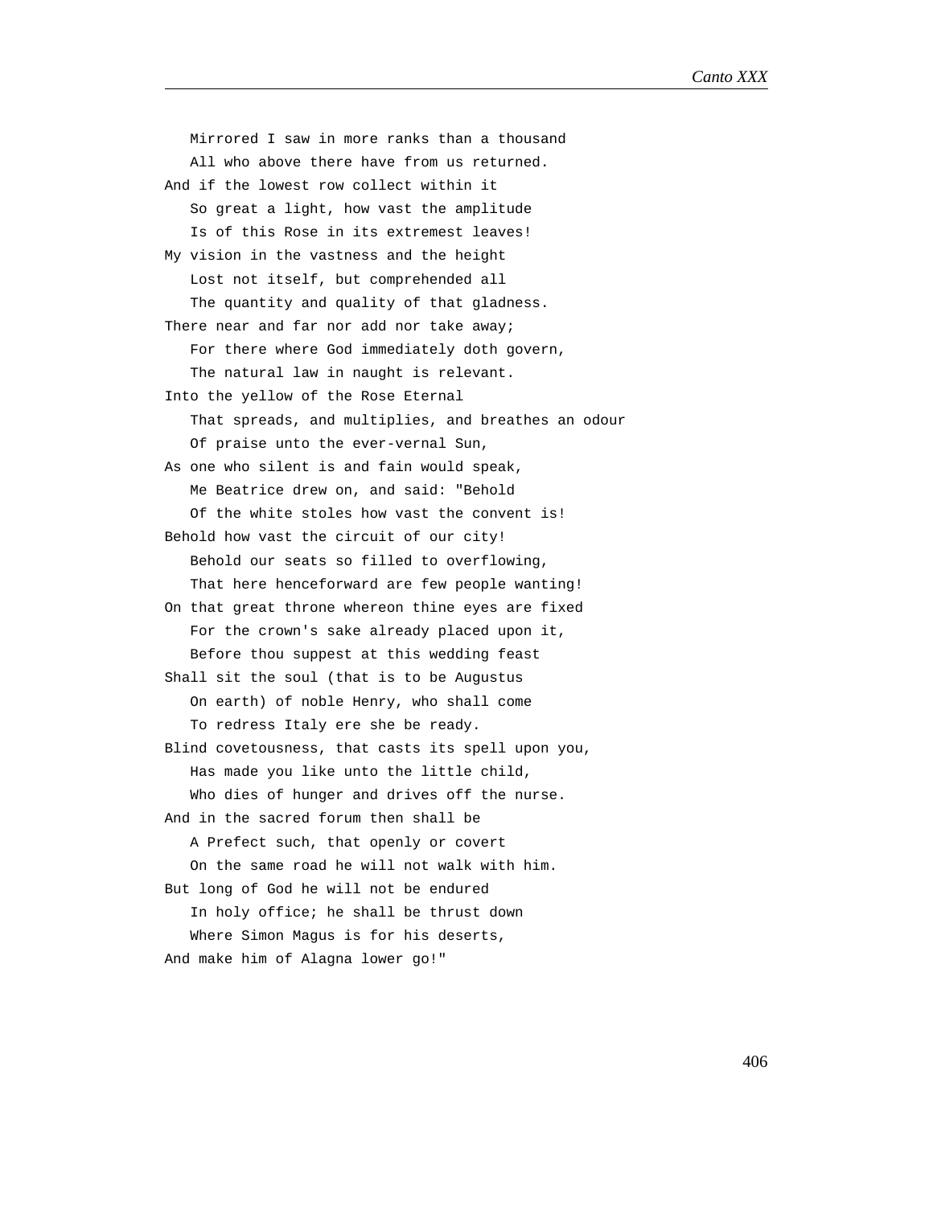Mirrored I saw in more ranks than a thousand  
All who above there have from us returned.  
And if the lowest row collect within it  
So great a light, how vast the amplitude  
Is of this Rose in its extremest leaves!  
My vision in the vastness and the height  
Lost not itself, but comprehended all  
The quantity and quality of that gladness.  
There near and far nor add nor take away;  
For there where God immediately doth govern,  
The natural law in naught is relevant.  
Into the yellow of the Rose Eternal  
That spreads, and multiplies, and breathes an odour  
Of praise unto the ever-vernal Sun,  
As one who silent is and fain would speak,  
Me Beatrice drew on, and said: "Behold  
Of the white stoles how vast the convent is!  
Behold how vast the circuit of our city!  
Behold our seats so filled to overflowing,  
That here henceforward are few people wanting!  
On that great throne whereon thine eyes are fixed  
For the crown's sake already placed upon it,  
Before thou suppest at this wedding feast  
Shall sit the soul (that is to be Augustus  
On earth) of noble Henry, who shall come  
To redress Italy ere she be ready.  
Blind covetousness, that casts its spell upon you,  
Has made you like unto the little child,  
Who dies of hunger and drives off the nurse.  
And in the sacred forum then shall be  
A Prefect such, that openly or covert  
On the same road he will not walk with him.  
But long of God he will not be endured  
In holy office; he shall be thrust down  
Where Simon Magus is for his deserts,  
And make him of Alagna lower go!"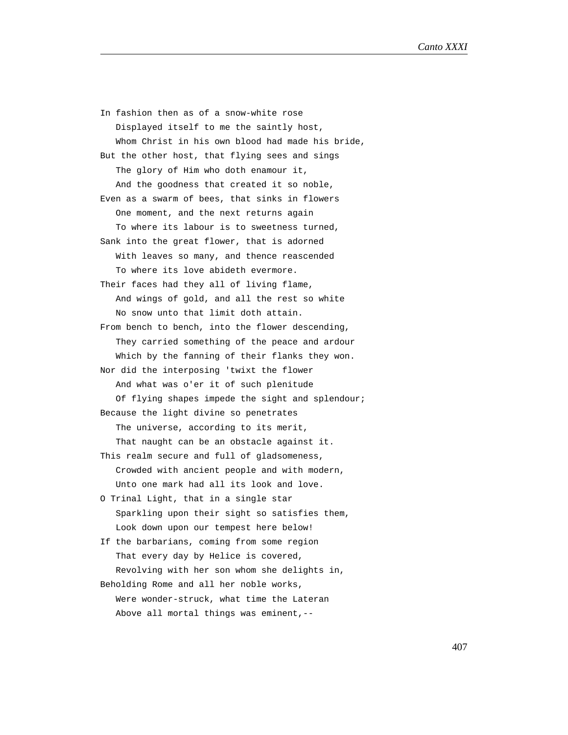In fashion then as of a snow-white rose
   Displayed itself to me the saintly host,
   Whom Christ in his own blood had made his bride,
But the other host, that flying sees and sings
   The glory of Him who doth enamour it,
   And the goodness that created it so noble,
Even as a swarm of bees, that sinks in flowers
   One moment, and the next returns again
   To where its labour is to sweetness turned,
Sank into the great flower, that is adorned
   With leaves so many, and thence reascended
   To where its love abideth evermore.
Their faces had they all of living flame,
   And wings of gold, and all the rest so white
   No snow unto that limit doth attain.
From bench to bench, into the flower descending,
   They carried something of the peace and ardour
   Which by the fanning of their flanks they won.
Nor did the interposing 'twixt the flower
   And what was o'er it of such plenitude
   Of flying shapes impede the sight and splendour;
Because the light divine so penetrates
   The universe, according to its merit,
   That naught can be an obstacle against it.
This realm secure and full of gladsomeness,
   Crowded with ancient people and with modern,
   Unto one mark had all its look and love.
O Trinal Light, that in a single star
   Sparkling upon their sight so satisfies them,
   Look down upon our tempest here below!
If the barbarians, coming from some region
   That every day by Helice is covered,
   Revolving with her son whom she delights in,
Beholding Rome and all her noble works,
   Were wonder-struck, what time the Lateran
   Above all mortal things was eminent,--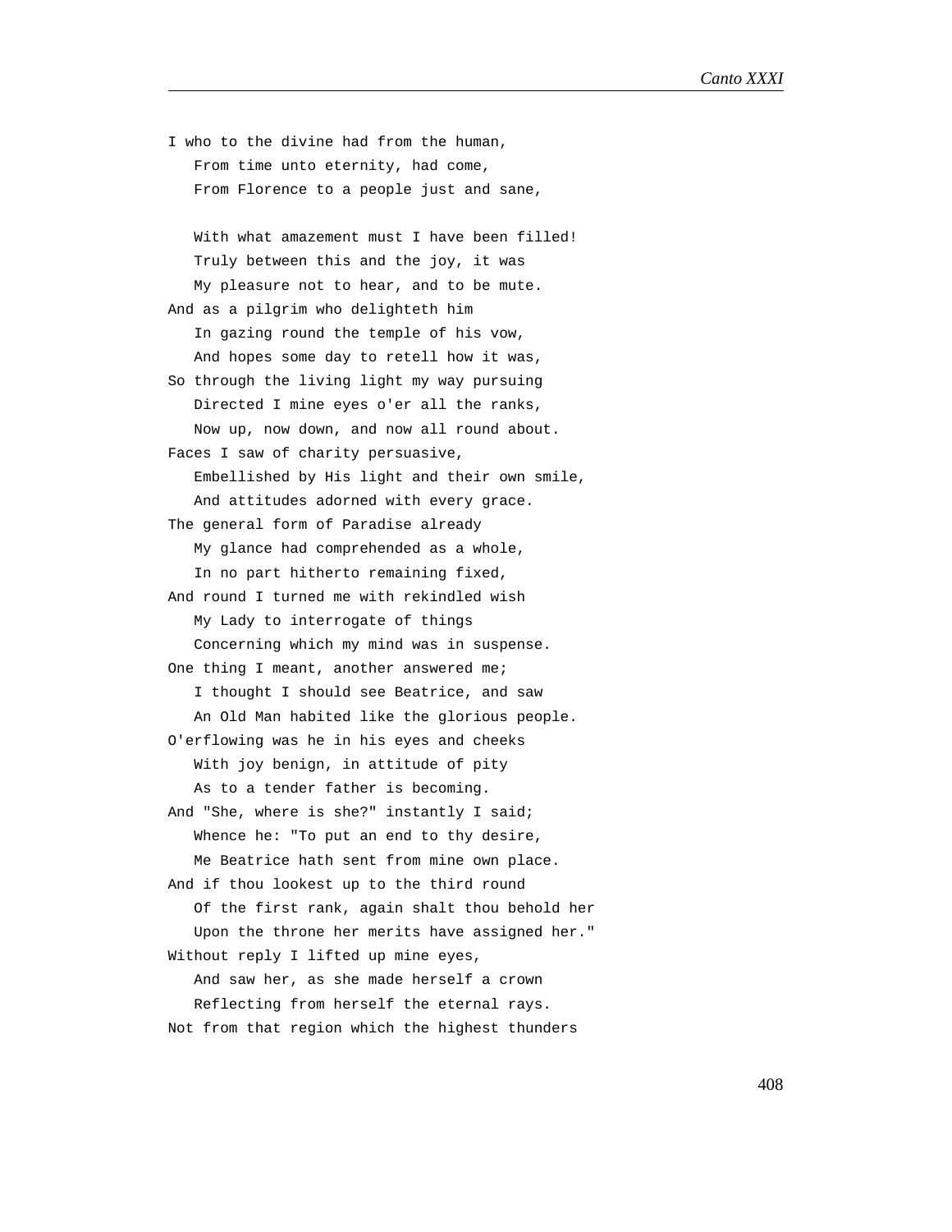I who to the divine had from the human,
   From time unto eternity, had come,
   From Florence to a people just and sane,

   With what amazement must I have been filled!
   Truly between this and the joy, it was
   My pleasure not to hear, and to be mute.
And as a pilgrim who delighteth him
   In gazing round the temple of his vow,
   And hopes some day to retell how it was,
So through the living light my way pursuing
   Directed I mine eyes o'er all the ranks,
   Now up, now down, and now all round about.
Faces I saw of charity persuasive,
   Embellished by His light and their own smile,
   And attitudes adorned with every grace.
The general form of Paradise already
   My glance had comprehended as a whole,
   In no part hitherto remaining fixed,
And round I turned me with rekindled wish
   My Lady to interrogate of things
   Concerning which my mind was in suspense.
One thing I meant, another answered me;
   I thought I should see Beatrice, and saw
   An Old Man habited like the glorious people.
O'erflowing was he in his eyes and cheeks
   With joy benign, in attitude of pity
   As to a tender father is becoming.
And "She, where is she?" instantly I said;
   Whence he: "To put an end to thy desire,
   Me Beatrice hath sent from mine own place.
And if thou lookest up to the third round
   Of the first rank, again shalt thou behold her
   Upon the throne her merits have assigned her."
Without reply I lifted up mine eyes,
   And saw her, as she made herself a crown
   Reflecting from herself the eternal rays.
Not from that region which the highest thunders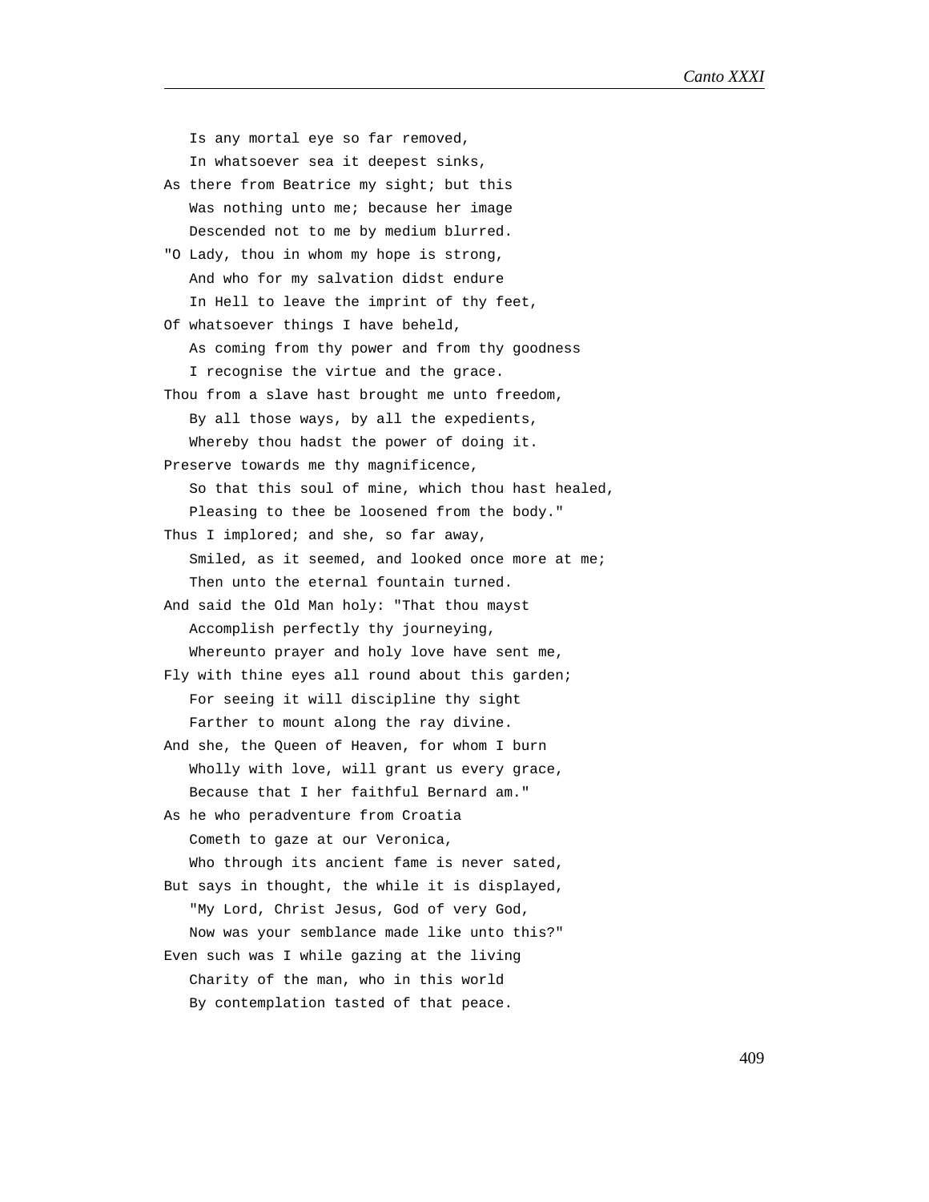Is any mortal eye so far removed,
In whatsoever sea it deepest sinks,
As there from Beatrice my sight; but this
Was nothing unto me; because her image
Descended not to me by medium blurred.

"O Lady, thou in whom my hope is strong,
And who for my salvation didst endure
In Hell to leave the imprint of thy feet,

Of whatsoever things I have beheld,
As coming from thy power and from thy goodness
I recognise the virtue and the grace.

Thou from a slave hast brought me unto freedom,
By all those ways, by all the expedients,
Whereby thou hadst the power of doing it.

Preserve towards me thy magnificence,
So that this soul of mine, which thou hast healed,
Pleasing to thee be loosened from the body."

Thus I implored; and she, so far away,
Smiled, as it seemed, and looked once more at me;
Then unto the eternal fountain turned.

And said the Old Man holy: "That thou mayst
Accomplish perfectly thy journeying,
Whereunto prayer and holy love have sent me,

Fly with thine eyes all round about this garden;
For seeing it will discipline thy sight
Farther to mount along the ray divine.

And she, the Queen of Heaven, for whom I burn
Wholly with love, will grant us every grace,
Because that I her faithful Bernard am."

As he who peradventure from Croatia
Cometh to gaze at our Veronica,
Who through its ancient fame is never sated,

But says in thought, the while it is displayed,
"My Lord, Christ Jesus, God of very God,
Now was your semblance made like unto this?"

Even such was I while gazing at the living
Charity of the man, who in this world
By contemplation tasted of that peace.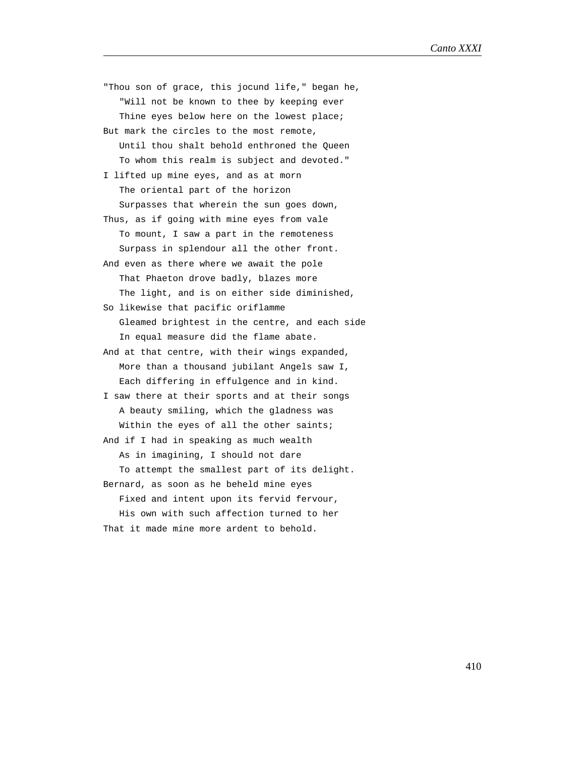"Thou son of grace, this jocund life," began he,
   "Will not be known to thee by keeping ever
   Thine eyes below here on the lowest place;
But mark the circles to the most remote,
   Until thou shalt behold enthroned the Queen
   To whom this realm is subject and devoted."
I lifted up mine eyes, and as at morn
   The oriental part of the horizon
   Surpasses that wherein the sun goes down,
Thus, as if going with mine eyes from vale
   To mount, I saw a part in the remoteness
   Surpass in splendour all the other front.
And even as there where we await the pole
   That Phaeton drove badly, blazes more
   The light, and is on either side diminished,
So likewise that pacific oriflamme
   Gleamed brightest in the centre, and each side
   In equal measure did the flame abate.
And at that centre, with their wings expanded,
   More than a thousand jubilant Angels saw I,
   Each differing in effulgence and in kind.
I saw there at their sports and at their songs
   A beauty smiling, which the gladness was
   Within the eyes of all the other saints;
And if I had in speaking as much wealth
   As in imagining, I should not dare
   To attempt the smallest part of its delight.
Bernard, as soon as he beheld mine eyes
   Fixed and intent upon its fervid fervour,
   His own with such affection turned to her
That it made mine more ardent to behold.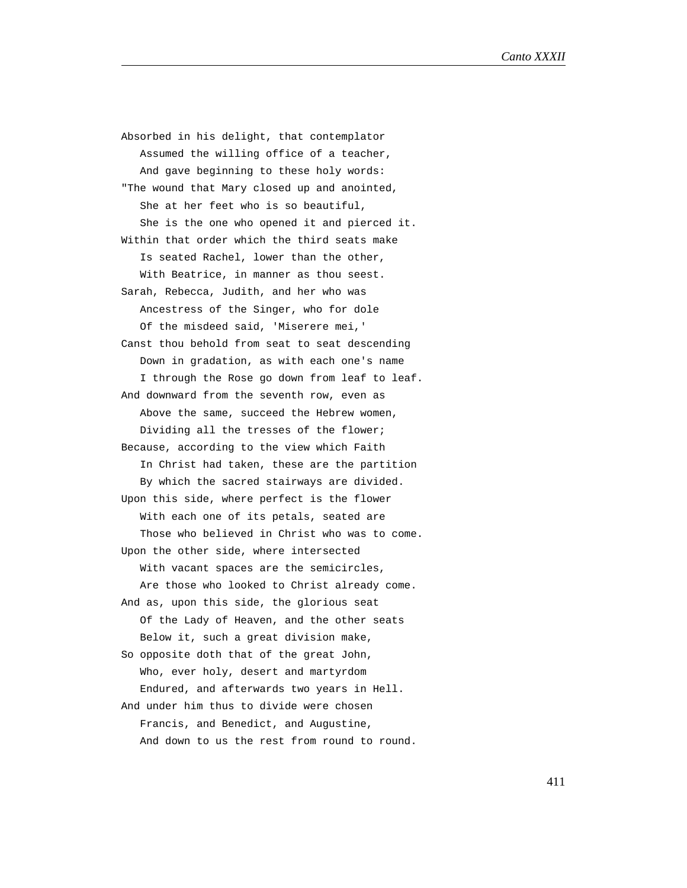Absorbed in his delight, that contemplator  
   Assumed the willing office of a teacher,  
   And gave beginning to these holy words:  
"The wound that Mary closed up and anointed,  
   She at her feet who is so beautiful,  
   She is the one who opened it and pierced it.  
Within that order which the third seats make  
   Is seated Rachel, lower than the other,  
   With Beatrice, in manner as thou seest.  
Sarah, Rebecca, Judith, and her who was  
   Ancestress of the Singer, who for dole  
   Of the misdeed said, 'Miserere mei,'  
Canst thou behold from seat to seat descending  
   Down in gradation, as with each one's name  
   I through the Rose go down from leaf to leaf.  
And downward from the seventh row, even as  
   Above the same, succeed the Hebrew women,  
   Dividing all the tresses of the flower;  
Because, according to the view which Faith  
   In Christ had taken, these are the partition  
   By which the sacred stairways are divided.  
Upon this side, where perfect is the flower  
   With each one of its petals, seated are  
   Those who believed in Christ who was to come.  
Upon the other side, where intersected  
   With vacant spaces are the semicircles,  
   Are those who looked to Christ already come.  
And as, upon this side, the glorious seat  
   Of the Lady of Heaven, and the other seats  
   Below it, such a great division make,  
So opposite doth that of the great John,  
   Who, ever holy, desert and martyrdom  
   Endured, and afterwards two years in Hell.  
And under him thus to divide were chosen  
   Francis, and Benedict, and Augustine,  
   And down to us the rest from round to round.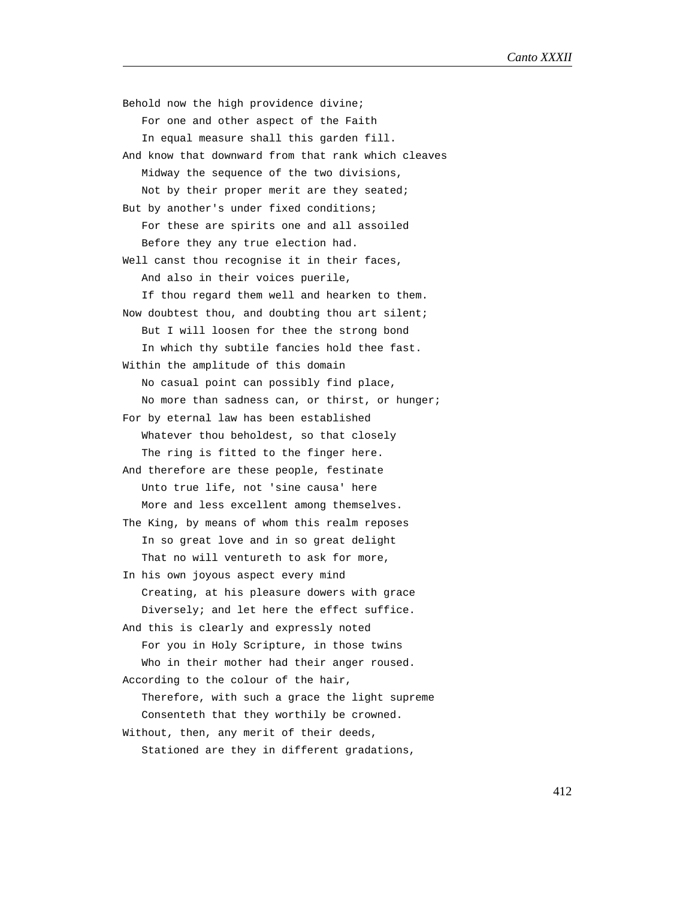Behold now the high providence divine;
   For one and other aspect of the Faith
   In equal measure shall this garden fill.
And know that downward from that rank which cleaves
   Midway the sequence of the two divisions,
   Not by their proper merit are they seated;
But by another's under fixed conditions;
   For these are spirits one and all assoiled
   Before they any true election had.
Well canst thou recognise it in their faces,
   And also in their voices puerile,
   If thou regard them well and hearken to them.
Now doubtest thou, and doubting thou art silent;
   But I will loosen for thee the strong bond
   In which thy subtile fancies hold thee fast.
Within the amplitude of this domain
   No casual point can possibly find place,
   No more than sadness can, or thirst, or hunger;
For by eternal law has been established
   Whatever thou beholdest, so that closely
   The ring is fitted to the finger here.
And therefore are these people, festinate
   Unto true life, not 'sine causa' here
   More and less excellent among themselves.
The King, by means of whom this realm reposes
   In so great love and in so great delight
   That no will ventureth to ask for more,
In his own joyous aspect every mind
   Creating, at his pleasure dowers with grace
   Diversely; and let here the effect suffice.
And this is clearly and expressly noted
   For you in Holy Scripture, in those twins
   Who in their mother had their anger roused.
According to the colour of the hair,
   Therefore, with such a grace the light supreme
   Consenteth that they worthily be crowned.
Without, then, any merit of their deeds,
   Stationed are they in different gradations,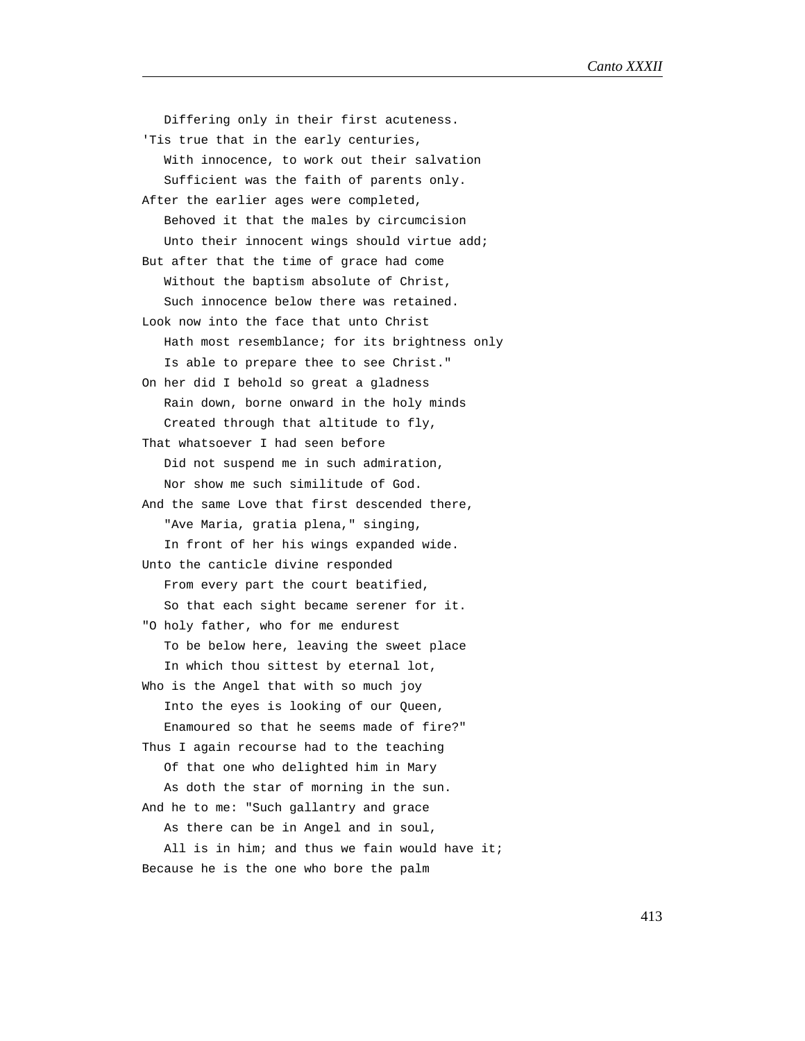Differing only in their first acuteness.
'Tis true that in the early centuries,
   With innocence, to work out their salvation
   Sufficient was the faith of parents only.
After the earlier ages were completed,
   Behoved it that the males by circumcision
   Unto their innocent wings should virtue add;
But after that the time of grace had come
   Without the baptism absolute of Christ,
   Such innocence below there was retained.
Look now into the face that unto Christ
   Hath most resemblance; for its brightness only
   Is able to prepare thee to see Christ."
On her did I behold so great a gladness
   Rain down, borne onward in the holy minds
   Created through that altitude to fly,
That whatsoever I had seen before
   Did not suspend me in such admiration,
   Nor show me such similitude of God.
And the same Love that first descended there,
   "Ave Maria, gratia plena," singing,
   In front of her his wings expanded wide.
Unto the canticle divine responded
   From every part the court beatified,
   So that each sight became serener for it.
"O holy father, who for me endurest
   To be below here, leaving the sweet place
   In which thou sittest by eternal lot,
Who is the Angel that with so much joy
   Into the eyes is looking of our Queen,
   Enamoured so that he seems made of fire?"
Thus I again recourse had to the teaching
   Of that one who delighted him in Mary
   As doth the star of morning in the sun.
And he to me: "Such gallantry and grace
   As there can be in Angel and in soul,
   All is in him; and thus we fain would have it;
Because he is the one who bore the palm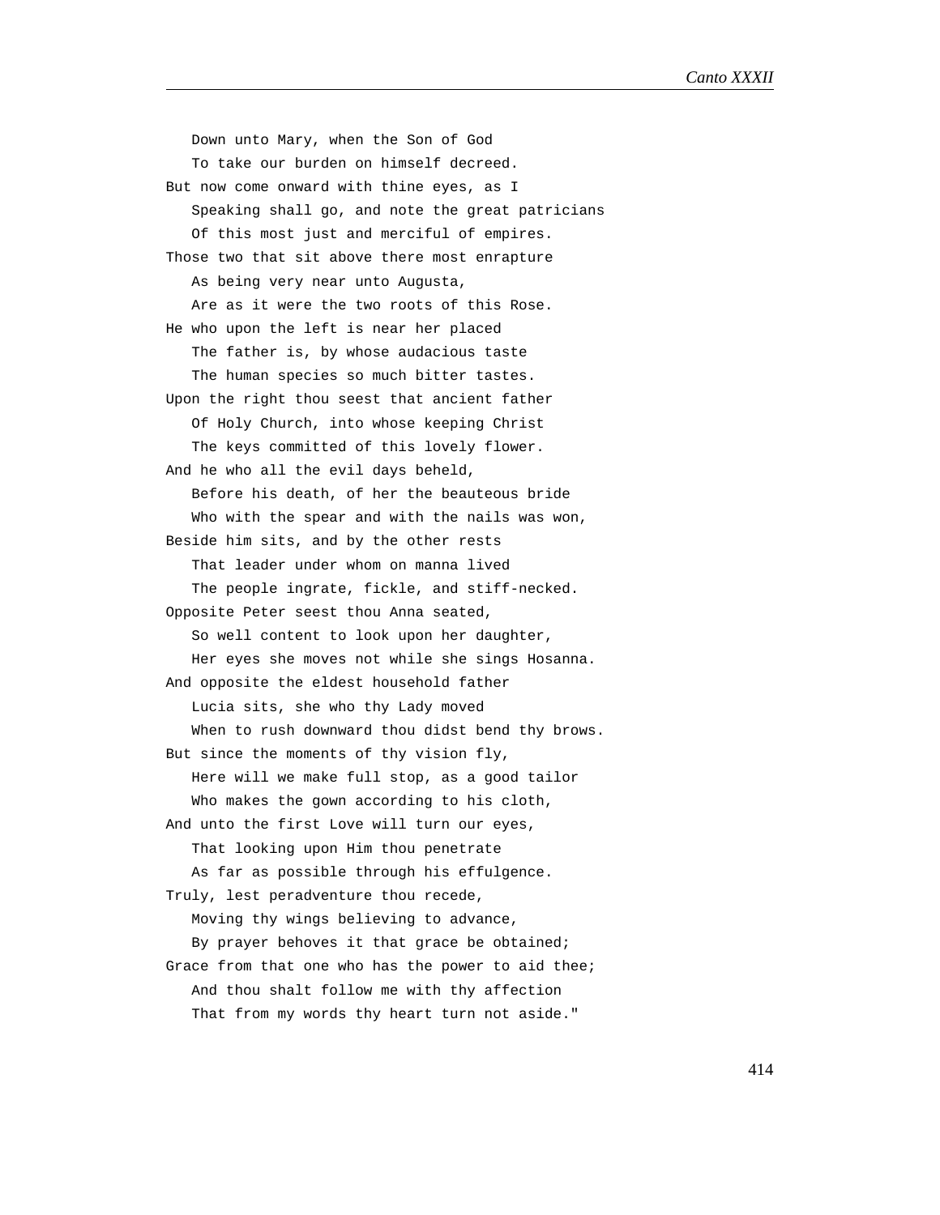Down unto Mary, when the Son of God  
To take our burden on himself decreed.  
But now come onward with thine eyes, as I  
Speaking shall go, and note the great patricians  
Of this most just and merciful of empires.  
Those two that sit above there most enrapture  
As being very near unto Augusta,  
Are as it were the two roots of this Rose.  
He who upon the left is near her placed  
The father is, by whose audacious taste  
The human species so much bitter tastes.  
Upon the right thou seest that ancient father  
Of Holy Church, into whose keeping Christ  
The keys committed of this lovely flower.  
And he who all the evil days beheld,  
Before his death, of her the beauteous bride  
Who with the spear and with the nails was won,  
Beside him sits, and by the other rests  
That leader under whom on manna lived  
The people ingrate, fickle, and stiff-necked.  
Opposite Peter seest thou Anna seated,  
So well content to look upon her daughter,  
Her eyes she moves not while she sings Hosanna.  
And opposite the eldest household father  
Lucia sits, she who thy Lady moved  
When to rush downward thou didst bend thy brows.  
But since the moments of thy vision fly,  
Here will we make full stop, as a good tailor  
Who makes the gown according to his cloth,  
And unto the first Love will turn our eyes,  
That looking upon Him thou penetrate  
As far as possible through his effulgence.  
Truly, lest peradventure thou recede,  
Moving thy wings believing to advance,  
By prayer behoves it that grace be obtained;  
Grace from that one who has the power to aid thee;  
And thou shalt follow me with thy affection  
That from my words thy heart turn not aside."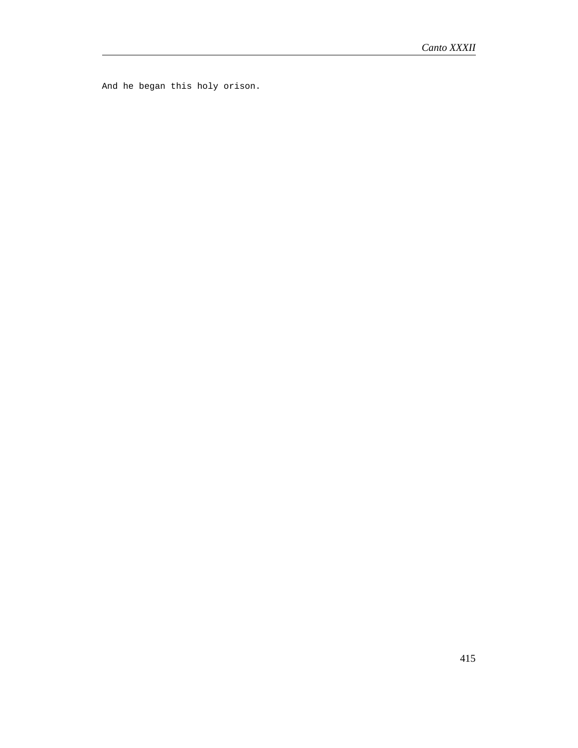And he began this holy orison.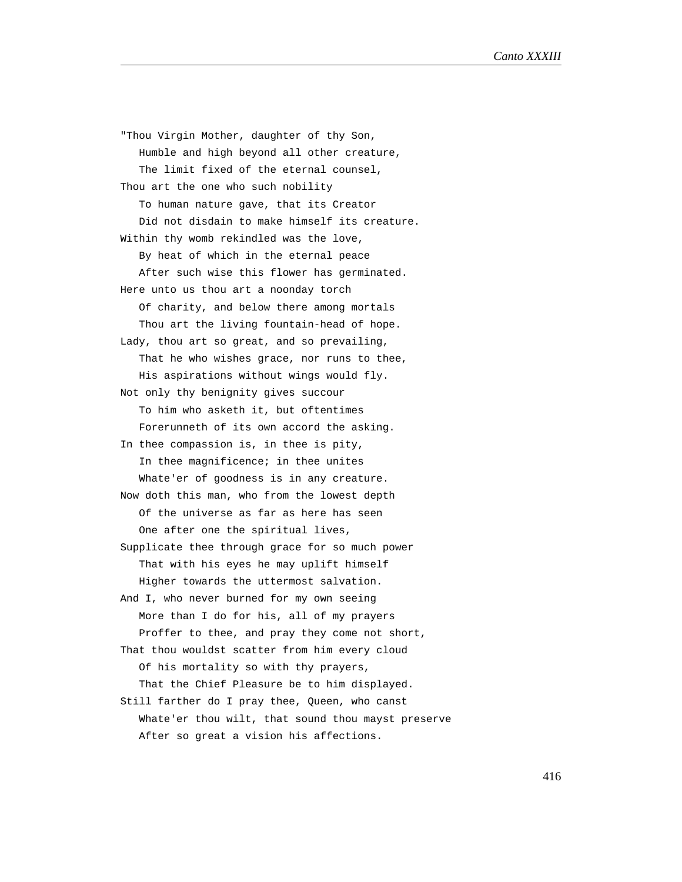"Thou Virgin Mother, daughter of thy Son,
   Humble and high beyond all other creature,
   The limit fixed of the eternal counsel,
Thou art the one who such nobility
   To human nature gave, that its Creator
   Did not disdain to make himself its creature.
Within thy womb rekindled was the love,
   By heat of which in the eternal peace
   After such wise this flower has germinated.
Here unto us thou art a noonday torch
   Of charity, and below there among mortals
   Thou art the living fountain-head of hope.
Lady, thou art so great, and so prevailing,
   That he who wishes grace, nor runs to thee,
   His aspirations without wings would fly.
Not only thy benignity gives succour
   To him who asketh it, but oftentimes
   Forerunneth of its own accord the asking.
In thee compassion is, in thee is pity,
   In thee magnificence; in thee unites
   Whate'er of goodness is in any creature.
Now doth this man, who from the lowest depth
   Of the universe as far as here has seen
   One after one the spiritual lives,
Supplicate thee through grace for so much power
   That with his eyes he may uplift himself
   Higher towards the uttermost salvation.
And I, who never burned for my own seeing
   More than I do for his, all of my prayers
   Proffer to thee, and pray they come not short,
That thou wouldst scatter from him every cloud
   Of his mortality so with thy prayers,
   That the Chief Pleasure be to him displayed.
Still farther do I pray thee, Queen, who canst
   Whate'er thou wilt, that sound thou mayst preserve
   After so great a vision his affections.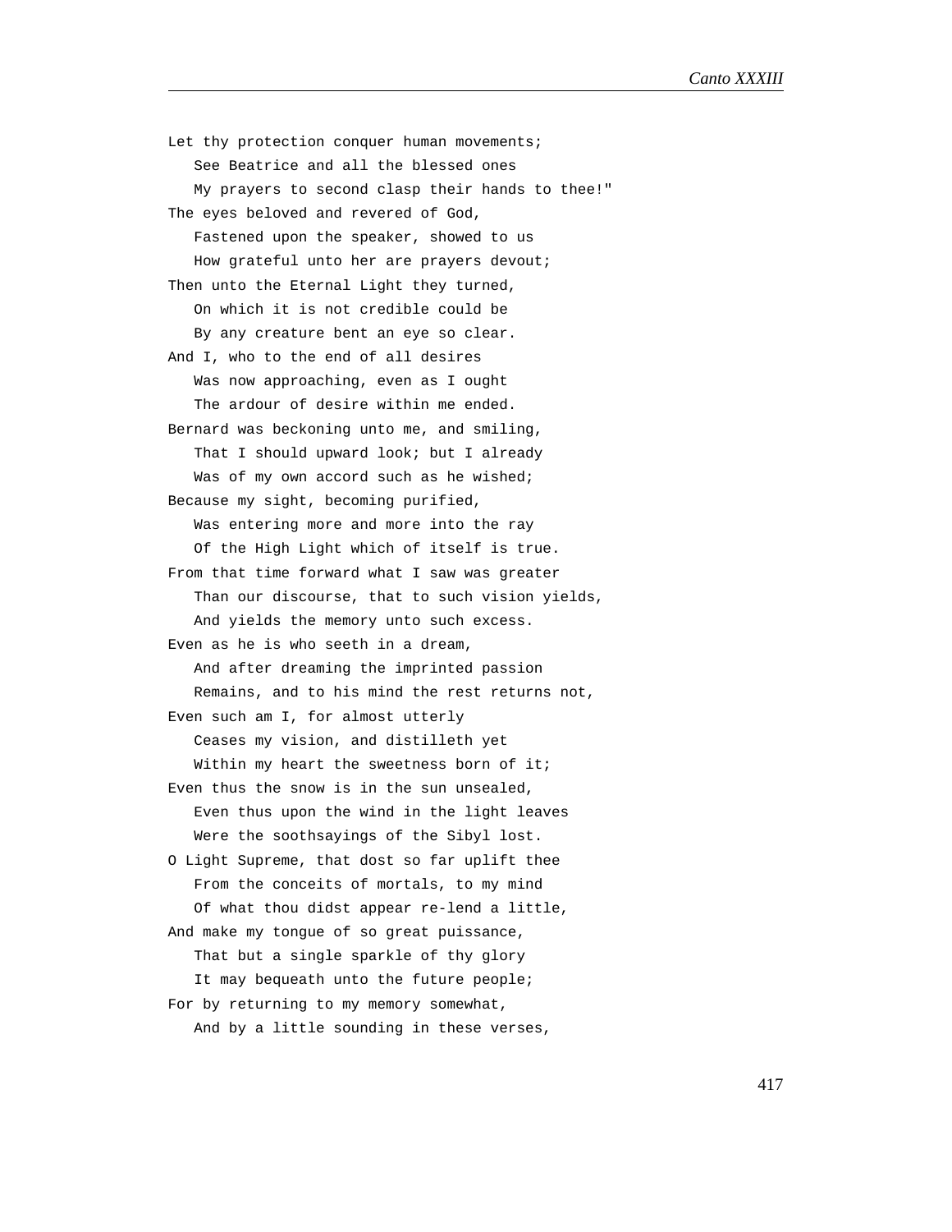Let thy protection conquer human movements;
   See Beatrice and all the blessed ones
   My prayers to second clasp their hands to thee!"
The eyes beloved and revered of God,
   Fastened upon the speaker, showed to us
   How grateful unto her are prayers devout;
Then unto the Eternal Light they turned,
   On which it is not credible could be
   By any creature bent an eye so clear.
And I, who to the end of all desires
   Was now approaching, even as I ought
   The ardour of desire within me ended.
Bernard was beckoning unto me, and smiling,
   That I should upward look; but I already
   Was of my own accord such as he wished;
Because my sight, becoming purified,
   Was entering more and more into the ray
   Of the High Light which of itself is true.
From that time forward what I saw was greater
   Than our discourse, that to such vision yields,
   And yields the memory unto such excess.
Even as he is who seeth in a dream,
   And after dreaming the imprinted passion
   Remains, and to his mind the rest returns not,
Even such am I, for almost utterly
   Ceases my vision, and distilleth yet
   Within my heart the sweetness born of it;
Even thus the snow is in the sun unsealed,
   Even thus upon the wind in the light leaves
   Were the soothsayings of the Sibyl lost.
O Light Supreme, that dost so far uplift thee
   From the conceits of mortals, to my mind
   Of what thou didst appear re-lend a little,
And make my tongue of so great puissance,
   That but a single sparkle of thy glory
   It may bequeath unto the future people;
For by returning to my memory somewhat,
   And by a little sounding in these verses,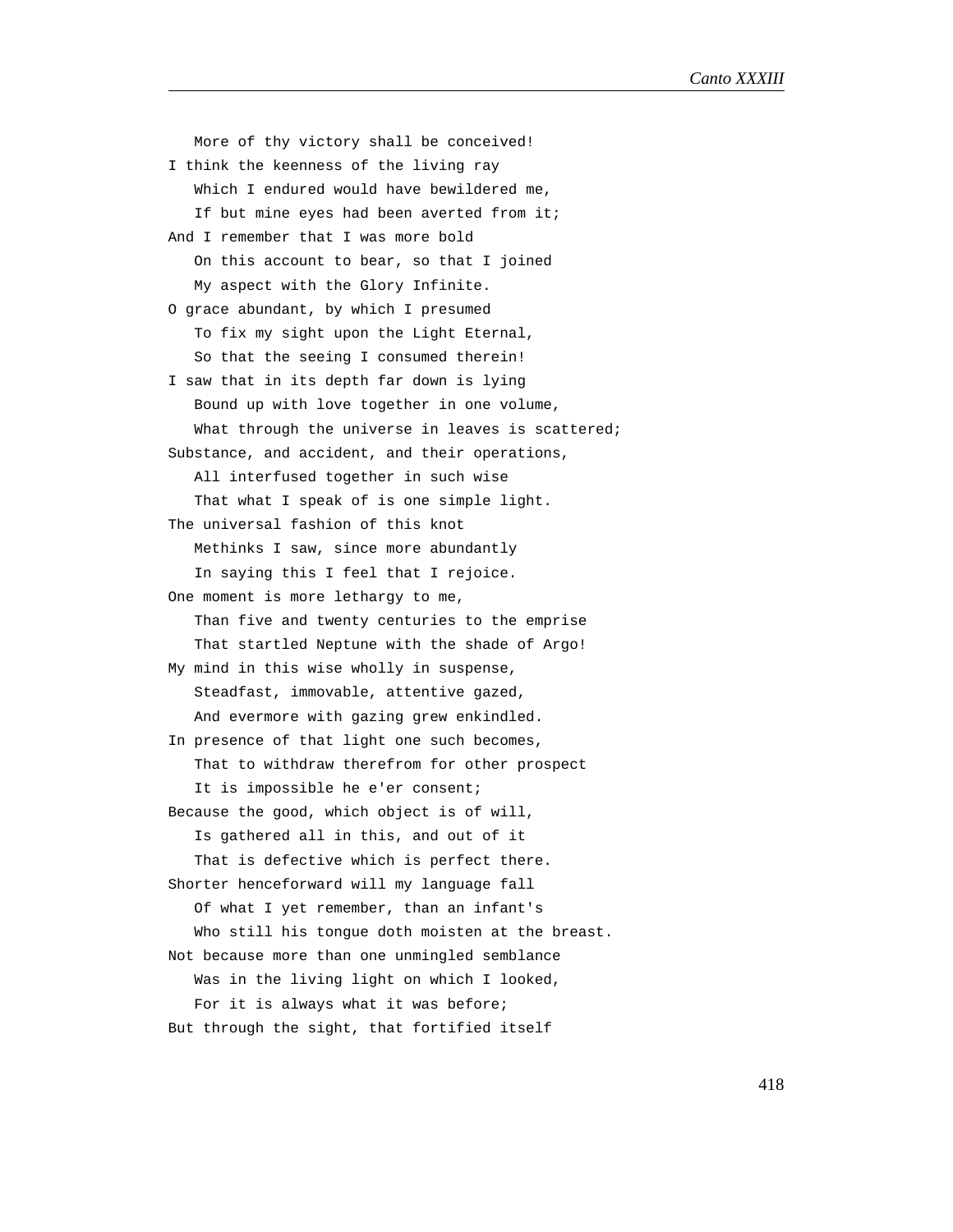More of thy victory shall be conceived!  
I think the keenness of the living ray  
   Which I endured would have bewildered me,  
   If but mine eyes had been averted from it;  
And I remember that I was more bold  
   On this account to bear, so that I joined  
   My aspect with the Glory Infinite.  
O grace abundant, by which I presumed  
   To fix my sight upon the Light Eternal,  
   So that the seeing I consumed therein!  
I saw that in its depth far down is lying  
   Bound up with love together in one volume,  
   What through the universe in leaves is scattered;  
Substance, and accident, and their operations,  
   All interfused together in such wise  
   That what I speak of is one simple light.  
The universal fashion of this knot  
   Methinks I saw, since more abundantly  
   In saying this I feel that I rejoice.  
One moment is more lethargy to me,  
   Than five and twenty centuries to the emprise  
   That startled Neptune with the shade of Argo!  
My mind in this wise wholly in suspense,  
   Steadfast, immovable, attentive gazed,  
   And evermore with gazing grew enkindled.  
In presence of that light one such becomes,  
   That to withdraw therefrom for other prospect  
   It is impossible he e'er consent;  
Because the good, which object is of will,  
   Is gathered all in this, and out of it  
   That is defective which is perfect there.  
Shorter henceforward will my language fall  
   Of what I yet remember, than an infant's  
   Who still his tongue doth moisten at the breast.  
Not because more than one unmingled semblance  
   Was in the living light on which I looked,  
   For it is always what it was before;  
But through the sight, that fortified itself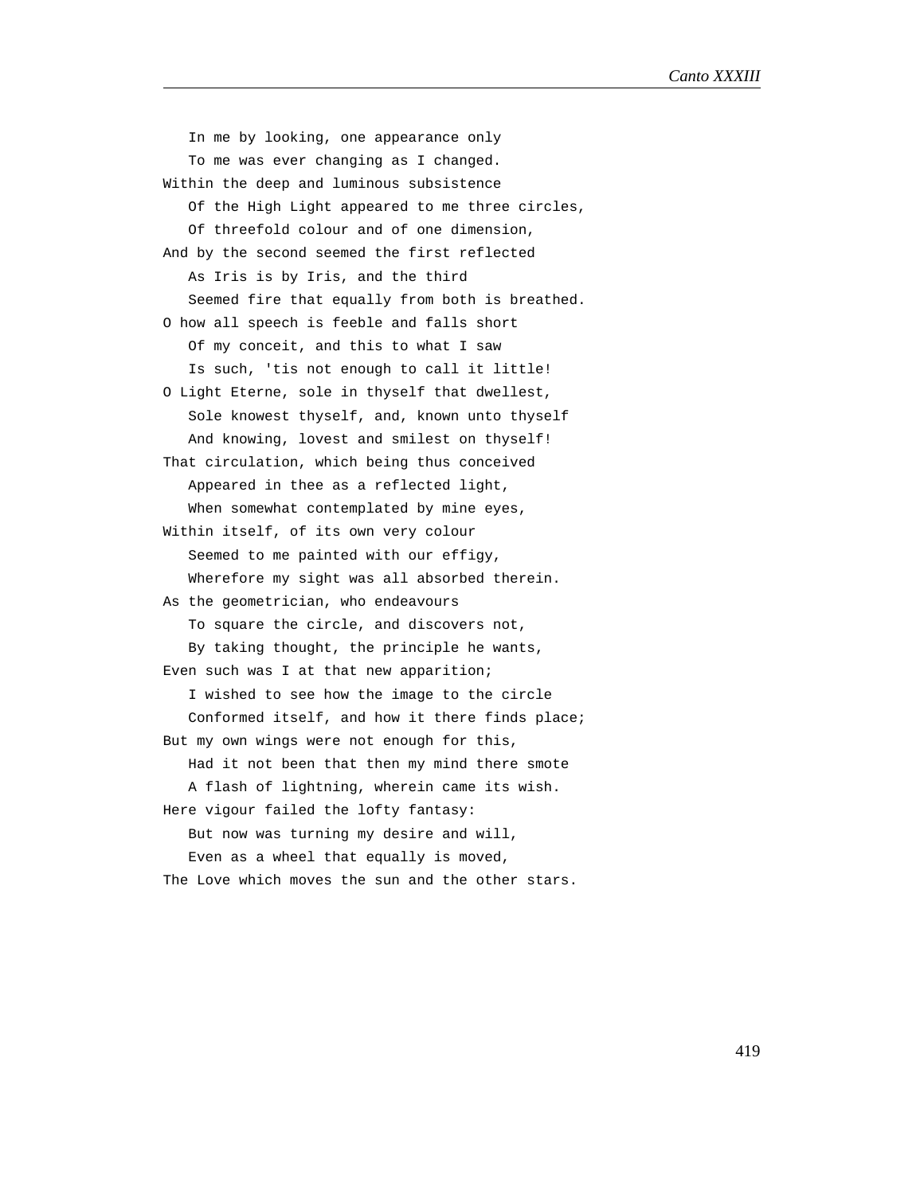In me by looking, one appearance only  
To me was ever changing as I changed.  
Within the deep and luminous subsistence  
Of the High Light appeared to me three circles,  
Of threefold colour and of one dimension,  
And by the second seemed the first reflected  
As Iris is by Iris, and the third  
Seemed fire that equally from both is breathed.  
O how all speech is feeble and falls short  
Of my conceit, and this to what I saw  
Is such, 'tis not enough to call it little!  
O Light Eterne, sole in thyself that dwellest,  
Sole knowest thyself, and, known unto thyself  
And knowing, lovest and smilest on thyself!  
That circulation, which being thus conceived  
Appeared in thee as a reflected light,  
When somewhat contemplated by mine eyes,  
Within itself, of its own very colour  
Seemed to me painted with our effigy,  
Wherefore my sight was all absorbed therein.  
As the geometrician, who endeavours  
To square the circle, and discovers not,  
By taking thought, the principle he wants,  
Even such was I at that new apparition;  
I wished to see how the image to the circle  
Conformed itself, and how it there finds place;  
But my own wings were not enough for this,  
Had it not been that then my mind there smote  
A flash of lightning, wherein came its wish.  
Here vigour failed the lofty fantasy:  
But now was turning my desire and will,  
Even as a wheel that equally is moved,  
The Love which moves the sun and the other stars.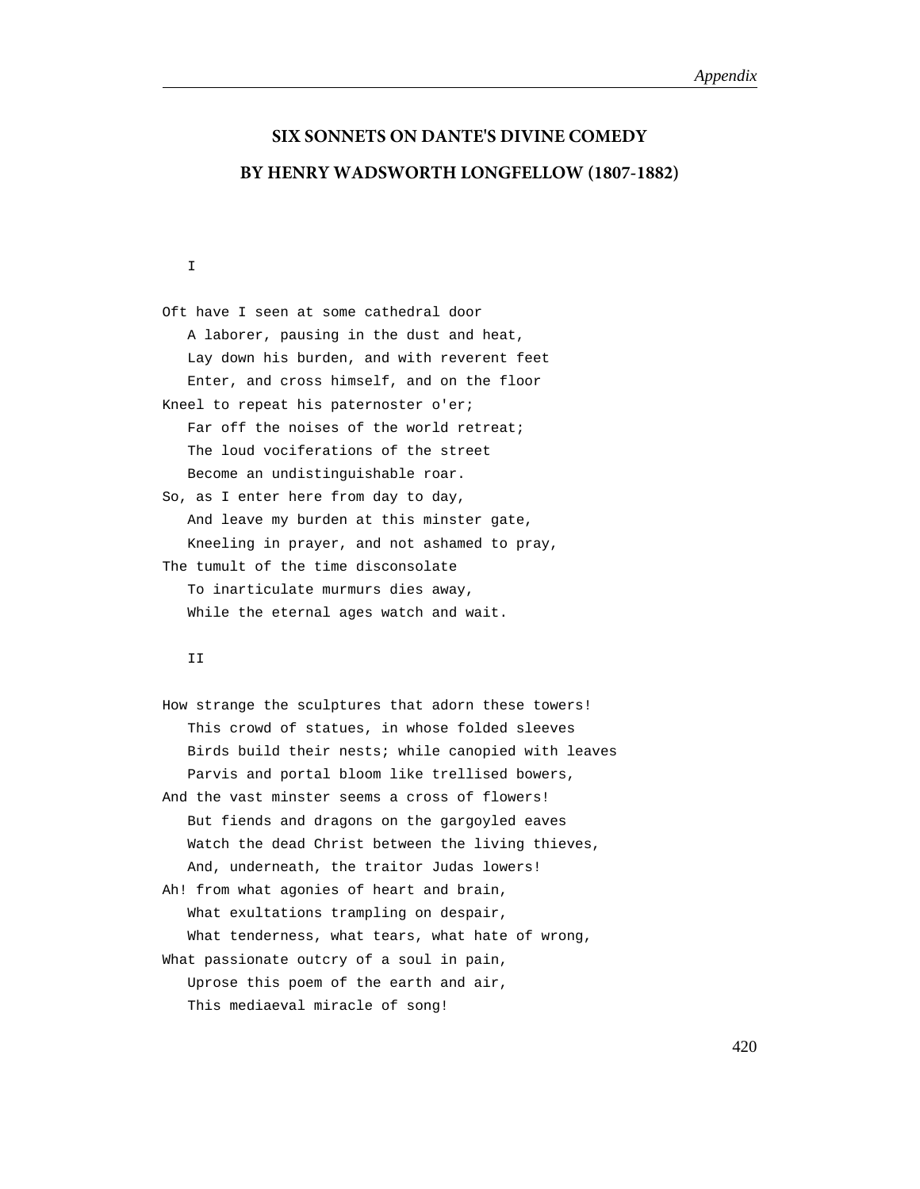## SIX SONNETS ON DANTE'S DIVINE COMEDY

## BY HENRY WADSWORTH LONGFELLOW (1807-1882)

I

Oft have I seen at some cathedral door
   A laborer, pausing in the dust and heat,
   Lay down his burden, and with reverent feet
   Enter, and cross himself, and on the floor
Kneel to repeat his paternoster o'er;
   Far off the noises of the world retreat;
   The loud vociferations of the street
   Become an undistinguishable roar.
So, as I enter here from day to day,
   And leave my burden at this minster gate,
   Kneeling in prayer, and not ashamed to pray,
The tumult of the time disconsolate
   To inarticulate murmurs dies away,
   While the eternal ages watch and wait.

II

How strange the sculptures that adorn these towers!
   This crowd of statues, in whose folded sleeves
   Birds build their nests; while canopied with leaves
   Parvis and portal bloom like trellised bowers,
And the vast minster seems a cross of flowers!
   But fiends and dragons on the gargoyled eaves
   Watch the dead Christ between the living thieves,
   And, underneath, the traitor Judas lowers!
Ah! from what agonies of heart and brain,
   What exultations trampling on despair,
   What tenderness, what tears, what hate of wrong,
What passionate outcry of a soul in pain,
   Uprose this poem of the earth and air,
   This mediaeval miracle of song!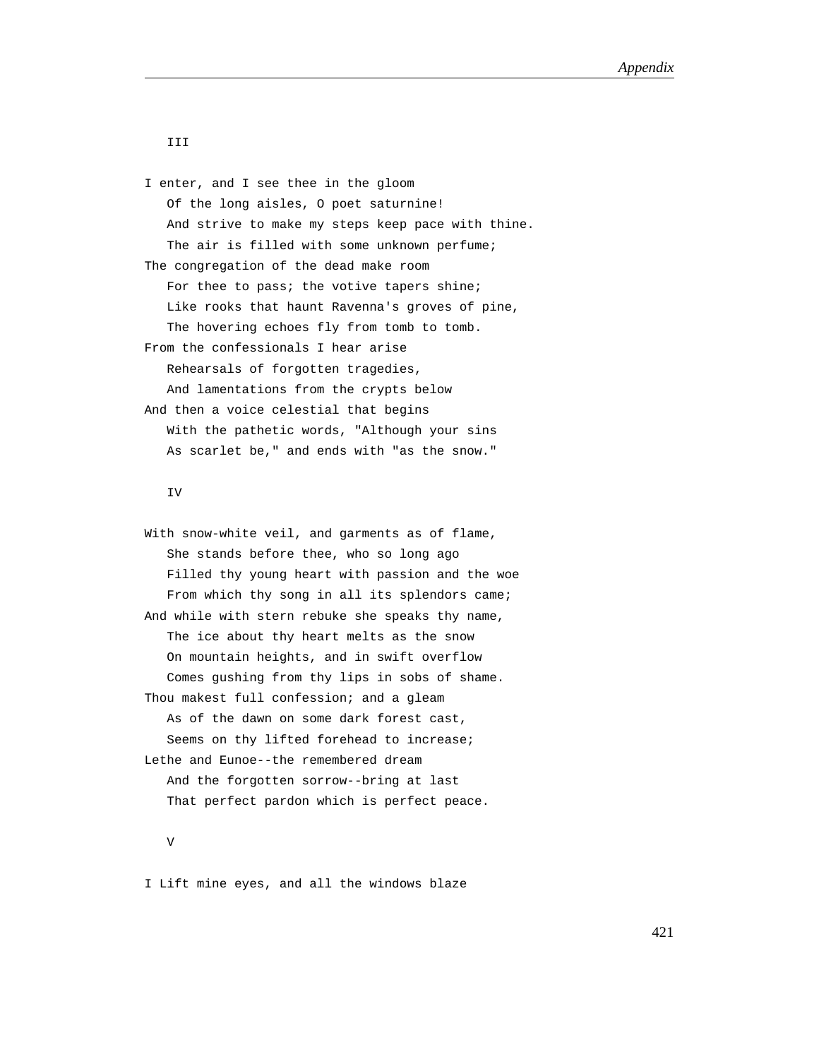III

I enter, and I see thee in the gloom  
   Of the long aisles, O poet saturnine!  
   And strive to make my steps keep pace with thine.  
   The air is filled with some unknown perfume;  
The congregation of the dead make room  
   For thee to pass; the votive tapers shine;  
   Like rooks that haunt Ravenna's groves of pine,  
   The hovering echoes fly from tomb to tomb.  
From the confessionals I hear arise  
   Rehearsals of forgotten tragedies,  
   And lamentations from the crypts below  
And then a voice celestial that begins  
   With the pathetic words, "Although your sins  
   As scarlet be," and ends with "as the snow."

IV

With snow-white veil, and garments as of flame,  
   She stands before thee, who so long ago  
   Filled thy young heart with passion and the woe  
   From which thy song in all its splendors came;  
And while with stern rebuke she speaks thy name,  
   The ice about thy heart melts as the snow  
   On mountain heights, and in swift overflow  
   Comes gushing from thy lips in sobs of shame.  
Thou makest full confession; and a gleam  
   As of the dawn on some dark forest cast,  
   Seems on thy lifted forehead to increase;  
Lethe and Eunoe--the remembered dream  
   And the forgotten sorrow--bring at last  
   That perfect pardon which is perfect peace.

V

I Lift mine eyes, and all the windows blaze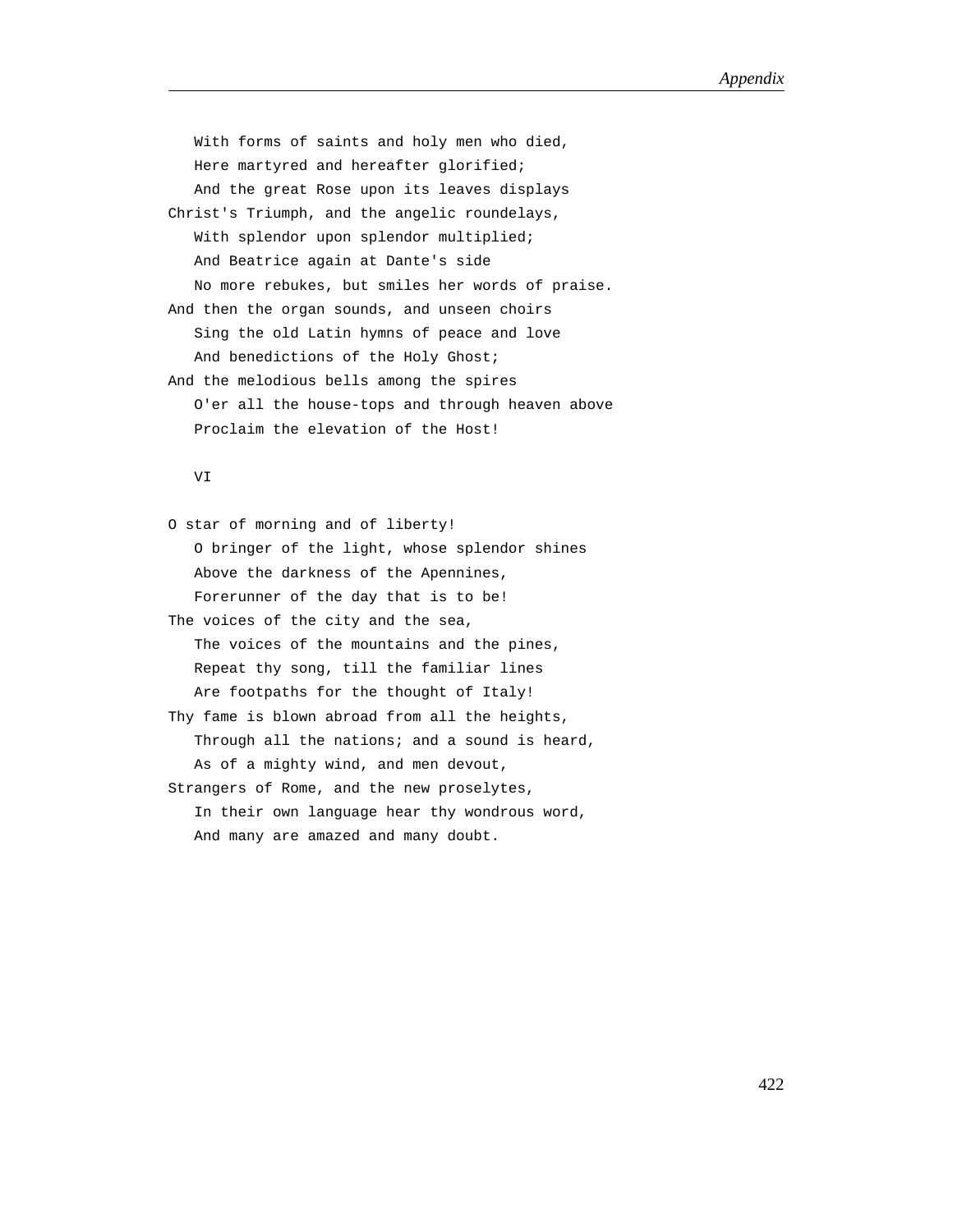With forms of saints and holy men who died,
Here martyred and hereafter glorified;
And the great Rose upon its leaves displays
Christ's Triumph, and the angelic roundelays,
With splendor upon splendor multiplied;
And Beatrice again at Dante's side
No more rebukes, but smiles her words of praise.
And then the organ sounds, and unseen choirs
Sing the old Latin hymns of peace and love
And benedictions of the Holy Ghost;
And the melodious bells among the spires
O'er all the house-tops and through heaven above
Proclaim the elevation of the Host!

VI

O star of morning and of liberty!
O bringer of the light, whose splendor shines
Above the darkness of the Apennines,
Forerunner of the day that is to be!
The voices of the city and the sea,
The voices of the mountains and the pines,
Repeat thy song, till the familiar lines
Are footpaths for the thought of Italy!
Thy fame is blown abroad from all the heights,
Through all the nations; and a sound is heard,
As of a mighty wind, and men devout,
Strangers of Rome, and the new proselytes,
In their own language hear thy wondrous word,
And many are amazed and many doubt.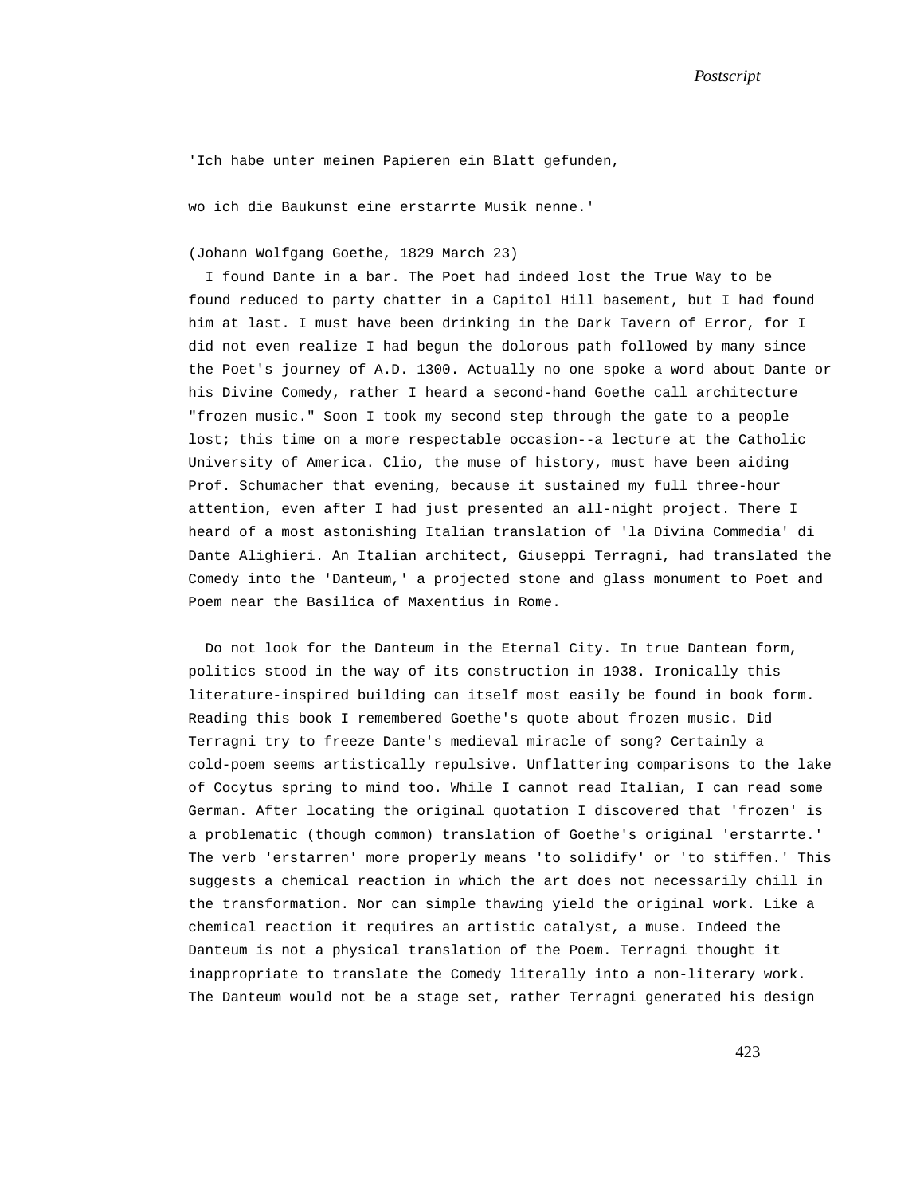'Ich habe unter meinen Papieren ein Blatt gefunden,

wo ich die Baukunst eine erstarrte Musik nenne.'

(Johann Wolfgang Goethe, 1829 March 23)

I found Dante in a bar. The Poet had indeed lost the True Way to be found reduced to party chatter in a Capitol Hill basement, but I had found him at last. I must have been drinking in the Dark Tavern of Error, for I did not even realize I had begun the dolorous path followed by many since the Poet's journey of A.D. 1300. Actually no one spoke a word about Dante or his Divine Comedy, rather I heard a second-hand Goethe call architecture "frozen music." Soon I took my second step through the gate to a people lost; this time on a more respectable occasion--a lecture at the Catholic University of America. Clio, the muse of history, must have been aiding Prof. Schumacher that evening, because it sustained my full three-hour attention, even after I had just presented an all-night project. There I heard of a most astonishing Italian translation of 'la Divina Commedia' di Dante Alighieri. An Italian architect, Giuseppi Terragni, had translated the Comedy into the 'Danteum,' a projected stone and glass monument to Poet and Poem near the Basilica of Maxentius in Rome.

Do not look for the Danteum in the Eternal City. In true Dantean form, politics stood in the way of its construction in 1938. Ironically this literature-inspired building can itself most easily be found in book form. Reading this book I remembered Goethe's quote about frozen music. Did Terragni try to freeze Dante's medieval miracle of song? Certainly a cold-poem seems artistically repulsive. Unflattering comparisons to the lake of Cocytus spring to mind too. While I cannot read Italian, I can read some German. After locating the original quotation I discovered that 'frozen' is a problematic (though common) translation of Goethe's original 'erstarrte.' The verb 'erstarren' more properly means 'to solidify' or 'to stiffen.' This suggests a chemical reaction in which the art does not necessarily chill in the transformation. Nor can simple thawing yield the original work. Like a chemical reaction it requires an artistic catalyst, a muse. Indeed the Danteum is not a physical translation of the Poem. Terragni thought it inappropriate to translate the Comedy literally into a non-literary work. The Danteum would not be a stage set, rather Terragni generated his design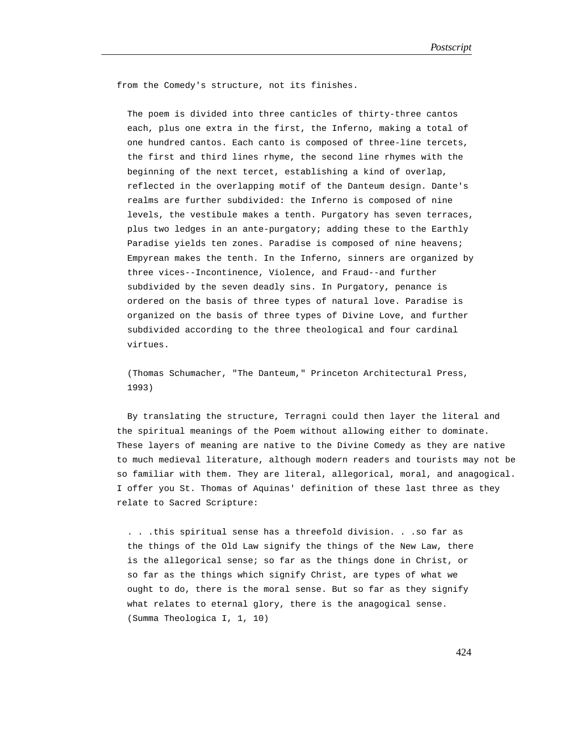from the Comedy's structure, not its finishes.

> The poem is divided into three canticles of thirty-three cantos each, plus one extra in the first, the Inferno, making a total of one hundred cantos. Each canto is composed of three-line tercets, the first and third lines rhyme, the second line rhymes with the beginning of the next tercet, establishing a kind of overlap, reflected in the overlapping motif of the Danteum design. Dante's realms are further subdivided: the Inferno is composed of nine levels, the vestibule makes a tenth. Purgatory has seven terraces, plus two ledges in an ante-purgatory; adding these to the Earthly Paradise yields ten zones. Paradise is composed of nine heavens; Empyrean makes the tenth. In the Inferno, sinners are organized by three vices--Incontinence, Violence, and Fraud--and further subdivided by the seven deadly sins. In Purgatory, penance is ordered on the basis of three types of natural love. Paradise is organized on the basis of three types of Divine Love, and further subdivided according to the three theological and four cardinal virtues.
>
> (Thomas Schumacher, "The Danteum," Princeton Architectural Press, 1993)

By translating the structure, Terragni could then layer the literal and the spiritual meanings of the Poem without allowing either to dominate. These layers of meaning are native to the Divine Comedy as they are native to much medieval literature, although modern readers and tourists may not be so familiar with them. They are literal, allegorical, moral, and anagogical. I offer you St. Thomas of Aquinas' definition of these last three as they relate to Sacred Scripture:

> . . .this spiritual sense has a threefold division. . .so far as the things of the Old Law signify the things of the New Law, there is the allegorical sense; so far as the things done in Christ, or so far as the things which signify Christ, are types of what we ought to do, there is the moral sense. But so far as they signify what relates to eternal glory, there is the anagogical sense. (Summa Theologica I, 1, 10)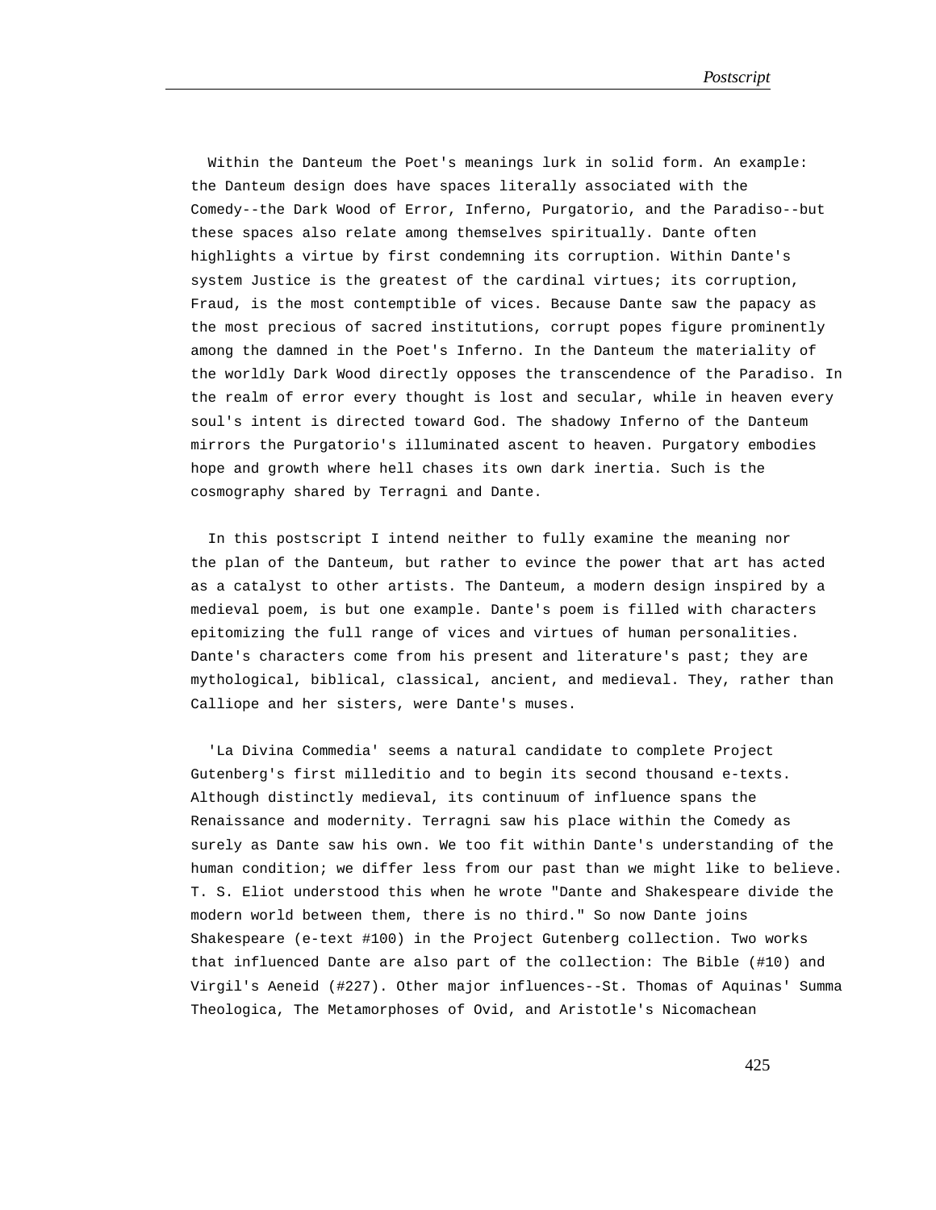Within the Danteum the Poet's meanings lurk in solid form. An example: the Danteum design does have spaces literally associated with the Comedy--the Dark Wood of Error, Inferno, Purgatorio, and the Paradiso--but these spaces also relate among themselves spiritually. Dante often highlights a virtue by first condemning its corruption. Within Dante's system Justice is the greatest of the cardinal virtues; its corruption, Fraud, is the most contemptible of vices. Because Dante saw the papacy as the most precious of sacred institutions, corrupt popes figure prominently among the damned in the Poet's Inferno. In the Danteum the materiality of the worldly Dark Wood directly opposes the transcendence of the Paradiso. In the realm of error every thought is lost and secular, while in heaven every soul's intent is directed toward God. The shadowy Inferno of the Danteum mirrors the Purgatorio's illuminated ascent to heaven. Purgatory embodies hope and growth where hell chases its own dark inertia. Such is the cosmography shared by Terragni and Dante.

In this postscript I intend neither to fully examine the meaning nor the plan of the Danteum, but rather to evince the power that art has acted as a catalyst to other artists. The Danteum, a modern design inspired by a medieval poem, is but one example. Dante's poem is filled with characters epitomizing the full range of vices and virtues of human personalities. Dante's characters come from his present and literature's past; they are mythological, biblical, classical, ancient, and medieval. They, rather than Calliope and her sisters, were Dante's muses.

'La Divina Commedia' seems a natural candidate to complete Project Gutenberg's first milleditio and to begin its second thousand e-texts. Although distinctly medieval, its continuum of influence spans the Renaissance and modernity. Terragni saw his place within the Comedy as surely as Dante saw his own. We too fit within Dante's understanding of the human condition; we differ less from our past than we might like to believe. T. S. Eliot understood this when he wrote "Dante and Shakespeare divide the modern world between them, there is no third." So now Dante joins Shakespeare (e-text #100) in the Project Gutenberg collection. Two works that influenced Dante are also part of the collection: The Bible (#10) and Virgil's Aeneid (#227). Other major influences--St. Thomas of Aquinas' Summa Theologica, The Metamorphoses of Ovid, and Aristotle's Nicomachean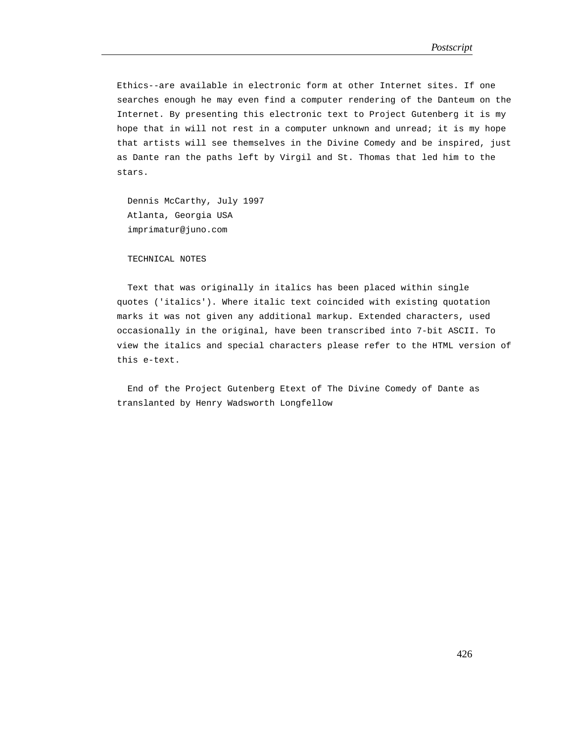Ethics--are available in electronic form at other Internet sites. If one searches enough he may even find a computer rendering of the Danteum on the Internet. By presenting this electronic text to Project Gutenberg it is my hope that in will not rest in a computer unknown and unread; it is my hope that artists will see themselves in the Divine Comedy and be inspired, just as Dante ran the paths left by Virgil and St. Thomas that led him to the stars.

Dennis McCarthy, July 1997  
Atlanta, Georgia USA  
imprimatur@juno.com

TECHNICAL NOTES

Text that was originally in italics has been placed within single quotes ('italics'). Where italic text coincided with existing quotation marks it was not given any additional markup. Extended characters, used occasionally in the original, have been transcribed into 7-bit ASCII. To view the italics and special characters please refer to the HTML version of this e-text.

End of the Project Gutenberg Etext of The Divine Comedy of Dante as translanted by Henry Wadsworth Longfellow